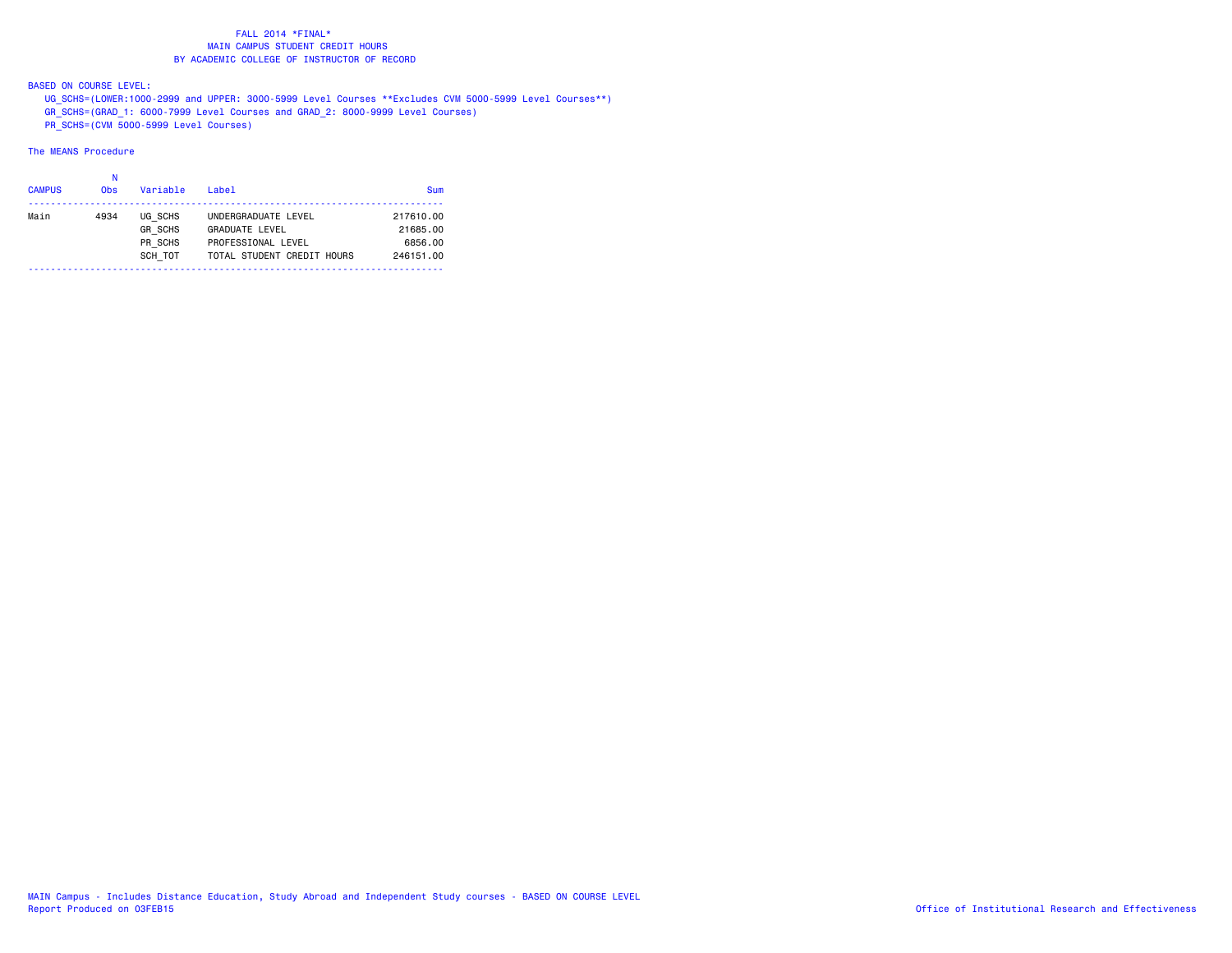FALL 2014 *FINAL*
MAIN CAMPUS STUDENT CREDIT HOURS
BY ACADEMIC COLLEGE OF INSTRUCTOR OF RECORD

BASED ON COURSE LEVEL:

UG_SCHS=(LOWER:1000-2999 and UPPER: 3000-5999 Level Courses **Excludes CVM 5000-5999 Level Courses**)
GR_SCHS=(GRAD_1: 6000-7999 Level Courses and GRAD_2: 8000-9999 Level Courses)
PR_SCHS=(CVM 5000-5999 Level Courses)

The MEANS Procedure

| CAMPUS | N Obs | Variable | Label | Sum |
|---|---|---|---|---|
| Main | 4934 | UG_SCHS | UNDERGRADUATE LEVEL | 217610.00 |
| | | GR_SCHS | GRADUATE LEVEL | 21685.00 |
| | | PR_SCHS | PROFESSIONAL LEVEL | 6856.00 |
| | | SCH_TOT | TOTAL STUDENT CREDIT HOURS | 246151.00 |

MAIN Campus - Includes Distance Education, Study Abroad and Independent Study courses - BASED ON COURSE LEVEL
Report Produced on 03FEB15

Office of Institutional Research and Effectiveness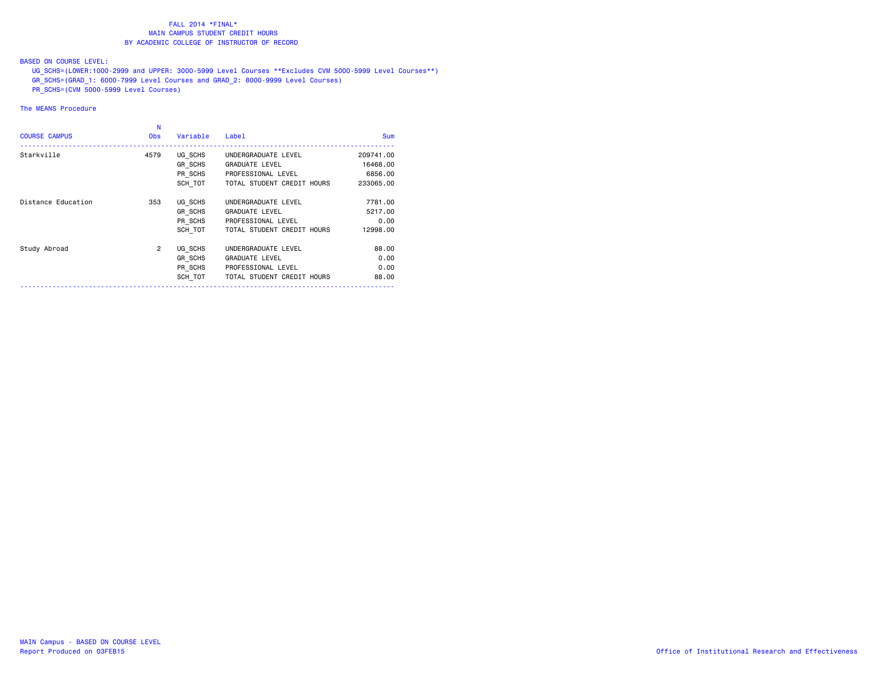FALL 2014 *FINAL*
MAIN CAMPUS STUDENT CREDIT HOURS
BY ACADEMIC COLLEGE OF INSTRUCTOR OF RECORD

BASED ON COURSE LEVEL:

UG_SCHS=(LOWER:1000-2999 and UPPER: 3000-5999 Level Courses **Excludes CVM 5000-5999 Level Courses**)
GR_SCHS=(GRAD_1: 6000-7999 Level Courses and GRAD_2: 8000-9999 Level Courses)
PR_SCHS=(CVM 5000-5999 Level Courses)

The MEANS Procedure

| COURSE CAMPUS | N Obs | Variable | Label | Sum |
|---|---|---|---|---|
| Starkville | 4579 | UG_SCHS | UNDERGRADUATE LEVEL | 209741.00 |
| | | GR_SCHS | GRADUATE LEVEL | 16468.00 |
| | | PR_SCHS | PROFESSIONAL LEVEL | 6856.00 |
| | | SCH_TOT | TOTAL STUDENT CREDIT HOURS | 233065.00 |
| Distance Education | 353 | UG_SCHS | UNDERGRADUATE LEVEL | 7781.00 |
| | | GR_SCHS | GRADUATE LEVEL | 5217.00 |
| | | PR_SCHS | PROFESSIONAL LEVEL | 0.00 |
| | | SCH_TOT | TOTAL STUDENT CREDIT HOURS | 12998.00 |
| Study Abroad | 2 | UG_SCHS | UNDERGRADUATE LEVEL | 88.00 |
| | | GR_SCHS | GRADUATE LEVEL | 0.00 |
| | | PR_SCHS | PROFESSIONAL LEVEL | 0.00 |
| | | SCH_TOT | TOTAL STUDENT CREDIT HOURS | 88.00 |

MAIN Campus - BASED ON COURSE LEVEL
Report Produced on 03FEB15

Office of Institutional Research and Effectiveness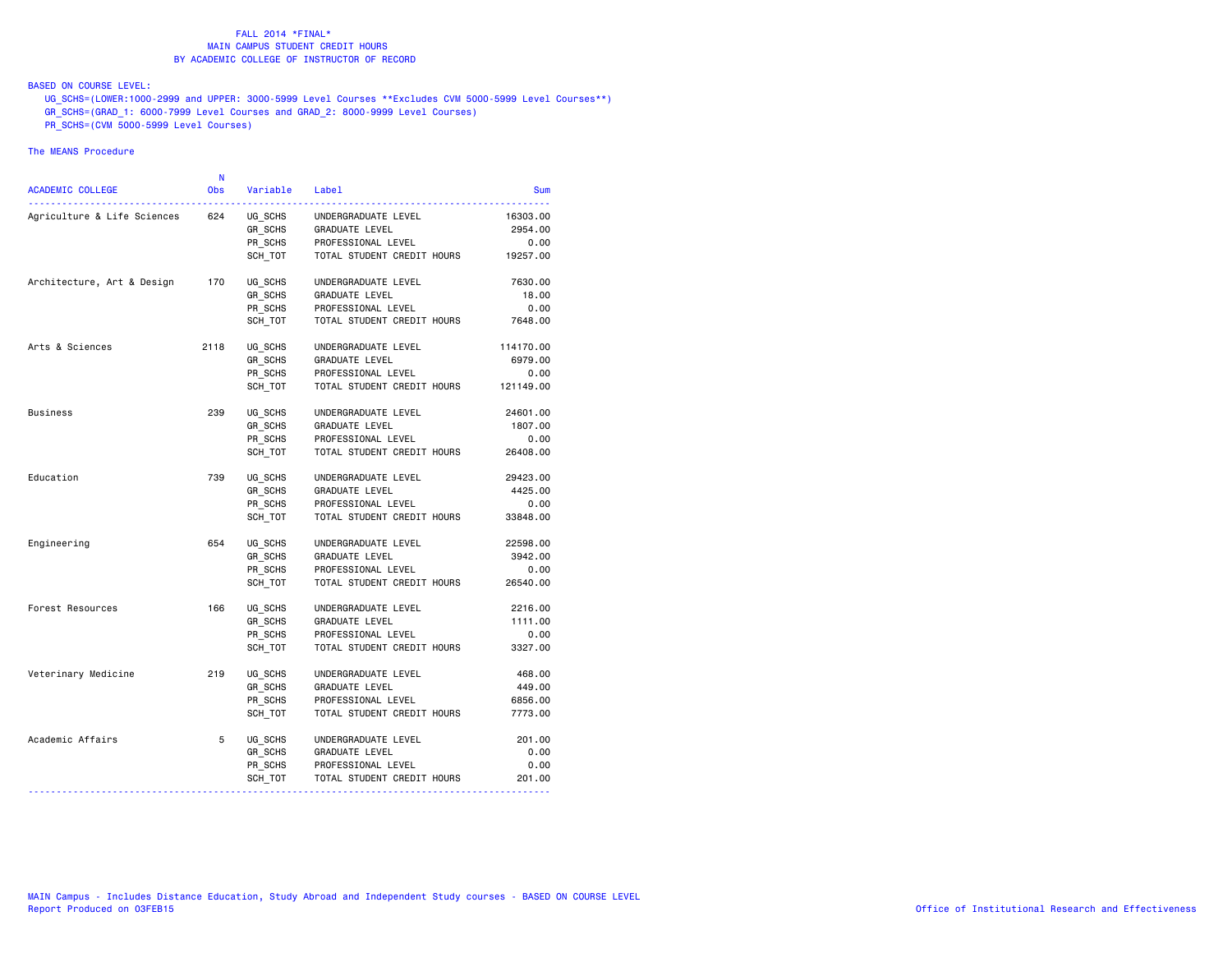FALL 2014 *FINAL*
MAIN CAMPUS STUDENT CREDIT HOURS
BY ACADEMIC COLLEGE OF INSTRUCTOR OF RECORD

BASED ON COURSE LEVEL:
UG_SCHS=(LOWER:1000-2999 and UPPER: 3000-5999 Level Courses **Excludes CVM 5000-5999 Level Courses**)
GR_SCHS=(GRAD_1: 6000-7999 Level Courses and GRAD_2: 8000-9999 Level Courses)
PR_SCHS=(CVM 5000-5999 Level Courses)

The MEANS Procedure

| ACADEMIC COLLEGE | N Obs | Variable | Label | Sum |
|---|---|---|---|---|
| Agriculture & Life Sciences | 624 | UG_SCHS | UNDERGRADUATE LEVEL | 16303.00 |
| | | GR_SCHS | GRADUATE LEVEL | 2954.00 |
| | | PR_SCHS | PROFESSIONAL LEVEL | 0.00 |
| | | SCH_TOT | TOTAL STUDENT CREDIT HOURS | 19257.00 |
| Architecture, Art & Design | 170 | UG_SCHS | UNDERGRADUATE LEVEL | 7630.00 |
| | | GR_SCHS | GRADUATE LEVEL | 18.00 |
| | | PR_SCHS | PROFESSIONAL LEVEL | 0.00 |
| | | SCH_TOT | TOTAL STUDENT CREDIT HOURS | 7648.00 |
| Arts & Sciences | 2118 | UG_SCHS | UNDERGRADUATE LEVEL | 114170.00 |
| | | GR_SCHS | GRADUATE LEVEL | 6979.00 |
| | | PR_SCHS | PROFESSIONAL LEVEL | 0.00 |
| | | SCH_TOT | TOTAL STUDENT CREDIT HOURS | 121149.00 |
| Business | 239 | UG_SCHS | UNDERGRADUATE LEVEL | 24601.00 |
| | | GR_SCHS | GRADUATE LEVEL | 1807.00 |
| | | PR_SCHS | PROFESSIONAL LEVEL | 0.00 |
| | | SCH_TOT | TOTAL STUDENT CREDIT HOURS | 26408.00 |
| Education | 739 | UG_SCHS | UNDERGRADUATE LEVEL | 29423.00 |
| | | GR_SCHS | GRADUATE LEVEL | 4425.00 |
| | | PR_SCHS | PROFESSIONAL LEVEL | 0.00 |
| | | SCH_TOT | TOTAL STUDENT CREDIT HOURS | 33848.00 |
| Engineering | 654 | UG_SCHS | UNDERGRADUATE LEVEL | 22598.00 |
| | | GR_SCHS | GRADUATE LEVEL | 3942.00 |
| | | PR_SCHS | PROFESSIONAL LEVEL | 0.00 |
| | | SCH_TOT | TOTAL STUDENT CREDIT HOURS | 26540.00 |
| Forest Resources | 166 | UG_SCHS | UNDERGRADUATE LEVEL | 2216.00 |
| | | GR_SCHS | GRADUATE LEVEL | 1111.00 |
| | | PR_SCHS | PROFESSIONAL LEVEL | 0.00 |
| | | SCH_TOT | TOTAL STUDENT CREDIT HOURS | 3327.00 |
| Veterinary Medicine | 219 | UG_SCHS | UNDERGRADUATE LEVEL | 468.00 |
| | | GR_SCHS | GRADUATE LEVEL | 449.00 |
| | | PR_SCHS | PROFESSIONAL LEVEL | 6856.00 |
| | | SCH_TOT | TOTAL STUDENT CREDIT HOURS | 7773.00 |
| Academic Affairs | 5 | UG_SCHS | UNDERGRADUATE LEVEL | 201.00 |
| | | GR_SCHS | GRADUATE LEVEL | 0.00 |
| | | PR_SCHS | PROFESSIONAL LEVEL | 0.00 |
| | | SCH_TOT | TOTAL STUDENT CREDIT HOURS | 201.00 |

MAIN Campus - Includes Distance Education, Study Abroad and Independent Study courses - BASED ON COURSE LEVEL
Report Produced on 03FEB15

Office of Institutional Research and Effectiveness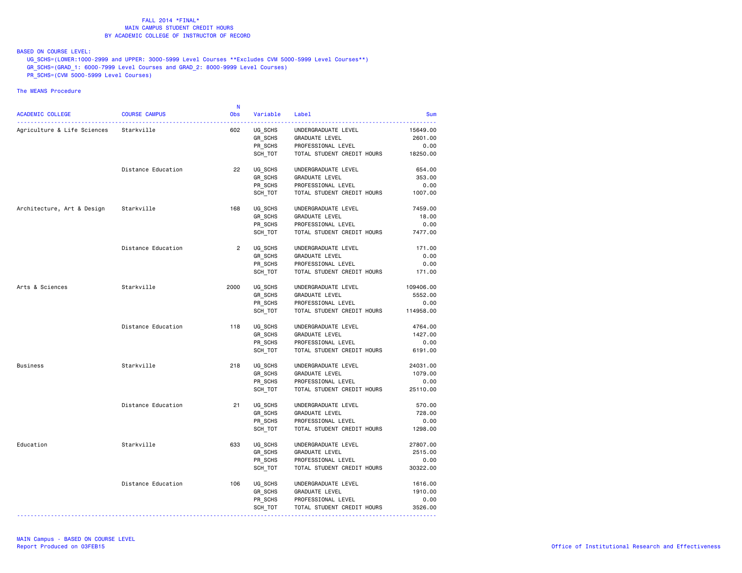FALL 2014 *FINAL*
MAIN CAMPUS STUDENT CREDIT HOURS
BY ACADEMIC COLLEGE OF INSTRUCTOR OF RECORD

BASED ON COURSE LEVEL:
UG_SCHS=(LOWER:1000-2999 and UPPER: 3000-5999 Level Courses **Excludes CVM 5000-5999 Level Courses**)
GR_SCHS=(GRAD_1: 6000-7999 Level Courses and GRAD_2: 8000-9999 Level Courses)
PR_SCHS=(CVM 5000-5999 Level Courses)

The MEANS Procedure

| ACADEMIC COLLEGE | COURSE CAMPUS | N Obs | Variable | Label | Sum |
|---|---|---|---|---|---|
| Agriculture & Life Sciences | Starkville | 602 | UG_SCHS | UNDERGRADUATE LEVEL | 15649.00 |
| | | | GR_SCHS | GRADUATE LEVEL | 2601.00 |
| | | | PR_SCHS | PROFESSIONAL LEVEL | 0.00 |
| | | | SCH_TOT | TOTAL STUDENT CREDIT HOURS | 18250.00 |
| | Distance Education | 22 | UG_SCHS | UNDERGRADUATE LEVEL | 654.00 |
| | | | GR_SCHS | GRADUATE LEVEL | 353.00 |
| | | | PR_SCHS | PROFESSIONAL LEVEL | 0.00 |
| | | | SCH_TOT | TOTAL STUDENT CREDIT HOURS | 1007.00 |
| Architecture, Art & Design | Starkville | 168 | UG_SCHS | UNDERGRADUATE LEVEL | 7459.00 |
| | | | GR_SCHS | GRADUATE LEVEL | 18.00 |
| | | | PR_SCHS | PROFESSIONAL LEVEL | 0.00 |
| | | | SCH_TOT | TOTAL STUDENT CREDIT HOURS | 7477.00 |
| | Distance Education | 2 | UG_SCHS | UNDERGRADUATE LEVEL | 171.00 |
| | | | GR_SCHS | GRADUATE LEVEL | 0.00 |
| | | | PR_SCHS | PROFESSIONAL LEVEL | 0.00 |
| | | | SCH_TOT | TOTAL STUDENT CREDIT HOURS | 171.00 |
| Arts & Sciences | Starkville | 2000 | UG_SCHS | UNDERGRADUATE LEVEL | 109406.00 |
| | | | GR_SCHS | GRADUATE LEVEL | 5552.00 |
| | | | PR_SCHS | PROFESSIONAL LEVEL | 0.00 |
| | | | SCH_TOT | TOTAL STUDENT CREDIT HOURS | 114958.00 |
| | Distance Education | 118 | UG_SCHS | UNDERGRADUATE LEVEL | 4764.00 |
| | | | GR_SCHS | GRADUATE LEVEL | 1427.00 |
| | | | PR_SCHS | PROFESSIONAL LEVEL | 0.00 |
| | | | SCH_TOT | TOTAL STUDENT CREDIT HOURS | 6191.00 |
| Business | Starkville | 218 | UG_SCHS | UNDERGRADUATE LEVEL | 24031.00 |
| | | | GR_SCHS | GRADUATE LEVEL | 1079.00 |
| | | | PR_SCHS | PROFESSIONAL LEVEL | 0.00 |
| | | | SCH_TOT | TOTAL STUDENT CREDIT HOURS | 25110.00 |
| | Distance Education | 21 | UG_SCHS | UNDERGRADUATE LEVEL | 570.00 |
| | | | GR_SCHS | GRADUATE LEVEL | 728.00 |
| | | | PR_SCHS | PROFESSIONAL LEVEL | 0.00 |
| | | | SCH_TOT | TOTAL STUDENT CREDIT HOURS | 1298.00 |
| Education | Starkville | 633 | UG_SCHS | UNDERGRADUATE LEVEL | 27807.00 |
| | | | GR_SCHS | GRADUATE LEVEL | 2515.00 |
| | | | PR_SCHS | PROFESSIONAL LEVEL | 0.00 |
| | | | SCH_TOT | TOTAL STUDENT CREDIT HOURS | 30322.00 |
| | Distance Education | 106 | UG_SCHS | UNDERGRADUATE LEVEL | 1616.00 |
| | | | GR_SCHS | GRADUATE LEVEL | 1910.00 |
| | | | PR_SCHS | PROFESSIONAL LEVEL | 0.00 |
| | | | SCH_TOT | TOTAL STUDENT CREDIT HOURS | 3526.00 |

MAIN Campus - BASED ON COURSE LEVEL
Report Produced on 03FEB15

Office of Institutional Research and Effectiveness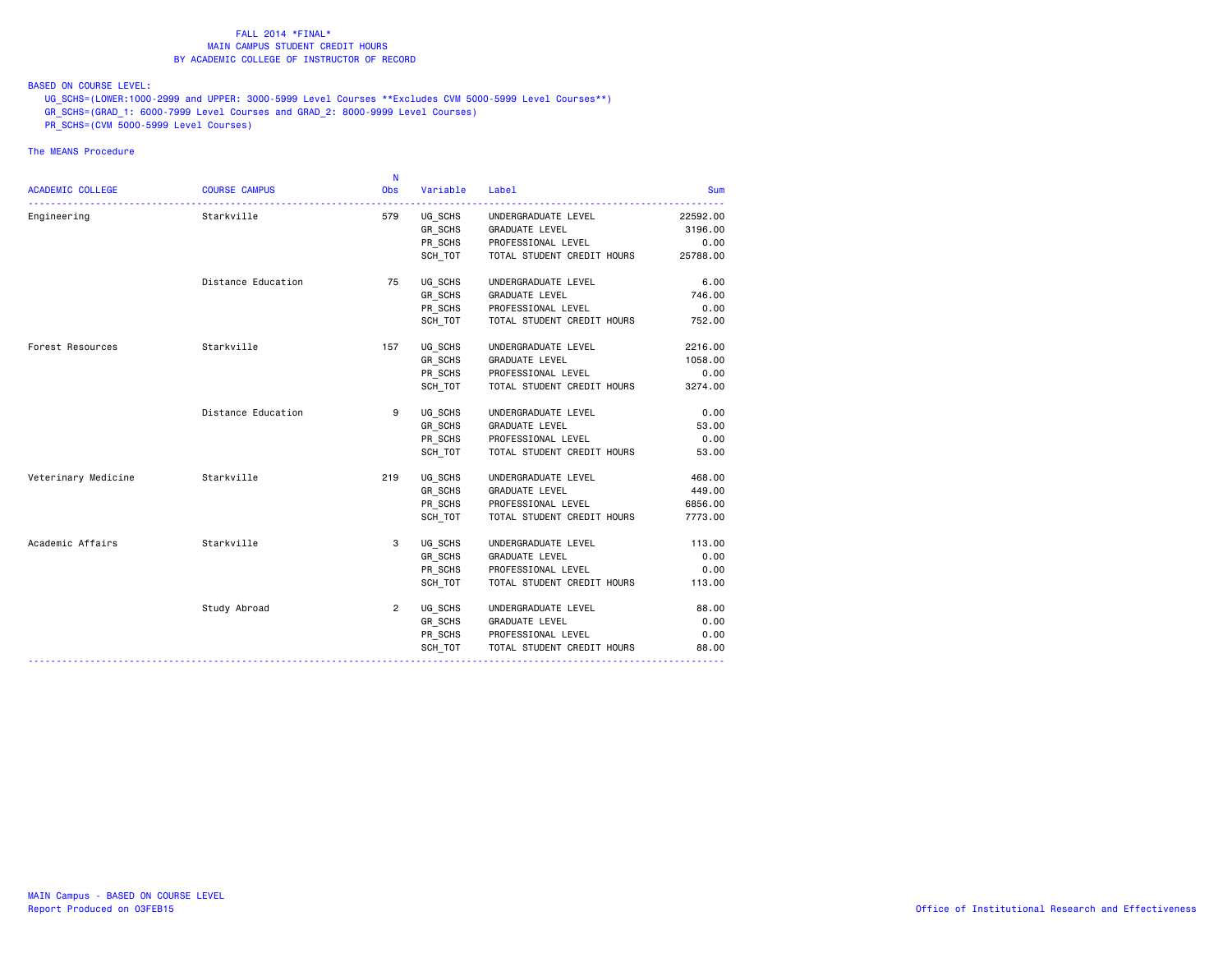FALL 2014 *FINAL*
MAIN CAMPUS STUDENT CREDIT HOURS
BY ACADEMIC COLLEGE OF INSTRUCTOR OF RECORD

BASED ON COURSE LEVEL:
UG_SCHS=(LOWER:1000-2999 and UPPER: 3000-5999 Level Courses **Excludes CVM 5000-5999 Level Courses**)
GR_SCHS=(GRAD_1: 6000-7999 Level Courses and GRAD_2: 8000-9999 Level Courses)
PR_SCHS=(CVM 5000-5999 Level Courses)

The MEANS Procedure

| ACADEMIC COLLEGE | COURSE CAMPUS | N Obs | Variable | Label | Sum |
|---|---|---|---|---|---|
| Engineering | Starkville | 579 | UG_SCHS | UNDERGRADUATE LEVEL | 22592.00 |
| | | | GR_SCHS | GRADUATE LEVEL | 3196.00 |
| | | | PR_SCHS | PROFESSIONAL LEVEL | 0.00 |
| | | | SCH_TOT | TOTAL STUDENT CREDIT HOURS | 25788.00 |
| | Distance Education | 75 | UG_SCHS | UNDERGRADUATE LEVEL | 6.00 |
| | | | GR_SCHS | GRADUATE LEVEL | 746.00 |
| | | | PR_SCHS | PROFESSIONAL LEVEL | 0.00 |
| | | | SCH_TOT | TOTAL STUDENT CREDIT HOURS | 752.00 |
| Forest Resources | Starkville | 157 | UG_SCHS | UNDERGRADUATE LEVEL | 2216.00 |
| | | | GR_SCHS | GRADUATE LEVEL | 1058.00 |
| | | | PR_SCHS | PROFESSIONAL LEVEL | 0.00 |
| | | | SCH_TOT | TOTAL STUDENT CREDIT HOURS | 3274.00 |
| | Distance Education | 9 | UG_SCHS | UNDERGRADUATE LEVEL | 0.00 |
| | | | GR_SCHS | GRADUATE LEVEL | 53.00 |
| | | | PR_SCHS | PROFESSIONAL LEVEL | 0.00 |
| | | | SCH_TOT | TOTAL STUDENT CREDIT HOURS | 53.00 |
| Veterinary Medicine | Starkville | 219 | UG_SCHS | UNDERGRADUATE LEVEL | 468.00 |
| | | | GR_SCHS | GRADUATE LEVEL | 449.00 |
| | | | PR_SCHS | PROFESSIONAL LEVEL | 6856.00 |
| | | | SCH_TOT | TOTAL STUDENT CREDIT HOURS | 7773.00 |
| Academic Affairs | Starkville | 3 | UG_SCHS | UNDERGRADUATE LEVEL | 113.00 |
| | | | GR_SCHS | GRADUATE LEVEL | 0.00 |
| | | | PR_SCHS | PROFESSIONAL LEVEL | 0.00 |
| | | | SCH_TOT | TOTAL STUDENT CREDIT HOURS | 113.00 |
| | Study Abroad | 2 | UG_SCHS | UNDERGRADUATE LEVEL | 88.00 |
| | | | GR_SCHS | GRADUATE LEVEL | 0.00 |
| | | | PR_SCHS | PROFESSIONAL LEVEL | 0.00 |
| | | | SCH_TOT | TOTAL STUDENT CREDIT HOURS | 88.00 |

MAIN Campus - BASED ON COURSE LEVEL
Report Produced on 03FEB15

Office of Institutional Research and Effectiveness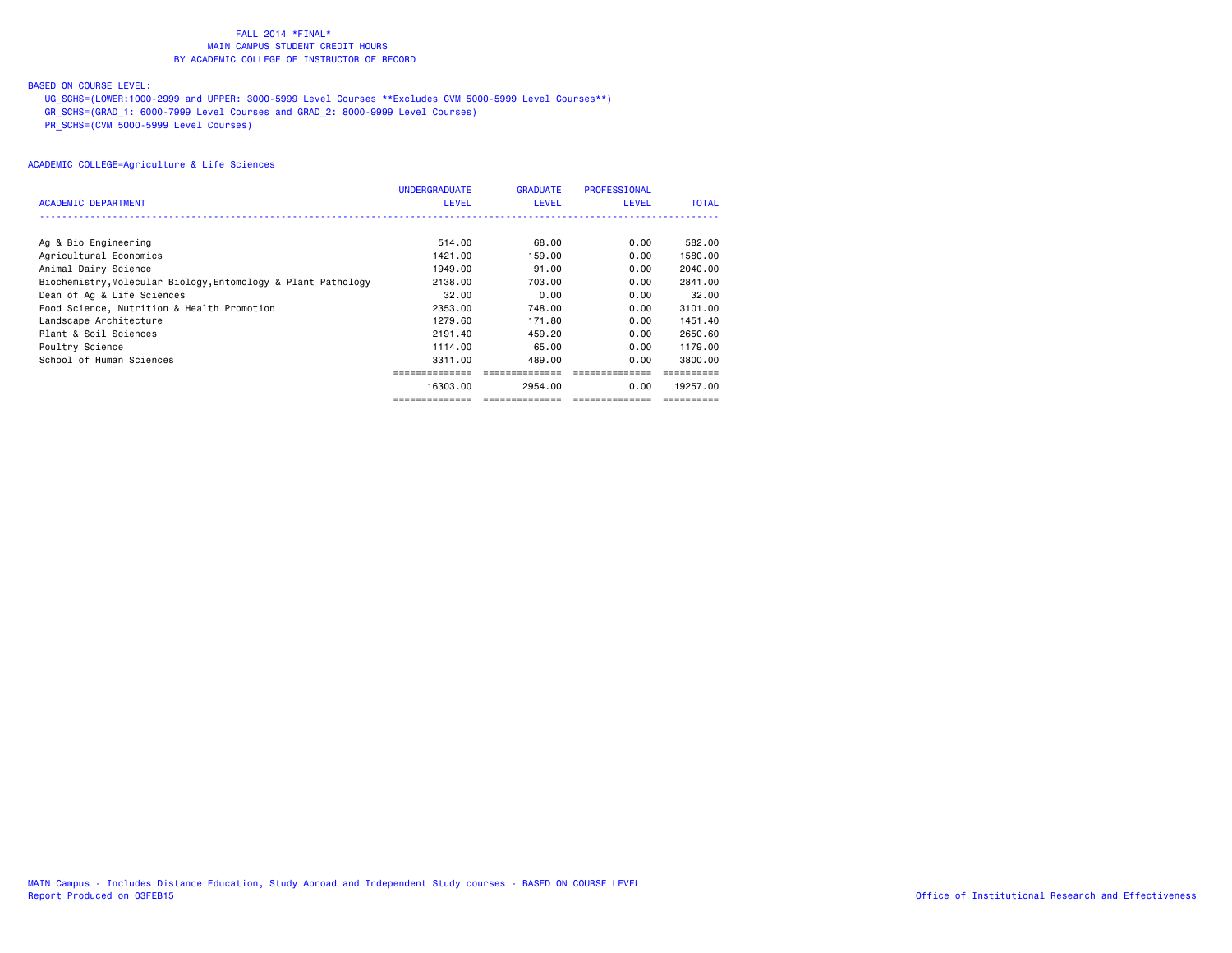FALL 2014 *FINAL*
MAIN CAMPUS STUDENT CREDIT HOURS
BY ACADEMIC COLLEGE OF INSTRUCTOR OF RECORD

BASED ON COURSE LEVEL:
UG_SCHS=(LOWER:1000-2999 and UPPER: 3000-5999 Level Courses **Excludes CVM 5000-5999 Level Courses**)
GR_SCHS=(GRAD_1: 6000-7999 Level Courses and GRAD_2: 8000-9999 Level Courses)
PR_SCHS=(CVM 5000-5999 Level Courses)

ACADEMIC COLLEGE=Agriculture & Life Sciences

| ACADEMIC DEPARTMENT | UNDERGRADUATE LEVEL | GRADUATE LEVEL | PROFESSIONAL LEVEL | TOTAL |
|---|---|---|---|---|
| Ag & Bio Engineering | 514.00 | 68.00 | 0.00 | 582.00 |
| Agricultural Economics | 1421.00 | 159.00 | 0.00 | 1580.00 |
| Animal Dairy Science | 1949.00 | 91.00 | 0.00 | 2040.00 |
| Biochemistry,Molecular Biology,Entomology & Plant Pathology | 2138.00 | 703.00 | 0.00 | 2841.00 |
| Dean of Ag & Life Sciences | 32.00 | 0.00 | 0.00 | 32.00 |
| Food Science, Nutrition & Health Promotion | 2353.00 | 748.00 | 0.00 | 3101.00 |
| Landscape Architecture | 1279.60 | 171.80 | 0.00 | 1451.40 |
| Plant & Soil Sciences | 2191.40 | 459.20 | 0.00 | 2650.60 |
| Poultry Science | 1114.00 | 65.00 | 0.00 | 1179.00 |
| School of Human Sciences | 3311.00 | 489.00 | 0.00 | 3800.00 |
| | 16303.00 | 2954.00 | 0.00 | 19257.00 |

MAIN Campus - Includes Distance Education, Study Abroad and Independent Study courses - BASED ON COURSE LEVEL
Report Produced on 03FEB15

Office of Institutional Research and Effectiveness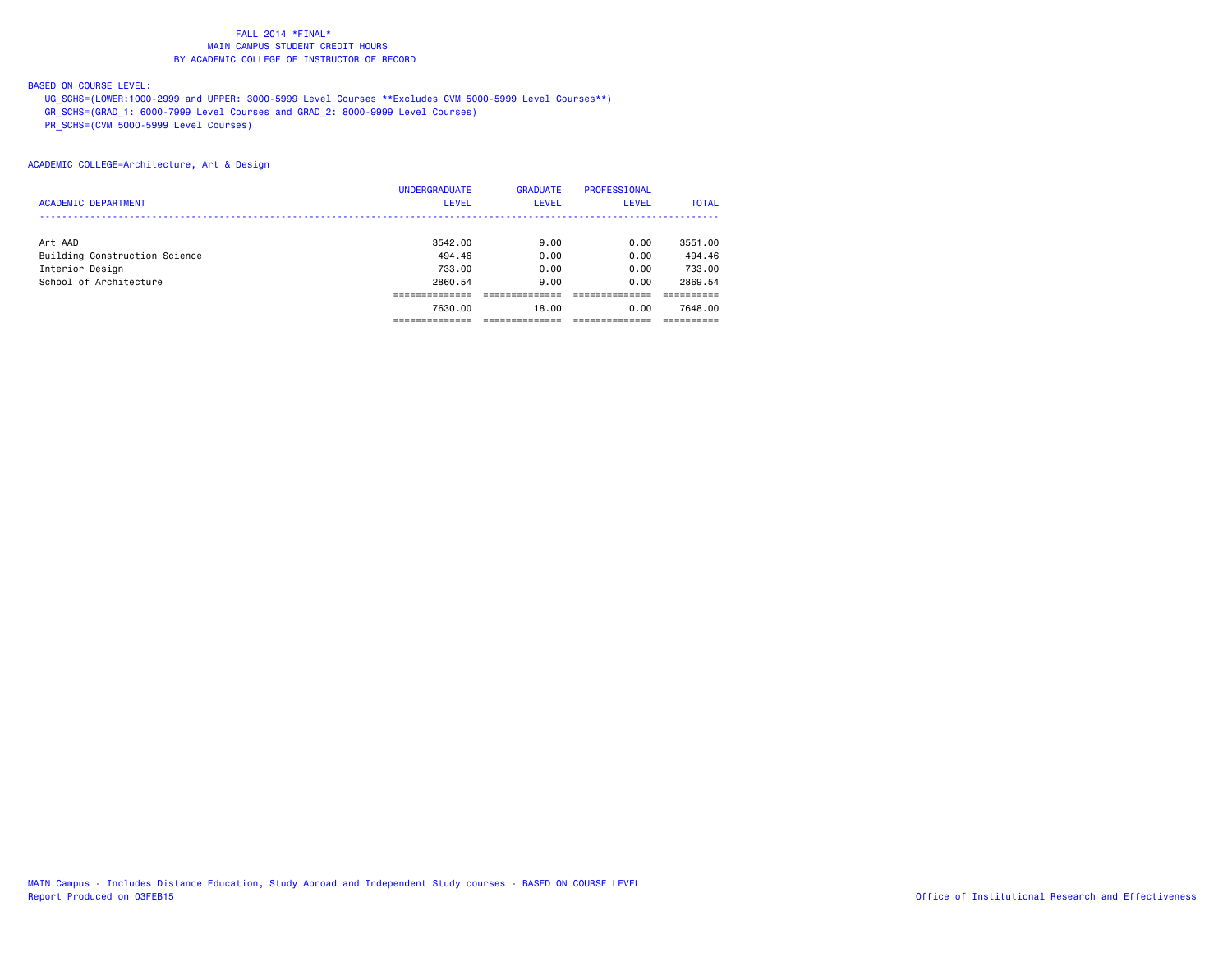FALL 2014 *FINAL*
MAIN CAMPUS STUDENT CREDIT HOURS
BY ACADEMIC COLLEGE OF INSTRUCTOR OF RECORD

BASED ON COURSE LEVEL:
UG_SCHS=(LOWER:1000-2999 and UPPER: 3000-5999 Level Courses **Excludes CVM 5000-5999 Level Courses**)
GR_SCHS=(GRAD_1: 6000-7999 Level Courses and GRAD_2: 8000-9999 Level Courses)
PR_SCHS=(CVM 5000-5999 Level Courses)

ACADEMIC COLLEGE=Architecture, Art & Design

| ACADEMIC DEPARTMENT | UNDERGRADUATE LEVEL | GRADUATE LEVEL | PROFESSIONAL LEVEL | TOTAL |
|---|---|---|---|---|
| Art AAD | 3542.00 | 9.00 | 0.00 | 3551.00 |
| Building Construction Science | 494.46 | 0.00 | 0.00 | 494.46 |
| Interior Design | 733.00 | 0.00 | 0.00 | 733.00 |
| School of Architecture | 2860.54 | 9.00 | 0.00 | 2869.54 |
| | 7630.00 | 18.00 | 0.00 | 7648.00 |

MAIN Campus - Includes Distance Education, Study Abroad and Independent Study courses - BASED ON COURSE LEVEL
Report Produced on 03FEB15

Office of Institutional Research and Effectiveness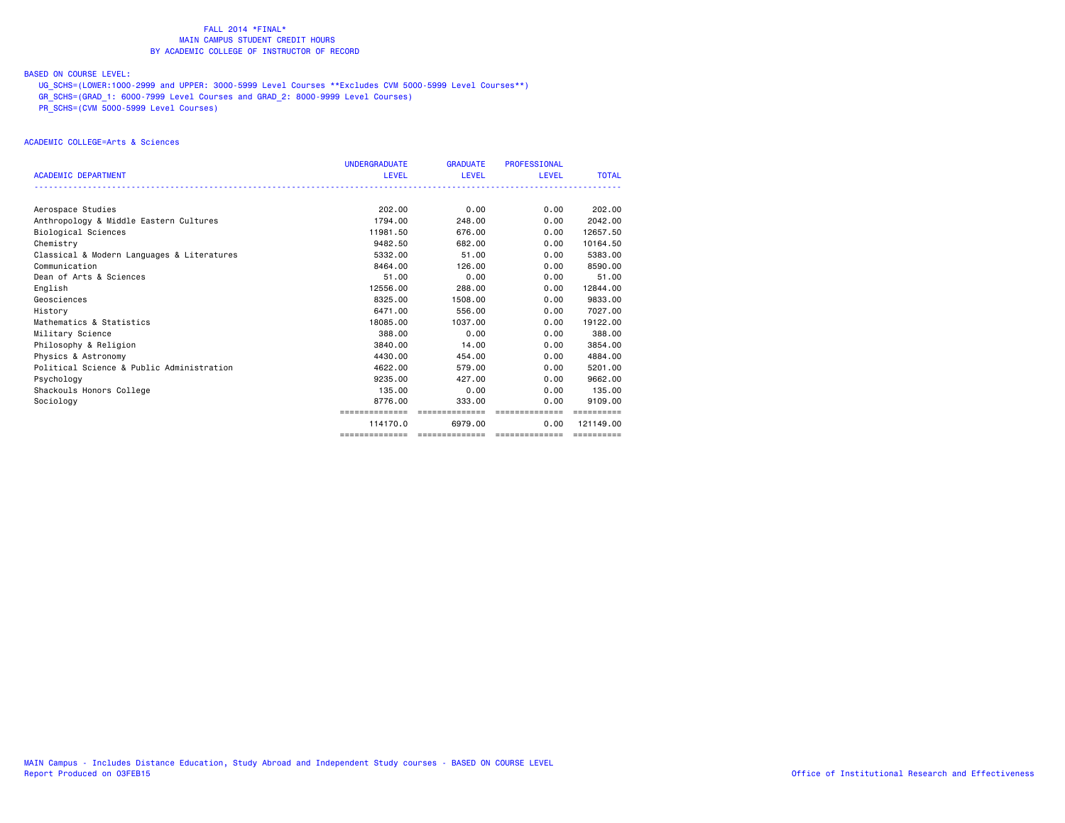# FALL 2014 *FINAL*
## MAIN CAMPUS STUDENT CREDIT HOURS
## BY ACADEMIC COLLEGE OF INSTRUCTOR OF RECORD

BASED ON COURSE LEVEL:

UG_SCHS=(LOWER:1000-2999 and UPPER: 3000-5999 Level Courses **Excludes CVM 5000-5999 Level Courses**)
GR_SCHS=(GRAD_1: 6000-7999 Level Courses and GRAD_2: 8000-9999 Level Courses)
PR_SCHS=(CVM 5000-5999 Level Courses)

ACADEMIC COLLEGE=Arts & Sciences

| ACADEMIC DEPARTMENT | UNDERGRADUATE LEVEL | GRADUATE LEVEL | PROFESSIONAL LEVEL | TOTAL |
|---|---|---|---|---|
| Aerospace Studies | 202.00 | 0.00 | 0.00 | 202.00 |
| Anthropology & Middle Eastern Cultures | 1794.00 | 248.00 | 0.00 | 2042.00 |
| Biological Sciences | 11981.50 | 676.00 | 0.00 | 12657.50 |
| Chemistry | 9482.50 | 682.00 | 0.00 | 10164.50 |
| Classical & Modern Languages & Literatures | 5332.00 | 51.00 | 0.00 | 5383.00 |
| Communication | 8464.00 | 126.00 | 0.00 | 8590.00 |
| Dean of Arts & Sciences | 51.00 | 0.00 | 0.00 | 51.00 |
| English | 12556.00 | 288.00 | 0.00 | 12844.00 |
| Geosciences | 8325.00 | 1508.00 | 0.00 | 9833.00 |
| History | 6471.00 | 556.00 | 0.00 | 7027.00 |
| Mathematics & Statistics | 18085.00 | 1037.00 | 0.00 | 19122.00 |
| Military Science | 388.00 | 0.00 | 0.00 | 388.00 |
| Philosophy & Religion | 3840.00 | 14.00 | 0.00 | 3854.00 |
| Physics & Astronomy | 4430.00 | 454.00 | 0.00 | 4884.00 |
| Political Science & Public Administration | 4622.00 | 579.00 | 0.00 | 5201.00 |
| Psychology | 9235.00 | 427.00 | 0.00 | 9662.00 |
| Shackouls Honors College | 135.00 | 0.00 | 0.00 | 135.00 |
| Sociology | 8776.00 | 333.00 | 0.00 | 9109.00 |
| | 114170.0 | 6979.00 | 0.00 | 121149.00 |

MAIN Campus - Includes Distance Education, Study Abroad and Independent Study courses - BASED ON COURSE LEVEL
Report Produced on 03FEB15

Office of Institutional Research and Effectiveness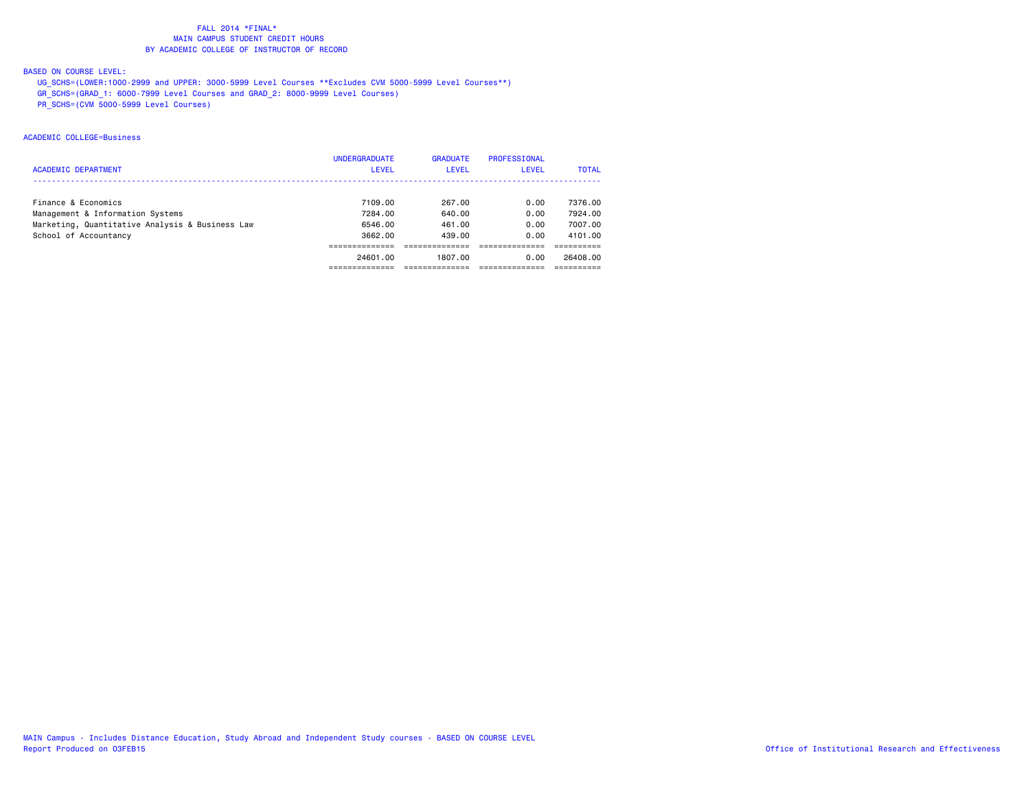FALL 2014 *FINAL*
MAIN CAMPUS STUDENT CREDIT HOURS
BY ACADEMIC COLLEGE OF INSTRUCTOR OF RECORD

BASED ON COURSE LEVEL:

UG_SCHS=(LOWER:1000-2999 and UPPER: 3000-5999 Level Courses **Excludes CVM 5000-5999 Level Courses**)
GR_SCHS=(GRAD_1: 6000-7999 Level Courses and GRAD_2: 8000-9999 Level Courses)
PR_SCHS=(CVM 5000-5999 Level Courses)

ACADEMIC COLLEGE=Business

| ACADEMIC DEPARTMENT | UNDERGRADUATE LEVEL | GRADUATE LEVEL | PROFESSIONAL LEVEL | TOTAL |
|---|---|---|---|---|
| Finance & Economics | 7109.00 | 267.00 | 0.00 | 7376.00 |
| Management & Information Systems | 7284.00 | 640.00 | 0.00 | 7924.00 |
| Marketing, Quantitative Analysis & Business Law | 6546.00 | 461.00 | 0.00 | 7007.00 |
| School of Accountancy | 3662.00 | 439.00 | 0.00 | 4101.00 |
| | 24601.00 | 1807.00 | 0.00 | 26408.00 |

MAIN Campus - Includes Distance Education, Study Abroad and Independent Study courses - BASED ON COURSE LEVEL
Report Produced on 03FEB15
Office of Institutional Research and Effectiveness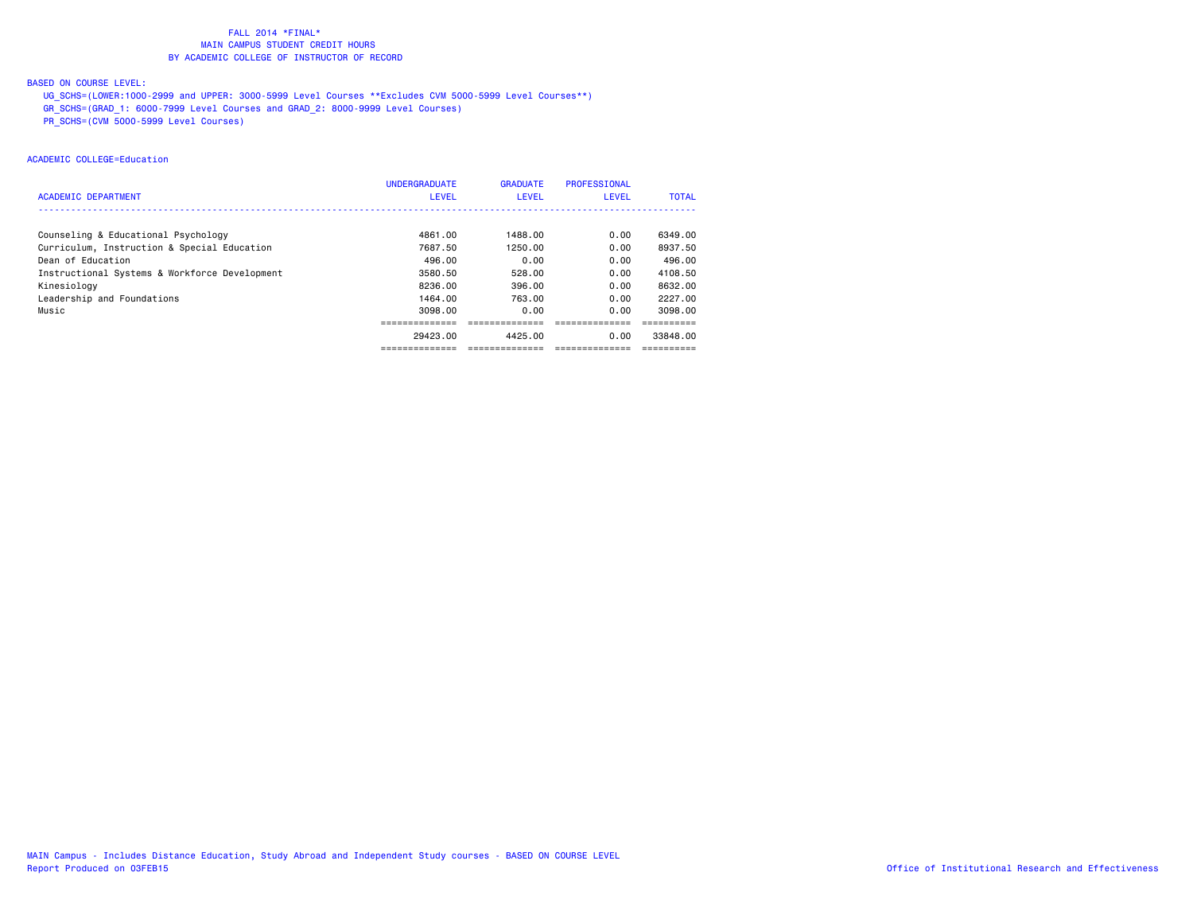FALL 2014 *FINAL*
MAIN CAMPUS STUDENT CREDIT HOURS
BY ACADEMIC COLLEGE OF INSTRUCTOR OF RECORD

BASED ON COURSE LEVEL:
UG_SCHS=(LOWER:1000-2999 and UPPER: 3000-5999 Level Courses **Excludes CVM 5000-5999 Level Courses**)
GR_SCHS=(GRAD_1: 6000-7999 Level Courses and GRAD_2: 8000-9999 Level Courses)
PR_SCHS=(CVM 5000-5999 Level Courses)

ACADEMIC COLLEGE=Education

| ACADEMIC DEPARTMENT | UNDERGRADUATE LEVEL | GRADUATE LEVEL | PROFESSIONAL LEVEL | TOTAL |
|---|---|---|---|---|
| Counseling & Educational Psychology | 4861.00 | 1488.00 | 0.00 | 6349.00 |
| Curriculum, Instruction & Special Education | 7687.50 | 1250.00 | 0.00 | 8937.50 |
| Dean of Education | 496.00 | 0.00 | 0.00 | 496.00 |
| Instructional Systems & Workforce Development | 3580.50 | 528.00 | 0.00 | 4108.50 |
| Kinesiology | 8236.00 | 396.00 | 0.00 | 8632.00 |
| Leadership and Foundations | 1464.00 | 763.00 | 0.00 | 2227.00 |
| Music | 3098.00 | 0.00 | 0.00 | 3098.00 |
| | 29423.00 | 4425.00 | 0.00 | 33848.00 |

MAIN Campus - Includes Distance Education, Study Abroad and Independent Study courses - BASED ON COURSE LEVEL
Report Produced on 03FEB15

Office of Institutional Research and Effectiveness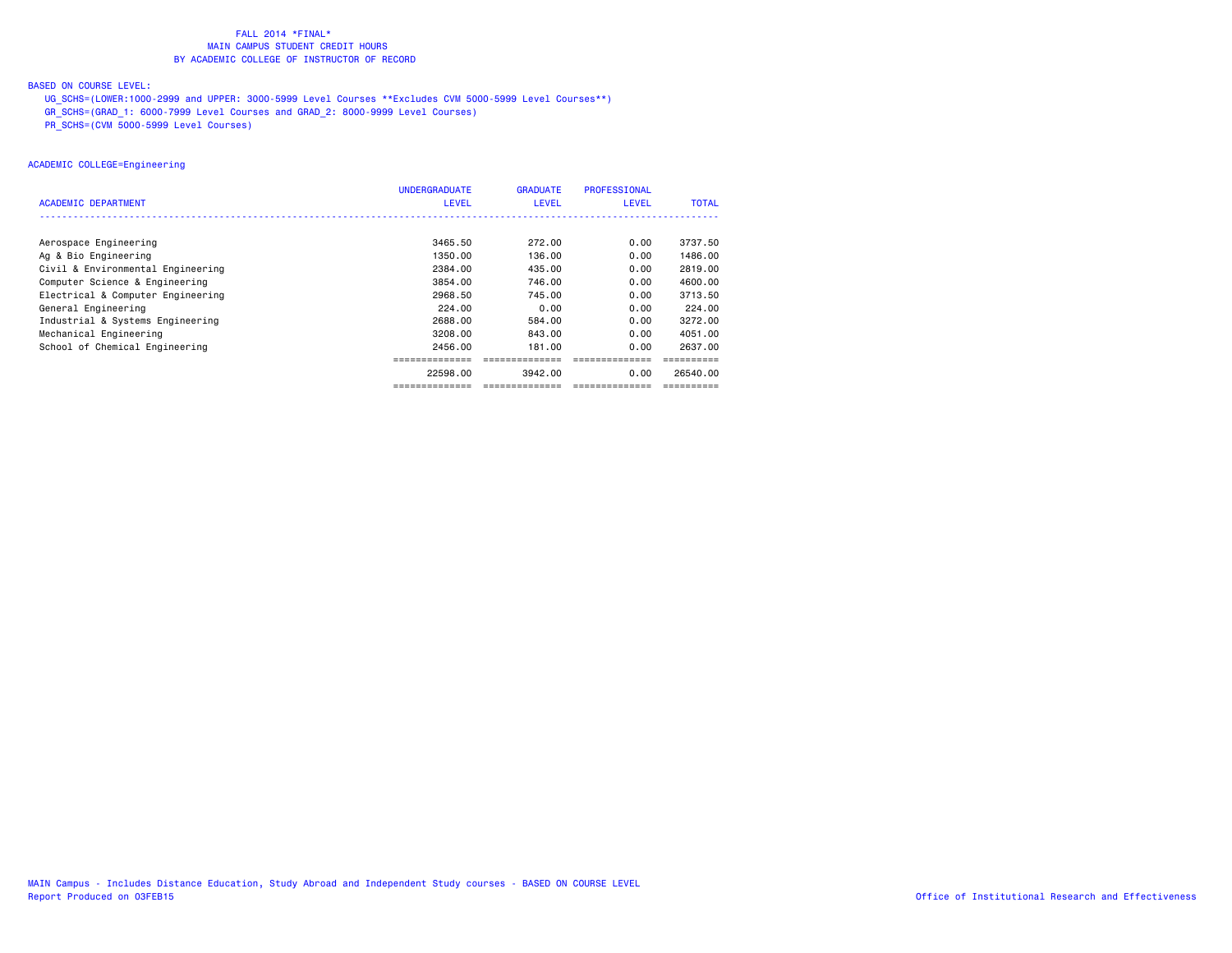FALL 2014 *FINAL*
MAIN CAMPUS STUDENT CREDIT HOURS
BY ACADEMIC COLLEGE OF INSTRUCTOR OF RECORD

BASED ON COURSE LEVEL:
UG_SCHS=(LOWER:1000-2999 and UPPER: 3000-5999 Level Courses **Excludes CVM 5000-5999 Level Courses**)
GR_SCHS=(GRAD_1: 6000-7999 Level Courses and GRAD_2: 8000-9999 Level Courses)
PR_SCHS=(CVM 5000-5999 Level Courses)

ACADEMIC COLLEGE=Engineering

| ACADEMIC DEPARTMENT | UNDERGRADUATE LEVEL | GRADUATE LEVEL | PROFESSIONAL LEVEL | TOTAL |
|---|---|---|---|---|
| Aerospace Engineering | 3465.50 | 272.00 | 0.00 | 3737.50 |
| Ag & Bio Engineering | 1350.00 | 136.00 | 0.00 | 1486.00 |
| Civil & Environmental Engineering | 2384.00 | 435.00 | 0.00 | 2819.00 |
| Computer Science & Engineering | 3854.00 | 746.00 | 0.00 | 4600.00 |
| Electrical & Computer Engineering | 2968.50 | 745.00 | 0.00 | 3713.50 |
| General Engineering | 224.00 | 0.00 | 0.00 | 224.00 |
| Industrial & Systems Engineering | 2688.00 | 584.00 | 0.00 | 3272.00 |
| Mechanical Engineering | 3208.00 | 843.00 | 0.00 | 4051.00 |
| School of Chemical Engineering | 2456.00 | 181.00 | 0.00 | 2637.00 |
| | 22598.00 | 3942.00 | 0.00 | 26540.00 |

MAIN Campus - Includes Distance Education, Study Abroad and Independent Study courses - BASED ON COURSE LEVEL
Report Produced on 03FEB15
Office of Institutional Research and Effectiveness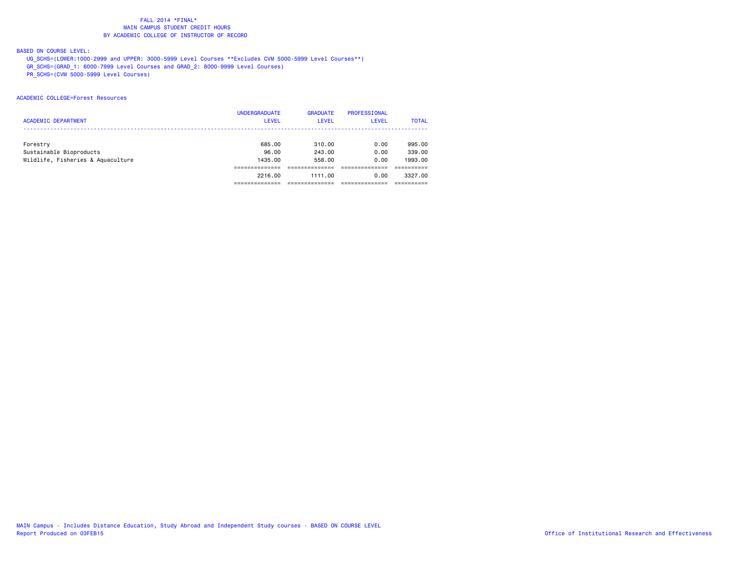FALL 2014 *FINAL*
MAIN CAMPUS STUDENT CREDIT HOURS
BY ACADEMIC COLLEGE OF INSTRUCTOR OF RECORD

BASED ON COURSE LEVEL:

UG_SCHS=(LOWER:1000-2999 and UPPER: 3000-5999 Level Courses **Excludes CVM 5000-5999 Level Courses**)
GR_SCHS=(GRAD_1: 6000-7999 Level Courses and GRAD_2: 8000-9999 Level Courses)
PR_SCHS=(CVM 5000-5999 Level Courses)

ACADEMIC COLLEGE=Forest Resources

| ACADEMIC DEPARTMENT | UNDERGRADUATE LEVEL | GRADUATE LEVEL | PROFESSIONAL LEVEL | TOTAL |
|---|---|---|---|---|
| Forestry | 685.00 | 310.00 | 0.00 | 995.00 |
| Sustainable Bioproducts | 96.00 | 243.00 | 0.00 | 339.00 |
| Wildlife, Fisheries & Aquaculture | 1435.00 | 558.00 | 0.00 | 1993.00 |
| | 2216.00 | 1111.00 | 0.00 | 3327.00 |

MAIN Campus - Includes Distance Education, Study Abroad and Independent Study courses - BASED ON COURSE LEVEL
Report Produced on 03FEB15

Office of Institutional Research and Effectiveness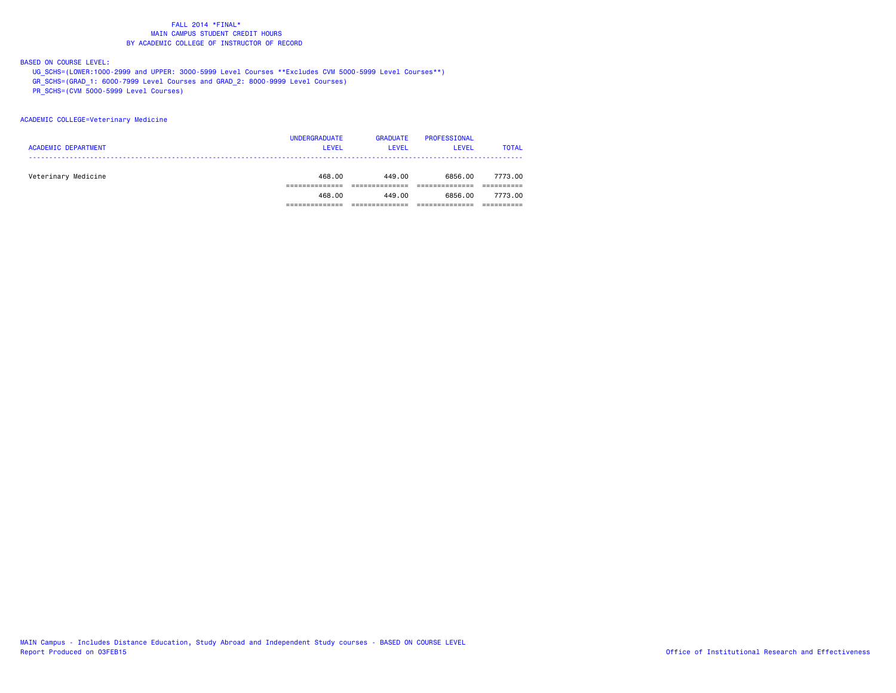FALL 2014 *FINAL*
MAIN CAMPUS STUDENT CREDIT HOURS
BY ACADEMIC COLLEGE OF INSTRUCTOR OF RECORD

BASED ON COURSE LEVEL:
UG_SCHS=(LOWER:1000-2999 and UPPER: 3000-5999 Level Courses **Excludes CVM 5000-5999 Level Courses**)
GR_SCHS=(GRAD_1: 6000-7999 Level Courses and GRAD_2: 8000-9999 Level Courses)
PR_SCHS=(CVM 5000-5999 Level Courses)

ACADEMIC COLLEGE=Veterinary Medicine

| ACADEMIC DEPARTMENT | UNDERGRADUATE LEVEL | GRADUATE LEVEL | PROFESSIONAL LEVEL | TOTAL |
|---|---|---|---|---|
| Veterinary Medicine | 468.00 | 449.00 | 6856.00 | 7773.00 |
| | 468.00 | 449.00 | 6856.00 | 7773.00 |

MAIN Campus - Includes Distance Education, Study Abroad and Independent Study courses - BASED ON COURSE LEVEL
Report Produced on 03FEB15

Office of Institutional Research and Effectiveness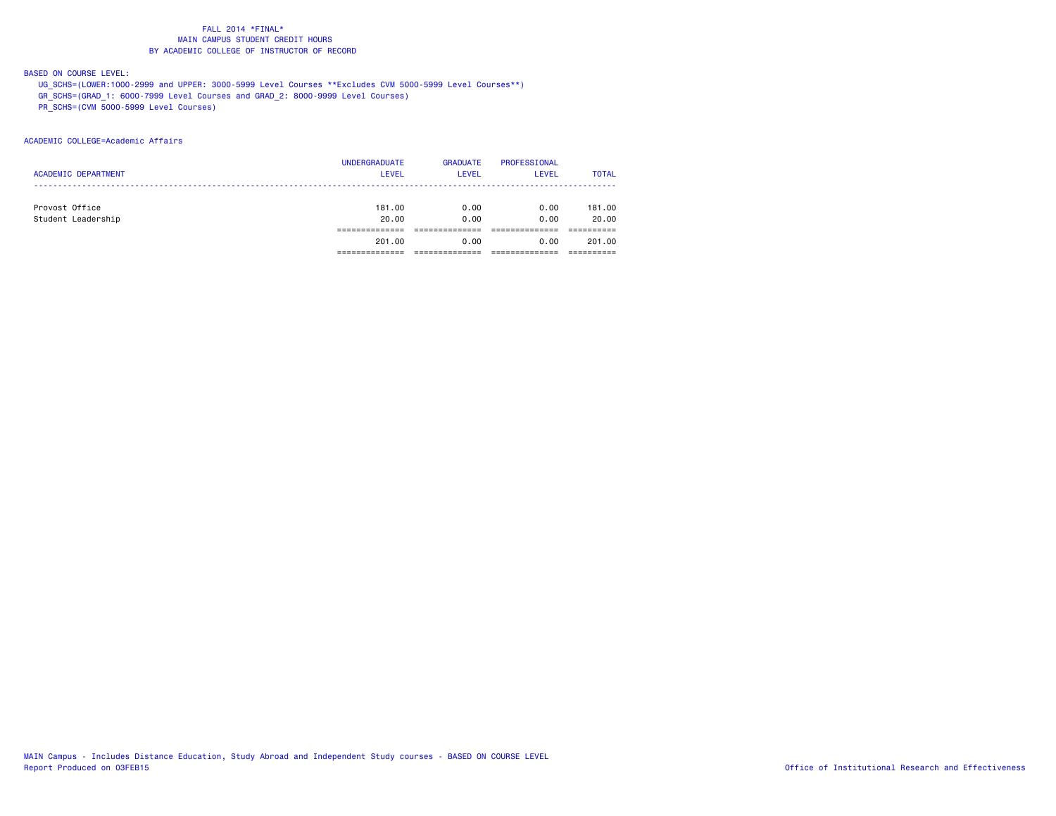# FALL 2014 *FINAL*
## MAIN CAMPUS STUDENT CREDIT HOURS
## BY ACADEMIC COLLEGE OF INSTRUCTOR OF RECORD

BASED ON COURSE LEVEL:

UG_SCHS=(LOWER:1000-2999 and UPPER: 3000-5999 Level Courses **Excludes CVM 5000-5999 Level Courses**)

GR_SCHS=(GRAD_1: 6000-7999 Level Courses and GRAD_2: 8000-9999 Level Courses)

PR_SCHS=(CVM 5000-5999 Level Courses)

ACADEMIC COLLEGE=Academic Affairs

| ACADEMIC DEPARTMENT | UNDERGRADUATE LEVEL | GRADUATE LEVEL | PROFESSIONAL LEVEL | TOTAL |
|---|---|---|---|---|
| Provost Office | 181.00 | 0.00 | 0.00 | 181.00 |
| Student Leadership | 20.00 | 0.00 | 0.00 | 20.00 |
| | 201.00 | 0.00 | 0.00 | 201.00 |

MAIN Campus - Includes Distance Education, Study Abroad and Independent Study courses - BASED ON COURSE LEVEL

Report Produced on 03FEB15

Office of Institutional Research and Effectiveness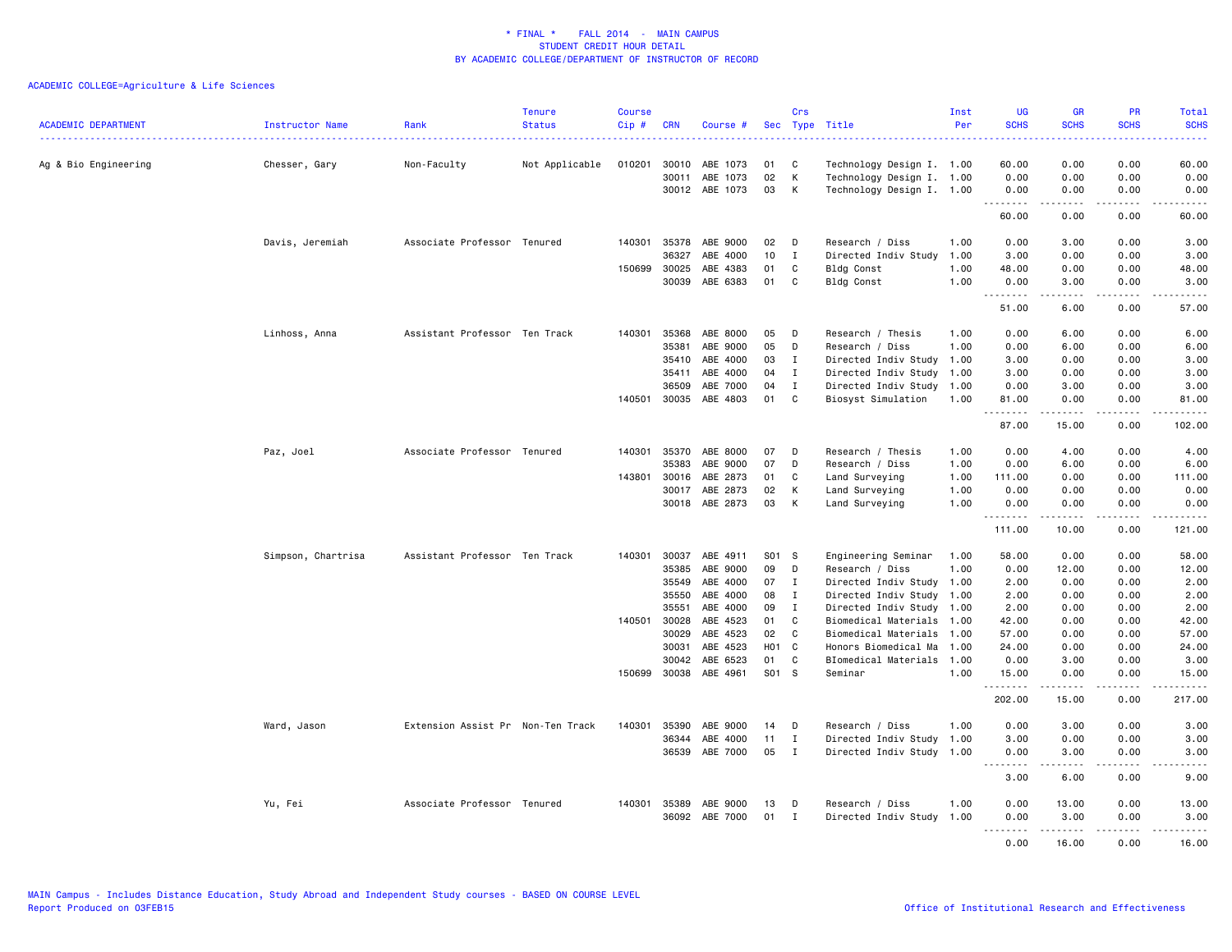\* FINAL \* FALL 2014 - MAIN CAMPUS
STUDENT CREDIT HOUR DETAIL
BY ACADEMIC COLLEGE/DEPARTMENT OF INSTRUCTOR OF RECORD

ACADEMIC COLLEGE=Agriculture & Life Sciences

| ACADEMIC DEPARTMENT | Instructor Name | Rank | Tenure Status | Course Cip # | CRN | Course # | Sec | Crs Type | Title | Inst Per | UG SCHS | GR SCHS | PR SCHS | Total SCHS |
|---|---|---|---|---|---|---|---|---|---|---|---|---|---|---|
| Ag & Bio Engineering | Chesser, Gary | Non-Faculty | Not Applicable | 010201 | 30010 | ABE 1073 | 01 | C | Technology Design I. | 1.00 | 60.00 | 0.00 | 0.00 | 60.00 |
| | | | | | 30011 | ABE 1073 | 02 | K | Technology Design I. | 1.00 | 0.00 | 0.00 | 0.00 | 0.00 |
| | | | | | 30012 | ABE 1073 | 03 | K | Technology Design I. | 1.00 | 0.00 | 0.00 | 0.00 | 0.00 |
| | | | | | | | | | | | 60.00 | 0.00 | 0.00 | 60.00 |
| | Davis, Jeremiah | Associate Professor | Tenured | 140301 | 35378 | ABE 9000 | 02 | D | Research / Diss | 1.00 | 0.00 | 3.00 | 0.00 | 3.00 |
| | | | | | 36327 | ABE 4000 | 10 | I | Directed Indiv Study | 1.00 | 3.00 | 0.00 | 0.00 | 3.00 |
| | | | | 150699 | 30025 | ABE 4383 | 01 | C | Bldg Const | 1.00 | 48.00 | 0.00 | 0.00 | 48.00 |
| | | | | | 30039 | ABE 6383 | 01 | C | Bldg Const | 1.00 | 0.00 | 3.00 | 0.00 | 3.00 |
| | | | | | | | | | | | 51.00 | 6.00 | 0.00 | 57.00 |
| | Linhoss, Anna | Assistant Professor | Ten Track | 140301 | 35368 | ABE 8000 | 05 | D | Research / Thesis | 1.00 | 0.00 | 6.00 | 0.00 | 6.00 |
| | | | | | 35381 | ABE 9000 | 05 | D | Research / Diss | 1.00 | 0.00 | 6.00 | 0.00 | 6.00 |
| | | | | | 35410 | ABE 4000 | 03 | I | Directed Indiv Study | 1.00 | 3.00 | 0.00 | 0.00 | 3.00 |
| | | | | | 35411 | ABE 4000 | 04 | I | Directed Indiv Study | 1.00 | 3.00 | 0.00 | 0.00 | 3.00 |
| | | | | | 36509 | ABE 7000 | 04 | I | Directed Indiv Study | 1.00 | 0.00 | 3.00 | 0.00 | 3.00 |
| | | | | 140501 | 30035 | ABE 4803 | 01 | C | Biosyst Simulation | 1.00 | 81.00 | 0.00 | 0.00 | 81.00 |
| | | | | | | | | | | | 87.00 | 15.00 | 0.00 | 102.00 |
| | Paz, Joel | Associate Professor | Tenured | 140301 | 35370 | ABE 8000 | 07 | D | Research / Thesis | 1.00 | 0.00 | 4.00 | 0.00 | 4.00 |
| | | | | | 35383 | ABE 9000 | 07 | D | Research / Diss | 1.00 | 0.00 | 6.00 | 0.00 | 6.00 |
| | | | | 143801 | 30016 | ABE 2873 | 01 | C | Land Surveying | 1.00 | 111.00 | 0.00 | 0.00 | 111.00 |
| | | | | | 30017 | ABE 2873 | 02 | K | Land Surveying | 1.00 | 0.00 | 0.00 | 0.00 | 0.00 |
| | | | | | 30018 | ABE 2873 | 03 | K | Land Surveying | 1.00 | 0.00 | 0.00 | 0.00 | 0.00 |
| | | | | | | | | | | | 111.00 | 10.00 | 0.00 | 121.00 |
| | Simpson, Chartrisa | Assistant Professor | Ten Track | 140301 | 30037 | ABE 4911 | S01 | S | Engineering Seminar | 1.00 | 58.00 | 0.00 | 0.00 | 58.00 |
| | | | | | 35385 | ABE 9000 | 09 | D | Research / Diss | 1.00 | 0.00 | 12.00 | 0.00 | 12.00 |
| | | | | | 35549 | ABE 4000 | 07 | I | Directed Indiv Study | 1.00 | 2.00 | 0.00 | 0.00 | 2.00 |
| | | | | | 35550 | ABE 4000 | 08 | I | Directed Indiv Study | 1.00 | 2.00 | 0.00 | 0.00 | 2.00 |
| | | | | | 35551 | ABE 4000 | 09 | I | Directed Indiv Study | 1.00 | 2.00 | 0.00 | 0.00 | 2.00 |
| | | | | 140501 | 30028 | ABE 4523 | 01 | C | Biomedical Materials | 1.00 | 42.00 | 0.00 | 0.00 | 42.00 |
| | | | | | 30029 | ABE 4523 | 02 | C | Biomedical Materials | 1.00 | 57.00 | 0.00 | 0.00 | 57.00 |
| | | | | | 30031 | ABE 4523 | H01 | C | Honors Biomedical Ma | 1.00 | 24.00 | 0.00 | 0.00 | 24.00 |
| | | | | | 30042 | ABE 6523 | 01 | C | BIomedical Materials | 1.00 | 0.00 | 3.00 | 0.00 | 3.00 |
| | | | | 150699 | 30038 | ABE 4961 | S01 | S | Seminar | 1.00 | 15.00 | 0.00 | 0.00 | 15.00 |
| | | | | | | | | | | | 202.00 | 15.00 | 0.00 | 217.00 |
| | Ward, Jason | Extension Assist Pr | Non-Ten Track | 140301 | 35390 | ABE 9000 | 14 | D | Research / Diss | 1.00 | 0.00 | 3.00 | 0.00 | 3.00 |
| | | | | | 36344 | ABE 4000 | 11 | I | Directed Indiv Study | 1.00 | 3.00 | 0.00 | 0.00 | 3.00 |
| | | | | | 36539 | ABE 7000 | 05 | I | Directed Indiv Study | 1.00 | 0.00 | 3.00 | 0.00 | 3.00 |
| | | | | | | | | | | | 3.00 | 6.00 | 0.00 | 9.00 |
| | Yu, Fei | Associate Professor | Tenured | 140301 | 35389 | ABE 9000 | 13 | D | Research / Diss | 1.00 | 0.00 | 13.00 | 0.00 | 13.00 |
| | | | | | 36092 | ABE 7000 | 01 | I | Directed Indiv Study | 1.00 | 0.00 | 3.00 | 0.00 | 3.00 |
| | | | | | | | | | | | 0.00 | 16.00 | 0.00 | 16.00 |

MAIN Campus - Includes Distance Education, Study Abroad and Independent Study courses - BASED ON COURSE LEVEL
Report Produced on 03FEB15

Office of Institutional Research and Effectiveness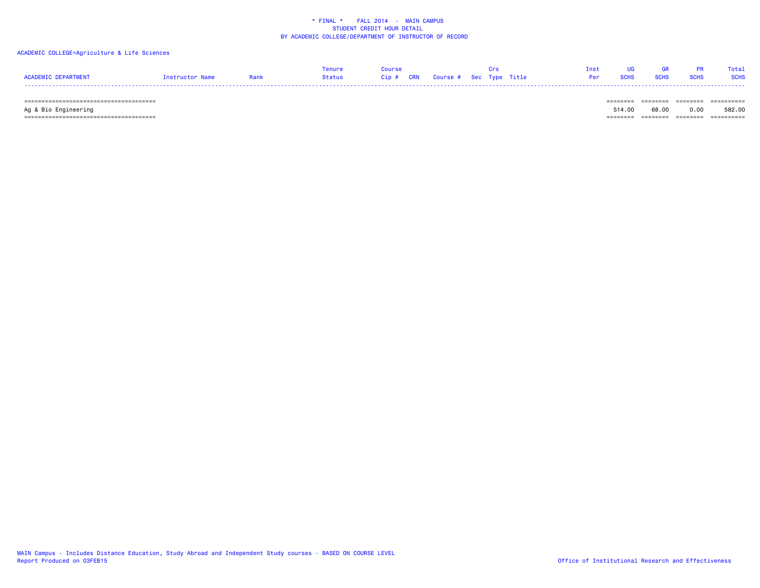\* FINAL \*    FALL 2014  -  MAIN CAMPUS
STUDENT CREDIT HOUR DETAIL
BY ACADEMIC COLLEGE/DEPARTMENT OF INSTRUCTOR OF RECORD

ACADEMIC COLLEGE=Agriculture & Life Sciences

| ACADEMIC DEPARTMENT | Instructor Name | Rank | Tenure Status | Course Cip # | CRN | Course # | Sec | Crs Type | Title | Inst Per | UG SCHS | GR SCHS | PR SCHS | Total SCHS |
|---|---|---|---|---|---|---|---|---|---|---|---|---|---|---|
| Ag & Bio Engineering | | | | | | | | | | | 514.00 | 68.00 | 0.00 | 582.00 |

MAIN Campus - Includes Distance Education, Study Abroad and Independent Study courses - BASED ON COURSE LEVEL
Report Produced on 03FEB15

Office of Institutional Research and Effectiveness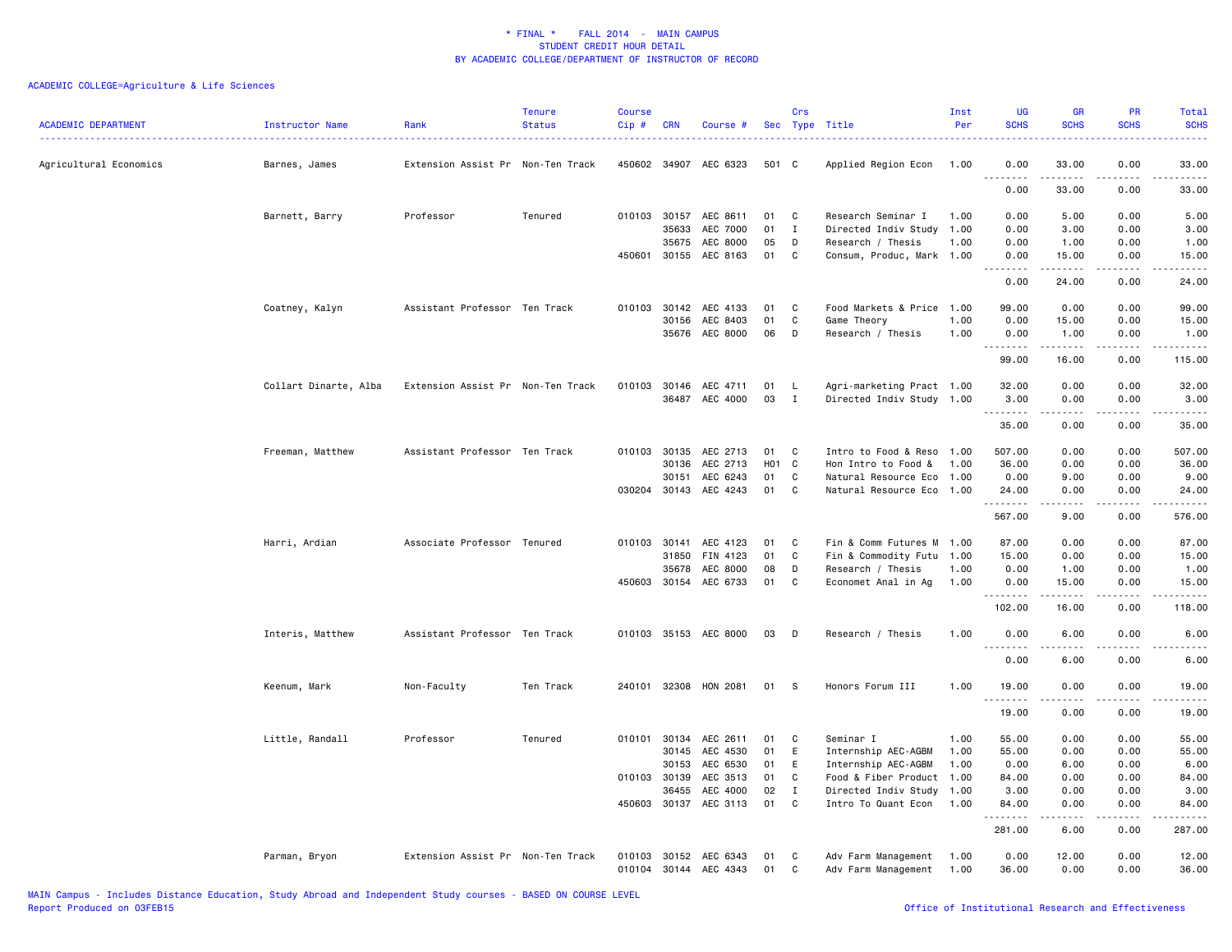\* FINAL \* FALL 2014 - MAIN CAMPUS
STUDENT CREDIT HOUR DETAIL
BY ACADEMIC COLLEGE/DEPARTMENT OF INSTRUCTOR OF RECORD

ACADEMIC COLLEGE=Agriculture & Life Sciences

| ACADEMIC DEPARTMENT | Instructor Name | Rank | Tenure Status | Course Cip # | CRN | Course # | Sec | Crs Type | Title | Inst Per | UG SCHS | GR SCHS | PR SCHS | Total SCHS |
|---|---|---|---|---|---|---|---|---|---|---|---|---|---|---|
| Agricultural Economics | Barnes, James | Extension Assist Pr | Non-Ten Track | 450602 | 34907 | AEC 6323 | 501 | C | Applied Region Econ | 1.00 | 0.00 | 33.00 | 0.00 | 33.00 |
| | | | | | | | | | | | 0.00 | 33.00 | 0.00 | 33.00 |
| | Barnett, Barry | Professor | Tenured | 010103 | 30157 | AEC 8611 | 01 | C | Research Seminar I | 1.00 | 0.00 | 5.00 | 0.00 | 5.00 |
| | | | | | 35633 | AEC 7000 | 01 | I | Directed Indiv Study | 1.00 | 0.00 | 3.00 | 0.00 | 3.00 |
| | | | | | 35675 | AEC 8000 | 05 | D | Research / Thesis | 1.00 | 0.00 | 1.00 | 0.00 | 1.00 |
| | | | | 450601 | 30155 | AEC 8163 | 01 | C | Consum, Produc, Mark | 1.00 | 0.00 | 15.00 | 0.00 | 15.00 |
| | | | | | | | | | | | 0.00 | 24.00 | 0.00 | 24.00 |
| | Coatney, Kalyn | Assistant Professor | Ten Track | 010103 | 30142 | AEC 4133 | 01 | C | Food Markets & Price | 1.00 | 99.00 | 0.00 | 0.00 | 99.00 |
| | | | | | 30156 | AEC 8403 | 01 | C | Game Theory | 1.00 | 0.00 | 15.00 | 0.00 | 15.00 |
| | | | | | 35676 | AEC 8000 | 06 | D | Research / Thesis | 1.00 | 0.00 | 1.00 | 0.00 | 1.00 |
| | | | | | | | | | | | 99.00 | 16.00 | 0.00 | 115.00 |
| | Collart Dinarte, Alba | Extension Assist Pr | Non-Ten Track | 010103 | 30146 | AEC 4711 | 01 | L | Agri-marketing Pract | 1.00 | 32.00 | 0.00 | 0.00 | 32.00 |
| | | | | | 36487 | AEC 4000 | 03 | I | Directed Indiv Study | 1.00 | 3.00 | 0.00 | 0.00 | 3.00 |
| | | | | | | | | | | | 35.00 | 0.00 | 0.00 | 35.00 |
| | Freeman, Matthew | Assistant Professor | Ten Track | 010103 | 30135 | AEC 2713 | 01 | C | Intro to Food & Reso | 1.00 | 507.00 | 0.00 | 0.00 | 507.00 |
| | | | | | 30136 | AEC 2713 | H01 | C | Hon Intro to Food & | 1.00 | 36.00 | 0.00 | 0.00 | 36.00 |
| | | | | | 30151 | AEC 6243 | 01 | C | Natural Resource Eco | 1.00 | 0.00 | 9.00 | 0.00 | 9.00 |
| | | | | 030204 | 30143 | AEC 4243 | 01 | C | Natural Resource Eco | 1.00 | 24.00 | 0.00 | 0.00 | 24.00 |
| | | | | | | | | | | | 567.00 | 9.00 | 0.00 | 576.00 |
| | Harri, Ardian | Associate Professor | Tenured | 010103 | 30141 | AEC 4123 | 01 | C | Fin & Comm Futures M | 1.00 | 87.00 | 0.00 | 0.00 | 87.00 |
| | | | | | 31850 | FIN 4123 | 01 | C | Fin & Commodity Futu | 1.00 | 15.00 | 0.00 | 0.00 | 15.00 |
| | | | | | 35678 | AEC 8000 | 08 | D | Research / Thesis | 1.00 | 0.00 | 1.00 | 0.00 | 1.00 |
| | | | | 450603 | 30154 | AEC 6733 | 01 | C | Economet Anal in Ag | 1.00 | 0.00 | 15.00 | 0.00 | 15.00 |
| | | | | | | | | | | | 102.00 | 16.00 | 0.00 | 118.00 |
| | Interis, Matthew | Assistant Professor | Ten Track | 010103 | 35153 | AEC 8000 | 03 | D | Research / Thesis | 1.00 | 0.00 | 6.00 | 0.00 | 6.00 |
| | | | | | | | | | | | 0.00 | 6.00 | 0.00 | 6.00 |
| | Keenum, Mark | Non-Faculty | Ten Track | 240101 | 32308 | HON 2081 | 01 | S | Honors Forum III | 1.00 | 19.00 | 0.00 | 0.00 | 19.00 |
| | | | | | | | | | | | 19.00 | 0.00 | 0.00 | 19.00 |
| | Little, Randall | Professor | Tenured | 010101 | 30134 | AEC 2611 | 01 | C | Seminar I | 1.00 | 55.00 | 0.00 | 0.00 | 55.00 |
| | | | | | 30145 | AEC 4530 | 01 | E | Internship AEC-AGBM | 1.00 | 55.00 | 0.00 | 0.00 | 55.00 |
| | | | | | 30153 | AEC 6530 | 01 | E | Internship AEC-AGBM | 1.00 | 0.00 | 6.00 | 0.00 | 6.00 |
| | | | | 010103 | 30139 | AEC 3513 | 01 | C | Food & Fiber Product | 1.00 | 84.00 | 0.00 | 0.00 | 84.00 |
| | | | | | 36455 | AEC 4000 | 02 | I | Directed Indiv Study | 1.00 | 3.00 | 0.00 | 0.00 | 3.00 |
| | | | | 450603 | 30137 | AEC 3113 | 01 | C | Intro To Quant Econ | 1.00 | 84.00 | 0.00 | 0.00 | 84.00 |
| | | | | | | | | | | | 281.00 | 6.00 | 0.00 | 287.00 |
| | Parman, Bryon | Extension Assist Pr | Non-Ten Track | 010103 | 30152 | AEC 6343 | 01 | C | Adv Farm Management | 1.00 | 0.00 | 12.00 | 0.00 | 12.00 |
| | | | | 010104 | 30144 | AEC 4343 | 01 | C | Adv Farm Management | 1.00 | 36.00 | 0.00 | 0.00 | 36.00 |

MAIN Campus - Includes Distance Education, Study Abroad and Independent Study courses - BASED ON COURSE LEVEL
Report Produced on 03FEB15
Office of Institutional Research and Effectiveness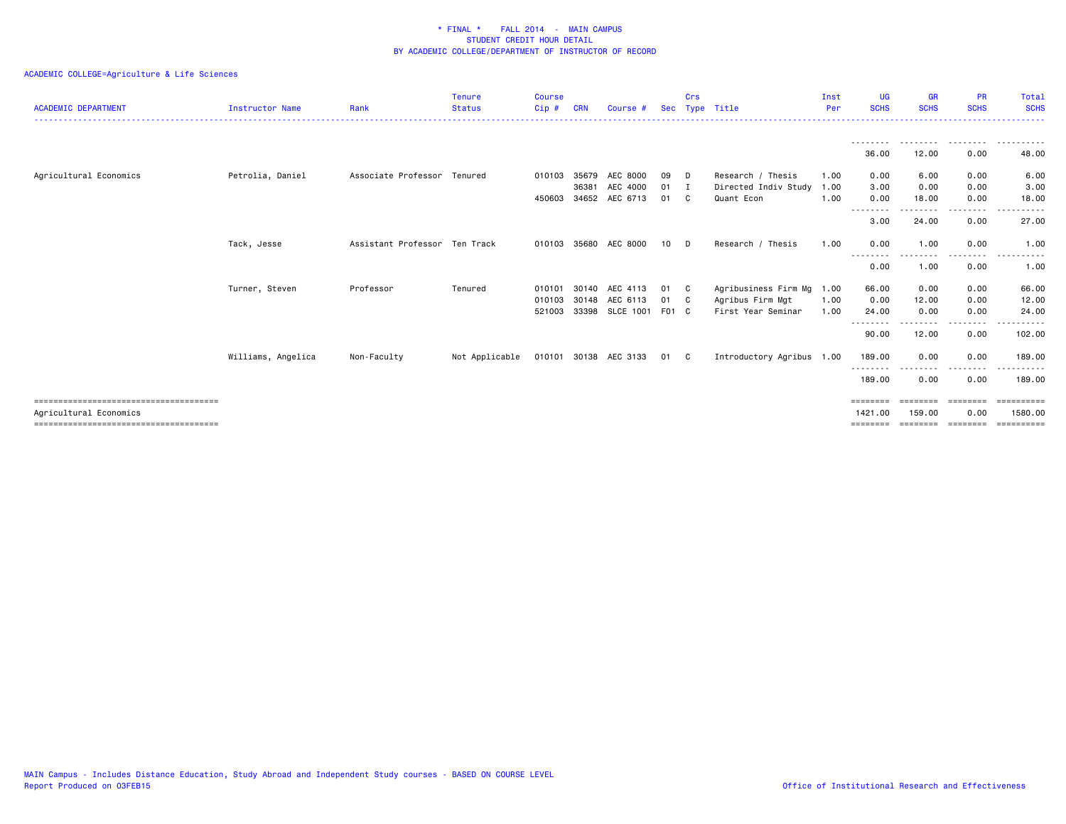\* FINAL \*    FALL 2014  -  MAIN CAMPUS
STUDENT CREDIT HOUR DETAIL
BY ACADEMIC COLLEGE/DEPARTMENT OF INSTRUCTOR OF RECORD

ACADEMIC COLLEGE=Agriculture & Life Sciences

| ACADEMIC DEPARTMENT | Instructor Name | Rank | Tenure Status | Course Cip # | CRN | Course # | Sec | Crs Type | Title | Inst Per | UG SCHS | GR SCHS | PR SCHS | Total SCHS |
|---|---|---|---|---|---|---|---|---|---|---|---|---|---|---|
| | | | | | | | | | | | 36.00 | 12.00 | 0.00 | 48.00 |
| Agricultural Economics | Petrolia, Daniel | Associate Professor | Tenured | 010103 | 35679 | AEC 8000 | 09 | D | Research / Thesis | 1.00 | 0.00 | 6.00 | 0.00 | 6.00 |
| | | | | | 36381 | AEC 4000 | 01 | I | Directed Indiv Study | 1.00 | 3.00 | 0.00 | 0.00 | 3.00 |
| | | | | 450603 | 34652 | AEC 6713 | 01 | C | Quant Econ | 1.00 | 0.00 | 18.00 | 0.00 | 18.00 |
| | | | | | | | | | | | 3.00 | 24.00 | 0.00 | 27.00 |
| | Tack, Jesse | Assistant Professor | Ten Track | 010103 | 35680 | AEC 8000 | 10 | D | Research / Thesis | 1.00 | 0.00 | 1.00 | 0.00 | 1.00 |
| | | | | | | | | | | | 0.00 | 1.00 | 0.00 | 1.00 |
| | Turner, Steven | Professor | Tenured | 010101 | 30140 | AEC 4113 | 01 | C | Agribusiness Firm Mg | 1.00 | 66.00 | 0.00 | 0.00 | 66.00 |
| | | | | 010103 | 30148 | AEC 6113 | 01 | C | Agribus Firm Mgt | 1.00 | 0.00 | 12.00 | 0.00 | 12.00 |
| | | | | 521003 | 33398 | SLCE 1001 | F01 | C | First Year Seminar | 1.00 | 24.00 | 0.00 | 0.00 | 24.00 |
| | | | | | | | | | | | 90.00 | 12.00 | 0.00 | 102.00 |
| | Williams, Angelica | Non-Faculty | Not Applicable | 010101 | 30138 | AEC 3133 | 01 | C | Introductory Agribus | 1.00 | 189.00 | 0.00 | 0.00 | 189.00 |
| | | | | | | | | | | | 189.00 | 0.00 | 0.00 | 189.00 |
| Agricultural Economics | | | | | | | | | | | 1421.00 | 159.00 | 0.00 | 1580.00 |

MAIN Campus - Includes Distance Education, Study Abroad and Independent Study courses - BASED ON COURSE LEVEL
Report Produced on 03FEB15

Office of Institutional Research and Effectiveness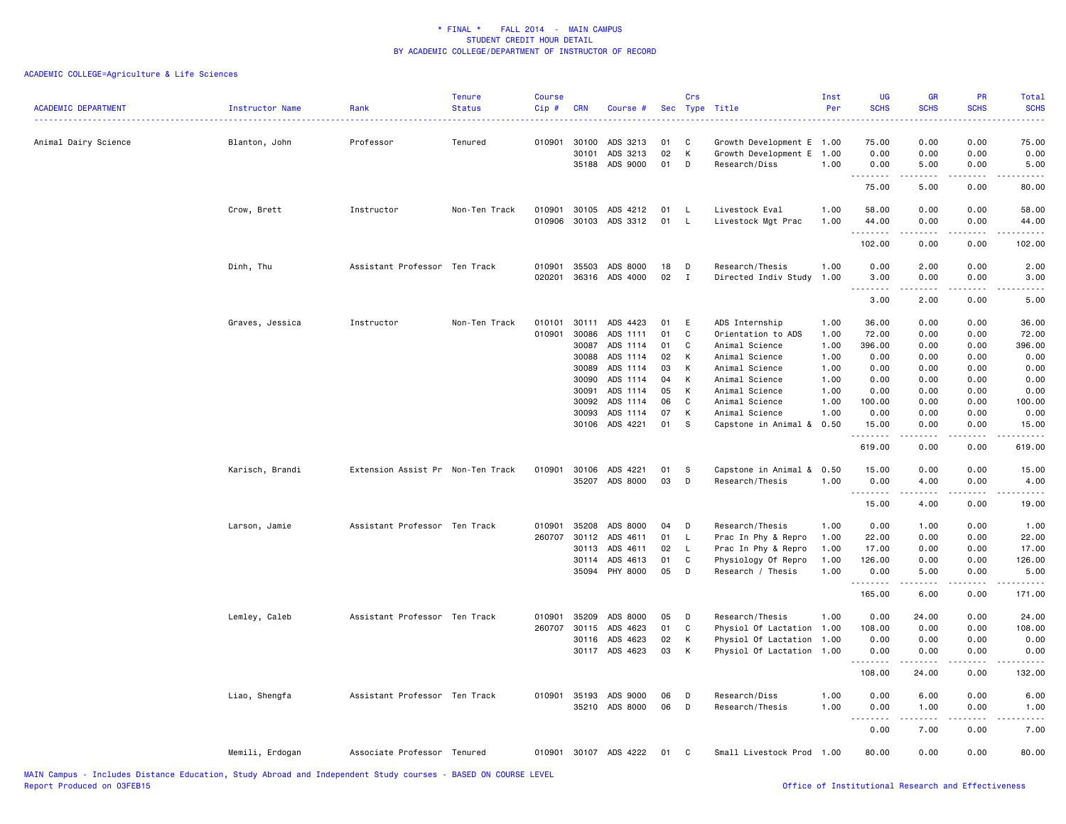\* FINAL \*    FALL 2014 - MAIN CAMPUS
STUDENT CREDIT HOUR DETAIL
BY ACADEMIC COLLEGE/DEPARTMENT OF INSTRUCTOR OF RECORD

ACADEMIC COLLEGE=Agriculture & Life Sciences

| ACADEMIC DEPARTMENT | Instructor Name | Rank | Tenure Status | Course Cip # | CRN | Course # | Sec | Crs Type | Title | Inst Per | UG SCHS | GR SCHS | PR SCHS | Total SCHS |
|---|---|---|---|---|---|---|---|---|---|---|---|---|---|---|
| Animal Dairy Science | Blanton, John | Professor | Tenured | 010901 | 30100 | ADS 3213 | 01 | C | Growth Development E | 1.00 | 75.00 | 0.00 | 0.00 | 75.00 |
| | | | | | 30101 | ADS 3213 | 02 | K | Growth Development E | 1.00 | 0.00 | 0.00 | 0.00 | 0.00 |
| | | | | | 35188 | ADS 9000 | 01 | D | Research/Diss | 1.00 | 0.00 | 5.00 | 0.00 | 5.00 |
| | | | | | | | | | | | 75.00 | 5.00 | 0.00 | 80.00 |
| | Crow, Brett | Instructor | Non-Ten Track | 010901 | 30105 | ADS 4212 | 01 | L | Livestock Eval | 1.00 | 58.00 | 0.00 | 0.00 | 58.00 |
| | | | | 010906 | 30103 | ADS 3312 | 01 | L | Livestock Mgt Prac | 1.00 | 44.00 | 0.00 | 0.00 | 44.00 |
| | | | | | | | | | | | 102.00 | 0.00 | 0.00 | 102.00 |
| | Dinh, Thu | Assistant Professor | Ten Track | 010901 | 35503 | ADS 8000 | 18 | D | Research/Thesis | 1.00 | 0.00 | 2.00 | 0.00 | 2.00 |
| | | | | 020201 | 36316 | ADS 4000 | 02 | I | Directed Indiv Study | 1.00 | 3.00 | 0.00 | 0.00 | 3.00 |
| | | | | | | | | | | | 3.00 | 2.00 | 0.00 | 5.00 |
| | Graves, Jessica | Instructor | Non-Ten Track | 010101 | 30111 | ADS 4423 | 01 | E | ADS Internship | 1.00 | 36.00 | 0.00 | 0.00 | 36.00 |
| | | | | 010901 | 30086 | ADS 1111 | 01 | C | Orientation to ADS | 1.00 | 72.00 | 0.00 | 0.00 | 72.00 |
| | | | | | 30087 | ADS 1114 | 01 | C | Animal Science | 1.00 | 396.00 | 0.00 | 0.00 | 396.00 |
| | | | | | 30088 | ADS 1114 | 02 | K | Animal Science | 1.00 | 0.00 | 0.00 | 0.00 | 0.00 |
| | | | | | 30089 | ADS 1114 | 03 | K | Animal Science | 1.00 | 0.00 | 0.00 | 0.00 | 0.00 |
| | | | | | 30090 | ADS 1114 | 04 | K | Animal Science | 1.00 | 0.00 | 0.00 | 0.00 | 0.00 |
| | | | | | 30091 | ADS 1114 | 05 | K | Animal Science | 1.00 | 0.00 | 0.00 | 0.00 | 0.00 |
| | | | | | 30092 | ADS 1114 | 06 | C | Animal Science | 1.00 | 100.00 | 0.00 | 0.00 | 100.00 |
| | | | | | 30093 | ADS 1114 | 07 | K | Animal Science | 1.00 | 0.00 | 0.00 | 0.00 | 0.00 |
| | | | | | 30106 | ADS 4221 | 01 | S | Capstone in Animal & | 0.50 | 15.00 | 0.00 | 0.00 | 15.00 |
| | | | | | | | | | | | 619.00 | 0.00 | 0.00 | 619.00 |
| | Karisch, Brandi | Extension Assist Pr | Non-Ten Track | 010901 | 30106 | ADS 4221 | 01 | S | Capstone in Animal & | 0.50 | 15.00 | 0.00 | 0.00 | 15.00 |
| | | | | | 35207 | ADS 8000 | 03 | D | Research/Thesis | 1.00 | 0.00 | 4.00 | 0.00 | 4.00 |
| | | | | | | | | | | | 15.00 | 4.00 | 0.00 | 19.00 |
| | Larson, Jamie | Assistant Professor | Ten Track | 010901 | 35208 | ADS 8000 | 04 | D | Research/Thesis | 1.00 | 0.00 | 1.00 | 0.00 | 1.00 |
| | | | | 260707 | 30112 | ADS 4611 | 01 | L | Prac In Phy & Repro | 1.00 | 22.00 | 0.00 | 0.00 | 22.00 |
| | | | | | 30113 | ADS 4611 | 02 | L | Prac In Phy & Repro | 1.00 | 17.00 | 0.00 | 0.00 | 17.00 |
| | | | | | 30114 | ADS 4613 | 01 | C | Physiology Of Repro | 1.00 | 126.00 | 0.00 | 0.00 | 126.00 |
| | | | | | 35094 | PHY 8000 | 05 | D | Research / Thesis | 1.00 | 0.00 | 5.00 | 0.00 | 5.00 |
| | | | | | | | | | | | 165.00 | 6.00 | 0.00 | 171.00 |
| | Lemley, Caleb | Assistant Professor | Ten Track | 010901 | 35209 | ADS 8000 | 05 | D | Research/Thesis | 1.00 | 0.00 | 24.00 | 0.00 | 24.00 |
| | | | | 260707 | 30115 | ADS 4623 | 01 | C | Physiol Of Lactation | 1.00 | 108.00 | 0.00 | 0.00 | 108.00 |
| | | | | | 30116 | ADS 4623 | 02 | K | Physiol Of Lactation | 1.00 | 0.00 | 0.00 | 0.00 | 0.00 |
| | | | | | 30117 | ADS 4623 | 03 | K | Physiol Of Lactation | 1.00 | 0.00 | 0.00 | 0.00 | 0.00 |
| | | | | | | | | | | | 108.00 | 24.00 | 0.00 | 132.00 |
| | Liao, Shengfa | Assistant Professor | Ten Track | 010901 | 35193 | ADS 9000 | 06 | D | Research/Diss | 1.00 | 0.00 | 6.00 | 0.00 | 6.00 |
| | | | | | 35210 | ADS 8000 | 06 | D | Research/Thesis | 1.00 | 0.00 | 1.00 | 0.00 | 1.00 |
| | | | | | | | | | | | 0.00 | 7.00 | 0.00 | 7.00 |
| | Memili, Erdogan | Associate Professor | Tenured | 010901 | 30107 | ADS 4222 | 01 | C | Small Livestock Prod | 1.00 | 80.00 | 0.00 | 0.00 | 80.00 |

MAIN Campus - Includes Distance Education, Study Abroad and Independent Study courses - BASED ON COURSE LEVEL
Report Produced on 03FEB15    Office of Institutional Research and Effectiveness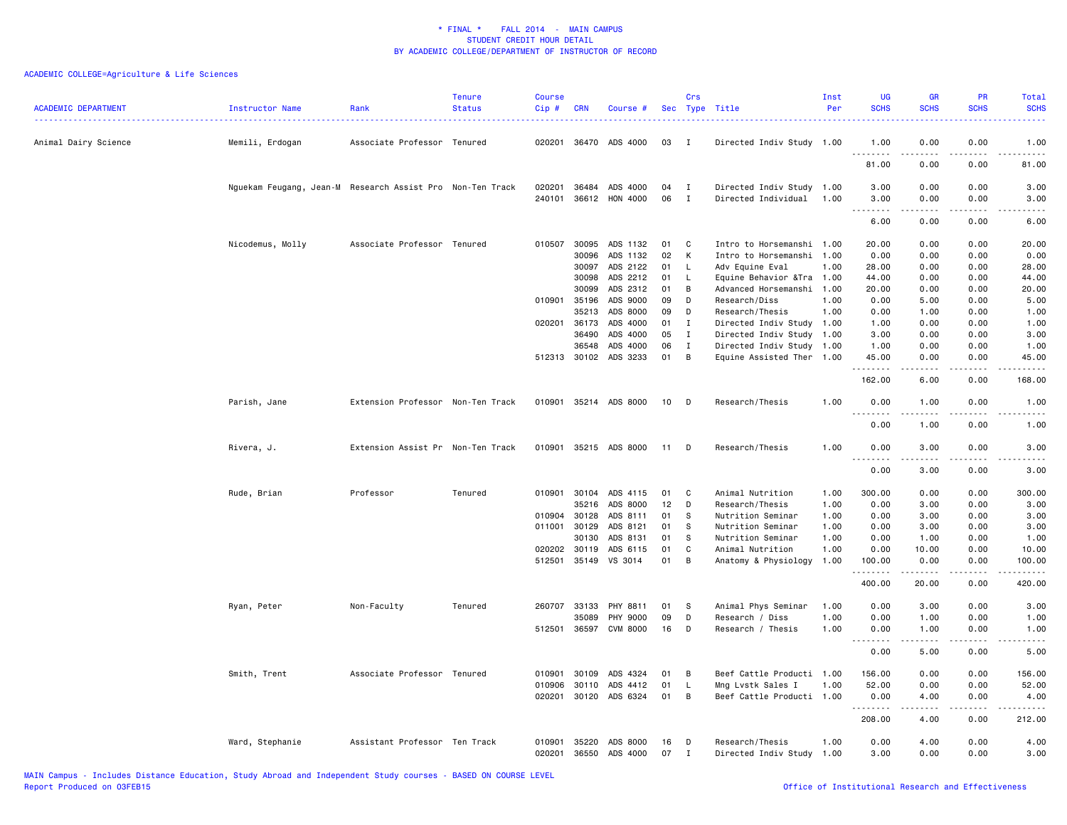# * FINAL * FALL 2014 - MAIN CAMPUS
## STUDENT CREDIT HOUR DETAIL
## BY ACADEMIC COLLEGE/DEPARTMENT OF INSTRUCTOR OF RECORD

ACADEMIC COLLEGE=Agriculture & Life Sciences

| ACADEMIC DEPARTMENT | Instructor Name | Rank | Tenure Status | Course Cip # | CRN | Course # | Sec | Crs Type | Title | Inst Per | UG SCHS | GR SCHS | PR SCHS | Total SCHS |
|---|---|---|---|---|---|---|---|---|---|---|---|---|---|---|
| Animal Dairy Science | Memili, Erdogan | Associate Professor | Tenured | 020201 | 36470 | ADS 4000 | 03 | I | Directed Indiv Study | 1.00 | 1.00 | 0.00 | 0.00 | 1.00 |
| | | | | | | | | | | | 81.00 | 0.00 | 0.00 | 81.00 |
| | Nguekam Feugang, Jean-M | Research Assist Pro | Non-Ten Track | 020201 | 36484 | ADS 4000 | 04 | I | Directed Indiv Study | 1.00 | 3.00 | 0.00 | 0.00 | 3.00 |
| | | | | 240101 | 36612 | HON 4000 | 06 | I | Directed Individual | 1.00 | 3.00 | 0.00 | 0.00 | 3.00 |
| | | | | | | | | | | | 6.00 | 0.00 | 0.00 | 6.00 |
| | Nicodemus, Molly | Associate Professor | Tenured | 010507 | 30095 | ADS 1132 | 01 | C | Intro to Horsemanshi | 1.00 | 20.00 | 0.00 | 0.00 | 20.00 |
| | | | | | 30096 | ADS 1132 | 02 | K | Intro to Horsemanshi | 1.00 | 0.00 | 0.00 | 0.00 | 0.00 |
| | | | | | 30097 | ADS 2122 | 01 | L | Adv Equine Eval | 1.00 | 28.00 | 0.00 | 0.00 | 28.00 |
| | | | | | 30098 | ADS 2212 | 01 | L | Equine Behavior &Tra | 1.00 | 44.00 | 0.00 | 0.00 | 44.00 |
| | | | | | 30099 | ADS 2312 | 01 | B | Advanced Horsemanshi | 1.00 | 20.00 | 0.00 | 0.00 | 20.00 |
| | | | | 010901 | 35196 | ADS 9000 | 09 | D | Research/Diss | 1.00 | 0.00 | 5.00 | 0.00 | 5.00 |
| | | | | | 35213 | ADS 8000 | 09 | D | Research/Thesis | 1.00 | 0.00 | 1.00 | 0.00 | 1.00 |
| | | | | 020201 | 36173 | ADS 4000 | 01 | I | Directed Indiv Study | 1.00 | 1.00 | 0.00 | 0.00 | 1.00 |
| | | | | | 36490 | ADS 4000 | 05 | I | Directed Indiv Study | 1.00 | 3.00 | 0.00 | 0.00 | 3.00 |
| | | | | | 36548 | ADS 4000 | 06 | I | Directed Indiv Study | 1.00 | 1.00 | 0.00 | 0.00 | 1.00 |
| | | | | 512313 | 30102 | ADS 3233 | 01 | B | Equine Assisted Ther | 1.00 | 45.00 | 0.00 | 0.00 | 45.00 |
| | | | | | | | | | | | 162.00 | 6.00 | 0.00 | 168.00 |
| | Parish, Jane | Extension Professor | Non-Ten Track | 010901 | 35214 | ADS 8000 | 10 | D | Research/Thesis | 1.00 | 0.00 | 1.00 | 0.00 | 1.00 |
| | | | | | | | | | | | 0.00 | 1.00 | 0.00 | 1.00 |
| | Rivera, J. | Extension Assist Pr | Non-Ten Track | 010901 | 35215 | ADS 8000 | 11 | D | Research/Thesis | 1.00 | 0.00 | 3.00 | 0.00 | 3.00 |
| | | | | | | | | | | | 0.00 | 3.00 | 0.00 | 3.00 |
| | Rude, Brian | Professor | Tenured | 010901 | 30104 | ADS 4115 | 01 | C | Animal Nutrition | 1.00 | 300.00 | 0.00 | 0.00 | 300.00 |
| | | | | | 35216 | ADS 8000 | 12 | D | Research/Thesis | 1.00 | 0.00 | 3.00 | 0.00 | 3.00 |
| | | | | 010904 | 30128 | ADS 8111 | 01 | S | Nutrition Seminar | 1.00 | 0.00 | 3.00 | 0.00 | 3.00 |
| | | | | 011001 | 30129 | ADS 8121 | 01 | S | Nutrition Seminar | 1.00 | 0.00 | 3.00 | 0.00 | 3.00 |
| | | | | | 30130 | ADS 8131 | 01 | S | Nutrition Seminar | 1.00 | 0.00 | 1.00 | 0.00 | 1.00 |
| | | | | 020202 | 30119 | ADS 6115 | 01 | C | Animal Nutrition | 1.00 | 0.00 | 10.00 | 0.00 | 10.00 |
| | | | | 512501 | 35149 | VS 3014 | 01 | B | Anatomy & Physiology | 1.00 | 100.00 | 0.00 | 0.00 | 100.00 |
| | | | | | | | | | | | 400.00 | 20.00 | 0.00 | 420.00 |
| | Ryan, Peter | Non-Faculty | Tenured | 260707 | 33133 | PHY 8811 | 01 | S | Animal Phys Seminar | 1.00 | 0.00 | 3.00 | 0.00 | 3.00 |
| | | | | | 35089 | PHY 9000 | 09 | D | Research / Diss | 1.00 | 0.00 | 1.00 | 0.00 | 1.00 |
| | | | | 512501 | 36597 | CVM 8000 | 16 | D | Research / Thesis | 1.00 | 0.00 | 1.00 | 0.00 | 1.00 |
| | | | | | | | | | | | 0.00 | 5.00 | 0.00 | 5.00 |
| | Smith, Trent | Associate Professor | Tenured | 010901 | 30109 | ADS 4324 | 01 | B | Beef Cattle Producti | 1.00 | 156.00 | 0.00 | 0.00 | 156.00 |
| | | | | 010906 | 30110 | ADS 4412 | 01 | L | Mng Lvstk Sales I | 1.00 | 52.00 | 0.00 | 0.00 | 52.00 |
| | | | | 020201 | 30120 | ADS 6324 | 01 | B | Beef Cattle Producti | 1.00 | 0.00 | 4.00 | 0.00 | 4.00 |
| | | | | | | | | | | | 208.00 | 4.00 | 0.00 | 212.00 |
| | Ward, Stephanie | Assistant Professor | Ten Track | 010901 | 35220 | ADS 8000 | 16 | D | Research/Thesis | 1.00 | 0.00 | 4.00 | 0.00 | 4.00 |
| | | | | 020201 | 36550 | ADS 4000 | 07 | I | Directed Indiv Study | 1.00 | 3.00 | 0.00 | 0.00 | 3.00 |

MAIN Campus - Includes Distance Education, Study Abroad and Independent Study courses - BASED ON COURSE LEVEL
Report Produced on 03FEB15

Office of Institutional Research and Effectiveness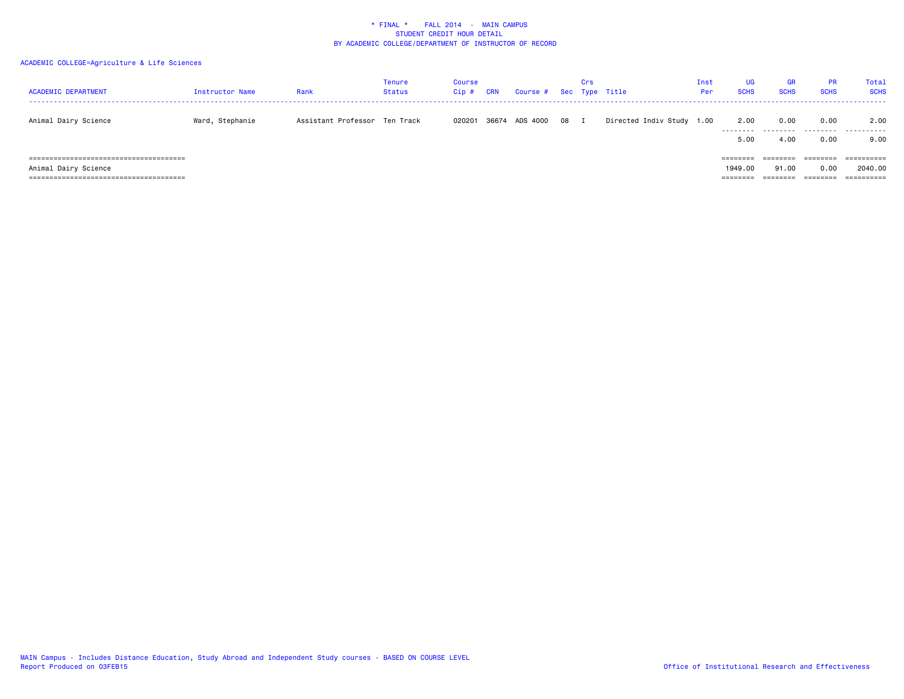\* FINAL \*    FALL 2014  -  MAIN CAMPUS
STUDENT CREDIT HOUR DETAIL
BY ACADEMIC COLLEGE/DEPARTMENT OF INSTRUCTOR OF RECORD

ACADEMIC COLLEGE=Agriculture & Life Sciences

| ACADEMIC DEPARTMENT | Instructor Name | Rank | Tenure Status | Course Cip # | CRN | Course # | Sec | Crs Type | Title | Inst Per | UG SCHS | GR SCHS | PR SCHS | Total SCHS |
|---|---|---|---|---|---|---|---|---|---|---|---|---|---|---|
| Animal Dairy Science | Ward, Stephanie | Assistant Professor | Ten Track | 020201 | 36674 | ADS 4000 | 08 | I | Directed Indiv Study | 1.00 | 2.00 | 0.00 | 0.00 | 2.00 |
| | | | | | | | | | | | 5.00 | 4.00 | 0.00 | 9.00 |
| Animal Dairy Science | | | | | | | | | | | 1949.00 | 91.00 | 0.00 | 2040.00 |

MAIN Campus - Includes Distance Education, Study Abroad and Independent Study courses - BASED ON COURSE LEVEL
Report Produced on 03FEB15

Office of Institutional Research and Effectiveness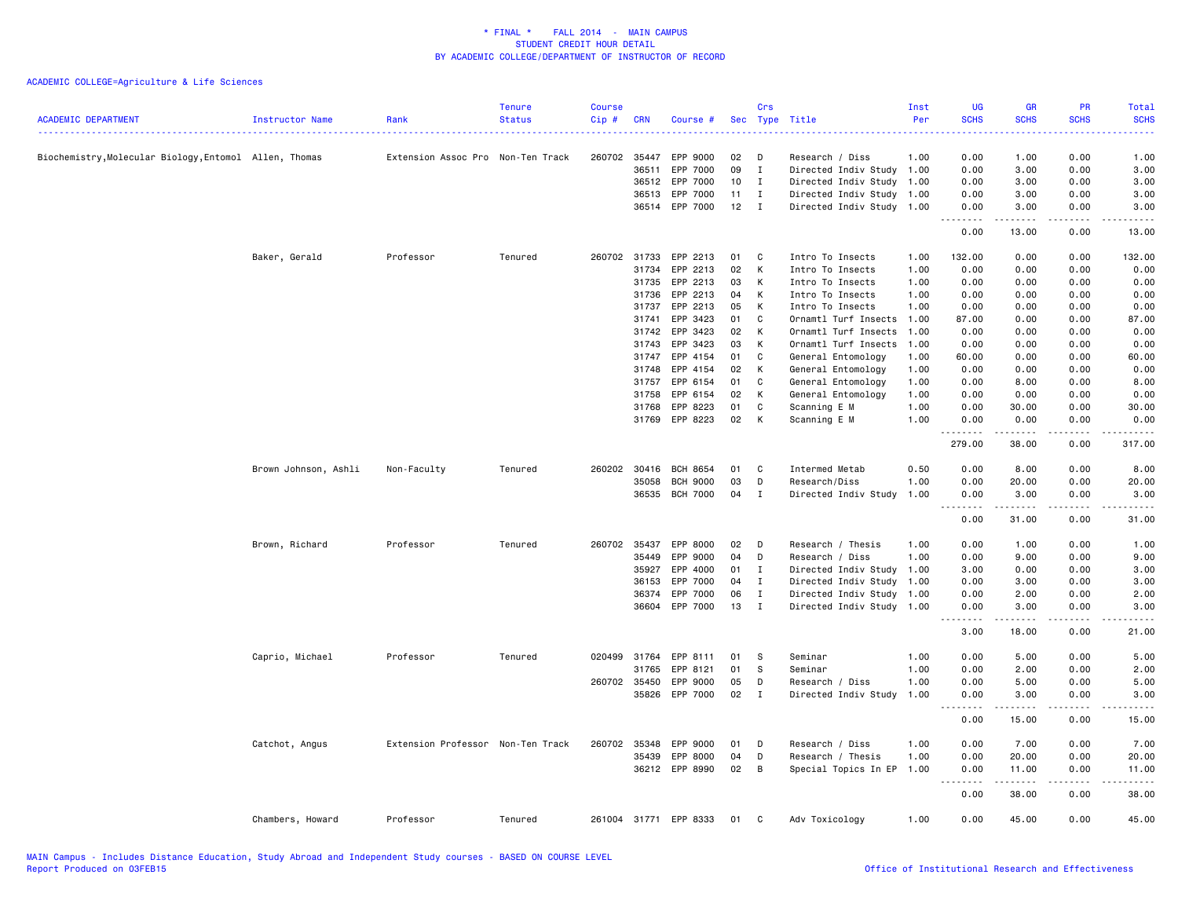# * FINAL * FALL 2014 - MAIN CAMPUS
## STUDENT CREDIT HOUR DETAIL
## BY ACADEMIC COLLEGE/DEPARTMENT OF INSTRUCTOR OF RECORD

ACADEMIC COLLEGE=Agriculture & Life Sciences

| ACADEMIC DEPARTMENT | Instructor Name | Rank | Tenure Status | Course Cip # | CRN | Course # | Sec | Crs Type | Title | Inst Per | UG SCHS | GR SCHS | PR SCHS | Total SCHS |
|---|---|---|---|---|---|---|---|---|---|---|---|---|---|---|
| Biochemistry,Molecular Biology,Entomol | Allen, Thomas | Extension Assoc Pro | Non-Ten Track | 260702 | 35447 | EPP 9000 | 02 | D | Research / Diss | 1.00 | 0.00 | 1.00 | 0.00 | 1.00 |
| | | | | | 36511 | EPP 7000 | 09 | I | Directed Indiv Study | 1.00 | 0.00 | 3.00 | 0.00 | 3.00 |
| | | | | | 36512 | EPP 7000 | 10 | I | Directed Indiv Study | 1.00 | 0.00 | 3.00 | 0.00 | 3.00 |
| | | | | | 36513 | EPP 7000 | 11 | I | Directed Indiv Study | 1.00 | 0.00 | 3.00 | 0.00 | 3.00 |
| | | | | | 36514 | EPP 7000 | 12 | I | Directed Indiv Study | 1.00 | 0.00 | 3.00 | 0.00 | 3.00 |
| | | | | | | | | | | | 0.00 | 13.00 | 0.00 | 13.00 |
| | Baker, Gerald | Professor | Tenured | 260702 | 31733 | EPP 2213 | 01 | C | Intro To Insects | 1.00 | 132.00 | 0.00 | 0.00 | 132.00 |
| | | | | | 31734 | EPP 2213 | 02 | K | Intro To Insects | 1.00 | 0.00 | 0.00 | 0.00 | 0.00 |
| | | | | | 31735 | EPP 2213 | 03 | K | Intro To Insects | 1.00 | 0.00 | 0.00 | 0.00 | 0.00 |
| | | | | | 31736 | EPP 2213 | 04 | K | Intro To Insects | 1.00 | 0.00 | 0.00 | 0.00 | 0.00 |
| | | | | | 31737 | EPP 2213 | 05 | K | Intro To Insects | 1.00 | 0.00 | 0.00 | 0.00 | 0.00 |
| | | | | | 31741 | EPP 3423 | 01 | C | Ornamtl Turf Insects | 1.00 | 87.00 | 0.00 | 0.00 | 87.00 |
| | | | | | 31742 | EPP 3423 | 02 | K | Ornamtl Turf Insects | 1.00 | 0.00 | 0.00 | 0.00 | 0.00 |
| | | | | | 31743 | EPP 3423 | 03 | K | Ornamtl Turf Insects | 1.00 | 0.00 | 0.00 | 0.00 | 0.00 |
| | | | | | 31747 | EPP 4154 | 01 | C | General Entomology | 1.00 | 60.00 | 0.00 | 0.00 | 60.00 |
| | | | | | 31748 | EPP 4154 | 02 | K | General Entomology | 1.00 | 0.00 | 0.00 | 0.00 | 0.00 |
| | | | | | 31757 | EPP 6154 | 01 | C | General Entomology | 1.00 | 0.00 | 8.00 | 0.00 | 8.00 |
| | | | | | 31758 | EPP 6154 | 02 | K | General Entomology | 1.00 | 0.00 | 0.00 | 0.00 | 0.00 |
| | | | | | 31768 | EPP 8223 | 01 | C | Scanning E M | 1.00 | 0.00 | 30.00 | 0.00 | 30.00 |
| | | | | | 31769 | EPP 8223 | 02 | K | Scanning E M | 1.00 | 0.00 | 0.00 | 0.00 | 0.00 |
| | | | | | | | | | | | 279.00 | 38.00 | 0.00 | 317.00 |
| | Brown Johnson, Ashli | Non-Faculty | Tenured | 260202 | 30416 | BCH 8654 | 01 | C | Intermed Metab | 0.50 | 0.00 | 8.00 | 0.00 | 8.00 |
| | | | | | 35058 | BCH 9000 | 03 | D | Research/Diss | 1.00 | 0.00 | 20.00 | 0.00 | 20.00 |
| | | | | | 36535 | BCH 7000 | 04 | I | Directed Indiv Study | 1.00 | 0.00 | 3.00 | 0.00 | 3.00 |
| | | | | | | | | | | | 0.00 | 31.00 | 0.00 | 31.00 |
| | Brown, Richard | Professor | Tenured | 260702 | 35437 | EPP 8000 | 02 | D | Research / Thesis | 1.00 | 0.00 | 1.00 | 0.00 | 1.00 |
| | | | | | 35449 | EPP 9000 | 04 | D | Research / Diss | 1.00 | 0.00 | 9.00 | 0.00 | 9.00 |
| | | | | | 35927 | EPP 4000 | 01 | I | Directed Indiv Study | 1.00 | 3.00 | 0.00 | 0.00 | 3.00 |
| | | | | | 36153 | EPP 7000 | 04 | I | Directed Indiv Study | 1.00 | 0.00 | 3.00 | 0.00 | 3.00 |
| | | | | | 36374 | EPP 7000 | 06 | I | Directed Indiv Study | 1.00 | 0.00 | 2.00 | 0.00 | 2.00 |
| | | | | | 36604 | EPP 7000 | 13 | I | Directed Indiv Study | 1.00 | 0.00 | 3.00 | 0.00 | 3.00 |
| | | | | | | | | | | | 3.00 | 18.00 | 0.00 | 21.00 |
| | Caprio, Michael | Professor | Tenured | 020499 | 31764 | EPP 8111 | 01 | S | Seminar | 1.00 | 0.00 | 5.00 | 0.00 | 5.00 |
| | | | | | 31765 | EPP 8121 | 01 | S | Seminar | 1.00 | 0.00 | 2.00 | 0.00 | 2.00 |
| | | | | 260702 | 35450 | EPP 9000 | 05 | D | Research / Diss | 1.00 | 0.00 | 5.00 | 0.00 | 5.00 |
| | | | | | 35826 | EPP 7000 | 02 | I | Directed Indiv Study | 1.00 | 0.00 | 3.00 | 0.00 | 3.00 |
| | | | | | | | | | | | 0.00 | 15.00 | 0.00 | 15.00 |
| | Catchot, Angus | Extension Professor | Non-Ten Track | 260702 | 35348 | EPP 9000 | 01 | D | Research / Diss | 1.00 | 0.00 | 7.00 | 0.00 | 7.00 |
| | | | | | 35439 | EPP 8000 | 04 | D | Research / Thesis | 1.00 | 0.00 | 20.00 | 0.00 | 20.00 |
| | | | | | 36212 | EPP 8990 | 02 | B | Special Topics In EP | 1.00 | 0.00 | 11.00 | 0.00 | 11.00 |
| | | | | | | | | | | | 0.00 | 38.00 | 0.00 | 38.00 |
| | Chambers, Howard | Professor | Tenured | 261004 | 31771 | EPP 8333 | 01 | C | Adv Toxicology | 1.00 | 0.00 | 45.00 | 0.00 | 45.00 |

MAIN Campus - Includes Distance Education, Study Abroad and Independent Study courses - BASED ON COURSE LEVEL
Report Produced on 03FEB15

Office of Institutional Research and Effectiveness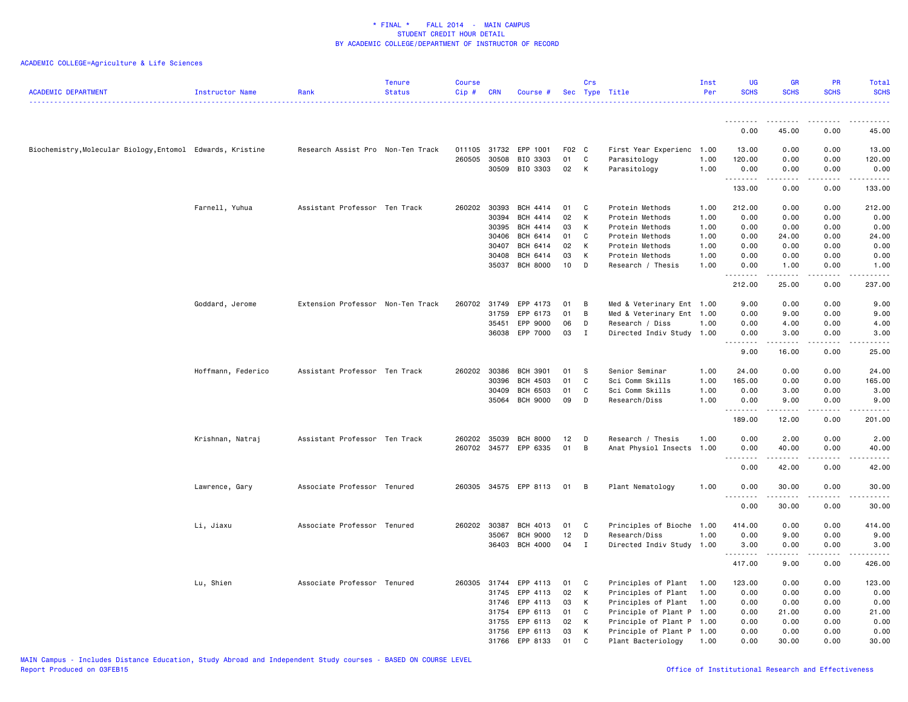\* FINAL \*   FALL 2014 - MAIN CAMPUS
STUDENT CREDIT HOUR DETAIL
BY ACADEMIC COLLEGE/DEPARTMENT OF INSTRUCTOR OF RECORD

ACADEMIC COLLEGE=Agriculture & Life Sciences

| ACADEMIC DEPARTMENT | Instructor Name | Rank | Tenure Status | Course Cip # | CRN | Course # | Sec | Crs Type | Title | Inst Per | UG SCHS | GR SCHS | PR SCHS | Total SCHS |
|---|---|---|---|---|---|---|---|---|---|---|---|---|---|---|
| | | | | | | | | | | | 0.00 | 45.00 | 0.00 | 45.00 |
| Biochemistry,Molecular Biology,Entomol | Edwards, Kristine | Research Assist Pro | Non-Ten Track | 011105 | 31732 | EPP 1001 | F02 | C | First Year Experienc | 1.00 | 13.00 | 0.00 | 0.00 | 13.00 |
| | | | | 260505 | 30508 | BIO 3303 | 01 | C | Parasitology | 1.00 | 120.00 | 0.00 | 0.00 | 120.00 |
| | | | | | 30509 | BIO 3303 | 02 | K | Parasitology | 1.00 | 0.00 | 0.00 | 0.00 | 0.00 |
| | | | | | | | | | | | 133.00 | 0.00 | 0.00 | 133.00 |
| | Farnell, Yuhua | Assistant Professor | Ten Track | 260202 | 30393 | BCH 4414 | 01 | C | Protein Methods | 1.00 | 212.00 | 0.00 | 0.00 | 212.00 |
| | | | | | 30394 | BCH 4414 | 02 | K | Protein Methods | 1.00 | 0.00 | 0.00 | 0.00 | 0.00 |
| | | | | | 30395 | BCH 4414 | 03 | K | Protein Methods | 1.00 | 0.00 | 0.00 | 0.00 | 0.00 |
| | | | | | 30406 | BCH 6414 | 01 | C | Protein Methods | 1.00 | 0.00 | 24.00 | 0.00 | 24.00 |
| | | | | | 30407 | BCH 6414 | 02 | K | Protein Methods | 1.00 | 0.00 | 0.00 | 0.00 | 0.00 |
| | | | | | 30408 | BCH 6414 | 03 | K | Protein Methods | 1.00 | 0.00 | 0.00 | 0.00 | 0.00 |
| | | | | | 35037 | BCH 8000 | 10 | D | Research / Thesis | 1.00 | 0.00 | 1.00 | 0.00 | 1.00 |
| | | | | | | | | | | | 212.00 | 25.00 | 0.00 | 237.00 |
| | Goddard, Jerome | Extension Professor | Non-Ten Track | 260702 | 31749 | EPP 4173 | 01 | B | Med & Veterinary Ent | 1.00 | 9.00 | 0.00 | 0.00 | 9.00 |
| | | | | | 31759 | EPP 6173 | 01 | B | Med & Veterinary Ent | 1.00 | 0.00 | 9.00 | 0.00 | 9.00 |
| | | | | | 35451 | EPP 9000 | 06 | D | Research / Diss | 1.00 | 0.00 | 4.00 | 0.00 | 4.00 |
| | | | | | 36038 | EPP 7000 | 03 | I | Directed Indiv Study | 1.00 | 0.00 | 3.00 | 0.00 | 3.00 |
| | | | | | | | | | | | 9.00 | 16.00 | 0.00 | 25.00 |
| | Hoffmann, Federico | Assistant Professor | Ten Track | 260202 | 30386 | BCH 3901 | 01 | S | Senior Seminar | 1.00 | 24.00 | 0.00 | 0.00 | 24.00 |
| | | | | | 30396 | BCH 4503 | 01 | C | Sci Comm Skills | 1.00 | 165.00 | 0.00 | 0.00 | 165.00 |
| | | | | | 30409 | BCH 6503 | 01 | C | Sci Comm Skills | 1.00 | 0.00 | 3.00 | 0.00 | 3.00 |
| | | | | | 35064 | BCH 9000 | 09 | D | Research/Diss | 1.00 | 0.00 | 9.00 | 0.00 | 9.00 |
| | | | | | | | | | | | 189.00 | 12.00 | 0.00 | 201.00 |
| | Krishnan, Natraj | Assistant Professor | Ten Track | 260202 | 35039 | BCH 8000 | 12 | D | Research / Thesis | 1.00 | 0.00 | 2.00 | 0.00 | 2.00 |
| | | | | 260702 | 34577 | EPP 6335 | 01 | B | Anat Physiol Insects | 1.00 | 0.00 | 40.00 | 0.00 | 40.00 |
| | | | | | | | | | | | 0.00 | 42.00 | 0.00 | 42.00 |
| | Lawrence, Gary | Associate Professor | Tenured | 260305 | 34575 | EPP 8113 | 01 | B | Plant Nematology | 1.00 | 0.00 | 30.00 | 0.00 | 30.00 |
| | | | | | | | | | | | 0.00 | 30.00 | 0.00 | 30.00 |
| | Li, Jiaxu | Associate Professor | Tenured | 260202 | 30387 | BCH 4013 | 01 | C | Principles of Bioche | 1.00 | 414.00 | 0.00 | 0.00 | 414.00 |
| | | | | | 35067 | BCH 9000 | 12 | D | Research/Diss | 1.00 | 0.00 | 9.00 | 0.00 | 9.00 |
| | | | | | 36403 | BCH 4000 | 04 | I | Directed Indiv Study | 1.00 | 3.00 | 0.00 | 0.00 | 3.00 |
| | | | | | | | | | | | 417.00 | 9.00 | 0.00 | 426.00 |
| | Lu, Shien | Associate Professor | Tenured | 260305 | 31744 | EPP 4113 | 01 | C | Principles of Plant | 1.00 | 123.00 | 0.00 | 0.00 | 123.00 |
| | | | | | 31745 | EPP 4113 | 02 | K | Principles of Plant | 1.00 | 0.00 | 0.00 | 0.00 | 0.00 |
| | | | | | 31746 | EPP 4113 | 03 | K | Principles of Plant | 1.00 | 0.00 | 0.00 | 0.00 | 0.00 |
| | | | | | 31754 | EPP 6113 | 01 | C | Principle of Plant P | 1.00 | 0.00 | 21.00 | 0.00 | 21.00 |
| | | | | | 31755 | EPP 6113 | 02 | K | Principle of Plant P | 1.00 | 0.00 | 0.00 | 0.00 | 0.00 |
| | | | | | 31756 | EPP 6113 | 03 | K | Principle of Plant P | 1.00 | 0.00 | 0.00 | 0.00 | 0.00 |
| | | | | | 31766 | EPP 8133 | 01 | C | Plant Bacteriology | 1.00 | 0.00 | 30.00 | 0.00 | 30.00 |

MAIN Campus - Includes Distance Education, Study Abroad and Independent Study courses - BASED ON COURSE LEVEL
Report Produced on 03FEB15
Office of Institutional Research and Effectiveness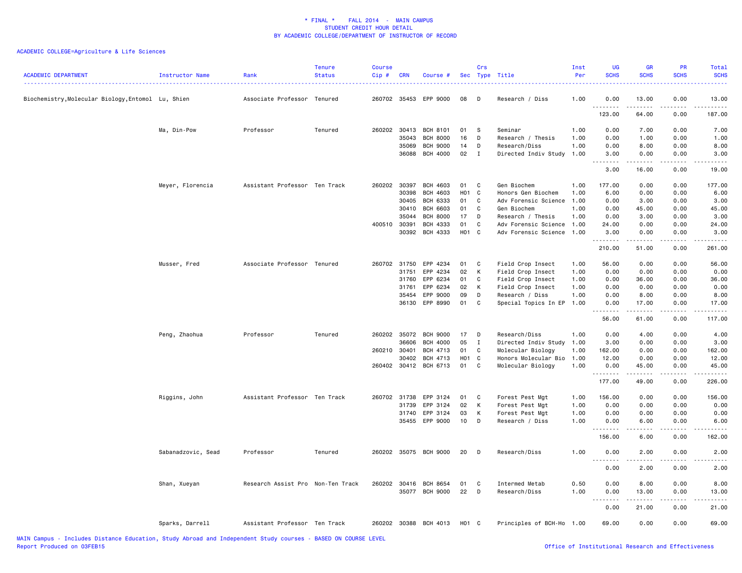\* FINAL \*    FALL 2014  -  MAIN CAMPUS
STUDENT CREDIT HOUR DETAIL
BY ACADEMIC COLLEGE/DEPARTMENT OF INSTRUCTOR OF RECORD

ACADEMIC COLLEGE=Agriculture & Life Sciences

| ACADEMIC DEPARTMENT | Instructor Name | Rank | Tenure Status | Course Cip # | CRN | Course # | Sec | Crs Type | Title | Inst Per | UG SCHS | GR SCHS | PR SCHS | Total SCHS |
|---|---|---|---|---|---|---|---|---|---|---|---|---|---|---|
| Biochemistry,Molecular Biology,Entomol | Lu, Shien | Associate Professor | Tenured | 260702 | 35453 | EPP 9000 | 08 | D | Research / Diss | 1.00 | 0.00 | 13.00 | 0.00 | 13.00 |
| | | | | | | | | | | | 123.00 | 64.00 | 0.00 | 187.00 |
| | Ma, Din-Pow | Professor | Tenured | 260202 | 30413 | BCH 8101 | 01 | S | Seminar | 1.00 | 0.00 | 7.00 | 0.00 | 7.00 |
| | | | | | 35043 | BCH 8000 | 16 | D | Research / Thesis | 1.00 | 0.00 | 1.00 | 0.00 | 1.00 |
| | | | | | 35069 | BCH 9000 | 14 | D | Research/Diss | 1.00 | 0.00 | 8.00 | 0.00 | 8.00 |
| | | | | | 36088 | BCH 4000 | 02 | I | Directed Indiv Study | 1.00 | 3.00 | 0.00 | 0.00 | 3.00 |
| | | | | | | | | | | | 3.00 | 16.00 | 0.00 | 19.00 |
| | Meyer, Florencia | Assistant Professor | Ten Track | 260202 | 30397 | BCH 4603 | 01 | C | Gen Biochem | 1.00 | 177.00 | 0.00 | 0.00 | 177.00 |
| | | | | | 30398 | BCH 4603 | H01 | C | Honors Gen Biochem | 1.00 | 6.00 | 0.00 | 0.00 | 6.00 |
| | | | | | 30405 | BCH 6333 | 01 | C | Adv Forensic Science | 1.00 | 0.00 | 3.00 | 0.00 | 3.00 |
| | | | | | 30410 | BCH 6603 | 01 | C | Gen Biochem | 1.00 | 0.00 | 45.00 | 0.00 | 45.00 |
| | | | | | 35044 | BCH 8000 | 17 | D | Research / Thesis | 1.00 | 0.00 | 3.00 | 0.00 | 3.00 |
| | | | | 400510 | 30391 | BCH 4333 | 01 | C | Adv Forensic Science | 1.00 | 24.00 | 0.00 | 0.00 | 24.00 |
| | | | | | 30392 | BCH 4333 | H01 | C | Adv Forensic Science | 1.00 | 3.00 | 0.00 | 0.00 | 3.00 |
| | | | | | | | | | | | 210.00 | 51.00 | 0.00 | 261.00 |
| | Musser, Fred | Associate Professor | Tenured | 260702 | 31750 | EPP 4234 | 01 | C | Field Crop Insect | 1.00 | 56.00 | 0.00 | 0.00 | 56.00 |
| | | | | | 31751 | EPP 4234 | 02 | K | Field Crop Insect | 1.00 | 0.00 | 0.00 | 0.00 | 0.00 |
| | | | | | 31760 | EPP 6234 | 01 | C | Field Crop Insect | 1.00 | 0.00 | 36.00 | 0.00 | 36.00 |
| | | | | | 31761 | EPP 6234 | 02 | K | Field Crop Insect | 1.00 | 0.00 | 0.00 | 0.00 | 0.00 |
| | | | | | 35454 | EPP 9000 | 09 | D | Research / Diss | 1.00 | 0.00 | 8.00 | 0.00 | 8.00 |
| | | | | | 36130 | EPP 8990 | 01 | C | Special Topics In EP | 1.00 | 0.00 | 17.00 | 0.00 | 17.00 |
| | | | | | | | | | | | 56.00 | 61.00 | 0.00 | 117.00 |
| | Peng, Zhaohua | Professor | Tenured | 260202 | 35072 | BCH 9000 | 17 | D | Research/Diss | 1.00 | 0.00 | 4.00 | 0.00 | 4.00 |
| | | | | | 36606 | BCH 4000 | 05 | I | Directed Indiv Study | 1.00 | 3.00 | 0.00 | 0.00 | 3.00 |
| | | | | 260210 | 30401 | BCH 4713 | 01 | C | Molecular Biology | 1.00 | 162.00 | 0.00 | 0.00 | 162.00 |
| | | | | | 30402 | BCH 4713 | H01 | C | Honors Molecular Bio | 1.00 | 12.00 | 0.00 | 0.00 | 12.00 |
| | | | | 260402 | 30412 | BCH 6713 | 01 | C | Molecular Biology | 1.00 | 0.00 | 45.00 | 0.00 | 45.00 |
| | | | | | | | | | | | 177.00 | 49.00 | 0.00 | 226.00 |
| | Riggins, John | Assistant Professor | Ten Track | 260702 | 31738 | EPP 3124 | 01 | C | Forest Pest Mgt | 1.00 | 156.00 | 0.00 | 0.00 | 156.00 |
| | | | | | 31739 | EPP 3124 | 02 | K | Forest Pest Mgt | 1.00 | 0.00 | 0.00 | 0.00 | 0.00 |
| | | | | | 31740 | EPP 3124 | 03 | K | Forest Pest Mgt | 1.00 | 0.00 | 0.00 | 0.00 | 0.00 |
| | | | | | 35455 | EPP 9000 | 10 | D | Research / Diss | 1.00 | 0.00 | 6.00 | 0.00 | 6.00 |
| | | | | | | | | | | | 156.00 | 6.00 | 0.00 | 162.00 |
| | Sabanadzovic, Sead | Professor | Tenured | 260202 | 35075 | BCH 9000 | 20 | D | Research/Diss | 1.00 | 0.00 | 2.00 | 0.00 | 2.00 |
| | | | | | | | | | | | 0.00 | 2.00 | 0.00 | 2.00 |
| | Shan, Xueyan | Research Assist Pro | Non-Ten Track | 260202 | 30416 | BCH 8654 | 01 | C | Intermed Metab | 0.50 | 0.00 | 8.00 | 0.00 | 8.00 |
| | | | | | 35077 | BCH 9000 | 22 | D | Research/Diss | 1.00 | 0.00 | 13.00 | 0.00 | 13.00 |
| | | | | | | | | | | | 0.00 | 21.00 | 0.00 | 21.00 |
| | Sparks, Darrell | Assistant Professor | Ten Track | 260202 | 30388 | BCH 4013 | H01 | C | Principles of BCH-Ho | 1.00 | 69.00 | 0.00 | 0.00 | 69.00 |

MAIN Campus - Includes Distance Education, Study Abroad and Independent Study courses - BASED ON COURSE LEVEL
Report Produced on 03FEB15    Office of Institutional Research and Effectiveness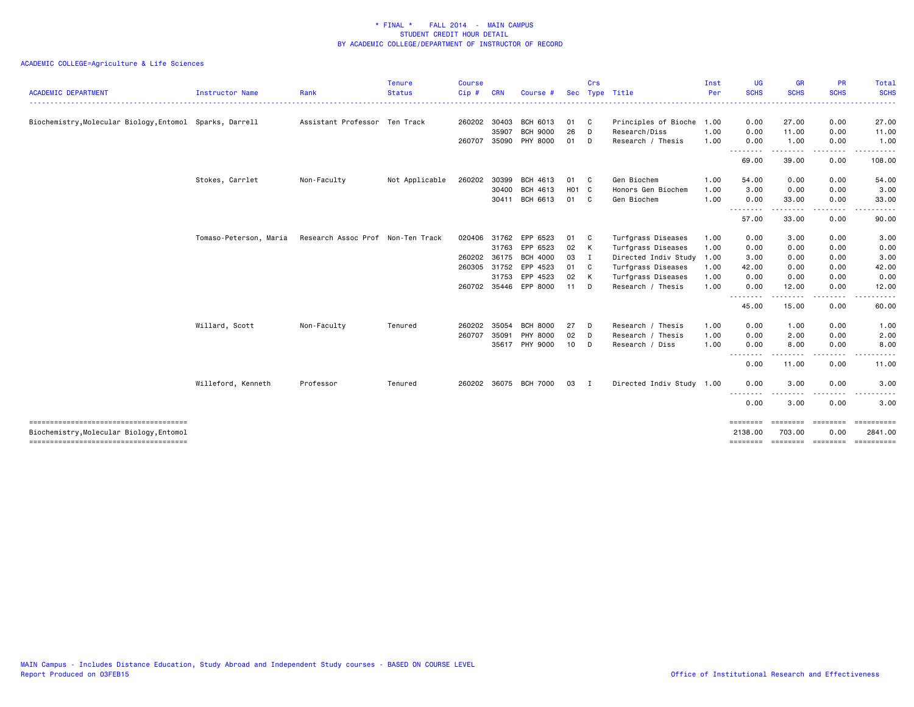\* FINAL \* FALL 2014 - MAIN CAMPUS
STUDENT CREDIT HOUR DETAIL
BY ACADEMIC COLLEGE/DEPARTMENT OF INSTRUCTOR OF RECORD

ACADEMIC COLLEGE=Agriculture & Life Sciences

| ACADEMIC DEPARTMENT | Instructor Name | Rank | Tenure Status | Course Cip # | CRN | Course # | Sec | Crs Type | Title | Inst Per | UG SCHS | GR SCHS | PR SCHS | Total SCHS |
|---|---|---|---|---|---|---|---|---|---|---|---|---|---|---|
| Biochemistry,Molecular Biology,Entomol | Sparks, Darrell | Assistant Professor | Ten Track | 260202 | 30403 | BCH 6013 | 01 | C | Principles of Bioche | 1.00 | 0.00 | 27.00 | 0.00 | 27.00 |
| | | | | | 35907 | BCH 9000 | 26 | D | Research/Diss | 1.00 | 0.00 | 11.00 | 0.00 | 11.00 |
| | | | | 260707 | 35090 | PHY 8000 | 01 | D | Research / Thesis | 1.00 | 0.00 | 1.00 | 0.00 | 1.00 |
| | | | | | | | | | | | 69.00 | 39.00 | 0.00 | 108.00 |
| | Stokes, Carrlet | Non-Faculty | Not Applicable | 260202 | 30399 | BCH 4613 | 01 | C | Gen Biochem | 1.00 | 54.00 | 0.00 | 0.00 | 54.00 |
| | | | | | 30400 | BCH 4613 | H01 | C | Honors Gen Biochem | 1.00 | 3.00 | 0.00 | 0.00 | 3.00 |
| | | | | | 30411 | BCH 6613 | 01 | C | Gen Biochem | 1.00 | 0.00 | 33.00 | 0.00 | 33.00 |
| | | | | | | | | | | | 57.00 | 33.00 | 0.00 | 90.00 |
| | Tomaso-Peterson, Maria | Research Assoc Prof | Non-Ten Track | 020406 | 31762 | EPP 6523 | 01 | C | Turfgrass Diseases | 1.00 | 0.00 | 3.00 | 0.00 | 3.00 |
| | | | | | 31763 | EPP 6523 | 02 | K | Turfgrass Diseases | 1.00 | 0.00 | 0.00 | 0.00 | 0.00 |
| | | | | 260202 | 36175 | BCH 4000 | 03 | I | Directed Indiv Study | 1.00 | 3.00 | 0.00 | 0.00 | 3.00 |
| | | | | 260305 | 31752 | EPP 4523 | 01 | C | Turfgrass Diseases | 1.00 | 42.00 | 0.00 | 0.00 | 42.00 |
| | | | | | 31753 | EPP 4523 | 02 | K | Turfgrass Diseases | 1.00 | 0.00 | 0.00 | 0.00 | 0.00 |
| | | | | 260702 | 35446 | EPP 8000 | 11 | D | Research / Thesis | 1.00 | 0.00 | 12.00 | 0.00 | 12.00 |
| | | | | | | | | | | | 45.00 | 15.00 | 0.00 | 60.00 |
| | Willard, Scott | Non-Faculty | Tenured | 260202 | 35054 | BCH 8000 | 27 | D | Research / Thesis | 1.00 | 0.00 | 1.00 | 0.00 | 1.00 |
| | | | | 260707 | 35091 | PHY 8000 | 02 | D | Research / Thesis | 1.00 | 0.00 | 2.00 | 0.00 | 2.00 |
| | | | | | 35617 | PHY 9000 | 10 | D | Research / Diss | 1.00 | 0.00 | 8.00 | 0.00 | 8.00 |
| | | | | | | | | | | | 0.00 | 11.00 | 0.00 | 11.00 |
| | Willeford, Kenneth | Professor | Tenured | 260202 | 36075 | BCH 7000 | 03 | I | Directed Indiv Study | 1.00 | 0.00 | 3.00 | 0.00 | 3.00 |
| | | | | | | | | | | | 0.00 | 3.00 | 0.00 | 3.00 |
| Biochemistry,Molecular Biology,Entomol | | | | | | | | | | | 2138.00 | 703.00 | 0.00 | 2841.00 |

MAIN Campus - Includes Distance Education, Study Abroad and Independent Study courses - BASED ON COURSE LEVEL
Report Produced on 03FEB15

Office of Institutional Research and Effectiveness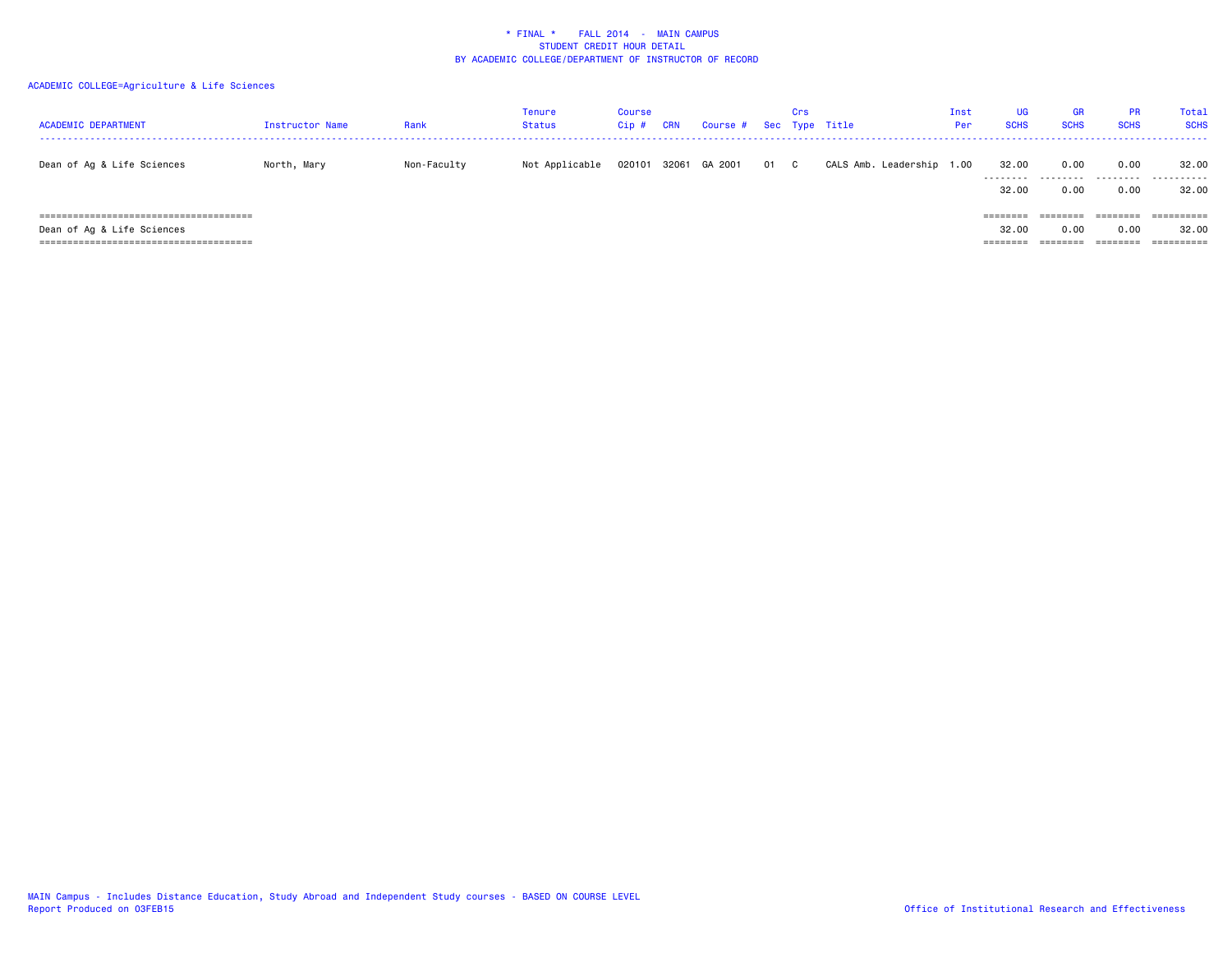\* FINAL \*    FALL 2014  -  MAIN CAMPUS
STUDENT CREDIT HOUR DETAIL
BY ACADEMIC COLLEGE/DEPARTMENT OF INSTRUCTOR OF RECORD

ACADEMIC COLLEGE=Agriculture & Life Sciences

| ACADEMIC DEPARTMENT | Instructor Name | Rank | Tenure Status | Course Cip # | CRN | Course # | Sec | Crs Type | Title | Inst Per | UG SCHS | GR SCHS | PR SCHS | Total SCHS |
|---|---|---|---|---|---|---|---|---|---|---|---|---|---|---|
| Dean of Ag & Life Sciences | North, Mary | Non-Faculty | Not Applicable | 020101 | 32061 | GA 2001 | 01 | C | CALS Amb. Leadership | 1.00 | 32.00 | 0.00 | 0.00 | 32.00 |
| | | | | | | | | | | | 32.00 | 0.00 | 0.00 | 32.00 |
| Dean of Ag & Life Sciences | | | | | | | | | | | 32.00 | 0.00 | 0.00 | 32.00 |

MAIN Campus - Includes Distance Education, Study Abroad and Independent Study courses - BASED ON COURSE LEVEL
Report Produced on 03FEB15

Office of Institutional Research and Effectiveness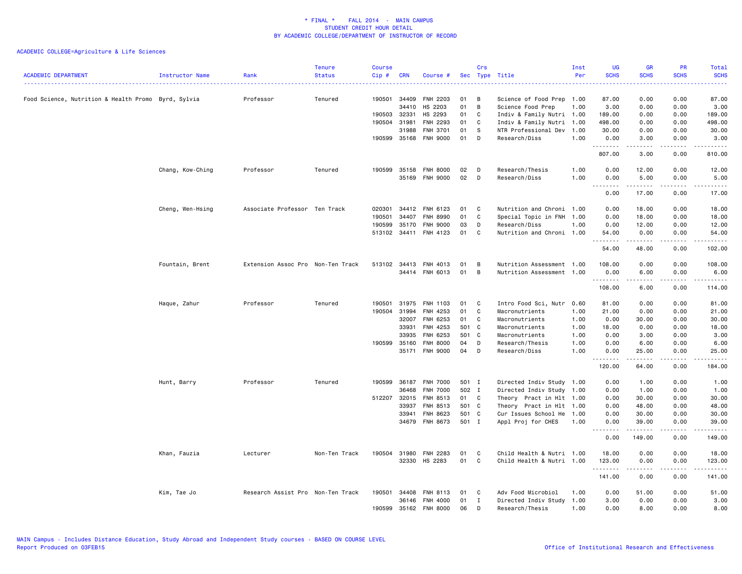* FINAL * FALL 2014 - MAIN CAMPUS
STUDENT CREDIT HOUR DETAIL
BY ACADEMIC COLLEGE/DEPARTMENT OF INSTRUCTOR OF RECORD

ACADEMIC COLLEGE=Agriculture & Life Sciences

| ACADEMIC DEPARTMENT | Instructor Name | Rank | Tenure Status | Course Cip # | CRN | Course # | Sec | Crs Type | Title | Inst Per | UG SCHS | GR SCHS | PR SCHS | Total SCHS |
|---|---|---|---|---|---|---|---|---|---|---|---|---|---|---|
| Food Science, Nutrition & Health Promo | Byrd, Sylvia | Professor | Tenured | 190501 | 34409 | FNH 2203 | 01 | B | Science of Food Prep | 1.00 | 87.00 | 0.00 | 0.00 | 87.00 |
| | | | | | 34410 | HS 2203 | 01 | B | Science Food Prep | 1.00 | 3.00 | 0.00 | 0.00 | 3.00 |
| | | | | 190503 | 32331 | HS 2293 | 01 | C | Indiv & Family Nutri | 1.00 | 189.00 | 0.00 | 0.00 | 189.00 |
| | | | | 190504 | 31981 | FNH 2293 | 01 | C | Indiv & Family Nutri | 1.00 | 498.00 | 0.00 | 0.00 | 498.00 |
| | | | | | 31988 | FNH 3701 | 01 | S | NTR Professional Dev | 1.00 | 30.00 | 0.00 | 0.00 | 30.00 |
| | | | | 190599 | 35168 | FNH 9000 | 01 | D | Research/Diss | 1.00 | 0.00 | 3.00 | 0.00 | 3.00 |
| | | | | | | | | | | | 807.00 | 3.00 | 0.00 | 810.00 |
| | Chang, Kow-Ching | Professor | Tenured | 190599 | 35158 | FNH 8000 | 02 | D | Research/Thesis | 1.00 | 0.00 | 12.00 | 0.00 | 12.00 |
| | | | | | 35169 | FNH 9000 | 02 | D | Research/Diss | 1.00 | 0.00 | 5.00 | 0.00 | 5.00 |
| | | | | | | | | | | | 0.00 | 17.00 | 0.00 | 17.00 |
| | Cheng, Wen-Hsing | Associate Professor | Ten Track | 020301 | 34412 | FNH 6123 | 01 | C | Nutrition and Chroni | 1.00 | 0.00 | 18.00 | 0.00 | 18.00 |
| | | | | 190501 | 34407 | FNH 8990 | 01 | C | Special Topic in FNH | 1.00 | 0.00 | 18.00 | 0.00 | 18.00 |
| | | | | 190599 | 35170 | FNH 9000 | 03 | D | Research/Diss | 1.00 | 0.00 | 12.00 | 0.00 | 12.00 |
| | | | | 513102 | 34411 | FNH 4123 | 01 | C | Nutrition and Chroni | 1.00 | 54.00 | 0.00 | 0.00 | 54.00 |
| | | | | | | | | | | | 54.00 | 48.00 | 0.00 | 102.00 |
| | Fountain, Brent | Extension Assoc Pro | Non-Ten Track | 513102 | 34413 | FNH 4013 | 01 | B | Nutrition Assessment | 1.00 | 108.00 | 0.00 | 0.00 | 108.00 |
| | | | | | 34414 | FNH 6013 | 01 | B | Nutrition Assessment | 1.00 | 0.00 | 6.00 | 0.00 | 6.00 |
| | | | | | | | | | | | 108.00 | 6.00 | 0.00 | 114.00 |
| | Haque, Zahur | Professor | Tenured | 190501 | 31975 | FNH 1103 | 01 | C | Intro Food Sci, Nutr | 0.60 | 81.00 | 0.00 | 0.00 | 81.00 |
| | | | | 190504 | 31994 | FNH 4253 | 01 | C | Macronutrients | 1.00 | 21.00 | 0.00 | 0.00 | 21.00 |
| | | | | | 32007 | FNH 6253 | 01 | C | Macronutrients | 1.00 | 0.00 | 30.00 | 0.00 | 30.00 |
| | | | | | 33931 | FNH 4253 | 501 | C | Macronutrients | 1.00 | 18.00 | 0.00 | 0.00 | 18.00 |
| | | | | | 33935 | FNH 6253 | 501 | C | Macronutrients | 1.00 | 0.00 | 3.00 | 0.00 | 3.00 |
| | | | | 190599 | 35160 | FNH 8000 | 04 | D | Research/Thesis | 1.00 | 0.00 | 6.00 | 0.00 | 6.00 |
| | | | | | 35171 | FNH 9000 | 04 | D | Research/Diss | 1.00 | 0.00 | 25.00 | 0.00 | 25.00 |
| | | | | | | | | | | | 120.00 | 64.00 | 0.00 | 184.00 |
| | Hunt, Barry | Professor | Tenured | 190599 | 36187 | FNH 7000 | 501 | I | Directed Indiv Study | 1.00 | 0.00 | 1.00 | 0.00 | 1.00 |
| | | | | | 36468 | FNH 7000 | 502 | I | Directed Indiv Study | 1.00 | 0.00 | 1.00 | 0.00 | 1.00 |
| | | | | 512207 | 32015 | FNH 8513 | 01 | C | Theory Pract in Hlt | 1.00 | 0.00 | 30.00 | 0.00 | 30.00 |
| | | | | | 33937 | FNH 8513 | 501 | C | Theory Pract in Hlt | 1.00 | 0.00 | 48.00 | 0.00 | 48.00 |
| | | | | | 33941 | FNH 8623 | 501 | C | Cur Issues School He | 1.00 | 0.00 | 30.00 | 0.00 | 30.00 |
| | | | | | 34679 | FNH 8673 | 501 | I | Appl Proj for CHES | 1.00 | 0.00 | 39.00 | 0.00 | 39.00 |
| | | | | | | | | | | | 0.00 | 149.00 | 0.00 | 149.00 |
| | Khan, Fauzia | Lecturer | Non-Ten Track | 190504 | 31980 | FNH 2283 | 01 | C | Child Health & Nutri | 1.00 | 18.00 | 0.00 | 0.00 | 18.00 |
| | | | | | 32330 | HS 2283 | 01 | C | Child Health & Nutri | 1.00 | 123.00 | 0.00 | 0.00 | 123.00 |
| | | | | | | | | | | | 141.00 | 0.00 | 0.00 | 141.00 |
| | Kim, Tae Jo | Research Assist Pro | Non-Ten Track | 190501 | 34408 | FNH 8113 | 01 | C | Adv Food Microbiol | 1.00 | 0.00 | 51.00 | 0.00 | 51.00 |
| | | | | | 36146 | FNH 4000 | 01 | I | Directed Indiv Study | 1.00 | 3.00 | 0.00 | 0.00 | 3.00 |
| | | | | 190599 | 35162 | FNH 8000 | 06 | D | Research/Thesis | 1.00 | 0.00 | 8.00 | 0.00 | 8.00 |

MAIN Campus - Includes Distance Education, Study Abroad and Independent Study courses - BASED ON COURSE LEVEL
Report Produced on 03FEB15 Office of Institutional Research and Effectiveness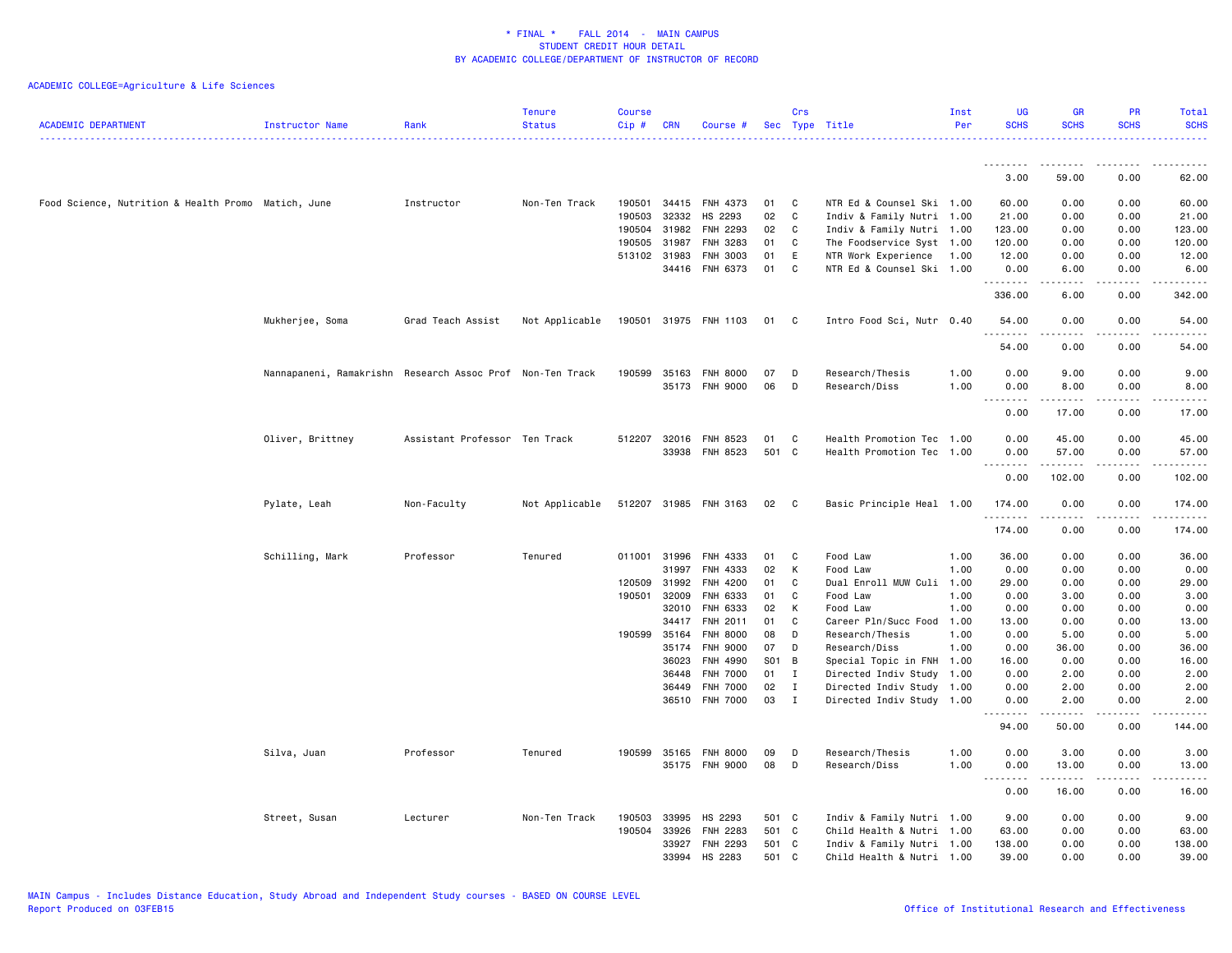\* FINAL \* FALL 2014 - MAIN CAMPUS
STUDENT CREDIT HOUR DETAIL
BY ACADEMIC COLLEGE/DEPARTMENT OF INSTRUCTOR OF RECORD

ACADEMIC COLLEGE=Agriculture & Life Sciences

| ACADEMIC DEPARTMENT | Instructor Name | Rank | Tenure Status | Course Cip # | CRN | Course # | Sec | Crs Type | Title | Inst Per | UG SCHS | GR SCHS | PR SCHS | Total SCHS |
|---|---|---|---|---|---|---|---|---|---|---|---|---|---|---|
| | | | | | | | | | | | 3.00 | 59.00 | 0.00 | 62.00 |
| Food Science, Nutrition & Health Promo | Matich, June | Instructor | Non-Ten Track | 190501 | 34415 | FNH 4373 | 01 | C | NTR Ed & Counsel Ski | 1.00 | 60.00 | 0.00 | 0.00 | 60.00 |
| | | | | 190503 | 32332 | HS 2293 | 02 | C | Indiv & Family Nutri | 1.00 | 21.00 | 0.00 | 0.00 | 21.00 |
| | | | | 190504 | 31982 | FNH 2293 | 02 | C | Indiv & Family Nutri | 1.00 | 123.00 | 0.00 | 0.00 | 123.00 |
| | | | | 190505 | 31987 | FNH 3283 | 01 | C | The Foodservice Syst | 1.00 | 120.00 | 0.00 | 0.00 | 120.00 |
| | | | | 513102 | 31983 | FNH 3003 | 01 | E | NTR Work Experience | 1.00 | 12.00 | 0.00 | 0.00 | 12.00 |
| | | | | | 34416 | FNH 6373 | 01 | C | NTR Ed & Counsel Ski | 1.00 | 0.00 | 6.00 | 0.00 | 6.00 |
| | | | | | | | | | | | 336.00 | 6.00 | 0.00 | 342.00 |
| | Mukherjee, Soma | Grad Teach Assist | Not Applicable | 190501 | 31975 | FNH 1103 | 01 | C | Intro Food Sci, Nutr | 0.40 | 54.00 | 0.00 | 0.00 | 54.00 |
| | | | | | | | | | | | 54.00 | 0.00 | 0.00 | 54.00 |
| | Nannapaneni, Ramakrishn | Research Assoc Prof | Non-Ten Track | 190599 | 35163 | FNH 8000 | 07 | D | Research/Thesis | 1.00 | 0.00 | 9.00 | 0.00 | 9.00 |
| | | | | | 35173 | FNH 9000 | 06 | D | Research/Diss | 1.00 | 0.00 | 8.00 | 0.00 | 8.00 |
| | | | | | | | | | | | 0.00 | 17.00 | 0.00 | 17.00 |
| | Oliver, Brittney | Assistant Professor | Ten Track | 512207 | 32016 | FNH 8523 | 01 | C | Health Promotion Tec | 1.00 | 0.00 | 45.00 | 0.00 | 45.00 |
| | | | | | 33938 | FNH 8523 | 501 | C | Health Promotion Tec | 1.00 | 0.00 | 57.00 | 0.00 | 57.00 |
| | | | | | | | | | | | 0.00 | 102.00 | 0.00 | 102.00 |
| | Pylate, Leah | Non-Faculty | Not Applicable | 512207 | 31985 | FNH 3163 | 02 | C | Basic Principle Heal | 1.00 | 174.00 | 0.00 | 0.00 | 174.00 |
| | | | | | | | | | | | 174.00 | 0.00 | 0.00 | 174.00 |
| | Schilling, Mark | Professor | Tenured | 011001 | 31996 | FNH 4333 | 01 | C | Food Law | 1.00 | 36.00 | 0.00 | 0.00 | 36.00 |
| | | | | | 31997 | FNH 4333 | 02 | K | Food Law | 1.00 | 0.00 | 0.00 | 0.00 | 0.00 |
| | | | | 120509 | 31992 | FNH 4200 | 01 | C | Dual Enroll MUW Culi | 1.00 | 29.00 | 0.00 | 0.00 | 29.00 |
| | | | | 190501 | 32009 | FNH 6333 | 01 | C | Food Law | 1.00 | 0.00 | 3.00 | 0.00 | 3.00 |
| | | | | | 32010 | FNH 6333 | 02 | K | Food Law | 1.00 | 0.00 | 0.00 | 0.00 | 0.00 |
| | | | | | 34417 | FNH 2011 | 01 | C | Career Pln/Succ Food | 1.00 | 13.00 | 0.00 | 0.00 | 13.00 |
| | | | | 190599 | 35164 | FNH 8000 | 08 | D | Research/Thesis | 1.00 | 0.00 | 5.00 | 0.00 | 5.00 |
| | | | | | 35174 | FNH 9000 | 07 | D | Research/Diss | 1.00 | 0.00 | 36.00 | 0.00 | 36.00 |
| | | | | | 36023 | FNH 4990 | S01 | B | Special Topic in FNH | 1.00 | 16.00 | 0.00 | 0.00 | 16.00 |
| | | | | | 36448 | FNH 7000 | 01 | I | Directed Indiv Study | 1.00 | 0.00 | 2.00 | 0.00 | 2.00 |
| | | | | | 36449 | FNH 7000 | 02 | I | Directed Indiv Study | 1.00 | 0.00 | 2.00 | 0.00 | 2.00 |
| | | | | | 36510 | FNH 7000 | 03 | I | Directed Indiv Study | 1.00 | 0.00 | 2.00 | 0.00 | 2.00 |
| | | | | | | | | | | | 94.00 | 50.00 | 0.00 | 144.00 |
| | Silva, Juan | Professor | Tenured | 190599 | 35165 | FNH 8000 | 09 | D | Research/Thesis | 1.00 | 0.00 | 3.00 | 0.00 | 3.00 |
| | | | | | 35175 | FNH 9000 | 08 | D | Research/Diss | 1.00 | 0.00 | 13.00 | 0.00 | 13.00 |
| | | | | | | | | | | | 0.00 | 16.00 | 0.00 | 16.00 |
| | Street, Susan | Lecturer | Non-Ten Track | 190503 | 33995 | HS 2293 | 501 | C | Indiv & Family Nutri | 1.00 | 9.00 | 0.00 | 0.00 | 9.00 |
| | | | | 190504 | 33926 | FNH 2283 | 501 | C | Child Health & Nutri | 1.00 | 63.00 | 0.00 | 0.00 | 63.00 |
| | | | | | 33927 | FNH 2293 | 501 | C | Indiv & Family Nutri | 1.00 | 138.00 | 0.00 | 0.00 | 138.00 |
| | | | | | 33994 | HS 2283 | 501 | C | Child Health & Nutri | 1.00 | 39.00 | 0.00 | 0.00 | 39.00 |

MAIN Campus - Includes Distance Education, Study Abroad and Independent Study courses - BASED ON COURSE LEVEL
Report Produced on 03FEB15 | Office of Institutional Research and Effectiveness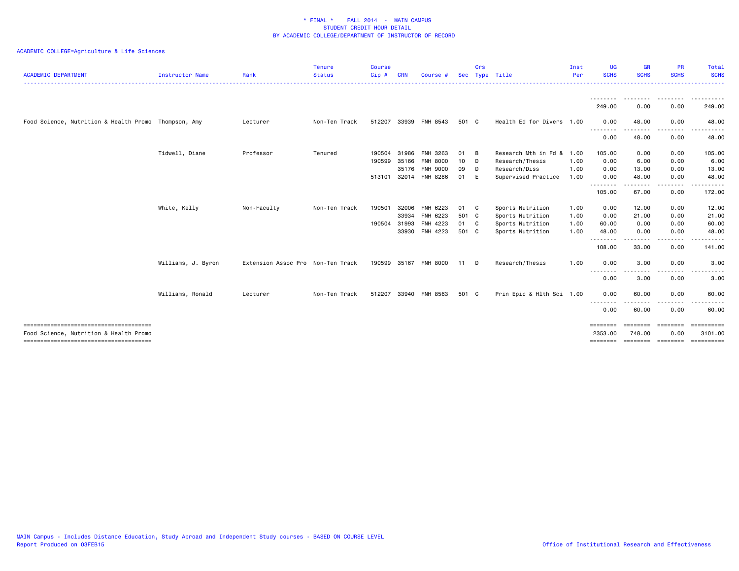\* FINAL \*    FALL 2014  -  MAIN CAMPUS
STUDENT CREDIT HOUR DETAIL
BY ACADEMIC COLLEGE/DEPARTMENT OF INSTRUCTOR OF RECORD

ACADEMIC COLLEGE=Agriculture & Life Sciences

| ACADEMIC DEPARTMENT | Instructor Name | Rank | Tenure Status | Course Cip # | CRN | Course # | Sec | Crs Type | Title | Inst Per | UG SCHS | GR SCHS | PR SCHS | Total SCHS |
|---|---|---|---|---|---|---|---|---|---|---|---|---|---|---|
| | | | | | | | | | | | 249.00 | 0.00 | 0.00 | 249.00 |
| Food Science, Nutrition & Health Promo | Thompson, Amy | Lecturer | Non-Ten Track | 512207 | 33939 | FNH 8543 | 501 | C | Health Ed for Divers | 1.00 | 0.00 | 48.00 | 0.00 | 48.00 |
| | | | | | | | | | | | 0.00 | 48.00 | 0.00 | 48.00 |
| | Tidwell, Diane | Professor | Tenured | 190504 | 31986 | FNH 3263 | 01 | B | Research Mth in Fd & | 1.00 | 105.00 | 0.00 | 0.00 | 105.00 |
| | | | | 190599 | 35166 | FNH 8000 | 10 | D | Research/Thesis | 1.00 | 0.00 | 6.00 | 0.00 | 6.00 |
| | | | | | 35176 | FNH 9000 | 09 | D | Research/Diss | 1.00 | 0.00 | 13.00 | 0.00 | 13.00 |
| | | | | 513101 | 32014 | FNH 8286 | 01 | E | Supervised Practice | 1.00 | 0.00 | 48.00 | 0.00 | 48.00 |
| | | | | | | | | | | | 105.00 | 67.00 | 0.00 | 172.00 |
| | White, Kelly | Non-Faculty | Non-Ten Track | 190501 | 32006 | FNH 6223 | 01 | C | Sports Nutrition | 1.00 | 0.00 | 12.00 | 0.00 | 12.00 |
| | | | | | 33934 | FNH 6223 | 501 | C | Sports Nutrition | 1.00 | 0.00 | 21.00 | 0.00 | 21.00 |
| | | | | 190504 | 31993 | FNH 4223 | 01 | C | Sports Nutrition | 1.00 | 60.00 | 0.00 | 0.00 | 60.00 |
| | | | | | 33930 | FNH 4223 | 501 | C | Sports Nutrition | 1.00 | 48.00 | 0.00 | 0.00 | 48.00 |
| | | | | | | | | | | | 108.00 | 33.00 | 0.00 | 141.00 |
| | Williams, J. Byron | Extension Assoc Pro | Non-Ten Track | 190599 | 35167 | FNH 8000 | 11 | D | Research/Thesis | 1.00 | 0.00 | 3.00 | 0.00 | 3.00 |
| | | | | | | | | | | | 0.00 | 3.00 | 0.00 | 3.00 |
| | Williams, Ronald | Lecturer | Non-Ten Track | 512207 | 33940 | FNH 8563 | 501 | C | Prin Epic & Hlth Sci | 1.00 | 0.00 | 60.00 | 0.00 | 60.00 |
| | | | | | | | | | | | 0.00 | 60.00 | 0.00 | 60.00 |
| Food Science, Nutrition & Health Promo | | | | | | | | | | | 2353.00 | 748.00 | 0.00 | 3101.00 |

MAIN Campus - Includes Distance Education, Study Abroad and Independent Study courses - BASED ON COURSE LEVEL
Report Produced on 03FEB15

Office of Institutional Research and Effectiveness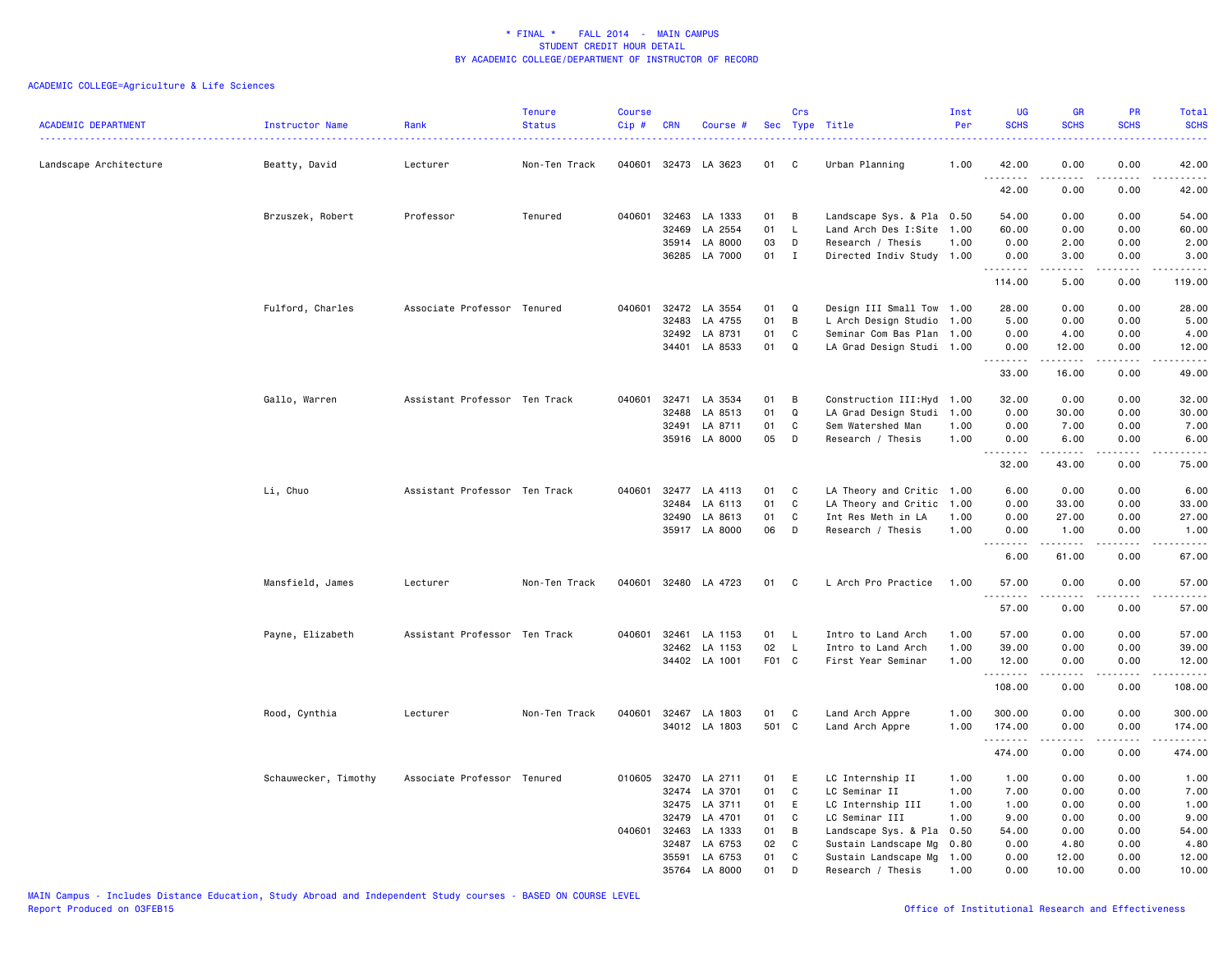\* FINAL \*    FALL 2014  -  MAIN CAMPUS
STUDENT CREDIT HOUR DETAIL
BY ACADEMIC COLLEGE/DEPARTMENT OF INSTRUCTOR OF RECORD

ACADEMIC COLLEGE=Agriculture & Life Sciences

| ACADEMIC DEPARTMENT | Instructor Name | Rank | Tenure Status | Course Cip # | CRN | Course # | Sec | Crs Type | Title | Inst Per | UG SCHS | GR SCHS | PR SCHS | Total SCHS |
|---|---|---|---|---|---|---|---|---|---|---|---|---|---|---|
| Landscape Architecture | Beatty, David | Lecturer | Non-Ten Track | 040601 | 32473 | LA 3623 | 01 | C | Urban Planning | 1.00 | 42.00 | 0.00 | 0.00 | 42.00 |
| | | | | | | | | | | | 42.00 | 0.00 | 0.00 | 42.00 |
| | Brzuszek, Robert | Professor | Tenured | 040601 | 32463 | LA 1333 | 01 | B | Landscape Sys. & Pla | 0.50 | 54.00 | 0.00 | 0.00 | 54.00 |
| | | | | | 32469 | LA 2554 | 01 | L | Land Arch Des I:Site | 1.00 | 60.00 | 0.00 | 0.00 | 60.00 |
| | | | | | 35914 | LA 8000 | 03 | D | Research / Thesis | 1.00 | 0.00 | 2.00 | 0.00 | 2.00 |
| | | | | | 36285 | LA 7000 | 01 | I | Directed Indiv Study | 1.00 | 0.00 | 3.00 | 0.00 | 3.00 |
| | | | | | | | | | | | 114.00 | 5.00 | 0.00 | 119.00 |
| | Fulford, Charles | Associate Professor | Tenured | 040601 | 32472 | LA 3554 | 01 | Q | Design III Small Tow | 1.00 | 28.00 | 0.00 | 0.00 | 28.00 |
| | | | | | 32483 | LA 4755 | 01 | B | L Arch Design Studio | 1.00 | 5.00 | 0.00 | 0.00 | 5.00 |
| | | | | | 32492 | LA 8731 | 01 | C | Seminar Com Bas Plan | 1.00 | 0.00 | 4.00 | 0.00 | 4.00 |
| | | | | | 34401 | LA 8533 | 01 | Q | LA Grad Design Studi | 1.00 | 0.00 | 12.00 | 0.00 | 12.00 |
| | | | | | | | | | | | 33.00 | 16.00 | 0.00 | 49.00 |
| | Gallo, Warren | Assistant Professor | Ten Track | 040601 | 32471 | LA 3534 | 01 | B | Construction III:Hyd | 1.00 | 32.00 | 0.00 | 0.00 | 32.00 |
| | | | | | 32488 | LA 8513 | 01 | Q | LA Grad Design Studi | 1.00 | 0.00 | 30.00 | 0.00 | 30.00 |
| | | | | | 32491 | LA 8711 | 01 | C | Sem Watershed Man | 1.00 | 0.00 | 7.00 | 0.00 | 7.00 |
| | | | | | 35916 | LA 8000 | 05 | D | Research / Thesis | 1.00 | 0.00 | 6.00 | 0.00 | 6.00 |
| | | | | | | | | | | | 32.00 | 43.00 | 0.00 | 75.00 |
| | Li, Chuo | Assistant Professor | Ten Track | 040601 | 32477 | LA 4113 | 01 | C | LA Theory and Critic | 1.00 | 6.00 | 0.00 | 0.00 | 6.00 |
| | | | | | 32484 | LA 6113 | 01 | C | LA Theory and Critic | 1.00 | 0.00 | 33.00 | 0.00 | 33.00 |
| | | | | | 32490 | LA 8613 | 01 | C | Int Res Meth in LA | 1.00 | 0.00 | 27.00 | 0.00 | 27.00 |
| | | | | | 35917 | LA 8000 | 06 | D | Research / Thesis | 1.00 | 0.00 | 1.00 | 0.00 | 1.00 |
| | | | | | | | | | | | 6.00 | 61.00 | 0.00 | 67.00 |
| | Mansfield, James | Lecturer | Non-Ten Track | 040601 | 32480 | LA 4723 | 01 | C | L Arch Pro Practice | 1.00 | 57.00 | 0.00 | 0.00 | 57.00 |
| | | | | | | | | | | | 57.00 | 0.00 | 0.00 | 57.00 |
| | Payne, Elizabeth | Assistant Professor | Ten Track | 040601 | 32461 | LA 1153 | 01 | L | Intro to Land Arch | 1.00 | 57.00 | 0.00 | 0.00 | 57.00 |
| | | | | | 32462 | LA 1153 | 02 | L | Intro to Land Arch | 1.00 | 39.00 | 0.00 | 0.00 | 39.00 |
| | | | | | 34402 | LA 1001 | F01 | C | First Year Seminar | 1.00 | 12.00 | 0.00 | 0.00 | 12.00 |
| | | | | | | | | | | | 108.00 | 0.00 | 0.00 | 108.00 |
| | Rood, Cynthia | Lecturer | Non-Ten Track | 040601 | 32467 | LA 1803 | 01 | C | Land Arch Appre | 1.00 | 300.00 | 0.00 | 0.00 | 300.00 |
| | | | | | 34012 | LA 1803 | 501 | C | Land Arch Appre | 1.00 | 174.00 | 0.00 | 0.00 | 174.00 |
| | | | | | | | | | | | 474.00 | 0.00 | 0.00 | 474.00 |
| | Schauwecker, Timothy | Associate Professor | Tenured | 010605 | 32470 | LA 2711 | 01 | E | LC Internship II | 1.00 | 1.00 | 0.00 | 0.00 | 1.00 |
| | | | | | 32474 | LA 3701 | 01 | C | LC Seminar II | 1.00 | 7.00 | 0.00 | 0.00 | 7.00 |
| | | | | | 32475 | LA 3711 | 01 | E | LC Internship III | 1.00 | 1.00 | 0.00 | 0.00 | 1.00 |
| | | | | | 32479 | LA 4701 | 01 | C | LC Seminar III | 1.00 | 9.00 | 0.00 | 0.00 | 9.00 |
| | | | | 040601 | 32463 | LA 1333 | 01 | B | Landscape Sys. & Pla | 0.50 | 54.00 | 0.00 | 0.00 | 54.00 |
| | | | | | 32487 | LA 6753 | 02 | C | Sustain Landscape Mg | 0.80 | 0.00 | 4.80 | 0.00 | 4.80 |
| | | | | | 35591 | LA 6753 | 01 | C | Sustain Landscape Mg | 1.00 | 0.00 | 12.00 | 0.00 | 12.00 |
| | | | | | 35764 | LA 8000 | 01 | D | Research / Thesis | 1.00 | 0.00 | 10.00 | 0.00 | 10.00 |

MAIN Campus - Includes Distance Education, Study Abroad and Independent Study courses - BASED ON COURSE LEVEL
Report Produced on 03FEB15
Office of Institutional Research and Effectiveness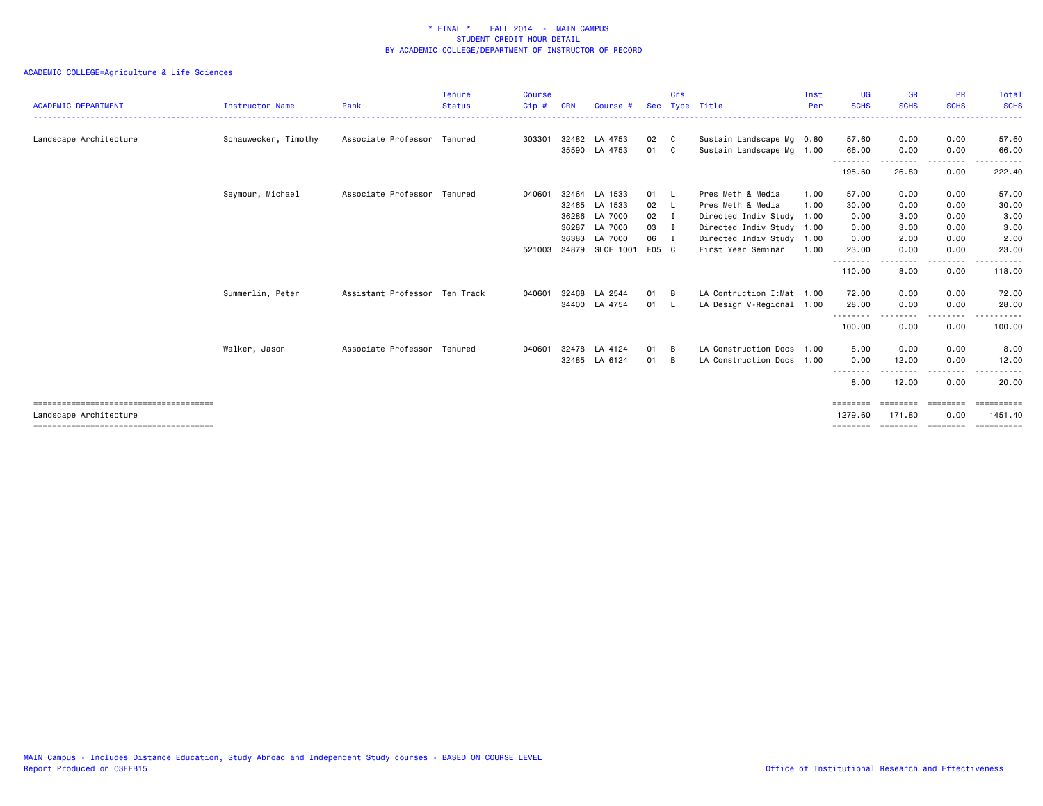\* FINAL \* FALL 2014 - MAIN CAMPUS
STUDENT CREDIT HOUR DETAIL
BY ACADEMIC COLLEGE/DEPARTMENT OF INSTRUCTOR OF RECORD

ACADEMIC COLLEGE=Agriculture & Life Sciences

| ACADEMIC DEPARTMENT | Instructor Name | Rank | Tenure Status | Course Cip # | CRN | Course # | Sec | Crs Type | Title | Inst Per | UG SCHS | GR SCHS | PR SCHS | Total SCHS |
|---|---|---|---|---|---|---|---|---|---|---|---|---|---|---|
| Landscape Architecture | Schauwecker, Timothy | Associate Professor | Tenured | 303301 | 32482 | LA 4753 | 02 | C | Sustain Landscape Mg | 0.80 | 57.60 | 0.00 | 0.00 | 57.60 |
| | | | | | 35590 | LA 4753 | 01 | C | Sustain Landscape Mg | 1.00 | 66.00 | 0.00 | 0.00 | 66.00 |
| | | | | | | | | | | | 195.60 | 26.80 | 0.00 | 222.40 |
| | Seymour, Michael | Associate Professor | Tenured | 040601 | 32464 | LA 1533 | 01 | L | Pres Meth & Media | 1.00 | 57.00 | 0.00 | 0.00 | 57.00 |
| | | | | | 32465 | LA 1533 | 02 | L | Pres Meth & Media | 1.00 | 30.00 | 0.00 | 0.00 | 30.00 |
| | | | | | 36286 | LA 7000 | 02 | I | Directed Indiv Study | 1.00 | 0.00 | 3.00 | 0.00 | 3.00 |
| | | | | | 36287 | LA 7000 | 03 | I | Directed Indiv Study | 1.00 | 0.00 | 3.00 | 0.00 | 3.00 |
| | | | | | 36383 | LA 7000 | 06 | I | Directed Indiv Study | 1.00 | 0.00 | 2.00 | 0.00 | 2.00 |
| | | | | 521003 | 34879 | SLCE 1001 | F05 | C | First Year Seminar | 1.00 | 23.00 | 0.00 | 0.00 | 23.00 |
| | | | | | | | | | | | 110.00 | 8.00 | 0.00 | 118.00 |
| | Summerlin, Peter | Assistant Professor | Ten Track | 040601 | 32468 | LA 2544 | 01 | B | LA Contruction I:Mat | 1.00 | 72.00 | 0.00 | 0.00 | 72.00 |
| | | | | | 34400 | LA 4754 | 01 | L | LA Design V-Regional | 1.00 | 28.00 | 0.00 | 0.00 | 28.00 |
| | | | | | | | | | | | 100.00 | 0.00 | 0.00 | 100.00 |
| | Walker, Jason | Associate Professor | Tenured | 040601 | 32478 | LA 4124 | 01 | B | LA Construction Docs | 1.00 | 8.00 | 0.00 | 0.00 | 8.00 |
| | | | | | 32485 | LA 6124 | 01 | B | LA Construction Docs | 1.00 | 0.00 | 12.00 | 0.00 | 12.00 |
| | | | | | | | | | | | 8.00 | 12.00 | 0.00 | 20.00 |
| Landscape Architecture | | | | | | | | | | | 1279.60 | 171.80 | 0.00 | 1451.40 |

MAIN Campus - Includes Distance Education, Study Abroad and Independent Study courses - BASED ON COURSE LEVEL
Report Produced on 03FEB15

Office of Institutional Research and Effectiveness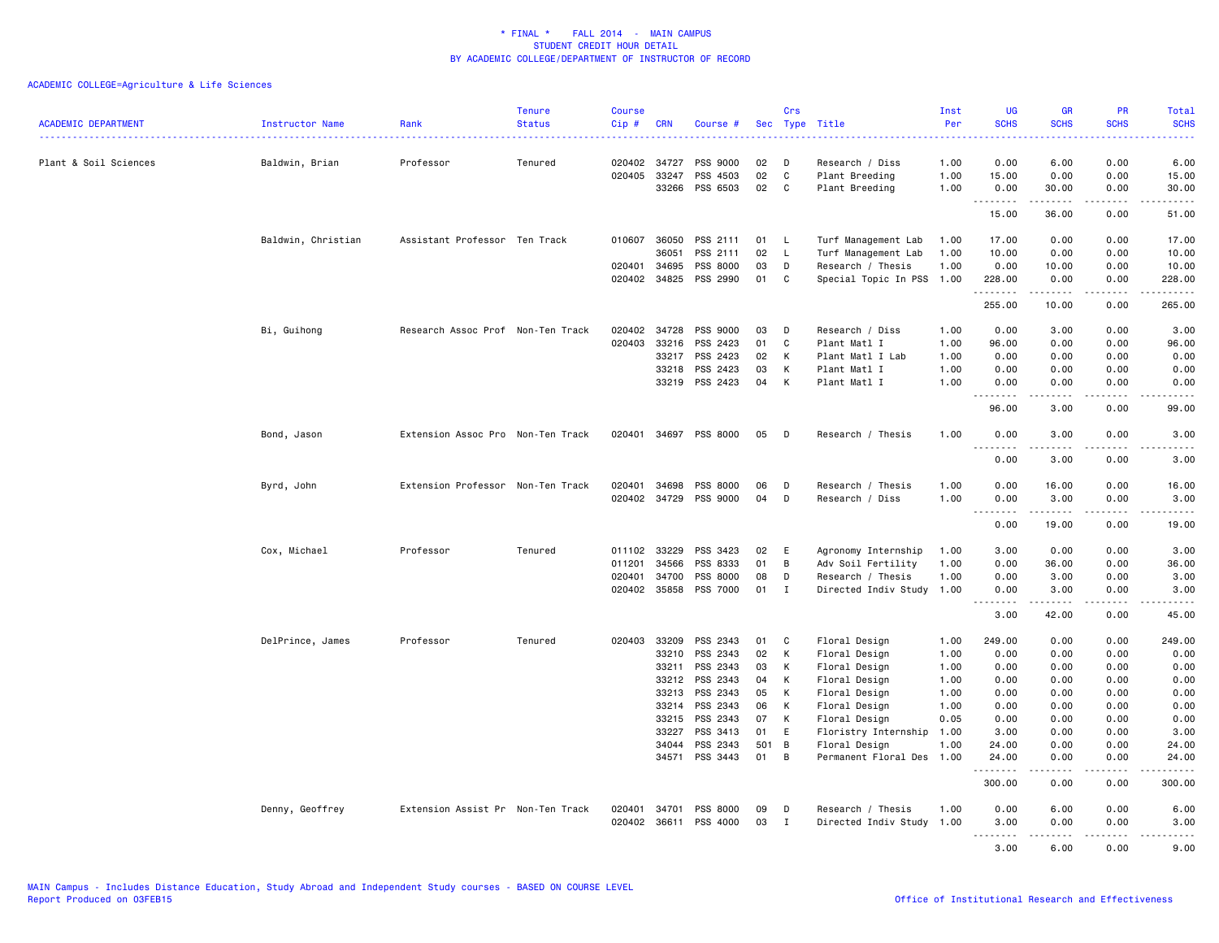# * FINAL * FALL 2014 - MAIN CAMPUS
## STUDENT CREDIT HOUR DETAIL
## BY ACADEMIC COLLEGE/DEPARTMENT OF INSTRUCTOR OF RECORD

ACADEMIC COLLEGE=Agriculture & Life Sciences

| ACADEMIC DEPARTMENT | Instructor Name | Rank | Tenure Status | Course Cip # | CRN | Course # | Sec | Crs Type | Title | Inst Per | UG SCHS | GR SCHS | PR SCHS | Total SCHS |
|---|---|---|---|---|---|---|---|---|---|---|---|---|---|---|
| Plant & Soil Sciences | Baldwin, Brian | Professor | Tenured | 020402 | 34727 | PSS 9000 | 02 | D | Research / Diss | 1.00 | 0.00 | 6.00 | 0.00 | 6.00 |
| | | | | 020405 | 33247 | PSS 4503 | 02 | C | Plant Breeding | 1.00 | 15.00 | 0.00 | 0.00 | 15.00 |
| | | | | | 33266 | PSS 6503 | 02 | C | Plant Breeding | 1.00 | 0.00 | 30.00 | 0.00 | 30.00 |
| | | | | | | | | | | | 15.00 | 36.00 | 0.00 | 51.00 |
| | Baldwin, Christian | Assistant Professor | Ten Track | 010607 | 36050 | PSS 2111 | 01 | L | Turf Management Lab | 1.00 | 17.00 | 0.00 | 0.00 | 17.00 |
| | | | | | 36051 | PSS 2111 | 02 | L | Turf Management Lab | 1.00 | 10.00 | 0.00 | 0.00 | 10.00 |
| | | | | 020401 | 34695 | PSS 8000 | 03 | D | Research / Thesis | 1.00 | 0.00 | 10.00 | 0.00 | 10.00 |
| | | | | 020402 | 34825 | PSS 2990 | 01 | C | Special Topic In PSS | 1.00 | 228.00 | 0.00 | 0.00 | 228.00 |
| | | | | | | | | | | | 255.00 | 10.00 | 0.00 | 265.00 |
| | Bi, Guihong | Research Assoc Prof | Non-Ten Track | 020402 | 34728 | PSS 9000 | 03 | D | Research / Diss | 1.00 | 0.00 | 3.00 | 0.00 | 3.00 |
| | | | | 020403 | 33216 | PSS 2423 | 01 | C | Plant Matl I | 1.00 | 96.00 | 0.00 | 0.00 | 96.00 |
| | | | | | 33217 | PSS 2423 | 02 | K | Plant Matl I Lab | 1.00 | 0.00 | 0.00 | 0.00 | 0.00 |
| | | | | | 33218 | PSS 2423 | 03 | K | Plant Matl I | 1.00 | 0.00 | 0.00 | 0.00 | 0.00 |
| | | | | | 33219 | PSS 2423 | 04 | K | Plant Matl I | 1.00 | 0.00 | 0.00 | 0.00 | 0.00 |
| | | | | | | | | | | | 96.00 | 3.00 | 0.00 | 99.00 |
| | Bond, Jason | Extension Assoc Pro | Non-Ten Track | 020401 | 34697 | PSS 8000 | 05 | D | Research / Thesis | 1.00 | 0.00 | 3.00 | 0.00 | 3.00 |
| | | | | | | | | | | | 0.00 | 3.00 | 0.00 | 3.00 |
| | Byrd, John | Extension Professor | Non-Ten Track | 020401 | 34698 | PSS 8000 | 06 | D | Research / Thesis | 1.00 | 0.00 | 16.00 | 0.00 | 16.00 |
| | | | | 020402 | 34729 | PSS 9000 | 04 | D | Research / Diss | 1.00 | 0.00 | 3.00 | 0.00 | 3.00 |
| | | | | | | | | | | | 0.00 | 19.00 | 0.00 | 19.00 |
| | Cox, Michael | Professor | Tenured | 011102 | 33229 | PSS 3423 | 02 | E | Agronomy Internship | 1.00 | 3.00 | 0.00 | 0.00 | 3.00 |
| | | | | 011201 | 34566 | PSS 8333 | 01 | B | Adv Soil Fertility | 1.00 | 0.00 | 36.00 | 0.00 | 36.00 |
| | | | | 020401 | 34700 | PSS 8000 | 08 | D | Research / Thesis | 1.00 | 0.00 | 3.00 | 0.00 | 3.00 |
| | | | | 020402 | 35858 | PSS 7000 | 01 | I | Directed Indiv Study | 1.00 | 0.00 | 3.00 | 0.00 | 3.00 |
| | | | | | | | | | | | 3.00 | 42.00 | 0.00 | 45.00 |
| | DelPrince, James | Professor | Tenured | 020403 | 33209 | PSS 2343 | 01 | C | Floral Design | 1.00 | 249.00 | 0.00 | 0.00 | 249.00 |
| | | | | | 33210 | PSS 2343 | 02 | K | Floral Design | 1.00 | 0.00 | 0.00 | 0.00 | 0.00 |
| | | | | | 33211 | PSS 2343 | 03 | K | Floral Design | 1.00 | 0.00 | 0.00 | 0.00 | 0.00 |
| | | | | | 33212 | PSS 2343 | 04 | K | Floral Design | 1.00 | 0.00 | 0.00 | 0.00 | 0.00 |
| | | | | | 33213 | PSS 2343 | 05 | K | Floral Design | 1.00 | 0.00 | 0.00 | 0.00 | 0.00 |
| | | | | | 33214 | PSS 2343 | 06 | K | Floral Design | 1.00 | 0.00 | 0.00 | 0.00 | 0.00 |
| | | | | | 33215 | PSS 2343 | 07 | K | Floral Design | 0.05 | 0.00 | 0.00 | 0.00 | 0.00 |
| | | | | | 33227 | PSS 3413 | 01 | E | Floristry Internship | 1.00 | 3.00 | 0.00 | 0.00 | 3.00 |
| | | | | | 34044 | PSS 2343 | 501 | B | Floral Design | 1.00 | 24.00 | 0.00 | 0.00 | 24.00 |
| | | | | | 34571 | PSS 3443 | 01 | B | Permanent Floral Des | 1.00 | 24.00 | 0.00 | 0.00 | 24.00 |
| | | | | | | | | | | | 300.00 | 0.00 | 0.00 | 300.00 |
| | Denny, Geoffrey | Extension Assist Pr | Non-Ten Track | 020401 | 34701 | PSS 8000 | 09 | D | Research / Thesis | 1.00 | 0.00 | 6.00 | 0.00 | 6.00 |
| | | | | 020402 | 36611 | PSS 4000 | 03 | I | Directed Indiv Study | 1.00 | 3.00 | 0.00 | 0.00 | 3.00 |
| | | | | | | | | | | | 3.00 | 6.00 | 0.00 | 9.00 |

MAIN Campus - Includes Distance Education, Study Abroad and Independent Study courses - BASED ON COURSE LEVEL
Report Produced on 03FEB15

Office of Institutional Research and Effectiveness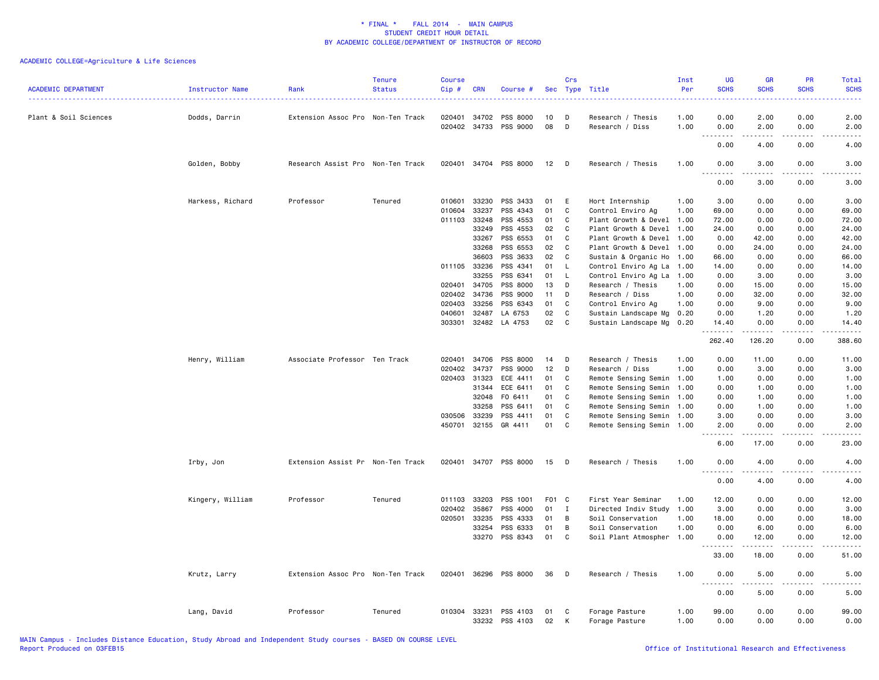\* FINAL \*    FALL 2014  -  MAIN CAMPUS
STUDENT CREDIT HOUR DETAIL
BY ACADEMIC COLLEGE/DEPARTMENT OF INSTRUCTOR OF RECORD

ACADEMIC COLLEGE=Agriculture & Life Sciences

| ACADEMIC DEPARTMENT | Instructor Name | Rank | Tenure Status | Course Cip # | CRN | Course # | Sec | Crs Type | Title | Inst Per | UG SCHS | GR SCHS | PR SCHS | Total SCHS |
|---|---|---|---|---|---|---|---|---|---|---|---|---|---|---|
| Plant & Soil Sciences | Dodds, Darrin | Extension Assoc Pro | Non-Ten Track | 020401 | 34702 | PSS 8000 | 10 | D | Research / Thesis | 1.00 | 0.00 | 2.00 | 0.00 | 2.00 |
| | | | | 020402 | 34733 | PSS 9000 | 08 | D | Research / Diss | 1.00 | 0.00 | 2.00 | 0.00 | 2.00 |
| | | | | | | | | | | | 0.00 | 4.00 | 0.00 | 4.00 |
| | Golden, Bobby | Research Assist Pro | Non-Ten Track | 020401 | 34704 | PSS 8000 | 12 | D | Research / Thesis | 1.00 | 0.00 | 3.00 | 0.00 | 3.00 |
| | | | | | | | | | | | 0.00 | 3.00 | 0.00 | 3.00 |
| | Harkess, Richard | Professor | Tenured | 010601 | 33230 | PSS 3433 | 01 | E | Hort Internship | 1.00 | 3.00 | 0.00 | 0.00 | 3.00 |
| | | | | 010604 | 33237 | PSS 4343 | 01 | C | Control Enviro Ag | 1.00 | 69.00 | 0.00 | 0.00 | 69.00 |
| | | | | 011103 | 33248 | PSS 4553 | 01 | C | Plant Growth & Devel | 1.00 | 72.00 | 0.00 | 0.00 | 72.00 |
| | | | | | 33249 | PSS 4553 | 02 | C | Plant Growth & Devel | 1.00 | 24.00 | 0.00 | 0.00 | 24.00 |
| | | | | | 33267 | PSS 6553 | 01 | C | Plant Growth & Devel | 1.00 | 0.00 | 42.00 | 0.00 | 42.00 |
| | | | | | 33268 | PSS 6553 | 02 | C | Plant Growth & Devel | 1.00 | 0.00 | 24.00 | 0.00 | 24.00 |
| | | | | | 36603 | PSS 3633 | 02 | C | Sustain & Organic Ho | 1.00 | 66.00 | 0.00 | 0.00 | 66.00 |
| | | | | 011105 | 33236 | PSS 4341 | 01 | L | Control Enviro Ag La | 1.00 | 14.00 | 0.00 | 0.00 | 14.00 |
| | | | | | 33255 | PSS 6341 | 01 | L | Control Enviro Ag La | 1.00 | 0.00 | 3.00 | 0.00 | 3.00 |
| | | | | 020401 | 34705 | PSS 8000 | 13 | D | Research / Thesis | 1.00 | 0.00 | 15.00 | 0.00 | 15.00 |
| | | | | 020402 | 34736 | PSS 9000 | 11 | D | Research / Diss | 1.00 | 0.00 | 32.00 | 0.00 | 32.00 |
| | | | | 020403 | 33256 | PSS 6343 | 01 | C | Control Enviro Ag | 1.00 | 0.00 | 9.00 | 0.00 | 9.00 |
| | | | | 040601 | 32487 | LA 6753 | 02 | C | Sustain Landscape Mg | 0.20 | 0.00 | 1.20 | 0.00 | 1.20 |
| | | | | 303301 | 32482 | LA 4753 | 02 | C | Sustain Landscape Mg | 0.20 | 14.40 | 0.00 | 0.00 | 14.40 |
| | | | | | | | | | | | 262.40 | 126.20 | 0.00 | 388.60 |
| | Henry, William | Associate Professor | Ten Track | 020401 | 34706 | PSS 8000 | 14 | D | Research / Thesis | 1.00 | 0.00 | 11.00 | 0.00 | 11.00 |
| | | | | 020402 | 34737 | PSS 9000 | 12 | D | Research / Diss | 1.00 | 0.00 | 3.00 | 0.00 | 3.00 |
| | | | | 020403 | 31323 | ECE 4411 | 01 | C | Remote Sensing Semin | 1.00 | 1.00 | 0.00 | 0.00 | 1.00 |
| | | | | | 31344 | ECE 6411 | 01 | C | Remote Sensing Semin | 1.00 | 0.00 | 1.00 | 0.00 | 1.00 |
| | | | | | 32048 | FO 6411 | 01 | C | Remote Sensing Semin | 1.00 | 0.00 | 1.00 | 0.00 | 1.00 |
| | | | | | 33258 | PSS 6411 | 01 | C | Remote Sensing Semin | 1.00 | 0.00 | 1.00 | 0.00 | 1.00 |
| | | | | 030506 | 33239 | PSS 4411 | 01 | C | Remote Sensing Semin | 1.00 | 3.00 | 0.00 | 0.00 | 3.00 |
| | | | | 450701 | 32155 | GR 4411 | 01 | C | Remote Sensing Semin | 1.00 | 2.00 | 0.00 | 0.00 | 2.00 |
| | | | | | | | | | | | 6.00 | 17.00 | 0.00 | 23.00 |
| | Irby, Jon | Extension Assist Pr | Non-Ten Track | 020401 | 34707 | PSS 8000 | 15 | D | Research / Thesis | 1.00 | 0.00 | 4.00 | 0.00 | 4.00 |
| | | | | | | | | | | | 0.00 | 4.00 | 0.00 | 4.00 |
| | Kingery, William | Professor | Tenured | 011103 | 33203 | PSS 1001 | F01 | C | First Year Seminar | 1.00 | 12.00 | 0.00 | 0.00 | 12.00 |
| | | | | 020402 | 35867 | PSS 4000 | 01 | I | Directed Indiv Study | 1.00 | 3.00 | 0.00 | 0.00 | 3.00 |
| | | | | 020501 | 33235 | PSS 4333 | 01 | B | Soil Conservation | 1.00 | 18.00 | 0.00 | 0.00 | 18.00 |
| | | | | | 33254 | PSS 6333 | 01 | B | Soil Conservation | 1.00 | 0.00 | 6.00 | 0.00 | 6.00 |
| | | | | | 33270 | PSS 8343 | 01 | C | Soil Plant Atmospher | 1.00 | 0.00 | 12.00 | 0.00 | 12.00 |
| | | | | | | | | | | | 33.00 | 18.00 | 0.00 | 51.00 |
| | Krutz, Larry | Extension Assoc Pro | Non-Ten Track | 020401 | 36296 | PSS 8000 | 36 | D | Research / Thesis | 1.00 | 0.00 | 5.00 | 0.00 | 5.00 |
| | | | | | | | | | | | 0.00 | 5.00 | 0.00 | 5.00 |
| | Lang, David | Professor | Tenured | 010304 | 33231 | PSS 4103 | 01 | C | Forage Pasture | 1.00 | 99.00 | 0.00 | 0.00 | 99.00 |
| | | | | | 33232 | PSS 4103 | 02 | K | Forage Pasture | 1.00 | 0.00 | 0.00 | 0.00 | 0.00 |

MAIN Campus - Includes Distance Education, Study Abroad and Independent Study courses - BASED ON COURSE LEVEL
Report Produced on 03FEB15
Office of Institutional Research and Effectiveness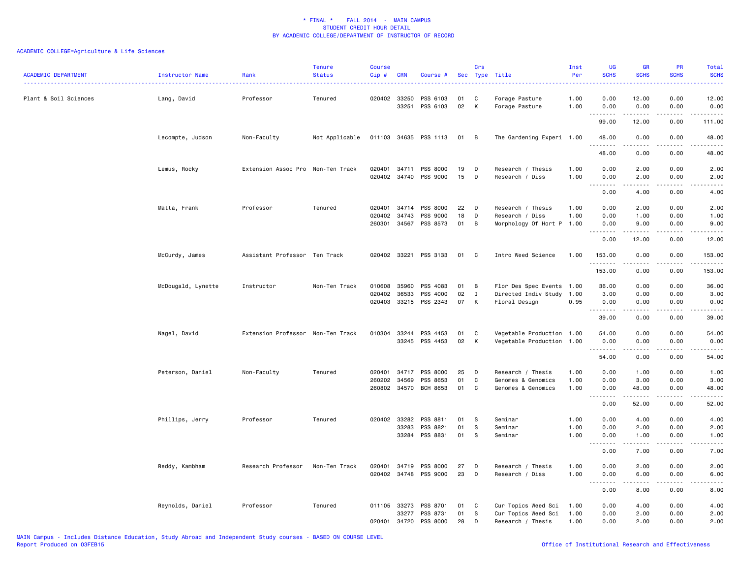\* FINAL \*    FALL 2014  -  MAIN CAMPUS
STUDENT CREDIT HOUR DETAIL
BY ACADEMIC COLLEGE/DEPARTMENT OF INSTRUCTOR OF RECORD

ACADEMIC COLLEGE=Agriculture & Life Sciences

| ACADEMIC DEPARTMENT | Instructor Name | Rank | Tenure Status | Course Cip # | CRN | Course # | Sec | Crs Type | Title | Inst Per | UG SCHS | GR SCHS | PR SCHS | Total SCHS |
|---|---|---|---|---|---|---|---|---|---|---|---|---|---|---|
| Plant & Soil Sciences | Lang, David | Professor | Tenured | 020402 | 33250 | PSS 6103 | 01 | C | Forage Pasture | 1.00 | 0.00 | 12.00 | 0.00 | 12.00 |
| | | | | | 33251 | PSS 6103 | 02 | K | Forage Pasture | 1.00 | 0.00 | 0.00 | 0.00 | 0.00 |
| | | | | | | | | | | | 99.00 | 12.00 | 0.00 | 111.00 |
| | Lecompte, Judson | Non-Faculty | Not Applicable | 011103 | 34635 | PSS 1113 | 01 | B | The Gardening Experi | 1.00 | 48.00 | 0.00 | 0.00 | 48.00 |
| | | | | | | | | | | | 48.00 | 0.00 | 0.00 | 48.00 |
| | Lemus, Rocky | Extension Assoc Pro | Non-Ten Track | 020401 | 34711 | PSS 8000 | 19 | D | Research / Thesis | 1.00 | 0.00 | 2.00 | 0.00 | 2.00 |
| | | | | 020402 | 34740 | PSS 9000 | 15 | D | Research / Diss | 1.00 | 0.00 | 2.00 | 0.00 | 2.00 |
| | | | | | | | | | | | 0.00 | 4.00 | 0.00 | 4.00 |
| | Matta, Frank | Professor | Tenured | 020401 | 34714 | PSS 8000 | 22 | D | Research / Thesis | 1.00 | 0.00 | 2.00 | 0.00 | 2.00 |
| | | | | 020402 | 34743 | PSS 9000 | 18 | D | Research / Diss | 1.00 | 0.00 | 1.00 | 0.00 | 1.00 |
| | | | | 260301 | 34567 | PSS 8573 | 01 | B | Morphology Of Hort P | 1.00 | 0.00 | 9.00 | 0.00 | 9.00 |
| | | | | | | | | | | | 0.00 | 12.00 | 0.00 | 12.00 |
| | McCurdy, James | Assistant Professor | Ten Track | 020402 | 33221 | PSS 3133 | 01 | C | Intro Weed Science | 1.00 | 153.00 | 0.00 | 0.00 | 153.00 |
| | | | | | | | | | | | 153.00 | 0.00 | 0.00 | 153.00 |
| | McDougald, Lynette | Instructor | Non-Ten Track | 010608 | 35960 | PSS 4083 | 01 | B | Flor Des Spec Events | 1.00 | 36.00 | 0.00 | 0.00 | 36.00 |
| | | | | 020402 | 36533 | PSS 4000 | 02 | I | Directed Indiv Study | 1.00 | 3.00 | 0.00 | 0.00 | 3.00 |
| | | | | 020403 | 33215 | PSS 2343 | 07 | K | Floral Design | 0.95 | 0.00 | 0.00 | 0.00 | 0.00 |
| | | | | | | | | | | | 39.00 | 0.00 | 0.00 | 39.00 |
| | Nagel, David | Extension Professor | Non-Ten Track | 010304 | 33244 | PSS 4453 | 01 | C | Vegetable Production | 1.00 | 54.00 | 0.00 | 0.00 | 54.00 |
| | | | | | 33245 | PSS 4453 | 02 | K | Vegetable Production | 1.00 | 0.00 | 0.00 | 0.00 | 0.00 |
| | | | | | | | | | | | 54.00 | 0.00 | 0.00 | 54.00 |
| | Peterson, Daniel | Non-Faculty | Tenured | 020401 | 34717 | PSS 8000 | 25 | D | Research / Thesis | 1.00 | 0.00 | 1.00 | 0.00 | 1.00 |
| | | | | 260202 | 34569 | PSS 8653 | 01 | C | Genomes & Genomics | 1.00 | 0.00 | 3.00 | 0.00 | 3.00 |
| | | | | 260802 | 34570 | BCH 8653 | 01 | C | Genomes & Genomics | 1.00 | 0.00 | 48.00 | 0.00 | 48.00 |
| | | | | | | | | | | | 0.00 | 52.00 | 0.00 | 52.00 |
| | Phillips, Jerry | Professor | Tenured | 020402 | 33282 | PSS 8811 | 01 | S | Seminar | 1.00 | 0.00 | 4.00 | 0.00 | 4.00 |
| | | | | | 33283 | PSS 8821 | 01 | S | Seminar | 1.00 | 0.00 | 2.00 | 0.00 | 2.00 |
| | | | | | 33284 | PSS 8831 | 01 | S | Seminar | 1.00 | 0.00 | 1.00 | 0.00 | 1.00 |
| | | | | | | | | | | | 0.00 | 7.00 | 0.00 | 7.00 |
| | Reddy, Kambham | Research Professor | Non-Ten Track | 020401 | 34719 | PSS 8000 | 27 | D | Research / Thesis | 1.00 | 0.00 | 2.00 | 0.00 | 2.00 |
| | | | | 020402 | 34748 | PSS 9000 | 23 | D | Research / Diss | 1.00 | 0.00 | 6.00 | 0.00 | 6.00 |
| | | | | | | | | | | | 0.00 | 8.00 | 0.00 | 8.00 |
| | Reynolds, Daniel | Professor | Tenured | 011105 | 33273 | PSS 8701 | 01 | C | Cur Topics Weed Sci | 1.00 | 0.00 | 4.00 | 0.00 | 4.00 |
| | | | | | 33277 | PSS 8731 | 01 | S | Cur Topics Weed Sci | 1.00 | 0.00 | 2.00 | 0.00 | 2.00 |
| | | | | 020401 | 34720 | PSS 8000 | 28 | D | Research / Thesis | 1.00 | 0.00 | 2.00 | 0.00 | 2.00 |

MAIN Campus - Includes Distance Education, Study Abroad and Independent Study courses - BASED ON COURSE LEVEL
Report Produced on 03FEB15    Office of Institutional Research and Effectiveness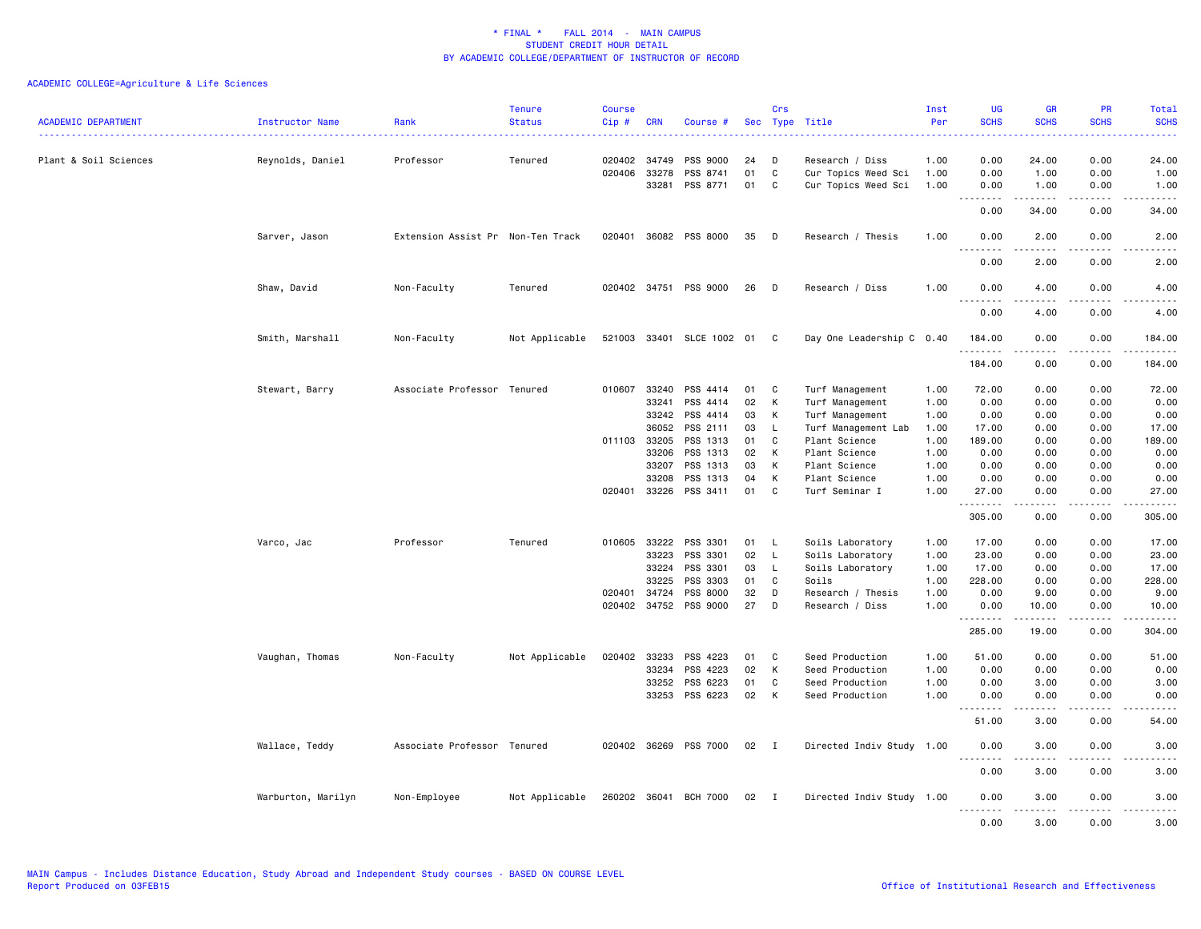\* FINAL \*    FALL 2014  -  MAIN CAMPUS
STUDENT CREDIT HOUR DETAIL
BY ACADEMIC COLLEGE/DEPARTMENT OF INSTRUCTOR OF RECORD

ACADEMIC COLLEGE=Agriculture & Life Sciences

| ACADEMIC DEPARTMENT | Instructor Name | Rank | Tenure Status | Course Cip # | CRN | Course # | Sec | Crs Type | Title | Inst Per | UG SCHS | GR SCHS | PR SCHS | Total SCHS |
|---|---|---|---|---|---|---|---|---|---|---|---|---|---|---|
| Plant & Soil Sciences | Reynolds, Daniel | Professor | Tenured | 020402 | 34749 | PSS 9000 | 24 | D | Research / Diss | 1.00 | 0.00 | 24.00 | 0.00 | 24.00 |
| | | | | 020406 | 33278 | PSS 8741 | 01 | C | Cur Topics Weed Sci | 1.00 | 0.00 | 1.00 | 0.00 | 1.00 |
| | | | | | 33281 | PSS 8771 | 01 | C | Cur Topics Weed Sci | 1.00 | 0.00 | 1.00 | 0.00 | 1.00 |
| | | | | | | | | | | | 0.00 | 34.00 | 0.00 | 34.00 |
| | Sarver, Jason | Extension Assist Pr | Non-Ten Track | 020401 | 36082 | PSS 8000 | 35 | D | Research / Thesis | 1.00 | 0.00 | 2.00 | 0.00 | 2.00 |
| | | | | | | | | | | | 0.00 | 2.00 | 0.00 | 2.00 |
| | Shaw, David | Non-Faculty | Tenured | 020402 | 34751 | PSS 9000 | 26 | D | Research / Diss | 1.00 | 0.00 | 4.00 | 0.00 | 4.00 |
| | | | | | | | | | | | 0.00 | 4.00 | 0.00 | 4.00 |
| | Smith, Marshall | Non-Faculty | Not Applicable | 521003 | 33401 | SLCE 1002 | 01 | C | Day One Leadership C | 0.40 | 184.00 | 0.00 | 0.00 | 184.00 |
| | | | | | | | | | | | 184.00 | 0.00 | 0.00 | 184.00 |
| | Stewart, Barry | Associate Professor | Tenured | 010607 | 33240 | PSS 4414 | 01 | C | Turf Management | 1.00 | 72.00 | 0.00 | 0.00 | 72.00 |
| | | | | | 33241 | PSS 4414 | 02 | K | Turf Management | 1.00 | 0.00 | 0.00 | 0.00 | 0.00 |
| | | | | | 33242 | PSS 4414 | 03 | K | Turf Management | 1.00 | 0.00 | 0.00 | 0.00 | 0.00 |
| | | | | | 36052 | PSS 2111 | 03 | L | Turf Management Lab | 1.00 | 17.00 | 0.00 | 0.00 | 17.00 |
| | | | | 011103 | 33205 | PSS 1313 | 01 | C | Plant Science | 1.00 | 189.00 | 0.00 | 0.00 | 189.00 |
| | | | | | 33206 | PSS 1313 | 02 | K | Plant Science | 1.00 | 0.00 | 0.00 | 0.00 | 0.00 |
| | | | | | 33207 | PSS 1313 | 03 | K | Plant Science | 1.00 | 0.00 | 0.00 | 0.00 | 0.00 |
| | | | | | 33208 | PSS 1313 | 04 | K | Plant Science | 1.00 | 0.00 | 0.00 | 0.00 | 0.00 |
| | | | | 020401 | 33226 | PSS 3411 | 01 | C | Turf Seminar I | 1.00 | 27.00 | 0.00 | 0.00 | 27.00 |
| | | | | | | | | | | | 305.00 | 0.00 | 0.00 | 305.00 |
| | Varco, Jac | Professor | Tenured | 010605 | 33222 | PSS 3301 | 01 | L | Soils Laboratory | 1.00 | 17.00 | 0.00 | 0.00 | 17.00 |
| | | | | | 33223 | PSS 3301 | 02 | L | Soils Laboratory | 1.00 | 23.00 | 0.00 | 0.00 | 23.00 |
| | | | | | 33224 | PSS 3301 | 03 | L | Soils Laboratory | 1.00 | 17.00 | 0.00 | 0.00 | 17.00 |
| | | | | | 33225 | PSS 3303 | 01 | C | Soils | 1.00 | 228.00 | 0.00 | 0.00 | 228.00 |
| | | | | 020401 | 34724 | PSS 8000 | 32 | D | Research / Thesis | 1.00 | 0.00 | 9.00 | 0.00 | 9.00 |
| | | | | 020402 | 34752 | PSS 9000 | 27 | D | Research / Diss | 1.00 | 0.00 | 10.00 | 0.00 | 10.00 |
| | | | | | | | | | | | 285.00 | 19.00 | 0.00 | 304.00 |
| | Vaughan, Thomas | Non-Faculty | Not Applicable | 020402 | 33233 | PSS 4223 | 01 | C | Seed Production | 1.00 | 51.00 | 0.00 | 0.00 | 51.00 |
| | | | | | 33234 | PSS 4223 | 02 | K | Seed Production | 1.00 | 0.00 | 0.00 | 0.00 | 0.00 |
| | | | | | 33252 | PSS 6223 | 01 | C | Seed Production | 1.00 | 0.00 | 3.00 | 0.00 | 3.00 |
| | | | | | 33253 | PSS 6223 | 02 | K | Seed Production | 1.00 | 0.00 | 0.00 | 0.00 | 0.00 |
| | | | | | | | | | | | 51.00 | 3.00 | 0.00 | 54.00 |
| | Wallace, Teddy | Associate Professor | Tenured | 020402 | 36269 | PSS 7000 | 02 | I | Directed Indiv Study | 1.00 | 0.00 | 3.00 | 0.00 | 3.00 |
| | | | | | | | | | | | 0.00 | 3.00 | 0.00 | 3.00 |
| | Warburton, Marilyn | Non-Employee | Not Applicable | 260202 | 36041 | BCH 7000 | 02 | I | Directed Indiv Study | 1.00 | 0.00 | 3.00 | 0.00 | 3.00 |
| | | | | | | | | | | | 0.00 | 3.00 | 0.00 | 3.00 |

MAIN Campus - Includes Distance Education, Study Abroad and Independent Study courses - BASED ON COURSE LEVEL
Report Produced on 03FEB15

Office of Institutional Research and Effectiveness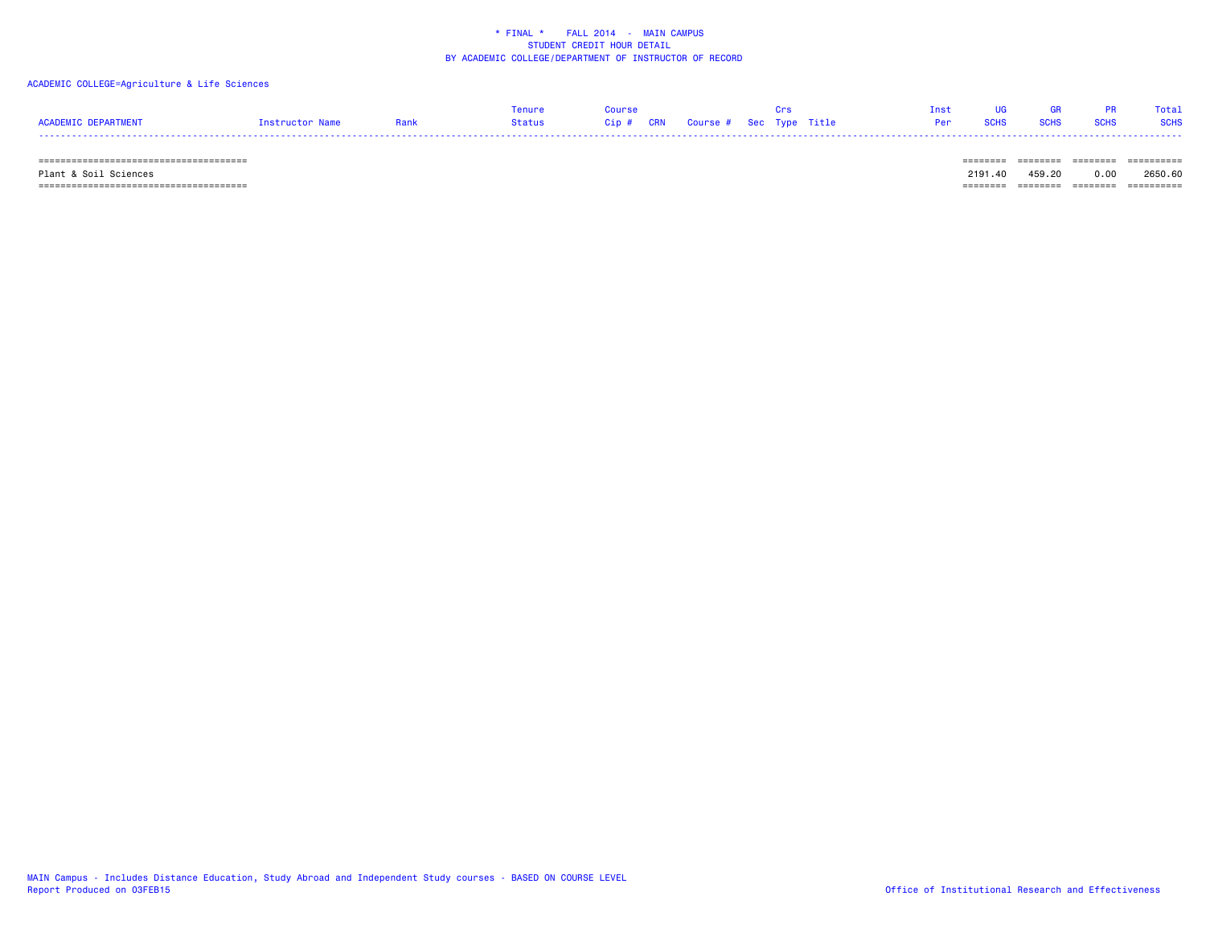\* FINAL \*    FALL 2014  -  MAIN CAMPUS
STUDENT CREDIT HOUR DETAIL
BY ACADEMIC COLLEGE/DEPARTMENT OF INSTRUCTOR OF RECORD

ACADEMIC COLLEGE=Agriculture & Life Sciences

| ACADEMIC DEPARTMENT | Instructor Name | Rank | Tenure Status | Course Cip # | CRN | Course # | Sec | Crs Type | Title | Inst Per | UG SCHS | GR SCHS | PR SCHS | Total SCHS |
|---|---|---|---|---|---|---|---|---|---|---|---|---|---|---|
| Plant & Soil Sciences | | | | | | | | | | | 2191.40 | 459.20 | 0.00 | 2650.60 |

MAIN Campus - Includes Distance Education, Study Abroad and Independent Study courses - BASED ON COURSE LEVEL
Report Produced on 03FEB15

Office of Institutional Research and Effectiveness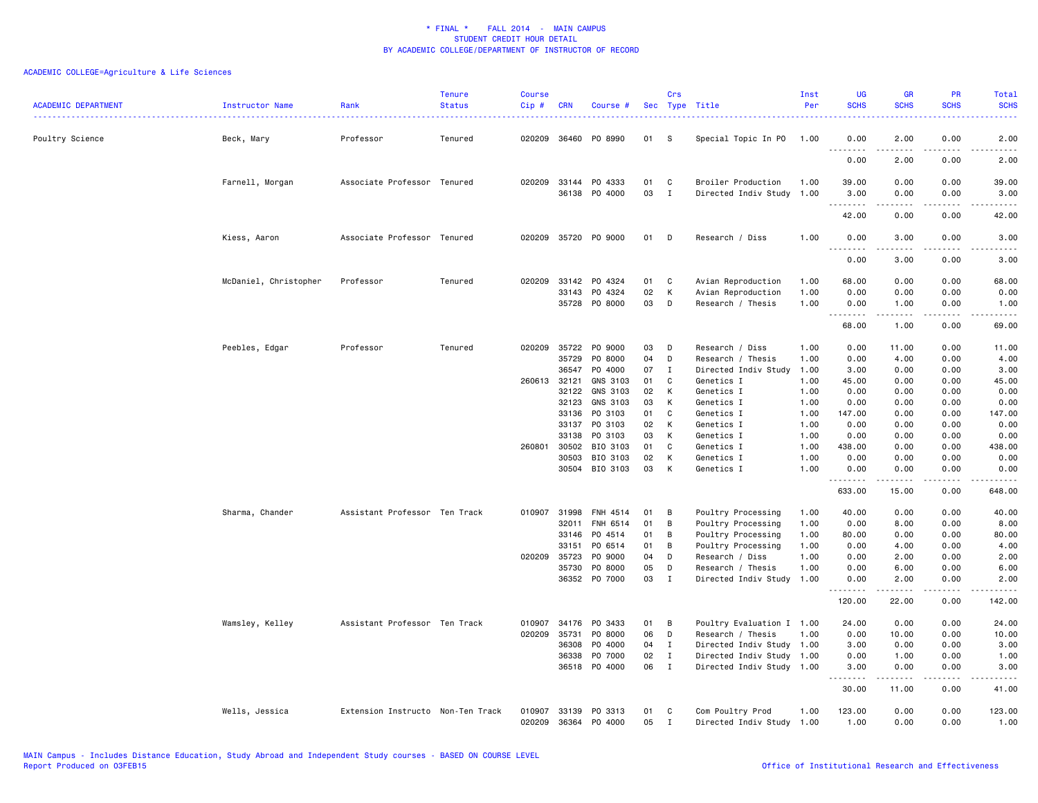* FINAL * FALL 2014 - MAIN CAMPUS
STUDENT CREDIT HOUR DETAIL
BY ACADEMIC COLLEGE/DEPARTMENT OF INSTRUCTOR OF RECORD

ACADEMIC COLLEGE=Agriculture & Life Sciences

| ACADEMIC DEPARTMENT | Instructor Name | Rank | Tenure Status | Course Cip # | CRN | Course # | Sec | Crs Type | Title | Inst Per | UG SCHS | GR SCHS | PR SCHS | Total SCHS |
|---|---|---|---|---|---|---|---|---|---|---|---|---|---|---|
| Poultry Science | Beck, Mary | Professor | Tenured | 020209 | 36460 | PO 8990 | 01 | S | Special Topic In PO | 1.00 | 0.00 | 2.00 | 0.00 | 2.00 |
| | | | | | | | | | | | 0.00 | 2.00 | 0.00 | 2.00 |
| | Farnell, Morgan | Associate Professor | Tenured | 020209 | 33144 | PO 4333 | 01 | C | Broiler Production | 1.00 | 39.00 | 0.00 | 0.00 | 39.00 |
| | | | | | 36138 | PO 4000 | 03 | I | Directed Indiv Study | 1.00 | 3.00 | 0.00 | 0.00 | 3.00 |
| | | | | | | | | | | | 42.00 | 0.00 | 0.00 | 42.00 |
| | Kiess, Aaron | Associate Professor | Tenured | 020209 | 35720 | PO 9000 | 01 | D | Research / Diss | 1.00 | 0.00 | 3.00 | 0.00 | 3.00 |
| | | | | | | | | | | | 0.00 | 3.00 | 0.00 | 3.00 |
| | McDaniel, Christopher | Professor | Tenured | 020209 | 33142 | PO 4324 | 01 | C | Avian Reproduction | 1.00 | 68.00 | 0.00 | 0.00 | 68.00 |
| | | | | | 33143 | PO 4324 | 02 | K | Avian Reproduction | 1.00 | 0.00 | 0.00 | 0.00 | 0.00 |
| | | | | | 35728 | PO 8000 | 03 | D | Research / Thesis | 1.00 | 0.00 | 1.00 | 0.00 | 1.00 |
| | | | | | | | | | | | 68.00 | 1.00 | 0.00 | 69.00 |
| | Peebles, Edgar | Professor | Tenured | 020209 | 35722 | PO 9000 | 03 | D | Research / Diss | 1.00 | 0.00 | 11.00 | 0.00 | 11.00 |
| | | | | | 35729 | PO 8000 | 04 | D | Research / Thesis | 1.00 | 0.00 | 4.00 | 0.00 | 4.00 |
| | | | | | 36547 | PO 4000 | 07 | I | Directed Indiv Study | 1.00 | 3.00 | 0.00 | 0.00 | 3.00 |
| | | | | 260613 | 32121 | GNS 3103 | 01 | C | Genetics I | 1.00 | 45.00 | 0.00 | 0.00 | 45.00 |
| | | | | | 32122 | GNS 3103 | 02 | K | Genetics I | 1.00 | 0.00 | 0.00 | 0.00 | 0.00 |
| | | | | | 32123 | GNS 3103 | 03 | K | Genetics I | 1.00 | 0.00 | 0.00 | 0.00 | 0.00 |
| | | | | | 33136 | PO 3103 | 01 | C | Genetics I | 1.00 | 147.00 | 0.00 | 0.00 | 147.00 |
| | | | | | 33137 | PO 3103 | 02 | K | Genetics I | 1.00 | 0.00 | 0.00 | 0.00 | 0.00 |
| | | | | | 33138 | PO 3103 | 03 | K | Genetics I | 1.00 | 0.00 | 0.00 | 0.00 | 0.00 |
| | | | | 260801 | 30502 | BIO 3103 | 01 | C | Genetics I | 1.00 | 438.00 | 0.00 | 0.00 | 438.00 |
| | | | | | 30503 | BIO 3103 | 02 | K | Genetics I | 1.00 | 0.00 | 0.00 | 0.00 | 0.00 |
| | | | | | 30504 | BIO 3103 | 03 | K | Genetics I | 1.00 | 0.00 | 0.00 | 0.00 | 0.00 |
| | | | | | | | | | | | 633.00 | 15.00 | 0.00 | 648.00 |
| | Sharma, Chander | Assistant Professor | Ten Track | 010907 | 31998 | FNH 4514 | 01 | B | Poultry Processing | 1.00 | 40.00 | 0.00 | 0.00 | 40.00 |
| | | | | | 32011 | FNH 6514 | 01 | B | Poultry Processing | 1.00 | 0.00 | 8.00 | 0.00 | 8.00 |
| | | | | | 33146 | PO 4514 | 01 | B | Poultry Processing | 1.00 | 80.00 | 0.00 | 0.00 | 80.00 |
| | | | | | 33151 | PO 6514 | 01 | B | Poultry Processing | 1.00 | 0.00 | 4.00 | 0.00 | 4.00 |
| | | | | 020209 | 35723 | PO 9000 | 04 | D | Research / Diss | 1.00 | 0.00 | 2.00 | 0.00 | 2.00 |
| | | | | | 35730 | PO 8000 | 05 | D | Research / Thesis | 1.00 | 0.00 | 6.00 | 0.00 | 6.00 |
| | | | | | 36352 | PO 7000 | 03 | I | Directed Indiv Study | 1.00 | 0.00 | 2.00 | 0.00 | 2.00 |
| | | | | | | | | | | | 120.00 | 22.00 | 0.00 | 142.00 |
| | Wamsley, Kelley | Assistant Professor | Ten Track | 010907 | 34176 | PO 3433 | 01 | B | Poultry Evaluation I | 1.00 | 24.00 | 0.00 | 0.00 | 24.00 |
| | | | | 020209 | 35731 | PO 8000 | 06 | D | Research / Thesis | 1.00 | 0.00 | 10.00 | 0.00 | 10.00 |
| | | | | | 36308 | PO 4000 | 04 | I | Directed Indiv Study | 1.00 | 3.00 | 0.00 | 0.00 | 3.00 |
| | | | | | 36338 | PO 7000 | 02 | I | Directed Indiv Study | 1.00 | 0.00 | 1.00 | 0.00 | 1.00 |
| | | | | | 36518 | PO 4000 | 06 | I | Directed Indiv Study | 1.00 | 3.00 | 0.00 | 0.00 | 3.00 |
| | | | | | | | | | | | 30.00 | 11.00 | 0.00 | 41.00 |
| | Wells, Jessica | Extension Instructo | Non-Ten Track | 010907 | 33139 | PO 3313 | 01 | C | Com Poultry Prod | 1.00 | 123.00 | 0.00 | 0.00 | 123.00 |
| | | | | 020209 | 36364 | PO 4000 | 05 | I | Directed Indiv Study | 1.00 | 1.00 | 0.00 | 0.00 | 1.00 |

MAIN Campus - Includes Distance Education, Study Abroad and Independent Study courses - BASED ON COURSE LEVEL
Report Produced on 03FEB15

Office of Institutional Research and Effectiveness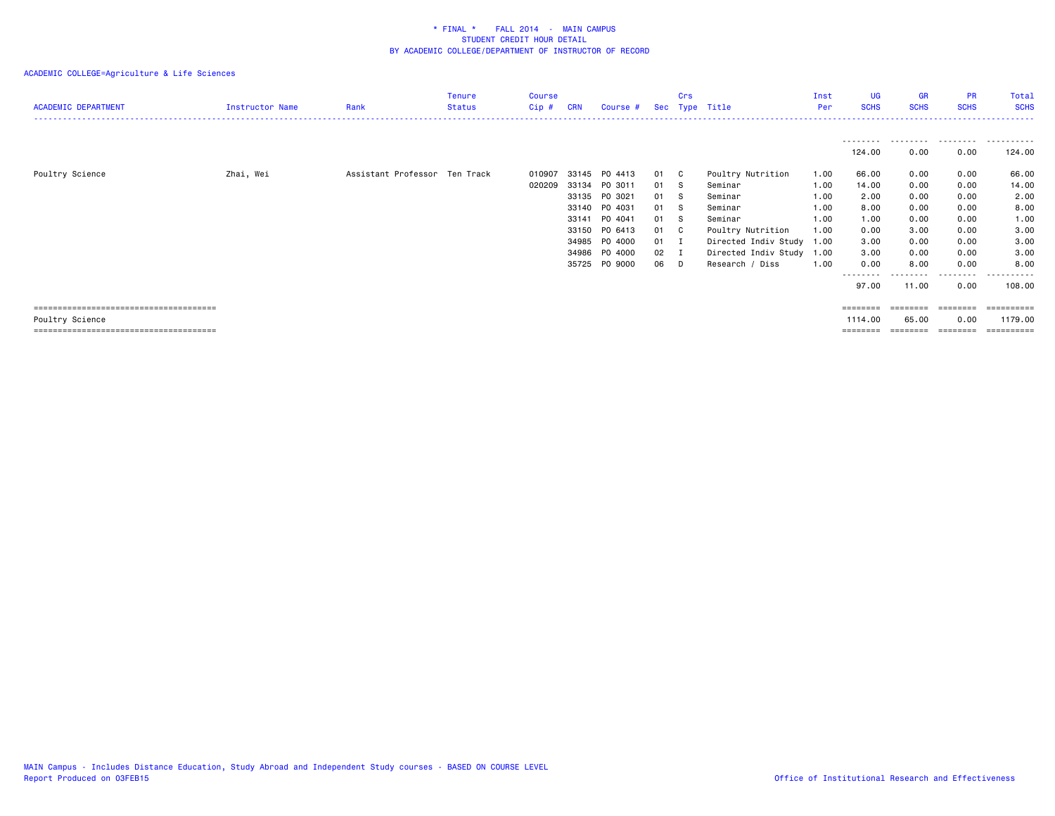\* FINAL \*    FALL 2014  -  MAIN CAMPUS
STUDENT CREDIT HOUR DETAIL
BY ACADEMIC COLLEGE/DEPARTMENT OF INSTRUCTOR OF RECORD

ACADEMIC COLLEGE=Agriculture & Life Sciences

| ACADEMIC DEPARTMENT | Instructor Name | Rank | Tenure Status | Course Cip # | CRN | Course # | Sec | Crs Type | Title | Inst Per | UG SCHS | GR SCHS | PR SCHS | Total SCHS |
|---|---|---|---|---|---|---|---|---|---|---|---|---|---|---|
| | | | | | | | | | | | 124.00 | 0.00 | 0.00 | 124.00 |
| Poultry Science | Zhai, Wei | Assistant Professor | Ten Track | 010907 | 33145 | PO 4413 | 01 | C | Poultry Nutrition | 1.00 | 66.00 | 0.00 | 0.00 | 66.00 |
| | | | | 020209 | 33134 | PO 3011 | 01 | S | Seminar | 1.00 | 14.00 | 0.00 | 0.00 | 14.00 |
| | | | | | 33135 | PO 3021 | 01 | S | Seminar | 1.00 | 2.00 | 0.00 | 0.00 | 2.00 |
| | | | | | 33140 | PO 4031 | 01 | S | Seminar | 1.00 | 8.00 | 0.00 | 0.00 | 8.00 |
| | | | | | 33141 | PO 4041 | 01 | S | Seminar | 1.00 | 1.00 | 0.00 | 0.00 | 1.00 |
| | | | | | 33150 | PO 6413 | 01 | C | Poultry Nutrition | 1.00 | 0.00 | 3.00 | 0.00 | 3.00 |
| | | | | | 34985 | PO 4000 | 01 | I | Directed Indiv Study | 1.00 | 3.00 | 0.00 | 0.00 | 3.00 |
| | | | | | 34986 | PO 4000 | 02 | I | Directed Indiv Study | 1.00 | 3.00 | 0.00 | 0.00 | 3.00 |
| | | | | | 35725 | PO 9000 | 06 | D | Research / Diss | 1.00 | 0.00 | 8.00 | 0.00 | 8.00 |
| | | | | | | | | | | | 97.00 | 11.00 | 0.00 | 108.00 |
| Poultry Science | | | | | | | | | | | 1114.00 | 65.00 | 0.00 | 1179.00 |

MAIN Campus - Includes Distance Education, Study Abroad and Independent Study courses - BASED ON COURSE LEVEL
Report Produced on 03FEB15

Office of Institutional Research and Effectiveness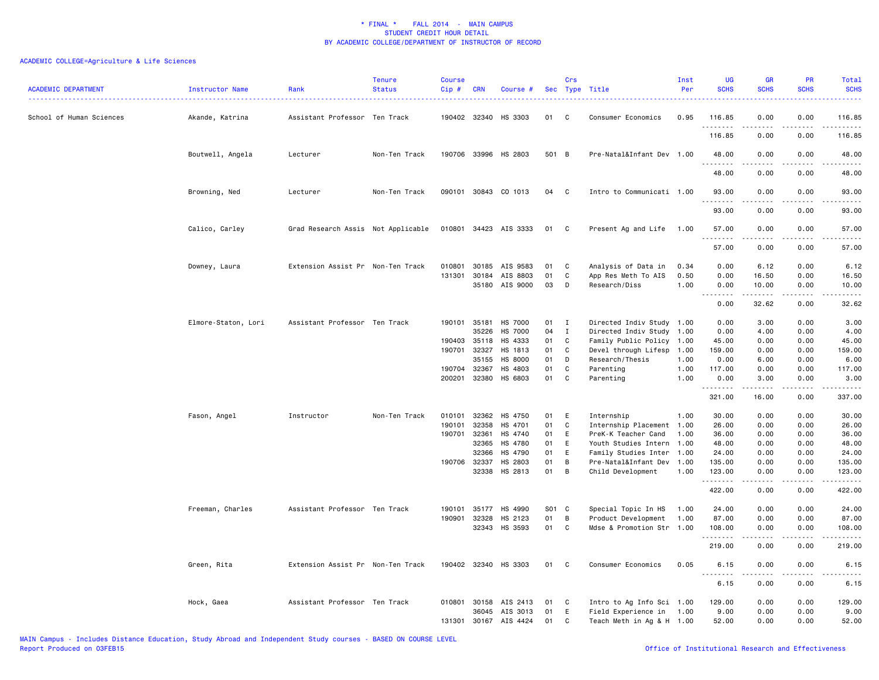# * FINAL * FALL 2014 - MAIN CAMPUS
## STUDENT CREDIT HOUR DETAIL
## BY ACADEMIC COLLEGE/DEPARTMENT OF INSTRUCTOR OF RECORD

ACADEMIC COLLEGE=Agriculture & Life Sciences

| ACADEMIC DEPARTMENT | Instructor Name | Rank | Tenure Status | Course Cip # | CRN | Course # | Sec | Crs Type | Title | Inst Per | UG SCHS | GR SCHS | PR SCHS | Total SCHS |
|---|---|---|---|---|---|---|---|---|---|---|---|---|---|---|
| School of Human Sciences | Akande, Katrina | Assistant Professor | Ten Track | 190402 | 32340 | HS 3303 | 01 | C | Consumer Economics | 0.95 | 116.85 | 0.00 | 0.00 | 116.85 |
| | | | | | | | | | | | 116.85 | 0.00 | 0.00 | 116.85 |
| | Boutwell, Angela | Lecturer | Non-Ten Track | 190706 | 33996 | HS 2803 | 501 | B | Pre-Natal&Infant Dev | 1.00 | 48.00 | 0.00 | 0.00 | 48.00 |
| | | | | | | | | | | | 48.00 | 0.00 | 0.00 | 48.00 |
| | Browning, Ned | Lecturer | Non-Ten Track | 090101 | 30843 | CO 1013 | 04 | C | Intro to Communicati | 1.00 | 93.00 | 0.00 | 0.00 | 93.00 |
| | | | | | | | | | | | 93.00 | 0.00 | 0.00 | 93.00 |
| | Calico, Carley | Grad Research Assis | Not Applicable | 010801 | 34423 | AIS 3333 | 01 | C | Present Ag and Life | 1.00 | 57.00 | 0.00 | 0.00 | 57.00 |
| | | | | | | | | | | | 57.00 | 0.00 | 0.00 | 57.00 |
| | Downey, Laura | Extension Assist Pr | Non-Ten Track | 010801 | 30185 | AIS 9583 | 01 | C | Analysis of Data in | 0.34 | 0.00 | 6.12 | 0.00 | 6.12 |
| | | | | 131301 | 30184 | AIS 8803 | 01 | C | App Res Meth To AIS | 0.50 | 0.00 | 16.50 | 0.00 | 16.50 |
| | | | | | 35180 | AIS 9000 | 03 | D | Research/Diss | 1.00 | 0.00 | 10.00 | 0.00 | 10.00 |
| | | | | | | | | | | | 0.00 | 32.62 | 0.00 | 32.62 |
| | Elmore-Staton, Lori | Assistant Professor | Ten Track | 190101 | 35181 | HS 7000 | 01 | I | Directed Indiv Study | 1.00 | 0.00 | 3.00 | 0.00 | 3.00 |
| | | | | | 35226 | HS 7000 | 04 | I | Directed Indiv Study | 1.00 | 0.00 | 4.00 | 0.00 | 4.00 |
| | | | | 190403 | 35118 | HS 4333 | 01 | C | Family Public Policy | 1.00 | 45.00 | 0.00 | 0.00 | 45.00 |
| | | | | 190701 | 32327 | HS 1813 | 01 | C | Devel through Lifesp | 1.00 | 159.00 | 0.00 | 0.00 | 159.00 |
| | | | | | 35155 | HS 8000 | 01 | D | Research/Thesis | 1.00 | 0.00 | 6.00 | 0.00 | 6.00 |
| | | | | 190704 | 32367 | HS 4803 | 01 | C | Parenting | 1.00 | 117.00 | 0.00 | 0.00 | 117.00 |
| | | | | 200201 | 32380 | HS 6803 | 01 | C | Parenting | 1.00 | 0.00 | 3.00 | 0.00 | 3.00 |
| | | | | | | | | | | | 321.00 | 16.00 | 0.00 | 337.00 |
| | Fason, Angel | Instructor | Non-Ten Track | 010101 | 32362 | HS 4750 | 01 | E | Internship | 1.00 | 30.00 | 0.00 | 0.00 | 30.00 |
| | | | | 190101 | 32358 | HS 4701 | 01 | C | Internship Placement | 1.00 | 26.00 | 0.00 | 0.00 | 26.00 |
| | | | | 190701 | 32361 | HS 4740 | 01 | E | PreK-K Teacher Cand | 1.00 | 36.00 | 0.00 | 0.00 | 36.00 |
| | | | | | 32365 | HS 4780 | 01 | E | Youth Studies Intern | 1.00 | 48.00 | 0.00 | 0.00 | 48.00 |
| | | | | | 32366 | HS 4790 | 01 | E | Family Studies Inter | 1.00 | 24.00 | 0.00 | 0.00 | 24.00 |
| | | | | 190706 | 32337 | HS 2803 | 01 | B | Pre-Natal&Infant Dev | 1.00 | 135.00 | 0.00 | 0.00 | 135.00 |
| | | | | | 32338 | HS 2813 | 01 | B | Child Development | 1.00 | 123.00 | 0.00 | 0.00 | 123.00 |
| | | | | | | | | | | | 422.00 | 0.00 | 0.00 | 422.00 |
| | Freeman, Charles | Assistant Professor | Ten Track | 190101 | 35177 | HS 4990 | S01 | C | Special Topic In HS | 1.00 | 24.00 | 0.00 | 0.00 | 24.00 |
| | | | | 190901 | 32328 | HS 2123 | 01 | B | Product Development | 1.00 | 87.00 | 0.00 | 0.00 | 87.00 |
| | | | | | 32343 | HS 3593 | 01 | C | Mdse & Promotion Str | 1.00 | 108.00 | 0.00 | 0.00 | 108.00 |
| | | | | | | | | | | | 219.00 | 0.00 | 0.00 | 219.00 |
| | Green, Rita | Extension Assist Pr | Non-Ten Track | 190402 | 32340 | HS 3303 | 01 | C | Consumer Economics | 0.05 | 6.15 | 0.00 | 0.00 | 6.15 |
| | | | | | | | | | | | 6.15 | 0.00 | 0.00 | 6.15 |
| | Hock, Gaea | Assistant Professor | Ten Track | 010801 | 30158 | AIS 2413 | 01 | C | Intro to Ag Info Sci | 1.00 | 129.00 | 0.00 | 0.00 | 129.00 |
| | | | | | 36045 | AIS 3013 | 01 | E | Field Experience in | 1.00 | 9.00 | 0.00 | 0.00 | 9.00 |
| | | | | 131301 | 30167 | AIS 4424 | 01 | C | Teach Meth in Ag & H | 1.00 | 52.00 | 0.00 | 0.00 | 52.00 |

MAIN Campus - Includes Distance Education, Study Abroad and Independent Study courses - BASED ON COURSE LEVEL
Report Produced on 03FEB15 Office of Institutional Research and Effectiveness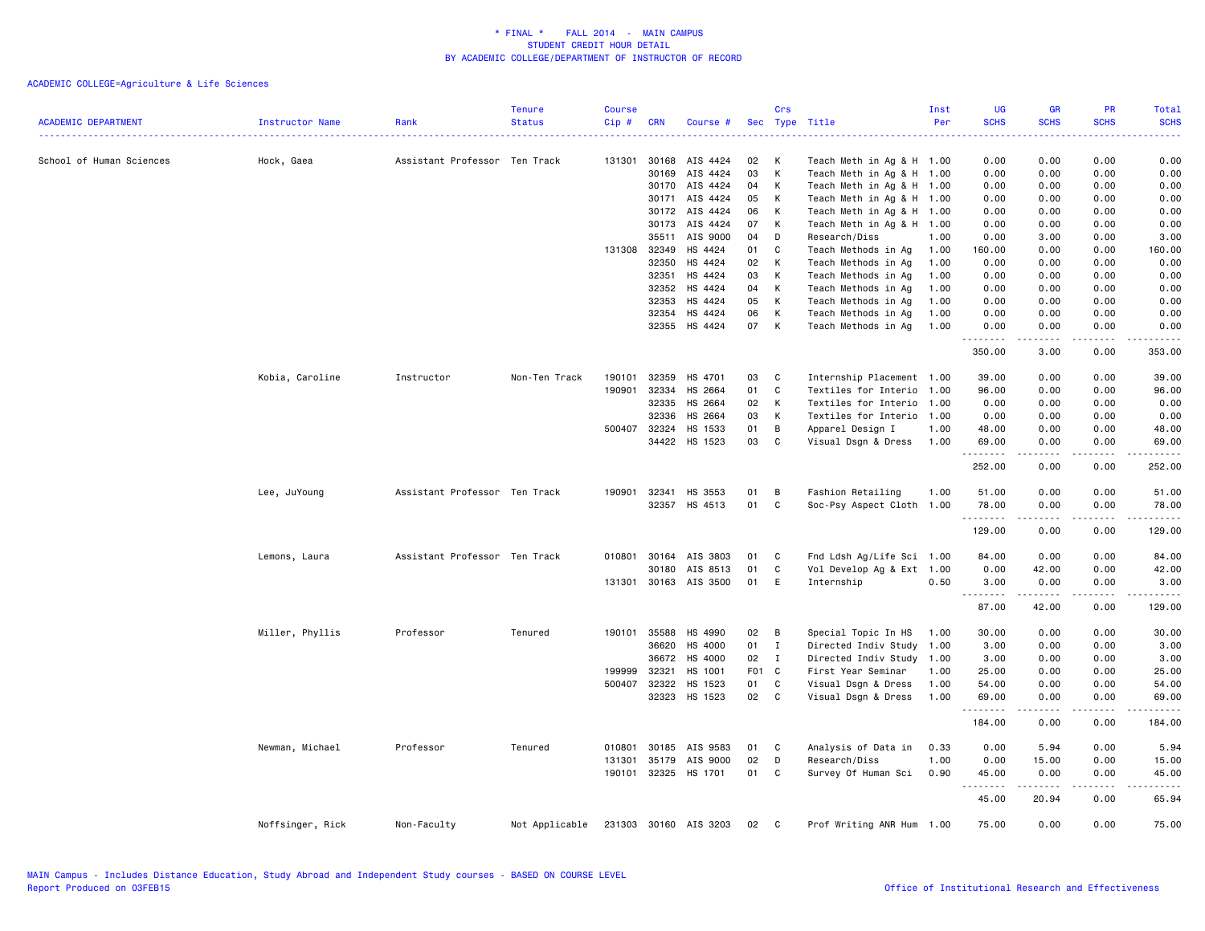\* FINAL \* FALL 2014 - MAIN CAMPUS
STUDENT CREDIT HOUR DETAIL
BY ACADEMIC COLLEGE/DEPARTMENT OF INSTRUCTOR OF RECORD

ACADEMIC COLLEGE=Agriculture & Life Sciences

| ACADEMIC DEPARTMENT | Instructor Name | Rank | Tenure Status | Course Cip # | CRN | Course # | Sec | Crs Type | Title | Inst Per | UG SCHS | GR SCHS | PR SCHS | Total SCHS |
|---|---|---|---|---|---|---|---|---|---|---|---|---|---|---|
| School of Human Sciences | Hock, Gaea | Assistant Professor | Ten Track | 131301 | 30168 | AIS 4424 | 02 | K | Teach Meth in Ag & H | 1.00 | 0.00 | 0.00 | 0.00 | 0.00 |
| | | | | | 30169 | AIS 4424 | 03 | K | Teach Meth in Ag & H | 1.00 | 0.00 | 0.00 | 0.00 | 0.00 |
| | | | | | 30170 | AIS 4424 | 04 | K | Teach Meth in Ag & H | 1.00 | 0.00 | 0.00 | 0.00 | 0.00 |
| | | | | | 30171 | AIS 4424 | 05 | K | Teach Meth in Ag & H | 1.00 | 0.00 | 0.00 | 0.00 | 0.00 |
| | | | | | 30172 | AIS 4424 | 06 | K | Teach Meth in Ag & H | 1.00 | 0.00 | 0.00 | 0.00 | 0.00 |
| | | | | | 30173 | AIS 4424 | 07 | K | Teach Meth in Ag & H | 1.00 | 0.00 | 0.00 | 0.00 | 0.00 |
| | | | | | 35511 | AIS 9000 | 04 | D | Research/Diss | 1.00 | 0.00 | 3.00 | 0.00 | 3.00 |
| | | | | 131308 | 32349 | HS 4424 | 01 | C | Teach Methods in Ag | 1.00 | 160.00 | 0.00 | 0.00 | 160.00 |
| | | | | | 32350 | HS 4424 | 02 | K | Teach Methods in Ag | 1.00 | 0.00 | 0.00 | 0.00 | 0.00 |
| | | | | | 32351 | HS 4424 | 03 | K | Teach Methods in Ag | 1.00 | 0.00 | 0.00 | 0.00 | 0.00 |
| | | | | | 32352 | HS 4424 | 04 | K | Teach Methods in Ag | 1.00 | 0.00 | 0.00 | 0.00 | 0.00 |
| | | | | | 32353 | HS 4424 | 05 | K | Teach Methods in Ag | 1.00 | 0.00 | 0.00 | 0.00 | 0.00 |
| | | | | | 32354 | HS 4424 | 06 | K | Teach Methods in Ag | 1.00 | 0.00 | 0.00 | 0.00 | 0.00 |
| | | | | | 32355 | HS 4424 | 07 | K | Teach Methods in Ag | 1.00 | 0.00 | 0.00 | 0.00 | 0.00 |
| | | | | | | | | | | | 350.00 | 3.00 | 0.00 | 353.00 |
| | Kobia, Caroline | Instructor | Non-Ten Track | 190101 | 32359 | HS 4701 | 03 | C | Internship Placement | 1.00 | 39.00 | 0.00 | 0.00 | 39.00 |
| | | | | 190901 | 32334 | HS 2664 | 01 | C | Textiles for Interio | 1.00 | 96.00 | 0.00 | 0.00 | 96.00 |
| | | | | | 32335 | HS 2664 | 02 | K | Textiles for Interio | 1.00 | 0.00 | 0.00 | 0.00 | 0.00 |
| | | | | | 32336 | HS 2664 | 03 | K | Textiles for Interio | 1.00 | 0.00 | 0.00 | 0.00 | 0.00 |
| | | | | 500407 | 32324 | HS 1533 | 01 | B | Apparel Design I | 1.00 | 48.00 | 0.00 | 0.00 | 48.00 |
| | | | | | 34422 | HS 1523 | 03 | C | Visual Dsgn & Dress | 1.00 | 69.00 | 0.00 | 0.00 | 69.00 |
| | | | | | | | | | | | 252.00 | 0.00 | 0.00 | 252.00 |
| | Lee, JuYoung | Assistant Professor | Ten Track | 190901 | 32341 | HS 3553 | 01 | B | Fashion Retailing | 1.00 | 51.00 | 0.00 | 0.00 | 51.00 |
| | | | | | 32357 | HS 4513 | 01 | C | Soc-Psy Aspect Cloth | 1.00 | 78.00 | 0.00 | 0.00 | 78.00 |
| | | | | | | | | | | | 129.00 | 0.00 | 0.00 | 129.00 |
| | Lemons, Laura | Assistant Professor | Ten Track | 010801 | 30164 | AIS 3803 | 01 | C | Fnd Ldsh Ag/Life Sci | 1.00 | 84.00 | 0.00 | 0.00 | 84.00 |
| | | | | | 30180 | AIS 8513 | 01 | C | Vol Develop Ag & Ext | 1.00 | 0.00 | 42.00 | 0.00 | 42.00 |
| | | | | 131301 | 30163 | AIS 3500 | 01 | E | Internship | 0.50 | 3.00 | 0.00 | 0.00 | 3.00 |
| | | | | | | | | | | | 87.00 | 42.00 | 0.00 | 129.00 |
| | Miller, Phyllis | Professor | Tenured | 190101 | 35588 | HS 4990 | 02 | B | Special Topic In HS | 1.00 | 30.00 | 0.00 | 0.00 | 30.00 |
| | | | | | 36620 | HS 4000 | 01 | I | Directed Indiv Study | 1.00 | 3.00 | 0.00 | 0.00 | 3.00 |
| | | | | | 36672 | HS 4000 | 02 | I | Directed Indiv Study | 1.00 | 3.00 | 0.00 | 0.00 | 3.00 |
| | | | | 199999 | 32321 | HS 1001 | F01 | C | First Year Seminar | 1.00 | 25.00 | 0.00 | 0.00 | 25.00 |
| | | | | 500407 | 32322 | HS 1523 | 01 | C | Visual Dsgn & Dress | 1.00 | 54.00 | 0.00 | 0.00 | 54.00 |
| | | | | | 32323 | HS 1523 | 02 | C | Visual Dsgn & Dress | 1.00 | 69.00 | 0.00 | 0.00 | 69.00 |
| | | | | | | | | | | | 184.00 | 0.00 | 0.00 | 184.00 |
| | Newman, Michael | Professor | Tenured | 010801 | 30185 | AIS 9583 | 01 | C | Analysis of Data in | 0.33 | 0.00 | 5.94 | 0.00 | 5.94 |
| | | | | 131301 | 35179 | AIS 9000 | 02 | D | Research/Diss | 1.00 | 0.00 | 15.00 | 0.00 | 15.00 |
| | | | | 190101 | 32325 | HS 1701 | 01 | C | Survey Of Human Sci | 0.90 | 45.00 | 0.00 | 0.00 | 45.00 |
| | | | | | | | | | | | 45.00 | 20.94 | 0.00 | 65.94 |
| | Noffsinger, Rick | Non-Faculty | Not Applicable | 231303 | 30160 | AIS 3203 | 02 | C | Prof Writing ANR Hum | 1.00 | 75.00 | 0.00 | 0.00 | 75.00 |

MAIN Campus - Includes Distance Education, Study Abroad and Independent Study courses - BASED ON COURSE LEVEL
Report Produced on 03FEB15 Office of Institutional Research and Effectiveness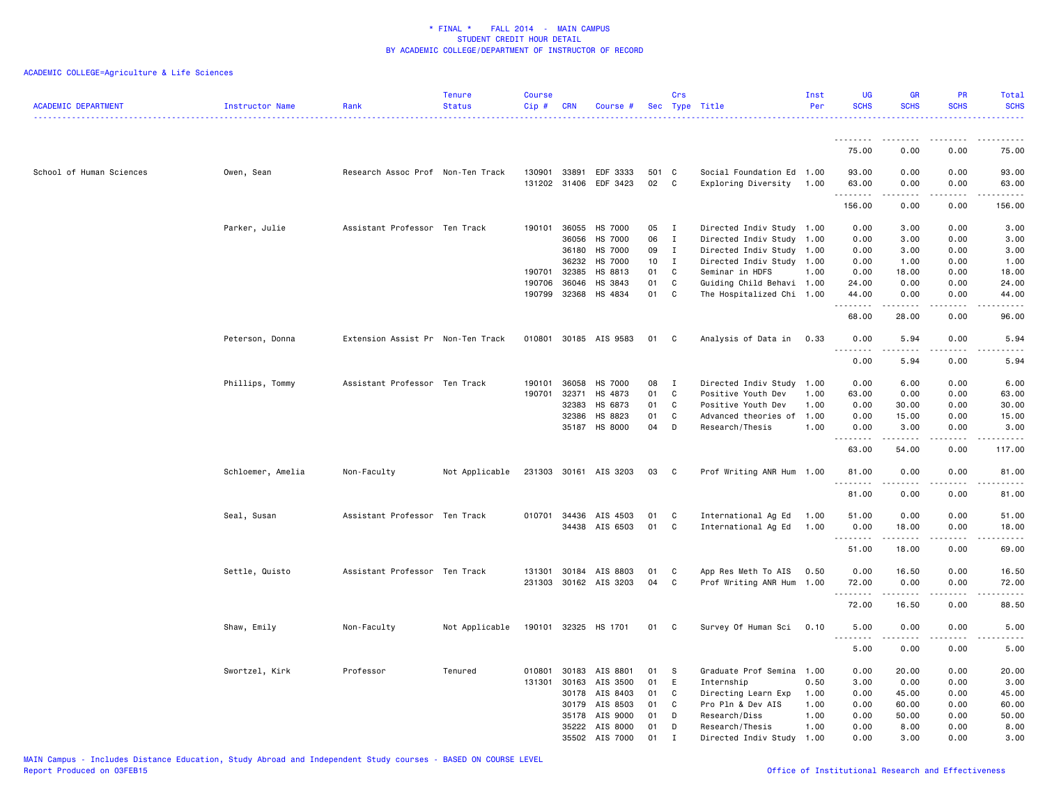\* FINAL \* FALL 2014 - MAIN CAMPUS
STUDENT CREDIT HOUR DETAIL
BY ACADEMIC COLLEGE/DEPARTMENT OF INSTRUCTOR OF RECORD

ACADEMIC COLLEGE=Agriculture & Life Sciences

| ACADEMIC DEPARTMENT | Instructor Name | Rank | Tenure Status | Course Cip # | CRN | Course # | Sec | Crs Type | Title | Inst Per | UG SCHS | GR SCHS | PR SCHS | Total SCHS |
|---|---|---|---|---|---|---|---|---|---|---|---|---|---|---|
| | | | | | | | | | | | 75.00 | 0.00 | 0.00 | 75.00 |
| School of Human Sciences | Owen, Sean | Research Assoc Prof | Non-Ten Track | 130901 | 33891 | EDF 3333 | 501 | C | Social Foundation Ed | 1.00 | 93.00 | 0.00 | 0.00 | 93.00 |
| | | | | 131202 | 31406 | EDF 3423 | 02 | C | Exploring Diversity | 1.00 | 63.00 | 0.00 | 0.00 | 63.00 |
| | | | | | | | | | | | 156.00 | 0.00 | 0.00 | 156.00 |
| | Parker, Julie | Assistant Professor | Ten Track | 190101 | 36055 | HS 7000 | 05 | I | Directed Indiv Study | 1.00 | 0.00 | 3.00 | 0.00 | 3.00 |
| | | | | | 36056 | HS 7000 | 06 | I | Directed Indiv Study | 1.00 | 0.00 | 3.00 | 0.00 | 3.00 |
| | | | | | 36180 | HS 7000 | 09 | I | Directed Indiv Study | 1.00 | 0.00 | 3.00 | 0.00 | 3.00 |
| | | | | | 36232 | HS 7000 | 10 | I | Directed Indiv Study | 1.00 | 0.00 | 1.00 | 0.00 | 1.00 |
| | | | | 190701 | 32385 | HS 8813 | 01 | C | Seminar in HDFS | 1.00 | 0.00 | 18.00 | 0.00 | 18.00 |
| | | | | 190706 | 36046 | HS 3843 | 01 | C | Guiding Child Behavi | 1.00 | 24.00 | 0.00 | 0.00 | 24.00 |
| | | | | 190799 | 32368 | HS 4834 | 01 | C | The Hospitalized Chi | 1.00 | 44.00 | 0.00 | 0.00 | 44.00 |
| | | | | | | | | | | | 68.00 | 28.00 | 0.00 | 96.00 |
| | Peterson, Donna | Extension Assist Pr | Non-Ten Track | 010801 | 30185 | AIS 9583 | 01 | C | Analysis of Data in | 0.33 | 0.00 | 5.94 | 0.00 | 5.94 |
| | | | | | | | | | | | 0.00 | 5.94 | 0.00 | 5.94 |
| | Phillips, Tommy | Assistant Professor | Ten Track | 190101 | 36058 | HS 7000 | 08 | I | Directed Indiv Study | 1.00 | 0.00 | 6.00 | 0.00 | 6.00 |
| | | | | 190701 | 32371 | HS 4873 | 01 | C | Positive Youth Dev | 1.00 | 63.00 | 0.00 | 0.00 | 63.00 |
| | | | | | 32383 | HS 6873 | 01 | C | Positive Youth Dev | 1.00 | 0.00 | 30.00 | 0.00 | 30.00 |
| | | | | | 32386 | HS 8823 | 01 | C | Advanced theories of | 1.00 | 0.00 | 15.00 | 0.00 | 15.00 |
| | | | | | 35187 | HS 8000 | 04 | D | Research/Thesis | 1.00 | 0.00 | 3.00 | 0.00 | 3.00 |
| | | | | | | | | | | | 63.00 | 54.00 | 0.00 | 117.00 |
| | Schloemer, Amelia | Non-Faculty | Not Applicable | 231303 | 30161 | AIS 3203 | 03 | C | Prof Writing ANR Hum | 1.00 | 81.00 | 0.00 | 0.00 | 81.00 |
| | | | | | | | | | | | 81.00 | 0.00 | 0.00 | 81.00 |
| | Seal, Susan | Assistant Professor | Ten Track | 010701 | 34436 | AIS 4503 | 01 | C | International Ag Ed | 1.00 | 51.00 | 0.00 | 0.00 | 51.00 |
| | | | | | 34438 | AIS 6503 | 01 | C | International Ag Ed | 1.00 | 0.00 | 18.00 | 0.00 | 18.00 |
| | | | | | | | | | | | 51.00 | 18.00 | 0.00 | 69.00 |
| | Settle, Quisto | Assistant Professor | Ten Track | 131301 | 30184 | AIS 8803 | 01 | C | App Res Meth To AIS | 0.50 | 0.00 | 16.50 | 0.00 | 16.50 |
| | | | | 231303 | 30162 | AIS 3203 | 04 | C | Prof Writing ANR Hum | 1.00 | 72.00 | 0.00 | 0.00 | 72.00 |
| | | | | | | | | | | | 72.00 | 16.50 | 0.00 | 88.50 |
| | Shaw, Emily | Non-Faculty | Not Applicable | 190101 | 32325 | HS 1701 | 01 | C | Survey Of Human Sci | 0.10 | 5.00 | 0.00 | 0.00 | 5.00 |
| | | | | | | | | | | | 5.00 | 0.00 | 0.00 | 5.00 |
| | Swortzel, Kirk | Professor | Tenured | 010801 | 30183 | AIS 8801 | 01 | S | Graduate Prof Semina | 1.00 | 0.00 | 20.00 | 0.00 | 20.00 |
| | | | | 131301 | 30163 | AIS 3500 | 01 | E | Internship | 0.50 | 3.00 | 0.00 | 0.00 | 3.00 |
| | | | | | 30178 | AIS 8403 | 01 | C | Directing Learn Exp | 1.00 | 0.00 | 45.00 | 0.00 | 45.00 |
| | | | | | 30179 | AIS 8503 | 01 | C | Pro Pln & Dev AIS | 1.00 | 0.00 | 60.00 | 0.00 | 60.00 |
| | | | | | 35178 | AIS 9000 | 01 | D | Research/Diss | 1.00 | 0.00 | 50.00 | 0.00 | 50.00 |
| | | | | | 35222 | AIS 8000 | 01 | D | Research/Thesis | 1.00 | 0.00 | 8.00 | 0.00 | 8.00 |
| | | | | | 35502 | AIS 7000 | 01 | I | Directed Indiv Study | 1.00 | 0.00 | 3.00 | 0.00 | 3.00 |

MAIN Campus - Includes Distance Education, Study Abroad and Independent Study courses - BASED ON COURSE LEVEL
Report Produced on 03FEB15 Office of Institutional Research and Effectiveness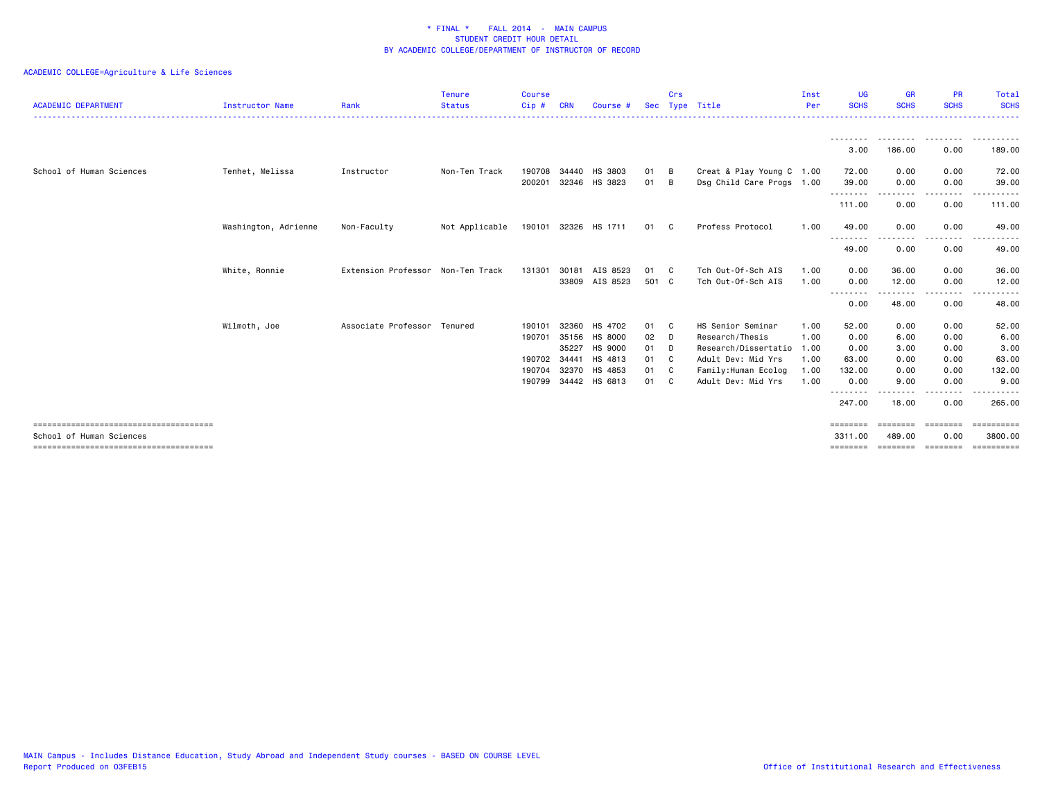\* FINAL \* FALL 2014 - MAIN CAMPUS
STUDENT CREDIT HOUR DETAIL
BY ACADEMIC COLLEGE/DEPARTMENT OF INSTRUCTOR OF RECORD

ACADEMIC COLLEGE=Agriculture & Life Sciences

| ACADEMIC DEPARTMENT | Instructor Name | Rank | Tenure Status | Course Cip # | CRN | Course # | Sec | Crs Type | Title | Inst Per | UG SCHS | GR SCHS | PR SCHS | Total SCHS |
|---|---|---|---|---|---|---|---|---|---|---|---|---|---|---|
| | | | | | | | | | | | 3.00 | 186.00 | 0.00 | 189.00 |
| School of Human Sciences | Tenhet, Melissa | Instructor | Non-Ten Track | 190708 | 34440 | HS 3803 | 01 | B | Creat & Play Young C | 1.00 | 72.00 | 0.00 | 0.00 | 72.00 |
| | | | | 200201 | 32346 | HS 3823 | 01 | B | Dsg Child Care Progs | 1.00 | 39.00 | 0.00 | 0.00 | 39.00 |
| | | | | | | | | | | | 111.00 | 0.00 | 0.00 | 111.00 |
| | Washington, Adrienne | Non-Faculty | Not Applicable | 190101 | 32326 | HS 1711 | 01 | C | Profess Protocol | 1.00 | 49.00 | 0.00 | 0.00 | 49.00 |
| | | | | | | | | | | | 49.00 | 0.00 | 0.00 | 49.00 |
| | White, Ronnie | Extension Professor | Non-Ten Track | 131301 | 30181 | AIS 8523 | 01 | C | Tch Out-Of-Sch AIS | 1.00 | 0.00 | 36.00 | 0.00 | 36.00 |
| | | | | | 33809 | AIS 8523 | 501 | C | Tch Out-Of-Sch AIS | 1.00 | 0.00 | 12.00 | 0.00 | 12.00 |
| | | | | | | | | | | | 0.00 | 48.00 | 0.00 | 48.00 |
| | Wilmoth, Joe | Associate Professor | Tenured | 190101 | 32360 | HS 4702 | 01 | C | HS Senior Seminar | 1.00 | 52.00 | 0.00 | 0.00 | 52.00 |
| | | | | 190701 | 35156 | HS 8000 | 02 | D | Research/Thesis | 1.00 | 0.00 | 6.00 | 0.00 | 6.00 |
| | | | | | 35227 | HS 9000 | 01 | D | Research/Dissertatio | 1.00 | 0.00 | 3.00 | 0.00 | 3.00 |
| | | | | 190702 | 34441 | HS 4813 | 01 | C | Adult Dev: Mid Yrs | 1.00 | 63.00 | 0.00 | 0.00 | 63.00 |
| | | | | 190704 | 32370 | HS 4853 | 01 | C | Family:Human Ecolog | 1.00 | 132.00 | 0.00 | 0.00 | 132.00 |
| | | | | 190799 | 34442 | HS 6813 | 01 | C | Adult Dev: Mid Yrs | 1.00 | 0.00 | 9.00 | 0.00 | 9.00 |
| | | | | | | | | | | | 247.00 | 18.00 | 0.00 | 265.00 |
| School of Human Sciences | | | | | | | | | | | 3311.00 | 489.00 | 0.00 | 3800.00 |

MAIN Campus - Includes Distance Education, Study Abroad and Independent Study courses - BASED ON COURSE LEVEL
Report Produced on 03FEB15

Office of Institutional Research and Effectiveness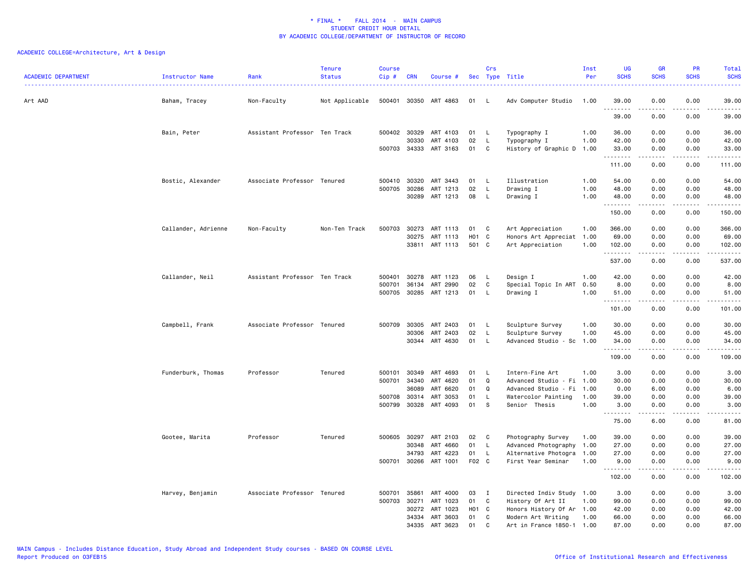\* FINAL \* FALL 2014 - MAIN CAMPUS
STUDENT CREDIT HOUR DETAIL
BY ACADEMIC COLLEGE/DEPARTMENT OF INSTRUCTOR OF RECORD

ACADEMIC COLLEGE=Architecture, Art & Design

| ACADEMIC DEPARTMENT | Instructor Name | Rank | Tenure Status | Course Cip # | CRN | Course # | Sec | Crs Type | Title | Inst Per | UG SCHS | GR SCHS | PR SCHS | Total SCHS |
|---|---|---|---|---|---|---|---|---|---|---|---|---|---|---|
| Art AAD | Baham, Tracey | Non-Faculty | Not Applicable | 500401 | 30350 | ART 4863 | 01 | L | Adv Computer Studio | 1.00 | 39.00 | 0.00 | 0.00 | 39.00 |
| | | | | | | | | | | | 39.00 | 0.00 | 0.00 | 39.00 |
| | Bain, Peter | Assistant Professor | Ten Track | 500402 | 30329 | ART 4103 | 01 | L | Typography I | 1.00 | 36.00 | 0.00 | 0.00 | 36.00 |
| | | | | | 30330 | ART 4103 | 02 | L | Typography I | 1.00 | 42.00 | 0.00 | 0.00 | 42.00 |
| | | | | 500703 | 34333 | ART 3163 | 01 | C | History of Graphic D | 1.00 | 33.00 | 0.00 | 0.00 | 33.00 |
| | | | | | | | | | | | 111.00 | 0.00 | 0.00 | 111.00 |
| | Bostic, Alexander | Associate Professor | Tenured | 500410 | 30320 | ART 3443 | 01 | L | Illustration | 1.00 | 54.00 | 0.00 | 0.00 | 54.00 |
| | | | | 500705 | 30286 | ART 1213 | 02 | L | Drawing I | 1.00 | 48.00 | 0.00 | 0.00 | 48.00 |
| | | | | | 30289 | ART 1213 | 08 | L | Drawing I | 1.00 | 48.00 | 0.00 | 0.00 | 48.00 |
| | | | | | | | | | | | 150.00 | 0.00 | 0.00 | 150.00 |
| | Callander, Adrienne | Non-Faculty | Non-Ten Track | 500703 | 30273 | ART 1113 | 01 | C | Art Appreciation | 1.00 | 366.00 | 0.00 | 0.00 | 366.00 |
| | | | | | 30275 | ART 1113 | H01 | C | Honors Art Appreciat | 1.00 | 69.00 | 0.00 | 0.00 | 69.00 |
| | | | | | 33811 | ART 1113 | 501 | C | Art Appreciation | 1.00 | 102.00 | 0.00 | 0.00 | 102.00 |
| | | | | | | | | | | | 537.00 | 0.00 | 0.00 | 537.00 |
| | Callander, Neil | Assistant Professor | Ten Track | 500401 | 30278 | ART 1123 | 06 | L | Design I | 1.00 | 42.00 | 0.00 | 0.00 | 42.00 |
| | | | | 500701 | 36134 | ART 2990 | 02 | C | Special Topic In ART | 0.50 | 8.00 | 0.00 | 0.00 | 8.00 |
| | | | | 500705 | 30285 | ART 1213 | 01 | L | Drawing I | 1.00 | 51.00 | 0.00 | 0.00 | 51.00 |
| | | | | | | | | | | | 101.00 | 0.00 | 0.00 | 101.00 |
| | Campbell, Frank | Associate Professor | Tenured | 500709 | 30305 | ART 2403 | 01 | L | Sculpture Survey | 1.00 | 30.00 | 0.00 | 0.00 | 30.00 |
| | | | | | 30306 | ART 2403 | 02 | L | Sculpture Survey | 1.00 | 45.00 | 0.00 | 0.00 | 45.00 |
| | | | | | 30344 | ART 4630 | 01 | L | Advanced Studio - Sc | 1.00 | 34.00 | 0.00 | 0.00 | 34.00 |
| | | | | | | | | | | | 109.00 | 0.00 | 0.00 | 109.00 |
| | Funderburk, Thomas | Professor | Tenured | 500101 | 30349 | ART 4693 | 01 | L | Intern-Fine Art | 1.00 | 3.00 | 0.00 | 0.00 | 3.00 |
| | | | | 500701 | 34340 | ART 4620 | 01 | Q | Advanced Studio - Fi | 1.00 | 30.00 | 0.00 | 0.00 | 30.00 |
| | | | | | 36089 | ART 6620 | 01 | Q | Advanced Studio - Fi | 1.00 | 0.00 | 6.00 | 0.00 | 6.00 |
| | | | | 500708 | 30314 | ART 3053 | 01 | L | Watercolor Painting | 1.00 | 39.00 | 0.00 | 0.00 | 39.00 |
| | | | | 500799 | 30328 | ART 4093 | 01 | S | Senior Thesis | 1.00 | 3.00 | 0.00 | 0.00 | 3.00 |
| | | | | | | | | | | | 75.00 | 6.00 | 0.00 | 81.00 |
| | Gootee, Marita | Professor | Tenured | 500605 | 30297 | ART 2103 | 02 | C | Photography Survey | 1.00 | 39.00 | 0.00 | 0.00 | 39.00 |
| | | | | | 30348 | ART 4660 | 01 | L | Advanced Photography | 1.00 | 27.00 | 0.00 | 0.00 | 27.00 |
| | | | | | 34793 | ART 4223 | 01 | L | Alternative Photogra | 1.00 | 27.00 | 0.00 | 0.00 | 27.00 |
| | | | | 500701 | 30266 | ART 1001 | F02 | C | First Year Seminar | 1.00 | 9.00 | 0.00 | 0.00 | 9.00 |
| | | | | | | | | | | | 102.00 | 0.00 | 0.00 | 102.00 |
| | Harvey, Benjamin | Associate Professor | Tenured | 500701 | 35861 | ART 4000 | 03 | I | Directed Indiv Study | 1.00 | 3.00 | 0.00 | 0.00 | 3.00 |
| | | | | 500703 | 30271 | ART 1023 | 01 | C | History Of Art II | 1.00 | 99.00 | 0.00 | 0.00 | 99.00 |
| | | | | | 30272 | ART 1023 | H01 | C | Honors History Of Ar | 1.00 | 42.00 | 0.00 | 0.00 | 42.00 |
| | | | | | 34334 | ART 3603 | 01 | C | Modern Art Writing | 1.00 | 66.00 | 0.00 | 0.00 | 66.00 |
| | | | | | 34335 | ART 3623 | 01 | C | Art in France 1850-1 | 1.00 | 87.00 | 0.00 | 0.00 | 87.00 |

MAIN Campus - Includes Distance Education, Study Abroad and Independent Study courses - BASED ON COURSE LEVEL
Report Produced on 03FEB15
Office of Institutional Research and Effectiveness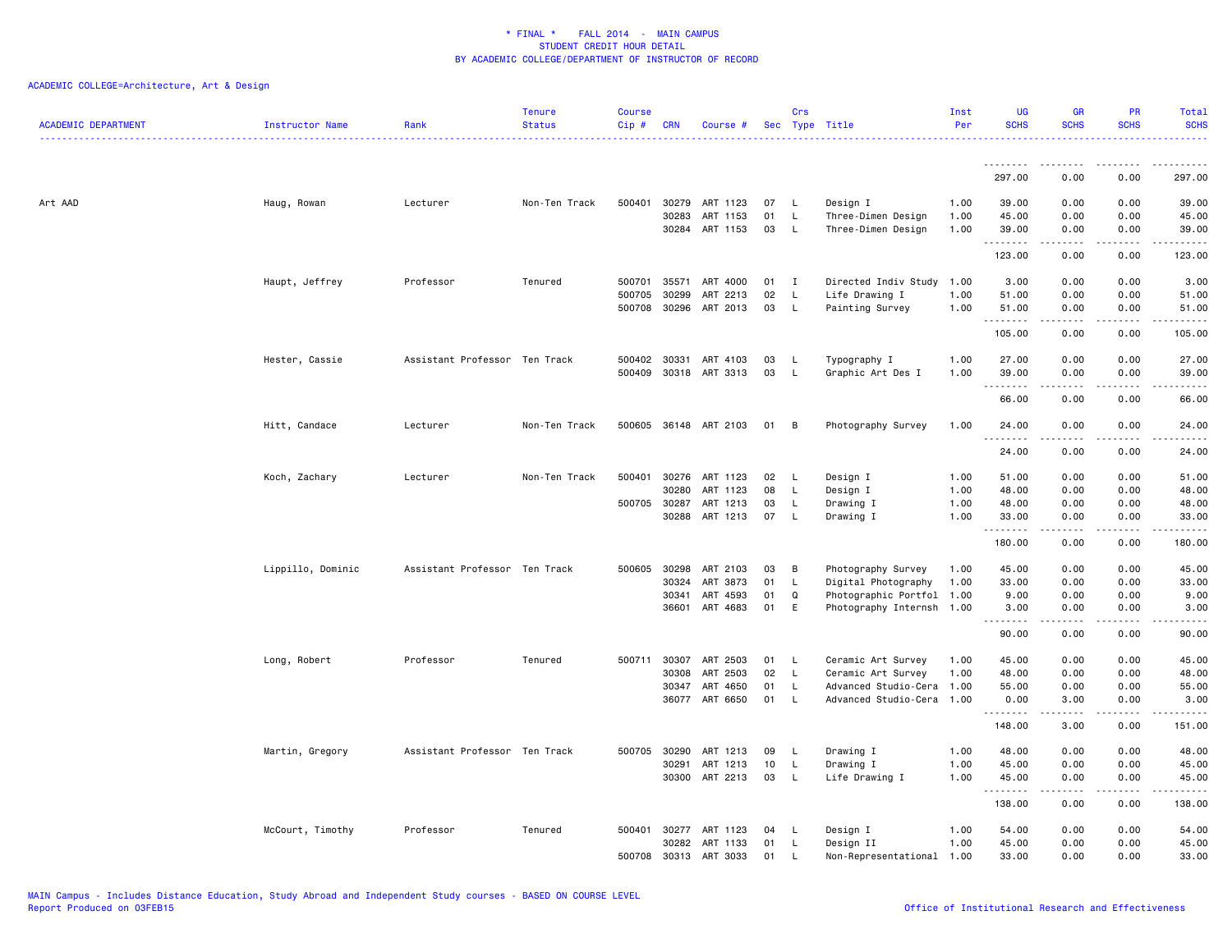\* FINAL \* FALL 2014 - MAIN CAMPUS
STUDENT CREDIT HOUR DETAIL
BY ACADEMIC COLLEGE/DEPARTMENT OF INSTRUCTOR OF RECORD

ACADEMIC COLLEGE=Architecture, Art & Design

| ACADEMIC DEPARTMENT | Instructor Name | Rank | Tenure Status | Course Cip # | CRN | Course # | Sec | Crs Type | Title | Inst Per | UG SCHS | GR SCHS | PR SCHS | Total SCHS |
|---|---|---|---|---|---|---|---|---|---|---|---|---|---|---|
| | | | | | | | | | | | 297.00 | 0.00 | 0.00 | 297.00 |
| Art AAD | Haug, Rowan | Lecturer | Non-Ten Track | 500401 | 30279 | ART 1123 | 07 | L | Design I | 1.00 | 39.00 | 0.00 | 0.00 | 39.00 |
| | | | | | 30283 | ART 1153 | 01 | L | Three-Dimen Design | 1.00 | 45.00 | 0.00 | 0.00 | 45.00 |
| | | | | | 30284 | ART 1153 | 03 | L | Three-Dimen Design | 1.00 | 39.00 | 0.00 | 0.00 | 39.00 |
| | | | | | | | | | | | 123.00 | 0.00 | 0.00 | 123.00 |
| | Haupt, Jeffrey | Professor | Tenured | 500701 | 35571 | ART 4000 | 01 | I | Directed Indiv Study | 1.00 | 3.00 | 0.00 | 0.00 | 3.00 |
| | | | | 500705 | 30299 | ART 2213 | 02 | L | Life Drawing I | 1.00 | 51.00 | 0.00 | 0.00 | 51.00 |
| | | | | 500708 | 30296 | ART 2013 | 03 | L | Painting Survey | 1.00 | 51.00 | 0.00 | 0.00 | 51.00 |
| | | | | | | | | | | | 105.00 | 0.00 | 0.00 | 105.00 |
| | Hester, Cassie | Assistant Professor | Ten Track | 500402 | 30331 | ART 4103 | 03 | L | Typography I | 1.00 | 27.00 | 0.00 | 0.00 | 27.00 |
| | | | | 500409 | 30318 | ART 3313 | 03 | L | Graphic Art Des I | 1.00 | 39.00 | 0.00 | 0.00 | 39.00 |
| | | | | | | | | | | | 66.00 | 0.00 | 0.00 | 66.00 |
| | Hitt, Candace | Lecturer | Non-Ten Track | 500605 | 36148 | ART 2103 | 01 | B | Photography Survey | 1.00 | 24.00 | 0.00 | 0.00 | 24.00 |
| | | | | | | | | | | | 24.00 | 0.00 | 0.00 | 24.00 |
| | Koch, Zachary | Lecturer | Non-Ten Track | 500401 | 30276 | ART 1123 | 02 | L | Design I | 1.00 | 51.00 | 0.00 | 0.00 | 51.00 |
| | | | | | 30280 | ART 1123 | 08 | L | Design I | 1.00 | 48.00 | 0.00 | 0.00 | 48.00 |
| | | | | 500705 | 30287 | ART 1213 | 03 | L | Drawing I | 1.00 | 48.00 | 0.00 | 0.00 | 48.00 |
| | | | | | 30288 | ART 1213 | 07 | L | Drawing I | 1.00 | 33.00 | 0.00 | 0.00 | 33.00 |
| | | | | | | | | | | | 180.00 | 0.00 | 0.00 | 180.00 |
| | Lippillo, Dominic | Assistant Professor | Ten Track | 500605 | 30298 | ART 2103 | 03 | B | Photography Survey | 1.00 | 45.00 | 0.00 | 0.00 | 45.00 |
| | | | | | 30324 | ART 3873 | 01 | L | Digital Photography | 1.00 | 33.00 | 0.00 | 0.00 | 33.00 |
| | | | | | 30341 | ART 4593 | 01 | Q | Photographic Portfol | 1.00 | 9.00 | 0.00 | 0.00 | 9.00 |
| | | | | | 36601 | ART 4683 | 01 | E | Photography Internsh | 1.00 | 3.00 | 0.00 | 0.00 | 3.00 |
| | | | | | | | | | | | 90.00 | 0.00 | 0.00 | 90.00 |
| | Long, Robert | Professor | Tenured | 500711 | 30307 | ART 2503 | 01 | L | Ceramic Art Survey | 1.00 | 45.00 | 0.00 | 0.00 | 45.00 |
| | | | | | 30308 | ART 2503 | 02 | L | Ceramic Art Survey | 1.00 | 48.00 | 0.00 | 0.00 | 48.00 |
| | | | | | 30347 | ART 4650 | 01 | L | Advanced Studio-Cera | 1.00 | 55.00 | 0.00 | 0.00 | 55.00 |
| | | | | | 36077 | ART 6650 | 01 | L | Advanced Studio-Cera | 1.00 | 0.00 | 3.00 | 0.00 | 3.00 |
| | | | | | | | | | | | 148.00 | 3.00 | 0.00 | 151.00 |
| | Martin, Gregory | Assistant Professor | Ten Track | 500705 | 30290 | ART 1213 | 09 | L | Drawing I | 1.00 | 48.00 | 0.00 | 0.00 | 48.00 |
| | | | | | 30291 | ART 1213 | 10 | L | Drawing I | 1.00 | 45.00 | 0.00 | 0.00 | 45.00 |
| | | | | | 30300 | ART 2213 | 03 | L | Life Drawing I | 1.00 | 45.00 | 0.00 | 0.00 | 45.00 |
| | | | | | | | | | | | 138.00 | 0.00 | 0.00 | 138.00 |
| | McCourt, Timothy | Professor | Tenured | 500401 | 30277 | ART 1123 | 04 | L | Design I | 1.00 | 54.00 | 0.00 | 0.00 | 54.00 |
| | | | | | 30282 | ART 1133 | 01 | L | Design II | 1.00 | 45.00 | 0.00 | 0.00 | 45.00 |
| | | | | 500708 | 30313 | ART 3033 | 01 | L | Non-Representational | 1.00 | 33.00 | 0.00 | 0.00 | 33.00 |

MAIN Campus - Includes Distance Education, Study Abroad and Independent Study courses - BASED ON COURSE LEVEL
Report Produced on 03FEB15

Office of Institutional Research and Effectiveness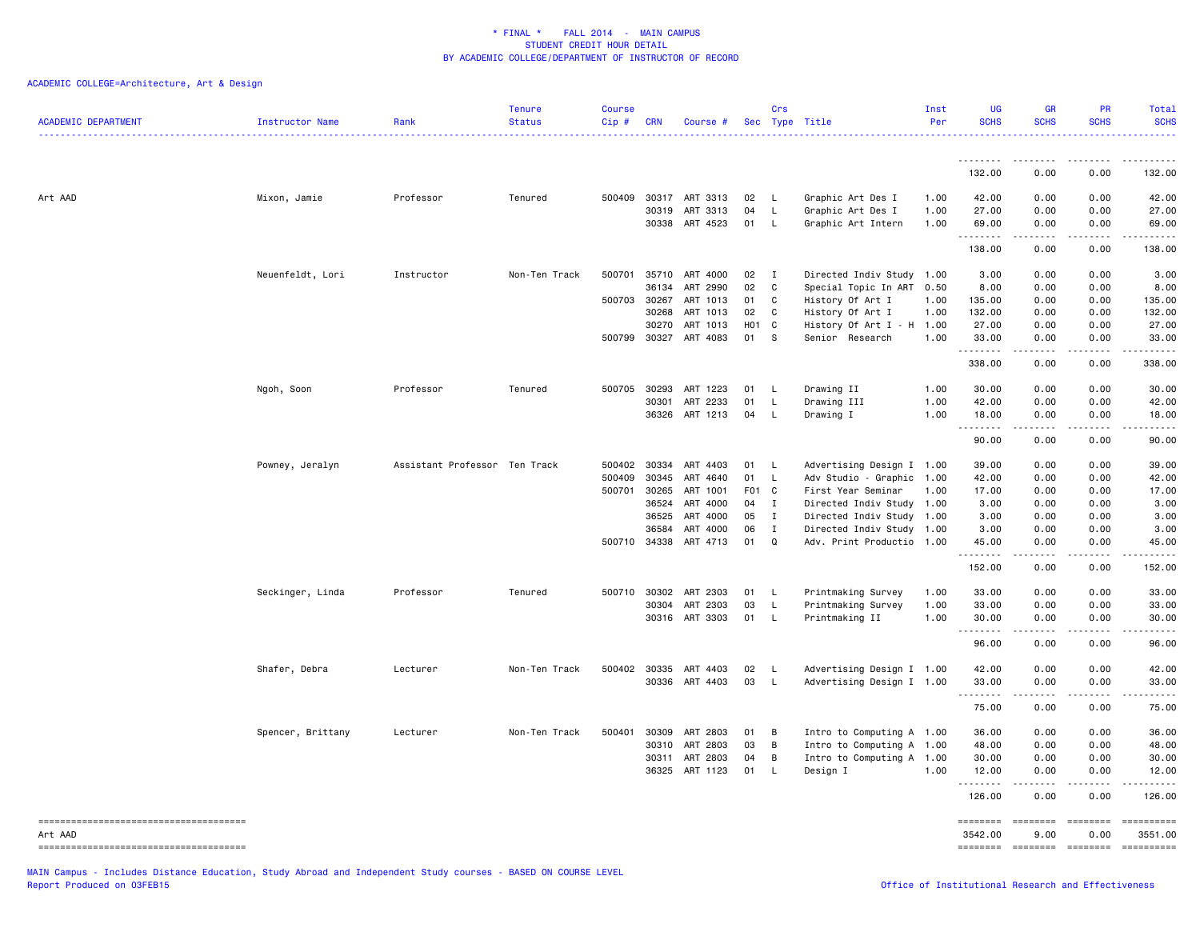\* FINAL \*    FALL 2014  -  MAIN CAMPUS
STUDENT CREDIT HOUR DETAIL
BY ACADEMIC COLLEGE/DEPARTMENT OF INSTRUCTOR OF RECORD

ACADEMIC COLLEGE=Architecture, Art & Design

| ACADEMIC DEPARTMENT | Instructor Name | Rank | Tenure Status | Course Cip # | CRN | Course # | Sec | Crs Type | Title | Inst Per | UG SCHS | GR SCHS | PR SCHS | Total SCHS |
|---|---|---|---|---|---|---|---|---|---|---|---|---|---|---|
| | | | | | | | | | | | 132.00 | 0.00 | 0.00 | 132.00 |
| Art AAD | Mixon, Jamie | Professor | Tenured | 500409 | 30317 | ART 3313 | 02 | L | Graphic Art Des I | 1.00 | 42.00 | 0.00 | 0.00 | 42.00 |
| | | | | | 30319 | ART 3313 | 04 | L | Graphic Art Des I | 1.00 | 27.00 | 0.00 | 0.00 | 27.00 |
| | | | | | 30338 | ART 4523 | 01 | L | Graphic Art Intern | 1.00 | 69.00 | 0.00 | 0.00 | 69.00 |
| | | | | | | | | | | | 138.00 | 0.00 | 0.00 | 138.00 |
| | Neuenfeldt, Lori | Instructor | Non-Ten Track | 500701 | 35710 | ART 4000 | 02 | I | Directed Indiv Study | 1.00 | 3.00 | 0.00 | 0.00 | 3.00 |
| | | | | | 36134 | ART 2990 | 02 | C | Special Topic In ART | 0.50 | 8.00 | 0.00 | 0.00 | 8.00 |
| | | | | 500703 | 30267 | ART 1013 | 01 | C | History Of Art I | 1.00 | 135.00 | 0.00 | 0.00 | 135.00 |
| | | | | | 30268 | ART 1013 | 02 | C | History Of Art I | 1.00 | 132.00 | 0.00 | 0.00 | 132.00 |
| | | | | | 30270 | ART 1013 | H01 | C | History Of Art I - H | 1.00 | 27.00 | 0.00 | 0.00 | 27.00 |
| | | | | 500799 | 30327 | ART 4083 | 01 | S | Senior Research | 1.00 | 33.00 | 0.00 | 0.00 | 33.00 |
| | | | | | | | | | | | 338.00 | 0.00 | 0.00 | 338.00 |
| | Ngoh, Soon | Professor | Tenured | 500705 | 30293 | ART 1223 | 01 | L | Drawing II | 1.00 | 30.00 | 0.00 | 0.00 | 30.00 |
| | | | | | 30301 | ART 2233 | 01 | L | Drawing III | 1.00 | 42.00 | 0.00 | 0.00 | 42.00 |
| | | | | | 36326 | ART 1213 | 04 | L | Drawing I | 1.00 | 18.00 | 0.00 | 0.00 | 18.00 |
| | | | | | | | | | | | 90.00 | 0.00 | 0.00 | 90.00 |
| | Powney, Jeralyn | Assistant Professor | Ten Track | 500402 | 30334 | ART 4403 | 01 | L | Advertising Design I | 1.00 | 39.00 | 0.00 | 0.00 | 39.00 |
| | | | | 500409 | 30345 | ART 4640 | 01 | L | Adv Studio - Graphic | 1.00 | 42.00 | 0.00 | 0.00 | 42.00 |
| | | | | 500701 | 30265 | ART 1001 | F01 | C | First Year Seminar | 1.00 | 17.00 | 0.00 | 0.00 | 17.00 |
| | | | | | 36524 | ART 4000 | 04 | I | Directed Indiv Study | 1.00 | 3.00 | 0.00 | 0.00 | 3.00 |
| | | | | | 36525 | ART 4000 | 05 | I | Directed Indiv Study | 1.00 | 3.00 | 0.00 | 0.00 | 3.00 |
| | | | | | 36584 | ART 4000 | 06 | I | Directed Indiv Study | 1.00 | 3.00 | 0.00 | 0.00 | 3.00 |
| | | | | 500710 | 34338 | ART 4713 | 01 | Q | Adv. Print Productio | 1.00 | 45.00 | 0.00 | 0.00 | 45.00 |
| | | | | | | | | | | | 152.00 | 0.00 | 0.00 | 152.00 |
| | Seckinger, Linda | Professor | Tenured | 500710 | 30302 | ART 2303 | 01 | L | Printmaking Survey | 1.00 | 33.00 | 0.00 | 0.00 | 33.00 |
| | | | | | 30304 | ART 2303 | 03 | L | Printmaking Survey | 1.00 | 33.00 | 0.00 | 0.00 | 33.00 |
| | | | | | 30316 | ART 3303 | 01 | L | Printmaking II | 1.00 | 30.00 | 0.00 | 0.00 | 30.00 |
| | | | | | | | | | | | 96.00 | 0.00 | 0.00 | 96.00 |
| | Shafer, Debra | Lecturer | Non-Ten Track | 500402 | 30335 | ART 4403 | 02 | L | Advertising Design I | 1.00 | 42.00 | 0.00 | 0.00 | 42.00 |
| | | | | | 30336 | ART 4403 | 03 | L | Advertising Design I | 1.00 | 33.00 | 0.00 | 0.00 | 33.00 |
| | | | | | | | | | | | 75.00 | 0.00 | 0.00 | 75.00 |
| | Spencer, Brittany | Lecturer | Non-Ten Track | 500401 | 30309 | ART 2803 | 01 | B | Intro to Computing A | 1.00 | 36.00 | 0.00 | 0.00 | 36.00 |
| | | | | | 30310 | ART 2803 | 03 | B | Intro to Computing A | 1.00 | 48.00 | 0.00 | 0.00 | 48.00 |
| | | | | | 30311 | ART 2803 | 04 | B | Intro to Computing A | 1.00 | 30.00 | 0.00 | 0.00 | 30.00 |
| | | | | | 36325 | ART 1123 | 01 | L | Design I | 1.00 | 12.00 | 0.00 | 0.00 | 12.00 |
| | | | | | | | | | | | 126.00 | 0.00 | 0.00 | 126.00 |
| Art AAD | | | | | | | | | | | 3542.00 | 9.00 | 0.00 | 3551.00 |

MAIN Campus - Includes Distance Education, Study Abroad and Independent Study courses - BASED ON COURSE LEVEL
Report Produced on 03FEB15

Office of Institutional Research and Effectiveness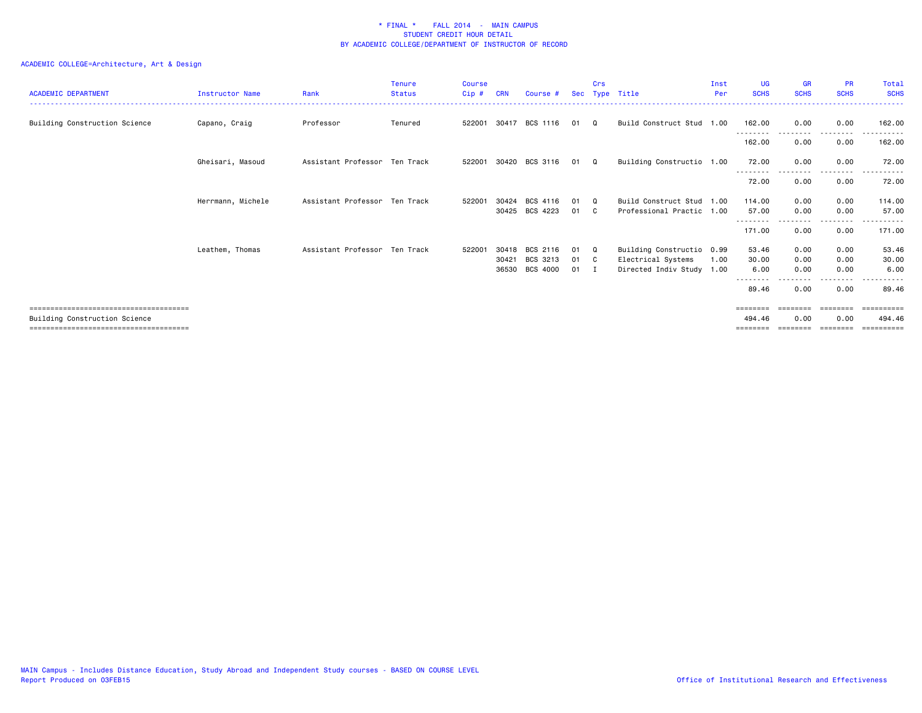\* FINAL \*    FALL 2014  -  MAIN CAMPUS
STUDENT CREDIT HOUR DETAIL
BY ACADEMIC COLLEGE/DEPARTMENT OF INSTRUCTOR OF RECORD

ACADEMIC COLLEGE=Architecture, Art & Design

| ACADEMIC DEPARTMENT | Instructor Name | Rank | Tenure Status | Course Cip # | CRN | Course # | Sec | Crs Type | Title | Inst Per | UG SCHS | GR SCHS | PR SCHS | Total SCHS |
|---|---|---|---|---|---|---|---|---|---|---|---|---|---|---|
| Building Construction Science | Capano, Craig | Professor | Tenured | 522001 | 30417 | BCS 1116 | 01 | Q | Build Construct Stud | 1.00 | 162.00 | 0.00 | 0.00 | 162.00 |
| | | | | | | | | | | | 162.00 | 0.00 | 0.00 | 162.00 |
| | Gheisari, Masoud | Assistant Professor | Ten Track | 522001 | 30420 | BCS 3116 | 01 | Q | Building Constructio | 1.00 | 72.00 | 0.00 | 0.00 | 72.00 |
| | | | | | | | | | | | 72.00 | 0.00 | 0.00 | 72.00 |
| | Herrmann, Michele | Assistant Professor | Ten Track | 522001 | 30424 | BCS 4116 | 01 | Q | Build Construct Stud | 1.00 | 114.00 | 0.00 | 0.00 | 114.00 |
| | | | | | 30425 | BCS 4223 | 01 | C | Professional Practic | 1.00 | 57.00 | 0.00 | 0.00 | 57.00 |
| | | | | | | | | | | | 171.00 | 0.00 | 0.00 | 171.00 |
| | Leathem, Thomas | Assistant Professor | Ten Track | 522001 | 30418 | BCS 2116 | 01 | Q | Building Constructio | 0.99 | 53.46 | 0.00 | 0.00 | 53.46 |
| | | | | | 30421 | BCS 3213 | 01 | C | Electrical Systems | 1.00 | 30.00 | 0.00 | 0.00 | 30.00 |
| | | | | | 36530 | BCS 4000 | 01 | I | Directed Indiv Study | 1.00 | 6.00 | 0.00 | 0.00 | 6.00 |
| | | | | | | | | | | | 89.46 | 0.00 | 0.00 | 89.46 |
| Building Construction Science | | | | | | | | | | | 494.46 | 0.00 | 0.00 | 494.46 |

MAIN Campus - Includes Distance Education, Study Abroad and Independent Study courses - BASED ON COURSE LEVEL
Report Produced on 03FEB15

Office of Institutional Research and Effectiveness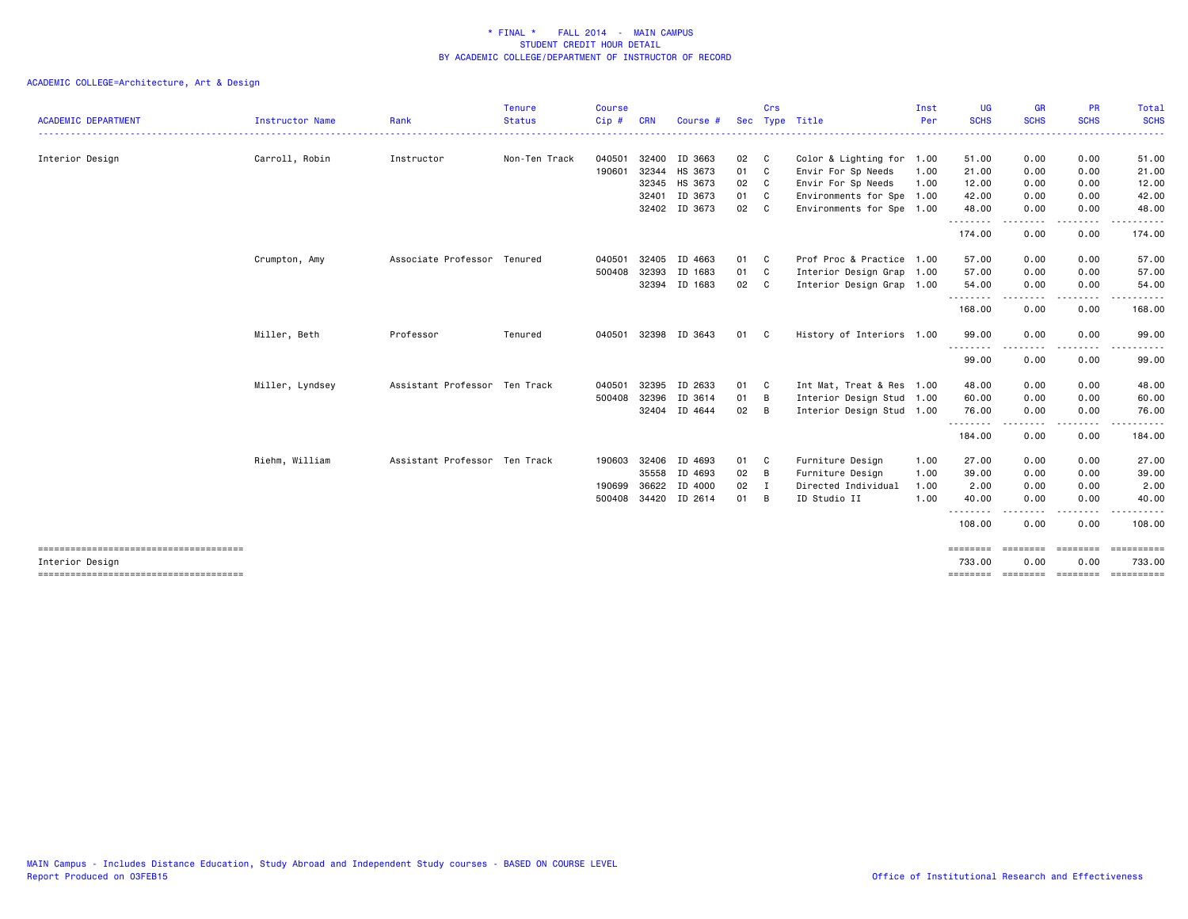\* FINAL \*    FALL 2014 - MAIN CAMPUS
STUDENT CREDIT HOUR DETAIL
BY ACADEMIC COLLEGE/DEPARTMENT OF INSTRUCTOR OF RECORD

ACADEMIC COLLEGE=Architecture, Art & Design

| ACADEMIC DEPARTMENT | Instructor Name | Rank | Tenure Status | Course Cip # | CRN | Course # | Sec | Crs Type | Title | Inst Per | UG SCHS | GR SCHS | PR SCHS | Total SCHS |
|---|---|---|---|---|---|---|---|---|---|---|---|---|---|---|
| Interior Design | Carroll, Robin | Instructor | Non-Ten Track | 040501 | 32400 | ID 3663 | 02 | C | Color & Lighting for | 1.00 | 51.00 | 0.00 | 0.00 | 51.00 |
| | | | | 190601 | 32344 | HS 3673 | 01 | C | Envir For Sp Needs | 1.00 | 21.00 | 0.00 | 0.00 | 21.00 |
| | | | | | 32345 | HS 3673 | 02 | C | Envir For Sp Needs | 1.00 | 12.00 | 0.00 | 0.00 | 12.00 |
| | | | | | 32401 | ID 3673 | 01 | C | Environments for Spe | 1.00 | 42.00 | 0.00 | 0.00 | 42.00 |
| | | | | | 32402 | ID 3673 | 02 | C | Environments for Spe | 1.00 | 48.00 | 0.00 | 0.00 | 48.00 |
| | | | | | | | | | | | 174.00 | 0.00 | 0.00 | 174.00 |
| | Crumpton, Amy | Associate Professor | Tenured | 040501 | 32405 | ID 4663 | 01 | C | Prof Proc & Practice | 1.00 | 57.00 | 0.00 | 0.00 | 57.00 |
| | | | | 500408 | 32393 | ID 1683 | 01 | C | Interior Design Grap | 1.00 | 57.00 | 0.00 | 0.00 | 57.00 |
| | | | | | 32394 | ID 1683 | 02 | C | Interior Design Grap | 1.00 | 54.00 | 0.00 | 0.00 | 54.00 |
| | | | | | | | | | | | 168.00 | 0.00 | 0.00 | 168.00 |
| | Miller, Beth | Professor | Tenured | 040501 | 32398 | ID 3643 | 01 | C | History of Interiors | 1.00 | 99.00 | 0.00 | 0.00 | 99.00 |
| | | | | | | | | | | | 99.00 | 0.00 | 0.00 | 99.00 |
| | Miller, Lyndsey | Assistant Professor | Ten Track | 040501 | 32395 | ID 2633 | 01 | C | Int Mat, Treat & Res | 1.00 | 48.00 | 0.00 | 0.00 | 48.00 |
| | | | | 500408 | 32396 | ID 3614 | 01 | B | Interior Design Stud | 1.00 | 60.00 | 0.00 | 0.00 | 60.00 |
| | | | | | 32404 | ID 4644 | 02 | B | Interior Design Stud | 1.00 | 76.00 | 0.00 | 0.00 | 76.00 |
| | | | | | | | | | | | 184.00 | 0.00 | 0.00 | 184.00 |
| | Riehm, William | Assistant Professor | Ten Track | 190603 | 32406 | ID 4693 | 01 | C | Furniture Design | 1.00 | 27.00 | 0.00 | 0.00 | 27.00 |
| | | | | | 35558 | ID 4693 | 02 | B | Furniture Design | 1.00 | 39.00 | 0.00 | 0.00 | 39.00 |
| | | | | 190699 | 36622 | ID 4000 | 02 | I | Directed Individual | 1.00 | 2.00 | 0.00 | 0.00 | 2.00 |
| | | | | 500408 | 34420 | ID 2614 | 01 | B | ID Studio II | 1.00 | 40.00 | 0.00 | 0.00 | 40.00 |
| | | | | | | | | | | | 108.00 | 0.00 | 0.00 | 108.00 |
| Interior Design | | | | | | | | | | | 733.00 | 0.00 | 0.00 | 733.00 |

MAIN Campus - Includes Distance Education, Study Abroad and Independent Study courses - BASED ON COURSE LEVEL
Report Produced on 03FEB15

Office of Institutional Research and Effectiveness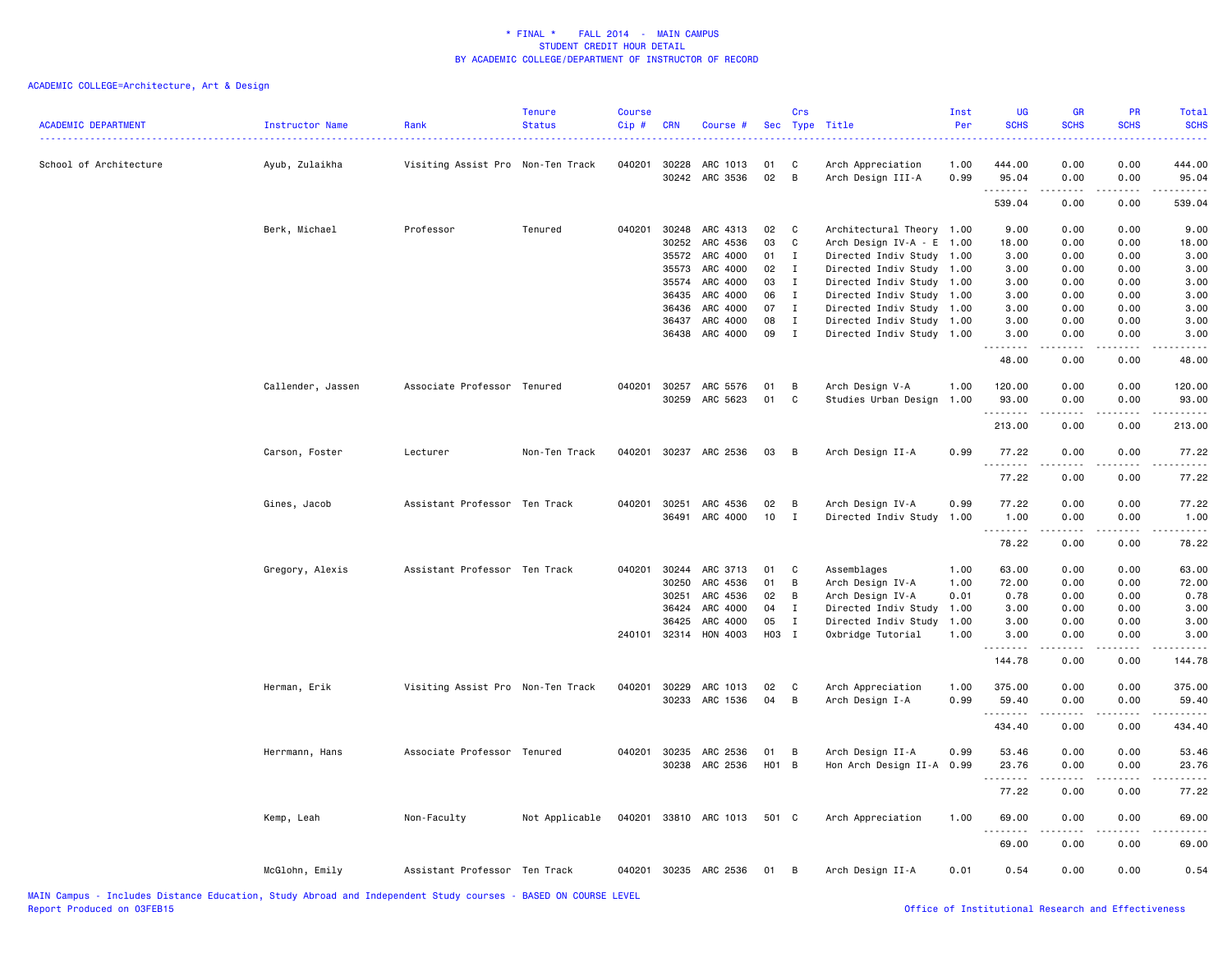\* FINAL \*    FALL 2014  -  MAIN CAMPUS
STUDENT CREDIT HOUR DETAIL
BY ACADEMIC COLLEGE/DEPARTMENT OF INSTRUCTOR OF RECORD

ACADEMIC COLLEGE=Architecture, Art & Design

| ACADEMIC DEPARTMENT | Instructor Name | Rank | Tenure Status | Course Cip # | CRN | Course # | Sec | Crs Type | Title | Inst Per | UG SCHS | GR SCHS | PR SCHS | Total SCHS |
|---|---|---|---|---|---|---|---|---|---|---|---|---|---|---|
| School of Architecture | Ayub, Zulaikha | Visiting Assist Pro | Non-Ten Track | 040201 | 30228 | ARC 1013 | 01 | C | Arch Appreciation | 1.00 | 444.00 | 0.00 | 0.00 | 444.00 |
| | | | | | 30242 | ARC 3536 | 02 | B | Arch Design III-A | 0.99 | 95.04 | 0.00 | 0.00 | 95.04 |
| | | | | | | | | | | | 539.04 | 0.00 | 0.00 | 539.04 |
| | Berk, Michael | Professor | Tenured | 040201 | 30248 | ARC 4313 | 02 | C | Architectural Theory | 1.00 | 9.00 | 0.00 | 0.00 | 9.00 |
| | | | | | 30252 | ARC 4536 | 03 | C | Arch Design IV-A - E | 1.00 | 18.00 | 0.00 | 0.00 | 18.00 |
| | | | | | 35572 | ARC 4000 | 01 | I | Directed Indiv Study | 1.00 | 3.00 | 0.00 | 0.00 | 3.00 |
| | | | | | 35573 | ARC 4000 | 02 | I | Directed Indiv Study | 1.00 | 3.00 | 0.00 | 0.00 | 3.00 |
| | | | | | 35574 | ARC 4000 | 03 | I | Directed Indiv Study | 1.00 | 3.00 | 0.00 | 0.00 | 3.00 |
| | | | | | 36435 | ARC 4000 | 06 | I | Directed Indiv Study | 1.00 | 3.00 | 0.00 | 0.00 | 3.00 |
| | | | | | 36436 | ARC 4000 | 07 | I | Directed Indiv Study | 1.00 | 3.00 | 0.00 | 0.00 | 3.00 |
| | | | | | 36437 | ARC 4000 | 08 | I | Directed Indiv Study | 1.00 | 3.00 | 0.00 | 0.00 | 3.00 |
| | | | | | 36438 | ARC 4000 | 09 | I | Directed Indiv Study | 1.00 | 3.00 | 0.00 | 0.00 | 3.00 |
| | | | | | | | | | | | 48.00 | 0.00 | 0.00 | 48.00 |
| | Callender, Jassen | Associate Professor | Tenured | 040201 | 30257 | ARC 5576 | 01 | B | Arch Design V-A | 1.00 | 120.00 | 0.00 | 0.00 | 120.00 |
| | | | | | 30259 | ARC 5623 | 01 | C | Studies Urban Design | 1.00 | 93.00 | 0.00 | 0.00 | 93.00 |
| | | | | | | | | | | | 213.00 | 0.00 | 0.00 | 213.00 |
| | Carson, Foster | Lecturer | Non-Ten Track | 040201 | 30237 | ARC 2536 | 03 | B | Arch Design II-A | 0.99 | 77.22 | 0.00 | 0.00 | 77.22 |
| | | | | | | | | | | | 77.22 | 0.00 | 0.00 | 77.22 |
| | Gines, Jacob | Assistant Professor | Ten Track | 040201 | 30251 | ARC 4536 | 02 | B | Arch Design IV-A | 0.99 | 77.22 | 0.00 | 0.00 | 77.22 |
| | | | | | 36491 | ARC 4000 | 10 | I | Directed Indiv Study | 1.00 | 1.00 | 0.00 | 0.00 | 1.00 |
| | | | | | | | | | | | 78.22 | 0.00 | 0.00 | 78.22 |
| | Gregory, Alexis | Assistant Professor | Ten Track | 040201 | 30244 | ARC 3713 | 01 | C | Assemblages | 1.00 | 63.00 | 0.00 | 0.00 | 63.00 |
| | | | | | 30250 | ARC 4536 | 01 | B | Arch Design IV-A | 1.00 | 72.00 | 0.00 | 0.00 | 72.00 |
| | | | | | 30251 | ARC 4536 | 02 | B | Arch Design IV-A | 0.01 | 0.78 | 0.00 | 0.00 | 0.78 |
| | | | | | 36424 | ARC 4000 | 04 | I | Directed Indiv Study | 1.00 | 3.00 | 0.00 | 0.00 | 3.00 |
| | | | | | 36425 | ARC 4000 | 05 | I | Directed Indiv Study | 1.00 | 3.00 | 0.00 | 0.00 | 3.00 |
| | | | | 240101 | 32314 | HON 4003 | H03 | I | Oxbridge Tutorial | 1.00 | 3.00 | 0.00 | 0.00 | 3.00 |
| | | | | | | | | | | | 144.78 | 0.00 | 0.00 | 144.78 |
| | Herman, Erik | Visiting Assist Pro | Non-Ten Track | 040201 | 30229 | ARC 1013 | 02 | C | Arch Appreciation | 1.00 | 375.00 | 0.00 | 0.00 | 375.00 |
| | | | | | 30233 | ARC 1536 | 04 | B | Arch Design I-A | 0.99 | 59.40 | 0.00 | 0.00 | 59.40 |
| | | | | | | | | | | | 434.40 | 0.00 | 0.00 | 434.40 |
| | Herrmann, Hans | Associate Professor | Tenured | 040201 | 30235 | ARC 2536 | 01 | B | Arch Design II-A | 0.99 | 53.46 | 0.00 | 0.00 | 53.46 |
| | | | | | 30238 | ARC 2536 | H01 | B | Hon Arch Design II-A | 0.99 | 23.76 | 0.00 | 0.00 | 23.76 |
| | | | | | | | | | | | 77.22 | 0.00 | 0.00 | 77.22 |
| | Kemp, Leah | Non-Faculty | Not Applicable | 040201 | 33810 | ARC 1013 | 501 | C | Arch Appreciation | 1.00 | 69.00 | 0.00 | 0.00 | 69.00 |
| | | | | | | | | | | | 69.00 | 0.00 | 0.00 | 69.00 |
| | McGlohn, Emily | Assistant Professor | Ten Track | 040201 | 30235 | ARC 2536 | 01 | B | Arch Design II-A | 0.01 | 0.54 | 0.00 | 0.00 | 0.54 |

MAIN Campus - Includes Distance Education, Study Abroad and Independent Study courses - BASED ON COURSE LEVEL
Report Produced on 03FEB15

Office of Institutional Research and Effectiveness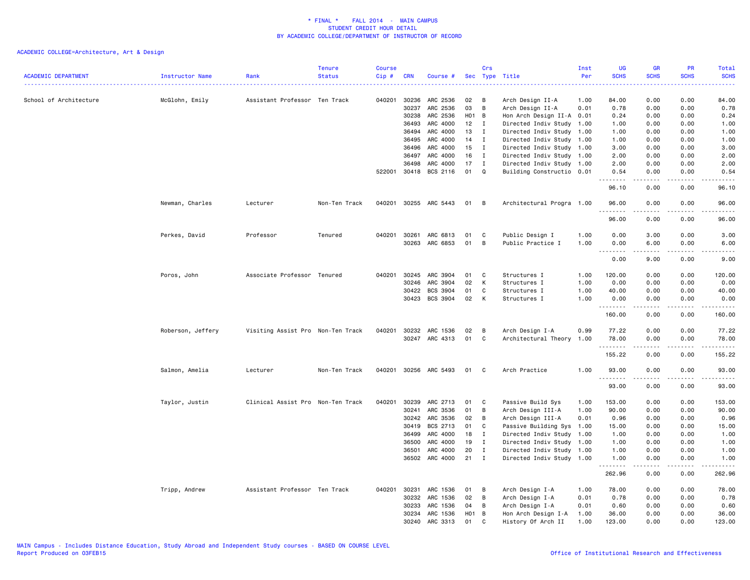\* FINAL \*    FALL 2014  -  MAIN CAMPUS
STUDENT CREDIT HOUR DETAIL
BY ACADEMIC COLLEGE/DEPARTMENT OF INSTRUCTOR OF RECORD

ACADEMIC COLLEGE=Architecture, Art & Design

| ACADEMIC DEPARTMENT | Instructor Name | Rank | Tenure Status | Course Cip # | CRN | Course # | Sec | Crs Type | Title | Inst Per | UG SCHS | GR SCHS | PR SCHS | Total SCHS |
|---|---|---|---|---|---|---|---|---|---|---|---|---|---|---|
| School of Architecture | McGlohn, Emily | Assistant Professor | Ten Track | 040201 | 30236 | ARC 2536 | 02 | B | Arch Design II-A | 1.00 | 84.00 | 0.00 | 0.00 | 84.00 |
| | | | | | 30237 | ARC 2536 | 03 | B | Arch Design II-A | 0.01 | 0.78 | 0.00 | 0.00 | 0.78 |
| | | | | | 30238 | ARC 2536 | H01 | B | Hon Arch Design II-A | 0.01 | 0.24 | 0.00 | 0.00 | 0.24 |
| | | | | | 36493 | ARC 4000 | 12 | I | Directed Indiv Study | 1.00 | 1.00 | 0.00 | 0.00 | 1.00 |
| | | | | | 36494 | ARC 4000 | 13 | I | Directed Indiv Study | 1.00 | 1.00 | 0.00 | 0.00 | 1.00 |
| | | | | | 36495 | ARC 4000 | 14 | I | Directed Indiv Study | 1.00 | 1.00 | 0.00 | 0.00 | 1.00 |
| | | | | | 36496 | ARC 4000 | 15 | I | Directed Indiv Study | 1.00 | 3.00 | 0.00 | 0.00 | 3.00 |
| | | | | | 36497 | ARC 4000 | 16 | I | Directed Indiv Study | 1.00 | 2.00 | 0.00 | 0.00 | 2.00 |
| | | | | | 36498 | ARC 4000 | 17 | I | Directed Indiv Study | 1.00 | 2.00 | 0.00 | 0.00 | 2.00 |
| | | | | 522001 | 30418 | BCS 2116 | 01 | Q | Building Constructio | 0.01 | 0.54 | 0.00 | 0.00 | 0.54 |
| | | | | | | | | | | | 96.10 | 0.00 | 0.00 | 96.10 |
| | Newman, Charles | Lecturer | Non-Ten Track | 040201 | 30255 | ARC 5443 | 01 | B | Architectural Progra | 1.00 | 96.00 | 0.00 | 0.00 | 96.00 |
| | | | | | | | | | | | 96.00 | 0.00 | 0.00 | 96.00 |
| | Perkes, David | Professor | Tenured | 040201 | 30261 | ARC 6813 | 01 | C | Public Design I | 1.00 | 0.00 | 3.00 | 0.00 | 3.00 |
| | | | | | 30263 | ARC 6853 | 01 | B | Public Practice I | 1.00 | 0.00 | 6.00 | 0.00 | 6.00 |
| | | | | | | | | | | | 0.00 | 9.00 | 0.00 | 9.00 |
| | Poros, John | Associate Professor | Tenured | 040201 | 30245 | ARC 3904 | 01 | C | Structures I | 1.00 | 120.00 | 0.00 | 0.00 | 120.00 |
| | | | | | 30246 | ARC 3904 | 02 | K | Structures I | 1.00 | 0.00 | 0.00 | 0.00 | 0.00 |
| | | | | | 30422 | BCS 3904 | 01 | C | Structures I | 1.00 | 40.00 | 0.00 | 0.00 | 40.00 |
| | | | | | 30423 | BCS 3904 | 02 | K | Structures I | 1.00 | 0.00 | 0.00 | 0.00 | 0.00 |
| | | | | | | | | | | | 160.00 | 0.00 | 0.00 | 160.00 |
| | Roberson, Jeffery | Visiting Assist Pro | Non-Ten Track | 040201 | 30232 | ARC 1536 | 02 | B | Arch Design I-A | 0.99 | 77.22 | 0.00 | 0.00 | 77.22 |
| | | | | | 30247 | ARC 4313 | 01 | C | Architectural Theory | 1.00 | 78.00 | 0.00 | 0.00 | 78.00 |
| | | | | | | | | | | | 155.22 | 0.00 | 0.00 | 155.22 |
| | Salmon, Amelia | Lecturer | Non-Ten Track | 040201 | 30256 | ARC 5493 | 01 | C | Arch Practice | 1.00 | 93.00 | 0.00 | 0.00 | 93.00 |
| | | | | | | | | | | | 93.00 | 0.00 | 0.00 | 93.00 |
| | Taylor, Justin | Clinical Assist Pro | Non-Ten Track | 040201 | 30239 | ARC 2713 | 01 | C | Passive Build Sys | 1.00 | 153.00 | 0.00 | 0.00 | 153.00 |
| | | | | | 30241 | ARC 3536 | 01 | B | Arch Design III-A | 1.00 | 90.00 | 0.00 | 0.00 | 90.00 |
| | | | | | 30242 | ARC 3536 | 02 | B | Arch Design III-A | 0.01 | 0.96 | 0.00 | 0.00 | 0.96 |
| | | | | | 30419 | BCS 2713 | 01 | C | Passive Building Sys | 1.00 | 15.00 | 0.00 | 0.00 | 15.00 |
| | | | | | 36499 | ARC 4000 | 18 | I | Directed Indiv Study | 1.00 | 1.00 | 0.00 | 0.00 | 1.00 |
| | | | | | 36500 | ARC 4000 | 19 | I | Directed Indiv Study | 1.00 | 1.00 | 0.00 | 0.00 | 1.00 |
| | | | | | 36501 | ARC 4000 | 20 | I | Directed Indiv Study | 1.00 | 1.00 | 0.00 | 0.00 | 1.00 |
| | | | | | 36502 | ARC 4000 | 21 | I | Directed Indiv Study | 1.00 | 1.00 | 0.00 | 0.00 | 1.00 |
| | | | | | | | | | | | 262.96 | 0.00 | 0.00 | 262.96 |
| | Tripp, Andrew | Assistant Professor | Ten Track | 040201 | 30231 | ARC 1536 | 01 | B | Arch Design I-A | 1.00 | 78.00 | 0.00 | 0.00 | 78.00 |
| | | | | | 30232 | ARC 1536 | 02 | B | Arch Design I-A | 0.01 | 0.78 | 0.00 | 0.00 | 0.78 |
| | | | | | 30233 | ARC 1536 | 04 | B | Arch Design I-A | 0.01 | 0.60 | 0.00 | 0.00 | 0.60 |
| | | | | | 30234 | ARC 1536 | H01 | B | Hon Arch Design I-A | 1.00 | 36.00 | 0.00 | 0.00 | 36.00 |
| | | | | | 30240 | ARC 3313 | 01 | C | History Of Arch II | 1.00 | 123.00 | 0.00 | 0.00 | 123.00 |

MAIN Campus - Includes Distance Education, Study Abroad and Independent Study courses - BASED ON COURSE LEVEL
Report Produced on 03FEB15

Office of Institutional Research and Effectiveness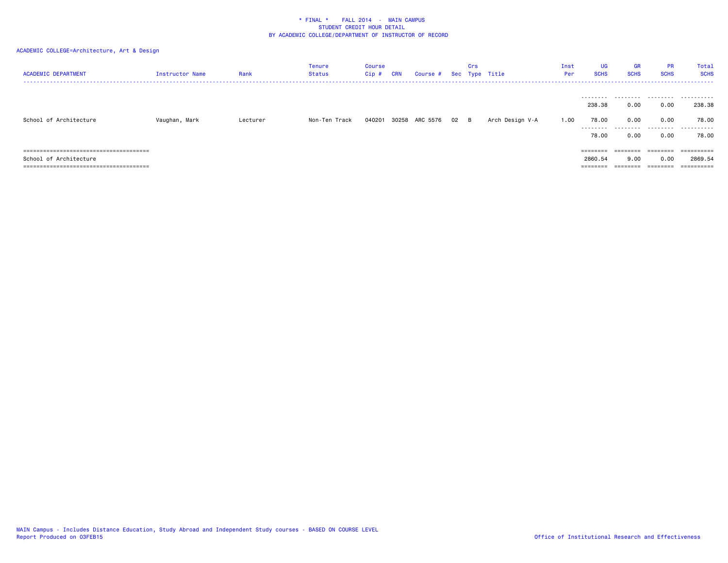* FINAL * FALL 2014 - MAIN CAMPUS
STUDENT CREDIT HOUR DETAIL
BY ACADEMIC COLLEGE/DEPARTMENT OF INSTRUCTOR OF RECORD

ACADEMIC COLLEGE=Architecture, Art & Design

| ACADEMIC DEPARTMENT | Instructor Name | Rank | Tenure Status | Course Cip # | CRN | Course # | Sec | Crs Type | Title | Inst Per | UG SCHS | GR SCHS | PR SCHS | Total SCHS |
|---|---|---|---|---|---|---|---|---|---|---|---|---|---|---|
| | | | | | | | | | | | 238.38 | 0.00 | 0.00 | 238.38 |
| School of Architecture | Vaughan, Mark | Lecturer | Non-Ten Track | 040201 | 30258 | ARC 5576 | 02 | B | Arch Design V-A | 1.00 | 78.00 | 0.00 | 0.00 | 78.00 |
| | | | | | | | | | | | 78.00 | 0.00 | 0.00 | 78.00 |
| School of Architecture | | | | | | | | | | | 2860.54 | 9.00 | 0.00 | 2869.54 |

MAIN Campus - Includes Distance Education, Study Abroad and Independent Study courses - BASED ON COURSE LEVEL
Report Produced on 03FEB15

Office of Institutional Research and Effectiveness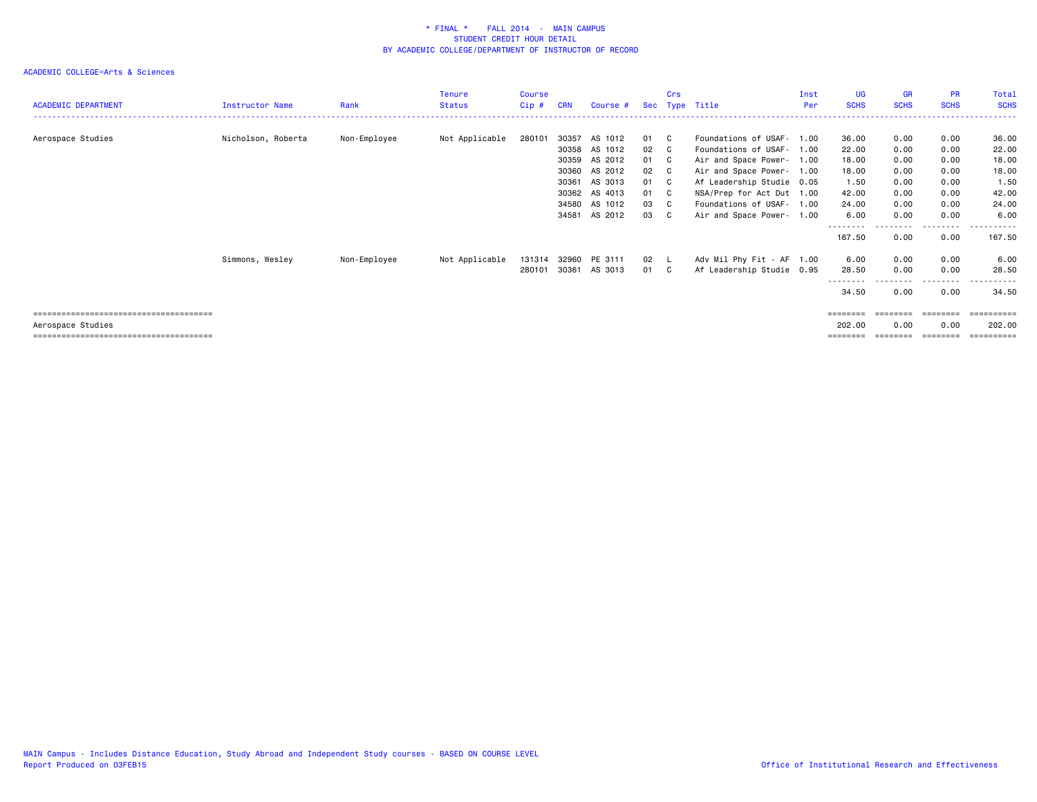\* FINAL \*    FALL 2014  -  MAIN CAMPUS
STUDENT CREDIT HOUR DETAIL
BY ACADEMIC COLLEGE/DEPARTMENT OF INSTRUCTOR OF RECORD

ACADEMIC COLLEGE=Arts & Sciences

| ACADEMIC DEPARTMENT | Instructor Name | Rank | Tenure Status | Course Cip # | CRN | Course # | Sec | Crs Type | Title | Inst Per | UG SCHS | GR SCHS | PR SCHS | Total SCHS |
|---|---|---|---|---|---|---|---|---|---|---|---|---|---|---|
| Aerospace Studies | Nicholson, Roberta | Non-Employee | Not Applicable | 280101 | 30357 | AS 1012 | 01 | C | Foundations of USAF- | 1.00 | 36.00 | 0.00 | 0.00 | 36.00 |
| | | | | | 30358 | AS 1012 | 02 | C | Foundations of USAF- | 1.00 | 22.00 | 0.00 | 0.00 | 22.00 |
| | | | | | 30359 | AS 2012 | 01 | C | Air and Space Power- | 1.00 | 18.00 | 0.00 | 0.00 | 18.00 |
| | | | | | 30360 | AS 2012 | 02 | C | Air and Space Power- | 1.00 | 18.00 | 0.00 | 0.00 | 18.00 |
| | | | | | 30361 | AS 3013 | 01 | C | Af Leadership Studie | 0.05 | 1.50 | 0.00 | 0.00 | 1.50 |
| | | | | | 30362 | AS 4013 | 01 | C | NSA/Prep for Act Dut | 1.00 | 42.00 | 0.00 | 0.00 | 42.00 |
| | | | | | 34580 | AS 1012 | 03 | C | Foundations of USAF- | 1.00 | 24.00 | 0.00 | 0.00 | 24.00 |
| | | | | | 34581 | AS 2012 | 03 | C | Air and Space Power- | 1.00 | 6.00 | 0.00 | 0.00 | 6.00 |
| | | | | | | | | | | | 167.50 | 0.00 | 0.00 | 167.50 |
| | Simmons, Wesley | Non-Employee | Not Applicable | 131314 | 32960 | PE 3111 | 02 | L | Adv Mil Phy Fit - AF | 1.00 | 6.00 | 0.00 | 0.00 | 6.00 |
| | | | | 280101 | 30361 | AS 3013 | 01 | C | Af Leadership Studie | 0.95 | 28.50 | 0.00 | 0.00 | 28.50 |
| | | | | | | | | | | | 34.50 | 0.00 | 0.00 | 34.50 |
| Aerospace Studies | | | | | | | | | | | 202.00 | 0.00 | 0.00 | 202.00 |

MAIN Campus - Includes Distance Education, Study Abroad and Independent Study courses - BASED ON COURSE LEVEL
Report Produced on 03FEB15

Office of Institutional Research and Effectiveness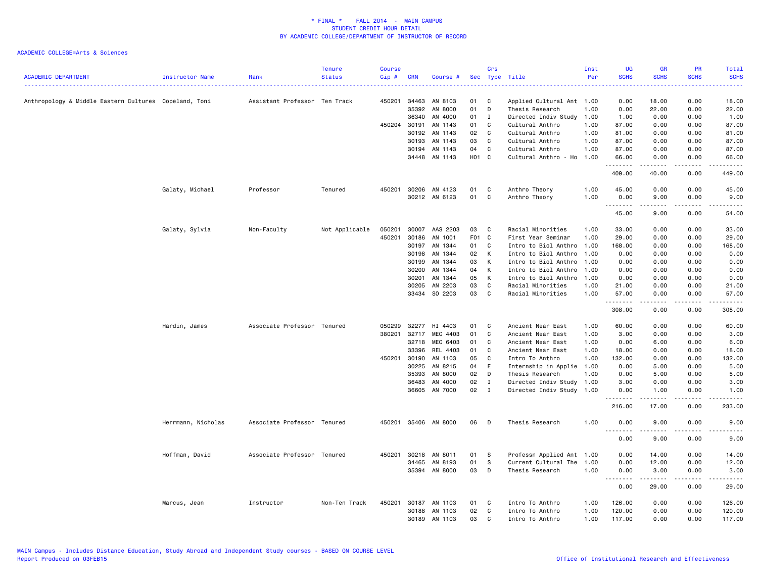* FINAL * FALL 2014 - MAIN CAMPUS
STUDENT CREDIT HOUR DETAIL
BY ACADEMIC COLLEGE/DEPARTMENT OF INSTRUCTOR OF RECORD

ACADEMIC COLLEGE=Arts & Sciences

| ACADEMIC DEPARTMENT | Instructor Name | Rank | Tenure Status | Course Cip # | CRN | Course # | Sec | Crs Type | Title | Inst Per | UG SCHS | GR SCHS | PR SCHS | Total SCHS |
|---|---|---|---|---|---|---|---|---|---|---|---|---|---|---|
| Anthropology & Middle Eastern Cultures | Copeland, Toni | Assistant Professor | Ten Track | 450201 | 34463 | AN 8103 | 01 | C | Applied Cultural Ant | 1.00 | 0.00 | 18.00 | 0.00 | 18.00 |
| | | | | | 35392 | AN 8000 | 01 | D | Thesis Research | 1.00 | 0.00 | 22.00 | 0.00 | 22.00 |
| | | | | | 36340 | AN 4000 | 01 | I | Directed Indiv Study | 1.00 | 1.00 | 0.00 | 0.00 | 1.00 |
| | | | | 450204 | 30191 | AN 1143 | 01 | C | Cultural Anthro | 1.00 | 87.00 | 0.00 | 0.00 | 87.00 |
| | | | | | 30192 | AN 1143 | 02 | C | Cultural Anthro | 1.00 | 81.00 | 0.00 | 0.00 | 81.00 |
| | | | | | 30193 | AN 1143 | 03 | C | Cultural Anthro | 1.00 | 87.00 | 0.00 | 0.00 | 87.00 |
| | | | | | 30194 | AN 1143 | 04 | C | Cultural Anthro | 1.00 | 87.00 | 0.00 | 0.00 | 87.00 |
| | | | | | 34448 | AN 1143 | H01 | C | Cultural Anthro - Ho | 1.00 | 66.00 | 0.00 | 0.00 | 66.00 |
| | | | | | | | | | | | 409.00 | 40.00 | 0.00 | 449.00 |
| | Galaty, Michael | Professor | Tenured | 450201 | 30206 | AN 4123 | 01 | C | Anthro Theory | 1.00 | 45.00 | 0.00 | 0.00 | 45.00 |
| | | | | | 30212 | AN 6123 | 01 | C | Anthro Theory | 1.00 | 0.00 | 9.00 | 0.00 | 9.00 |
| | | | | | | | | | | | 45.00 | 9.00 | 0.00 | 54.00 |
| | Galaty, Sylvia | Non-Faculty | Not Applicable | 050201 | 30007 | AAS 2203 | 03 | C | Racial Minorities | 1.00 | 33.00 | 0.00 | 0.00 | 33.00 |
| | | | | 450201 | 30186 | AN 1001 | F01 | C | First Year Seminar | 1.00 | 29.00 | 0.00 | 0.00 | 29.00 |
| | | | | | 30197 | AN 1344 | 01 | C | Intro to Biol Anthro | 1.00 | 168.00 | 0.00 | 0.00 | 168.00 |
| | | | | | 30198 | AN 1344 | 02 | K | Intro to Biol Anthro | 1.00 | 0.00 | 0.00 | 0.00 | 0.00 |
| | | | | | 30199 | AN 1344 | 03 | K | Intro to Biol Anthro | 1.00 | 0.00 | 0.00 | 0.00 | 0.00 |
| | | | | | 30200 | AN 1344 | 04 | K | Intro to Biol Anthro | 1.00 | 0.00 | 0.00 | 0.00 | 0.00 |
| | | | | | 30201 | AN 1344 | 05 | K | Intro to Biol Anthro | 1.00 | 0.00 | 0.00 | 0.00 | 0.00 |
| | | | | | 30205 | AN 2203 | 03 | C | Racial Minorities | 1.00 | 21.00 | 0.00 | 0.00 | 21.00 |
| | | | | | 33434 | SO 2203 | 03 | C | Racial Minorities | 1.00 | 57.00 | 0.00 | 0.00 | 57.00 |
| | | | | | | | | | | | 308.00 | 0.00 | 0.00 | 308.00 |
| | Hardin, James | Associate Professor | Tenured | 050299 | 32277 | HI 4403 | 01 | C | Ancient Near East | 1.00 | 60.00 | 0.00 | 0.00 | 60.00 |
| | | | | 380201 | 32717 | MEC 4403 | 01 | C | Ancient Near East | 1.00 | 3.00 | 0.00 | 0.00 | 3.00 |
| | | | | | 32718 | MEC 6403 | 01 | C | Ancient Near East | 1.00 | 0.00 | 6.00 | 0.00 | 6.00 |
| | | | | | 33396 | REL 4403 | 01 | C | Ancient Near East | 1.00 | 18.00 | 0.00 | 0.00 | 18.00 |
| | | | | 450201 | 30190 | AN 1103 | 05 | C | Intro To Anthro | 1.00 | 132.00 | 0.00 | 0.00 | 132.00 |
| | | | | | 30225 | AN 8215 | 04 | E | Internship in Applie | 1.00 | 0.00 | 5.00 | 0.00 | 5.00 |
| | | | | | 35393 | AN 8000 | 02 | D | Thesis Research | 1.00 | 0.00 | 5.00 | 0.00 | 5.00 |
| | | | | | 36483 | AN 4000 | 02 | I | Directed Indiv Study | 1.00 | 3.00 | 0.00 | 0.00 | 3.00 |
| | | | | | 36605 | AN 7000 | 02 | I | Directed Indiv Study | 1.00 | 0.00 | 1.00 | 0.00 | 1.00 |
| | | | | | | | | | | | 216.00 | 17.00 | 0.00 | 233.00 |
| | Herrmann, Nicholas | Associate Professor | Tenured | 450201 | 35406 | AN 8000 | 06 | D | Thesis Research | 1.00 | 0.00 | 9.00 | 0.00 | 9.00 |
| | | | | | | | | | | | 0.00 | 9.00 | 0.00 | 9.00 |
| | Hoffman, David | Associate Professor | Tenured | 450201 | 30218 | AN 8011 | 01 | S | Professn Applied Ant | 1.00 | 0.00 | 14.00 | 0.00 | 14.00 |
| | | | | | 34465 | AN 8193 | 01 | S | Current Cultural The | 1.00 | 0.00 | 12.00 | 0.00 | 12.00 |
| | | | | | 35394 | AN 8000 | 03 | D | Thesis Research | 1.00 | 0.00 | 3.00 | 0.00 | 3.00 |
| | | | | | | | | | | | 0.00 | 29.00 | 0.00 | 29.00 |
| | Marcus, Jean | Instructor | Non-Ten Track | 450201 | 30187 | AN 1103 | 01 | C | Intro To Anthro | 1.00 | 126.00 | 0.00 | 0.00 | 126.00 |
| | | | | | 30188 | AN 1103 | 02 | C | Intro To Anthro | 1.00 | 120.00 | 0.00 | 0.00 | 120.00 |
| | | | | | 30189 | AN 1103 | 03 | C | Intro To Anthro | 1.00 | 117.00 | 0.00 | 0.00 | 117.00 |

MAIN Campus - Includes Distance Education, Study Abroad and Independent Study courses - BASED ON COURSE LEVEL
Report Produced on 03FEB15

Office of Institutional Research and Effectiveness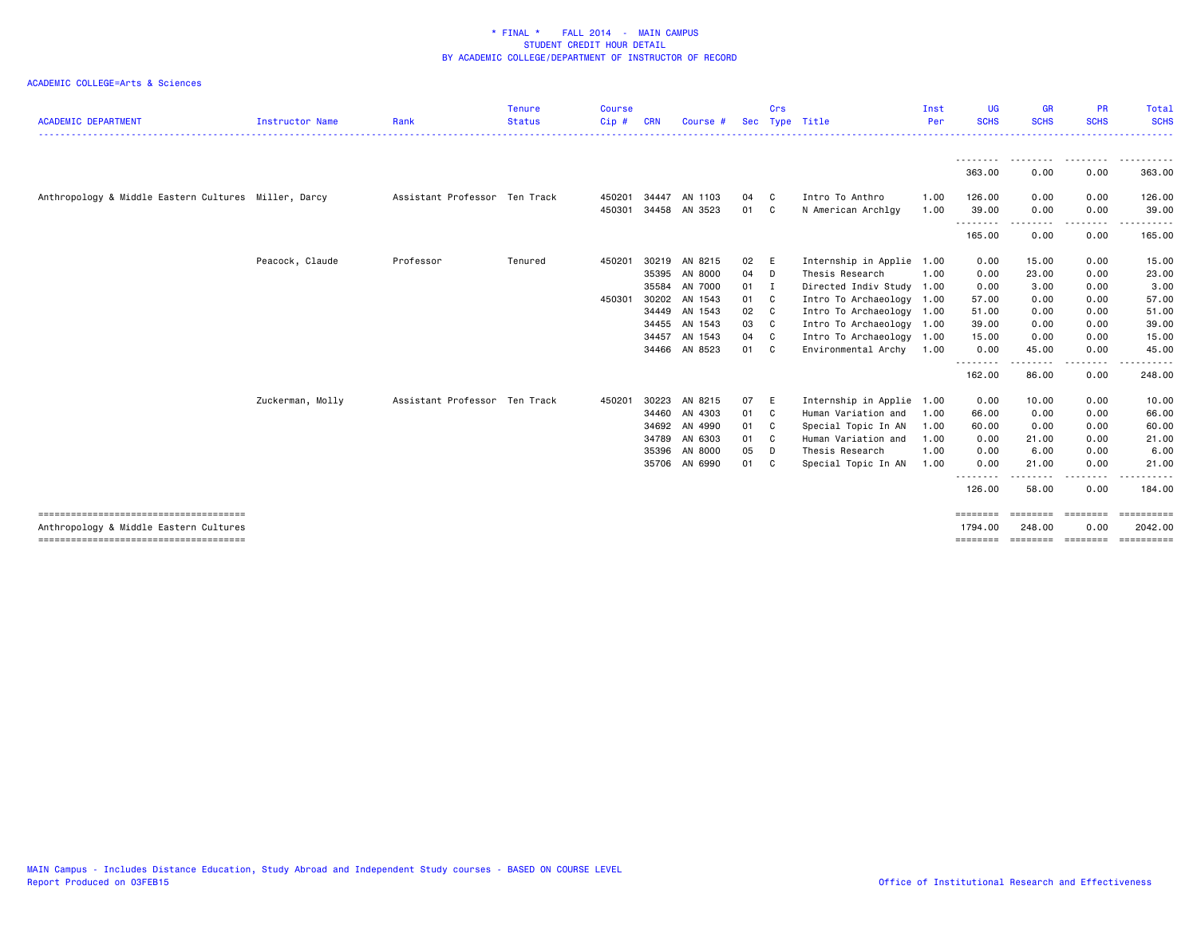\* FINAL \*    FALL 2014  -  MAIN CAMPUS
STUDENT CREDIT HOUR DETAIL
BY ACADEMIC COLLEGE/DEPARTMENT OF INSTRUCTOR OF RECORD

ACADEMIC COLLEGE=Arts & Sciences

| ACADEMIC DEPARTMENT | Instructor Name | Rank | Tenure Status | Course Cip # | CRN | Course # | Sec | Crs Type | Title | Inst Per | UG SCHS | GR SCHS | PR SCHS | Total SCHS |
|---|---|---|---|---|---|---|---|---|---|---|---|---|---|---|
| | | | | | | | | | | | 363.00 | 0.00 | 0.00 | 363.00 |
| Anthropology & Middle Eastern Cultures | Miller, Darcy | Assistant Professor | Ten Track | 450201 | 34447 | AN 1103 | 04 | C | Intro To Anthro | 1.00 | 126.00 | 0.00 | 0.00 | 126.00 |
| | | | | 450301 | 34458 | AN 3523 | 01 | C | N American Archlgy | 1.00 | 39.00 | 0.00 | 0.00 | 39.00 |
| | | | | | | | | | | | 165.00 | 0.00 | 0.00 | 165.00 |
| | Peacock, Claude | Professor | Tenured | 450201 | 30219 | AN 8215 | 02 | E | Internship in Applie | 1.00 | 0.00 | 15.00 | 0.00 | 15.00 |
| | | | | | 35395 | AN 8000 | 04 | D | Thesis Research | 1.00 | 0.00 | 23.00 | 0.00 | 23.00 |
| | | | | | 35584 | AN 7000 | 01 | I | Directed Indiv Study | 1.00 | 0.00 | 3.00 | 0.00 | 3.00 |
| | | | | 450301 | 30202 | AN 1543 | 01 | C | Intro To Archaeology | 1.00 | 57.00 | 0.00 | 0.00 | 57.00 |
| | | | | | 34449 | AN 1543 | 02 | C | Intro To Archaeology | 1.00 | 51.00 | 0.00 | 0.00 | 51.00 |
| | | | | | 34455 | AN 1543 | 03 | C | Intro To Archaeology | 1.00 | 39.00 | 0.00 | 0.00 | 39.00 |
| | | | | | 34457 | AN 1543 | 04 | C | Intro To Archaeology | 1.00 | 15.00 | 0.00 | 0.00 | 15.00 |
| | | | | | 34466 | AN 8523 | 01 | C | Environmental Archy | 1.00 | 0.00 | 45.00 | 0.00 | 45.00 |
| | | | | | | | | | | | 162.00 | 86.00 | 0.00 | 248.00 |
| | Zuckerman, Molly | Assistant Professor | Ten Track | 450201 | 30223 | AN 8215 | 07 | E | Internship in Applie | 1.00 | 0.00 | 10.00 | 0.00 | 10.00 |
| | | | | | 34460 | AN 4303 | 01 | C | Human Variation and | 1.00 | 66.00 | 0.00 | 0.00 | 66.00 |
| | | | | | 34692 | AN 4990 | 01 | C | Special Topic In AN | 1.00 | 60.00 | 0.00 | 0.00 | 60.00 |
| | | | | | 34789 | AN 6303 | 01 | C | Human Variation and | 1.00 | 0.00 | 21.00 | 0.00 | 21.00 |
| | | | | | 35396 | AN 8000 | 05 | D | Thesis Research | 1.00 | 0.00 | 6.00 | 0.00 | 6.00 |
| | | | | | 35706 | AN 6990 | 01 | C | Special Topic In AN | 1.00 | 0.00 | 21.00 | 0.00 | 21.00 |
| | | | | | | | | | | | 126.00 | 58.00 | 0.00 | 184.00 |
| Anthropology & Middle Eastern Cultures | | | | | | | | | | | 1794.00 | 248.00 | 0.00 | 2042.00 |

MAIN Campus - Includes Distance Education, Study Abroad and Independent Study courses - BASED ON COURSE LEVEL
Report Produced on 03FEB15

Office of Institutional Research and Effectiveness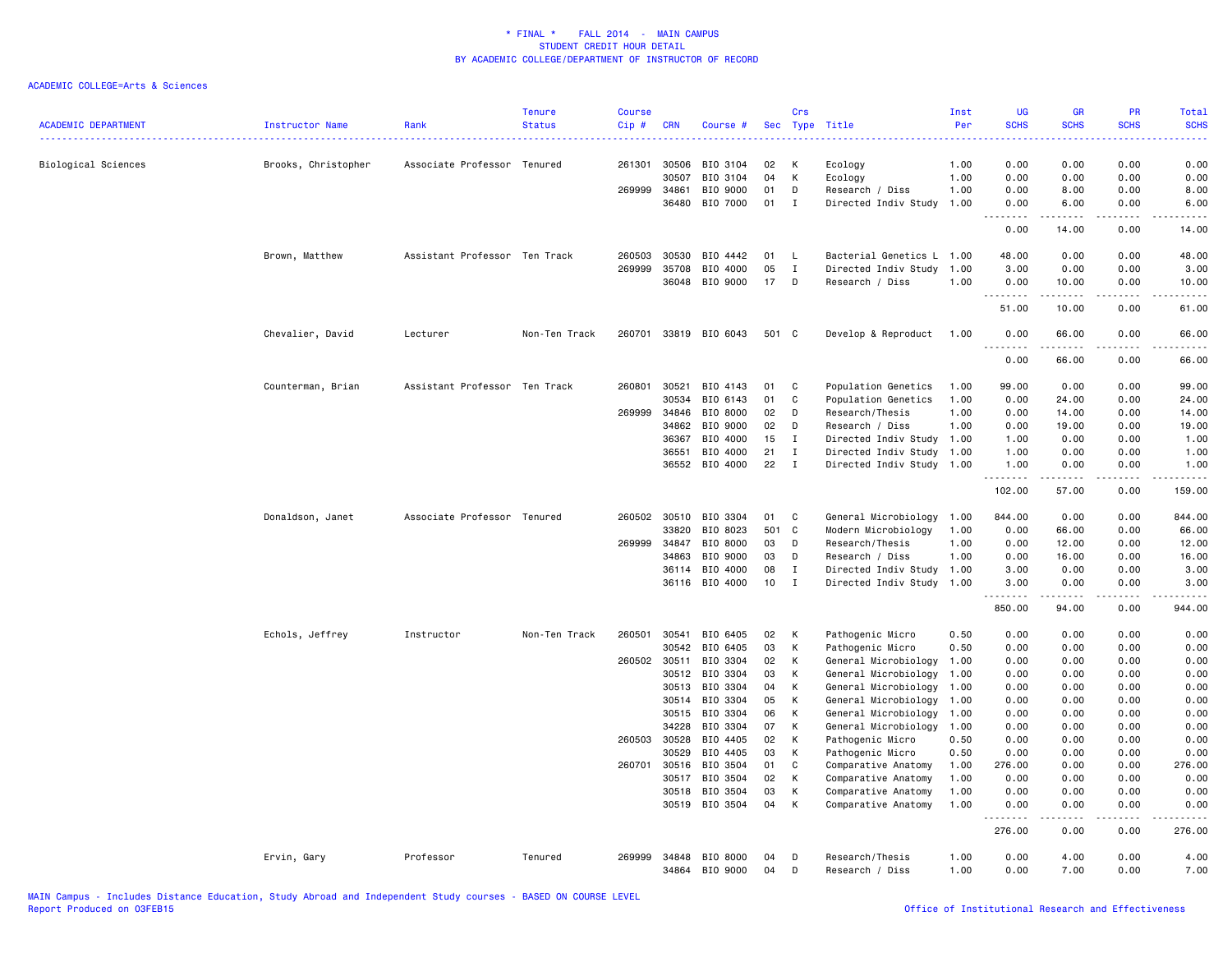\* FINAL \* FALL 2014 - MAIN CAMPUS
STUDENT CREDIT HOUR DETAIL
BY ACADEMIC COLLEGE/DEPARTMENT OF INSTRUCTOR OF RECORD

ACADEMIC COLLEGE=Arts & Sciences

| ACADEMIC DEPARTMENT | Instructor Name | Rank | Tenure Status | Course Cip # | CRN | Course # | Sec | Crs Type | Title | Inst Per | UG SCHS | GR SCHS | PR SCHS | Total SCHS |
|---|---|---|---|---|---|---|---|---|---|---|---|---|---|---|
| Biological Sciences | Brooks, Christopher | Associate Professor | Tenured | 261301 | 30506 | BIO 3104 | 02 | K | Ecology | 1.00 | 0.00 | 0.00 | 0.00 | 0.00 |
| | | | | | 30507 | BIO 3104 | 04 | K | Ecology | 1.00 | 0.00 | 0.00 | 0.00 | 0.00 |
| | | | | 269999 | 34861 | BIO 9000 | 01 | D | Research / Diss | 1.00 | 0.00 | 8.00 | 0.00 | 8.00 |
| | | | | | 36480 | BIO 7000 | 01 | I | Directed Indiv Study | 1.00 | 0.00 | 6.00 | 0.00 | 6.00 |
| | | | | | | | | | | | 0.00 | 14.00 | 0.00 | 14.00 |
| | Brown, Matthew | Assistant Professor | Ten Track | 260503 | 30530 | BIO 4442 | 01 | L | Bacterial Genetics L | 1.00 | 48.00 | 0.00 | 0.00 | 48.00 |
| | | | | 269999 | 35708 | BIO 4000 | 05 | I | Directed Indiv Study | 1.00 | 3.00 | 0.00 | 0.00 | 3.00 |
| | | | | | 36048 | BIO 9000 | 17 | D | Research / Diss | 1.00 | 0.00 | 10.00 | 0.00 | 10.00 |
| | | | | | | | | | | | 51.00 | 10.00 | 0.00 | 61.00 |
| | Chevalier, David | Lecturer | Non-Ten Track | 260701 | 33819 | BIO 6043 | 501 | C | Develop & Reproduct | 1.00 | 0.00 | 66.00 | 0.00 | 66.00 |
| | | | | | | | | | | | 0.00 | 66.00 | 0.00 | 66.00 |
| | Counterman, Brian | Assistant Professor | Ten Track | 260801 | 30521 | BIO 4143 | 01 | C | Population Genetics | 1.00 | 99.00 | 0.00 | 0.00 | 99.00 |
| | | | | | 30534 | BIO 6143 | 01 | C | Population Genetics | 1.00 | 0.00 | 24.00 | 0.00 | 24.00 |
| | | | | 269999 | 34846 | BIO 8000 | 02 | D | Research/Thesis | 1.00 | 0.00 | 14.00 | 0.00 | 14.00 |
| | | | | | 34862 | BIO 9000 | 02 | D | Research / Diss | 1.00 | 0.00 | 19.00 | 0.00 | 19.00 |
| | | | | | 36367 | BIO 4000 | 15 | I | Directed Indiv Study | 1.00 | 1.00 | 0.00 | 0.00 | 1.00 |
| | | | | | 36551 | BIO 4000 | 21 | I | Directed Indiv Study | 1.00 | 1.00 | 0.00 | 0.00 | 1.00 |
| | | | | | 36552 | BIO 4000 | 22 | I | Directed Indiv Study | 1.00 | 1.00 | 0.00 | 0.00 | 1.00 |
| | | | | | | | | | | | 102.00 | 57.00 | 0.00 | 159.00 |
| | Donaldson, Janet | Associate Professor | Tenured | 260502 | 30510 | BIO 3304 | 01 | C | General Microbiology | 1.00 | 844.00 | 0.00 | 0.00 | 844.00 |
| | | | | | 33820 | BIO 8023 | 501 | C | Modern Microbiology | 1.00 | 0.00 | 66.00 | 0.00 | 66.00 |
| | | | | 269999 | 34847 | BIO 8000 | 03 | D | Research/Thesis | 1.00 | 0.00 | 12.00 | 0.00 | 12.00 |
| | | | | | 34863 | BIO 9000 | 03 | D | Research / Diss | 1.00 | 0.00 | 16.00 | 0.00 | 16.00 |
| | | | | | 36114 | BIO 4000 | 08 | I | Directed Indiv Study | 1.00 | 3.00 | 0.00 | 0.00 | 3.00 |
| | | | | | 36116 | BIO 4000 | 10 | I | Directed Indiv Study | 1.00 | 3.00 | 0.00 | 0.00 | 3.00 |
| | | | | | | | | | | | 850.00 | 94.00 | 0.00 | 944.00 |
| | Echols, Jeffrey | Instructor | Non-Ten Track | 260501 | 30541 | BIO 6405 | 02 | K | Pathogenic Micro | 0.50 | 0.00 | 0.00 | 0.00 | 0.00 |
| | | | | | 30542 | BIO 6405 | 03 | K | Pathogenic Micro | 0.50 | 0.00 | 0.00 | 0.00 | 0.00 |
| | | | | 260502 | 30511 | BIO 3304 | 02 | K | General Microbiology | 1.00 | 0.00 | 0.00 | 0.00 | 0.00 |
| | | | | | 30512 | BIO 3304 | 03 | K | General Microbiology | 1.00 | 0.00 | 0.00 | 0.00 | 0.00 |
| | | | | | 30513 | BIO 3304 | 04 | K | General Microbiology | 1.00 | 0.00 | 0.00 | 0.00 | 0.00 |
| | | | | | 30514 | BIO 3304 | 05 | K | General Microbiology | 1.00 | 0.00 | 0.00 | 0.00 | 0.00 |
| | | | | | 30515 | BIO 3304 | 06 | K | General Microbiology | 1.00 | 0.00 | 0.00 | 0.00 | 0.00 |
| | | | | | 34228 | BIO 3304 | 07 | K | General Microbiology | 1.00 | 0.00 | 0.00 | 0.00 | 0.00 |
| | | | | 260503 | 30528 | BIO 4405 | 02 | K | Pathogenic Micro | 0.50 | 0.00 | 0.00 | 0.00 | 0.00 |
| | | | | | 30529 | BIO 4405 | 03 | K | Pathogenic Micro | 0.50 | 0.00 | 0.00 | 0.00 | 0.00 |
| | | | | 260701 | 30516 | BIO 3504 | 01 | C | Comparative Anatomy | 1.00 | 276.00 | 0.00 | 0.00 | 276.00 |
| | | | | | 30517 | BIO 3504 | 02 | K | Comparative Anatomy | 1.00 | 0.00 | 0.00 | 0.00 | 0.00 |
| | | | | | 30518 | BIO 3504 | 03 | K | Comparative Anatomy | 1.00 | 0.00 | 0.00 | 0.00 | 0.00 |
| | | | | | 30519 | BIO 3504 | 04 | K | Comparative Anatomy | 1.00 | 0.00 | 0.00 | 0.00 | 0.00 |
| | | | | | | | | | | | 276.00 | 0.00 | 0.00 | 276.00 |
| | Ervin, Gary | Professor | Tenured | 269999 | 34848 | BIO 8000 | 04 | D | Research/Thesis | 1.00 | 0.00 | 4.00 | 0.00 | 4.00 |
| | | | | | 34864 | BIO 9000 | 04 | D | Research / Diss | 1.00 | 0.00 | 7.00 | 0.00 | 7.00 |

MAIN Campus - Includes Distance Education, Study Abroad and Independent Study courses - BASED ON COURSE LEVEL
Report Produced on 03FEB15

Office of Institutional Research and Effectiveness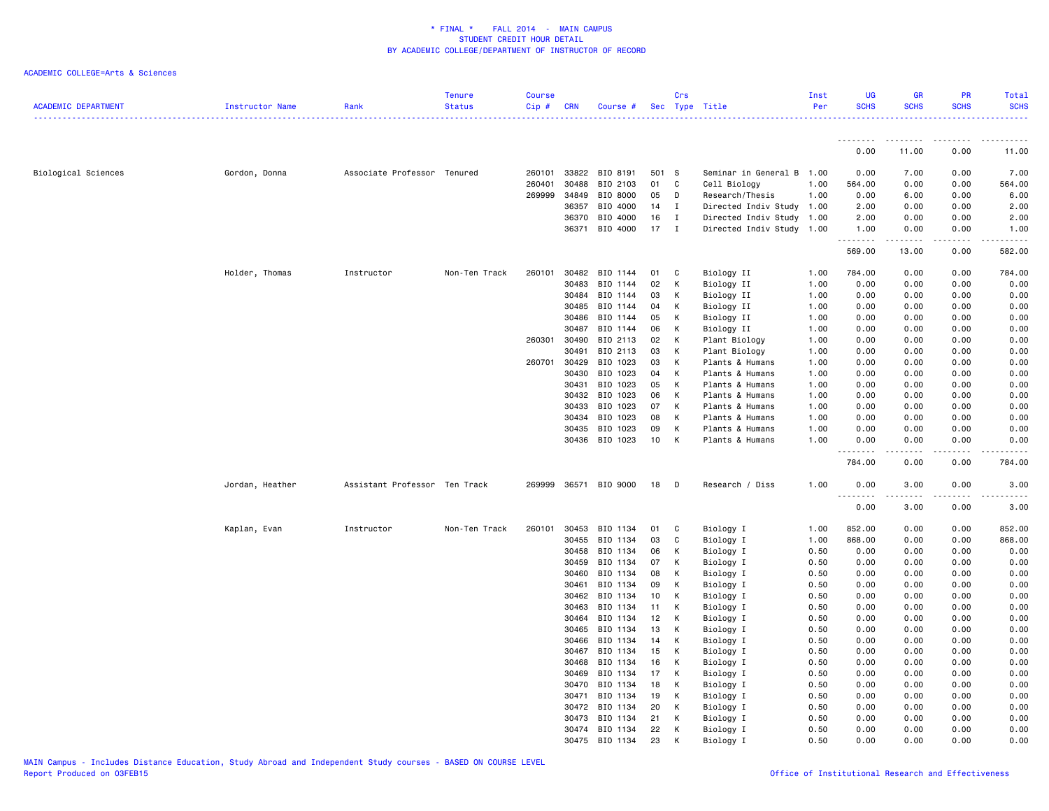\* FINAL \*    FALL 2014  -  MAIN CAMPUS
STUDENT CREDIT HOUR DETAIL
BY ACADEMIC COLLEGE/DEPARTMENT OF INSTRUCTOR OF RECORD

ACADEMIC COLLEGE=Arts & Sciences

| ACADEMIC DEPARTMENT | Instructor Name | Rank | Tenure Status | Course Cip # | CRN | Course # | Sec | Crs Type | Title | Inst Per | UG SCHS | GR SCHS | PR SCHS | Total SCHS |
|---|---|---|---|---|---|---|---|---|---|---|---|---|---|---|
| | | | | | | | | | | | 0.00 | 11.00 | 0.00 | 11.00 |
| Biological Sciences | Gordon, Donna | Associate Professor | Tenured | 260101 | 33822 | BIO 8191 | 501 | S | Seminar in General B | 1.00 | 0.00 | 7.00 | 0.00 | 7.00 |
| | | | | 260401 | 30488 | BIO 2103 | 01 | C | Cell Biology | 1.00 | 564.00 | 0.00 | 0.00 | 564.00 |
| | | | | 269999 | 34849 | BIO 8000 | 05 | D | Research/Thesis | 1.00 | 0.00 | 6.00 | 0.00 | 6.00 |
| | | | | | 36357 | BIO 4000 | 14 | I | Directed Indiv Study | 1.00 | 2.00 | 0.00 | 0.00 | 2.00 |
| | | | | | 36370 | BIO 4000 | 16 | I | Directed Indiv Study | 1.00 | 2.00 | 0.00 | 0.00 | 2.00 |
| | | | | | 36371 | BIO 4000 | 17 | I | Directed Indiv Study | 1.00 | 1.00 | 0.00 | 0.00 | 1.00 |
| | | | | | | | | | | | 569.00 | 13.00 | 0.00 | 582.00 |
| | Holder, Thomas | Instructor | Non-Ten Track | 260101 | 30482 | BIO 1144 | 01 | C | Biology II | 1.00 | 784.00 | 0.00 | 0.00 | 784.00 |
| | | | | | 30483 | BIO 1144 | 02 | K | Biology II | 1.00 | 0.00 | 0.00 | 0.00 | 0.00 |
| | | | | | 30484 | BIO 1144 | 03 | K | Biology II | 1.00 | 0.00 | 0.00 | 0.00 | 0.00 |
| | | | | | 30485 | BIO 1144 | 04 | K | Biology II | 1.00 | 0.00 | 0.00 | 0.00 | 0.00 |
| | | | | | 30486 | BIO 1144 | 05 | K | Biology II | 1.00 | 0.00 | 0.00 | 0.00 | 0.00 |
| | | | | | 30487 | BIO 1144 | 06 | K | Biology II | 1.00 | 0.00 | 0.00 | 0.00 | 0.00 |
| | | | | 260301 | 30490 | BIO 2113 | 02 | K | Plant Biology | 1.00 | 0.00 | 0.00 | 0.00 | 0.00 |
| | | | | | 30491 | BIO 2113 | 03 | K | Plant Biology | 1.00 | 0.00 | 0.00 | 0.00 | 0.00 |
| | | | | 260701 | 30429 | BIO 1023 | 03 | K | Plants & Humans | 1.00 | 0.00 | 0.00 | 0.00 | 0.00 |
| | | | | | 30430 | BIO 1023 | 04 | K | Plants & Humans | 1.00 | 0.00 | 0.00 | 0.00 | 0.00 |
| | | | | | 30431 | BIO 1023 | 05 | K | Plants & Humans | 1.00 | 0.00 | 0.00 | 0.00 | 0.00 |
| | | | | | 30432 | BIO 1023 | 06 | K | Plants & Humans | 1.00 | 0.00 | 0.00 | 0.00 | 0.00 |
| | | | | | 30433 | BIO 1023 | 07 | K | Plants & Humans | 1.00 | 0.00 | 0.00 | 0.00 | 0.00 |
| | | | | | 30434 | BIO 1023 | 08 | K | Plants & Humans | 1.00 | 0.00 | 0.00 | 0.00 | 0.00 |
| | | | | | 30435 | BIO 1023 | 09 | K | Plants & Humans | 1.00 | 0.00 | 0.00 | 0.00 | 0.00 |
| | | | | | 30436 | BIO 1023 | 10 | K | Plants & Humans | 1.00 | 0.00 | 0.00 | 0.00 | 0.00 |
| | | | | | | | | | | | 784.00 | 0.00 | 0.00 | 784.00 |
| | Jordan, Heather | Assistant Professor | Ten Track | 269999 | 36571 | BIO 9000 | 18 | D | Research / Diss | 1.00 | 0.00 | 3.00 | 0.00 | 3.00 |
| | | | | | | | | | | | 0.00 | 3.00 | 0.00 | 3.00 |
| | Kaplan, Evan | Instructor | Non-Ten Track | 260101 | 30453 | BIO 1134 | 01 | C | Biology I | 1.00 | 852.00 | 0.00 | 0.00 | 852.00 |
| | | | | | 30455 | BIO 1134 | 03 | C | Biology I | 1.00 | 868.00 | 0.00 | 0.00 | 868.00 |
| | | | | | 30458 | BIO 1134 | 06 | K | Biology I | 0.50 | 0.00 | 0.00 | 0.00 | 0.00 |
| | | | | | 30459 | BIO 1134 | 07 | K | Biology I | 0.50 | 0.00 | 0.00 | 0.00 | 0.00 |
| | | | | | 30460 | BIO 1134 | 08 | K | Biology I | 0.50 | 0.00 | 0.00 | 0.00 | 0.00 |
| | | | | | 30461 | BIO 1134 | 09 | K | Biology I | 0.50 | 0.00 | 0.00 | 0.00 | 0.00 |
| | | | | | 30462 | BIO 1134 | 10 | K | Biology I | 0.50 | 0.00 | 0.00 | 0.00 | 0.00 |
| | | | | | 30463 | BIO 1134 | 11 | K | Biology I | 0.50 | 0.00 | 0.00 | 0.00 | 0.00 |
| | | | | | 30464 | BIO 1134 | 12 | K | Biology I | 0.50 | 0.00 | 0.00 | 0.00 | 0.00 |
| | | | | | 30465 | BIO 1134 | 13 | K | Biology I | 0.50 | 0.00 | 0.00 | 0.00 | 0.00 |
| | | | | | 30466 | BIO 1134 | 14 | K | Biology I | 0.50 | 0.00 | 0.00 | 0.00 | 0.00 |
| | | | | | 30467 | BIO 1134 | 15 | K | Biology I | 0.50 | 0.00 | 0.00 | 0.00 | 0.00 |
| | | | | | 30468 | BIO 1134 | 16 | K | Biology I | 0.50 | 0.00 | 0.00 | 0.00 | 0.00 |
| | | | | | 30469 | BIO 1134 | 17 | K | Biology I | 0.50 | 0.00 | 0.00 | 0.00 | 0.00 |
| | | | | | 30470 | BIO 1134 | 18 | K | Biology I | 0.50 | 0.00 | 0.00 | 0.00 | 0.00 |
| | | | | | 30471 | BIO 1134 | 19 | K | Biology I | 0.50 | 0.00 | 0.00 | 0.00 | 0.00 |
| | | | | | 30472 | BIO 1134 | 20 | K | Biology I | 0.50 | 0.00 | 0.00 | 0.00 | 0.00 |
| | | | | | 30473 | BIO 1134 | 21 | K | Biology I | 0.50 | 0.00 | 0.00 | 0.00 | 0.00 |
| | | | | | 30474 | BIO 1134 | 22 | K | Biology I | 0.50 | 0.00 | 0.00 | 0.00 | 0.00 |
| | | | | | 30475 | BIO 1134 | 23 | K | Biology I | 0.50 | 0.00 | 0.00 | 0.00 | 0.00 |

MAIN Campus - Includes Distance Education, Study Abroad and Independent Study courses - BASED ON COURSE LEVEL
Report Produced on 03FEB15                                                                                                    Office of Institutional Research and Effectiveness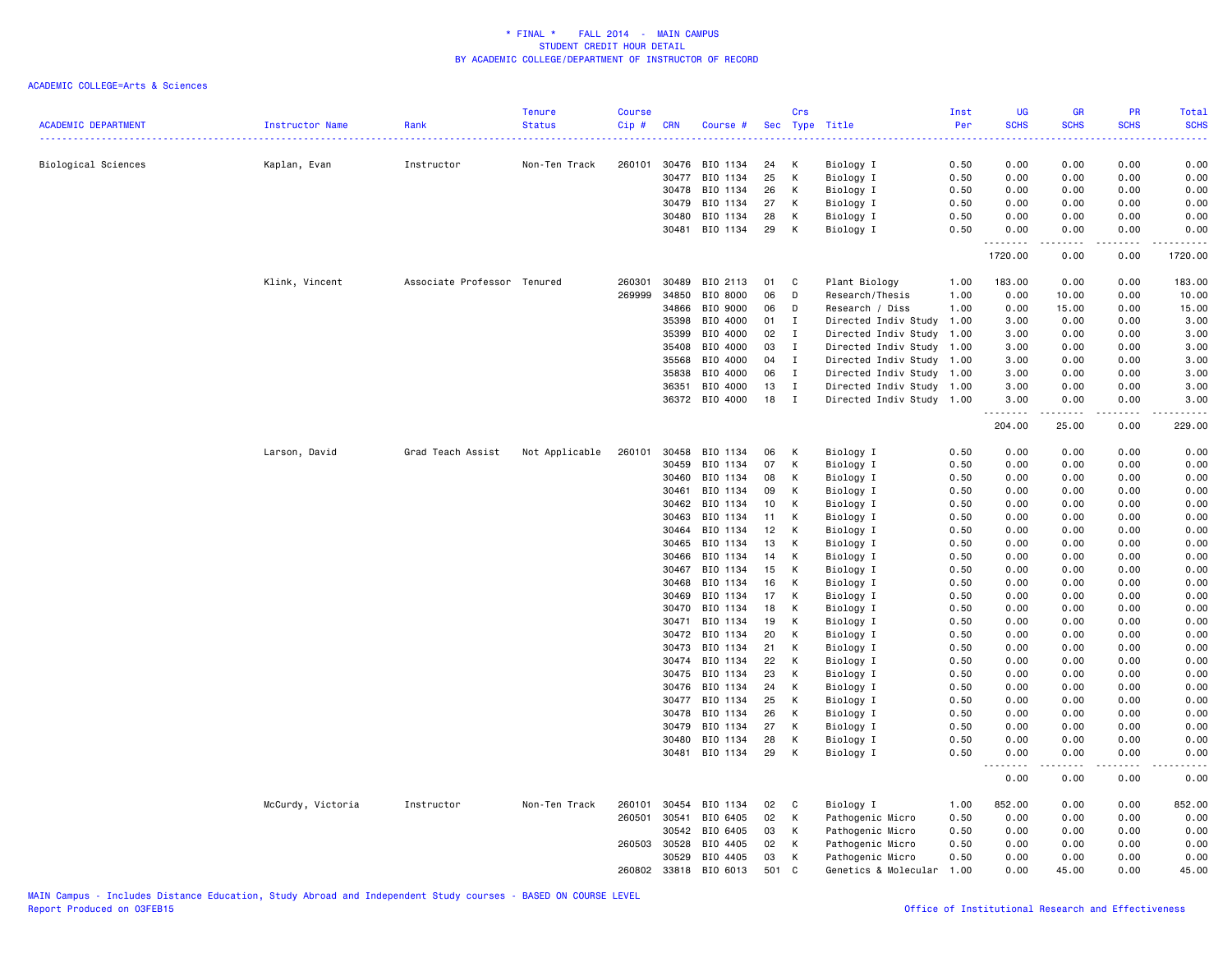**\* FINAL \* FALL 2014 - MAIN CAMPUS**
**STUDENT CREDIT HOUR DETAIL**
**BY ACADEMIC COLLEGE/DEPARTMENT OF INSTRUCTOR OF RECORD**

ACADEMIC COLLEGE=Arts & Sciences

| ACADEMIC DEPARTMENT | Instructor Name | Rank | Tenure Status | Course Cip # | CRN | Course # | Sec | Crs Type | Title | Inst Per | UG SCHS | GR SCHS | PR SCHS | Total SCHS |
|---|---|---|---|---|---|---|---|---|---|---|---|---|---|---|
| Biological Sciences | Kaplan, Evan | Instructor | Non-Ten Track | 260101 | 30476 | BIO 1134 | 24 | K | Biology I | 0.50 | 0.00 | 0.00 | 0.00 | 0.00 |
| | | | | | 30477 | BIO 1134 | 25 | K | Biology I | 0.50 | 0.00 | 0.00 | 0.00 | 0.00 |
| | | | | | 30478 | BIO 1134 | 26 | K | Biology I | 0.50 | 0.00 | 0.00 | 0.00 | 0.00 |
| | | | | | 30479 | BIO 1134 | 27 | K | Biology I | 0.50 | 0.00 | 0.00 | 0.00 | 0.00 |
| | | | | | 30480 | BIO 1134 | 28 | K | Biology I | 0.50 | 0.00 | 0.00 | 0.00 | 0.00 |
| | | | | | 30481 | BIO 1134 | 29 | K | Biology I | 0.50 | 0.00 | 0.00 | 0.00 | 0.00 |
| | | | | | | | | | | | 1720.00 | 0.00 | 0.00 | 1720.00 |
| | Klink, Vincent | Associate Professor | Tenured | 260301 | 30489 | BIO 2113 | 01 | C | Plant Biology | 1.00 | 183.00 | 0.00 | 0.00 | 183.00 |
| | | | | 269999 | 34850 | BIO 8000 | 06 | D | Research/Thesis | 1.00 | 0.00 | 10.00 | 0.00 | 10.00 |
| | | | | | 34866 | BIO 9000 | 06 | D | Research / Diss | 1.00 | 0.00 | 15.00 | 0.00 | 15.00 |
| | | | | | 35398 | BIO 4000 | 01 | I | Directed Indiv Study | 1.00 | 3.00 | 0.00 | 0.00 | 3.00 |
| | | | | | 35399 | BIO 4000 | 02 | I | Directed Indiv Study | 1.00 | 3.00 | 0.00 | 0.00 | 3.00 |
| | | | | | 35408 | BIO 4000 | 03 | I | Directed Indiv Study | 1.00 | 3.00 | 0.00 | 0.00 | 3.00 |
| | | | | | 35568 | BIO 4000 | 04 | I | Directed Indiv Study | 1.00 | 3.00 | 0.00 | 0.00 | 3.00 |
| | | | | | 35838 | BIO 4000 | 06 | I | Directed Indiv Study | 1.00 | 3.00 | 0.00 | 0.00 | 3.00 |
| | | | | | 36351 | BIO 4000 | 13 | I | Directed Indiv Study | 1.00 | 3.00 | 0.00 | 0.00 | 3.00 |
| | | | | | 36372 | BIO 4000 | 18 | I | Directed Indiv Study | 1.00 | 3.00 | 0.00 | 0.00 | 3.00 |
| | | | | | | | | | | | 204.00 | 25.00 | 0.00 | 229.00 |
| | Larson, David | Grad Teach Assist | Not Applicable | 260101 | 30458 | BIO 1134 | 06 | K | Biology I | 0.50 | 0.00 | 0.00 | 0.00 | 0.00 |
| | | | | | 30459 | BIO 1134 | 07 | K | Biology I | 0.50 | 0.00 | 0.00 | 0.00 | 0.00 |
| | | | | | 30460 | BIO 1134 | 08 | K | Biology I | 0.50 | 0.00 | 0.00 | 0.00 | 0.00 |
| | | | | | 30461 | BIO 1134 | 09 | K | Biology I | 0.50 | 0.00 | 0.00 | 0.00 | 0.00 |
| | | | | | 30462 | BIO 1134 | 10 | K | Biology I | 0.50 | 0.00 | 0.00 | 0.00 | 0.00 |
| | | | | | 30463 | BIO 1134 | 11 | K | Biology I | 0.50 | 0.00 | 0.00 | 0.00 | 0.00 |
| | | | | | 30464 | BIO 1134 | 12 | K | Biology I | 0.50 | 0.00 | 0.00 | 0.00 | 0.00 |
| | | | | | 30465 | BIO 1134 | 13 | K | Biology I | 0.50 | 0.00 | 0.00 | 0.00 | 0.00 |
| | | | | | 30466 | BIO 1134 | 14 | K | Biology I | 0.50 | 0.00 | 0.00 | 0.00 | 0.00 |
| | | | | | 30467 | BIO 1134 | 15 | K | Biology I | 0.50 | 0.00 | 0.00 | 0.00 | 0.00 |
| | | | | | 30468 | BIO 1134 | 16 | K | Biology I | 0.50 | 0.00 | 0.00 | 0.00 | 0.00 |
| | | | | | 30469 | BIO 1134 | 17 | K | Biology I | 0.50 | 0.00 | 0.00 | 0.00 | 0.00 |
| | | | | | 30470 | BIO 1134 | 18 | K | Biology I | 0.50 | 0.00 | 0.00 | 0.00 | 0.00 |
| | | | | | 30471 | BIO 1134 | 19 | K | Biology I | 0.50 | 0.00 | 0.00 | 0.00 | 0.00 |
| | | | | | 30472 | BIO 1134 | 20 | K | Biology I | 0.50 | 0.00 | 0.00 | 0.00 | 0.00 |
| | | | | | 30473 | BIO 1134 | 21 | K | Biology I | 0.50 | 0.00 | 0.00 | 0.00 | 0.00 |
| | | | | | 30474 | BIO 1134 | 22 | K | Biology I | 0.50 | 0.00 | 0.00 | 0.00 | 0.00 |
| | | | | | 30475 | BIO 1134 | 23 | K | Biology I | 0.50 | 0.00 | 0.00 | 0.00 | 0.00 |
| | | | | | 30476 | BIO 1134 | 24 | K | Biology I | 0.50 | 0.00 | 0.00 | 0.00 | 0.00 |
| | | | | | 30477 | BIO 1134 | 25 | K | Biology I | 0.50 | 0.00 | 0.00 | 0.00 | 0.00 |
| | | | | | 30478 | BIO 1134 | 26 | K | Biology I | 0.50 | 0.00 | 0.00 | 0.00 | 0.00 |
| | | | | | 30479 | BIO 1134 | 27 | K | Biology I | 0.50 | 0.00 | 0.00 | 0.00 | 0.00 |
| | | | | | 30480 | BIO 1134 | 28 | K | Biology I | 0.50 | 0.00 | 0.00 | 0.00 | 0.00 |
| | | | | | 30481 | BIO 1134 | 29 | K | Biology I | 0.50 | 0.00 | 0.00 | 0.00 | 0.00 |
| | | | | | | | | | | | 0.00 | 0.00 | 0.00 | 0.00 |
| | McCurdy, Victoria | Instructor | Non-Ten Track | 260101 | 30454 | BIO 1134 | 02 | C | Biology I | 1.00 | 852.00 | 0.00 | 0.00 | 852.00 |
| | | | | 260501 | 30541 | BIO 6405 | 02 | K | Pathogenic Micro | 0.50 | 0.00 | 0.00 | 0.00 | 0.00 |
| | | | | | 30542 | BIO 6405 | 03 | K | Pathogenic Micro | 0.50 | 0.00 | 0.00 | 0.00 | 0.00 |
| | | | | 260503 | 30528 | BIO 4405 | 02 | K | Pathogenic Micro | 0.50 | 0.00 | 0.00 | 0.00 | 0.00 |
| | | | | | 30529 | BIO 4405 | 03 | K | Pathogenic Micro | 0.50 | 0.00 | 0.00 | 0.00 | 0.00 |
| | | | | 260802 | 33818 | BIO 6013 | 501 | C | Genetics & Molecular | 1.00 | 0.00 | 45.00 | 0.00 | 45.00 |

MAIN Campus - Includes Distance Education, Study Abroad and Independent Study courses - BASED ON COURSE LEVEL
Report Produced on 03FEB15 — Office of Institutional Research and Effectiveness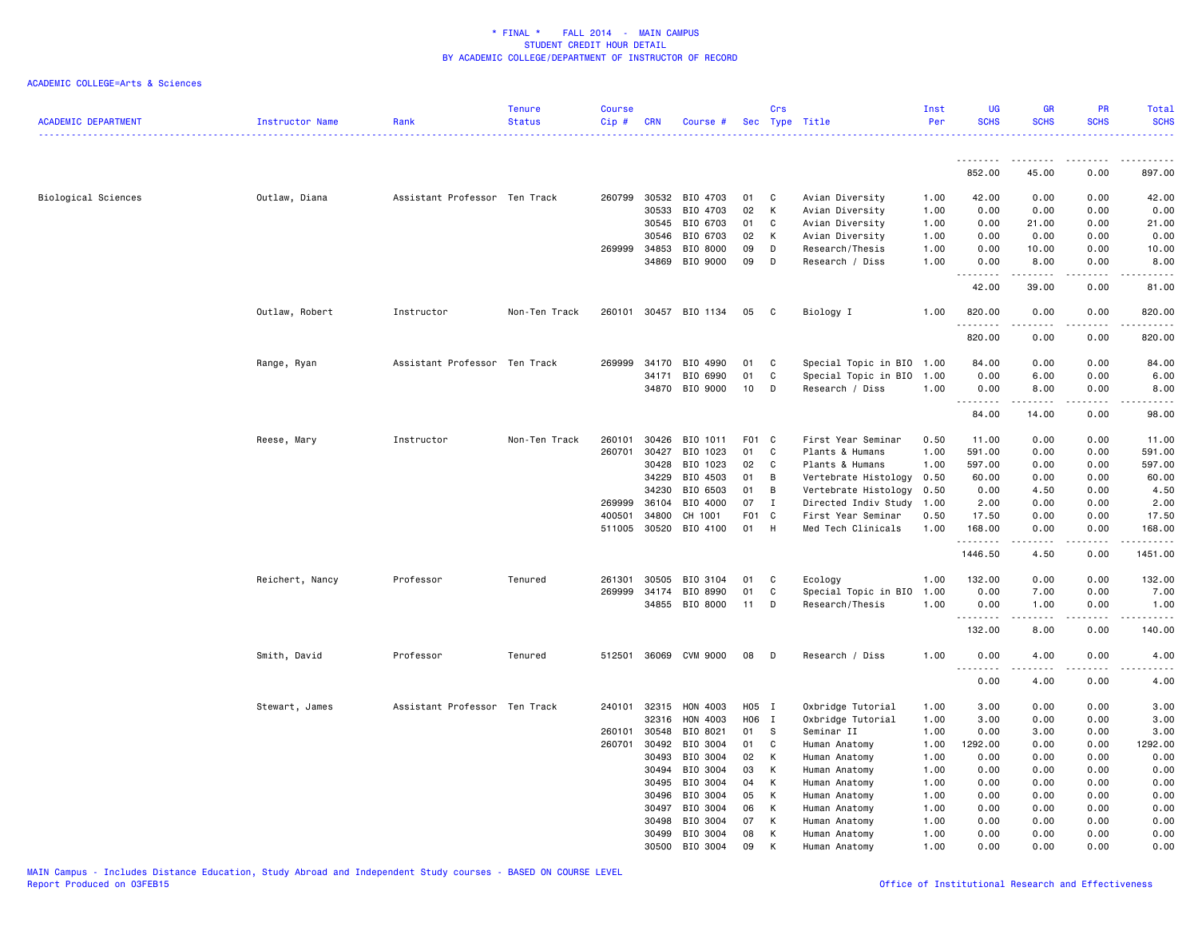* FINAL * FALL 2014 - MAIN CAMPUS
STUDENT CREDIT HOUR DETAIL
BY ACADEMIC COLLEGE/DEPARTMENT OF INSTRUCTOR OF RECORD

ACADEMIC COLLEGE=Arts & Sciences

| ACADEMIC DEPARTMENT | Instructor Name | Rank | Tenure Status | Course Cip # | CRN | Course # | Sec | Crs Type | Title | Inst Per | UG SCHS | GR SCHS | PR SCHS | Total SCHS |
|---|---|---|---|---|---|---|---|---|---|---|---|---|---|---|
| | | | | | | | | | | | 852.00 | 45.00 | 0.00 | 897.00 |
| Biological Sciences | Outlaw, Diana | Assistant Professor | Ten Track | 260799 | 30532 | BIO 4703 | 01 | C | Avian Diversity | 1.00 | 42.00 | 0.00 | 0.00 | 42.00 |
| | | | | | 30533 | BIO 4703 | 02 | K | Avian Diversity | 1.00 | 0.00 | 0.00 | 0.00 | 0.00 |
| | | | | | 30545 | BIO 6703 | 01 | C | Avian Diversity | 1.00 | 0.00 | 21.00 | 0.00 | 21.00 |
| | | | | | 30546 | BIO 6703 | 02 | K | Avian Diversity | 1.00 | 0.00 | 0.00 | 0.00 | 0.00 |
| | | | | 269999 | 34853 | BIO 8000 | 09 | D | Research/Thesis | 1.00 | 0.00 | 10.00 | 0.00 | 10.00 |
| | | | | | 34869 | BIO 9000 | 09 | D | Research / Diss | 1.00 | 0.00 | 8.00 | 0.00 | 8.00 |
| | | | | | | | | | | | 42.00 | 39.00 | 0.00 | 81.00 |
| | Outlaw, Robert | Instructor | Non-Ten Track | 260101 | 30457 | BIO 1134 | 05 | C | Biology I | 1.00 | 820.00 | 0.00 | 0.00 | 820.00 |
| | | | | | | | | | | | 820.00 | 0.00 | 0.00 | 820.00 |
| | Range, Ryan | Assistant Professor | Ten Track | 269999 | 34170 | BIO 4990 | 01 | C | Special Topic in BIO | 1.00 | 84.00 | 0.00 | 0.00 | 84.00 |
| | | | | | 34171 | BIO 6990 | 01 | C | Special Topic in BIO | 1.00 | 0.00 | 6.00 | 0.00 | 6.00 |
| | | | | | 34870 | BIO 9000 | 10 | D | Research / Diss | 1.00 | 0.00 | 8.00 | 0.00 | 8.00 |
| | | | | | | | | | | | 84.00 | 14.00 | 0.00 | 98.00 |
| | Reese, Mary | Instructor | Non-Ten Track | 260101 | 30426 | BIO 1011 | F01 | C | First Year Seminar | 0.50 | 11.00 | 0.00 | 0.00 | 11.00 |
| | | | | 260701 | 30427 | BIO 1023 | 01 | C | Plants & Humans | 1.00 | 591.00 | 0.00 | 0.00 | 591.00 |
| | | | | | 30428 | BIO 1023 | 02 | C | Plants & Humans | 1.00 | 597.00 | 0.00 | 0.00 | 597.00 |
| | | | | | 34229 | BIO 4503 | 01 | B | Vertebrate Histology | 0.50 | 60.00 | 0.00 | 0.00 | 60.00 |
| | | | | | 34230 | BIO 6503 | 01 | B | Vertebrate Histology | 0.50 | 0.00 | 4.50 | 0.00 | 4.50 |
| | | | | 269999 | 36104 | BIO 4000 | 07 | I | Directed Indiv Study | 1.00 | 2.00 | 0.00 | 0.00 | 2.00 |
| | | | | 400501 | 34800 | CH 1001 | F01 | C | First Year Seminar | 0.50 | 17.50 | 0.00 | 0.00 | 17.50 |
| | | | | 511005 | 30520 | BIO 4100 | 01 | H | Med Tech Clinicals | 1.00 | 168.00 | 0.00 | 0.00 | 168.00 |
| | | | | | | | | | | | 1446.50 | 4.50 | 0.00 | 1451.00 |
| | Reichert, Nancy | Professor | Tenured | 261301 | 30505 | BIO 3104 | 01 | C | Ecology | 1.00 | 132.00 | 0.00 | 0.00 | 132.00 |
| | | | | 269999 | 34174 | BIO 8990 | 01 | C | Special Topic in BIO | 1.00 | 0.00 | 7.00 | 0.00 | 7.00 |
| | | | | | 34855 | BIO 8000 | 11 | D | Research/Thesis | 1.00 | 0.00 | 1.00 | 0.00 | 1.00 |
| | | | | | | | | | | | 132.00 | 8.00 | 0.00 | 140.00 |
| | Smith, David | Professor | Tenured | 512501 | 36069 | CVM 9000 | 08 | D | Research / Diss | 1.00 | 0.00 | 4.00 | 0.00 | 4.00 |
| | | | | | | | | | | | 0.00 | 4.00 | 0.00 | 4.00 |
| | Stewart, James | Assistant Professor | Ten Track | 240101 | 32315 | HON 4003 | H05 | I | Oxbridge Tutorial | 1.00 | 3.00 | 0.00 | 0.00 | 3.00 |
| | | | | | 32316 | HON 4003 | H06 | I | Oxbridge Tutorial | 1.00 | 3.00 | 0.00 | 0.00 | 3.00 |
| | | | | 260101 | 30548 | BIO 8021 | 01 | S | Seminar II | 1.00 | 0.00 | 3.00 | 0.00 | 3.00 |
| | | | | 260701 | 30492 | BIO 3004 | 01 | C | Human Anatomy | 1.00 | 1292.00 | 0.00 | 0.00 | 1292.00 |
| | | | | | 30493 | BIO 3004 | 02 | K | Human Anatomy | 1.00 | 0.00 | 0.00 | 0.00 | 0.00 |
| | | | | | 30494 | BIO 3004 | 03 | K | Human Anatomy | 1.00 | 0.00 | 0.00 | 0.00 | 0.00 |
| | | | | | 30495 | BIO 3004 | 04 | K | Human Anatomy | 1.00 | 0.00 | 0.00 | 0.00 | 0.00 |
| | | | | | 30496 | BIO 3004 | 05 | K | Human Anatomy | 1.00 | 0.00 | 0.00 | 0.00 | 0.00 |
| | | | | | 30497 | BIO 3004 | 06 | K | Human Anatomy | 1.00 | 0.00 | 0.00 | 0.00 | 0.00 |
| | | | | | 30498 | BIO 3004 | 07 | K | Human Anatomy | 1.00 | 0.00 | 0.00 | 0.00 | 0.00 |
| | | | | | 30499 | BIO 3004 | 08 | K | Human Anatomy | 1.00 | 0.00 | 0.00 | 0.00 | 0.00 |
| | | | | | 30500 | BIO 3004 | 09 | K | Human Anatomy | 1.00 | 0.00 | 0.00 | 0.00 | 0.00 |

MAIN Campus - Includes Distance Education, Study Abroad and Independent Study courses - BASED ON COURSE LEVEL
Report Produced on 03FEB15

Office of Institutional Research and Effectiveness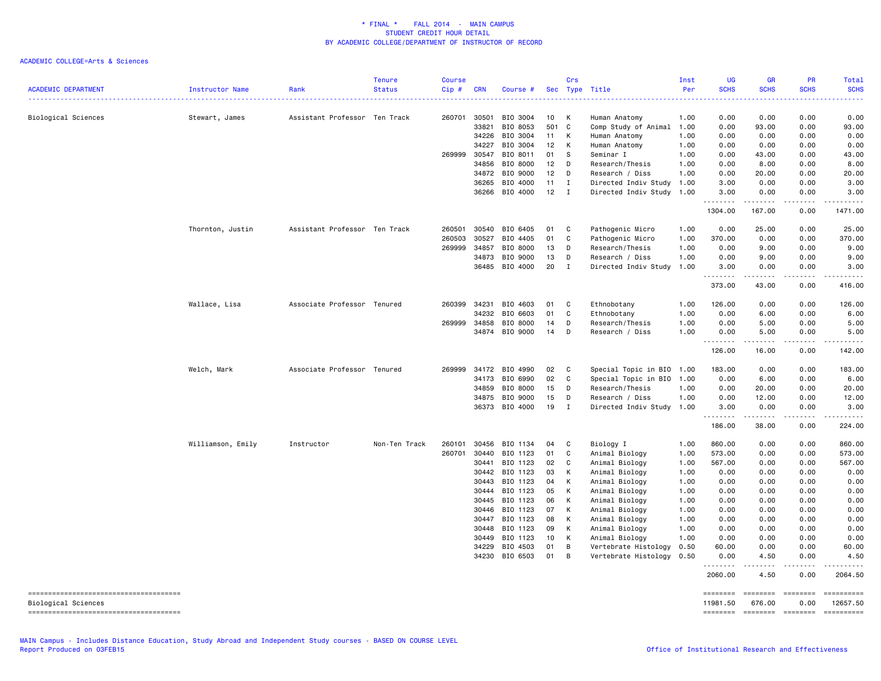\* FINAL \*    FALL 2014  -  MAIN CAMPUS
STUDENT CREDIT HOUR DETAIL
BY ACADEMIC COLLEGE/DEPARTMENT OF INSTRUCTOR OF RECORD

ACADEMIC COLLEGE=Arts & Sciences

| ACADEMIC DEPARTMENT | Instructor Name | Rank | Tenure Status | Course Cip # | CRN | Course # | Sec | Crs Type | Title | Inst Per | UG SCHS | GR SCHS | PR SCHS | Total SCHS |
|---|---|---|---|---|---|---|---|---|---|---|---|---|---|---|
| Biological Sciences | Stewart, James | Assistant Professor | Ten Track | 260701 | 30501 | BIO 3004 | 10 | K | Human Anatomy | 1.00 | 0.00 | 0.00 | 0.00 | 0.00 |
| | | | | | 33821 | BIO 8053 | 501 | C | Comp Study of Animal | 1.00 | 0.00 | 93.00 | 0.00 | 93.00 |
| | | | | | 34226 | BIO 3004 | 11 | K | Human Anatomy | 1.00 | 0.00 | 0.00 | 0.00 | 0.00 |
| | | | | | 34227 | BIO 3004 | 12 | K | Human Anatomy | 1.00 | 0.00 | 0.00 | 0.00 | 0.00 |
| | | | | 269999 | 30547 | BIO 8011 | 01 | S | Seminar I | 1.00 | 0.00 | 43.00 | 0.00 | 43.00 |
| | | | | | 34856 | BIO 8000 | 12 | D | Research/Thesis | 1.00 | 0.00 | 8.00 | 0.00 | 8.00 |
| | | | | | 34872 | BIO 9000 | 12 | D | Research / Diss | 1.00 | 0.00 | 20.00 | 0.00 | 20.00 |
| | | | | | 36265 | BIO 4000 | 11 | I | Directed Indiv Study | 1.00 | 3.00 | 0.00 | 0.00 | 3.00 |
| | | | | | 36266 | BIO 4000 | 12 | I | Directed Indiv Study | 1.00 | 3.00 | 0.00 | 0.00 | 3.00 |
| | | | | | | | | | | | 1304.00 | 167.00 | 0.00 | 1471.00 |
| | Thornton, Justin | Assistant Professor | Ten Track | 260501 | 30540 | BIO 6405 | 01 | C | Pathogenic Micro | 1.00 | 0.00 | 25.00 | 0.00 | 25.00 |
| | | | | 260503 | 30527 | BIO 4405 | 01 | C | Pathogenic Micro | 1.00 | 370.00 | 0.00 | 0.00 | 370.00 |
| | | | | 269999 | 34857 | BIO 8000 | 13 | D | Research/Thesis | 1.00 | 0.00 | 9.00 | 0.00 | 9.00 |
| | | | | | 34873 | BIO 9000 | 13 | D | Research / Diss | 1.00 | 0.00 | 9.00 | 0.00 | 9.00 |
| | | | | | 36485 | BIO 4000 | 20 | I | Directed Indiv Study | 1.00 | 3.00 | 0.00 | 0.00 | 3.00 |
| | | | | | | | | | | | 373.00 | 43.00 | 0.00 | 416.00 |
| | Wallace, Lisa | Associate Professor | Tenured | 260399 | 34231 | BIO 4603 | 01 | C | Ethnobotany | 1.00 | 126.00 | 0.00 | 0.00 | 126.00 |
| | | | | | 34232 | BIO 6603 | 01 | C | Ethnobotany | 1.00 | 0.00 | 6.00 | 0.00 | 6.00 |
| | | | | 269999 | 34858 | BIO 8000 | 14 | D | Research/Thesis | 1.00 | 0.00 | 5.00 | 0.00 | 5.00 |
| | | | | | 34874 | BIO 9000 | 14 | D | Research / Diss | 1.00 | 0.00 | 5.00 | 0.00 | 5.00 |
| | | | | | | | | | | | 126.00 | 16.00 | 0.00 | 142.00 |
| | Welch, Mark | Associate Professor | Tenured | 269999 | 34172 | BIO 4990 | 02 | C | Special Topic in BIO | 1.00 | 183.00 | 0.00 | 0.00 | 183.00 |
| | | | | | 34173 | BIO 6990 | 02 | C | Special Topic in BIO | 1.00 | 0.00 | 6.00 | 0.00 | 6.00 |
| | | | | | 34859 | BIO 8000 | 15 | D | Research/Thesis | 1.00 | 0.00 | 20.00 | 0.00 | 20.00 |
| | | | | | 34875 | BIO 9000 | 15 | D | Research / Diss | 1.00 | 0.00 | 12.00 | 0.00 | 12.00 |
| | | | | | 36373 | BIO 4000 | 19 | I | Directed Indiv Study | 1.00 | 3.00 | 0.00 | 0.00 | 3.00 |
| | | | | | | | | | | | 186.00 | 38.00 | 0.00 | 224.00 |
| | Williamson, Emily | Instructor | Non-Ten Track | 260101 | 30456 | BIO 1134 | 04 | C | Biology I | 1.00 | 860.00 | 0.00 | 0.00 | 860.00 |
| | | | | 260701 | 30440 | BIO 1123 | 01 | C | Animal Biology | 1.00 | 573.00 | 0.00 | 0.00 | 573.00 |
| | | | | | 30441 | BIO 1123 | 02 | C | Animal Biology | 1.00 | 567.00 | 0.00 | 0.00 | 567.00 |
| | | | | | 30442 | BIO 1123 | 03 | K | Animal Biology | 1.00 | 0.00 | 0.00 | 0.00 | 0.00 |
| | | | | | 30443 | BIO 1123 | 04 | K | Animal Biology | 1.00 | 0.00 | 0.00 | 0.00 | 0.00 |
| | | | | | 30444 | BIO 1123 | 05 | K | Animal Biology | 1.00 | 0.00 | 0.00 | 0.00 | 0.00 |
| | | | | | 30445 | BIO 1123 | 06 | K | Animal Biology | 1.00 | 0.00 | 0.00 | 0.00 | 0.00 |
| | | | | | 30446 | BIO 1123 | 07 | K | Animal Biology | 1.00 | 0.00 | 0.00 | 0.00 | 0.00 |
| | | | | | 30447 | BIO 1123 | 08 | K | Animal Biology | 1.00 | 0.00 | 0.00 | 0.00 | 0.00 |
| | | | | | 30448 | BIO 1123 | 09 | K | Animal Biology | 1.00 | 0.00 | 0.00 | 0.00 | 0.00 |
| | | | | | 30449 | BIO 1123 | 10 | K | Animal Biology | 1.00 | 0.00 | 0.00 | 0.00 | 0.00 |
| | | | | | 34229 | BIO 4503 | 01 | B | Vertebrate Histology | 0.50 | 60.00 | 0.00 | 0.00 | 60.00 |
| | | | | | 34230 | BIO 6503 | 01 | B | Vertebrate Histology | 0.50 | 0.00 | 4.50 | 0.00 | 4.50 |
| | | | | | | | | | | | 2060.00 | 4.50 | 0.00 | 2064.50 |
| Biological Sciences | | | | | | | | | | | 11981.50 | 676.00 | 0.00 | 12657.50 |

MAIN Campus - Includes Distance Education, Study Abroad and Independent Study courses - BASED ON COURSE LEVEL
Report Produced on 03FEB15

Office of Institutional Research and Effectiveness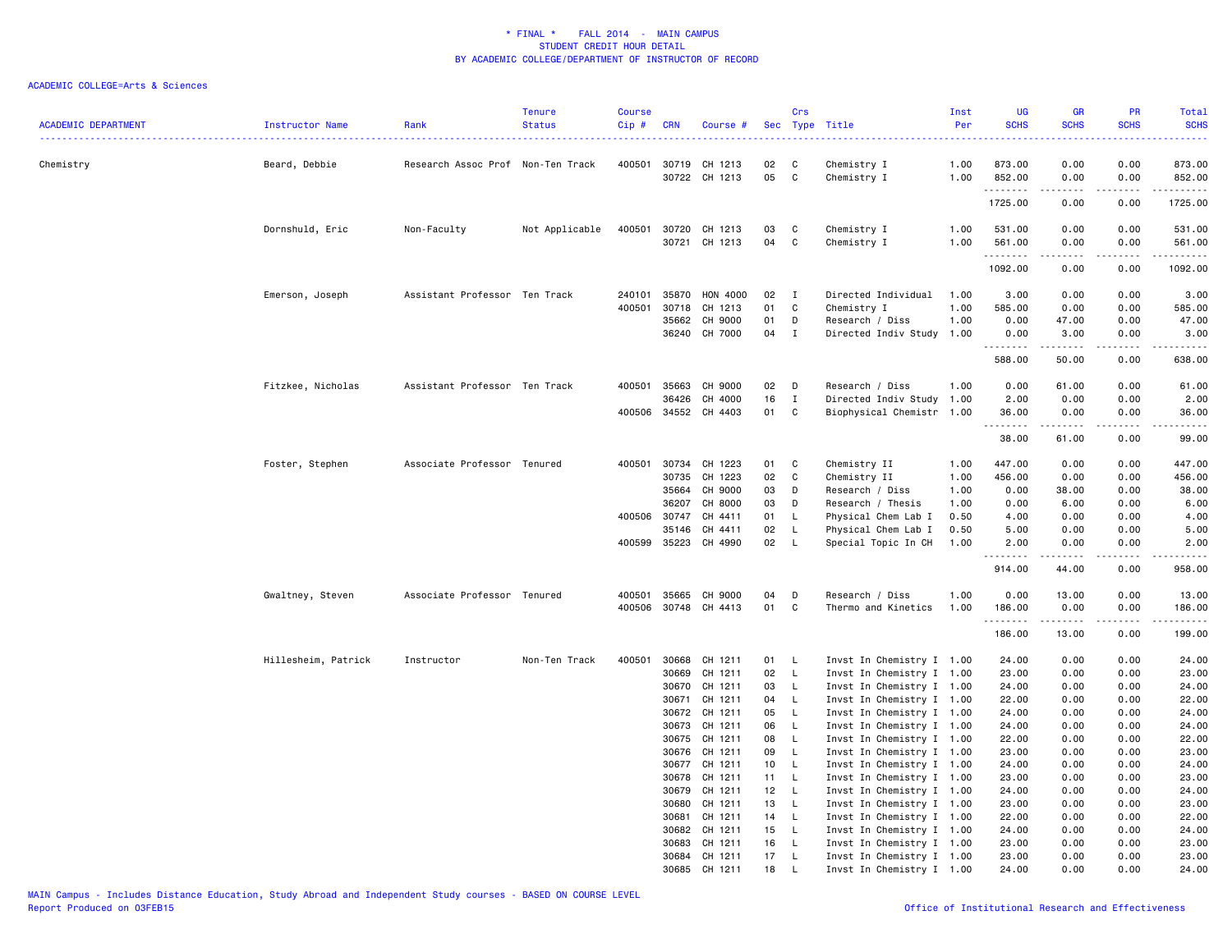\* FINAL \* FALL 2014 - MAIN CAMPUS
STUDENT CREDIT HOUR DETAIL
BY ACADEMIC COLLEGE/DEPARTMENT OF INSTRUCTOR OF RECORD

ACADEMIC COLLEGE=Arts & Sciences

| ACADEMIC DEPARTMENT | Instructor Name | Rank | Tenure Status | Course Cip # | CRN | Course # | Sec | Crs Type | Title | Inst Per | UG SCHS | GR SCHS | PR SCHS | Total SCHS |
|---|---|---|---|---|---|---|---|---|---|---|---|---|---|---|
| Chemistry | Beard, Debbie | Research Assoc Prof | Non-Ten Track | 400501 | 30719 | CH 1213 | 02 | C | Chemistry I | 1.00 | 873.00 | 0.00 | 0.00 | 873.00 |
| | | | | | 30722 | CH 1213 | 05 | C | Chemistry I | 1.00 | 852.00 | 0.00 | 0.00 | 852.00 |
| | | | | | | | | | | | 1725.00 | 0.00 | 0.00 | 1725.00 |
| | Dornshuld, Eric | Non-Faculty | Not Applicable | 400501 | 30720 | CH 1213 | 03 | C | Chemistry I | 1.00 | 531.00 | 0.00 | 0.00 | 531.00 |
| | | | | | 30721 | CH 1213 | 04 | C | Chemistry I | 1.00 | 561.00 | 0.00 | 0.00 | 561.00 |
| | | | | | | | | | | | 1092.00 | 0.00 | 0.00 | 1092.00 |
| | Emerson, Joseph | Assistant Professor | Ten Track | 240101 | 35870 | HON 4000 | 02 | I | Directed Individual | 1.00 | 3.00 | 0.00 | 0.00 | 3.00 |
| | | | | 400501 | 30718 | CH 1213 | 01 | C | Chemistry I | 1.00 | 585.00 | 0.00 | 0.00 | 585.00 |
| | | | | | 35662 | CH 9000 | 01 | D | Research / Diss | 1.00 | 0.00 | 47.00 | 0.00 | 47.00 |
| | | | | | 36240 | CH 7000 | 04 | I | Directed Indiv Study | 1.00 | 0.00 | 3.00 | 0.00 | 3.00 |
| | | | | | | | | | | | 588.00 | 50.00 | 0.00 | 638.00 |
| | Fitzkee, Nicholas | Assistant Professor | Ten Track | 400501 | 35663 | CH 9000 | 02 | D | Research / Diss | 1.00 | 0.00 | 61.00 | 0.00 | 61.00 |
| | | | | | 36426 | CH 4000 | 16 | I | Directed Indiv Study | 1.00 | 2.00 | 0.00 | 0.00 | 2.00 |
| | | | | 400506 | 34552 | CH 4403 | 01 | C | Biophysical Chemistr | 1.00 | 36.00 | 0.00 | 0.00 | 36.00 |
| | | | | | | | | | | | 38.00 | 61.00 | 0.00 | 99.00 |
| | Foster, Stephen | Associate Professor | Tenured | 400501 | 30734 | CH 1223 | 01 | C | Chemistry II | 1.00 | 447.00 | 0.00 | 0.00 | 447.00 |
| | | | | | 30735 | CH 1223 | 02 | C | Chemistry II | 1.00 | 456.00 | 0.00 | 0.00 | 456.00 |
| | | | | | 35664 | CH 9000 | 03 | D | Research / Diss | 1.00 | 0.00 | 38.00 | 0.00 | 38.00 |
| | | | | | 36207 | CH 8000 | 03 | D | Research / Thesis | 1.00 | 0.00 | 6.00 | 0.00 | 6.00 |
| | | | | 400506 | 30747 | CH 4411 | 01 | L | Physical Chem Lab I | 0.50 | 4.00 | 0.00 | 0.00 | 4.00 |
| | | | | | 35146 | CH 4411 | 02 | L | Physical Chem Lab I | 0.50 | 5.00 | 0.00 | 0.00 | 5.00 |
| | | | | 400599 | 35223 | CH 4990 | 02 | L | Special Topic In CH | 1.00 | 2.00 | 0.00 | 0.00 | 2.00 |
| | | | | | | | | | | | 914.00 | 44.00 | 0.00 | 958.00 |
| | Gwaltney, Steven | Associate Professor | Tenured | 400501 | 35665 | CH 9000 | 04 | D | Research / Diss | 1.00 | 0.00 | 13.00 | 0.00 | 13.00 |
| | | | | 400506 | 30748 | CH 4413 | 01 | C | Thermo and Kinetics | 1.00 | 186.00 | 0.00 | 0.00 | 186.00 |
| | | | | | | | | | | | 186.00 | 13.00 | 0.00 | 199.00 |
| | Hillesheim, Patrick | Instructor | Non-Ten Track | 400501 | 30668 | CH 1211 | 01 | L | Invst In Chemistry I | 1.00 | 24.00 | 0.00 | 0.00 | 24.00 |
| | | | | | 30669 | CH 1211 | 02 | L | Invst In Chemistry I | 1.00 | 23.00 | 0.00 | 0.00 | 23.00 |
| | | | | | 30670 | CH 1211 | 03 | L | Invst In Chemistry I | 1.00 | 24.00 | 0.00 | 0.00 | 24.00 |
| | | | | | 30671 | CH 1211 | 04 | L | Invst In Chemistry I | 1.00 | 22.00 | 0.00 | 0.00 | 22.00 |
| | | | | | 30672 | CH 1211 | 05 | L | Invst In Chemistry I | 1.00 | 24.00 | 0.00 | 0.00 | 24.00 |
| | | | | | 30673 | CH 1211 | 06 | L | Invst In Chemistry I | 1.00 | 24.00 | 0.00 | 0.00 | 24.00 |
| | | | | | 30675 | CH 1211 | 08 | L | Invst In Chemistry I | 1.00 | 22.00 | 0.00 | 0.00 | 22.00 |
| | | | | | 30676 | CH 1211 | 09 | L | Invst In Chemistry I | 1.00 | 23.00 | 0.00 | 0.00 | 23.00 |
| | | | | | 30677 | CH 1211 | 10 | L | Invst In Chemistry I | 1.00 | 24.00 | 0.00 | 0.00 | 24.00 |
| | | | | | 30678 | CH 1211 | 11 | L | Invst In Chemistry I | 1.00 | 23.00 | 0.00 | 0.00 | 23.00 |
| | | | | | 30679 | CH 1211 | 12 | L | Invst In Chemistry I | 1.00 | 24.00 | 0.00 | 0.00 | 24.00 |
| | | | | | 30680 | CH 1211 | 13 | L | Invst In Chemistry I | 1.00 | 23.00 | 0.00 | 0.00 | 23.00 |
| | | | | | 30681 | CH 1211 | 14 | L | Invst In Chemistry I | 1.00 | 22.00 | 0.00 | 0.00 | 22.00 |
| | | | | | 30682 | CH 1211 | 15 | L | Invst In Chemistry I | 1.00 | 24.00 | 0.00 | 0.00 | 24.00 |
| | | | | | 30683 | CH 1211 | 16 | L | Invst In Chemistry I | 1.00 | 23.00 | 0.00 | 0.00 | 23.00 |
| | | | | | 30684 | CH 1211 | 17 | L | Invst In Chemistry I | 1.00 | 23.00 | 0.00 | 0.00 | 23.00 |
| | | | | | 30685 | CH 1211 | 18 | L | Invst In Chemistry I | 1.00 | 24.00 | 0.00 | 0.00 | 24.00 |

MAIN Campus - Includes Distance Education, Study Abroad and Independent Study courses - BASED ON COURSE LEVEL
Report Produced on 03FEB15 Office of Institutional Research and Effectiveness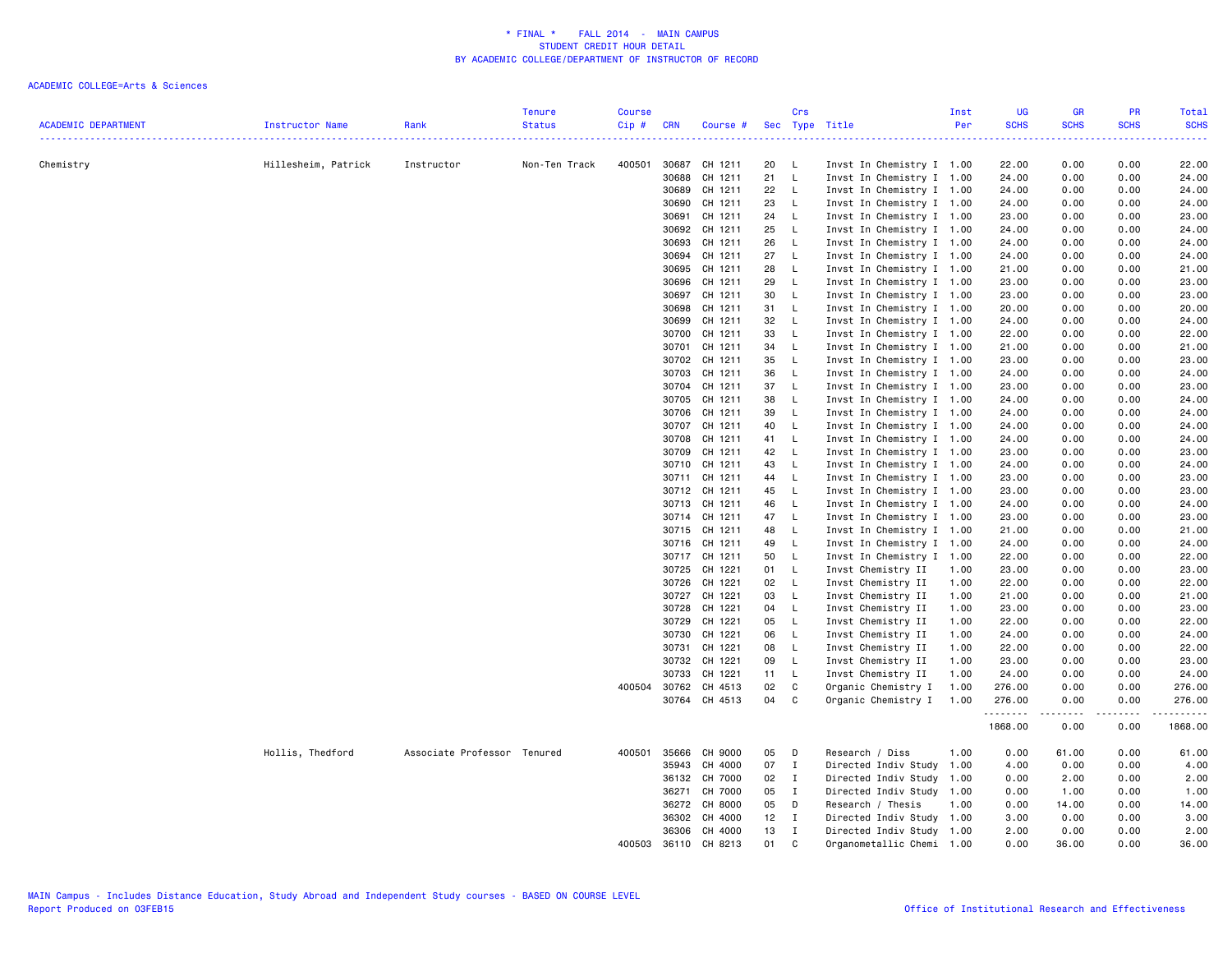# * FINAL * FALL 2014 - MAIN CAMPUS
## STUDENT CREDIT HOUR DETAIL
## BY ACADEMIC COLLEGE/DEPARTMENT OF INSTRUCTOR OF RECORD

ACADEMIC COLLEGE=Arts & Sciences

| ACADEMIC DEPARTMENT | Instructor Name | Rank | Tenure Status | Course Cip # | CRN | Course # | Sec | Crs Type | Title | Inst Per | UG SCHS | GR SCHS | PR SCHS | Total SCHS |
|---|---|---|---|---|---|---|---|---|---|---|---|---|---|---|
| Chemistry | Hillesheim, Patrick | Instructor | Non-Ten Track | 400501 | 30687 | CH 1211 | 20 | L | Invst In Chemistry I | 1.00 | 22.00 | 0.00 | 0.00 | 22.00 |
| | | | | | 30688 | CH 1211 | 21 | L | Invst In Chemistry I | 1.00 | 24.00 | 0.00 | 0.00 | 24.00 |
| | | | | | 30689 | CH 1211 | 22 | L | Invst In Chemistry I | 1.00 | 24.00 | 0.00 | 0.00 | 24.00 |
| | | | | | 30690 | CH 1211 | 23 | L | Invst In Chemistry I | 1.00 | 24.00 | 0.00 | 0.00 | 24.00 |
| | | | | | 30691 | CH 1211 | 24 | L | Invst In Chemistry I | 1.00 | 23.00 | 0.00 | 0.00 | 23.00 |
| | | | | | 30692 | CH 1211 | 25 | L | Invst In Chemistry I | 1.00 | 24.00 | 0.00 | 0.00 | 24.00 |
| | | | | | 30693 | CH 1211 | 26 | L | Invst In Chemistry I | 1.00 | 24.00 | 0.00 | 0.00 | 24.00 |
| | | | | | 30694 | CH 1211 | 27 | L | Invst In Chemistry I | 1.00 | 24.00 | 0.00 | 0.00 | 24.00 |
| | | | | | 30695 | CH 1211 | 28 | L | Invst In Chemistry I | 1.00 | 21.00 | 0.00 | 0.00 | 21.00 |
| | | | | | 30696 | CH 1211 | 29 | L | Invst In Chemistry I | 1.00 | 23.00 | 0.00 | 0.00 | 23.00 |
| | | | | | 30697 | CH 1211 | 30 | L | Invst In Chemistry I | 1.00 | 23.00 | 0.00 | 0.00 | 23.00 |
| | | | | | 30698 | CH 1211 | 31 | L | Invst In Chemistry I | 1.00 | 20.00 | 0.00 | 0.00 | 20.00 |
| | | | | | 30699 | CH 1211 | 32 | L | Invst In Chemistry I | 1.00 | 24.00 | 0.00 | 0.00 | 24.00 |
| | | | | | 30700 | CH 1211 | 33 | L | Invst In Chemistry I | 1.00 | 22.00 | 0.00 | 0.00 | 22.00 |
| | | | | | 30701 | CH 1211 | 34 | L | Invst In Chemistry I | 1.00 | 21.00 | 0.00 | 0.00 | 21.00 |
| | | | | | 30702 | CH 1211 | 35 | L | Invst In Chemistry I | 1.00 | 23.00 | 0.00 | 0.00 | 23.00 |
| | | | | | 30703 | CH 1211 | 36 | L | Invst In Chemistry I | 1.00 | 24.00 | 0.00 | 0.00 | 24.00 |
| | | | | | 30704 | CH 1211 | 37 | L | Invst In Chemistry I | 1.00 | 23.00 | 0.00 | 0.00 | 23.00 |
| | | | | | 30705 | CH 1211 | 38 | L | Invst In Chemistry I | 1.00 | 24.00 | 0.00 | 0.00 | 24.00 |
| | | | | | 30706 | CH 1211 | 39 | L | Invst In Chemistry I | 1.00 | 24.00 | 0.00 | 0.00 | 24.00 |
| | | | | | 30707 | CH 1211 | 40 | L | Invst In Chemistry I | 1.00 | 24.00 | 0.00 | 0.00 | 24.00 |
| | | | | | 30708 | CH 1211 | 41 | L | Invst In Chemistry I | 1.00 | 24.00 | 0.00 | 0.00 | 24.00 |
| | | | | | 30709 | CH 1211 | 42 | L | Invst In Chemistry I | 1.00 | 23.00 | 0.00 | 0.00 | 23.00 |
| | | | | | 30710 | CH 1211 | 43 | L | Invst In Chemistry I | 1.00 | 24.00 | 0.00 | 0.00 | 24.00 |
| | | | | | 30711 | CH 1211 | 44 | L | Invst In Chemistry I | 1.00 | 23.00 | 0.00 | 0.00 | 23.00 |
| | | | | | 30712 | CH 1211 | 45 | L | Invst In Chemistry I | 1.00 | 23.00 | 0.00 | 0.00 | 23.00 |
| | | | | | 30713 | CH 1211 | 46 | L | Invst In Chemistry I | 1.00 | 24.00 | 0.00 | 0.00 | 24.00 |
| | | | | | 30714 | CH 1211 | 47 | L | Invst In Chemistry I | 1.00 | 23.00 | 0.00 | 0.00 | 23.00 |
| | | | | | 30715 | CH 1211 | 48 | L | Invst In Chemistry I | 1.00 | 21.00 | 0.00 | 0.00 | 21.00 |
| | | | | | 30716 | CH 1211 | 49 | L | Invst In Chemistry I | 1.00 | 24.00 | 0.00 | 0.00 | 24.00 |
| | | | | | 30717 | CH 1211 | 50 | L | Invst In Chemistry I | 1.00 | 22.00 | 0.00 | 0.00 | 22.00 |
| | | | | | 30725 | CH 1221 | 01 | L | Invst Chemistry II | 1.00 | 23.00 | 0.00 | 0.00 | 23.00 |
| | | | | | 30726 | CH 1221 | 02 | L | Invst Chemistry II | 1.00 | 22.00 | 0.00 | 0.00 | 22.00 |
| | | | | | 30727 | CH 1221 | 03 | L | Invst Chemistry II | 1.00 | 21.00 | 0.00 | 0.00 | 21.00 |
| | | | | | 30728 | CH 1221 | 04 | L | Invst Chemistry II | 1.00 | 23.00 | 0.00 | 0.00 | 23.00 |
| | | | | | 30729 | CH 1221 | 05 | L | Invst Chemistry II | 1.00 | 22.00 | 0.00 | 0.00 | 22.00 |
| | | | | | 30730 | CH 1221 | 06 | L | Invst Chemistry II | 1.00 | 24.00 | 0.00 | 0.00 | 24.00 |
| | | | | | 30731 | CH 1221 | 08 | L | Invst Chemistry II | 1.00 | 22.00 | 0.00 | 0.00 | 22.00 |
| | | | | | 30732 | CH 1221 | 09 | L | Invst Chemistry II | 1.00 | 23.00 | 0.00 | 0.00 | 23.00 |
| | | | | | 30733 | CH 1221 | 11 | L | Invst Chemistry II | 1.00 | 24.00 | 0.00 | 0.00 | 24.00 |
| | | | | 400504 | 30762 | CH 4513 | 02 | C | Organic Chemistry I | 1.00 | 276.00 | 0.00 | 0.00 | 276.00 |
| | | | | | 30764 | CH 4513 | 04 | C | Organic Chemistry I | 1.00 | 276.00 | 0.00 | 0.00 | 276.00 |
| | | | | | | | | | | | 1868.00 | 0.00 | 0.00 | 1868.00 |
| | Hollis, Thedford | Associate Professor | Tenured | 400501 | 35666 | CH 9000 | 05 | D | Research / Diss | 1.00 | 0.00 | 61.00 | 0.00 | 61.00 |
| | | | | | 35943 | CH 4000 | 07 | I | Directed Indiv Study | 1.00 | 4.00 | 0.00 | 0.00 | 4.00 |
| | | | | | 36132 | CH 7000 | 02 | I | Directed Indiv Study | 1.00 | 0.00 | 2.00 | 0.00 | 2.00 |
| | | | | | 36271 | CH 7000 | 05 | I | Directed Indiv Study | 1.00 | 0.00 | 1.00 | 0.00 | 1.00 |
| | | | | | 36272 | CH 8000 | 05 | D | Research / Thesis | 1.00 | 0.00 | 14.00 | 0.00 | 14.00 |
| | | | | | 36302 | CH 4000 | 12 | I | Directed Indiv Study | 1.00 | 3.00 | 0.00 | 0.00 | 3.00 |
| | | | | | 36306 | CH 4000 | 13 | I | Directed Indiv Study | 1.00 | 2.00 | 0.00 | 0.00 | 2.00 |
| | | | | 400503 | 36110 | CH 8213 | 01 | C | Organometallic Chemi | 1.00 | 0.00 | 36.00 | 0.00 | 36.00 |

MAIN Campus - Includes Distance Education, Study Abroad and Independent Study courses - BASED ON COURSE LEVEL
Report Produced on 03FEB15

Office of Institutional Research and Effectiveness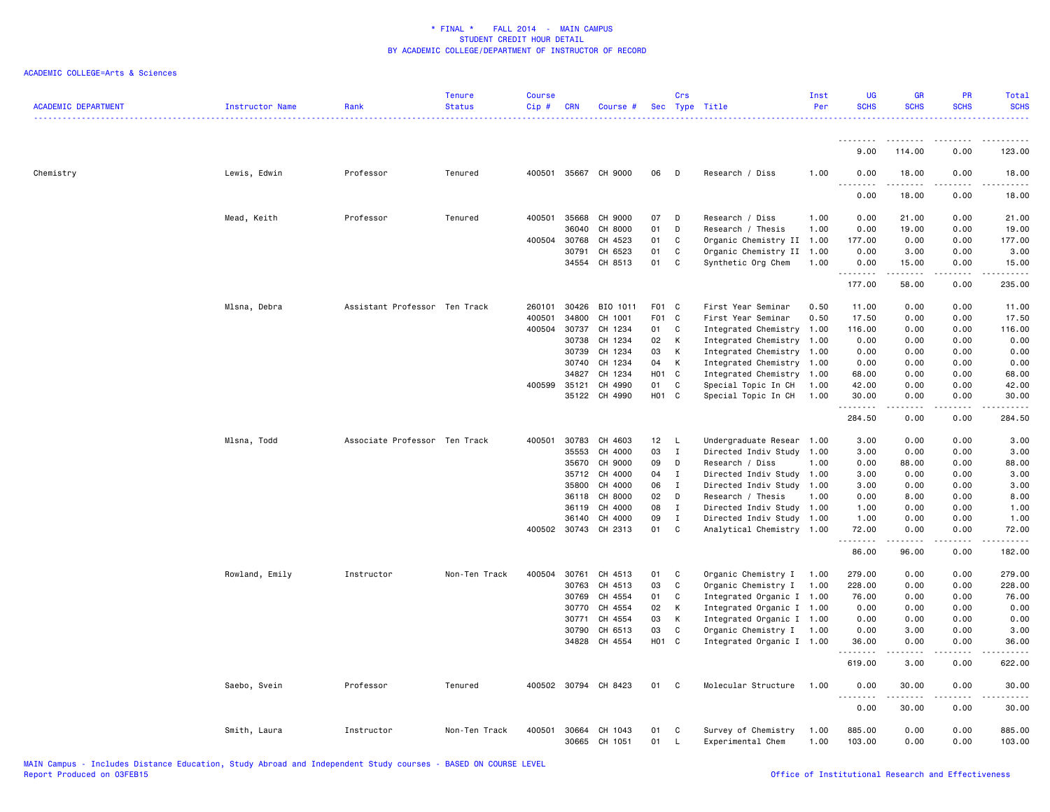* FINAL * FALL 2014 - MAIN CAMPUS
STUDENT CREDIT HOUR DETAIL
BY ACADEMIC COLLEGE/DEPARTMENT OF INSTRUCTOR OF RECORD

ACADEMIC COLLEGE=Arts & Sciences

| ACADEMIC DEPARTMENT | Instructor Name | Rank | Tenure Status | Course Cip # | CRN | Course # | Sec | Crs Type | Title | Inst Per | UG SCHS | GR SCHS | PR SCHS | Total SCHS |
|---|---|---|---|---|---|---|---|---|---|---|---|---|---|---|
| | | | | | | | | | | | 9.00 | 114.00 | 0.00 | 123.00 |
| Chemistry | Lewis, Edwin | Professor | Tenured | 400501 | 35667 | CH 9000 | 06 | D | Research / Diss | 1.00 | 0.00 | 18.00 | 0.00 | 18.00 |
| | | | | | | | | | | | 0.00 | 18.00 | 0.00 | 18.00 |
| | Mead, Keith | Professor | Tenured | 400501 | 35668 | CH 9000 | 07 | D | Research / Diss | 1.00 | 0.00 | 21.00 | 0.00 | 21.00 |
| | | | | | 36040 | CH 8000 | 01 | D | Research / Thesis | 1.00 | 0.00 | 19.00 | 0.00 | 19.00 |
| | | | | 400504 | 30768 | CH 4523 | 01 | C | Organic Chemistry II | 1.00 | 177.00 | 0.00 | 0.00 | 177.00 |
| | | | | | 30791 | CH 6523 | 01 | C | Organic Chemistry II | 1.00 | 0.00 | 3.00 | 0.00 | 3.00 |
| | | | | | 34554 | CH 8513 | 01 | C | Synthetic Org Chem | 1.00 | 0.00 | 15.00 | 0.00 | 15.00 |
| | | | | | | | | | | | 177.00 | 58.00 | 0.00 | 235.00 |
| | Mlsna, Debra | Assistant Professor | Ten Track | 260101 | 30426 | BIO 1011 | F01 | C | First Year Seminar | 0.50 | 11.00 | 0.00 | 0.00 | 11.00 |
| | | | | 400501 | 34800 | CH 1001 | F01 | C | First Year Seminar | 0.50 | 17.50 | 0.00 | 0.00 | 17.50 |
| | | | | 400504 | 30737 | CH 1234 | 01 | C | Integrated Chemistry | 1.00 | 116.00 | 0.00 | 0.00 | 116.00 |
| | | | | | 30738 | CH 1234 | 02 | K | Integrated Chemistry | 1.00 | 0.00 | 0.00 | 0.00 | 0.00 |
| | | | | | 30739 | CH 1234 | 03 | K | Integrated Chemistry | 1.00 | 0.00 | 0.00 | 0.00 | 0.00 |
| | | | | | 30740 | CH 1234 | 04 | K | Integrated Chemistry | 1.00 | 0.00 | 0.00 | 0.00 | 0.00 |
| | | | | | 34827 | CH 1234 | H01 | C | Integrated Chemistry | 1.00 | 68.00 | 0.00 | 0.00 | 68.00 |
| | | | | 400599 | 35121 | CH 4990 | 01 | C | Special Topic In CH | 1.00 | 42.00 | 0.00 | 0.00 | 42.00 |
| | | | | | 35122 | CH 4990 | H01 | C | Special Topic In CH | 1.00 | 30.00 | 0.00 | 0.00 | 30.00 |
| | | | | | | | | | | | 284.50 | 0.00 | 0.00 | 284.50 |
| | Mlsna, Todd | Associate Professor | Ten Track | 400501 | 30783 | CH 4603 | 12 | L | Undergraduate Resear | 1.00 | 3.00 | 0.00 | 0.00 | 3.00 |
| | | | | | 35553 | CH 4000 | 03 | I | Directed Indiv Study | 1.00 | 3.00 | 0.00 | 0.00 | 3.00 |
| | | | | | 35670 | CH 9000 | 09 | D | Research / Diss | 1.00 | 0.00 | 88.00 | 0.00 | 88.00 |
| | | | | | 35712 | CH 4000 | 04 | I | Directed Indiv Study | 1.00 | 3.00 | 0.00 | 0.00 | 3.00 |
| | | | | | 35800 | CH 4000 | 06 | I | Directed Indiv Study | 1.00 | 3.00 | 0.00 | 0.00 | 3.00 |
| | | | | | 36118 | CH 8000 | 02 | D | Research / Thesis | 1.00 | 0.00 | 8.00 | 0.00 | 8.00 |
| | | | | | 36119 | CH 4000 | 08 | I | Directed Indiv Study | 1.00 | 1.00 | 0.00 | 0.00 | 1.00 |
| | | | | | 36140 | CH 4000 | 09 | I | Directed Indiv Study | 1.00 | 1.00 | 0.00 | 0.00 | 1.00 |
| | | | | 400502 | 30743 | CH 2313 | 01 | C | Analytical Chemistry | 1.00 | 72.00 | 0.00 | 0.00 | 72.00 |
| | | | | | | | | | | | 86.00 | 96.00 | 0.00 | 182.00 |
| | Rowland, Emily | Instructor | Non-Ten Track | 400504 | 30761 | CH 4513 | 01 | C | Organic Chemistry I | 1.00 | 279.00 | 0.00 | 0.00 | 279.00 |
| | | | | | 30763 | CH 4513 | 03 | C | Organic Chemistry I | 1.00 | 228.00 | 0.00 | 0.00 | 228.00 |
| | | | | | 30769 | CH 4554 | 01 | C | Integrated Organic I | 1.00 | 76.00 | 0.00 | 0.00 | 76.00 |
| | | | | | 30770 | CH 4554 | 02 | K | Integrated Organic I | 1.00 | 0.00 | 0.00 | 0.00 | 0.00 |
| | | | | | 30771 | CH 4554 | 03 | K | Integrated Organic I | 1.00 | 0.00 | 0.00 | 0.00 | 0.00 |
| | | | | | 30790 | CH 6513 | 03 | C | Organic Chemistry I | 1.00 | 0.00 | 3.00 | 0.00 | 3.00 |
| | | | | | 34828 | CH 4554 | H01 | C | Integrated Organic I | 1.00 | 36.00 | 0.00 | 0.00 | 36.00 |
| | | | | | | | | | | | 619.00 | 3.00 | 0.00 | 622.00 |
| | Saebo, Svein | Professor | Tenured | 400502 | 30794 | CH 8423 | 01 | C | Molecular Structure | 1.00 | 0.00 | 30.00 | 0.00 | 30.00 |
| | | | | | | | | | | | 0.00 | 30.00 | 0.00 | 30.00 |
| | Smith, Laura | Instructor | Non-Ten Track | 400501 | 30664 | CH 1043 | 01 | C | Survey of Chemistry | 1.00 | 885.00 | 0.00 | 0.00 | 885.00 |
| | | | | | 30665 | CH 1051 | 01 | L | Experimental Chem | 1.00 | 103.00 | 0.00 | 0.00 | 103.00 |

MAIN Campus - Includes Distance Education, Study Abroad and Independent Study courses - BASED ON COURSE LEVEL
Report Produced on 03FEB15
Office of Institutional Research and Effectiveness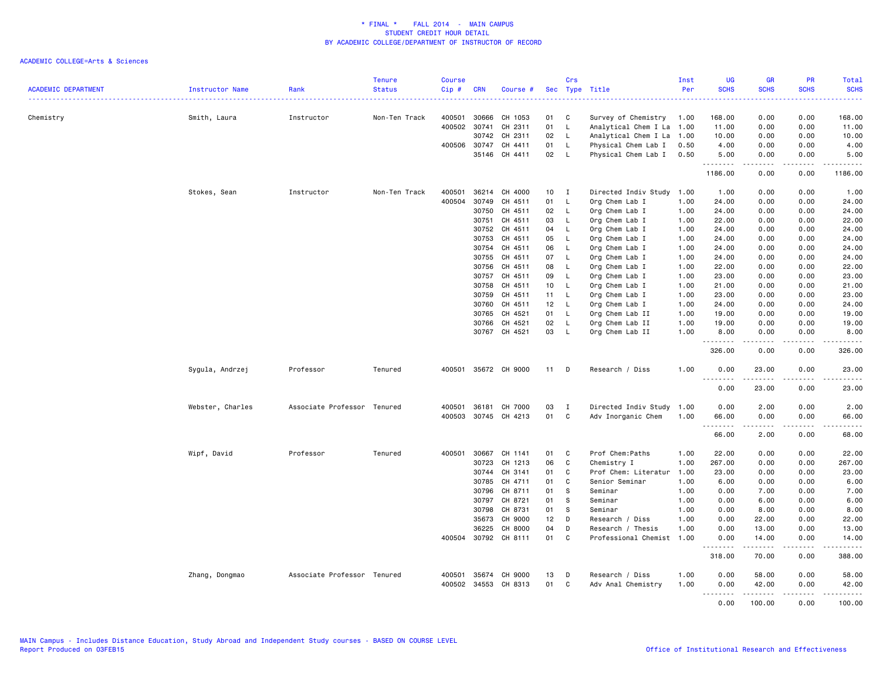# * FINAL * FALL 2014 - MAIN CAMPUS
## STUDENT CREDIT HOUR DETAIL
## BY ACADEMIC COLLEGE/DEPARTMENT OF INSTRUCTOR OF RECORD

ACADEMIC COLLEGE=Arts & Sciences

| ACADEMIC DEPARTMENT | Instructor Name | Rank | Tenure Status | Course Cip # | CRN | Course # | Sec | Crs Type | Title | Inst Per | UG SCHS | GR SCHS | PR SCHS | Total SCHS |
|---|---|---|---|---|---|---|---|---|---|---|---|---|---|---|
| Chemistry | Smith, Laura | Instructor | Non-Ten Track | 400501 | 30666 | CH 1053 | 01 | C | Survey of Chemistry | 1.00 | 168.00 | 0.00 | 0.00 | 168.00 |
| | | | | 400502 | 30741 | CH 2311 | 01 | L | Analytical Chem I La | 1.00 | 11.00 | 0.00 | 0.00 | 11.00 |
| | | | | | 30742 | CH 2311 | 02 | L | Analytical Chem I La | 1.00 | 10.00 | 0.00 | 0.00 | 10.00 |
| | | | | 400506 | 30747 | CH 4411 | 01 | L | Physical Chem Lab I | 0.50 | 4.00 | 0.00 | 0.00 | 4.00 |
| | | | | | 35146 | CH 4411 | 02 | L | Physical Chem Lab I | 0.50 | 5.00 | 0.00 | 0.00 | 5.00 |
| | | | | | | | | | | | 1186.00 | 0.00 | 0.00 | 1186.00 |
| | Stokes, Sean | Instructor | Non-Ten Track | 400501 | 36214 | CH 4000 | 10 | I | Directed Indiv Study | 1.00 | 1.00 | 0.00 | 0.00 | 1.00 |
| | | | | 400504 | 30749 | CH 4511 | 01 | L | Org Chem Lab I | 1.00 | 24.00 | 0.00 | 0.00 | 24.00 |
| | | | | | 30750 | CH 4511 | 02 | L | Org Chem Lab I | 1.00 | 24.00 | 0.00 | 0.00 | 24.00 |
| | | | | | 30751 | CH 4511 | 03 | L | Org Chem Lab I | 1.00 | 22.00 | 0.00 | 0.00 | 22.00 |
| | | | | | 30752 | CH 4511 | 04 | L | Org Chem Lab I | 1.00 | 24.00 | 0.00 | 0.00 | 24.00 |
| | | | | | 30753 | CH 4511 | 05 | L | Org Chem Lab I | 1.00 | 24.00 | 0.00 | 0.00 | 24.00 |
| | | | | | 30754 | CH 4511 | 06 | L | Org Chem Lab I | 1.00 | 24.00 | 0.00 | 0.00 | 24.00 |
| | | | | | 30755 | CH 4511 | 07 | L | Org Chem Lab I | 1.00 | 24.00 | 0.00 | 0.00 | 24.00 |
| | | | | | 30756 | CH 4511 | 08 | L | Org Chem Lab I | 1.00 | 22.00 | 0.00 | 0.00 | 22.00 |
| | | | | | 30757 | CH 4511 | 09 | L | Org Chem Lab I | 1.00 | 23.00 | 0.00 | 0.00 | 23.00 |
| | | | | | 30758 | CH 4511 | 10 | L | Org Chem Lab I | 1.00 | 21.00 | 0.00 | 0.00 | 21.00 |
| | | | | | 30759 | CH 4511 | 11 | L | Org Chem Lab I | 1.00 | 23.00 | 0.00 | 0.00 | 23.00 |
| | | | | | 30760 | CH 4511 | 12 | L | Org Chem Lab I | 1.00 | 24.00 | 0.00 | 0.00 | 24.00 |
| | | | | | 30765 | CH 4521 | 01 | L | Org Chem Lab II | 1.00 | 19.00 | 0.00 | 0.00 | 19.00 |
| | | | | | 30766 | CH 4521 | 02 | L | Org Chem Lab II | 1.00 | 19.00 | 0.00 | 0.00 | 19.00 |
| | | | | | 30767 | CH 4521 | 03 | L | Org Chem Lab II | 1.00 | 8.00 | 0.00 | 0.00 | 8.00 |
| | | | | | | | | | | | 326.00 | 0.00 | 0.00 | 326.00 |
| | Sygula, Andrzej | Professor | Tenured | 400501 | 35672 | CH 9000 | 11 | D | Research / Diss | 1.00 | 0.00 | 23.00 | 0.00 | 23.00 |
| | | | | | | | | | | | 0.00 | 23.00 | 0.00 | 23.00 |
| | Webster, Charles | Associate Professor | Tenured | 400501 | 36181 | CH 7000 | 03 | I | Directed Indiv Study | 1.00 | 0.00 | 2.00 | 0.00 | 2.00 |
| | | | | 400503 | 30745 | CH 4213 | 01 | C | Adv Inorganic Chem | 1.00 | 66.00 | 0.00 | 0.00 | 66.00 |
| | | | | | | | | | | | 66.00 | 2.00 | 0.00 | 68.00 |
| | Wipf, David | Professor | Tenured | 400501 | 30667 | CH 1141 | 01 | C | Prof Chem:Paths | 1.00 | 22.00 | 0.00 | 0.00 | 22.00 |
| | | | | | 30723 | CH 1213 | 06 | C | Chemistry I | 1.00 | 267.00 | 0.00 | 0.00 | 267.00 |
| | | | | | 30744 | CH 3141 | 01 | C | Prof Chem: Literatur | 1.00 | 23.00 | 0.00 | 0.00 | 23.00 |
| | | | | | 30785 | CH 4711 | 01 | C | Senior Seminar | 1.00 | 6.00 | 0.00 | 0.00 | 6.00 |
| | | | | | 30796 | CH 8711 | 01 | S | Seminar | 1.00 | 0.00 | 7.00 | 0.00 | 7.00 |
| | | | | | 30797 | CH 8721 | 01 | S | Seminar | 1.00 | 0.00 | 6.00 | 0.00 | 6.00 |
| | | | | | 30798 | CH 8731 | 01 | S | Seminar | 1.00 | 0.00 | 8.00 | 0.00 | 8.00 |
| | | | | | 35673 | CH 9000 | 12 | D | Research / Diss | 1.00 | 0.00 | 22.00 | 0.00 | 22.00 |
| | | | | | 36225 | CH 8000 | 04 | D | Research / Thesis | 1.00 | 0.00 | 13.00 | 0.00 | 13.00 |
| | | | | 400504 | 30792 | CH 8111 | 01 | C | Professional Chemist | 1.00 | 0.00 | 14.00 | 0.00 | 14.00 |
| | | | | | | | | | | | 318.00 | 70.00 | 0.00 | 388.00 |
| | Zhang, Dongmao | Associate Professor | Tenured | 400501 | 35674 | CH 9000 | 13 | D | Research / Diss | 1.00 | 0.00 | 58.00 | 0.00 | 58.00 |
| | | | | 400502 | 34553 | CH 8313 | 01 | C | Adv Anal Chemistry | 1.00 | 0.00 | 42.00 | 0.00 | 42.00 |
| | | | | | | | | | | | 0.00 | 100.00 | 0.00 | 100.00 |

MAIN Campus - Includes Distance Education, Study Abroad and Independent Study courses - BASED ON COURSE LEVEL
Report Produced on 03FEB15

Office of Institutional Research and Effectiveness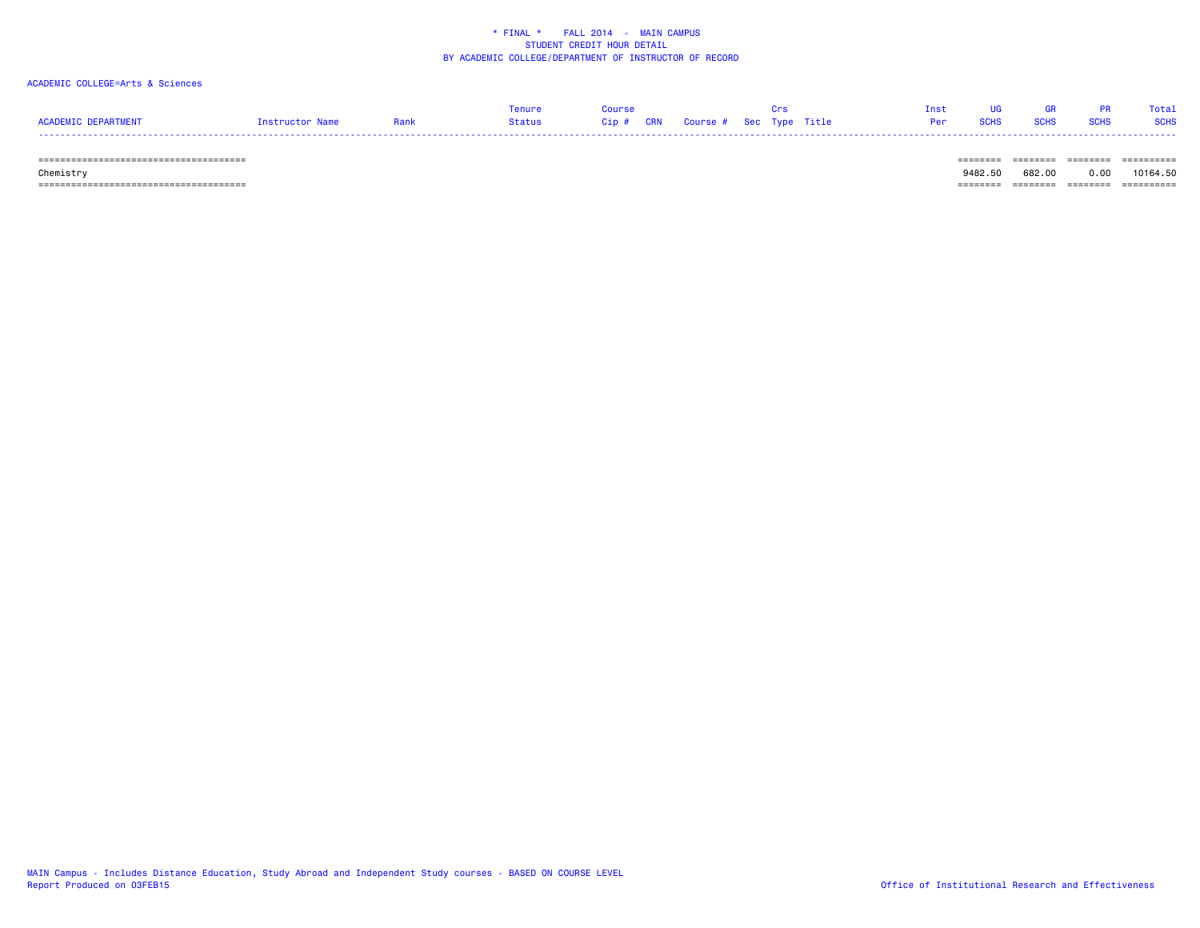\* FINAL \*    FALL 2014  -  MAIN CAMPUS
STUDENT CREDIT HOUR DETAIL
BY ACADEMIC COLLEGE/DEPARTMENT OF INSTRUCTOR OF RECORD

ACADEMIC COLLEGE=Arts & Sciences

| ACADEMIC DEPARTMENT | Instructor Name | Rank | Tenure Status | Course Cip # | CRN | Course # | Sec | Crs Type | Title | Inst Per | UG SCHS | GR SCHS | PR SCHS | Total SCHS |
|---|---|---|---|---|---|---|---|---|---|---|---|---|---|---|
| Chemistry | | | | | | | | | | | 9482.50 | 682.00 | 0.00 | 10164.50 |

MAIN Campus - Includes Distance Education, Study Abroad and Independent Study courses - BASED ON COURSE LEVEL
Report Produced on 03FEB15

Office of Institutional Research and Effectiveness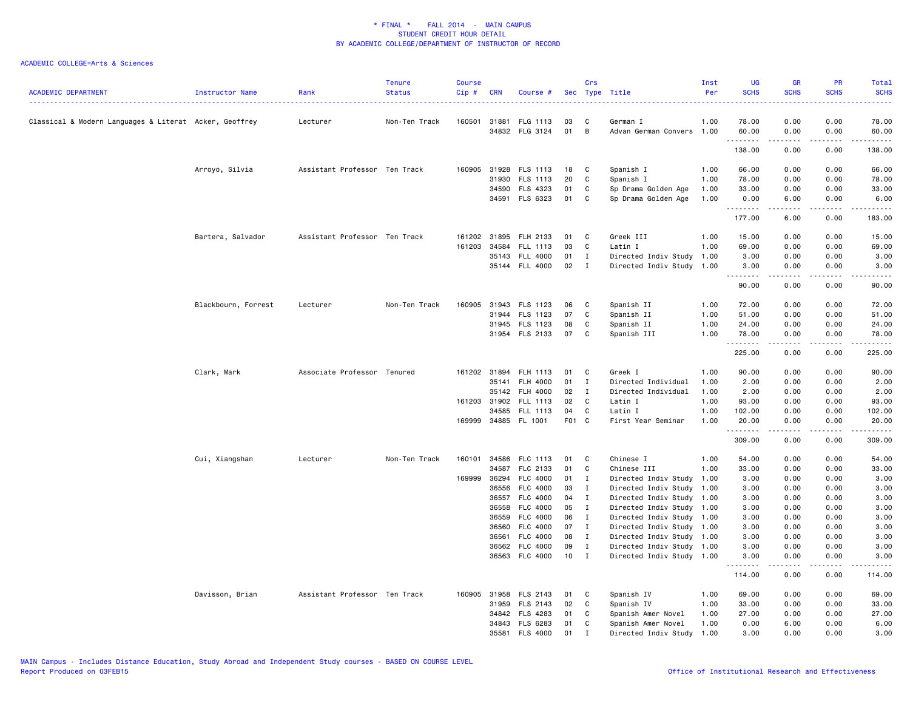\* FINAL \*    FALL 2014  -  MAIN CAMPUS
STUDENT CREDIT HOUR DETAIL
BY ACADEMIC COLLEGE/DEPARTMENT OF INSTRUCTOR OF RECORD

ACADEMIC COLLEGE=Arts & Sciences

| ACADEMIC DEPARTMENT | Instructor Name | Rank | Tenure Status | Course Cip # | CRN | Course # | Sec | Crs Type | Title | Inst Per | UG SCHS | GR SCHS | PR SCHS | Total SCHS |
|---|---|---|---|---|---|---|---|---|---|---|---|---|---|---|
| Classical & Modern Languages & Literat | Acker, Geoffrey | Lecturer | Non-Ten Track | 160501 | 31881 | FLG 1113 | 03 | C | German I | 1.00 | 78.00 | 0.00 | 0.00 | 78.00 |
| | | | | | 34832 | FLG 3124 | 01 | B | Advan German Convers | 1.00 | 60.00 | 0.00 | 0.00 | 60.00 |
| | | | | | | | | | | | 138.00 | 0.00 | 0.00 | 138.00 |
| | Arroyo, Silvia | Assistant Professor | Ten Track | 160905 | 31928 | FLS 1113 | 18 | C | Spanish I | 1.00 | 66.00 | 0.00 | 0.00 | 66.00 |
| | | | | | 31930 | FLS 1113 | 20 | C | Spanish I | 1.00 | 78.00 | 0.00 | 0.00 | 78.00 |
| | | | | | 34590 | FLS 4323 | 01 | C | Sp Drama Golden Age | 1.00 | 33.00 | 0.00 | 0.00 | 33.00 |
| | | | | | 34591 | FLS 6323 | 01 | C | Sp Drama Golden Age | 1.00 | 0.00 | 6.00 | 0.00 | 6.00 |
| | | | | | | | | | | | 177.00 | 6.00 | 0.00 | 183.00 |
| | Bartera, Salvador | Assistant Professor | Ten Track | 161202 | 31895 | FLH 2133 | 01 | C | Greek III | 1.00 | 15.00 | 0.00 | 0.00 | 15.00 |
| | | | | 161203 | 34584 | FLL 1113 | 03 | C | Latin I | 1.00 | 69.00 | 0.00 | 0.00 | 69.00 |
| | | | | | 35143 | FLL 4000 | 01 | I | Directed Indiv Study | 1.00 | 3.00 | 0.00 | 0.00 | 3.00 |
| | | | | | 35144 | FLL 4000 | 02 | I | Directed Indiv Study | 1.00 | 3.00 | 0.00 | 0.00 | 3.00 |
| | | | | | | | | | | | 90.00 | 0.00 | 0.00 | 90.00 |
| | Blackbourn, Forrest | Lecturer | Non-Ten Track | 160905 | 31943 | FLS 1123 | 06 | C | Spanish II | 1.00 | 72.00 | 0.00 | 0.00 | 72.00 |
| | | | | | 31944 | FLS 1123 | 07 | C | Spanish II | 1.00 | 51.00 | 0.00 | 0.00 | 51.00 |
| | | | | | 31945 | FLS 1123 | 08 | C | Spanish II | 1.00 | 24.00 | 0.00 | 0.00 | 24.00 |
| | | | | | 31954 | FLS 2133 | 07 | C | Spanish III | 1.00 | 78.00 | 0.00 | 0.00 | 78.00 |
| | | | | | | | | | | | 225.00 | 0.00 | 0.00 | 225.00 |
| | Clark, Mark | Associate Professor | Tenured | 161202 | 31894 | FLH 1113 | 01 | C | Greek I | 1.00 | 90.00 | 0.00 | 0.00 | 90.00 |
| | | | | | 35141 | FLH 4000 | 01 | I | Directed Individual | 1.00 | 2.00 | 0.00 | 0.00 | 2.00 |
| | | | | | 35142 | FLH 4000 | 02 | I | Directed Individual | 1.00 | 2.00 | 0.00 | 0.00 | 2.00 |
| | | | | 161203 | 31902 | FLL 1113 | 02 | C | Latin I | 1.00 | 93.00 | 0.00 | 0.00 | 93.00 |
| | | | | | 34585 | FLL 1113 | 04 | C | Latin I | 1.00 | 102.00 | 0.00 | 0.00 | 102.00 |
| | | | | 169999 | 34885 | FL 1001 | F01 | C | First Year Seminar | 1.00 | 20.00 | 0.00 | 0.00 | 20.00 |
| | | | | | | | | | | | 309.00 | 0.00 | 0.00 | 309.00 |
| | Cui, Xiangshan | Lecturer | Non-Ten Track | 160101 | 34586 | FLC 1113 | 01 | C | Chinese I | 1.00 | 54.00 | 0.00 | 0.00 | 54.00 |
| | | | | | 34587 | FLC 2133 | 01 | C | Chinese III | 1.00 | 33.00 | 0.00 | 0.00 | 33.00 |
| | | | | 169999 | 36294 | FLC 4000 | 01 | I | Directed Indiv Study | 1.00 | 3.00 | 0.00 | 0.00 | 3.00 |
| | | | | | 36556 | FLC 4000 | 03 | I | Directed Indiv Study | 1.00 | 3.00 | 0.00 | 0.00 | 3.00 |
| | | | | | 36557 | FLC 4000 | 04 | I | Directed Indiv Study | 1.00 | 3.00 | 0.00 | 0.00 | 3.00 |
| | | | | | 36558 | FLC 4000 | 05 | I | Directed Indiv Study | 1.00 | 3.00 | 0.00 | 0.00 | 3.00 |
| | | | | | 36559 | FLC 4000 | 06 | I | Directed Indiv Study | 1.00 | 3.00 | 0.00 | 0.00 | 3.00 |
| | | | | | 36560 | FLC 4000 | 07 | I | Directed Indiv Study | 1.00 | 3.00 | 0.00 | 0.00 | 3.00 |
| | | | | | 36561 | FLC 4000 | 08 | I | Directed Indiv Study | 1.00 | 3.00 | 0.00 | 0.00 | 3.00 |
| | | | | | 36562 | FLC 4000 | 09 | I | Directed Indiv Study | 1.00 | 3.00 | 0.00 | 0.00 | 3.00 |
| | | | | | 36563 | FLC 4000 | 10 | I | Directed Indiv Study | 1.00 | 3.00 | 0.00 | 0.00 | 3.00 |
| | | | | | | | | | | | 114.00 | 0.00 | 0.00 | 114.00 |
| | Davisson, Brian | Assistant Professor | Ten Track | 160905 | 31958 | FLS 2143 | 01 | C | Spanish IV | 1.00 | 69.00 | 0.00 | 0.00 | 69.00 |
| | | | | | 31959 | FLS 2143 | 02 | C | Spanish IV | 1.00 | 33.00 | 0.00 | 0.00 | 33.00 |
| | | | | | 34842 | FLS 4283 | 01 | C | Spanish Amer Novel | 1.00 | 27.00 | 0.00 | 0.00 | 27.00 |
| | | | | | 34843 | FLS 6283 | 01 | C | Spanish Amer Novel | 1.00 | 0.00 | 6.00 | 0.00 | 6.00 |
| | | | | | 35581 | FLS 4000 | 01 | I | Directed Indiv Study | 1.00 | 3.00 | 0.00 | 0.00 | 3.00 |

MAIN Campus - Includes Distance Education, Study Abroad and Independent Study courses - BASED ON COURSE LEVEL
Report Produced on 03FEB15    Office of Institutional Research and Effectiveness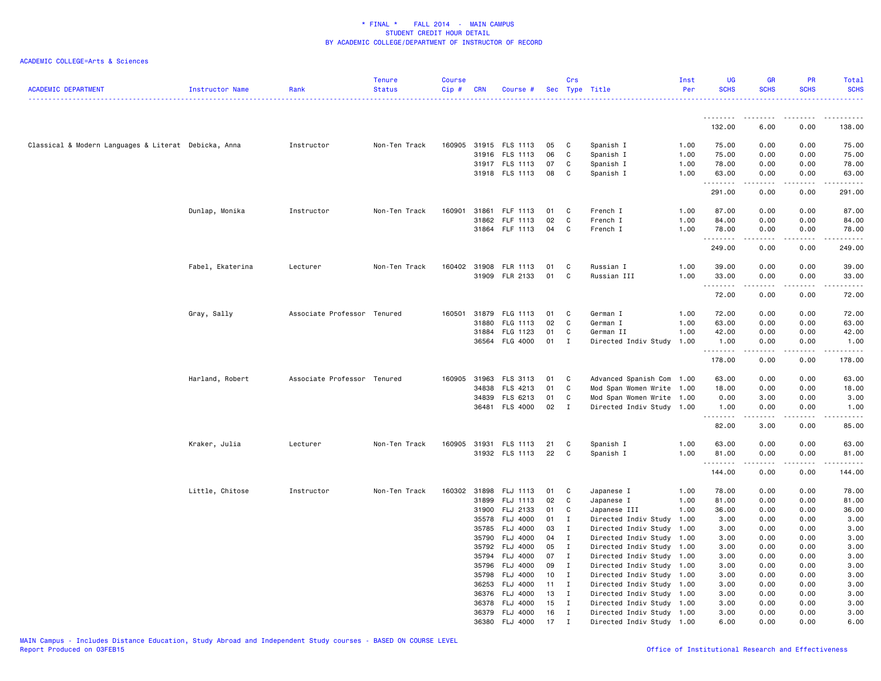\* FINAL \* FALL 2014 - MAIN CAMPUS
STUDENT CREDIT HOUR DETAIL
BY ACADEMIC COLLEGE/DEPARTMENT OF INSTRUCTOR OF RECORD

ACADEMIC COLLEGE=Arts & Sciences

| ACADEMIC DEPARTMENT | Instructor Name | Rank | Tenure Status | Course Cip # | CRN | Course # | Sec | Crs Type | Title | Inst Per | UG SCHS | GR SCHS | PR SCHS | Total SCHS |
|---|---|---|---|---|---|---|---|---|---|---|---|---|---|---|
| | | | | | | | | | | | 132.00 | 6.00 | 0.00 | 138.00 |
| Classical & Modern Languages & Literat | Debicka, Anna | Instructor | Non-Ten Track | 160905 | 31915 | FLS 1113 | 05 | C | Spanish I | 1.00 | 75.00 | 0.00 | 0.00 | 75.00 |
| | | | | | 31916 | FLS 1113 | 06 | C | Spanish I | 1.00 | 75.00 | 0.00 | 0.00 | 75.00 |
| | | | | | 31917 | FLS 1113 | 07 | C | Spanish I | 1.00 | 78.00 | 0.00 | 0.00 | 78.00 |
| | | | | | 31918 | FLS 1113 | 08 | C | Spanish I | 1.00 | 63.00 | 0.00 | 0.00 | 63.00 |
| | | | | | | | | | | | 291.00 | 0.00 | 0.00 | 291.00 |
| | Dunlap, Monika | Instructor | Non-Ten Track | 160901 | 31861 | FLF 1113 | 01 | C | French I | 1.00 | 87.00 | 0.00 | 0.00 | 87.00 |
| | | | | | 31862 | FLF 1113 | 02 | C | French I | 1.00 | 84.00 | 0.00 | 0.00 | 84.00 |
| | | | | | 31864 | FLF 1113 | 04 | C | French I | 1.00 | 78.00 | 0.00 | 0.00 | 78.00 |
| | | | | | | | | | | | 249.00 | 0.00 | 0.00 | 249.00 |
| | Fabel, Ekaterina | Lecturer | Non-Ten Track | 160402 | 31908 | FLR 1113 | 01 | C | Russian I | 1.00 | 39.00 | 0.00 | 0.00 | 39.00 |
| | | | | | 31909 | FLR 2133 | 01 | C | Russian III | 1.00 | 33.00 | 0.00 | 0.00 | 33.00 |
| | | | | | | | | | | | 72.00 | 0.00 | 0.00 | 72.00 |
| | Gray, Sally | Associate Professor | Tenured | 160501 | 31879 | FLG 1113 | 01 | C | German I | 1.00 | 72.00 | 0.00 | 0.00 | 72.00 |
| | | | | | 31880 | FLG 1113 | 02 | C | German I | 1.00 | 63.00 | 0.00 | 0.00 | 63.00 |
| | | | | | 31884 | FLG 1123 | 01 | C | German II | 1.00 | 42.00 | 0.00 | 0.00 | 42.00 |
| | | | | | 36564 | FLG 4000 | 01 | I | Directed Indiv Study | 1.00 | 1.00 | 0.00 | 0.00 | 1.00 |
| | | | | | | | | | | | 178.00 | 0.00 | 0.00 | 178.00 |
| | Harland, Robert | Associate Professor | Tenured | 160905 | 31963 | FLS 3113 | 01 | C | Advanced Spanish Com | 1.00 | 63.00 | 0.00 | 0.00 | 63.00 |
| | | | | | 34838 | FLS 4213 | 01 | C | Mod Span Women Write | 1.00 | 18.00 | 0.00 | 0.00 | 18.00 |
| | | | | | 34839 | FLS 6213 | 01 | C | Mod Span Women Write | 1.00 | 0.00 | 3.00 | 0.00 | 3.00 |
| | | | | | 36481 | FLS 4000 | 02 | I | Directed Indiv Study | 1.00 | 1.00 | 0.00 | 0.00 | 1.00 |
| | | | | | | | | | | | 82.00 | 3.00 | 0.00 | 85.00 |
| | Kraker, Julia | Lecturer | Non-Ten Track | 160905 | 31931 | FLS 1113 | 21 | C | Spanish I | 1.00 | 63.00 | 0.00 | 0.00 | 63.00 |
| | | | | | 31932 | FLS 1113 | 22 | C | Spanish I | 1.00 | 81.00 | 0.00 | 0.00 | 81.00 |
| | | | | | | | | | | | 144.00 | 0.00 | 0.00 | 144.00 |
| | Little, Chitose | Instructor | Non-Ten Track | 160302 | 31898 | FLJ 1113 | 01 | C | Japanese I | 1.00 | 78.00 | 0.00 | 0.00 | 78.00 |
| | | | | | 31899 | FLJ 1113 | 02 | C | Japanese I | 1.00 | 81.00 | 0.00 | 0.00 | 81.00 |
| | | | | | 31900 | FLJ 2133 | 01 | C | Japanese III | 1.00 | 36.00 | 0.00 | 0.00 | 36.00 |
| | | | | | 35578 | FLJ 4000 | 01 | I | Directed Indiv Study | 1.00 | 3.00 | 0.00 | 0.00 | 3.00 |
| | | | | | 35785 | FLJ 4000 | 03 | I | Directed Indiv Study | 1.00 | 3.00 | 0.00 | 0.00 | 3.00 |
| | | | | | 35790 | FLJ 4000 | 04 | I | Directed Indiv Study | 1.00 | 3.00 | 0.00 | 0.00 | 3.00 |
| | | | | | 35792 | FLJ 4000 | 05 | I | Directed Indiv Study | 1.00 | 3.00 | 0.00 | 0.00 | 3.00 |
| | | | | | 35794 | FLJ 4000 | 07 | I | Directed Indiv Study | 1.00 | 3.00 | 0.00 | 0.00 | 3.00 |
| | | | | | 35796 | FLJ 4000 | 09 | I | Directed Indiv Study | 1.00 | 3.00 | 0.00 | 0.00 | 3.00 |
| | | | | | 35798 | FLJ 4000 | 10 | I | Directed Indiv Study | 1.00 | 3.00 | 0.00 | 0.00 | 3.00 |
| | | | | | 36253 | FLJ 4000 | 11 | I | Directed Indiv Study | 1.00 | 3.00 | 0.00 | 0.00 | 3.00 |
| | | | | | 36376 | FLJ 4000 | 13 | I | Directed Indiv Study | 1.00 | 3.00 | 0.00 | 0.00 | 3.00 |
| | | | | | 36378 | FLJ 4000 | 15 | I | Directed Indiv Study | 1.00 | 3.00 | 0.00 | 0.00 | 3.00 |
| | | | | | 36379 | FLJ 4000 | 16 | I | Directed Indiv Study | 1.00 | 3.00 | 0.00 | 0.00 | 3.00 |
| | | | | | 36380 | FLJ 4000 | 17 | I | Directed Indiv Study | 1.00 | 6.00 | 0.00 | 0.00 | 6.00 |

MAIN Campus - Includes Distance Education, Study Abroad and Independent Study courses - BASED ON COURSE LEVEL
Report Produced on 03FEB15

Office of Institutional Research and Effectiveness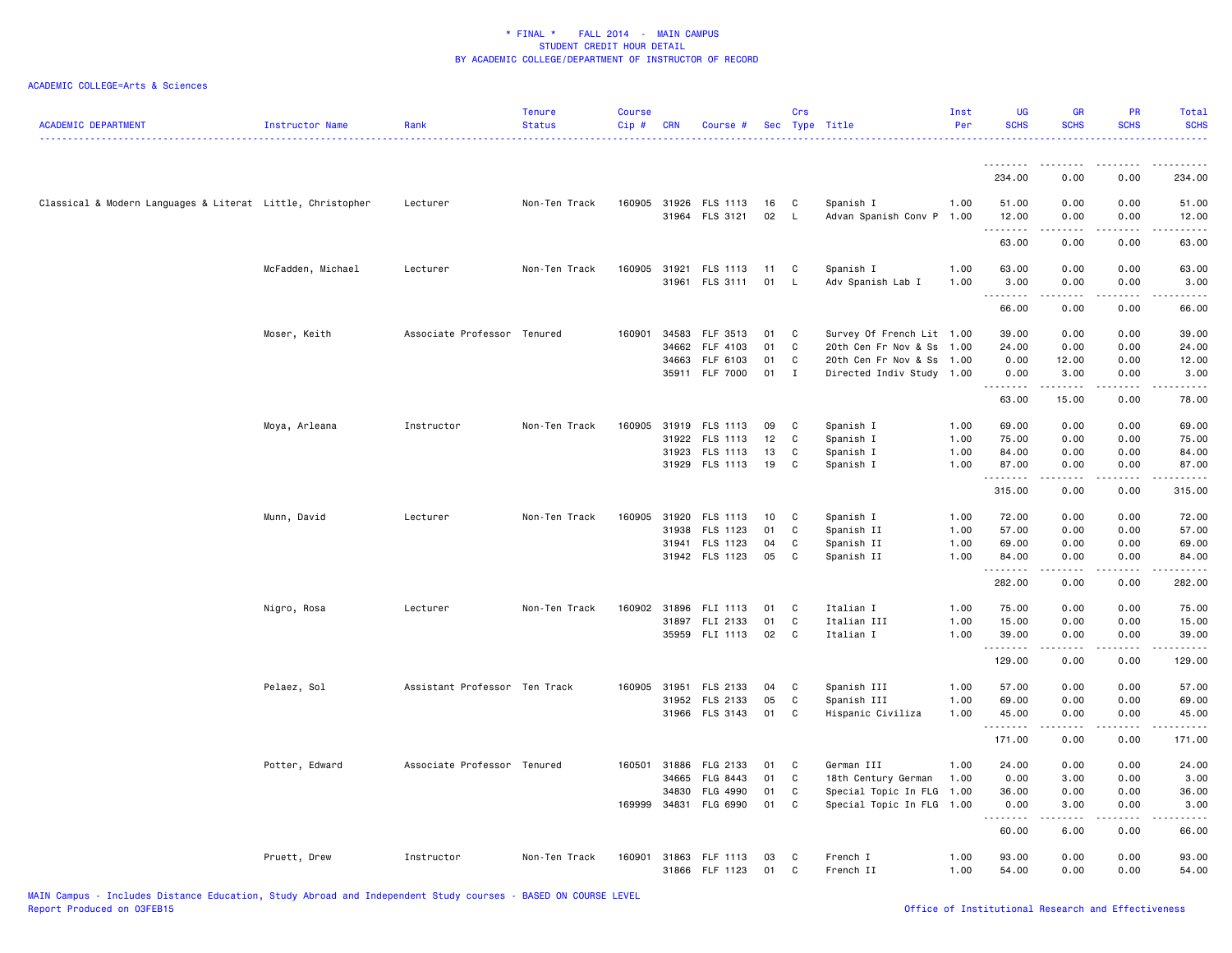\* FINAL \* FALL 2014 - MAIN CAMPUS
STUDENT CREDIT HOUR DETAIL
BY ACADEMIC COLLEGE/DEPARTMENT OF INSTRUCTOR OF RECORD

ACADEMIC COLLEGE=Arts & Sciences

| ACADEMIC DEPARTMENT | Instructor Name | Rank | Tenure Status | Course Cip # | CRN | Course # | Sec | Crs Type | Title | Inst Per | UG SCHS | GR SCHS | PR SCHS | Total SCHS |
|---|---|---|---|---|---|---|---|---|---|---|---|---|---|---|
| | | | | | | | | | | | 234.00 | 0.00 | 0.00 | 234.00 |
| Classical & Modern Languages & Literat | Little, Christopher | Lecturer | Non-Ten Track | 160905 | 31926 | FLS 1113 | 16 | C | Spanish I | 1.00 | 51.00 | 0.00 | 0.00 | 51.00 |
| | | | | | 31964 | FLS 3121 | 02 | L | Advan Spanish Conv P | 1.00 | 12.00 | 0.00 | 0.00 | 12.00 |
| | | | | | | | | | | | 63.00 | 0.00 | 0.00 | 63.00 |
| | McFadden, Michael | Lecturer | Non-Ten Track | 160905 | 31921 | FLS 1113 | 11 | C | Spanish I | 1.00 | 63.00 | 0.00 | 0.00 | 63.00 |
| | | | | | 31961 | FLS 3111 | 01 | L | Adv Spanish Lab I | 1.00 | 3.00 | 0.00 | 0.00 | 3.00 |
| | | | | | | | | | | | 66.00 | 0.00 | 0.00 | 66.00 |
| | Moser, Keith | Associate Professor | Tenured | 160901 | 34583 | FLF 3513 | 01 | C | Survey Of French Lit | 1.00 | 39.00 | 0.00 | 0.00 | 39.00 |
| | | | | | 34662 | FLF 4103 | 01 | C | 20th Cen Fr Nov & Ss | 1.00 | 24.00 | 0.00 | 0.00 | 24.00 |
| | | | | | 34663 | FLF 6103 | 01 | C | 20th Cen Fr Nov & Ss | 1.00 | 0.00 | 12.00 | 0.00 | 12.00 |
| | | | | | 35911 | FLF 7000 | 01 | I | Directed Indiv Study | 1.00 | 0.00 | 3.00 | 0.00 | 3.00 |
| | | | | | | | | | | | 63.00 | 15.00 | 0.00 | 78.00 |
| | Moya, Arleana | Instructor | Non-Ten Track | 160905 | 31919 | FLS 1113 | 09 | C | Spanish I | 1.00 | 69.00 | 0.00 | 0.00 | 69.00 |
| | | | | | 31922 | FLS 1113 | 12 | C | Spanish I | 1.00 | 75.00 | 0.00 | 0.00 | 75.00 |
| | | | | | 31923 | FLS 1113 | 13 | C | Spanish I | 1.00 | 84.00 | 0.00 | 0.00 | 84.00 |
| | | | | | 31929 | FLS 1113 | 19 | C | Spanish I | 1.00 | 87.00 | 0.00 | 0.00 | 87.00 |
| | | | | | | | | | | | 315.00 | 0.00 | 0.00 | 315.00 |
| | Munn, David | Lecturer | Non-Ten Track | 160905 | 31920 | FLS 1113 | 10 | C | Spanish I | 1.00 | 72.00 | 0.00 | 0.00 | 72.00 |
| | | | | | 31938 | FLS 1123 | 01 | C | Spanish II | 1.00 | 57.00 | 0.00 | 0.00 | 57.00 |
| | | | | | 31941 | FLS 1123 | 04 | C | Spanish II | 1.00 | 69.00 | 0.00 | 0.00 | 69.00 |
| | | | | | 31942 | FLS 1123 | 05 | C | Spanish II | 1.00 | 84.00 | 0.00 | 0.00 | 84.00 |
| | | | | | | | | | | | 282.00 | 0.00 | 0.00 | 282.00 |
| | Nigro, Rosa | Lecturer | Non-Ten Track | 160902 | 31896 | FLI 1113 | 01 | C | Italian I | 1.00 | 75.00 | 0.00 | 0.00 | 75.00 |
| | | | | | 31897 | FLI 2133 | 01 | C | Italian III | 1.00 | 15.00 | 0.00 | 0.00 | 15.00 |
| | | | | | 35959 | FLI 1113 | 02 | C | Italian I | 1.00 | 39.00 | 0.00 | 0.00 | 39.00 |
| | | | | | | | | | | | 129.00 | 0.00 | 0.00 | 129.00 |
| | Pelaez, Sol | Assistant Professor | Ten Track | 160905 | 31951 | FLS 2133 | 04 | C | Spanish III | 1.00 | 57.00 | 0.00 | 0.00 | 57.00 |
| | | | | | 31952 | FLS 2133 | 05 | C | Spanish III | 1.00 | 69.00 | 0.00 | 0.00 | 69.00 |
| | | | | | 31966 | FLS 3143 | 01 | C | Hispanic Civiliza | 1.00 | 45.00 | 0.00 | 0.00 | 45.00 |
| | | | | | | | | | | | 171.00 | 0.00 | 0.00 | 171.00 |
| | Potter, Edward | Associate Professor | Tenured | 160501 | 31886 | FLG 2133 | 01 | C | German III | 1.00 | 24.00 | 0.00 | 0.00 | 24.00 |
| | | | | | 34665 | FLG 8443 | 01 | C | 18th Century German | 1.00 | 0.00 | 3.00 | 0.00 | 3.00 |
| | | | | | 34830 | FLG 4990 | 01 | C | Special Topic In FLG | 1.00 | 36.00 | 0.00 | 0.00 | 36.00 |
| | | | | 169999 | 34831 | FLG 6990 | 01 | C | Special Topic In FLG | 1.00 | 0.00 | 3.00 | 0.00 | 3.00 |
| | | | | | | | | | | | 60.00 | 6.00 | 0.00 | 66.00 |
| | Pruett, Drew | Instructor | Non-Ten Track | 160901 | 31863 | FLF 1113 | 03 | C | French I | 1.00 | 93.00 | 0.00 | 0.00 | 93.00 |
| | | | | | 31866 | FLF 1123 | 01 | C | French II | 1.00 | 54.00 | 0.00 | 0.00 | 54.00 |

MAIN Campus - Includes Distance Education, Study Abroad and Independent Study courses - BASED ON COURSE LEVEL
Report Produced on 03FEB15

Office of Institutional Research and Effectiveness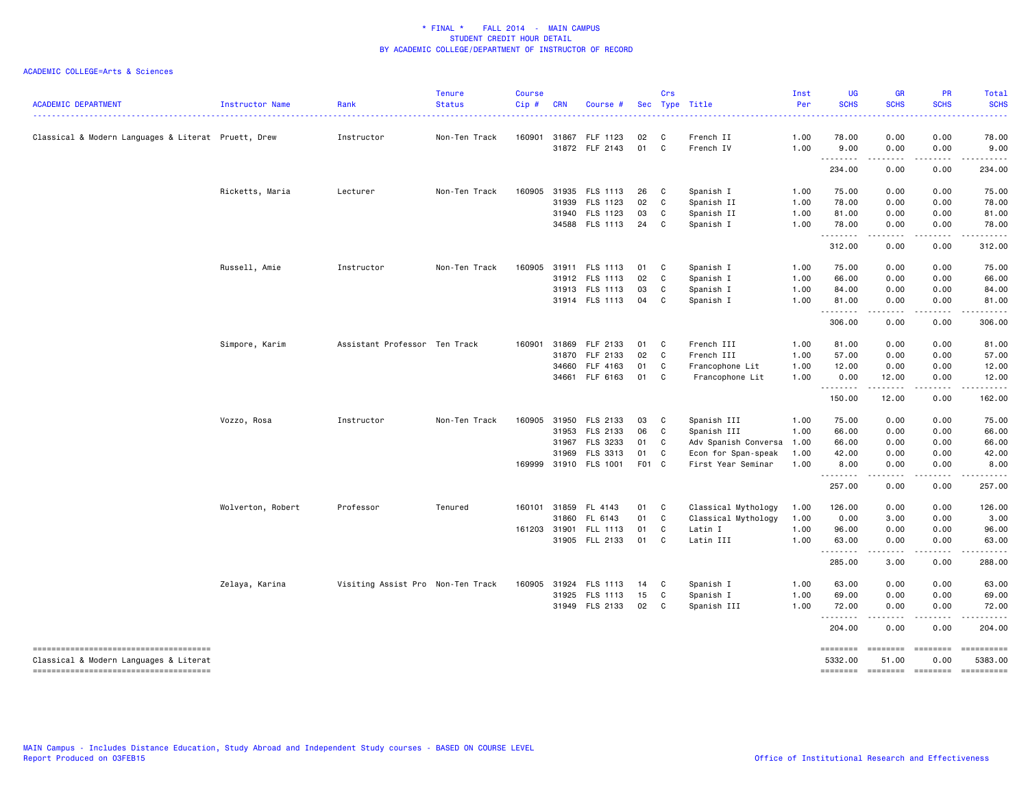\* FINAL \* FALL 2014 - MAIN CAMPUS
STUDENT CREDIT HOUR DETAIL
BY ACADEMIC COLLEGE/DEPARTMENT OF INSTRUCTOR OF RECORD

ACADEMIC COLLEGE=Arts & Sciences

| ACADEMIC DEPARTMENT | Instructor Name | Rank | Tenure Status | Course Cip # | CRN | Course # | Sec | Crs Type | Title | Inst Per | UG SCHS | GR SCHS | PR SCHS | Total SCHS |
|---|---|---|---|---|---|---|---|---|---|---|---|---|---|---|
| Classical & Modern Languages & Literat | Pruett, Drew | Instructor | Non-Ten Track | 160901 | 31867 | FLF 1123 | 02 | C | French II | 1.00 | 78.00 | 0.00 | 0.00 | 78.00 |
| | | | | | 31872 | FLF 2143 | 01 | C | French IV | 1.00 | 9.00 | 0.00 | 0.00 | 9.00 |
| | | | | | | | | | | | 234.00 | 0.00 | 0.00 | 234.00 |
| | Ricketts, Maria | Lecturer | Non-Ten Track | 160905 | 31935 | FLS 1113 | 26 | C | Spanish I | 1.00 | 75.00 | 0.00 | 0.00 | 75.00 |
| | | | | | 31939 | FLS 1123 | 02 | C | Spanish II | 1.00 | 78.00 | 0.00 | 0.00 | 78.00 |
| | | | | | 31940 | FLS 1123 | 03 | C | Spanish II | 1.00 | 81.00 | 0.00 | 0.00 | 81.00 |
| | | | | | 34588 | FLS 1113 | 24 | C | Spanish I | 1.00 | 78.00 | 0.00 | 0.00 | 78.00 |
| | | | | | | | | | | | 312.00 | 0.00 | 0.00 | 312.00 |
| | Russell, Amie | Instructor | Non-Ten Track | 160905 | 31911 | FLS 1113 | 01 | C | Spanish I | 1.00 | 75.00 | 0.00 | 0.00 | 75.00 |
| | | | | | 31912 | FLS 1113 | 02 | C | Spanish I | 1.00 | 66.00 | 0.00 | 0.00 | 66.00 |
| | | | | | 31913 | FLS 1113 | 03 | C | Spanish I | 1.00 | 84.00 | 0.00 | 0.00 | 84.00 |
| | | | | | 31914 | FLS 1113 | 04 | C | Spanish I | 1.00 | 81.00 | 0.00 | 0.00 | 81.00 |
| | | | | | | | | | | | 306.00 | 0.00 | 0.00 | 306.00 |
| | Simpore, Karim | Assistant Professor | Ten Track | 160901 | 31869 | FLF 2133 | 01 | C | French III | 1.00 | 81.00 | 0.00 | 0.00 | 81.00 |
| | | | | | 31870 | FLF 2133 | 02 | C | French III | 1.00 | 57.00 | 0.00 | 0.00 | 57.00 |
| | | | | | 34660 | FLF 4163 | 01 | C | Francophone Lit | 1.00 | 12.00 | 0.00 | 0.00 | 12.00 |
| | | | | | 34661 | FLF 6163 | 01 | C | Francophone Lit | 1.00 | 0.00 | 12.00 | 0.00 | 12.00 |
| | | | | | | | | | | | 150.00 | 12.00 | 0.00 | 162.00 |
| | Vozzo, Rosa | Instructor | Non-Ten Track | 160905 | 31950 | FLS 2133 | 03 | C | Spanish III | 1.00 | 75.00 | 0.00 | 0.00 | 75.00 |
| | | | | | 31953 | FLS 2133 | 06 | C | Spanish III | 1.00 | 66.00 | 0.00 | 0.00 | 66.00 |
| | | | | | 31967 | FLS 3233 | 01 | C | Adv Spanish Conversa | 1.00 | 66.00 | 0.00 | 0.00 | 66.00 |
| | | | | | 31969 | FLS 3313 | 01 | C | Econ for Span-speak | 1.00 | 42.00 | 0.00 | 0.00 | 42.00 |
| | | | | 169999 | 31910 | FLS 1001 | F01 | C | First Year Seminar | 1.00 | 8.00 | 0.00 | 0.00 | 8.00 |
| | | | | | | | | | | | 257.00 | 0.00 | 0.00 | 257.00 |
| | Wolverton, Robert | Professor | Tenured | 160101 | 31859 | FL 4143 | 01 | C | Classical Mythology | 1.00 | 126.00 | 0.00 | 0.00 | 126.00 |
| | | | | | 31860 | FL 6143 | 01 | C | Classical Mythology | 1.00 | 0.00 | 3.00 | 0.00 | 3.00 |
| | | | | 161203 | 31901 | FLL 1113 | 01 | C | Latin I | 1.00 | 96.00 | 0.00 | 0.00 | 96.00 |
| | | | | | 31905 | FLL 2133 | 01 | C | Latin III | 1.00 | 63.00 | 0.00 | 0.00 | 63.00 |
| | | | | | | | | | | | 285.00 | 3.00 | 0.00 | 288.00 |
| | Zelaya, Karina | Visiting Assist Pro | Non-Ten Track | 160905 | 31924 | FLS 1113 | 14 | C | Spanish I | 1.00 | 63.00 | 0.00 | 0.00 | 63.00 |
| | | | | | 31925 | FLS 1113 | 15 | C | Spanish I | 1.00 | 69.00 | 0.00 | 0.00 | 69.00 |
| | | | | | 31949 | FLS 2133 | 02 | C | Spanish III | 1.00 | 72.00 | 0.00 | 0.00 | 72.00 |
| | | | | | | | | | | | 204.00 | 0.00 | 0.00 | 204.00 |
| Classical & Modern Languages & Literat | | | | | | | | | | | 5332.00 | 51.00 | 0.00 | 5383.00 |

MAIN Campus - Includes Distance Education, Study Abroad and Independent Study courses - BASED ON COURSE LEVEL
Report Produced on 03FEB15

Office of Institutional Research and Effectiveness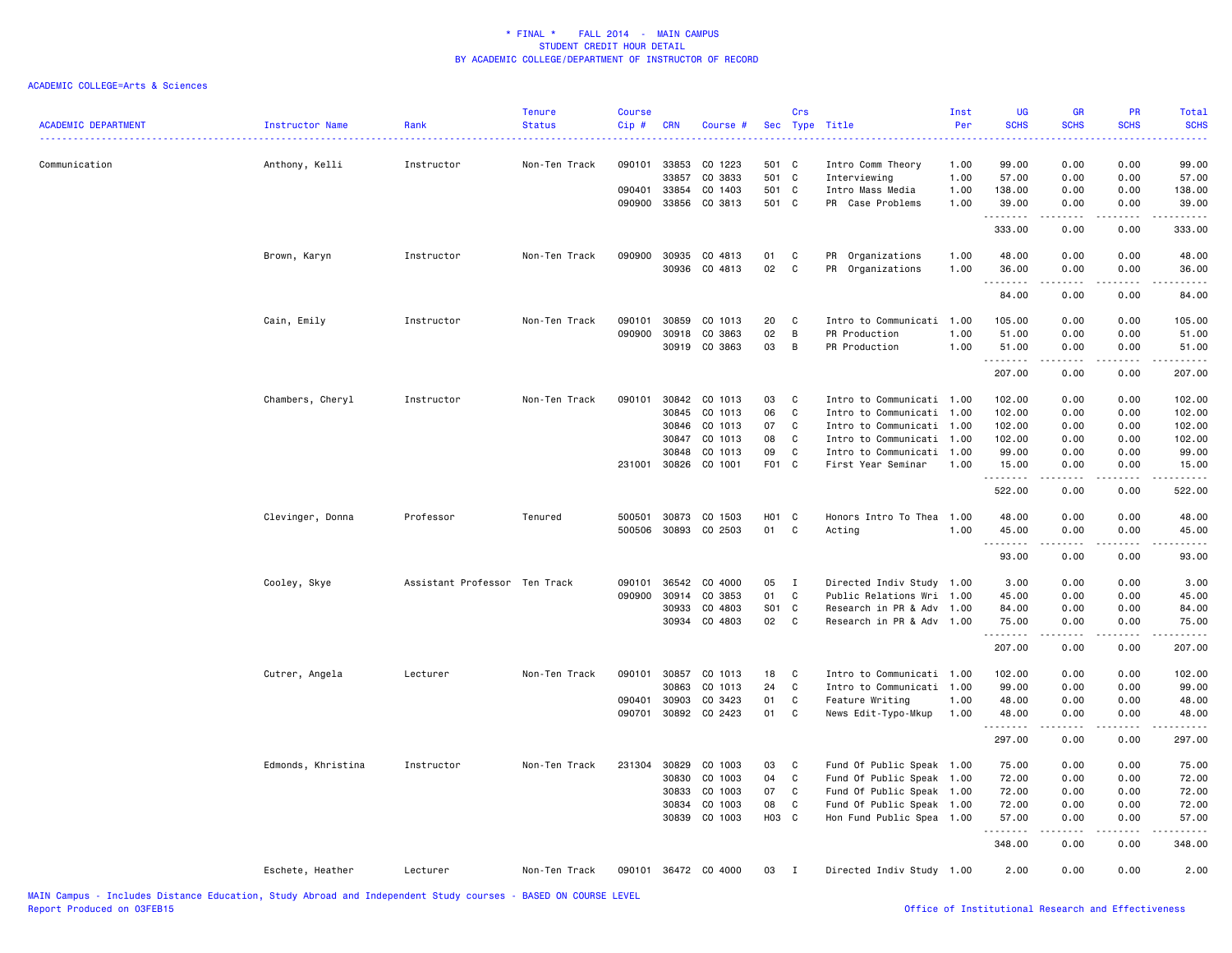# * FINAL * FALL 2014 - MAIN CAMPUS
## STUDENT CREDIT HOUR DETAIL
## BY ACADEMIC COLLEGE/DEPARTMENT OF INSTRUCTOR OF RECORD

ACADEMIC COLLEGE=Arts & Sciences

| ACADEMIC DEPARTMENT | Instructor Name | Rank | Tenure Status | Course Cip # | CRN | Course # | Sec | Crs Type | Title | Inst Per | UG SCHS | GR SCHS | PR SCHS | Total SCHS |
|---|---|---|---|---|---|---|---|---|---|---|---|---|---|---|
| Communication | Anthony, Kelli | Instructor | Non-Ten Track | 090101 | 33853 | CO 1223 | 501 | C | Intro Comm Theory | 1.00 | 99.00 | 0.00 | 0.00 | 99.00 |
| | | | | | 33857 | CO 3833 | 501 | C | Interviewing | 1.00 | 57.00 | 0.00 | 0.00 | 57.00 |
| | | | | 090401 | 33854 | CO 1403 | 501 | C | Intro Mass Media | 1.00 | 138.00 | 0.00 | 0.00 | 138.00 |
| | | | | 090900 | 33856 | CO 3813 | 501 | C | PR Case Problems | 1.00 | 39.00 | 0.00 | 0.00 | 39.00 |
| | | | | | | | | | | | 333.00 | 0.00 | 0.00 | 333.00 |
| | Brown, Karyn | Instructor | Non-Ten Track | 090900 | 30935 | CO 4813 | 01 | C | PR Organizations | 1.00 | 48.00 | 0.00 | 0.00 | 48.00 |
| | | | | | 30936 | CO 4813 | 02 | C | PR Organizations | 1.00 | 36.00 | 0.00 | 0.00 | 36.00 |
| | | | | | | | | | | | 84.00 | 0.00 | 0.00 | 84.00 |
| | Cain, Emily | Instructor | Non-Ten Track | 090101 | 30859 | CO 1013 | 20 | C | Intro to Communicati | 1.00 | 105.00 | 0.00 | 0.00 | 105.00 |
| | | | | 090900 | 30918 | CO 3863 | 02 | B | PR Production | 1.00 | 51.00 | 0.00 | 0.00 | 51.00 |
| | | | | | 30919 | CO 3863 | 03 | B | PR Production | 1.00 | 51.00 | 0.00 | 0.00 | 51.00 |
| | | | | | | | | | | | 207.00 | 0.00 | 0.00 | 207.00 |
| | Chambers, Cheryl | Instructor | Non-Ten Track | 090101 | 30842 | CO 1013 | 03 | C | Intro to Communicati | 1.00 | 102.00 | 0.00 | 0.00 | 102.00 |
| | | | | | 30845 | CO 1013 | 06 | C | Intro to Communicati | 1.00 | 102.00 | 0.00 | 0.00 | 102.00 |
| | | | | | 30846 | CO 1013 | 07 | C | Intro to Communicati | 1.00 | 102.00 | 0.00 | 0.00 | 102.00 |
| | | | | | 30847 | CO 1013 | 08 | C | Intro to Communicati | 1.00 | 102.00 | 0.00 | 0.00 | 102.00 |
| | | | | | 30848 | CO 1013 | 09 | C | Intro to Communicati | 1.00 | 99.00 | 0.00 | 0.00 | 99.00 |
| | | | | 231001 | 30826 | CO 1001 | F01 | C | First Year Seminar | 1.00 | 15.00 | 0.00 | 0.00 | 15.00 |
| | | | | | | | | | | | 522.00 | 0.00 | 0.00 | 522.00 |
| | Clevinger, Donna | Professor | Tenured | 500501 | 30873 | CO 1503 | H01 | C | Honors Intro To Thea | 1.00 | 48.00 | 0.00 | 0.00 | 48.00 |
| | | | | 500506 | 30893 | CO 2503 | 01 | C | Acting | 1.00 | 45.00 | 0.00 | 0.00 | 45.00 |
| | | | | | | | | | | | 93.00 | 0.00 | 0.00 | 93.00 |
| | Cooley, Skye | Assistant Professor | Ten Track | 090101 | 36542 | CO 4000 | 05 | I | Directed Indiv Study | 1.00 | 3.00 | 0.00 | 0.00 | 3.00 |
| | | | | 090900 | 30914 | CO 3853 | 01 | C | Public Relations Wri | 1.00 | 45.00 | 0.00 | 0.00 | 45.00 |
| | | | | | 30933 | CO 4803 | S01 | C | Research in PR & Adv | 1.00 | 84.00 | 0.00 | 0.00 | 84.00 |
| | | | | | 30934 | CO 4803 | 02 | C | Research in PR & Adv | 1.00 | 75.00 | 0.00 | 0.00 | 75.00 |
| | | | | | | | | | | | 207.00 | 0.00 | 0.00 | 207.00 |
| | Cutrer, Angela | Lecturer | Non-Ten Track | 090101 | 30857 | CO 1013 | 18 | C | Intro to Communicati | 1.00 | 102.00 | 0.00 | 0.00 | 102.00 |
| | | | | | 30863 | CO 1013 | 24 | C | Intro to Communicati | 1.00 | 99.00 | 0.00 | 0.00 | 99.00 |
| | | | | 090401 | 30903 | CO 3423 | 01 | C | Feature Writing | 1.00 | 48.00 | 0.00 | 0.00 | 48.00 |
| | | | | 090701 | 30892 | CO 2423 | 01 | C | News Edit-Typo-Mkup | 1.00 | 48.00 | 0.00 | 0.00 | 48.00 |
| | | | | | | | | | | | 297.00 | 0.00 | 0.00 | 297.00 |
| | Edmonds, Khristina | Instructor | Non-Ten Track | 231304 | 30829 | CO 1003 | 03 | C | Fund Of Public Speak | 1.00 | 75.00 | 0.00 | 0.00 | 75.00 |
| | | | | | 30830 | CO 1003 | 04 | C | Fund Of Public Speak | 1.00 | 72.00 | 0.00 | 0.00 | 72.00 |
| | | | | | 30833 | CO 1003 | 07 | C | Fund Of Public Speak | 1.00 | 72.00 | 0.00 | 0.00 | 72.00 |
| | | | | | 30834 | CO 1003 | 08 | C | Fund Of Public Speak | 1.00 | 72.00 | 0.00 | 0.00 | 72.00 |
| | | | | | 30839 | CO 1003 | H03 | C | Hon Fund Public Spea | 1.00 | 57.00 | 0.00 | 0.00 | 57.00 |
| | | | | | | | | | | | 348.00 | 0.00 | 0.00 | 348.00 |
| | Eschete, Heather | Lecturer | Non-Ten Track | 090101 | 36472 | CO 4000 | 03 | I | Directed Indiv Study | 1.00 | 2.00 | 0.00 | 0.00 | 2.00 |

MAIN Campus - Includes Distance Education, Study Abroad and Independent Study courses - BASED ON COURSE LEVEL
Report Produced on 03FEB15

Office of Institutional Research and Effectiveness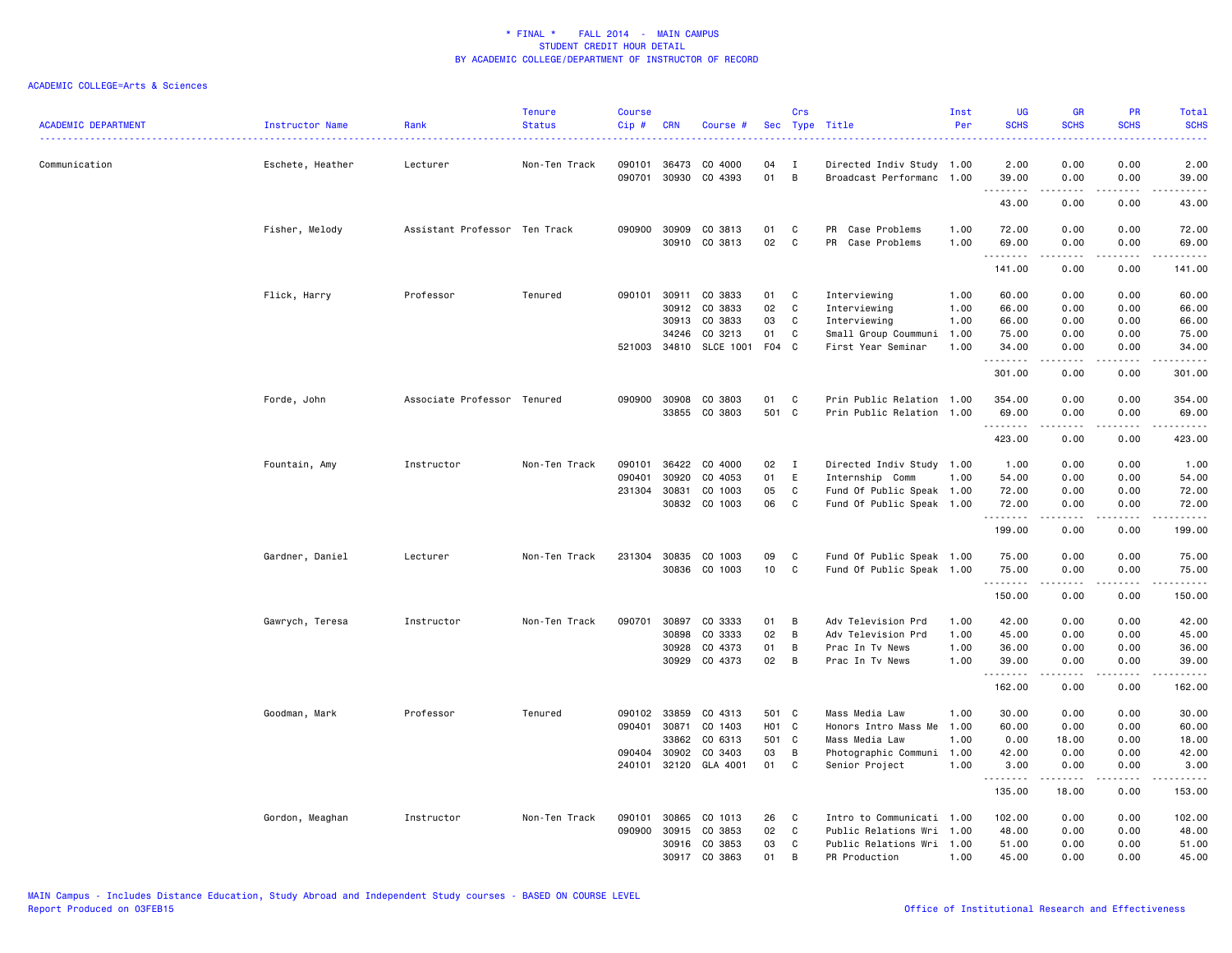* FINAL * FALL 2014 - MAIN CAMPUS
STUDENT CREDIT HOUR DETAIL
BY ACADEMIC COLLEGE/DEPARTMENT OF INSTRUCTOR OF RECORD

ACADEMIC COLLEGE=Arts & Sciences

| ACADEMIC DEPARTMENT | Instructor Name | Rank | Tenure Status | Course Cip # | CRN | Course # | Sec | Crs Type | Title | Inst Per | UG SCHS | GR SCHS | PR SCHS | Total SCHS |
|---|---|---|---|---|---|---|---|---|---|---|---|---|---|---|
| Communication | Eschete, Heather | Lecturer | Non-Ten Track | 090101 | 36473 | CO 4000 | 04 | I | Directed Indiv Study | 1.00 | 2.00 | 0.00 | 0.00 | 2.00 |
| | | | | 090701 | 30930 | CO 4393 | 01 | B | Broadcast Performanc | 1.00 | 39.00 | 0.00 | 0.00 | 39.00 |
| | | | | | | | | | | | 43.00 | 0.00 | 0.00 | 43.00 |
| | Fisher, Melody | Assistant Professor | Ten Track | 090900 | 30909 | CO 3813 | 01 | C | PR Case Problems | 1.00 | 72.00 | 0.00 | 0.00 | 72.00 |
| | | | | | 30910 | CO 3813 | 02 | C | PR Case Problems | 1.00 | 69.00 | 0.00 | 0.00 | 69.00 |
| | | | | | | | | | | | 141.00 | 0.00 | 0.00 | 141.00 |
| | Flick, Harry | Professor | Tenured | 090101 | 30911 | CO 3833 | 01 | C | Interviewing | 1.00 | 60.00 | 0.00 | 0.00 | 60.00 |
| | | | | | 30912 | CO 3833 | 02 | C | Interviewing | 1.00 | 66.00 | 0.00 | 0.00 | 66.00 |
| | | | | | 30913 | CO 3833 | 03 | C | Interviewing | 1.00 | 66.00 | 0.00 | 0.00 | 66.00 |
| | | | | | 34246 | CO 3213 | 01 | C | Small Group Coummuni | 1.00 | 75.00 | 0.00 | 0.00 | 75.00 |
| | | | | 521003 | 34810 | SLCE 1001 | F04 | C | First Year Seminar | 1.00 | 34.00 | 0.00 | 0.00 | 34.00 |
| | | | | | | | | | | | 301.00 | 0.00 | 0.00 | 301.00 |
| | Forde, John | Associate Professor | Tenured | 090900 | 30908 | CO 3803 | 01 | C | Prin Public Relation | 1.00 | 354.00 | 0.00 | 0.00 | 354.00 |
| | | | | | 33855 | CO 3803 | 501 | C | Prin Public Relation | 1.00 | 69.00 | 0.00 | 0.00 | 69.00 |
| | | | | | | | | | | | 423.00 | 0.00 | 0.00 | 423.00 |
| | Fountain, Amy | Instructor | Non-Ten Track | 090101 | 36422 | CO 4000 | 02 | I | Directed Indiv Study | 1.00 | 1.00 | 0.00 | 0.00 | 1.00 |
| | | | | 090401 | 30920 | CO 4053 | 01 | E | Internship Comm | 1.00 | 54.00 | 0.00 | 0.00 | 54.00 |
| | | | | 231304 | 30831 | CO 1003 | 05 | C | Fund Of Public Speak | 1.00 | 72.00 | 0.00 | 0.00 | 72.00 |
| | | | | | 30832 | CO 1003 | 06 | C | Fund Of Public Speak | 1.00 | 72.00 | 0.00 | 0.00 | 72.00 |
| | | | | | | | | | | | 199.00 | 0.00 | 0.00 | 199.00 |
| | Gardner, Daniel | Lecturer | Non-Ten Track | 231304 | 30835 | CO 1003 | 09 | C | Fund Of Public Speak | 1.00 | 75.00 | 0.00 | 0.00 | 75.00 |
| | | | | | 30836 | CO 1003 | 10 | C | Fund Of Public Speak | 1.00 | 75.00 | 0.00 | 0.00 | 75.00 |
| | | | | | | | | | | | 150.00 | 0.00 | 0.00 | 150.00 |
| | Gawrych, Teresa | Instructor | Non-Ten Track | 090701 | 30897 | CO 3333 | 01 | B | Adv Television Prd | 1.00 | 42.00 | 0.00 | 0.00 | 42.00 |
| | | | | | 30898 | CO 3333 | 02 | B | Adv Television Prd | 1.00 | 45.00 | 0.00 | 0.00 | 45.00 |
| | | | | | 30928 | CO 4373 | 01 | B | Prac In Tv News | 1.00 | 36.00 | 0.00 | 0.00 | 36.00 |
| | | | | | 30929 | CO 4373 | 02 | B | Prac In Tv News | 1.00 | 39.00 | 0.00 | 0.00 | 39.00 |
| | | | | | | | | | | | 162.00 | 0.00 | 0.00 | 162.00 |
| | Goodman, Mark | Professor | Tenured | 090102 | 33859 | CO 4313 | 501 | C | Mass Media Law | 1.00 | 30.00 | 0.00 | 0.00 | 30.00 |
| | | | | 090401 | 30871 | CO 1403 | H01 | C | Honors Intro Mass Me | 1.00 | 60.00 | 0.00 | 0.00 | 60.00 |
| | | | | | 33862 | CO 6313 | 501 | C | Mass Media Law | 1.00 | 0.00 | 18.00 | 0.00 | 18.00 |
| | | | | 090404 | 30902 | CO 3403 | 03 | B | Photographic Communi | 1.00 | 42.00 | 0.00 | 0.00 | 42.00 |
| | | | | 240101 | 32120 | GLA 4001 | 01 | C | Senior Project | 1.00 | 3.00 | 0.00 | 0.00 | 3.00 |
| | | | | | | | | | | | 135.00 | 18.00 | 0.00 | 153.00 |
| | Gordon, Meaghan | Instructor | Non-Ten Track | 090101 | 30865 | CO 1013 | 26 | C | Intro to Communicati | 1.00 | 102.00 | 0.00 | 0.00 | 102.00 |
| | | | | 090900 | 30915 | CO 3853 | 02 | C | Public Relations Wri | 1.00 | 48.00 | 0.00 | 0.00 | 48.00 |
| | | | | | 30916 | CO 3853 | 03 | C | Public Relations Wri | 1.00 | 51.00 | 0.00 | 0.00 | 51.00 |
| | | | | | 30917 | CO 3863 | 01 | B | PR Production | 1.00 | 45.00 | 0.00 | 0.00 | 45.00 |

MAIN Campus - Includes Distance Education, Study Abroad and Independent Study courses - BASED ON COURSE LEVEL
Report Produced on 03FEB15

Office of Institutional Research and Effectiveness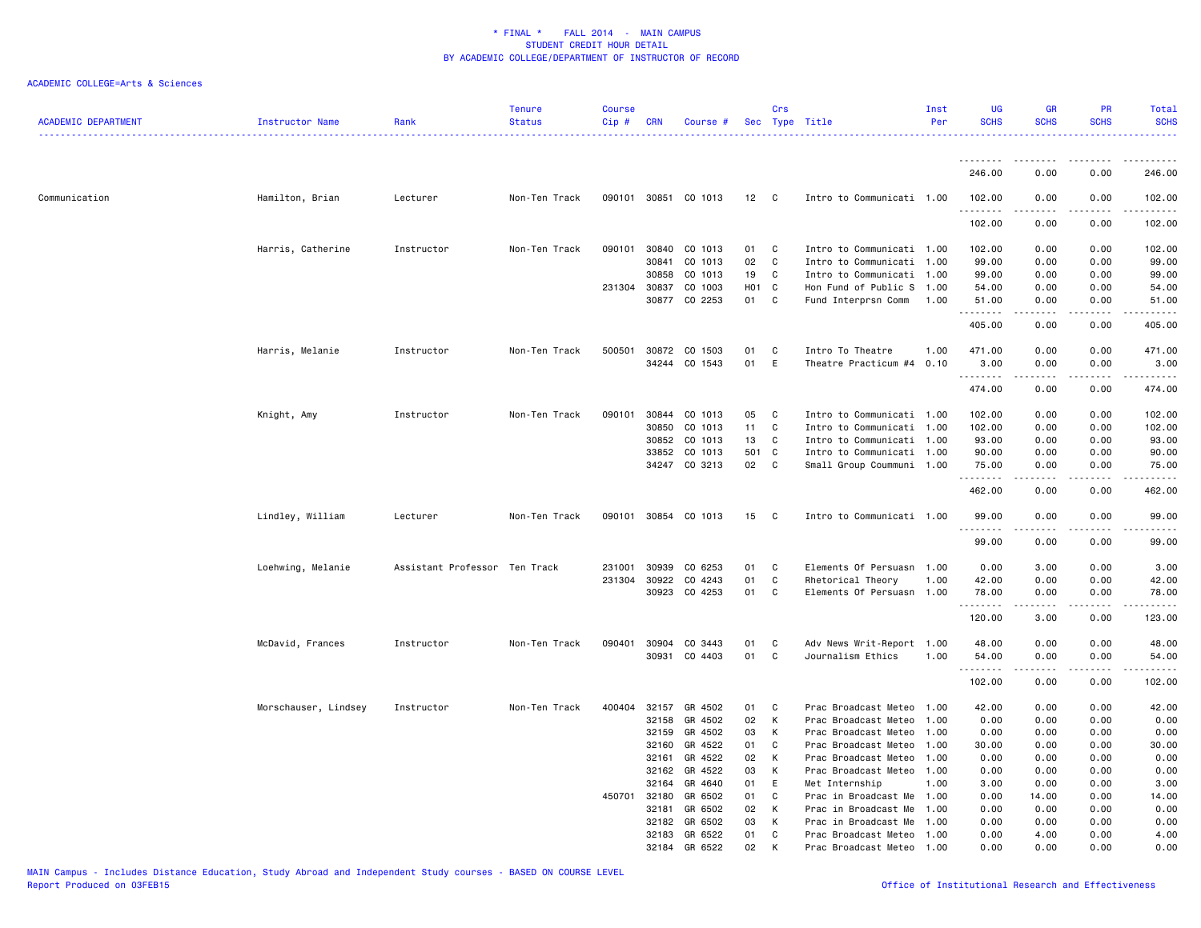\* FINAL \*   FALL 2014 - MAIN CAMPUS
STUDENT CREDIT HOUR DETAIL
BY ACADEMIC COLLEGE/DEPARTMENT OF INSTRUCTOR OF RECORD

ACADEMIC COLLEGE=Arts & Sciences

| ACADEMIC DEPARTMENT | Instructor Name | Rank | Tenure Status | Course Cip # | CRN | Course # | Sec | Crs Type | Title | Inst Per | UG SCHS | GR SCHS | PR SCHS | Total SCHS |
|---|---|---|---|---|---|---|---|---|---|---|---|---|---|---|
| | | | | | | | | | | | 246.00 | 0.00 | 0.00 | 246.00 |
| Communication | Hamilton, Brian | Lecturer | Non-Ten Track | 090101 | 30851 | CO 1013 | 12 | C | Intro to Communicati | 1.00 | 102.00 | 0.00 | 0.00 | 102.00 |
| | | | | | | | | | | | 102.00 | 0.00 | 0.00 | 102.00 |
| | Harris, Catherine | Instructor | Non-Ten Track | 090101 | 30840 | CO 1013 | 01 | C | Intro to Communicati | 1.00 | 102.00 | 0.00 | 0.00 | 102.00 |
| | | | | | 30841 | CO 1013 | 02 | C | Intro to Communicati | 1.00 | 99.00 | 0.00 | 0.00 | 99.00 |
| | | | | | 30858 | CO 1013 | 19 | C | Intro to Communicati | 1.00 | 99.00 | 0.00 | 0.00 | 99.00 |
| | | | | 231304 | 30837 | CO 1003 | H01 | C | Hon Fund of Public S | 1.00 | 54.00 | 0.00 | 0.00 | 54.00 |
| | | | | | 30877 | CO 2253 | 01 | C | Fund Interprsn Comm | 1.00 | 51.00 | 0.00 | 0.00 | 51.00 |
| | | | | | | | | | | | 405.00 | 0.00 | 0.00 | 405.00 |
| | Harris, Melanie | Instructor | Non-Ten Track | 500501 | 30872 | CO 1503 | 01 | C | Intro To Theatre | 1.00 | 471.00 | 0.00 | 0.00 | 471.00 |
| | | | | | 34244 | CO 1543 | 01 | E | Theatre Practicum #4 | 0.10 | 3.00 | 0.00 | 0.00 | 3.00 |
| | | | | | | | | | | | 474.00 | 0.00 | 0.00 | 474.00 |
| | Knight, Amy | Instructor | Non-Ten Track | 090101 | 30844 | CO 1013 | 05 | C | Intro to Communicati | 1.00 | 102.00 | 0.00 | 0.00 | 102.00 |
| | | | | | 30850 | CO 1013 | 11 | C | Intro to Communicati | 1.00 | 102.00 | 0.00 | 0.00 | 102.00 |
| | | | | | 30852 | CO 1013 | 13 | C | Intro to Communicati | 1.00 | 93.00 | 0.00 | 0.00 | 93.00 |
| | | | | | 33852 | CO 1013 | 501 | C | Intro to Communicati | 1.00 | 90.00 | 0.00 | 0.00 | 90.00 |
| | | | | | 34247 | CO 3213 | 02 | C | Small Group Coummuni | 1.00 | 75.00 | 0.00 | 0.00 | 75.00 |
| | | | | | | | | | | | 462.00 | 0.00 | 0.00 | 462.00 |
| | Lindley, William | Lecturer | Non-Ten Track | 090101 | 30854 | CO 1013 | 15 | C | Intro to Communicati | 1.00 | 99.00 | 0.00 | 0.00 | 99.00 |
| | | | | | | | | | | | 99.00 | 0.00 | 0.00 | 99.00 |
| | Loehwing, Melanie | Assistant Professor | Ten Track | 231001 | 30939 | CO 6253 | 01 | C | Elements Of Persuasn | 1.00 | 0.00 | 3.00 | 0.00 | 3.00 |
| | | | | 231304 | 30922 | CO 4243 | 01 | C | Rhetorical Theory | 1.00 | 42.00 | 0.00 | 0.00 | 42.00 |
| | | | | | 30923 | CO 4253 | 01 | C | Elements Of Persuasn | 1.00 | 78.00 | 0.00 | 0.00 | 78.00 |
| | | | | | | | | | | | 120.00 | 3.00 | 0.00 | 123.00 |
| | McDavid, Frances | Instructor | Non-Ten Track | 090401 | 30904 | CO 3443 | 01 | C | Adv News Writ-Report | 1.00 | 48.00 | 0.00 | 0.00 | 48.00 |
| | | | | | 30931 | CO 4403 | 01 | C | Journalism Ethics | 1.00 | 54.00 | 0.00 | 0.00 | 54.00 |
| | | | | | | | | | | | 102.00 | 0.00 | 0.00 | 102.00 |
| | Morschauser, Lindsey | Instructor | Non-Ten Track | 400404 | 32157 | GR 4502 | 01 | C | Prac Broadcast Meteo | 1.00 | 42.00 | 0.00 | 0.00 | 42.00 |
| | | | | | 32158 | GR 4502 | 02 | K | Prac Broadcast Meteo | 1.00 | 0.00 | 0.00 | 0.00 | 0.00 |
| | | | | | 32159 | GR 4502 | 03 | K | Prac Broadcast Meteo | 1.00 | 0.00 | 0.00 | 0.00 | 0.00 |
| | | | | | 32160 | GR 4522 | 01 | C | Prac Broadcast Meteo | 1.00 | 30.00 | 0.00 | 0.00 | 30.00 |
| | | | | | 32161 | GR 4522 | 02 | K | Prac Broadcast Meteo | 1.00 | 0.00 | 0.00 | 0.00 | 0.00 |
| | | | | | 32162 | GR 4522 | 03 | K | Prac Broadcast Meteo | 1.00 | 0.00 | 0.00 | 0.00 | 0.00 |
| | | | | | 32164 | GR 4640 | 01 | E | Met Internship | 1.00 | 3.00 | 0.00 | 0.00 | 3.00 |
| | | | | 450701 | 32180 | GR 6502 | 01 | C | Prac in Broadcast Me | 1.00 | 0.00 | 14.00 | 0.00 | 14.00 |
| | | | | | 32181 | GR 6502 | 02 | K | Prac in Broadcast Me | 1.00 | 0.00 | 0.00 | 0.00 | 0.00 |
| | | | | | 32182 | GR 6502 | 03 | K | Prac in Broadcast Me | 1.00 | 0.00 | 0.00 | 0.00 | 0.00 |
| | | | | | 32183 | GR 6522 | 01 | C | Prac Broadcast Meteo | 1.00 | 0.00 | 4.00 | 0.00 | 4.00 |
| | | | | | 32184 | GR 6522 | 02 | K | Prac Broadcast Meteo | 1.00 | 0.00 | 0.00 | 0.00 | 0.00 |

MAIN Campus - Includes Distance Education, Study Abroad and Independent Study courses - BASED ON COURSE LEVEL
Report Produced on 03FEB15    Office of Institutional Research and Effectiveness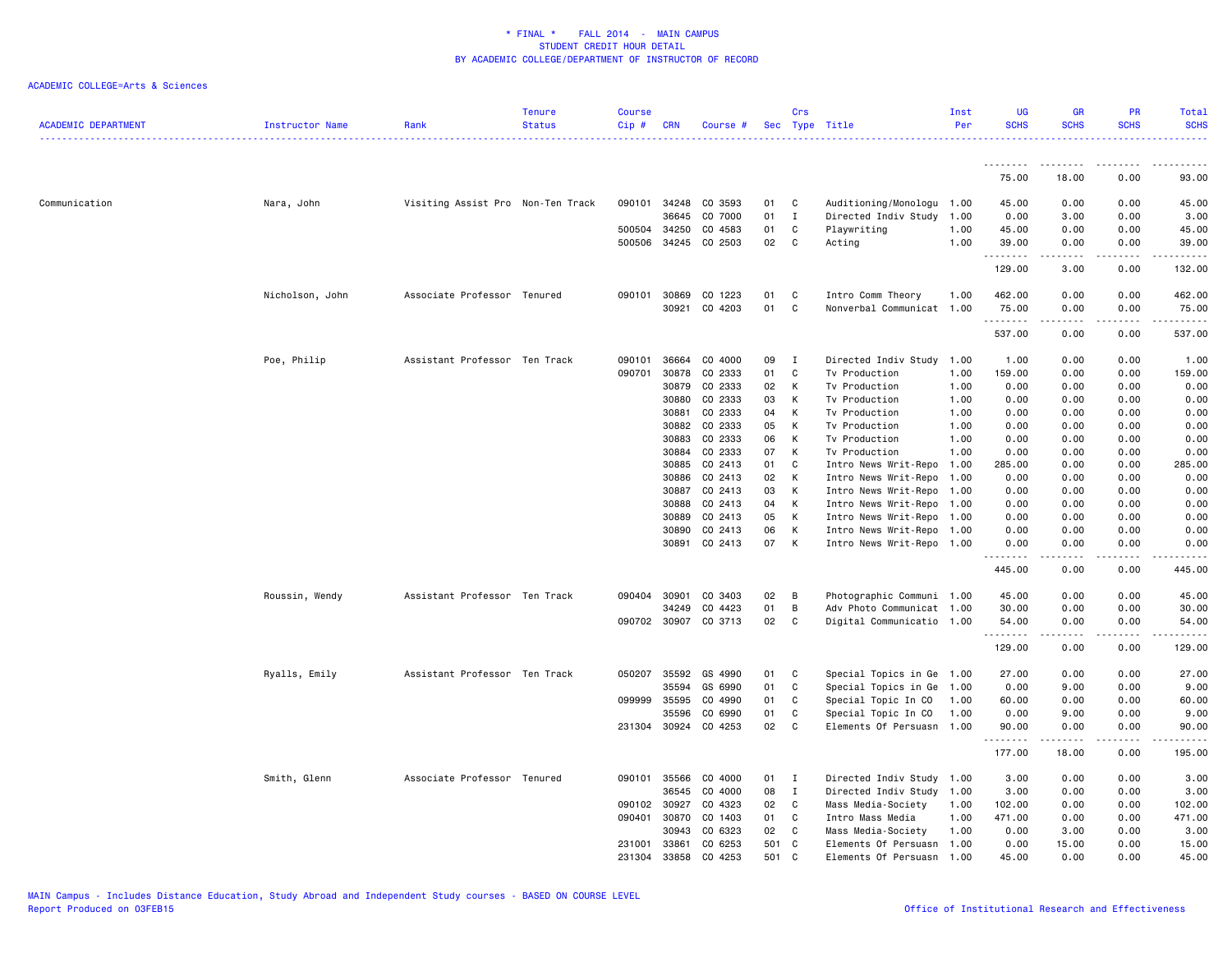\* FINAL \* FALL 2014 - MAIN CAMPUS
STUDENT CREDIT HOUR DETAIL
BY ACADEMIC COLLEGE/DEPARTMENT OF INSTRUCTOR OF RECORD

ACADEMIC COLLEGE=Arts & Sciences

| ACADEMIC DEPARTMENT | Instructor Name | Rank | Tenure Status | Course Cip # | CRN | Course # | Sec | Crs Type | Title | Inst Per | UG SCHS | GR SCHS | PR SCHS | Total SCHS |
|---|---|---|---|---|---|---|---|---|---|---|---|---|---|---|
| | | | | | | | | | | | 75.00 | 18.00 | 0.00 | 93.00 |
| Communication | Nara, John | Visiting Assist Pro | Non-Ten Track | 090101 | 34248 | CO 3593 | 01 | C | Auditioning/Monologu | 1.00 | 45.00 | 0.00 | 0.00 | 45.00 |
| | | | | | 36645 | CO 7000 | 01 | I | Directed Indiv Study | 1.00 | 0.00 | 3.00 | 0.00 | 3.00 |
| | | | | 500504 | 34250 | CO 4583 | 01 | C | Playwriting | 1.00 | 45.00 | 0.00 | 0.00 | 45.00 |
| | | | | 500506 | 34245 | CO 2503 | 02 | C | Acting | 1.00 | 39.00 | 0.00 | 0.00 | 39.00 |
| | | | | | | | | | | | 129.00 | 3.00 | 0.00 | 132.00 |
| | Nicholson, John | Associate Professor | Tenured | 090101 | 30869 | CO 1223 | 01 | C | Intro Comm Theory | 1.00 | 462.00 | 0.00 | 0.00 | 462.00 |
| | | | | | 30921 | CO 4203 | 01 | C | Nonverbal Communicat | 1.00 | 75.00 | 0.00 | 0.00 | 75.00 |
| | | | | | | | | | | | 537.00 | 0.00 | 0.00 | 537.00 |
| | Poe, Philip | Assistant Professor | Ten Track | 090101 | 36664 | CO 4000 | 09 | I | Directed Indiv Study | 1.00 | 1.00 | 0.00 | 0.00 | 1.00 |
| | | | | 090701 | 30878 | CO 2333 | 01 | C | Tv Production | 1.00 | 159.00 | 0.00 | 0.00 | 159.00 |
| | | | | | 30879 | CO 2333 | 02 | K | Tv Production | 1.00 | 0.00 | 0.00 | 0.00 | 0.00 |
| | | | | | 30880 | CO 2333 | 03 | K | Tv Production | 1.00 | 0.00 | 0.00 | 0.00 | 0.00 |
| | | | | | 30881 | CO 2333 | 04 | K | Tv Production | 1.00 | 0.00 | 0.00 | 0.00 | 0.00 |
| | | | | | 30882 | CO 2333 | 05 | K | Tv Production | 1.00 | 0.00 | 0.00 | 0.00 | 0.00 |
| | | | | | 30883 | CO 2333 | 06 | K | Tv Production | 1.00 | 0.00 | 0.00 | 0.00 | 0.00 |
| | | | | | 30884 | CO 2333 | 07 | K | Tv Production | 1.00 | 0.00 | 0.00 | 0.00 | 0.00 |
| | | | | | 30885 | CO 2413 | 01 | C | Intro News Writ-Repo | 1.00 | 285.00 | 0.00 | 0.00 | 285.00 |
| | | | | | 30886 | CO 2413 | 02 | K | Intro News Writ-Repo | 1.00 | 0.00 | 0.00 | 0.00 | 0.00 |
| | | | | | 30887 | CO 2413 | 03 | K | Intro News Writ-Repo | 1.00 | 0.00 | 0.00 | 0.00 | 0.00 |
| | | | | | 30888 | CO 2413 | 04 | K | Intro News Writ-Repo | 1.00 | 0.00 | 0.00 | 0.00 | 0.00 |
| | | | | | 30889 | CO 2413 | 05 | K | Intro News Writ-Repo | 1.00 | 0.00 | 0.00 | 0.00 | 0.00 |
| | | | | | 30890 | CO 2413 | 06 | K | Intro News Writ-Repo | 1.00 | 0.00 | 0.00 | 0.00 | 0.00 |
| | | | | | 30891 | CO 2413 | 07 | K | Intro News Writ-Repo | 1.00 | 0.00 | 0.00 | 0.00 | 0.00 |
| | | | | | | | | | | | 445.00 | 0.00 | 0.00 | 445.00 |
| | Roussin, Wendy | Assistant Professor | Ten Track | 090404 | 30901 | CO 3403 | 02 | B | Photographic Communi | 1.00 | 45.00 | 0.00 | 0.00 | 45.00 |
| | | | | | 34249 | CO 4423 | 01 | B | Adv Photo Communicat | 1.00 | 30.00 | 0.00 | 0.00 | 30.00 |
| | | | | 090702 | 30907 | CO 3713 | 02 | C | Digital Communicatio | 1.00 | 54.00 | 0.00 | 0.00 | 54.00 |
| | | | | | | | | | | | 129.00 | 0.00 | 0.00 | 129.00 |
| | Ryalls, Emily | Assistant Professor | Ten Track | 050207 | 35592 | GS 4990 | 01 | C | Special Topics in Ge | 1.00 | 27.00 | 0.00 | 0.00 | 27.00 |
| | | | | | 35594 | GS 6990 | 01 | C | Special Topics in Ge | 1.00 | 0.00 | 9.00 | 0.00 | 9.00 |
| | | | | 099999 | 35595 | CO 4990 | 01 | C | Special Topic In CO | 1.00 | 60.00 | 0.00 | 0.00 | 60.00 |
| | | | | | 35596 | CO 6990 | 01 | C | Special Topic In CO | 1.00 | 0.00 | 9.00 | 0.00 | 9.00 |
| | | | | 231304 | 30924 | CO 4253 | 02 | C | Elements Of Persuasn | 1.00 | 90.00 | 0.00 | 0.00 | 90.00 |
| | | | | | | | | | | | 177.00 | 18.00 | 0.00 | 195.00 |
| | Smith, Glenn | Associate Professor | Tenured | 090101 | 35566 | CO 4000 | 01 | I | Directed Indiv Study | 1.00 | 3.00 | 0.00 | 0.00 | 3.00 |
| | | | | | 36545 | CO 4000 | 08 | I | Directed Indiv Study | 1.00 | 3.00 | 0.00 | 0.00 | 3.00 |
| | | | | 090102 | 30927 | CO 4323 | 02 | C | Mass Media-Society | 1.00 | 102.00 | 0.00 | 0.00 | 102.00 |
| | | | | 090401 | 30870 | CO 1403 | 01 | C | Intro Mass Media | 1.00 | 471.00 | 0.00 | 0.00 | 471.00 |
| | | | | | 30943 | CO 6323 | 02 | C | Mass Media-Society | 1.00 | 0.00 | 3.00 | 0.00 | 3.00 |
| | | | | 231001 | 33861 | CO 6253 | 501 | C | Elements Of Persuasn | 1.00 | 0.00 | 15.00 | 0.00 | 15.00 |
| | | | | 231304 | 33858 | CO 4253 | 501 | C | Elements Of Persuasn | 1.00 | 45.00 | 0.00 | 0.00 | 45.00 |

MAIN Campus - Includes Distance Education, Study Abroad and Independent Study courses - BASED ON COURSE LEVEL
Report Produced on 03FEB15 Office of Institutional Research and Effectiveness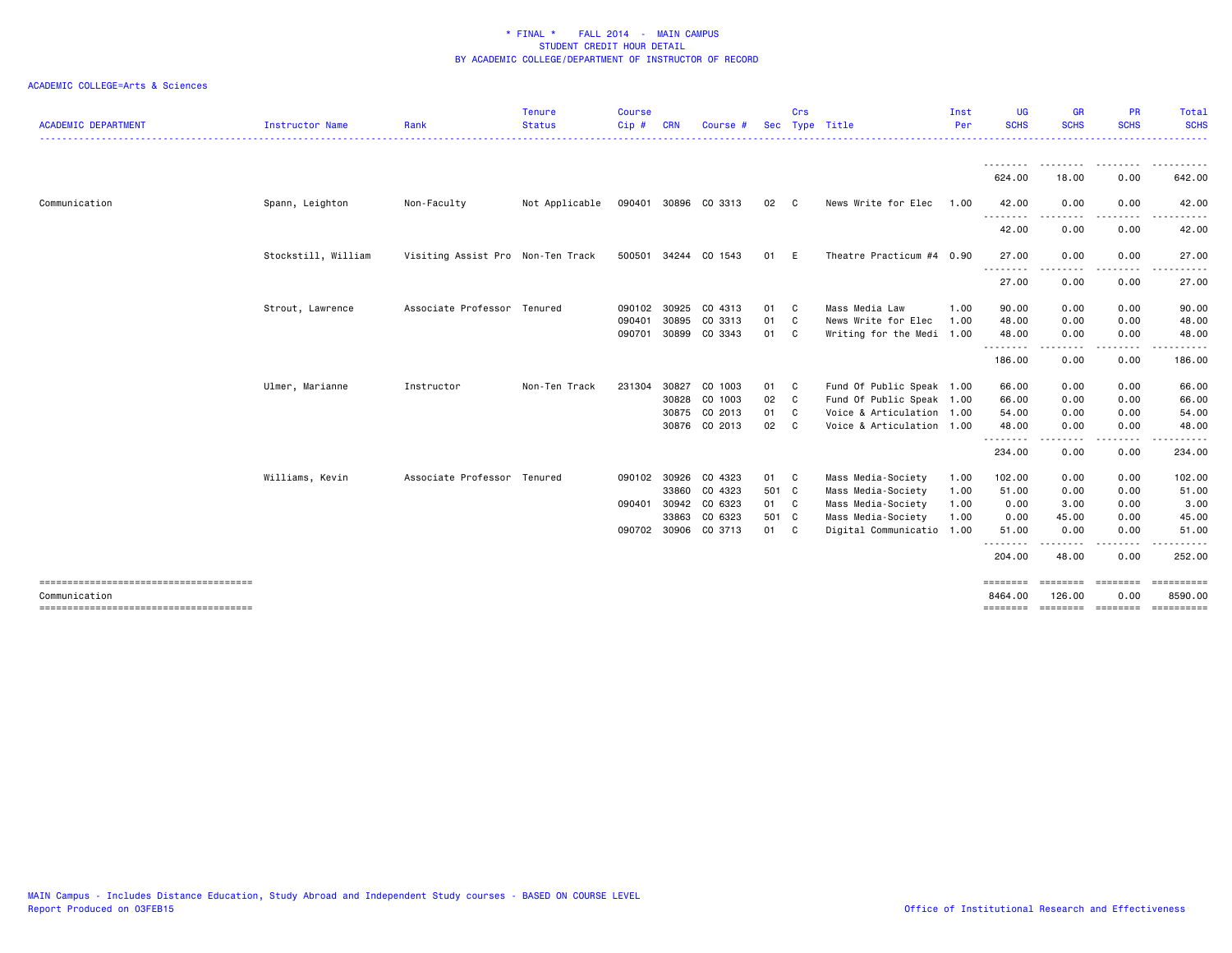* FINAL * FALL 2014 - MAIN CAMPUS
STUDENT CREDIT HOUR DETAIL
BY ACADEMIC COLLEGE/DEPARTMENT OF INSTRUCTOR OF RECORD

ACADEMIC COLLEGE=Arts & Sciences

| ACADEMIC DEPARTMENT | Instructor Name | Rank | Tenure Status | Course Cip # | CRN | Course # | Sec | Crs Type | Title | Inst Per | UG SCHS | GR SCHS | PR SCHS | Total SCHS |
|---|---|---|---|---|---|---|---|---|---|---|---|---|---|---|
| | | | | | | | | | | | 624.00 | 18.00 | 0.00 | 642.00 |
| Communication | Spann, Leighton | Non-Faculty | Not Applicable | 090401 | 30896 | CO 3313 | 02 | C | News Write for Elec | 1.00 | 42.00 | 0.00 | 0.00 | 42.00 |
| | | | | | | | | | | | 42.00 | 0.00 | 0.00 | 42.00 |
| | Stockstill, William | Visiting Assist Pro | Non-Ten Track | 500501 | 34244 | CO 1543 | 01 | E | Theatre Practicum #4 | 0.90 | 27.00 | 0.00 | 0.00 | 27.00 |
| | | | | | | | | | | | 27.00 | 0.00 | 0.00 | 27.00 |
| | Strout, Lawrence | Associate Professor | Tenured | 090102 | 30925 | CO 4313 | 01 | C | Mass Media Law | 1.00 | 90.00 | 0.00 | 0.00 | 90.00 |
| | | | | 090401 | 30895 | CO 3313 | 01 | C | News Write for Elec | 1.00 | 48.00 | 0.00 | 0.00 | 48.00 |
| | | | | 090701 | 30899 | CO 3343 | 01 | C | Writing for the Medi | 1.00 | 48.00 | 0.00 | 0.00 | 48.00 |
| | | | | | | | | | | | 186.00 | 0.00 | 0.00 | 186.00 |
| | Ulmer, Marianne | Instructor | Non-Ten Track | 231304 | 30827 | CO 1003 | 01 | C | Fund Of Public Speak | 1.00 | 66.00 | 0.00 | 0.00 | 66.00 |
| | | | | | 30828 | CO 1003 | 02 | C | Fund Of Public Speak | 1.00 | 66.00 | 0.00 | 0.00 | 66.00 |
| | | | | | 30875 | CO 2013 | 01 | C | Voice & Articulation | 1.00 | 54.00 | 0.00 | 0.00 | 54.00 |
| | | | | | 30876 | CO 2013 | 02 | C | Voice & Articulation | 1.00 | 48.00 | 0.00 | 0.00 | 48.00 |
| | | | | | | | | | | | 234.00 | 0.00 | 0.00 | 234.00 |
| | Williams, Kevin | Associate Professor | Tenured | 090102 | 30926 | CO 4323 | 01 | C | Mass Media-Society | 1.00 | 102.00 | 0.00 | 0.00 | 102.00 |
| | | | | | 33860 | CO 4323 | 501 | C | Mass Media-Society | 1.00 | 51.00 | 0.00 | 0.00 | 51.00 |
| | | | | 090401 | 30942 | CO 6323 | 01 | C | Mass Media-Society | 1.00 | 0.00 | 3.00 | 0.00 | 3.00 |
| | | | | | 33863 | CO 6323 | 501 | C | Mass Media-Society | 1.00 | 0.00 | 45.00 | 0.00 | 45.00 |
| | | | | 090702 | 30906 | CO 3713 | 01 | C | Digital Communicatio | 1.00 | 51.00 | 0.00 | 0.00 | 51.00 |
| | | | | | | | | | | | 204.00 | 48.00 | 0.00 | 252.00 |
| Communication | | | | | | | | | | | 8464.00 | 126.00 | 0.00 | 8590.00 |

MAIN Campus - Includes Distance Education, Study Abroad and Independent Study courses - BASED ON COURSE LEVEL
Report Produced on 03FEB15

Office of Institutional Research and Effectiveness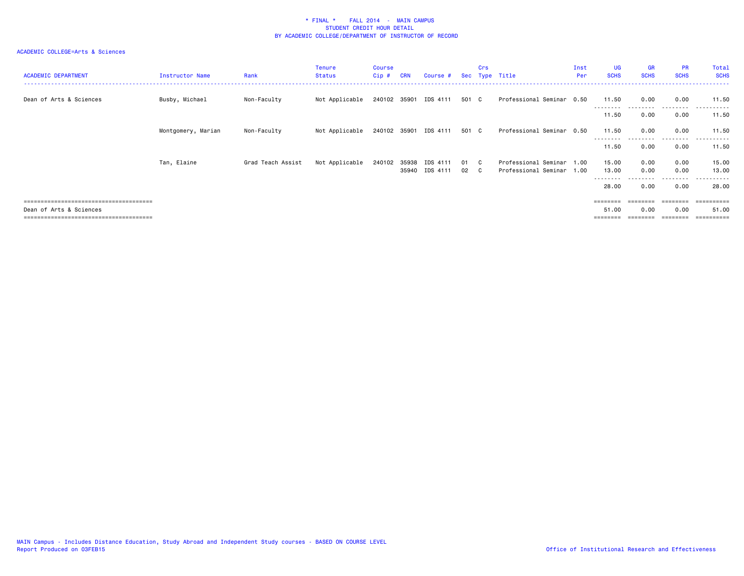\* FINAL \* FALL 2014 - MAIN CAMPUS
STUDENT CREDIT HOUR DETAIL
BY ACADEMIC COLLEGE/DEPARTMENT OF INSTRUCTOR OF RECORD

ACADEMIC COLLEGE=Arts & Sciences

| ACADEMIC DEPARTMENT | Instructor Name | Rank | Tenure Status | Course Cip # | CRN | Course # | Sec | Crs Type | Title | Inst Per | UG SCHS | GR SCHS | PR SCHS | Total SCHS |
|---|---|---|---|---|---|---|---|---|---|---|---|---|---|---|
| Dean of Arts & Sciences | Busby, Michael | Non-Faculty | Not Applicable | 240102 | 35901 | IDS 4111 | 501 | C | Professional Seminar | 0.50 | 11.50 | 0.00 | 0.00 | 11.50 |
| | | | | | | | | | | | 11.50 | 0.00 | 0.00 | 11.50 |
| | Montgomery, Marian | Non-Faculty | Not Applicable | 240102 | 35901 | IDS 4111 | 501 | C | Professional Seminar | 0.50 | 11.50 | 0.00 | 0.00 | 11.50 |
| | | | | | | | | | | | 11.50 | 0.00 | 0.00 | 11.50 |
| | Tan, Elaine | Grad Teach Assist | Not Applicable | 240102 | 35938 | IDS 4111 | 01 | C | Professional Seminar | 1.00 | 15.00 | 0.00 | 0.00 | 15.00 |
| | | | | | 35940 | IDS 4111 | 02 | C | Professional Seminar | 1.00 | 13.00 | 0.00 | 0.00 | 13.00 |
| | | | | | | | | | | | 28.00 | 0.00 | 0.00 | 28.00 |
| Dean of Arts & Sciences | | | | | | | | | | | 51.00 | 0.00 | 0.00 | 51.00 |

MAIN Campus - Includes Distance Education, Study Abroad and Independent Study courses - BASED ON COURSE LEVEL
Report Produced on 03FEB15

Office of Institutional Research and Effectiveness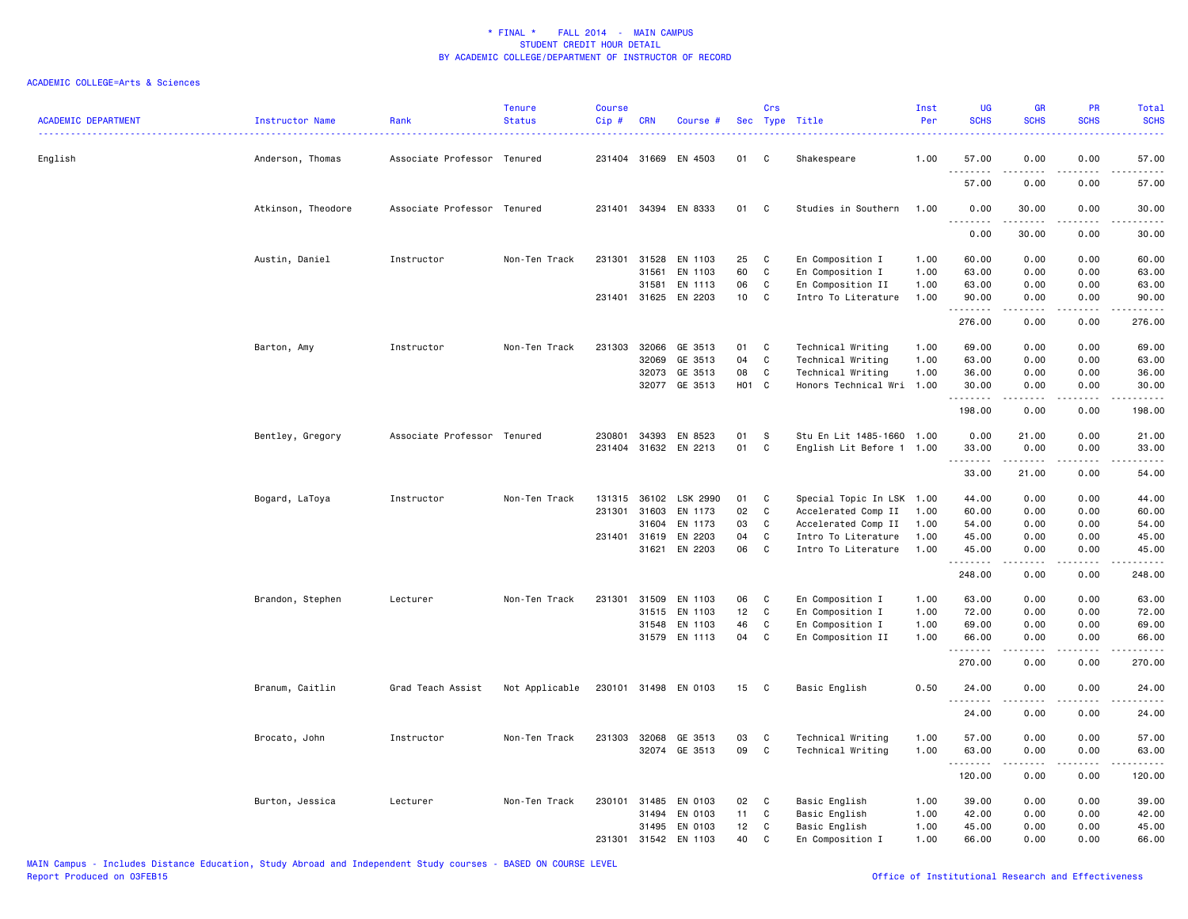* FINAL * FALL 2014 - MAIN CAMPUS
STUDENT CREDIT HOUR DETAIL
BY ACADEMIC COLLEGE/DEPARTMENT OF INSTRUCTOR OF RECORD

ACADEMIC COLLEGE=Arts & Sciences

| ACADEMIC DEPARTMENT | Instructor Name | Rank | Tenure Status | Course Cip # | CRN | Course # | Sec | Crs Type | Title | Inst Per | UG SCHS | GR SCHS | PR SCHS | Total SCHS |
|---|---|---|---|---|---|---|---|---|---|---|---|---|---|---|
| English | Anderson, Thomas | Associate Professor | Tenured | 231404 | 31669 | EN 4503 | 01 | C | Shakespeare | 1.00 | 57.00 | 0.00 | 0.00 | 57.00 |
| | | | | | | | | | | | 57.00 | 0.00 | 0.00 | 57.00 |
| | Atkinson, Theodore | Associate Professor | Tenured | 231401 | 34394 | EN 8333 | 01 | C | Studies in Southern | 1.00 | 0.00 | 30.00 | 0.00 | 30.00 |
| | | | | | | | | | | | 0.00 | 30.00 | 0.00 | 30.00 |
| | Austin, Daniel | Instructor | Non-Ten Track | 231301 | 31528 | EN 1103 | 25 | C | En Composition I | 1.00 | 60.00 | 0.00 | 0.00 | 60.00 |
| | | | | | 31561 | EN 1103 | 60 | C | En Composition I | 1.00 | 63.00 | 0.00 | 0.00 | 63.00 |
| | | | | | 31581 | EN 1113 | 06 | C | En Composition II | 1.00 | 63.00 | 0.00 | 0.00 | 63.00 |
| | | | | 231401 | 31625 | EN 2203 | 10 | C | Intro To Literature | 1.00 | 90.00 | 0.00 | 0.00 | 90.00 |
| | | | | | | | | | | | 276.00 | 0.00 | 0.00 | 276.00 |
| | Barton, Amy | Instructor | Non-Ten Track | 231303 | 32066 | GE 3513 | 01 | C | Technical Writing | 1.00 | 69.00 | 0.00 | 0.00 | 69.00 |
| | | | | | 32069 | GE 3513 | 04 | C | Technical Writing | 1.00 | 63.00 | 0.00 | 0.00 | 63.00 |
| | | | | | 32073 | GE 3513 | 08 | C | Technical Writing | 1.00 | 36.00 | 0.00 | 0.00 | 36.00 |
| | | | | | 32077 | GE 3513 | H01 | C | Honors Technical Wri | 1.00 | 30.00 | 0.00 | 0.00 | 30.00 |
| | | | | | | | | | | | 198.00 | 0.00 | 0.00 | 198.00 |
| | Bentley, Gregory | Associate Professor | Tenured | 230801 | 34393 | EN 8523 | 01 | S | Stu En Lit 1485-1660 | 1.00 | 0.00 | 21.00 | 0.00 | 21.00 |
| | | | | 231404 | 31632 | EN 2213 | 01 | C | English Lit Before 1 | 1.00 | 33.00 | 0.00 | 0.00 | 33.00 |
| | | | | | | | | | | | 33.00 | 21.00 | 0.00 | 54.00 |
| | Bogard, LaToya | Instructor | Non-Ten Track | 131315 | 36102 | LSK 2990 | 01 | C | Special Topic In LSK | 1.00 | 44.00 | 0.00 | 0.00 | 44.00 |
| | | | | 231301 | 31603 | EN 1173 | 02 | C | Accelerated Comp II | 1.00 | 60.00 | 0.00 | 0.00 | 60.00 |
| | | | | | 31604 | EN 1173 | 03 | C | Accelerated Comp II | 1.00 | 54.00 | 0.00 | 0.00 | 54.00 |
| | | | | 231401 | 31619 | EN 2203 | 04 | C | Intro To Literature | 1.00 | 45.00 | 0.00 | 0.00 | 45.00 |
| | | | | | 31621 | EN 2203 | 06 | C | Intro To Literature | 1.00 | 45.00 | 0.00 | 0.00 | 45.00 |
| | | | | | | | | | | | 248.00 | 0.00 | 0.00 | 248.00 |
| | Brandon, Stephen | Lecturer | Non-Ten Track | 231301 | 31509 | EN 1103 | 06 | C | En Composition I | 1.00 | 63.00 | 0.00 | 0.00 | 63.00 |
| | | | | | 31515 | EN 1103 | 12 | C | En Composition I | 1.00 | 72.00 | 0.00 | 0.00 | 72.00 |
| | | | | | 31548 | EN 1103 | 46 | C | En Composition I | 1.00 | 69.00 | 0.00 | 0.00 | 69.00 |
| | | | | | 31579 | EN 1113 | 04 | C | En Composition II | 1.00 | 66.00 | 0.00 | 0.00 | 66.00 |
| | | | | | | | | | | | 270.00 | 0.00 | 0.00 | 270.00 |
| | Branum, Caitlin | Grad Teach Assist | Not Applicable | 230101 | 31498 | EN 0103 | 15 | C | Basic English | 0.50 | 24.00 | 0.00 | 0.00 | 24.00 |
| | | | | | | | | | | | 24.00 | 0.00 | 0.00 | 24.00 |
| | Brocato, John | Instructor | Non-Ten Track | 231303 | 32068 | GE 3513 | 03 | C | Technical Writing | 1.00 | 57.00 | 0.00 | 0.00 | 57.00 |
| | | | | | 32074 | GE 3513 | 09 | C | Technical Writing | 1.00 | 63.00 | 0.00 | 0.00 | 63.00 |
| | | | | | | | | | | | 120.00 | 0.00 | 0.00 | 120.00 |
| | Burton, Jessica | Lecturer | Non-Ten Track | 230101 | 31485 | EN 0103 | 02 | C | Basic English | 1.00 | 39.00 | 0.00 | 0.00 | 39.00 |
| | | | | | 31494 | EN 0103 | 11 | C | Basic English | 1.00 | 42.00 | 0.00 | 0.00 | 42.00 |
| | | | | | 31495 | EN 0103 | 12 | C | Basic English | 1.00 | 45.00 | 0.00 | 0.00 | 45.00 |
| | | | | 231301 | 31542 | EN 1103 | 40 | C | En Composition I | 1.00 | 66.00 | 0.00 | 0.00 | 66.00 |

MAIN Campus - Includes Distance Education, Study Abroad and Independent Study courses - BASED ON COURSE LEVEL
Report Produced on 03FEB15

Office of Institutional Research and Effectiveness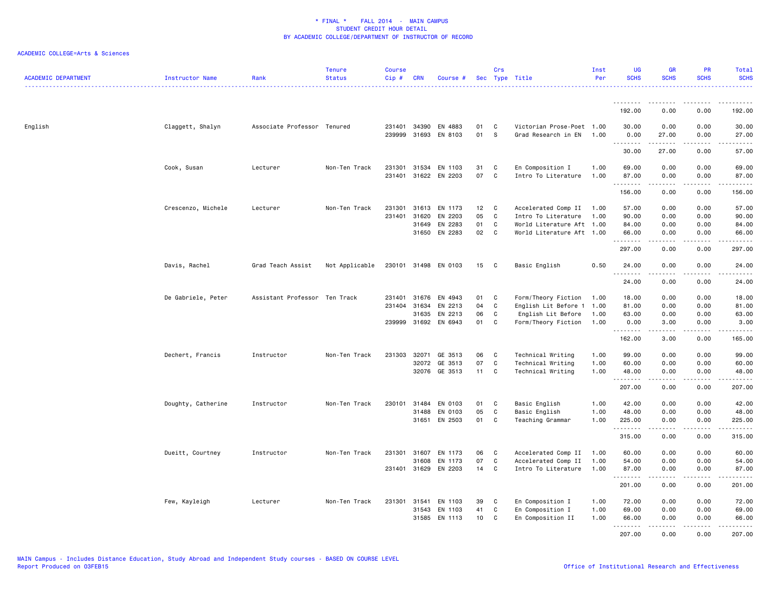* FINAL * FALL 2014 - MAIN CAMPUS
STUDENT CREDIT HOUR DETAIL
BY ACADEMIC COLLEGE/DEPARTMENT OF INSTRUCTOR OF RECORD

ACADEMIC COLLEGE=Arts & Sciences

| ACADEMIC DEPARTMENT | Instructor Name | Rank | Tenure Status | Course Cip # | CRN | Course # | Sec | Crs Type | Title | Inst Per | UG SCHS | GR SCHS | PR SCHS | Total SCHS |
|---|---|---|---|---|---|---|---|---|---|---|---|---|---|---|
| | | | | | | | | | | | 192.00 | 0.00 | 0.00 | 192.00 |
| English | Claggett, Shalyn | Associate Professor | Tenured | 231401 | 34390 | EN 4883 | 01 | C | Victorian Prose-Poet | 1.00 | 30.00 | 0.00 | 0.00 | 30.00 |
| | | | | 239999 | 31693 | EN 8103 | 01 | S | Grad Research in EN | 1.00 | 0.00 | 27.00 | 0.00 | 27.00 |
| | | | | | | | | | | | 30.00 | 27.00 | 0.00 | 57.00 |
| | Cook, Susan | Lecturer | Non-Ten Track | 231301 | 31534 | EN 1103 | 31 | C | En Composition I | 1.00 | 69.00 | 0.00 | 0.00 | 69.00 |
| | | | | 231401 | 31622 | EN 2203 | 07 | C | Intro To Literature | 1.00 | 87.00 | 0.00 | 0.00 | 87.00 |
| | | | | | | | | | | | 156.00 | 0.00 | 0.00 | 156.00 |
| | Crescenzo, Michele | Lecturer | Non-Ten Track | 231301 | 31613 | EN 1173 | 12 | C | Accelerated Comp II | 1.00 | 57.00 | 0.00 | 0.00 | 57.00 |
| | | | | 231401 | 31620 | EN 2203 | 05 | C | Intro To Literature | 1.00 | 90.00 | 0.00 | 0.00 | 90.00 |
| | | | | | 31649 | EN 2283 | 01 | C | World Literature Aft | 1.00 | 84.00 | 0.00 | 0.00 | 84.00 |
| | | | | | 31650 | EN 2283 | 02 | C | World Literature Aft | 1.00 | 66.00 | 0.00 | 0.00 | 66.00 |
| | | | | | | | | | | | 297.00 | 0.00 | 0.00 | 297.00 |
| | Davis, Rachel | Grad Teach Assist | Not Applicable | 230101 | 31498 | EN 0103 | 15 | C | Basic English | 0.50 | 24.00 | 0.00 | 0.00 | 24.00 |
| | | | | | | | | | | | 24.00 | 0.00 | 0.00 | 24.00 |
| | De Gabriele, Peter | Assistant Professor | Ten Track | 231401 | 31676 | EN 4943 | 01 | C | Form/Theory Fiction | 1.00 | 18.00 | 0.00 | 0.00 | 18.00 |
| | | | | 231404 | 31634 | EN 2213 | 04 | C | English Lit Before 1 | 1.00 | 81.00 | 0.00 | 0.00 | 81.00 |
| | | | | | 31635 | EN 2213 | 06 | C | English Lit Before | 1.00 | 63.00 | 0.00 | 0.00 | 63.00 |
| | | | | 239999 | 31692 | EN 6943 | 01 | C | Form/Theory Fiction | 1.00 | 0.00 | 3.00 | 0.00 | 3.00 |
| | | | | | | | | | | | 162.00 | 3.00 | 0.00 | 165.00 |
| | Dechert, Francis | Instructor | Non-Ten Track | 231303 | 32071 | GE 3513 | 06 | C | Technical Writing | 1.00 | 99.00 | 0.00 | 0.00 | 99.00 |
| | | | | | 32072 | GE 3513 | 07 | C | Technical Writing | 1.00 | 60.00 | 0.00 | 0.00 | 60.00 |
| | | | | | 32076 | GE 3513 | 11 | C | Technical Writing | 1.00 | 48.00 | 0.00 | 0.00 | 48.00 |
| | | | | | | | | | | | 207.00 | 0.00 | 0.00 | 207.00 |
| | Doughty, Catherine | Instructor | Non-Ten Track | 230101 | 31484 | EN 0103 | 01 | C | Basic English | 1.00 | 42.00 | 0.00 | 0.00 | 42.00 |
| | | | | | 31488 | EN 0103 | 05 | C | Basic English | 1.00 | 48.00 | 0.00 | 0.00 | 48.00 |
| | | | | | 31651 | EN 2503 | 01 | C | Teaching Grammar | 1.00 | 225.00 | 0.00 | 0.00 | 225.00 |
| | | | | | | | | | | | 315.00 | 0.00 | 0.00 | 315.00 |
| | Dueitt, Courtney | Instructor | Non-Ten Track | 231301 | 31607 | EN 1173 | 06 | C | Accelerated Comp II | 1.00 | 60.00 | 0.00 | 0.00 | 60.00 |
| | | | | | 31608 | EN 1173 | 07 | C | Accelerated Comp II | 1.00 | 54.00 | 0.00 | 0.00 | 54.00 |
| | | | | 231401 | 31629 | EN 2203 | 14 | C | Intro To Literature | 1.00 | 87.00 | 0.00 | 0.00 | 87.00 |
| | | | | | | | | | | | 201.00 | 0.00 | 0.00 | 201.00 |
| | Few, Kayleigh | Lecturer | Non-Ten Track | 231301 | 31541 | EN 1103 | 39 | C | En Composition I | 1.00 | 72.00 | 0.00 | 0.00 | 72.00 |
| | | | | | 31543 | EN 1103 | 41 | C | En Composition I | 1.00 | 69.00 | 0.00 | 0.00 | 69.00 |
| | | | | | 31585 | EN 1113 | 10 | C | En Composition II | 1.00 | 66.00 | 0.00 | 0.00 | 66.00 |
| | | | | | | | | | | | 207.00 | 0.00 | 0.00 | 207.00 |

MAIN Campus - Includes Distance Education, Study Abroad and Independent Study courses - BASED ON COURSE LEVEL
Report Produced on 03FEB15 Office of Institutional Research and Effectiveness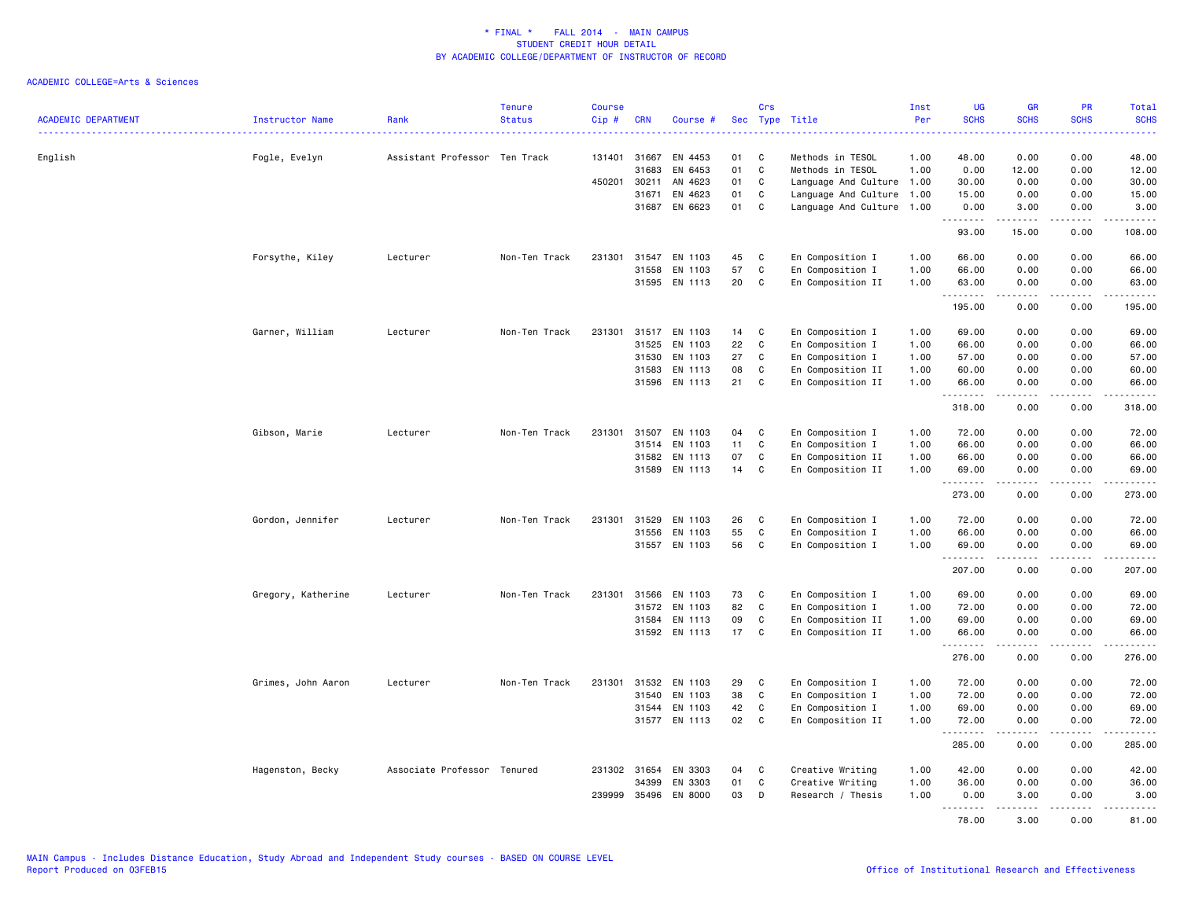\* FINAL \* FALL 2014 - MAIN CAMPUS
STUDENT CREDIT HOUR DETAIL
BY ACADEMIC COLLEGE/DEPARTMENT OF INSTRUCTOR OF RECORD

ACADEMIC COLLEGE=Arts & Sciences

| ACADEMIC DEPARTMENT | Instructor Name | Rank | Tenure Status | Course Cip # | CRN | Course # | Sec | Crs Type | Title | Inst Per | UG SCHS | GR SCHS | PR SCHS | Total SCHS |
|---|---|---|---|---|---|---|---|---|---|---|---|---|---|---|
| English | Fogle, Evelyn | Assistant Professor | Ten Track | 131401 | 31667 | EN 4453 | 01 | C | Methods in TESOL | 1.00 | 48.00 | 0.00 | 0.00 | 48.00 |
| | | | | | 31683 | EN 6453 | 01 | C | Methods in TESOL | 1.00 | 0.00 | 12.00 | 0.00 | 12.00 |
| | | | | 450201 | 30211 | AN 4623 | 01 | C | Language And Culture | 1.00 | 30.00 | 0.00 | 0.00 | 30.00 |
| | | | | | 31671 | EN 4623 | 01 | C | Language And Culture | 1.00 | 15.00 | 0.00 | 0.00 | 15.00 |
| | | | | | 31687 | EN 6623 | 01 | C | Language And Culture | 1.00 | 0.00 | 3.00 | 0.00 | 3.00 |
| | | | | | | | | | | | 93.00 | 15.00 | 0.00 | 108.00 |
| | Forsythe, Kiley | Lecturer | Non-Ten Track | 231301 | 31547 | EN 1103 | 45 | C | En Composition I | 1.00 | 66.00 | 0.00 | 0.00 | 66.00 |
| | | | | | 31558 | EN 1103 | 57 | C | En Composition I | 1.00 | 66.00 | 0.00 | 0.00 | 66.00 |
| | | | | | 31595 | EN 1113 | 20 | C | En Composition II | 1.00 | 63.00 | 0.00 | 0.00 | 63.00 |
| | | | | | | | | | | | 195.00 | 0.00 | 0.00 | 195.00 |
| | Garner, William | Lecturer | Non-Ten Track | 231301 | 31517 | EN 1103 | 14 | C | En Composition I | 1.00 | 69.00 | 0.00 | 0.00 | 69.00 |
| | | | | | 31525 | EN 1103 | 22 | C | En Composition I | 1.00 | 66.00 | 0.00 | 0.00 | 66.00 |
| | | | | | 31530 | EN 1103 | 27 | C | En Composition I | 1.00 | 57.00 | 0.00 | 0.00 | 57.00 |
| | | | | | 31583 | EN 1113 | 08 | C | En Composition II | 1.00 | 60.00 | 0.00 | 0.00 | 60.00 |
| | | | | | 31596 | EN 1113 | 21 | C | En Composition II | 1.00 | 66.00 | 0.00 | 0.00 | 66.00 |
| | | | | | | | | | | | 318.00 | 0.00 | 0.00 | 318.00 |
| | Gibson, Marie | Lecturer | Non-Ten Track | 231301 | 31507 | EN 1103 | 04 | C | En Composition I | 1.00 | 72.00 | 0.00 | 0.00 | 72.00 |
| | | | | | 31514 | EN 1103 | 11 | C | En Composition I | 1.00 | 66.00 | 0.00 | 0.00 | 66.00 |
| | | | | | 31582 | EN 1113 | 07 | C | En Composition II | 1.00 | 66.00 | 0.00 | 0.00 | 66.00 |
| | | | | | 31589 | EN 1113 | 14 | C | En Composition II | 1.00 | 69.00 | 0.00 | 0.00 | 69.00 |
| | | | | | | | | | | | 273.00 | 0.00 | 0.00 | 273.00 |
| | Gordon, Jennifer | Lecturer | Non-Ten Track | 231301 | 31529 | EN 1103 | 26 | C | En Composition I | 1.00 | 72.00 | 0.00 | 0.00 | 72.00 |
| | | | | | 31556 | EN 1103 | 55 | C | En Composition I | 1.00 | 66.00 | 0.00 | 0.00 | 66.00 |
| | | | | | 31557 | EN 1103 | 56 | C | En Composition I | 1.00 | 69.00 | 0.00 | 0.00 | 69.00 |
| | | | | | | | | | | | 207.00 | 0.00 | 0.00 | 207.00 |
| | Gregory, Katherine | Lecturer | Non-Ten Track | 231301 | 31566 | EN 1103 | 73 | C | En Composition I | 1.00 | 69.00 | 0.00 | 0.00 | 69.00 |
| | | | | | 31572 | EN 1103 | 82 | C | En Composition I | 1.00 | 72.00 | 0.00 | 0.00 | 72.00 |
| | | | | | 31584 | EN 1113 | 09 | C | En Composition II | 1.00 | 69.00 | 0.00 | 0.00 | 69.00 |
| | | | | | 31592 | EN 1113 | 17 | C | En Composition II | 1.00 | 66.00 | 0.00 | 0.00 | 66.00 |
| | | | | | | | | | | | 276.00 | 0.00 | 0.00 | 276.00 |
| | Grimes, John Aaron | Lecturer | Non-Ten Track | 231301 | 31532 | EN 1103 | 29 | C | En Composition I | 1.00 | 72.00 | 0.00 | 0.00 | 72.00 |
| | | | | | 31540 | EN 1103 | 38 | C | En Composition I | 1.00 | 72.00 | 0.00 | 0.00 | 72.00 |
| | | | | | 31544 | EN 1103 | 42 | C | En Composition I | 1.00 | 69.00 | 0.00 | 0.00 | 69.00 |
| | | | | | 31577 | EN 1113 | 02 | C | En Composition II | 1.00 | 72.00 | 0.00 | 0.00 | 72.00 |
| | | | | | | | | | | | 285.00 | 0.00 | 0.00 | 285.00 |
| | Hagenston, Becky | Associate Professor | Tenured | 231302 | 31654 | EN 3303 | 04 | C | Creative Writing | 1.00 | 42.00 | 0.00 | 0.00 | 42.00 |
| | | | | | 34399 | EN 3303 | 01 | C | Creative Writing | 1.00 | 36.00 | 0.00 | 0.00 | 36.00 |
| | | | | 239999 | 35496 | EN 8000 | 03 | D | Research / Thesis | 1.00 | 0.00 | 3.00 | 0.00 | 3.00 |
| | | | | | | | | | | | 78.00 | 3.00 | 0.00 | 81.00 |

MAIN Campus - Includes Distance Education, Study Abroad and Independent Study courses - BASED ON COURSE LEVEL
Report Produced on 03FEB15

Office of Institutional Research and Effectiveness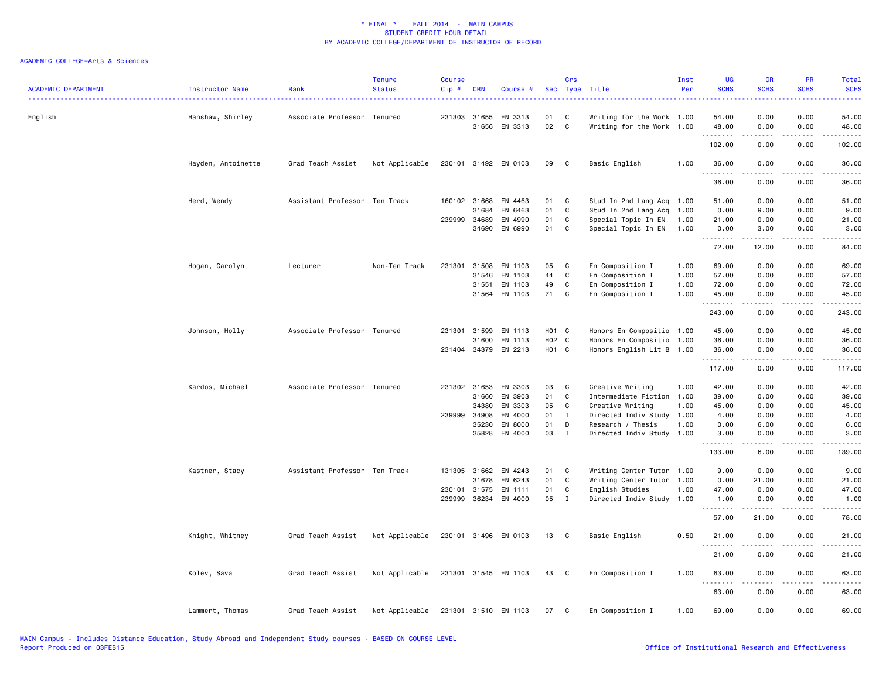* FINAL * FALL 2014 - MAIN CAMPUS
STUDENT CREDIT HOUR DETAIL
BY ACADEMIC COLLEGE/DEPARTMENT OF INSTRUCTOR OF RECORD

ACADEMIC COLLEGE=Arts & Sciences

| ACADEMIC DEPARTMENT | Instructor Name | Rank | Tenure Status | Course Cip # | CRN | Course # | Sec | Crs Type | Title | Inst Per | UG SCHS | GR SCHS | PR SCHS | Total SCHS |
|---|---|---|---|---|---|---|---|---|---|---|---|---|---|---|
| English | Hanshaw, Shirley | Associate Professor | Tenured | 231303 | 31655 | EN 3313 | 01 | C | Writing for the Work | 1.00 | 54.00 | 0.00 | 0.00 | 54.00 |
| | | | | | 31656 | EN 3313 | 02 | C | Writing for the Work | 1.00 | 48.00 | 0.00 | 0.00 | 48.00 |
| | | | | | | | | | | | 102.00 | 0.00 | 0.00 | 102.00 |
| | Hayden, Antoinette | Grad Teach Assist | Not Applicable | 230101 | 31492 | EN 0103 | 09 | C | Basic English | 1.00 | 36.00 | 0.00 | 0.00 | 36.00 |
| | | | | | | | | | | | 36.00 | 0.00 | 0.00 | 36.00 |
| | Herd, Wendy | Assistant Professor | Ten Track | 160102 | 31668 | EN 4463 | 01 | C | Stud In 2nd Lang Acq | 1.00 | 51.00 | 0.00 | 0.00 | 51.00 |
| | | | | | 31684 | EN 6463 | 01 | C | Stud In 2nd Lang Acq | 1.00 | 0.00 | 9.00 | 0.00 | 9.00 |
| | | | | 239999 | 34689 | EN 4990 | 01 | C | Special Topic In EN | 1.00 | 21.00 | 0.00 | 0.00 | 21.00 |
| | | | | | 34690 | EN 6990 | 01 | C | Special Topic In EN | 1.00 | 0.00 | 3.00 | 0.00 | 3.00 |
| | | | | | | | | | | | 72.00 | 12.00 | 0.00 | 84.00 |
| | Hogan, Carolyn | Lecturer | Non-Ten Track | 231301 | 31508 | EN 1103 | 05 | C | En Composition I | 1.00 | 69.00 | 0.00 | 0.00 | 69.00 |
| | | | | | 31546 | EN 1103 | 44 | C | En Composition I | 1.00 | 57.00 | 0.00 | 0.00 | 57.00 |
| | | | | | 31551 | EN 1103 | 49 | C | En Composition I | 1.00 | 72.00 | 0.00 | 0.00 | 72.00 |
| | | | | | 31564 | EN 1103 | 71 | C | En Composition I | 1.00 | 45.00 | 0.00 | 0.00 | 45.00 |
| | | | | | | | | | | | 243.00 | 0.00 | 0.00 | 243.00 |
| | Johnson, Holly | Associate Professor | Tenured | 231301 | 31599 | EN 1113 | H01 | C | Honors En Compositio | 1.00 | 45.00 | 0.00 | 0.00 | 45.00 |
| | | | | | 31600 | EN 1113 | H02 | C | Honors En Compositio | 1.00 | 36.00 | 0.00 | 0.00 | 36.00 |
| | | | | 231404 | 34379 | EN 2213 | H01 | C | Honors English Lit B | 1.00 | 36.00 | 0.00 | 0.00 | 36.00 |
| | | | | | | | | | | | 117.00 | 0.00 | 0.00 | 117.00 |
| | Kardos, Michael | Associate Professor | Tenured | 231302 | 31653 | EN 3303 | 03 | C | Creative Writing | 1.00 | 42.00 | 0.00 | 0.00 | 42.00 |
| | | | | | 31660 | EN 3903 | 01 | C | Intermediate Fiction | 1.00 | 39.00 | 0.00 | 0.00 | 39.00 |
| | | | | | 34380 | EN 3303 | 05 | C | Creative Writing | 1.00 | 45.00 | 0.00 | 0.00 | 45.00 |
| | | | | 239999 | 34908 | EN 4000 | 01 | I | Directed Indiv Study | 1.00 | 4.00 | 0.00 | 0.00 | 4.00 |
| | | | | | 35230 | EN 8000 | 01 | D | Research / Thesis | 1.00 | 0.00 | 6.00 | 0.00 | 6.00 |
| | | | | | 35828 | EN 4000 | 03 | I | Directed Indiv Study | 1.00 | 3.00 | 0.00 | 0.00 | 3.00 |
| | | | | | | | | | | | 133.00 | 6.00 | 0.00 | 139.00 |
| | Kastner, Stacy | Assistant Professor | Ten Track | 131305 | 31662 | EN 4243 | 01 | C | Writing Center Tutor | 1.00 | 9.00 | 0.00 | 0.00 | 9.00 |
| | | | | | 31678 | EN 6243 | 01 | C | Writing Center Tutor | 1.00 | 0.00 | 21.00 | 0.00 | 21.00 |
| | | | | 230101 | 31575 | EN 1111 | 01 | C | English Studies | 1.00 | 47.00 | 0.00 | 0.00 | 47.00 |
| | | | | 239999 | 36234 | EN 4000 | 05 | I | Directed Indiv Study | 1.00 | 1.00 | 0.00 | 0.00 | 1.00 |
| | | | | | | | | | | | 57.00 | 21.00 | 0.00 | 78.00 |
| | Knight, Whitney | Grad Teach Assist | Not Applicable | 230101 | 31496 | EN 0103 | 13 | C | Basic English | 0.50 | 21.00 | 0.00 | 0.00 | 21.00 |
| | | | | | | | | | | | 21.00 | 0.00 | 0.00 | 21.00 |
| | Kolev, Sava | Grad Teach Assist | Not Applicable | 231301 | 31545 | EN 1103 | 43 | C | En Composition I | 1.00 | 63.00 | 0.00 | 0.00 | 63.00 |
| | | | | | | | | | | | 63.00 | 0.00 | 0.00 | 63.00 |
| | Lammert, Thomas | Grad Teach Assist | Not Applicable | 231301 | 31510 | EN 1103 | 07 | C | En Composition I | 1.00 | 69.00 | 0.00 | 0.00 | 69.00 |

MAIN Campus - Includes Distance Education, Study Abroad and Independent Study courses - BASED ON COURSE LEVEL
Report Produced on 03FEB15 Office of Institutional Research and Effectiveness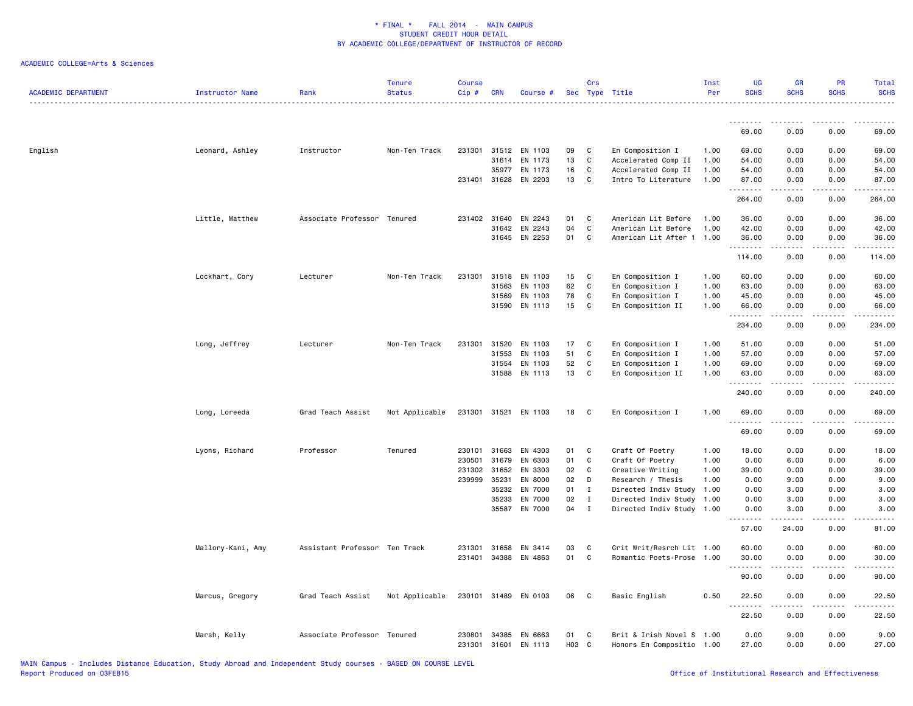\* FINAL \*    FALL 2014  -  MAIN CAMPUS
STUDENT CREDIT HOUR DETAIL
BY ACADEMIC COLLEGE/DEPARTMENT OF INSTRUCTOR OF RECORD

ACADEMIC COLLEGE=Arts & Sciences

| ACADEMIC DEPARTMENT | Instructor Name | Rank | Tenure Status | Course Cip # | CRN | Course # | Sec | Crs Type | Title | Inst Per | UG SCHS | GR SCHS | PR SCHS | Total SCHS |
|---|---|---|---|---|---|---|---|---|---|---|---|---|---|---|
| | | | | | | | | | | | 69.00 | 0.00 | 0.00 | 69.00 |
| English | Leonard, Ashley | Instructor | Non-Ten Track | 231301 | 31512 | EN 1103 | 09 | C | En Composition I | 1.00 | 69.00 | 0.00 | 0.00 | 69.00 |
| | | | | | 31614 | EN 1173 | 13 | C | Accelerated Comp II | 1.00 | 54.00 | 0.00 | 0.00 | 54.00 |
| | | | | | 35977 | EN 1173 | 16 | C | Accelerated Comp II | 1.00 | 54.00 | 0.00 | 0.00 | 54.00 |
| | | | | 231401 | 31628 | EN 2203 | 13 | C | Intro To Literature | 1.00 | 87.00 | 0.00 | 0.00 | 87.00 |
| | | | | | | | | | | | 264.00 | 0.00 | 0.00 | 264.00 |
| | Little, Matthew | Associate Professor | Tenured | 231402 | 31640 | EN 2243 | 01 | C | American Lit Before | 1.00 | 36.00 | 0.00 | 0.00 | 36.00 |
| | | | | | 31642 | EN 2243 | 04 | C | American Lit Before | 1.00 | 42.00 | 0.00 | 0.00 | 42.00 |
| | | | | | 31645 | EN 2253 | 01 | C | American Lit After 1 | 1.00 | 36.00 | 0.00 | 0.00 | 36.00 |
| | | | | | | | | | | | 114.00 | 0.00 | 0.00 | 114.00 |
| | Lockhart, Cory | Lecturer | Non-Ten Track | 231301 | 31518 | EN 1103 | 15 | C | En Composition I | 1.00 | 60.00 | 0.00 | 0.00 | 60.00 |
| | | | | | 31563 | EN 1103 | 62 | C | En Composition I | 1.00 | 63.00 | 0.00 | 0.00 | 63.00 |
| | | | | | 31569 | EN 1103 | 78 | C | En Composition I | 1.00 | 45.00 | 0.00 | 0.00 | 45.00 |
| | | | | | 31590 | EN 1113 | 15 | C | En Composition II | 1.00 | 66.00 | 0.00 | 0.00 | 66.00 |
| | | | | | | | | | | | 234.00 | 0.00 | 0.00 | 234.00 |
| | Long, Jeffrey | Lecturer | Non-Ten Track | 231301 | 31520 | EN 1103 | 17 | C | En Composition I | 1.00 | 51.00 | 0.00 | 0.00 | 51.00 |
| | | | | | 31553 | EN 1103 | 51 | C | En Composition I | 1.00 | 57.00 | 0.00 | 0.00 | 57.00 |
| | | | | | 31554 | EN 1103 | 52 | C | En Composition I | 1.00 | 69.00 | 0.00 | 0.00 | 69.00 |
| | | | | | 31588 | EN 1113 | 13 | C | En Composition II | 1.00 | 63.00 | 0.00 | 0.00 | 63.00 |
| | | | | | | | | | | | 240.00 | 0.00 | 0.00 | 240.00 |
| | Long, Loreeda | Grad Teach Assist | Not Applicable | 231301 | 31521 | EN 1103 | 18 | C | En Composition I | 1.00 | 69.00 | 0.00 | 0.00 | 69.00 |
| | | | | | | | | | | | 69.00 | 0.00 | 0.00 | 69.00 |
| | Lyons, Richard | Professor | Tenured | 230101 | 31663 | EN 4303 | 01 | C | Craft Of Poetry | 1.00 | 18.00 | 0.00 | 0.00 | 18.00 |
| | | | | 230501 | 31679 | EN 6303 | 01 | C | Craft Of Poetry | 1.00 | 0.00 | 6.00 | 0.00 | 6.00 |
| | | | | 231302 | 31652 | EN 3303 | 02 | C | Creative Writing | 1.00 | 39.00 | 0.00 | 0.00 | 39.00 |
| | | | | 239999 | 35231 | EN 8000 | 02 | D | Research / Thesis | 1.00 | 0.00 | 9.00 | 0.00 | 9.00 |
| | | | | | 35232 | EN 7000 | 01 | I | Directed Indiv Study | 1.00 | 0.00 | 3.00 | 0.00 | 3.00 |
| | | | | | 35233 | EN 7000 | 02 | I | Directed Indiv Study | 1.00 | 0.00 | 3.00 | 0.00 | 3.00 |
| | | | | | 35587 | EN 7000 | 04 | I | Directed Indiv Study | 1.00 | 0.00 | 3.00 | 0.00 | 3.00 |
| | | | | | | | | | | | 57.00 | 24.00 | 0.00 | 81.00 |
| | Mallory-Kani, Amy | Assistant Professor | Ten Track | 231301 | 31658 | EN 3414 | 03 | C | Crit Writ/Resrch Lit | 1.00 | 60.00 | 0.00 | 0.00 | 60.00 |
| | | | | 231401 | 34388 | EN 4863 | 01 | C | Romantic Poets-Prose | 1.00 | 30.00 | 0.00 | 0.00 | 30.00 |
| | | | | | | | | | | | 90.00 | 0.00 | 0.00 | 90.00 |
| | Marcus, Gregory | Grad Teach Assist | Not Applicable | 230101 | 31489 | EN 0103 | 06 | C | Basic English | 0.50 | 22.50 | 0.00 | 0.00 | 22.50 |
| | | | | | | | | | | | 22.50 | 0.00 | 0.00 | 22.50 |
| | Marsh, Kelly | Associate Professor | Tenured | 230801 | 34385 | EN 6663 | 01 | C | Brit & Irish Novel S | 1.00 | 0.00 | 9.00 | 0.00 | 9.00 |
| | | | | 231301 | 31601 | EN 1113 | H03 | C | Honors En Compositio | 1.00 | 27.00 | 0.00 | 0.00 | 27.00 |

MAIN Campus - Includes Distance Education, Study Abroad and Independent Study courses - BASED ON COURSE LEVEL
Report Produced on 03FEB15 Office of Institutional Research and Effectiveness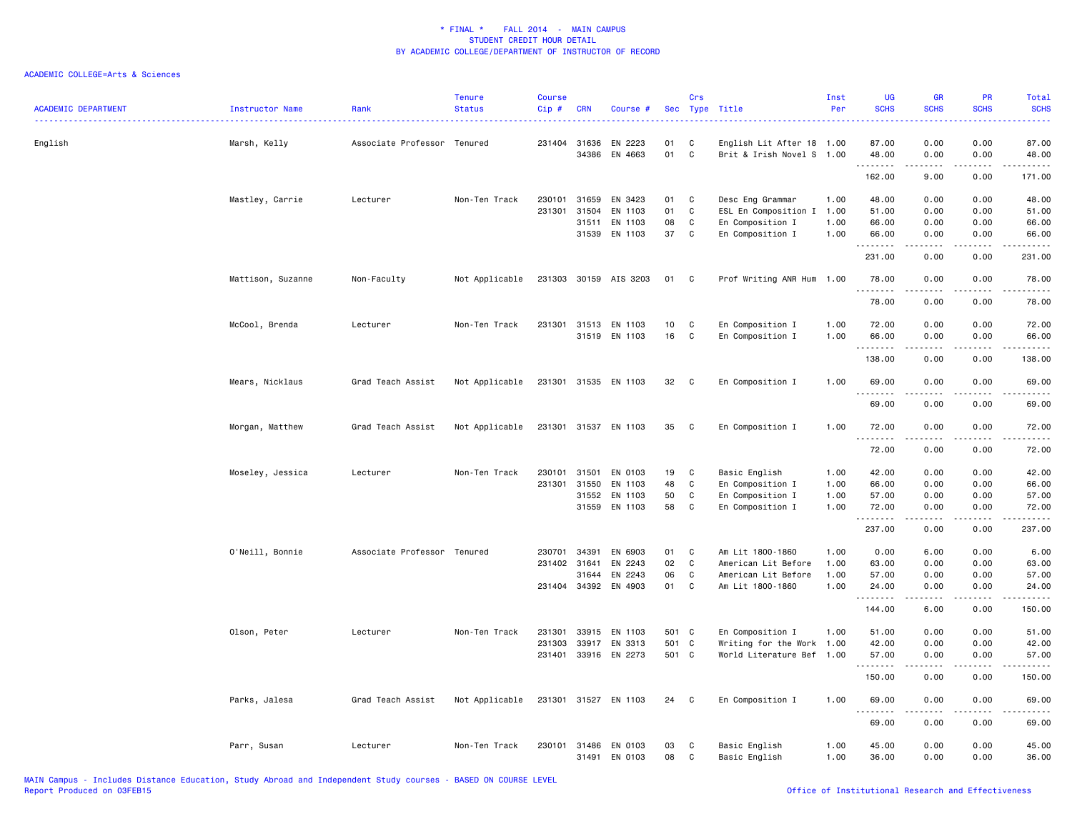\* FINAL \* FALL 2014 - MAIN CAMPUS
STUDENT CREDIT HOUR DETAIL
BY ACADEMIC COLLEGE/DEPARTMENT OF INSTRUCTOR OF RECORD

ACADEMIC COLLEGE=Arts & Sciences

| ACADEMIC DEPARTMENT | Instructor Name | Rank | Tenure Status | Course Cip # | CRN | Course # | Sec | Crs Type | Title | Inst Per | UG SCHS | GR SCHS | PR SCHS | Total SCHS |
|---|---|---|---|---|---|---|---|---|---|---|---|---|---|---|
| English | Marsh, Kelly | Associate Professor | Tenured | 231404 | 31636 | EN 2223 | 01 | C | English Lit After 18 | 1.00 | 87.00 | 0.00 | 0.00 | 87.00 |
| | | | | | 34386 | EN 4663 | 01 | C | Brit & Irish Novel S | 1.00 | 48.00 | 0.00 | 0.00 | 48.00 |
| | | | | | | | | | | | 162.00 | 9.00 | 0.00 | 171.00 |
| | Mastley, Carrie | Lecturer | Non-Ten Track | 230101 | 31659 | EN 3423 | 01 | C | Desc Eng Grammar | 1.00 | 48.00 | 0.00 | 0.00 | 48.00 |
| | | | | 231301 | 31504 | EN 1103 | 01 | C | ESL En Composition I | 1.00 | 51.00 | 0.00 | 0.00 | 51.00 |
| | | | | | 31511 | EN 1103 | 08 | C | En Composition I | 1.00 | 66.00 | 0.00 | 0.00 | 66.00 |
| | | | | | 31539 | EN 1103 | 37 | C | En Composition I | 1.00 | 66.00 | 0.00 | 0.00 | 66.00 |
| | | | | | | | | | | | 231.00 | 0.00 | 0.00 | 231.00 |
| | Mattison, Suzanne | Non-Faculty | Not Applicable | 231303 | 30159 | AIS 3203 | 01 | C | Prof Writing ANR Hum | 1.00 | 78.00 | 0.00 | 0.00 | 78.00 |
| | | | | | | | | | | | 78.00 | 0.00 | 0.00 | 78.00 |
| | McCool, Brenda | Lecturer | Non-Ten Track | 231301 | 31513 | EN 1103 | 10 | C | En Composition I | 1.00 | 72.00 | 0.00 | 0.00 | 72.00 |
| | | | | | 31519 | EN 1103 | 16 | C | En Composition I | 1.00 | 66.00 | 0.00 | 0.00 | 66.00 |
| | | | | | | | | | | | 138.00 | 0.00 | 0.00 | 138.00 |
| | Mears, Nicklaus | Grad Teach Assist | Not Applicable | 231301 | 31535 | EN 1103 | 32 | C | En Composition I | 1.00 | 69.00 | 0.00 | 0.00 | 69.00 |
| | | | | | | | | | | | 69.00 | 0.00 | 0.00 | 69.00 |
| | Morgan, Matthew | Grad Teach Assist | Not Applicable | 231301 | 31537 | EN 1103 | 35 | C | En Composition I | 1.00 | 72.00 | 0.00 | 0.00 | 72.00 |
| | | | | | | | | | | | 72.00 | 0.00 | 0.00 | 72.00 |
| | Moseley, Jessica | Lecturer | Non-Ten Track | 230101 | 31501 | EN 0103 | 19 | C | Basic English | 1.00 | 42.00 | 0.00 | 0.00 | 42.00 |
| | | | | 231301 | 31550 | EN 1103 | 48 | C | En Composition I | 1.00 | 66.00 | 0.00 | 0.00 | 66.00 |
| | | | | | 31552 | EN 1103 | 50 | C | En Composition I | 1.00 | 57.00 | 0.00 | 0.00 | 57.00 |
| | | | | | 31559 | EN 1103 | 58 | C | En Composition I | 1.00 | 72.00 | 0.00 | 0.00 | 72.00 |
| | | | | | | | | | | | 237.00 | 0.00 | 0.00 | 237.00 |
| | O'Neill, Bonnie | Associate Professor | Tenured | 230701 | 34391 | EN 6903 | 01 | C | Am Lit 1800-1860 | 1.00 | 0.00 | 6.00 | 0.00 | 6.00 |
| | | | | 231402 | 31641 | EN 2243 | 02 | C | American Lit Before | 1.00 | 63.00 | 0.00 | 0.00 | 63.00 |
| | | | | | 31644 | EN 2243 | 06 | C | American Lit Before | 1.00 | 57.00 | 0.00 | 0.00 | 57.00 |
| | | | | 231404 | 34392 | EN 4903 | 01 | C | Am Lit 1800-1860 | 1.00 | 24.00 | 0.00 | 0.00 | 24.00 |
| | | | | | | | | | | | 144.00 | 6.00 | 0.00 | 150.00 |
| | Olson, Peter | Lecturer | Non-Ten Track | 231301 | 33915 | EN 1103 | 501 | C | En Composition I | 1.00 | 51.00 | 0.00 | 0.00 | 51.00 |
| | | | | 231303 | 33917 | EN 3313 | 501 | C | Writing for the Work | 1.00 | 42.00 | 0.00 | 0.00 | 42.00 |
| | | | | 231401 | 33916 | EN 2273 | 501 | C | World Literature Bef | 1.00 | 57.00 | 0.00 | 0.00 | 57.00 |
| | | | | | | | | | | | 150.00 | 0.00 | 0.00 | 150.00 |
| | Parks, Jalesa | Grad Teach Assist | Not Applicable | 231301 | 31527 | EN 1103 | 24 | C | En Composition I | 1.00 | 69.00 | 0.00 | 0.00 | 69.00 |
| | | | | | | | | | | | 69.00 | 0.00 | 0.00 | 69.00 |
| | Parr, Susan | Lecturer | Non-Ten Track | 230101 | 31486 | EN 0103 | 03 | C | Basic English | 1.00 | 45.00 | 0.00 | 0.00 | 45.00 |
| | | | | | 31491 | EN 0103 | 08 | C | Basic English | 1.00 | 36.00 | 0.00 | 0.00 | 36.00 |

MAIN Campus - Includes Distance Education, Study Abroad and Independent Study courses - BASED ON COURSE LEVEL
Report Produced on 03FEB15

Office of Institutional Research and Effectiveness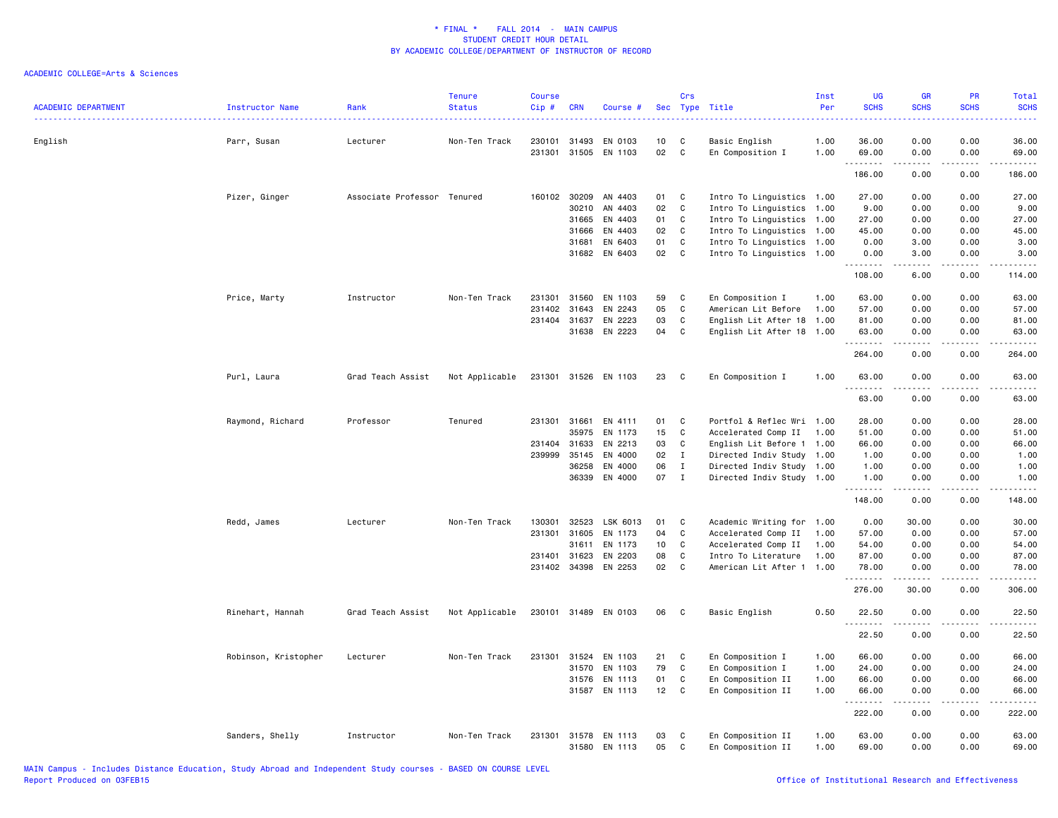\* FINAL \*  FALL 2014 - MAIN CAMPUS
STUDENT CREDIT HOUR DETAIL
BY ACADEMIC COLLEGE/DEPARTMENT OF INSTRUCTOR OF RECORD

ACADEMIC COLLEGE=Arts & Sciences

| ACADEMIC DEPARTMENT | Instructor Name | Rank | Tenure Status | Course Cip # | CRN | Course # | Sec | Crs Type | Title | Inst Per | UG SCHS | GR SCHS | PR SCHS | Total SCHS |
|---|---|---|---|---|---|---|---|---|---|---|---|---|---|---|
| English | Parr, Susan | Lecturer | Non-Ten Track | 230101 | 31493 | EN 0103 | 10 | C | Basic English | 1.00 | 36.00 | 0.00 | 0.00 | 36.00 |
| | | | | 231301 | 31505 | EN 1103 | 02 | C | En Composition I | 1.00 | 69.00 | 0.00 | 0.00 | 69.00 |
| | | | | | | | | | | | 186.00 | 0.00 | 0.00 | 186.00 |
| | Pizer, Ginger | Associate Professor | Tenured | 160102 | 30209 | AN 4403 | 01 | C | Intro To Linguistics | 1.00 | 27.00 | 0.00 | 0.00 | 27.00 |
| | | | | | 30210 | AN 4403 | 02 | C | Intro To Linguistics | 1.00 | 9.00 | 0.00 | 0.00 | 9.00 |
| | | | | | 31665 | EN 4403 | 01 | C | Intro To Linguistics | 1.00 | 27.00 | 0.00 | 0.00 | 27.00 |
| | | | | | 31666 | EN 4403 | 02 | C | Intro To Linguistics | 1.00 | 45.00 | 0.00 | 0.00 | 45.00 |
| | | | | | 31681 | EN 6403 | 01 | C | Intro To Linguistics | 1.00 | 0.00 | 3.00 | 0.00 | 3.00 |
| | | | | | 31682 | EN 6403 | 02 | C | Intro To Linguistics | 1.00 | 0.00 | 3.00 | 0.00 | 3.00 |
| | | | | | | | | | | | 108.00 | 6.00 | 0.00 | 114.00 |
| | Price, Marty | Instructor | Non-Ten Track | 231301 | 31560 | EN 1103 | 59 | C | En Composition I | 1.00 | 63.00 | 0.00 | 0.00 | 63.00 |
| | | | | 231402 | 31643 | EN 2243 | 05 | C | American Lit Before | 1.00 | 57.00 | 0.00 | 0.00 | 57.00 |
| | | | | 231404 | 31637 | EN 2223 | 03 | C | English Lit After 18 | 1.00 | 81.00 | 0.00 | 0.00 | 81.00 |
| | | | | | 31638 | EN 2223 | 04 | C | English Lit After 18 | 1.00 | 63.00 | 0.00 | 0.00 | 63.00 |
| | | | | | | | | | | | 264.00 | 0.00 | 0.00 | 264.00 |
| | Purl, Laura | Grad Teach Assist | Not Applicable | 231301 | 31526 | EN 1103 | 23 | C | En Composition I | 1.00 | 63.00 | 0.00 | 0.00 | 63.00 |
| | | | | | | | | | | | 63.00 | 0.00 | 0.00 | 63.00 |
| | Raymond, Richard | Professor | Tenured | 231301 | 31661 | EN 4111 | 01 | C | Portfol & Reflec Wri | 1.00 | 28.00 | 0.00 | 0.00 | 28.00 |
| | | | | | 35975 | EN 1173 | 15 | C | Accelerated Comp II | 1.00 | 51.00 | 0.00 | 0.00 | 51.00 |
| | | | | 231404 | 31633 | EN 2213 | 03 | C | English Lit Before 1 | 1.00 | 66.00 | 0.00 | 0.00 | 66.00 |
| | | | | 239999 | 35145 | EN 4000 | 02 | I | Directed Indiv Study | 1.00 | 1.00 | 0.00 | 0.00 | 1.00 |
| | | | | | 36258 | EN 4000 | 06 | I | Directed Indiv Study | 1.00 | 1.00 | 0.00 | 0.00 | 1.00 |
| | | | | | 36339 | EN 4000 | 07 | I | Directed Indiv Study | 1.00 | 1.00 | 0.00 | 0.00 | 1.00 |
| | | | | | | | | | | | 148.00 | 0.00 | 0.00 | 148.00 |
| | Redd, James | Lecturer | Non-Ten Track | 130301 | 32523 | LSK 6013 | 01 | C | Academic Writing for | 1.00 | 0.00 | 30.00 | 0.00 | 30.00 |
| | | | | 231301 | 31605 | EN 1173 | 04 | C | Accelerated Comp II | 1.00 | 57.00 | 0.00 | 0.00 | 57.00 |
| | | | | | 31611 | EN 1173 | 10 | C | Accelerated Comp II | 1.00 | 54.00 | 0.00 | 0.00 | 54.00 |
| | | | | 231401 | 31623 | EN 2203 | 08 | C | Intro To Literature | 1.00 | 87.00 | 0.00 | 0.00 | 87.00 |
| | | | | 231402 | 34398 | EN 2253 | 02 | C | American Lit After 1 | 1.00 | 78.00 | 0.00 | 0.00 | 78.00 |
| | | | | | | | | | | | 276.00 | 30.00 | 0.00 | 306.00 |
| | Rinehart, Hannah | Grad Teach Assist | Not Applicable | 230101 | 31489 | EN 0103 | 06 | C | Basic English | 0.50 | 22.50 | 0.00 | 0.00 | 22.50 |
| | | | | | | | | | | | 22.50 | 0.00 | 0.00 | 22.50 |
| | Robinson, Kristopher | Lecturer | Non-Ten Track | 231301 | 31524 | EN 1103 | 21 | C | En Composition I | 1.00 | 66.00 | 0.00 | 0.00 | 66.00 |
| | | | | | 31570 | EN 1103 | 79 | C | En Composition I | 1.00 | 24.00 | 0.00 | 0.00 | 24.00 |
| | | | | | 31576 | EN 1113 | 01 | C | En Composition II | 1.00 | 66.00 | 0.00 | 0.00 | 66.00 |
| | | | | | 31587 | EN 1113 | 12 | C | En Composition II | 1.00 | 66.00 | 0.00 | 0.00 | 66.00 |
| | | | | | | | | | | | 222.00 | 0.00 | 0.00 | 222.00 |
| | Sanders, Shelly | Instructor | Non-Ten Track | 231301 | 31578 | EN 1113 | 03 | C | En Composition II | 1.00 | 63.00 | 0.00 | 0.00 | 63.00 |
| | | | | | 31580 | EN 1113 | 05 | C | En Composition II | 1.00 | 69.00 | 0.00 | 0.00 | 69.00 |

MAIN Campus - Includes Distance Education, Study Abroad and Independent Study courses - BASED ON COURSE LEVEL
Report Produced on 03FEB15    Office of Institutional Research and Effectiveness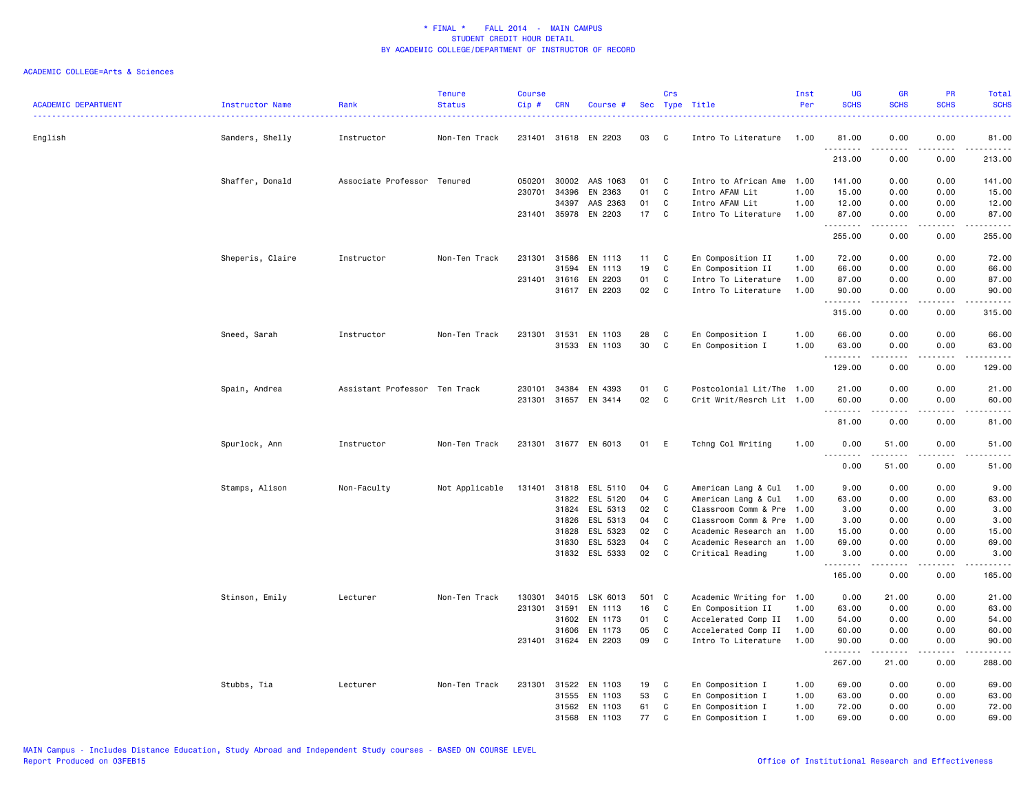\* FINAL \*    FALL 2014  -  MAIN CAMPUS
STUDENT CREDIT HOUR DETAIL
BY ACADEMIC COLLEGE/DEPARTMENT OF INSTRUCTOR OF RECORD

ACADEMIC COLLEGE=Arts & Sciences

| ACADEMIC DEPARTMENT | Instructor Name | Rank | Tenure Status | Course Cip # | CRN | Course # | Sec | Crs Type | Title | Inst Per | UG SCHS | GR SCHS | PR SCHS | Total SCHS |
|---|---|---|---|---|---|---|---|---|---|---|---|---|---|---|
| English | Sanders, Shelly | Instructor | Non-Ten Track | 231401 | 31618 | EN 2203 | 03 | C | Intro To Literature | 1.00 | 81.00 | 0.00 | 0.00 | 81.00 |
| | | | | | | | | | | | 213.00 | 0.00 | 0.00 | 213.00 |
| | Shaffer, Donald | Associate Professor | Tenured | 050201 | 30002 | AAS 1063 | 01 | C | Intro to African Ame | 1.00 | 141.00 | 0.00 | 0.00 | 141.00 |
| | | | | 230701 | 34396 | EN 2363 | 01 | C | Intro AFAM Lit | 1.00 | 15.00 | 0.00 | 0.00 | 15.00 |
| | | | | | 34397 | AAS 2363 | 01 | C | Intro AFAM Lit | 1.00 | 12.00 | 0.00 | 0.00 | 12.00 |
| | | | | 231401 | 35978 | EN 2203 | 17 | C | Intro To Literature | 1.00 | 87.00 | 0.00 | 0.00 | 87.00 |
| | | | | | | | | | | | 255.00 | 0.00 | 0.00 | 255.00 |
| | Sheperis, Claire | Instructor | Non-Ten Track | 231301 | 31586 | EN 1113 | 11 | C | En Composition II | 1.00 | 72.00 | 0.00 | 0.00 | 72.00 |
| | | | | | 31594 | EN 1113 | 19 | C | En Composition II | 1.00 | 66.00 | 0.00 | 0.00 | 66.00 |
| | | | | 231401 | 31616 | EN 2203 | 01 | C | Intro To Literature | 1.00 | 87.00 | 0.00 | 0.00 | 87.00 |
| | | | | | 31617 | EN 2203 | 02 | C | Intro To Literature | 1.00 | 90.00 | 0.00 | 0.00 | 90.00 |
| | | | | | | | | | | | 315.00 | 0.00 | 0.00 | 315.00 |
| | Sneed, Sarah | Instructor | Non-Ten Track | 231301 | 31531 | EN 1103 | 28 | C | En Composition I | 1.00 | 66.00 | 0.00 | 0.00 | 66.00 |
| | | | | | 31533 | EN 1103 | 30 | C | En Composition I | 1.00 | 63.00 | 0.00 | 0.00 | 63.00 |
| | | | | | | | | | | | 129.00 | 0.00 | 0.00 | 129.00 |
| | Spain, Andrea | Assistant Professor | Ten Track | 230101 | 34384 | EN 4393 | 01 | C | Postcolonial Lit/The | 1.00 | 21.00 | 0.00 | 0.00 | 21.00 |
| | | | | 231301 | 31657 | EN 3414 | 02 | C | Crit Writ/Resrch Lit | 1.00 | 60.00 | 0.00 | 0.00 | 60.00 |
| | | | | | | | | | | | 81.00 | 0.00 | 0.00 | 81.00 |
| | Spurlock, Ann | Instructor | Non-Ten Track | 231301 | 31677 | EN 6013 | 01 | E | Tchng Col Writing | 1.00 | 0.00 | 51.00 | 0.00 | 51.00 |
| | | | | | | | | | | | 0.00 | 51.00 | 0.00 | 51.00 |
| | Stamps, Alison | Non-Faculty | Not Applicable | 131401 | 31818 | ESL 5110 | 04 | C | American Lang & Cul | 1.00 | 9.00 | 0.00 | 0.00 | 9.00 |
| | | | | | 31822 | ESL 5120 | 04 | C | American Lang & Cul | 1.00 | 63.00 | 0.00 | 0.00 | 63.00 |
| | | | | | 31824 | ESL 5313 | 02 | C | Classroom Comm & Pre | 1.00 | 3.00 | 0.00 | 0.00 | 3.00 |
| | | | | | 31826 | ESL 5313 | 04 | C | Classroom Comm & Pre | 1.00 | 3.00 | 0.00 | 0.00 | 3.00 |
| | | | | | 31828 | ESL 5323 | 02 | C | Academic Research an | 1.00 | 15.00 | 0.00 | 0.00 | 15.00 |
| | | | | | 31830 | ESL 5323 | 04 | C | Academic Research an | 1.00 | 69.00 | 0.00 | 0.00 | 69.00 |
| | | | | | 31832 | ESL 5333 | 02 | C | Critical Reading | 1.00 | 3.00 | 0.00 | 0.00 | 3.00 |
| | | | | | | | | | | | 165.00 | 0.00 | 0.00 | 165.00 |
| | Stinson, Emily | Lecturer | Non-Ten Track | 130301 | 34015 | LSK 6013 | 501 | C | Academic Writing for | 1.00 | 0.00 | 21.00 | 0.00 | 21.00 |
| | | | | 231301 | 31591 | EN 1113 | 16 | C | En Composition II | 1.00 | 63.00 | 0.00 | 0.00 | 63.00 |
| | | | | | 31602 | EN 1173 | 01 | C | Accelerated Comp II | 1.00 | 54.00 | 0.00 | 0.00 | 54.00 |
| | | | | | 31606 | EN 1173 | 05 | C | Accelerated Comp II | 1.00 | 60.00 | 0.00 | 0.00 | 60.00 |
| | | | | 231401 | 31624 | EN 2203 | 09 | C | Intro To Literature | 1.00 | 90.00 | 0.00 | 0.00 | 90.00 |
| | | | | | | | | | | | 267.00 | 21.00 | 0.00 | 288.00 |
| | Stubbs, Tia | Lecturer | Non-Ten Track | 231301 | 31522 | EN 1103 | 19 | C | En Composition I | 1.00 | 69.00 | 0.00 | 0.00 | 69.00 |
| | | | | | 31555 | EN 1103 | 53 | C | En Composition I | 1.00 | 63.00 | 0.00 | 0.00 | 63.00 |
| | | | | | 31562 | EN 1103 | 61 | C | En Composition I | 1.00 | 72.00 | 0.00 | 0.00 | 72.00 |
| | | | | | 31568 | EN 1103 | 77 | C | En Composition I | 1.00 | 69.00 | 0.00 | 0.00 | 69.00 |

MAIN Campus - Includes Distance Education, Study Abroad and Independent Study courses - BASED ON COURSE LEVEL
Report Produced on 03FEB15

Office of Institutional Research and Effectiveness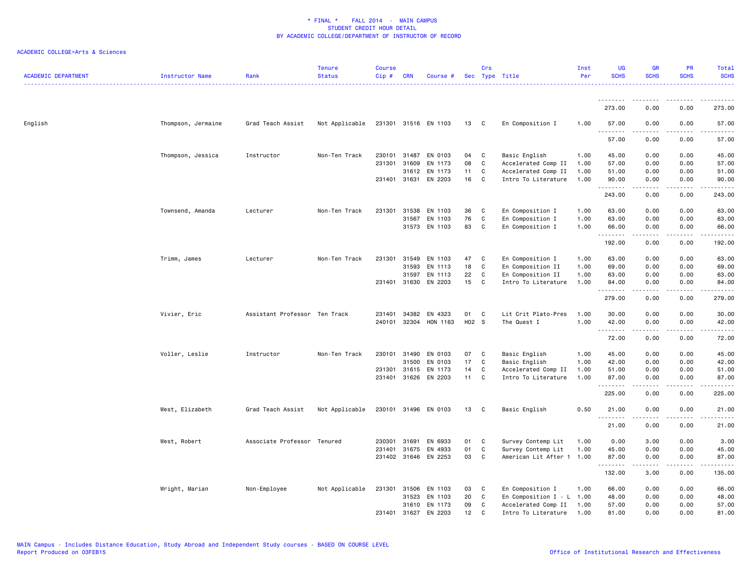\* FINAL \* FALL 2014 - MAIN CAMPUS
STUDENT CREDIT HOUR DETAIL
BY ACADEMIC COLLEGE/DEPARTMENT OF INSTRUCTOR OF RECORD

ACADEMIC COLLEGE=Arts & Sciences

| ACADEMIC DEPARTMENT | Instructor Name | Rank | Tenure Status | Course Cip # | CRN | Course # | Sec | Crs Type | Title | Inst Per | UG SCHS | GR SCHS | PR SCHS | Total SCHS |
|---|---|---|---|---|---|---|---|---|---|---|---|---|---|---|
| | | | | | | | | | | | 273.00 | 0.00 | 0.00 | 273.00 |
| English | Thompson, Jermaine | Grad Teach Assist | Not Applicable | 231301 | 31516 | EN 1103 | 13 | C | En Composition I | 1.00 | 57.00 | 0.00 | 0.00 | 57.00 |
| | | | | | | | | | | | 57.00 | 0.00 | 0.00 | 57.00 |
| | Thompson, Jessica | Instructor | Non-Ten Track | 230101 | 31487 | EN 0103 | 04 | C | Basic English | 1.00 | 45.00 | 0.00 | 0.00 | 45.00 |
| | | | | 231301 | 31609 | EN 1173 | 08 | C | Accelerated Comp II | 1.00 | 57.00 | 0.00 | 0.00 | 57.00 |
| | | | | | 31612 | EN 1173 | 11 | C | Accelerated Comp II | 1.00 | 51.00 | 0.00 | 0.00 | 51.00 |
| | | | | 231401 | 31631 | EN 2203 | 16 | C | Intro To Literature | 1.00 | 90.00 | 0.00 | 0.00 | 90.00 |
| | | | | | | | | | | | 243.00 | 0.00 | 0.00 | 243.00 |
| | Townsend, Amanda | Lecturer | Non-Ten Track | 231301 | 31538 | EN 1103 | 36 | C | En Composition I | 1.00 | 63.00 | 0.00 | 0.00 | 63.00 |
| | | | | | 31567 | EN 1103 | 76 | C | En Composition I | 1.00 | 63.00 | 0.00 | 0.00 | 63.00 |
| | | | | | 31573 | EN 1103 | 83 | C | En Composition I | 1.00 | 66.00 | 0.00 | 0.00 | 66.00 |
| | | | | | | | | | | | 192.00 | 0.00 | 0.00 | 192.00 |
| | Trimm, James | Lecturer | Non-Ten Track | 231301 | 31549 | EN 1103 | 47 | C | En Composition I | 1.00 | 63.00 | 0.00 | 0.00 | 63.00 |
| | | | | | 31593 | EN 1113 | 18 | C | En Composition II | 1.00 | 69.00 | 0.00 | 0.00 | 69.00 |
| | | | | | 31597 | EN 1113 | 22 | C | En Composition II | 1.00 | 63.00 | 0.00 | 0.00 | 63.00 |
| | | | | 231401 | 31630 | EN 2203 | 15 | C | Intro To Literature | 1.00 | 84.00 | 0.00 | 0.00 | 84.00 |
| | | | | | | | | | | | 279.00 | 0.00 | 0.00 | 279.00 |
| | Vivier, Eric | Assistant Professor | Ten Track | 231401 | 34382 | EN 4323 | 01 | C | Lit Crit Plato-Pres | 1.00 | 30.00 | 0.00 | 0.00 | 30.00 |
| | | | | 240101 | 32304 | HON 1163 | H02 | S | The Quest I | 1.00 | 42.00 | 0.00 | 0.00 | 42.00 |
| | | | | | | | | | | | 72.00 | 0.00 | 0.00 | 72.00 |
| | Voller, Leslie | Instructor | Non-Ten Track | 230101 | 31490 | EN 0103 | 07 | C | Basic English | 1.00 | 45.00 | 0.00 | 0.00 | 45.00 |
| | | | | | 31500 | EN 0103 | 17 | C | Basic English | 1.00 | 42.00 | 0.00 | 0.00 | 42.00 |
| | | | | 231301 | 31615 | EN 1173 | 14 | C | Accelerated Comp II | 1.00 | 51.00 | 0.00 | 0.00 | 51.00 |
| | | | | 231401 | 31626 | EN 2203 | 11 | C | Intro To Literature | 1.00 | 87.00 | 0.00 | 0.00 | 87.00 |
| | | | | | | | | | | | 225.00 | 0.00 | 0.00 | 225.00 |
| | West, Elizabeth | Grad Teach Assist | Not Applicable | 230101 | 31496 | EN 0103 | 13 | C | Basic English | 0.50 | 21.00 | 0.00 | 0.00 | 21.00 |
| | | | | | | | | | | | 21.00 | 0.00 | 0.00 | 21.00 |
| | West, Robert | Associate Professor | Tenured | 230301 | 31691 | EN 6933 | 01 | C | Survey Contemp Lit | 1.00 | 0.00 | 3.00 | 0.00 | 3.00 |
| | | | | 231401 | 31675 | EN 4933 | 01 | C | Survey Contemp Lit | 1.00 | 45.00 | 0.00 | 0.00 | 45.00 |
| | | | | 231402 | 31646 | EN 2253 | 03 | C | American Lit After 1 | 1.00 | 87.00 | 0.00 | 0.00 | 87.00 |
| | | | | | | | | | | | 132.00 | 3.00 | 0.00 | 135.00 |
| | Wright, Marian | Non-Employee | Not Applicable | 231301 | 31506 | EN 1103 | 03 | C | En Composition I | 1.00 | 66.00 | 0.00 | 0.00 | 66.00 |
| | | | | | 31523 | EN 1103 | 20 | C | En Composition I - L | 1.00 | 48.00 | 0.00 | 0.00 | 48.00 |
| | | | | | 31610 | EN 1173 | 09 | C | Accelerated Comp II | 1.00 | 57.00 | 0.00 | 0.00 | 57.00 |
| | | | | 231401 | 31627 | EN 2203 | 12 | C | Intro To Literature | 1.00 | 81.00 | 0.00 | 0.00 | 81.00 |

MAIN Campus - Includes Distance Education, Study Abroad and Independent Study courses - BASED ON COURSE LEVEL
Report Produced on 03FEB15
Office of Institutional Research and Effectiveness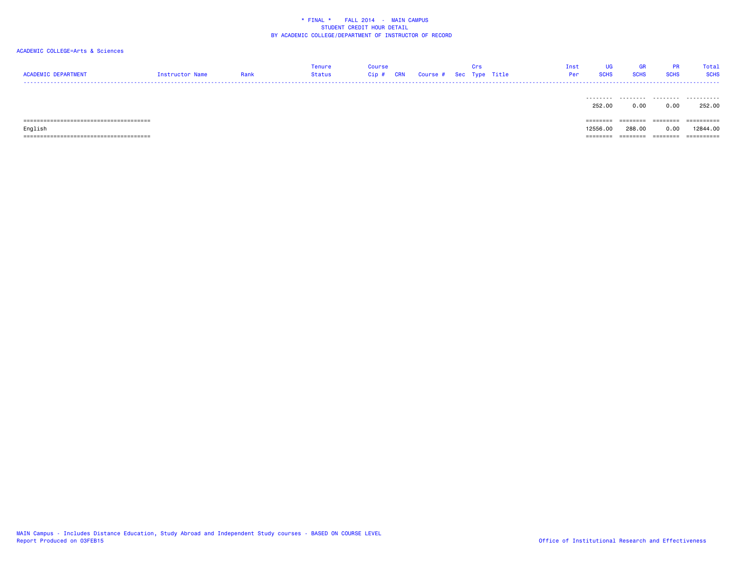\* FINAL \*    FALL 2014  -  MAIN CAMPUS
STUDENT CREDIT HOUR DETAIL
BY ACADEMIC COLLEGE/DEPARTMENT OF INSTRUCTOR OF RECORD

ACADEMIC COLLEGE=Arts & Sciences

| ACADEMIC DEPARTMENT | Instructor Name | Rank | Tenure Status | Course Cip # | CRN | Course # | Sec | Crs Type | Title | Inst Per | UG SCHS | GR SCHS | PR SCHS | Total SCHS |
|---|---|---|---|---|---|---|---|---|---|---|---|---|---|---|
| | | | | | | | | | | | 252.00 | 0.00 | 0.00 | 252.00 |
| English | | | | | | | | | | | 12556.00 | 288.00 | 0.00 | 12844.00 |

MAIN Campus - Includes Distance Education, Study Abroad and Independent Study courses - BASED ON COURSE LEVEL
Report Produced on 03FEB15

Office of Institutional Research and Effectiveness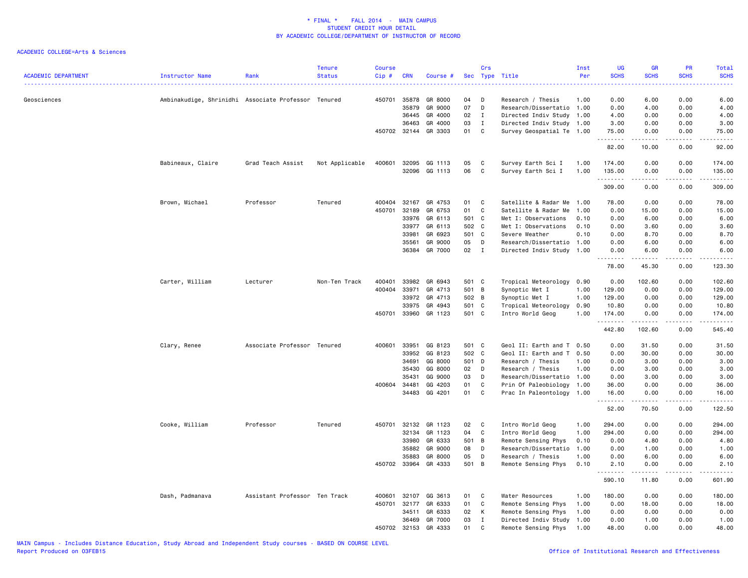\* FINAL \* FALL 2014 - MAIN CAMPUS
STUDENT CREDIT HOUR DETAIL
BY ACADEMIC COLLEGE/DEPARTMENT OF INSTRUCTOR OF RECORD

ACADEMIC COLLEGE=Arts & Sciences

| ACADEMIC DEPARTMENT | Instructor Name | Rank | Tenure Status | Course Cip # | CRN | Course # | Sec | Crs Type | Title | Inst Per | UG SCHS | GR SCHS | PR SCHS | Total SCHS |
|---|---|---|---|---|---|---|---|---|---|---|---|---|---|---|
| Geosciences | Ambinakudige, Shrinidhi | Associate Professor | Tenured | 450701 | 35878 | GR 8000 | 04 | D | Research / Thesis | 1.00 | 0.00 | 6.00 | 0.00 | 6.00 |
| | | | | | 35879 | GR 9000 | 07 | D | Research/Dissertatio | 1.00 | 0.00 | 4.00 | 0.00 | 4.00 |
| | | | | | 36445 | GR 4000 | 02 | I | Directed Indiv Study | 1.00 | 4.00 | 0.00 | 0.00 | 4.00 |
| | | | | | 36463 | GR 4000 | 03 | I | Directed Indiv Study | 1.00 | 3.00 | 0.00 | 0.00 | 3.00 |
| | | | | 450702 | 32144 | GR 3303 | 01 | C | Survey Geospatial Te | 1.00 | 75.00 | 0.00 | 0.00 | 75.00 |
| | | | | | | | | | | | 82.00 | 10.00 | 0.00 | 92.00 |
| | Babineaux, Claire | Grad Teach Assist | Not Applicable | 400601 | 32095 | GG 1113 | 05 | C | Survey Earth Sci I | 1.00 | 174.00 | 0.00 | 0.00 | 174.00 |
| | | | | | 32096 | GG 1113 | 06 | C | Survey Earth Sci I | 1.00 | 135.00 | 0.00 | 0.00 | 135.00 |
| | | | | | | | | | | | 309.00 | 0.00 | 0.00 | 309.00 |
| | Brown, Michael | Professor | Tenured | 400404 | 32167 | GR 4753 | 01 | C | Satellite & Radar Me | 1.00 | 78.00 | 0.00 | 0.00 | 78.00 |
| | | | | 450701 | 32189 | GR 6753 | 01 | C | Satellite & Radar Me | 1.00 | 0.00 | 15.00 | 0.00 | 15.00 |
| | | | | | 33976 | GR 6113 | 501 | C | Met I: Observations | 0.10 | 0.00 | 6.00 | 0.00 | 6.00 |
| | | | | | 33977 | GR 6113 | 502 | C | Met I: Observations | 0.10 | 0.00 | 3.60 | 0.00 | 3.60 |
| | | | | | 33981 | GR 6923 | 501 | C | Severe Weather | 0.10 | 0.00 | 8.70 | 0.00 | 8.70 |
| | | | | | 35561 | GR 9000 | 05 | D | Research/Dissertatio | 1.00 | 0.00 | 6.00 | 0.00 | 6.00 |
| | | | | | 36384 | GR 7000 | 02 | I | Directed Indiv Study | 1.00 | 0.00 | 6.00 | 0.00 | 6.00 |
| | | | | | | | | | | | 78.00 | 45.30 | 0.00 | 123.30 |
| | Carter, William | Lecturer | Non-Ten Track | 400401 | 33982 | GR 6943 | 501 | C | Tropical Meteorology | 0.90 | 0.00 | 102.60 | 0.00 | 102.60 |
| | | | | 400404 | 33971 | GR 4713 | 501 | B | Synoptic Met I | 1.00 | 129.00 | 0.00 | 0.00 | 129.00 |
| | | | | | 33972 | GR 4713 | 502 | B | Synoptic Met I | 1.00 | 129.00 | 0.00 | 0.00 | 129.00 |
| | | | | | 33975 | GR 4943 | 501 | C | Tropical Meteorology | 0.90 | 10.80 | 0.00 | 0.00 | 10.80 |
| | | | | 450701 | 33960 | GR 1123 | 501 | C | Intro World Geog | 1.00 | 174.00 | 0.00 | 0.00 | 174.00 |
| | | | | | | | | | | | 442.80 | 102.60 | 0.00 | 545.40 |
| | Clary, Renee | Associate Professor | Tenured | 400601 | 33951 | GG 8123 | 501 | C | Geol II: Earth and T | 0.50 | 0.00 | 31.50 | 0.00 | 31.50 |
| | | | | | 33952 | GG 8123 | 502 | C | Geol II: Earth and T | 0.50 | 0.00 | 30.00 | 0.00 | 30.00 |
| | | | | | 34691 | GG 8000 | 501 | D | Research / Thesis | 1.00 | 0.00 | 3.00 | 0.00 | 3.00 |
| | | | | | 35430 | GG 8000 | 02 | D | Research / Thesis | 1.00 | 0.00 | 3.00 | 0.00 | 3.00 |
| | | | | | 35431 | GG 9000 | 03 | D | Research/Dissertatio | 1.00 | 0.00 | 3.00 | 0.00 | 3.00 |
| | | | | 400604 | 34481 | GG 4203 | 01 | C | Prin Of Paleobiology | 1.00 | 36.00 | 0.00 | 0.00 | 36.00 |
| | | | | | 34483 | GG 4201 | 01 | C | Prac In Paleontology | 1.00 | 16.00 | 0.00 | 0.00 | 16.00 |
| | | | | | | | | | | | 52.00 | 70.50 | 0.00 | 122.50 |
| | Cooke, William | Professor | Tenured | 450701 | 32132 | GR 1123 | 02 | C | Intro World Geog | 1.00 | 294.00 | 0.00 | 0.00 | 294.00 |
| | | | | | 32134 | GR 1123 | 04 | C | Intro World Geog | 1.00 | 294.00 | 0.00 | 0.00 | 294.00 |
| | | | | | 33980 | GR 6333 | 501 | B | Remote Sensing Phys | 0.10 | 0.00 | 4.80 | 0.00 | 4.80 |
| | | | | | 35882 | GR 9000 | 08 | D | Research/Dissertatio | 1.00 | 0.00 | 1.00 | 0.00 | 1.00 |
| | | | | | 35883 | GR 8000 | 05 | D | Research / Thesis | 1.00 | 0.00 | 6.00 | 0.00 | 6.00 |
| | | | | 450702 | 33964 | GR 4333 | 501 | B | Remote Sensing Phys | 0.10 | 2.10 | 0.00 | 0.00 | 2.10 |
| | | | | | | | | | | | 590.10 | 11.80 | 0.00 | 601.90 |
| | Dash, Padmanava | Assistant Professor | Ten Track | 400601 | 32107 | GG 3613 | 01 | C | Water Resources | 1.00 | 180.00 | 0.00 | 0.00 | 180.00 |
| | | | | 450701 | 32177 | GR 6333 | 01 | C | Remote Sensing Phys | 1.00 | 0.00 | 18.00 | 0.00 | 18.00 |
| | | | | | 34511 | GR 6333 | 02 | K | Remote Sensing Phys | 1.00 | 0.00 | 0.00 | 0.00 | 0.00 |
| | | | | | 36469 | GR 7000 | 03 | I | Directed Indiv Study | 1.00 | 0.00 | 1.00 | 0.00 | 1.00 |
| | | | | 450702 | 32153 | GR 4333 | 01 | C | Remote Sensing Phys | 1.00 | 48.00 | 0.00 | 0.00 | 48.00 |

MAIN Campus - Includes Distance Education, Study Abroad and Independent Study courses - BASED ON COURSE LEVEL
Report Produced on 03FEB15

Office of Institutional Research and Effectiveness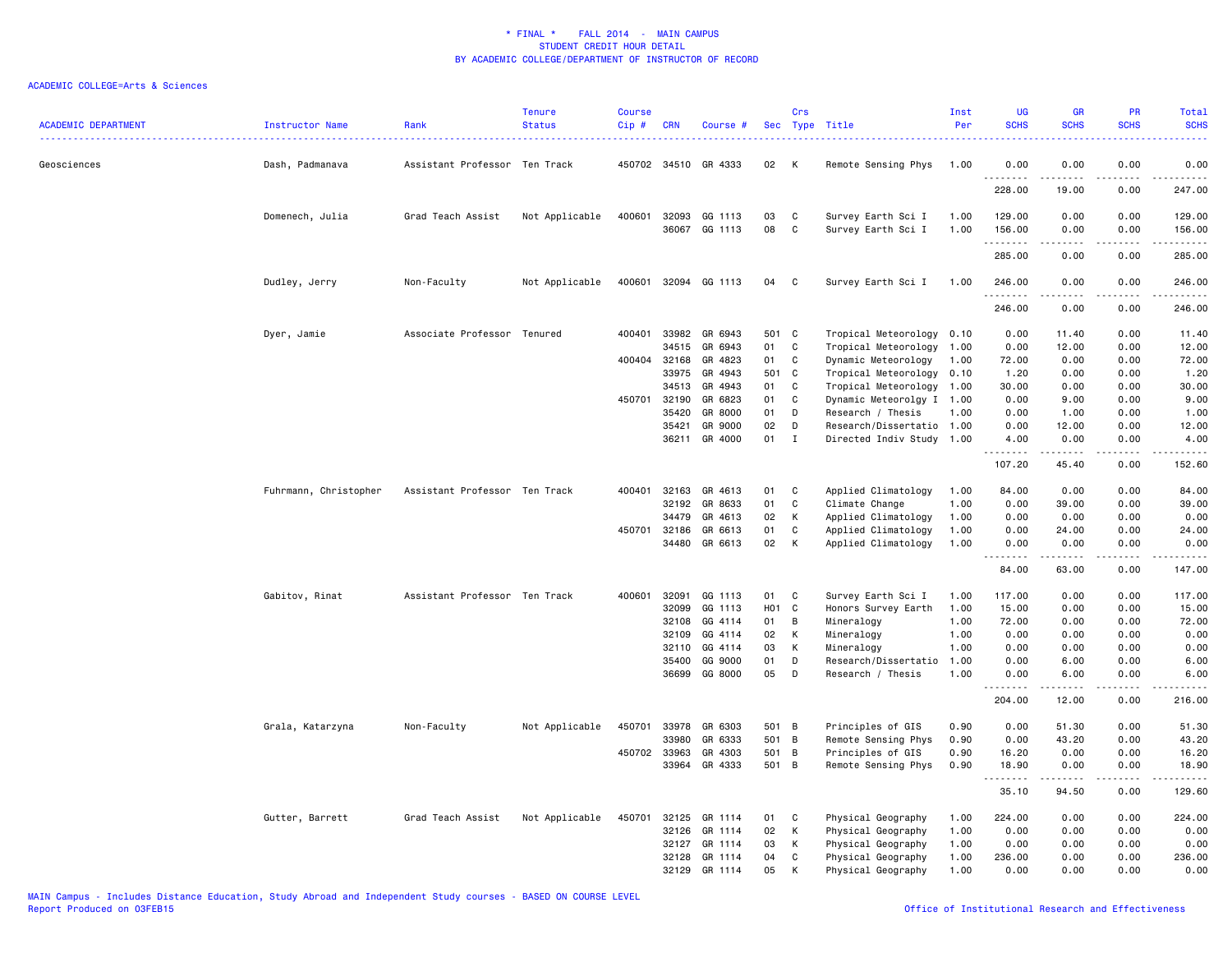\* FINAL \*    FALL 2014  -  MAIN CAMPUS
STUDENT CREDIT HOUR DETAIL
BY ACADEMIC COLLEGE/DEPARTMENT OF INSTRUCTOR OF RECORD

ACADEMIC COLLEGE=Arts & Sciences

| ACADEMIC DEPARTMENT | Instructor Name | Rank | Tenure Status | Course Cip # | CRN | Course # | Sec | Crs Type | Title | Inst Per | UG SCHS | GR SCHS | PR SCHS | Total SCHS |
|---|---|---|---|---|---|---|---|---|---|---|---|---|---|---|
| Geosciences | Dash, Padmanava | Assistant Professor | Ten Track | 450702 | 34510 | GR 4333 | 02 | K | Remote Sensing Phys | 1.00 | 0.00 | 0.00 | 0.00 | 0.00 |
| | | | | | | | | | | | 228.00 | 19.00 | 0.00 | 247.00 |
| | Domenech, Julia | Grad Teach Assist | Not Applicable | 400601 | 32093 | GG 1113 | 03 | C | Survey Earth Sci I | 1.00 | 129.00 | 0.00 | 0.00 | 129.00 |
| | | | | | 36067 | GG 1113 | 08 | C | Survey Earth Sci I | 1.00 | 156.00 | 0.00 | 0.00 | 156.00 |
| | | | | | | | | | | | 285.00 | 0.00 | 0.00 | 285.00 |
| | Dudley, Jerry | Non-Faculty | Not Applicable | 400601 | 32094 | GG 1113 | 04 | C | Survey Earth Sci I | 1.00 | 246.00 | 0.00 | 0.00 | 246.00 |
| | | | | | | | | | | | 246.00 | 0.00 | 0.00 | 246.00 |
| | Dyer, Jamie | Associate Professor | Tenured | 400401 | 33982 | GR 6943 | 501 | C | Tropical Meteorology | 0.10 | 0.00 | 11.40 | 0.00 | 11.40 |
| | | | | | 34515 | GR 6943 | 01 | C | Tropical Meteorology | 1.00 | 0.00 | 12.00 | 0.00 | 12.00 |
| | | | | 400404 | 32168 | GR 4823 | 01 | C | Dynamic Meteorology | 1.00 | 72.00 | 0.00 | 0.00 | 72.00 |
| | | | | | 33975 | GR 4943 | 501 | C | Tropical Meteorology | 0.10 | 1.20 | 0.00 | 0.00 | 1.20 |
| | | | | | 34513 | GR 4943 | 01 | C | Tropical Meteorology | 1.00 | 30.00 | 0.00 | 0.00 | 30.00 |
| | | | | 450701 | 32190 | GR 6823 | 01 | C | Dynamic Meteorolgy I | 1.00 | 0.00 | 9.00 | 0.00 | 9.00 |
| | | | | | 35420 | GR 8000 | 01 | D | Research / Thesis | 1.00 | 0.00 | 1.00 | 0.00 | 1.00 |
| | | | | | 35421 | GR 9000 | 02 | D | Research/Dissertatio | 1.00 | 0.00 | 12.00 | 0.00 | 12.00 |
| | | | | | 36211 | GR 4000 | 01 | I | Directed Indiv Study | 1.00 | 4.00 | 0.00 | 0.00 | 4.00 |
| | | | | | | | | | | | 107.20 | 45.40 | 0.00 | 152.60 |
| | Fuhrmann, Christopher | Assistant Professor | Ten Track | 400401 | 32163 | GR 4613 | 01 | C | Applied Climatology | 1.00 | 84.00 | 0.00 | 0.00 | 84.00 |
| | | | | | 32192 | GR 8633 | 01 | C | Climate Change | 1.00 | 0.00 | 39.00 | 0.00 | 39.00 |
| | | | | | 34479 | GR 4613 | 02 | K | Applied Climatology | 1.00 | 0.00 | 0.00 | 0.00 | 0.00 |
| | | | | 450701 | 32186 | GR 6613 | 01 | C | Applied Climatology | 1.00 | 0.00 | 24.00 | 0.00 | 24.00 |
| | | | | | 34480 | GR 6613 | 02 | K | Applied Climatology | 1.00 | 0.00 | 0.00 | 0.00 | 0.00 |
| | | | | | | | | | | | 84.00 | 63.00 | 0.00 | 147.00 |
| | Gabitov, Rinat | Assistant Professor | Ten Track | 400601 | 32091 | GG 1113 | 01 | C | Survey Earth Sci I | 1.00 | 117.00 | 0.00 | 0.00 | 117.00 |
| | | | | | 32099 | GG 1113 | H01 | C | Honors Survey Earth | 1.00 | 15.00 | 0.00 | 0.00 | 15.00 |
| | | | | | 32108 | GG 4114 | 01 | B | Mineralogy | 1.00 | 72.00 | 0.00 | 0.00 | 72.00 |
| | | | | | 32109 | GG 4114 | 02 | K | Mineralogy | 1.00 | 0.00 | 0.00 | 0.00 | 0.00 |
| | | | | | 32110 | GG 4114 | 03 | K | Mineralogy | 1.00 | 0.00 | 0.00 | 0.00 | 0.00 |
| | | | | | 35400 | GG 9000 | 01 | D | Research/Dissertatio | 1.00 | 0.00 | 6.00 | 0.00 | 6.00 |
| | | | | | 36699 | GG 8000 | 05 | D | Research / Thesis | 1.00 | 0.00 | 6.00 | 0.00 | 6.00 |
| | | | | | | | | | | | 204.00 | 12.00 | 0.00 | 216.00 |
| | Grala, Katarzyna | Non-Faculty | Not Applicable | 450701 | 33978 | GR 6303 | 501 | B | Principles of GIS | 0.90 | 0.00 | 51.30 | 0.00 | 51.30 |
| | | | | | 33980 | GR 6333 | 501 | B | Remote Sensing Phys | 0.90 | 0.00 | 43.20 | 0.00 | 43.20 |
| | | | | 450702 | 33963 | GR 4303 | 501 | B | Principles of GIS | 0.90 | 16.20 | 0.00 | 0.00 | 16.20 |
| | | | | | 33964 | GR 4333 | 501 | B | Remote Sensing Phys | 0.90 | 18.90 | 0.00 | 0.00 | 18.90 |
| | | | | | | | | | | | 35.10 | 94.50 | 0.00 | 129.60 |
| | Gutter, Barrett | Grad Teach Assist | Not Applicable | 450701 | 32125 | GR 1114 | 01 | C | Physical Geography | 1.00 | 224.00 | 0.00 | 0.00 | 224.00 |
| | | | | | 32126 | GR 1114 | 02 | K | Physical Geography | 1.00 | 0.00 | 0.00 | 0.00 | 0.00 |
| | | | | | 32127 | GR 1114 | 03 | K | Physical Geography | 1.00 | 0.00 | 0.00 | 0.00 | 0.00 |
| | | | | | 32128 | GR 1114 | 04 | C | Physical Geography | 1.00 | 236.00 | 0.00 | 0.00 | 236.00 |
| | | | | | 32129 | GR 1114 | 05 | K | Physical Geography | 1.00 | 0.00 | 0.00 | 0.00 | 0.00 |

MAIN Campus - Includes Distance Education, Study Abroad and Independent Study courses - BASED ON COURSE LEVEL
Report Produced on 03FEB15

Office of Institutional Research and Effectiveness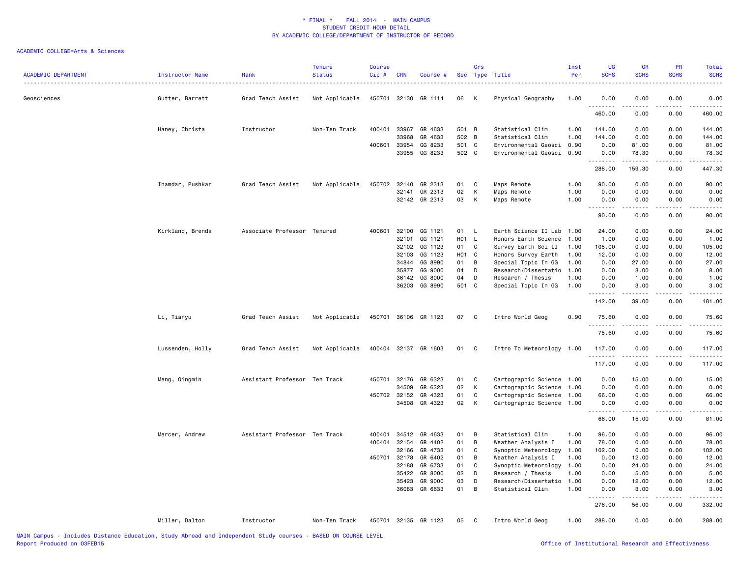\* FINAL \*    FALL 2014  -  MAIN CAMPUS
STUDENT CREDIT HOUR DETAIL
BY ACADEMIC COLLEGE/DEPARTMENT OF INSTRUCTOR OF RECORD

ACADEMIC COLLEGE=Arts & Sciences

| ACADEMIC DEPARTMENT | Instructor Name | Rank | Tenure Status | Course Cip # | CRN | Course # | Sec | Crs Type | Title | Inst Per | UG SCHS | GR SCHS | PR SCHS | Total SCHS |
|---|---|---|---|---|---|---|---|---|---|---|---|---|---|---|
| Geosciences | Gutter, Barrett | Grad Teach Assist | Not Applicable | 450701 | 32130 | GR 1114 | 06 | K | Physical Geography | 1.00 | 0.00 | 0.00 | 0.00 | 0.00 |
| | | | | | | | | | | | 460.00 | 0.00 | 0.00 | 460.00 |
| | Haney, Christa | Instructor | Non-Ten Track | 400401 | 33967 | GR 4633 | 501 | B | Statistical Clim | 1.00 | 144.00 | 0.00 | 0.00 | 144.00 |
| | | | | | 33968 | GR 4633 | 502 | B | Statistical Clim | 1.00 | 144.00 | 0.00 | 0.00 | 144.00 |
| | | | | 400601 | 33954 | GG 8233 | 501 | C | Environmental Geosci | 0.90 | 0.00 | 81.00 | 0.00 | 81.00 |
| | | | | | 33955 | GG 8233 | 502 | C | Environmental Geosci | 0.90 | 0.00 | 78.30 | 0.00 | 78.30 |
| | | | | | | | | | | | 288.00 | 159.30 | 0.00 | 447.30 |
| | Inamdar, Pushkar | Grad Teach Assist | Not Applicable | 450702 | 32140 | GR 2313 | 01 | C | Maps Remote | 1.00 | 90.00 | 0.00 | 0.00 | 90.00 |
| | | | | | 32141 | GR 2313 | 02 | K | Maps Remote | 1.00 | 0.00 | 0.00 | 0.00 | 0.00 |
| | | | | | 32142 | GR 2313 | 03 | K | Maps Remote | 1.00 | 0.00 | 0.00 | 0.00 | 0.00 |
| | | | | | | | | | | | 90.00 | 0.00 | 0.00 | 90.00 |
| | Kirkland, Brenda | Associate Professor | Tenured | 400601 | 32100 | GG 1121 | 01 | L | Earth Science II Lab | 1.00 | 24.00 | 0.00 | 0.00 | 24.00 |
| | | | | | 32101 | GG 1121 | H01 | L | Honors Earth Science | 1.00 | 1.00 | 0.00 | 0.00 | 1.00 |
| | | | | | 32102 | GG 1123 | 01 | C | Survey Earth Sci II | 1.00 | 105.00 | 0.00 | 0.00 | 105.00 |
| | | | | | 32103 | GG 1123 | H01 | C | Honors Survey Earth | 1.00 | 12.00 | 0.00 | 0.00 | 12.00 |
| | | | | | 34844 | GG 8990 | 01 | B | Special Topic In GG | 1.00 | 0.00 | 27.00 | 0.00 | 27.00 |
| | | | | | 35877 | GG 9000 | 04 | D | Research/Dissertatio | 1.00 | 0.00 | 8.00 | 0.00 | 8.00 |
| | | | | | 36142 | GG 8000 | 04 | D | Research / Thesis | 1.00 | 0.00 | 1.00 | 0.00 | 1.00 |
| | | | | | 36203 | GG 8990 | 501 | C | Special Topic In GG | 1.00 | 0.00 | 3.00 | 0.00 | 3.00 |
| | | | | | | | | | | | 142.00 | 39.00 | 0.00 | 181.00 |
| | Li, Tianyu | Grad Teach Assist | Not Applicable | 450701 | 36106 | GR 1123 | 07 | C | Intro World Geog | 0.90 | 75.60 | 0.00 | 0.00 | 75.60 |
| | | | | | | | | | | | 75.60 | 0.00 | 0.00 | 75.60 |
| | Lussenden, Holly | Grad Teach Assist | Not Applicable | 400404 | 32137 | GR 1603 | 01 | C | Intro To Meteorology | 1.00 | 117.00 | 0.00 | 0.00 | 117.00 |
| | | | | | | | | | | | 117.00 | 0.00 | 0.00 | 117.00 |
| | Meng, Qingmin | Assistant Professor | Ten Track | 450701 | 32176 | GR 6323 | 01 | C | Cartographic Science | 1.00 | 0.00 | 15.00 | 0.00 | 15.00 |
| | | | | | 34509 | GR 6323 | 02 | K | Cartographic Science | 1.00 | 0.00 | 0.00 | 0.00 | 0.00 |
| | | | | 450702 | 32152 | GR 4323 | 01 | C | Cartographic Science | 1.00 | 66.00 | 0.00 | 0.00 | 66.00 |
| | | | | | 34508 | GR 4323 | 02 | K | Cartographic Science | 1.00 | 0.00 | 0.00 | 0.00 | 0.00 |
| | | | | | | | | | | | 66.00 | 15.00 | 0.00 | 81.00 |
| | Mercer, Andrew | Assistant Professor | Ten Track | 400401 | 34512 | GR 4633 | 01 | B | Statistical Clim | 1.00 | 96.00 | 0.00 | 0.00 | 96.00 |
| | | | | 400404 | 32154 | GR 4402 | 01 | B | Weather Analysis I | 1.00 | 78.00 | 0.00 | 0.00 | 78.00 |
| | | | | | 32166 | GR 4733 | 01 | C | Synoptic Meteorology | 1.00 | 102.00 | 0.00 | 0.00 | 102.00 |
| | | | | 450701 | 32178 | GR 6402 | 01 | B | Weather Analysis I | 1.00 | 0.00 | 12.00 | 0.00 | 12.00 |
| | | | | | 32188 | GR 6733 | 01 | C | Synoptic Meteorology | 1.00 | 0.00 | 24.00 | 0.00 | 24.00 |
| | | | | | 35422 | GR 8000 | 02 | D | Research / Thesis | 1.00 | 0.00 | 5.00 | 0.00 | 5.00 |
| | | | | | 35423 | GR 9000 | 03 | D | Research/Dissertatio | 1.00 | 0.00 | 12.00 | 0.00 | 12.00 |
| | | | | | 36083 | GR 6633 | 01 | B | Statistical Clim | 1.00 | 0.00 | 3.00 | 0.00 | 3.00 |
| | | | | | | | | | | | 276.00 | 56.00 | 0.00 | 332.00 |
| | Miller, Dalton | Instructor | Non-Ten Track | 450701 | 32135 | GR 1123 | 05 | C | Intro World Geog | 1.00 | 288.00 | 0.00 | 0.00 | 288.00 |

MAIN Campus - Includes Distance Education, Study Abroad and Independent Study courses - BASED ON COURSE LEVEL
Report Produced on 03FEB15
Office of Institutional Research and Effectiveness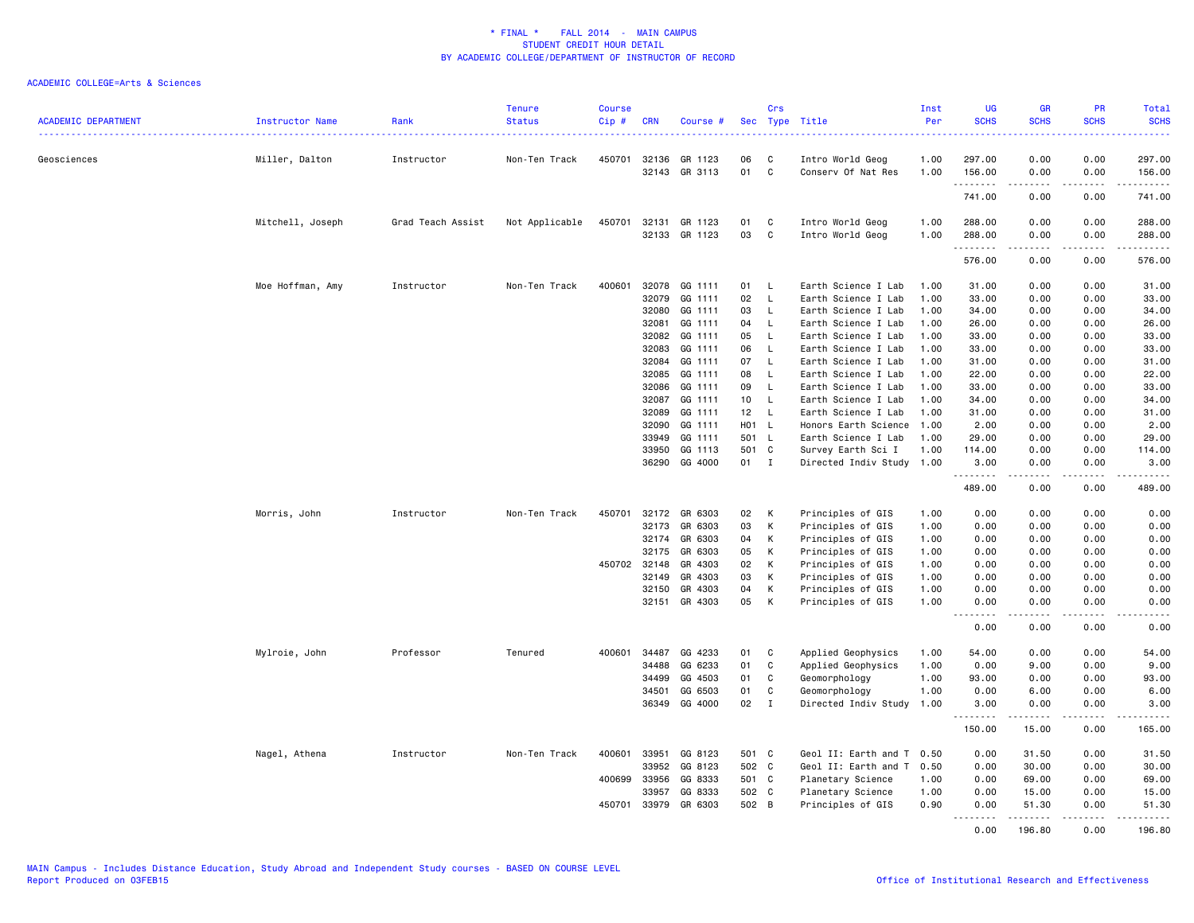* FINAL * FALL 2014 - MAIN CAMPUS
STUDENT CREDIT HOUR DETAIL
BY ACADEMIC COLLEGE/DEPARTMENT OF INSTRUCTOR OF RECORD

ACADEMIC COLLEGE=Arts & Sciences

| ACADEMIC DEPARTMENT | Instructor Name | Rank | Tenure Status | Course Cip # | CRN | Course # | Sec | Crs Type | Title | Inst Per | UG SCHS | GR SCHS | PR SCHS | Total SCHS |
|---|---|---|---|---|---|---|---|---|---|---|---|---|---|---|
| Geosciences | Miller, Dalton | Instructor | Non-Ten Track | 450701 | 32136 | GR 1123 | 06 | C | Intro World Geog | 1.00 | 297.00 | 0.00 | 0.00 | 297.00 |
| | | | | | 32143 | GR 3113 | 01 | C | Conserv Of Nat Res | 1.00 | 156.00 | 0.00 | 0.00 | 156.00 |
| | | | | | | | | | | | 741.00 | 0.00 | 0.00 | 741.00 |
| | Mitchell, Joseph | Grad Teach Assist | Not Applicable | 450701 | 32131 | GR 1123 | 01 | C | Intro World Geog | 1.00 | 288.00 | 0.00 | 0.00 | 288.00 |
| | | | | | 32133 | GR 1123 | 03 | C | Intro World Geog | 1.00 | 288.00 | 0.00 | 0.00 | 288.00 |
| | | | | | | | | | | | 576.00 | 0.00 | 0.00 | 576.00 |
| | Moe Hoffman, Amy | Instructor | Non-Ten Track | 400601 | 32078 | GG 1111 | 01 | L | Earth Science I Lab | 1.00 | 31.00 | 0.00 | 0.00 | 31.00 |
| | | | | | 32079 | GG 1111 | 02 | L | Earth Science I Lab | 1.00 | 33.00 | 0.00 | 0.00 | 33.00 |
| | | | | | 32080 | GG 1111 | 03 | L | Earth Science I Lab | 1.00 | 34.00 | 0.00 | 0.00 | 34.00 |
| | | | | | 32081 | GG 1111 | 04 | L | Earth Science I Lab | 1.00 | 26.00 | 0.00 | 0.00 | 26.00 |
| | | | | | 32082 | GG 1111 | 05 | L | Earth Science I Lab | 1.00 | 33.00 | 0.00 | 0.00 | 33.00 |
| | | | | | 32083 | GG 1111 | 06 | L | Earth Science I Lab | 1.00 | 33.00 | 0.00 | 0.00 | 33.00 |
| | | | | | 32084 | GG 1111 | 07 | L | Earth Science I Lab | 1.00 | 31.00 | 0.00 | 0.00 | 31.00 |
| | | | | | 32085 | GG 1111 | 08 | L | Earth Science I Lab | 1.00 | 22.00 | 0.00 | 0.00 | 22.00 |
| | | | | | 32086 | GG 1111 | 09 | L | Earth Science I Lab | 1.00 | 33.00 | 0.00 | 0.00 | 33.00 |
| | | | | | 32087 | GG 1111 | 10 | L | Earth Science I Lab | 1.00 | 34.00 | 0.00 | 0.00 | 34.00 |
| | | | | | 32089 | GG 1111 | 12 | L | Earth Science I Lab | 1.00 | 31.00 | 0.00 | 0.00 | 31.00 |
| | | | | | 32090 | GG 1111 | H01 | L | Honors Earth Science | 1.00 | 2.00 | 0.00 | 0.00 | 2.00 |
| | | | | | 33949 | GG 1111 | 501 | L | Earth Science I Lab | 1.00 | 29.00 | 0.00 | 0.00 | 29.00 |
| | | | | | 33950 | GG 1113 | 501 | C | Survey Earth Sci I | 1.00 | 114.00 | 0.00 | 0.00 | 114.00 |
| | | | | | 36290 | GG 4000 | 01 | I | Directed Indiv Study | 1.00 | 3.00 | 0.00 | 0.00 | 3.00 |
| | | | | | | | | | | | 489.00 | 0.00 | 0.00 | 489.00 |
| | Morris, John | Instructor | Non-Ten Track | 450701 | 32172 | GR 6303 | 02 | K | Principles of GIS | 1.00 | 0.00 | 0.00 | 0.00 | 0.00 |
| | | | | | 32173 | GR 6303 | 03 | K | Principles of GIS | 1.00 | 0.00 | 0.00 | 0.00 | 0.00 |
| | | | | | 32174 | GR 6303 | 04 | K | Principles of GIS | 1.00 | 0.00 | 0.00 | 0.00 | 0.00 |
| | | | | | 32175 | GR 6303 | 05 | K | Principles of GIS | 1.00 | 0.00 | 0.00 | 0.00 | 0.00 |
| | | | | 450702 | 32148 | GR 4303 | 02 | K | Principles of GIS | 1.00 | 0.00 | 0.00 | 0.00 | 0.00 |
| | | | | | 32149 | GR 4303 | 03 | K | Principles of GIS | 1.00 | 0.00 | 0.00 | 0.00 | 0.00 |
| | | | | | 32150 | GR 4303 | 04 | K | Principles of GIS | 1.00 | 0.00 | 0.00 | 0.00 | 0.00 |
| | | | | | 32151 | GR 4303 | 05 | K | Principles of GIS | 1.00 | 0.00 | 0.00 | 0.00 | 0.00 |
| | | | | | | | | | | | 0.00 | 0.00 | 0.00 | 0.00 |
| | Mylroie, John | Professor | Tenured | 400601 | 34487 | GG 4233 | 01 | C | Applied Geophysics | 1.00 | 54.00 | 0.00 | 0.00 | 54.00 |
| | | | | | 34488 | GG 6233 | 01 | C | Applied Geophysics | 1.00 | 0.00 | 9.00 | 0.00 | 9.00 |
| | | | | | 34499 | GG 4503 | 01 | C | Geomorphology | 1.00 | 93.00 | 0.00 | 0.00 | 93.00 |
| | | | | | 34501 | GG 6503 | 01 | C | Geomorphology | 1.00 | 0.00 | 6.00 | 0.00 | 6.00 |
| | | | | | 36349 | GG 4000 | 02 | I | Directed Indiv Study | 1.00 | 3.00 | 0.00 | 0.00 | 3.00 |
| | | | | | | | | | | | 150.00 | 15.00 | 0.00 | 165.00 |
| | Nagel, Athena | Instructor | Non-Ten Track | 400601 | 33951 | GG 8123 | 501 | C | Geol II: Earth and T | 0.50 | 0.00 | 31.50 | 0.00 | 31.50 |
| | | | | | 33952 | GG 8123 | 502 | C | Geol II: Earth and T | 0.50 | 0.00 | 30.00 | 0.00 | 30.00 |
| | | | | 400699 | 33956 | GG 8333 | 501 | C | Planetary Science | 1.00 | 0.00 | 69.00 | 0.00 | 69.00 |
| | | | | | 33957 | GG 8333 | 502 | C | Planetary Science | 1.00 | 0.00 | 15.00 | 0.00 | 15.00 |
| | | | | 450701 | 33979 | GR 6303 | 502 | B | Principles of GIS | 0.90 | 0.00 | 51.30 | 0.00 | 51.30 |
| | | | | | | | | | | | 0.00 | 196.80 | 0.00 | 196.80 |

MAIN Campus - Includes Distance Education, Study Abroad and Independent Study courses - BASED ON COURSE LEVEL
Report Produced on 03FEB15

Office of Institutional Research and Effectiveness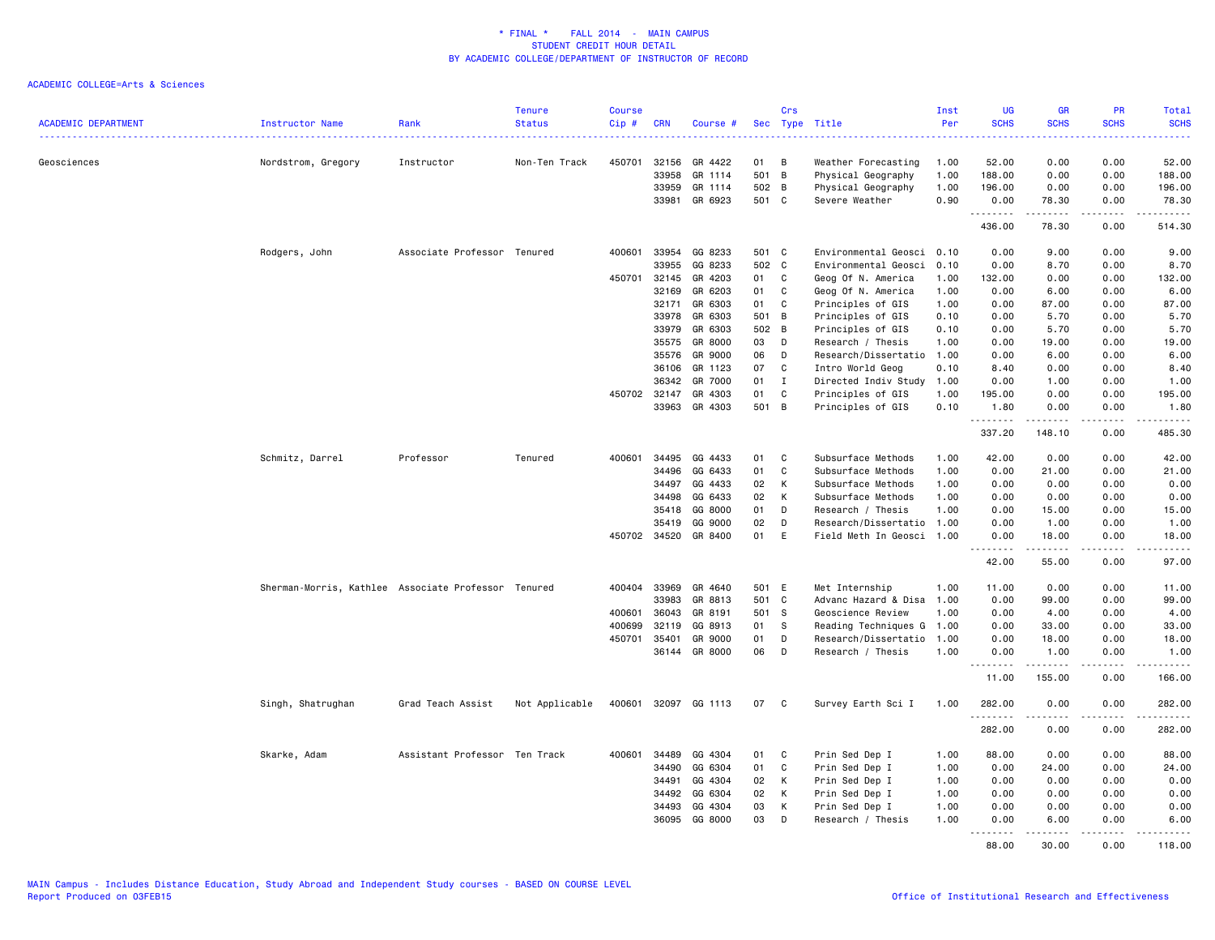\* FINAL \*    FALL 2014 - MAIN CAMPUS
STUDENT CREDIT HOUR DETAIL
BY ACADEMIC COLLEGE/DEPARTMENT OF INSTRUCTOR OF RECORD

ACADEMIC COLLEGE=Arts & Sciences

| ACADEMIC DEPARTMENT | Instructor Name | Rank | Tenure Status | Course Cip # | CRN | Course # | Sec | Crs Type | Title | Inst Per | UG SCHS | GR SCHS | PR SCHS | Total SCHS |
|---|---|---|---|---|---|---|---|---|---|---|---|---|---|---|
| Geosciences | Nordstrom, Gregory | Instructor | Non-Ten Track | 450701 | 32156 | GR 4422 | 01 | B | Weather Forecasting | 1.00 | 52.00 | 0.00 | 0.00 | 52.00 |
| | | | | | 33958 | GR 1114 | 501 | B | Physical Geography | 1.00 | 188.00 | 0.00 | 0.00 | 188.00 |
| | | | | | 33959 | GR 1114 | 502 | B | Physical Geography | 1.00 | 196.00 | 0.00 | 0.00 | 196.00 |
| | | | | | 33981 | GR 6923 | 501 | C | Severe Weather | 0.90 | 0.00 | 78.30 | 0.00 | 78.30 |
| | | | | | | | | | | | 436.00 | 78.30 | 0.00 | 514.30 |
| | Rodgers, John | Associate Professor | Tenured | 400601 | 33954 | GG 8233 | 501 | C | Environmental Geosci | 0.10 | 0.00 | 9.00 | 0.00 | 9.00 |
| | | | | | 33955 | GG 8233 | 502 | C | Environmental Geosci | 0.10 | 0.00 | 8.70 | 0.00 | 8.70 |
| | | | | 450701 | 32145 | GR 4203 | 01 | C | Geog Of N. America | 1.00 | 132.00 | 0.00 | 0.00 | 132.00 |
| | | | | | 32169 | GR 6203 | 01 | C | Geog Of N. America | 1.00 | 0.00 | 6.00 | 0.00 | 6.00 |
| | | | | | 32171 | GR 6303 | 01 | C | Principles of GIS | 1.00 | 0.00 | 87.00 | 0.00 | 87.00 |
| | | | | | 33978 | GR 6303 | 501 | B | Principles of GIS | 0.10 | 0.00 | 5.70 | 0.00 | 5.70 |
| | | | | | 33979 | GR 6303 | 502 | B | Principles of GIS | 0.10 | 0.00 | 5.70 | 0.00 | 5.70 |
| | | | | | 35575 | GR 8000 | 03 | D | Research / Thesis | 1.00 | 0.00 | 19.00 | 0.00 | 19.00 |
| | | | | | 35576 | GR 9000 | 06 | D | Research/Dissertatio | 1.00 | 0.00 | 6.00 | 0.00 | 6.00 |
| | | | | | 36106 | GR 1123 | 07 | C | Intro World Geog | 0.10 | 8.40 | 0.00 | 0.00 | 8.40 |
| | | | | | 36342 | GR 7000 | 01 | I | Directed Indiv Study | 1.00 | 0.00 | 1.00 | 0.00 | 1.00 |
| | | | | 450702 | 32147 | GR 4303 | 01 | C | Principles of GIS | 1.00 | 195.00 | 0.00 | 0.00 | 195.00 |
| | | | | | 33963 | GR 4303 | 501 | B | Principles of GIS | 0.10 | 1.80 | 0.00 | 0.00 | 1.80 |
| | | | | | | | | | | | 337.20 | 148.10 | 0.00 | 485.30 |
| | Schmitz, Darrel | Professor | Tenured | 400601 | 34495 | GG 4433 | 01 | C | Subsurface Methods | 1.00 | 42.00 | 0.00 | 0.00 | 42.00 |
| | | | | | 34496 | GG 6433 | 01 | C | Subsurface Methods | 1.00 | 0.00 | 21.00 | 0.00 | 21.00 |
| | | | | | 34497 | GG 4433 | 02 | K | Subsurface Methods | 1.00 | 0.00 | 0.00 | 0.00 | 0.00 |
| | | | | | 34498 | GG 6433 | 02 | K | Subsurface Methods | 1.00 | 0.00 | 0.00 | 0.00 | 0.00 |
| | | | | | 35418 | GG 8000 | 01 | D | Research / Thesis | 1.00 | 0.00 | 15.00 | 0.00 | 15.00 |
| | | | | | 35419 | GG 9000 | 02 | D | Research/Dissertatio | 1.00 | 0.00 | 1.00 | 0.00 | 1.00 |
| | | | | 450702 | 34520 | GR 8400 | 01 | E | Field Meth In Geosci | 1.00 | 0.00 | 18.00 | 0.00 | 18.00 |
| | | | | | | | | | | | 42.00 | 55.00 | 0.00 | 97.00 |
| | Sherman-Morris, Kathlee | Associate Professor | Tenured | 400404 | 33969 | GR 4640 | 501 | E | Met Internship | 1.00 | 11.00 | 0.00 | 0.00 | 11.00 |
| | | | | | 33983 | GR 8813 | 501 | C | Advanc Hazard & Disa | 1.00 | 0.00 | 99.00 | 0.00 | 99.00 |
| | | | | 400601 | 36043 | GR 8191 | 501 | S | Geoscience Review | 1.00 | 0.00 | 4.00 | 0.00 | 4.00 |
| | | | | 400699 | 32119 | GG 8913 | 01 | S | Reading Techniques G | 1.00 | 0.00 | 33.00 | 0.00 | 33.00 |
| | | | | 450701 | 35401 | GR 9000 | 01 | D | Research/Dissertatio | 1.00 | 0.00 | 18.00 | 0.00 | 18.00 |
| | | | | | 36144 | GR 8000 | 06 | D | Research / Thesis | 1.00 | 0.00 | 1.00 | 0.00 | 1.00 |
| | | | | | | | | | | | 11.00 | 155.00 | 0.00 | 166.00 |
| | Singh, Shatrughan | Grad Teach Assist | Not Applicable | 400601 | 32097 | GG 1113 | 07 | C | Survey Earth Sci I | 1.00 | 282.00 | 0.00 | 0.00 | 282.00 |
| | | | | | | | | | | | 282.00 | 0.00 | 0.00 | 282.00 |
| | Skarke, Adam | Assistant Professor | Ten Track | 400601 | 34489 | GG 4304 | 01 | C | Prin Sed Dep I | 1.00 | 88.00 | 0.00 | 0.00 | 88.00 |
| | | | | | 34490 | GG 6304 | 01 | C | Prin Sed Dep I | 1.00 | 0.00 | 24.00 | 0.00 | 24.00 |
| | | | | | 34491 | GG 4304 | 02 | K | Prin Sed Dep I | 1.00 | 0.00 | 0.00 | 0.00 | 0.00 |
| | | | | | 34492 | GG 6304 | 02 | K | Prin Sed Dep I | 1.00 | 0.00 | 0.00 | 0.00 | 0.00 |
| | | | | | 34493 | GG 4304 | 03 | K | Prin Sed Dep I | 1.00 | 0.00 | 0.00 | 0.00 | 0.00 |
| | | | | | 36095 | GG 8000 | 03 | D | Research / Thesis | 1.00 | 0.00 | 6.00 | 0.00 | 6.00 |
| | | | | | | | | | | | 88.00 | 30.00 | 0.00 | 118.00 |

MAIN Campus - Includes Distance Education, Study Abroad and Independent Study courses - BASED ON COURSE LEVEL
Report Produced on 03FEB15

Office of Institutional Research and Effectiveness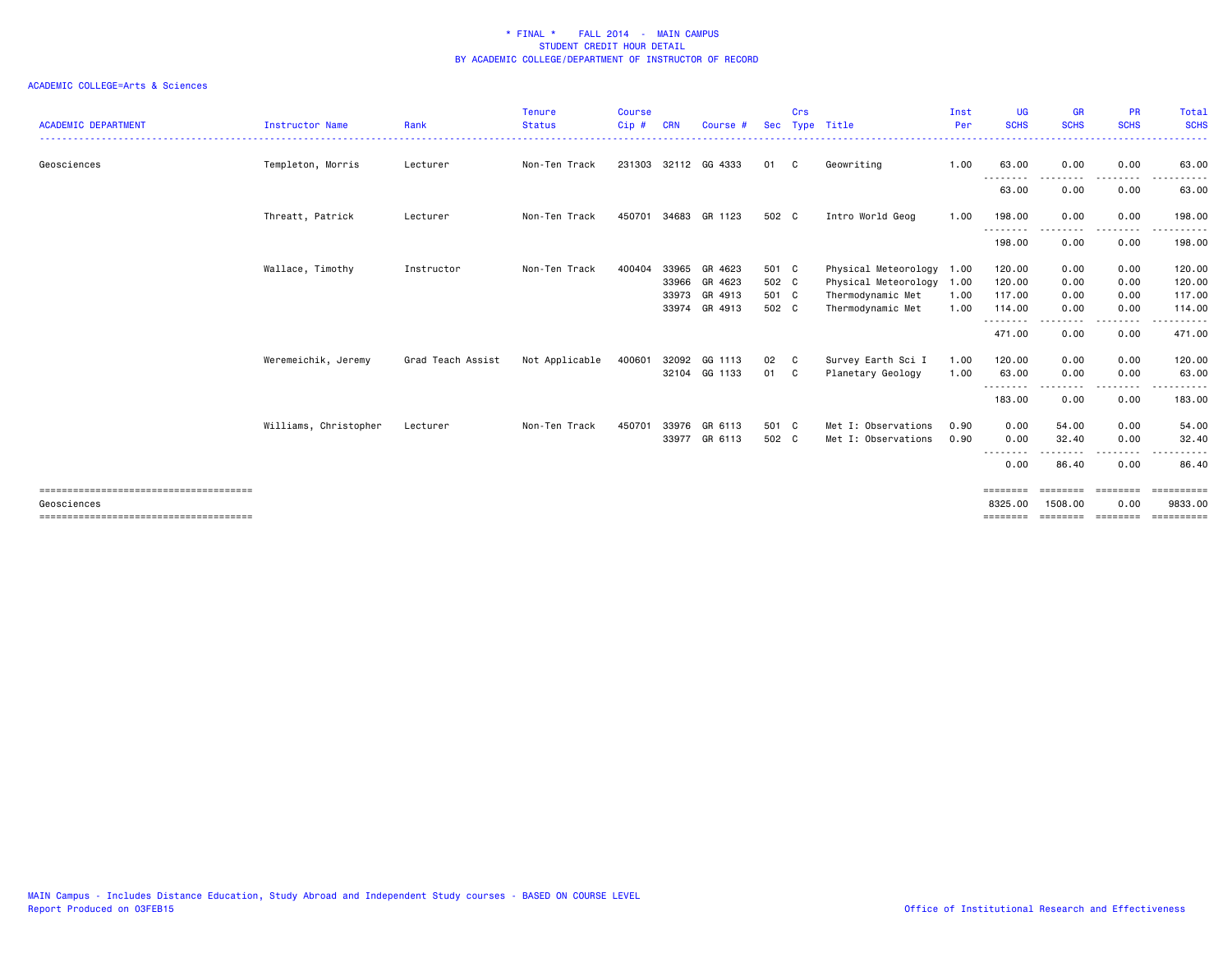\* FINAL \*    FALL 2014  -  MAIN CAMPUS
STUDENT CREDIT HOUR DETAIL
BY ACADEMIC COLLEGE/DEPARTMENT OF INSTRUCTOR OF RECORD

ACADEMIC COLLEGE=Arts & Sciences

| ACADEMIC DEPARTMENT | Instructor Name | Rank | Tenure Status | Course Cip # | CRN | Course # | Sec | Crs Type | Title | Inst Per | UG SCHS | GR SCHS | PR SCHS | Total SCHS |
|---|---|---|---|---|---|---|---|---|---|---|---|---|---|---|
| Geosciences | Templeton, Morris | Lecturer | Non-Ten Track | 231303 | 32112 | GG 4333 | 01 | C | Geowriting | 1.00 | 63.00 | 0.00 | 0.00 | 63.00 |
| | | | | | | | | | | | 63.00 | 0.00 | 0.00 | 63.00 |
| | Threatt, Patrick | Lecturer | Non-Ten Track | 450701 | 34683 | GR 1123 | 502 | C | Intro World Geog | 1.00 | 198.00 | 0.00 | 0.00 | 198.00 |
| | | | | | | | | | | | 198.00 | 0.00 | 0.00 | 198.00 |
| | Wallace, Timothy | Instructor | Non-Ten Track | 400404 | 33965 | GR 4623 | 501 | C | Physical Meteorology | 1.00 | 120.00 | 0.00 | 0.00 | 120.00 |
| | | | | | 33966 | GR 4623 | 502 | C | Physical Meteorology | 1.00 | 120.00 | 0.00 | 0.00 | 120.00 |
| | | | | | 33973 | GR 4913 | 501 | C | Thermodynamic Met | 1.00 | 117.00 | 0.00 | 0.00 | 117.00 |
| | | | | | 33974 | GR 4913 | 502 | C | Thermodynamic Met | 1.00 | 114.00 | 0.00 | 0.00 | 114.00 |
| | | | | | | | | | | | 471.00 | 0.00 | 0.00 | 471.00 |
| | Weremeichik, Jeremy | Grad Teach Assist | Not Applicable | 400601 | 32092 | GG 1113 | 02 | C | Survey Earth Sci I | 1.00 | 120.00 | 0.00 | 0.00 | 120.00 |
| | | | | | 32104 | GG 1133 | 01 | C | Planetary Geology | 1.00 | 63.00 | 0.00 | 0.00 | 63.00 |
| | | | | | | | | | | | 183.00 | 0.00 | 0.00 | 183.00 |
| | Williams, Christopher | Lecturer | Non-Ten Track | 450701 | 33976 | GR 6113 | 501 | C | Met I: Observations | 0.90 | 0.00 | 54.00 | 0.00 | 54.00 |
| | | | | | 33977 | GR 6113 | 502 | C | Met I: Observations | 0.90 | 0.00 | 32.40 | 0.00 | 32.40 |
| | | | | | | | | | | | 0.00 | 86.40 | 0.00 | 86.40 |
| Geosciences | | | | | | | | | | | 8325.00 | 1508.00 | 0.00 | 9833.00 |

MAIN Campus - Includes Distance Education, Study Abroad and Independent Study courses - BASED ON COURSE LEVEL
Report Produced on 03FEB15

Office of Institutional Research and Effectiveness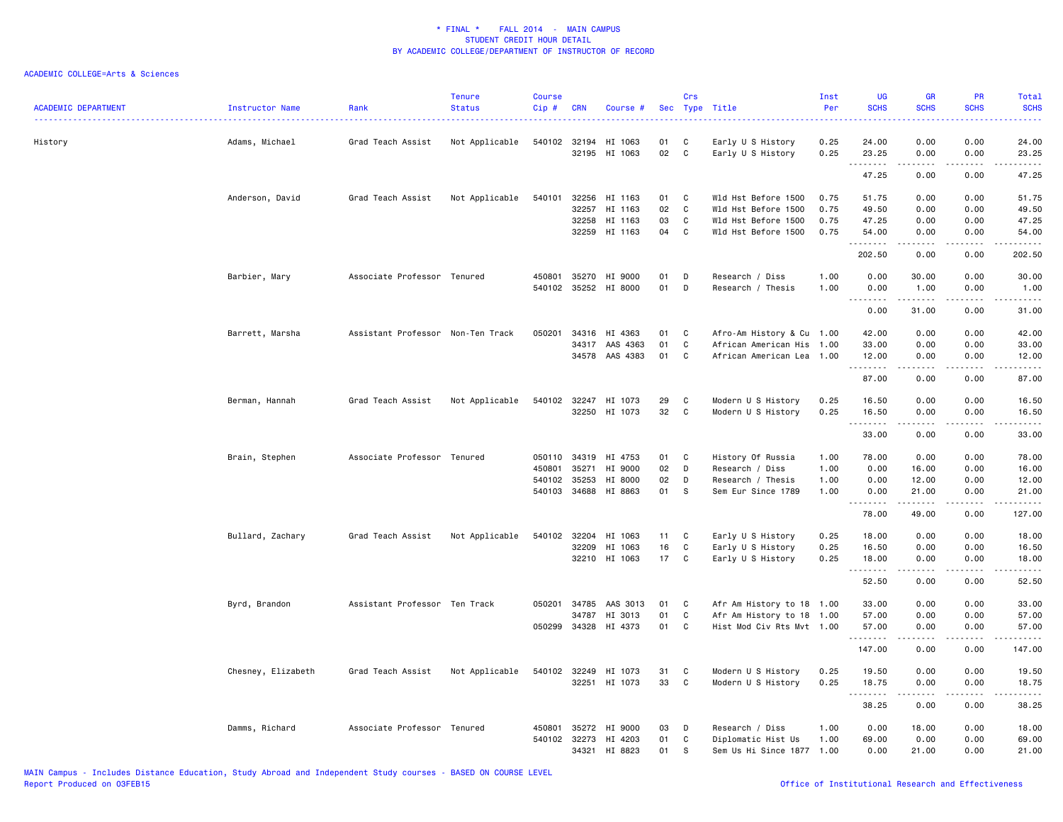\* FINAL \*    FALL 2014  -  MAIN CAMPUS
STUDENT CREDIT HOUR DETAIL
BY ACADEMIC COLLEGE/DEPARTMENT OF INSTRUCTOR OF RECORD

ACADEMIC COLLEGE=Arts & Sciences

| ACADEMIC DEPARTMENT | Instructor Name | Rank | Tenure Status | Course Cip # | CRN | Course # | Sec | Crs Type | Title | Inst Per | UG SCHS | GR SCHS | PR SCHS | Total SCHS |
|---|---|---|---|---|---|---|---|---|---|---|---|---|---|---|
| History | Adams, Michael | Grad Teach Assist | Not Applicable | 540102 | 32194 | HI 1063 | 01 | C | Early U S History | 0.25 | 24.00 | 0.00 | 0.00 | 24.00 |
| | | | | | 32195 | HI 1063 | 02 | C | Early U S History | 0.25 | 23.25 | 0.00 | 0.00 | 23.25 |
| | | | | | | | | | | | 47.25 | 0.00 | 0.00 | 47.25 |
| | Anderson, David | Grad Teach Assist | Not Applicable | 540101 | 32256 | HI 1163 | 01 | C | Wld Hst Before 1500 | 0.75 | 51.75 | 0.00 | 0.00 | 51.75 |
| | | | | | 32257 | HI 1163 | 02 | C | Wld Hst Before 1500 | 0.75 | 49.50 | 0.00 | 0.00 | 49.50 |
| | | | | | 32258 | HI 1163 | 03 | C | Wld Hst Before 1500 | 0.75 | 47.25 | 0.00 | 0.00 | 47.25 |
| | | | | | 32259 | HI 1163 | 04 | C | Wld Hst Before 1500 | 0.75 | 54.00 | 0.00 | 0.00 | 54.00 |
| | | | | | | | | | | | 202.50 | 0.00 | 0.00 | 202.50 |
| | Barbier, Mary | Associate Professor | Tenured | 450801 | 35270 | HI 9000 | 01 | D | Research / Diss | 1.00 | 0.00 | 30.00 | 0.00 | 30.00 |
| | | | | 540102 | 35252 | HI 8000 | 01 | D | Research / Thesis | 1.00 | 0.00 | 1.00 | 0.00 | 1.00 |
| | | | | | | | | | | | 0.00 | 31.00 | 0.00 | 31.00 |
| | Barrett, Marsha | Assistant Professor | Non-Ten Track | 050201 | 34316 | HI 4363 | 01 | C | Afro-Am History & Cu | 1.00 | 42.00 | 0.00 | 0.00 | 42.00 |
| | | | | | 34317 | AAS 4363 | 01 | C | African American His | 1.00 | 33.00 | 0.00 | 0.00 | 33.00 |
| | | | | | 34578 | AAS 4383 | 01 | C | African American Lea | 1.00 | 12.00 | 0.00 | 0.00 | 12.00 |
| | | | | | | | | | | | 87.00 | 0.00 | 0.00 | 87.00 |
| | Berman, Hannah | Grad Teach Assist | Not Applicable | 540102 | 32247 | HI 1073 | 29 | C | Modern U S History | 0.25 | 16.50 | 0.00 | 0.00 | 16.50 |
| | | | | | 32250 | HI 1073 | 32 | C | Modern U S History | 0.25 | 16.50 | 0.00 | 0.00 | 16.50 |
| | | | | | | | | | | | 33.00 | 0.00 | 0.00 | 33.00 |
| | Brain, Stephen | Associate Professor | Tenured | 050110 | 34319 | HI 4753 | 01 | C | History Of Russia | 1.00 | 78.00 | 0.00 | 0.00 | 78.00 |
| | | | | 450801 | 35271 | HI 9000 | 02 | D | Research / Diss | 1.00 | 0.00 | 16.00 | 0.00 | 16.00 |
| | | | | 540102 | 35253 | HI 8000 | 02 | D | Research / Thesis | 1.00 | 0.00 | 12.00 | 0.00 | 12.00 |
| | | | | 540103 | 34688 | HI 8863 | 01 | S | Sem Eur Since 1789 | 1.00 | 0.00 | 21.00 | 0.00 | 21.00 |
| | | | | | | | | | | | 78.00 | 49.00 | 0.00 | 127.00 |
| | Bullard, Zachary | Grad Teach Assist | Not Applicable | 540102 | 32204 | HI 1063 | 11 | C | Early U S History | 0.25 | 18.00 | 0.00 | 0.00 | 18.00 |
| | | | | | 32209 | HI 1063 | 16 | C | Early U S History | 0.25 | 16.50 | 0.00 | 0.00 | 16.50 |
| | | | | | 32210 | HI 1063 | 17 | C | Early U S History | 0.25 | 18.00 | 0.00 | 0.00 | 18.00 |
| | | | | | | | | | | | 52.50 | 0.00 | 0.00 | 52.50 |
| | Byrd, Brandon | Assistant Professor | Ten Track | 050201 | 34785 | AAS 3013 | 01 | C | Afr Am History to 18 | 1.00 | 33.00 | 0.00 | 0.00 | 33.00 |
| | | | | | 34787 | HI 3013 | 01 | C | Afr Am History to 18 | 1.00 | 57.00 | 0.00 | 0.00 | 57.00 |
| | | | | 050299 | 34328 | HI 4373 | 01 | C | Hist Mod Civ Rts Mvt | 1.00 | 57.00 | 0.00 | 0.00 | 57.00 |
| | | | | | | | | | | | 147.00 | 0.00 | 0.00 | 147.00 |
| | Chesney, Elizabeth | Grad Teach Assist | Not Applicable | 540102 | 32249 | HI 1073 | 31 | C | Modern U S History | 0.25 | 19.50 | 0.00 | 0.00 | 19.50 |
| | | | | | 32251 | HI 1073 | 33 | C | Modern U S History | 0.25 | 18.75 | 0.00 | 0.00 | 18.75 |
| | | | | | | | | | | | 38.25 | 0.00 | 0.00 | 38.25 |
| | Damms, Richard | Associate Professor | Tenured | 450801 | 35272 | HI 9000 | 03 | D | Research / Diss | 1.00 | 0.00 | 18.00 | 0.00 | 18.00 |
| | | | | 540102 | 32273 | HI 4203 | 01 | C | Diplomatic Hist Us | 1.00 | 69.00 | 0.00 | 0.00 | 69.00 |
| | | | | | 34321 | HI 8823 | 01 | S | Sem Us Hi Since 1877 | 1.00 | 0.00 | 21.00 | 0.00 | 21.00 |

MAIN Campus - Includes Distance Education, Study Abroad and Independent Study courses - BASED ON COURSE LEVEL
Report Produced on 03FEB15    Office of Institutional Research and Effectiveness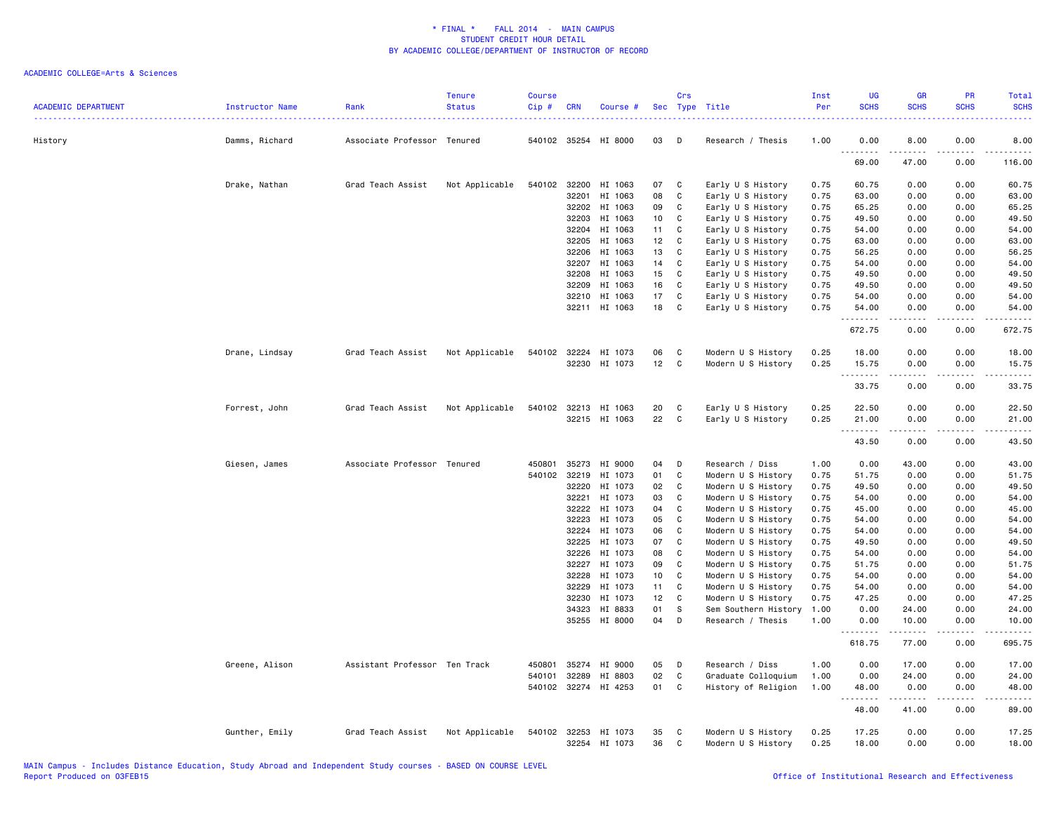\* FINAL \* FALL 2014 - MAIN CAMPUS
STUDENT CREDIT HOUR DETAIL
BY ACADEMIC COLLEGE/DEPARTMENT OF INSTRUCTOR OF RECORD

ACADEMIC COLLEGE=Arts & Sciences

| ACADEMIC DEPARTMENT | Instructor Name | Rank | Tenure Status | Course Cip # | CRN | Course # | Sec | Crs Type | Title | Inst Per | UG SCHS | GR SCHS | PR SCHS | Total SCHS |
|---|---|---|---|---|---|---|---|---|---|---|---|---|---|---|
| History | Damms, Richard | Associate Professor | Tenured | 540102 | 35254 | HI 8000 | 03 | D | Research / Thesis | 1.00 | 0.00 | 8.00 | 0.00 | 8.00 |
| | | | | | | | | | | | 69.00 | 47.00 | 0.00 | 116.00 |
| | Drake, Nathan | Grad Teach Assist | Not Applicable | 540102 | 32200 | HI 1063 | 07 | C | Early U S History | 0.75 | 60.75 | 0.00 | 0.00 | 60.75 |
| | | | | | 32201 | HI 1063 | 08 | C | Early U S History | 0.75 | 63.00 | 0.00 | 0.00 | 63.00 |
| | | | | | 32202 | HI 1063 | 09 | C | Early U S History | 0.75 | 65.25 | 0.00 | 0.00 | 65.25 |
| | | | | | 32203 | HI 1063 | 10 | C | Early U S History | 0.75 | 49.50 | 0.00 | 0.00 | 49.50 |
| | | | | | 32204 | HI 1063 | 11 | C | Early U S History | 0.75 | 54.00 | 0.00 | 0.00 | 54.00 |
| | | | | | 32205 | HI 1063 | 12 | C | Early U S History | 0.75 | 63.00 | 0.00 | 0.00 | 63.00 |
| | | | | | 32206 | HI 1063 | 13 | C | Early U S History | 0.75 | 56.25 | 0.00 | 0.00 | 56.25 |
| | | | | | 32207 | HI 1063 | 14 | C | Early U S History | 0.75 | 54.00 | 0.00 | 0.00 | 54.00 |
| | | | | | 32208 | HI 1063 | 15 | C | Early U S History | 0.75 | 49.50 | 0.00 | 0.00 | 49.50 |
| | | | | | 32209 | HI 1063 | 16 | C | Early U S History | 0.75 | 49.50 | 0.00 | 0.00 | 49.50 |
| | | | | | 32210 | HI 1063 | 17 | C | Early U S History | 0.75 | 54.00 | 0.00 | 0.00 | 54.00 |
| | | | | | 32211 | HI 1063 | 18 | C | Early U S History | 0.75 | 54.00 | 0.00 | 0.00 | 54.00 |
| | | | | | | | | | | | 672.75 | 0.00 | 0.00 | 672.75 |
| | Drane, Lindsay | Grad Teach Assist | Not Applicable | 540102 | 32224 | HI 1073 | 06 | C | Modern U S History | 0.25 | 18.00 | 0.00 | 0.00 | 18.00 |
| | | | | | 32230 | HI 1073 | 12 | C | Modern U S History | 0.25 | 15.75 | 0.00 | 0.00 | 15.75 |
| | | | | | | | | | | | 33.75 | 0.00 | 0.00 | 33.75 |
| | Forrest, John | Grad Teach Assist | Not Applicable | 540102 | 32213 | HI 1063 | 20 | C | Early U S History | 0.25 | 22.50 | 0.00 | 0.00 | 22.50 |
| | | | | | 32215 | HI 1063 | 22 | C | Early U S History | 0.25 | 21.00 | 0.00 | 0.00 | 21.00 |
| | | | | | | | | | | | 43.50 | 0.00 | 0.00 | 43.50 |
| | Giesen, James | Associate Professor | Tenured | 450801 | 35273 | HI 9000 | 04 | D | Research / Diss | 1.00 | 0.00 | 43.00 | 0.00 | 43.00 |
| | | | | 540102 | 32219 | HI 1073 | 01 | C | Modern U S History | 0.75 | 51.75 | 0.00 | 0.00 | 51.75 |
| | | | | | 32220 | HI 1073 | 02 | C | Modern U S History | 0.75 | 49.50 | 0.00 | 0.00 | 49.50 |
| | | | | | 32221 | HI 1073 | 03 | C | Modern U S History | 0.75 | 54.00 | 0.00 | 0.00 | 54.00 |
| | | | | | 32222 | HI 1073 | 04 | C | Modern U S History | 0.75 | 45.00 | 0.00 | 0.00 | 45.00 |
| | | | | | 32223 | HI 1073 | 05 | C | Modern U S History | 0.75 | 54.00 | 0.00 | 0.00 | 54.00 |
| | | | | | 32224 | HI 1073 | 06 | C | Modern U S History | 0.75 | 54.00 | 0.00 | 0.00 | 54.00 |
| | | | | | 32225 | HI 1073 | 07 | C | Modern U S History | 0.75 | 49.50 | 0.00 | 0.00 | 49.50 |
| | | | | | 32226 | HI 1073 | 08 | C | Modern U S History | 0.75 | 54.00 | 0.00 | 0.00 | 54.00 |
| | | | | | 32227 | HI 1073 | 09 | C | Modern U S History | 0.75 | 51.75 | 0.00 | 0.00 | 51.75 |
| | | | | | 32228 | HI 1073 | 10 | C | Modern U S History | 0.75 | 54.00 | 0.00 | 0.00 | 54.00 |
| | | | | | 32229 | HI 1073 | 11 | C | Modern U S History | 0.75 | 54.00 | 0.00 | 0.00 | 54.00 |
| | | | | | 32230 | HI 1073 | 12 | C | Modern U S History | 0.75 | 47.25 | 0.00 | 0.00 | 47.25 |
| | | | | | 34323 | HI 8833 | 01 | S | Sem Southern History | 1.00 | 0.00 | 24.00 | 0.00 | 24.00 |
| | | | | | 35255 | HI 8000 | 04 | D | Research / Thesis | 1.00 | 0.00 | 10.00 | 0.00 | 10.00 |
| | | | | | | | | | | | 618.75 | 77.00 | 0.00 | 695.75 |
| | Greene, Alison | Assistant Professor | Ten Track | 450801 | 35274 | HI 9000 | 05 | D | Research / Diss | 1.00 | 0.00 | 17.00 | 0.00 | 17.00 |
| | | | | 540101 | 32289 | HI 8803 | 02 | C | Graduate Colloquium | 1.00 | 0.00 | 24.00 | 0.00 | 24.00 |
| | | | | 540102 | 32274 | HI 4253 | 01 | C | History of Religion | 1.00 | 48.00 | 0.00 | 0.00 | 48.00 |
| | | | | | | | | | | | 48.00 | 41.00 | 0.00 | 89.00 |
| | Gunther, Emily | Grad Teach Assist | Not Applicable | 540102 | 32253 | HI 1073 | 35 | C | Modern U S History | 0.25 | 17.25 | 0.00 | 0.00 | 17.25 |
| | | | | | 32254 | HI 1073 | 36 | C | Modern U S History | 0.25 | 18.00 | 0.00 | 0.00 | 18.00 |

MAIN Campus - Includes Distance Education, Study Abroad and Independent Study courses - BASED ON COURSE LEVEL
Report Produced on 03FEB15 Office of Institutional Research and Effectiveness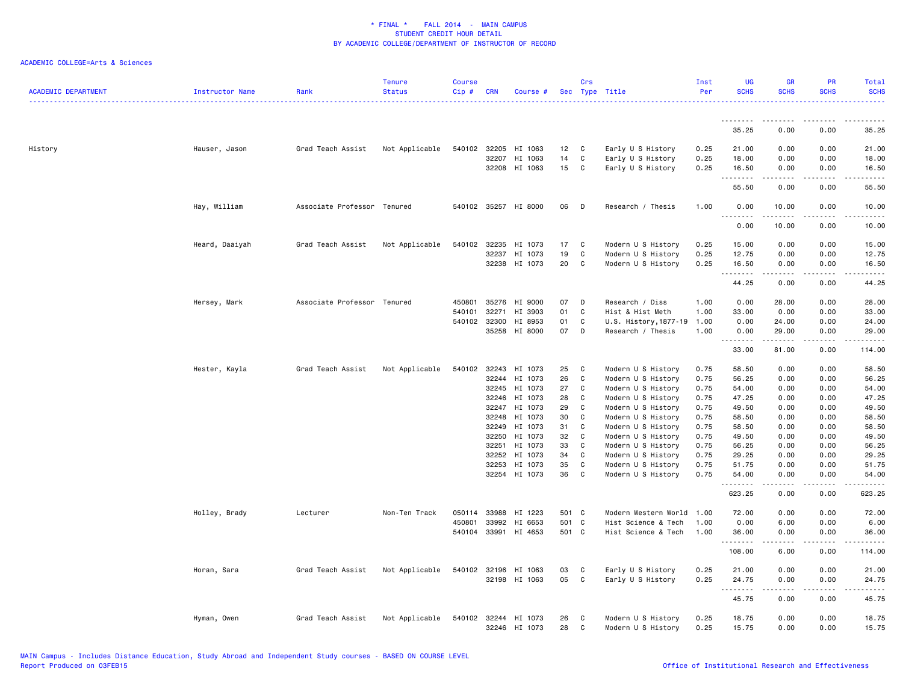\* FINAL \*    FALL 2014  -  MAIN CAMPUS
STUDENT CREDIT HOUR DETAIL
BY ACADEMIC COLLEGE/DEPARTMENT OF INSTRUCTOR OF RECORD

ACADEMIC COLLEGE=Arts & Sciences

| ACADEMIC DEPARTMENT | Instructor Name | Rank | Tenure Status | Course Cip # | CRN | Course # | Sec | Crs Type | Title | Inst Per | UG SCHS | GR SCHS | PR SCHS | Total SCHS |
|---|---|---|---|---|---|---|---|---|---|---|---|---|---|---|
| | | | | | | | | | | | 35.25 | 0.00 | 0.00 | 35.25 |
| History | Hauser, Jason | Grad Teach Assist | Not Applicable | 540102 | 32205 | HI 1063 | 12 | C | Early U S History | 0.25 | 21.00 | 0.00 | 0.00 | 21.00 |
| | | | | | 32207 | HI 1063 | 14 | C | Early U S History | 0.25 | 18.00 | 0.00 | 0.00 | 18.00 |
| | | | | | 32208 | HI 1063 | 15 | C | Early U S History | 0.25 | 16.50 | 0.00 | 0.00 | 16.50 |
| | | | | | | | | | | | 55.50 | 0.00 | 0.00 | 55.50 |
| | Hay, William | Associate Professor | Tenured | 540102 | 35257 | HI 8000 | 06 | D | Research / Thesis | 1.00 | 0.00 | 10.00 | 0.00 | 10.00 |
| | | | | | | | | | | | 0.00 | 10.00 | 0.00 | 10.00 |
| | Heard, Daaiyah | Grad Teach Assist | Not Applicable | 540102 | 32235 | HI 1073 | 17 | C | Modern U S History | 0.25 | 15.00 | 0.00 | 0.00 | 15.00 |
| | | | | | 32237 | HI 1073 | 19 | C | Modern U S History | 0.25 | 12.75 | 0.00 | 0.00 | 12.75 |
| | | | | | 32238 | HI 1073 | 20 | C | Modern U S History | 0.25 | 16.50 | 0.00 | 0.00 | 16.50 |
| | | | | | | | | | | | 44.25 | 0.00 | 0.00 | 44.25 |
| | Hersey, Mark | Associate Professor | Tenured | 450801 | 35276 | HI 9000 | 07 | D | Research / Diss | 1.00 | 0.00 | 28.00 | 0.00 | 28.00 |
| | | | | 540101 | 32271 | HI 3903 | 01 | C | Hist & Hist Meth | 1.00 | 33.00 | 0.00 | 0.00 | 33.00 |
| | | | | 540102 | 32300 | HI 8953 | 01 | C | U.S. History,1877-19 | 1.00 | 0.00 | 24.00 | 0.00 | 24.00 |
| | | | | | 35258 | HI 8000 | 07 | D | Research / Thesis | 1.00 | 0.00 | 29.00 | 0.00 | 29.00 |
| | | | | | | | | | | | 33.00 | 81.00 | 0.00 | 114.00 |
| | Hester, Kayla | Grad Teach Assist | Not Applicable | 540102 | 32243 | HI 1073 | 25 | C | Modern U S History | 0.75 | 58.50 | 0.00 | 0.00 | 58.50 |
| | | | | | 32244 | HI 1073 | 26 | C | Modern U S History | 0.75 | 56.25 | 0.00 | 0.00 | 56.25 |
| | | | | | 32245 | HI 1073 | 27 | C | Modern U S History | 0.75 | 54.00 | 0.00 | 0.00 | 54.00 |
| | | | | | 32246 | HI 1073 | 28 | C | Modern U S History | 0.75 | 47.25 | 0.00 | 0.00 | 47.25 |
| | | | | | 32247 | HI 1073 | 29 | C | Modern U S History | 0.75 | 49.50 | 0.00 | 0.00 | 49.50 |
| | | | | | 32248 | HI 1073 | 30 | C | Modern U S History | 0.75 | 58.50 | 0.00 | 0.00 | 58.50 |
| | | | | | 32249 | HI 1073 | 31 | C | Modern U S History | 0.75 | 58.50 | 0.00 | 0.00 | 58.50 |
| | | | | | 32250 | HI 1073 | 32 | C | Modern U S History | 0.75 | 49.50 | 0.00 | 0.00 | 49.50 |
| | | | | | 32251 | HI 1073 | 33 | C | Modern U S History | 0.75 | 56.25 | 0.00 | 0.00 | 56.25 |
| | | | | | 32252 | HI 1073 | 34 | C | Modern U S History | 0.75 | 29.25 | 0.00 | 0.00 | 29.25 |
| | | | | | 32253 | HI 1073 | 35 | C | Modern U S History | 0.75 | 51.75 | 0.00 | 0.00 | 51.75 |
| | | | | | 32254 | HI 1073 | 36 | C | Modern U S History | 0.75 | 54.00 | 0.00 | 0.00 | 54.00 |
| | | | | | | | | | | | 623.25 | 0.00 | 0.00 | 623.25 |
| | Holley, Brady | Lecturer | Non-Ten Track | 050114 | 33988 | HI 1223 | 501 | C | Modern Western World | 1.00 | 72.00 | 0.00 | 0.00 | 72.00 |
| | | | | 450801 | 33992 | HI 6653 | 501 | C | Hist Science & Tech | 1.00 | 0.00 | 6.00 | 0.00 | 6.00 |
| | | | | 540104 | 33991 | HI 4653 | 501 | C | Hist Science & Tech | 1.00 | 36.00 | 0.00 | 0.00 | 36.00 |
| | | | | | | | | | | | 108.00 | 6.00 | 0.00 | 114.00 |
| | Horan, Sara | Grad Teach Assist | Not Applicable | 540102 | 32196 | HI 1063 | 03 | C | Early U S History | 0.25 | 21.00 | 0.00 | 0.00 | 21.00 |
| | | | | | 32198 | HI 1063 | 05 | C | Early U S History | 0.25 | 24.75 | 0.00 | 0.00 | 24.75 |
| | | | | | | | | | | | 45.75 | 0.00 | 0.00 | 45.75 |
| | Hyman, Owen | Grad Teach Assist | Not Applicable | 540102 | 32244 | HI 1073 | 26 | C | Modern U S History | 0.25 | 18.75 | 0.00 | 0.00 | 18.75 |
| | | | | | 32246 | HI 1073 | 28 | C | Modern U S History | 0.25 | 15.75 | 0.00 | 0.00 | 15.75 |

MAIN Campus - Includes Distance Education, Study Abroad and Independent Study courses - BASED ON COURSE LEVEL
Report Produced on 03FEB15                                                                                   Office of Institutional Research and Effectiveness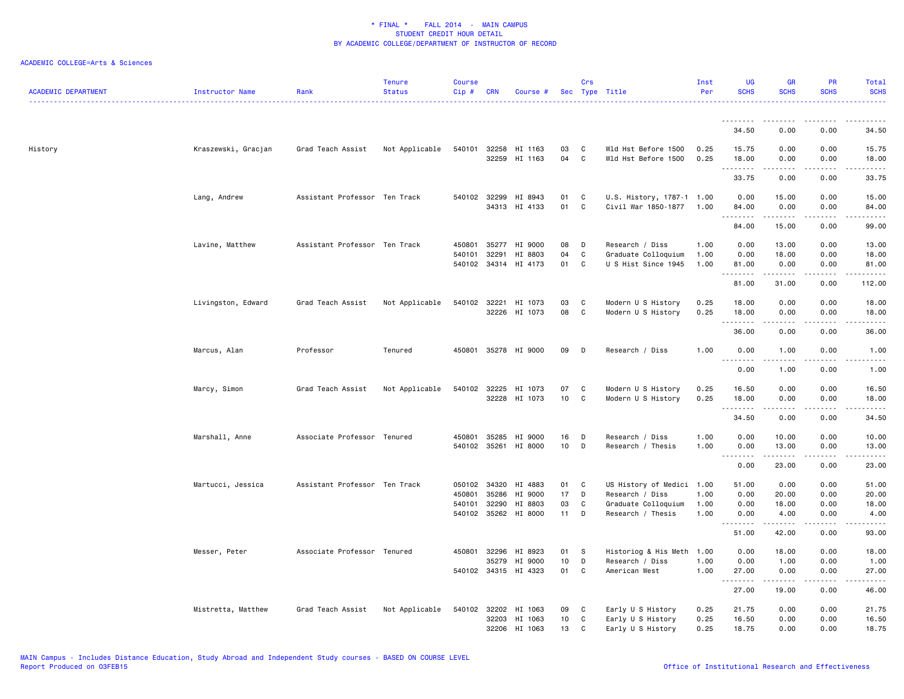\* FINAL \*    FALL 2014  -  MAIN CAMPUS
STUDENT CREDIT HOUR DETAIL
BY ACADEMIC COLLEGE/DEPARTMENT OF INSTRUCTOR OF RECORD

ACADEMIC COLLEGE=Arts & Sciences

| ACADEMIC DEPARTMENT | Instructor Name | Rank | Tenure Status | Course Cip # | CRN | Course # | Sec | Crs Type | Title | Inst Per | UG SCHS | GR SCHS | PR SCHS | Total SCHS |
|---|---|---|---|---|---|---|---|---|---|---|---|---|---|---|
| | | | | | | | | | | | 34.50 | 0.00 | 0.00 | 34.50 |
| History | Kraszewski, Gracjan | Grad Teach Assist | Not Applicable | 540101 | 32258 | HI 1163 | 03 | C | Wld Hst Before 1500 | 0.25 | 15.75 | 0.00 | 0.00 | 15.75 |
| | | | | | 32259 | HI 1163 | 04 | C | Wld Hst Before 1500 | 0.25 | 18.00 | 0.00 | 0.00 | 18.00 |
| | | | | | | | | | | | 33.75 | 0.00 | 0.00 | 33.75 |
| | Lang, Andrew | Assistant Professor | Ten Track | 540102 | 32299 | HI 8943 | 01 | C | U.S. History, 1787-1 | 1.00 | 0.00 | 15.00 | 0.00 | 15.00 |
| | | | | | 34313 | HI 4133 | 01 | C | Civil War 1850-1877 | 1.00 | 84.00 | 0.00 | 0.00 | 84.00 |
| | | | | | | | | | | | 84.00 | 15.00 | 0.00 | 99.00 |
| | Lavine, Matthew | Assistant Professor | Ten Track | 450801 | 35277 | HI 9000 | 08 | D | Research / Diss | 1.00 | 0.00 | 13.00 | 0.00 | 13.00 |
| | | | | 540101 | 32291 | HI 8803 | 04 | C | Graduate Colloquium | 1.00 | 0.00 | 18.00 | 0.00 | 18.00 |
| | | | | 540102 | 34314 | HI 4173 | 01 | C | U S Hist Since 1945 | 1.00 | 81.00 | 0.00 | 0.00 | 81.00 |
| | | | | | | | | | | | 81.00 | 31.00 | 0.00 | 112.00 |
| | Livingston, Edward | Grad Teach Assist | Not Applicable | 540102 | 32221 | HI 1073 | 03 | C | Modern U S History | 0.25 | 18.00 | 0.00 | 0.00 | 18.00 |
| | | | | | 32226 | HI 1073 | 08 | C | Modern U S History | 0.25 | 18.00 | 0.00 | 0.00 | 18.00 |
| | | | | | | | | | | | 36.00 | 0.00 | 0.00 | 36.00 |
| | Marcus, Alan | Professor | Tenured | 450801 | 35278 | HI 9000 | 09 | D | Research / Diss | 1.00 | 0.00 | 1.00 | 0.00 | 1.00 |
| | | | | | | | | | | | 0.00 | 1.00 | 0.00 | 1.00 |
| | Marcy, Simon | Grad Teach Assist | Not Applicable | 540102 | 32225 | HI 1073 | 07 | C | Modern U S History | 0.25 | 16.50 | 0.00 | 0.00 | 16.50 |
| | | | | | 32228 | HI 1073 | 10 | C | Modern U S History | 0.25 | 18.00 | 0.00 | 0.00 | 18.00 |
| | | | | | | | | | | | 34.50 | 0.00 | 0.00 | 34.50 |
| | Marshall, Anne | Associate Professor | Tenured | 450801 | 35285 | HI 9000 | 16 | D | Research / Diss | 1.00 | 0.00 | 10.00 | 0.00 | 10.00 |
| | | | | 540102 | 35261 | HI 8000 | 10 | D | Research / Thesis | 1.00 | 0.00 | 13.00 | 0.00 | 13.00 |
| | | | | | | | | | | | 0.00 | 23.00 | 0.00 | 23.00 |
| | Martucci, Jessica | Assistant Professor | Ten Track | 050102 | 34320 | HI 4883 | 01 | C | US History of Medici | 1.00 | 51.00 | 0.00 | 0.00 | 51.00 |
| | | | | 450801 | 35286 | HI 9000 | 17 | D | Research / Diss | 1.00 | 0.00 | 20.00 | 0.00 | 20.00 |
| | | | | 540101 | 32290 | HI 8803 | 03 | C | Graduate Colloquium | 1.00 | 0.00 | 18.00 | 0.00 | 18.00 |
| | | | | 540102 | 35262 | HI 8000 | 11 | D | Research / Thesis | 1.00 | 0.00 | 4.00 | 0.00 | 4.00 |
| | | | | | | | | | | | 51.00 | 42.00 | 0.00 | 93.00 |
| | Messer, Peter | Associate Professor | Tenured | 450801 | 32296 | HI 8923 | 01 | S | Historiog & His Meth | 1.00 | 0.00 | 18.00 | 0.00 | 18.00 |
| | | | | | 35279 | HI 9000 | 10 | D | Research / Diss | 1.00 | 0.00 | 1.00 | 0.00 | 1.00 |
| | | | | 540102 | 34315 | HI 4323 | 01 | C | American West | 1.00 | 27.00 | 0.00 | 0.00 | 27.00 |
| | | | | | | | | | | | 27.00 | 19.00 | 0.00 | 46.00 |
| | Mistretta, Matthew | Grad Teach Assist | Not Applicable | 540102 | 32202 | HI 1063 | 09 | C | Early U S History | 0.25 | 21.75 | 0.00 | 0.00 | 21.75 |
| | | | | | 32203 | HI 1063 | 10 | C | Early U S History | 0.25 | 16.50 | 0.00 | 0.00 | 16.50 |
| | | | | | 32206 | HI 1063 | 13 | C | Early U S History | 0.25 | 18.75 | 0.00 | 0.00 | 18.75 |

MAIN Campus - Includes Distance Education, Study Abroad and Independent Study courses - BASED ON COURSE LEVEL
Report Produced on 03FEB15 | Office of Institutional Research and Effectiveness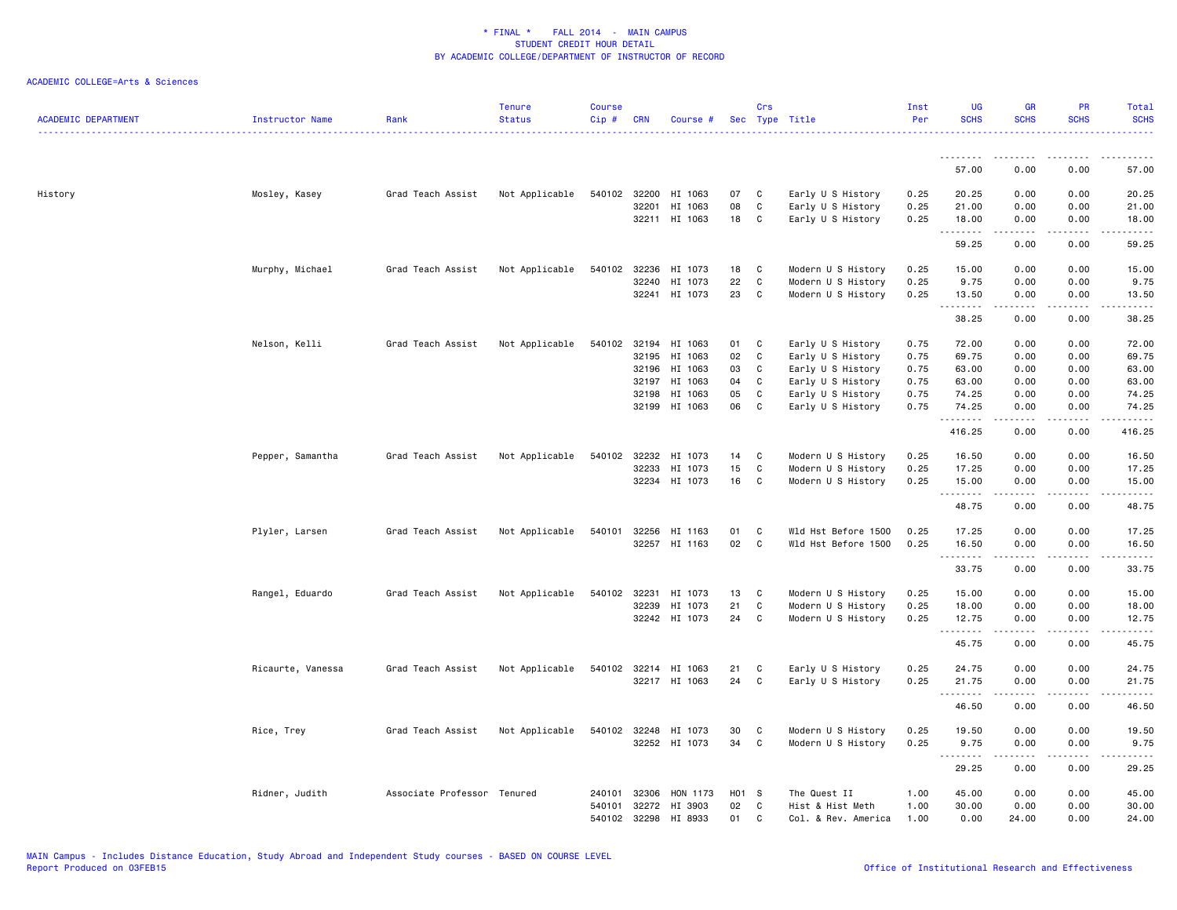* FINAL * FALL 2014 - MAIN CAMPUS
STUDENT CREDIT HOUR DETAIL
BY ACADEMIC COLLEGE/DEPARTMENT OF INSTRUCTOR OF RECORD

ACADEMIC COLLEGE=Arts & Sciences

| ACADEMIC DEPARTMENT | Instructor Name | Rank | Tenure Status | Course Cip # | CRN | Course # | Sec | Crs Type | Title | Inst Per | UG SCHS | GR SCHS | PR SCHS | Total SCHS |
|---|---|---|---|---|---|---|---|---|---|---|---|---|---|---|
| | | | | | | | | | | | 57.00 | 0.00 | 0.00 | 57.00 |
| History | Mosley, Kasey | Grad Teach Assist | Not Applicable | 540102 | 32200 | HI 1063 | 07 | C | Early U S History | 0.25 | 20.25 | 0.00 | 0.00 | 20.25 |
| | | | | | 32201 | HI 1063 | 08 | C | Early U S History | 0.25 | 21.00 | 0.00 | 0.00 | 21.00 |
| | | | | | 32211 | HI 1063 | 18 | C | Early U S History | 0.25 | 18.00 | 0.00 | 0.00 | 18.00 |
| | | | | | | | | | | | 59.25 | 0.00 | 0.00 | 59.25 |
| | Murphy, Michael | Grad Teach Assist | Not Applicable | 540102 | 32236 | HI 1073 | 18 | C | Modern U S History | 0.25 | 15.00 | 0.00 | 0.00 | 15.00 |
| | | | | | 32240 | HI 1073 | 22 | C | Modern U S History | 0.25 | 9.75 | 0.00 | 0.00 | 9.75 |
| | | | | | 32241 | HI 1073 | 23 | C | Modern U S History | 0.25 | 13.50 | 0.00 | 0.00 | 13.50 |
| | | | | | | | | | | | 38.25 | 0.00 | 0.00 | 38.25 |
| | Nelson, Kelli | Grad Teach Assist | Not Applicable | 540102 | 32194 | HI 1063 | 01 | C | Early U S History | 0.75 | 72.00 | 0.00 | 0.00 | 72.00 |
| | | | | | 32195 | HI 1063 | 02 | C | Early U S History | 0.75 | 69.75 | 0.00 | 0.00 | 69.75 |
| | | | | | 32196 | HI 1063 | 03 | C | Early U S History | 0.75 | 63.00 | 0.00 | 0.00 | 63.00 |
| | | | | | 32197 | HI 1063 | 04 | C | Early U S History | 0.75 | 63.00 | 0.00 | 0.00 | 63.00 |
| | | | | | 32198 | HI 1063 | 05 | C | Early U S History | 0.75 | 74.25 | 0.00 | 0.00 | 74.25 |
| | | | | | 32199 | HI 1063 | 06 | C | Early U S History | 0.75 | 74.25 | 0.00 | 0.00 | 74.25 |
| | | | | | | | | | | | 416.25 | 0.00 | 0.00 | 416.25 |
| | Pepper, Samantha | Grad Teach Assist | Not Applicable | 540102 | 32232 | HI 1073 | 14 | C | Modern U S History | 0.25 | 16.50 | 0.00 | 0.00 | 16.50 |
| | | | | | 32233 | HI 1073 | 15 | C | Modern U S History | 0.25 | 17.25 | 0.00 | 0.00 | 17.25 |
| | | | | | 32234 | HI 1073 | 16 | C | Modern U S History | 0.25 | 15.00 | 0.00 | 0.00 | 15.00 |
| | | | | | | | | | | | 48.75 | 0.00 | 0.00 | 48.75 |
| | Plyler, Larsen | Grad Teach Assist | Not Applicable | 540101 | 32256 | HI 1163 | 01 | C | Wld Hst Before 1500 | 0.25 | 17.25 | 0.00 | 0.00 | 17.25 |
| | | | | | 32257 | HI 1163 | 02 | C | Wld Hst Before 1500 | 0.25 | 16.50 | 0.00 | 0.00 | 16.50 |
| | | | | | | | | | | | 33.75 | 0.00 | 0.00 | 33.75 |
| | Rangel, Eduardo | Grad Teach Assist | Not Applicable | 540102 | 32231 | HI 1073 | 13 | C | Modern U S History | 0.25 | 15.00 | 0.00 | 0.00 | 15.00 |
| | | | | | 32239 | HI 1073 | 21 | C | Modern U S History | 0.25 | 18.00 | 0.00 | 0.00 | 18.00 |
| | | | | | 32242 | HI 1073 | 24 | C | Modern U S History | 0.25 | 12.75 | 0.00 | 0.00 | 12.75 |
| | | | | | | | | | | | 45.75 | 0.00 | 0.00 | 45.75 |
| | Ricaurte, Vanessa | Grad Teach Assist | Not Applicable | 540102 | 32214 | HI 1063 | 21 | C | Early U S History | 0.25 | 24.75 | 0.00 | 0.00 | 24.75 |
| | | | | | 32217 | HI 1063 | 24 | C | Early U S History | 0.25 | 21.75 | 0.00 | 0.00 | 21.75 |
| | | | | | | | | | | | 46.50 | 0.00 | 0.00 | 46.50 |
| | Rice, Trey | Grad Teach Assist | Not Applicable | 540102 | 32248 | HI 1073 | 30 | C | Modern U S History | 0.25 | 19.50 | 0.00 | 0.00 | 19.50 |
| | | | | | 32252 | HI 1073 | 34 | C | Modern U S History | 0.25 | 9.75 | 0.00 | 0.00 | 9.75 |
| | | | | | | | | | | | 29.25 | 0.00 | 0.00 | 29.25 |
| | Ridner, Judith | Associate Professor | Tenured | 240101 | 32306 | HON 1173 | H01 | S | The Quest II | 1.00 | 45.00 | 0.00 | 0.00 | 45.00 |
| | | | | 540101 | 32272 | HI 3903 | 02 | C | Hist & Hist Meth | 1.00 | 30.00 | 0.00 | 0.00 | 30.00 |
| | | | | 540102 | 32298 | HI 8933 | 01 | C | Col. & Rev. America | 1.00 | 0.00 | 24.00 | 0.00 | 24.00 |

MAIN Campus - Includes Distance Education, Study Abroad and Independent Study courses - BASED ON COURSE LEVEL
Report Produced on 03FEB15 Office of Institutional Research and Effectiveness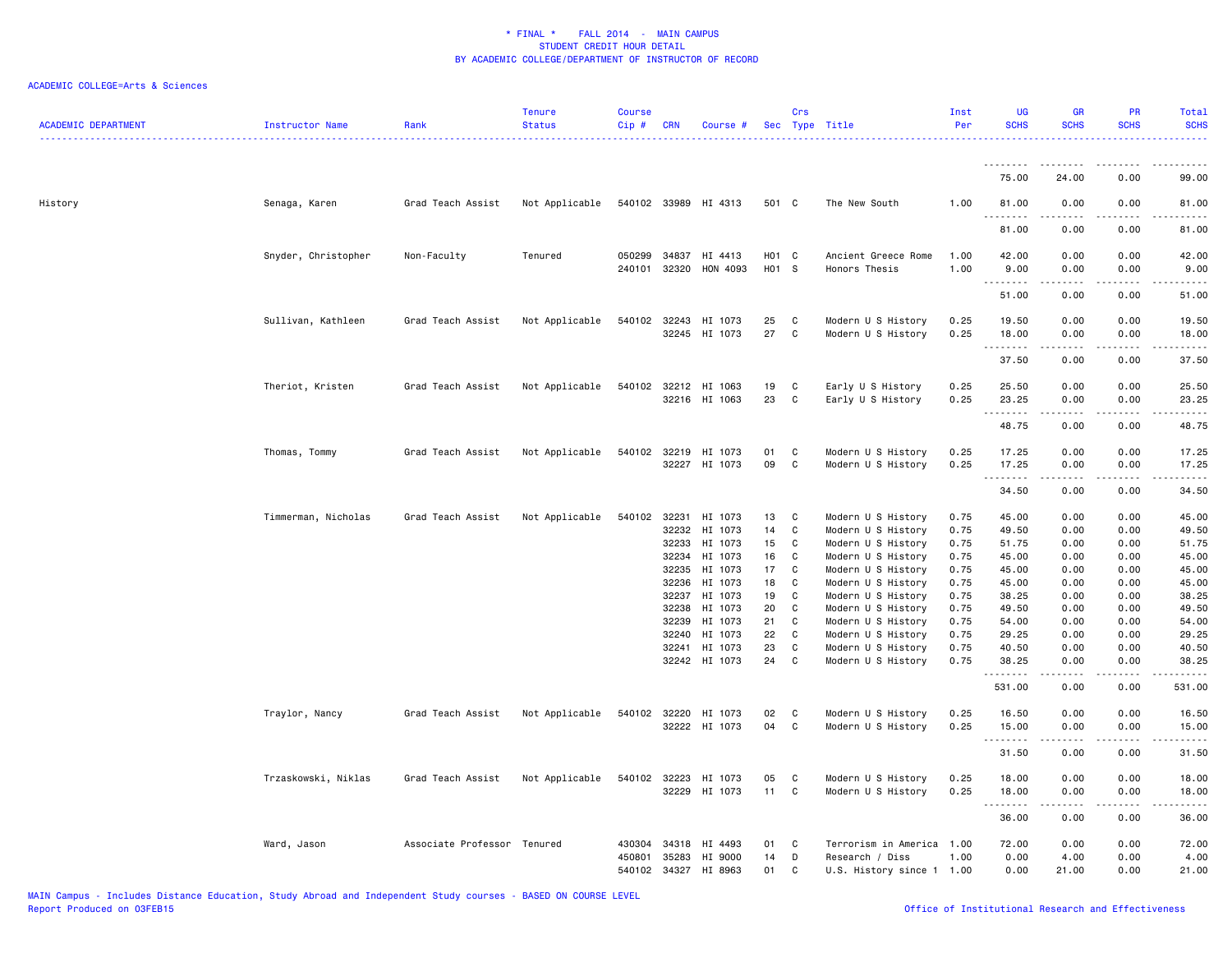# * FINAL * FALL 2014 - MAIN CAMPUS
## STUDENT CREDIT HOUR DETAIL
## BY ACADEMIC COLLEGE/DEPARTMENT OF INSTRUCTOR OF RECORD

ACADEMIC COLLEGE=Arts & Sciences

| ACADEMIC DEPARTMENT | Instructor Name | Rank | Tenure Status | Course Cip # | CRN | Course # | Sec | Crs Type | Title | Inst Per | UG SCHS | GR SCHS | PR SCHS | Total SCHS |
|---|---|---|---|---|---|---|---|---|---|---|---|---|---|---|
| | | | | | | | | | | | 75.00 | 24.00 | 0.00 | 99.00 |
| History | Senaga, Karen | Grad Teach Assist | Not Applicable | 540102 | 33989 | HI 4313 | 501 | C | The New South | 1.00 | 81.00 | 0.00 | 0.00 | 81.00 |
| | | | | | | | | | | | 81.00 | 0.00 | 0.00 | 81.00 |
| | Snyder, Christopher | Non-Faculty | Tenured | 050299 | 34837 | HI 4413 | H01 | C | Ancient Greece Rome | 1.00 | 42.00 | 0.00 | 0.00 | 42.00 |
| | | | | 240101 | 32320 | HON 4093 | H01 | S | Honors Thesis | 1.00 | 9.00 | 0.00 | 0.00 | 9.00 |
| | | | | | | | | | | | 51.00 | 0.00 | 0.00 | 51.00 |
| | Sullivan, Kathleen | Grad Teach Assist | Not Applicable | 540102 | 32243 | HI 1073 | 25 | C | Modern U S History | 0.25 | 19.50 | 0.00 | 0.00 | 19.50 |
| | | | | | 32245 | HI 1073 | 27 | C | Modern U S History | 0.25 | 18.00 | 0.00 | 0.00 | 18.00 |
| | | | | | | | | | | | 37.50 | 0.00 | 0.00 | 37.50 |
| | Theriot, Kristen | Grad Teach Assist | Not Applicable | 540102 | 32212 | HI 1063 | 19 | C | Early U S History | 0.25 | 25.50 | 0.00 | 0.00 | 25.50 |
| | | | | | 32216 | HI 1063 | 23 | C | Early U S History | 0.25 | 23.25 | 0.00 | 0.00 | 23.25 |
| | | | | | | | | | | | 48.75 | 0.00 | 0.00 | 48.75 |
| | Thomas, Tommy | Grad Teach Assist | Not Applicable | 540102 | 32219 | HI 1073 | 01 | C | Modern U S History | 0.25 | 17.25 | 0.00 | 0.00 | 17.25 |
| | | | | | 32227 | HI 1073 | 09 | C | Modern U S History | 0.25 | 17.25 | 0.00 | 0.00 | 17.25 |
| | | | | | | | | | | | 34.50 | 0.00 | 0.00 | 34.50 |
| | Timmerman, Nicholas | Grad Teach Assist | Not Applicable | 540102 | 32231 | HI 1073 | 13 | C | Modern U S History | 0.75 | 45.00 | 0.00 | 0.00 | 45.00 |
| | | | | | 32232 | HI 1073 | 14 | C | Modern U S History | 0.75 | 49.50 | 0.00 | 0.00 | 49.50 |
| | | | | | 32233 | HI 1073 | 15 | C | Modern U S History | 0.75 | 51.75 | 0.00 | 0.00 | 51.75 |
| | | | | | 32234 | HI 1073 | 16 | C | Modern U S History | 0.75 | 45.00 | 0.00 | 0.00 | 45.00 |
| | | | | | 32235 | HI 1073 | 17 | C | Modern U S History | 0.75 | 45.00 | 0.00 | 0.00 | 45.00 |
| | | | | | 32236 | HI 1073 | 18 | C | Modern U S History | 0.75 | 45.00 | 0.00 | 0.00 | 45.00 |
| | | | | | 32237 | HI 1073 | 19 | C | Modern U S History | 0.75 | 38.25 | 0.00 | 0.00 | 38.25 |
| | | | | | 32238 | HI 1073 | 20 | C | Modern U S History | 0.75 | 49.50 | 0.00 | 0.00 | 49.50 |
| | | | | | 32239 | HI 1073 | 21 | C | Modern U S History | 0.75 | 54.00 | 0.00 | 0.00 | 54.00 |
| | | | | | 32240 | HI 1073 | 22 | C | Modern U S History | 0.75 | 29.25 | 0.00 | 0.00 | 29.25 |
| | | | | | 32241 | HI 1073 | 23 | C | Modern U S History | 0.75 | 40.50 | 0.00 | 0.00 | 40.50 |
| | | | | | 32242 | HI 1073 | 24 | C | Modern U S History | 0.75 | 38.25 | 0.00 | 0.00 | 38.25 |
| | | | | | | | | | | | 531.00 | 0.00 | 0.00 | 531.00 |
| | Traylor, Nancy | Grad Teach Assist | Not Applicable | 540102 | 32220 | HI 1073 | 02 | C | Modern U S History | 0.25 | 16.50 | 0.00 | 0.00 | 16.50 |
| | | | | | 32222 | HI 1073 | 04 | C | Modern U S History | 0.25 | 15.00 | 0.00 | 0.00 | 15.00 |
| | | | | | | | | | | | 31.50 | 0.00 | 0.00 | 31.50 |
| | Trzaskowski, Niklas | Grad Teach Assist | Not Applicable | 540102 | 32223 | HI 1073 | 05 | C | Modern U S History | 0.25 | 18.00 | 0.00 | 0.00 | 18.00 |
| | | | | | 32229 | HI 1073 | 11 | C | Modern U S History | 0.25 | 18.00 | 0.00 | 0.00 | 18.00 |
| | | | | | | | | | | | 36.00 | 0.00 | 0.00 | 36.00 |
| | Ward, Jason | Associate Professor | Tenured | 430304 | 34318 | HI 4493 | 01 | C | Terrorism in America | 1.00 | 72.00 | 0.00 | 0.00 | 72.00 |
| | | | | 450801 | 35283 | HI 9000 | 14 | D | Research / Diss | 1.00 | 0.00 | 4.00 | 0.00 | 4.00 |
| | | | | 540102 | 34327 | HI 8963 | 01 | C | U.S. History since 1 | 1.00 | 0.00 | 21.00 | 0.00 | 21.00 |

MAIN Campus - Includes Distance Education, Study Abroad and Independent Study courses - BASED ON COURSE LEVEL
Report Produced on 03FEB15
Office of Institutional Research and Effectiveness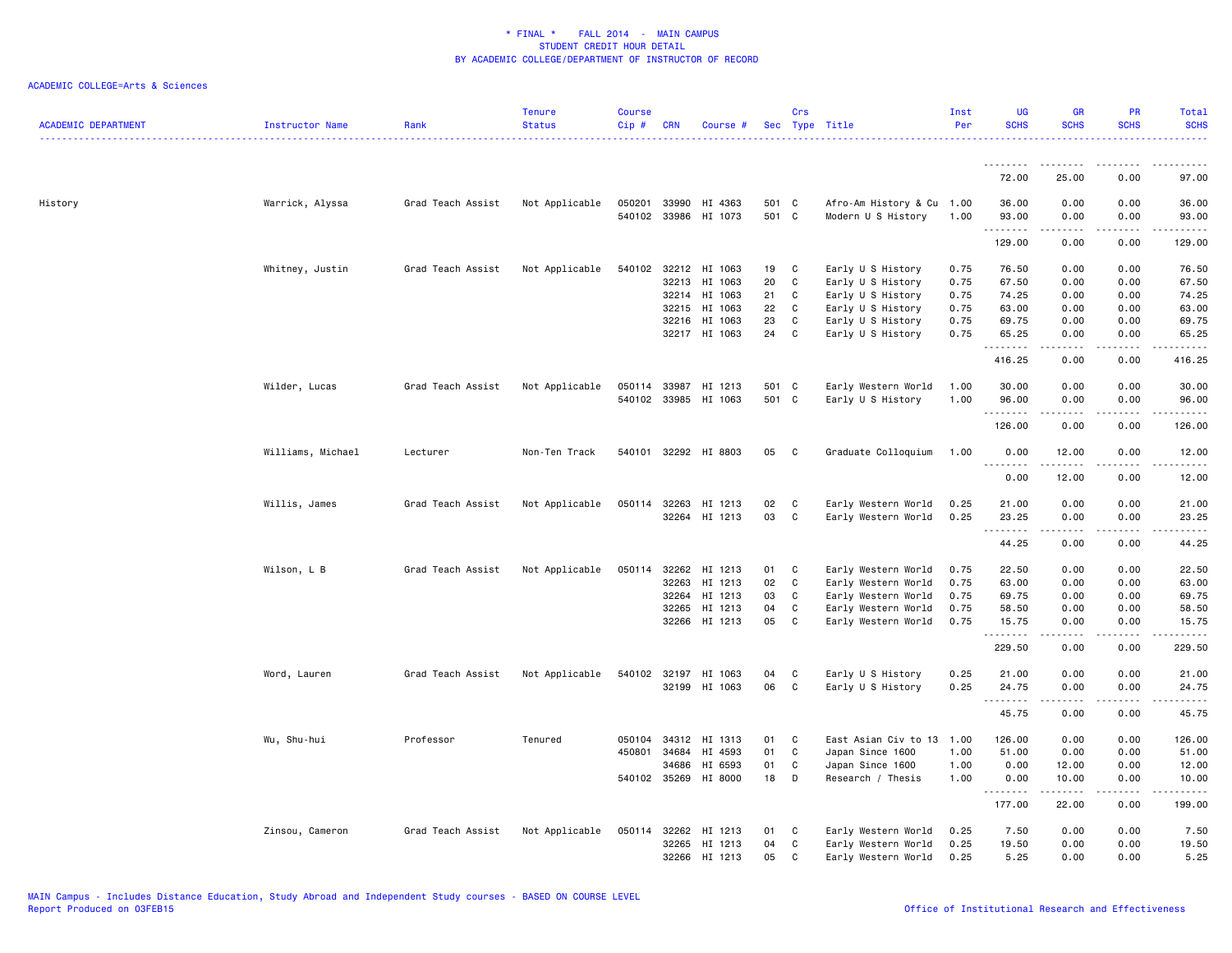\* FINAL \*    FALL 2014  -  MAIN CAMPUS
STUDENT CREDIT HOUR DETAIL
BY ACADEMIC COLLEGE/DEPARTMENT OF INSTRUCTOR OF RECORD

ACADEMIC COLLEGE=Arts & Sciences

| ACADEMIC DEPARTMENT | Instructor Name | Rank | Tenure Status | Course Cip # | CRN | Course # | Sec | Crs Type | Title | Inst Per | UG SCHS | GR SCHS | PR SCHS | Total SCHS |
|---|---|---|---|---|---|---|---|---|---|---|---|---|---|---|
| | | | | | | | | | | | 72.00 | 25.00 | 0.00 | 97.00 |
| History | Warrick, Alyssa | Grad Teach Assist | Not Applicable | 050201 | 33990 | HI 4363 | 501 | C | Afro-Am History & Cu | 1.00 | 36.00 | 0.00 | 0.00 | 36.00 |
| | | | | 540102 | 33986 | HI 1073 | 501 | C | Modern U S History | 1.00 | 93.00 | 0.00 | 0.00 | 93.00 |
| | | | | | | | | | | | 129.00 | 0.00 | 0.00 | 129.00 |
| | Whitney, Justin | Grad Teach Assist | Not Applicable | 540102 | 32212 | HI 1063 | 19 | C | Early U S History | 0.75 | 76.50 | 0.00 | 0.00 | 76.50 |
| | | | | | 32213 | HI 1063 | 20 | C | Early U S History | 0.75 | 67.50 | 0.00 | 0.00 | 67.50 |
| | | | | | 32214 | HI 1063 | 21 | C | Early U S History | 0.75 | 74.25 | 0.00 | 0.00 | 74.25 |
| | | | | | 32215 | HI 1063 | 22 | C | Early U S History | 0.75 | 63.00 | 0.00 | 0.00 | 63.00 |
| | | | | | 32216 | HI 1063 | 23 | C | Early U S History | 0.75 | 69.75 | 0.00 | 0.00 | 69.75 |
| | | | | | 32217 | HI 1063 | 24 | C | Early U S History | 0.75 | 65.25 | 0.00 | 0.00 | 65.25 |
| | | | | | | | | | | | 416.25 | 0.00 | 0.00 | 416.25 |
| | Wilder, Lucas | Grad Teach Assist | Not Applicable | 050114 | 33987 | HI 1213 | 501 | C | Early Western World | 1.00 | 30.00 | 0.00 | 0.00 | 30.00 |
| | | | | 540102 | 33985 | HI 1063 | 501 | C | Early U S History | 1.00 | 96.00 | 0.00 | 0.00 | 96.00 |
| | | | | | | | | | | | 126.00 | 0.00 | 0.00 | 126.00 |
| | Williams, Michael | Lecturer | Non-Ten Track | 540101 | 32292 | HI 8803 | 05 | C | Graduate Colloquium | 1.00 | 0.00 | 12.00 | 0.00 | 12.00 |
| | | | | | | | | | | | 0.00 | 12.00 | 0.00 | 12.00 |
| | Willis, James | Grad Teach Assist | Not Applicable | 050114 | 32263 | HI 1213 | 02 | C | Early Western World | 0.25 | 21.00 | 0.00 | 0.00 | 21.00 |
| | | | | | 32264 | HI 1213 | 03 | C | Early Western World | 0.25 | 23.25 | 0.00 | 0.00 | 23.25 |
| | | | | | | | | | | | 44.25 | 0.00 | 0.00 | 44.25 |
| | Wilson, L B | Grad Teach Assist | Not Applicable | 050114 | 32262 | HI 1213 | 01 | C | Early Western World | 0.75 | 22.50 | 0.00 | 0.00 | 22.50 |
| | | | | | 32263 | HI 1213 | 02 | C | Early Western World | 0.75 | 63.00 | 0.00 | 0.00 | 63.00 |
| | | | | | 32264 | HI 1213 | 03 | C | Early Western World | 0.75 | 69.75 | 0.00 | 0.00 | 69.75 |
| | | | | | 32265 | HI 1213 | 04 | C | Early Western World | 0.75 | 58.50 | 0.00 | 0.00 | 58.50 |
| | | | | | 32266 | HI 1213 | 05 | C | Early Western World | 0.75 | 15.75 | 0.00 | 0.00 | 15.75 |
| | | | | | | | | | | | 229.50 | 0.00 | 0.00 | 229.50 |
| | Word, Lauren | Grad Teach Assist | Not Applicable | 540102 | 32197 | HI 1063 | 04 | C | Early U S History | 0.25 | 21.00 | 0.00 | 0.00 | 21.00 |
| | | | | | 32199 | HI 1063 | 06 | C | Early U S History | 0.25 | 24.75 | 0.00 | 0.00 | 24.75 |
| | | | | | | | | | | | 45.75 | 0.00 | 0.00 | 45.75 |
| | Wu, Shu-hui | Professor | Tenured | 050104 | 34312 | HI 1313 | 01 | C | East Asian Civ to 13 | 1.00 | 126.00 | 0.00 | 0.00 | 126.00 |
| | | | | 450801 | 34684 | HI 4593 | 01 | C | Japan Since 1600 | 1.00 | 51.00 | 0.00 | 0.00 | 51.00 |
| | | | | | 34686 | HI 6593 | 01 | C | Japan Since 1600 | 1.00 | 0.00 | 12.00 | 0.00 | 12.00 |
| | | | | 540102 | 35269 | HI 8000 | 18 | D | Research / Thesis | 1.00 | 0.00 | 10.00 | 0.00 | 10.00 |
| | | | | | | | | | | | 177.00 | 22.00 | 0.00 | 199.00 |
| | Zinsou, Cameron | Grad Teach Assist | Not Applicable | 050114 | 32262 | HI 1213 | 01 | C | Early Western World | 0.25 | 7.50 | 0.00 | 0.00 | 7.50 |
| | | | | | 32265 | HI 1213 | 04 | C | Early Western World | 0.25 | 19.50 | 0.00 | 0.00 | 19.50 |
| | | | | | 32266 | HI 1213 | 05 | C | Early Western World | 0.25 | 5.25 | 0.00 | 0.00 | 5.25 |

MAIN Campus - Includes Distance Education, Study Abroad and Independent Study courses - BASED ON COURSE LEVEL
Report Produced on 03FEB15

Office of Institutional Research and Effectiveness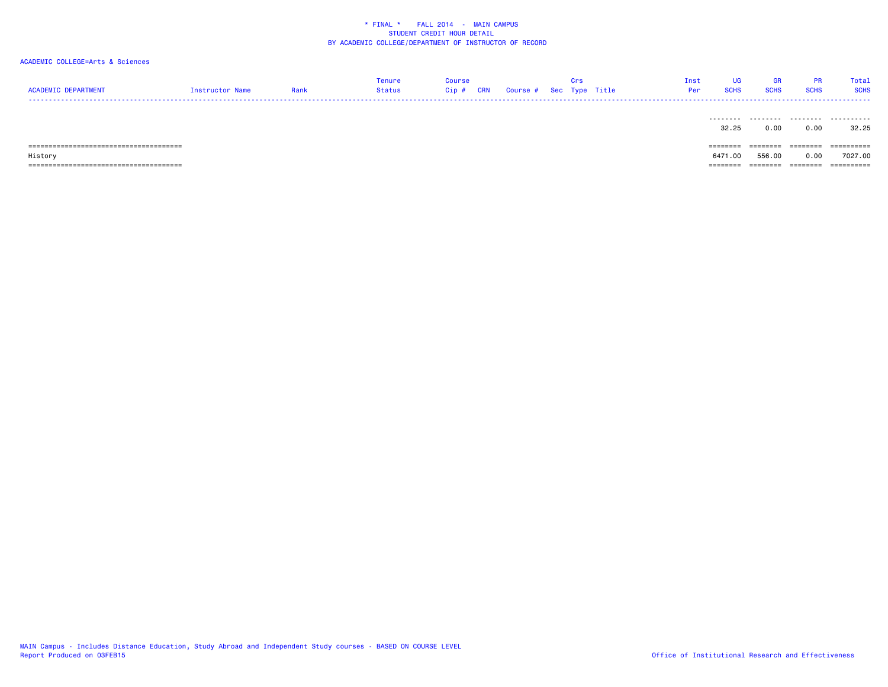\* FINAL \*    FALL 2014  -  MAIN CAMPUS
STUDENT CREDIT HOUR DETAIL
BY ACADEMIC COLLEGE/DEPARTMENT OF INSTRUCTOR OF RECORD

ACADEMIC COLLEGE=Arts & Sciences

| ACADEMIC DEPARTMENT | Instructor Name | Rank | Tenure Status | Course Cip # | CRN | Course # | Sec | Crs Type | Title | Inst Per | UG SCHS | GR SCHS | PR SCHS | Total SCHS |
|---|---|---|---|---|---|---|---|---|---|---|---|---|---|---|
| | | | | | | | | | | | 32.25 | 0.00 | 0.00 | 32.25 |
| History | | | | | | | | | | | 6471.00 | 556.00 | 0.00 | 7027.00 |

MAIN Campus - Includes Distance Education, Study Abroad and Independent Study courses - BASED ON COURSE LEVEL
Report Produced on 03FEB15

Office of Institutional Research and Effectiveness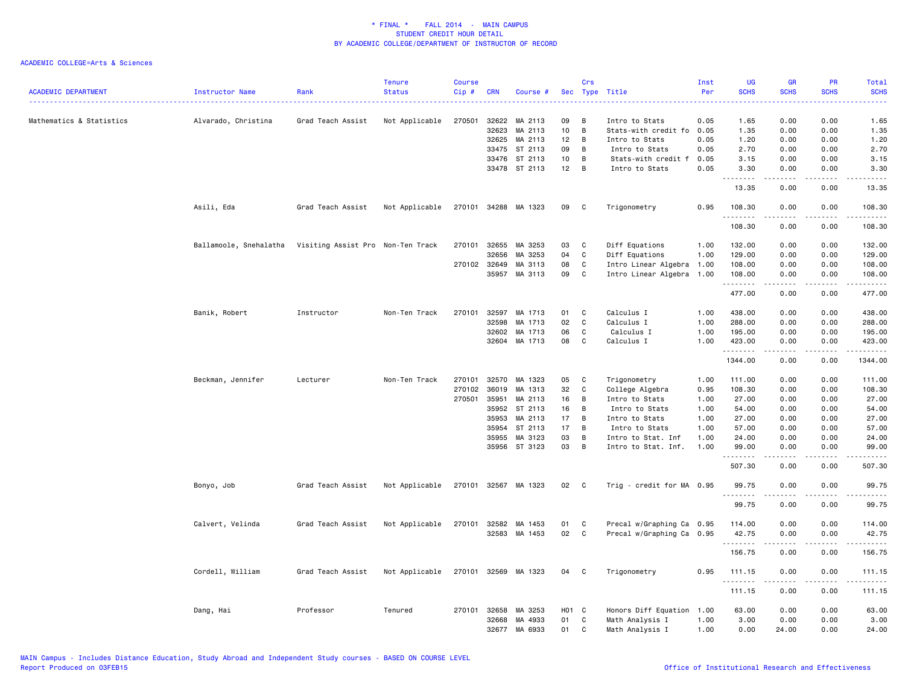# * FINAL * FALL 2014 - MAIN CAMPUS
## STUDENT CREDIT HOUR DETAIL
## BY ACADEMIC COLLEGE/DEPARTMENT OF INSTRUCTOR OF RECORD

ACADEMIC COLLEGE=Arts & Sciences

| ACADEMIC DEPARTMENT | Instructor Name | Rank | Tenure Status | Course Cip # | CRN | Course # | Sec | Crs Type | Title | Inst Per | UG SCHS | GR SCHS | PR SCHS | Total SCHS |
|---|---|---|---|---|---|---|---|---|---|---|---|---|---|---|
| Mathematics & Statistics | Alvarado, Christina | Grad Teach Assist | Not Applicable | 270501 | 32622 | MA 2113 | 09 | B | Intro to Stats | 0.05 | 1.65 | 0.00 | 0.00 | 1.65 |
| | | | | | 32623 | MA 2113 | 10 | B | Stats-with credit fo | 0.05 | 1.35 | 0.00 | 0.00 | 1.35 |
| | | | | | 32625 | MA 2113 | 12 | B | Intro to Stats | 0.05 | 1.20 | 0.00 | 0.00 | 1.20 |
| | | | | | 33475 | ST 2113 | 09 | B | Intro to Stats | 0.05 | 2.70 | 0.00 | 0.00 | 2.70 |
| | | | | | 33476 | ST 2113 | 10 | B | Stats-with credit f | 0.05 | 3.15 | 0.00 | 0.00 | 3.15 |
| | | | | | 33478 | ST 2113 | 12 | B | Intro to Stats | 0.05 | 3.30 | 0.00 | 0.00 | 3.30 |
| | | | | | | | | | | | 13.35 | 0.00 | 0.00 | 13.35 |
| | Asili, Eda | Grad Teach Assist | Not Applicable | 270101 | 34288 | MA 1323 | 09 | C | Trigonometry | 0.95 | 108.30 | 0.00 | 0.00 | 108.30 |
| | | | | | | | | | | | 108.30 | 0.00 | 0.00 | 108.30 |
| | Ballamoole, Snehalatha | Visiting Assist Pro | Non-Ten Track | 270101 | 32655 | MA 3253 | 03 | C | Diff Equations | 1.00 | 132.00 | 0.00 | 0.00 | 132.00 |
| | | | | | 32656 | MA 3253 | 04 | C | Diff Equations | 1.00 | 129.00 | 0.00 | 0.00 | 129.00 |
| | | | | 270102 | 32649 | MA 3113 | 08 | C | Intro Linear Algebra | 1.00 | 108.00 | 0.00 | 0.00 | 108.00 |
| | | | | | 35957 | MA 3113 | 09 | C | Intro Linear Algebra | 1.00 | 108.00 | 0.00 | 0.00 | 108.00 |
| | | | | | | | | | | | 477.00 | 0.00 | 0.00 | 477.00 |
| | Banik, Robert | Instructor | Non-Ten Track | 270101 | 32597 | MA 1713 | 01 | C | Calculus I | 1.00 | 438.00 | 0.00 | 0.00 | 438.00 |
| | | | | | 32598 | MA 1713 | 02 | C | Calculus I | 1.00 | 288.00 | 0.00 | 0.00 | 288.00 |
| | | | | | 32602 | MA 1713 | 06 | C | Calculus I | 1.00 | 195.00 | 0.00 | 0.00 | 195.00 |
| | | | | | 32604 | MA 1713 | 08 | C | Calculus I | 1.00 | 423.00 | 0.00 | 0.00 | 423.00 |
| | | | | | | | | | | | 1344.00 | 0.00 | 0.00 | 1344.00 |
| | Beckman, Jennifer | Lecturer | Non-Ten Track | 270101 | 32570 | MA 1323 | 05 | C | Trigonometry | 1.00 | 111.00 | 0.00 | 0.00 | 111.00 |
| | | | | 270102 | 36019 | MA 1313 | 32 | C | College Algebra | 0.95 | 108.30 | 0.00 | 0.00 | 108.30 |
| | | | | 270501 | 35951 | MA 2113 | 16 | B | Intro to Stats | 1.00 | 27.00 | 0.00 | 0.00 | 27.00 |
| | | | | | 35952 | ST 2113 | 16 | B | Intro to Stats | 1.00 | 54.00 | 0.00 | 0.00 | 54.00 |
| | | | | | 35953 | MA 2113 | 17 | B | Intro to Stats | 1.00 | 27.00 | 0.00 | 0.00 | 27.00 |
| | | | | | 35954 | ST 2113 | 17 | B | Intro to Stats | 1.00 | 57.00 | 0.00 | 0.00 | 57.00 |
| | | | | | 35955 | MA 3123 | 03 | B | Intro to Stat. Inf | 1.00 | 24.00 | 0.00 | 0.00 | 24.00 |
| | | | | | 35956 | ST 3123 | 03 | B | Intro to Stat. Inf. | 1.00 | 99.00 | 0.00 | 0.00 | 99.00 |
| | | | | | | | | | | | 507.30 | 0.00 | 0.00 | 507.30 |
| | Bonyo, Job | Grad Teach Assist | Not Applicable | 270101 | 32567 | MA 1323 | 02 | C | Trig - credit for MA | 0.95 | 99.75 | 0.00 | 0.00 | 99.75 |
| | | | | | | | | | | | 99.75 | 0.00 | 0.00 | 99.75 |
| | Calvert, Velinda | Grad Teach Assist | Not Applicable | 270101 | 32582 | MA 1453 | 01 | C | Precal w/Graphing Ca | 0.95 | 114.00 | 0.00 | 0.00 | 114.00 |
| | | | | | 32583 | MA 1453 | 02 | C | Precal w/Graphing Ca | 0.95 | 42.75 | 0.00 | 0.00 | 42.75 |
| | | | | | | | | | | | 156.75 | 0.00 | 0.00 | 156.75 |
| | Cordell, William | Grad Teach Assist | Not Applicable | 270101 | 32569 | MA 1323 | 04 | C | Trigonometry | 0.95 | 111.15 | 0.00 | 0.00 | 111.15 |
| | | | | | | | | | | | 111.15 | 0.00 | 0.00 | 111.15 |
| | Dang, Hai | Professor | Tenured | 270101 | 32658 | MA 3253 | H01 | C | Honors Diff Equation | 1.00 | 63.00 | 0.00 | 0.00 | 63.00 |
| | | | | | 32668 | MA 4933 | 01 | C | Math Analysis I | 1.00 | 3.00 | 0.00 | 0.00 | 3.00 |
| | | | | | 32677 | MA 6933 | 01 | C | Math Analysis I | 1.00 | 0.00 | 24.00 | 0.00 | 24.00 |

MAIN Campus - Includes Distance Education, Study Abroad and Independent Study courses - BASED ON COURSE LEVEL
Report Produced on 03FEB15

Office of Institutional Research and Effectiveness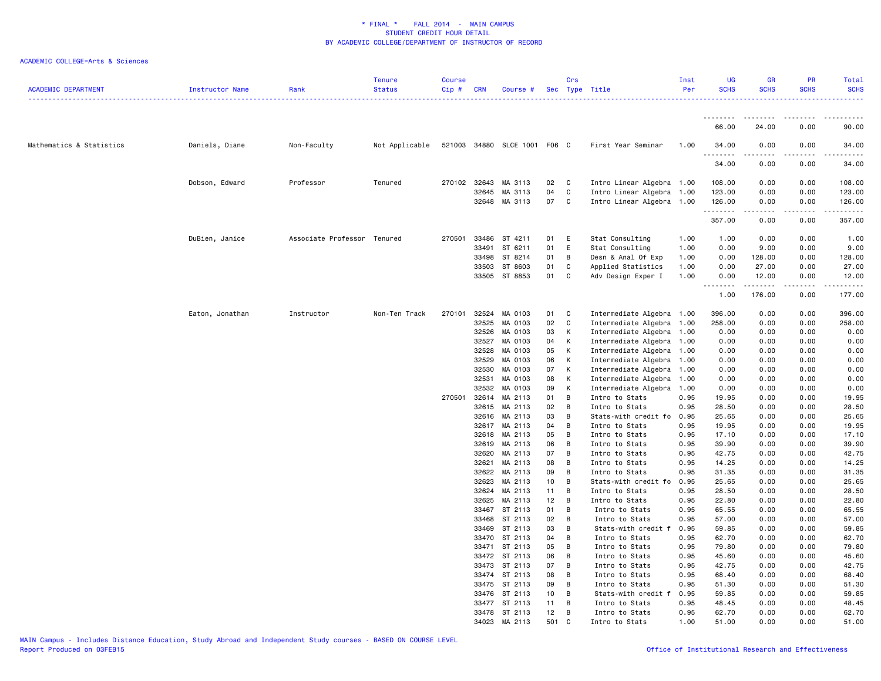\* FINAL \* FALL 2014 - MAIN CAMPUS
STUDENT CREDIT HOUR DETAIL
BY ACADEMIC COLLEGE/DEPARTMENT OF INSTRUCTOR OF RECORD

ACADEMIC COLLEGE=Arts & Sciences

| ACADEMIC DEPARTMENT | Instructor Name | Rank | Tenure Status | Course Cip # | CRN | Course # | Sec | Crs Type | Title | Inst Per | UG SCHS | GR SCHS | PR SCHS | Total SCHS |
|---|---|---|---|---|---|---|---|---|---|---|---|---|---|---|
| | | | | | | | | | | | 66.00 | 24.00 | 0.00 | 90.00 |
| Mathematics & Statistics | Daniels, Diane | Non-Faculty | Not Applicable | 521003 | 34880 | SLCE 1001 | F06 | C | First Year Seminar | 1.00 | 34.00 | 0.00 | 0.00 | 34.00 |
| | | | | | | | | | | | 34.00 | 0.00 | 0.00 | 34.00 |
| | Dobson, Edward | Professor | Tenured | 270102 | 32643 | MA 3113 | 02 | C | Intro Linear Algebra | 1.00 | 108.00 | 0.00 | 0.00 | 108.00 |
| | | | | | 32645 | MA 3113 | 04 | C | Intro Linear Algebra | 1.00 | 123.00 | 0.00 | 0.00 | 123.00 |
| | | | | | 32648 | MA 3113 | 07 | C | Intro Linear Algebra | 1.00 | 126.00 | 0.00 | 0.00 | 126.00 |
| | | | | | | | | | | | 357.00 | 0.00 | 0.00 | 357.00 |
| | DuBien, Janice | Associate Professor | Tenured | 270501 | 33486 | ST 4211 | 01 | E | Stat Consulting | 1.00 | 1.00 | 0.00 | 0.00 | 1.00 |
| | | | | | 33491 | ST 6211 | 01 | E | Stat Consulting | 1.00 | 0.00 | 9.00 | 0.00 | 9.00 |
| | | | | | 33498 | ST 8214 | 01 | B | Desn & Anal Of Exp | 1.00 | 0.00 | 128.00 | 0.00 | 128.00 |
| | | | | | 33503 | ST 8603 | 01 | C | Applied Statistics | 1.00 | 0.00 | 27.00 | 0.00 | 27.00 |
| | | | | | 33505 | ST 8853 | 01 | C | Adv Design Exper I | 1.00 | 0.00 | 12.00 | 0.00 | 12.00 |
| | | | | | | | | | | | 1.00 | 176.00 | 0.00 | 177.00 |
| | Eaton, Jonathan | Instructor | Non-Ten Track | 270101 | 32524 | MA 0103 | 01 | C | Intermediate Algebra | 1.00 | 396.00 | 0.00 | 0.00 | 396.00 |
| | | | | | 32525 | MA 0103 | 02 | C | Intermediate Algebra | 1.00 | 258.00 | 0.00 | 0.00 | 258.00 |
| | | | | | 32526 | MA 0103 | 03 | K | Intermediate Algebra | 1.00 | 0.00 | 0.00 | 0.00 | 0.00 |
| | | | | | 32527 | MA 0103 | 04 | K | Intermediate Algebra | 1.00 | 0.00 | 0.00 | 0.00 | 0.00 |
| | | | | | 32528 | MA 0103 | 05 | K | Intermediate Algebra | 1.00 | 0.00 | 0.00 | 0.00 | 0.00 |
| | | | | | 32529 | MA 0103 | 06 | K | Intermediate Algebra | 1.00 | 0.00 | 0.00 | 0.00 | 0.00 |
| | | | | | 32530 | MA 0103 | 07 | K | Intermediate Algebra | 1.00 | 0.00 | 0.00 | 0.00 | 0.00 |
| | | | | | 32531 | MA 0103 | 08 | K | Intermediate Algebra | 1.00 | 0.00 | 0.00 | 0.00 | 0.00 |
| | | | | | 32532 | MA 0103 | 09 | K | Intermediate Algebra | 1.00 | 0.00 | 0.00 | 0.00 | 0.00 |
| | | | | 270501 | 32614 | MA 2113 | 01 | B | Intro to Stats | 0.95 | 19.95 | 0.00 | 0.00 | 19.95 |
| | | | | | 32615 | MA 2113 | 02 | B | Intro to Stats | 0.95 | 28.50 | 0.00 | 0.00 | 28.50 |
| | | | | | 32616 | MA 2113 | 03 | B | Stats-with credit fo | 0.95 | 25.65 | 0.00 | 0.00 | 25.65 |
| | | | | | 32617 | MA 2113 | 04 | B | Intro to Stats | 0.95 | 19.95 | 0.00 | 0.00 | 19.95 |
| | | | | | 32618 | MA 2113 | 05 | B | Intro to Stats | 0.95 | 17.10 | 0.00 | 0.00 | 17.10 |
| | | | | | 32619 | MA 2113 | 06 | B | Intro to Stats | 0.95 | 39.90 | 0.00 | 0.00 | 39.90 |
| | | | | | 32620 | MA 2113 | 07 | B | Intro to Stats | 0.95 | 42.75 | 0.00 | 0.00 | 42.75 |
| | | | | | 32621 | MA 2113 | 08 | B | Intro to Stats | 0.95 | 14.25 | 0.00 | 0.00 | 14.25 |
| | | | | | 32622 | MA 2113 | 09 | B | Intro to Stats | 0.95 | 31.35 | 0.00 | 0.00 | 31.35 |
| | | | | | 32623 | MA 2113 | 10 | B | Stats-with credit fo | 0.95 | 25.65 | 0.00 | 0.00 | 25.65 |
| | | | | | 32624 | MA 2113 | 11 | B | Intro to Stats | 0.95 | 28.50 | 0.00 | 0.00 | 28.50 |
| | | | | | 32625 | MA 2113 | 12 | B | Intro to Stats | 0.95 | 22.80 | 0.00 | 0.00 | 22.80 |
| | | | | | 33467 | ST 2113 | 01 | B | Intro to Stats | 0.95 | 65.55 | 0.00 | 0.00 | 65.55 |
| | | | | | 33468 | ST 2113 | 02 | B | Intro to Stats | 0.95 | 57.00 | 0.00 | 0.00 | 57.00 |
| | | | | | 33469 | ST 2113 | 03 | B | Stats-with credit f | 0.95 | 59.85 | 0.00 | 0.00 | 59.85 |
| | | | | | 33470 | ST 2113 | 04 | B | Intro to Stats | 0.95 | 62.70 | 0.00 | 0.00 | 62.70 |
| | | | | | 33471 | ST 2113 | 05 | B | Intro to Stats | 0.95 | 79.80 | 0.00 | 0.00 | 79.80 |
| | | | | | 33472 | ST 2113 | 06 | B | Intro to Stats | 0.95 | 45.60 | 0.00 | 0.00 | 45.60 |
| | | | | | 33473 | ST 2113 | 07 | B | Intro to Stats | 0.95 | 42.75 | 0.00 | 0.00 | 42.75 |
| | | | | | 33474 | ST 2113 | 08 | B | Intro to Stats | 0.95 | 68.40 | 0.00 | 0.00 | 68.40 |
| | | | | | 33475 | ST 2113 | 09 | B | Intro to Stats | 0.95 | 51.30 | 0.00 | 0.00 | 51.30 |
| | | | | | 33476 | ST 2113 | 10 | B | Stats-with credit f | 0.95 | 59.85 | 0.00 | 0.00 | 59.85 |
| | | | | | 33477 | ST 2113 | 11 | B | Intro to Stats | 0.95 | 48.45 | 0.00 | 0.00 | 48.45 |
| | | | | | 33478 | ST 2113 | 12 | B | Intro to Stats | 0.95 | 62.70 | 0.00 | 0.00 | 62.70 |
| | | | | | 34023 | MA 2113 | 501 | C | Intro to Stats | 1.00 | 51.00 | 0.00 | 0.00 | 51.00 |

MAIN Campus - Includes Distance Education, Study Abroad and Independent Study courses - BASED ON COURSE LEVEL
Report Produced on 03FEB15

Office of Institutional Research and Effectiveness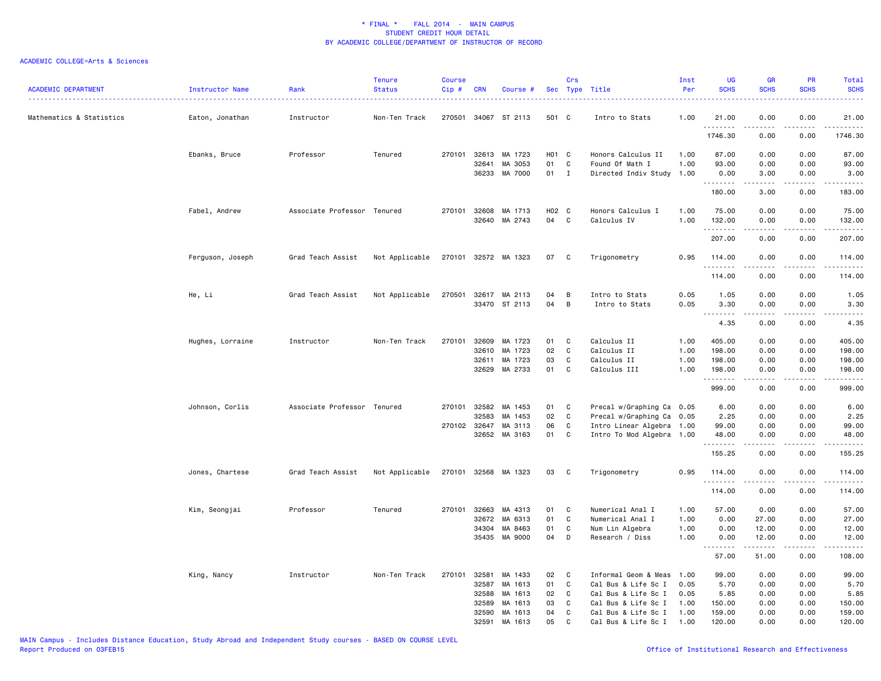\* FINAL \*  FALL 2014 - MAIN CAMPUS
STUDENT CREDIT HOUR DETAIL
BY ACADEMIC COLLEGE/DEPARTMENT OF INSTRUCTOR OF RECORD

ACADEMIC COLLEGE=Arts & Sciences

| ACADEMIC DEPARTMENT | Instructor Name | Rank | Tenure Status | Course Cip # | CRN | Course # | Sec | Crs Type | Title | Inst Per | UG SCHS | GR SCHS | PR SCHS | Total SCHS |
|---|---|---|---|---|---|---|---|---|---|---|---|---|---|---|
| Mathematics & Statistics | Eaton, Jonathan | Instructor | Non-Ten Track | 270501 | 34067 | ST 2113 | 501 | C | Intro to Stats | 1.00 | 21.00 | 0.00 | 0.00 | 21.00 |
| | | | | | | | | | | | 1746.30 | 0.00 | 0.00 | 1746.30 |
| | Ebanks, Bruce | Professor | Tenured | 270101 | 32613 | MA 1723 | H01 | C | Honors Calculus II | 1.00 | 87.00 | 0.00 | 0.00 | 87.00 |
| | | | | | 32641 | MA 3053 | 01 | C | Found Of Math I | 1.00 | 93.00 | 0.00 | 0.00 | 93.00 |
| | | | | | 36233 | MA 7000 | 01 | I | Directed Indiv Study | 1.00 | 0.00 | 3.00 | 0.00 | 3.00 |
| | | | | | | | | | | | 180.00 | 3.00 | 0.00 | 183.00 |
| | Fabel, Andrew | Associate Professor | Tenured | 270101 | 32608 | MA 1713 | H02 | C | Honors Calculus I | 1.00 | 75.00 | 0.00 | 0.00 | 75.00 |
| | | | | | 32640 | MA 2743 | 04 | C | Calculus IV | 1.00 | 132.00 | 0.00 | 0.00 | 132.00 |
| | | | | | | | | | | | 207.00 | 0.00 | 0.00 | 207.00 |
| | Ferguson, Joseph | Grad Teach Assist | Not Applicable | 270101 | 32572 | MA 1323 | 07 | C | Trigonometry | 0.95 | 114.00 | 0.00 | 0.00 | 114.00 |
| | | | | | | | | | | | 114.00 | 0.00 | 0.00 | 114.00 |
| | He, Li | Grad Teach Assist | Not Applicable | 270501 | 32617 | MA 2113 | 04 | B | Intro to Stats | 0.05 | 1.05 | 0.00 | 0.00 | 1.05 |
| | | | | | 33470 | ST 2113 | 04 | B | Intro to Stats | 0.05 | 3.30 | 0.00 | 0.00 | 3.30 |
| | | | | | | | | | | | 4.35 | 0.00 | 0.00 | 4.35 |
| | Hughes, Lorraine | Instructor | Non-Ten Track | 270101 | 32609 | MA 1723 | 01 | C | Calculus II | 1.00 | 405.00 | 0.00 | 0.00 | 405.00 |
| | | | | | 32610 | MA 1723 | 02 | C | Calculus II | 1.00 | 198.00 | 0.00 | 0.00 | 198.00 |
| | | | | | 32611 | MA 1723 | 03 | C | Calculus II | 1.00 | 198.00 | 0.00 | 0.00 | 198.00 |
| | | | | | 32629 | MA 2733 | 01 | C | Calculus III | 1.00 | 198.00 | 0.00 | 0.00 | 198.00 |
| | | | | | | | | | | | 999.00 | 0.00 | 0.00 | 999.00 |
| | Johnson, Corlis | Associate Professor | Tenured | 270101 | 32582 | MA 1453 | 01 | C | Precal w/Graphing Ca | 0.05 | 6.00 | 0.00 | 0.00 | 6.00 |
| | | | | | 32583 | MA 1453 | 02 | C | Precal w/Graphing Ca | 0.05 | 2.25 | 0.00 | 0.00 | 2.25 |
| | | | | 270102 | 32647 | MA 3113 | 06 | C | Intro Linear Algebra | 1.00 | 99.00 | 0.00 | 0.00 | 99.00 |
| | | | | | 32652 | MA 3163 | 01 | C | Intro To Mod Algebra | 1.00 | 48.00 | 0.00 | 0.00 | 48.00 |
| | | | | | | | | | | | 155.25 | 0.00 | 0.00 | 155.25 |
| | Jones, Chartese | Grad Teach Assist | Not Applicable | 270101 | 32568 | MA 1323 | 03 | C | Trigonometry | 0.95 | 114.00 | 0.00 | 0.00 | 114.00 |
| | | | | | | | | | | | 114.00 | 0.00 | 0.00 | 114.00 |
| | Kim, Seongjai | Professor | Tenured | 270101 | 32663 | MA 4313 | 01 | C | Numerical Anal I | 1.00 | 57.00 | 0.00 | 0.00 | 57.00 |
| | | | | | 32672 | MA 6313 | 01 | C | Numerical Anal I | 1.00 | 0.00 | 27.00 | 0.00 | 27.00 |
| | | | | | 34304 | MA 8463 | 01 | C | Num Lin Algebra | 1.00 | 0.00 | 12.00 | 0.00 | 12.00 |
| | | | | | 35435 | MA 9000 | 04 | D | Research / Diss | 1.00 | 0.00 | 12.00 | 0.00 | 12.00 |
| | | | | | | | | | | | 57.00 | 51.00 | 0.00 | 108.00 |
| | King, Nancy | Instructor | Non-Ten Track | 270101 | 32581 | MA 1433 | 02 | C | Informal Geom & Meas | 1.00 | 99.00 | 0.00 | 0.00 | 99.00 |
| | | | | | 32587 | MA 1613 | 01 | C | Cal Bus & Life Sc I | 0.05 | 5.70 | 0.00 | 0.00 | 5.70 |
| | | | | | 32588 | MA 1613 | 02 | C | Cal Bus & Life Sc I | 0.05 | 5.85 | 0.00 | 0.00 | 5.85 |
| | | | | | 32589 | MA 1613 | 03 | C | Cal Bus & Life Sc I | 1.00 | 150.00 | 0.00 | 0.00 | 150.00 |
| | | | | | 32590 | MA 1613 | 04 | C | Cal Bus & Life Sc I | 1.00 | 159.00 | 0.00 | 0.00 | 159.00 |
| | | | | | 32591 | MA 1613 | 05 | C | Cal Bus & Life Sc I | 1.00 | 120.00 | 0.00 | 0.00 | 120.00 |

MAIN Campus - Includes Distance Education, Study Abroad and Independent Study courses - BASED ON COURSE LEVEL
Report Produced on 03FEB15
Office of Institutional Research and Effectiveness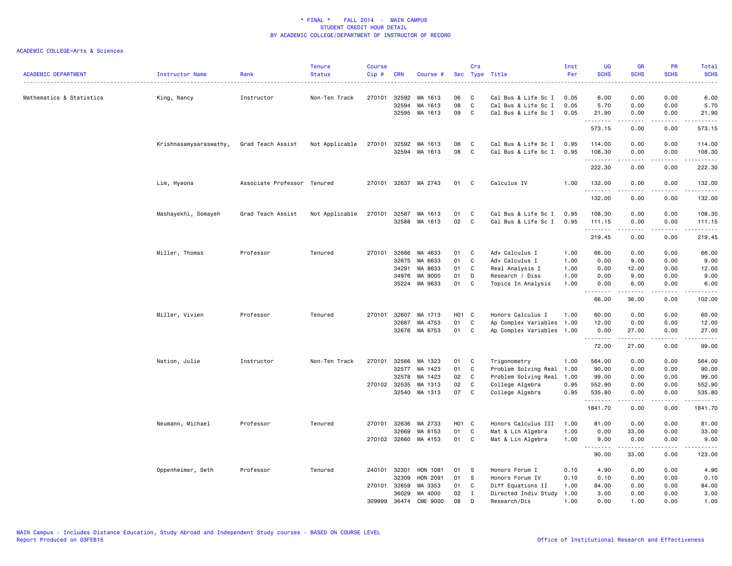\* FINAL \* FALL 2014 - MAIN CAMPUS
STUDENT CREDIT HOUR DETAIL
BY ACADEMIC COLLEGE/DEPARTMENT OF INSTRUCTOR OF RECORD

ACADEMIC COLLEGE=Arts & Sciences

| ACADEMIC DEPARTMENT | Instructor Name | Rank | Tenure Status | Course Cip # | CRN | Course # | Sec | Crs Type | Title | Inst Per | UG SCHS | GR SCHS | PR SCHS | Total SCHS |
|---|---|---|---|---|---|---|---|---|---|---|---|---|---|---|
| Mathematics & Statistics | King, Nancy | Instructor | Non-Ten Track | 270101 | 32592 | MA 1613 | 06 | C | Cal Bus & Life Sc I | 0.05 | 6.00 | 0.00 | 0.00 | 6.00 |
| | | | | | 32594 | MA 1613 | 08 | C | Cal Bus & Life Sc I | 0.05 | 5.70 | 0.00 | 0.00 | 5.70 |
| | | | | | 32595 | MA 1613 | 09 | C | Cal Bus & Life Sc I | 0.05 | 21.90 | 0.00 | 0.00 | 21.90 |
| | | | | | | | | | | | 573.15 | 0.00 | 0.00 | 573.15 |
| | Krishnasamysaraswathy, | Grad Teach Assist | Not Applicable | 270101 | 32592 | MA 1613 | 06 | C | Cal Bus & Life Sc I | 0.95 | 114.00 | 0.00 | 0.00 | 114.00 |
| | | | | | 32594 | MA 1613 | 08 | C | Cal Bus & Life Sc I | 0.95 | 108.30 | 0.00 | 0.00 | 108.30 |
| | | | | | | | | | | | 222.30 | 0.00 | 0.00 | 222.30 |
| | Lim, Hyeona | Associate Professor | Tenured | 270101 | 32637 | MA 2743 | 01 | C | Calculus IV | 1.00 | 132.00 | 0.00 | 0.00 | 132.00 |
| | | | | | | | | | | | 132.00 | 0.00 | 0.00 | 132.00 |
| | Mashayekhi, Somayeh | Grad Teach Assist | Not Applicable | 270101 | 32587 | MA 1613 | 01 | C | Cal Bus & Life Sc I | 0.95 | 108.30 | 0.00 | 0.00 | 108.30 |
| | | | | | 32588 | MA 1613 | 02 | C | Cal Bus & Life Sc I | 0.95 | 111.15 | 0.00 | 0.00 | 111.15 |
| | | | | | | | | | | | 219.45 | 0.00 | 0.00 | 219.45 |
| | Miller, Thomas | Professor | Tenured | 270101 | 32666 | MA 4633 | 01 | C | Adv Calculus I | 1.00 | 66.00 | 0.00 | 0.00 | 66.00 |
| | | | | | 32675 | MA 6633 | 01 | C | Adv Calculus I | 1.00 | 0.00 | 9.00 | 0.00 | 9.00 |
| | | | | | 34291 | MA 8633 | 01 | C | Real Analysis I | 1.00 | 0.00 | 12.00 | 0.00 | 12.00 |
| | | | | | 34976 | MA 9000 | 01 | D | Research / Diss | 1.00 | 0.00 | 9.00 | 0.00 | 9.00 |
| | | | | | 35224 | MA 9633 | 01 | C | Topics In Analysis | 1.00 | 0.00 | 6.00 | 0.00 | 6.00 |
| | | | | | | | | | | | 66.00 | 36.00 | 0.00 | 102.00 |
| | Miller, Vivien | Professor | Tenured | 270101 | 32607 | MA 1713 | H01 | C | Honors Calculus I | 1.00 | 60.00 | 0.00 | 0.00 | 60.00 |
| | | | | | 32667 | MA 4753 | 01 | C | Ap Complex Variables | 1.00 | 12.00 | 0.00 | 0.00 | 12.00 |
| | | | | | 32676 | MA 6753 | 01 | C | Ap Complex Variables | 1.00 | 0.00 | 27.00 | 0.00 | 27.00 |
| | | | | | | | | | | | 72.00 | 27.00 | 0.00 | 99.00 |
| | Nation, Julie | Instructor | Non-Ten Track | 270101 | 32566 | MA 1323 | 01 | C | Trigonometry | 1.00 | 564.00 | 0.00 | 0.00 | 564.00 |
| | | | | | 32577 | MA 1423 | 01 | C | Problem Solving Real | 1.00 | 90.00 | 0.00 | 0.00 | 90.00 |
| | | | | | 32578 | MA 1423 | 02 | C | Problem Solving Real | 1.00 | 99.00 | 0.00 | 0.00 | 99.00 |
| | | | | 270102 | 32535 | MA 1313 | 02 | C | College Algebra | 0.95 | 552.90 | 0.00 | 0.00 | 552.90 |
| | | | | | 32540 | MA 1313 | 07 | C | College Algebra | 0.95 | 535.80 | 0.00 | 0.00 | 535.80 |
| | | | | | | | | | | | 1841.70 | 0.00 | 0.00 | 1841.70 |
| | Neumann, Michael | Professor | Tenured | 270101 | 32636 | MA 2733 | H01 | C | Honors Calculus III | 1.00 | 81.00 | 0.00 | 0.00 | 81.00 |
| | | | | | 32669 | MA 6153 | 01 | C | Mat & Lin Algebra | 1.00 | 0.00 | 33.00 | 0.00 | 33.00 |
| | | | | 270102 | 32660 | MA 4153 | 01 | C | Mat & Lin Algebra | 1.00 | 9.00 | 0.00 | 0.00 | 9.00 |
| | | | | | | | | | | | 90.00 | 33.00 | 0.00 | 123.00 |
| | Oppenheimer, Seth | Professor | Tenured | 240101 | 32301 | HON 1081 | 01 | S | Honors Forum I | 0.10 | 4.90 | 0.00 | 0.00 | 4.90 |
| | | | | | 32309 | HON 2091 | 01 | S | Honors Forum IV | 0.10 | 0.10 | 0.00 | 0.00 | 0.10 |
| | | | | 270101 | 32659 | MA 3353 | 01 | C | Diff Equations II | 1.00 | 84.00 | 0.00 | 0.00 | 84.00 |
| | | | | | 36029 | MA 4000 | 02 | I | Directed Indiv Study | 1.00 | 3.00 | 0.00 | 0.00 | 3.00 |
| | | | | 309999 | 36474 | CME 9000 | 08 | D | Research/Dis | 1.00 | 0.00 | 1.00 | 0.00 | 1.00 |

MAIN Campus - Includes Distance Education, Study Abroad and Independent Study courses - BASED ON COURSE LEVEL
Report Produced on 03FEB15
Office of Institutional Research and Effectiveness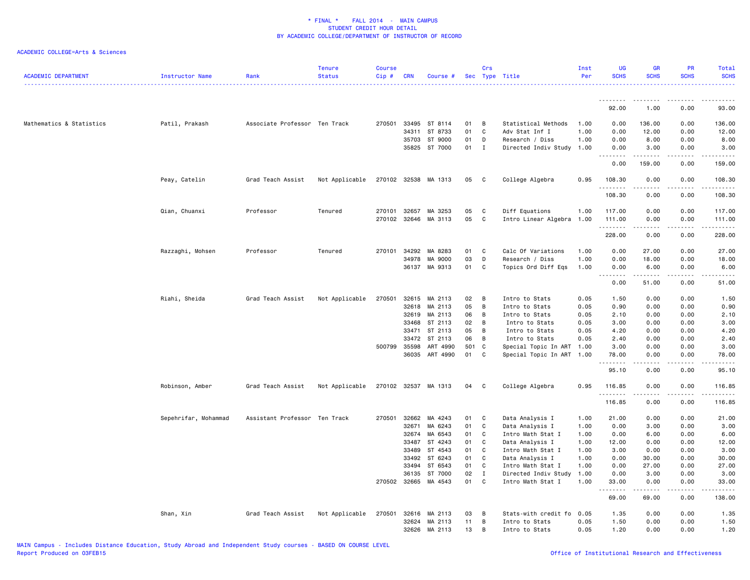\* FINAL \*    FALL 2014 - MAIN CAMPUS
STUDENT CREDIT HOUR DETAIL
BY ACADEMIC COLLEGE/DEPARTMENT OF INSTRUCTOR OF RECORD

ACADEMIC COLLEGE=Arts & Sciences

| ACADEMIC DEPARTMENT | Instructor Name | Rank | Tenure Status | Course Cip # | CRN | Course # | Sec | Crs Type | Title | Inst Per | UG SCHS | GR SCHS | PR SCHS | Total SCHS |
|---|---|---|---|---|---|---|---|---|---|---|---|---|---|---|
| | | | | | | | | | | | 92.00 | 1.00 | 0.00 | 93.00 |
| Mathematics & Statistics | Patil, Prakash | Associate Professor | Ten Track | 270501 | 33495 | ST 8114 | 01 | B | Statistical Methods | 1.00 | 0.00 | 136.00 | 0.00 | 136.00 |
| | | | | | 34311 | ST 8733 | 01 | C | Adv Stat Inf I | 1.00 | 0.00 | 12.00 | 0.00 | 12.00 |
| | | | | | 35703 | ST 9000 | 01 | D | Research / Diss | 1.00 | 0.00 | 8.00 | 0.00 | 8.00 |
| | | | | | 35825 | ST 7000 | 01 | I | Directed Indiv Study | 1.00 | 0.00 | 3.00 | 0.00 | 3.00 |
| | | | | | | | | | | | 0.00 | 159.00 | 0.00 | 159.00 |
| | Peay, Catelin | Grad Teach Assist | Not Applicable | 270102 | 32538 | MA 1313 | 05 | C | College Algebra | 0.95 | 108.30 | 0.00 | 0.00 | 108.30 |
| | | | | | | | | | | | 108.30 | 0.00 | 0.00 | 108.30 |
| | Qian, Chuanxi | Professor | Tenured | 270101 | 32657 | MA 3253 | 05 | C | Diff Equations | 1.00 | 117.00 | 0.00 | 0.00 | 117.00 |
| | | | | 270102 | 32646 | MA 3113 | 05 | C | Intro Linear Algebra | 1.00 | 111.00 | 0.00 | 0.00 | 111.00 |
| | | | | | | | | | | | 228.00 | 0.00 | 0.00 | 228.00 |
| | Razzaghi, Mohsen | Professor | Tenured | 270101 | 34292 | MA 8283 | 01 | C | Calc Of Variations | 1.00 | 0.00 | 27.00 | 0.00 | 27.00 |
| | | | | | 34978 | MA 9000 | 03 | D | Research / Diss | 1.00 | 0.00 | 18.00 | 0.00 | 18.00 |
| | | | | | 36137 | MA 9313 | 01 | C | Topics Ord Diff Eqs | 1.00 | 0.00 | 6.00 | 0.00 | 6.00 |
| | | | | | | | | | | | 0.00 | 51.00 | 0.00 | 51.00 |
| | Riahi, Sheida | Grad Teach Assist | Not Applicable | 270501 | 32615 | MA 2113 | 02 | B | Intro to Stats | 0.05 | 1.50 | 0.00 | 0.00 | 1.50 |
| | | | | | 32618 | MA 2113 | 05 | B | Intro to Stats | 0.05 | 0.90 | 0.00 | 0.00 | 0.90 |
| | | | | | 32619 | MA 2113 | 06 | B | Intro to Stats | 0.05 | 2.10 | 0.00 | 0.00 | 2.10 |
| | | | | | 33468 | ST 2113 | 02 | B | Intro to Stats | 0.05 | 3.00 | 0.00 | 0.00 | 3.00 |
| | | | | | 33471 | ST 2113 | 05 | B | Intro to Stats | 0.05 | 4.20 | 0.00 | 0.00 | 4.20 |
| | | | | | 33472 | ST 2113 | 06 | B | Intro to Stats | 0.05 | 2.40 | 0.00 | 0.00 | 2.40 |
| | | | | 500799 | 35598 | ART 4990 | 501 | C | Special Topic In ART | 1.00 | 3.00 | 0.00 | 0.00 | 3.00 |
| | | | | | 36035 | ART 4990 | 01 | C | Special Topic In ART | 1.00 | 78.00 | 0.00 | 0.00 | 78.00 |
| | | | | | | | | | | | 95.10 | 0.00 | 0.00 | 95.10 |
| | Robinson, Amber | Grad Teach Assist | Not Applicable | 270102 | 32537 | MA 1313 | 04 | C | College Algebra | 0.95 | 116.85 | 0.00 | 0.00 | 116.85 |
| | | | | | | | | | | | 116.85 | 0.00 | 0.00 | 116.85 |
| | Sepehrifar, Mohammad | Assistant Professor | Ten Track | 270501 | 32662 | MA 4243 | 01 | C | Data Analysis I | 1.00 | 21.00 | 0.00 | 0.00 | 21.00 |
| | | | | | 32671 | MA 6243 | 01 | C | Data Analysis I | 1.00 | 0.00 | 3.00 | 0.00 | 3.00 |
| | | | | | 32674 | MA 6543 | 01 | C | Intro Math Stat I | 1.00 | 0.00 | 6.00 | 0.00 | 6.00 |
| | | | | | 33487 | ST 4243 | 01 | C | Data Analysis I | 1.00 | 12.00 | 0.00 | 0.00 | 12.00 |
| | | | | | 33489 | ST 4543 | 01 | C | Intro Math Stat I | 1.00 | 3.00 | 0.00 | 0.00 | 3.00 |
| | | | | | 33492 | ST 6243 | 01 | C | Data Analysis I | 1.00 | 0.00 | 30.00 | 0.00 | 30.00 |
| | | | | | 33494 | ST 6543 | 01 | C | Intro Math Stat I | 1.00 | 0.00 | 27.00 | 0.00 | 27.00 |
| | | | | | 36135 | ST 7000 | 02 | I | Directed Indiv Study | 1.00 | 0.00 | 3.00 | 0.00 | 3.00 |
| | | | | 270502 | 32665 | MA 4543 | 01 | C | Intro Math Stat I | 1.00 | 33.00 | 0.00 | 0.00 | 33.00 |
| | | | | | | | | | | | 69.00 | 69.00 | 0.00 | 138.00 |
| | Shan, Xin | Grad Teach Assist | Not Applicable | 270501 | 32616 | MA 2113 | 03 | B | Stats-with credit fo | 0.05 | 1.35 | 0.00 | 0.00 | 1.35 |
| | | | | | 32624 | MA 2113 | 11 | B | Intro to Stats | 0.05 | 1.50 | 0.00 | 0.00 | 1.50 |
| | | | | | 32626 | MA 2113 | 13 | B | Intro to Stats | 0.05 | 1.20 | 0.00 | 0.00 | 1.20 |

MAIN Campus - Includes Distance Education, Study Abroad and Independent Study courses - BASED ON COURSE LEVEL
Report Produced on 03FEB15    Office of Institutional Research and Effectiveness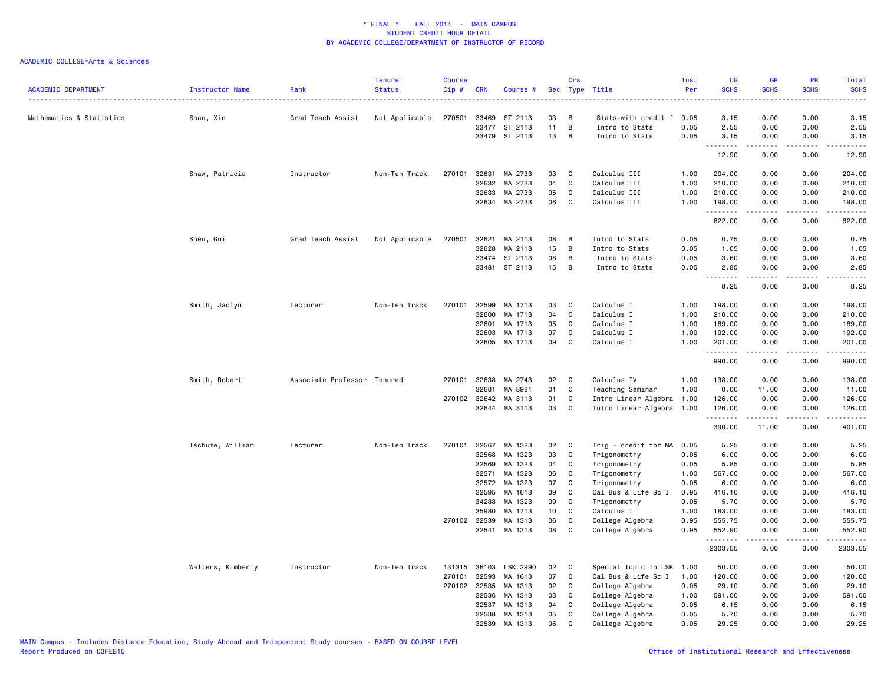\* FINAL \*    FALL 2014  -  MAIN CAMPUS
STUDENT CREDIT HOUR DETAIL
BY ACADEMIC COLLEGE/DEPARTMENT OF INSTRUCTOR OF RECORD

ACADEMIC COLLEGE=Arts & Sciences

| ACADEMIC DEPARTMENT | Instructor Name | Rank | Tenure Status | Course Cip # | CRN | Course # | Sec | Crs Type | Title | Inst Per | UG SCHS | GR SCHS | PR SCHS | Total SCHS |
|---|---|---|---|---|---|---|---|---|---|---|---|---|---|---|
| Mathematics & Statistics | Shan, Xin | Grad Teach Assist | Not Applicable | 270501 | 33469 | ST 2113 | 03 | B | Stats-with credit f | 0.05 | 3.15 | 0.00 | 0.00 | 3.15 |
| | | | | | 33477 | ST 2113 | 11 | B | Intro to Stats | 0.05 | 2.55 | 0.00 | 0.00 | 2.55 |
| | | | | | 33479 | ST 2113 | 13 | B | Intro to Stats | 0.05 | 3.15 | 0.00 | 0.00 | 3.15 |
| | | | | | | | | | | | 12.90 | 0.00 | 0.00 | 12.90 |
| | Shaw, Patricia | Instructor | Non-Ten Track | 270101 | 32631 | MA 2733 | 03 | C | Calculus III | 1.00 | 204.00 | 0.00 | 0.00 | 204.00 |
| | | | | | 32632 | MA 2733 | 04 | C | Calculus III | 1.00 | 210.00 | 0.00 | 0.00 | 210.00 |
| | | | | | 32633 | MA 2733 | 05 | C | Calculus III | 1.00 | 210.00 | 0.00 | 0.00 | 210.00 |
| | | | | | 32634 | MA 2733 | 06 | C | Calculus III | 1.00 | 198.00 | 0.00 | 0.00 | 198.00 |
| | | | | | | | | | | | 822.00 | 0.00 | 0.00 | 822.00 |
| | Shen, Gui | Grad Teach Assist | Not Applicable | 270501 | 32621 | MA 2113 | 08 | B | Intro to Stats | 0.05 | 0.75 | 0.00 | 0.00 | 0.75 |
| | | | | | 32628 | MA 2113 | 15 | B | Intro to Stats | 0.05 | 1.05 | 0.00 | 0.00 | 1.05 |
| | | | | | 33474 | ST 2113 | 08 | B | Intro to Stats | 0.05 | 3.60 | 0.00 | 0.00 | 3.60 |
| | | | | | 33481 | ST 2113 | 15 | B | Intro to Stats | 0.05 | 2.85 | 0.00 | 0.00 | 2.85 |
| | | | | | | | | | | | 8.25 | 0.00 | 0.00 | 8.25 |
| | Smith, Jaclyn | Lecturer | Non-Ten Track | 270101 | 32599 | MA 1713 | 03 | C | Calculus I | 1.00 | 198.00 | 0.00 | 0.00 | 198.00 |
| | | | | | 32600 | MA 1713 | 04 | C | Calculus I | 1.00 | 210.00 | 0.00 | 0.00 | 210.00 |
| | | | | | 32601 | MA 1713 | 05 | C | Calculus I | 1.00 | 189.00 | 0.00 | 0.00 | 189.00 |
| | | | | | 32603 | MA 1713 | 07 | C | Calculus I | 1.00 | 192.00 | 0.00 | 0.00 | 192.00 |
| | | | | | 32605 | MA 1713 | 09 | C | Calculus I | 1.00 | 201.00 | 0.00 | 0.00 | 201.00 |
| | | | | | | | | | | | 990.00 | 0.00 | 0.00 | 990.00 |
| | Smith, Robert | Associate Professor | Tenured | 270101 | 32638 | MA 2743 | 02 | C | Calculus IV | 1.00 | 138.00 | 0.00 | 0.00 | 138.00 |
| | | | | | 32681 | MA 8981 | 01 | C | Teaching Seminar | 1.00 | 0.00 | 11.00 | 0.00 | 11.00 |
| | | | | 270102 | 32642 | MA 3113 | 01 | C | Intro Linear Algebra | 1.00 | 126.00 | 0.00 | 0.00 | 126.00 |
| | | | | | 32644 | MA 3113 | 03 | C | Intro Linear Algebra | 1.00 | 126.00 | 0.00 | 0.00 | 126.00 |
| | | | | | | | | | | | 390.00 | 11.00 | 0.00 | 401.00 |
| | Tschume, William | Lecturer | Non-Ten Track | 270101 | 32567 | MA 1323 | 02 | C | Trig - credit for MA | 0.05 | 5.25 | 0.00 | 0.00 | 5.25 |
| | | | | | 32568 | MA 1323 | 03 | C | Trigonometry | 0.05 | 6.00 | 0.00 | 0.00 | 6.00 |
| | | | | | 32569 | MA 1323 | 04 | C | Trigonometry | 0.05 | 5.85 | 0.00 | 0.00 | 5.85 |
| | | | | | 32571 | MA 1323 | 06 | C | Trigonometry | 1.00 | 567.00 | 0.00 | 0.00 | 567.00 |
| | | | | | 32572 | MA 1323 | 07 | C | Trigonometry | 0.05 | 6.00 | 0.00 | 0.00 | 6.00 |
| | | | | | 32595 | MA 1613 | 09 | C | Cal Bus & Life Sc I | 0.95 | 416.10 | 0.00 | 0.00 | 416.10 |
| | | | | | 34288 | MA 1323 | 09 | C | Trigonometry | 0.05 | 5.70 | 0.00 | 0.00 | 5.70 |
| | | | | | 35980 | MA 1713 | 10 | C | Calculus I | 1.00 | 183.00 | 0.00 | 0.00 | 183.00 |
| | | | | 270102 | 32539 | MA 1313 | 06 | C | College Algebra | 0.95 | 555.75 | 0.00 | 0.00 | 555.75 |
| | | | | | 32541 | MA 1313 | 08 | C | College Algebra | 0.95 | 552.90 | 0.00 | 0.00 | 552.90 |
| | | | | | | | | | | | 2303.55 | 0.00 | 0.00 | 2303.55 |
| | Walters, Kimberly | Instructor | Non-Ten Track | 131315 | 36103 | LSK 2990 | 02 | C | Special Topic In LSK | 1.00 | 50.00 | 0.00 | 0.00 | 50.00 |
| | | | | 270101 | 32593 | MA 1613 | 07 | C | Cal Bus & Life Sc I | 1.00 | 120.00 | 0.00 | 0.00 | 120.00 |
| | | | | 270102 | 32535 | MA 1313 | 02 | C | College Algebra | 0.05 | 29.10 | 0.00 | 0.00 | 29.10 |
| | | | | | 32536 | MA 1313 | 03 | C | College Algebra | 1.00 | 591.00 | 0.00 | 0.00 | 591.00 |
| | | | | | 32537 | MA 1313 | 04 | C | College Algebra | 0.05 | 6.15 | 0.00 | 0.00 | 6.15 |
| | | | | | 32538 | MA 1313 | 05 | C | College Algebra | 0.05 | 5.70 | 0.00 | 0.00 | 5.70 |
| | | | | | 32539 | MA 1313 | 06 | C | College Algebra | 0.05 | 29.25 | 0.00 | 0.00 | 29.25 |

MAIN Campus - Includes Distance Education, Study Abroad and Independent Study courses - BASED ON COURSE LEVEL
Report Produced on 03FEB15    Office of Institutional Research and Effectiveness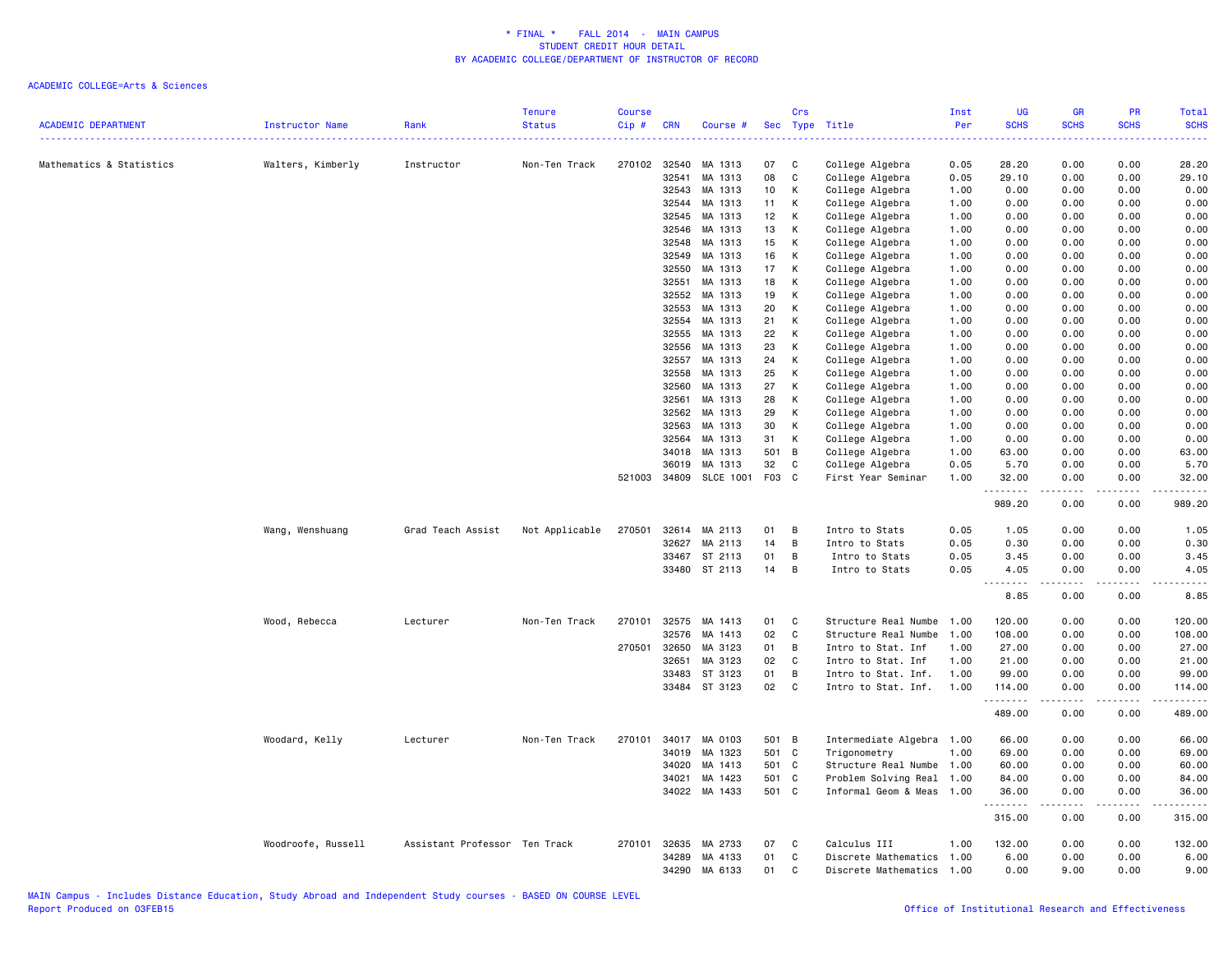\* FINAL \* FALL 2014 - MAIN CAMPUS
STUDENT CREDIT HOUR DETAIL
BY ACADEMIC COLLEGE/DEPARTMENT OF INSTRUCTOR OF RECORD

ACADEMIC COLLEGE=Arts & Sciences

| ACADEMIC DEPARTMENT | Instructor Name | Rank | Tenure Status | Course Cip # | CRN | Course # | Sec | Crs Type | Title | Inst Per | UG SCHS | GR SCHS | PR SCHS | Total SCHS |
|---|---|---|---|---|---|---|---|---|---|---|---|---|---|---|
| Mathematics & Statistics | Walters, Kimberly | Instructor | Non-Ten Track | 270102 | 32540 | MA 1313 | 07 | C | College Algebra | 0.05 | 28.20 | 0.00 | 0.00 | 28.20 |
| | | | | | 32541 | MA 1313 | 08 | C | College Algebra | 0.05 | 29.10 | 0.00 | 0.00 | 29.10 |
| | | | | | 32543 | MA 1313 | 10 | K | College Algebra | 1.00 | 0.00 | 0.00 | 0.00 | 0.00 |
| | | | | | 32544 | MA 1313 | 11 | K | College Algebra | 1.00 | 0.00 | 0.00 | 0.00 | 0.00 |
| | | | | | 32545 | MA 1313 | 12 | K | College Algebra | 1.00 | 0.00 | 0.00 | 0.00 | 0.00 |
| | | | | | 32546 | MA 1313 | 13 | K | College Algebra | 1.00 | 0.00 | 0.00 | 0.00 | 0.00 |
| | | | | | 32548 | MA 1313 | 15 | K | College Algebra | 1.00 | 0.00 | 0.00 | 0.00 | 0.00 |
| | | | | | 32549 | MA 1313 | 16 | K | College Algebra | 1.00 | 0.00 | 0.00 | 0.00 | 0.00 |
| | | | | | 32550 | MA 1313 | 17 | K | College Algebra | 1.00 | 0.00 | 0.00 | 0.00 | 0.00 |
| | | | | | 32551 | MA 1313 | 18 | K | College Algebra | 1.00 | 0.00 | 0.00 | 0.00 | 0.00 |
| | | | | | 32552 | MA 1313 | 19 | K | College Algebra | 1.00 | 0.00 | 0.00 | 0.00 | 0.00 |
| | | | | | 32553 | MA 1313 | 20 | K | College Algebra | 1.00 | 0.00 | 0.00 | 0.00 | 0.00 |
| | | | | | 32554 | MA 1313 | 21 | K | College Algebra | 1.00 | 0.00 | 0.00 | 0.00 | 0.00 |
| | | | | | 32555 | MA 1313 | 22 | K | College Algebra | 1.00 | 0.00 | 0.00 | 0.00 | 0.00 |
| | | | | | 32556 | MA 1313 | 23 | K | College Algebra | 1.00 | 0.00 | 0.00 | 0.00 | 0.00 |
| | | | | | 32557 | MA 1313 | 24 | K | College Algebra | 1.00 | 0.00 | 0.00 | 0.00 | 0.00 |
| | | | | | 32558 | MA 1313 | 25 | K | College Algebra | 1.00 | 0.00 | 0.00 | 0.00 | 0.00 |
| | | | | | 32560 | MA 1313 | 27 | K | College Algebra | 1.00 | 0.00 | 0.00 | 0.00 | 0.00 |
| | | | | | 32561 | MA 1313 | 28 | K | College Algebra | 1.00 | 0.00 | 0.00 | 0.00 | 0.00 |
| | | | | | 32562 | MA 1313 | 29 | K | College Algebra | 1.00 | 0.00 | 0.00 | 0.00 | 0.00 |
| | | | | | 32563 | MA 1313 | 30 | K | College Algebra | 1.00 | 0.00 | 0.00 | 0.00 | 0.00 |
| | | | | | 32564 | MA 1313 | 31 | K | College Algebra | 1.00 | 0.00 | 0.00 | 0.00 | 0.00 |
| | | | | | 34018 | MA 1313 | 501 | B | College Algebra | 1.00 | 63.00 | 0.00 | 0.00 | 63.00 |
| | | | | | 36019 | MA 1313 | 32 | C | College Algebra | 0.05 | 5.70 | 0.00 | 0.00 | 5.70 |
| | | | | 521003 | 34809 | SLCE 1001 | F03 | C | First Year Seminar | 1.00 | 32.00 | 0.00 | 0.00 | 32.00 |
| | | | | | | | | | | | 989.20 | 0.00 | 0.00 | 989.20 |
| | Wang, Wenshuang | Grad Teach Assist | Not Applicable | 270501 | 32614 | MA 2113 | 01 | B | Intro to Stats | 0.05 | 1.05 | 0.00 | 0.00 | 1.05 |
| | | | | | 32627 | MA 2113 | 14 | B | Intro to Stats | 0.05 | 0.30 | 0.00 | 0.00 | 0.30 |
| | | | | | 33467 | ST 2113 | 01 | B | Intro to Stats | 0.05 | 3.45 | 0.00 | 0.00 | 3.45 |
| | | | | | 33480 | ST 2113 | 14 | B | Intro to Stats | 0.05 | 4.05 | 0.00 | 0.00 | 4.05 |
| | | | | | | | | | | | 8.85 | 0.00 | 0.00 | 8.85 |
| | Wood, Rebecca | Lecturer | Non-Ten Track | 270101 | 32575 | MA 1413 | 01 | C | Structure Real Numbe | 1.00 | 120.00 | 0.00 | 0.00 | 120.00 |
| | | | | | 32576 | MA 1413 | 02 | C | Structure Real Numbe | 1.00 | 108.00 | 0.00 | 0.00 | 108.00 |
| | | | | 270501 | 32650 | MA 3123 | 01 | B | Intro to Stat. Inf | 1.00 | 27.00 | 0.00 | 0.00 | 27.00 |
| | | | | | 32651 | MA 3123 | 02 | C | Intro to Stat. Inf | 1.00 | 21.00 | 0.00 | 0.00 | 21.00 |
| | | | | | 33483 | ST 3123 | 01 | B | Intro to Stat. Inf. | 1.00 | 99.00 | 0.00 | 0.00 | 99.00 |
| | | | | | 33484 | ST 3123 | 02 | C | Intro to Stat. Inf. | 1.00 | 114.00 | 0.00 | 0.00 | 114.00 |
| | | | | | | | | | | | 489.00 | 0.00 | 0.00 | 489.00 |
| | Woodard, Kelly | Lecturer | Non-Ten Track | 270101 | 34017 | MA 0103 | 501 | B | Intermediate Algebra | 1.00 | 66.00 | 0.00 | 0.00 | 66.00 |
| | | | | | 34019 | MA 1323 | 501 | C | Trigonometry | 1.00 | 69.00 | 0.00 | 0.00 | 69.00 |
| | | | | | 34020 | MA 1413 | 501 | C | Structure Real Numbe | 1.00 | 60.00 | 0.00 | 0.00 | 60.00 |
| | | | | | 34021 | MA 1423 | 501 | C | Problem Solving Real | 1.00 | 84.00 | 0.00 | 0.00 | 84.00 |
| | | | | | 34022 | MA 1433 | 501 | C | Informal Geom & Meas | 1.00 | 36.00 | 0.00 | 0.00 | 36.00 |
| | | | | | | | | | | | 315.00 | 0.00 | 0.00 | 315.00 |
| | Woodroofe, Russell | Assistant Professor | Ten Track | 270101 | 32635 | MA 2733 | 07 | C | Calculus III | 1.00 | 132.00 | 0.00 | 0.00 | 132.00 |
| | | | | | 34289 | MA 4133 | 01 | C | Discrete Mathematics | 1.00 | 6.00 | 0.00 | 0.00 | 6.00 |
| | | | | | 34290 | MA 6133 | 01 | C | Discrete Mathematics | 1.00 | 0.00 | 9.00 | 0.00 | 9.00 |

MAIN Campus - Includes Distance Education, Study Abroad and Independent Study courses - BASED ON COURSE LEVEL
Report Produced on 03FEB15
Office of Institutional Research and Effectiveness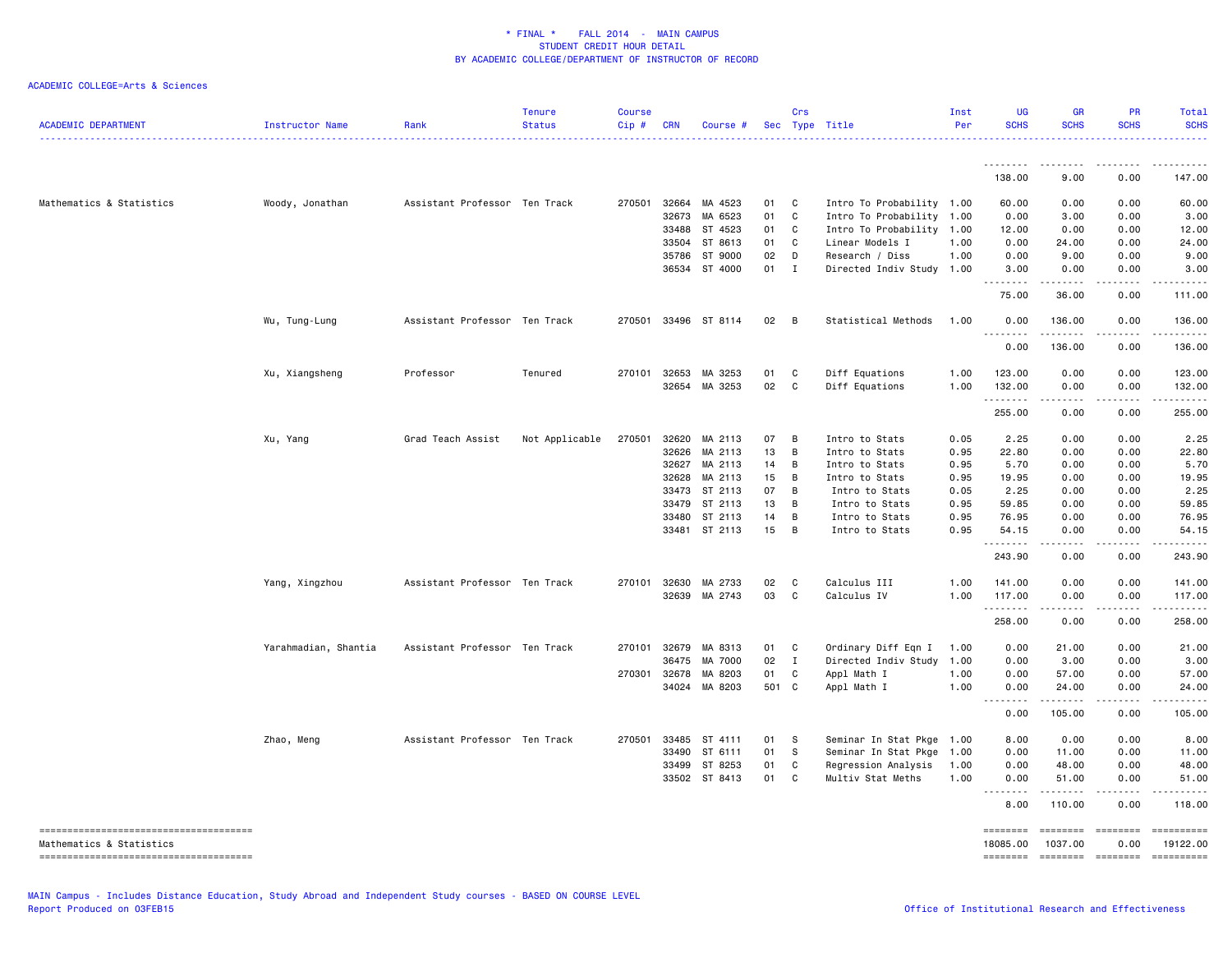\* FINAL \* FALL 2014 - MAIN CAMPUS
STUDENT CREDIT HOUR DETAIL
BY ACADEMIC COLLEGE/DEPARTMENT OF INSTRUCTOR OF RECORD

ACADEMIC COLLEGE=Arts & Sciences

| ACADEMIC DEPARTMENT | Instructor Name | Rank | Tenure Status | Course Cip # | CRN | Course # | Sec | Crs Type | Title | Inst Per | UG SCHS | GR SCHS | PR SCHS | Total SCHS |
|---|---|---|---|---|---|---|---|---|---|---|---|---|---|---|
| | | | | | | | | | | | 138.00 | 9.00 | 0.00 | 147.00 |
| Mathematics & Statistics | Woody, Jonathan | Assistant Professor | Ten Track | 270501 | 32664 | MA 4523 | 01 | C | Intro To Probability | 1.00 | 60.00 | 0.00 | 0.00 | 60.00 |
| | | | | | 32673 | MA 6523 | 01 | C | Intro To Probability | 1.00 | 0.00 | 3.00 | 0.00 | 3.00 |
| | | | | | 33488 | ST 4523 | 01 | C | Intro To Probability | 1.00 | 12.00 | 0.00 | 0.00 | 12.00 |
| | | | | | 33504 | ST 8613 | 01 | C | Linear Models I | 1.00 | 0.00 | 24.00 | 0.00 | 24.00 |
| | | | | | 35786 | ST 9000 | 02 | D | Research / Diss | 1.00 | 0.00 | 9.00 | 0.00 | 9.00 |
| | | | | | 36534 | ST 4000 | 01 | I | Directed Indiv Study | 1.00 | 3.00 | 0.00 | 0.00 | 3.00 |
| | | | | | | | | | | | 75.00 | 36.00 | 0.00 | 111.00 |
| | Wu, Tung-Lung | Assistant Professor | Ten Track | 270501 | 33496 | ST 8114 | 02 | B | Statistical Methods | 1.00 | 0.00 | 136.00 | 0.00 | 136.00 |
| | | | | | | | | | | | 0.00 | 136.00 | 0.00 | 136.00 |
| | Xu, Xiangsheng | Professor | Tenured | 270101 | 32653 | MA 3253 | 01 | C | Diff Equations | 1.00 | 123.00 | 0.00 | 0.00 | 123.00 |
| | | | | | 32654 | MA 3253 | 02 | C | Diff Equations | 1.00 | 132.00 | 0.00 | 0.00 | 132.00 |
| | | | | | | | | | | | 255.00 | 0.00 | 0.00 | 255.00 |
| | Xu, Yang | Grad Teach Assist | Not Applicable | 270501 | 32620 | MA 2113 | 07 | B | Intro to Stats | 0.05 | 2.25 | 0.00 | 0.00 | 2.25 |
| | | | | | 32626 | MA 2113 | 13 | B | Intro to Stats | 0.95 | 22.80 | 0.00 | 0.00 | 22.80 |
| | | | | | 32627 | MA 2113 | 14 | B | Intro to Stats | 0.95 | 5.70 | 0.00 | 0.00 | 5.70 |
| | | | | | 32628 | MA 2113 | 15 | B | Intro to Stats | 0.95 | 19.95 | 0.00 | 0.00 | 19.95 |
| | | | | | 33473 | ST 2113 | 07 | B | Intro to Stats | 0.05 | 2.25 | 0.00 | 0.00 | 2.25 |
| | | | | | 33479 | ST 2113 | 13 | B | Intro to Stats | 0.95 | 59.85 | 0.00 | 0.00 | 59.85 |
| | | | | | 33480 | ST 2113 | 14 | B | Intro to Stats | 0.95 | 76.95 | 0.00 | 0.00 | 76.95 |
| | | | | | 33481 | ST 2113 | 15 | B | Intro to Stats | 0.95 | 54.15 | 0.00 | 0.00 | 54.15 |
| | | | | | | | | | | | 243.90 | 0.00 | 0.00 | 243.90 |
| | Yang, Xingzhou | Assistant Professor | Ten Track | 270101 | 32630 | MA 2733 | 02 | C | Calculus III | 1.00 | 141.00 | 0.00 | 0.00 | 141.00 |
| | | | | | 32639 | MA 2743 | 03 | C | Calculus IV | 1.00 | 117.00 | 0.00 | 0.00 | 117.00 |
| | | | | | | | | | | | 258.00 | 0.00 | 0.00 | 258.00 |
| | Yarahmadian, Shantia | Assistant Professor | Ten Track | 270101 | 32679 | MA 8313 | 01 | C | Ordinary Diff Eqn I | 1.00 | 0.00 | 21.00 | 0.00 | 21.00 |
| | | | | | 36475 | MA 7000 | 02 | I | Directed Indiv Study | 1.00 | 0.00 | 3.00 | 0.00 | 3.00 |
| | | | | 270301 | 32678 | MA 8203 | 01 | C | Appl Math I | 1.00 | 0.00 | 57.00 | 0.00 | 57.00 |
| | | | | | 34024 | MA 8203 | 501 | C | Appl Math I | 1.00 | 0.00 | 24.00 | 0.00 | 24.00 |
| | | | | | | | | | | | 0.00 | 105.00 | 0.00 | 105.00 |
| | Zhao, Meng | Assistant Professor | Ten Track | 270501 | 33485 | ST 4111 | 01 | S | Seminar In Stat Pkge | 1.00 | 8.00 | 0.00 | 0.00 | 8.00 |
| | | | | | 33490 | ST 6111 | 01 | S | Seminar In Stat Pkge | 1.00 | 0.00 | 11.00 | 0.00 | 11.00 |
| | | | | | 33499 | ST 8253 | 01 | C | Regression Analysis | 1.00 | 0.00 | 48.00 | 0.00 | 48.00 |
| | | | | | 33502 | ST 8413 | 01 | C | Multiv Stat Meths | 1.00 | 0.00 | 51.00 | 0.00 | 51.00 |
| | | | | | | | | | | | 8.00 | 110.00 | 0.00 | 118.00 |
| Mathematics & Statistics | | | | | | | | | | | 18085.00 | 1037.00 | 0.00 | 19122.00 |

MAIN Campus - Includes Distance Education, Study Abroad and Independent Study courses - BASED ON COURSE LEVEL
Report Produced on 03FEB15

Office of Institutional Research and Effectiveness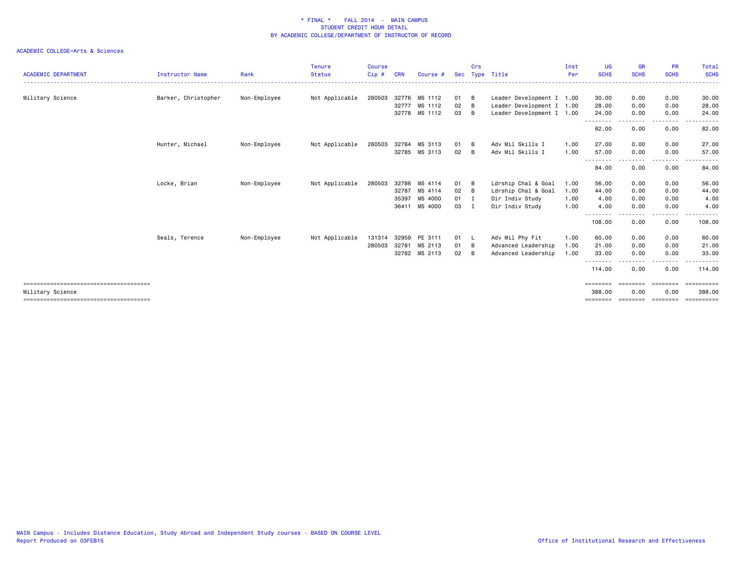\* FINAL \*    FALL 2014  -  MAIN CAMPUS
STUDENT CREDIT HOUR DETAIL
BY ACADEMIC COLLEGE/DEPARTMENT OF INSTRUCTOR OF RECORD

ACADEMIC COLLEGE=Arts & Sciences

| ACADEMIC DEPARTMENT | Instructor Name | Rank | Tenure Status | Course Cip # | CRN | Course # | Sec | Crs Type | Title | Inst Per | UG SCHS | GR SCHS | PR SCHS | Total SCHS |
|---|---|---|---|---|---|---|---|---|---|---|---|---|---|---|
| Military Science | Barker, Christopher | Non-Employee | Not Applicable | 280503 | 32776 | MS 1112 | 01 | B | Leader Development I | 1.00 | 30.00 | 0.00 | 0.00 | 30.00 |
| | | | | | 32777 | MS 1112 | 02 | B | Leader Development I | 1.00 | 28.00 | 0.00 | 0.00 | 28.00 |
| | | | | | 32778 | MS 1112 | 03 | B | Leader Development I | 1.00 | 24.00 | 0.00 | 0.00 | 24.00 |
| | | | | | | | | | | | 82.00 | 0.00 | 0.00 | 82.00 |
| | Hunter, Michael | Non-Employee | Not Applicable | 280503 | 32784 | MS 3113 | 01 | B | Adv Mil Skills I | 1.00 | 27.00 | 0.00 | 0.00 | 27.00 |
| | | | | | 32785 | MS 3113 | 02 | B | Adv Mil Skills I | 1.00 | 57.00 | 0.00 | 0.00 | 57.00 |
| | | | | | | | | | | | 84.00 | 0.00 | 0.00 | 84.00 |
| | Locke, Brian | Non-Employee | Not Applicable | 280503 | 32786 | MS 4114 | 01 | B | Ldrship Chal & Goal | 1.00 | 56.00 | 0.00 | 0.00 | 56.00 |
| | | | | | 32787 | MS 4114 | 02 | B | Ldrship Chal & Goal | 1.00 | 44.00 | 0.00 | 0.00 | 44.00 |
| | | | | | 35397 | MS 4000 | 01 | I | Dir Indiv Study | 1.00 | 4.00 | 0.00 | 0.00 | 4.00 |
| | | | | | 36411 | MS 4000 | 03 | I | Dir Indiv Study | 1.00 | 4.00 | 0.00 | 0.00 | 4.00 |
| | | | | | | | | | | | 108.00 | 0.00 | 0.00 | 108.00 |
| | Seals, Terence | Non-Employee | Not Applicable | 131314 | 32959 | PE 3111 | 01 | L | Adv Mil Phy Fit | 1.00 | 60.00 | 0.00 | 0.00 | 60.00 |
| | | | | 280503 | 32781 | MS 2113 | 01 | B | Advanced Leadership | 1.00 | 21.00 | 0.00 | 0.00 | 21.00 |
| | | | | | 32782 | MS 2113 | 02 | B | Advanced Leadership | 1.00 | 33.00 | 0.00 | 0.00 | 33.00 |
| | | | | | | | | | | | 114.00 | 0.00 | 0.00 | 114.00 |
| Military Science | | | | | | | | | | | 388.00 | 0.00 | 0.00 | 388.00 |

MAIN Campus - Includes Distance Education, Study Abroad and Independent Study courses - BASED ON COURSE LEVEL
Report Produced on 03FEB15

Office of Institutional Research and Effectiveness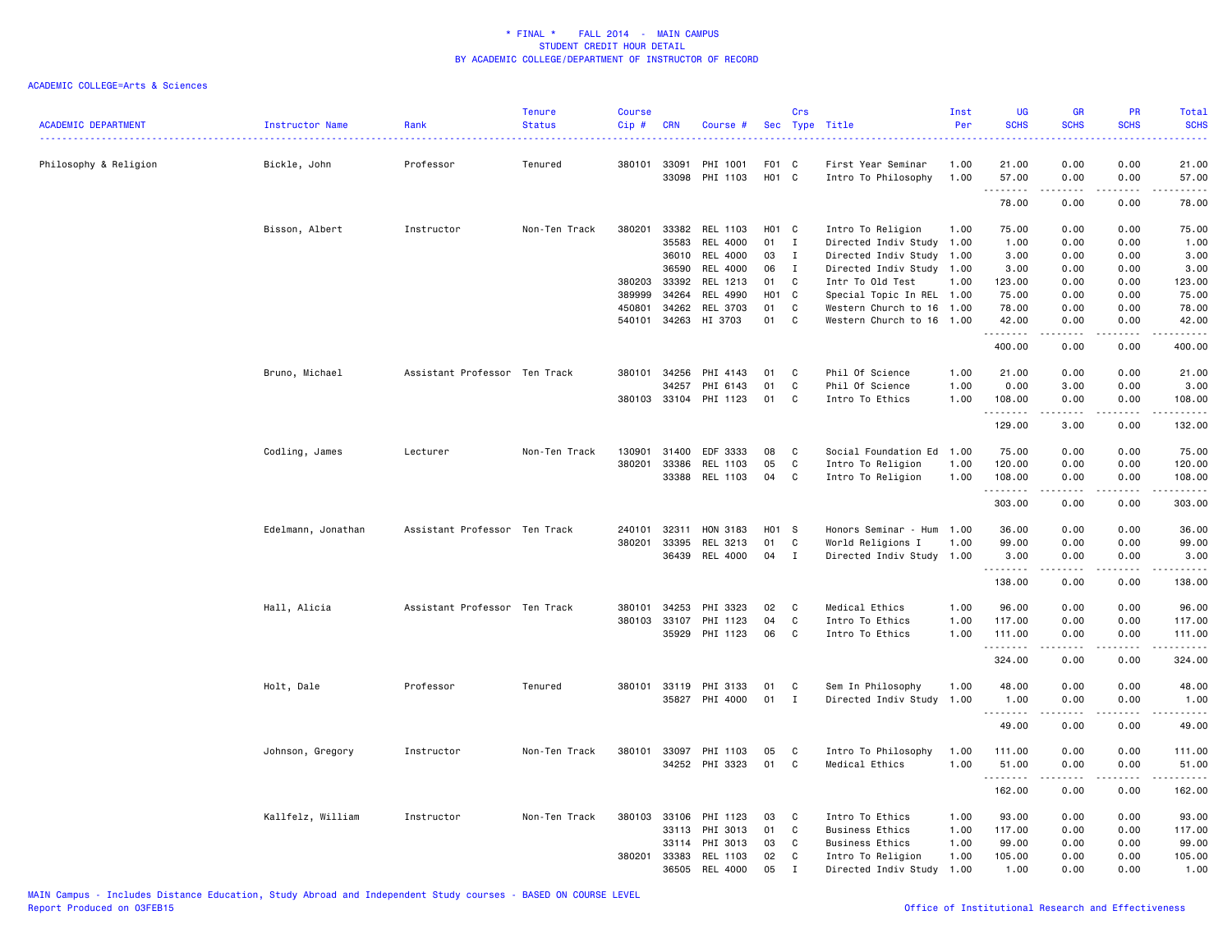\* FINAL \*   FALL 2014 - MAIN CAMPUS
STUDENT CREDIT HOUR DETAIL
BY ACADEMIC COLLEGE/DEPARTMENT OF INSTRUCTOR OF RECORD

ACADEMIC COLLEGE=Arts & Sciences

| ACADEMIC DEPARTMENT | Instructor Name | Rank | Tenure Status | Course Cip # | CRN | Course # | Sec | Crs Type | Title | Inst Per | UG SCHS | GR SCHS | PR SCHS | Total SCHS |
|---|---|---|---|---|---|---|---|---|---|---|---|---|---|---|
| Philosophy & Religion | Bickle, John | Professor | Tenured | 380101 | 33091 | PHI 1001 | F01 | C | First Year Seminar | 1.00 | 21.00 | 0.00 | 0.00 | 21.00 |
| | | | | | 33098 | PHI 1103 | H01 | C | Intro To Philosophy | 1.00 | 57.00 | 0.00 | 0.00 | 57.00 |
| | | | | | | | | | | | 78.00 | 0.00 | 0.00 | 78.00 |
| | Bisson, Albert | Instructor | Non-Ten Track | 380201 | 33382 | REL 1103 | H01 | C | Intro To Religion | 1.00 | 75.00 | 0.00 | 0.00 | 75.00 |
| | | | | | 35583 | REL 4000 | 01 | I | Directed Indiv Study | 1.00 | 1.00 | 0.00 | 0.00 | 1.00 |
| | | | | | 36010 | REL 4000 | 03 | I | Directed Indiv Study | 1.00 | 3.00 | 0.00 | 0.00 | 3.00 |
| | | | | | 36590 | REL 4000 | 06 | I | Directed Indiv Study | 1.00 | 3.00 | 0.00 | 0.00 | 3.00 |
| | | | | 380203 | 33392 | REL 1213 | 01 | C | Intr To Old Test | 1.00 | 123.00 | 0.00 | 0.00 | 123.00 |
| | | | | 389999 | 34264 | REL 4990 | H01 | C | Special Topic In REL | 1.00 | 75.00 | 0.00 | 0.00 | 75.00 |
| | | | | 450801 | 34262 | REL 3703 | 01 | C | Western Church to 16 | 1.00 | 78.00 | 0.00 | 0.00 | 78.00 |
| | | | | 540101 | 34263 | HI 3703 | 01 | C | Western Church to 16 | 1.00 | 42.00 | 0.00 | 0.00 | 42.00 |
| | | | | | | | | | | | 400.00 | 0.00 | 0.00 | 400.00 |
| | Bruno, Michael | Assistant Professor | Ten Track | 380101 | 34256 | PHI 4143 | 01 | C | Phil Of Science | 1.00 | 21.00 | 0.00 | 0.00 | 21.00 |
| | | | | | 34257 | PHI 6143 | 01 | C | Phil Of Science | 1.00 | 0.00 | 3.00 | 0.00 | 3.00 |
| | | | | 380103 | 33104 | PHI 1123 | 01 | C | Intro To Ethics | 1.00 | 108.00 | 0.00 | 0.00 | 108.00 |
| | | | | | | | | | | | 129.00 | 3.00 | 0.00 | 132.00 |
| | Codling, James | Lecturer | Non-Ten Track | 130901 | 31400 | EDF 3333 | 08 | C | Social Foundation Ed | 1.00 | 75.00 | 0.00 | 0.00 | 75.00 |
| | | | | 380201 | 33386 | REL 1103 | 05 | C | Intro To Religion | 1.00 | 120.00 | 0.00 | 0.00 | 120.00 |
| | | | | | 33388 | REL 1103 | 04 | C | Intro To Religion | 1.00 | 108.00 | 0.00 | 0.00 | 108.00 |
| | | | | | | | | | | | 303.00 | 0.00 | 0.00 | 303.00 |
| | Edelmann, Jonathan | Assistant Professor | Ten Track | 240101 | 32311 | HON 3183 | H01 | S | Honors Seminar - Hum | 1.00 | 36.00 | 0.00 | 0.00 | 36.00 |
| | | | | 380201 | 33395 | REL 3213 | 01 | C | World Religions I | 1.00 | 99.00 | 0.00 | 0.00 | 99.00 |
| | | | | | 36439 | REL 4000 | 04 | I | Directed Indiv Study | 1.00 | 3.00 | 0.00 | 0.00 | 3.00 |
| | | | | | | | | | | | 138.00 | 0.00 | 0.00 | 138.00 |
| | Hall, Alicia | Assistant Professor | Ten Track | 380101 | 34253 | PHI 3323 | 02 | C | Medical Ethics | 1.00 | 96.00 | 0.00 | 0.00 | 96.00 |
| | | | | 380103 | 33107 | PHI 1123 | 04 | C | Intro To Ethics | 1.00 | 117.00 | 0.00 | 0.00 | 117.00 |
| | | | | | 35929 | PHI 1123 | 06 | C | Intro To Ethics | 1.00 | 111.00 | 0.00 | 0.00 | 111.00 |
| | | | | | | | | | | | 324.00 | 0.00 | 0.00 | 324.00 |
| | Holt, Dale | Professor | Tenured | 380101 | 33119 | PHI 3133 | 01 | C | Sem In Philosophy | 1.00 | 48.00 | 0.00 | 0.00 | 48.00 |
| | | | | | 35827 | PHI 4000 | 01 | I | Directed Indiv Study | 1.00 | 1.00 | 0.00 | 0.00 | 1.00 |
| | | | | | | | | | | | 49.00 | 0.00 | 0.00 | 49.00 |
| | Johnson, Gregory | Instructor | Non-Ten Track | 380101 | 33097 | PHI 1103 | 05 | C | Intro To Philosophy | 1.00 | 111.00 | 0.00 | 0.00 | 111.00 |
| | | | | | 34252 | PHI 3323 | 01 | C | Medical Ethics | 1.00 | 51.00 | 0.00 | 0.00 | 51.00 |
| | | | | | | | | | | | 162.00 | 0.00 | 0.00 | 162.00 |
| | Kallfelz, William | Instructor | Non-Ten Track | 380103 | 33106 | PHI 1123 | 03 | C | Intro To Ethics | 1.00 | 93.00 | 0.00 | 0.00 | 93.00 |
| | | | | | 33113 | PHI 3013 | 01 | C | Business Ethics | 1.00 | 117.00 | 0.00 | 0.00 | 117.00 |
| | | | | | 33114 | PHI 3013 | 03 | C | Business Ethics | 1.00 | 99.00 | 0.00 | 0.00 | 99.00 |
| | | | | 380201 | 33383 | REL 1103 | 02 | C | Intro To Religion | 1.00 | 105.00 | 0.00 | 0.00 | 105.00 |
| | | | | | 36505 | REL 4000 | 05 | I | Directed Indiv Study | 1.00 | 1.00 | 0.00 | 0.00 | 1.00 |

MAIN Campus - Includes Distance Education, Study Abroad and Independent Study courses - BASED ON COURSE LEVEL
Report Produced on 03FEB15
Office of Institutional Research and Effectiveness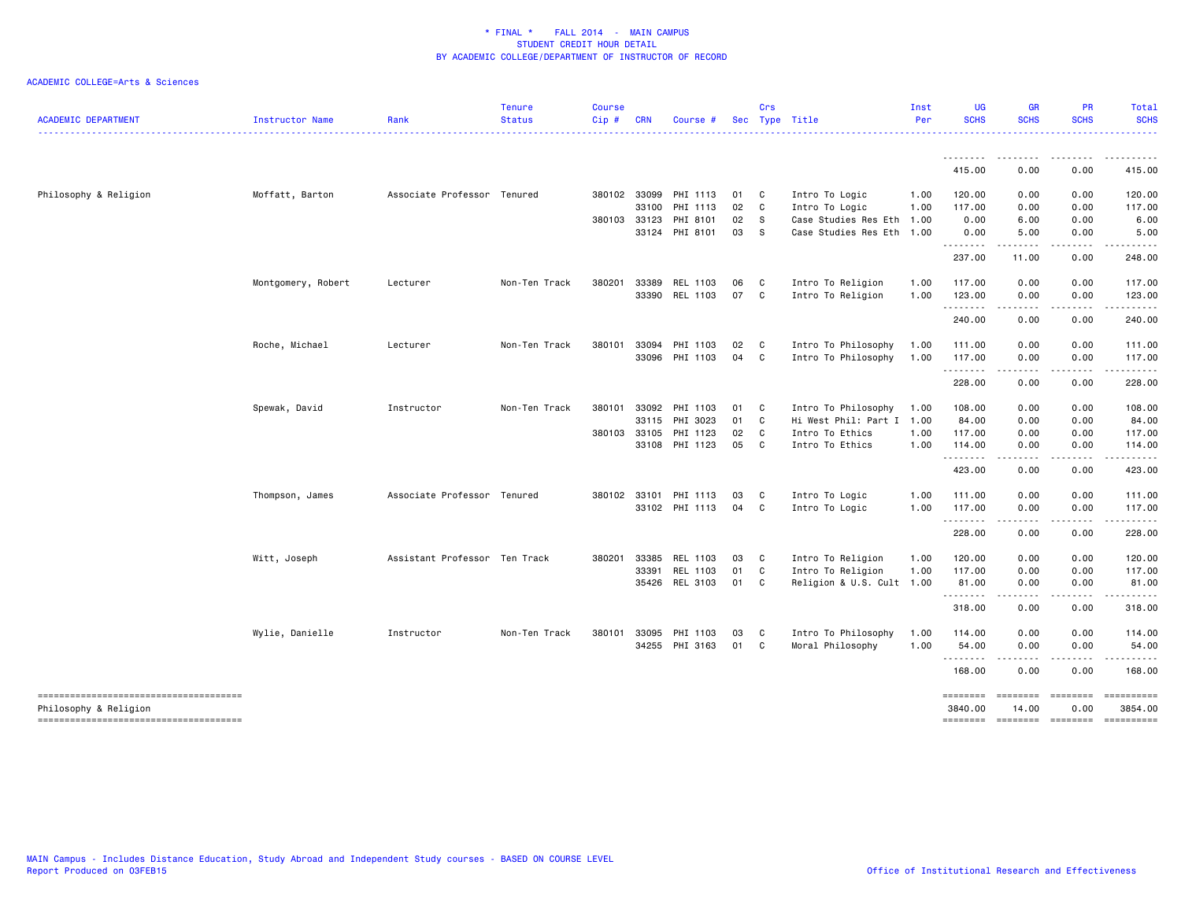\* FINAL \*    FALL 2014  -  MAIN CAMPUS
STUDENT CREDIT HOUR DETAIL
BY ACADEMIC COLLEGE/DEPARTMENT OF INSTRUCTOR OF RECORD

ACADEMIC COLLEGE=Arts & Sciences

| ACADEMIC DEPARTMENT | Instructor Name | Rank | Tenure Status | Course Cip # | CRN | Course # | Sec | Crs Type | Title | Inst Per | UG SCHS | GR SCHS | PR SCHS | Total SCHS |
|---|---|---|---|---|---|---|---|---|---|---|---|---|---|---|
| | | | | | | | | | | | 415.00 | 0.00 | 0.00 | 415.00 |
| Philosophy & Religion | Moffatt, Barton | Associate Professor | Tenured | 380102 | 33099 | PHI 1113 | 01 | C | Intro To Logic | 1.00 | 120.00 | 0.00 | 0.00 | 120.00 |
| | | | | | 33100 | PHI 1113 | 02 | C | Intro To Logic | 1.00 | 117.00 | 0.00 | 0.00 | 117.00 |
| | | | | 380103 | 33123 | PHI 8101 | 02 | S | Case Studies Res Eth | 1.00 | 0.00 | 6.00 | 0.00 | 6.00 |
| | | | | | 33124 | PHI 8101 | 03 | S | Case Studies Res Eth | 1.00 | 0.00 | 5.00 | 0.00 | 5.00 |
| | | | | | | | | | | | 237.00 | 11.00 | 0.00 | 248.00 |
| | Montgomery, Robert | Lecturer | Non-Ten Track | 380201 | 33389 | REL 1103 | 06 | C | Intro To Religion | 1.00 | 117.00 | 0.00 | 0.00 | 117.00 |
| | | | | | 33390 | REL 1103 | 07 | C | Intro To Religion | 1.00 | 123.00 | 0.00 | 0.00 | 123.00 |
| | | | | | | | | | | | 240.00 | 0.00 | 0.00 | 240.00 |
| | Roche, Michael | Lecturer | Non-Ten Track | 380101 | 33094 | PHI 1103 | 02 | C | Intro To Philosophy | 1.00 | 111.00 | 0.00 | 0.00 | 111.00 |
| | | | | | 33096 | PHI 1103 | 04 | C | Intro To Philosophy | 1.00 | 117.00 | 0.00 | 0.00 | 117.00 |
| | | | | | | | | | | | 228.00 | 0.00 | 0.00 | 228.00 |
| | Spewak, David | Instructor | Non-Ten Track | 380101 | 33092 | PHI 1103 | 01 | C | Intro To Philosophy | 1.00 | 108.00 | 0.00 | 0.00 | 108.00 |
| | | | | | 33115 | PHI 3023 | 01 | C | Hi West Phil: Part I | 1.00 | 84.00 | 0.00 | 0.00 | 84.00 |
| | | | | 380103 | 33105 | PHI 1123 | 02 | C | Intro To Ethics | 1.00 | 117.00 | 0.00 | 0.00 | 117.00 |
| | | | | | 33108 | PHI 1123 | 05 | C | Intro To Ethics | 1.00 | 114.00 | 0.00 | 0.00 | 114.00 |
| | | | | | | | | | | | 423.00 | 0.00 | 0.00 | 423.00 |
| | Thompson, James | Associate Professor | Tenured | 380102 | 33101 | PHI 1113 | 03 | C | Intro To Logic | 1.00 | 111.00 | 0.00 | 0.00 | 111.00 |
| | | | | | 33102 | PHI 1113 | 04 | C | Intro To Logic | 1.00 | 117.00 | 0.00 | 0.00 | 117.00 |
| | | | | | | | | | | | 228.00 | 0.00 | 0.00 | 228.00 |
| | Witt, Joseph | Assistant Professor | Ten Track | 380201 | 33385 | REL 1103 | 03 | C | Intro To Religion | 1.00 | 120.00 | 0.00 | 0.00 | 120.00 |
| | | | | | 33391 | REL 1103 | 01 | C | Intro To Religion | 1.00 | 117.00 | 0.00 | 0.00 | 117.00 |
| | | | | | 35426 | REL 3103 | 01 | C | Religion & U.S. Cult | 1.00 | 81.00 | 0.00 | 0.00 | 81.00 |
| | | | | | | | | | | | 318.00 | 0.00 | 0.00 | 318.00 |
| | Wylie, Danielle | Instructor | Non-Ten Track | 380101 | 33095 | PHI 1103 | 03 | C | Intro To Philosophy | 1.00 | 114.00 | 0.00 | 0.00 | 114.00 |
| | | | | | 34255 | PHI 3163 | 01 | C | Moral Philosophy | 1.00 | 54.00 | 0.00 | 0.00 | 54.00 |
| | | | | | | | | | | | 168.00 | 0.00 | 0.00 | 168.00 |
| Philosophy & Religion | | | | | | | | | | | 3840.00 | 14.00 | 0.00 | 3854.00 |

MAIN Campus - Includes Distance Education, Study Abroad and Independent Study courses - BASED ON COURSE LEVEL
Report Produced on 03FEB15

Office of Institutional Research and Effectiveness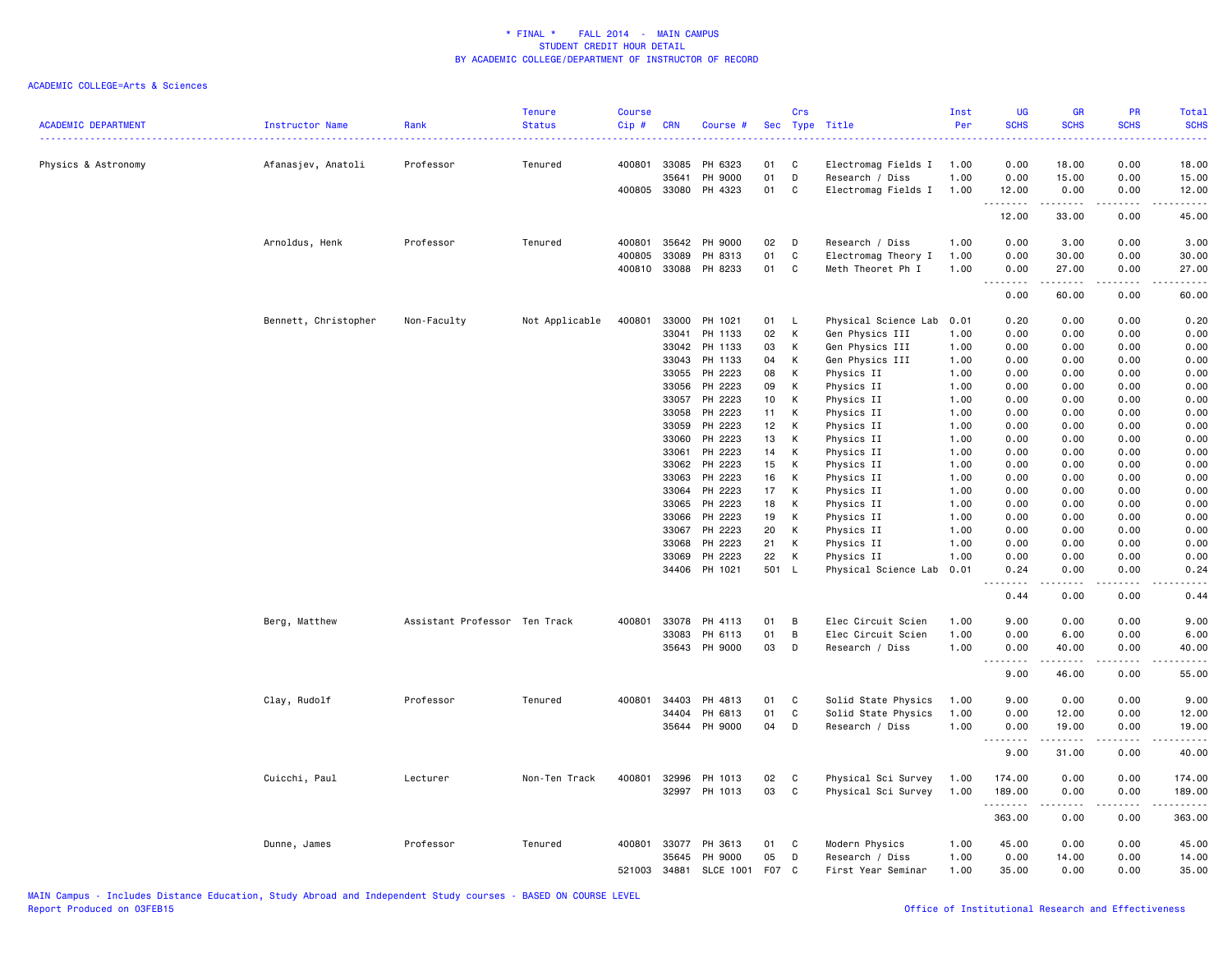# * FINAL * FALL 2014 - MAIN CAMPUS
## STUDENT CREDIT HOUR DETAIL
## BY ACADEMIC COLLEGE/DEPARTMENT OF INSTRUCTOR OF RECORD

ACADEMIC COLLEGE=Arts & Sciences

| ACADEMIC DEPARTMENT | Instructor Name | Rank | Tenure Status | Course Cip # | CRN | Course # | Sec | Crs Type | Title | Inst Per | UG SCHS | GR SCHS | PR SCHS | Total SCHS |
|---|---|---|---|---|---|---|---|---|---|---|---|---|---|---|
| Physics & Astronomy | Afanasjev, Anatoli | Professor | Tenured | 400801 | 33085 | PH 6323 | 01 | C | Electromag Fields I | 1.00 | 0.00 | 18.00 | 0.00 | 18.00 |
| | | | | | 35641 | PH 9000 | 01 | D | Research / Diss | 1.00 | 0.00 | 15.00 | 0.00 | 15.00 |
| | | | | 400805 | 33080 | PH 4323 | 01 | C | Electromag Fields I | 1.00 | 12.00 | 0.00 | 0.00 | 12.00 |
| | | | | | | | | | | | 12.00 | 33.00 | 0.00 | 45.00 |
| | Arnoldus, Henk | Professor | Tenured | 400801 | 35642 | PH 9000 | 02 | D | Research / Diss | 1.00 | 0.00 | 3.00 | 0.00 | 3.00 |
| | | | | 400805 | 33089 | PH 8313 | 01 | C | Electromag Theory I | 1.00 | 0.00 | 30.00 | 0.00 | 30.00 |
| | | | | 400810 | 33088 | PH 8233 | 01 | C | Meth Theoret Ph I | 1.00 | 0.00 | 27.00 | 0.00 | 27.00 |
| | | | | | | | | | | | 0.00 | 60.00 | 0.00 | 60.00 |
| | Bennett, Christopher | Non-Faculty | Not Applicable | 400801 | 33000 | PH 1021 | 01 | L | Physical Science Lab | 0.01 | 0.20 | 0.00 | 0.00 | 0.20 |
| | | | | | 33041 | PH 1133 | 02 | K | Gen Physics III | 1.00 | 0.00 | 0.00 | 0.00 | 0.00 |
| | | | | | 33042 | PH 1133 | 03 | K | Gen Physics III | 1.00 | 0.00 | 0.00 | 0.00 | 0.00 |
| | | | | | 33043 | PH 1133 | 04 | K | Gen Physics III | 1.00 | 0.00 | 0.00 | 0.00 | 0.00 |
| | | | | | 33055 | PH 2223 | 08 | K | Physics II | 1.00 | 0.00 | 0.00 | 0.00 | 0.00 |
| | | | | | 33056 | PH 2223 | 09 | K | Physics II | 1.00 | 0.00 | 0.00 | 0.00 | 0.00 |
| | | | | | 33057 | PH 2223 | 10 | K | Physics II | 1.00 | 0.00 | 0.00 | 0.00 | 0.00 |
| | | | | | 33058 | PH 2223 | 11 | K | Physics II | 1.00 | 0.00 | 0.00 | 0.00 | 0.00 |
| | | | | | 33059 | PH 2223 | 12 | K | Physics II | 1.00 | 0.00 | 0.00 | 0.00 | 0.00 |
| | | | | | 33060 | PH 2223 | 13 | K | Physics II | 1.00 | 0.00 | 0.00 | 0.00 | 0.00 |
| | | | | | 33061 | PH 2223 | 14 | K | Physics II | 1.00 | 0.00 | 0.00 | 0.00 | 0.00 |
| | | | | | 33062 | PH 2223 | 15 | K | Physics II | 1.00 | 0.00 | 0.00 | 0.00 | 0.00 |
| | | | | | 33063 | PH 2223 | 16 | K | Physics II | 1.00 | 0.00 | 0.00 | 0.00 | 0.00 |
| | | | | | 33064 | PH 2223 | 17 | K | Physics II | 1.00 | 0.00 | 0.00 | 0.00 | 0.00 |
| | | | | | 33065 | PH 2223 | 18 | K | Physics II | 1.00 | 0.00 | 0.00 | 0.00 | 0.00 |
| | | | | | 33066 | PH 2223 | 19 | K | Physics II | 1.00 | 0.00 | 0.00 | 0.00 | 0.00 |
| | | | | | 33067 | PH 2223 | 20 | K | Physics II | 1.00 | 0.00 | 0.00 | 0.00 | 0.00 |
| | | | | | 33068 | PH 2223 | 21 | K | Physics II | 1.00 | 0.00 | 0.00 | 0.00 | 0.00 |
| | | | | | 33069 | PH 2223 | 22 | K | Physics II | 1.00 | 0.00 | 0.00 | 0.00 | 0.00 |
| | | | | | 34406 | PH 1021 | 501 | L | Physical Science Lab | 0.01 | 0.24 | 0.00 | 0.00 | 0.24 |
| | | | | | | | | | | | 0.44 | 0.00 | 0.00 | 0.44 |
| | Berg, Matthew | Assistant Professor | Ten Track | 400801 | 33078 | PH 4113 | 01 | B | Elec Circuit Scien | 1.00 | 9.00 | 0.00 | 0.00 | 9.00 |
| | | | | | 33083 | PH 6113 | 01 | B | Elec Circuit Scien | 1.00 | 0.00 | 6.00 | 0.00 | 6.00 |
| | | | | | 35643 | PH 9000 | 03 | D | Research / Diss | 1.00 | 0.00 | 40.00 | 0.00 | 40.00 |
| | | | | | | | | | | | 9.00 | 46.00 | 0.00 | 55.00 |
| | Clay, Rudolf | Professor | Tenured | 400801 | 34403 | PH 4813 | 01 | C | Solid State Physics | 1.00 | 9.00 | 0.00 | 0.00 | 9.00 |
| | | | | | 34404 | PH 6813 | 01 | C | Solid State Physics | 1.00 | 0.00 | 12.00 | 0.00 | 12.00 |
| | | | | | 35644 | PH 9000 | 04 | D | Research / Diss | 1.00 | 0.00 | 19.00 | 0.00 | 19.00 |
| | | | | | | | | | | | 9.00 | 31.00 | 0.00 | 40.00 |
| | Cuicchi, Paul | Lecturer | Non-Ten Track | 400801 | 32996 | PH 1013 | 02 | C | Physical Sci Survey | 1.00 | 174.00 | 0.00 | 0.00 | 174.00 |
| | | | | | 32997 | PH 1013 | 03 | C | Physical Sci Survey | 1.00 | 189.00 | 0.00 | 0.00 | 189.00 |
| | | | | | | | | | | | 363.00 | 0.00 | 0.00 | 363.00 |
| | Dunne, James | Professor | Tenured | 400801 | 33077 | PH 3613 | 01 | C | Modern Physics | 1.00 | 45.00 | 0.00 | 0.00 | 45.00 |
| | | | | | 35645 | PH 9000 | 05 | D | Research / Diss | 1.00 | 0.00 | 14.00 | 0.00 | 14.00 |
| | | | | 521003 | 34881 | SLCE 1001 | F07 | C | First Year Seminar | 1.00 | 35.00 | 0.00 | 0.00 | 35.00 |

MAIN Campus - Includes Distance Education, Study Abroad and Independent Study courses - BASED ON COURSE LEVEL
Report Produced on 03FEB15

Office of Institutional Research and Effectiveness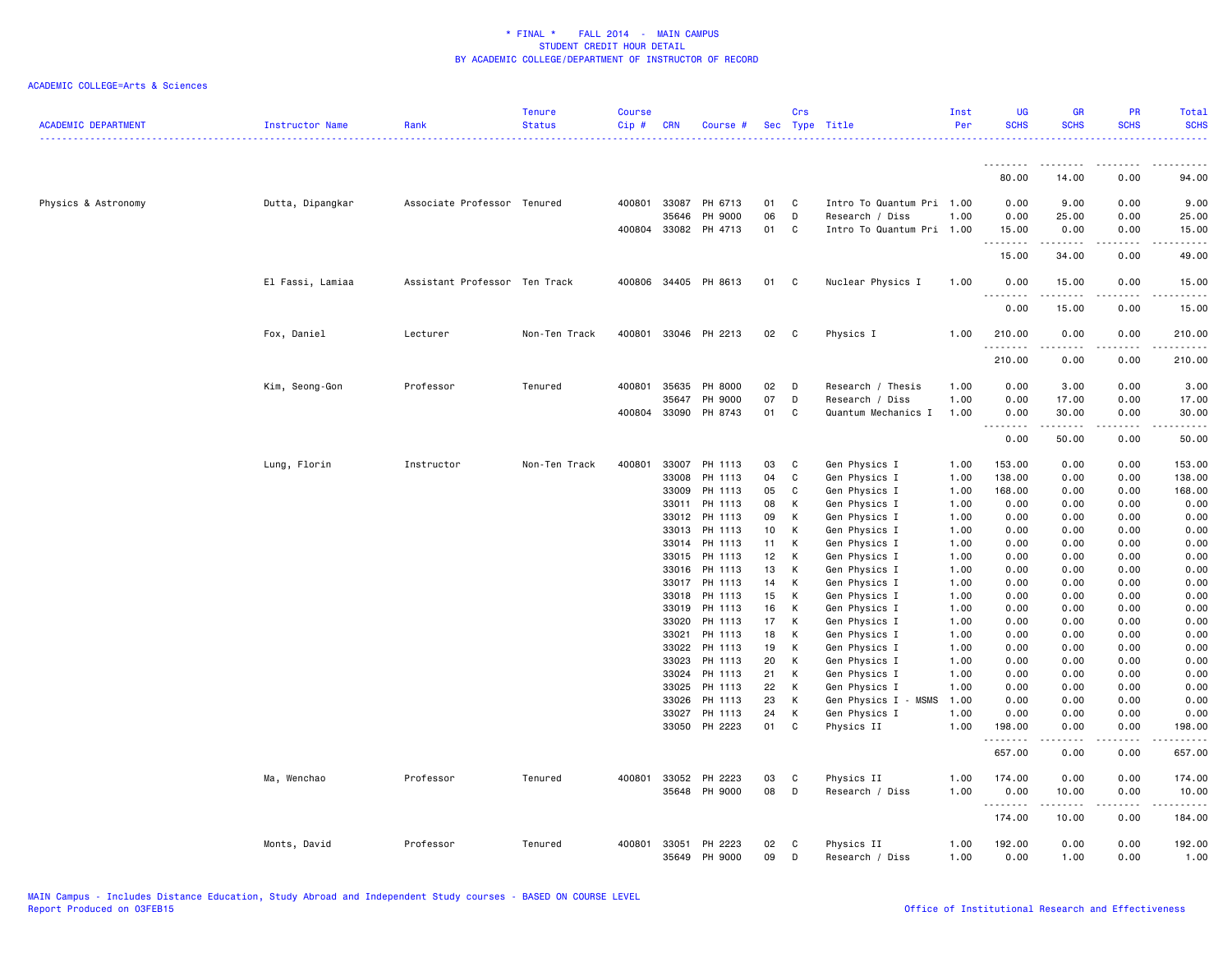\* FINAL \*    FALL 2014  -  MAIN CAMPUS
STUDENT CREDIT HOUR DETAIL
BY ACADEMIC COLLEGE/DEPARTMENT OF INSTRUCTOR OF RECORD

ACADEMIC COLLEGE=Arts & Sciences

| ACADEMIC DEPARTMENT | Instructor Name | Rank | Tenure Status | Course Cip # | CRN | Course # | Sec | Crs Type | Title | Inst Per | UG SCHS | GR SCHS | PR SCHS | Total SCHS |
|---|---|---|---|---|---|---|---|---|---|---|---|---|---|---|
| | | | | | | | | | | | 80.00 | 14.00 | 0.00 | 94.00 |
| Physics & Astronomy | Dutta, Dipangkar | Associate Professor | Tenured | 400801 | 33087 | PH 6713 | 01 | C | Intro To Quantum Pri | 1.00 | 0.00 | 9.00 | 0.00 | 9.00 |
| | | | | | 35646 | PH 9000 | 06 | D | Research / Diss | 1.00 | 0.00 | 25.00 | 0.00 | 25.00 |
| | | | | 400804 | 33082 | PH 4713 | 01 | C | Intro To Quantum Pri | 1.00 | 15.00 | 0.00 | 0.00 | 15.00 |
| | | | | | | | | | | | 15.00 | 34.00 | 0.00 | 49.00 |
| | El Fassi, Lamiaa | Assistant Professor | Ten Track | 400806 | 34405 | PH 8613 | 01 | C | Nuclear Physics I | 1.00 | 0.00 | 15.00 | 0.00 | 15.00 |
| | | | | | | | | | | | 0.00 | 15.00 | 0.00 | 15.00 |
| | Fox, Daniel | Lecturer | Non-Ten Track | 400801 | 33046 | PH 2213 | 02 | C | Physics I | 1.00 | 210.00 | 0.00 | 0.00 | 210.00 |
| | | | | | | | | | | | 210.00 | 0.00 | 0.00 | 210.00 |
| | Kim, Seong-Gon | Professor | Tenured | 400801 | 35635 | PH 8000 | 02 | D | Research / Thesis | 1.00 | 0.00 | 3.00 | 0.00 | 3.00 |
| | | | | | 35647 | PH 9000 | 07 | D | Research / Diss | 1.00 | 0.00 | 17.00 | 0.00 | 17.00 |
| | | | | 400804 | 33090 | PH 8743 | 01 | C | Quantum Mechanics I | 1.00 | 0.00 | 30.00 | 0.00 | 30.00 |
| | | | | | | | | | | | 0.00 | 50.00 | 0.00 | 50.00 |
| | Lung, Florin | Instructor | Non-Ten Track | 400801 | 33007 | PH 1113 | 03 | C | Gen Physics I | 1.00 | 153.00 | 0.00 | 0.00 | 153.00 |
| | | | | | 33008 | PH 1113 | 04 | C | Gen Physics I | 1.00 | 138.00 | 0.00 | 0.00 | 138.00 |
| | | | | | 33009 | PH 1113 | 05 | C | Gen Physics I | 1.00 | 168.00 | 0.00 | 0.00 | 168.00 |
| | | | | | 33011 | PH 1113 | 08 | K | Gen Physics I | 1.00 | 0.00 | 0.00 | 0.00 | 0.00 |
| | | | | | 33012 | PH 1113 | 09 | K | Gen Physics I | 1.00 | 0.00 | 0.00 | 0.00 | 0.00 |
| | | | | | 33013 | PH 1113 | 10 | K | Gen Physics I | 1.00 | 0.00 | 0.00 | 0.00 | 0.00 |
| | | | | | 33014 | PH 1113 | 11 | K | Gen Physics I | 1.00 | 0.00 | 0.00 | 0.00 | 0.00 |
| | | | | | 33015 | PH 1113 | 12 | K | Gen Physics I | 1.00 | 0.00 | 0.00 | 0.00 | 0.00 |
| | | | | | 33016 | PH 1113 | 13 | K | Gen Physics I | 1.00 | 0.00 | 0.00 | 0.00 | 0.00 |
| | | | | | 33017 | PH 1113 | 14 | K | Gen Physics I | 1.00 | 0.00 | 0.00 | 0.00 | 0.00 |
| | | | | | 33018 | PH 1113 | 15 | K | Gen Physics I | 1.00 | 0.00 | 0.00 | 0.00 | 0.00 |
| | | | | | 33019 | PH 1113 | 16 | K | Gen Physics I | 1.00 | 0.00 | 0.00 | 0.00 | 0.00 |
| | | | | | 33020 | PH 1113 | 17 | K | Gen Physics I | 1.00 | 0.00 | 0.00 | 0.00 | 0.00 |
| | | | | | 33021 | PH 1113 | 18 | K | Gen Physics I | 1.00 | 0.00 | 0.00 | 0.00 | 0.00 |
| | | | | | 33022 | PH 1113 | 19 | K | Gen Physics I | 1.00 | 0.00 | 0.00 | 0.00 | 0.00 |
| | | | | | 33023 | PH 1113 | 20 | K | Gen Physics I | 1.00 | 0.00 | 0.00 | 0.00 | 0.00 |
| | | | | | 33024 | PH 1113 | 21 | K | Gen Physics I | 1.00 | 0.00 | 0.00 | 0.00 | 0.00 |
| | | | | | 33025 | PH 1113 | 22 | K | Gen Physics I | 1.00 | 0.00 | 0.00 | 0.00 | 0.00 |
| | | | | | 33026 | PH 1113 | 23 | K | Gen Physics I - MSMS | 1.00 | 0.00 | 0.00 | 0.00 | 0.00 |
| | | | | | 33027 | PH 1113 | 24 | K | Gen Physics I | 1.00 | 0.00 | 0.00 | 0.00 | 0.00 |
| | | | | | 33050 | PH 2223 | 01 | C | Physics II | 1.00 | 198.00 | 0.00 | 0.00 | 198.00 |
| | | | | | | | | | | | 657.00 | 0.00 | 0.00 | 657.00 |
| | Ma, Wenchao | Professor | Tenured | 400801 | 33052 | PH 2223 | 03 | C | Physics II | 1.00 | 174.00 | 0.00 | 0.00 | 174.00 |
| | | | | | 35648 | PH 9000 | 08 | D | Research / Diss | 1.00 | 0.00 | 10.00 | 0.00 | 10.00 |
| | | | | | | | | | | | 174.00 | 10.00 | 0.00 | 184.00 |
| | Monts, David | Professor | Tenured | 400801 | 33051 | PH 2223 | 02 | C | Physics II | 1.00 | 192.00 | 0.00 | 0.00 | 192.00 |
| | | | | | 35649 | PH 9000 | 09 | D | Research / Diss | 1.00 | 0.00 | 1.00 | 0.00 | 1.00 |

MAIN Campus - Includes Distance Education, Study Abroad and Independent Study courses - BASED ON COURSE LEVEL
Report Produced on 03FEB15
Office of Institutional Research and Effectiveness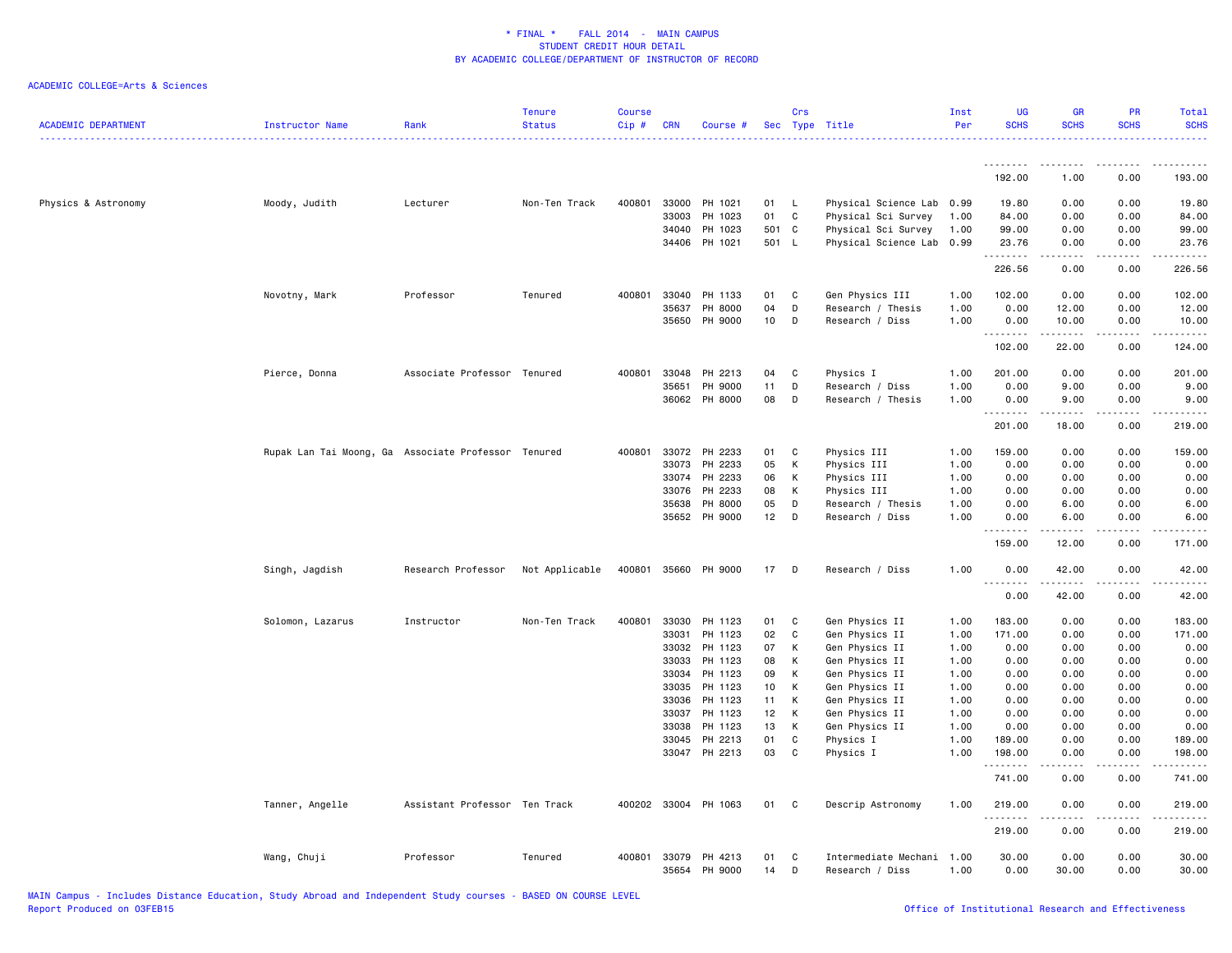\* FINAL \*    FALL 2014  -  MAIN CAMPUS
STUDENT CREDIT HOUR DETAIL
BY ACADEMIC COLLEGE/DEPARTMENT OF INSTRUCTOR OF RECORD

ACADEMIC COLLEGE=Arts & Sciences

| ACADEMIC DEPARTMENT | Instructor Name | Rank | Tenure Status | Course Cip # | CRN | Course # | Sec | Crs Type | Title | Inst Per | UG SCHS | GR SCHS | PR SCHS | Total SCHS |
|---|---|---|---|---|---|---|---|---|---|---|---|---|---|---|
| | | | | | | | | | | | 192.00 | 1.00 | 0.00 | 193.00 |
| Physics & Astronomy | Moody, Judith | Lecturer | Non-Ten Track | 400801 | 33000 | PH 1021 | 01 | L | Physical Science Lab | 0.99 | 19.80 | 0.00 | 0.00 | 19.80 |
| | | | | | 33003 | PH 1023 | 01 | C | Physical Sci Survey | 1.00 | 84.00 | 0.00 | 0.00 | 84.00 |
| | | | | | 34040 | PH 1023 | 501 | C | Physical Sci Survey | 1.00 | 99.00 | 0.00 | 0.00 | 99.00 |
| | | | | | 34406 | PH 1021 | 501 | L | Physical Science Lab | 0.99 | 23.76 | 0.00 | 0.00 | 23.76 |
| | | | | | | | | | | | 226.56 | 0.00 | 0.00 | 226.56 |
| | Novotny, Mark | Professor | Tenured | 400801 | 33040 | PH 1133 | 01 | C | Gen Physics III | 1.00 | 102.00 | 0.00 | 0.00 | 102.00 |
| | | | | | 35637 | PH 8000 | 04 | D | Research / Thesis | 1.00 | 0.00 | 12.00 | 0.00 | 12.00 |
| | | | | | 35650 | PH 9000 | 10 | D | Research / Diss | 1.00 | 0.00 | 10.00 | 0.00 | 10.00 |
| | | | | | | | | | | | 102.00 | 22.00 | 0.00 | 124.00 |
| | Pierce, Donna | Associate Professor | Tenured | 400801 | 33048 | PH 2213 | 04 | C | Physics I | 1.00 | 201.00 | 0.00 | 0.00 | 201.00 |
| | | | | | 35651 | PH 9000 | 11 | D | Research / Diss | 1.00 | 0.00 | 9.00 | 0.00 | 9.00 |
| | | | | | 36062 | PH 8000 | 08 | D | Research / Thesis | 1.00 | 0.00 | 9.00 | 0.00 | 9.00 |
| | | | | | | | | | | | 201.00 | 18.00 | 0.00 | 219.00 |
| | Rupak Lan Tai Moong, Ga | Associate Professor | Tenured | 400801 | 33072 | PH 2233 | 01 | C | Physics III | 1.00 | 159.00 | 0.00 | 0.00 | 159.00 |
| | | | | | 33073 | PH 2233 | 05 | K | Physics III | 1.00 | 0.00 | 0.00 | 0.00 | 0.00 |
| | | | | | 33074 | PH 2233 | 06 | K | Physics III | 1.00 | 0.00 | 0.00 | 0.00 | 0.00 |
| | | | | | 33076 | PH 2233 | 08 | K | Physics III | 1.00 | 0.00 | 0.00 | 0.00 | 0.00 |
| | | | | | 35638 | PH 8000 | 05 | D | Research / Thesis | 1.00 | 0.00 | 6.00 | 0.00 | 6.00 |
| | | | | | 35652 | PH 9000 | 12 | D | Research / Diss | 1.00 | 0.00 | 6.00 | 0.00 | 6.00 |
| | | | | | | | | | | | 159.00 | 12.00 | 0.00 | 171.00 |
| | Singh, Jagdish | Research Professor | Not Applicable | 400801 | 35660 | PH 9000 | 17 | D | Research / Diss | 1.00 | 0.00 | 42.00 | 0.00 | 42.00 |
| | | | | | | | | | | | 0.00 | 42.00 | 0.00 | 42.00 |
| | Solomon, Lazarus | Instructor | Non-Ten Track | 400801 | 33030 | PH 1123 | 01 | C | Gen Physics II | 1.00 | 183.00 | 0.00 | 0.00 | 183.00 |
| | | | | | 33031 | PH 1123 | 02 | C | Gen Physics II | 1.00 | 171.00 | 0.00 | 0.00 | 171.00 |
| | | | | | 33032 | PH 1123 | 07 | K | Gen Physics II | 1.00 | 0.00 | 0.00 | 0.00 | 0.00 |
| | | | | | 33033 | PH 1123 | 08 | K | Gen Physics II | 1.00 | 0.00 | 0.00 | 0.00 | 0.00 |
| | | | | | 33034 | PH 1123 | 09 | K | Gen Physics II | 1.00 | 0.00 | 0.00 | 0.00 | 0.00 |
| | | | | | 33035 | PH 1123 | 10 | K | Gen Physics II | 1.00 | 0.00 | 0.00 | 0.00 | 0.00 |
| | | | | | 33036 | PH 1123 | 11 | K | Gen Physics II | 1.00 | 0.00 | 0.00 | 0.00 | 0.00 |
| | | | | | 33037 | PH 1123 | 12 | K | Gen Physics II | 1.00 | 0.00 | 0.00 | 0.00 | 0.00 |
| | | | | | 33038 | PH 1123 | 13 | K | Gen Physics II | 1.00 | 0.00 | 0.00 | 0.00 | 0.00 |
| | | | | | 33045 | PH 2213 | 01 | C | Physics I | 1.00 | 189.00 | 0.00 | 0.00 | 189.00 |
| | | | | | 33047 | PH 2213 | 03 | C | Physics I | 1.00 | 198.00 | 0.00 | 0.00 | 198.00 |
| | | | | | | | | | | | 741.00 | 0.00 | 0.00 | 741.00 |
| | Tanner, Angelle | Assistant Professor | Ten Track | 400202 | 33004 | PH 1063 | 01 | C | Descrip Astronomy | 1.00 | 219.00 | 0.00 | 0.00 | 219.00 |
| | | | | | | | | | | | 219.00 | 0.00 | 0.00 | 219.00 |
| | Wang, Chuji | Professor | Tenured | 400801 | 33079 | PH 4213 | 01 | C | Intermediate Mechani | 1.00 | 30.00 | 0.00 | 0.00 | 30.00 |
| | | | | | 35654 | PH 9000 | 14 | D | Research / Diss | 1.00 | 0.00 | 30.00 | 0.00 | 30.00 |

MAIN Campus - Includes Distance Education, Study Abroad and Independent Study courses - BASED ON COURSE LEVEL
Report Produced on 03FEB15    Office of Institutional Research and Effectiveness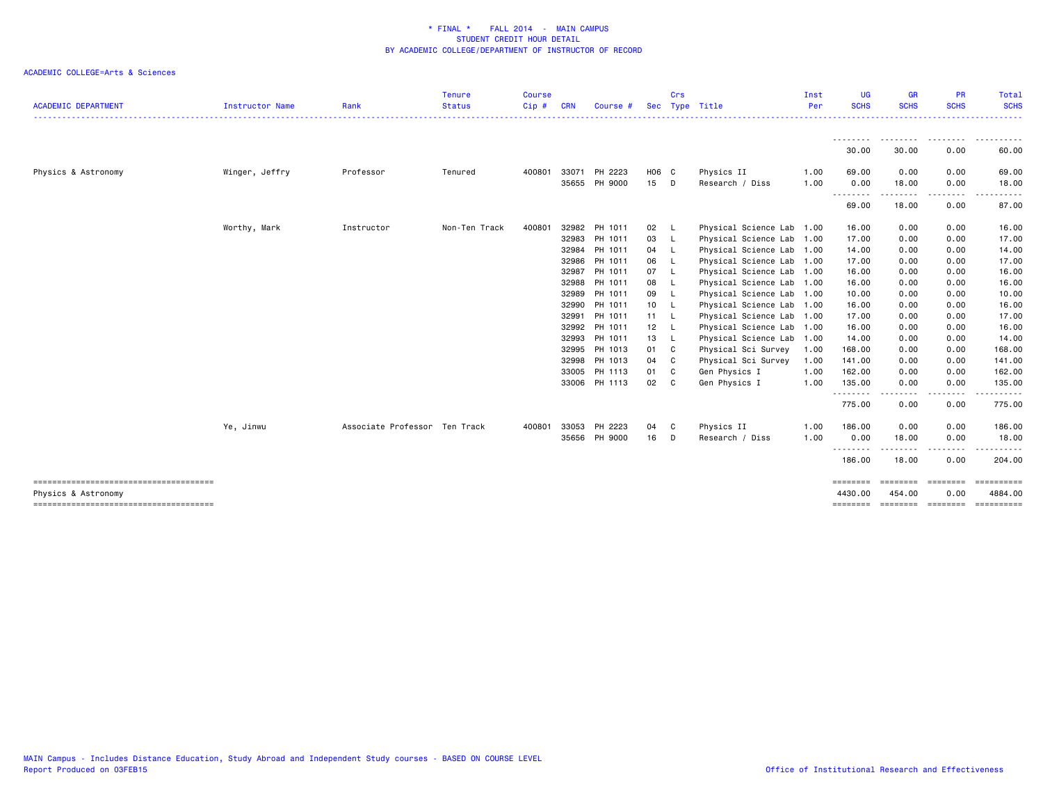\* FINAL \*    FALL 2014  -  MAIN CAMPUS
STUDENT CREDIT HOUR DETAIL
BY ACADEMIC COLLEGE/DEPARTMENT OF INSTRUCTOR OF RECORD

ACADEMIC COLLEGE=Arts & Sciences

| ACADEMIC DEPARTMENT | Instructor Name | Rank | Tenure Status | Course Cip # | CRN | Course # | Sec | Crs Type | Title | Inst Per | UG SCHS | GR SCHS | PR SCHS | Total SCHS |
|---|---|---|---|---|---|---|---|---|---|---|---|---|---|---|
| | | | | | | | | | | | 30.00 | 30.00 | 0.00 | 60.00 |
| Physics & Astronomy | Winger, Jeffry | Professor | Tenured | 400801 | 33071 | PH 2223 | H06 | C | Physics II | 1.00 | 69.00 | 0.00 | 0.00 | 69.00 |
| | | | | | 35655 | PH 9000 | 15 | D | Research / Diss | 1.00 | 0.00 | 18.00 | 0.00 | 18.00 |
| | | | | | | | | | | | 69.00 | 18.00 | 0.00 | 87.00 |
| | Worthy, Mark | Instructor | Non-Ten Track | 400801 | 32982 | PH 1011 | 02 | L | Physical Science Lab | 1.00 | 16.00 | 0.00 | 0.00 | 16.00 |
| | | | | | 32983 | PH 1011 | 03 | L | Physical Science Lab | 1.00 | 17.00 | 0.00 | 0.00 | 17.00 |
| | | | | | 32984 | PH 1011 | 04 | L | Physical Science Lab | 1.00 | 14.00 | 0.00 | 0.00 | 14.00 |
| | | | | | 32986 | PH 1011 | 06 | L | Physical Science Lab | 1.00 | 17.00 | 0.00 | 0.00 | 17.00 |
| | | | | | 32987 | PH 1011 | 07 | L | Physical Science Lab | 1.00 | 16.00 | 0.00 | 0.00 | 16.00 |
| | | | | | 32988 | PH 1011 | 08 | L | Physical Science Lab | 1.00 | 16.00 | 0.00 | 0.00 | 16.00 |
| | | | | | 32989 | PH 1011 | 09 | L | Physical Science Lab | 1.00 | 10.00 | 0.00 | 0.00 | 10.00 |
| | | | | | 32990 | PH 1011 | 10 | L | Physical Science Lab | 1.00 | 16.00 | 0.00 | 0.00 | 16.00 |
| | | | | | 32991 | PH 1011 | 11 | L | Physical Science Lab | 1.00 | 17.00 | 0.00 | 0.00 | 17.00 |
| | | | | | 32992 | PH 1011 | 12 | L | Physical Science Lab | 1.00 | 16.00 | 0.00 | 0.00 | 16.00 |
| | | | | | 32993 | PH 1011 | 13 | L | Physical Science Lab | 1.00 | 14.00 | 0.00 | 0.00 | 14.00 |
| | | | | | 32995 | PH 1013 | 01 | C | Physical Sci Survey | 1.00 | 168.00 | 0.00 | 0.00 | 168.00 |
| | | | | | 32998 | PH 1013 | 04 | C | Physical Sci Survey | 1.00 | 141.00 | 0.00 | 0.00 | 141.00 |
| | | | | | 33005 | PH 1113 | 01 | C | Gen Physics I | 1.00 | 162.00 | 0.00 | 0.00 | 162.00 |
| | | | | | 33006 | PH 1113 | 02 | C | Gen Physics I | 1.00 | 135.00 | 0.00 | 0.00 | 135.00 |
| | | | | | | | | | | | 775.00 | 0.00 | 0.00 | 775.00 |
| | Ye, Jinwu | Associate Professor | Ten Track | 400801 | 33053 | PH 2223 | 04 | C | Physics II | 1.00 | 186.00 | 0.00 | 0.00 | 186.00 |
| | | | | | 35656 | PH 9000 | 16 | D | Research / Diss | 1.00 | 0.00 | 18.00 | 0.00 | 18.00 |
| | | | | | | | | | | | 186.00 | 18.00 | 0.00 | 204.00 |
| Physics & Astronomy | | | | | | | | | | | 4430.00 | 454.00 | 0.00 | 4884.00 |

MAIN Campus - Includes Distance Education, Study Abroad and Independent Study courses - BASED ON COURSE LEVEL
Report Produced on 03FEB15

Office of Institutional Research and Effectiveness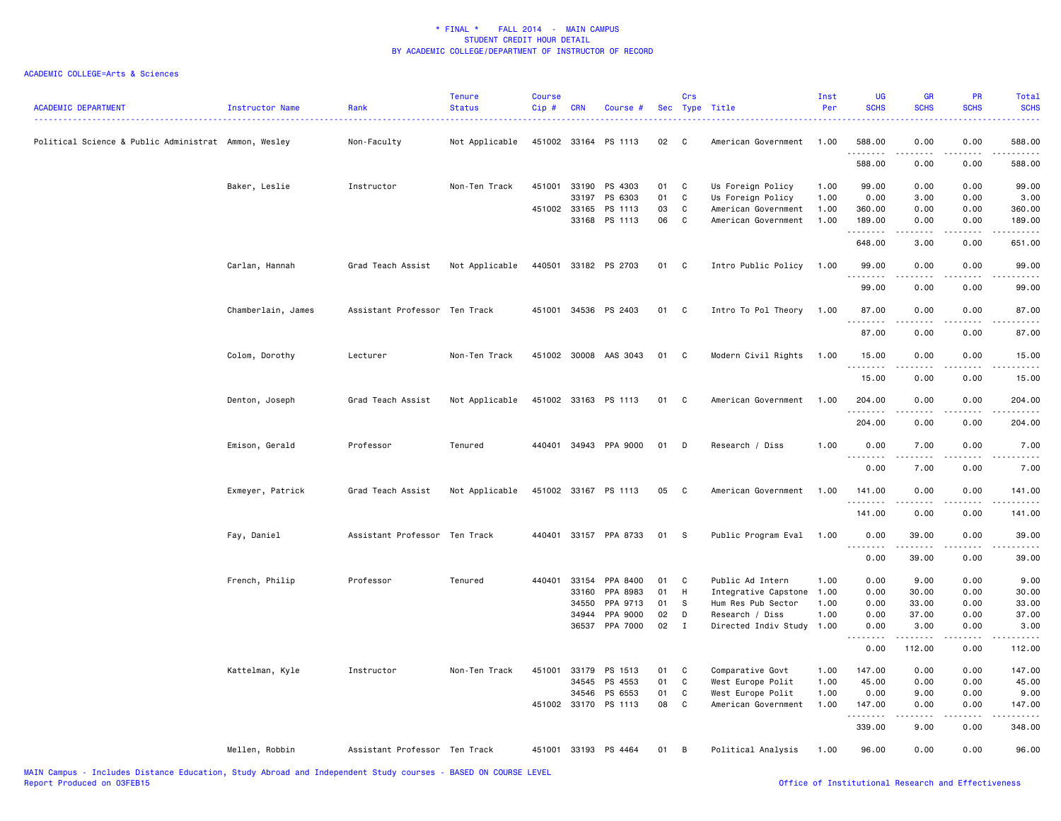\* FINAL \*    FALL 2014  -  MAIN CAMPUS
STUDENT CREDIT HOUR DETAIL
BY ACADEMIC COLLEGE/DEPARTMENT OF INSTRUCTOR OF RECORD

ACADEMIC COLLEGE=Arts & Sciences

| ACADEMIC DEPARTMENT | Instructor Name | Rank | Tenure Status | Course Cip # | CRN | Course # | Sec | Crs Type | Title | Inst Per | UG SCHS | GR SCHS | PR SCHS | Total SCHS |
|---|---|---|---|---|---|---|---|---|---|---|---|---|---|---|
| Political Science & Public Administrat | Ammon, Wesley | Non-Faculty | Not Applicable | 451002 | 33164 | PS 1113 | 02 | C | American Government | 1.00 | 588.00 | 0.00 | 0.00 | 588.00 |
| | | | | | | | | | | | 588.00 | 0.00 | 0.00 | 588.00 |
| | Baker, Leslie | Instructor | Non-Ten Track | 451001 | 33190 | PS 4303 | 01 | C | Us Foreign Policy | 1.00 | 99.00 | 0.00 | 0.00 | 99.00 |
| | | | | | 33197 | PS 6303 | 01 | C | Us Foreign Policy | 1.00 | 0.00 | 3.00 | 0.00 | 3.00 |
| | | | | 451002 | 33165 | PS 1113 | 03 | C | American Government | 1.00 | 360.00 | 0.00 | 0.00 | 360.00 |
| | | | | | 33168 | PS 1113 | 06 | C | American Government | 1.00 | 189.00 | 0.00 | 0.00 | 189.00 |
| | | | | | | | | | | | 648.00 | 3.00 | 0.00 | 651.00 |
| | Carlan, Hannah | Grad Teach Assist | Not Applicable | 440501 | 33182 | PS 2703 | 01 | C | Intro Public Policy | 1.00 | 99.00 | 0.00 | 0.00 | 99.00 |
| | | | | | | | | | | | 99.00 | 0.00 | 0.00 | 99.00 |
| | Chamberlain, James | Assistant Professor | Ten Track | 451001 | 34536 | PS 2403 | 01 | C | Intro To Pol Theory | 1.00 | 87.00 | 0.00 | 0.00 | 87.00 |
| | | | | | | | | | | | 87.00 | 0.00 | 0.00 | 87.00 |
| | Colom, Dorothy | Lecturer | Non-Ten Track | 451002 | 30008 | AAS 3043 | 01 | C | Modern Civil Rights | 1.00 | 15.00 | 0.00 | 0.00 | 15.00 |
| | | | | | | | | | | | 15.00 | 0.00 | 0.00 | 15.00 |
| | Denton, Joseph | Grad Teach Assist | Not Applicable | 451002 | 33163 | PS 1113 | 01 | C | American Government | 1.00 | 204.00 | 0.00 | 0.00 | 204.00 |
| | | | | | | | | | | | 204.00 | 0.00 | 0.00 | 204.00 |
| | Emison, Gerald | Professor | Tenured | 440401 | 34943 | PPA 9000 | 01 | D | Research / Diss | 1.00 | 0.00 | 7.00 | 0.00 | 7.00 |
| | | | | | | | | | | | 0.00 | 7.00 | 0.00 | 7.00 |
| | Exmeyer, Patrick | Grad Teach Assist | Not Applicable | 451002 | 33167 | PS 1113 | 05 | C | American Government | 1.00 | 141.00 | 0.00 | 0.00 | 141.00 |
| | | | | | | | | | | | 141.00 | 0.00 | 0.00 | 141.00 |
| | Fay, Daniel | Assistant Professor | Ten Track | 440401 | 33157 | PPA 8733 | 01 | S | Public Program Eval | 1.00 | 0.00 | 39.00 | 0.00 | 39.00 |
| | | | | | | | | | | | 0.00 | 39.00 | 0.00 | 39.00 |
| | French, Philip | Professor | Tenured | 440401 | 33154 | PPA 8400 | 01 | C | Public Ad Intern | 1.00 | 0.00 | 9.00 | 0.00 | 9.00 |
| | | | | | 33160 | PPA 8983 | 01 | H | Integrative Capstone | 1.00 | 0.00 | 30.00 | 0.00 | 30.00 |
| | | | | | 34550 | PPA 9713 | 01 | S | Hum Res Pub Sector | 1.00 | 0.00 | 33.00 | 0.00 | 33.00 |
| | | | | | 34944 | PPA 9000 | 02 | D | Research / Diss | 1.00 | 0.00 | 37.00 | 0.00 | 37.00 |
| | | | | | 36537 | PPA 7000 | 02 | I | Directed Indiv Study | 1.00 | 0.00 | 3.00 | 0.00 | 3.00 |
| | | | | | | | | | | | 0.00 | 112.00 | 0.00 | 112.00 |
| | Kattelman, Kyle | Instructor | Non-Ten Track | 451001 | 33179 | PS 1513 | 01 | C | Comparative Govt | 1.00 | 147.00 | 0.00 | 0.00 | 147.00 |
| | | | | | 34545 | PS 4553 | 01 | C | West Europe Polit | 1.00 | 45.00 | 0.00 | 0.00 | 45.00 |
| | | | | | 34546 | PS 6553 | 01 | C | West Europe Polit | 1.00 | 0.00 | 9.00 | 0.00 | 9.00 |
| | | | | 451002 | 33170 | PS 1113 | 08 | C | American Government | 1.00 | 147.00 | 0.00 | 0.00 | 147.00 |
| | | | | | | | | | | | 339.00 | 9.00 | 0.00 | 348.00 |
| | Mellen, Robbin | Assistant Professor | Ten Track | 451001 | 33193 | PS 4464 | 01 | B | Political Analysis | 1.00 | 96.00 | 0.00 | 0.00 | 96.00 |

MAIN Campus - Includes Distance Education, Study Abroad and Independent Study courses - BASED ON COURSE LEVEL
Report Produced on 03FEB15
Office of Institutional Research and Effectiveness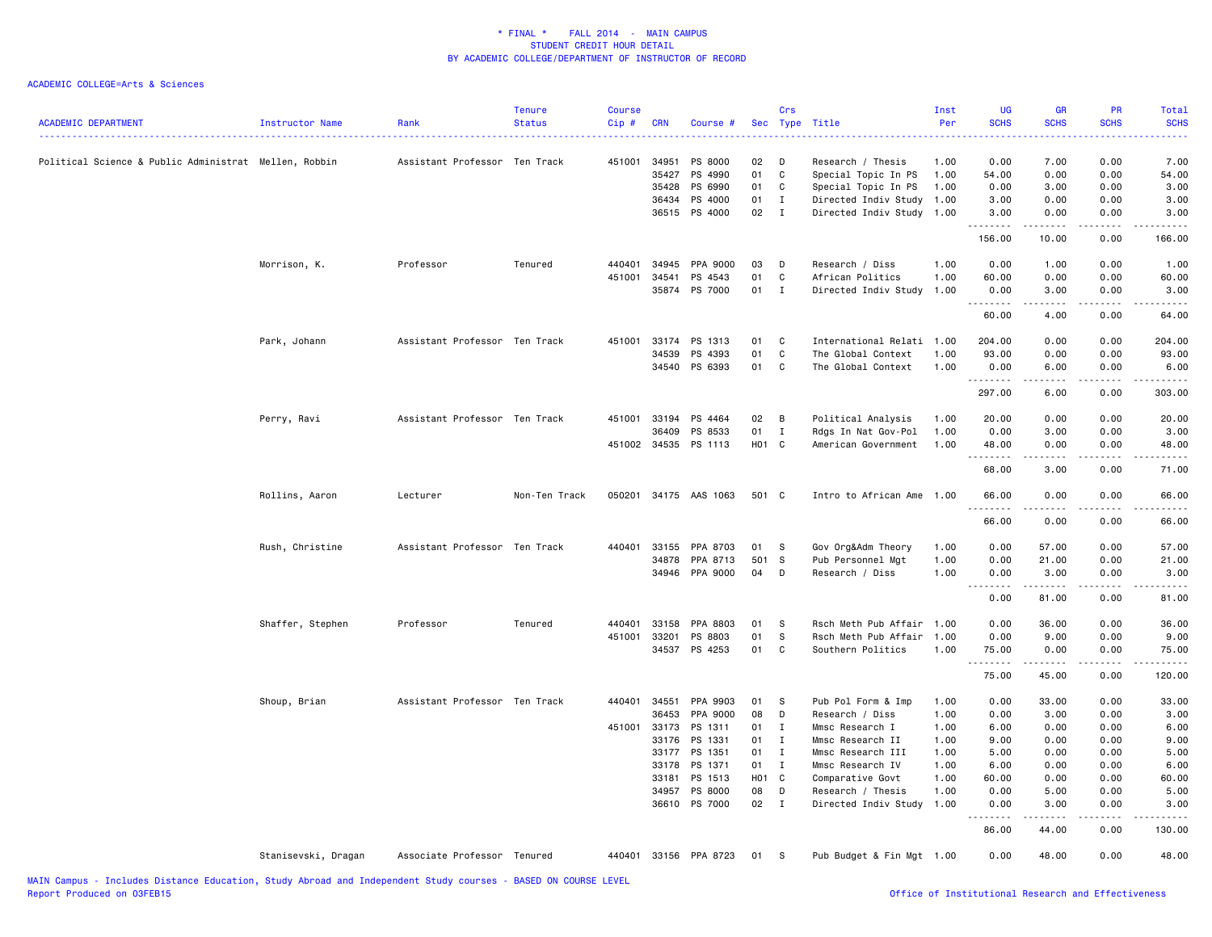\* FINAL \* FALL 2014 - MAIN CAMPUS
STUDENT CREDIT HOUR DETAIL
BY ACADEMIC COLLEGE/DEPARTMENT OF INSTRUCTOR OF RECORD

ACADEMIC COLLEGE=Arts & Sciences

| ACADEMIC DEPARTMENT | Instructor Name | Rank | Tenure Status | Course Cip # | CRN | Course # | Sec | Crs Type | Title | Inst Per | UG SCHS | GR SCHS | PR SCHS | Total SCHS |
|---|---|---|---|---|---|---|---|---|---|---|---|---|---|---|
| Political Science & Public Administrat | Mellen, Robbin | Assistant Professor | Ten Track | 451001 | 34951 | PS 8000 | 02 | D | Research / Thesis | 1.00 | 0.00 | 7.00 | 0.00 | 7.00 |
| | | | | | 35427 | PS 4990 | 01 | C | Special Topic In PS | 1.00 | 54.00 | 0.00 | 0.00 | 54.00 |
| | | | | | 35428 | PS 6990 | 01 | C | Special Topic In PS | 1.00 | 0.00 | 3.00 | 0.00 | 3.00 |
| | | | | | 36434 | PS 4000 | 01 | I | Directed Indiv Study | 1.00 | 3.00 | 0.00 | 0.00 | 3.00 |
| | | | | | 36515 | PS 4000 | 02 | I | Directed Indiv Study | 1.00 | 3.00 | 0.00 | 0.00 | 3.00 |
| | | | | | | | | | | | 156.00 | 10.00 | 0.00 | 166.00 |
| | Morrison, K. | Professor | Tenured | 440401 | 34945 | PPA 9000 | 03 | D | Research / Diss | 1.00 | 0.00 | 1.00 | 0.00 | 1.00 |
| | | | | 451001 | 34541 | PS 4543 | 01 | C | African Politics | 1.00 | 60.00 | 0.00 | 0.00 | 60.00 |
| | | | | | 35874 | PS 7000 | 01 | I | Directed Indiv Study | 1.00 | 0.00 | 3.00 | 0.00 | 3.00 |
| | | | | | | | | | | | 60.00 | 4.00 | 0.00 | 64.00 |
| | Park, Johann | Assistant Professor | Ten Track | 451001 | 33174 | PS 1313 | 01 | C | International Relati | 1.00 | 204.00 | 0.00 | 0.00 | 204.00 |
| | | | | | 34539 | PS 4393 | 01 | C | The Global Context | 1.00 | 93.00 | 0.00 | 0.00 | 93.00 |
| | | | | | 34540 | PS 6393 | 01 | C | The Global Context | 1.00 | 0.00 | 6.00 | 0.00 | 6.00 |
| | | | | | | | | | | | 297.00 | 6.00 | 0.00 | 303.00 |
| | Perry, Ravi | Assistant Professor | Ten Track | 451001 | 33194 | PS 4464 | 02 | B | Political Analysis | 1.00 | 20.00 | 0.00 | 0.00 | 20.00 |
| | | | | | 36409 | PS 8533 | 01 | I | Rdgs In Nat Gov-Pol | 1.00 | 0.00 | 3.00 | 0.00 | 3.00 |
| | | | | 451002 | 34535 | PS 1113 | H01 | C | American Government | 1.00 | 48.00 | 0.00 | 0.00 | 48.00 |
| | | | | | | | | | | | 68.00 | 3.00 | 0.00 | 71.00 |
| | Rollins, Aaron | Lecturer | Non-Ten Track | 050201 | 34175 | AAS 1063 | 501 | C | Intro to African Ame | 1.00 | 66.00 | 0.00 | 0.00 | 66.00 |
| | | | | | | | | | | | 66.00 | 0.00 | 0.00 | 66.00 |
| | Rush, Christine | Assistant Professor | Ten Track | 440401 | 33155 | PPA 8703 | 01 | S | Gov Org&Adm Theory | 1.00 | 0.00 | 57.00 | 0.00 | 57.00 |
| | | | | | 34878 | PPA 8713 | 501 | S | Pub Personnel Mgt | 1.00 | 0.00 | 21.00 | 0.00 | 21.00 |
| | | | | | 34946 | PPA 9000 | 04 | D | Research / Diss | 1.00 | 0.00 | 3.00 | 0.00 | 3.00 |
| | | | | | | | | | | | 0.00 | 81.00 | 0.00 | 81.00 |
| | Shaffer, Stephen | Professor | Tenured | 440401 | 33158 | PPA 8803 | 01 | S | Rsch Meth Pub Affair | 1.00 | 0.00 | 36.00 | 0.00 | 36.00 |
| | | | | 451001 | 33201 | PS 8803 | 01 | S | Rsch Meth Pub Affair | 1.00 | 0.00 | 9.00 | 0.00 | 9.00 |
| | | | | | 34537 | PS 4253 | 01 | C | Southern Politics | 1.00 | 75.00 | 0.00 | 0.00 | 75.00 |
| | | | | | | | | | | | 75.00 | 45.00 | 0.00 | 120.00 |
| | Shoup, Brian | Assistant Professor | Ten Track | 440401 | 34551 | PPA 9903 | 01 | S | Pub Pol Form & Imp | 1.00 | 0.00 | 33.00 | 0.00 | 33.00 |
| | | | | | 36453 | PPA 9000 | 08 | D | Research / Diss | 1.00 | 0.00 | 3.00 | 0.00 | 3.00 |
| | | | | 451001 | 33173 | PS 1311 | 01 | I | Mmsc Research I | 1.00 | 6.00 | 0.00 | 0.00 | 6.00 |
| | | | | | 33176 | PS 1331 | 01 | I | Mmsc Research II | 1.00 | 9.00 | 0.00 | 0.00 | 9.00 |
| | | | | | 33177 | PS 1351 | 01 | I | Mmsc Research III | 1.00 | 5.00 | 0.00 | 0.00 | 5.00 |
| | | | | | 33178 | PS 1371 | 01 | I | Mmsc Research IV | 1.00 | 6.00 | 0.00 | 0.00 | 6.00 |
| | | | | | 33181 | PS 1513 | H01 | C | Comparative Govt | 1.00 | 60.00 | 0.00 | 0.00 | 60.00 |
| | | | | | 34957 | PS 8000 | 08 | D | Research / Thesis | 1.00 | 0.00 | 5.00 | 0.00 | 5.00 |
| | | | | | 36610 | PS 7000 | 02 | I | Directed Indiv Study | 1.00 | 0.00 | 3.00 | 0.00 | 3.00 |
| | | | | | | | | | | | 86.00 | 44.00 | 0.00 | 130.00 |
| | Stanisevski, Dragan | Associate Professor | Tenured | 440401 | 33156 | PPA 8723 | 01 | S | Pub Budget & Fin Mgt | 1.00 | 0.00 | 48.00 | 0.00 | 48.00 |

MAIN Campus - Includes Distance Education, Study Abroad and Independent Study courses - BASED ON COURSE LEVEL
Report Produced on 03FEB15 Office of Institutional Research and Effectiveness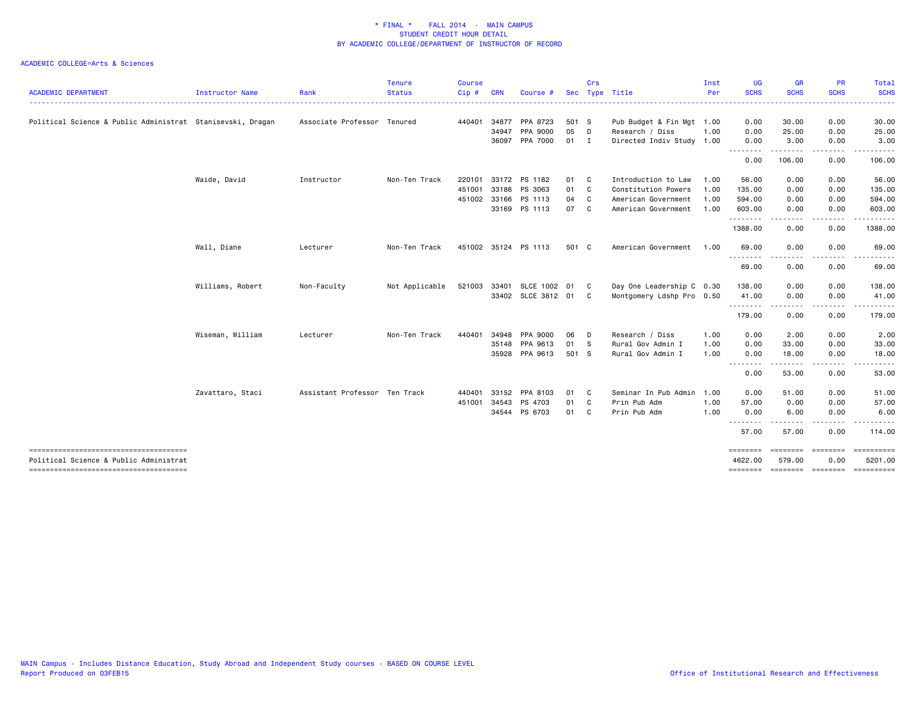**\* FINAL \* FALL 2014 - MAIN CAMPUS**
**STUDENT CREDIT HOUR DETAIL**
**BY ACADEMIC COLLEGE/DEPARTMENT OF INSTRUCTOR OF RECORD**

ACADEMIC COLLEGE=Arts & Sciences

| ACADEMIC DEPARTMENT | Instructor Name | Rank | Tenure Status | Course Cip # | CRN | Course # | Sec | Crs Type | Title | Inst Per | UG SCHS | GR SCHS | PR SCHS | Total SCHS |
|---|---|---|---|---|---|---|---|---|---|---|---|---|---|---|
| Political Science & Public Administrat | Stanisevski, Dragan | Associate Professor | Tenured | 440401 | 34877 | PPA 8723 | 501 | S | Pub Budget & Fin Mgt | 1.00 | 0.00 | 30.00 | 0.00 | 30.00 |
| | | | | | 34947 | PPA 9000 | 05 | D | Research / Diss | 1.00 | 0.00 | 25.00 | 0.00 | 25.00 |
| | | | | | 36097 | PPA 7000 | 01 | I | Directed Indiv Study | 1.00 | 0.00 | 3.00 | 0.00 | 3.00 |
| | | | | | | | | | | | 0.00 | 106.00 | 0.00 | 106.00 |
| | Waide, David | Instructor | Non-Ten Track | 220101 | 33172 | PS 1182 | 01 | C | Introduction to Law | 1.00 | 56.00 | 0.00 | 0.00 | 56.00 |
| | | | | 451001 | 33186 | PS 3063 | 01 | C | Constitution Powers | 1.00 | 135.00 | 0.00 | 0.00 | 135.00 |
| | | | | 451002 | 33166 | PS 1113 | 04 | C | American Government | 1.00 | 594.00 | 0.00 | 0.00 | 594.00 |
| | | | | | 33169 | PS 1113 | 07 | C | American Government | 1.00 | 603.00 | 0.00 | 0.00 | 603.00 |
| | | | | | | | | | | | 1388.00 | 0.00 | 0.00 | 1388.00 |
| | Wall, Diane | Lecturer | Non-Ten Track | 451002 | 35124 | PS 1113 | 501 | C | American Government | 1.00 | 69.00 | 0.00 | 0.00 | 69.00 |
| | | | | | | | | | | | 69.00 | 0.00 | 0.00 | 69.00 |
| | Williams, Robert | Non-Faculty | Not Applicable | 521003 | 33401 | SLCE 1002 | 01 | C | Day One Leadership C | 0.30 | 138.00 | 0.00 | 0.00 | 138.00 |
| | | | | | 33402 | SLCE 3812 | 01 | C | Montgomery Ldshp Pro | 0.50 | 41.00 | 0.00 | 0.00 | 41.00 |
| | | | | | | | | | | | 179.00 | 0.00 | 0.00 | 179.00 |
| | Wiseman, William | Lecturer | Non-Ten Track | 440401 | 34948 | PPA 9000 | 06 | D | Research / Diss | 1.00 | 0.00 | 2.00 | 0.00 | 2.00 |
| | | | | | 35148 | PPA 9613 | 01 | S | Rural Gov Admin I | 1.00 | 0.00 | 33.00 | 0.00 | 33.00 |
| | | | | | 35928 | PPA 9613 | 501 | S | Rural Gov Admin I | 1.00 | 0.00 | 18.00 | 0.00 | 18.00 |
| | | | | | | | | | | | 0.00 | 53.00 | 0.00 | 53.00 |
| | Zavattaro, Staci | Assistant Professor | Ten Track | 440401 | 33152 | PPA 8103 | 01 | C | Seminar In Pub Admin | 1.00 | 0.00 | 51.00 | 0.00 | 51.00 |
| | | | | 451001 | 34543 | PS 4703 | 01 | C | Prin Pub Adm | 1.00 | 57.00 | 0.00 | 0.00 | 57.00 |
| | | | | | 34544 | PS 6703 | 01 | C | Prin Pub Adm | 1.00 | 0.00 | 6.00 | 0.00 | 6.00 |
| | | | | | | | | | | | 57.00 | 57.00 | 0.00 | 114.00 |
| Political Science & Public Administrat | | | | | | | | | | | 4622.00 | 579.00 | 0.00 | 5201.00 |

MAIN Campus - Includes Distance Education, Study Abroad and Independent Study courses - BASED ON COURSE LEVEL
Report Produced on 03FEB15

Office of Institutional Research and Effectiveness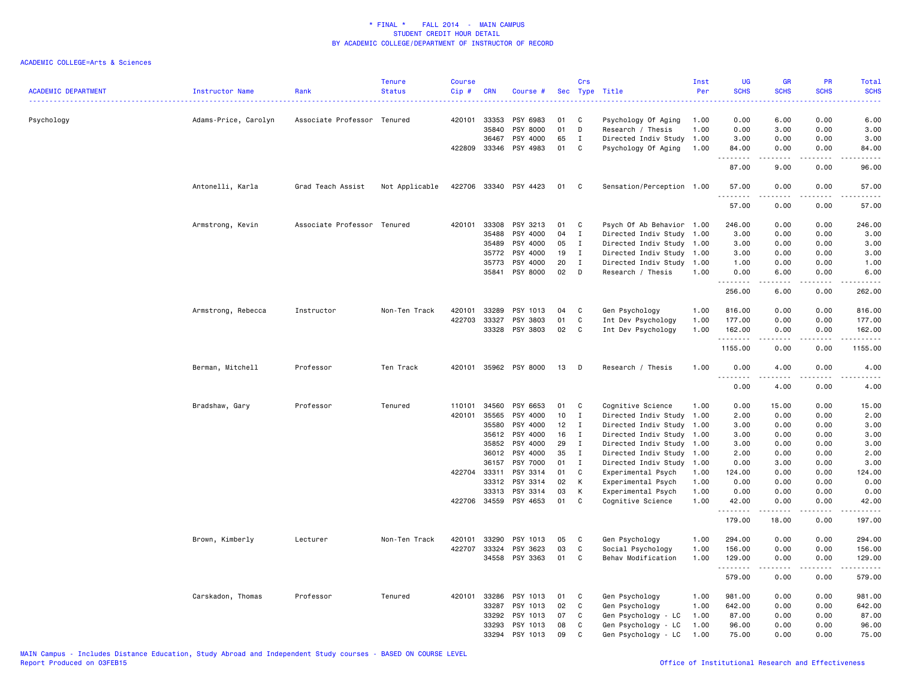\* FINAL \* FALL 2014 - MAIN CAMPUS
STUDENT CREDIT HOUR DETAIL
BY ACADEMIC COLLEGE/DEPARTMENT OF INSTRUCTOR OF RECORD

ACADEMIC COLLEGE=Arts & Sciences

| ACADEMIC DEPARTMENT | Instructor Name | Rank | Tenure Status | Course Cip # | CRN | Course # | Sec | Crs Type | Title | Inst Per | UG SCHS | GR SCHS | PR SCHS | Total SCHS |
|---|---|---|---|---|---|---|---|---|---|---|---|---|---|---|
| Psychology | Adams-Price, Carolyn | Associate Professor | Tenured | 420101 | 33353 | PSY 6983 | 01 | C | Psychology Of Aging | 1.00 | 0.00 | 6.00 | 0.00 | 6.00 |
| | | | | | 35840 | PSY 8000 | 01 | D | Research / Thesis | 1.00 | 0.00 | 3.00 | 0.00 | 3.00 |
| | | | | | 36467 | PSY 4000 | 65 | I | Directed Indiv Study | 1.00 | 3.00 | 0.00 | 0.00 | 3.00 |
| | | | | 422809 | 33346 | PSY 4983 | 01 | C | Psychology Of Aging | 1.00 | 84.00 | 0.00 | 0.00 | 84.00 |
| | | | | | | | | | | | 87.00 | 9.00 | 0.00 | 96.00 |
| | Antonelli, Karla | Grad Teach Assist | Not Applicable | 422706 | 33340 | PSY 4423 | 01 | C | Sensation/Perception | 1.00 | 57.00 | 0.00 | 0.00 | 57.00 |
| | | | | | | | | | | | 57.00 | 0.00 | 0.00 | 57.00 |
| | Armstrong, Kevin | Associate Professor | Tenured | 420101 | 33308 | PSY 3213 | 01 | C | Psych Of Ab Behavior | 1.00 | 246.00 | 0.00 | 0.00 | 246.00 |
| | | | | | 35488 | PSY 4000 | 04 | I | Directed Indiv Study | 1.00 | 3.00 | 0.00 | 0.00 | 3.00 |
| | | | | | 35489 | PSY 4000 | 05 | I | Directed Indiv Study | 1.00 | 3.00 | 0.00 | 0.00 | 3.00 |
| | | | | | 35772 | PSY 4000 | 19 | I | Directed Indiv Study | 1.00 | 3.00 | 0.00 | 0.00 | 3.00 |
| | | | | | 35773 | PSY 4000 | 20 | I | Directed Indiv Study | 1.00 | 1.00 | 0.00 | 0.00 | 1.00 |
| | | | | | 35841 | PSY 8000 | 02 | D | Research / Thesis | 1.00 | 0.00 | 6.00 | 0.00 | 6.00 |
| | | | | | | | | | | | 256.00 | 6.00 | 0.00 | 262.00 |
| | Armstrong, Rebecca | Instructor | Non-Ten Track | 420101 | 33289 | PSY 1013 | 04 | C | Gen Psychology | 1.00 | 816.00 | 0.00 | 0.00 | 816.00 |
| | | | | 422703 | 33327 | PSY 3803 | 01 | C | Int Dev Psychology | 1.00 | 177.00 | 0.00 | 0.00 | 177.00 |
| | | | | | 33328 | PSY 3803 | 02 | C | Int Dev Psychology | 1.00 | 162.00 | 0.00 | 0.00 | 162.00 |
| | | | | | | | | | | | 1155.00 | 0.00 | 0.00 | 1155.00 |
| | Berman, Mitchell | Professor | Ten Track | 420101 | 35962 | PSY 8000 | 13 | D | Research / Thesis | 1.00 | 0.00 | 4.00 | 0.00 | 4.00 |
| | | | | | | | | | | | 0.00 | 4.00 | 0.00 | 4.00 |
| | Bradshaw, Gary | Professor | Tenured | 110101 | 34560 | PSY 6653 | 01 | C | Cognitive Science | 1.00 | 0.00 | 15.00 | 0.00 | 15.00 |
| | | | | 420101 | 35565 | PSY 4000 | 10 | I | Directed Indiv Study | 1.00 | 2.00 | 0.00 | 0.00 | 2.00 |
| | | | | | 35580 | PSY 4000 | 12 | I | Directed Indiv Study | 1.00 | 3.00 | 0.00 | 0.00 | 3.00 |
| | | | | | 35612 | PSY 4000 | 16 | I | Directed Indiv Study | 1.00 | 3.00 | 0.00 | 0.00 | 3.00 |
| | | | | | 35852 | PSY 4000 | 29 | I | Directed Indiv Study | 1.00 | 3.00 | 0.00 | 0.00 | 3.00 |
| | | | | | 36012 | PSY 4000 | 35 | I | Directed Indiv Study | 1.00 | 2.00 | 0.00 | 0.00 | 2.00 |
| | | | | | 36157 | PSY 7000 | 01 | I | Directed Indiv Study | 1.00 | 0.00 | 3.00 | 0.00 | 3.00 |
| | | | | 422704 | 33311 | PSY 3314 | 01 | C | Experimental Psych | 1.00 | 124.00 | 0.00 | 0.00 | 124.00 |
| | | | | | 33312 | PSY 3314 | 02 | K | Experimental Psych | 1.00 | 0.00 | 0.00 | 0.00 | 0.00 |
| | | | | | 33313 | PSY 3314 | 03 | K | Experimental Psych | 1.00 | 0.00 | 0.00 | 0.00 | 0.00 |
| | | | | 422706 | 34559 | PSY 4653 | 01 | C | Cognitive Science | 1.00 | 42.00 | 0.00 | 0.00 | 42.00 |
| | | | | | | | | | | | 179.00 | 18.00 | 0.00 | 197.00 |
| | Brown, Kimberly | Lecturer | Non-Ten Track | 420101 | 33290 | PSY 1013 | 05 | C | Gen Psychology | 1.00 | 294.00 | 0.00 | 0.00 | 294.00 |
| | | | | 422707 | 33324 | PSY 3623 | 03 | C | Social Psychology | 1.00 | 156.00 | 0.00 | 0.00 | 156.00 |
| | | | | | 34558 | PSY 3363 | 01 | C | Behav Modification | 1.00 | 129.00 | 0.00 | 0.00 | 129.00 |
| | | | | | | | | | | | 579.00 | 0.00 | 0.00 | 579.00 |
| | Carskadon, Thomas | Professor | Tenured | 420101 | 33286 | PSY 1013 | 01 | C | Gen Psychology | 1.00 | 981.00 | 0.00 | 0.00 | 981.00 |
| | | | | | 33287 | PSY 1013 | 02 | C | Gen Psychology | 1.00 | 642.00 | 0.00 | 0.00 | 642.00 |
| | | | | | 33292 | PSY 1013 | 07 | C | Gen Psychology - LC | 1.00 | 87.00 | 0.00 | 0.00 | 87.00 |
| | | | | | 33293 | PSY 1013 | 08 | C | Gen Psychology - LC | 1.00 | 96.00 | 0.00 | 0.00 | 96.00 |
| | | | | | 33294 | PSY 1013 | 09 | C | Gen Psychology - LC | 1.00 | 75.00 | 0.00 | 0.00 | 75.00 |

MAIN Campus - Includes Distance Education, Study Abroad and Independent Study courses - BASED ON COURSE LEVEL
Report Produced on 03FEB15

Office of Institutional Research and Effectiveness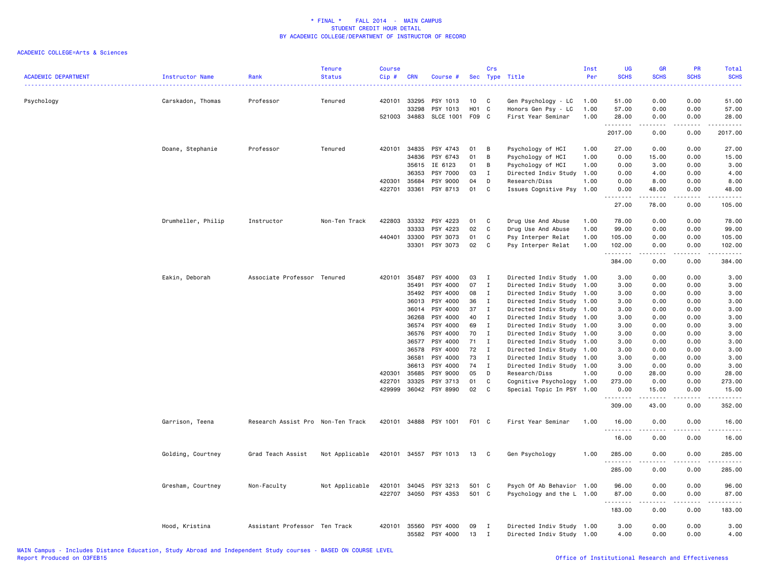\* FINAL \* FALL 2014 - MAIN CAMPUS
STUDENT CREDIT HOUR DETAIL
BY ACADEMIC COLLEGE/DEPARTMENT OF INSTRUCTOR OF RECORD

ACADEMIC COLLEGE=Arts & Sciences

| ACADEMIC DEPARTMENT | Instructor Name | Rank | Tenure Status | Course Cip # | CRN | Course # | Sec | Crs Type | Title | Inst Per | UG SCHS | GR SCHS | PR SCHS | Total SCHS |
|---|---|---|---|---|---|---|---|---|---|---|---|---|---|---|
| Psychology | Carskadon, Thomas | Professor | Tenured | 420101 | 33295 | PSY 1013 | 10 | C | Gen Psychology - LC | 1.00 | 51.00 | 0.00 | 0.00 | 51.00 |
| | | | | | 33298 | PSY 1013 | H01 | C | Honors Gen Psy - LC | 1.00 | 57.00 | 0.00 | 0.00 | 57.00 |
| | | | | 521003 | 34883 | SLCE 1001 | F09 | C | First Year Seminar | 1.00 | 28.00 | 0.00 | 0.00 | 28.00 |
| | | | | | | | | | | | 2017.00 | 0.00 | 0.00 | 2017.00 |
| | Doane, Stephanie | Professor | Tenured | 420101 | 34835 | PSY 4743 | 01 | B | Psychology of HCI | 1.00 | 27.00 | 0.00 | 0.00 | 27.00 |
| | | | | | 34836 | PSY 6743 | 01 | B | Psychology of HCI | 1.00 | 0.00 | 15.00 | 0.00 | 15.00 |
| | | | | | 35615 | IE 6123 | 01 | B | Psychology of HCI | 1.00 | 0.00 | 3.00 | 0.00 | 3.00 |
| | | | | | 36353 | PSY 7000 | 03 | I | Directed Indiv Study | 1.00 | 0.00 | 4.00 | 0.00 | 4.00 |
| | | | | 420301 | 35684 | PSY 9000 | 04 | D | Research/Diss | 1.00 | 0.00 | 8.00 | 0.00 | 8.00 |
| | | | | 422701 | 33361 | PSY 8713 | 01 | C | Issues Cognitive Psy | 1.00 | 0.00 | 48.00 | 0.00 | 48.00 |
| | | | | | | | | | | | 27.00 | 78.00 | 0.00 | 105.00 |
| | Drumheller, Philip | Instructor | Non-Ten Track | 422803 | 33332 | PSY 4223 | 01 | C | Drug Use And Abuse | 1.00 | 78.00 | 0.00 | 0.00 | 78.00 |
| | | | | | 33333 | PSY 4223 | 02 | C | Drug Use And Abuse | 1.00 | 99.00 | 0.00 | 0.00 | 99.00 |
| | | | | 440401 | 33300 | PSY 3073 | 01 | C | Psy Interper Relat | 1.00 | 105.00 | 0.00 | 0.00 | 105.00 |
| | | | | | 33301 | PSY 3073 | 02 | C | Psy Interper Relat | 1.00 | 102.00 | 0.00 | 0.00 | 102.00 |
| | | | | | | | | | | | 384.00 | 0.00 | 0.00 | 384.00 |
| | Eakin, Deborah | Associate Professor | Tenured | 420101 | 35487 | PSY 4000 | 03 | I | Directed Indiv Study | 1.00 | 3.00 | 0.00 | 0.00 | 3.00 |
| | | | | | 35491 | PSY 4000 | 07 | I | Directed Indiv Study | 1.00 | 3.00 | 0.00 | 0.00 | 3.00 |
| | | | | | 35492 | PSY 4000 | 08 | I | Directed Indiv Study | 1.00 | 3.00 | 0.00 | 0.00 | 3.00 |
| | | | | | 36013 | PSY 4000 | 36 | I | Directed Indiv Study | 1.00 | 3.00 | 0.00 | 0.00 | 3.00 |
| | | | | | 36014 | PSY 4000 | 37 | I | Directed Indiv Study | 1.00 | 3.00 | 0.00 | 0.00 | 3.00 |
| | | | | | 36268 | PSY 4000 | 40 | I | Directed Indiv Study | 1.00 | 3.00 | 0.00 | 0.00 | 3.00 |
| | | | | | 36574 | PSY 4000 | 69 | I | Directed Indiv Study | 1.00 | 3.00 | 0.00 | 0.00 | 3.00 |
| | | | | | 36576 | PSY 4000 | 70 | I | Directed Indiv Study | 1.00 | 3.00 | 0.00 | 0.00 | 3.00 |
| | | | | | 36577 | PSY 4000 | 71 | I | Directed Indiv Study | 1.00 | 3.00 | 0.00 | 0.00 | 3.00 |
| | | | | | 36578 | PSY 4000 | 72 | I | Directed Indiv Study | 1.00 | 3.00 | 0.00 | 0.00 | 3.00 |
| | | | | | 36581 | PSY 4000 | 73 | I | Directed Indiv Study | 1.00 | 3.00 | 0.00 | 0.00 | 3.00 |
| | | | | | 36613 | PSY 4000 | 74 | I | Directed Indiv Study | 1.00 | 3.00 | 0.00 | 0.00 | 3.00 |
| | | | | 420301 | 35685 | PSY 9000 | 05 | D | Research/Diss | 1.00 | 0.00 | 28.00 | 0.00 | 28.00 |
| | | | | 422701 | 33325 | PSY 3713 | 01 | C | Cognitive Psychology | 1.00 | 273.00 | 0.00 | 0.00 | 273.00 |
| | | | | 429999 | 36042 | PSY 8990 | 02 | C | Special Topic In PSY | 1.00 | 0.00 | 15.00 | 0.00 | 15.00 |
| | | | | | | | | | | | 309.00 | 43.00 | 0.00 | 352.00 |
| | Garrison, Teena | Research Assist Pro | Non-Ten Track | 420101 | 34888 | PSY 1001 | F01 | C | First Year Seminar | 1.00 | 16.00 | 0.00 | 0.00 | 16.00 |
| | | | | | | | | | | | 16.00 | 0.00 | 0.00 | 16.00 |
| | Golding, Courtney | Grad Teach Assist | Not Applicable | 420101 | 34557 | PSY 1013 | 13 | C | Gen Psychology | 1.00 | 285.00 | 0.00 | 0.00 | 285.00 |
| | | | | | | | | | | | 285.00 | 0.00 | 0.00 | 285.00 |
| | Gresham, Courtney | Non-Faculty | Not Applicable | 420101 | 34045 | PSY 3213 | 501 | C | Psych Of Ab Behavior | 1.00 | 96.00 | 0.00 | 0.00 | 96.00 |
| | | | | 422707 | 34050 | PSY 4353 | 501 | C | Psychology and the L | 1.00 | 87.00 | 0.00 | 0.00 | 87.00 |
| | | | | | | | | | | | 183.00 | 0.00 | 0.00 | 183.00 |
| | Hood, Kristina | Assistant Professor | Ten Track | 420101 | 35560 | PSY 4000 | 09 | I | Directed Indiv Study | 1.00 | 3.00 | 0.00 | 0.00 | 3.00 |
| | | | | | 35582 | PSY 4000 | 13 | I | Directed Indiv Study | 1.00 | 4.00 | 0.00 | 0.00 | 4.00 |

MAIN Campus - Includes Distance Education, Study Abroad and Independent Study courses - BASED ON COURSE LEVEL
Report Produced on 03FEB15

Office of Institutional Research and Effectiveness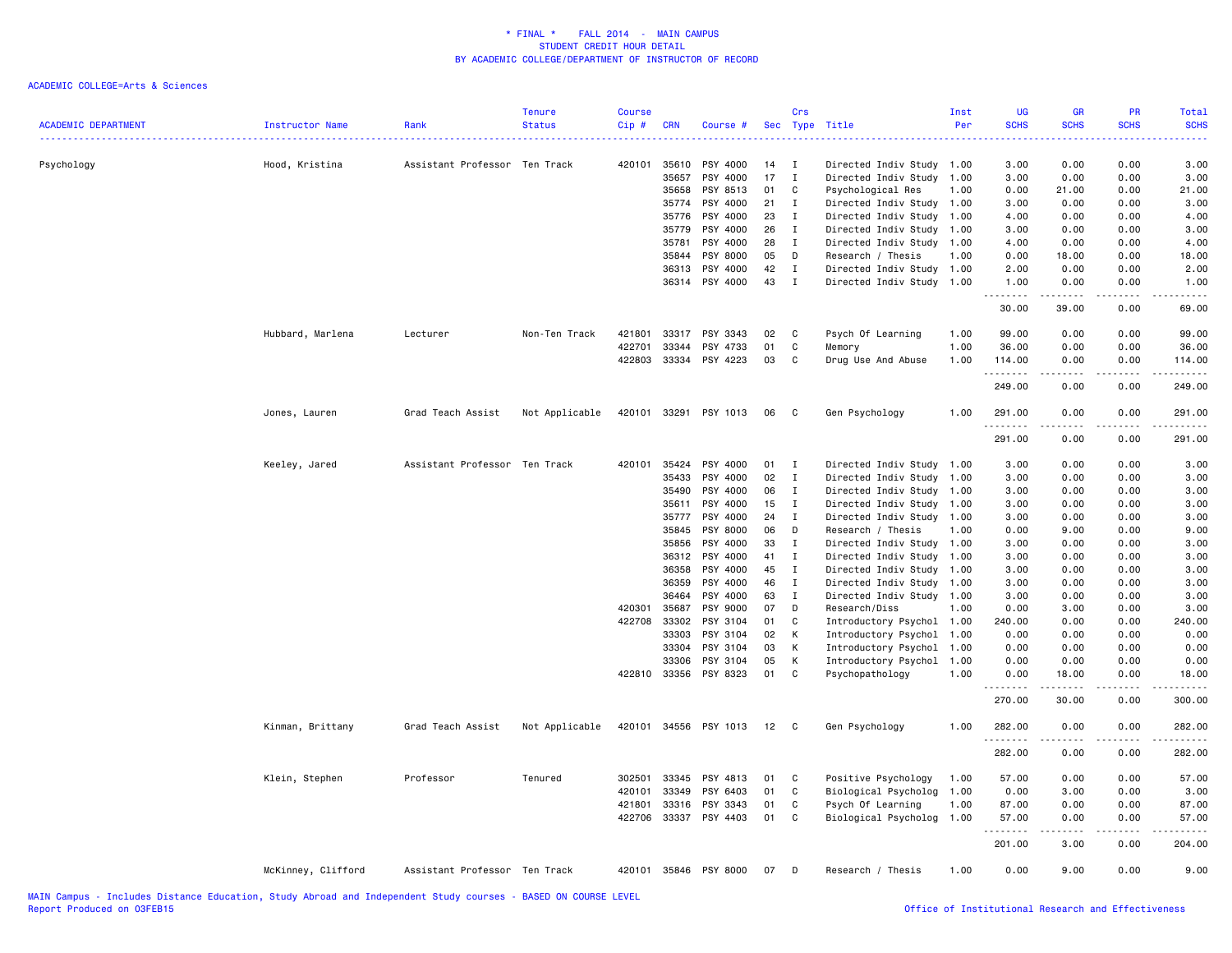# * FINAL * FALL 2014 - MAIN CAMPUS
## STUDENT CREDIT HOUR DETAIL
## BY ACADEMIC COLLEGE/DEPARTMENT OF INSTRUCTOR OF RECORD

ACADEMIC COLLEGE=Arts & Sciences

| ACADEMIC DEPARTMENT | Instructor Name | Rank | Tenure Status | Course Cip # | CRN | Course # | Sec | Crs Type | Title | Inst Per | UG SCHS | GR SCHS | PR SCHS | Total SCHS |
|---|---|---|---|---|---|---|---|---|---|---|---|---|---|---|
| Psychology | Hood, Kristina | Assistant Professor | Ten Track | 420101 | 35610 | PSY 4000 | 14 | I | Directed Indiv Study | 1.00 | 3.00 | 0.00 | 0.00 | 3.00 |
| | | | | | 35657 | PSY 4000 | 17 | I | Directed Indiv Study | 1.00 | 3.00 | 0.00 | 0.00 | 3.00 |
| | | | | | 35658 | PSY 8513 | 01 | C | Psychological Res | 1.00 | 0.00 | 21.00 | 0.00 | 21.00 |
| | | | | | 35774 | PSY 4000 | 21 | I | Directed Indiv Study | 1.00 | 3.00 | 0.00 | 0.00 | 3.00 |
| | | | | | 35776 | PSY 4000 | 23 | I | Directed Indiv Study | 1.00 | 4.00 | 0.00 | 0.00 | 4.00 |
| | | | | | 35779 | PSY 4000 | 26 | I | Directed Indiv Study | 1.00 | 3.00 | 0.00 | 0.00 | 3.00 |
| | | | | | 35781 | PSY 4000 | 28 | I | Directed Indiv Study | 1.00 | 4.00 | 0.00 | 0.00 | 4.00 |
| | | | | | 35844 | PSY 8000 | 05 | D | Research / Thesis | 1.00 | 0.00 | 18.00 | 0.00 | 18.00 |
| | | | | | 36313 | PSY 4000 | 42 | I | Directed Indiv Study | 1.00 | 2.00 | 0.00 | 0.00 | 2.00 |
| | | | | | 36314 | PSY 4000 | 43 | I | Directed Indiv Study | 1.00 | 1.00 | 0.00 | 0.00 | 1.00 |
| | | | | | | | | | | | 30.00 | 39.00 | 0.00 | 69.00 |
| | Hubbard, Marlena | Lecturer | Non-Ten Track | 421801 | 33317 | PSY 3343 | 02 | C | Psych Of Learning | 1.00 | 99.00 | 0.00 | 0.00 | 99.00 |
| | | | | 422701 | 33344 | PSY 4733 | 01 | C | Memory | 1.00 | 36.00 | 0.00 | 0.00 | 36.00 |
| | | | | 422803 | 33334 | PSY 4223 | 03 | C | Drug Use And Abuse | 1.00 | 114.00 | 0.00 | 0.00 | 114.00 |
| | | | | | | | | | | | 249.00 | 0.00 | 0.00 | 249.00 |
| | Jones, Lauren | Grad Teach Assist | Not Applicable | 420101 | 33291 | PSY 1013 | 06 | C | Gen Psychology | 1.00 | 291.00 | 0.00 | 0.00 | 291.00 |
| | | | | | | | | | | | 291.00 | 0.00 | 0.00 | 291.00 |
| | Keeley, Jared | Assistant Professor | Ten Track | 420101 | 35424 | PSY 4000 | 01 | I | Directed Indiv Study | 1.00 | 3.00 | 0.00 | 0.00 | 3.00 |
| | | | | | 35433 | PSY 4000 | 02 | I | Directed Indiv Study | 1.00 | 3.00 | 0.00 | 0.00 | 3.00 |
| | | | | | 35490 | PSY 4000 | 06 | I | Directed Indiv Study | 1.00 | 3.00 | 0.00 | 0.00 | 3.00 |
| | | | | | 35611 | PSY 4000 | 15 | I | Directed Indiv Study | 1.00 | 3.00 | 0.00 | 0.00 | 3.00 |
| | | | | | 35777 | PSY 4000 | 24 | I | Directed Indiv Study | 1.00 | 3.00 | 0.00 | 0.00 | 3.00 |
| | | | | | 35845 | PSY 8000 | 06 | D | Research / Thesis | 1.00 | 0.00 | 9.00 | 0.00 | 9.00 |
| | | | | | 35856 | PSY 4000 | 33 | I | Directed Indiv Study | 1.00 | 3.00 | 0.00 | 0.00 | 3.00 |
| | | | | | 36312 | PSY 4000 | 41 | I | Directed Indiv Study | 1.00 | 3.00 | 0.00 | 0.00 | 3.00 |
| | | | | | 36358 | PSY 4000 | 45 | I | Directed Indiv Study | 1.00 | 3.00 | 0.00 | 0.00 | 3.00 |
| | | | | | 36359 | PSY 4000 | 46 | I | Directed Indiv Study | 1.00 | 3.00 | 0.00 | 0.00 | 3.00 |
| | | | | | 36464 | PSY 4000 | 63 | I | Directed Indiv Study | 1.00 | 3.00 | 0.00 | 0.00 | 3.00 |
| | | | | 420301 | 35687 | PSY 9000 | 07 | D | Research/Diss | 1.00 | 0.00 | 3.00 | 0.00 | 3.00 |
| | | | | 422708 | 33302 | PSY 3104 | 01 | C | Introductory Psychol | 1.00 | 240.00 | 0.00 | 0.00 | 240.00 |
| | | | | | 33303 | PSY 3104 | 02 | K | Introductory Psychol | 1.00 | 0.00 | 0.00 | 0.00 | 0.00 |
| | | | | | 33304 | PSY 3104 | 03 | K | Introductory Psychol | 1.00 | 0.00 | 0.00 | 0.00 | 0.00 |
| | | | | | 33306 | PSY 3104 | 05 | K | Introductory Psychol | 1.00 | 0.00 | 0.00 | 0.00 | 0.00 |
| | | | | 422810 | 33356 | PSY 8323 | 01 | C | Psychopathology | 1.00 | 0.00 | 18.00 | 0.00 | 18.00 |
| | | | | | | | | | | | 270.00 | 30.00 | 0.00 | 300.00 |
| | Kinman, Brittany | Grad Teach Assist | Not Applicable | 420101 | 34556 | PSY 1013 | 12 | C | Gen Psychology | 1.00 | 282.00 | 0.00 | 0.00 | 282.00 |
| | | | | | | | | | | | 282.00 | 0.00 | 0.00 | 282.00 |
| | Klein, Stephen | Professor | Tenured | 302501 | 33345 | PSY 4813 | 01 | C | Positive Psychology | 1.00 | 57.00 | 0.00 | 0.00 | 57.00 |
| | | | | 420101 | 33349 | PSY 6403 | 01 | C | Biological Psycholog | 1.00 | 0.00 | 3.00 | 0.00 | 3.00 |
| | | | | 421801 | 33316 | PSY 3343 | 01 | C | Psych Of Learning | 1.00 | 87.00 | 0.00 | 0.00 | 87.00 |
| | | | | 422706 | 33337 | PSY 4403 | 01 | C | Biological Psycholog | 1.00 | 57.00 | 0.00 | 0.00 | 57.00 |
| | | | | | | | | | | | 201.00 | 3.00 | 0.00 | 204.00 |
| | McKinney, Clifford | Assistant Professor | Ten Track | 420101 | 35846 | PSY 8000 | 07 | D | Research / Thesis | 1.00 | 0.00 | 9.00 | 0.00 | 9.00 |

MAIN Campus - Includes Distance Education, Study Abroad and Independent Study courses - BASED ON COURSE LEVEL
Report Produced on 03FEB15
Office of Institutional Research and Effectiveness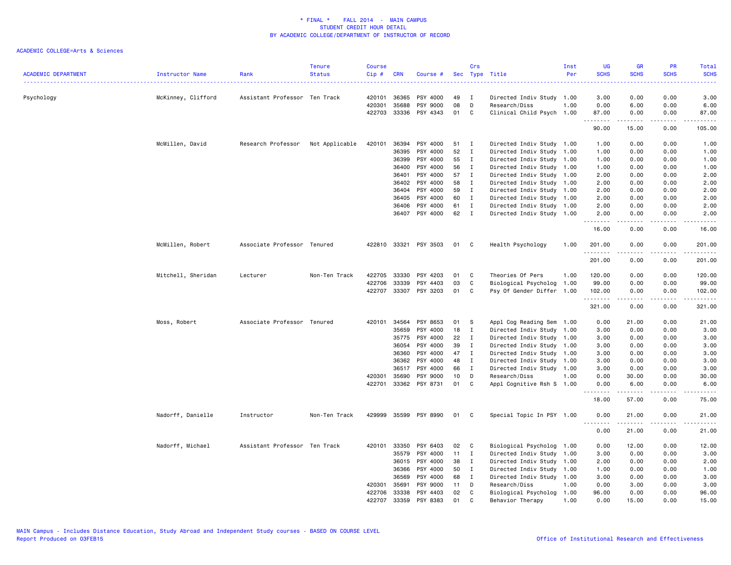\* FINAL \*    FALL 2014  -  MAIN CAMPUS
STUDENT CREDIT HOUR DETAIL
BY ACADEMIC COLLEGE/DEPARTMENT OF INSTRUCTOR OF RECORD

ACADEMIC COLLEGE=Arts & Sciences

| ACADEMIC DEPARTMENT | Instructor Name | Rank | Tenure Status | Course Cip # | CRN | Course # | Sec | Crs Type | Title | Inst Per | UG SCHS | GR SCHS | PR SCHS | Total SCHS |
|---|---|---|---|---|---|---|---|---|---|---|---|---|---|---|
| Psychology | McKinney, Clifford | Assistant Professor | Ten Track | 420101 | 36365 | PSY 4000 | 49 | I | Directed Indiv Study | 1.00 | 3.00 | 0.00 | 0.00 | 3.00 |
| | | | | 420301 | 35688 | PSY 9000 | 08 | D | Research/Diss | 1.00 | 0.00 | 6.00 | 0.00 | 6.00 |
| | | | | 422703 | 33336 | PSY 4343 | 01 | C | Clinical Child Psych | 1.00 | 87.00 | 0.00 | 0.00 | 87.00 |
| | | | | | | | | | | | 90.00 | 15.00 | 0.00 | 105.00 |
| | McMillen, David | Research Professor | Not Applicable | 420101 | 36394 | PSY 4000 | 51 | I | Directed Indiv Study | 1.00 | 1.00 | 0.00 | 0.00 | 1.00 |
| | | | | | 36395 | PSY 4000 | 52 | I | Directed Indiv Study | 1.00 | 1.00 | 0.00 | 0.00 | 1.00 |
| | | | | | 36399 | PSY 4000 | 55 | I | Directed Indiv Study | 1.00 | 1.00 | 0.00 | 0.00 | 1.00 |
| | | | | | 36400 | PSY 4000 | 56 | I | Directed Indiv Study | 1.00 | 1.00 | 0.00 | 0.00 | 1.00 |
| | | | | | 36401 | PSY 4000 | 57 | I | Directed Indiv Study | 1.00 | 2.00 | 0.00 | 0.00 | 2.00 |
| | | | | | 36402 | PSY 4000 | 58 | I | Directed Indiv Study | 1.00 | 2.00 | 0.00 | 0.00 | 2.00 |
| | | | | | 36404 | PSY 4000 | 59 | I | Directed Indiv Study | 1.00 | 2.00 | 0.00 | 0.00 | 2.00 |
| | | | | | 36405 | PSY 4000 | 60 | I | Directed Indiv Study | 1.00 | 2.00 | 0.00 | 0.00 | 2.00 |
| | | | | | 36406 | PSY 4000 | 61 | I | Directed Indiv Study | 1.00 | 2.00 | 0.00 | 0.00 | 2.00 |
| | | | | | 36407 | PSY 4000 | 62 | I | Directed Indiv Study | 1.00 | 2.00 | 0.00 | 0.00 | 2.00 |
| | | | | | | | | | | | 16.00 | 0.00 | 0.00 | 16.00 |
| | McMillen, Robert | Associate Professor | Tenured | 422810 | 33321 | PSY 3503 | 01 | C | Health Psychology | 1.00 | 201.00 | 0.00 | 0.00 | 201.00 |
| | | | | | | | | | | | 201.00 | 0.00 | 0.00 | 201.00 |
| | Mitchell, Sheridan | Lecturer | Non-Ten Track | 422705 | 33330 | PSY 4203 | 01 | C | Theories Of Pers | 1.00 | 120.00 | 0.00 | 0.00 | 120.00 |
| | | | | 422706 | 33339 | PSY 4403 | 03 | C | Biological Psycholog | 1.00 | 99.00 | 0.00 | 0.00 | 99.00 |
| | | | | 422707 | 33307 | PSY 3203 | 01 | C | Psy Of Gender Differ | 1.00 | 102.00 | 0.00 | 0.00 | 102.00 |
| | | | | | | | | | | | 321.00 | 0.00 | 0.00 | 321.00 |
| | Moss, Robert | Associate Professor | Tenured | 420101 | 34564 | PSY 8653 | 01 | S | Appl Cog Reading Sem | 1.00 | 0.00 | 21.00 | 0.00 | 21.00 |
| | | | | | 35659 | PSY 4000 | 18 | I | Directed Indiv Study | 1.00 | 3.00 | 0.00 | 0.00 | 3.00 |
| | | | | | 35775 | PSY 4000 | 22 | I | Directed Indiv Study | 1.00 | 3.00 | 0.00 | 0.00 | 3.00 |
| | | | | | 36054 | PSY 4000 | 39 | I | Directed Indiv Study | 1.00 | 3.00 | 0.00 | 0.00 | 3.00 |
| | | | | | 36360 | PSY 4000 | 47 | I | Directed Indiv Study | 1.00 | 3.00 | 0.00 | 0.00 | 3.00 |
| | | | | | 36362 | PSY 4000 | 48 | I | Directed Indiv Study | 1.00 | 3.00 | 0.00 | 0.00 | 3.00 |
| | | | | | 36517 | PSY 4000 | 66 | I | Directed Indiv Study | 1.00 | 3.00 | 0.00 | 0.00 | 3.00 |
| | | | | 420301 | 35690 | PSY 9000 | 10 | D | Research/Diss | 1.00 | 0.00 | 30.00 | 0.00 | 30.00 |
| | | | | 422701 | 33362 | PSY 8731 | 01 | C | Appl Cognitive Rsh S | 1.00 | 0.00 | 6.00 | 0.00 | 6.00 |
| | | | | | | | | | | | 18.00 | 57.00 | 0.00 | 75.00 |
| | Nadorff, Danielle | Instructor | Non-Ten Track | 429999 | 35599 | PSY 8990 | 01 | C | Special Topic In PSY | 1.00 | 0.00 | 21.00 | 0.00 | 21.00 |
| | | | | | | | | | | | 0.00 | 21.00 | 0.00 | 21.00 |
| | Nadorff, Michael | Assistant Professor | Ten Track | 420101 | 33350 | PSY 6403 | 02 | C | Biological Psycholog | 1.00 | 0.00 | 12.00 | 0.00 | 12.00 |
| | | | | | 35579 | PSY 4000 | 11 | I | Directed Indiv Study | 1.00 | 3.00 | 0.00 | 0.00 | 3.00 |
| | | | | | 36015 | PSY 4000 | 38 | I | Directed Indiv Study | 1.00 | 2.00 | 0.00 | 0.00 | 2.00 |
| | | | | | 36366 | PSY 4000 | 50 | I | Directed Indiv Study | 1.00 | 1.00 | 0.00 | 0.00 | 1.00 |
| | | | | | 36569 | PSY 4000 | 68 | I | Directed Indiv Study | 1.00 | 3.00 | 0.00 | 0.00 | 3.00 |
| | | | | 420301 | 35691 | PSY 9000 | 11 | D | Research/Diss | 1.00 | 0.00 | 3.00 | 0.00 | 3.00 |
| | | | | 422706 | 33338 | PSY 4403 | 02 | C | Biological Psycholog | 1.00 | 96.00 | 0.00 | 0.00 | 96.00 |
| | | | | 422707 | 33359 | PSY 8383 | 01 | C | Behavior Therapy | 1.00 | 0.00 | 15.00 | 0.00 | 15.00 |

MAIN Campus - Includes Distance Education, Study Abroad and Independent Study courses - BASED ON COURSE LEVEL
Report Produced on 03FEB15

Office of Institutional Research and Effectiveness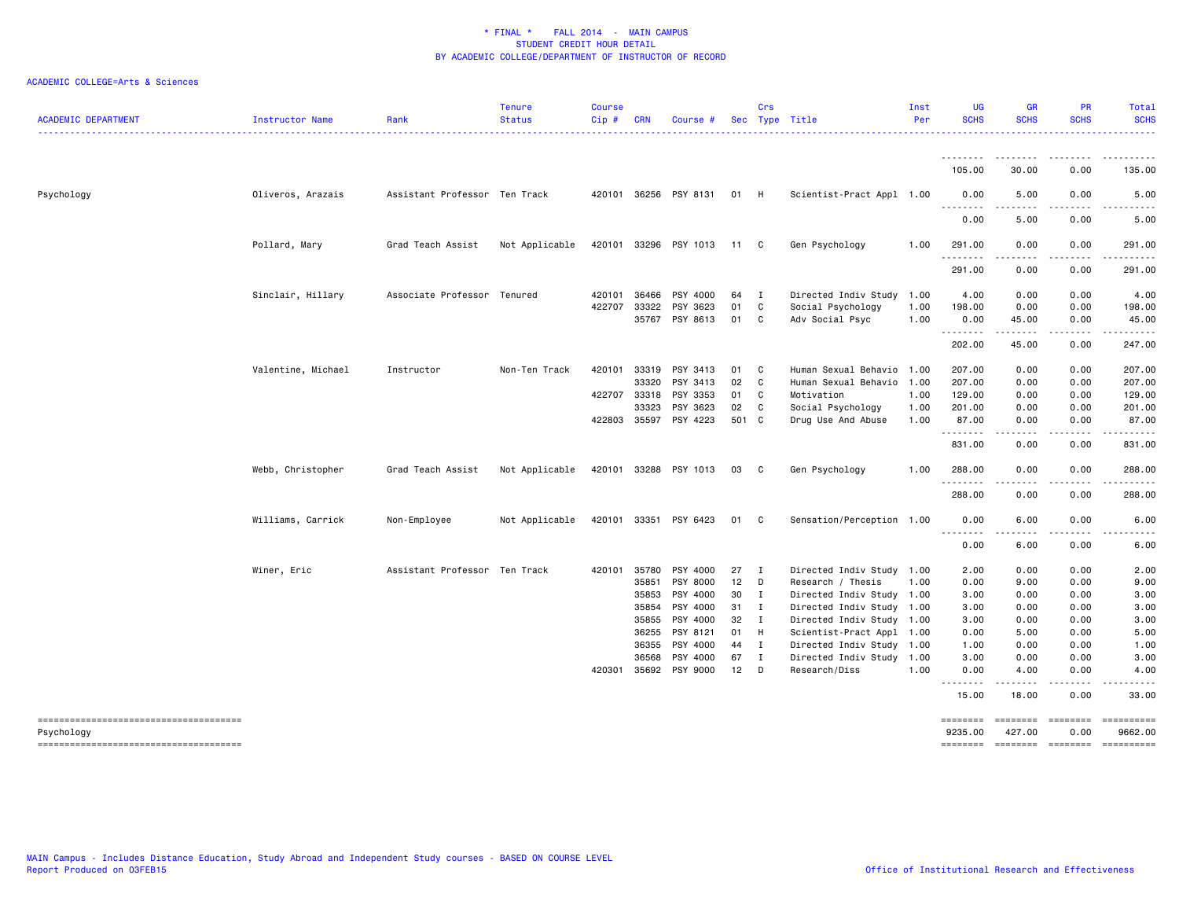\* FINAL \* FALL 2014 - MAIN CAMPUS
STUDENT CREDIT HOUR DETAIL
BY ACADEMIC COLLEGE/DEPARTMENT OF INSTRUCTOR OF RECORD

ACADEMIC COLLEGE=Arts & Sciences

| ACADEMIC DEPARTMENT | Instructor Name | Rank | Tenure Status | Course Cip # | CRN | Course # | Sec | Crs Type | Title | Inst Per | UG SCHS | GR SCHS | PR SCHS | Total SCHS |
|---|---|---|---|---|---|---|---|---|---|---|---|---|---|---|
| | | | | | | | | | | | 105.00 | 30.00 | 0.00 | 135.00 |
| Psychology | Oliveros, Arazais | Assistant Professor | Ten Track | 420101 | 36256 | PSY 8131 | 01 | H | Scientist-Pract Appl | 1.00 | 0.00 | 5.00 | 0.00 | 5.00 |
| | | | | | | | | | | | 0.00 | 5.00 | 0.00 | 5.00 |
| | Pollard, Mary | Grad Teach Assist | Not Applicable | 420101 | 33296 | PSY 1013 | 11 | C | Gen Psychology | 1.00 | 291.00 | 0.00 | 0.00 | 291.00 |
| | | | | | | | | | | | 291.00 | 0.00 | 0.00 | 291.00 |
| | Sinclair, Hillary | Associate Professor | Tenured | 420101 | 36466 | PSY 4000 | 64 | I | Directed Indiv Study | 1.00 | 4.00 | 0.00 | 0.00 | 4.00 |
| | | | | 422707 | 33322 | PSY 3623 | 01 | C | Social Psychology | 1.00 | 198.00 | 0.00 | 0.00 | 198.00 |
| | | | | | 35767 | PSY 8613 | 01 | C | Adv Social Psyc | 1.00 | 0.00 | 45.00 | 0.00 | 45.00 |
| | | | | | | | | | | | 202.00 | 45.00 | 0.00 | 247.00 |
| | Valentine, Michael | Instructor | Non-Ten Track | 420101 | 33319 | PSY 3413 | 01 | C | Human Sexual Behavio | 1.00 | 207.00 | 0.00 | 0.00 | 207.00 |
| | | | | | 33320 | PSY 3413 | 02 | C | Human Sexual Behavio | 1.00 | 207.00 | 0.00 | 0.00 | 207.00 |
| | | | | 422707 | 33318 | PSY 3353 | 01 | C | Motivation | 1.00 | 129.00 | 0.00 | 0.00 | 129.00 |
| | | | | | 33323 | PSY 3623 | 02 | C | Social Psychology | 1.00 | 201.00 | 0.00 | 0.00 | 201.00 |
| | | | | 422803 | 35597 | PSY 4223 | 501 | C | Drug Use And Abuse | 1.00 | 87.00 | 0.00 | 0.00 | 87.00 |
| | | | | | | | | | | | 831.00 | 0.00 | 0.00 | 831.00 |
| | Webb, Christopher | Grad Teach Assist | Not Applicable | 420101 | 33288 | PSY 1013 | 03 | C | Gen Psychology | 1.00 | 288.00 | 0.00 | 0.00 | 288.00 |
| | | | | | | | | | | | 288.00 | 0.00 | 0.00 | 288.00 |
| | Williams, Carrick | Non-Employee | Not Applicable | 420101 | 33351 | PSY 6423 | 01 | C | Sensation/Perception | 1.00 | 0.00 | 6.00 | 0.00 | 6.00 |
| | | | | | | | | | | | 0.00 | 6.00 | 0.00 | 6.00 |
| | Winer, Eric | Assistant Professor | Ten Track | 420101 | 35780 | PSY 4000 | 27 | I | Directed Indiv Study | 1.00 | 2.00 | 0.00 | 0.00 | 2.00 |
| | | | | | 35851 | PSY 8000 | 12 | D | Research / Thesis | 1.00 | 0.00 | 9.00 | 0.00 | 9.00 |
| | | | | | 35853 | PSY 4000 | 30 | I | Directed Indiv Study | 1.00 | 3.00 | 0.00 | 0.00 | 3.00 |
| | | | | | 35854 | PSY 4000 | 31 | I | Directed Indiv Study | 1.00 | 3.00 | 0.00 | 0.00 | 3.00 |
| | | | | | 35855 | PSY 4000 | 32 | I | Directed Indiv Study | 1.00 | 3.00 | 0.00 | 0.00 | 3.00 |
| | | | | | 36255 | PSY 8121 | 01 | H | Scientist-Pract Appl | 1.00 | 0.00 | 5.00 | 0.00 | 5.00 |
| | | | | | 36355 | PSY 4000 | 44 | I | Directed Indiv Study | 1.00 | 1.00 | 0.00 | 0.00 | 1.00 |
| | | | | | 36568 | PSY 4000 | 67 | I | Directed Indiv Study | 1.00 | 3.00 | 0.00 | 0.00 | 3.00 |
| | | | | 420301 | 35692 | PSY 9000 | 12 | D | Research/Diss | 1.00 | 0.00 | 4.00 | 0.00 | 4.00 |
| | | | | | | | | | | | 15.00 | 18.00 | 0.00 | 33.00 |
| Psychology | | | | | | | | | | | 9235.00 | 427.00 | 0.00 | 9662.00 |

MAIN Campus - Includes Distance Education, Study Abroad and Independent Study courses - BASED ON COURSE LEVEL
Report Produced on 03FEB15

Office of Institutional Research and Effectiveness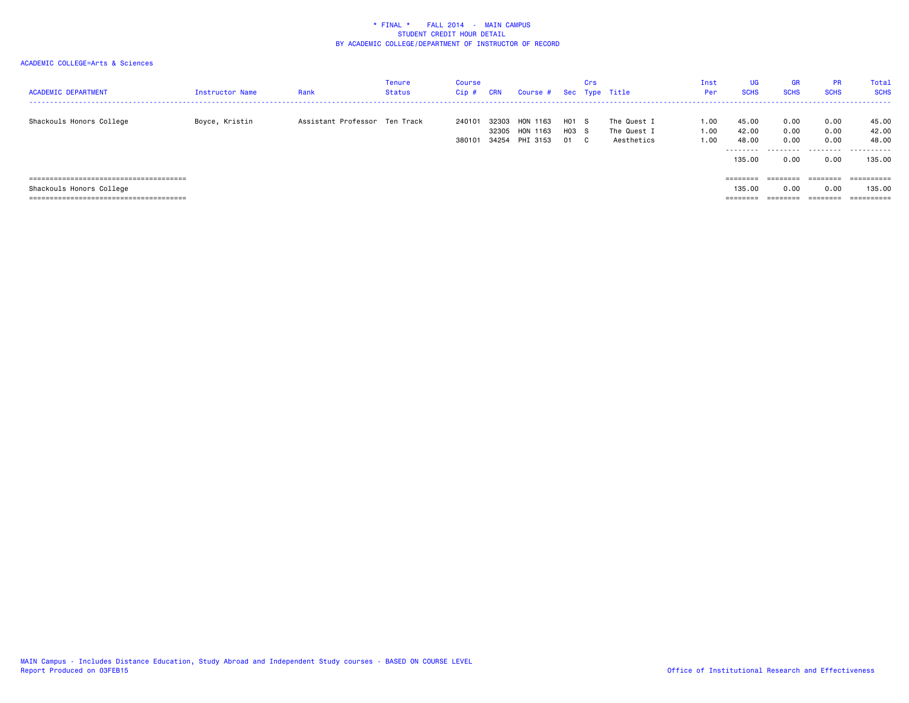\* FINAL \* FALL 2014 - MAIN CAMPUS
STUDENT CREDIT HOUR DETAIL
BY ACADEMIC COLLEGE/DEPARTMENT OF INSTRUCTOR OF RECORD

ACADEMIC COLLEGE=Arts & Sciences

| ACADEMIC DEPARTMENT | Instructor Name | Rank | Tenure Status | Course Cip # | CRN | Course # | Sec | Crs Type | Title | Inst Per | UG SCHS | GR SCHS | PR SCHS | Total SCHS |
|---|---|---|---|---|---|---|---|---|---|---|---|---|---|---|
| Shackouls Honors College | Boyce, Kristin | Assistant Professor | Ten Track | 240101 | 32303 | HON 1163 | H01 | S | The Quest I | 1.00 | 45.00 | 0.00 | 0.00 | 45.00 |
| | | | | | 32305 | HON 1163 | H03 | S | The Quest I | 1.00 | 42.00 | 0.00 | 0.00 | 42.00 |
| | | | | 380101 | 34254 | PHI 3153 | 01 | C | Aesthetics | 1.00 | 48.00 | 0.00 | 0.00 | 48.00 |
| | | | | | | | | | | | 135.00 | 0.00 | 0.00 | 135.00 |
| Shackouls Honors College | | | | | | | | | | | 135.00 | 0.00 | 0.00 | 135.00 |

MAIN Campus - Includes Distance Education, Study Abroad and Independent Study courses - BASED ON COURSE LEVEL
Report Produced on 03FEB15

Office of Institutional Research and Effectiveness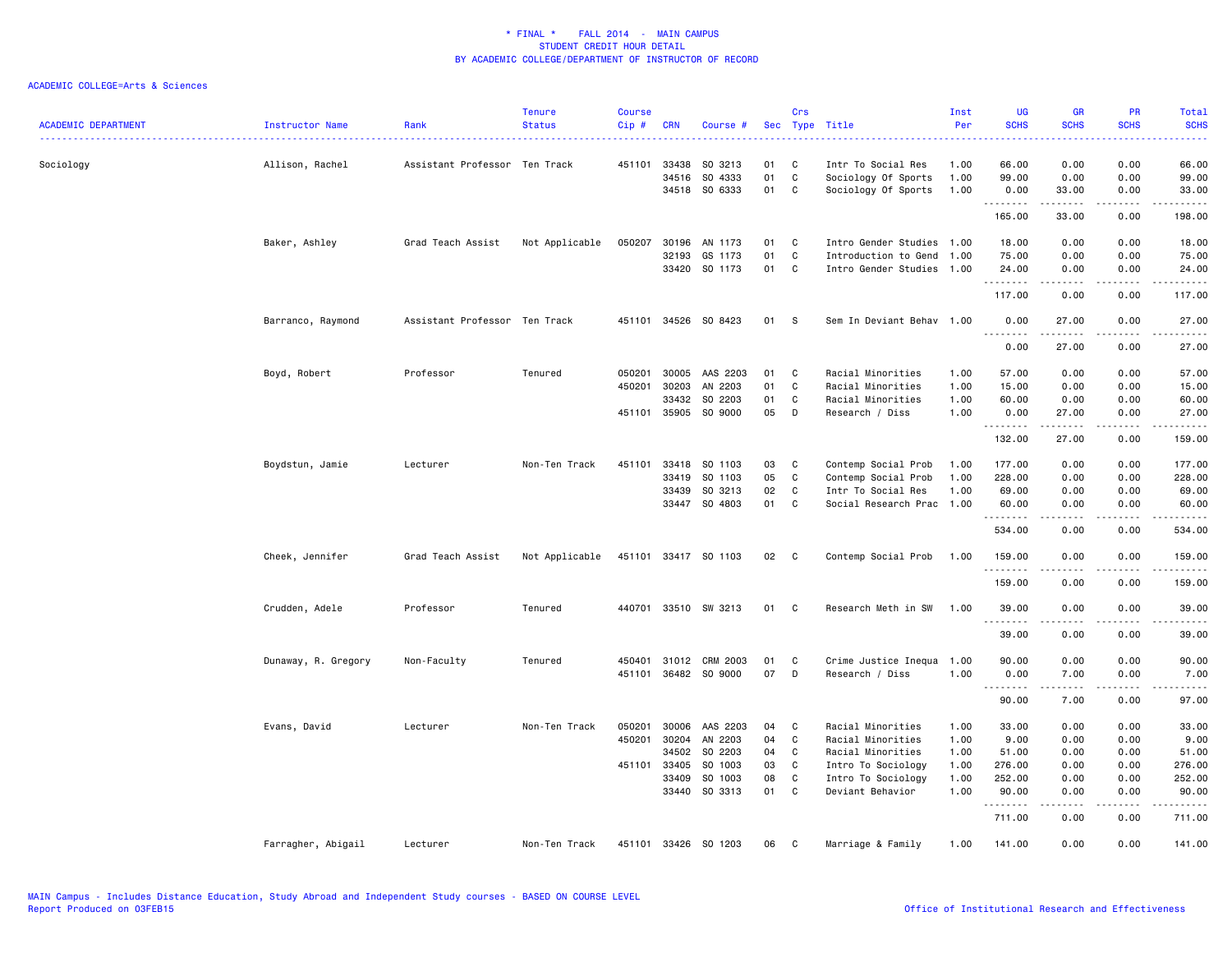\* FINAL \*    FALL 2014  -  MAIN CAMPUS
STUDENT CREDIT HOUR DETAIL
BY ACADEMIC COLLEGE/DEPARTMENT OF INSTRUCTOR OF RECORD

ACADEMIC COLLEGE=Arts & Sciences

| ACADEMIC DEPARTMENT | Instructor Name | Rank | Tenure Status | Course Cip # | CRN | Course # | Sec | Crs Type | Title | Inst Per | UG SCHS | GR SCHS | PR SCHS | Total SCHS |
|---|---|---|---|---|---|---|---|---|---|---|---|---|---|---|
| Sociology | Allison, Rachel | Assistant Professor | Ten Track | 451101 | 33438 | SO 3213 | 01 | C | Intr To Social Res | 1.00 | 66.00 | 0.00 | 0.00 | 66.00 |
| | | | | | 34516 | SO 4333 | 01 | C | Sociology Of Sports | 1.00 | 99.00 | 0.00 | 0.00 | 99.00 |
| | | | | | 34518 | SO 6333 | 01 | C | Sociology Of Sports | 1.00 | 0.00 | 33.00 | 0.00 | 33.00 |
| | | | | | | | | | | | 165.00 | 33.00 | 0.00 | 198.00 |
| | Baker, Ashley | Grad Teach Assist | Not Applicable | 050207 | 30196 | AN 1173 | 01 | C | Intro Gender Studies | 1.00 | 18.00 | 0.00 | 0.00 | 18.00 |
| | | | | | 32193 | GS 1173 | 01 | C | Introduction to Gend | 1.00 | 75.00 | 0.00 | 0.00 | 75.00 |
| | | | | | 33420 | SO 1173 | 01 | C | Intro Gender Studies | 1.00 | 24.00 | 0.00 | 0.00 | 24.00 |
| | | | | | | | | | | | 117.00 | 0.00 | 0.00 | 117.00 |
| | Barranco, Raymond | Assistant Professor | Ten Track | 451101 | 34526 | SO 8423 | 01 | S | Sem In Deviant Behav | 1.00 | 0.00 | 27.00 | 0.00 | 27.00 |
| | | | | | | | | | | | 0.00 | 27.00 | 0.00 | 27.00 |
| | Boyd, Robert | Professor | Tenured | 050201 | 30005 | AAS 2203 | 01 | C | Racial Minorities | 1.00 | 57.00 | 0.00 | 0.00 | 57.00 |
| | | | | 450201 | 30203 | AN 2203 | 01 | C | Racial Minorities | 1.00 | 15.00 | 0.00 | 0.00 | 15.00 |
| | | | | | 33432 | SO 2203 | 01 | C | Racial Minorities | 1.00 | 60.00 | 0.00 | 0.00 | 60.00 |
| | | | | 451101 | 35905 | SO 9000 | 05 | D | Research / Diss | 1.00 | 0.00 | 27.00 | 0.00 | 27.00 |
| | | | | | | | | | | | 132.00 | 27.00 | 0.00 | 159.00 |
| | Boydstun, Jamie | Lecturer | Non-Ten Track | 451101 | 33418 | SO 1103 | 03 | C | Contemp Social Prob | 1.00 | 177.00 | 0.00 | 0.00 | 177.00 |
| | | | | | 33419 | SO 1103 | 05 | C | Contemp Social Prob | 1.00 | 228.00 | 0.00 | 0.00 | 228.00 |
| | | | | | 33439 | SO 3213 | 02 | C | Intr To Social Res | 1.00 | 69.00 | 0.00 | 0.00 | 69.00 |
| | | | | | 33447 | SO 4803 | 01 | C | Social Research Prac | 1.00 | 60.00 | 0.00 | 0.00 | 60.00 |
| | | | | | | | | | | | 534.00 | 0.00 | 0.00 | 534.00 |
| | Cheek, Jennifer | Grad Teach Assist | Not Applicable | 451101 | 33417 | SO 1103 | 02 | C | Contemp Social Prob | 1.00 | 159.00 | 0.00 | 0.00 | 159.00 |
| | | | | | | | | | | | 159.00 | 0.00 | 0.00 | 159.00 |
| | Crudden, Adele | Professor | Tenured | 440701 | 33510 | SW 3213 | 01 | C | Research Meth in SW | 1.00 | 39.00 | 0.00 | 0.00 | 39.00 |
| | | | | | | | | | | | 39.00 | 0.00 | 0.00 | 39.00 |
| | Dunaway, R. Gregory | Non-Faculty | Tenured | 450401 | 31012 | CRM 2003 | 01 | C | Crime Justice Inequa | 1.00 | 90.00 | 0.00 | 0.00 | 90.00 |
| | | | | 451101 | 36482 | SO 9000 | 07 | D | Research / Diss | 1.00 | 0.00 | 7.00 | 0.00 | 7.00 |
| | | | | | | | | | | | 90.00 | 7.00 | 0.00 | 97.00 |
| | Evans, David | Lecturer | Non-Ten Track | 050201 | 30006 | AAS 2203 | 04 | C | Racial Minorities | 1.00 | 33.00 | 0.00 | 0.00 | 33.00 |
| | | | | 450201 | 30204 | AN 2203 | 04 | C | Racial Minorities | 1.00 | 9.00 | 0.00 | 0.00 | 9.00 |
| | | | | | 34502 | SO 2203 | 04 | C | Racial Minorities | 1.00 | 51.00 | 0.00 | 0.00 | 51.00 |
| | | | | 451101 | 33405 | SO 1003 | 03 | C | Intro To Sociology | 1.00 | 276.00 | 0.00 | 0.00 | 276.00 |
| | | | | | 33409 | SO 1003 | 08 | C | Intro To Sociology | 1.00 | 252.00 | 0.00 | 0.00 | 252.00 |
| | | | | | 33440 | SO 3313 | 01 | C | Deviant Behavior | 1.00 | 90.00 | 0.00 | 0.00 | 90.00 |
| | | | | | | | | | | | 711.00 | 0.00 | 0.00 | 711.00 |
| | Farragher, Abigail | Lecturer | Non-Ten Track | 451101 | 33426 | SO 1203 | 06 | C | Marriage & Family | 1.00 | 141.00 | 0.00 | 0.00 | 141.00 |

MAIN Campus - Includes Distance Education, Study Abroad and Independent Study courses - BASED ON COURSE LEVEL
Report Produced on 03FEB15

Office of Institutional Research and Effectiveness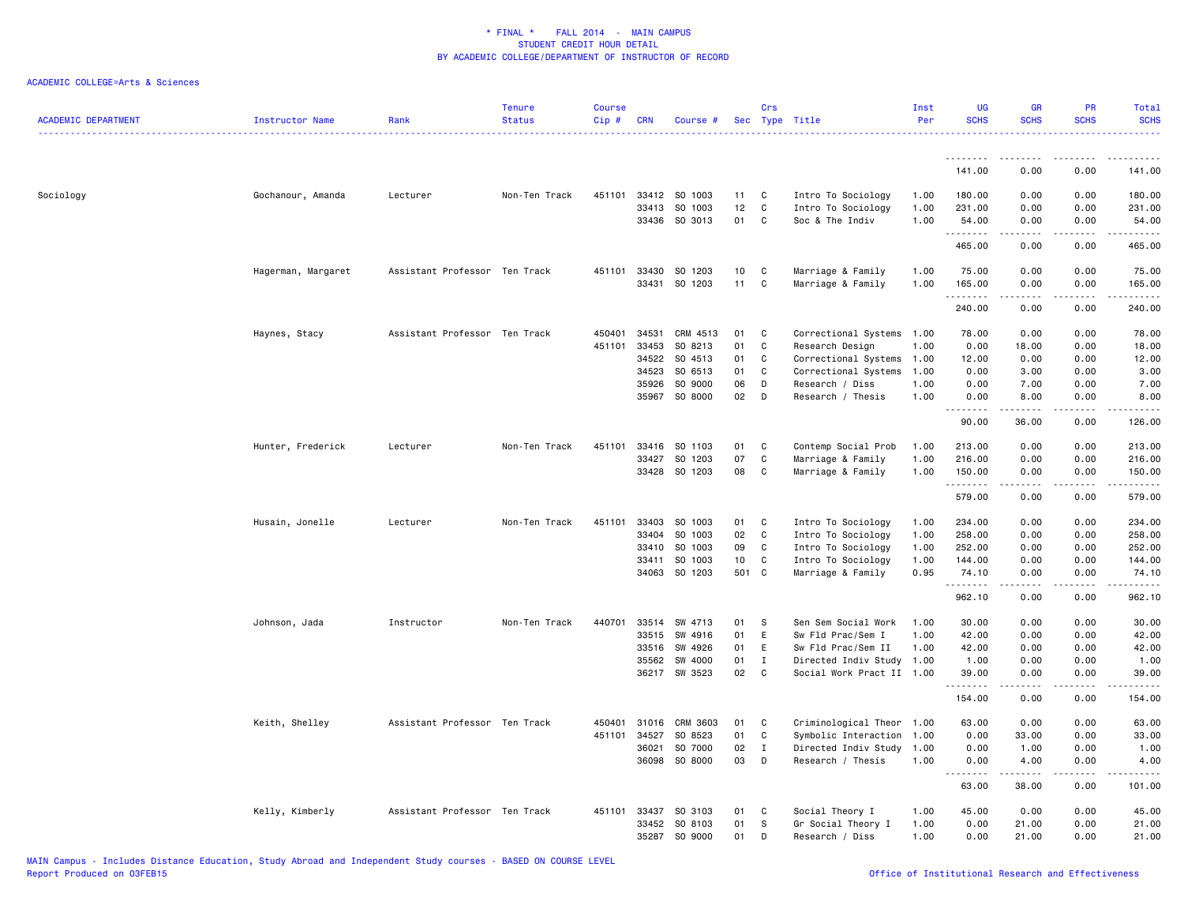\* FINAL \*    FALL 2014 - MAIN CAMPUS
STUDENT CREDIT HOUR DETAIL
BY ACADEMIC COLLEGE/DEPARTMENT OF INSTRUCTOR OF RECORD

ACADEMIC COLLEGE=Arts & Sciences

| ACADEMIC DEPARTMENT | Instructor Name | Rank | Tenure Status | Course Cip # | CRN | Course # | Sec | Crs Type | Title | Inst Per | UG SCHS | GR SCHS | PR SCHS | Total SCHS |
|---|---|---|---|---|---|---|---|---|---|---|---|---|---|---|
| | | | | | | | | | | | 141.00 | 0.00 | 0.00 | 141.00 |
| Sociology | Gochanour, Amanda | Lecturer | Non-Ten Track | 451101 | 33412 | SO 1003 | 11 | C | Intro To Sociology | 1.00 | 180.00 | 0.00 | 0.00 | 180.00 |
| | | | | | 33413 | SO 1003 | 12 | C | Intro To Sociology | 1.00 | 231.00 | 0.00 | 0.00 | 231.00 |
| | | | | | 33436 | SO 3013 | 01 | C | Soc & The Indiv | 1.00 | 54.00 | 0.00 | 0.00 | 54.00 |
| | | | | | | | | | | | 465.00 | 0.00 | 0.00 | 465.00 |
| | Hagerman, Margaret | Assistant Professor | Ten Track | 451101 | 33430 | SO 1203 | 10 | C | Marriage & Family | 1.00 | 75.00 | 0.00 | 0.00 | 75.00 |
| | | | | | 33431 | SO 1203 | 11 | C | Marriage & Family | 1.00 | 165.00 | 0.00 | 0.00 | 165.00 |
| | | | | | | | | | | | 240.00 | 0.00 | 0.00 | 240.00 |
| | Haynes, Stacy | Assistant Professor | Ten Track | 450401 | 34531 | CRM 4513 | 01 | C | Correctional Systems | 1.00 | 78.00 | 0.00 | 0.00 | 78.00 |
| | | | | 451101 | 33453 | SO 8213 | 01 | C | Research Design | 1.00 | 0.00 | 18.00 | 0.00 | 18.00 |
| | | | | | 34522 | SO 4513 | 01 | C | Correctional Systems | 1.00 | 12.00 | 0.00 | 0.00 | 12.00 |
| | | | | | 34523 | SO 6513 | 01 | C | Correctional Systems | 1.00 | 0.00 | 3.00 | 0.00 | 3.00 |
| | | | | | 35926 | SO 9000 | 06 | D | Research / Diss | 1.00 | 0.00 | 7.00 | 0.00 | 7.00 |
| | | | | | 35967 | SO 8000 | 02 | D | Research / Thesis | 1.00 | 0.00 | 8.00 | 0.00 | 8.00 |
| | | | | | | | | | | | 90.00 | 36.00 | 0.00 | 126.00 |
| | Hunter, Frederick | Lecturer | Non-Ten Track | 451101 | 33416 | SO 1103 | 01 | C | Contemp Social Prob | 1.00 | 213.00 | 0.00 | 0.00 | 213.00 |
| | | | | | 33427 | SO 1203 | 07 | C | Marriage & Family | 1.00 | 216.00 | 0.00 | 0.00 | 216.00 |
| | | | | | 33428 | SO 1203 | 08 | C | Marriage & Family | 1.00 | 150.00 | 0.00 | 0.00 | 150.00 |
| | | | | | | | | | | | 579.00 | 0.00 | 0.00 | 579.00 |
| | Husain, Jonelle | Lecturer | Non-Ten Track | 451101 | 33403 | SO 1003 | 01 | C | Intro To Sociology | 1.00 | 234.00 | 0.00 | 0.00 | 234.00 |
| | | | | | 33404 | SO 1003 | 02 | C | Intro To Sociology | 1.00 | 258.00 | 0.00 | 0.00 | 258.00 |
| | | | | | 33410 | SO 1003 | 09 | C | Intro To Sociology | 1.00 | 252.00 | 0.00 | 0.00 | 252.00 |
| | | | | | 33411 | SO 1003 | 10 | C | Intro To Sociology | 1.00 | 144.00 | 0.00 | 0.00 | 144.00 |
| | | | | | 34063 | SO 1203 | 501 | C | Marriage & Family | 0.95 | 74.10 | 0.00 | 0.00 | 74.10 |
| | | | | | | | | | | | 962.10 | 0.00 | 0.00 | 962.10 |
| | Johnson, Jada | Instructor | Non-Ten Track | 440701 | 33514 | SW 4713 | 01 | S | Sen Sem Social Work | 1.00 | 30.00 | 0.00 | 0.00 | 30.00 |
| | | | | | 33515 | SW 4916 | 01 | E | Sw Fld Prac/Sem I | 1.00 | 42.00 | 0.00 | 0.00 | 42.00 |
| | | | | | 33516 | SW 4926 | 01 | E | Sw Fld Prac/Sem II | 1.00 | 42.00 | 0.00 | 0.00 | 42.00 |
| | | | | | 35562 | SW 4000 | 01 | I | Directed Indiv Study | 1.00 | 1.00 | 0.00 | 0.00 | 1.00 |
| | | | | | 36217 | SW 3523 | 02 | C | Social Work Pract II | 1.00 | 39.00 | 0.00 | 0.00 | 39.00 |
| | | | | | | | | | | | 154.00 | 0.00 | 0.00 | 154.00 |
| | Keith, Shelley | Assistant Professor | Ten Track | 450401 | 31016 | CRM 3603 | 01 | C | Criminological Theor | 1.00 | 63.00 | 0.00 | 0.00 | 63.00 |
| | | | | 451101 | 34527 | SO 8523 | 01 | C | Symbolic Interaction | 1.00 | 0.00 | 33.00 | 0.00 | 33.00 |
| | | | | | 36021 | SO 7000 | 02 | I | Directed Indiv Study | 1.00 | 0.00 | 1.00 | 0.00 | 1.00 |
| | | | | | 36098 | SO 8000 | 03 | D | Research / Thesis | 1.00 | 0.00 | 4.00 | 0.00 | 4.00 |
| | | | | | | | | | | | 63.00 | 38.00 | 0.00 | 101.00 |
| | Kelly, Kimberly | Assistant Professor | Ten Track | 451101 | 33437 | SO 3103 | 01 | C | Social Theory I | 1.00 | 45.00 | 0.00 | 0.00 | 45.00 |
| | | | | | 33452 | SO 8103 | 01 | S | Gr Social Theory I | 1.00 | 0.00 | 21.00 | 0.00 | 21.00 |
| | | | | | 35287 | SO 9000 | 01 | D | Research / Diss | 1.00 | 0.00 | 21.00 | 0.00 | 21.00 |

MAIN Campus - Includes Distance Education, Study Abroad and Independent Study courses - BASED ON COURSE LEVEL
Report Produced on 03FEB15    Office of Institutional Research and Effectiveness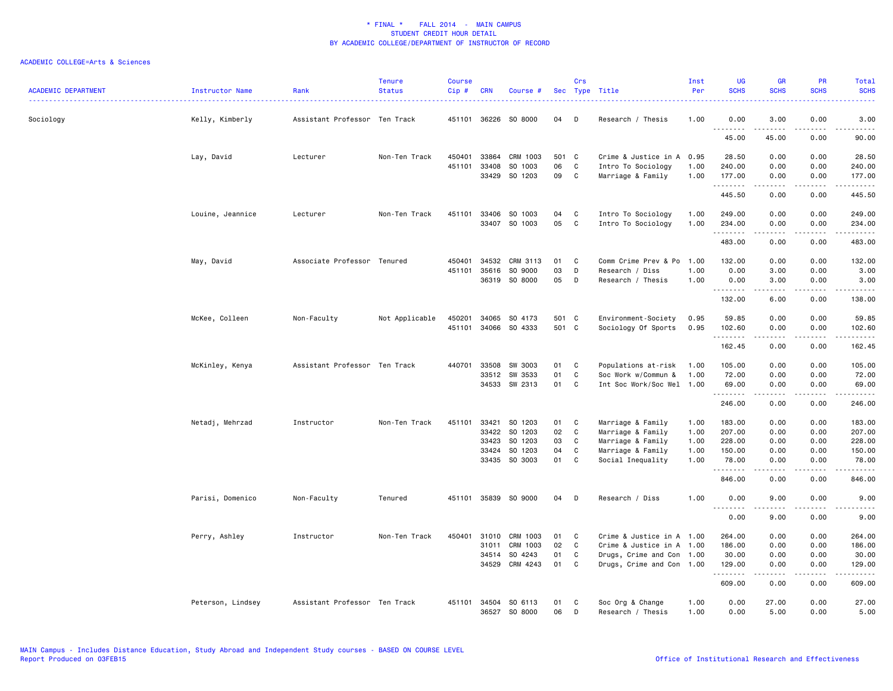\* FINAL \*    FALL 2014  -  MAIN CAMPUS
STUDENT CREDIT HOUR DETAIL
BY ACADEMIC COLLEGE/DEPARTMENT OF INSTRUCTOR OF RECORD

ACADEMIC COLLEGE=Arts & Sciences

| ACADEMIC DEPARTMENT | Instructor Name | Rank | Tenure Status | Course Cip # | CRN | Course # | Sec | Crs Type | Title | Inst Per | UG SCHS | GR SCHS | PR SCHS | Total SCHS |
|---|---|---|---|---|---|---|---|---|---|---|---|---|---|---|
| Sociology | Kelly, Kimberly | Assistant Professor | Ten Track | 451101 | 36226 | SO 8000 | 04 | D | Research / Thesis | 1.00 | 0.00 | 3.00 | 0.00 | 3.00 |
| | | | | | | | | | | | 45.00 | 45.00 | 0.00 | 90.00 |
| | Lay, David | Lecturer | Non-Ten Track | 450401 | 33864 | CRM 1003 | 501 | C | Crime & Justice in A | 0.95 | 28.50 | 0.00 | 0.00 | 28.50 |
| | | | | 451101 | 33408 | SO 1003 | 06 | C | Intro To Sociology | 1.00 | 240.00 | 0.00 | 0.00 | 240.00 |
| | | | | | 33429 | SO 1203 | 09 | C | Marriage & Family | 1.00 | 177.00 | 0.00 | 0.00 | 177.00 |
| | | | | | | | | | | | 445.50 | 0.00 | 0.00 | 445.50 |
| | Louine, Jeannice | Lecturer | Non-Ten Track | 451101 | 33406 | SO 1003 | 04 | C | Intro To Sociology | 1.00 | 249.00 | 0.00 | 0.00 | 249.00 |
| | | | | | 33407 | SO 1003 | 05 | C | Intro To Sociology | 1.00 | 234.00 | 0.00 | 0.00 | 234.00 |
| | | | | | | | | | | | 483.00 | 0.00 | 0.00 | 483.00 |
| | May, David | Associate Professor | Tenured | 450401 | 34532 | CRM 3113 | 01 | C | Comm Crime Prev & Po | 1.00 | 132.00 | 0.00 | 0.00 | 132.00 |
| | | | | 451101 | 35616 | SO 9000 | 03 | D | Research / Diss | 1.00 | 0.00 | 3.00 | 0.00 | 3.00 |
| | | | | | 36319 | SO 8000 | 05 | D | Research / Thesis | 1.00 | 0.00 | 3.00 | 0.00 | 3.00 |
| | | | | | | | | | | | 132.00 | 6.00 | 0.00 | 138.00 |
| | McKee, Colleen | Non-Faculty | Not Applicable | 450201 | 34065 | SO 4173 | 501 | C | Environment-Society | 0.95 | 59.85 | 0.00 | 0.00 | 59.85 |
| | | | | 451101 | 34066 | SO 4333 | 501 | C | Sociology Of Sports | 0.95 | 102.60 | 0.00 | 0.00 | 102.60 |
| | | | | | | | | | | | 162.45 | 0.00 | 0.00 | 162.45 |
| | McKinley, Kenya | Assistant Professor | Ten Track | 440701 | 33508 | SW 3003 | 01 | C | Populations at-risk | 1.00 | 105.00 | 0.00 | 0.00 | 105.00 |
| | | | | | 33512 | SW 3533 | 01 | C | Soc Work w/Commun & | 1.00 | 72.00 | 0.00 | 0.00 | 72.00 |
| | | | | | 34533 | SW 2313 | 01 | C | Int Soc Work/Soc Wel | 1.00 | 69.00 | 0.00 | 0.00 | 69.00 |
| | | | | | | | | | | | 246.00 | 0.00 | 0.00 | 246.00 |
| | Netadj, Mehrzad | Instructor | Non-Ten Track | 451101 | 33421 | SO 1203 | 01 | C | Marriage & Family | 1.00 | 183.00 | 0.00 | 0.00 | 183.00 |
| | | | | | 33422 | SO 1203 | 02 | C | Marriage & Family | 1.00 | 207.00 | 0.00 | 0.00 | 207.00 |
| | | | | | 33423 | SO 1203 | 03 | C | Marriage & Family | 1.00 | 228.00 | 0.00 | 0.00 | 228.00 |
| | | | | | 33424 | SO 1203 | 04 | C | Marriage & Family | 1.00 | 150.00 | 0.00 | 0.00 | 150.00 |
| | | | | | 33435 | SO 3003 | 01 | C | Social Inequality | 1.00 | 78.00 | 0.00 | 0.00 | 78.00 |
| | | | | | | | | | | | 846.00 | 0.00 | 0.00 | 846.00 |
| | Parisi, Domenico | Non-Faculty | Tenured | 451101 | 35839 | SO 9000 | 04 | D | Research / Diss | 1.00 | 0.00 | 9.00 | 0.00 | 9.00 |
| | | | | | | | | | | | 0.00 | 9.00 | 0.00 | 9.00 |
| | Perry, Ashley | Instructor | Non-Ten Track | 450401 | 31010 | CRM 1003 | 01 | C | Crime & Justice in A | 1.00 | 264.00 | 0.00 | 0.00 | 264.00 |
| | | | | | 31011 | CRM 1003 | 02 | C | Crime & Justice in A | 1.00 | 186.00 | 0.00 | 0.00 | 186.00 |
| | | | | | 34514 | SO 4243 | 01 | C | Drugs, Crime and Con | 1.00 | 30.00 | 0.00 | 0.00 | 30.00 |
| | | | | | 34529 | CRM 4243 | 01 | C | Drugs, Crime and Con | 1.00 | 129.00 | 0.00 | 0.00 | 129.00 |
| | | | | | | | | | | | 609.00 | 0.00 | 0.00 | 609.00 |
| | Peterson, Lindsey | Assistant Professor | Ten Track | 451101 | 34504 | SO 6113 | 01 | C | Soc Org & Change | 1.00 | 0.00 | 27.00 | 0.00 | 27.00 |
| | | | | | 36527 | SO 8000 | 06 | D | Research / Thesis | 1.00 | 0.00 | 5.00 | 0.00 | 5.00 |

MAIN Campus - Includes Distance Education, Study Abroad and Independent Study courses - BASED ON COURSE LEVEL
Report Produced on 03FEB15 | Office of Institutional Research and Effectiveness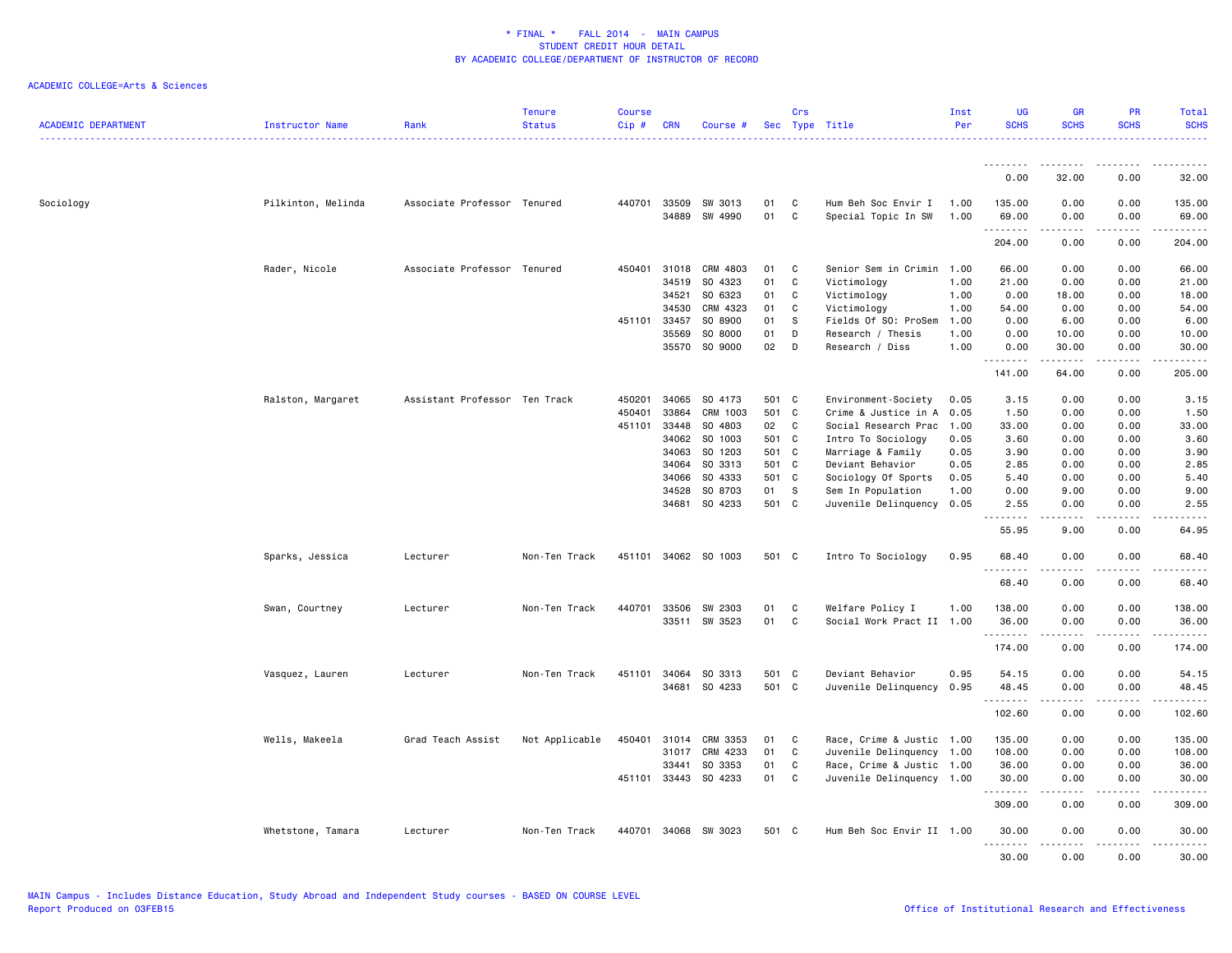* FINAL * FALL 2014 - MAIN CAMPUS
STUDENT CREDIT HOUR DETAIL
BY ACADEMIC COLLEGE/DEPARTMENT OF INSTRUCTOR OF RECORD

ACADEMIC COLLEGE=Arts & Sciences

| ACADEMIC DEPARTMENT | Instructor Name | Rank | Tenure Status | Course Cip # | CRN | Course # | Sec | Crs Type | Title | Inst Per | UG SCHS | GR SCHS | PR SCHS | Total SCHS |
|---|---|---|---|---|---|---|---|---|---|---|---|---|---|---|
| | | | | | | | | | | | 0.00 | 32.00 | 0.00 | 32.00 |
| Sociology | Pilkinton, Melinda | Associate Professor | Tenured | 440701 | 33509 | SW 3013 | 01 | C | Hum Beh Soc Envir I | 1.00 | 135.00 | 0.00 | 0.00 | 135.00 |
| | | | | | 34889 | SW 4990 | 01 | C | Special Topic In SW | 1.00 | 69.00 | 0.00 | 0.00 | 69.00 |
| | | | | | | | | | | | 204.00 | 0.00 | 0.00 | 204.00 |
| | Rader, Nicole | Associate Professor | Tenured | 450401 | 31018 | CRM 4803 | 01 | C | Senior Sem in Crimin | 1.00 | 66.00 | 0.00 | 0.00 | 66.00 |
| | | | | | 34519 | SO 4323 | 01 | C | Victimology | 1.00 | 21.00 | 0.00 | 0.00 | 21.00 |
| | | | | | 34521 | SO 6323 | 01 | C | Victimology | 1.00 | 0.00 | 18.00 | 0.00 | 18.00 |
| | | | | | 34530 | CRM 4323 | 01 | C | Victimology | 1.00 | 54.00 | 0.00 | 0.00 | 54.00 |
| | | | | 451101 | 33457 | SO 8900 | 01 | S | Fields Of SO: ProSem | 1.00 | 0.00 | 6.00 | 0.00 | 6.00 |
| | | | | | 35569 | SO 8000 | 01 | D | Research / Thesis | 1.00 | 0.00 | 10.00 | 0.00 | 10.00 |
| | | | | | 35570 | SO 9000 | 02 | D | Research / Diss | 1.00 | 0.00 | 30.00 | 0.00 | 30.00 |
| | | | | | | | | | | | 141.00 | 64.00 | 0.00 | 205.00 |
| | Ralston, Margaret | Assistant Professor | Ten Track | 450201 | 34065 | SO 4173 | 501 | C | Environment-Society | 0.05 | 3.15 | 0.00 | 0.00 | 3.15 |
| | | | | 450401 | 33864 | CRM 1003 | 501 | C | Crime & Justice in A | 0.05 | 1.50 | 0.00 | 0.00 | 1.50 |
| | | | | 451101 | 33448 | SO 4803 | 02 | C | Social Research Prac | 1.00 | 33.00 | 0.00 | 0.00 | 33.00 |
| | | | | | 34062 | SO 1003 | 501 | C | Intro To Sociology | 0.05 | 3.60 | 0.00 | 0.00 | 3.60 |
| | | | | | 34063 | SO 1203 | 501 | C | Marriage & Family | 0.05 | 3.90 | 0.00 | 0.00 | 3.90 |
| | | | | | 34064 | SO 3313 | 501 | C | Deviant Behavior | 0.05 | 2.85 | 0.00 | 0.00 | 2.85 |
| | | | | | 34066 | SO 4333 | 501 | C | Sociology Of Sports | 0.05 | 5.40 | 0.00 | 0.00 | 5.40 |
| | | | | | 34528 | SO 8703 | 01 | S | Sem In Population | 1.00 | 0.00 | 9.00 | 0.00 | 9.00 |
| | | | | | 34681 | SO 4233 | 501 | C | Juvenile Delinquency | 0.05 | 2.55 | 0.00 | 0.00 | 2.55 |
| | | | | | | | | | | | 55.95 | 9.00 | 0.00 | 64.95 |
| | Sparks, Jessica | Lecturer | Non-Ten Track | 451101 | 34062 | SO 1003 | 501 | C | Intro To Sociology | 0.95 | 68.40 | 0.00 | 0.00 | 68.40 |
| | | | | | | | | | | | 68.40 | 0.00 | 0.00 | 68.40 |
| | Swan, Courtney | Lecturer | Non-Ten Track | 440701 | 33506 | SW 2303 | 01 | C | Welfare Policy I | 1.00 | 138.00 | 0.00 | 0.00 | 138.00 |
| | | | | | 33511 | SW 3523 | 01 | C | Social Work Pract II | 1.00 | 36.00 | 0.00 | 0.00 | 36.00 |
| | | | | | | | | | | | 174.00 | 0.00 | 0.00 | 174.00 |
| | Vasquez, Lauren | Lecturer | Non-Ten Track | 451101 | 34064 | SO 3313 | 501 | C | Deviant Behavior | 0.95 | 54.15 | 0.00 | 0.00 | 54.15 |
| | | | | | 34681 | SO 4233 | 501 | C | Juvenile Delinquency | 0.95 | 48.45 | 0.00 | 0.00 | 48.45 |
| | | | | | | | | | | | 102.60 | 0.00 | 0.00 | 102.60 |
| | Wells, Makeela | Grad Teach Assist | Not Applicable | 450401 | 31014 | CRM 3353 | 01 | C | Race, Crime & Justic | 1.00 | 135.00 | 0.00 | 0.00 | 135.00 |
| | | | | | 31017 | CRM 4233 | 01 | C | Juvenile Delinquency | 1.00 | 108.00 | 0.00 | 0.00 | 108.00 |
| | | | | | 33441 | SO 3353 | 01 | C | Race, Crime & Justic | 1.00 | 36.00 | 0.00 | 0.00 | 36.00 |
| | | | | 451101 | 33443 | SO 4233 | 01 | C | Juvenile Delinquency | 1.00 | 30.00 | 0.00 | 0.00 | 30.00 |
| | | | | | | | | | | | 309.00 | 0.00 | 0.00 | 309.00 |
| | Whetstone, Tamara | Lecturer | Non-Ten Track | 440701 | 34068 | SW 3023 | 501 | C | Hum Beh Soc Envir II | 1.00 | 30.00 | 0.00 | 0.00 | 30.00 |
| | | | | | | | | | | | 30.00 | 0.00 | 0.00 | 30.00 |

MAIN Campus - Includes Distance Education, Study Abroad and Independent Study courses - BASED ON COURSE LEVEL
Report Produced on 03FEB15 | Office of Institutional Research and Effectiveness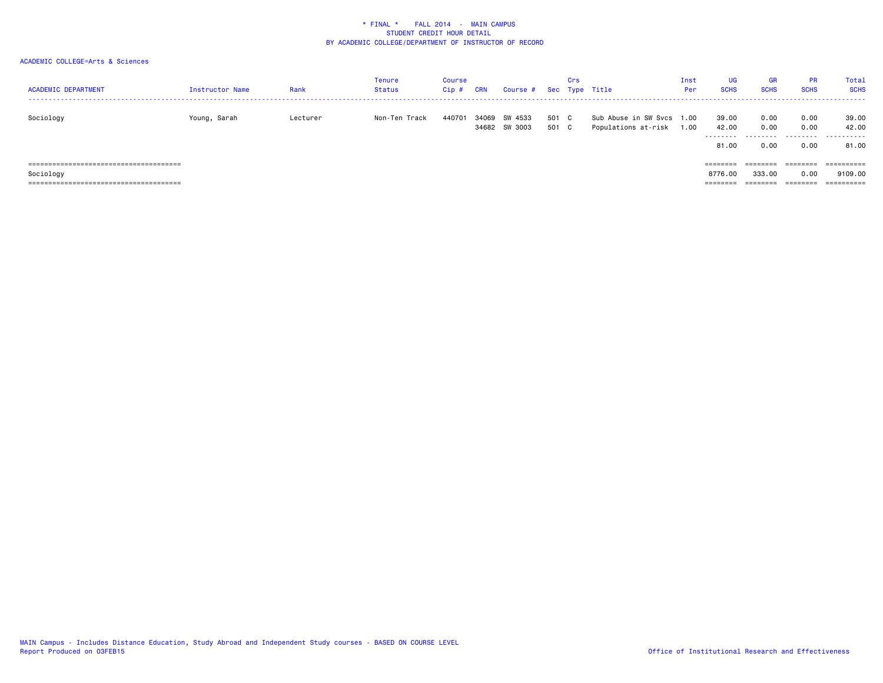* FINAL * FALL 2014 - MAIN CAMPUS
STUDENT CREDIT HOUR DETAIL
BY ACADEMIC COLLEGE/DEPARTMENT OF INSTRUCTOR OF RECORD

ACADEMIC COLLEGE=Arts & Sciences

| ACADEMIC DEPARTMENT | Instructor Name | Rank | Tenure Status | Course Cip # | CRN | Course # | Sec | Crs Type | Title | Inst Per | UG SCHS | GR SCHS | PR SCHS | Total SCHS |
|---|---|---|---|---|---|---|---|---|---|---|---|---|---|---|
| Sociology | Young, Sarah | Lecturer | Non-Ten Track | 440701 | 34069 | SW 4533 | 501 | C | Sub Abuse in SW Svcs | 1.00 | 39.00 | 0.00 | 0.00 | 39.00 |
| | | | | | 34682 | SW 3003 | 501 | C | Populations at-risk | 1.00 | 42.00 | 0.00 | 0.00 | 42.00 |
| | | | | | | | | | | | 81.00 | 0.00 | 0.00 | 81.00 |
| Sociology | | | | | | | | | | | 8776.00 | 333.00 | 0.00 | 9109.00 |

MAIN Campus - Includes Distance Education, Study Abroad and Independent Study courses - BASED ON COURSE LEVEL
Report Produced on 03FEB15

Office of Institutional Research and Effectiveness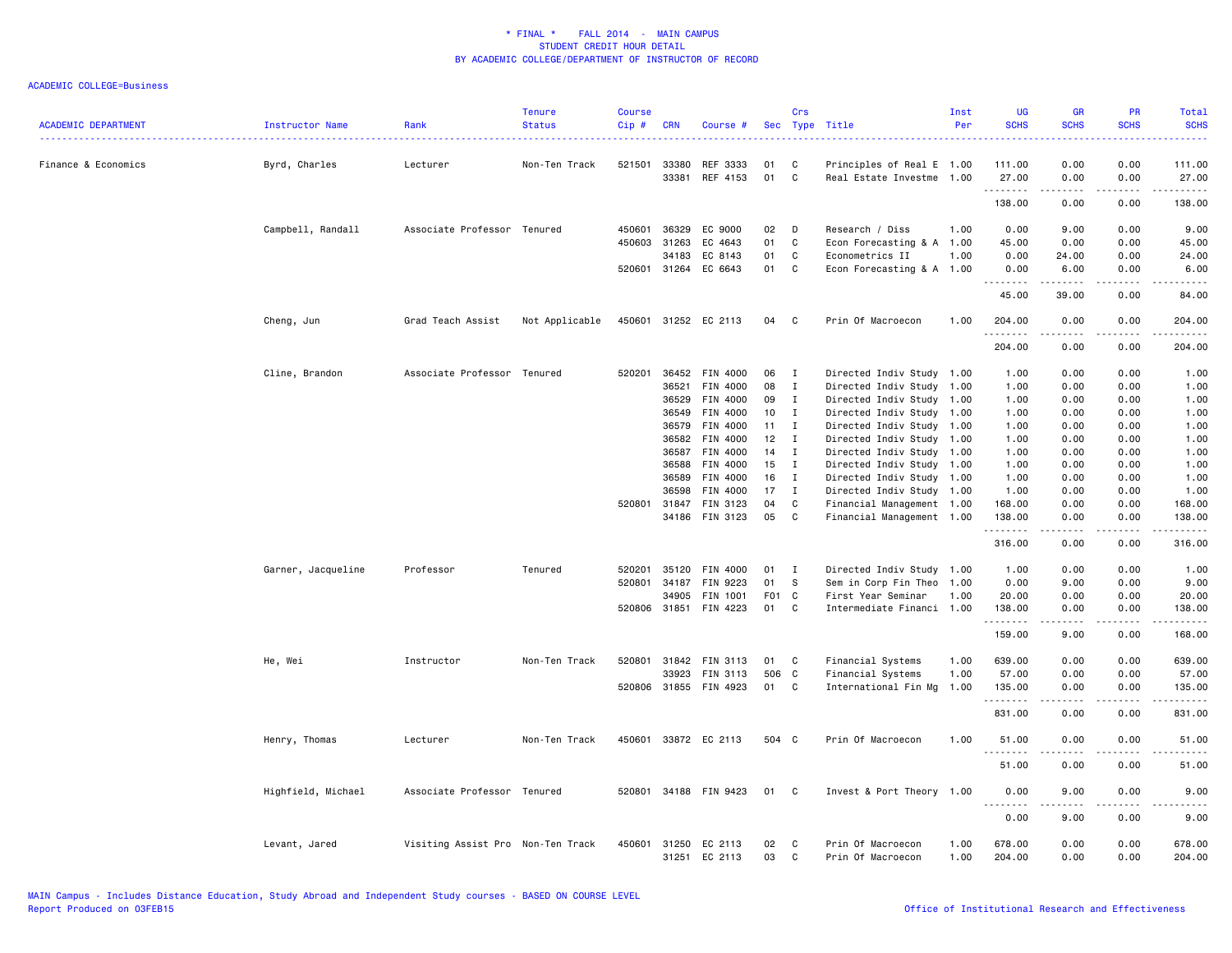\* FINAL \*    FALL 2014  -  MAIN CAMPUS
STUDENT CREDIT HOUR DETAIL
BY ACADEMIC COLLEGE/DEPARTMENT OF INSTRUCTOR OF RECORD

ACADEMIC COLLEGE=Business

| ACADEMIC DEPARTMENT | Instructor Name | Rank | Tenure Status | Course Cip # | CRN | Course # | Sec | Crs Type | Title | Inst Per | UG SCHS | GR SCHS | PR SCHS | Total SCHS |
|---|---|---|---|---|---|---|---|---|---|---|---|---|---|---|
| Finance & Economics | Byrd, Charles | Lecturer | Non-Ten Track | 521501 | 33380 | REF 3333 | 01 | C | Principles of Real E | 1.00 | 111.00 | 0.00 | 0.00 | 111.00 |
| | | | | | 33381 | REF 4153 | 01 | C | Real Estate Investme | 1.00 | 27.00 | 0.00 | 0.00 | 27.00 |
| | | | | | | | | | | | 138.00 | 0.00 | 0.00 | 138.00 |
| | Campbell, Randall | Associate Professor | Tenured | 450601 | 36329 | EC 9000 | 02 | D | Research / Diss | 1.00 | 0.00 | 9.00 | 0.00 | 9.00 |
| | | | | 450603 | 31263 | EC 4643 | 01 | C | Econ Forecasting & A | 1.00 | 45.00 | 0.00 | 0.00 | 45.00 |
| | | | | | 34183 | EC 8143 | 01 | C | Econometrics II | 1.00 | 0.00 | 24.00 | 0.00 | 24.00 |
| | | | | 520601 | 31264 | EC 6643 | 01 | C | Econ Forecasting & A | 1.00 | 0.00 | 6.00 | 0.00 | 6.00 |
| | | | | | | | | | | | 45.00 | 39.00 | 0.00 | 84.00 |
| | Cheng, Jun | Grad Teach Assist | Not Applicable | 450601 | 31252 | EC 2113 | 04 | C | Prin Of Macroecon | 1.00 | 204.00 | 0.00 | 0.00 | 204.00 |
| | | | | | | | | | | | 204.00 | 0.00 | 0.00 | 204.00 |
| | Cline, Brandon | Associate Professor | Tenured | 520201 | 36452 | FIN 4000 | 06 | I | Directed Indiv Study | 1.00 | 1.00 | 0.00 | 0.00 | 1.00 |
| | | | | | 36521 | FIN 4000 | 08 | I | Directed Indiv Study | 1.00 | 1.00 | 0.00 | 0.00 | 1.00 |
| | | | | | 36529 | FIN 4000 | 09 | I | Directed Indiv Study | 1.00 | 1.00 | 0.00 | 0.00 | 1.00 |
| | | | | | 36549 | FIN 4000 | 10 | I | Directed Indiv Study | 1.00 | 1.00 | 0.00 | 0.00 | 1.00 |
| | | | | | 36579 | FIN 4000 | 11 | I | Directed Indiv Study | 1.00 | 1.00 | 0.00 | 0.00 | 1.00 |
| | | | | | 36582 | FIN 4000 | 12 | I | Directed Indiv Study | 1.00 | 1.00 | 0.00 | 0.00 | 1.00 |
| | | | | | 36587 | FIN 4000 | 14 | I | Directed Indiv Study | 1.00 | 1.00 | 0.00 | 0.00 | 1.00 |
| | | | | | 36588 | FIN 4000 | 15 | I | Directed Indiv Study | 1.00 | 1.00 | 0.00 | 0.00 | 1.00 |
| | | | | | 36589 | FIN 4000 | 16 | I | Directed Indiv Study | 1.00 | 1.00 | 0.00 | 0.00 | 1.00 |
| | | | | | 36598 | FIN 4000 | 17 | I | Directed Indiv Study | 1.00 | 1.00 | 0.00 | 0.00 | 1.00 |
| | | | | 520801 | 31847 | FIN 3123 | 04 | C | Financial Management | 1.00 | 168.00 | 0.00 | 0.00 | 168.00 |
| | | | | | 34186 | FIN 3123 | 05 | C | Financial Management | 1.00 | 138.00 | 0.00 | 0.00 | 138.00 |
| | | | | | | | | | | | 316.00 | 0.00 | 0.00 | 316.00 |
| | Garner, Jacqueline | Professor | Tenured | 520201 | 35120 | FIN 4000 | 01 | I | Directed Indiv Study | 1.00 | 1.00 | 0.00 | 0.00 | 1.00 |
| | | | | 520801 | 34187 | FIN 9223 | 01 | S | Sem in Corp Fin Theo | 1.00 | 0.00 | 9.00 | 0.00 | 9.00 |
| | | | | | 34905 | FIN 1001 | F01 | C | First Year Seminar | 1.00 | 20.00 | 0.00 | 0.00 | 20.00 |
| | | | | 520806 | 31851 | FIN 4223 | 01 | C | Intermediate Financi | 1.00 | 138.00 | 0.00 | 0.00 | 138.00 |
| | | | | | | | | | | | 159.00 | 9.00 | 0.00 | 168.00 |
| | He, Wei | Instructor | Non-Ten Track | 520801 | 31842 | FIN 3113 | 01 | C | Financial Systems | 1.00 | 639.00 | 0.00 | 0.00 | 639.00 |
| | | | | | 33923 | FIN 3113 | 506 | C | Financial Systems | 1.00 | 57.00 | 0.00 | 0.00 | 57.00 |
| | | | | 520806 | 31855 | FIN 4923 | 01 | C | International Fin Mg | 1.00 | 135.00 | 0.00 | 0.00 | 135.00 |
| | | | | | | | | | | | 831.00 | 0.00 | 0.00 | 831.00 |
| | Henry, Thomas | Lecturer | Non-Ten Track | 450601 | 33872 | EC 2113 | 504 | C | Prin Of Macroecon | 1.00 | 51.00 | 0.00 | 0.00 | 51.00 |
| | | | | | | | | | | | 51.00 | 0.00 | 0.00 | 51.00 |
| | Highfield, Michael | Associate Professor | Tenured | 520801 | 34188 | FIN 9423 | 01 | C | Invest & Port Theory | 1.00 | 0.00 | 9.00 | 0.00 | 9.00 |
| | | | | | | | | | | | 0.00 | 9.00 | 0.00 | 9.00 |
| | Levant, Jared | Visiting Assist Pro | Non-Ten Track | 450601 | 31250 | EC 2113 | 02 | C | Prin Of Macroecon | 1.00 | 678.00 | 0.00 | 0.00 | 678.00 |
| | | | | | 31251 | EC 2113 | 03 | C | Prin Of Macroecon | 1.00 | 204.00 | 0.00 | 0.00 | 204.00 |

MAIN Campus - Includes Distance Education, Study Abroad and Independent Study courses - BASED ON COURSE LEVEL
Report Produced on 03FEB15    Office of Institutional Research and Effectiveness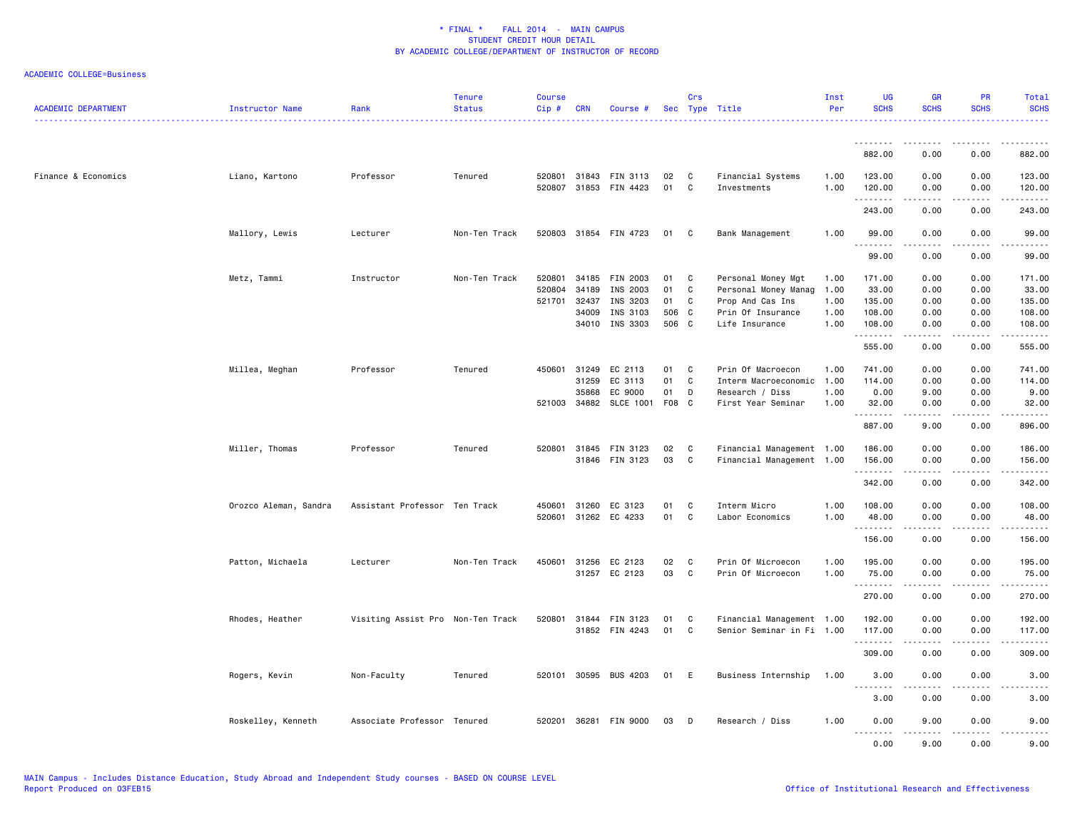\* FINAL \*    FALL 2014  -  MAIN CAMPUS
STUDENT CREDIT HOUR DETAIL
BY ACADEMIC COLLEGE/DEPARTMENT OF INSTRUCTOR OF RECORD

ACADEMIC COLLEGE=Business

| ACADEMIC DEPARTMENT | Instructor Name | Rank | Tenure Status | Course Cip # | CRN | Course # | Sec | Crs Type | Title | Inst Per | UG SCHS | GR SCHS | PR SCHS | Total SCHS |
|---|---|---|---|---|---|---|---|---|---|---|---|---|---|---|
| | | | | | | | | | | | 882.00 | 0.00 | 0.00 | 882.00 |
| Finance & Economics | Liano, Kartono | Professor | Tenured | 520801 | 31843 | FIN 3113 | 02 | C | Financial Systems | 1.00 | 123.00 | 0.00 | 0.00 | 123.00 |
| | | | | 520807 | 31853 | FIN 4423 | 01 | C | Investments | 1.00 | 120.00 | 0.00 | 0.00 | 120.00 |
| | | | | | | | | | | | 243.00 | 0.00 | 0.00 | 243.00 |
| | Mallory, Lewis | Lecturer | Non-Ten Track | 520803 | 31854 | FIN 4723 | 01 | C | Bank Management | 1.00 | 99.00 | 0.00 | 0.00 | 99.00 |
| | | | | | | | | | | | 99.00 | 0.00 | 0.00 | 99.00 |
| | Metz, Tammi | Instructor | Non-Ten Track | 520801 | 34185 | FIN 2003 | 01 | C | Personal Money Mgt | 1.00 | 171.00 | 0.00 | 0.00 | 171.00 |
| | | | | 520804 | 34189 | INS 2003 | 01 | C | Personal Money Manag | 1.00 | 33.00 | 0.00 | 0.00 | 33.00 |
| | | | | 521701 | 32437 | INS 3203 | 01 | C | Prop And Cas Ins | 1.00 | 135.00 | 0.00 | 0.00 | 135.00 |
| | | | | | 34009 | INS 3103 | 506 | C | Prin Of Insurance | 1.00 | 108.00 | 0.00 | 0.00 | 108.00 |
| | | | | | 34010 | INS 3303 | 506 | C | Life Insurance | 1.00 | 108.00 | 0.00 | 0.00 | 108.00 |
| | | | | | | | | | | | 555.00 | 0.00 | 0.00 | 555.00 |
| | Millea, Meghan | Professor | Tenured | 450601 | 31249 | EC 2113 | 01 | C | Prin Of Macroecon | 1.00 | 741.00 | 0.00 | 0.00 | 741.00 |
| | | | | | 31259 | EC 3113 | 01 | C | Interm Macroeconomic | 1.00 | 114.00 | 0.00 | 0.00 | 114.00 |
| | | | | | 35868 | EC 9000 | 01 | D | Research / Diss | 1.00 | 0.00 | 9.00 | 0.00 | 9.00 |
| | | | | 521003 | 34882 | SLCE 1001 | F08 | C | First Year Seminar | 1.00 | 32.00 | 0.00 | 0.00 | 32.00 |
| | | | | | | | | | | | 887.00 | 9.00 | 0.00 | 896.00 |
| | Miller, Thomas | Professor | Tenured | 520801 | 31845 | FIN 3123 | 02 | C | Financial Management | 1.00 | 186.00 | 0.00 | 0.00 | 186.00 |
| | | | | | 31846 | FIN 3123 | 03 | C | Financial Management | 1.00 | 156.00 | 0.00 | 0.00 | 156.00 |
| | | | | | | | | | | | 342.00 | 0.00 | 0.00 | 342.00 |
| | Orozco Aleman, Sandra | Assistant Professor | Ten Track | 450601 | 31260 | EC 3123 | 01 | C | Interm Micro | 1.00 | 108.00 | 0.00 | 0.00 | 108.00 |
| | | | | 520601 | 31262 | EC 4233 | 01 | C | Labor Economics | 1.00 | 48.00 | 0.00 | 0.00 | 48.00 |
| | | | | | | | | | | | 156.00 | 0.00 | 0.00 | 156.00 |
| | Patton, Michaela | Lecturer | Non-Ten Track | 450601 | 31256 | EC 2123 | 02 | C | Prin Of Microecon | 1.00 | 195.00 | 0.00 | 0.00 | 195.00 |
| | | | | | 31257 | EC 2123 | 03 | C | Prin Of Microecon | 1.00 | 75.00 | 0.00 | 0.00 | 75.00 |
| | | | | | | | | | | | 270.00 | 0.00 | 0.00 | 270.00 |
| | Rhodes, Heather | Visiting Assist Pro | Non-Ten Track | 520801 | 31844 | FIN 3123 | 01 | C | Financial Management | 1.00 | 192.00 | 0.00 | 0.00 | 192.00 |
| | | | | | 31852 | FIN 4243 | 01 | C | Senior Seminar in Fi | 1.00 | 117.00 | 0.00 | 0.00 | 117.00 |
| | | | | | | | | | | | 309.00 | 0.00 | 0.00 | 309.00 |
| | Rogers, Kevin | Non-Faculty | Tenured | 520101 | 30595 | BUS 4203 | 01 | E | Business Internship | 1.00 | 3.00 | 0.00 | 0.00 | 3.00 |
| | | | | | | | | | | | 3.00 | 0.00 | 0.00 | 3.00 |
| | Roskelley, Kenneth | Associate Professor | Tenured | 520201 | 36281 | FIN 9000 | 03 | D | Research / Diss | 1.00 | 0.00 | 9.00 | 0.00 | 9.00 |
| | | | | | | | | | | | 0.00 | 9.00 | 0.00 | 9.00 |

MAIN Campus - Includes Distance Education, Study Abroad and Independent Study courses - BASED ON COURSE LEVEL
Report Produced on 03FEB15

Office of Institutional Research and Effectiveness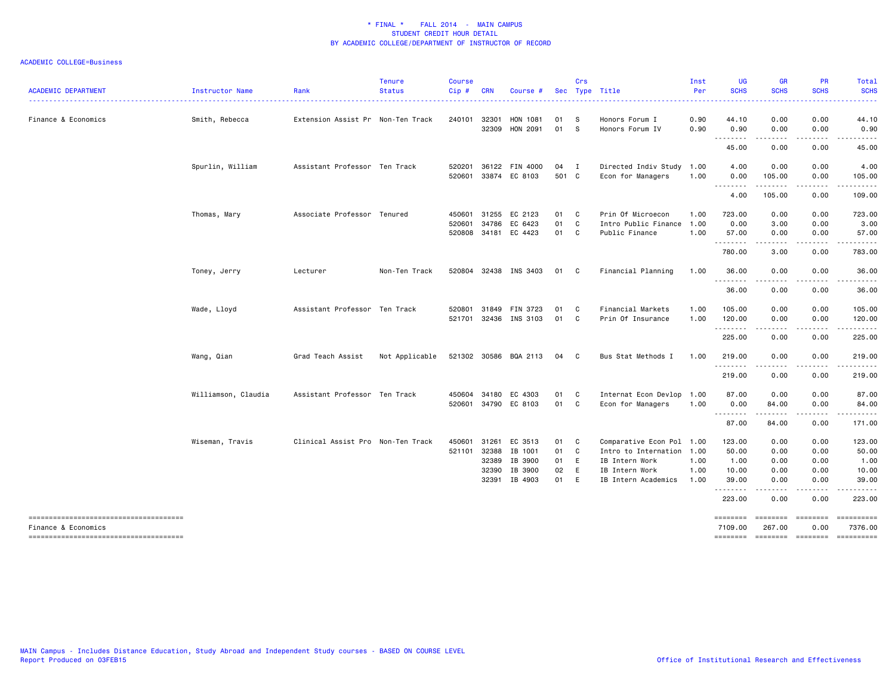\* FINAL \* FALL 2014 - MAIN CAMPUS
STUDENT CREDIT HOUR DETAIL
BY ACADEMIC COLLEGE/DEPARTMENT OF INSTRUCTOR OF RECORD

ACADEMIC COLLEGE=Business

| ACADEMIC DEPARTMENT | Instructor Name | Rank | Tenure Status | Course Cip # | CRN | Course # | Sec | Crs Type | Title | Inst Per | UG SCHS | GR SCHS | PR SCHS | Total SCHS |
|---|---|---|---|---|---|---|---|---|---|---|---|---|---|---|
| Finance & Economics | Smith, Rebecca | Extension Assist Pr | Non-Ten Track | 240101 | 32301 | HON 1081 | 01 | S | Honors Forum I | 0.90 | 44.10 | 0.00 | 0.00 | 44.10 |
| | | | | | 32309 | HON 2091 | 01 | S | Honors Forum IV | 0.90 | 0.90 | 0.00 | 0.00 | 0.90 |
| | | | | | | | | | | | 45.00 | 0.00 | 0.00 | 45.00 |
| | Spurlin, William | Assistant Professor | Ten Track | 520201 | 36122 | FIN 4000 | 04 | I | Directed Indiv Study | 1.00 | 4.00 | 0.00 | 0.00 | 4.00 |
| | | | | 520601 | 33874 | EC 8103 | 501 | C | Econ for Managers | 1.00 | 0.00 | 105.00 | 0.00 | 105.00 |
| | | | | | | | | | | | 4.00 | 105.00 | 0.00 | 109.00 |
| | Thomas, Mary | Associate Professor | Tenured | 450601 | 31255 | EC 2123 | 01 | C | Prin Of Microecon | 1.00 | 723.00 | 0.00 | 0.00 | 723.00 |
| | | | | 520601 | 34786 | EC 6423 | 01 | C | Intro Public Finance | 1.00 | 0.00 | 3.00 | 0.00 | 3.00 |
| | | | | 520808 | 34181 | EC 4423 | 01 | C | Public Finance | 1.00 | 57.00 | 0.00 | 0.00 | 57.00 |
| | | | | | | | | | | | 780.00 | 3.00 | 0.00 | 783.00 |
| | Toney, Jerry | Lecturer | Non-Ten Track | 520804 | 32438 | INS 3403 | 01 | C | Financial Planning | 1.00 | 36.00 | 0.00 | 0.00 | 36.00 |
| | | | | | | | | | | | 36.00 | 0.00 | 0.00 | 36.00 |
| | Wade, Lloyd | Assistant Professor | Ten Track | 520801 | 31849 | FIN 3723 | 01 | C | Financial Markets | 1.00 | 105.00 | 0.00 | 0.00 | 105.00 |
| | | | | 521701 | 32436 | INS 3103 | 01 | C | Prin Of Insurance | 1.00 | 120.00 | 0.00 | 0.00 | 120.00 |
| | | | | | | | | | | | 225.00 | 0.00 | 0.00 | 225.00 |
| | Wang, Qian | Grad Teach Assist | Not Applicable | 521302 | 30586 | BQA 2113 | 04 | C | Bus Stat Methods I | 1.00 | 219.00 | 0.00 | 0.00 | 219.00 |
| | | | | | | | | | | | 219.00 | 0.00 | 0.00 | 219.00 |
| | Williamson, Claudia | Assistant Professor | Ten Track | 450604 | 34180 | EC 4303 | 01 | C | Internat Econ Devlop | 1.00 | 87.00 | 0.00 | 0.00 | 87.00 |
| | | | | 520601 | 34790 | EC 8103 | 01 | C | Econ for Managers | 1.00 | 0.00 | 84.00 | 0.00 | 84.00 |
| | | | | | | | | | | | 87.00 | 84.00 | 0.00 | 171.00 |
| | Wiseman, Travis | Clinical Assist Pro | Non-Ten Track | 450601 | 31261 | EC 3513 | 01 | C | Comparative Econ Pol | 1.00 | 123.00 | 0.00 | 0.00 | 123.00 |
| | | | | 521101 | 32388 | IB 1001 | 01 | C | Intro to Internation | 1.00 | 50.00 | 0.00 | 0.00 | 50.00 |
| | | | | | 32389 | IB 3900 | 01 | E | IB Intern Work | 1.00 | 1.00 | 0.00 | 0.00 | 1.00 |
| | | | | | 32390 | IB 3900 | 02 | E | IB Intern Work | 1.00 | 10.00 | 0.00 | 0.00 | 10.00 |
| | | | | | 32391 | IB 4903 | 01 | E | IB Intern Academics | 1.00 | 39.00 | 0.00 | 0.00 | 39.00 |
| | | | | | | | | | | | 223.00 | 0.00 | 0.00 | 223.00 |
| Finance & Economics | | | | | | | | | | | 7109.00 | 267.00 | 0.00 | 7376.00 |

MAIN Campus - Includes Distance Education, Study Abroad and Independent Study courses - BASED ON COURSE LEVEL
Report Produced on 03FEB15

Office of Institutional Research and Effectiveness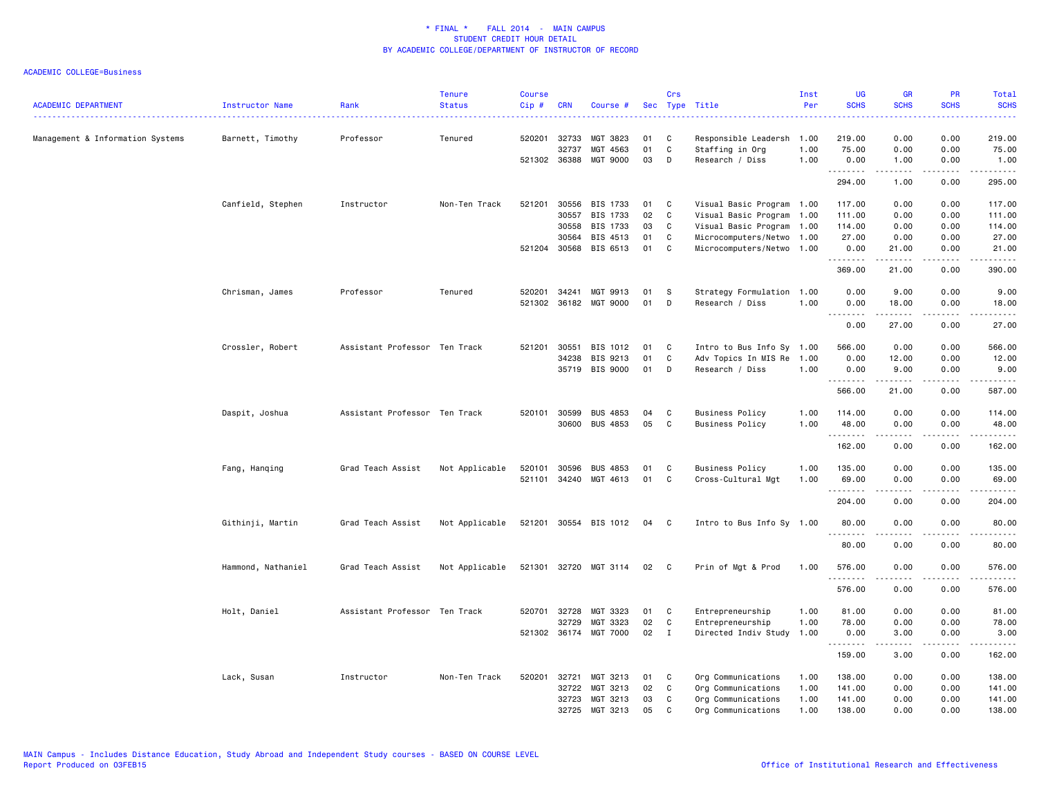\* FINAL \*    FALL 2014  -  MAIN CAMPUS
STUDENT CREDIT HOUR DETAIL
BY ACADEMIC COLLEGE/DEPARTMENT OF INSTRUCTOR OF RECORD

ACADEMIC COLLEGE=Business

| ACADEMIC DEPARTMENT | Instructor Name | Rank | Tenure Status | Course Cip # | CRN | Course # | Sec | Crs Type | Title | Inst Per | UG SCHS | GR SCHS | PR SCHS | Total SCHS |
|---|---|---|---|---|---|---|---|---|---|---|---|---|---|---|
| Management & Information Systems | Barnett, Timothy | Professor | Tenured | 520201 | 32733 | MGT 3823 | 01 | C | Responsible Leadersh | 1.00 | 219.00 | 0.00 | 0.00 | 219.00 |
| | | | | | 32737 | MGT 4563 | 01 | C | Staffing in Org | 1.00 | 75.00 | 0.00 | 0.00 | 75.00 |
| | | | | 521302 | 36388 | MGT 9000 | 03 | D | Research / Diss | 1.00 | 0.00 | 1.00 | 0.00 | 1.00 |
| | | | | | | | | | | | 294.00 | 1.00 | 0.00 | 295.00 |
| | Canfield, Stephen | Instructor | Non-Ten Track | 521201 | 30556 | BIS 1733 | 01 | C | Visual Basic Program | 1.00 | 117.00 | 0.00 | 0.00 | 117.00 |
| | | | | | 30557 | BIS 1733 | 02 | C | Visual Basic Program | 1.00 | 111.00 | 0.00 | 0.00 | 111.00 |
| | | | | | 30558 | BIS 1733 | 03 | C | Visual Basic Program | 1.00 | 114.00 | 0.00 | 0.00 | 114.00 |
| | | | | | 30564 | BIS 4513 | 01 | C | Microcomputers/Netwo | 1.00 | 27.00 | 0.00 | 0.00 | 27.00 |
| | | | | 521204 | 30568 | BIS 6513 | 01 | C | Microcomputers/Netwo | 1.00 | 0.00 | 21.00 | 0.00 | 21.00 |
| | | | | | | | | | | | 369.00 | 21.00 | 0.00 | 390.00 |
| | Chrisman, James | Professor | Tenured | 520201 | 34241 | MGT 9913 | 01 | S | Strategy Formulation | 1.00 | 0.00 | 9.00 | 0.00 | 9.00 |
| | | | | 521302 | 36182 | MGT 9000 | 01 | D | Research / Diss | 1.00 | 0.00 | 18.00 | 0.00 | 18.00 |
| | | | | | | | | | | | 0.00 | 27.00 | 0.00 | 27.00 |
| | Crossler, Robert | Assistant Professor | Ten Track | 521201 | 30551 | BIS 1012 | 01 | C | Intro to Bus Info Sy | 1.00 | 566.00 | 0.00 | 0.00 | 566.00 |
| | | | | | 34238 | BIS 9213 | 01 | C | Adv Topics In MIS Re | 1.00 | 0.00 | 12.00 | 0.00 | 12.00 |
| | | | | | 35719 | BIS 9000 | 01 | D | Research / Diss | 1.00 | 0.00 | 9.00 | 0.00 | 9.00 |
| | | | | | | | | | | | 566.00 | 21.00 | 0.00 | 587.00 |
| | Daspit, Joshua | Assistant Professor | Ten Track | 520101 | 30599 | BUS 4853 | 04 | C | Business Policy | 1.00 | 114.00 | 0.00 | 0.00 | 114.00 |
| | | | | | 30600 | BUS 4853 | 05 | C | Business Policy | 1.00 | 48.00 | 0.00 | 0.00 | 48.00 |
| | | | | | | | | | | | 162.00 | 0.00 | 0.00 | 162.00 |
| | Fang, Hanqing | Grad Teach Assist | Not Applicable | 520101 | 30596 | BUS 4853 | 01 | C | Business Policy | 1.00 | 135.00 | 0.00 | 0.00 | 135.00 |
| | | | | 521101 | 34240 | MGT 4613 | 01 | C | Cross-Cultural Mgt | 1.00 | 69.00 | 0.00 | 0.00 | 69.00 |
| | | | | | | | | | | | 204.00 | 0.00 | 0.00 | 204.00 |
| | Githinji, Martin | Grad Teach Assist | Not Applicable | 521201 | 30554 | BIS 1012 | 04 | C | Intro to Bus Info Sy | 1.00 | 80.00 | 0.00 | 0.00 | 80.00 |
| | | | | | | | | | | | 80.00 | 0.00 | 0.00 | 80.00 |
| | Hammond, Nathaniel | Grad Teach Assist | Not Applicable | 521301 | 32720 | MGT 3114 | 02 | C | Prin of Mgt & Prod | 1.00 | 576.00 | 0.00 | 0.00 | 576.00 |
| | | | | | | | | | | | 576.00 | 0.00 | 0.00 | 576.00 |
| | Holt, Daniel | Assistant Professor | Ten Track | 520701 | 32728 | MGT 3323 | 01 | C | Entrepreneurship | 1.00 | 81.00 | 0.00 | 0.00 | 81.00 |
| | | | | | 32729 | MGT 3323 | 02 | C | Entrepreneurship | 1.00 | 78.00 | 0.00 | 0.00 | 78.00 |
| | | | | 521302 | 36174 | MGT 7000 | 02 | I | Directed Indiv Study | 1.00 | 0.00 | 3.00 | 0.00 | 3.00 |
| | | | | | | | | | | | 159.00 | 3.00 | 0.00 | 162.00 |
| | Lack, Susan | Instructor | Non-Ten Track | 520201 | 32721 | MGT 3213 | 01 | C | Org Communications | 1.00 | 138.00 | 0.00 | 0.00 | 138.00 |
| | | | | | 32722 | MGT 3213 | 02 | C | Org Communications | 1.00 | 141.00 | 0.00 | 0.00 | 141.00 |
| | | | | | 32723 | MGT 3213 | 03 | C | Org Communications | 1.00 | 141.00 | 0.00 | 0.00 | 141.00 |
| | | | | | 32725 | MGT 3213 | 05 | C | Org Communications | 1.00 | 138.00 | 0.00 | 0.00 | 138.00 |

MAIN Campus - Includes Distance Education, Study Abroad and Independent Study courses - BASED ON COURSE LEVEL
Report Produced on 03FEB15    Office of Institutional Research and Effectiveness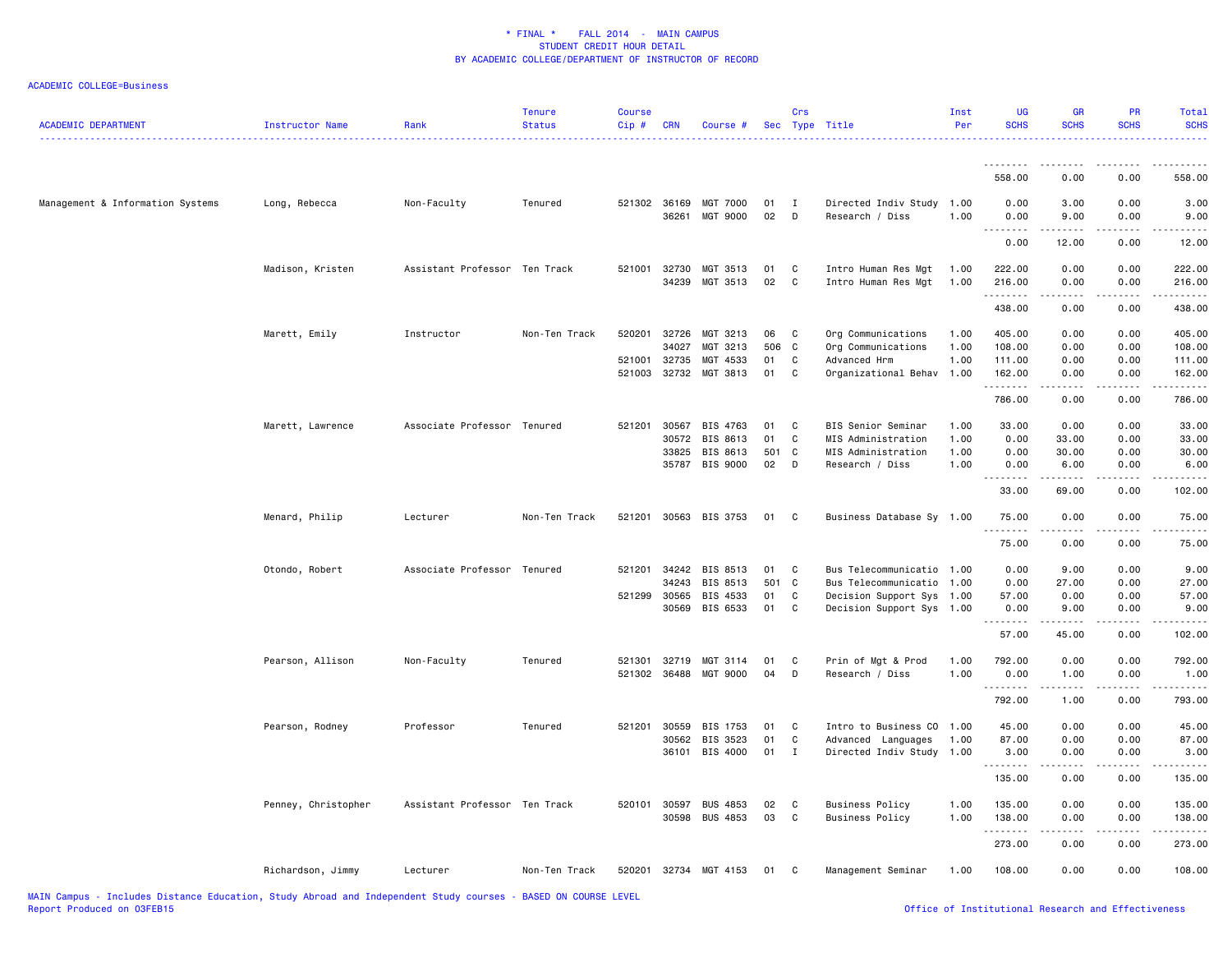\* FINAL \*    FALL 2014  -  MAIN CAMPUS
STUDENT CREDIT HOUR DETAIL
BY ACADEMIC COLLEGE/DEPARTMENT OF INSTRUCTOR OF RECORD

ACADEMIC COLLEGE=Business

| ACADEMIC DEPARTMENT | Instructor Name | Rank | Tenure Status | Course Cip # | CRN | Course # | Sec | Crs Type | Title | Inst Per | UG SCHS | GR SCHS | PR SCHS | Total SCHS |
|---|---|---|---|---|---|---|---|---|---|---|---|---|---|---|
| | | | | | | | | | | | 558.00 | 0.00 | 0.00 | 558.00 |
| Management & Information Systems | Long, Rebecca | Non-Faculty | Tenured | 521302 | 36169 | MGT 7000 | 01 | I | Directed Indiv Study | 1.00 | 0.00 | 3.00 | 0.00 | 3.00 |
| | | | | | 36261 | MGT 9000 | 02 | D | Research / Diss | 1.00 | 0.00 | 9.00 | 0.00 | 9.00 |
| | | | | | | | | | | | 0.00 | 12.00 | 0.00 | 12.00 |
| | Madison, Kristen | Assistant Professor | Ten Track | 521001 | 32730 | MGT 3513 | 01 | C | Intro Human Res Mgt | 1.00 | 222.00 | 0.00 | 0.00 | 222.00 |
| | | | | | 34239 | MGT 3513 | 02 | C | Intro Human Res Mgt | 1.00 | 216.00 | 0.00 | 0.00 | 216.00 |
| | | | | | | | | | | | 438.00 | 0.00 | 0.00 | 438.00 |
| | Marett, Emily | Instructor | Non-Ten Track | 520201 | 32726 | MGT 3213 | 06 | C | Org Communications | 1.00 | 405.00 | 0.00 | 0.00 | 405.00 |
| | | | | | 34027 | MGT 3213 | 506 | C | Org Communications | 1.00 | 108.00 | 0.00 | 0.00 | 108.00 |
| | | | | 521001 | 32735 | MGT 4533 | 01 | C | Advanced Hrm | 1.00 | 111.00 | 0.00 | 0.00 | 111.00 |
| | | | | 521003 | 32732 | MGT 3813 | 01 | C | Organizational Behav | 1.00 | 162.00 | 0.00 | 0.00 | 162.00 |
| | | | | | | | | | | | 786.00 | 0.00 | 0.00 | 786.00 |
| | Marett, Lawrence | Associate Professor | Tenured | 521201 | 30567 | BIS 4763 | 01 | C | BIS Senior Seminar | 1.00 | 33.00 | 0.00 | 0.00 | 33.00 |
| | | | | | 30572 | BIS 8613 | 01 | C | MIS Administration | 1.00 | 0.00 | 33.00 | 0.00 | 33.00 |
| | | | | | 33825 | BIS 8613 | 501 | C | MIS Administration | 1.00 | 0.00 | 30.00 | 0.00 | 30.00 |
| | | | | | 35787 | BIS 9000 | 02 | D | Research / Diss | 1.00 | 0.00 | 6.00 | 0.00 | 6.00 |
| | | | | | | | | | | | 33.00 | 69.00 | 0.00 | 102.00 |
| | Menard, Philip | Lecturer | Non-Ten Track | 521201 | 30563 | BIS 3753 | 01 | C | Business Database Sy | 1.00 | 75.00 | 0.00 | 0.00 | 75.00 |
| | | | | | | | | | | | 75.00 | 0.00 | 0.00 | 75.00 |
| | Otondo, Robert | Associate Professor | Tenured | 521201 | 34242 | BIS 8513 | 01 | C | Bus Telecommunicatio | 1.00 | 0.00 | 9.00 | 0.00 | 9.00 |
| | | | | | 34243 | BIS 8513 | 501 | C | Bus Telecommunicatio | 1.00 | 0.00 | 27.00 | 0.00 | 27.00 |
| | | | | 521299 | 30565 | BIS 4533 | 01 | C | Decision Support Sys | 1.00 | 57.00 | 0.00 | 0.00 | 57.00 |
| | | | | | 30569 | BIS 6533 | 01 | C | Decision Support Sys | 1.00 | 0.00 | 9.00 | 0.00 | 9.00 |
| | | | | | | | | | | | 57.00 | 45.00 | 0.00 | 102.00 |
| | Pearson, Allison | Non-Faculty | Tenured | 521301 | 32719 | MGT 3114 | 01 | C | Prin of Mgt & Prod | 1.00 | 792.00 | 0.00 | 0.00 | 792.00 |
| | | | | 521302 | 36488 | MGT 9000 | 04 | D | Research / Diss | 1.00 | 0.00 | 1.00 | 0.00 | 1.00 |
| | | | | | | | | | | | 792.00 | 1.00 | 0.00 | 793.00 |
| | Pearson, Rodney | Professor | Tenured | 521201 | 30559 | BIS 1753 | 01 | C | Intro to Business CO | 1.00 | 45.00 | 0.00 | 0.00 | 45.00 |
| | | | | | 30562 | BIS 3523 | 01 | C | Advanced  Languages | 1.00 | 87.00 | 0.00 | 0.00 | 87.00 |
| | | | | | 36101 | BIS 4000 | 01 | I | Directed Indiv Study | 1.00 | 3.00 | 0.00 | 0.00 | 3.00 |
| | | | | | | | | | | | 135.00 | 0.00 | 0.00 | 135.00 |
| | Penney, Christopher | Assistant Professor | Ten Track | 520101 | 30597 | BUS 4853 | 02 | C | Business Policy | 1.00 | 135.00 | 0.00 | 0.00 | 135.00 |
| | | | | | 30598 | BUS 4853 | 03 | C | Business Policy | 1.00 | 138.00 | 0.00 | 0.00 | 138.00 |
| | | | | | | | | | | | 273.00 | 0.00 | 0.00 | 273.00 |
| | Richardson, Jimmy | Lecturer | Non-Ten Track | 520201 | 32734 | MGT 4153 | 01 | C | Management Seminar | 1.00 | 108.00 | 0.00 | 0.00 | 108.00 |

MAIN Campus - Includes Distance Education, Study Abroad and Independent Study courses - BASED ON COURSE LEVEL
Report Produced on 03FEB15
Office of Institutional Research and Effectiveness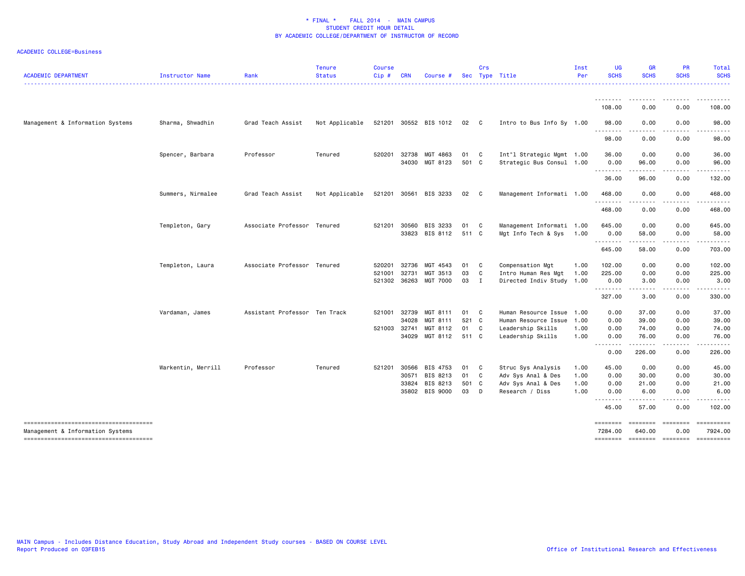\* FINAL \*    FALL 2014  -  MAIN CAMPUS
STUDENT CREDIT HOUR DETAIL
BY ACADEMIC COLLEGE/DEPARTMENT OF INSTRUCTOR OF RECORD

ACADEMIC COLLEGE=Business

| ACADEMIC DEPARTMENT | Instructor Name | Rank | Tenure Status | Course Cip # | CRN | Course # | Sec | Crs Type | Title | Inst Per | UG SCHS | GR SCHS | PR SCHS | Total SCHS |
|---|---|---|---|---|---|---|---|---|---|---|---|---|---|---|
| | | | | | | | | | | | 108.00 | 0.00 | 0.00 | 108.00 |
| Management & Information Systems | Sharma, Shwadhin | Grad Teach Assist | Not Applicable | 521201 | 30552 | BIS 1012 | 02 | C | Intro to Bus Info Sy | 1.00 | 98.00 | 0.00 | 0.00 | 98.00 |
| | | | | | | | | | | | 98.00 | 0.00 | 0.00 | 98.00 |
| | Spencer, Barbara | Professor | Tenured | 520201 | 32738 | MGT 4863 | 01 | C | Int"l Strategic Mgmt | 1.00 | 36.00 | 0.00 | 0.00 | 36.00 |
| | | | | | 34030 | MGT 8123 | 501 | C | Strategic Bus Consul | 1.00 | 0.00 | 96.00 | 0.00 | 96.00 |
| | | | | | | | | | | | 36.00 | 96.00 | 0.00 | 132.00 |
| | Summers, Nirmalee | Grad Teach Assist | Not Applicable | 521201 | 30561 | BIS 3233 | 02 | C | Management Informati | 1.00 | 468.00 | 0.00 | 0.00 | 468.00 |
| | | | | | | | | | | | 468.00 | 0.00 | 0.00 | 468.00 |
| | Templeton, Gary | Associate Professor | Tenured | 521201 | 30560 | BIS 3233 | 01 | C | Management Informati | 1.00 | 645.00 | 0.00 | 0.00 | 645.00 |
| | | | | | 33823 | BIS 8112 | 511 | C | Mgt Info Tech & Sys | 1.00 | 0.00 | 58.00 | 0.00 | 58.00 |
| | | | | | | | | | | | 645.00 | 58.00 | 0.00 | 703.00 |
| | Templeton, Laura | Associate Professor | Tenured | 520201 | 32736 | MGT 4543 | 01 | C | Compensation Mgt | 1.00 | 102.00 | 0.00 | 0.00 | 102.00 |
| | | | | 521001 | 32731 | MGT 3513 | 03 | C | Intro Human Res Mgt | 1.00 | 225.00 | 0.00 | 0.00 | 225.00 |
| | | | | 521302 | 36263 | MGT 7000 | 03 | I | Directed Indiv Study | 1.00 | 0.00 | 3.00 | 0.00 | 3.00 |
| | | | | | | | | | | | 327.00 | 3.00 | 0.00 | 330.00 |
| | Vardaman, James | Assistant Professor | Ten Track | 521001 | 32739 | MGT 8111 | 01 | C | Human Resource Issue | 1.00 | 0.00 | 37.00 | 0.00 | 37.00 |
| | | | | | 34028 | MGT 8111 | 521 | C | Human Resource Issue | 1.00 | 0.00 | 39.00 | 0.00 | 39.00 |
| | | | | 521003 | 32741 | MGT 8112 | 01 | C | Leadership Skills | 1.00 | 0.00 | 74.00 | 0.00 | 74.00 |
| | | | | | 34029 | MGT 8112 | 511 | C | Leadership Skills | 1.00 | 0.00 | 76.00 | 0.00 | 76.00 |
| | | | | | | | | | | | 0.00 | 226.00 | 0.00 | 226.00 |
| | Warkentin, Merrill | Professor | Tenured | 521201 | 30566 | BIS 4753 | 01 | C | Struc Sys Analysis | 1.00 | 45.00 | 0.00 | 0.00 | 45.00 |
| | | | | | 30571 | BIS 8213 | 01 | C | Adv Sys Anal & Des | 1.00 | 0.00 | 30.00 | 0.00 | 30.00 |
| | | | | | 33824 | BIS 8213 | 501 | C | Adv Sys Anal & Des | 1.00 | 0.00 | 21.00 | 0.00 | 21.00 |
| | | | | | 35802 | BIS 9000 | 03 | D | Research / Diss | 1.00 | 0.00 | 6.00 | 0.00 | 6.00 |
| | | | | | | | | | | | 45.00 | 57.00 | 0.00 | 102.00 |
| Management & Information Systems | | | | | | | | | | | 7284.00 | 640.00 | 0.00 | 7924.00 |

MAIN Campus - Includes Distance Education, Study Abroad and Independent Study courses - BASED ON COURSE LEVEL
Report Produced on 03FEB15

Office of Institutional Research and Effectiveness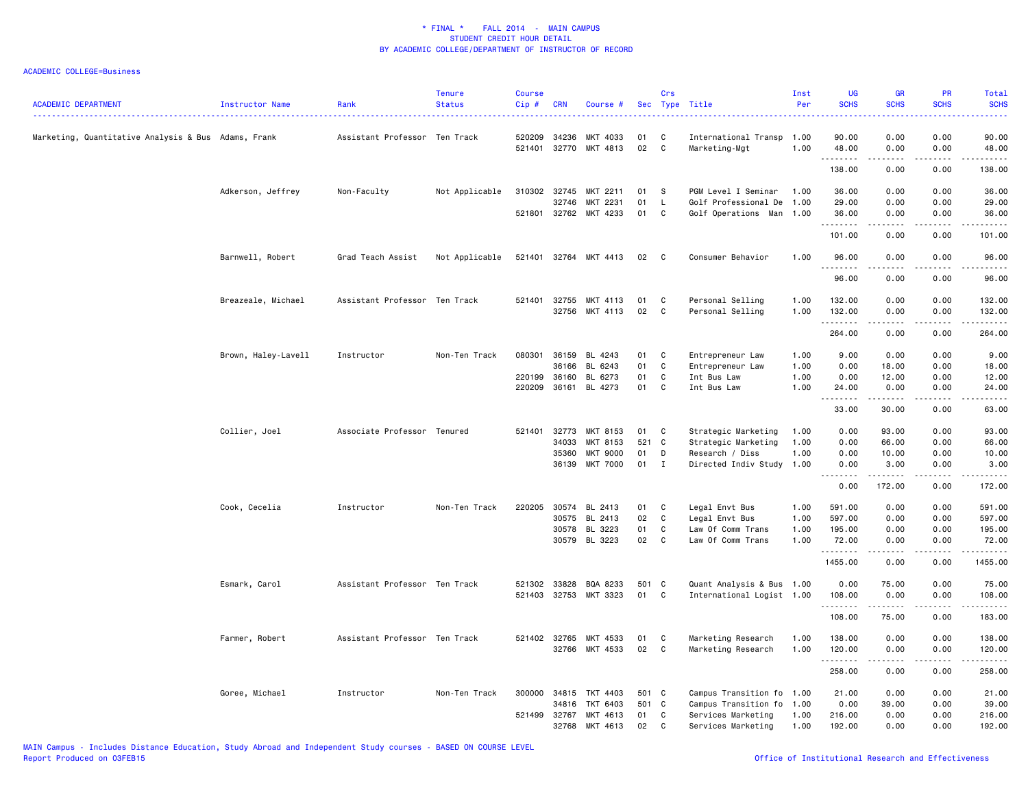\* FINAL \*    FALL 2014  -  MAIN CAMPUS
STUDENT CREDIT HOUR DETAIL
BY ACADEMIC COLLEGE/DEPARTMENT OF INSTRUCTOR OF RECORD

ACADEMIC COLLEGE=Business

| ACADEMIC DEPARTMENT | Instructor Name | Rank | Tenure Status | Course Cip # | CRN | Course # | Sec | Crs Type | Title | Inst Per | UG SCHS | GR SCHS | PR SCHS | Total SCHS |
|---|---|---|---|---|---|---|---|---|---|---|---|---|---|---|
| Marketing, Quantitative Analysis & Bus | Adams, Frank | Assistant Professor | Ten Track | 520209 | 34236 | MKT 4033 | 01 | C | International Transp | 1.00 | 90.00 | 0.00 | 0.00 | 90.00 |
| | | | | 521401 | 32770 | MKT 4813 | 02 | C | Marketing-Mgt | 1.00 | 48.00 | 0.00 | 0.00 | 48.00 |
| | | | | | | | | | | | 138.00 | 0.00 | 0.00 | 138.00 |
| | Adkerson, Jeffrey | Non-Faculty | Not Applicable | 310302 | 32745 | MKT 2211 | 01 | S | PGM Level I Seminar | 1.00 | 36.00 | 0.00 | 0.00 | 36.00 |
| | | | | | 32746 | MKT 2231 | 01 | L | Golf Professional De | 1.00 | 29.00 | 0.00 | 0.00 | 29.00 |
| | | | | 521801 | 32762 | MKT 4233 | 01 | C | Golf Operations Man | 1.00 | 36.00 | 0.00 | 0.00 | 36.00 |
| | | | | | | | | | | | 101.00 | 0.00 | 0.00 | 101.00 |
| | Barnwell, Robert | Grad Teach Assist | Not Applicable | 521401 | 32764 | MKT 4413 | 02 | C | Consumer Behavior | 1.00 | 96.00 | 0.00 | 0.00 | 96.00 |
| | | | | | | | | | | | 96.00 | 0.00 | 0.00 | 96.00 |
| | Breazeale, Michael | Assistant Professor | Ten Track | 521401 | 32755 | MKT 4113 | 01 | C | Personal Selling | 1.00 | 132.00 | 0.00 | 0.00 | 132.00 |
| | | | | | 32756 | MKT 4113 | 02 | C | Personal Selling | 1.00 | 132.00 | 0.00 | 0.00 | 132.00 |
| | | | | | | | | | | | 264.00 | 0.00 | 0.00 | 264.00 |
| | Brown, Haley-Lavell | Instructor | Non-Ten Track | 080301 | 36159 | BL 4243 | 01 | C | Entrepreneur Law | 1.00 | 9.00 | 0.00 | 0.00 | 9.00 |
| | | | | | 36166 | BL 6243 | 01 | C | Entrepreneur Law | 1.00 | 0.00 | 18.00 | 0.00 | 18.00 |
| | | | | 220199 | 36160 | BL 6273 | 01 | C | Int Bus Law | 1.00 | 0.00 | 12.00 | 0.00 | 12.00 |
| | | | | 220209 | 36161 | BL 4273 | 01 | C | Int Bus Law | 1.00 | 24.00 | 0.00 | 0.00 | 24.00 |
| | | | | | | | | | | | 33.00 | 30.00 | 0.00 | 63.00 |
| | Collier, Joel | Associate Professor | Tenured | 521401 | 32773 | MKT 8153 | 01 | C | Strategic Marketing | 1.00 | 0.00 | 93.00 | 0.00 | 93.00 |
| | | | | | 34033 | MKT 8153 | 521 | C | Strategic Marketing | 1.00 | 0.00 | 66.00 | 0.00 | 66.00 |
| | | | | | 35360 | MKT 9000 | 01 | D | Research / Diss | 1.00 | 0.00 | 10.00 | 0.00 | 10.00 |
| | | | | | 36139 | MKT 7000 | 01 | I | Directed Indiv Study | 1.00 | 0.00 | 3.00 | 0.00 | 3.00 |
| | | | | | | | | | | | 0.00 | 172.00 | 0.00 | 172.00 |
| | Cook, Cecelia | Instructor | Non-Ten Track | 220205 | 30574 | BL 2413 | 01 | C | Legal Envt Bus | 1.00 | 591.00 | 0.00 | 0.00 | 591.00 |
| | | | | | 30575 | BL 2413 | 02 | C | Legal Envt Bus | 1.00 | 597.00 | 0.00 | 0.00 | 597.00 |
| | | | | | 30578 | BL 3223 | 01 | C | Law Of Comm Trans | 1.00 | 195.00 | 0.00 | 0.00 | 195.00 |
| | | | | | 30579 | BL 3223 | 02 | C | Law Of Comm Trans | 1.00 | 72.00 | 0.00 | 0.00 | 72.00 |
| | | | | | | | | | | | 1455.00 | 0.00 | 0.00 | 1455.00 |
| | Esmark, Carol | Assistant Professor | Ten Track | 521302 | 33828 | BQA 8233 | 501 | C | Quant Analysis & Bus | 1.00 | 0.00 | 75.00 | 0.00 | 75.00 |
| | | | | 521403 | 32753 | MKT 3323 | 01 | C | International Logist | 1.00 | 108.00 | 0.00 | 0.00 | 108.00 |
| | | | | | | | | | | | 108.00 | 75.00 | 0.00 | 183.00 |
| | Farmer, Robert | Assistant Professor | Ten Track | 521402 | 32765 | MKT 4533 | 01 | C | Marketing Research | 1.00 | 138.00 | 0.00 | 0.00 | 138.00 |
| | | | | | 32766 | MKT 4533 | 02 | C | Marketing Research | 1.00 | 120.00 | 0.00 | 0.00 | 120.00 |
| | | | | | | | | | | | 258.00 | 0.00 | 0.00 | 258.00 |
| | Goree, Michael | Instructor | Non-Ten Track | 300000 | 34815 | TKT 4403 | 501 | C | Campus Transition fo | 1.00 | 21.00 | 0.00 | 0.00 | 21.00 |
| | | | | | 34816 | TKT 6403 | 501 | C | Campus Transition fo | 1.00 | 0.00 | 39.00 | 0.00 | 39.00 |
| | | | | 521499 | 32767 | MKT 4613 | 01 | C | Services Marketing | 1.00 | 216.00 | 0.00 | 0.00 | 216.00 |
| | | | | | 32768 | MKT 4613 | 02 | C | Services Marketing | 1.00 | 192.00 | 0.00 | 0.00 | 192.00 |

MAIN Campus - Includes Distance Education, Study Abroad and Independent Study courses - BASED ON COURSE LEVEL
Report Produced on 03FEB15
Office of Institutional Research and Effectiveness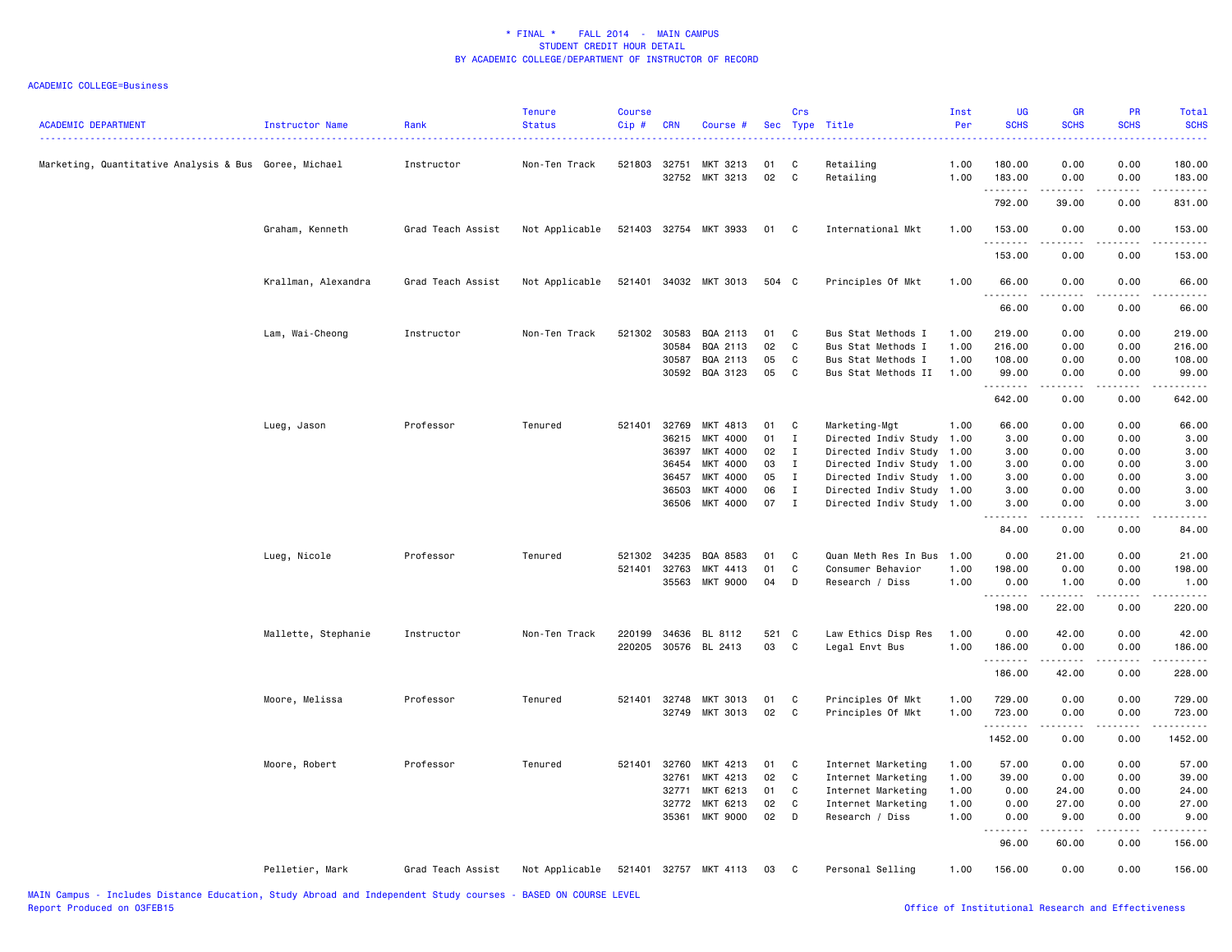\* FINAL \*    FALL 2014  -  MAIN CAMPUS
STUDENT CREDIT HOUR DETAIL
BY ACADEMIC COLLEGE/DEPARTMENT OF INSTRUCTOR OF RECORD

ACADEMIC COLLEGE=Business

| ACADEMIC DEPARTMENT | Instructor Name | Rank | Tenure Status | Course Cip # | CRN | Course # | Sec | Crs Type | Title | Inst Per | UG SCHS | GR SCHS | PR SCHS | Total SCHS |
|---|---|---|---|---|---|---|---|---|---|---|---|---|---|---|
| Marketing, Quantitative Analysis & Bus | Goree, Michael | Instructor | Non-Ten Track | 521803 | 32751 | MKT 3213 | 01 | C | Retailing | 1.00 | 180.00 | 0.00 | 0.00 | 180.00 |
| | | | | | 32752 | MKT 3213 | 02 | C | Retailing | 1.00 | 183.00 | 0.00 | 0.00 | 183.00 |
| | | | | | | | | | | | 792.00 | 39.00 | 0.00 | 831.00 |
| | Graham, Kenneth | Grad Teach Assist | Not Applicable | 521403 | 32754 | MKT 3933 | 01 | C | International Mkt | 1.00 | 153.00 | 0.00 | 0.00 | 153.00 |
| | | | | | | | | | | | 153.00 | 0.00 | 0.00 | 153.00 |
| | Krallman, Alexandra | Grad Teach Assist | Not Applicable | 521401 | 34032 | MKT 3013 | 504 | C | Principles Of Mkt | 1.00 | 66.00 | 0.00 | 0.00 | 66.00 |
| | | | | | | | | | | | 66.00 | 0.00 | 0.00 | 66.00 |
| | Lam, Wai-Cheong | Instructor | Non-Ten Track | 521302 | 30583 | BQA 2113 | 01 | C | Bus Stat Methods I | 1.00 | 219.00 | 0.00 | 0.00 | 219.00 |
| | | | | | 30584 | BQA 2113 | 02 | C | Bus Stat Methods I | 1.00 | 216.00 | 0.00 | 0.00 | 216.00 |
| | | | | | 30587 | BQA 2113 | 05 | C | Bus Stat Methods I | 1.00 | 108.00 | 0.00 | 0.00 | 108.00 |
| | | | | | 30592 | BQA 3123 | 05 | C | Bus Stat Methods II | 1.00 | 99.00 | 0.00 | 0.00 | 99.00 |
| | | | | | | | | | | | 642.00 | 0.00 | 0.00 | 642.00 |
| | Lueg, Jason | Professor | Tenured | 521401 | 32769 | MKT 4813 | 01 | C | Marketing-Mgt | 1.00 | 66.00 | 0.00 | 0.00 | 66.00 |
| | | | | | 36215 | MKT 4000 | 01 | I | Directed Indiv Study | 1.00 | 3.00 | 0.00 | 0.00 | 3.00 |
| | | | | | 36397 | MKT 4000 | 02 | I | Directed Indiv Study | 1.00 | 3.00 | 0.00 | 0.00 | 3.00 |
| | | | | | 36454 | MKT 4000 | 03 | I | Directed Indiv Study | 1.00 | 3.00 | 0.00 | 0.00 | 3.00 |
| | | | | | 36457 | MKT 4000 | 05 | I | Directed Indiv Study | 1.00 | 3.00 | 0.00 | 0.00 | 3.00 |
| | | | | | 36503 | MKT 4000 | 06 | I | Directed Indiv Study | 1.00 | 3.00 | 0.00 | 0.00 | 3.00 |
| | | | | | 36506 | MKT 4000 | 07 | I | Directed Indiv Study | 1.00 | 3.00 | 0.00 | 0.00 | 3.00 |
| | | | | | | | | | | | 84.00 | 0.00 | 0.00 | 84.00 |
| | Lueg, Nicole | Professor | Tenured | 521302 | 34235 | BQA 8583 | 01 | C | Quan Meth Res In Bus | 1.00 | 0.00 | 21.00 | 0.00 | 21.00 |
| | | | | 521401 | 32763 | MKT 4413 | 01 | C | Consumer Behavior | 1.00 | 198.00 | 0.00 | 0.00 | 198.00 |
| | | | | | 35563 | MKT 9000 | 04 | D | Research / Diss | 1.00 | 0.00 | 1.00 | 0.00 | 1.00 |
| | | | | | | | | | | | 198.00 | 22.00 | 0.00 | 220.00 |
| | Mallette, Stephanie | Instructor | Non-Ten Track | 220199 | 34636 | BL 8112 | 521 | C | Law Ethics Disp Res | 1.00 | 0.00 | 42.00 | 0.00 | 42.00 |
| | | | | 220205 | 30576 | BL 2413 | 03 | C | Legal Envt Bus | 1.00 | 186.00 | 0.00 | 0.00 | 186.00 |
| | | | | | | | | | | | 186.00 | 42.00 | 0.00 | 228.00 |
| | Moore, Melissa | Professor | Tenured | 521401 | 32748 | MKT 3013 | 01 | C | Principles Of Mkt | 1.00 | 729.00 | 0.00 | 0.00 | 729.00 |
| | | | | | 32749 | MKT 3013 | 02 | C | Principles Of Mkt | 1.00 | 723.00 | 0.00 | 0.00 | 723.00 |
| | | | | | | | | | | | 1452.00 | 0.00 | 0.00 | 1452.00 |
| | Moore, Robert | Professor | Tenured | 521401 | 32760 | MKT 4213 | 01 | C | Internet Marketing | 1.00 | 57.00 | 0.00 | 0.00 | 57.00 |
| | | | | | 32761 | MKT 4213 | 02 | C | Internet Marketing | 1.00 | 39.00 | 0.00 | 0.00 | 39.00 |
| | | | | | 32771 | MKT 6213 | 01 | C | Internet Marketing | 1.00 | 0.00 | 24.00 | 0.00 | 24.00 |
| | | | | | 32772 | MKT 6213 | 02 | C | Internet Marketing | 1.00 | 0.00 | 27.00 | 0.00 | 27.00 |
| | | | | | 35361 | MKT 9000 | 02 | D | Research / Diss | 1.00 | 0.00 | 9.00 | 0.00 | 9.00 |
| | | | | | | | | | | | 96.00 | 60.00 | 0.00 | 156.00 |
| | Pelletier, Mark | Grad Teach Assist | Not Applicable | 521401 | 32757 | MKT 4113 | 03 | C | Personal Selling | 1.00 | 156.00 | 0.00 | 0.00 | 156.00 |

MAIN Campus - Includes Distance Education, Study Abroad and Independent Study courses - BASED ON COURSE LEVEL
Report Produced on 03FEB15    Office of Institutional Research and Effectiveness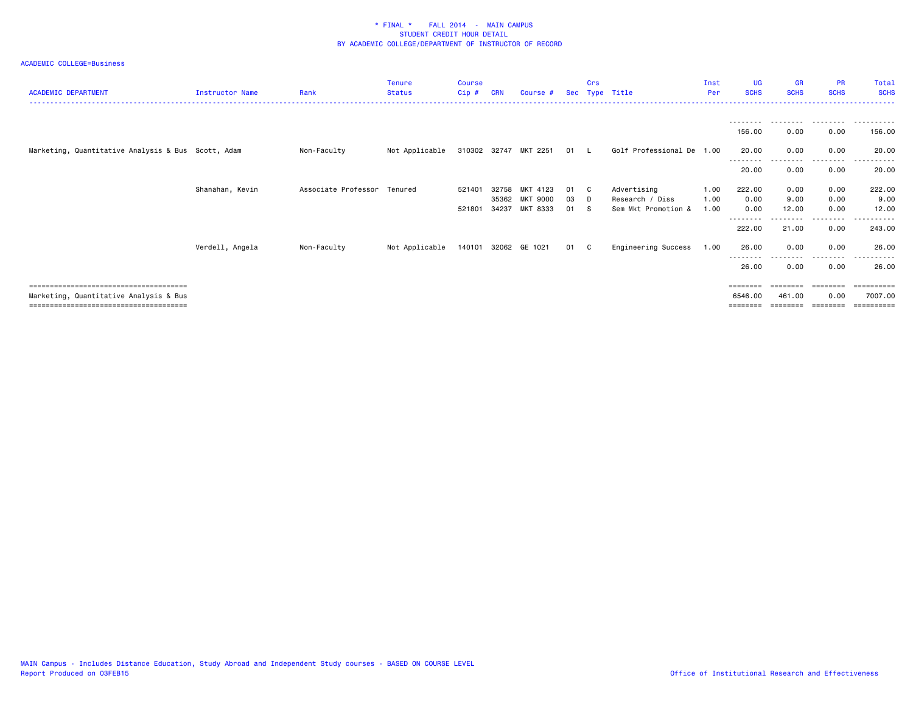\* FINAL \* FALL 2014 - MAIN CAMPUS
STUDENT CREDIT HOUR DETAIL
BY ACADEMIC COLLEGE/DEPARTMENT OF INSTRUCTOR OF RECORD

ACADEMIC COLLEGE=Business

| ACADEMIC DEPARTMENT | Instructor Name | Rank | Tenure Status | Course Cip # | CRN | Course # | Sec | Crs Type | Title | Inst Per | UG SCHS | GR SCHS | PR SCHS | Total SCHS |
|---|---|---|---|---|---|---|---|---|---|---|---|---|---|---|
| | | | | | | | | | | | 156.00 | 0.00 | 0.00 | 156.00 |
| Marketing, Quantitative Analysis & Bus | Scott, Adam | Non-Faculty | Not Applicable | 310302 | 32747 | MKT 2251 | 01 | L | Golf Professional De | 1.00 | 20.00 | 0.00 | 0.00 | 20.00 |
| | | | | | | | | | | | 20.00 | 0.00 | 0.00 | 20.00 |
| | Shanahan, Kevin | Associate Professor | Tenured | 521401 | 32758 | MKT 4123 | 01 | C | Advertising | 1.00 | 222.00 | 0.00 | 0.00 | 222.00 |
| | | | | | 35362 | MKT 9000 | 03 | D | Research / Diss | 1.00 | 0.00 | 9.00 | 0.00 | 9.00 |
| | | | | 521801 | 34237 | MKT 8333 | 01 | S | Sem Mkt Promotion & | 1.00 | 0.00 | 12.00 | 0.00 | 12.00 |
| | | | | | | | | | | | 222.00 | 21.00 | 0.00 | 243.00 |
| | Verdell, Angela | Non-Faculty | Not Applicable | 140101 | 32062 | GE 1021 | 01 | C | Engineering Success | 1.00 | 26.00 | 0.00 | 0.00 | 26.00 |
| | | | | | | | | | | | 26.00 | 0.00 | 0.00 | 26.00 |
| Marketing, Quantitative Analysis & Bus | | | | | | | | | | | 6546.00 | 461.00 | 0.00 | 7007.00 |

MAIN Campus - Includes Distance Education, Study Abroad and Independent Study courses - BASED ON COURSE LEVEL
Report Produced on 03FEB15

Office of Institutional Research and Effectiveness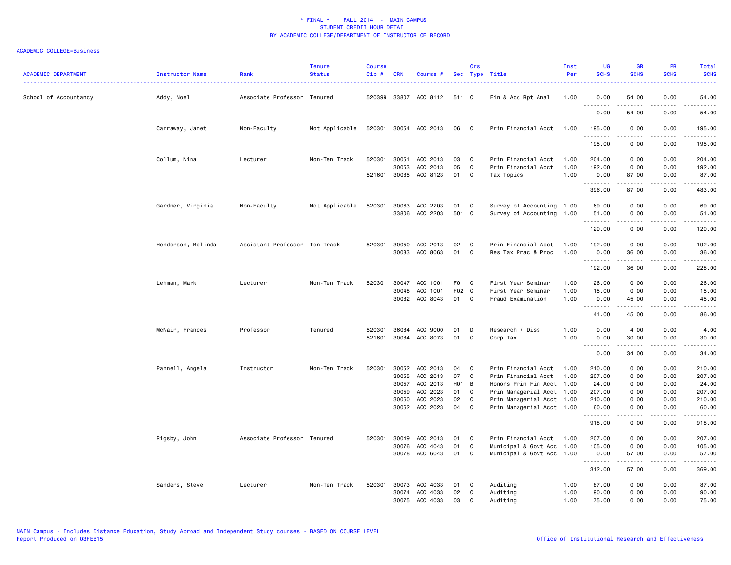* FINAL * FALL 2014 - MAIN CAMPUS
STUDENT CREDIT HOUR DETAIL
BY ACADEMIC COLLEGE/DEPARTMENT OF INSTRUCTOR OF RECORD

ACADEMIC COLLEGE=Business

| ACADEMIC DEPARTMENT | Instructor Name | Rank | Tenure Status | Course Cip # | CRN | Course # | Sec | Crs Type | Title | Inst Per | UG SCHS | GR SCHS | PR SCHS | Total SCHS |
|---|---|---|---|---|---|---|---|---|---|---|---|---|---|---|
| School of Accountancy | Addy, Noel | Associate Professor | Tenured | 520399 | 33807 | ACC 8112 | 511 | C | Fin & Acc Rpt Anal | 1.00 | 0.00 | 54.00 | 0.00 | 54.00 |
| | | | | | | | | | | | 0.00 | 54.00 | 0.00 | 54.00 |
| | Carraway, Janet | Non-Faculty | Not Applicable | 520301 | 30054 | ACC 2013 | 06 | C | Prin Financial Acct | 1.00 | 195.00 | 0.00 | 0.00 | 195.00 |
| | | | | | | | | | | | 195.00 | 0.00 | 0.00 | 195.00 |
| | Collum, Nina | Lecturer | Non-Ten Track | 520301 | 30051 | ACC 2013 | 03 | C | Prin Financial Acct | 1.00 | 204.00 | 0.00 | 0.00 | 204.00 |
| | | | | | 30053 | ACC 2013 | 05 | C | Prin Financial Acct | 1.00 | 192.00 | 0.00 | 0.00 | 192.00 |
| | | | | 521601 | 30085 | ACC 8123 | 01 | C | Tax Topics | 1.00 | 0.00 | 87.00 | 0.00 | 87.00 |
| | | | | | | | | | | | 396.00 | 87.00 | 0.00 | 483.00 |
| | Gardner, Virginia | Non-Faculty | Not Applicable | 520301 | 30063 | ACC 2203 | 01 | C | Survey of Accounting | 1.00 | 69.00 | 0.00 | 0.00 | 69.00 |
| | | | | | 33806 | ACC 2203 | 501 | C | Survey of Accounting | 1.00 | 51.00 | 0.00 | 0.00 | 51.00 |
| | | | | | | | | | | | 120.00 | 0.00 | 0.00 | 120.00 |
| | Henderson, Belinda | Assistant Professor | Ten Track | 520301 | 30050 | ACC 2013 | 02 | C | Prin Financial Acct | 1.00 | 192.00 | 0.00 | 0.00 | 192.00 |
| | | | | | 30083 | ACC 8063 | 01 | C | Res Tax Prac & Proc | 1.00 | 0.00 | 36.00 | 0.00 | 36.00 |
| | | | | | | | | | | | 192.00 | 36.00 | 0.00 | 228.00 |
| | Lehman, Mark | Lecturer | Non-Ten Track | 520301 | 30047 | ACC 1001 | F01 | C | First Year Seminar | 1.00 | 26.00 | 0.00 | 0.00 | 26.00 |
| | | | | | 30048 | ACC 1001 | F02 | C | First Year Seminar | 1.00 | 15.00 | 0.00 | 0.00 | 15.00 |
| | | | | | 30082 | ACC 8043 | 01 | C | Fraud Examination | 1.00 | 0.00 | 45.00 | 0.00 | 45.00 |
| | | | | | | | | | | | 41.00 | 45.00 | 0.00 | 86.00 |
| | McNair, Frances | Professor | Tenured | 520301 | 36084 | ACC 9000 | 01 | D | Research / Diss | 1.00 | 0.00 | 4.00 | 0.00 | 4.00 |
| | | | | 521601 | 30084 | ACC 8073 | 01 | C | Corp Tax | 1.00 | 0.00 | 30.00 | 0.00 | 30.00 |
| | | | | | | | | | | | 0.00 | 34.00 | 0.00 | 34.00 |
| | Pannell, Angela | Instructor | Non-Ten Track | 520301 | 30052 | ACC 2013 | 04 | C | Prin Financial Acct | 1.00 | 210.00 | 0.00 | 0.00 | 210.00 |
| | | | | | 30055 | ACC 2013 | 07 | C | Prin Financial Acct | 1.00 | 207.00 | 0.00 | 0.00 | 207.00 |
| | | | | | 30057 | ACC 2013 | H01 | B | Honors Prin Fin Acct | 1.00 | 24.00 | 0.00 | 0.00 | 24.00 |
| | | | | | 30059 | ACC 2023 | 01 | C | Prin Managerial Acct | 1.00 | 207.00 | 0.00 | 0.00 | 207.00 |
| | | | | | 30060 | ACC 2023 | 02 | C | Prin Managerial Acct | 1.00 | 210.00 | 0.00 | 0.00 | 210.00 |
| | | | | | 30062 | ACC 2023 | 04 | C | Prin Managerial Acct | 1.00 | 60.00 | 0.00 | 0.00 | 60.00 |
| | | | | | | | | | | | 918.00 | 0.00 | 0.00 | 918.00 |
| | Rigsby, John | Associate Professor | Tenured | 520301 | 30049 | ACC 2013 | 01 | C | Prin Financial Acct | 1.00 | 207.00 | 0.00 | 0.00 | 207.00 |
| | | | | | 30076 | ACC 4043 | 01 | C | Municipal & Govt Acc | 1.00 | 105.00 | 0.00 | 0.00 | 105.00 |
| | | | | | 30078 | ACC 6043 | 01 | C | Municipal & Govt Acc | 1.00 | 0.00 | 57.00 | 0.00 | 57.00 |
| | | | | | | | | | | | 312.00 | 57.00 | 0.00 | 369.00 |
| | Sanders, Steve | Lecturer | Non-Ten Track | 520301 | 30073 | ACC 4033 | 01 | C | Auditing | 1.00 | 87.00 | 0.00 | 0.00 | 87.00 |
| | | | | | 30074 | ACC 4033 | 02 | C | Auditing | 1.00 | 90.00 | 0.00 | 0.00 | 90.00 |
| | | | | | 30075 | ACC 4033 | 03 | C | Auditing | 1.00 | 75.00 | 0.00 | 0.00 | 75.00 |

MAIN Campus - Includes Distance Education, Study Abroad and Independent Study courses - BASED ON COURSE LEVEL
Report Produced on 03FEB15

Office of Institutional Research and Effectiveness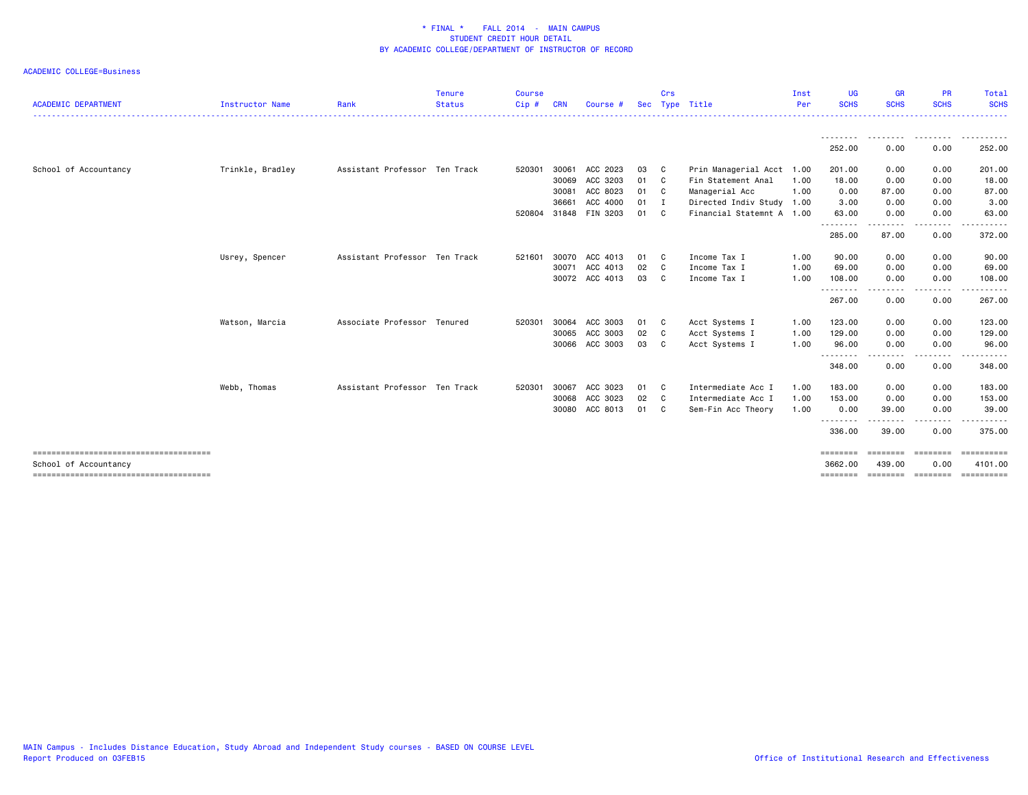\* FINAL \* FALL 2014 - MAIN CAMPUS
STUDENT CREDIT HOUR DETAIL
BY ACADEMIC COLLEGE/DEPARTMENT OF INSTRUCTOR OF RECORD

ACADEMIC COLLEGE=Business

| ACADEMIC DEPARTMENT | Instructor Name | Rank | Tenure Status | Course Cip # | CRN | Course # | Sec | Crs Type | Title | Inst Per | UG SCHS | GR SCHS | PR SCHS | Total SCHS |
|---|---|---|---|---|---|---|---|---|---|---|---|---|---|---|
| | | | | | | | | | | | 252.00 | 0.00 | 0.00 | 252.00 |
| School of Accountancy | Trinkle, Bradley | Assistant Professor | Ten Track | 520301 | 30061 | ACC 2023 | 03 | C | Prin Managerial Acct | 1.00 | 201.00 | 0.00 | 0.00 | 201.00 |
| | | | | | 30069 | ACC 3203 | 01 | C | Fin Statement Anal | 1.00 | 18.00 | 0.00 | 0.00 | 18.00 |
| | | | | | 30081 | ACC 8023 | 01 | C | Managerial Acc | 1.00 | 0.00 | 87.00 | 0.00 | 87.00 |
| | | | | | 36661 | ACC 4000 | 01 | I | Directed Indiv Study | 1.00 | 3.00 | 0.00 | 0.00 | 3.00 |
| | | | | 520804 | 31848 | FIN 3203 | 01 | C | Financial Statemnt A | 1.00 | 63.00 | 0.00 | 0.00 | 63.00 |
| | | | | | | | | | | | 285.00 | 87.00 | 0.00 | 372.00 |
| | Usrey, Spencer | Assistant Professor | Ten Track | 521601 | 30070 | ACC 4013 | 01 | C | Income Tax I | 1.00 | 90.00 | 0.00 | 0.00 | 90.00 |
| | | | | | 30071 | ACC 4013 | 02 | C | Income Tax I | 1.00 | 69.00 | 0.00 | 0.00 | 69.00 |
| | | | | | 30072 | ACC 4013 | 03 | C | Income Tax I | 1.00 | 108.00 | 0.00 | 0.00 | 108.00 |
| | | | | | | | | | | | 267.00 | 0.00 | 0.00 | 267.00 |
| | Watson, Marcia | Associate Professor | Tenured | 520301 | 30064 | ACC 3003 | 01 | C | Acct Systems I | 1.00 | 123.00 | 0.00 | 0.00 | 123.00 |
| | | | | | 30065 | ACC 3003 | 02 | C | Acct Systems I | 1.00 | 129.00 | 0.00 | 0.00 | 129.00 |
| | | | | | 30066 | ACC 3003 | 03 | C | Acct Systems I | 1.00 | 96.00 | 0.00 | 0.00 | 96.00 |
| | | | | | | | | | | | 348.00 | 0.00 | 0.00 | 348.00 |
| | Webb, Thomas | Assistant Professor | Ten Track | 520301 | 30067 | ACC 3023 | 01 | C | Intermediate Acc I | 1.00 | 183.00 | 0.00 | 0.00 | 183.00 |
| | | | | | 30068 | ACC 3023 | 02 | C | Intermediate Acc I | 1.00 | 153.00 | 0.00 | 0.00 | 153.00 |
| | | | | | 30080 | ACC 8013 | 01 | C | Sem-Fin Acc Theory | 1.00 | 0.00 | 39.00 | 0.00 | 39.00 |
| | | | | | | | | | | | 336.00 | 39.00 | 0.00 | 375.00 |
| School of Accountancy | | | | | | | | | | | 3662.00 | 439.00 | 0.00 | 4101.00 |

MAIN Campus - Includes Distance Education, Study Abroad and Independent Study courses - BASED ON COURSE LEVEL
Report Produced on 03FEB15

Office of Institutional Research and Effectiveness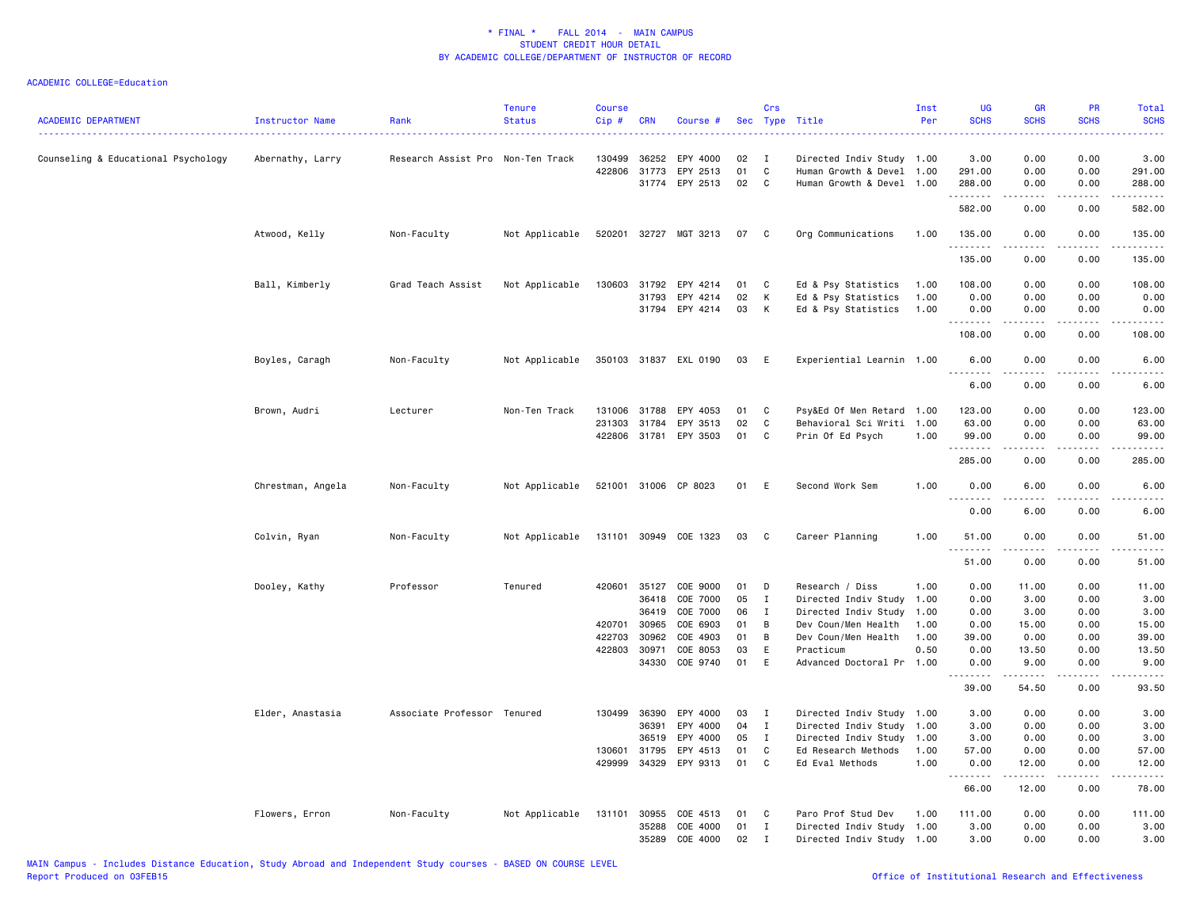\* FINAL \* FALL 2014 - MAIN CAMPUS
STUDENT CREDIT HOUR DETAIL
BY ACADEMIC COLLEGE/DEPARTMENT OF INSTRUCTOR OF RECORD

ACADEMIC COLLEGE=Education

| ACADEMIC DEPARTMENT | Instructor Name | Rank | Tenure Status | Course Cip # | CRN | Course # | Sec | Crs Type | Title | Inst Per | UG SCHS | GR SCHS | PR SCHS | Total SCHS |
|---|---|---|---|---|---|---|---|---|---|---|---|---|---|---|
| Counseling & Educational Psychology | Abernathy, Larry | Research Assist Pro | Non-Ten Track | 130499 | 36252 | EPY 4000 | 02 | I | Directed Indiv Study | 1.00 | 3.00 | 0.00 | 0.00 | 3.00 |
| | | | | 422806 | 31773 | EPY 2513 | 01 | C | Human Growth & Devel | 1.00 | 291.00 | 0.00 | 0.00 | 291.00 |
| | | | | | 31774 | EPY 2513 | 02 | C | Human Growth & Devel | 1.00 | 288.00 | 0.00 | 0.00 | 288.00 |
| | | | | | | | | | | | 582.00 | 0.00 | 0.00 | 582.00 |
| | Atwood, Kelly | Non-Faculty | Not Applicable | 520201 | 32727 | MGT 3213 | 07 | C | Org Communications | 1.00 | 135.00 | 0.00 | 0.00 | 135.00 |
| | | | | | | | | | | | 135.00 | 0.00 | 0.00 | 135.00 |
| | Ball, Kimberly | Grad Teach Assist | Not Applicable | 130603 | 31792 | EPY 4214 | 01 | C | Ed & Psy Statistics | 1.00 | 108.00 | 0.00 | 0.00 | 108.00 |
| | | | | | 31793 | EPY 4214 | 02 | K | Ed & Psy Statistics | 1.00 | 0.00 | 0.00 | 0.00 | 0.00 |
| | | | | | 31794 | EPY 4214 | 03 | K | Ed & Psy Statistics | 1.00 | 0.00 | 0.00 | 0.00 | 0.00 |
| | | | | | | | | | | | 108.00 | 0.00 | 0.00 | 108.00 |
| | Boyles, Caragh | Non-Faculty | Not Applicable | 350103 | 31837 | EXL 0190 | 03 | E | Experiential Learnin | 1.00 | 6.00 | 0.00 | 0.00 | 6.00 |
| | | | | | | | | | | | 6.00 | 0.00 | 0.00 | 6.00 |
| | Brown, Audri | Lecturer | Non-Ten Track | 131006 | 31788 | EPY 4053 | 01 | C | Psy&Ed Of Men Retard | 1.00 | 123.00 | 0.00 | 0.00 | 123.00 |
| | | | | 231303 | 31784 | EPY 3513 | 02 | C | Behavioral Sci Writi | 1.00 | 63.00 | 0.00 | 0.00 | 63.00 |
| | | | | 422806 | 31781 | EPY 3503 | 01 | C | Prin Of Ed Psych | 1.00 | 99.00 | 0.00 | 0.00 | 99.00 |
| | | | | | | | | | | | 285.00 | 0.00 | 0.00 | 285.00 |
| | Chrestman, Angela | Non-Faculty | Not Applicable | 521001 | 31006 | CP 8023 | 01 | E | Second Work Sem | 1.00 | 0.00 | 6.00 | 0.00 | 6.00 |
| | | | | | | | | | | | 0.00 | 6.00 | 0.00 | 6.00 |
| | Colvin, Ryan | Non-Faculty | Not Applicable | 131101 | 30949 | COE 1323 | 03 | C | Career Planning | 1.00 | 51.00 | 0.00 | 0.00 | 51.00 |
| | | | | | | | | | | | 51.00 | 0.00 | 0.00 | 51.00 |
| | Dooley, Kathy | Professor | Tenured | 420601 | 35127 | COE 9000 | 01 | D | Research / Diss | 1.00 | 0.00 | 11.00 | 0.00 | 11.00 |
| | | | | | 36418 | COE 7000 | 05 | I | Directed Indiv Study | 1.00 | 0.00 | 3.00 | 0.00 | 3.00 |
| | | | | | 36419 | COE 7000 | 06 | I | Directed Indiv Study | 1.00 | 0.00 | 3.00 | 0.00 | 3.00 |
| | | | | 420701 | 30965 | COE 6903 | 01 | B | Dev Coun/Men Health | 1.00 | 0.00 | 15.00 | 0.00 | 15.00 |
| | | | | 422703 | 30962 | COE 4903 | 01 | B | Dev Coun/Men Health | 1.00 | 39.00 | 0.00 | 0.00 | 39.00 |
| | | | | 422803 | 30971 | COE 8053 | 03 | E | Practicum | 0.50 | 0.00 | 13.50 | 0.00 | 13.50 |
| | | | | | 34330 | COE 9740 | 01 | E | Advanced Doctoral Pr | 1.00 | 0.00 | 9.00 | 0.00 | 9.00 |
| | | | | | | | | | | | 39.00 | 54.50 | 0.00 | 93.50 |
| | Elder, Anastasia | Associate Professor | Tenured | 130499 | 36390 | EPY 4000 | 03 | I | Directed Indiv Study | 1.00 | 3.00 | 0.00 | 0.00 | 3.00 |
| | | | | | 36391 | EPY 4000 | 04 | I | Directed Indiv Study | 1.00 | 3.00 | 0.00 | 0.00 | 3.00 |
| | | | | | 36519 | EPY 4000 | 05 | I | Directed Indiv Study | 1.00 | 3.00 | 0.00 | 0.00 | 3.00 |
| | | | | 130601 | 31795 | EPY 4513 | 01 | C | Ed Research Methods | 1.00 | 57.00 | 0.00 | 0.00 | 57.00 |
| | | | | 429999 | 34329 | EPY 9313 | 01 | C | Ed Eval Methods | 1.00 | 0.00 | 12.00 | 0.00 | 12.00 |
| | | | | | | | | | | | 66.00 | 12.00 | 0.00 | 78.00 |
| | Flowers, Erron | Non-Faculty | Not Applicable | 131101 | 30955 | COE 4513 | 01 | C | Paro Prof Stud Dev | 1.00 | 111.00 | 0.00 | 0.00 | 111.00 |
| | | | | | 35288 | COE 4000 | 01 | I | Directed Indiv Study | 1.00 | 3.00 | 0.00 | 0.00 | 3.00 |
| | | | | | 35289 | COE 4000 | 02 | I | Directed Indiv Study | 1.00 | 3.00 | 0.00 | 0.00 | 3.00 |

MAIN Campus - Includes Distance Education, Study Abroad and Independent Study courses - BASED ON COURSE LEVEL
Report Produced on 03FEB15

Office of Institutional Research and Effectiveness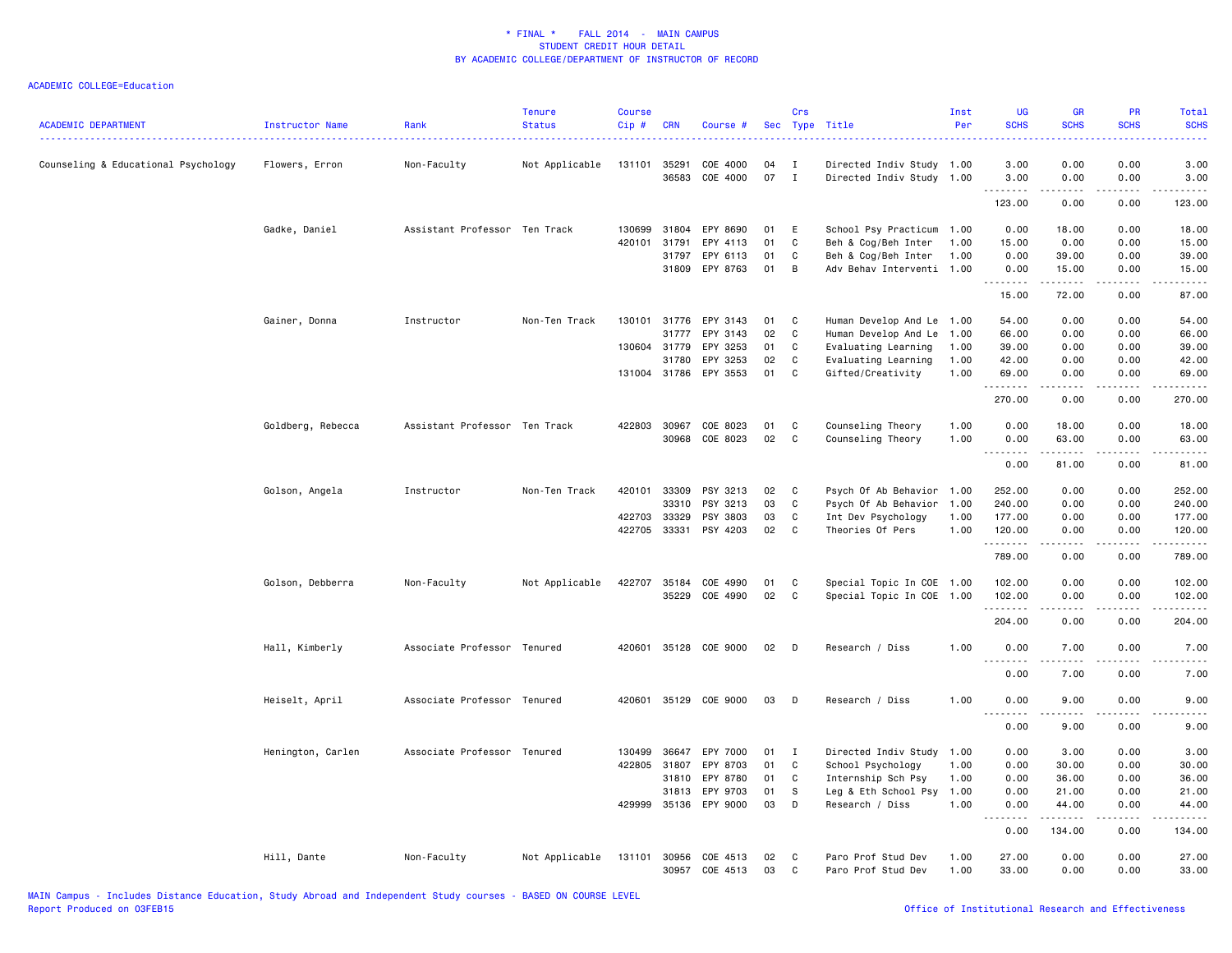\* FINAL \*    FALL 2014  -  MAIN CAMPUS
STUDENT CREDIT HOUR DETAIL
BY ACADEMIC COLLEGE/DEPARTMENT OF INSTRUCTOR OF RECORD

ACADEMIC COLLEGE=Education

| ACADEMIC DEPARTMENT | Instructor Name | Rank | Tenure Status | Course Cip # | CRN | Course # | Sec | Crs Type | Title | Inst Per | UG SCHS | GR SCHS | PR SCHS | Total SCHS |
|---|---|---|---|---|---|---|---|---|---|---|---|---|---|---|
| Counseling & Educational Psychology | Flowers, Erron | Non-Faculty | Not Applicable | 131101 | 35291 | COE 4000 | 04 | I | Directed Indiv Study | 1.00 | 3.00 | 0.00 | 0.00 | 3.00 |
| | | | | | 36583 | COE 4000 | 07 | I | Directed Indiv Study | 1.00 | 3.00 | 0.00 | 0.00 | 3.00 |
| | | | | | | | | | | | 123.00 | 0.00 | 0.00 | 123.00 |
| | Gadke, Daniel | Assistant Professor | Ten Track | 130699 | 31804 | EPY 8690 | 01 | E | School Psy Practicum | 1.00 | 0.00 | 18.00 | 0.00 | 18.00 |
| | | | | 420101 | 31791 | EPY 4113 | 01 | C | Beh & Cog/Beh Inter | 1.00 | 15.00 | 0.00 | 0.00 | 15.00 |
| | | | | | 31797 | EPY 6113 | 01 | C | Beh & Cog/Beh Inter | 1.00 | 0.00 | 39.00 | 0.00 | 39.00 |
| | | | | | 31809 | EPY 8763 | 01 | B | Adv Behav Interventi | 1.00 | 0.00 | 15.00 | 0.00 | 15.00 |
| | | | | | | | | | | | 15.00 | 72.00 | 0.00 | 87.00 |
| | Gainer, Donna | Instructor | Non-Ten Track | 130101 | 31776 | EPY 3143 | 01 | C | Human Develop And Le | 1.00 | 54.00 | 0.00 | 0.00 | 54.00 |
| | | | | | 31777 | EPY 3143 | 02 | C | Human Develop And Le | 1.00 | 66.00 | 0.00 | 0.00 | 66.00 |
| | | | | 130604 | 31779 | EPY 3253 | 01 | C | Evaluating Learning | 1.00 | 39.00 | 0.00 | 0.00 | 39.00 |
| | | | | | 31780 | EPY 3253 | 02 | C | Evaluating Learning | 1.00 | 42.00 | 0.00 | 0.00 | 42.00 |
| | | | | 131004 | 31786 | EPY 3553 | 01 | C | Gifted/Creativity | 1.00 | 69.00 | 0.00 | 0.00 | 69.00 |
| | | | | | | | | | | | 270.00 | 0.00 | 0.00 | 270.00 |
| | Goldberg, Rebecca | Assistant Professor | Ten Track | 422803 | 30967 | COE 8023 | 01 | C | Counseling Theory | 1.00 | 0.00 | 18.00 | 0.00 | 18.00 |
| | | | | | 30968 | COE 8023 | 02 | C | Counseling Theory | 1.00 | 0.00 | 63.00 | 0.00 | 63.00 |
| | | | | | | | | | | | 0.00 | 81.00 | 0.00 | 81.00 |
| | Golson, Angela | Instructor | Non-Ten Track | 420101 | 33309 | PSY 3213 | 02 | C | Psych Of Ab Behavior | 1.00 | 252.00 | 0.00 | 0.00 | 252.00 |
| | | | | | 33310 | PSY 3213 | 03 | C | Psych Of Ab Behavior | 1.00 | 240.00 | 0.00 | 0.00 | 240.00 |
| | | | | 422703 | 33329 | PSY 3803 | 03 | C | Int Dev Psychology | 1.00 | 177.00 | 0.00 | 0.00 | 177.00 |
| | | | | 422705 | 33331 | PSY 4203 | 02 | C | Theories Of Pers | 1.00 | 120.00 | 0.00 | 0.00 | 120.00 |
| | | | | | | | | | | | 789.00 | 0.00 | 0.00 | 789.00 |
| | Golson, Debberra | Non-Faculty | Not Applicable | 422707 | 35184 | COE 4990 | 01 | C | Special Topic In COE | 1.00 | 102.00 | 0.00 | 0.00 | 102.00 |
| | | | | | 35229 | COE 4990 | 02 | C | Special Topic In COE | 1.00 | 102.00 | 0.00 | 0.00 | 102.00 |
| | | | | | | | | | | | 204.00 | 0.00 | 0.00 | 204.00 |
| | Hall, Kimberly | Associate Professor | Tenured | 420601 | 35128 | COE 9000 | 02 | D | Research / Diss | 1.00 | 0.00 | 7.00 | 0.00 | 7.00 |
| | | | | | | | | | | | 0.00 | 7.00 | 0.00 | 7.00 |
| | Heiselt, April | Associate Professor | Tenured | 420601 | 35129 | COE 9000 | 03 | D | Research / Diss | 1.00 | 0.00 | 9.00 | 0.00 | 9.00 |
| | | | | | | | | | | | 0.00 | 9.00 | 0.00 | 9.00 |
| | Henington, Carlen | Associate Professor | Tenured | 130499 | 36647 | EPY 7000 | 01 | I | Directed Indiv Study | 1.00 | 0.00 | 3.00 | 0.00 | 3.00 |
| | | | | 422805 | 31807 | EPY 8703 | 01 | C | School Psychology | 1.00 | 0.00 | 30.00 | 0.00 | 30.00 |
| | | | | | 31810 | EPY 8780 | 01 | C | Internship Sch Psy | 1.00 | 0.00 | 36.00 | 0.00 | 36.00 |
| | | | | | 31813 | EPY 9703 | 01 | S | Leg & Eth School Psy | 1.00 | 0.00 | 21.00 | 0.00 | 21.00 |
| | | | | 429999 | 35136 | EPY 9000 | 03 | D | Research / Diss | 1.00 | 0.00 | 44.00 | 0.00 | 44.00 |
| | | | | | | | | | | | 0.00 | 134.00 | 0.00 | 134.00 |
| | Hill, Dante | Non-Faculty | Not Applicable | 131101 | 30956 | COE 4513 | 02 | C | Paro Prof Stud Dev | 1.00 | 27.00 | 0.00 | 0.00 | 27.00 |
| | | | | | 30957 | COE 4513 | 03 | C | Paro Prof Stud Dev | 1.00 | 33.00 | 0.00 | 0.00 | 33.00 |

MAIN Campus - Includes Distance Education, Study Abroad and Independent Study courses - BASED ON COURSE LEVEL
Report Produced on 03FEB15    Office of Institutional Research and Effectiveness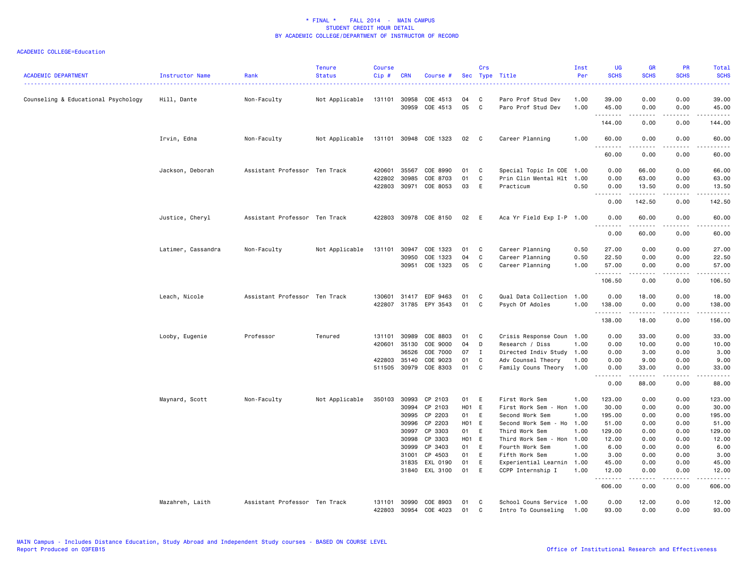\* FINAL \*    FALL 2014  -  MAIN CAMPUS
STUDENT CREDIT HOUR DETAIL
BY ACADEMIC COLLEGE/DEPARTMENT OF INSTRUCTOR OF RECORD

ACADEMIC COLLEGE=Education

| ACADEMIC DEPARTMENT | Instructor Name | Rank | Tenure Status | Course Cip # | CRN | Course # | Sec | Crs Type | Title | Inst Per | UG SCHS | GR SCHS | PR SCHS | Total SCHS |
|---|---|---|---|---|---|---|---|---|---|---|---|---|---|---|
| Counseling & Educational Psychology | Hill, Dante | Non-Faculty | Not Applicable | 131101 | 30958 | COE 4513 | 04 | C | Paro Prof Stud Dev | 1.00 | 39.00 | 0.00 | 0.00 | 39.00 |
| | | | | | 30959 | COE 4513 | 05 | C | Paro Prof Stud Dev | 1.00 | 45.00 | 0.00 | 0.00 | 45.00 |
| | | | | | | | | | | | 144.00 | 0.00 | 0.00 | 144.00 |
| | Irvin, Edna | Non-Faculty | Not Applicable | 131101 | 30948 | COE 1323 | 02 | C | Career Planning | 1.00 | 60.00 | 0.00 | 0.00 | 60.00 |
| | | | | | | | | | | | 60.00 | 0.00 | 0.00 | 60.00 |
| | Jackson, Deborah | Assistant Professor | Ten Track | 420601 | 35567 | COE 8990 | 01 | C | Special Topic In COE | 1.00 | 0.00 | 66.00 | 0.00 | 66.00 |
| | | | | 422802 | 30985 | COE 8703 | 01 | C | Prin Clin Mental Hlt | 1.00 | 0.00 | 63.00 | 0.00 | 63.00 |
| | | | | 422803 | 30971 | COE 8053 | 03 | E | Practicum | 0.50 | 0.00 | 13.50 | 0.00 | 13.50 |
| | | | | | | | | | | | 0.00 | 142.50 | 0.00 | 142.50 |
| | Justice, Cheryl | Assistant Professor | Ten Track | 422803 | 30978 | COE 8150 | 02 | E | Aca Yr Field Exp I-P | 1.00 | 0.00 | 60.00 | 0.00 | 60.00 |
| | | | | | | | | | | | 0.00 | 60.00 | 0.00 | 60.00 |
| | Latimer, Cassandra | Non-Faculty | Not Applicable | 131101 | 30947 | COE 1323 | 01 | C | Career Planning | 0.50 | 27.00 | 0.00 | 0.00 | 27.00 |
| | | | | | 30950 | COE 1323 | 04 | C | Career Planning | 0.50 | 22.50 | 0.00 | 0.00 | 22.50 |
| | | | | | 30951 | COE 1323 | 05 | C | Career Planning | 1.00 | 57.00 | 0.00 | 0.00 | 57.00 |
| | | | | | | | | | | | 106.50 | 0.00 | 0.00 | 106.50 |
| | Leach, Nicole | Assistant Professor | Ten Track | 130601 | 31417 | EDF 9463 | 01 | C | Qual Data Collection | 1.00 | 0.00 | 18.00 | 0.00 | 18.00 |
| | | | | 422807 | 31785 | EPY 3543 | 01 | C | Psych Of Adoles | 1.00 | 138.00 | 0.00 | 0.00 | 138.00 |
| | | | | | | | | | | | 138.00 | 18.00 | 0.00 | 156.00 |
| | Looby, Eugenie | Professor | Tenured | 131101 | 30989 | COE 8803 | 01 | C | Crisis Response Coun | 1.00 | 0.00 | 33.00 | 0.00 | 33.00 |
| | | | | 420601 | 35130 | COE 9000 | 04 | D | Research / Diss | 1.00 | 0.00 | 10.00 | 0.00 | 10.00 |
| | | | | | 36526 | COE 7000 | 07 | I | Directed Indiv Study | 1.00 | 0.00 | 3.00 | 0.00 | 3.00 |
| | | | | 422803 | 35140 | COE 9023 | 01 | C | Adv Counsel Theory | 1.00 | 0.00 | 9.00 | 0.00 | 9.00 |
| | | | | 511505 | 30979 | COE 8303 | 01 | C | Family Couns Theory | 1.00 | 0.00 | 33.00 | 0.00 | 33.00 |
| | | | | | | | | | | | 0.00 | 88.00 | 0.00 | 88.00 |
| | Maynard, Scott | Non-Faculty | Not Applicable | 350103 | 30993 | CP 2103 | 01 | E | First Work Sem | 1.00 | 123.00 | 0.00 | 0.00 | 123.00 |
| | | | | | 30994 | CP 2103 | H01 | E | First Work Sem - Hon | 1.00 | 30.00 | 0.00 | 0.00 | 30.00 |
| | | | | | 30995 | CP 2203 | 01 | E | Second Work Sem | 1.00 | 195.00 | 0.00 | 0.00 | 195.00 |
| | | | | | 30996 | CP 2203 | H01 | E | Second Work Sem - Ho | 1.00 | 51.00 | 0.00 | 0.00 | 51.00 |
| | | | | | 30997 | CP 3303 | 01 | E | Third Work Sem | 1.00 | 129.00 | 0.00 | 0.00 | 129.00 |
| | | | | | 30998 | CP 3303 | H01 | E | Third Work Sem - Hon | 1.00 | 12.00 | 0.00 | 0.00 | 12.00 |
| | | | | | 30999 | CP 3403 | 01 | E | Fourth Work Sem | 1.00 | 6.00 | 0.00 | 0.00 | 6.00 |
| | | | | | 31001 | CP 4503 | 01 | E | Fifth Work Sem | 1.00 | 3.00 | 0.00 | 0.00 | 3.00 |
| | | | | | 31835 | EXL 0190 | 01 | E | Experiential Learnin | 1.00 | 45.00 | 0.00 | 0.00 | 45.00 |
| | | | | | 31840 | EXL 3100 | 01 | E | CCPP Internship I | 1.00 | 12.00 | 0.00 | 0.00 | 12.00 |
| | | | | | | | | | | | 606.00 | 0.00 | 0.00 | 606.00 |
| | Mazahreh, Laith | Assistant Professor | Ten Track | 131101 | 30990 | COE 8903 | 01 | C | School Couns Service | 1.00 | 0.00 | 12.00 | 0.00 | 12.00 |
| | | | | 422803 | 30954 | COE 4023 | 01 | C | Intro To Counseling | 1.00 | 93.00 | 0.00 | 0.00 | 93.00 |

MAIN Campus - Includes Distance Education, Study Abroad and Independent Study courses - BASED ON COURSE LEVEL
Report Produced on 03FEB15

Office of Institutional Research and Effectiveness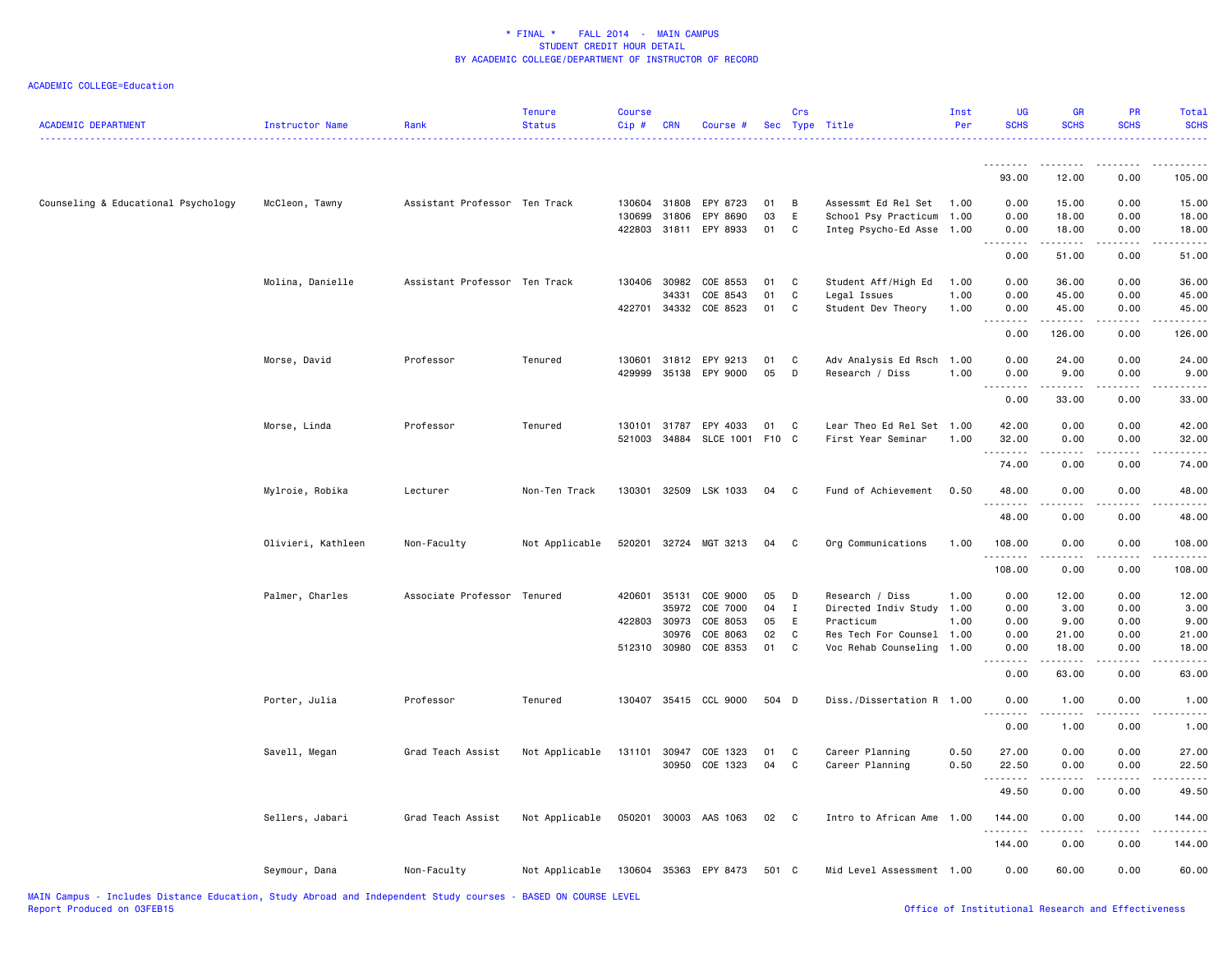\* FINAL \*    FALL 2014  -  MAIN CAMPUS
STUDENT CREDIT HOUR DETAIL
BY ACADEMIC COLLEGE/DEPARTMENT OF INSTRUCTOR OF RECORD

ACADEMIC COLLEGE=Education

| ACADEMIC DEPARTMENT | Instructor Name | Rank | Tenure Status | Course Cip # | CRN | Course # | Sec | Crs Type | Title | Inst Per | UG SCHS | GR SCHS | PR SCHS | Total SCHS |
|---|---|---|---|---|---|---|---|---|---|---|---|---|---|---|
| | | | | | | | | | | | 93.00 | 12.00 | 0.00 | 105.00 |
| Counseling & Educational Psychology | McCleon, Tawny | Assistant Professor | Ten Track | 130604 | 31808 | EPY 8723 | 01 | B | Assessmt Ed Rel Set | 1.00 | 0.00 | 15.00 | 0.00 | 15.00 |
| | | | | 130699 | 31806 | EPY 8690 | 03 | E | School Psy Practicum | 1.00 | 0.00 | 18.00 | 0.00 | 18.00 |
| | | | | 422803 | 31811 | EPY 8933 | 01 | C | Integ Psycho-Ed Asse | 1.00 | 0.00 | 18.00 | 0.00 | 18.00 |
| | | | | | | | | | | | 0.00 | 51.00 | 0.00 | 51.00 |
| | Molina, Danielle | Assistant Professor | Ten Track | 130406 | 30982 | COE 8553 | 01 | C | Student Aff/High Ed | 1.00 | 0.00 | 36.00 | 0.00 | 36.00 |
| | | | | | 34331 | COE 8543 | 01 | C | Legal Issues | 1.00 | 0.00 | 45.00 | 0.00 | 45.00 |
| | | | | 422701 | 34332 | COE 8523 | 01 | C | Student Dev Theory | 1.00 | 0.00 | 45.00 | 0.00 | 45.00 |
| | | | | | | | | | | | 0.00 | 126.00 | 0.00 | 126.00 |
| | Morse, David | Professor | Tenured | 130601 | 31812 | EPY 9213 | 01 | C | Adv Analysis Ed Rsch | 1.00 | 0.00 | 24.00 | 0.00 | 24.00 |
| | | | | 429999 | 35138 | EPY 9000 | 05 | D | Research / Diss | 1.00 | 0.00 | 9.00 | 0.00 | 9.00 |
| | | | | | | | | | | | 0.00 | 33.00 | 0.00 | 33.00 |
| | Morse, Linda | Professor | Tenured | 130101 | 31787 | EPY 4033 | 01 | C | Lear Theo Ed Rel Set | 1.00 | 42.00 | 0.00 | 0.00 | 42.00 |
| | | | | 521003 | 34884 | SLCE 1001 | F10 | C | First Year Seminar | 1.00 | 32.00 | 0.00 | 0.00 | 32.00 |
| | | | | | | | | | | | 74.00 | 0.00 | 0.00 | 74.00 |
| | Mylroie, Robika | Lecturer | Non-Ten Track | 130301 | 32509 | LSK 1033 | 04 | C | Fund of Achievement | 0.50 | 48.00 | 0.00 | 0.00 | 48.00 |
| | | | | | | | | | | | 48.00 | 0.00 | 0.00 | 48.00 |
| | Olivieri, Kathleen | Non-Faculty | Not Applicable | 520201 | 32724 | MGT 3213 | 04 | C | Org Communications | 1.00 | 108.00 | 0.00 | 0.00 | 108.00 |
| | | | | | | | | | | | 108.00 | 0.00 | 0.00 | 108.00 |
| | Palmer, Charles | Associate Professor | Tenured | 420601 | 35131 | COE 9000 | 05 | D | Research / Diss | 1.00 | 0.00 | 12.00 | 0.00 | 12.00 |
| | | | | | 35972 | COE 7000 | 04 | I | Directed Indiv Study | 1.00 | 0.00 | 3.00 | 0.00 | 3.00 |
| | | | | 422803 | 30973 | COE 8053 | 05 | E | Practicum | 1.00 | 0.00 | 9.00 | 0.00 | 9.00 |
| | | | | | 30976 | COE 8063 | 02 | C | Res Tech For Counsel | 1.00 | 0.00 | 21.00 | 0.00 | 21.00 |
| | | | | 512310 | 30980 | COE 8353 | 01 | C | Voc Rehab Counseling | 1.00 | 0.00 | 18.00 | 0.00 | 18.00 |
| | | | | | | | | | | | 0.00 | 63.00 | 0.00 | 63.00 |
| | Porter, Julia | Professor | Tenured | 130407 | 35415 | CCL 9000 | 504 | D | Diss./Dissertation R | 1.00 | 0.00 | 1.00 | 0.00 | 1.00 |
| | | | | | | | | | | | 0.00 | 1.00 | 0.00 | 1.00 |
| | Savell, Megan | Grad Teach Assist | Not Applicable | 131101 | 30947 | COE 1323 | 01 | C | Career Planning | 0.50 | 27.00 | 0.00 | 0.00 | 27.00 |
| | | | | | 30950 | COE 1323 | 04 | C | Career Planning | 0.50 | 22.50 | 0.00 | 0.00 | 22.50 |
| | | | | | | | | | | | 49.50 | 0.00 | 0.00 | 49.50 |
| | Sellers, Jabari | Grad Teach Assist | Not Applicable | 050201 | 30003 | AAS 1063 | 02 | C | Intro to African Ame | 1.00 | 144.00 | 0.00 | 0.00 | 144.00 |
| | | | | | | | | | | | 144.00 | 0.00 | 0.00 | 144.00 |
| | Seymour, Dana | Non-Faculty | Not Applicable | 130604 | 35363 | EPY 8473 | 501 | C | Mid Level Assessment | 1.00 | 0.00 | 60.00 | 0.00 | 60.00 |

MAIN Campus - Includes Distance Education, Study Abroad and Independent Study courses - BASED ON COURSE LEVEL
Report Produced on 03FEB15    Office of Institutional Research and Effectiveness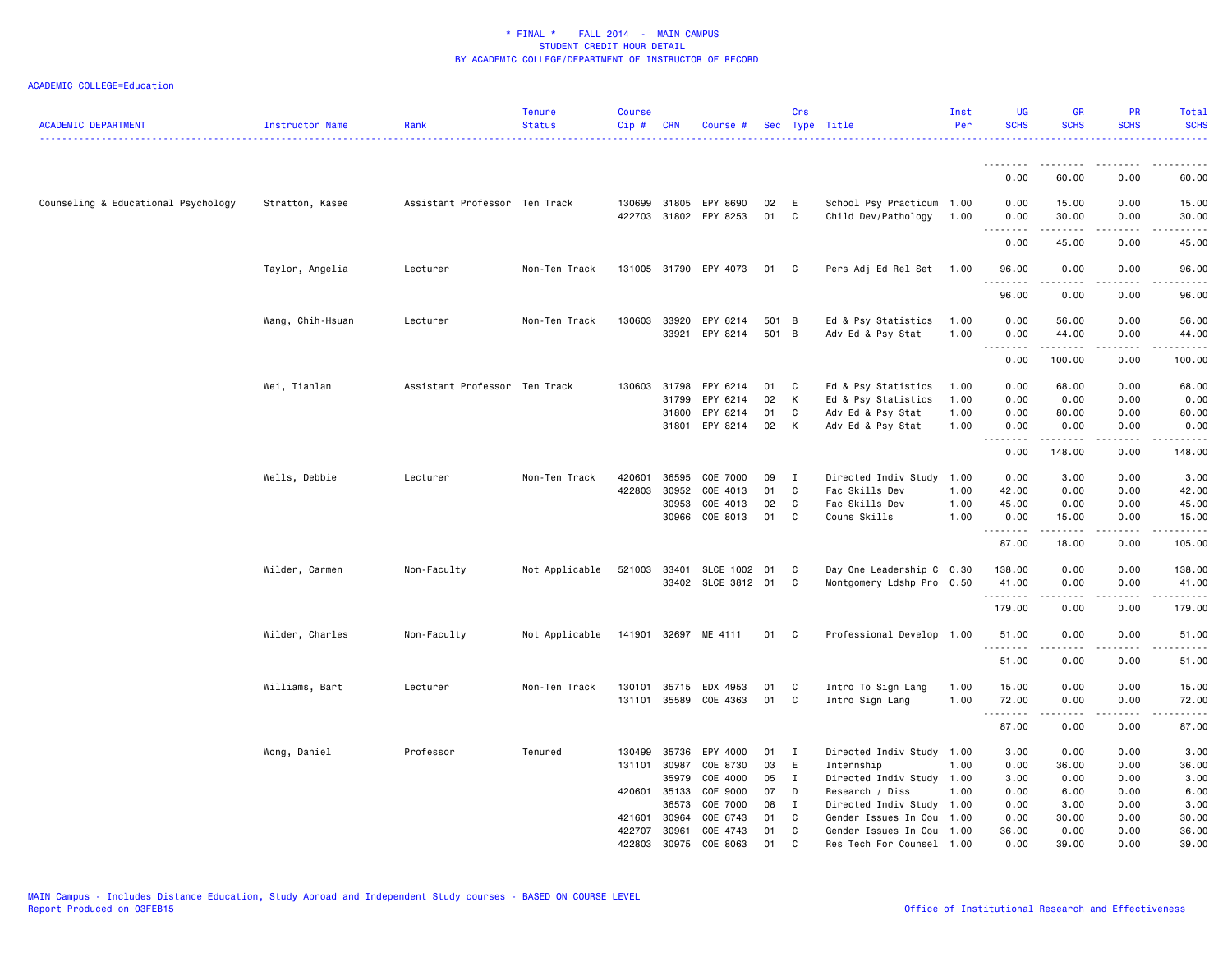* FINAL * FALL 2014 - MAIN CAMPUS
STUDENT CREDIT HOUR DETAIL
BY ACADEMIC COLLEGE/DEPARTMENT OF INSTRUCTOR OF RECORD

ACADEMIC COLLEGE=Education

| ACADEMIC DEPARTMENT | Instructor Name | Rank | Tenure Status | Course Cip # | CRN | Course # | Sec | Crs Type | Title | Inst Per | UG SCHS | GR SCHS | PR SCHS | Total SCHS |
|---|---|---|---|---|---|---|---|---|---|---|---|---|---|---|
| | | | | | | | | | | | 0.00 | 60.00 | 0.00 | 60.00 |
| Counseling & Educational Psychology | Stratton, Kasee | Assistant Professor | Ten Track | 130699 | 31805 | EPY 8690 | 02 | E | School Psy Practicum | 1.00 | 0.00 | 15.00 | 0.00 | 15.00 |
| | | | | 422703 | 31802 | EPY 8253 | 01 | C | Child Dev/Pathology | 1.00 | 0.00 | 30.00 | 0.00 | 30.00 |
| | | | | | | | | | | | 0.00 | 45.00 | 0.00 | 45.00 |
| | Taylor, Angelia | Lecturer | Non-Ten Track | 131005 | 31790 | EPY 4073 | 01 | C | Pers Adj Ed Rel Set | 1.00 | 96.00 | 0.00 | 0.00 | 96.00 |
| | | | | | | | | | | | 96.00 | 0.00 | 0.00 | 96.00 |
| | Wang, Chih-Hsuan | Lecturer | Non-Ten Track | 130603 | 33920 | EPY 6214 | 501 | B | Ed & Psy Statistics | 1.00 | 0.00 | 56.00 | 0.00 | 56.00 |
| | | | | | 33921 | EPY 8214 | 501 | B | Adv Ed & Psy Stat | 1.00 | 0.00 | 44.00 | 0.00 | 44.00 |
| | | | | | | | | | | | 0.00 | 100.00 | 0.00 | 100.00 |
| | Wei, Tianlan | Assistant Professor | Ten Track | 130603 | 31798 | EPY 6214 | 01 | C | Ed & Psy Statistics | 1.00 | 0.00 | 68.00 | 0.00 | 68.00 |
| | | | | | 31799 | EPY 6214 | 02 | K | Ed & Psy Statistics | 1.00 | 0.00 | 0.00 | 0.00 | 0.00 |
| | | | | | 31800 | EPY 8214 | 01 | C | Adv Ed & Psy Stat | 1.00 | 0.00 | 80.00 | 0.00 | 80.00 |
| | | | | | 31801 | EPY 8214 | 02 | K | Adv Ed & Psy Stat | 1.00 | 0.00 | 0.00 | 0.00 | 0.00 |
| | | | | | | | | | | | 0.00 | 148.00 | 0.00 | 148.00 |
| | Wells, Debbie | Lecturer | Non-Ten Track | 420601 | 36595 | COE 7000 | 09 | I | Directed Indiv Study | 1.00 | 0.00 | 3.00 | 0.00 | 3.00 |
| | | | | 422803 | 30952 | COE 4013 | 01 | C | Fac Skills Dev | 1.00 | 42.00 | 0.00 | 0.00 | 42.00 |
| | | | | | 30953 | COE 4013 | 02 | C | Fac Skills Dev | 1.00 | 45.00 | 0.00 | 0.00 | 45.00 |
| | | | | | 30966 | COE 8013 | 01 | C | Couns Skills | 1.00 | 0.00 | 15.00 | 0.00 | 15.00 |
| | | | | | | | | | | | 87.00 | 18.00 | 0.00 | 105.00 |
| | Wilder, Carmen | Non-Faculty | Not Applicable | 521003 | 33401 | SLCE 1002 | 01 | C | Day One Leadership C | 0.30 | 138.00 | 0.00 | 0.00 | 138.00 |
| | | | | | 33402 | SLCE 3812 | 01 | C | Montgomery Ldshp Pro | 0.50 | 41.00 | 0.00 | 0.00 | 41.00 |
| | | | | | | | | | | | 179.00 | 0.00 | 0.00 | 179.00 |
| | Wilder, Charles | Non-Faculty | Not Applicable | 141901 | 32697 | ME 4111 | 01 | C | Professional Develop | 1.00 | 51.00 | 0.00 | 0.00 | 51.00 |
| | | | | | | | | | | | 51.00 | 0.00 | 0.00 | 51.00 |
| | Williams, Bart | Lecturer | Non-Ten Track | 130101 | 35715 | EDX 4953 | 01 | C | Intro To Sign Lang | 1.00 | 15.00 | 0.00 | 0.00 | 15.00 |
| | | | | 131101 | 35589 | COE 4363 | 01 | C | Intro Sign Lang | 1.00 | 72.00 | 0.00 | 0.00 | 72.00 |
| | | | | | | | | | | | 87.00 | 0.00 | 0.00 | 87.00 |
| | Wong, Daniel | Professor | Tenured | 130499 | 35736 | EPY 4000 | 01 | I | Directed Indiv Study | 1.00 | 3.00 | 0.00 | 0.00 | 3.00 |
| | | | | 131101 | 30987 | COE 8730 | 03 | E | Internship | 1.00 | 0.00 | 36.00 | 0.00 | 36.00 |
| | | | | | 35979 | COE 4000 | 05 | I | Directed Indiv Study | 1.00 | 3.00 | 0.00 | 0.00 | 3.00 |
| | | | | 420601 | 35133 | COE 9000 | 07 | D | Research / Diss | 1.00 | 0.00 | 6.00 | 0.00 | 6.00 |
| | | | | | 36573 | COE 7000 | 08 | I | Directed Indiv Study | 1.00 | 0.00 | 3.00 | 0.00 | 3.00 |
| | | | | 421601 | 30964 | COE 6743 | 01 | C | Gender Issues In Cou | 1.00 | 0.00 | 30.00 | 0.00 | 30.00 |
| | | | | 422707 | 30961 | COE 4743 | 01 | C | Gender Issues In Cou | 1.00 | 36.00 | 0.00 | 0.00 | 36.00 |
| | | | | 422803 | 30975 | COE 8063 | 01 | C | Res Tech For Counsel | 1.00 | 0.00 | 39.00 | 0.00 | 39.00 |

MAIN Campus - Includes Distance Education, Study Abroad and Independent Study courses - BASED ON COURSE LEVEL
Report Produced on 03FEB15

Office of Institutional Research and Effectiveness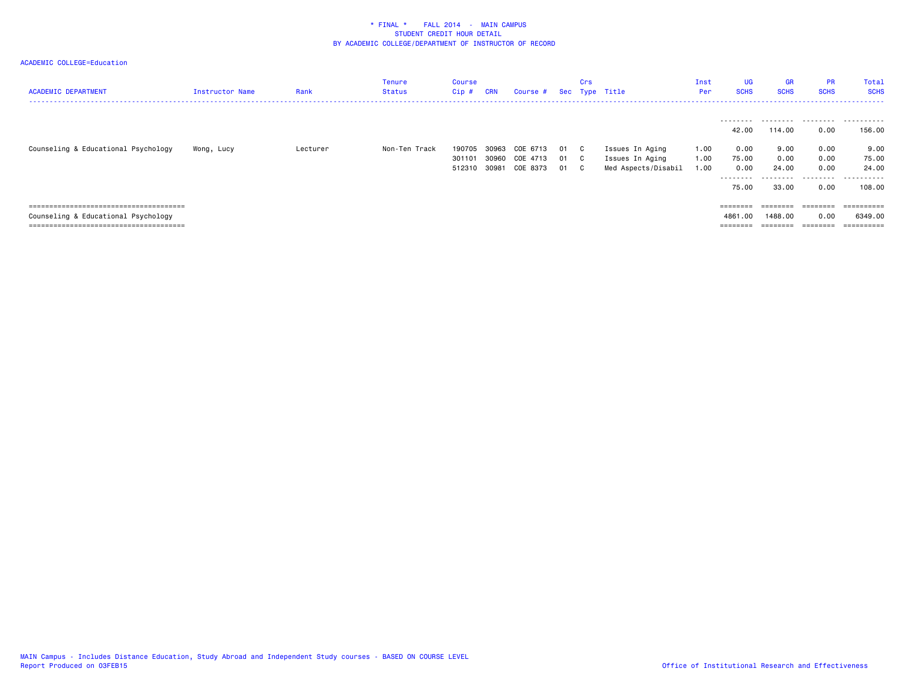\* FINAL \*    FALL 2014  -  MAIN CAMPUS
STUDENT CREDIT HOUR DETAIL
BY ACADEMIC COLLEGE/DEPARTMENT OF INSTRUCTOR OF RECORD

ACADEMIC COLLEGE=Education

| ACADEMIC DEPARTMENT | Instructor Name | Rank | Tenure Status | Course Cip # | CRN | Course # | Sec | Crs Type | Title | Inst Per | UG SCHS | GR SCHS | PR SCHS | Total SCHS |
|---|---|---|---|---|---|---|---|---|---|---|---|---|---|---|
| | | | | | | | | | | | 42.00 | 114.00 | 0.00 | 156.00 |
| Counseling & Educational Psychology | Wong, Lucy | Lecturer | Non-Ten Track | 190705 | 30963 | COE 6713 | 01 | C | Issues In Aging | 1.00 | 0.00 | 9.00 | 0.00 | 9.00 |
| | | | | 301101 | 30960 | COE 4713 | 01 | C | Issues In Aging | 1.00 | 75.00 | 0.00 | 0.00 | 75.00 |
| | | | | 512310 | 30981 | COE 8373 | 01 | C | Med Aspects/Disabil | 1.00 | 0.00 | 24.00 | 0.00 | 24.00 |
| | | | | | | | | | | | 75.00 | 33.00 | 0.00 | 108.00 |
| Counseling & Educational Psychology | | | | | | | | | | | 4861.00 | 1488.00 | 0.00 | 6349.00 |

MAIN Campus - Includes Distance Education, Study Abroad and Independent Study courses - BASED ON COURSE LEVEL
Report Produced on 03FEB15

Office of Institutional Research and Effectiveness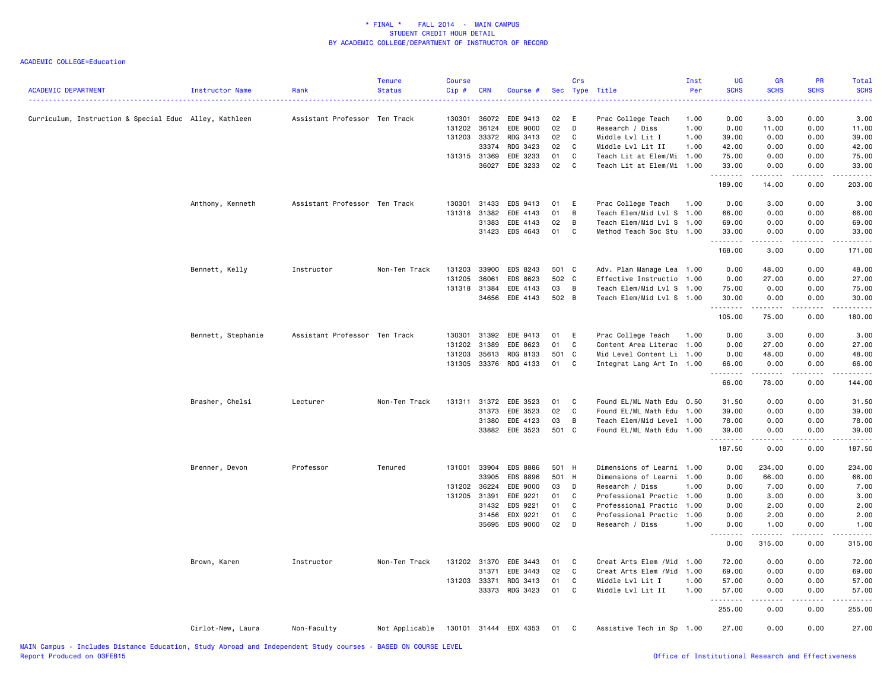\* FINAL \* FALL 2014 - MAIN CAMPUS
STUDENT CREDIT HOUR DETAIL
BY ACADEMIC COLLEGE/DEPARTMENT OF INSTRUCTOR OF RECORD

ACADEMIC COLLEGE=Education

| ACADEMIC DEPARTMENT | Instructor Name | Rank | Tenure Status | Course Cip # | CRN | Course # | Sec | Crs Type | Title | Inst Per | UG SCHS | GR SCHS | PR SCHS | Total SCHS |
|---|---|---|---|---|---|---|---|---|---|---|---|---|---|---|
| Curriculum, Instruction & Special Educ | Alley, Kathleen | Assistant Professor | Ten Track | 130301 | 36072 | EDE 9413 | 02 | E | Prac College Teach | 1.00 | 0.00 | 3.00 | 0.00 | 3.00 |
| | | | | 131202 | 36124 | EDE 9000 | 02 | D | Research / Diss | 1.00 | 0.00 | 11.00 | 0.00 | 11.00 |
| | | | | 131203 | 33372 | RDG 3413 | 02 | C | Middle Lvl Lit I | 1.00 | 39.00 | 0.00 | 0.00 | 39.00 |
| | | | | | 33374 | RDG 3423 | 02 | C | Middle Lvl Lit II | 1.00 | 42.00 | 0.00 | 0.00 | 42.00 |
| | | | | 131315 | 31369 | EDE 3233 | 01 | C | Teach Lit at Elem/Mi | 1.00 | 75.00 | 0.00 | 0.00 | 75.00 |
| | | | | | 36027 | EDE 3233 | 02 | C | Teach Lit at Elem/Mi | 1.00 | 33.00 | 0.00 | 0.00 | 33.00 |
| | | | | | | | | | | | 189.00 | 14.00 | 0.00 | 203.00 |
| | Anthony, Kenneth | Assistant Professor | Ten Track | 130301 | 31433 | EDS 9413 | 01 | E | Prac College Teach | 1.00 | 0.00 | 3.00 | 0.00 | 3.00 |
| | | | | 131318 | 31382 | EDE 4143 | 01 | B | Teach Elem/Mid Lvl S | 1.00 | 66.00 | 0.00 | 0.00 | 66.00 |
| | | | | | 31383 | EDE 4143 | 02 | B | Teach Elem/Mid Lvl S | 1.00 | 69.00 | 0.00 | 0.00 | 69.00 |
| | | | | | 31423 | EDS 4643 | 01 | C | Method Teach Soc Stu | 1.00 | 33.00 | 0.00 | 0.00 | 33.00 |
| | | | | | | | | | | | 168.00 | 3.00 | 0.00 | 171.00 |
| | Bennett, Kelly | Instructor | Non-Ten Track | 131203 | 33900 | EDS 8243 | 501 | C | Adv. Plan Manage Lea | 1.00 | 0.00 | 48.00 | 0.00 | 48.00 |
| | | | | 131205 | 36061 | EDS 8623 | 502 | C | Effective Instructio | 1.00 | 0.00 | 27.00 | 0.00 | 27.00 |
| | | | | 131318 | 31384 | EDE 4143 | 03 | B | Teach Elem/Mid Lvl S | 1.00 | 75.00 | 0.00 | 0.00 | 75.00 |
| | | | | | 34656 | EDE 4143 | 502 | B | Teach Elem/Mid Lvl S | 1.00 | 30.00 | 0.00 | 0.00 | 30.00 |
| | | | | | | | | | | | 105.00 | 75.00 | 0.00 | 180.00 |
| | Bennett, Stephanie | Assistant Professor | Ten Track | 130301 | 31392 | EDE 9413 | 01 | E | Prac College Teach | 1.00 | 0.00 | 3.00 | 0.00 | 3.00 |
| | | | | 131202 | 31389 | EDE 8623 | 01 | C | Content Area Literac | 1.00 | 0.00 | 27.00 | 0.00 | 27.00 |
| | | | | 131203 | 35613 | RDG 8133 | 501 | C | Mid Level Content Li | 1.00 | 0.00 | 48.00 | 0.00 | 48.00 |
| | | | | 131305 | 33376 | RDG 4133 | 01 | C | Integrat Lang Art In | 1.00 | 66.00 | 0.00 | 0.00 | 66.00 |
| | | | | | | | | | | | 66.00 | 78.00 | 0.00 | 144.00 |
| | Brasher, Chelsi | Lecturer | Non-Ten Track | 131311 | 31372 | EDE 3523 | 01 | C | Found EL/ML Math Edu | 0.50 | 31.50 | 0.00 | 0.00 | 31.50 |
| | | | | | 31373 | EDE 3523 | 02 | C | Found EL/ML Math Edu | 1.00 | 39.00 | 0.00 | 0.00 | 39.00 |
| | | | | | 31380 | EDE 4123 | 03 | B | Teach Elem/Mid Level | 1.00 | 78.00 | 0.00 | 0.00 | 78.00 |
| | | | | | 33882 | EDE 3523 | 501 | C | Found EL/ML Math Edu | 1.00 | 39.00 | 0.00 | 0.00 | 39.00 |
| | | | | | | | | | | | 187.50 | 0.00 | 0.00 | 187.50 |
| | Brenner, Devon | Professor | Tenured | 131001 | 33904 | EDS 8886 | 501 | H | Dimensions of Learni | 1.00 | 0.00 | 234.00 | 0.00 | 234.00 |
| | | | | | 33905 | EDS 8896 | 501 | H | Dimensions of Learni | 1.00 | 0.00 | 66.00 | 0.00 | 66.00 |
| | | | | 131202 | 36224 | EDE 9000 | 03 | D | Research / Diss | 1.00 | 0.00 | 7.00 | 0.00 | 7.00 |
| | | | | 131205 | 31391 | EDE 9221 | 01 | C | Professional Practic | 1.00 | 0.00 | 3.00 | 0.00 | 3.00 |
| | | | | | 31432 | EDS 9221 | 01 | C | Professional Practic | 1.00 | 0.00 | 2.00 | 0.00 | 2.00 |
| | | | | | 31456 | EDX 9221 | 01 | C | Professional Practic | 1.00 | 0.00 | 2.00 | 0.00 | 2.00 |
| | | | | | 35695 | EDS 9000 | 02 | D | Research / Diss | 1.00 | 0.00 | 1.00 | 0.00 | 1.00 |
| | | | | | | | | | | | 0.00 | 315.00 | 0.00 | 315.00 |
| | Brown, Karen | Instructor | Non-Ten Track | 131202 | 31370 | EDE 3443 | 01 | C | Creat Arts Elem /Mid | 1.00 | 72.00 | 0.00 | 0.00 | 72.00 |
| | | | | | 31371 | EDE 3443 | 02 | C | Creat Arts Elem /Mid | 1.00 | 69.00 | 0.00 | 0.00 | 69.00 |
| | | | | 131203 | 33371 | RDG 3413 | 01 | C | Middle Lvl Lit I | 1.00 | 57.00 | 0.00 | 0.00 | 57.00 |
| | | | | | 33373 | RDG 3423 | 01 | C | Middle Lvl Lit II | 1.00 | 57.00 | 0.00 | 0.00 | 57.00 |
| | | | | | | | | | | | 255.00 | 0.00 | 0.00 | 255.00 |
| | Cirlot-New, Laura | Non-Faculty | Not Applicable | 130101 | 31444 | EDX 4353 | 01 | C | Assistive Tech in Sp | 1.00 | 27.00 | 0.00 | 0.00 | 27.00 |

MAIN Campus - Includes Distance Education, Study Abroad and Independent Study courses - BASED ON COURSE LEVEL
Report Produced on 03FEB15
Office of Institutional Research and Effectiveness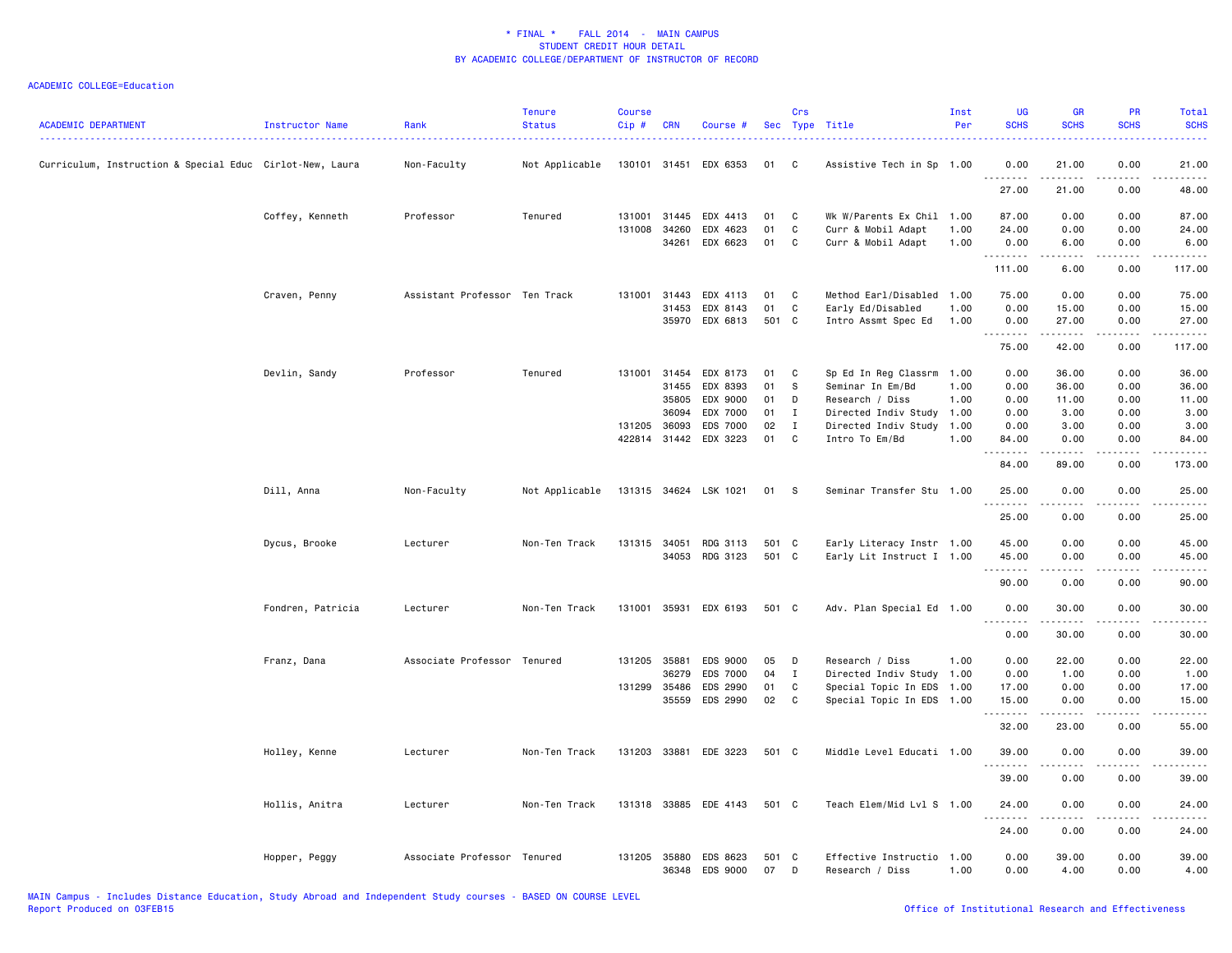\* FINAL \*    FALL 2014  -  MAIN CAMPUS
STUDENT CREDIT HOUR DETAIL
BY ACADEMIC COLLEGE/DEPARTMENT OF INSTRUCTOR OF RECORD

ACADEMIC COLLEGE=Education

| ACADEMIC DEPARTMENT | Instructor Name | Rank | Tenure Status | Course Cip # | CRN | Course # | Sec | Crs Type | Title | Inst Per | UG SCHS | GR SCHS | PR SCHS | Total SCHS |
|---|---|---|---|---|---|---|---|---|---|---|---|---|---|---|
| Curriculum, Instruction & Special Educ | Cirlot-New, Laura | Non-Faculty | Not Applicable | 130101 | 31451 | EDX 6353 | 01 | C | Assistive Tech in Sp | 1.00 | 0.00 | 21.00 | 0.00 | 21.00 |
| | | | | | | | | | | | 27.00 | 21.00 | 0.00 | 48.00 |
| | Coffey, Kenneth | Professor | Tenured | 131001 | 31445 | EDX 4413 | 01 | C | Wk W/Parents Ex Chil | 1.00 | 87.00 | 0.00 | 0.00 | 87.00 |
| | | | | 131008 | 34260 | EDX 4623 | 01 | C | Curr & Mobil Adapt | 1.00 | 24.00 | 0.00 | 0.00 | 24.00 |
| | | | | | 34261 | EDX 6623 | 01 | C | Curr & Mobil Adapt | 1.00 | 0.00 | 6.00 | 0.00 | 6.00 |
| | | | | | | | | | | | 111.00 | 6.00 | 0.00 | 117.00 |
| | Craven, Penny | Assistant Professor | Ten Track | 131001 | 31443 | EDX 4113 | 01 | C | Method Earl/Disabled | 1.00 | 75.00 | 0.00 | 0.00 | 75.00 |
| | | | | | 31453 | EDX 8143 | 01 | C | Early Ed/Disabled | 1.00 | 0.00 | 15.00 | 0.00 | 15.00 |
| | | | | | 35970 | EDX 6813 | 501 | C | Intro Assmt Spec Ed | 1.00 | 0.00 | 27.00 | 0.00 | 27.00 |
| | | | | | | | | | | | 75.00 | 42.00 | 0.00 | 117.00 |
| | Devlin, Sandy | Professor | Tenured | 131001 | 31454 | EDX 8173 | 01 | C | Sp Ed In Reg Classrm | 1.00 | 0.00 | 36.00 | 0.00 | 36.00 |
| | | | | | 31455 | EDX 8393 | 01 | S | Seminar In Em/Bd | 1.00 | 0.00 | 36.00 | 0.00 | 36.00 |
| | | | | | 35805 | EDX 9000 | 01 | D | Research / Diss | 1.00 | 0.00 | 11.00 | 0.00 | 11.00 |
| | | | | | 36094 | EDX 7000 | 01 | I | Directed Indiv Study | 1.00 | 0.00 | 3.00 | 0.00 | 3.00 |
| | | | | 131205 | 36093 | EDS 7000 | 02 | I | Directed Indiv Study | 1.00 | 0.00 | 3.00 | 0.00 | 3.00 |
| | | | | 422814 | 31442 | EDX 3223 | 01 | C | Intro To Em/Bd | 1.00 | 84.00 | 0.00 | 0.00 | 84.00 |
| | | | | | | | | | | | 84.00 | 89.00 | 0.00 | 173.00 |
| | Dill, Anna | Non-Faculty | Not Applicable | 131315 | 34624 | LSK 1021 | 01 | S | Seminar Transfer Stu | 1.00 | 25.00 | 0.00 | 0.00 | 25.00 |
| | | | | | | | | | | | 25.00 | 0.00 | 0.00 | 25.00 |
| | Dycus, Brooke | Lecturer | Non-Ten Track | 131315 | 34051 | RDG 3113 | 501 | C | Early Literacy Instr | 1.00 | 45.00 | 0.00 | 0.00 | 45.00 |
| | | | | | 34053 | RDG 3123 | 501 | C | Early Lit Instruct I | 1.00 | 45.00 | 0.00 | 0.00 | 45.00 |
| | | | | | | | | | | | 90.00 | 0.00 | 0.00 | 90.00 |
| | Fondren, Patricia | Lecturer | Non-Ten Track | 131001 | 35931 | EDX 6193 | 501 | C | Adv. Plan Special Ed | 1.00 | 0.00 | 30.00 | 0.00 | 30.00 |
| | | | | | | | | | | | 0.00 | 30.00 | 0.00 | 30.00 |
| | Franz, Dana | Associate Professor | Tenured | 131205 | 35881 | EDS 9000 | 05 | D | Research / Diss | 1.00 | 0.00 | 22.00 | 0.00 | 22.00 |
| | | | | | 36279 | EDS 7000 | 04 | I | Directed Indiv Study | 1.00 | 0.00 | 1.00 | 0.00 | 1.00 |
| | | | | 131299 | 35486 | EDS 2990 | 01 | C | Special Topic In EDS | 1.00 | 17.00 | 0.00 | 0.00 | 17.00 |
| | | | | | 35559 | EDS 2990 | 02 | C | Special Topic In EDS | 1.00 | 15.00 | 0.00 | 0.00 | 15.00 |
| | | | | | | | | | | | 32.00 | 23.00 | 0.00 | 55.00 |
| | Holley, Kenne | Lecturer | Non-Ten Track | 131203 | 33881 | EDE 3223 | 501 | C | Middle Level Educati | 1.00 | 39.00 | 0.00 | 0.00 | 39.00 |
| | | | | | | | | | | | 39.00 | 0.00 | 0.00 | 39.00 |
| | Hollis, Anitra | Lecturer | Non-Ten Track | 131318 | 33885 | EDE 4143 | 501 | C | Teach Elem/Mid Lvl S | 1.00 | 24.00 | 0.00 | 0.00 | 24.00 |
| | | | | | | | | | | | 24.00 | 0.00 | 0.00 | 24.00 |
| | Hopper, Peggy | Associate Professor | Tenured | 131205 | 35880 | EDS 8623 | 501 | C | Effective Instructio | 1.00 | 0.00 | 39.00 | 0.00 | 39.00 |
| | | | | | 36348 | EDS 9000 | 07 | D | Research / Diss | 1.00 | 0.00 | 4.00 | 0.00 | 4.00 |

MAIN Campus - Includes Distance Education, Study Abroad and Independent Study courses - BASED ON COURSE LEVEL
Report Produced on 03FEB15    Office of Institutional Research and Effectiveness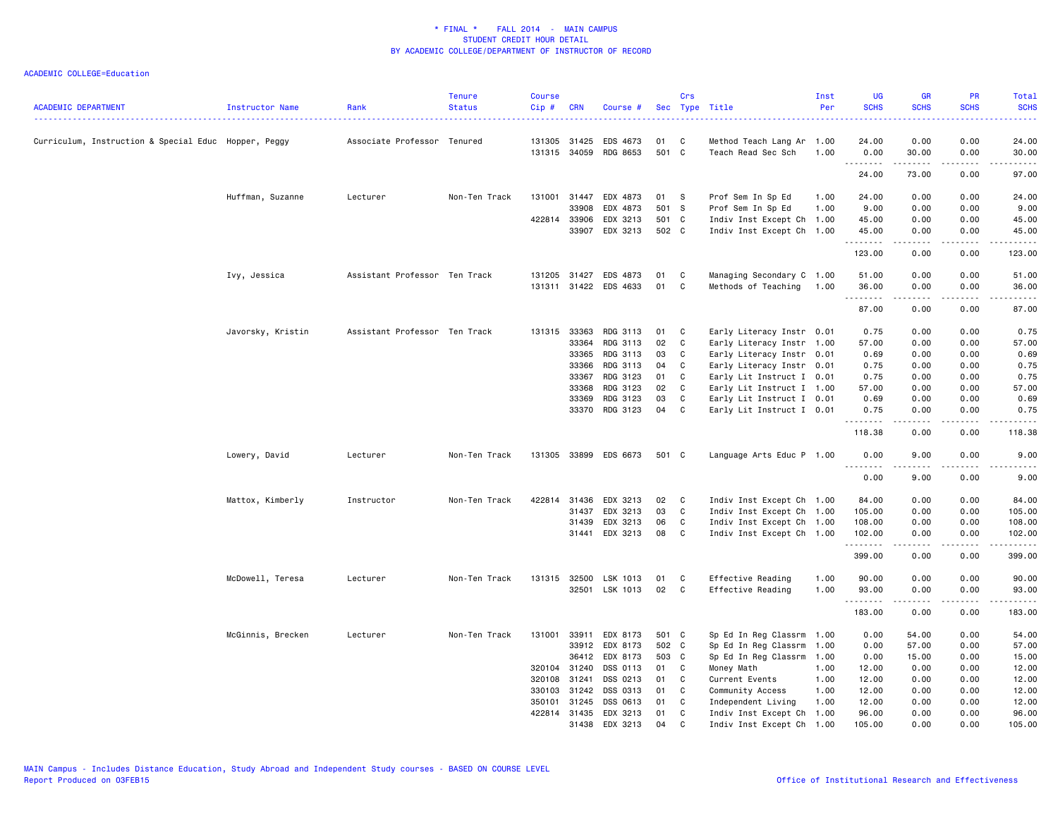# * FINAL * FALL 2014 - MAIN CAMPUS
## STUDENT CREDIT HOUR DETAIL
## BY ACADEMIC COLLEGE/DEPARTMENT OF INSTRUCTOR OF RECORD

ACADEMIC COLLEGE=Education

| ACADEMIC DEPARTMENT | Instructor Name | Rank | Tenure Status | Course Cip # | CRN | Course # | Sec | Crs Type | Title | Inst Per | UG SCHS | GR SCHS | PR SCHS | Total SCHS |
|---|---|---|---|---|---|---|---|---|---|---|---|---|---|---|
| Curriculum, Instruction & Special Educ | Hopper, Peggy | Associate Professor | Tenured | 131305 | 31425 | EDS 4673 | 01 | C | Method Teach Lang Ar | 1.00 | 24.00 | 0.00 | 0.00 | 24.00 |
| | | | | 131315 | 34059 | RDG 8653 | 501 | C | Teach Read Sec Sch | 1.00 | 0.00 | 30.00 | 0.00 | 30.00 |
| | | | | | | | | | | | 24.00 | 73.00 | 0.00 | 97.00 |
| | Huffman, Suzanne | Lecturer | Non-Ten Track | 131001 | 31447 | EDX 4873 | 01 | S | Prof Sem In Sp Ed | 1.00 | 24.00 | 0.00 | 0.00 | 24.00 |
| | | | | | 33908 | EDX 4873 | 501 | S | Prof Sem In Sp Ed | 1.00 | 9.00 | 0.00 | 0.00 | 9.00 |
| | | | | 422814 | 33906 | EDX 3213 | 501 | C | Indiv Inst Except Ch | 1.00 | 45.00 | 0.00 | 0.00 | 45.00 |
| | | | | | 33907 | EDX 3213 | 502 | C | Indiv Inst Except Ch | 1.00 | 45.00 | 0.00 | 0.00 | 45.00 |
| | | | | | | | | | | | 123.00 | 0.00 | 0.00 | 123.00 |
| | Ivy, Jessica | Assistant Professor | Ten Track | 131205 | 31427 | EDS 4873 | 01 | C | Managing Secondary C | 1.00 | 51.00 | 0.00 | 0.00 | 51.00 |
| | | | | 131311 | 31422 | EDS 4633 | 01 | C | Methods of Teaching | 1.00 | 36.00 | 0.00 | 0.00 | 36.00 |
| | | | | | | | | | | | 87.00 | 0.00 | 0.00 | 87.00 |
| | Javorsky, Kristin | Assistant Professor | Ten Track | 131315 | 33363 | RDG 3113 | 01 | C | Early Literacy Instr | 0.01 | 0.75 | 0.00 | 0.00 | 0.75 |
| | | | | | 33364 | RDG 3113 | 02 | C | Early Literacy Instr | 1.00 | 57.00 | 0.00 | 0.00 | 57.00 |
| | | | | | 33365 | RDG 3113 | 03 | C | Early Literacy Instr | 0.01 | 0.69 | 0.00 | 0.00 | 0.69 |
| | | | | | 33366 | RDG 3113 | 04 | C | Early Literacy Instr | 0.01 | 0.75 | 0.00 | 0.00 | 0.75 |
| | | | | | 33367 | RDG 3123 | 01 | C | Early Lit Instruct I | 0.01 | 0.75 | 0.00 | 0.00 | 0.75 |
| | | | | | 33368 | RDG 3123 | 02 | C | Early Lit Instruct I | 1.00 | 57.00 | 0.00 | 0.00 | 57.00 |
| | | | | | 33369 | RDG 3123 | 03 | C | Early Lit Instruct I | 0.01 | 0.69 | 0.00 | 0.00 | 0.69 |
| | | | | | 33370 | RDG 3123 | 04 | C | Early Lit Instruct I | 0.01 | 0.75 | 0.00 | 0.00 | 0.75 |
| | | | | | | | | | | | 118.38 | 0.00 | 0.00 | 118.38 |
| | Lowery, David | Lecturer | Non-Ten Track | 131305 | 33899 | EDS 6673 | 501 | C | Language Arts Educ P | 1.00 | 0.00 | 9.00 | 0.00 | 9.00 |
| | | | | | | | | | | | 0.00 | 9.00 | 0.00 | 9.00 |
| | Mattox, Kimberly | Instructor | Non-Ten Track | 422814 | 31436 | EDX 3213 | 02 | C | Indiv Inst Except Ch | 1.00 | 84.00 | 0.00 | 0.00 | 84.00 |
| | | | | | 31437 | EDX 3213 | 03 | C | Indiv Inst Except Ch | 1.00 | 105.00 | 0.00 | 0.00 | 105.00 |
| | | | | | 31439 | EDX 3213 | 06 | C | Indiv Inst Except Ch | 1.00 | 108.00 | 0.00 | 0.00 | 108.00 |
| | | | | | 31441 | EDX 3213 | 08 | C | Indiv Inst Except Ch | 1.00 | 102.00 | 0.00 | 0.00 | 102.00 |
| | | | | | | | | | | | 399.00 | 0.00 | 0.00 | 399.00 |
| | McDowell, Teresa | Lecturer | Non-Ten Track | 131315 | 32500 | LSK 1013 | 01 | C | Effective Reading | 1.00 | 90.00 | 0.00 | 0.00 | 90.00 |
| | | | | | 32501 | LSK 1013 | 02 | C | Effective Reading | 1.00 | 93.00 | 0.00 | 0.00 | 93.00 |
| | | | | | | | | | | | 183.00 | 0.00 | 0.00 | 183.00 |
| | McGinnis, Brecken | Lecturer | Non-Ten Track | 131001 | 33911 | EDX 8173 | 501 | C | Sp Ed In Reg Classrm | 1.00 | 0.00 | 54.00 | 0.00 | 54.00 |
| | | | | | 33912 | EDX 8173 | 502 | C | Sp Ed In Reg Classrm | 1.00 | 0.00 | 57.00 | 0.00 | 57.00 |
| | | | | | 36412 | EDX 8173 | 503 | C | Sp Ed In Reg Classrm | 1.00 | 0.00 | 15.00 | 0.00 | 15.00 |
| | | | | 320104 | 31240 | DSS 0113 | 01 | C | Money Math | 1.00 | 12.00 | 0.00 | 0.00 | 12.00 |
| | | | | 320108 | 31241 | DSS 0213 | 01 | C | Current Events | 1.00 | 12.00 | 0.00 | 0.00 | 12.00 |
| | | | | 330103 | 31242 | DSS 0313 | 01 | C | Community Access | 1.00 | 12.00 | 0.00 | 0.00 | 12.00 |
| | | | | 350101 | 31245 | DSS 0613 | 01 | C | Independent Living | 1.00 | 12.00 | 0.00 | 0.00 | 12.00 |
| | | | | 422814 | 31435 | EDX 3213 | 01 | C | Indiv Inst Except Ch | 1.00 | 96.00 | 0.00 | 0.00 | 96.00 |
| | | | | | 31438 | EDX 3213 | 04 | C | Indiv Inst Except Ch | 1.00 | 105.00 | 0.00 | 0.00 | 105.00 |

MAIN Campus - Includes Distance Education, Study Abroad and Independent Study courses - BASED ON COURSE LEVEL
Report Produced on 03FEB15

Office of Institutional Research and Effectiveness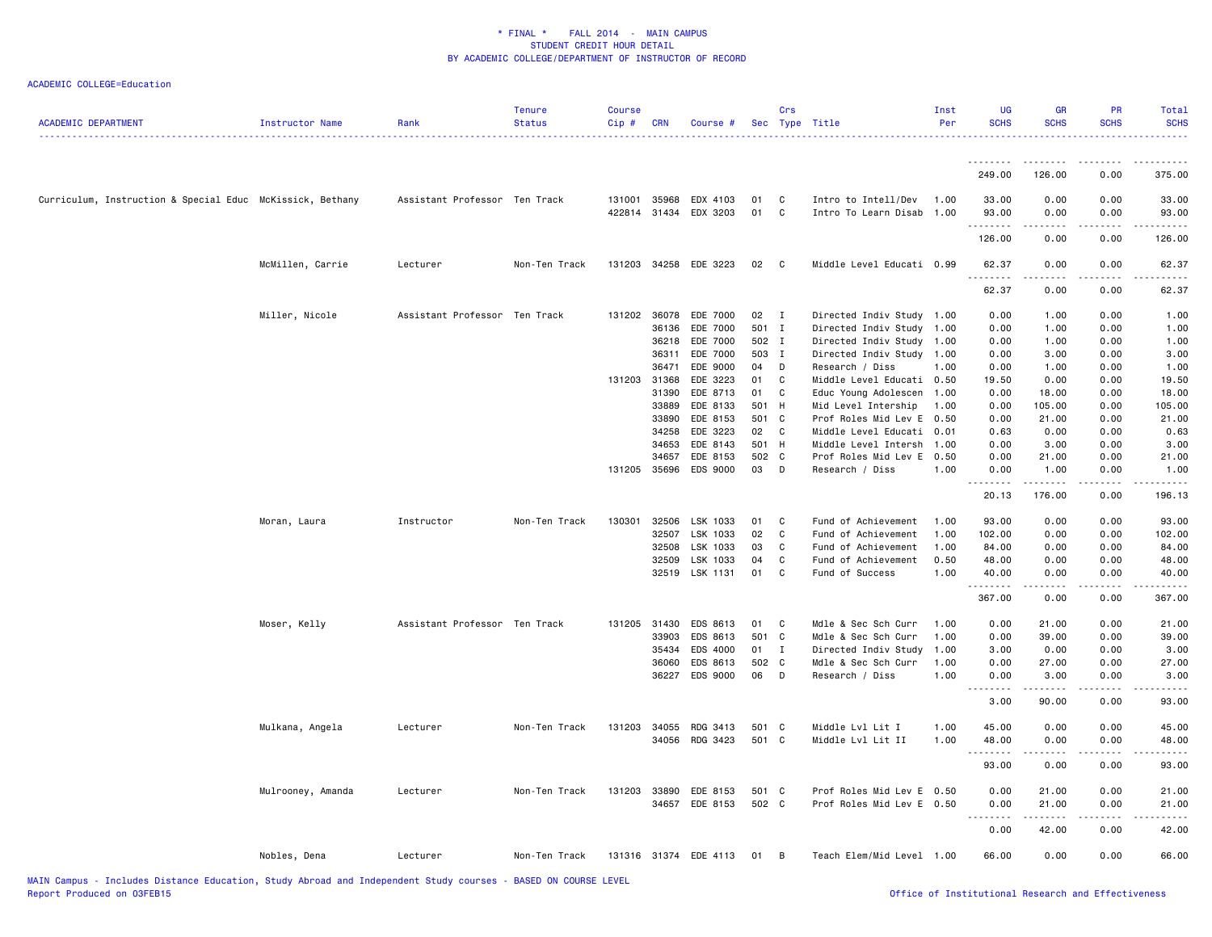\* FINAL \*    FALL 2014  -  MAIN CAMPUS
STUDENT CREDIT HOUR DETAIL
BY ACADEMIC COLLEGE/DEPARTMENT OF INSTRUCTOR OF RECORD

ACADEMIC COLLEGE=Education

| ACADEMIC DEPARTMENT | Instructor Name | Rank | Tenure Status | Course Cip # | CRN | Course # | Sec | Crs Type | Title | Inst Per | UG SCHS | GR SCHS | PR SCHS | Total SCHS |
|---|---|---|---|---|---|---|---|---|---|---|---|---|---|---|
| | | | | | | | | | | | 249.00 | 126.00 | 0.00 | 375.00 |
| Curriculum, Instruction & Special Educ | McKissick, Bethany | Assistant Professor | Ten Track | 131001 | 35968 | EDX 4103 | 01 | C | Intro to Intell/Dev | 1.00 | 33.00 | 0.00 | 0.00 | 33.00 |
| | | | | 422814 | 31434 | EDX 3203 | 01 | C | Intro To Learn Disab | 1.00 | 93.00 | 0.00 | 0.00 | 93.00 |
| | | | | | | | | | | | 126.00 | 0.00 | 0.00 | 126.00 |
| | McMillen, Carrie | Lecturer | Non-Ten Track | 131203 | 34258 | EDE 3223 | 02 | C | Middle Level Educati | 0.99 | 62.37 | 0.00 | 0.00 | 62.37 |
| | | | | | | | | | | | 62.37 | 0.00 | 0.00 | 62.37 |
| | Miller, Nicole | Assistant Professor | Ten Track | 131202 | 36078 | EDE 7000 | 02 | I | Directed Indiv Study | 1.00 | 0.00 | 1.00 | 0.00 | 1.00 |
| | | | | | 36136 | EDE 7000 | 501 | I | Directed Indiv Study | 1.00 | 0.00 | 1.00 | 0.00 | 1.00 |
| | | | | | 36218 | EDE 7000 | 502 | I | Directed Indiv Study | 1.00 | 0.00 | 1.00 | 0.00 | 1.00 |
| | | | | | 36311 | EDE 7000 | 503 | I | Directed Indiv Study | 1.00 | 0.00 | 3.00 | 0.00 | 3.00 |
| | | | | | 36471 | EDE 9000 | 04 | D | Research / Diss | 1.00 | 0.00 | 1.00 | 0.00 | 1.00 |
| | | | | 131203 | 31368 | EDE 3223 | 01 | C | Middle Level Educati | 0.50 | 19.50 | 0.00 | 0.00 | 19.50 |
| | | | | | 31390 | EDE 8713 | 01 | C | Educ Young Adolescen | 1.00 | 0.00 | 18.00 | 0.00 | 18.00 |
| | | | | | 33889 | EDE 8133 | 501 | H | Mid Level Intership | 1.00 | 0.00 | 105.00 | 0.00 | 105.00 |
| | | | | | 33890 | EDE 8153 | 501 | C | Prof Roles Mid Lev E | 0.50 | 0.00 | 21.00 | 0.00 | 21.00 |
| | | | | | 34258 | EDE 3223 | 02 | C | Middle Level Educati | 0.01 | 0.63 | 0.00 | 0.00 | 0.63 |
| | | | | | 34653 | EDE 8143 | 501 | H | Middle Level Intersh | 1.00 | 0.00 | 3.00 | 0.00 | 3.00 |
| | | | | | 34657 | EDE 8153 | 502 | C | Prof Roles Mid Lev E | 0.50 | 0.00 | 21.00 | 0.00 | 21.00 |
| | | | | 131205 | 35696 | EDS 9000 | 03 | D | Research / Diss | 1.00 | 0.00 | 1.00 | 0.00 | 1.00 |
| | | | | | | | | | | | 20.13 | 176.00 | 0.00 | 196.13 |
| | Moran, Laura | Instructor | Non-Ten Track | 130301 | 32506 | LSK 1033 | 01 | C | Fund of Achievement | 1.00 | 93.00 | 0.00 | 0.00 | 93.00 |
| | | | | | 32507 | LSK 1033 | 02 | C | Fund of Achievement | 1.00 | 102.00 | 0.00 | 0.00 | 102.00 |
| | | | | | 32508 | LSK 1033 | 03 | C | Fund of Achievement | 1.00 | 84.00 | 0.00 | 0.00 | 84.00 |
| | | | | | 32509 | LSK 1033 | 04 | C | Fund of Achievement | 0.50 | 48.00 | 0.00 | 0.00 | 48.00 |
| | | | | | 32519 | LSK 1131 | 01 | C | Fund of Success | 1.00 | 40.00 | 0.00 | 0.00 | 40.00 |
| | | | | | | | | | | | 367.00 | 0.00 | 0.00 | 367.00 |
| | Moser, Kelly | Assistant Professor | Ten Track | 131205 | 31430 | EDS 8613 | 01 | C | Mdle & Sec Sch Curr | 1.00 | 0.00 | 21.00 | 0.00 | 21.00 |
| | | | | | 33903 | EDS 8613 | 501 | C | Mdle & Sec Sch Curr | 1.00 | 0.00 | 39.00 | 0.00 | 39.00 |
| | | | | | 35434 | EDS 4000 | 01 | I | Directed Indiv Study | 1.00 | 3.00 | 0.00 | 0.00 | 3.00 |
| | | | | | 36060 | EDS 8613 | 502 | C | Mdle & Sec Sch Curr | 1.00 | 0.00 | 27.00 | 0.00 | 27.00 |
| | | | | | 36227 | EDS 9000 | 06 | D | Research / Diss | 1.00 | 0.00 | 3.00 | 0.00 | 3.00 |
| | | | | | | | | | | | 3.00 | 90.00 | 0.00 | 93.00 |
| | Mulkana, Angela | Lecturer | Non-Ten Track | 131203 | 34055 | RDG 3413 | 501 | C | Middle Lvl Lit I | 1.00 | 45.00 | 0.00 | 0.00 | 45.00 |
| | | | | | 34056 | RDG 3423 | 501 | C | Middle Lvl Lit II | 1.00 | 48.00 | 0.00 | 0.00 | 48.00 |
| | | | | | | | | | | | 93.00 | 0.00 | 0.00 | 93.00 |
| | Mulrooney, Amanda | Lecturer | Non-Ten Track | 131203 | 33890 | EDE 8153 | 501 | C | Prof Roles Mid Lev E | 0.50 | 0.00 | 21.00 | 0.00 | 21.00 |
| | | | | | 34657 | EDE 8153 | 502 | C | Prof Roles Mid Lev E | 0.50 | 0.00 | 21.00 | 0.00 | 21.00 |
| | | | | | | | | | | | 0.00 | 42.00 | 0.00 | 42.00 |
| | Nobles, Dena | Lecturer | Non-Ten Track | 131316 | 31374 | EDE 4113 | 01 | B | Teach Elem/Mid Level | 1.00 | 66.00 | 0.00 | 0.00 | 66.00 |

MAIN Campus - Includes Distance Education, Study Abroad and Independent Study courses - BASED ON COURSE LEVEL
Report Produced on 03FEB15
Office of Institutional Research and Effectiveness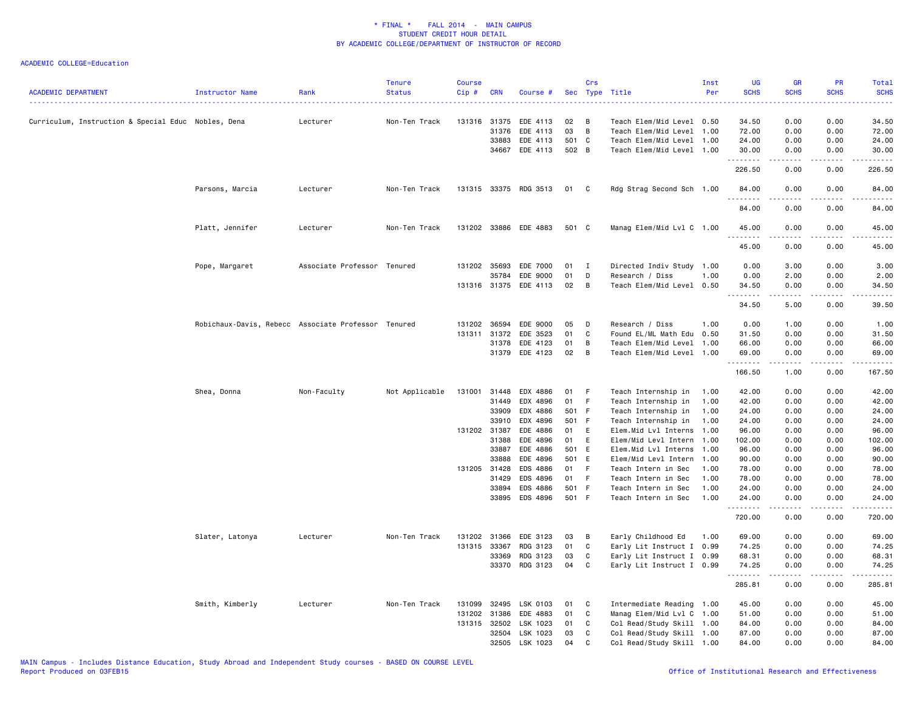\* FINAL \* FALL 2014 - MAIN CAMPUS
STUDENT CREDIT HOUR DETAIL
BY ACADEMIC COLLEGE/DEPARTMENT OF INSTRUCTOR OF RECORD

ACADEMIC COLLEGE=Education

| ACADEMIC DEPARTMENT | Instructor Name | Rank | Tenure Status | Course Cip # | CRN | Course # | Sec | Crs Type | Title | Inst Per | UG SCHS | GR SCHS | PR SCHS | Total SCHS |
|---|---|---|---|---|---|---|---|---|---|---|---|---|---|---|
| Curriculum, Instruction & Special Educ | Nobles, Dena | Lecturer | Non-Ten Track | 131316 | 31375 | EDE 4113 | 02 | B | Teach Elem/Mid Level | 0.50 | 34.50 | 0.00 | 0.00 | 34.50 |
| | | | | | 31376 | EDE 4113 | 03 | B | Teach Elem/Mid Level | 1.00 | 72.00 | 0.00 | 0.00 | 72.00 |
| | | | | | 33883 | EDE 4113 | 501 | C | Teach Elem/Mid Level | 1.00 | 24.00 | 0.00 | 0.00 | 24.00 |
| | | | | | 34667 | EDE 4113 | 502 | B | Teach Elem/Mid Level | 1.00 | 30.00 | 0.00 | 0.00 | 30.00 |
| | | | | | | | | | | | 226.50 | 0.00 | 0.00 | 226.50 |
| | Parsons, Marcia | Lecturer | Non-Ten Track | 131315 | 33375 | RDG 3513 | 01 | C | Rdg Strag Second Sch | 1.00 | 84.00 | 0.00 | 0.00 | 84.00 |
| | | | | | | | | | | | 84.00 | 0.00 | 0.00 | 84.00 |
| | Platt, Jennifer | Lecturer | Non-Ten Track | 131202 | 33886 | EDE 4883 | 501 | C | Manag Elem/Mid Lvl C | 1.00 | 45.00 | 0.00 | 0.00 | 45.00 |
| | | | | | | | | | | | 45.00 | 0.00 | 0.00 | 45.00 |
| | Pope, Margaret | Associate Professor | Tenured | 131202 | 35693 | EDE 7000 | 01 | I | Directed Indiv Study | 1.00 | 0.00 | 3.00 | 0.00 | 3.00 |
| | | | | | 35784 | EDE 9000 | 01 | D | Research / Diss | 1.00 | 0.00 | 2.00 | 0.00 | 2.00 |
| | | | | 131316 | 31375 | EDE 4113 | 02 | B | Teach Elem/Mid Level | 0.50 | 34.50 | 0.00 | 0.00 | 34.50 |
| | | | | | | | | | | | 34.50 | 5.00 | 0.00 | 39.50 |
| | Robichaux-Davis, Rebecc | Associate Professor | Tenured | 131202 | 36594 | EDE 9000 | 05 | D | Research / Diss | 1.00 | 0.00 | 1.00 | 0.00 | 1.00 |
| | | | | 131311 | 31372 | EDE 3523 | 01 | C | Found EL/ML Math Edu | 0.50 | 31.50 | 0.00 | 0.00 | 31.50 |
| | | | | | 31378 | EDE 4123 | 01 | B | Teach Elem/Mid Level | 1.00 | 66.00 | 0.00 | 0.00 | 66.00 |
| | | | | | 31379 | EDE 4123 | 02 | B | Teach Elem/Mid Level | 1.00 | 69.00 | 0.00 | 0.00 | 69.00 |
| | | | | | | | | | | | 166.50 | 1.00 | 0.00 | 167.50 |
| | Shea, Donna | Non-Faculty | Not Applicable | 131001 | 31448 | EDX 4886 | 01 | F | Teach Internship in | 1.00 | 42.00 | 0.00 | 0.00 | 42.00 |
| | | | | | 31449 | EDX 4896 | 01 | F | Teach Internship in | 1.00 | 42.00 | 0.00 | 0.00 | 42.00 |
| | | | | | 33909 | EDX 4886 | 501 | F | Teach Internship in | 1.00 | 24.00 | 0.00 | 0.00 | 24.00 |
| | | | | | 33910 | EDX 4896 | 501 | F | Teach Internship in | 1.00 | 24.00 | 0.00 | 0.00 | 24.00 |
| | | | | 131202 | 31387 | EDE 4886 | 01 | E | Elem.Mid Lvl Interns | 1.00 | 96.00 | 0.00 | 0.00 | 96.00 |
| | | | | | 31388 | EDE 4896 | 01 | E | Elem/Mid Levl Intern | 1.00 | 102.00 | 0.00 | 0.00 | 102.00 |
| | | | | | 33887 | EDE 4886 | 501 | E | Elem.Mid Lvl Interns | 1.00 | 96.00 | 0.00 | 0.00 | 96.00 |
| | | | | | 33888 | EDE 4896 | 501 | E | Elem/Mid Levl Intern | 1.00 | 90.00 | 0.00 | 0.00 | 90.00 |
| | | | | 131205 | 31428 | EDS 4886 | 01 | F | Teach Intern in Sec | 1.00 | 78.00 | 0.00 | 0.00 | 78.00 |
| | | | | | 31429 | EDS 4896 | 01 | F | Teach Intern in Sec | 1.00 | 78.00 | 0.00 | 0.00 | 78.00 |
| | | | | | 33894 | EDS 4886 | 501 | F | Teach Intern in Sec | 1.00 | 24.00 | 0.00 | 0.00 | 24.00 |
| | | | | | 33895 | EDS 4896 | 501 | F | Teach Intern in Sec | 1.00 | 24.00 | 0.00 | 0.00 | 24.00 |
| | | | | | | | | | | | 720.00 | 0.00 | 0.00 | 720.00 |
| | Slater, Latonya | Lecturer | Non-Ten Track | 131202 | 31366 | EDE 3123 | 03 | B | Early Childhood Ed | 1.00 | 69.00 | 0.00 | 0.00 | 69.00 |
| | | | | 131315 | 33367 | RDG 3123 | 01 | C | Early Lit Instruct I | 0.99 | 74.25 | 0.00 | 0.00 | 74.25 |
| | | | | | 33369 | RDG 3123 | 03 | C | Early Lit Instruct I | 0.99 | 68.31 | 0.00 | 0.00 | 68.31 |
| | | | | | 33370 | RDG 3123 | 04 | C | Early Lit Instruct I | 0.99 | 74.25 | 0.00 | 0.00 | 74.25 |
| | | | | | | | | | | | 285.81 | 0.00 | 0.00 | 285.81 |
| | Smith, Kimberly | Lecturer | Non-Ten Track | 131099 | 32495 | LSK 0103 | 01 | C | Intermediate Reading | 1.00 | 45.00 | 0.00 | 0.00 | 45.00 |
| | | | | 131202 | 31386 | EDE 4883 | 01 | C | Manag Elem/Mid Lvl C | 1.00 | 51.00 | 0.00 | 0.00 | 51.00 |
| | | | | 131315 | 32502 | LSK 1023 | 01 | C | Col Read/Study Skill | 1.00 | 84.00 | 0.00 | 0.00 | 84.00 |
| | | | | | 32504 | LSK 1023 | 03 | C | Col Read/Study Skill | 1.00 | 87.00 | 0.00 | 0.00 | 87.00 |
| | | | | | 32505 | LSK 1023 | 04 | C | Col Read/Study Skill | 1.00 | 84.00 | 0.00 | 0.00 | 84.00 |

MAIN Campus - Includes Distance Education, Study Abroad and Independent Study courses - BASED ON COURSE LEVEL
Report Produced on 03FEB15

Office of Institutional Research and Effectiveness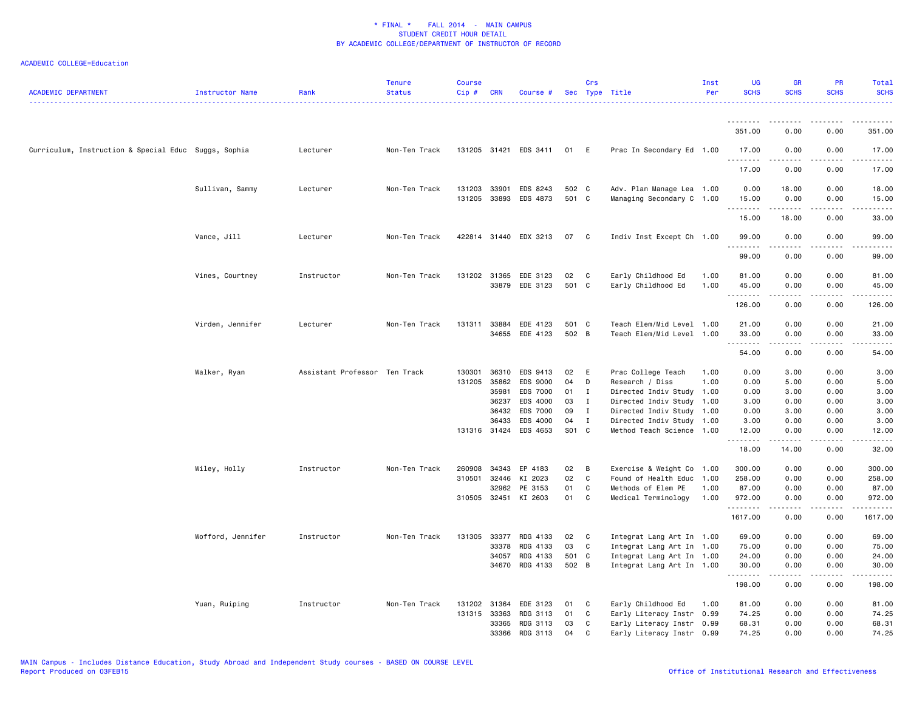* FINAL * FALL 2014 - MAIN CAMPUS
STUDENT CREDIT HOUR DETAIL
BY ACADEMIC COLLEGE/DEPARTMENT OF INSTRUCTOR OF RECORD

ACADEMIC COLLEGE=Education

| ACADEMIC DEPARTMENT | Instructor Name | Rank | Tenure Status | Course Cip # | CRN | Course # | Sec | Crs Type | Title | Inst Per | UG SCHS | GR SCHS | PR SCHS | Total SCHS |
|---|---|---|---|---|---|---|---|---|---|---|---|---|---|---|
| | | | | | | | | | | | 351.00 | 0.00 | 0.00 | 351.00 |
| Curriculum, Instruction & Special Educ | Suggs, Sophia | Lecturer | Non-Ten Track | 131205 | 31421 | EDS 3411 | 01 | E | Prac In Secondary Ed | 1.00 | 17.00 | 0.00 | 0.00 | 17.00 |
| | | | | | | | | | | | 17.00 | 0.00 | 0.00 | 17.00 |
| | Sullivan, Sammy | Lecturer | Non-Ten Track | 131203 | 33901 | EDS 8243 | 502 | C | Adv. Plan Manage Lea | 1.00 | 0.00 | 18.00 | 0.00 | 18.00 |
| | | | | 131205 | 33893 | EDS 4873 | 501 | C | Managing Secondary C | 1.00 | 15.00 | 0.00 | 0.00 | 15.00 |
| | | | | | | | | | | | 15.00 | 18.00 | 0.00 | 33.00 |
| | Vance, Jill | Lecturer | Non-Ten Track | 422814 | 31440 | EDX 3213 | 07 | C | Indiv Inst Except Ch | 1.00 | 99.00 | 0.00 | 0.00 | 99.00 |
| | | | | | | | | | | | 99.00 | 0.00 | 0.00 | 99.00 |
| | Vines, Courtney | Instructor | Non-Ten Track | 131202 | 31365 | EDE 3123 | 02 | C | Early Childhood Ed | 1.00 | 81.00 | 0.00 | 0.00 | 81.00 |
| | | | | | 33879 | EDE 3123 | 501 | C | Early Childhood Ed | 1.00 | 45.00 | 0.00 | 0.00 | 45.00 |
| | | | | | | | | | | | 126.00 | 0.00 | 0.00 | 126.00 |
| | Virden, Jennifer | Lecturer | Non-Ten Track | 131311 | 33884 | EDE 4123 | 501 | C | Teach Elem/Mid Level | 1.00 | 21.00 | 0.00 | 0.00 | 21.00 |
| | | | | | 34655 | EDE 4123 | 502 | B | Teach Elem/Mid Level | 1.00 | 33.00 | 0.00 | 0.00 | 33.00 |
| | | | | | | | | | | | 54.00 | 0.00 | 0.00 | 54.00 |
| | Walker, Ryan | Assistant Professor | Ten Track | 130301 | 36310 | EDS 9413 | 02 | E | Prac College Teach | 1.00 | 0.00 | 3.00 | 0.00 | 3.00 |
| | | | | 131205 | 35862 | EDS 9000 | 04 | D | Research / Diss | 1.00 | 0.00 | 5.00 | 0.00 | 5.00 |
| | | | | | 35981 | EDS 7000 | 01 | I | Directed Indiv Study | 1.00 | 0.00 | 3.00 | 0.00 | 3.00 |
| | | | | | 36237 | EDS 4000 | 03 | I | Directed Indiv Study | 1.00 | 3.00 | 0.00 | 0.00 | 3.00 |
| | | | | | 36432 | EDS 7000 | 09 | I | Directed Indiv Study | 1.00 | 0.00 | 3.00 | 0.00 | 3.00 |
| | | | | | 36433 | EDS 4000 | 04 | I | Directed Indiv Study | 1.00 | 3.00 | 0.00 | 0.00 | 3.00 |
| | | | | 131316 | 31424 | EDS 4653 | S01 | C | Method Teach Science | 1.00 | 12.00 | 0.00 | 0.00 | 12.00 |
| | | | | | | | | | | | 18.00 | 14.00 | 0.00 | 32.00 |
| | Wiley, Holly | Instructor | Non-Ten Track | 260908 | 34343 | EP 4183 | 02 | B | Exercise & Weight Co | 1.00 | 300.00 | 0.00 | 0.00 | 300.00 |
| | | | | 310501 | 32446 | KI 2023 | 02 | C | Found of Health Educ | 1.00 | 258.00 | 0.00 | 0.00 | 258.00 |
| | | | | | 32962 | PE 3153 | 01 | C | Methods of Elem PE | 1.00 | 87.00 | 0.00 | 0.00 | 87.00 |
| | | | | 310505 | 32451 | KI 2603 | 01 | C | Medical Terminology | 1.00 | 972.00 | 0.00 | 0.00 | 972.00 |
| | | | | | | | | | | | 1617.00 | 0.00 | 0.00 | 1617.00 |
| | Wofford, Jennifer | Instructor | Non-Ten Track | 131305 | 33377 | RDG 4133 | 02 | C | Integrat Lang Art In | 1.00 | 69.00 | 0.00 | 0.00 | 69.00 |
| | | | | | 33378 | RDG 4133 | 03 | C | Integrat Lang Art In | 1.00 | 75.00 | 0.00 | 0.00 | 75.00 |
| | | | | | 34057 | RDG 4133 | 501 | C | Integrat Lang Art In | 1.00 | 24.00 | 0.00 | 0.00 | 24.00 |
| | | | | | 34670 | RDG 4133 | 502 | B | Integrat Lang Art In | 1.00 | 30.00 | 0.00 | 0.00 | 30.00 |
| | | | | | | | | | | | 198.00 | 0.00 | 0.00 | 198.00 |
| | Yuan, Ruiping | Instructor | Non-Ten Track | 131202 | 31364 | EDE 3123 | 01 | C | Early Childhood Ed | 1.00 | 81.00 | 0.00 | 0.00 | 81.00 |
| | | | | 131315 | 33363 | RDG 3113 | 01 | C | Early Literacy Instr | 0.99 | 74.25 | 0.00 | 0.00 | 74.25 |
| | | | | | 33365 | RDG 3113 | 03 | C | Early Literacy Instr | 0.99 | 68.31 | 0.00 | 0.00 | 68.31 |
| | | | | | 33366 | RDG 3113 | 04 | C | Early Literacy Instr | 0.99 | 74.25 | 0.00 | 0.00 | 74.25 |

MAIN Campus - Includes Distance Education, Study Abroad and Independent Study courses - BASED ON COURSE LEVEL
Report Produced on 03FEB15 Office of Institutional Research and Effectiveness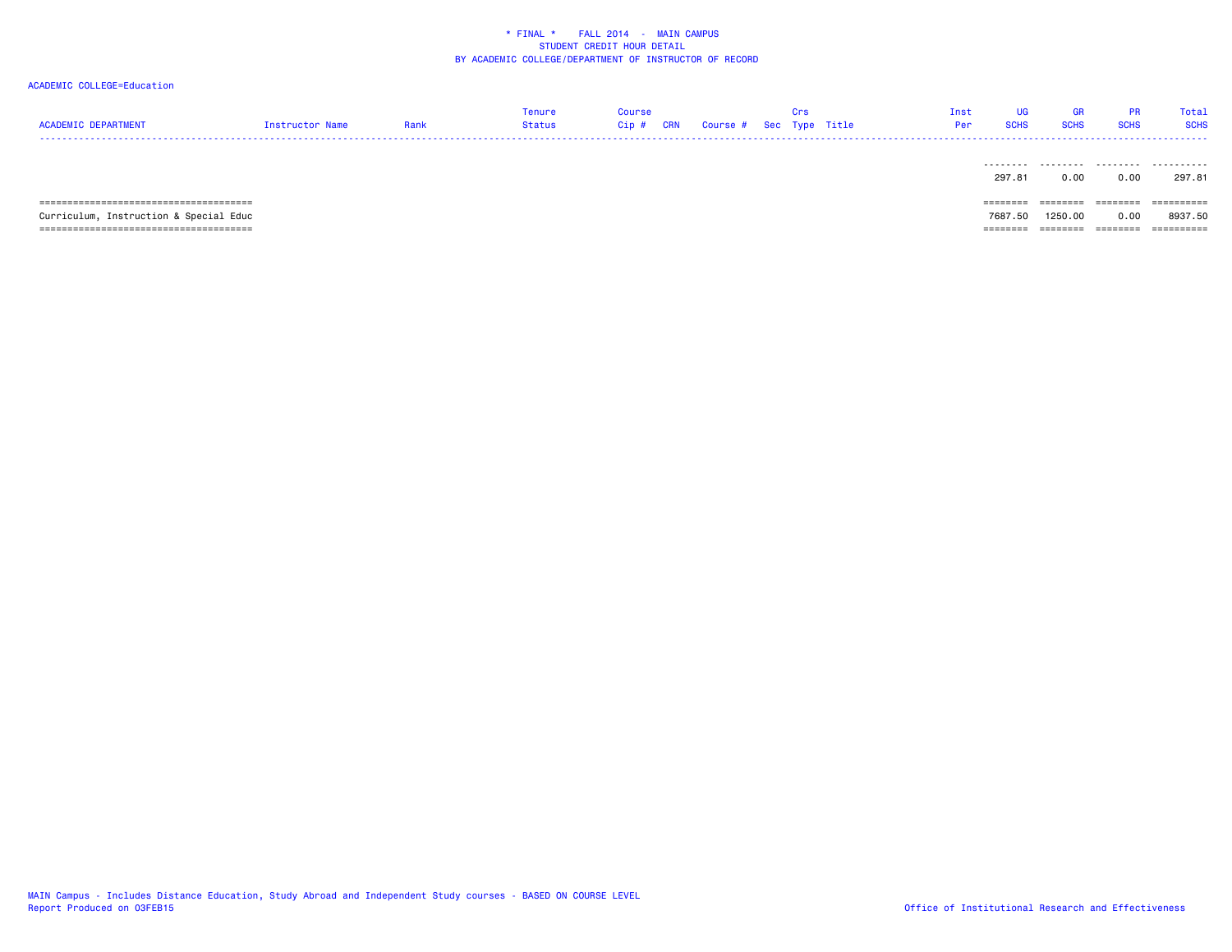\* FINAL \*    FALL 2014  -  MAIN CAMPUS
STUDENT CREDIT HOUR DETAIL
BY ACADEMIC COLLEGE/DEPARTMENT OF INSTRUCTOR OF RECORD

ACADEMIC COLLEGE=Education

| ACADEMIC DEPARTMENT | Instructor Name | Rank | Tenure Status | Course Cip # | CRN | Course # | Sec | Crs Type | Title | Inst Per | UG SCHS | GR SCHS | PR SCHS | Total SCHS |
|---|---|---|---|---|---|---|---|---|---|---|---|---|---|---|
| | | | | | | | | | | | 297.81 | 0.00 | 0.00 | 297.81 |
| Curriculum, Instruction & Special Educ | | | | | | | | | | | 7687.50 | 1250.00 | 0.00 | 8937.50 |

MAIN Campus - Includes Distance Education, Study Abroad and Independent Study courses - BASED ON COURSE LEVEL
Report Produced on 03FEB15

Office of Institutional Research and Effectiveness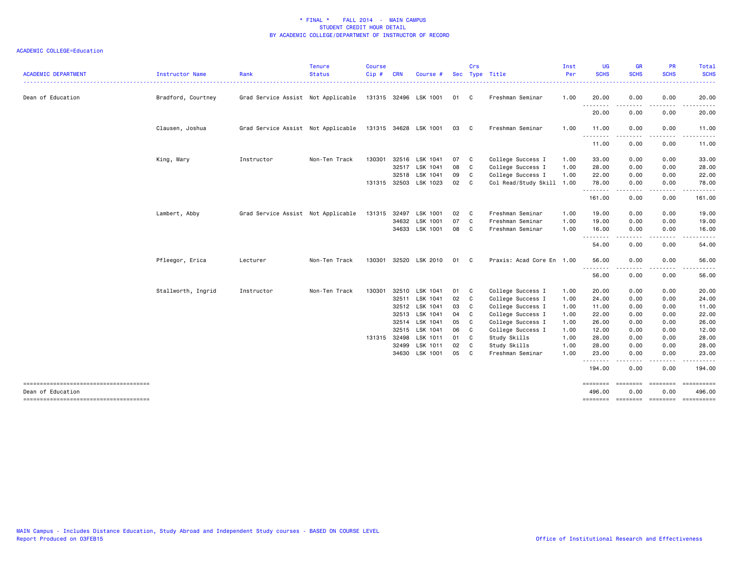**\* FINAL \* FALL 2014 - MAIN CAMPUS**
**STUDENT CREDIT HOUR DETAIL**
**BY ACADEMIC COLLEGE/DEPARTMENT OF INSTRUCTOR OF RECORD**

ACADEMIC COLLEGE=Education

| ACADEMIC DEPARTMENT | Instructor Name | Rank | Tenure Status | Course Cip # | CRN | Course # | Sec | Crs Type | Title | Inst Per | UG SCHS | GR SCHS | PR SCHS | Total SCHS |
|---|---|---|---|---|---|---|---|---|---|---|---|---|---|---|
| Dean of Education | Bradford, Courtney | Grad Service Assist | Not Applicable | 131315 | 32496 | LSK 1001 | 01 | C | Freshman Seminar | 1.00 | 20.00 | 0.00 | 0.00 | 20.00 |
| | | | | | | | | | | | 20.00 | 0.00 | 0.00 | 20.00 |
| | Clausen, Joshua | Grad Service Assist | Not Applicable | 131315 | 34628 | LSK 1001 | 03 | C | Freshman Seminar | 1.00 | 11.00 | 0.00 | 0.00 | 11.00 |
| | | | | | | | | | | | 11.00 | 0.00 | 0.00 | 11.00 |
| | King, Mary | Instructor | Non-Ten Track | 130301 | 32516 | LSK 1041 | 07 | C | College Success I | 1.00 | 33.00 | 0.00 | 0.00 | 33.00 |
| | | | | | 32517 | LSK 1041 | 08 | C | College Success I | 1.00 | 28.00 | 0.00 | 0.00 | 28.00 |
| | | | | | 32518 | LSK 1041 | 09 | C | College Success I | 1.00 | 22.00 | 0.00 | 0.00 | 22.00 |
| | | | | 131315 | 32503 | LSK 1023 | 02 | C | Col Read/Study Skill | 1.00 | 78.00 | 0.00 | 0.00 | 78.00 |
| | | | | | | | | | | | 161.00 | 0.00 | 0.00 | 161.00 |
| | Lambert, Abby | Grad Service Assist | Not Applicable | 131315 | 32497 | LSK 1001 | 02 | C | Freshman Seminar | 1.00 | 19.00 | 0.00 | 0.00 | 19.00 |
| | | | | | 34632 | LSK 1001 | 07 | C | Freshman Seminar | 1.00 | 19.00 | 0.00 | 0.00 | 19.00 |
| | | | | | 34633 | LSK 1001 | 08 | C | Freshman Seminar | 1.00 | 16.00 | 0.00 | 0.00 | 16.00 |
| | | | | | | | | | | | 54.00 | 0.00 | 0.00 | 54.00 |
| | Pfleegor, Erica | Lecturer | Non-Ten Track | 130301 | 32520 | LSK 2010 | 01 | C | Praxis: Acad Core En | 1.00 | 56.00 | 0.00 | 0.00 | 56.00 |
| | | | | | | | | | | | 56.00 | 0.00 | 0.00 | 56.00 |
| | Stallworth, Ingrid | Instructor | Non-Ten Track | 130301 | 32510 | LSK 1041 | 01 | C | College Success I | 1.00 | 20.00 | 0.00 | 0.00 | 20.00 |
| | | | | | 32511 | LSK 1041 | 02 | C | College Success I | 1.00 | 24.00 | 0.00 | 0.00 | 24.00 |
| | | | | | 32512 | LSK 1041 | 03 | C | College Success I | 1.00 | 11.00 | 0.00 | 0.00 | 11.00 |
| | | | | | 32513 | LSK 1041 | 04 | C | College Success I | 1.00 | 22.00 | 0.00 | 0.00 | 22.00 |
| | | | | | 32514 | LSK 1041 | 05 | C | College Success I | 1.00 | 26.00 | 0.00 | 0.00 | 26.00 |
| | | | | | 32515 | LSK 1041 | 06 | C | College Success I | 1.00 | 12.00 | 0.00 | 0.00 | 12.00 |
| | | | | 131315 | 32498 | LSK 1011 | 01 | C | Study Skills | 1.00 | 28.00 | 0.00 | 0.00 | 28.00 |
| | | | | | 32499 | LSK 1011 | 02 | C | Study Skills | 1.00 | 28.00 | 0.00 | 0.00 | 28.00 |
| | | | | | 34630 | LSK 1001 | 05 | C | Freshman Seminar | 1.00 | 23.00 | 0.00 | 0.00 | 23.00 |
| | | | | | | | | | | | 194.00 | 0.00 | 0.00 | 194.00 |
| Dean of Education | | | | | | | | | | | 496.00 | 0.00 | 0.00 | 496.00 |

MAIN Campus - Includes Distance Education, Study Abroad and Independent Study courses - BASED ON COURSE LEVEL
Report Produced on 03FEB15

Office of Institutional Research and Effectiveness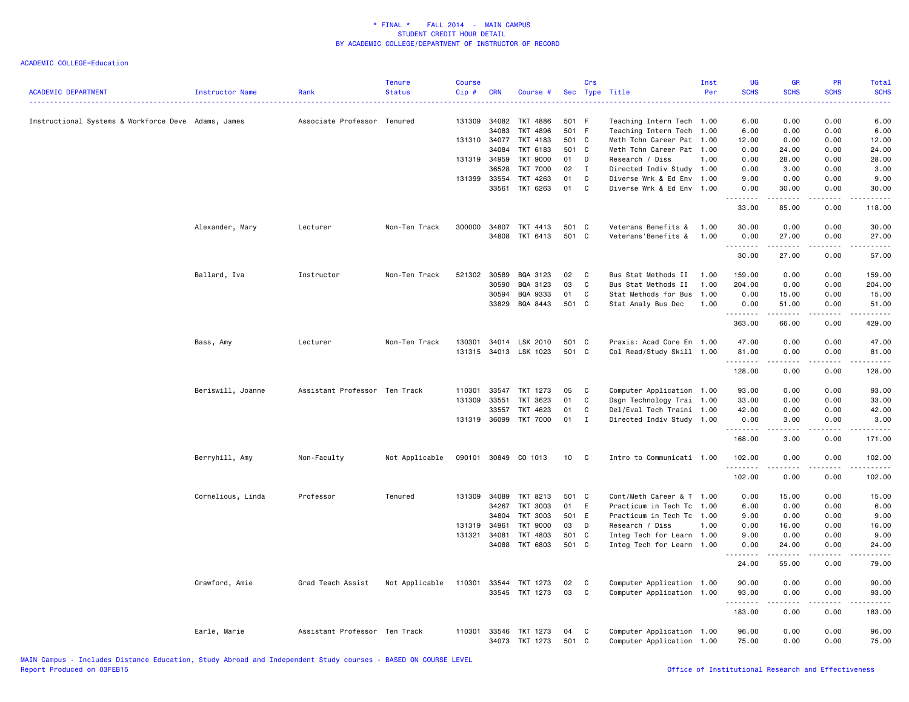\* FINAL \*   FALL 2014 - MAIN CAMPUS
STUDENT CREDIT HOUR DETAIL
BY ACADEMIC COLLEGE/DEPARTMENT OF INSTRUCTOR OF RECORD

ACADEMIC COLLEGE=Education

| ACADEMIC DEPARTMENT | Instructor Name | Rank | Tenure Status | Course Cip # | CRN | Course # | Sec | Crs Type | Title | Inst Per | UG SCHS | GR SCHS | PR SCHS | Total SCHS |
|---|---|---|---|---|---|---|---|---|---|---|---|---|---|---|
| Instructional Systems & Workforce Deve | Adams, James | Associate Professor | Tenured | 131309 | 34082 | TKT 4886 | 501 | F | Teaching Intern Tech | 1.00 | 6.00 | 0.00 | 0.00 | 6.00 |
| | | | | | 34083 | TKT 4896 | 501 | F | Teaching Intern Tech | 1.00 | 6.00 | 0.00 | 0.00 | 6.00 |
| | | | | 131310 | 34077 | TKT 4183 | 501 | C | Meth Tchn Career Pat | 1.00 | 12.00 | 0.00 | 0.00 | 12.00 |
| | | | | | 34084 | TKT 6183 | 501 | C | Meth Tchn Career Pat | 1.00 | 0.00 | 24.00 | 0.00 | 24.00 |
| | | | | 131319 | 34959 | TKT 9000 | 01 | D | Research / Diss | 1.00 | 0.00 | 28.00 | 0.00 | 28.00 |
| | | | | | 36528 | TKT 7000 | 02 | I | Directed Indiv Study | 1.00 | 0.00 | 3.00 | 0.00 | 3.00 |
| | | | | 131399 | 33554 | TKT 4263 | 01 | C | Diverse Wrk & Ed Env | 1.00 | 9.00 | 0.00 | 0.00 | 9.00 |
| | | | | | 33561 | TKT 6263 | 01 | C | Diverse Wrk & Ed Env | 1.00 | 0.00 | 30.00 | 0.00 | 30.00 |
| | | | | | | | | | | | 33.00 | 85.00 | 0.00 | 118.00 |
| | Alexander, Mary | Lecturer | Non-Ten Track | 300000 | 34807 | TKT 4413 | 501 | C | Veterans Benefits & | 1.00 | 30.00 | 0.00 | 0.00 | 30.00 |
| | | | | | 34808 | TKT 6413 | 501 | C | Veterans'Benefits & | 1.00 | 0.00 | 27.00 | 0.00 | 27.00 |
| | | | | | | | | | | | 30.00 | 27.00 | 0.00 | 57.00 |
| | Ballard, Iva | Instructor | Non-Ten Track | 521302 | 30589 | BQA 3123 | 02 | C | Bus Stat Methods II | 1.00 | 159.00 | 0.00 | 0.00 | 159.00 |
| | | | | | 30590 | BQA 3123 | 03 | C | Bus Stat Methods II | 1.00 | 204.00 | 0.00 | 0.00 | 204.00 |
| | | | | | 30594 | BQA 9333 | 01 | C | Stat Methods for Bus | 1.00 | 0.00 | 15.00 | 0.00 | 15.00 |
| | | | | | 33829 | BQA 8443 | 501 | C | Stat Analy Bus Dec | 1.00 | 0.00 | 51.00 | 0.00 | 51.00 |
| | | | | | | | | | | | 363.00 | 66.00 | 0.00 | 429.00 |
| | Bass, Amy | Lecturer | Non-Ten Track | 130301 | 34014 | LSK 2010 | 501 | C | Praxis: Acad Core En | 1.00 | 47.00 | 0.00 | 0.00 | 47.00 |
| | | | | 131315 | 34013 | LSK 1023 | 501 | C | Col Read/Study Skill | 1.00 | 81.00 | 0.00 | 0.00 | 81.00 |
| | | | | | | | | | | | 128.00 | 0.00 | 0.00 | 128.00 |
| | Beriswill, Joanne | Assistant Professor | Ten Track | 110301 | 33547 | TKT 1273 | 05 | C | Computer Application | 1.00 | 93.00 | 0.00 | 0.00 | 93.00 |
| | | | | 131309 | 33551 | TKT 3623 | 01 | C | Dsgn Technology Trai | 1.00 | 33.00 | 0.00 | 0.00 | 33.00 |
| | | | | | 33557 | TKT 4623 | 01 | C | Del/Eval Tech Traini | 1.00 | 42.00 | 0.00 | 0.00 | 42.00 |
| | | | | 131319 | 36099 | TKT 7000 | 01 | I | Directed Indiv Study | 1.00 | 0.00 | 3.00 | 0.00 | 3.00 |
| | | | | | | | | | | | 168.00 | 3.00 | 0.00 | 171.00 |
| | Berryhill, Amy | Non-Faculty | Not Applicable | 090101 | 30849 | CO 1013 | 10 | C | Intro to Communicati | 1.00 | 102.00 | 0.00 | 0.00 | 102.00 |
| | | | | | | | | | | | 102.00 | 0.00 | 0.00 | 102.00 |
| | Cornelious, Linda | Professor | Tenured | 131309 | 34089 | TKT 8213 | 501 | C | Cont/Meth Career & T | 1.00 | 0.00 | 15.00 | 0.00 | 15.00 |
| | | | | | 34267 | TKT 3003 | 01 | E | Practicum in Tech Tc | 1.00 | 6.00 | 0.00 | 0.00 | 6.00 |
| | | | | | 34804 | TKT 3003 | 501 | E | Practicum in Tech Tc | 1.00 | 9.00 | 0.00 | 0.00 | 9.00 |
| | | | | 131319 | 34961 | TKT 9000 | 03 | D | Research / Diss | 1.00 | 0.00 | 16.00 | 0.00 | 16.00 |
| | | | | 131321 | 34081 | TKT 4803 | 501 | C | Integ Tech for Learn | 1.00 | 9.00 | 0.00 | 0.00 | 9.00 |
| | | | | | 34088 | TKT 6803 | 501 | C | Integ Tech for Learn | 1.00 | 0.00 | 24.00 | 0.00 | 24.00 |
| | | | | | | | | | | | 24.00 | 55.00 | 0.00 | 79.00 |
| | Crawford, Amie | Grad Teach Assist | Not Applicable | 110301 | 33544 | TKT 1273 | 02 | C | Computer Application | 1.00 | 90.00 | 0.00 | 0.00 | 90.00 |
| | | | | | 33545 | TKT 1273 | 03 | C | Computer Application | 1.00 | 93.00 | 0.00 | 0.00 | 93.00 |
| | | | | | | | | | | | 183.00 | 0.00 | 0.00 | 183.00 |
| | Earle, Marie | Assistant Professor | Ten Track | 110301 | 33546 | TKT 1273 | 04 | C | Computer Application | 1.00 | 96.00 | 0.00 | 0.00 | 96.00 |
| | | | | | 34073 | TKT 1273 | 501 | C | Computer Application | 1.00 | 75.00 | 0.00 | 0.00 | 75.00 |

MAIN Campus - Includes Distance Education, Study Abroad and Independent Study courses - BASED ON COURSE LEVEL
Report Produced on 03FEB15
Office of Institutional Research and Effectiveness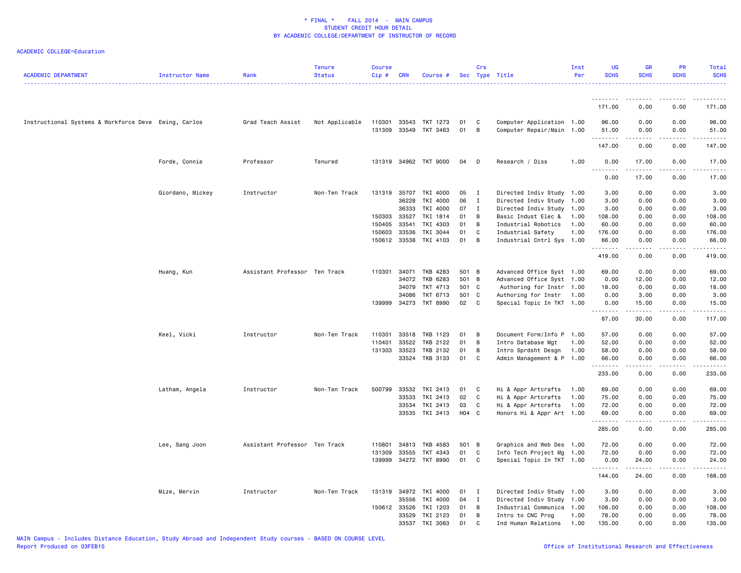\* FINAL \*   FALL 2014 - MAIN CAMPUS
STUDENT CREDIT HOUR DETAIL
BY ACADEMIC COLLEGE/DEPARTMENT OF INSTRUCTOR OF RECORD

ACADEMIC COLLEGE=Education

| ACADEMIC DEPARTMENT | Instructor Name | Rank | Tenure Status | Course Cip # | CRN | Course # | Sec | Crs Type | Title | Inst Per | UG SCHS | GR SCHS | PR SCHS | Total SCHS |
|---|---|---|---|---|---|---|---|---|---|---|---|---|---|---|
| | | | | | | | | | | | 171.00 | 0.00 | 0.00 | 171.00 |
| Instructional Systems & Workforce Deve | Ewing, Carlos | Grad Teach Assist | Not Applicable | 110301 | 33543 | TKT 1273 | 01 | C | Computer Application | 1.00 | 96.00 | 0.00 | 0.00 | 96.00 |
| | | | | 131309 | 33549 | TKT 3463 | 01 | B | Computer Repair/Main | 1.00 | 51.00 | 0.00 | 0.00 | 51.00 |
| | | | | | | | | | | | 147.00 | 0.00 | 0.00 | 147.00 |
| | Forde, Connie | Professor | Tenured | 131319 | 34962 | TKT 9000 | 04 | D | Research / Diss | 1.00 | 0.00 | 17.00 | 0.00 | 17.00 |
| | | | | | | | | | | | 0.00 | 17.00 | 0.00 | 17.00 |
| | Giordano, Mickey | Instructor | Non-Ten Track | 131319 | 35707 | TKI 4000 | 05 | I | Directed Indiv Study | 1.00 | 3.00 | 0.00 | 0.00 | 3.00 |
| | | | | | 36228 | TKI 4000 | 06 | I | Directed Indiv Study | 1.00 | 3.00 | 0.00 | 0.00 | 3.00 |
| | | | | | 36333 | TKI 4000 | 07 | I | Directed Indiv Study | 1.00 | 3.00 | 0.00 | 0.00 | 3.00 |
| | | | | 150303 | 33527 | TKI 1814 | 01 | B | Basic Indust Elec & | 1.00 | 108.00 | 0.00 | 0.00 | 108.00 |
| | | | | 150405 | 33541 | TKI 4303 | 01 | B | Industrial Robotics | 1.00 | 60.00 | 0.00 | 0.00 | 60.00 |
| | | | | 150603 | 33536 | TKI 3044 | 01 | C | Industrial Safety | 1.00 | 176.00 | 0.00 | 0.00 | 176.00 |
| | | | | 150612 | 33538 | TKI 4103 | 01 | B | Industrial Cntrl Sys | 1.00 | 66.00 | 0.00 | 0.00 | 66.00 |
| | | | | | | | | | | | 419.00 | 0.00 | 0.00 | 419.00 |
| | Huang, Kun | Assistant Professor | Ten Track | 110301 | 34071 | TKB 4283 | 501 | B | Advanced Office Syst | 1.00 | 69.00 | 0.00 | 0.00 | 69.00 |
| | | | | | 34072 | TKB 6283 | 501 | B | Advanced Office Syst | 1.00 | 0.00 | 12.00 | 0.00 | 12.00 |
| | | | | | 34079 | TKT 4713 | 501 | C | Authoring for Instr | 1.00 | 18.00 | 0.00 | 0.00 | 18.00 |
| | | | | | 34086 | TKT 6713 | 501 | C | Authoring for Instr | 1.00 | 0.00 | 3.00 | 0.00 | 3.00 |
| | | | | 139999 | 34273 | TKT 8990 | 02 | C | Special Topic In TKT | 1.00 | 0.00 | 15.00 | 0.00 | 15.00 |
| | | | | | | | | | | | 87.00 | 30.00 | 0.00 | 117.00 |
| | Keel, Vicki | Instructor | Non-Ten Track | 110301 | 33518 | TKB 1123 | 01 | B | Document Form/Info P | 1.00 | 57.00 | 0.00 | 0.00 | 57.00 |
| | | | | 110401 | 33522 | TKB 2122 | 01 | B | Intro Database Mgt | 1.00 | 52.00 | 0.00 | 0.00 | 52.00 |
| | | | | 131303 | 33523 | TKB 2132 | 01 | B | Intro Sprdsht Desgn | 1.00 | 58.00 | 0.00 | 0.00 | 58.00 |
| | | | | | 33524 | TKB 3133 | 01 | C | Admin Management & P | 1.00 | 66.00 | 0.00 | 0.00 | 66.00 |
| | | | | | | | | | | | 233.00 | 0.00 | 0.00 | 233.00 |
| | Latham, Angela | Instructor | Non-Ten Track | 500799 | 33532 | TKI 2413 | 01 | C | Hi & Appr Artcrafts | 1.00 | 69.00 | 0.00 | 0.00 | 69.00 |
| | | | | | 33533 | TKI 2413 | 02 | C | Hi & Appr Artcrafts | 1.00 | 75.00 | 0.00 | 0.00 | 75.00 |
| | | | | | 33534 | TKI 2413 | 03 | C | Hi & Appr Artcrafts | 1.00 | 72.00 | 0.00 | 0.00 | 72.00 |
| | | | | | 33535 | TKI 2413 | H04 | C | Honors Hi & Appr Art | 1.00 | 69.00 | 0.00 | 0.00 | 69.00 |
| | | | | | | | | | | | 285.00 | 0.00 | 0.00 | 285.00 |
| | Lee, Sang Joon | Assistant Professor | Ten Track | 110801 | 34813 | TKB 4583 | 501 | B | Graphics and Web Des | 1.00 | 72.00 | 0.00 | 0.00 | 72.00 |
| | | | | 131309 | 33555 | TKT 4343 | 01 | C | Info Tech Project Mg | 1.00 | 72.00 | 0.00 | 0.00 | 72.00 |
| | | | | 139999 | 34272 | TKT 8990 | 01 | C | Special Topic In TKT | 1.00 | 0.00 | 24.00 | 0.00 | 24.00 |
| | | | | | | | | | | | 144.00 | 24.00 | 0.00 | 168.00 |
| | Mize, Mervin | Instructor | Non-Ten Track | 131319 | 34972 | TKI 4000 | 01 | I | Directed Indiv Study | 1.00 | 3.00 | 0.00 | 0.00 | 3.00 |
| | | | | | 35556 | TKI 4000 | 04 | I | Directed Indiv Study | 1.00 | 3.00 | 0.00 | 0.00 | 3.00 |
| | | | | 150612 | 33526 | TKI 1203 | 01 | B | Industrial Communica | 1.00 | 108.00 | 0.00 | 0.00 | 108.00 |
| | | | | | 33529 | TKI 2123 | 01 | B | Intro to CNC Prog | 1.00 | 78.00 | 0.00 | 0.00 | 78.00 |
| | | | | | 33537 | TKI 3063 | 01 | C | Ind Human Relations | 1.00 | 135.00 | 0.00 | 0.00 | 135.00 |

MAIN Campus - Includes Distance Education, Study Abroad and Independent Study courses - BASED ON COURSE LEVEL
Report Produced on 03FEB15
Office of Institutional Research and Effectiveness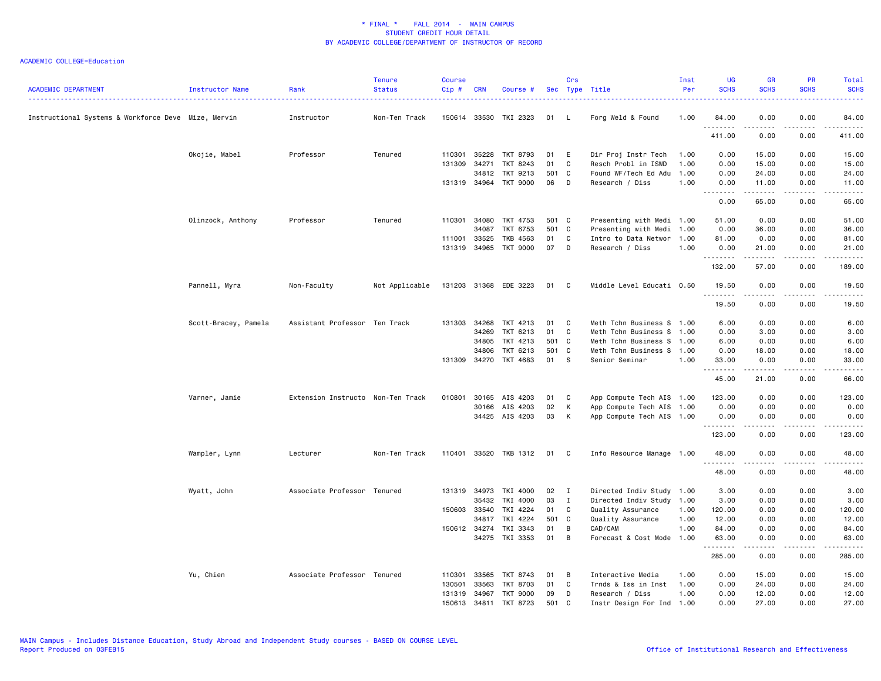* FINAL * FALL 2014 - MAIN CAMPUS
STUDENT CREDIT HOUR DETAIL
BY ACADEMIC COLLEGE/DEPARTMENT OF INSTRUCTOR OF RECORD

ACADEMIC COLLEGE=Education

| ACADEMIC DEPARTMENT | Instructor Name | Rank | Tenure Status | Course Cip # | CRN | Course # | Sec | Crs Type | Title | Inst Per | UG SCHS | GR SCHS | PR SCHS | Total SCHS |
|---|---|---|---|---|---|---|---|---|---|---|---|---|---|---|
| Instructional Systems & Workforce Deve | Mize, Mervin | Instructor | Non-Ten Track | 150614 | 33530 | TKI 2323 | 01 | L | Forg Weld & Found | 1.00 | 84.00 | 0.00 | 0.00 | 84.00 |
| | | | | | | | | | | | 411.00 | 0.00 | 0.00 | 411.00 |
| | Okojie, Mabel | Professor | Tenured | 110301 | 35228 | TKT 8793 | 01 | E | Dir Proj Instr Tech | 1.00 | 0.00 | 15.00 | 0.00 | 15.00 |
| | | | | 131309 | 34271 | TKT 8243 | 01 | C | Resch Probl in ISWD | 1.00 | 0.00 | 15.00 | 0.00 | 15.00 |
| | | | | | 34812 | TKT 9213 | 501 | C | Found WF/Tech Ed Adu | 1.00 | 0.00 | 24.00 | 0.00 | 24.00 |
| | | | | 131319 | 34964 | TKT 9000 | 06 | D | Research / Diss | 1.00 | 0.00 | 11.00 | 0.00 | 11.00 |
| | | | | | | | | | | | 0.00 | 65.00 | 0.00 | 65.00 |
| | Olinzock, Anthony | Professor | Tenured | 110301 | 34080 | TKT 4753 | 501 | C | Presenting with Medi | 1.00 | 51.00 | 0.00 | 0.00 | 51.00 |
| | | | | | 34087 | TKT 6753 | 501 | C | Presenting with Medi | 1.00 | 0.00 | 36.00 | 0.00 | 36.00 |
| | | | | 111001 | 33525 | TKB 4563 | 01 | C | Intro to Data Networ | 1.00 | 81.00 | 0.00 | 0.00 | 81.00 |
| | | | | 131319 | 34965 | TKT 9000 | 07 | D | Research / Diss | 1.00 | 0.00 | 21.00 | 0.00 | 21.00 |
| | | | | | | | | | | | 132.00 | 57.00 | 0.00 | 189.00 |
| | Pannell, Myra | Non-Faculty | Not Applicable | 131203 | 31368 | EDE 3223 | 01 | C | Middle Level Educati | 0.50 | 19.50 | 0.00 | 0.00 | 19.50 |
| | | | | | | | | | | | 19.50 | 0.00 | 0.00 | 19.50 |
| | Scott-Bracey, Pamela | Assistant Professor | Ten Track | 131303 | 34268 | TKT 4213 | 01 | C | Meth Tchn Business S | 1.00 | 6.00 | 0.00 | 0.00 | 6.00 |
| | | | | | 34269 | TKT 6213 | 01 | C | Meth Tchn Business S | 1.00 | 0.00 | 3.00 | 0.00 | 3.00 |
| | | | | | 34805 | TKT 4213 | 501 | C | Meth Tchn Business S | 1.00 | 6.00 | 0.00 | 0.00 | 6.00 |
| | | | | | 34806 | TKT 6213 | 501 | C | Meth Tchn Business S | 1.00 | 0.00 | 18.00 | 0.00 | 18.00 |
| | | | | 131309 | 34270 | TKT 4683 | 01 | S | Senior Seminar | 1.00 | 33.00 | 0.00 | 0.00 | 33.00 |
| | | | | | | | | | | | 45.00 | 21.00 | 0.00 | 66.00 |
| | Varner, Jamie | Extension Instructo | Non-Ten Track | 010801 | 30165 | AIS 4203 | 01 | C | App Compute Tech AIS | 1.00 | 123.00 | 0.00 | 0.00 | 123.00 |
| | | | | | 30166 | AIS 4203 | 02 | K | App Compute Tech AIS | 1.00 | 0.00 | 0.00 | 0.00 | 0.00 |
| | | | | | 34425 | AIS 4203 | 03 | K | App Compute Tech AIS | 1.00 | 0.00 | 0.00 | 0.00 | 0.00 |
| | | | | | | | | | | | 123.00 | 0.00 | 0.00 | 123.00 |
| | Wampler, Lynn | Lecturer | Non-Ten Track | 110401 | 33520 | TKB 1312 | 01 | C | Info Resource Manage | 1.00 | 48.00 | 0.00 | 0.00 | 48.00 |
| | | | | | | | | | | | 48.00 | 0.00 | 0.00 | 48.00 |
| | Wyatt, John | Associate Professor | Tenured | 131319 | 34973 | TKI 4000 | 02 | I | Directed Indiv Study | 1.00 | 3.00 | 0.00 | 0.00 | 3.00 |
| | | | | | 35432 | TKI 4000 | 03 | I | Directed Indiv Study | 1.00 | 3.00 | 0.00 | 0.00 | 3.00 |
| | | | | 150603 | 33540 | TKI 4224 | 01 | C | Quality Assurance | 1.00 | 120.00 | 0.00 | 0.00 | 120.00 |
| | | | | | 34817 | TKI 4224 | 501 | C | Quality Assurance | 1.00 | 12.00 | 0.00 | 0.00 | 12.00 |
| | | | | 150612 | 34274 | TKI 3343 | 01 | B | CAD/CAM | 1.00 | 84.00 | 0.00 | 0.00 | 84.00 |
| | | | | | 34275 | TKI 3353 | 01 | B | Forecast & Cost Mode | 1.00 | 63.00 | 0.00 | 0.00 | 63.00 |
| | | | | | | | | | | | 285.00 | 0.00 | 0.00 | 285.00 |
| | Yu, Chien | Associate Professor | Tenured | 110301 | 33565 | TKT 8743 | 01 | B | Interactive Media | 1.00 | 0.00 | 15.00 | 0.00 | 15.00 |
| | | | | 130501 | 33563 | TKT 8703 | 01 | C | Trnds & Iss in Inst | 1.00 | 0.00 | 24.00 | 0.00 | 24.00 |
| | | | | 131319 | 34967 | TKT 9000 | 09 | D | Research / Diss | 1.00 | 0.00 | 12.00 | 0.00 | 12.00 |
| | | | | 150613 | 34811 | TKT 8723 | 501 | C | Instr Design For Ind | 1.00 | 0.00 | 27.00 | 0.00 | 27.00 |

MAIN Campus - Includes Distance Education, Study Abroad and Independent Study courses - BASED ON COURSE LEVEL
Report Produced on 03FEB15

Office of Institutional Research and Effectiveness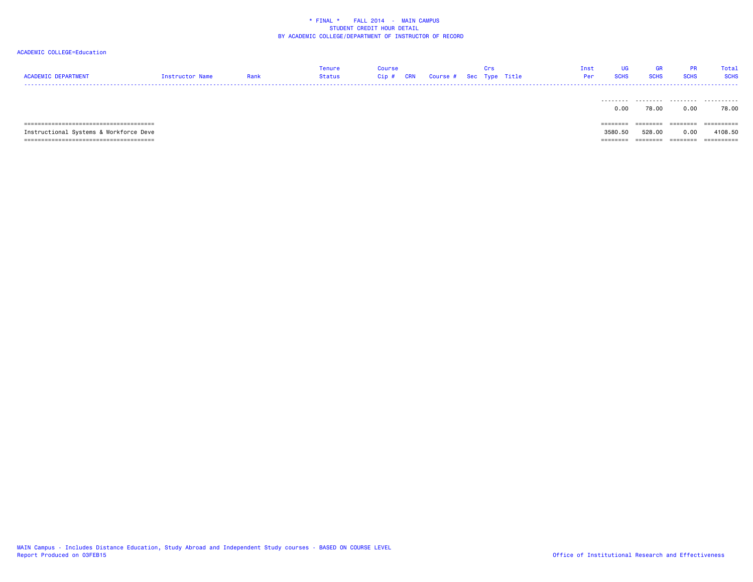\* FINAL \*    FALL 2014  -  MAIN CAMPUS
STUDENT CREDIT HOUR DETAIL
BY ACADEMIC COLLEGE/DEPARTMENT OF INSTRUCTOR OF RECORD

ACADEMIC COLLEGE=Education

| ACADEMIC DEPARTMENT | Instructor Name | Rank | Tenure Status | Course Cip # | CRN | Course # | Sec | Crs Type | Title | Inst Per | UG SCHS | GR SCHS | PR SCHS | Total SCHS |
|---|---|---|---|---|---|---|---|---|---|---|---|---|---|---|
| | | | | | | | | | | | 0.00 | 78.00 | 0.00 | 78.00 |
| Instructional Systems & Workforce Deve | | | | | | | | | | | 3580.50 | 528.00 | 0.00 | 4108.50 |

MAIN Campus - Includes Distance Education, Study Abroad and Independent Study courses - BASED ON COURSE LEVEL
Report Produced on 03FEB15

Office of Institutional Research and Effectiveness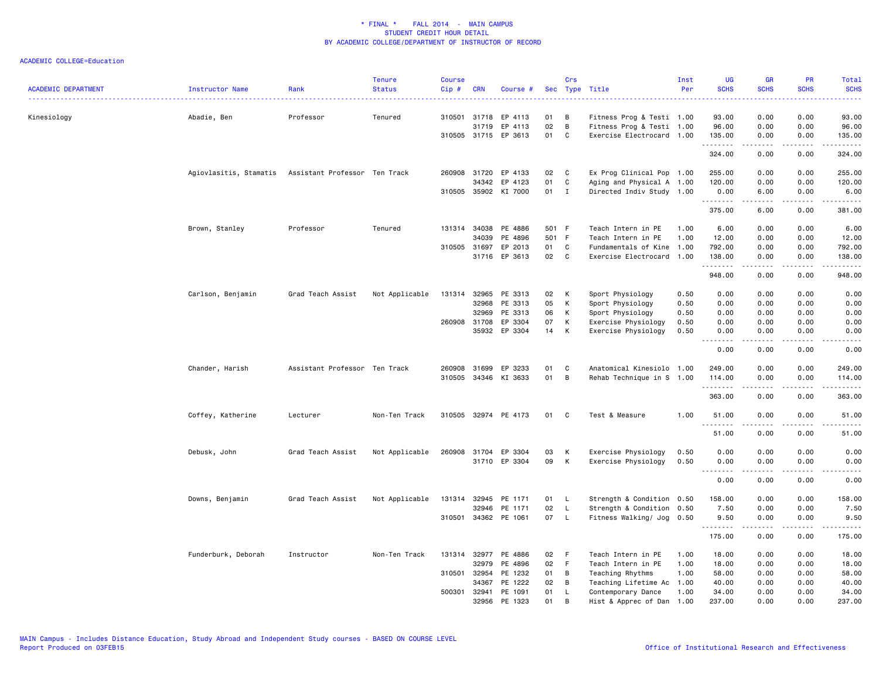\* FINAL \* FALL 2014 - MAIN CAMPUS
STUDENT CREDIT HOUR DETAIL
BY ACADEMIC COLLEGE/DEPARTMENT OF INSTRUCTOR OF RECORD

ACADEMIC COLLEGE=Education

| ACADEMIC DEPARTMENT | Instructor Name | Rank | Tenure Status | Course Cip # | CRN | Course # | Sec | Crs Type | Title | Inst Per | UG SCHS | GR SCHS | PR SCHS | Total SCHS |
|---|---|---|---|---|---|---|---|---|---|---|---|---|---|---|
| Kinesiology | Abadie, Ben | Professor | Tenured | 310501 | 31718 | EP 4113 | 01 | B | Fitness Prog & Testi | 1.00 | 93.00 | 0.00 | 0.00 | 93.00 |
| | | | | | 31719 | EP 4113 | 02 | B | Fitness Prog & Testi | 1.00 | 96.00 | 0.00 | 0.00 | 96.00 |
| | | | | 310505 | 31715 | EP 3613 | 01 | C | Exercise Electrocard | 1.00 | 135.00 | 0.00 | 0.00 | 135.00 |
| | | | | | | | | | | | 324.00 | 0.00 | 0.00 | 324.00 |
| | Agiovlasitis, Stamatis | Assistant Professor | Ten Track | 260908 | 31720 | EP 4133 | 02 | C | Ex Prog Clinical Pop | 1.00 | 255.00 | 0.00 | 0.00 | 255.00 |
| | | | | | 34342 | EP 4123 | 01 | C | Aging and Physical A | 1.00 | 120.00 | 0.00 | 0.00 | 120.00 |
| | | | | 310505 | 35902 | KI 7000 | 01 | I | Directed Indiv Study | 1.00 | 0.00 | 6.00 | 0.00 | 6.00 |
| | | | | | | | | | | | 375.00 | 6.00 | 0.00 | 381.00 |
| | Brown, Stanley | Professor | Tenured | 131314 | 34038 | PE 4886 | 501 | F | Teach Intern in PE | 1.00 | 6.00 | 0.00 | 0.00 | 6.00 |
| | | | | | 34039 | PE 4896 | 501 | F | Teach Intern in PE | 1.00 | 12.00 | 0.00 | 0.00 | 12.00 |
| | | | | 310505 | 31697 | EP 2013 | 01 | C | Fundamentals of Kine | 1.00 | 792.00 | 0.00 | 0.00 | 792.00 |
| | | | | | 31716 | EP 3613 | 02 | C | Exercise Electrocard | 1.00 | 138.00 | 0.00 | 0.00 | 138.00 |
| | | | | | | | | | | | 948.00 | 0.00 | 0.00 | 948.00 |
| | Carlson, Benjamin | Grad Teach Assist | Not Applicable | 131314 | 32965 | PE 3313 | 02 | K | Sport Physiology | 0.50 | 0.00 | 0.00 | 0.00 | 0.00 |
| | | | | | 32968 | PE 3313 | 05 | K | Sport Physiology | 0.50 | 0.00 | 0.00 | 0.00 | 0.00 |
| | | | | | 32969 | PE 3313 | 06 | K | Sport Physiology | 0.50 | 0.00 | 0.00 | 0.00 | 0.00 |
| | | | | 260908 | 31708 | EP 3304 | 07 | K | Exercise Physiology | 0.50 | 0.00 | 0.00 | 0.00 | 0.00 |
| | | | | | 35932 | EP 3304 | 14 | K | Exercise Physiology | 0.50 | 0.00 | 0.00 | 0.00 | 0.00 |
| | | | | | | | | | | | 0.00 | 0.00 | 0.00 | 0.00 |
| | Chander, Harish | Assistant Professor | Ten Track | 260908 | 31699 | EP 3233 | 01 | C | Anatomical Kinesiolo | 1.00 | 249.00 | 0.00 | 0.00 | 249.00 |
| | | | | 310505 | 34346 | KI 3633 | 01 | B | Rehab Technique in S | 1.00 | 114.00 | 0.00 | 0.00 | 114.00 |
| | | | | | | | | | | | 363.00 | 0.00 | 0.00 | 363.00 |
| | Coffey, Katherine | Lecturer | Non-Ten Track | 310505 | 32974 | PE 4173 | 01 | C | Test & Measure | 1.00 | 51.00 | 0.00 | 0.00 | 51.00 |
| | | | | | | | | | | | 51.00 | 0.00 | 0.00 | 51.00 |
| | Debusk, John | Grad Teach Assist | Not Applicable | 260908 | 31704 | EP 3304 | 03 | K | Exercise Physiology | 0.50 | 0.00 | 0.00 | 0.00 | 0.00 |
| | | | | | 31710 | EP 3304 | 09 | K | Exercise Physiology | 0.50 | 0.00 | 0.00 | 0.00 | 0.00 |
| | | | | | | | | | | | 0.00 | 0.00 | 0.00 | 0.00 |
| | Downs, Benjamin | Grad Teach Assist | Not Applicable | 131314 | 32945 | PE 1171 | 01 | L | Strength & Condition | 0.50 | 158.00 | 0.00 | 0.00 | 158.00 |
| | | | | | 32946 | PE 1171 | 02 | L | Strength & Condition | 0.50 | 7.50 | 0.00 | 0.00 | 7.50 |
| | | | | 310501 | 34362 | PE 1061 | 07 | L | Fitness Walking/ Jog | 0.50 | 9.50 | 0.00 | 0.00 | 9.50 |
| | | | | | | | | | | | 175.00 | 0.00 | 0.00 | 175.00 |
| | Funderburk, Deborah | Instructor | Non-Ten Track | 131314 | 32977 | PE 4886 | 02 | F | Teach Intern in PE | 1.00 | 18.00 | 0.00 | 0.00 | 18.00 |
| | | | | | 32979 | PE 4896 | 02 | F | Teach Intern in PE | 1.00 | 18.00 | 0.00 | 0.00 | 18.00 |
| | | | | 310501 | 32954 | PE 1232 | 01 | B | Teaching Rhythms | 1.00 | 58.00 | 0.00 | 0.00 | 58.00 |
| | | | | | 34367 | PE 1222 | 02 | B | Teaching Lifetime Ac | 1.00 | 40.00 | 0.00 | 0.00 | 40.00 |
| | | | | 500301 | 32941 | PE 1091 | 01 | L | Contemporary Dance | 1.00 | 34.00 | 0.00 | 0.00 | 34.00 |
| | | | | | 32956 | PE 1323 | 01 | B | Hist & Apprec of Dan | 1.00 | 237.00 | 0.00 | 0.00 | 237.00 |

MAIN Campus - Includes Distance Education, Study Abroad and Independent Study courses - BASED ON COURSE LEVEL
Report Produced on 03FEB15

Office of Institutional Research and Effectiveness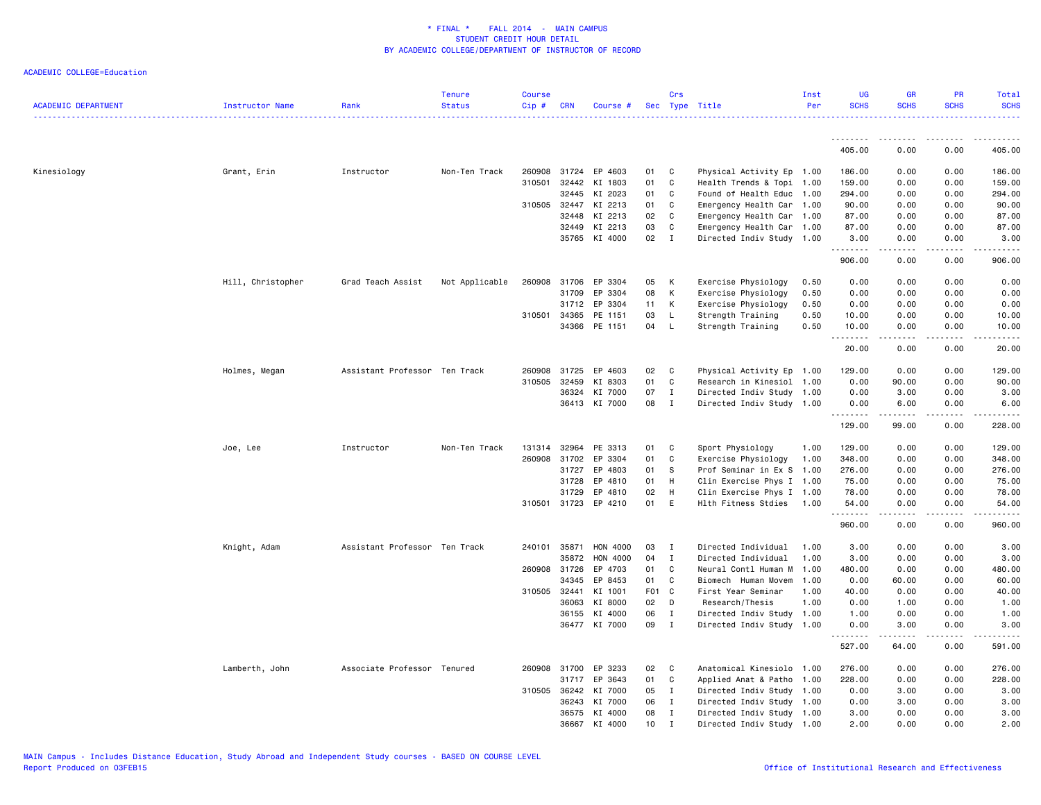\* FINAL \* FALL 2014 - MAIN CAMPUS
STUDENT CREDIT HOUR DETAIL
BY ACADEMIC COLLEGE/DEPARTMENT OF INSTRUCTOR OF RECORD

ACADEMIC COLLEGE=Education

| ACADEMIC DEPARTMENT | Instructor Name | Rank | Tenure Status | Course Cip # | CRN | Course # | Sec | Crs Type | Title | Inst Per | UG SCHS | GR SCHS | PR SCHS | Total SCHS |
|---|---|---|---|---|---|---|---|---|---|---|---|---|---|---|
| | | | | | | | | | | | 405.00 | 0.00 | 0.00 | 405.00 |
| Kinesiology | Grant, Erin | Instructor | Non-Ten Track | 260908 | 31724 | EP 4603 | 01 | C | Physical Activity Ep | 1.00 | 186.00 | 0.00 | 0.00 | 186.00 |
| | | | | 310501 | 32442 | KI 1803 | 01 | C | Health Trends & Topi | 1.00 | 159.00 | 0.00 | 0.00 | 159.00 |
| | | | | | 32445 | KI 2023 | 01 | C | Found of Health Educ | 1.00 | 294.00 | 0.00 | 0.00 | 294.00 |
| | | | | 310505 | 32447 | KI 2213 | 01 | C | Emergency Health Car | 1.00 | 90.00 | 0.00 | 0.00 | 90.00 |
| | | | | | 32448 | KI 2213 | 02 | C | Emergency Health Car | 1.00 | 87.00 | 0.00 | 0.00 | 87.00 |
| | | | | | 32449 | KI 2213 | 03 | C | Emergency Health Car | 1.00 | 87.00 | 0.00 | 0.00 | 87.00 |
| | | | | | 35765 | KI 4000 | 02 | I | Directed Indiv Study | 1.00 | 3.00 | 0.00 | 0.00 | 3.00 |
| | | | | | | | | | | | 906.00 | 0.00 | 0.00 | 906.00 |
| | Hill, Christopher | Grad Teach Assist | Not Applicable | 260908 | 31706 | EP 3304 | 05 | K | Exercise Physiology | 0.50 | 0.00 | 0.00 | 0.00 | 0.00 |
| | | | | | 31709 | EP 3304 | 08 | K | Exercise Physiology | 0.50 | 0.00 | 0.00 | 0.00 | 0.00 |
| | | | | | 31712 | EP 3304 | 11 | K | Exercise Physiology | 0.50 | 0.00 | 0.00 | 0.00 | 0.00 |
| | | | | 310501 | 34365 | PE 1151 | 03 | L | Strength Training | 0.50 | 10.00 | 0.00 | 0.00 | 10.00 |
| | | | | | 34366 | PE 1151 | 04 | L | Strength Training | 0.50 | 10.00 | 0.00 | 0.00 | 10.00 |
| | | | | | | | | | | | 20.00 | 0.00 | 0.00 | 20.00 |
| | Holmes, Megan | Assistant Professor | Ten Track | 260908 | 31725 | EP 4603 | 02 | C | Physical Activity Ep | 1.00 | 129.00 | 0.00 | 0.00 | 129.00 |
| | | | | 310505 | 32459 | KI 8303 | 01 | C | Research in Kinesiol | 1.00 | 0.00 | 90.00 | 0.00 | 90.00 |
| | | | | | 36324 | KI 7000 | 07 | I | Directed Indiv Study | 1.00 | 0.00 | 3.00 | 0.00 | 3.00 |
| | | | | | 36413 | KI 7000 | 08 | I | Directed Indiv Study | 1.00 | 0.00 | 6.00 | 0.00 | 6.00 |
| | | | | | | | | | | | 129.00 | 99.00 | 0.00 | 228.00 |
| | Joe, Lee | Instructor | Non-Ten Track | 131314 | 32964 | PE 3313 | 01 | C | Sport Physiology | 1.00 | 129.00 | 0.00 | 0.00 | 129.00 |
| | | | | 260908 | 31702 | EP 3304 | 01 | C | Exercise Physiology | 1.00 | 348.00 | 0.00 | 0.00 | 348.00 |
| | | | | | 31727 | EP 4803 | 01 | S | Prof Seminar in Ex S | 1.00 | 276.00 | 0.00 | 0.00 | 276.00 |
| | | | | | 31728 | EP 4810 | 01 | H | Clin Exercise Phys I | 1.00 | 75.00 | 0.00 | 0.00 | 75.00 |
| | | | | | 31729 | EP 4810 | 02 | H | Clin Exercise Phys I | 1.00 | 78.00 | 0.00 | 0.00 | 78.00 |
| | | | | 310501 | 31723 | EP 4210 | 01 | E | Hlth Fitness Stdies | 1.00 | 54.00 | 0.00 | 0.00 | 54.00 |
| | | | | | | | | | | | 960.00 | 0.00 | 0.00 | 960.00 |
| | Knight, Adam | Assistant Professor | Ten Track | 240101 | 35871 | HON 4000 | 03 | I | Directed Individual | 1.00 | 3.00 | 0.00 | 0.00 | 3.00 |
| | | | | | 35872 | HON 4000 | 04 | I | Directed Individual | 1.00 | 3.00 | 0.00 | 0.00 | 3.00 |
| | | | | 260908 | 31726 | EP 4703 | 01 | C | Neural Contl Human M | 1.00 | 480.00 | 0.00 | 0.00 | 480.00 |
| | | | | | 34345 | EP 8453 | 01 | C | Biomech Human Movem | 1.00 | 0.00 | 60.00 | 0.00 | 60.00 |
| | | | | 310505 | 32441 | KI 1001 | F01 | C | First Year Seminar | 1.00 | 40.00 | 0.00 | 0.00 | 40.00 |
| | | | | | 36063 | KI 8000 | 02 | D | Research/Thesis | 1.00 | 0.00 | 1.00 | 0.00 | 1.00 |
| | | | | | 36155 | KI 4000 | 06 | I | Directed Indiv Study | 1.00 | 1.00 | 0.00 | 0.00 | 1.00 |
| | | | | | 36477 | KI 7000 | 09 | I | Directed Indiv Study | 1.00 | 0.00 | 3.00 | 0.00 | 3.00 |
| | | | | | | | | | | | 527.00 | 64.00 | 0.00 | 591.00 |
| | Lamberth, John | Associate Professor | Tenured | 260908 | 31700 | EP 3233 | 02 | C | Anatomical Kinesiolo | 1.00 | 276.00 | 0.00 | 0.00 | 276.00 |
| | | | | | 31717 | EP 3643 | 01 | C | Applied Anat & Patho | 1.00 | 228.00 | 0.00 | 0.00 | 228.00 |
| | | | | 310505 | 36242 | KI 7000 | 05 | I | Directed Indiv Study | 1.00 | 0.00 | 3.00 | 0.00 | 3.00 |
| | | | | | 36243 | KI 7000 | 06 | I | Directed Indiv Study | 1.00 | 0.00 | 3.00 | 0.00 | 3.00 |
| | | | | | 36575 | KI 4000 | 08 | I | Directed Indiv Study | 1.00 | 3.00 | 0.00 | 0.00 | 3.00 |
| | | | | | 36667 | KI 4000 | 10 | I | Directed Indiv Study | 1.00 | 2.00 | 0.00 | 0.00 | 2.00 |

MAIN Campus - Includes Distance Education, Study Abroad and Independent Study courses - BASED ON COURSE LEVEL
Report Produced on 03FEB15

Office of Institutional Research and Effectiveness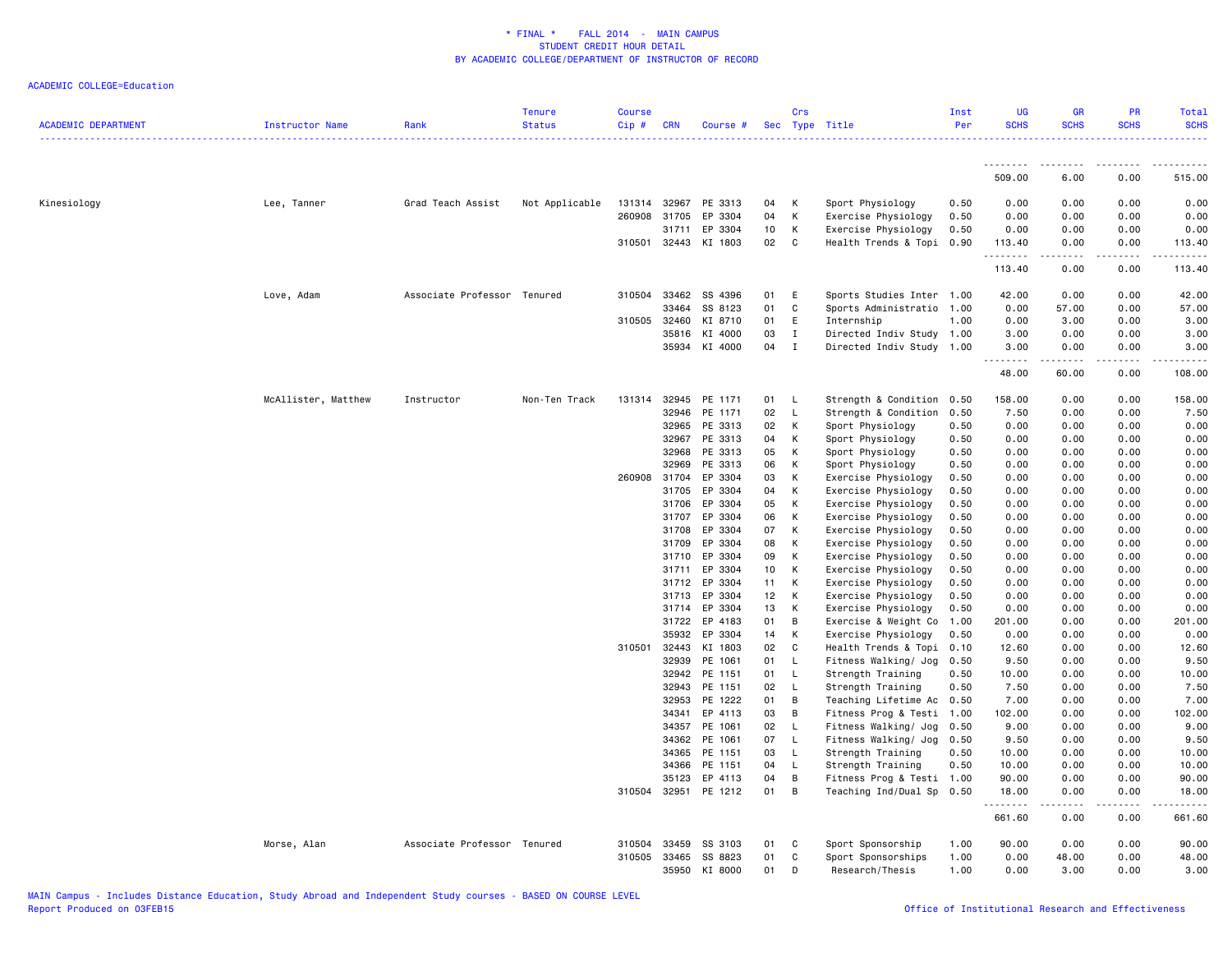\* FINAL \* FALL 2014 - MAIN CAMPUS
STUDENT CREDIT HOUR DETAIL
BY ACADEMIC COLLEGE/DEPARTMENT OF INSTRUCTOR OF RECORD

ACADEMIC COLLEGE=Education

| ACADEMIC DEPARTMENT | Instructor Name | Rank | Tenure Status | Course Cip # | CRN | Course # | Sec | Crs Type | Title | Inst Per | UG SCHS | GR SCHS | PR SCHS | Total SCHS |
|---|---|---|---|---|---|---|---|---|---|---|---|---|---|---|
| | | | | | | | | | | | 509.00 | 6.00 | 0.00 | 515.00 |
| Kinesiology | Lee, Tanner | Grad Teach Assist | Not Applicable | 131314 | 32967 | PE 3313 | 04 | K | Sport Physiology | 0.50 | 0.00 | 0.00 | 0.00 | 0.00 |
| | | | | 260908 | 31705 | EP 3304 | 04 | K | Exercise Physiology | 0.50 | 0.00 | 0.00 | 0.00 | 0.00 |
| | | | | | 31711 | EP 3304 | 10 | K | Exercise Physiology | 0.50 | 0.00 | 0.00 | 0.00 | 0.00 |
| | | | | 310501 | 32443 | KI 1803 | 02 | C | Health Trends & Topi | 0.90 | 113.40 | 0.00 | 0.00 | 113.40 |
| | | | | | | | | | | | 113.40 | 0.00 | 0.00 | 113.40 |
| | Love, Adam | Associate Professor | Tenured | 310504 | 33462 | SS 4396 | 01 | E | Sports Studies Inter | 1.00 | 42.00 | 0.00 | 0.00 | 42.00 |
| | | | | | 33464 | SS 8123 | 01 | C | Sports Administratio | 1.00 | 0.00 | 57.00 | 0.00 | 57.00 |
| | | | | 310505 | 32460 | KI 8710 | 01 | E | Internship | 1.00 | 0.00 | 3.00 | 0.00 | 3.00 |
| | | | | | 35816 | KI 4000 | 03 | I | Directed Indiv Study | 1.00 | 3.00 | 0.00 | 0.00 | 3.00 |
| | | | | | 35934 | KI 4000 | 04 | I | Directed Indiv Study | 1.00 | 3.00 | 0.00 | 0.00 | 3.00 |
| | | | | | | | | | | | 48.00 | 60.00 | 0.00 | 108.00 |
| | McAllister, Matthew | Instructor | Non-Ten Track | 131314 | 32945 | PE 1171 | 01 | L | Strength & Condition | 0.50 | 158.00 | 0.00 | 0.00 | 158.00 |
| | | | | | 32946 | PE 1171 | 02 | L | Strength & Condition | 0.50 | 7.50 | 0.00 | 0.00 | 7.50 |
| | | | | | 32965 | PE 3313 | 02 | K | Sport Physiology | 0.50 | 0.00 | 0.00 | 0.00 | 0.00 |
| | | | | | 32967 | PE 3313 | 04 | K | Sport Physiology | 0.50 | 0.00 | 0.00 | 0.00 | 0.00 |
| | | | | | 32968 | PE 3313 | 05 | K | Sport Physiology | 0.50 | 0.00 | 0.00 | 0.00 | 0.00 |
| | | | | | 32969 | PE 3313 | 06 | K | Sport Physiology | 0.50 | 0.00 | 0.00 | 0.00 | 0.00 |
| | | | | 260908 | 31704 | EP 3304 | 03 | K | Exercise Physiology | 0.50 | 0.00 | 0.00 | 0.00 | 0.00 |
| | | | | | 31705 | EP 3304 | 04 | K | Exercise Physiology | 0.50 | 0.00 | 0.00 | 0.00 | 0.00 |
| | | | | | 31706 | EP 3304 | 05 | K | Exercise Physiology | 0.50 | 0.00 | 0.00 | 0.00 | 0.00 |
| | | | | | 31707 | EP 3304 | 06 | K | Exercise Physiology | 0.50 | 0.00 | 0.00 | 0.00 | 0.00 |
| | | | | | 31708 | EP 3304 | 07 | K | Exercise Physiology | 0.50 | 0.00 | 0.00 | 0.00 | 0.00 |
| | | | | | 31709 | EP 3304 | 08 | K | Exercise Physiology | 0.50 | 0.00 | 0.00 | 0.00 | 0.00 |
| | | | | | 31710 | EP 3304 | 09 | K | Exercise Physiology | 0.50 | 0.00 | 0.00 | 0.00 | 0.00 |
| | | | | | 31711 | EP 3304 | 10 | K | Exercise Physiology | 0.50 | 0.00 | 0.00 | 0.00 | 0.00 |
| | | | | | 31712 | EP 3304 | 11 | K | Exercise Physiology | 0.50 | 0.00 | 0.00 | 0.00 | 0.00 |
| | | | | | 31713 | EP 3304 | 12 | K | Exercise Physiology | 0.50 | 0.00 | 0.00 | 0.00 | 0.00 |
| | | | | | 31714 | EP 3304 | 13 | K | Exercise Physiology | 0.50 | 0.00 | 0.00 | 0.00 | 0.00 |
| | | | | | 31722 | EP 4183 | 01 | B | Exercise & Weight Co | 1.00 | 201.00 | 0.00 | 0.00 | 201.00 |
| | | | | | 35932 | EP 3304 | 14 | K | Exercise Physiology | 0.50 | 0.00 | 0.00 | 0.00 | 0.00 |
| | | | | 310501 | 32443 | KI 1803 | 02 | C | Health Trends & Topi | 0.10 | 12.60 | 0.00 | 0.00 | 12.60 |
| | | | | | 32939 | PE 1061 | 01 | L | Fitness Walking/ Jog | 0.50 | 9.50 | 0.00 | 0.00 | 9.50 |
| | | | | | 32942 | PE 1151 | 01 | L | Strength Training | 0.50 | 10.00 | 0.00 | 0.00 | 10.00 |
| | | | | | 32943 | PE 1151 | 02 | L | Strength Training | 0.50 | 7.50 | 0.00 | 0.00 | 7.50 |
| | | | | | 32953 | PE 1222 | 01 | B | Teaching Lifetime Ac | 0.50 | 7.00 | 0.00 | 0.00 | 7.00 |
| | | | | | 34341 | EP 4113 | 03 | B | Fitness Prog & Testi | 1.00 | 102.00 | 0.00 | 0.00 | 102.00 |
| | | | | | 34357 | PE 1061 | 02 | L | Fitness Walking/ Jog | 0.50 | 9.00 | 0.00 | 0.00 | 9.00 |
| | | | | | 34362 | PE 1061 | 07 | L | Fitness Walking/ Jog | 0.50 | 9.50 | 0.00 | 0.00 | 9.50 |
| | | | | | 34365 | PE 1151 | 03 | L | Strength Training | 0.50 | 10.00 | 0.00 | 0.00 | 10.00 |
| | | | | | 34366 | PE 1151 | 04 | L | Strength Training | 0.50 | 10.00 | 0.00 | 0.00 | 10.00 |
| | | | | | 35123 | EP 4113 | 04 | B | Fitness Prog & Testi | 1.00 | 90.00 | 0.00 | 0.00 | 90.00 |
| | | | | 310504 | 32951 | PE 1212 | 01 | B | Teaching Ind/Dual Sp | 0.50 | 18.00 | 0.00 | 0.00 | 18.00 |
| | | | | | | | | | | | 661.60 | 0.00 | 0.00 | 661.60 |
| | Morse, Alan | Associate Professor | Tenured | 310504 | 33459 | SS 3103 | 01 | C | Sport Sponsorship | 1.00 | 90.00 | 0.00 | 0.00 | 90.00 |
| | | | | 310505 | 33465 | SS 8823 | 01 | C | Sport Sponsorships | 1.00 | 0.00 | 48.00 | 0.00 | 48.00 |
| | | | | | 35950 | KI 8000 | 01 | D | Research/Thesis | 1.00 | 0.00 | 3.00 | 0.00 | 3.00 |

MAIN Campus - Includes Distance Education, Study Abroad and Independent Study courses - BASED ON COURSE LEVEL
Report Produced on 03FEB15 Office of Institutional Research and Effectiveness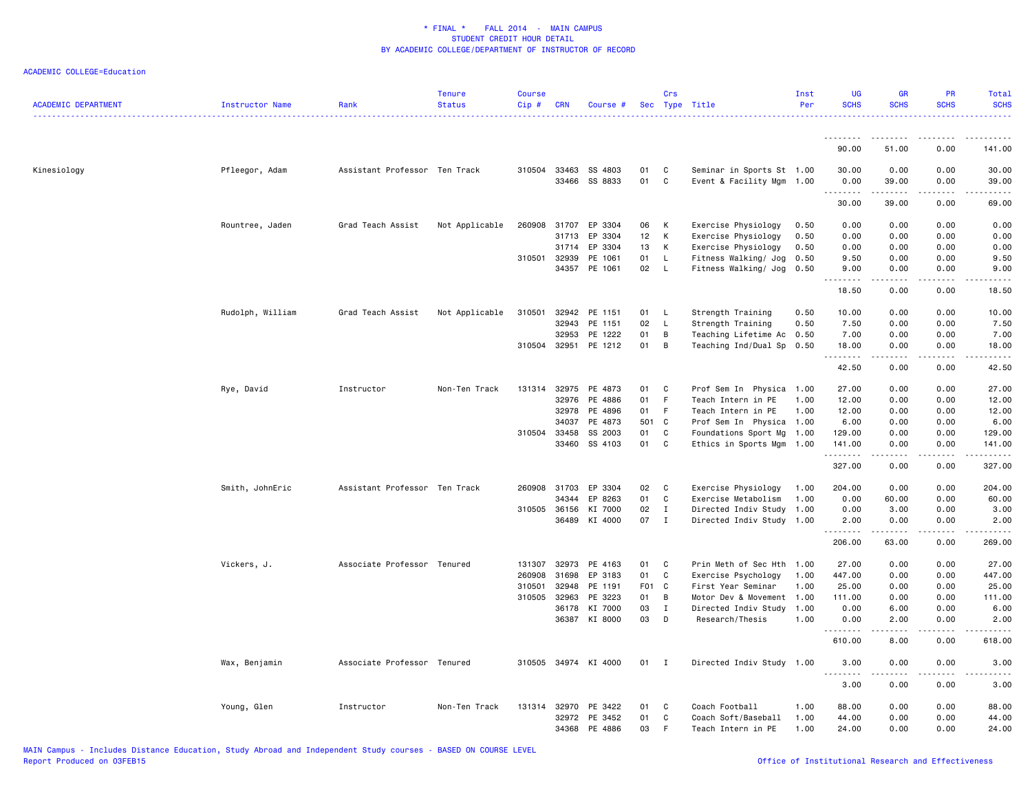\* FINAL \*    FALL 2014  -  MAIN CAMPUS
STUDENT CREDIT HOUR DETAIL
BY ACADEMIC COLLEGE/DEPARTMENT OF INSTRUCTOR OF RECORD

ACADEMIC COLLEGE=Education

| ACADEMIC DEPARTMENT | Instructor Name | Rank | Tenure Status | Course Cip # | CRN | Course # | Sec | Crs Type | Title | Inst Per | UG SCHS | GR SCHS | PR SCHS | Total SCHS |
|---|---|---|---|---|---|---|---|---|---|---|---|---|---|---|
| | | | | | | | | | | | 90.00 | 51.00 | 0.00 | 141.00 |
| Kinesiology | Pfleegor, Adam | Assistant Professor | Ten Track | 310504 | 33463 | SS 4803 | 01 | C | Seminar in Sports St | 1.00 | 30.00 | 0.00 | 0.00 | 30.00 |
| | | | | | 33466 | SS 8833 | 01 | C | Event & Facility Mgm | 1.00 | 0.00 | 39.00 | 0.00 | 39.00 |
| | | | | | | | | | | | 30.00 | 39.00 | 0.00 | 69.00 |
| | Rountree, Jaden | Grad Teach Assist | Not Applicable | 260908 | 31707 | EP 3304 | 06 | K | Exercise Physiology | 0.50 | 0.00 | 0.00 | 0.00 | 0.00 |
| | | | | | 31713 | EP 3304 | 12 | K | Exercise Physiology | 0.50 | 0.00 | 0.00 | 0.00 | 0.00 |
| | | | | | 31714 | EP 3304 | 13 | K | Exercise Physiology | 0.50 | 0.00 | 0.00 | 0.00 | 0.00 |
| | | | | 310501 | 32939 | PE 1061 | 01 | L | Fitness Walking/ Jog | 0.50 | 9.50 | 0.00 | 0.00 | 9.50 |
| | | | | | 34357 | PE 1061 | 02 | L | Fitness Walking/ Jog | 0.50 | 9.00 | 0.00 | 0.00 | 9.00 |
| | | | | | | | | | | | 18.50 | 0.00 | 0.00 | 18.50 |
| | Rudolph, William | Grad Teach Assist | Not Applicable | 310501 | 32942 | PE 1151 | 01 | L | Strength Training | 0.50 | 10.00 | 0.00 | 0.00 | 10.00 |
| | | | | | 32943 | PE 1151 | 02 | L | Strength Training | 0.50 | 7.50 | 0.00 | 0.00 | 7.50 |
| | | | | | 32953 | PE 1222 | 01 | B | Teaching Lifetime Ac | 0.50 | 7.00 | 0.00 | 0.00 | 7.00 |
| | | | | 310504 | 32951 | PE 1212 | 01 | B | Teaching Ind/Dual Sp | 0.50 | 18.00 | 0.00 | 0.00 | 18.00 |
| | | | | | | | | | | | 42.50 | 0.00 | 0.00 | 42.50 |
| | Rye, David | Instructor | Non-Ten Track | 131314 | 32975 | PE 4873 | 01 | C | Prof Sem In  Physica | 1.00 | 27.00 | 0.00 | 0.00 | 27.00 |
| | | | | | 32976 | PE 4886 | 01 | F | Teach Intern in PE | 1.00 | 12.00 | 0.00 | 0.00 | 12.00 |
| | | | | | 32978 | PE 4896 | 01 | F | Teach Intern in PE | 1.00 | 12.00 | 0.00 | 0.00 | 12.00 |
| | | | | | 34037 | PE 4873 | 501 | C | Prof Sem In  Physica | 1.00 | 6.00 | 0.00 | 0.00 | 6.00 |
| | | | | 310504 | 33458 | SS 2003 | 01 | C | Foundations Sport Mg | 1.00 | 129.00 | 0.00 | 0.00 | 129.00 |
| | | | | | 33460 | SS 4103 | 01 | C | Ethics in Sports Mgm | 1.00 | 141.00 | 0.00 | 0.00 | 141.00 |
| | | | | | | | | | | | 327.00 | 0.00 | 0.00 | 327.00 |
| | Smith, JohnEric | Assistant Professor | Ten Track | 260908 | 31703 | EP 3304 | 02 | C | Exercise Physiology | 1.00 | 204.00 | 0.00 | 0.00 | 204.00 |
| | | | | | 34344 | EP 8263 | 01 | C | Exercise Metabolism | 1.00 | 0.00 | 60.00 | 0.00 | 60.00 |
| | | | | 310505 | 36156 | KI 7000 | 02 | I | Directed Indiv Study | 1.00 | 0.00 | 3.00 | 0.00 | 3.00 |
| | | | | | 36489 | KI 4000 | 07 | I | Directed Indiv Study | 1.00 | 2.00 | 0.00 | 0.00 | 2.00 |
| | | | | | | | | | | | 206.00 | 63.00 | 0.00 | 269.00 |
| | Vickers, J. | Associate Professor | Tenured | 131307 | 32973 | PE 4163 | 01 | C | Prin Meth of Sec Hth | 1.00 | 27.00 | 0.00 | 0.00 | 27.00 |
| | | | | 260908 | 31698 | EP 3183 | 01 | C | Exercise Psychology | 1.00 | 447.00 | 0.00 | 0.00 | 447.00 |
| | | | | 310501 | 32948 | PE 1191 | F01 | C | First Year Seminar | 1.00 | 25.00 | 0.00 | 0.00 | 25.00 |
| | | | | 310505 | 32963 | PE 3223 | 01 | B | Motor Dev & Movement | 1.00 | 111.00 | 0.00 | 0.00 | 111.00 |
| | | | | | 36178 | KI 7000 | 03 | I | Directed Indiv Study | 1.00 | 0.00 | 6.00 | 0.00 | 6.00 |
| | | | | | 36387 | KI 8000 | 03 | D | Research/Thesis | 1.00 | 0.00 | 2.00 | 0.00 | 2.00 |
| | | | | | | | | | | | 610.00 | 8.00 | 0.00 | 618.00 |
| | Wax, Benjamin | Associate Professor | Tenured | 310505 | 34974 | KI 4000 | 01 | I | Directed Indiv Study | 1.00 | 3.00 | 0.00 | 0.00 | 3.00 |
| | | | | | | | | | | | 3.00 | 0.00 | 0.00 | 3.00 |
| | Young, Glen | Instructor | Non-Ten Track | 131314 | 32970 | PE 3422 | 01 | C | Coach Football | 1.00 | 88.00 | 0.00 | 0.00 | 88.00 |
| | | | | | 32972 | PE 3452 | 01 | C | Coach Soft/Baseball | 1.00 | 44.00 | 0.00 | 0.00 | 44.00 |
| | | | | | 34368 | PE 4886 | 03 | F | Teach Intern in PE | 1.00 | 24.00 | 0.00 | 0.00 | 24.00 |

MAIN Campus - Includes Distance Education, Study Abroad and Independent Study courses - BASED ON COURSE LEVEL
Report Produced on 03FEB15

Office of Institutional Research and Effectiveness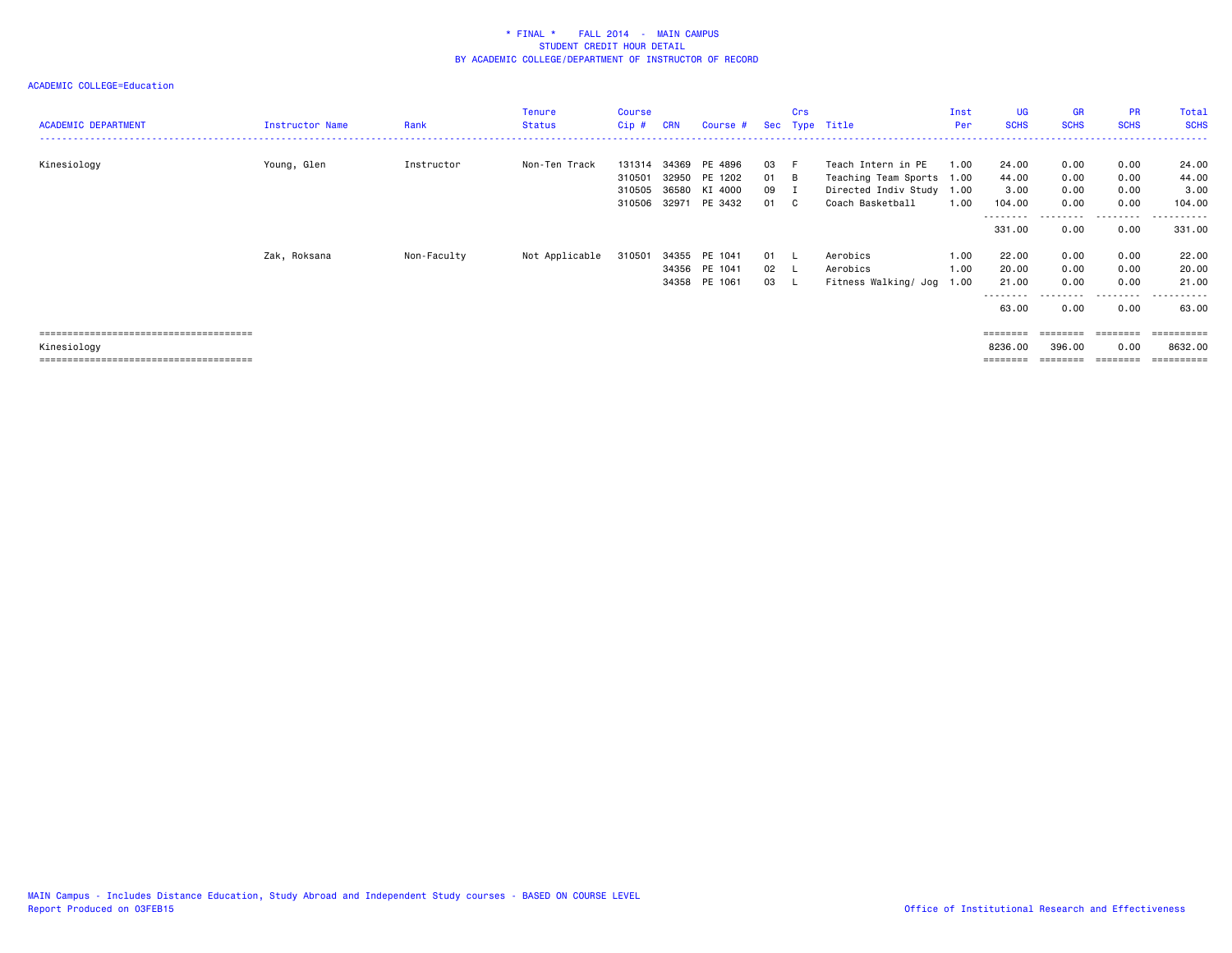* FINAL * FALL 2014 - MAIN CAMPUS
STUDENT CREDIT HOUR DETAIL
BY ACADEMIC COLLEGE/DEPARTMENT OF INSTRUCTOR OF RECORD

ACADEMIC COLLEGE=Education

| ACADEMIC DEPARTMENT | Instructor Name | Rank | Tenure Status | Course Cip # | CRN | Course # | Sec | Crs Type | Title | Inst Per | UG SCHS | GR SCHS | PR SCHS | Total SCHS |
|---|---|---|---|---|---|---|---|---|---|---|---|---|---|---|
| Kinesiology | Young, Glen | Instructor | Non-Ten Track | 131314 | 34369 | PE 4896 | 03 | F | Teach Intern in PE | 1.00 | 24.00 | 0.00 | 0.00 | 24.00 |
| | | | | 310501 | 32950 | PE 1202 | 01 | B | Teaching Team Sports | 1.00 | 44.00 | 0.00 | 0.00 | 44.00 |
| | | | | 310505 | 36580 | KI 4000 | 09 | I | Directed Indiv Study | 1.00 | 3.00 | 0.00 | 0.00 | 3.00 |
| | | | | 310506 | 32971 | PE 3432 | 01 | C | Coach Basketball | 1.00 | 104.00 | 0.00 | 0.00 | 104.00 |
| | | | | | | | | | | | 331.00 | 0.00 | 0.00 | 331.00 |
| | Zak, Roksana | Non-Faculty | Not Applicable | 310501 | 34355 | PE 1041 | 01 | L | Aerobics | 1.00 | 22.00 | 0.00 | 0.00 | 22.00 |
| | | | | | 34356 | PE 1041 | 02 | L | Aerobics | 1.00 | 20.00 | 0.00 | 0.00 | 20.00 |
| | | | | | 34358 | PE 1061 | 03 | L | Fitness Walking/ Jog | 1.00 | 21.00 | 0.00 | 0.00 | 21.00 |
| | | | | | | | | | | | 63.00 | 0.00 | 0.00 | 63.00 |
| Kinesiology | | | | | | | | | | | 8236.00 | 396.00 | 0.00 | 8632.00 |

MAIN Campus - Includes Distance Education, Study Abroad and Independent Study courses - BASED ON COURSE LEVEL
Report Produced on 03FEB15

Office of Institutional Research and Effectiveness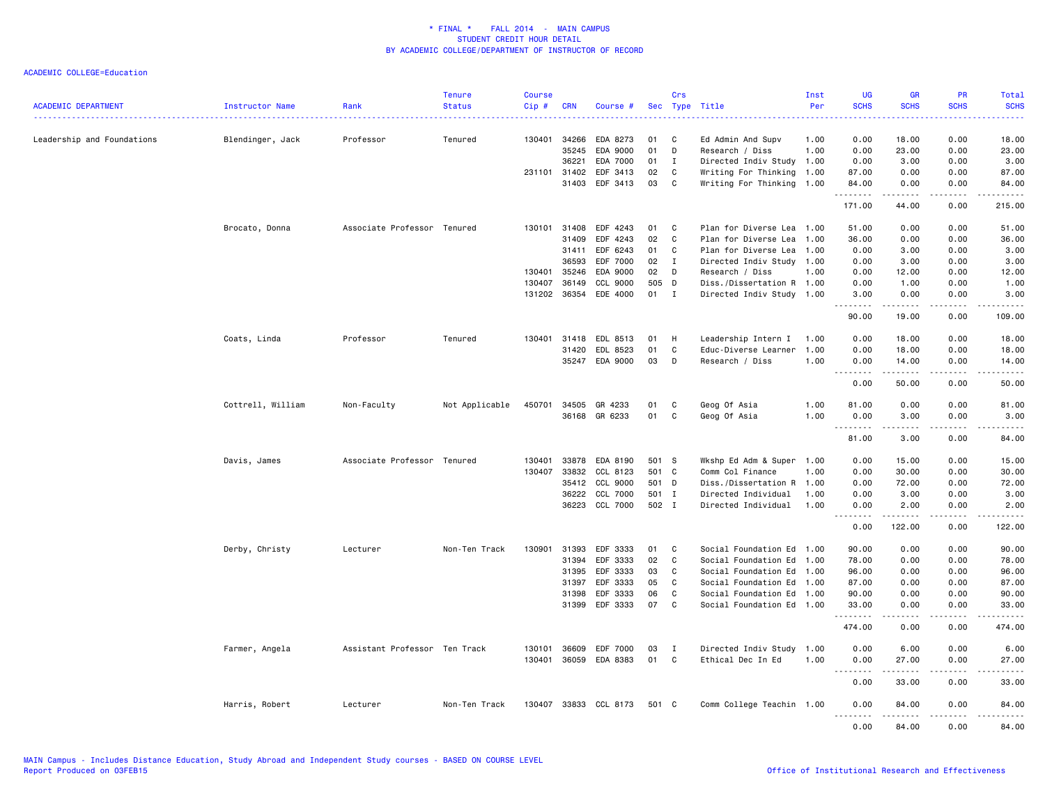\* FINAL \*    FALL 2014  -  MAIN CAMPUS
STUDENT CREDIT HOUR DETAIL
BY ACADEMIC COLLEGE/DEPARTMENT OF INSTRUCTOR OF RECORD

ACADEMIC COLLEGE=Education

| ACADEMIC DEPARTMENT | Instructor Name | Rank | Tenure Status | Course Cip # | CRN | Course # | Sec | Crs Type | Title | Inst Per | UG SCHS | GR SCHS | PR SCHS | Total SCHS |
|---|---|---|---|---|---|---|---|---|---|---|---|---|---|---|
| Leadership and Foundations | Blendinger, Jack | Professor | Tenured | 130401 | 34266 | EDA 8273 | 01 | C | Ed Admin And Supv | 1.00 | 0.00 | 18.00 | 0.00 | 18.00 |
| | | | | | 35245 | EDA 9000 | 01 | D | Research / Diss | 1.00 | 0.00 | 23.00 | 0.00 | 23.00 |
| | | | | | 36221 | EDA 7000 | 01 | I | Directed Indiv Study | 1.00 | 0.00 | 3.00 | 0.00 | 3.00 |
| | | | | 231101 | 31402 | EDF 3413 | 02 | C | Writing For Thinking | 1.00 | 87.00 | 0.00 | 0.00 | 87.00 |
| | | | | | 31403 | EDF 3413 | 03 | C | Writing For Thinking | 1.00 | 84.00 | 0.00 | 0.00 | 84.00 |
| | | | | | | | | | | | 171.00 | 44.00 | 0.00 | 215.00 |
| | Brocato, Donna | Associate Professor | Tenured | 130101 | 31408 | EDF 4243 | 01 | C | Plan for Diverse Lea | 1.00 | 51.00 | 0.00 | 0.00 | 51.00 |
| | | | | | 31409 | EDF 4243 | 02 | C | Plan for Diverse Lea | 1.00 | 36.00 | 0.00 | 0.00 | 36.00 |
| | | | | | 31411 | EDF 6243 | 01 | C | Plan for Diverse Lea | 1.00 | 0.00 | 3.00 | 0.00 | 3.00 |
| | | | | | 36593 | EDF 7000 | 02 | I | Directed Indiv Study | 1.00 | 0.00 | 3.00 | 0.00 | 3.00 |
| | | | | 130401 | 35246 | EDA 9000 | 02 | D | Research / Diss | 1.00 | 0.00 | 12.00 | 0.00 | 12.00 |
| | | | | 130407 | 36149 | CCL 9000 | 505 | D | Diss./Dissertation R | 1.00 | 0.00 | 1.00 | 0.00 | 1.00 |
| | | | | 131202 | 36354 | EDE 4000 | 01 | I | Directed Indiv Study | 1.00 | 3.00 | 0.00 | 0.00 | 3.00 |
| | | | | | | | | | | | 90.00 | 19.00 | 0.00 | 109.00 |
| | Coats, Linda | Professor | Tenured | 130401 | 31418 | EDL 8513 | 01 | H | Leadership Intern I | 1.00 | 0.00 | 18.00 | 0.00 | 18.00 |
| | | | | | 31420 | EDL 8523 | 01 | C | Educ-Diverse Learner | 1.00 | 0.00 | 18.00 | 0.00 | 18.00 |
| | | | | | 35247 | EDA 9000 | 03 | D | Research / Diss | 1.00 | 0.00 | 14.00 | 0.00 | 14.00 |
| | | | | | | | | | | | 0.00 | 50.00 | 0.00 | 50.00 |
| | Cottrell, William | Non-Faculty | Not Applicable | 450701 | 34505 | GR 4233 | 01 | C | Geog Of Asia | 1.00 | 81.00 | 0.00 | 0.00 | 81.00 |
| | | | | | 36168 | GR 6233 | 01 | C | Geog Of Asia | 1.00 | 0.00 | 3.00 | 0.00 | 3.00 |
| | | | | | | | | | | | 81.00 | 3.00 | 0.00 | 84.00 |
| | Davis, James | Associate Professor | Tenured | 130401 | 33878 | EDA 8190 | 501 | S | Wkshp Ed Adm & Super | 1.00 | 0.00 | 15.00 | 0.00 | 15.00 |
| | | | | 130407 | 33832 | CCL 8123 | 501 | C | Comm Col Finance | 1.00 | 0.00 | 30.00 | 0.00 | 30.00 |
| | | | | | 35412 | CCL 9000 | 501 | D | Diss./Dissertation R | 1.00 | 0.00 | 72.00 | 0.00 | 72.00 |
| | | | | | 36222 | CCL 7000 | 501 | I | Directed Individual | 1.00 | 0.00 | 3.00 | 0.00 | 3.00 |
| | | | | | 36223 | CCL 7000 | 502 | I | Directed Individual | 1.00 | 0.00 | 2.00 | 0.00 | 2.00 |
| | | | | | | | | | | | 0.00 | 122.00 | 0.00 | 122.00 |
| | Derby, Christy | Lecturer | Non-Ten Track | 130901 | 31393 | EDF 3333 | 01 | C | Social Foundation Ed | 1.00 | 90.00 | 0.00 | 0.00 | 90.00 |
| | | | | | 31394 | EDF 3333 | 02 | C | Social Foundation Ed | 1.00 | 78.00 | 0.00 | 0.00 | 78.00 |
| | | | | | 31395 | EDF 3333 | 03 | C | Social Foundation Ed | 1.00 | 96.00 | 0.00 | 0.00 | 96.00 |
| | | | | | 31397 | EDF 3333 | 05 | C | Social Foundation Ed | 1.00 | 87.00 | 0.00 | 0.00 | 87.00 |
| | | | | | 31398 | EDF 3333 | 06 | C | Social Foundation Ed | 1.00 | 90.00 | 0.00 | 0.00 | 90.00 |
| | | | | | 31399 | EDF 3333 | 07 | C | Social Foundation Ed | 1.00 | 33.00 | 0.00 | 0.00 | 33.00 |
| | | | | | | | | | | | 474.00 | 0.00 | 0.00 | 474.00 |
| | Farmer, Angela | Assistant Professor | Ten Track | 130101 | 36609 | EDF 7000 | 03 | I | Directed Indiv Study | 1.00 | 0.00 | 6.00 | 0.00 | 6.00 |
| | | | | 130401 | 36059 | EDA 8383 | 01 | C | Ethical Dec In Ed | 1.00 | 0.00 | 27.00 | 0.00 | 27.00 |
| | | | | | | | | | | | 0.00 | 33.00 | 0.00 | 33.00 |
| | Harris, Robert | Lecturer | Non-Ten Track | 130407 | 33833 | CCL 8173 | 501 | C | Comm College Teachin | 1.00 | 0.00 | 84.00 | 0.00 | 84.00 |
| | | | | | | | | | | | 0.00 | 84.00 | 0.00 | 84.00 |

MAIN Campus - Includes Distance Education, Study Abroad and Independent Study courses - BASED ON COURSE LEVEL
Report Produced on 03FEB15

Office of Institutional Research and Effectiveness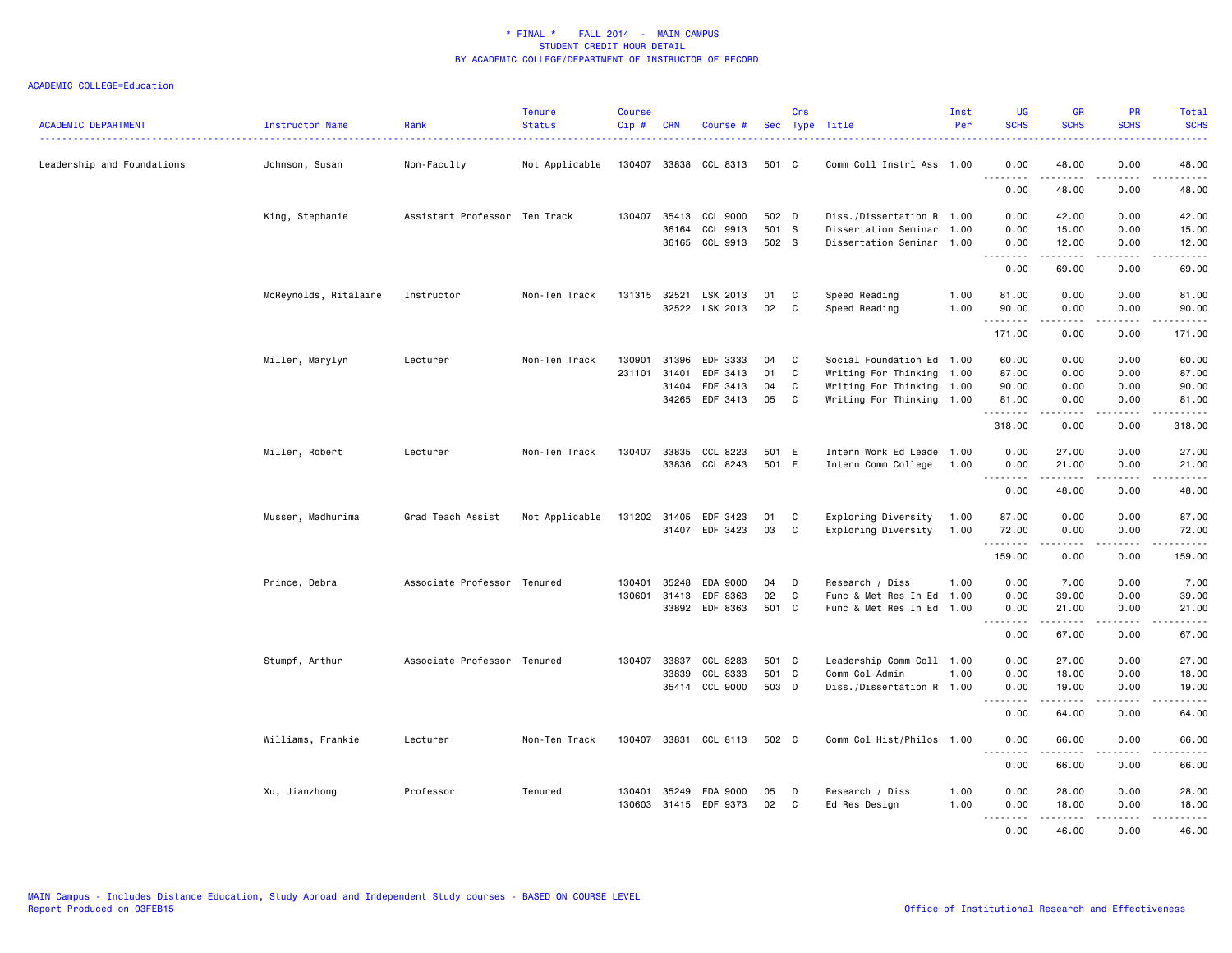\* FINAL \* FALL 2014 - MAIN CAMPUS
STUDENT CREDIT HOUR DETAIL
BY ACADEMIC COLLEGE/DEPARTMENT OF INSTRUCTOR OF RECORD

ACADEMIC COLLEGE=Education

| ACADEMIC DEPARTMENT | Instructor Name | Rank | Tenure Status | Course Cip # | CRN | Course # | Sec | Crs Type | Title | Inst Per | UG SCHS | GR SCHS | PR SCHS | Total SCHS |
|---|---|---|---|---|---|---|---|---|---|---|---|---|---|---|
| Leadership and Foundations | Johnson, Susan | Non-Faculty | Not Applicable | 130407 | 33838 | CCL 8313 | 501 | C | Comm Coll Instrl Ass | 1.00 | 0.00 | 48.00 | 0.00 | 48.00 |
| | | | | | | | | | | | 0.00 | 48.00 | 0.00 | 48.00 |
| | King, Stephanie | Assistant Professor | Ten Track | 130407 | 35413 | CCL 9000 | 502 | D | Diss./Dissertation R | 1.00 | 0.00 | 42.00 | 0.00 | 42.00 |
| | | | | | 36164 | CCL 9913 | 501 | S | Dissertation Seminar | 1.00 | 0.00 | 15.00 | 0.00 | 15.00 |
| | | | | | 36165 | CCL 9913 | 502 | S | Dissertation Seminar | 1.00 | 0.00 | 12.00 | 0.00 | 12.00 |
| | | | | | | | | | | | 0.00 | 69.00 | 0.00 | 69.00 |
| | McReynolds, Ritalaine | Instructor | Non-Ten Track | 131315 | 32521 | LSK 2013 | 01 | C | Speed Reading | 1.00 | 81.00 | 0.00 | 0.00 | 81.00 |
| | | | | | 32522 | LSK 2013 | 02 | C | Speed Reading | 1.00 | 90.00 | 0.00 | 0.00 | 90.00 |
| | | | | | | | | | | | 171.00 | 0.00 | 0.00 | 171.00 |
| | Miller, Marylyn | Lecturer | Non-Ten Track | 130901 | 31396 | EDF 3333 | 04 | C | Social Foundation Ed | 1.00 | 60.00 | 0.00 | 0.00 | 60.00 |
| | | | | 231101 | 31401 | EDF 3413 | 01 | C | Writing For Thinking | 1.00 | 87.00 | 0.00 | 0.00 | 87.00 |
| | | | | | 31404 | EDF 3413 | 04 | C | Writing For Thinking | 1.00 | 90.00 | 0.00 | 0.00 | 90.00 |
| | | | | | 34265 | EDF 3413 | 05 | C | Writing For Thinking | 1.00 | 81.00 | 0.00 | 0.00 | 81.00 |
| | | | | | | | | | | | 318.00 | 0.00 | 0.00 | 318.00 |
| | Miller, Robert | Lecturer | Non-Ten Track | 130407 | 33835 | CCL 8223 | 501 | E | Intern Work Ed Leade | 1.00 | 0.00 | 27.00 | 0.00 | 27.00 |
| | | | | | 33836 | CCL 8243 | 501 | E | Intern Comm College | 1.00 | 0.00 | 21.00 | 0.00 | 21.00 |
| | | | | | | | | | | | 0.00 | 48.00 | 0.00 | 48.00 |
| | Musser, Madhurima | Grad Teach Assist | Not Applicable | 131202 | 31405 | EDF 3423 | 01 | C | Exploring Diversity | 1.00 | 87.00 | 0.00 | 0.00 | 87.00 |
| | | | | | 31407 | EDF 3423 | 03 | C | Exploring Diversity | 1.00 | 72.00 | 0.00 | 0.00 | 72.00 |
| | | | | | | | | | | | 159.00 | 0.00 | 0.00 | 159.00 |
| | Prince, Debra | Associate Professor | Tenured | 130401 | 35248 | EDA 9000 | 04 | D | Research / Diss | 1.00 | 0.00 | 7.00 | 0.00 | 7.00 |
| | | | | 130601 | 31413 | EDF 8363 | 02 | C | Func & Met Res In Ed | 1.00 | 0.00 | 39.00 | 0.00 | 39.00 |
| | | | | | 33892 | EDF 8363 | 501 | C | Func & Met Res In Ed | 1.00 | 0.00 | 21.00 | 0.00 | 21.00 |
| | | | | | | | | | | | 0.00 | 67.00 | 0.00 | 67.00 |
| | Stumpf, Arthur | Associate Professor | Tenured | 130407 | 33837 | CCL 8283 | 501 | C | Leadership Comm Coll | 1.00 | 0.00 | 27.00 | 0.00 | 27.00 |
| | | | | | 33839 | CCL 8333 | 501 | C | Comm Col Admin | 1.00 | 0.00 | 18.00 | 0.00 | 18.00 |
| | | | | | 35414 | CCL 9000 | 503 | D | Diss./Dissertation R | 1.00 | 0.00 | 19.00 | 0.00 | 19.00 |
| | | | | | | | | | | | 0.00 | 64.00 | 0.00 | 64.00 |
| | Williams, Frankie | Lecturer | Non-Ten Track | 130407 | 33831 | CCL 8113 | 502 | C | Comm Col Hist/Philos | 1.00 | 0.00 | 66.00 | 0.00 | 66.00 |
| | | | | | | | | | | | 0.00 | 66.00 | 0.00 | 66.00 |
| | Xu, Jianzhong | Professor | Tenured | 130401 | 35249 | EDA 9000 | 05 | D | Research / Diss | 1.00 | 0.00 | 28.00 | 0.00 | 28.00 |
| | | | | 130603 | 31415 | EDF 9373 | 02 | C | Ed Res Design | 1.00 | 0.00 | 18.00 | 0.00 | 18.00 |
| | | | | | | | | | | | 0.00 | 46.00 | 0.00 | 46.00 |

MAIN Campus - Includes Distance Education, Study Abroad and Independent Study courses - BASED ON COURSE LEVEL
Report Produced on 03FEB15

Office of Institutional Research and Effectiveness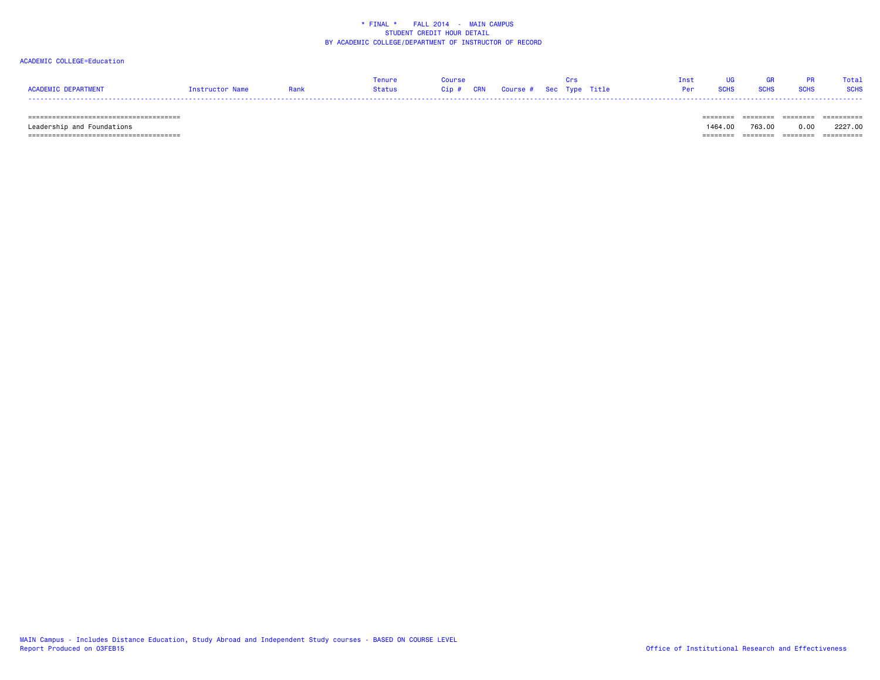# * FINAL * FALL 2014 - MAIN CAMPUS
## STUDENT CREDIT HOUR DETAIL
## BY ACADEMIC COLLEGE/DEPARTMENT OF INSTRUCTOR OF RECORD

ACADEMIC COLLEGE=Education

| ACADEMIC DEPARTMENT | Instructor Name | Rank | Tenure Status | Course Cip # | CRN | Course # | Sec | Crs Type | Title | Inst Per | UG SCHS | GR SCHS | PR SCHS | Total SCHS |
|---|---|---|---|---|---|---|---|---|---|---|---|---|---|---|
| Leadership and Foundations | | | | | | | | | | | 1464.00 | 763.00 | 0.00 | 2227.00 |

MAIN Campus - Includes Distance Education, Study Abroad and Independent Study courses - BASED ON COURSE LEVEL
Report Produced on 03FEB15

Office of Institutional Research and Effectiveness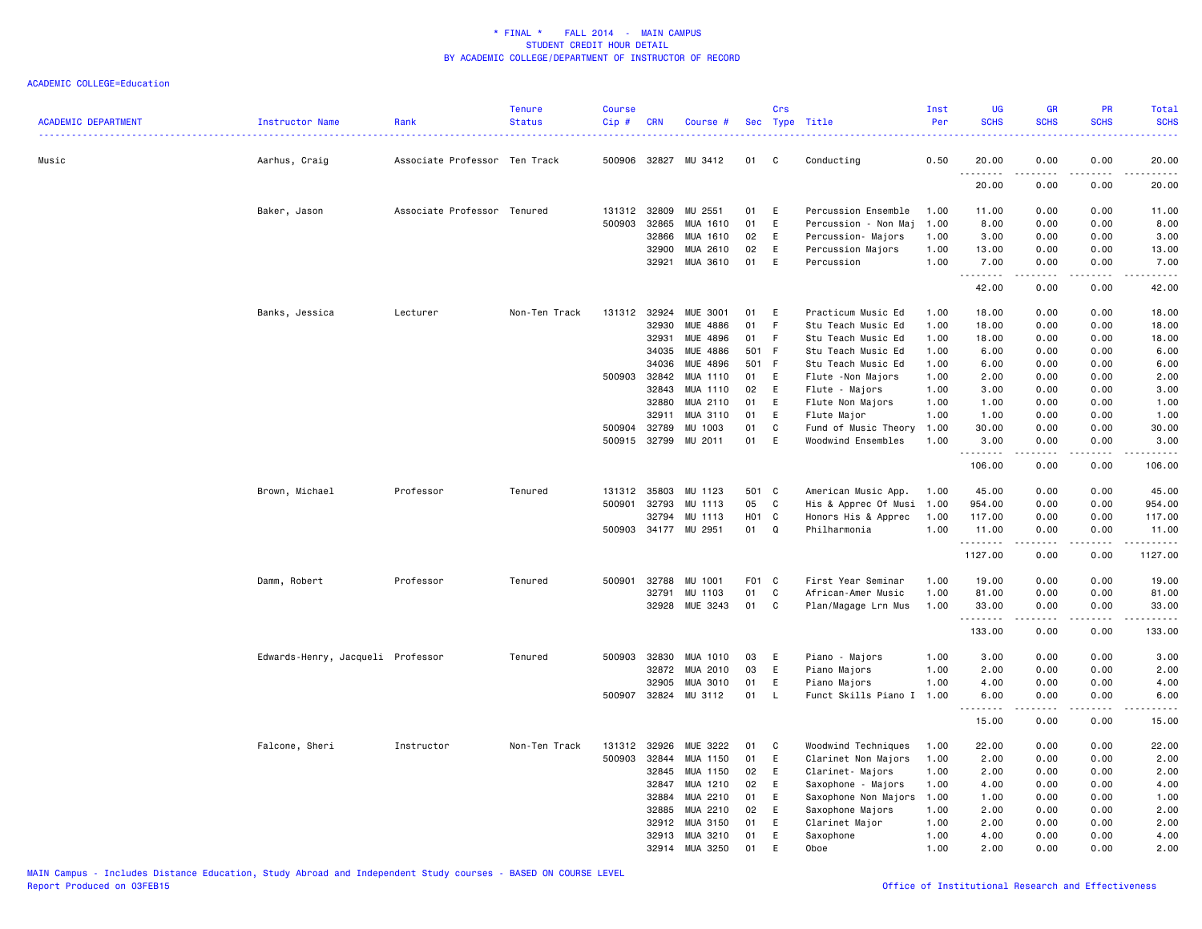\* FINAL \*    FALL 2014  -  MAIN CAMPUS
STUDENT CREDIT HOUR DETAIL
BY ACADEMIC COLLEGE/DEPARTMENT OF INSTRUCTOR OF RECORD

ACADEMIC COLLEGE=Education

| ACADEMIC DEPARTMENT | Instructor Name | Rank | Tenure Status | Course Cip # | CRN | Course # | Sec | Crs Type | Title | Inst Per | UG SCHS | GR SCHS | PR SCHS | Total SCHS |
|---|---|---|---|---|---|---|---|---|---|---|---|---|---|---|
| Music | Aarhus, Craig | Associate Professor | Ten Track | 500906 | 32827 | MU 3412 | 01 | C | Conducting | 0.50 | 20.00 | 0.00 | 0.00 | 20.00 |
| | | | | | | | | | | | 20.00 | 0.00 | 0.00 | 20.00 |
| | Baker, Jason | Associate Professor | Tenured | 131312 | 32809 | MU 2551 | 01 | E | Percussion Ensemble | 1.00 | 11.00 | 0.00 | 0.00 | 11.00 |
| | | | | 500903 | 32865 | MUA 1610 | 01 | E | Percussion - Non Maj | 1.00 | 8.00 | 0.00 | 0.00 | 8.00 |
| | | | | | 32866 | MUA 1610 | 02 | E | Percussion- Majors | 1.00 | 3.00 | 0.00 | 0.00 | 3.00 |
| | | | | | 32900 | MUA 2610 | 02 | E | Percussion Majors | 1.00 | 13.00 | 0.00 | 0.00 | 13.00 |
| | | | | | 32921 | MUA 3610 | 01 | E | Percussion | 1.00 | 7.00 | 0.00 | 0.00 | 7.00 |
| | | | | | | | | | | | 42.00 | 0.00 | 0.00 | 42.00 |
| | Banks, Jessica | Lecturer | Non-Ten Track | 131312 | 32924 | MUE 3001 | 01 | E | Practicum Music Ed | 1.00 | 18.00 | 0.00 | 0.00 | 18.00 |
| | | | | | 32930 | MUE 4886 | 01 | F | Stu Teach Music Ed | 1.00 | 18.00 | 0.00 | 0.00 | 18.00 |
| | | | | | 32931 | MUE 4896 | 01 | F | Stu Teach Music Ed | 1.00 | 18.00 | 0.00 | 0.00 | 18.00 |
| | | | | | 34035 | MUE 4886 | 501 | F | Stu Teach Music Ed | 1.00 | 6.00 | 0.00 | 0.00 | 6.00 |
| | | | | | 34036 | MUE 4896 | 501 | F | Stu Teach Music Ed | 1.00 | 6.00 | 0.00 | 0.00 | 6.00 |
| | | | | 500903 | 32842 | MUA 1110 | 01 | E | Flute -Non Majors | 1.00 | 2.00 | 0.00 | 0.00 | 2.00 |
| | | | | | 32843 | MUA 1110 | 02 | E | Flute - Majors | 1.00 | 3.00 | 0.00 | 0.00 | 3.00 |
| | | | | | 32880 | MUA 2110 | 01 | E | Flute Non Majors | 1.00 | 1.00 | 0.00 | 0.00 | 1.00 |
| | | | | | 32911 | MUA 3110 | 01 | E | Flute Major | 1.00 | 1.00 | 0.00 | 0.00 | 1.00 |
| | | | | 500904 | 32789 | MU 1003 | 01 | C | Fund of Music Theory | 1.00 | 30.00 | 0.00 | 0.00 | 30.00 |
| | | | | 500915 | 32799 | MU 2011 | 01 | E | Woodwind Ensembles | 1.00 | 3.00 | 0.00 | 0.00 | 3.00 |
| | | | | | | | | | | | 106.00 | 0.00 | 0.00 | 106.00 |
| | Brown, Michael | Professor | Tenured | 131312 | 35803 | MU 1123 | 501 | C | American Music App. | 1.00 | 45.00 | 0.00 | 0.00 | 45.00 |
| | | | | 500901 | 32793 | MU 1113 | 05 | C | His & Apprec Of Musi | 1.00 | 954.00 | 0.00 | 0.00 | 954.00 |
| | | | | | 32794 | MU 1113 | H01 | C | Honors His & Apprec | 1.00 | 117.00 | 0.00 | 0.00 | 117.00 |
| | | | | 500903 | 34177 | MU 2951 | 01 | Q | Philharmonia | 1.00 | 11.00 | 0.00 | 0.00 | 11.00 |
| | | | | | | | | | | | 1127.00 | 0.00 | 0.00 | 1127.00 |
| | Damm, Robert | Professor | Tenured | 500901 | 32788 | MU 1001 | F01 | C | First Year Seminar | 1.00 | 19.00 | 0.00 | 0.00 | 19.00 |
| | | | | | 32791 | MU 1103 | 01 | C | African-Amer Music | 1.00 | 81.00 | 0.00 | 0.00 | 81.00 |
| | | | | | 32928 | MUE 3243 | 01 | C | Plan/Magage Lrn Mus | 1.00 | 33.00 | 0.00 | 0.00 | 33.00 |
| | | | | | | | | | | | 133.00 | 0.00 | 0.00 | 133.00 |
| | Edwards-Henry, Jacqueli | Professor | Tenured | 500903 | 32830 | MUA 1010 | 03 | E | Piano - Majors | 1.00 | 3.00 | 0.00 | 0.00 | 3.00 |
| | | | | | 32872 | MUA 2010 | 03 | E | Piano Majors | 1.00 | 2.00 | 0.00 | 0.00 | 2.00 |
| | | | | | 32905 | MUA 3010 | 01 | E | Piano Majors | 1.00 | 4.00 | 0.00 | 0.00 | 4.00 |
| | | | | 500907 | 32824 | MU 3112 | 01 | L | Funct Skills Piano I | 1.00 | 6.00 | 0.00 | 0.00 | 6.00 |
| | | | | | | | | | | | 15.00 | 0.00 | 0.00 | 15.00 |
| | Falcone, Sheri | Instructor | Non-Ten Track | 131312 | 32926 | MUE 3222 | 01 | C | Woodwind Techniques | 1.00 | 22.00 | 0.00 | 0.00 | 22.00 |
| | | | | 500903 | 32844 | MUA 1150 | 01 | E | Clarinet Non Majors | 1.00 | 2.00 | 0.00 | 0.00 | 2.00 |
| | | | | | 32845 | MUA 1150 | 02 | E | Clarinet- Majors | 1.00 | 2.00 | 0.00 | 0.00 | 2.00 |
| | | | | | 32847 | MUA 1210 | 02 | E | Saxophone - Majors | 1.00 | 4.00 | 0.00 | 0.00 | 4.00 |
| | | | | | 32884 | MUA 2210 | 01 | E | Saxophone Non Majors | 1.00 | 1.00 | 0.00 | 0.00 | 1.00 |
| | | | | | 32885 | MUA 2210 | 02 | E | Saxophone Majors | 1.00 | 2.00 | 0.00 | 0.00 | 2.00 |
| | | | | | 32912 | MUA 3150 | 01 | E | Clarinet Major | 1.00 | 2.00 | 0.00 | 0.00 | 2.00 |
| | | | | | 32913 | MUA 3210 | 01 | E | Saxophone | 1.00 | 4.00 | 0.00 | 0.00 | 4.00 |
| | | | | | 32914 | MUA 3250 | 01 | E | Oboe | 1.00 | 2.00 | 0.00 | 0.00 | 2.00 |

MAIN Campus - Includes Distance Education, Study Abroad and Independent Study courses - BASED ON COURSE LEVEL
Report Produced on 03FEB15
Office of Institutional Research and Effectiveness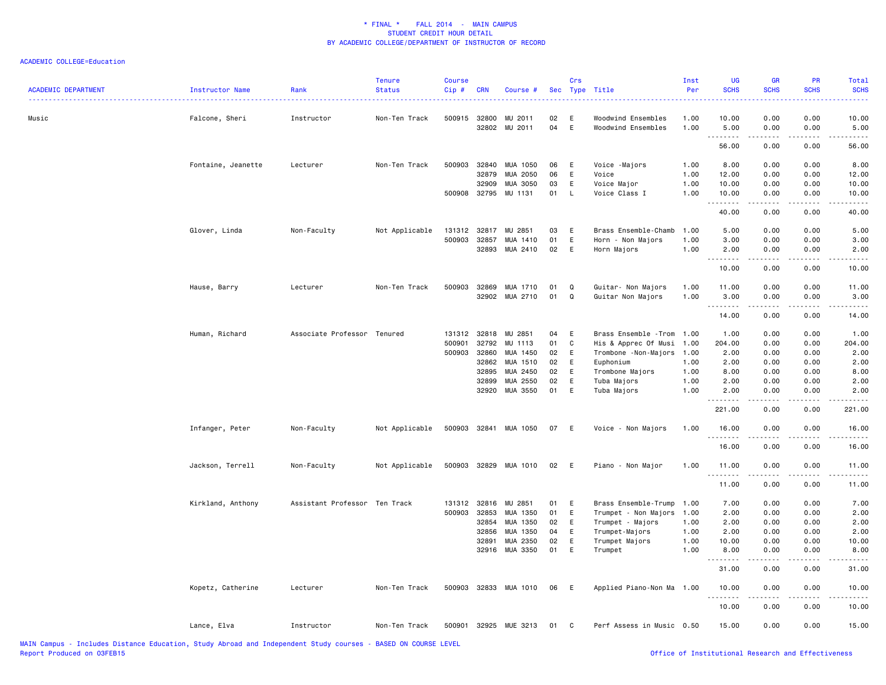\* FINAL \* FALL 2014 - MAIN CAMPUS
STUDENT CREDIT HOUR DETAIL
BY ACADEMIC COLLEGE/DEPARTMENT OF INSTRUCTOR OF RECORD

ACADEMIC COLLEGE=Education

| ACADEMIC DEPARTMENT | Instructor Name | Rank | Tenure Status | Course Cip # | CRN | Course # | Sec | Crs Type | Title | Inst Per | UG SCHS | GR SCHS | PR SCHS | Total SCHS |
|---|---|---|---|---|---|---|---|---|---|---|---|---|---|---|
| Music | Falcone, Sheri | Instructor | Non-Ten Track | 500915 | 32800 | MU 2011 | 02 | E | Woodwind Ensembles | 1.00 | 10.00 | 0.00 | 0.00 | 10.00 |
| | | | | | 32802 | MU 2011 | 04 | E | Woodwind Ensembles | 1.00 | 5.00 | 0.00 | 0.00 | 5.00 |
| | | | | | | | | | | | 56.00 | 0.00 | 0.00 | 56.00 |
| | Fontaine, Jeanette | Lecturer | Non-Ten Track | 500903 | 32840 | MUA 1050 | 06 | E | Voice -Majors | 1.00 | 8.00 | 0.00 | 0.00 | 8.00 |
| | | | | | 32879 | MUA 2050 | 06 | E | Voice | 1.00 | 12.00 | 0.00 | 0.00 | 12.00 |
| | | | | | 32909 | MUA 3050 | 03 | E | Voice Major | 1.00 | 10.00 | 0.00 | 0.00 | 10.00 |
| | | | | 500908 | 32795 | MU 1131 | 01 | L | Voice Class I | 1.00 | 10.00 | 0.00 | 0.00 | 10.00 |
| | | | | | | | | | | | 40.00 | 0.00 | 0.00 | 40.00 |
| | Glover, Linda | Non-Faculty | Not Applicable | 131312 | 32817 | MU 2851 | 03 | E | Brass Ensemble-Chamb | 1.00 | 5.00 | 0.00 | 0.00 | 5.00 |
| | | | | 500903 | 32857 | MUA 1410 | 01 | E | Horn - Non Majors | 1.00 | 3.00 | 0.00 | 0.00 | 3.00 |
| | | | | | 32893 | MUA 2410 | 02 | E | Horn Majors | 1.00 | 2.00 | 0.00 | 0.00 | 2.00 |
| | | | | | | | | | | | 10.00 | 0.00 | 0.00 | 10.00 |
| | Hause, Barry | Lecturer | Non-Ten Track | 500903 | 32869 | MUA 1710 | 01 | Q | Guitar- Non Majors | 1.00 | 11.00 | 0.00 | 0.00 | 11.00 |
| | | | | | 32902 | MUA 2710 | 01 | Q | Guitar Non Majors | 1.00 | 3.00 | 0.00 | 0.00 | 3.00 |
| | | | | | | | | | | | 14.00 | 0.00 | 0.00 | 14.00 |
| | Human, Richard | Associate Professor | Tenured | 131312 | 32818 | MU 2851 | 04 | E | Brass Ensemble -Trom | 1.00 | 1.00 | 0.00 | 0.00 | 1.00 |
| | | | | 500901 | 32792 | MU 1113 | 01 | C | His & Apprec Of Musi | 1.00 | 204.00 | 0.00 | 0.00 | 204.00 |
| | | | | 500903 | 32860 | MUA 1450 | 02 | E | Trombone -Non-Majors | 1.00 | 2.00 | 0.00 | 0.00 | 2.00 |
| | | | | | 32862 | MUA 1510 | 02 | E | Euphonium | 1.00 | 2.00 | 0.00 | 0.00 | 2.00 |
| | | | | | 32895 | MUA 2450 | 02 | E | Trombone Majors | 1.00 | 8.00 | 0.00 | 0.00 | 8.00 |
| | | | | | 32899 | MUA 2550 | 02 | E | Tuba Majors | 1.00 | 2.00 | 0.00 | 0.00 | 2.00 |
| | | | | | 32920 | MUA 3550 | 01 | E | Tuba Majors | 1.00 | 2.00 | 0.00 | 0.00 | 2.00 |
| | | | | | | | | | | | 221.00 | 0.00 | 0.00 | 221.00 |
| | Infanger, Peter | Non-Faculty | Not Applicable | 500903 | 32841 | MUA 1050 | 07 | E | Voice - Non Majors | 1.00 | 16.00 | 0.00 | 0.00 | 16.00 |
| | | | | | | | | | | | 16.00 | 0.00 | 0.00 | 16.00 |
| | Jackson, Terrell | Non-Faculty | Not Applicable | 500903 | 32829 | MUA 1010 | 02 | E | Piano - Non Major | 1.00 | 11.00 | 0.00 | 0.00 | 11.00 |
| | | | | | | | | | | | 11.00 | 0.00 | 0.00 | 11.00 |
| | Kirkland, Anthony | Assistant Professor | Ten Track | 131312 | 32816 | MU 2851 | 01 | E | Brass Ensemble-Trump | 1.00 | 7.00 | 0.00 | 0.00 | 7.00 |
| | | | | 500903 | 32853 | MUA 1350 | 01 | E | Trumpet - Non Majors | 1.00 | 2.00 | 0.00 | 0.00 | 2.00 |
| | | | | | 32854 | MUA 1350 | 02 | E | Trumpet - Majors | 1.00 | 2.00 | 0.00 | 0.00 | 2.00 |
| | | | | | 32856 | MUA 1350 | 04 | E | Trumpet-Majors | 1.00 | 2.00 | 0.00 | 0.00 | 2.00 |
| | | | | | 32891 | MUA 2350 | 02 | E | Trumpet Majors | 1.00 | 10.00 | 0.00 | 0.00 | 10.00 |
| | | | | | 32916 | MUA 3350 | 01 | E | Trumpet | 1.00 | 8.00 | 0.00 | 0.00 | 8.00 |
| | | | | | | | | | | | 31.00 | 0.00 | 0.00 | 31.00 |
| | Kopetz, Catherine | Lecturer | Non-Ten Track | 500903 | 32833 | MUA 1010 | 06 | E | Applied Piano-Non Ma | 1.00 | 10.00 | 0.00 | 0.00 | 10.00 |
| | | | | | | | | | | | 10.00 | 0.00 | 0.00 | 10.00 |
| | Lance, Elva | Instructor | Non-Ten Track | 500901 | 32925 | MUE 3213 | 01 | C | Perf Assess in Music | 0.50 | 15.00 | 0.00 | 0.00 | 15.00 |

MAIN Campus - Includes Distance Education, Study Abroad and Independent Study courses - BASED ON COURSE LEVEL
Report Produced on 03FEB15

Office of Institutional Research and Effectiveness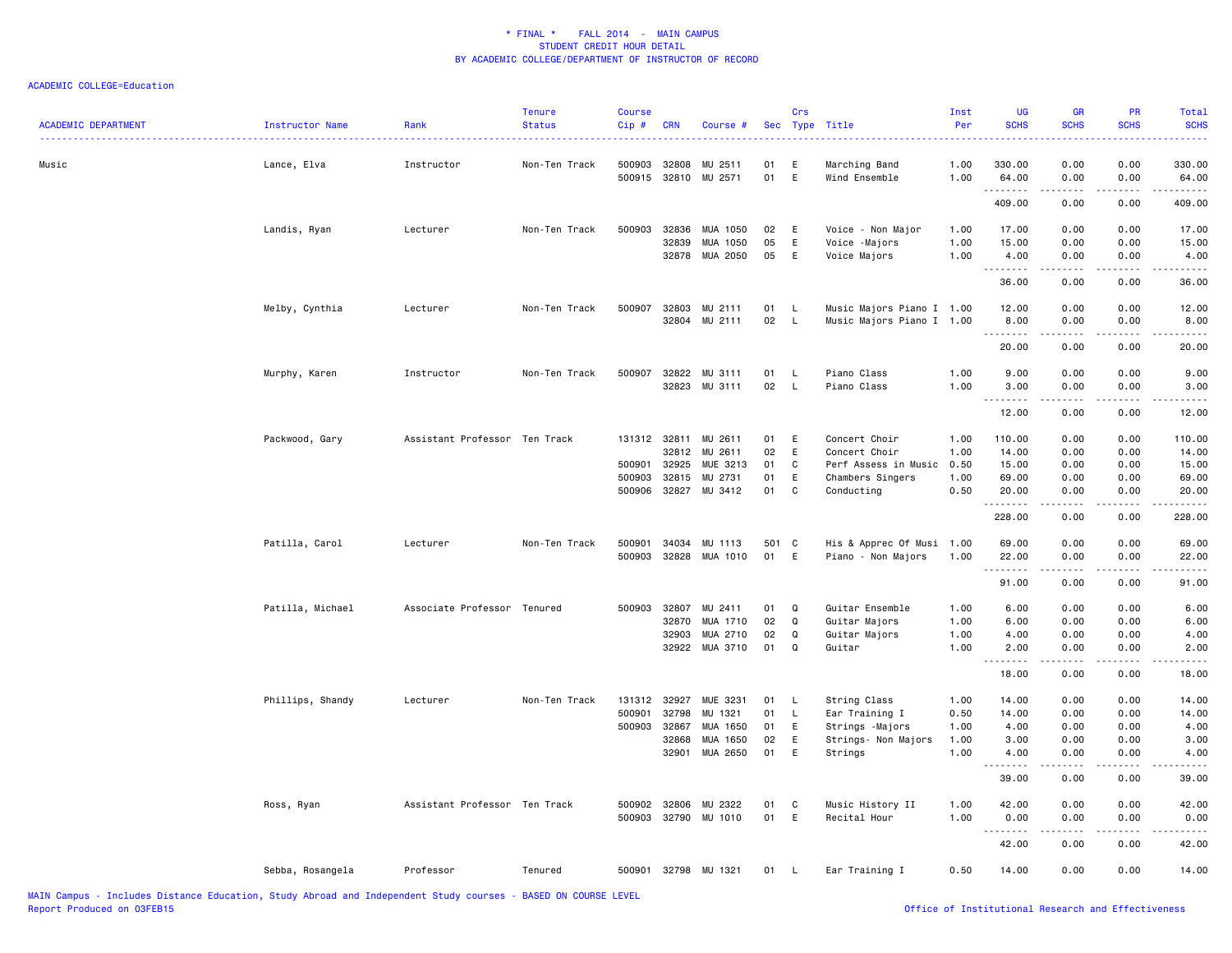* FINAL * FALL 2014 - MAIN CAMPUS
STUDENT CREDIT HOUR DETAIL
BY ACADEMIC COLLEGE/DEPARTMENT OF INSTRUCTOR OF RECORD

ACADEMIC COLLEGE=Education

| ACADEMIC DEPARTMENT | Instructor Name | Rank | Tenure Status | Course Cip # | CRN | Course # | Sec | Crs Type | Title | Inst Per | UG SCHS | GR SCHS | PR SCHS | Total SCHS |
|---|---|---|---|---|---|---|---|---|---|---|---|---|---|---|
| Music | Lance, Elva | Instructor | Non-Ten Track | 500903 | 32808 | MU 2511 | 01 | E | Marching Band | 1.00 | 330.00 | 0.00 | 0.00 | 330.00 |
| | | | | 500915 | 32810 | MU 2571 | 01 | E | Wind Ensemble | 1.00 | 64.00 | 0.00 | 0.00 | 64.00 |
| | | | | | | | | | | | 409.00 | 0.00 | 0.00 | 409.00 |
| | Landis, Ryan | Lecturer | Non-Ten Track | 500903 | 32836 | MUA 1050 | 02 | E | Voice - Non Major | 1.00 | 17.00 | 0.00 | 0.00 | 17.00 |
| | | | | | 32839 | MUA 1050 | 05 | E | Voice -Majors | 1.00 | 15.00 | 0.00 | 0.00 | 15.00 |
| | | | | | 32878 | MUA 2050 | 05 | E | Voice Majors | 1.00 | 4.00 | 0.00 | 0.00 | 4.00 |
| | | | | | | | | | | | 36.00 | 0.00 | 0.00 | 36.00 |
| | Melby, Cynthia | Lecturer | Non-Ten Track | 500907 | 32803 | MU 2111 | 01 | L | Music Majors Piano I | 1.00 | 12.00 | 0.00 | 0.00 | 12.00 |
| | | | | | 32804 | MU 2111 | 02 | L | Music Majors Piano I | 1.00 | 8.00 | 0.00 | 0.00 | 8.00 |
| | | | | | | | | | | | 20.00 | 0.00 | 0.00 | 20.00 |
| | Murphy, Karen | Instructor | Non-Ten Track | 500907 | 32822 | MU 3111 | 01 | L | Piano Class | 1.00 | 9.00 | 0.00 | 0.00 | 9.00 |
| | | | | | 32823 | MU 3111 | 02 | L | Piano Class | 1.00 | 3.00 | 0.00 | 0.00 | 3.00 |
| | | | | | | | | | | | 12.00 | 0.00 | 0.00 | 12.00 |
| | Packwood, Gary | Assistant Professor | Ten Track | 131312 | 32811 | MU 2611 | 01 | E | Concert Choir | 1.00 | 110.00 | 0.00 | 0.00 | 110.00 |
| | | | | | 32812 | MU 2611 | 02 | E | Concert Choir | 1.00 | 14.00 | 0.00 | 0.00 | 14.00 |
| | | | | 500901 | 32925 | MUE 3213 | 01 | C | Perf Assess in Music | 0.50 | 15.00 | 0.00 | 0.00 | 15.00 |
| | | | | 500903 | 32815 | MU 2731 | 01 | E | Chambers Singers | 1.00 | 69.00 | 0.00 | 0.00 | 69.00 |
| | | | | 500906 | 32827 | MU 3412 | 01 | C | Conducting | 0.50 | 20.00 | 0.00 | 0.00 | 20.00 |
| | | | | | | | | | | | 228.00 | 0.00 | 0.00 | 228.00 |
| | Patilla, Carol | Lecturer | Non-Ten Track | 500901 | 34034 | MU 1113 | 501 | C | His & Apprec Of Musi | 1.00 | 69.00 | 0.00 | 0.00 | 69.00 |
| | | | | 500903 | 32828 | MUA 1010 | 01 | E | Piano - Non Majors | 1.00 | 22.00 | 0.00 | 0.00 | 22.00 |
| | | | | | | | | | | | 91.00 | 0.00 | 0.00 | 91.00 |
| | Patilla, Michael | Associate Professor | Tenured | 500903 | 32807 | MU 2411 | 01 | Q | Guitar Ensemble | 1.00 | 6.00 | 0.00 | 0.00 | 6.00 |
| | | | | | 32870 | MUA 1710 | 02 | Q | Guitar Majors | 1.00 | 6.00 | 0.00 | 0.00 | 6.00 |
| | | | | | 32903 | MUA 2710 | 02 | Q | Guitar Majors | 1.00 | 4.00 | 0.00 | 0.00 | 4.00 |
| | | | | | 32922 | MUA 3710 | 01 | Q | Guitar | 1.00 | 2.00 | 0.00 | 0.00 | 2.00 |
| | | | | | | | | | | | 18.00 | 0.00 | 0.00 | 18.00 |
| | Phillips, Shandy | Lecturer | Non-Ten Track | 131312 | 32927 | MUE 3231 | 01 | L | String Class | 1.00 | 14.00 | 0.00 | 0.00 | 14.00 |
| | | | | 500901 | 32798 | MU 1321 | 01 | L | Ear Training I | 0.50 | 14.00 | 0.00 | 0.00 | 14.00 |
| | | | | 500903 | 32867 | MUA 1650 | 01 | E | Strings -Majors | 1.00 | 4.00 | 0.00 | 0.00 | 4.00 |
| | | | | | 32868 | MUA 1650 | 02 | E | Strings- Non Majors | 1.00 | 3.00 | 0.00 | 0.00 | 3.00 |
| | | | | | 32901 | MUA 2650 | 01 | E | Strings | 1.00 | 4.00 | 0.00 | 0.00 | 4.00 |
| | | | | | | | | | | | 39.00 | 0.00 | 0.00 | 39.00 |
| | Ross, Ryan | Assistant Professor | Ten Track | 500902 | 32806 | MU 2322 | 01 | C | Music History II | 1.00 | 42.00 | 0.00 | 0.00 | 42.00 |
| | | | | 500903 | 32790 | MU 1010 | 01 | E | Recital Hour | 1.00 | 0.00 | 0.00 | 0.00 | 0.00 |
| | | | | | | | | | | | 42.00 | 0.00 | 0.00 | 42.00 |
| | Sebba, Rosangela | Professor | Tenured | 500901 | 32798 | MU 1321 | 01 | L | Ear Training I | 0.50 | 14.00 | 0.00 | 0.00 | 14.00 |

MAIN Campus - Includes Distance Education, Study Abroad and Independent Study courses - BASED ON COURSE LEVEL
Report Produced on 03FEB15
Office of Institutional Research and Effectiveness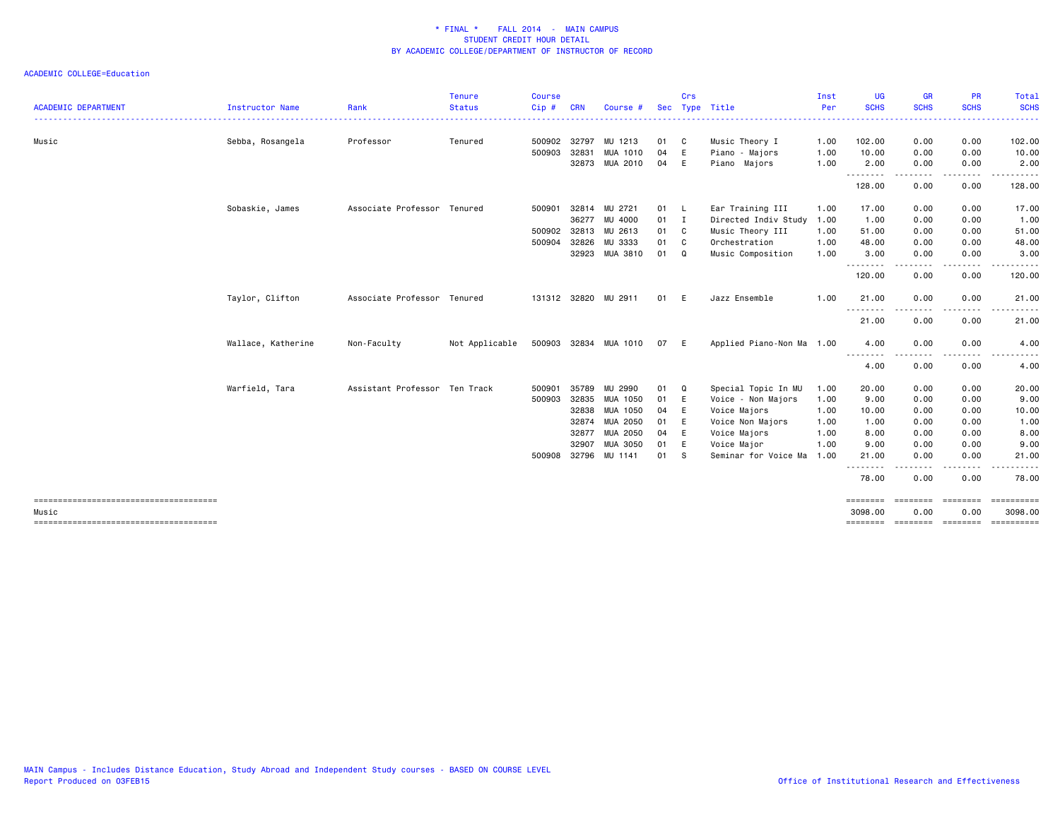\* FINAL \* FALL 2014 - MAIN CAMPUS
STUDENT CREDIT HOUR DETAIL
BY ACADEMIC COLLEGE/DEPARTMENT OF INSTRUCTOR OF RECORD

ACADEMIC COLLEGE=Education

| ACADEMIC DEPARTMENT | Instructor Name | Rank | Tenure Status | Course Cip # | CRN | Course # | Sec | Crs Type | Title | Inst Per | UG SCHS | GR SCHS | PR SCHS | Total SCHS |
|---|---|---|---|---|---|---|---|---|---|---|---|---|---|---|
| Music | Sebba, Rosangela | Professor | Tenured | 500902 | 32797 | MU 1213 | 01 | C | Music Theory I | 1.00 | 102.00 | 0.00 | 0.00 | 102.00 |
| | | | | 500903 | 32831 | MUA 1010 | 04 | E | Piano - Majors | 1.00 | 10.00 | 0.00 | 0.00 | 10.00 |
| | | | | | 32873 | MUA 2010 | 04 | E | Piano Majors | 1.00 | 2.00 | 0.00 | 0.00 | 2.00 |
| | | | | | | | | | | | 128.00 | 0.00 | 0.00 | 128.00 |
| | Sobaskie, James | Associate Professor | Tenured | 500901 | 32814 | MU 2721 | 01 | L | Ear Training III | 1.00 | 17.00 | 0.00 | 0.00 | 17.00 |
| | | | | | 36277 | MU 4000 | 01 | I | Directed Indiv Study | 1.00 | 1.00 | 0.00 | 0.00 | 1.00 |
| | | | | 500902 | 32813 | MU 2613 | 01 | C | Music Theory III | 1.00 | 51.00 | 0.00 | 0.00 | 51.00 |
| | | | | 500904 | 32826 | MU 3333 | 01 | C | Orchestration | 1.00 | 48.00 | 0.00 | 0.00 | 48.00 |
| | | | | | 32923 | MUA 3810 | 01 | Q | Music Composition | 1.00 | 3.00 | 0.00 | 0.00 | 3.00 |
| | | | | | | | | | | | 120.00 | 0.00 | 0.00 | 120.00 |
| | Taylor, Clifton | Associate Professor | Tenured | 131312 | 32820 | MU 2911 | 01 | E | Jazz Ensemble | 1.00 | 21.00 | 0.00 | 0.00 | 21.00 |
| | | | | | | | | | | | 21.00 | 0.00 | 0.00 | 21.00 |
| | Wallace, Katherine | Non-Faculty | Not Applicable | 500903 | 32834 | MUA 1010 | 07 | E | Applied Piano-Non Ma | 1.00 | 4.00 | 0.00 | 0.00 | 4.00 |
| | | | | | | | | | | | 4.00 | 0.00 | 0.00 | 4.00 |
| | Warfield, Tara | Assistant Professor | Ten Track | 500901 | 35789 | MU 2990 | 01 | Q | Special Topic In MU | 1.00 | 20.00 | 0.00 | 0.00 | 20.00 |
| | | | | 500903 | 32835 | MUA 1050 | 01 | E | Voice - Non Majors | 1.00 | 9.00 | 0.00 | 0.00 | 9.00 |
| | | | | | 32838 | MUA 1050 | 04 | E | Voice Majors | 1.00 | 10.00 | 0.00 | 0.00 | 10.00 |
| | | | | | 32874 | MUA 2050 | 01 | E | Voice Non Majors | 1.00 | 1.00 | 0.00 | 0.00 | 1.00 |
| | | | | | 32877 | MUA 2050 | 04 | E | Voice Majors | 1.00 | 8.00 | 0.00 | 0.00 | 8.00 |
| | | | | | 32907 | MUA 3050 | 01 | E | Voice Major | 1.00 | 9.00 | 0.00 | 0.00 | 9.00 |
| | | | | 500908 | 32796 | MU 1141 | 01 | S | Seminar for Voice Ma | 1.00 | 21.00 | 0.00 | 0.00 | 21.00 |
| | | | | | | | | | | | 78.00 | 0.00 | 0.00 | 78.00 |
| Music | | | | | | | | | | | 3098.00 | 0.00 | 0.00 | 3098.00 |

MAIN Campus - Includes Distance Education, Study Abroad and Independent Study courses - BASED ON COURSE LEVEL
Report Produced on 03FEB15

Office of Institutional Research and Effectiveness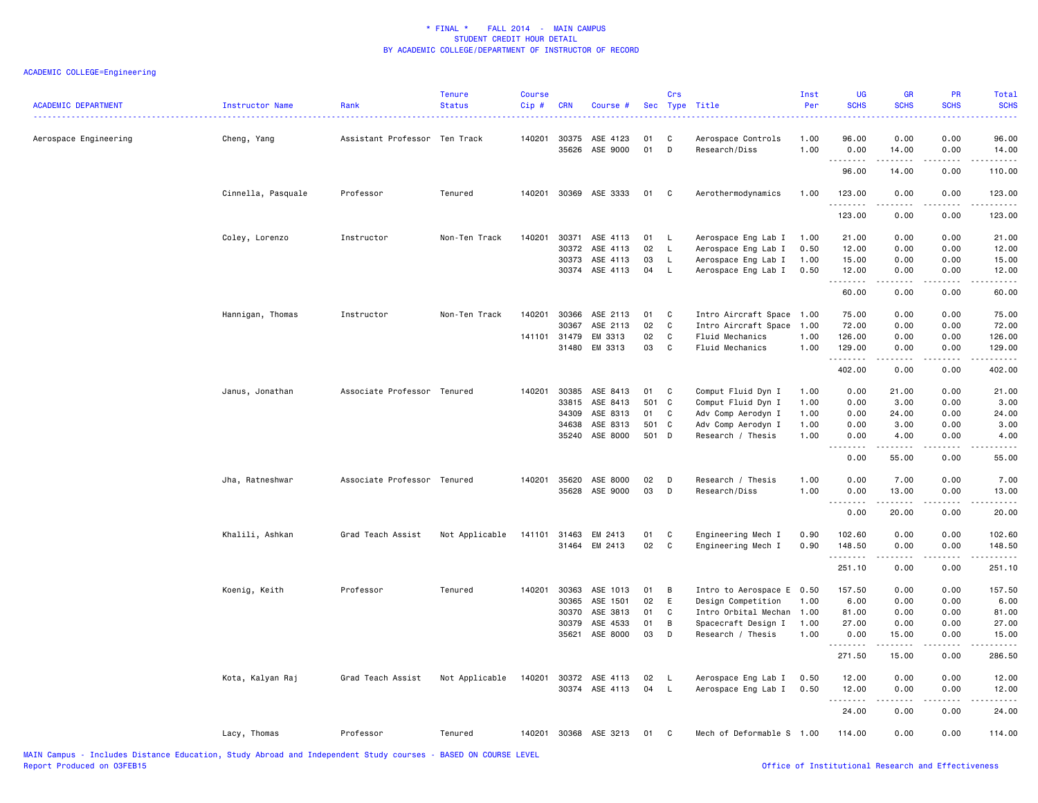\* FINAL \* FALL 2014 - MAIN CAMPUS
STUDENT CREDIT HOUR DETAIL
BY ACADEMIC COLLEGE/DEPARTMENT OF INSTRUCTOR OF RECORD

ACADEMIC COLLEGE=Engineering

| ACADEMIC DEPARTMENT | Instructor Name | Rank | Tenure Status | Course Cip # | CRN | Course # | Sec | Crs Type | Title | Inst Per | UG SCHS | GR SCHS | PR SCHS | Total SCHS |
|---|---|---|---|---|---|---|---|---|---|---|---|---|---|---|
| Aerospace Engineering | Cheng, Yang | Assistant Professor | Ten Track | 140201 | 30375 | ASE 4123 | 01 | C | Aerospace Controls | 1.00 | 96.00 | 0.00 | 0.00 | 96.00 |
| | | | | | 35626 | ASE 9000 | 01 | D | Research/Diss | 1.00 | 0.00 | 14.00 | 0.00 | 14.00 |
| | | | | | | | | | | | 96.00 | 14.00 | 0.00 | 110.00 |
| | Cinnella, Pasquale | Professor | Tenured | 140201 | 30369 | ASE 3333 | 01 | C | Aerothermodynamics | 1.00 | 123.00 | 0.00 | 0.00 | 123.00 |
| | | | | | | | | | | | 123.00 | 0.00 | 0.00 | 123.00 |
| | Coley, Lorenzo | Instructor | Non-Ten Track | 140201 | 30371 | ASE 4113 | 01 | L | Aerospace Eng Lab I | 1.00 | 21.00 | 0.00 | 0.00 | 21.00 |
| | | | | | 30372 | ASE 4113 | 02 | L | Aerospace Eng Lab I | 0.50 | 12.00 | 0.00 | 0.00 | 12.00 |
| | | | | | 30373 | ASE 4113 | 03 | L | Aerospace Eng Lab I | 1.00 | 15.00 | 0.00 | 0.00 | 15.00 |
| | | | | | 30374 | ASE 4113 | 04 | L | Aerospace Eng Lab I | 0.50 | 12.00 | 0.00 | 0.00 | 12.00 |
| | | | | | | | | | | | 60.00 | 0.00 | 0.00 | 60.00 |
| | Hannigan, Thomas | Instructor | Non-Ten Track | 140201 | 30366 | ASE 2113 | 01 | C | Intro Aircraft Space | 1.00 | 75.00 | 0.00 | 0.00 | 75.00 |
| | | | | | 30367 | ASE 2113 | 02 | C | Intro Aircraft Space | 1.00 | 72.00 | 0.00 | 0.00 | 72.00 |
| | | | | 141101 | 31479 | EM 3313 | 02 | C | Fluid Mechanics | 1.00 | 126.00 | 0.00 | 0.00 | 126.00 |
| | | | | | 31480 | EM 3313 | 03 | C | Fluid Mechanics | 1.00 | 129.00 | 0.00 | 0.00 | 129.00 |
| | | | | | | | | | | | 402.00 | 0.00 | 0.00 | 402.00 |
| | Janus, Jonathan | Associate Professor | Tenured | 140201 | 30385 | ASE 8413 | 01 | C | Comput Fluid Dyn I | 1.00 | 0.00 | 21.00 | 0.00 | 21.00 |
| | | | | | 33815 | ASE 8413 | 501 | C | Comput Fluid Dyn I | 1.00 | 0.00 | 3.00 | 0.00 | 3.00 |
| | | | | | 34309 | ASE 8313 | 01 | C | Adv Comp Aerodyn I | 1.00 | 0.00 | 24.00 | 0.00 | 24.00 |
| | | | | | 34638 | ASE 8313 | 501 | C | Adv Comp Aerodyn I | 1.00 | 0.00 | 3.00 | 0.00 | 3.00 |
| | | | | | 35240 | ASE 8000 | 501 | D | Research / Thesis | 1.00 | 0.00 | 4.00 | 0.00 | 4.00 |
| | | | | | | | | | | | 0.00 | 55.00 | 0.00 | 55.00 |
| | Jha, Ratneshwar | Associate Professor | Tenured | 140201 | 35620 | ASE 8000 | 02 | D | Research / Thesis | 1.00 | 0.00 | 7.00 | 0.00 | 7.00 |
| | | | | | 35628 | ASE 9000 | 03 | D | Research/Diss | 1.00 | 0.00 | 13.00 | 0.00 | 13.00 |
| | | | | | | | | | | | 0.00 | 20.00 | 0.00 | 20.00 |
| | Khalili, Ashkan | Grad Teach Assist | Not Applicable | 141101 | 31463 | EM 2413 | 01 | C | Engineering Mech I | 0.90 | 102.60 | 0.00 | 0.00 | 102.60 |
| | | | | | 31464 | EM 2413 | 02 | C | Engineering Mech I | 0.90 | 148.50 | 0.00 | 0.00 | 148.50 |
| | | | | | | | | | | | 251.10 | 0.00 | 0.00 | 251.10 |
| | Koenig, Keith | Professor | Tenured | 140201 | 30363 | ASE 1013 | 01 | B | Intro to Aerospace E | 0.50 | 157.50 | 0.00 | 0.00 | 157.50 |
| | | | | | 30365 | ASE 1501 | 02 | E | Design Competition | 1.00 | 6.00 | 0.00 | 0.00 | 6.00 |
| | | | | | 30370 | ASE 3813 | 01 | C | Intro Orbital Mechan | 1.00 | 81.00 | 0.00 | 0.00 | 81.00 |
| | | | | | 30379 | ASE 4533 | 01 | B | Spacecraft Design I | 1.00 | 27.00 | 0.00 | 0.00 | 27.00 |
| | | | | | 35621 | ASE 8000 | 03 | D | Research / Thesis | 1.00 | 0.00 | 15.00 | 0.00 | 15.00 |
| | | | | | | | | | | | 271.50 | 15.00 | 0.00 | 286.50 |
| | Kota, Kalyan Raj | Grad Teach Assist | Not Applicable | 140201 | 30372 | ASE 4113 | 02 | L | Aerospace Eng Lab I | 0.50 | 12.00 | 0.00 | 0.00 | 12.00 |
| | | | | | 30374 | ASE 4113 | 04 | L | Aerospace Eng Lab I | 0.50 | 12.00 | 0.00 | 0.00 | 12.00 |
| | | | | | | | | | | | 24.00 | 0.00 | 0.00 | 24.00 |
| | Lacy, Thomas | Professor | Tenured | 140201 | 30368 | ASE 3213 | 01 | C | Mech of Deformable S | 1.00 | 114.00 | 0.00 | 0.00 | 114.00 |

MAIN Campus - Includes Distance Education, Study Abroad and Independent Study courses - BASED ON COURSE LEVEL
Report Produced on 03FEB15 Office of Institutional Research and Effectiveness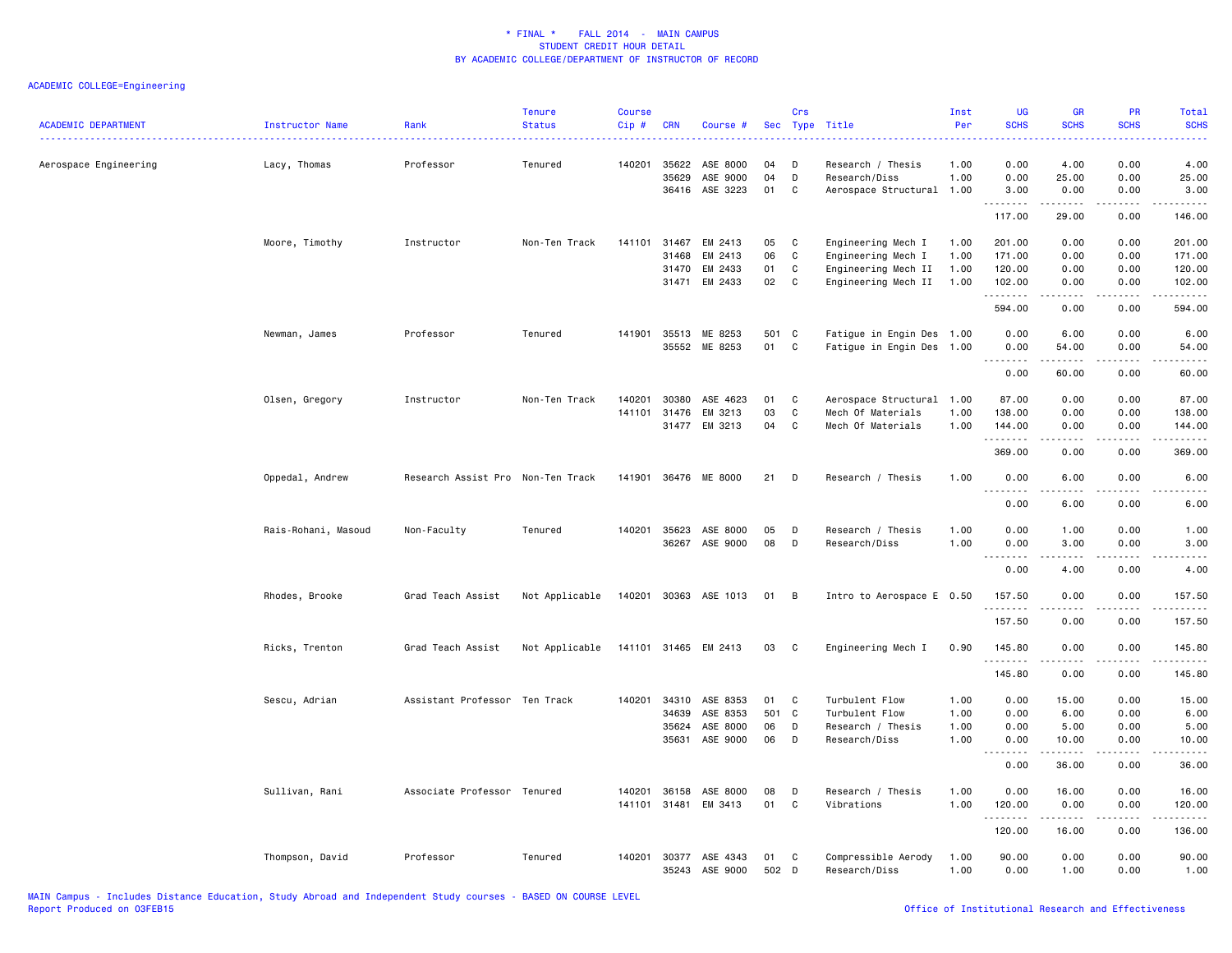* FINAL * FALL 2014 - MAIN CAMPUS
STUDENT CREDIT HOUR DETAIL
BY ACADEMIC COLLEGE/DEPARTMENT OF INSTRUCTOR OF RECORD

ACADEMIC COLLEGE=Engineering

| ACADEMIC DEPARTMENT | Instructor Name | Rank | Tenure Status | Course Cip # | CRN | Course # | Sec | Crs Type | Title | Inst Per | UG SCHS | GR SCHS | PR SCHS | Total SCHS |
|---|---|---|---|---|---|---|---|---|---|---|---|---|---|---|
| Aerospace Engineering | Lacy, Thomas | Professor | Tenured | 140201 | 35622 | ASE 8000 | 04 | D | Research / Thesis | 1.00 | 0.00 | 4.00 | 0.00 | 4.00 |
| | | | | | 35629 | ASE 9000 | 04 | D | Research/Diss | 1.00 | 0.00 | 25.00 | 0.00 | 25.00 |
| | | | | | 36416 | ASE 3223 | 01 | C | Aerospace Structural | 1.00 | 3.00 | 0.00 | 0.00 | 3.00 |
| | | | | | | | | | | | 117.00 | 29.00 | 0.00 | 146.00 |
| | Moore, Timothy | Instructor | Non-Ten Track | 141101 | 31467 | EM 2413 | 05 | C | Engineering Mech I | 1.00 | 201.00 | 0.00 | 0.00 | 201.00 |
| | | | | | 31468 | EM 2413 | 06 | C | Engineering Mech I | 1.00 | 171.00 | 0.00 | 0.00 | 171.00 |
| | | | | | 31470 | EM 2433 | 01 | C | Engineering Mech II | 1.00 | 120.00 | 0.00 | 0.00 | 120.00 |
| | | | | | 31471 | EM 2433 | 02 | C | Engineering Mech II | 1.00 | 102.00 | 0.00 | 0.00 | 102.00 |
| | | | | | | | | | | | 594.00 | 0.00 | 0.00 | 594.00 |
| | Newman, James | Professor | Tenured | 141901 | 35513 | ME 8253 | 501 | C | Fatigue in Engin Des | 1.00 | 0.00 | 6.00 | 0.00 | 6.00 |
| | | | | | 35552 | ME 8253 | 01 | C | Fatigue in Engin Des | 1.00 | 0.00 | 54.00 | 0.00 | 54.00 |
| | | | | | | | | | | | 0.00 | 60.00 | 0.00 | 60.00 |
| | Olsen, Gregory | Instructor | Non-Ten Track | 140201 | 30380 | ASE 4623 | 01 | C | Aerospace Structural | 1.00 | 87.00 | 0.00 | 0.00 | 87.00 |
| | | | | 141101 | 31476 | EM 3213 | 03 | C | Mech Of Materials | 1.00 | 138.00 | 0.00 | 0.00 | 138.00 |
| | | | | | 31477 | EM 3213 | 04 | C | Mech Of Materials | 1.00 | 144.00 | 0.00 | 0.00 | 144.00 |
| | | | | | | | | | | | 369.00 | 0.00 | 0.00 | 369.00 |
| | Oppedal, Andrew | Research Assist Pro | Non-Ten Track | 141901 | 36476 | ME 8000 | 21 | D | Research / Thesis | 1.00 | 0.00 | 6.00 | 0.00 | 6.00 |
| | | | | | | | | | | | 0.00 | 6.00 | 0.00 | 6.00 |
| | Rais-Rohani, Masoud | Non-Faculty | Tenured | 140201 | 35623 | ASE 8000 | 05 | D | Research / Thesis | 1.00 | 0.00 | 1.00 | 0.00 | 1.00 |
| | | | | | 36267 | ASE 9000 | 08 | D | Research/Diss | 1.00 | 0.00 | 3.00 | 0.00 | 3.00 |
| | | | | | | | | | | | 0.00 | 4.00 | 0.00 | 4.00 |
| | Rhodes, Brooke | Grad Teach Assist | Not Applicable | 140201 | 30363 | ASE 1013 | 01 | B | Intro to Aerospace E | 0.50 | 157.50 | 0.00 | 0.00 | 157.50 |
| | | | | | | | | | | | 157.50 | 0.00 | 0.00 | 157.50 |
| | Ricks, Trenton | Grad Teach Assist | Not Applicable | 141101 | 31465 | EM 2413 | 03 | C | Engineering Mech I | 0.90 | 145.80 | 0.00 | 0.00 | 145.80 |
| | | | | | | | | | | | 145.80 | 0.00 | 0.00 | 145.80 |
| | Sescu, Adrian | Assistant Professor | Ten Track | 140201 | 34310 | ASE 8353 | 01 | C | Turbulent Flow | 1.00 | 0.00 | 15.00 | 0.00 | 15.00 |
| | | | | | 34639 | ASE 8353 | 501 | C | Turbulent Flow | 1.00 | 0.00 | 6.00 | 0.00 | 6.00 |
| | | | | | 35624 | ASE 8000 | 06 | D | Research / Thesis | 1.00 | 0.00 | 5.00 | 0.00 | 5.00 |
| | | | | | 35631 | ASE 9000 | 06 | D | Research/Diss | 1.00 | 0.00 | 10.00 | 0.00 | 10.00 |
| | | | | | | | | | | | 0.00 | 36.00 | 0.00 | 36.00 |
| | Sullivan, Rani | Associate Professor | Tenured | 140201 | 36158 | ASE 8000 | 08 | D | Research / Thesis | 1.00 | 0.00 | 16.00 | 0.00 | 16.00 |
| | | | | 141101 | 31481 | EM 3413 | 01 | C | Vibrations | 1.00 | 120.00 | 0.00 | 0.00 | 120.00 |
| | | | | | | | | | | | 120.00 | 16.00 | 0.00 | 136.00 |
| | Thompson, David | Professor | Tenured | 140201 | 30377 | ASE 4343 | 01 | C | Compressible Aerody | 1.00 | 90.00 | 0.00 | 0.00 | 90.00 |
| | | | | | 35243 | ASE 9000 | 502 | D | Research/Diss | 1.00 | 0.00 | 1.00 | 0.00 | 1.00 |

MAIN Campus - Includes Distance Education, Study Abroad and Independent Study courses - BASED ON COURSE LEVEL
Report Produced on 03FEB15

Office of Institutional Research and Effectiveness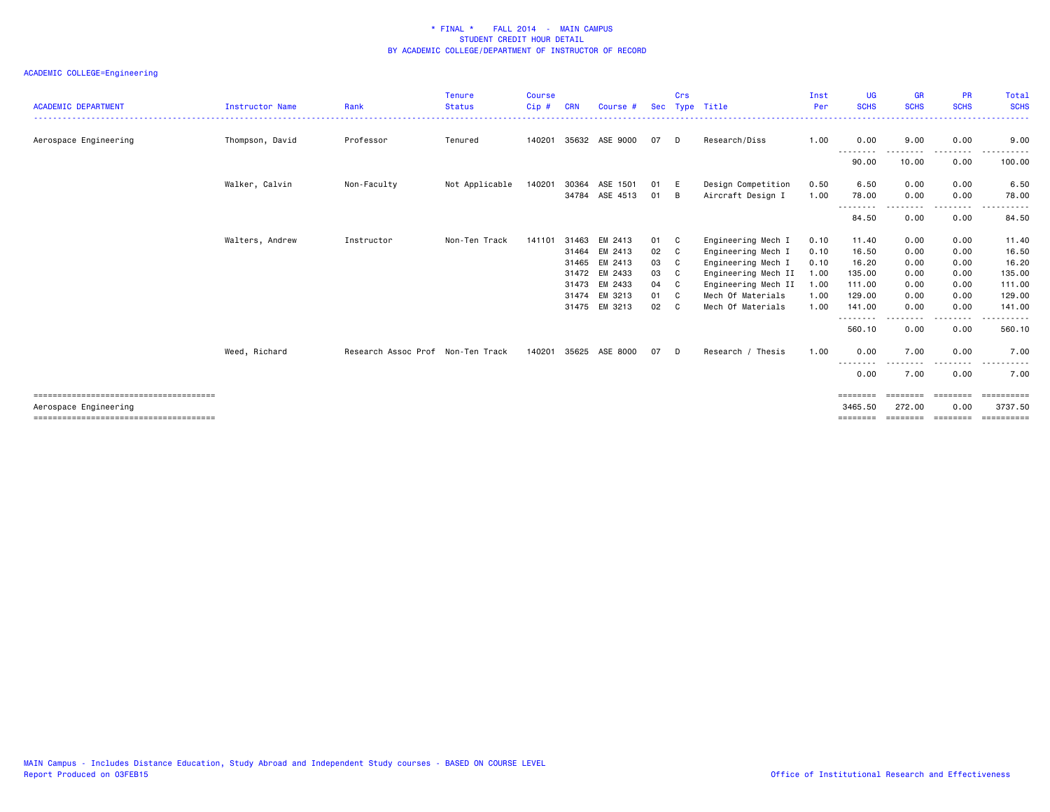\* FINAL \*    FALL 2014  -  MAIN CAMPUS
STUDENT CREDIT HOUR DETAIL
BY ACADEMIC COLLEGE/DEPARTMENT OF INSTRUCTOR OF RECORD

ACADEMIC COLLEGE=Engineering

| ACADEMIC DEPARTMENT | Instructor Name | Rank | Tenure Status | Course Cip # | CRN | Course # | Sec | Crs Type | Title | Inst Per | UG SCHS | GR SCHS | PR SCHS | Total SCHS |
|---|---|---|---|---|---|---|---|---|---|---|---|---|---|---|
| Aerospace Engineering | Thompson, David | Professor | Tenured | 140201 | 35632 | ASE 9000 | 07 | D | Research/Diss | 1.00 | 0.00 | 9.00 | 0.00 | 9.00 |
| | | | | | | | | | | | 90.00 | 10.00 | 0.00 | 100.00 |
| | Walker, Calvin | Non-Faculty | Not Applicable | 140201 | 30364 | ASE 1501 | 01 | E | Design Competition | 0.50 | 6.50 | 0.00 | 0.00 | 6.50 |
| | | | | | 34784 | ASE 4513 | 01 | B | Aircraft Design I | 1.00 | 78.00 | 0.00 | 0.00 | 78.00 |
| | | | | | | | | | | | 84.50 | 0.00 | 0.00 | 84.50 |
| | Walters, Andrew | Instructor | Non-Ten Track | 141101 | 31463 | EM 2413 | 01 | C | Engineering Mech I | 0.10 | 11.40 | 0.00 | 0.00 | 11.40 |
| | | | | | 31464 | EM 2413 | 02 | C | Engineering Mech I | 0.10 | 16.50 | 0.00 | 0.00 | 16.50 |
| | | | | | 31465 | EM 2413 | 03 | C | Engineering Mech I | 0.10 | 16.20 | 0.00 | 0.00 | 16.20 |
| | | | | | 31472 | EM 2433 | 03 | C | Engineering Mech II | 1.00 | 135.00 | 0.00 | 0.00 | 135.00 |
| | | | | | 31473 | EM 2433 | 04 | C | Engineering Mech II | 1.00 | 111.00 | 0.00 | 0.00 | 111.00 |
| | | | | | 31474 | EM 3213 | 01 | C | Mech Of Materials | 1.00 | 129.00 | 0.00 | 0.00 | 129.00 |
| | | | | | 31475 | EM 3213 | 02 | C | Mech Of Materials | 1.00 | 141.00 | 0.00 | 0.00 | 141.00 |
| | | | | | | | | | | | 560.10 | 0.00 | 0.00 | 560.10 |
| | Weed, Richard | Research Assoc Prof | Non-Ten Track | 140201 | 35625 | ASE 8000 | 07 | D | Research / Thesis | 1.00 | 0.00 | 7.00 | 0.00 | 7.00 |
| | | | | | | | | | | | 0.00 | 7.00 | 0.00 | 7.00 |
| Aerospace Engineering | | | | | | | | | | | 3465.50 | 272.00 | 0.00 | 3737.50 |

MAIN Campus - Includes Distance Education, Study Abroad and Independent Study courses - BASED ON COURSE LEVEL
Report Produced on 03FEB15
Office of Institutional Research and Effectiveness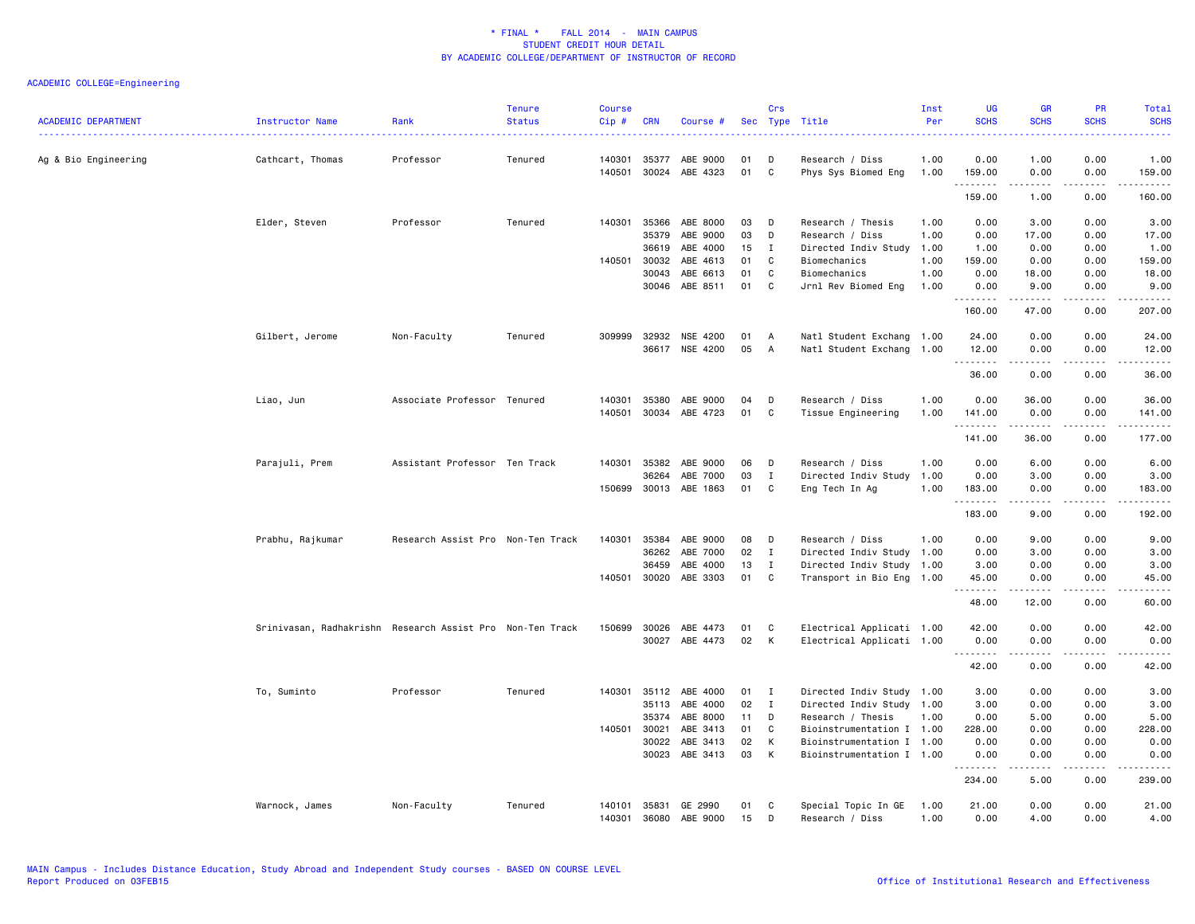\* FINAL \*    FALL 2014 - MAIN CAMPUS
STUDENT CREDIT HOUR DETAIL
BY ACADEMIC COLLEGE/DEPARTMENT OF INSTRUCTOR OF RECORD

ACADEMIC COLLEGE=Engineering

| ACADEMIC DEPARTMENT | Instructor Name | Rank | Tenure Status | Course Cip # | CRN | Course # | Sec | Crs Type | Title | Inst Per | UG SCHS | GR SCHS | PR SCHS | Total SCHS |
|---|---|---|---|---|---|---|---|---|---|---|---|---|---|---|
| Ag & Bio Engineering | Cathcart, Thomas | Professor | Tenured | 140301 | 35377 | ABE 9000 | 01 | D | Research / Diss | 1.00 | 0.00 | 1.00 | 0.00 | 1.00 |
| | | | | 140501 | 30024 | ABE 4323 | 01 | C | Phys Sys Biomed Eng | 1.00 | 159.00 | 0.00 | 0.00 | 159.00 |
| | | | | | | | | | | | 159.00 | 1.00 | 0.00 | 160.00 |
| | Elder, Steven | Professor | Tenured | 140301 | 35366 | ABE 8000 | 03 | D | Research / Thesis | 1.00 | 0.00 | 3.00 | 0.00 | 3.00 |
| | | | | | 35379 | ABE 9000 | 03 | D | Research / Diss | 1.00 | 0.00 | 17.00 | 0.00 | 17.00 |
| | | | | | 36619 | ABE 4000 | 15 | I | Directed Indiv Study | 1.00 | 1.00 | 0.00 | 0.00 | 1.00 |
| | | | | 140501 | 30032 | ABE 4613 | 01 | C | Biomechanics | 1.00 | 159.00 | 0.00 | 0.00 | 159.00 |
| | | | | | 30043 | ABE 6613 | 01 | C | Biomechanics | 1.00 | 0.00 | 18.00 | 0.00 | 18.00 |
| | | | | | 30046 | ABE 8511 | 01 | C | Jrnl Rev Biomed Eng | 1.00 | 0.00 | 9.00 | 0.00 | 9.00 |
| | | | | | | | | | | | 160.00 | 47.00 | 0.00 | 207.00 |
| | Gilbert, Jerome | Non-Faculty | Tenured | 309999 | 32932 | NSE 4200 | 01 | A | Natl Student Exchang | 1.00 | 24.00 | 0.00 | 0.00 | 24.00 |
| | | | | | 36617 | NSE 4200 | 05 | A | Natl Student Exchang | 1.00 | 12.00 | 0.00 | 0.00 | 12.00 |
| | | | | | | | | | | | 36.00 | 0.00 | 0.00 | 36.00 |
| | Liao, Jun | Associate Professor | Tenured | 140301 | 35380 | ABE 9000 | 04 | D | Research / Diss | 1.00 | 0.00 | 36.00 | 0.00 | 36.00 |
| | | | | 140501 | 30034 | ABE 4723 | 01 | C | Tissue Engineering | 1.00 | 141.00 | 0.00 | 0.00 | 141.00 |
| | | | | | | | | | | | 141.00 | 36.00 | 0.00 | 177.00 |
| | Parajuli, Prem | Assistant Professor | Ten Track | 140301 | 35382 | ABE 9000 | 06 | D | Research / Diss | 1.00 | 0.00 | 6.00 | 0.00 | 6.00 |
| | | | | | 36264 | ABE 7000 | 03 | I | Directed Indiv Study | 1.00 | 0.00 | 3.00 | 0.00 | 3.00 |
| | | | | 150699 | 30013 | ABE 1863 | 01 | C | Eng Tech In Ag | 1.00 | 183.00 | 0.00 | 0.00 | 183.00 |
| | | | | | | | | | | | 183.00 | 9.00 | 0.00 | 192.00 |
| | Prabhu, Rajkumar | Research Assist Pro | Non-Ten Track | 140301 | 35384 | ABE 9000 | 08 | D | Research / Diss | 1.00 | 0.00 | 9.00 | 0.00 | 9.00 |
| | | | | | 36262 | ABE 7000 | 02 | I | Directed Indiv Study | 1.00 | 0.00 | 3.00 | 0.00 | 3.00 |
| | | | | | 36459 | ABE 4000 | 13 | I | Directed Indiv Study | 1.00 | 3.00 | 0.00 | 0.00 | 3.00 |
| | | | | 140501 | 30020 | ABE 3303 | 01 | C | Transport in Bio Eng | 1.00 | 45.00 | 0.00 | 0.00 | 45.00 |
| | | | | | | | | | | | 48.00 | 12.00 | 0.00 | 60.00 |
| | Srinivasan, Radhakrishn | Research Assist Pro | Non-Ten Track | 150699 | 30026 | ABE 4473 | 01 | C | Electrical Applicati | 1.00 | 42.00 | 0.00 | 0.00 | 42.00 |
| | | | | | 30027 | ABE 4473 | 02 | K | Electrical Applicati | 1.00 | 0.00 | 0.00 | 0.00 | 0.00 |
| | | | | | | | | | | | 42.00 | 0.00 | 0.00 | 42.00 |
| | To, Suminto | Professor | Tenured | 140301 | 35112 | ABE 4000 | 01 | I | Directed Indiv Study | 1.00 | 3.00 | 0.00 | 0.00 | 3.00 |
| | | | | | 35113 | ABE 4000 | 02 | I | Directed Indiv Study | 1.00 | 3.00 | 0.00 | 0.00 | 3.00 |
| | | | | | 35374 | ABE 8000 | 11 | D | Research / Thesis | 1.00 | 0.00 | 5.00 | 0.00 | 5.00 |
| | | | | 140501 | 30021 | ABE 3413 | 01 | C | Bioinstrumentation I | 1.00 | 228.00 | 0.00 | 0.00 | 228.00 |
| | | | | | 30022 | ABE 3413 | 02 | K | Bioinstrumentation I | 1.00 | 0.00 | 0.00 | 0.00 | 0.00 |
| | | | | | 30023 | ABE 3413 | 03 | K | Bioinstrumentation I | 1.00 | 0.00 | 0.00 | 0.00 | 0.00 |
| | | | | | | | | | | | 234.00 | 5.00 | 0.00 | 239.00 |
| | Warnock, James | Non-Faculty | Tenured | 140101 | 35831 | GE 2990 | 01 | C | Special Topic In GE | 1.00 | 21.00 | 0.00 | 0.00 | 21.00 |
| | | | | 140301 | 36080 | ABE 9000 | 15 | D | Research / Diss | 1.00 | 0.00 | 4.00 | 0.00 | 4.00 |

MAIN Campus - Includes Distance Education, Study Abroad and Independent Study courses - BASED ON COURSE LEVEL
Report Produced on 03FEB15
Office of Institutional Research and Effectiveness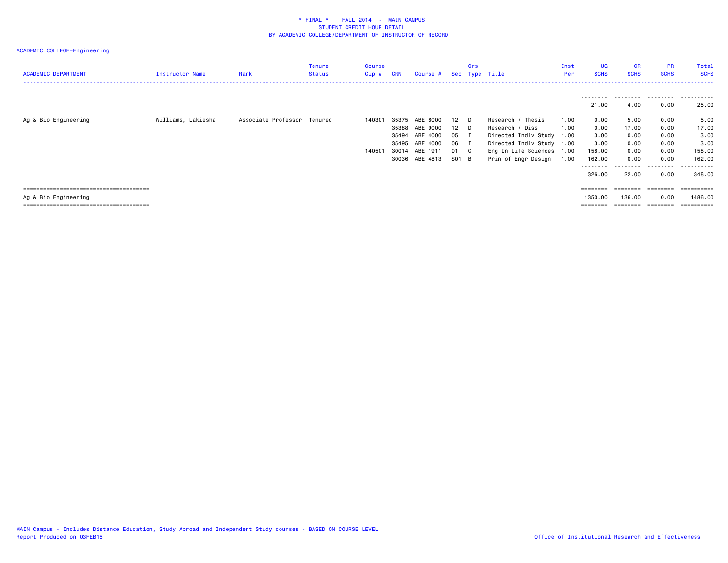\* FINAL \*    FALL 2014  -  MAIN CAMPUS
STUDENT CREDIT HOUR DETAIL
BY ACADEMIC COLLEGE/DEPARTMENT OF INSTRUCTOR OF RECORD

ACADEMIC COLLEGE=Engineering

| ACADEMIC DEPARTMENT | Instructor Name | Rank | Tenure Status | Course Cip # | CRN | Course # | Sec | Crs Type | Title | Inst Per | UG SCHS | GR SCHS | PR SCHS | Total SCHS |
|---|---|---|---|---|---|---|---|---|---|---|---|---|---|---|
| | | | | | | | | | | | 21.00 | 4.00 | 0.00 | 25.00 |
| Ag & Bio Engineering | Williams, Lakiesha | Associate Professor | Tenured | 140301 | 35375 | ABE 8000 | 12 | D | Research / Thesis | 1.00 | 0.00 | 5.00 | 0.00 | 5.00 |
| | | | | | 35388 | ABE 9000 | 12 | D | Research / Diss | 1.00 | 0.00 | 17.00 | 0.00 | 17.00 |
| | | | | | 35494 | ABE 4000 | 05 | I | Directed Indiv Study | 1.00 | 3.00 | 0.00 | 0.00 | 3.00 |
| | | | | | 35495 | ABE 4000 | 06 | I | Directed Indiv Study | 1.00 | 3.00 | 0.00 | 0.00 | 3.00 |
| | | | | 140501 | 30014 | ABE 1911 | 01 | C | Eng In Life Sciences | 1.00 | 158.00 | 0.00 | 0.00 | 158.00 |
| | | | | | 30036 | ABE 4813 | S01 | B | Prin of Engr Design | 1.00 | 162.00 | 0.00 | 0.00 | 162.00 |
| | | | | | | | | | | | 326.00 | 22.00 | 0.00 | 348.00 |
| Ag & Bio Engineering | | | | | | | | | | | 1350.00 | 136.00 | 0.00 | 1486.00 |

MAIN Campus - Includes Distance Education, Study Abroad and Independent Study courses - BASED ON COURSE LEVEL
Report Produced on 03FEB15

Office of Institutional Research and Effectiveness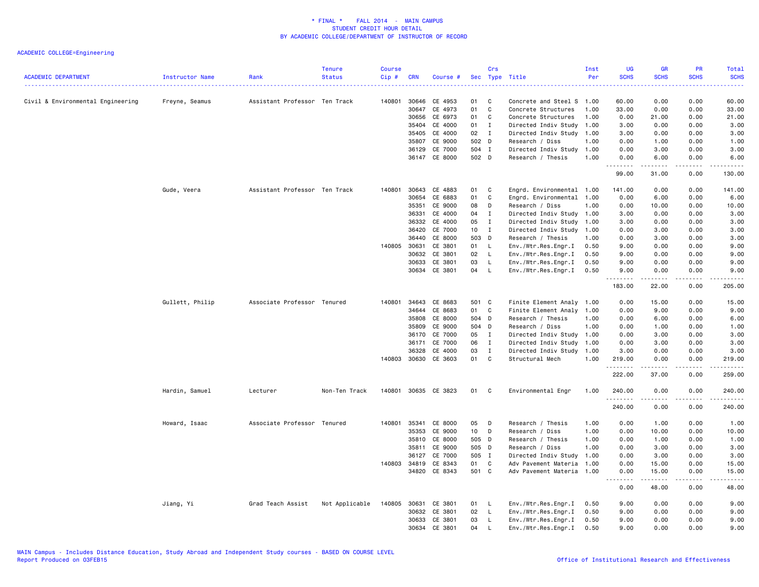# * FINAL * FALL 2014 - MAIN CAMPUS
## STUDENT CREDIT HOUR DETAIL
## BY ACADEMIC COLLEGE/DEPARTMENT OF INSTRUCTOR OF RECORD

ACADEMIC COLLEGE=Engineering

| ACADEMIC DEPARTMENT | Instructor Name | Rank | Tenure Status | Course Cip # | CRN | Course # | Sec | Crs Type | Title | Inst Per | UG SCHS | GR SCHS | PR SCHS | Total SCHS |
|---|---|---|---|---|---|---|---|---|---|---|---|---|---|---|
| Civil & Environmental Engineering | Freyne, Seamus | Assistant Professor | Ten Track | 140801 | 30646 | CE 4953 | 01 | C | Concrete and Steel S | 1.00 | 60.00 | 0.00 | 0.00 | 60.00 |
| | | | | | 30647 | CE 4973 | 01 | C | Concrete Structures | 1.00 | 33.00 | 0.00 | 0.00 | 33.00 |
| | | | | | 30656 | CE 6973 | 01 | C | Concrete Structures | 1.00 | 0.00 | 21.00 | 0.00 | 21.00 |
| | | | | | 35404 | CE 4000 | 01 | I | Directed Indiv Study | 1.00 | 3.00 | 0.00 | 0.00 | 3.00 |
| | | | | | 35405 | CE 4000 | 02 | I | Directed Indiv Study | 1.00 | 3.00 | 0.00 | 0.00 | 3.00 |
| | | | | | 35807 | CE 9000 | 502 | D | Research / Diss | 1.00 | 0.00 | 1.00 | 0.00 | 1.00 |
| | | | | | 36129 | CE 7000 | 504 | I | Directed Indiv Study | 1.00 | 0.00 | 3.00 | 0.00 | 3.00 |
| | | | | | 36147 | CE 8000 | 502 | D | Research / Thesis | 1.00 | 0.00 | 6.00 | 0.00 | 6.00 |
| | | | | | | | | | | | 99.00 | 31.00 | 0.00 | 130.00 |
| | Gude, Veera | Assistant Professor | Ten Track | 140801 | 30643 | CE 4883 | 01 | C | Engrd. Environmental | 1.00 | 141.00 | 0.00 | 0.00 | 141.00 |
| | | | | | 30654 | CE 6883 | 01 | C | Engrd. Environmental | 1.00 | 0.00 | 6.00 | 0.00 | 6.00 |
| | | | | | 35351 | CE 9000 | 08 | D | Research / Diss | 1.00 | 0.00 | 10.00 | 0.00 | 10.00 |
| | | | | | 36331 | CE 4000 | 04 | I | Directed Indiv Study | 1.00 | 3.00 | 0.00 | 0.00 | 3.00 |
| | | | | | 36332 | CE 4000 | 05 | I | Directed Indiv Study | 1.00 | 3.00 | 0.00 | 0.00 | 3.00 |
| | | | | | 36420 | CE 7000 | 10 | I | Directed Indiv Study | 1.00 | 0.00 | 3.00 | 0.00 | 3.00 |
| | | | | | 36440 | CE 8000 | 503 | D | Research / Thesis | 1.00 | 0.00 | 3.00 | 0.00 | 3.00 |
| | | | | 140805 | 30631 | CE 3801 | 01 | L | Env./Wtr.Res.Engr.I | 0.50 | 9.00 | 0.00 | 0.00 | 9.00 |
| | | | | | 30632 | CE 3801 | 02 | L | Env./Wtr.Res.Engr.I | 0.50 | 9.00 | 0.00 | 0.00 | 9.00 |
| | | | | | 30633 | CE 3801 | 03 | L | Env./Wtr.Res.Engr.I | 0.50 | 9.00 | 0.00 | 0.00 | 9.00 |
| | | | | | 30634 | CE 3801 | 04 | L | Env./Wtr.Res.Engr.I | 0.50 | 9.00 | 0.00 | 0.00 | 9.00 |
| | | | | | | | | | | | 183.00 | 22.00 | 0.00 | 205.00 |
| | Gullett, Philip | Associate Professor | Tenured | 140801 | 34643 | CE 8683 | 501 | C | Finite Element Analy | 1.00 | 0.00 | 15.00 | 0.00 | 15.00 |
| | | | | | 34644 | CE 8683 | 01 | C | Finite Element Analy | 1.00 | 0.00 | 9.00 | 0.00 | 9.00 |
| | | | | | 35808 | CE 8000 | 504 | D | Research / Thesis | 1.00 | 0.00 | 6.00 | 0.00 | 6.00 |
| | | | | | 35809 | CE 9000 | 504 | D | Research / Diss | 1.00 | 0.00 | 1.00 | 0.00 | 1.00 |
| | | | | | 36170 | CE 7000 | 05 | I | Directed Indiv Study | 1.00 | 0.00 | 3.00 | 0.00 | 3.00 |
| | | | | | 36171 | CE 7000 | 06 | I | Directed Indiv Study | 1.00 | 0.00 | 3.00 | 0.00 | 3.00 |
| | | | | | 36328 | CE 4000 | 03 | I | Directed Indiv Study | 1.00 | 3.00 | 0.00 | 0.00 | 3.00 |
| | | | | 140803 | 30630 | CE 3603 | 01 | C | Structural Mech | 1.00 | 219.00 | 0.00 | 0.00 | 219.00 |
| | | | | | | | | | | | 222.00 | 37.00 | 0.00 | 259.00 |
| | Hardin, Samuel | Lecturer | Non-Ten Track | 140801 | 30635 | CE 3823 | 01 | C | Environmental Engr | 1.00 | 240.00 | 0.00 | 0.00 | 240.00 |
| | | | | | | | | | | | 240.00 | 0.00 | 0.00 | 240.00 |
| | Howard, Isaac | Associate Professor | Tenured | 140801 | 35341 | CE 8000 | 05 | D | Research / Thesis | 1.00 | 0.00 | 1.00 | 0.00 | 1.00 |
| | | | | | 35353 | CE 9000 | 10 | D | Research / Diss | 1.00 | 0.00 | 10.00 | 0.00 | 10.00 |
| | | | | | 35810 | CE 8000 | 505 | D | Research / Thesis | 1.00 | 0.00 | 1.00 | 0.00 | 1.00 |
| | | | | | 35811 | CE 9000 | 505 | D | Research / Diss | 1.00 | 0.00 | 3.00 | 0.00 | 3.00 |
| | | | | | 36127 | CE 7000 | 505 | I | Directed Indiv Study | 1.00 | 0.00 | 3.00 | 0.00 | 3.00 |
| | | | | 140803 | 34819 | CE 8343 | 01 | C | Adv Pavement Materia | 1.00 | 0.00 | 15.00 | 0.00 | 15.00 |
| | | | | | 34820 | CE 8343 | 501 | C | Adv Pavement Materia | 1.00 | 0.00 | 15.00 | 0.00 | 15.00 |
| | | | | | | | | | | | 0.00 | 48.00 | 0.00 | 48.00 |
| | Jiang, Yi | Grad Teach Assist | Not Applicable | 140805 | 30631 | CE 3801 | 01 | L | Env./Wtr.Res.Engr.I | 0.50 | 9.00 | 0.00 | 0.00 | 9.00 |
| | | | | | 30632 | CE 3801 | 02 | L | Env./Wtr.Res.Engr.I | 0.50 | 9.00 | 0.00 | 0.00 | 9.00 |
| | | | | | 30633 | CE 3801 | 03 | L | Env./Wtr.Res.Engr.I | 0.50 | 9.00 | 0.00 | 0.00 | 9.00 |
| | | | | | 30634 | CE 3801 | 04 | L | Env./Wtr.Res.Engr.I | 0.50 | 9.00 | 0.00 | 0.00 | 9.00 |

MAIN Campus - Includes Distance Education, Study Abroad and Independent Study courses - BASED ON COURSE LEVEL
Report Produced on 03FEB15

Office of Institutional Research and Effectiveness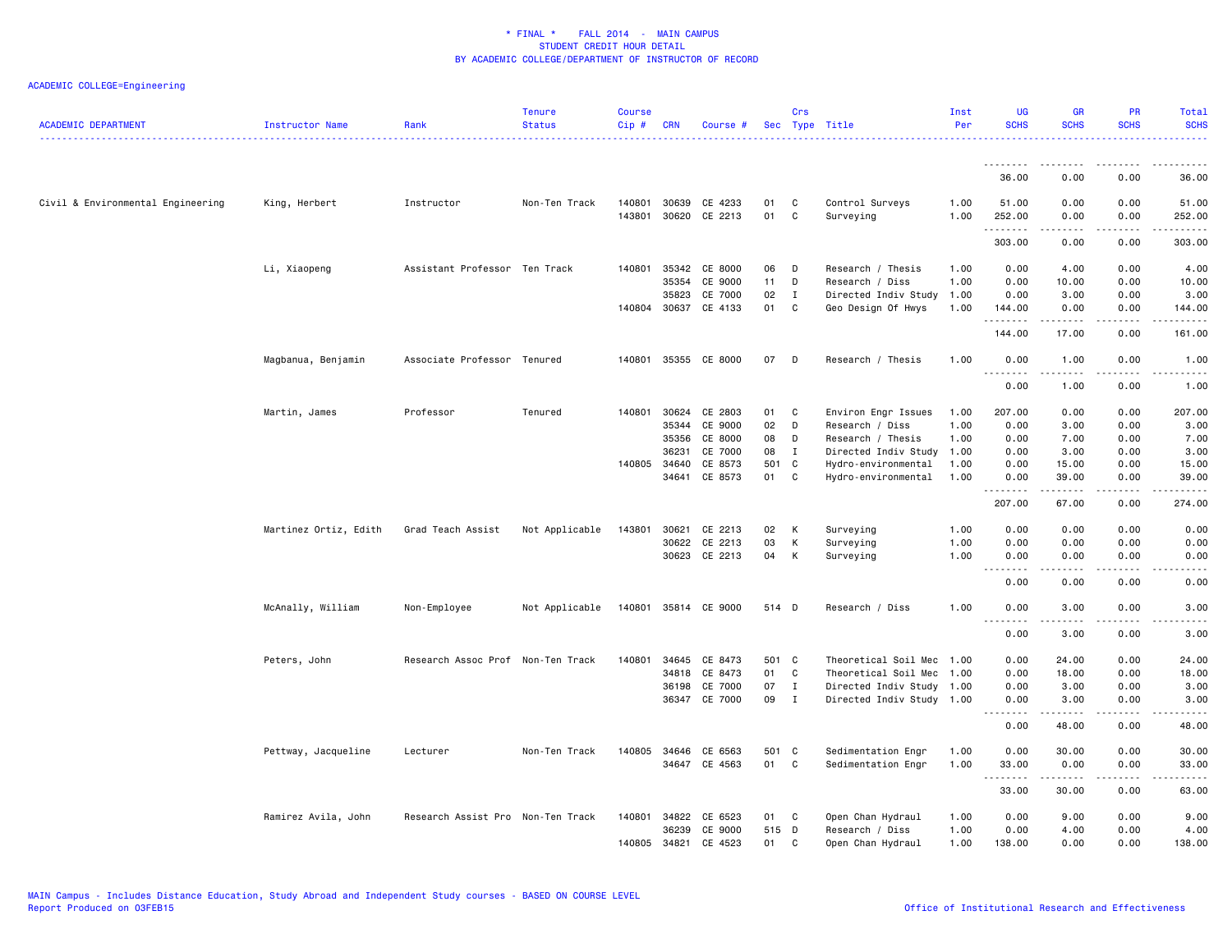\* FINAL \*    FALL 2014  -  MAIN CAMPUS
STUDENT CREDIT HOUR DETAIL
BY ACADEMIC COLLEGE/DEPARTMENT OF INSTRUCTOR OF RECORD

ACADEMIC COLLEGE=Engineering

| ACADEMIC DEPARTMENT | Instructor Name | Rank | Tenure Status | Course Cip # | CRN | Course # | Sec | Crs Type | Title | Inst Per | UG SCHS | GR SCHS | PR SCHS | Total SCHS |
|---|---|---|---|---|---|---|---|---|---|---|---|---|---|---|
| | | | | | | | | | | | 36.00 | 0.00 | 0.00 | 36.00 |
| Civil & Environmental Engineering | King, Herbert | Instructor | Non-Ten Track | 140801 | 30639 | CE 4233 | 01 | C | Control Surveys | 1.00 | 51.00 | 0.00 | 0.00 | 51.00 |
| | | | | 143801 | 30620 | CE 2213 | 01 | C | Surveying | 1.00 | 252.00 | 0.00 | 0.00 | 252.00 |
| | | | | | | | | | | | 303.00 | 0.00 | 0.00 | 303.00 |
| | Li, Xiaopeng | Assistant Professor | Ten Track | 140801 | 35342 | CE 8000 | 06 | D | Research / Thesis | 1.00 | 0.00 | 4.00 | 0.00 | 4.00 |
| | | | | | 35354 | CE 9000 | 11 | D | Research / Diss | 1.00 | 0.00 | 10.00 | 0.00 | 10.00 |
| | | | | | 35823 | CE 7000 | 02 | I | Directed Indiv Study | 1.00 | 0.00 | 3.00 | 0.00 | 3.00 |
| | | | | 140804 | 30637 | CE 4133 | 01 | C | Geo Design Of Hwys | 1.00 | 144.00 | 0.00 | 0.00 | 144.00 |
| | | | | | | | | | | | 144.00 | 17.00 | 0.00 | 161.00 |
| | Magbanua, Benjamin | Associate Professor | Tenured | 140801 | 35355 | CE 8000 | 07 | D | Research / Thesis | 1.00 | 0.00 | 1.00 | 0.00 | 1.00 |
| | | | | | | | | | | | 0.00 | 1.00 | 0.00 | 1.00 |
| | Martin, James | Professor | Tenured | 140801 | 30624 | CE 2803 | 01 | C | Environ Engr Issues | 1.00 | 207.00 | 0.00 | 0.00 | 207.00 |
| | | | | | 35344 | CE 9000 | 02 | D | Research / Diss | 1.00 | 0.00 | 3.00 | 0.00 | 3.00 |
| | | | | | 35356 | CE 8000 | 08 | D | Research / Thesis | 1.00 | 0.00 | 7.00 | 0.00 | 7.00 |
| | | | | | 36231 | CE 7000 | 08 | I | Directed Indiv Study | 1.00 | 0.00 | 3.00 | 0.00 | 3.00 |
| | | | | 140805 | 34640 | CE 8573 | 501 | C | Hydro-environmental | 1.00 | 0.00 | 15.00 | 0.00 | 15.00 |
| | | | | | 34641 | CE 8573 | 01 | C | Hydro-environmental | 1.00 | 0.00 | 39.00 | 0.00 | 39.00 |
| | | | | | | | | | | | 207.00 | 67.00 | 0.00 | 274.00 |
| | Martinez Ortiz, Edith | Grad Teach Assist | Not Applicable | 143801 | 30621 | CE 2213 | 02 | K | Surveying | 1.00 | 0.00 | 0.00 | 0.00 | 0.00 |
| | | | | | 30622 | CE 2213 | 03 | K | Surveying | 1.00 | 0.00 | 0.00 | 0.00 | 0.00 |
| | | | | | 30623 | CE 2213 | 04 | K | Surveying | 1.00 | 0.00 | 0.00 | 0.00 | 0.00 |
| | | | | | | | | | | | 0.00 | 0.00 | 0.00 | 0.00 |
| | McAnally, William | Non-Employee | Not Applicable | 140801 | 35814 | CE 9000 | 514 | D | Research / Diss | 1.00 | 0.00 | 3.00 | 0.00 | 3.00 |
| | | | | | | | | | | | 0.00 | 3.00 | 0.00 | 3.00 |
| | Peters, John | Research Assoc Prof | Non-Ten Track | 140801 | 34645 | CE 8473 | 501 | C | Theoretical Soil Mec | 1.00 | 0.00 | 24.00 | 0.00 | 24.00 |
| | | | | | 34818 | CE 8473 | 01 | C | Theoretical Soil Mec | 1.00 | 0.00 | 18.00 | 0.00 | 18.00 |
| | | | | | 36198 | CE 7000 | 07 | I | Directed Indiv Study | 1.00 | 0.00 | 3.00 | 0.00 | 3.00 |
| | | | | | 36347 | CE 7000 | 09 | I | Directed Indiv Study | 1.00 | 0.00 | 3.00 | 0.00 | 3.00 |
| | | | | | | | | | | | 0.00 | 48.00 | 0.00 | 48.00 |
| | Pettway, Jacqueline | Lecturer | Non-Ten Track | 140805 | 34646 | CE 6563 | 501 | C | Sedimentation Engr | 1.00 | 0.00 | 30.00 | 0.00 | 30.00 |
| | | | | | 34647 | CE 4563 | 01 | C | Sedimentation Engr | 1.00 | 33.00 | 0.00 | 0.00 | 33.00 |
| | | | | | | | | | | | 33.00 | 30.00 | 0.00 | 63.00 |
| | Ramirez Avila, John | Research Assist Pro | Non-Ten Track | 140801 | 34822 | CE 6523 | 01 | C | Open Chan Hydraul | 1.00 | 0.00 | 9.00 | 0.00 | 9.00 |
| | | | | | 36239 | CE 9000 | 515 | D | Research / Diss | 1.00 | 0.00 | 4.00 | 0.00 | 4.00 |
| | | | | 140805 | 34821 | CE 4523 | 01 | C | Open Chan Hydraul | 1.00 | 138.00 | 0.00 | 0.00 | 138.00 |

MAIN Campus - Includes Distance Education, Study Abroad and Independent Study courses - BASED ON COURSE LEVEL
Report Produced on 03FEB15

Office of Institutional Research and Effectiveness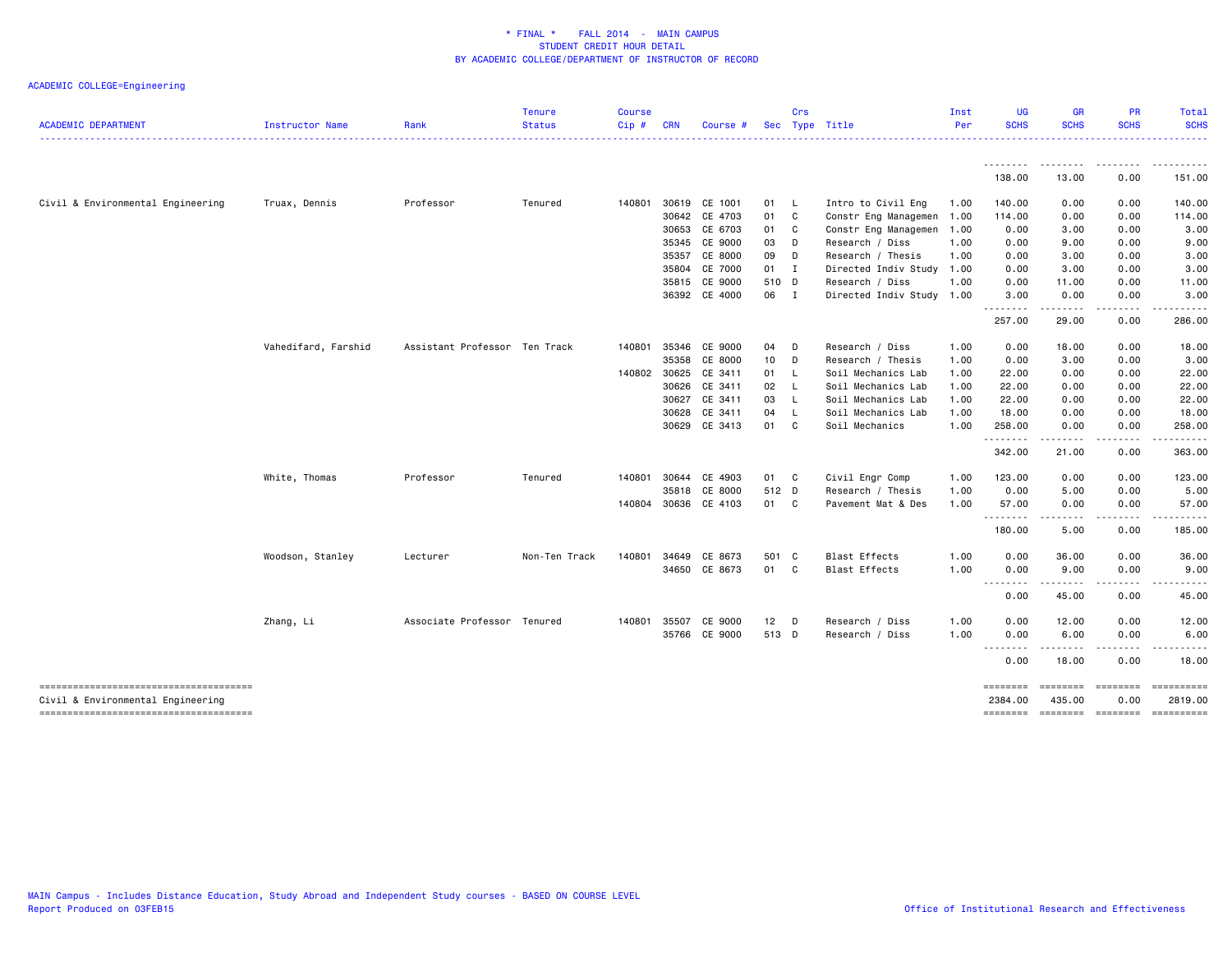* FINAL * FALL 2014 - MAIN CAMPUS
STUDENT CREDIT HOUR DETAIL
BY ACADEMIC COLLEGE/DEPARTMENT OF INSTRUCTOR OF RECORD

ACADEMIC COLLEGE=Engineering

| ACADEMIC DEPARTMENT | Instructor Name | Rank | Tenure Status | Course Cip # | CRN | Course # | Sec | Crs Type | Title | Inst Per | UG SCHS | GR SCHS | PR SCHS | Total SCHS |
|---|---|---|---|---|---|---|---|---|---|---|---|---|---|---|
| | | | | | | | | | | | 138.00 | 13.00 | 0.00 | 151.00 |
| Civil & Environmental Engineering | Truax, Dennis | Professor | Tenured | 140801 | 30619 | CE 1001 | 01 | L | Intro to Civil Eng | 1.00 | 140.00 | 0.00 | 0.00 | 140.00 |
| | | | | | 30642 | CE 4703 | 01 | C | Constr Eng Managemen | 1.00 | 114.00 | 0.00 | 0.00 | 114.00 |
| | | | | | 30653 | CE 6703 | 01 | C | Constr Eng Managemen | 1.00 | 0.00 | 3.00 | 0.00 | 3.00 |
| | | | | | 35345 | CE 9000 | 03 | D | Research / Diss | 1.00 | 0.00 | 9.00 | 0.00 | 9.00 |
| | | | | | 35357 | CE 8000 | 09 | D | Research / Thesis | 1.00 | 0.00 | 3.00 | 0.00 | 3.00 |
| | | | | | 35804 | CE 7000 | 01 | I | Directed Indiv Study | 1.00 | 0.00 | 3.00 | 0.00 | 3.00 |
| | | | | | 35815 | CE 9000 | 510 | D | Research / Diss | 1.00 | 0.00 | 11.00 | 0.00 | 11.00 |
| | | | | | 36392 | CE 4000 | 06 | I | Directed Indiv Study | 1.00 | 3.00 | 0.00 | 0.00 | 3.00 |
| | | | | | | | | | | | 257.00 | 29.00 | 0.00 | 286.00 |
| | Vahedifard, Farshid | Assistant Professor | Ten Track | 140801 | 35346 | CE 9000 | 04 | D | Research / Diss | 1.00 | 0.00 | 18.00 | 0.00 | 18.00 |
| | | | | | 35358 | CE 8000 | 10 | D | Research / Thesis | 1.00 | 0.00 | 3.00 | 0.00 | 3.00 |
| | | | | 140802 | 30625 | CE 3411 | 01 | L | Soil Mechanics Lab | 1.00 | 22.00 | 0.00 | 0.00 | 22.00 |
| | | | | | 30626 | CE 3411 | 02 | L | Soil Mechanics Lab | 1.00 | 22.00 | 0.00 | 0.00 | 22.00 |
| | | | | | 30627 | CE 3411 | 03 | L | Soil Mechanics Lab | 1.00 | 22.00 | 0.00 | 0.00 | 22.00 |
| | | | | | 30628 | CE 3411 | 04 | L | Soil Mechanics Lab | 1.00 | 18.00 | 0.00 | 0.00 | 18.00 |
| | | | | | 30629 | CE 3413 | 01 | C | Soil Mechanics | 1.00 | 258.00 | 0.00 | 0.00 | 258.00 |
| | | | | | | | | | | | 342.00 | 21.00 | 0.00 | 363.00 |
| | White, Thomas | Professor | Tenured | 140801 | 30644 | CE 4903 | 01 | C | Civil Engr Comp | 1.00 | 123.00 | 0.00 | 0.00 | 123.00 |
| | | | | | 35818 | CE 8000 | 512 | D | Research / Thesis | 1.00 | 0.00 | 5.00 | 0.00 | 5.00 |
| | | | | 140804 | 30636 | CE 4103 | 01 | C | Pavement Mat & Des | 1.00 | 57.00 | 0.00 | 0.00 | 57.00 |
| | | | | | | | | | | | 180.00 | 5.00 | 0.00 | 185.00 |
| | Woodson, Stanley | Lecturer | Non-Ten Track | 140801 | 34649 | CE 8673 | 501 | C | Blast Effects | 1.00 | 0.00 | 36.00 | 0.00 | 36.00 |
| | | | | | 34650 | CE 8673 | 01 | C | Blast Effects | 1.00 | 0.00 | 9.00 | 0.00 | 9.00 |
| | | | | | | | | | | | 0.00 | 45.00 | 0.00 | 45.00 |
| | Zhang, Li | Associate Professor | Tenured | 140801 | 35507 | CE 9000 | 12 | D | Research / Diss | 1.00 | 0.00 | 12.00 | 0.00 | 12.00 |
| | | | | | 35766 | CE 9000 | 513 | D | Research / Diss | 1.00 | 0.00 | 6.00 | 0.00 | 6.00 |
| | | | | | | | | | | | 0.00 | 18.00 | 0.00 | 18.00 |
| Civil & Environmental Engineering | | | | | | | | | | | 2384.00 | 435.00 | 0.00 | 2819.00 |

MAIN Campus - Includes Distance Education, Study Abroad and Independent Study courses - BASED ON COURSE LEVEL
Report Produced on 03FEB15

Office of Institutional Research and Effectiveness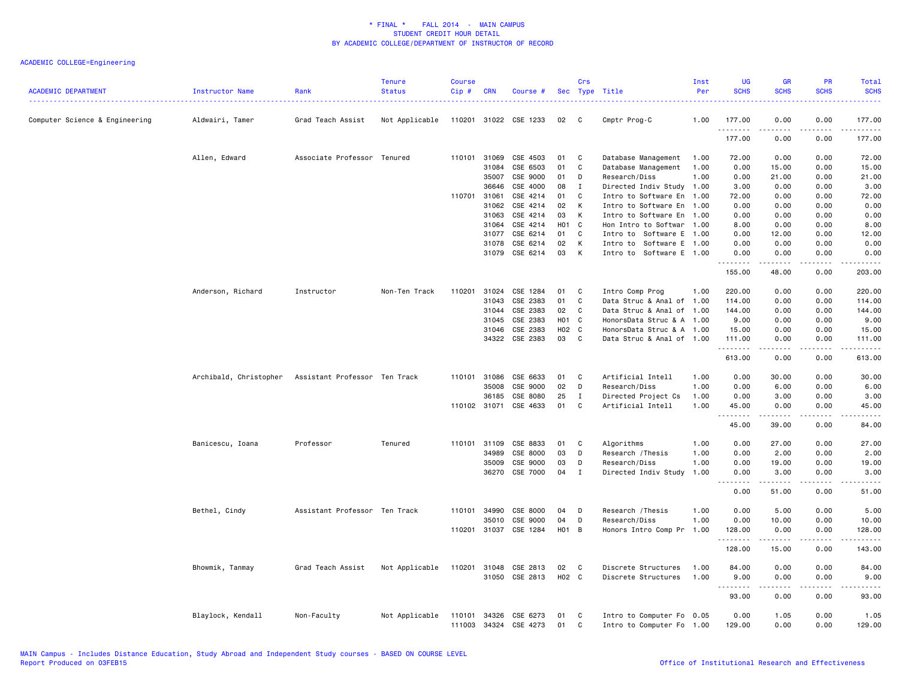* FINAL * FALL 2014 - MAIN CAMPUS
STUDENT CREDIT HOUR DETAIL
BY ACADEMIC COLLEGE/DEPARTMENT OF INSTRUCTOR OF RECORD

ACADEMIC COLLEGE=Engineering

| ACADEMIC DEPARTMENT | Instructor Name | Rank | Tenure Status | Course Cip # | CRN | Course # | Sec | Crs Type | Title | Inst Per | UG SCHS | GR SCHS | PR SCHS | Total SCHS |
|---|---|---|---|---|---|---|---|---|---|---|---|---|---|---|
| Computer Science & Engineering | Aldwairi, Tamer | Grad Teach Assist | Not Applicable | 110201 | 31022 | CSE 1233 | 02 | C | Cmptr Prog-C | 1.00 | 177.00 | 0.00 | 0.00 | 177.00 |
| | | | | | | | | | | | 177.00 | 0.00 | 0.00 | 177.00 |
| | Allen, Edward | Associate Professor | Tenured | 110101 | 31069 | CSE 4503 | 01 | C | Database Management | 1.00 | 72.00 | 0.00 | 0.00 | 72.00 |
| | | | | | 31084 | CSE 6503 | 01 | C | Database Management | 1.00 | 0.00 | 15.00 | 0.00 | 15.00 |
| | | | | | 35007 | CSE 9000 | 01 | D | Research/Diss | 1.00 | 0.00 | 21.00 | 0.00 | 21.00 |
| | | | | | 36646 | CSE 4000 | 08 | I | Directed Indiv Study | 1.00 | 3.00 | 0.00 | 0.00 | 3.00 |
| | | | | 110701 | 31061 | CSE 4214 | 01 | C | Intro to Software En | 1.00 | 72.00 | 0.00 | 0.00 | 72.00 |
| | | | | | 31062 | CSE 4214 | 02 | K | Intro to Software En | 1.00 | 0.00 | 0.00 | 0.00 | 0.00 |
| | | | | | 31063 | CSE 4214 | 03 | K | Intro to Software En | 1.00 | 0.00 | 0.00 | 0.00 | 0.00 |
| | | | | | 31064 | CSE 4214 | H01 | C | Hon Intro to Softwar | 1.00 | 8.00 | 0.00 | 0.00 | 8.00 |
| | | | | | 31077 | CSE 6214 | 01 | C | Intro to Software E | 1.00 | 0.00 | 12.00 | 0.00 | 12.00 |
| | | | | | 31078 | CSE 6214 | 02 | K | Intro to Software E | 1.00 | 0.00 | 0.00 | 0.00 | 0.00 |
| | | | | | 31079 | CSE 6214 | 03 | K | Intro to Software E | 1.00 | 0.00 | 0.00 | 0.00 | 0.00 |
| | | | | | | | | | | | 155.00 | 48.00 | 0.00 | 203.00 |
| | Anderson, Richard | Instructor | Non-Ten Track | 110201 | 31024 | CSE 1284 | 01 | C | Intro Comp Prog | 1.00 | 220.00 | 0.00 | 0.00 | 220.00 |
| | | | | | 31043 | CSE 2383 | 01 | C | Data Struc & Anal of | 1.00 | 114.00 | 0.00 | 0.00 | 114.00 |
| | | | | | 31044 | CSE 2383 | 02 | C | Data Struc & Anal of | 1.00 | 144.00 | 0.00 | 0.00 | 144.00 |
| | | | | | 31045 | CSE 2383 | H01 | C | HonorsData Struc & A | 1.00 | 9.00 | 0.00 | 0.00 | 9.00 |
| | | | | | 31046 | CSE 2383 | H02 | C | HonorsData Struc & A | 1.00 | 15.00 | 0.00 | 0.00 | 15.00 |
| | | | | | 34322 | CSE 2383 | 03 | C | Data Struc & Anal of | 1.00 | 111.00 | 0.00 | 0.00 | 111.00 |
| | | | | | | | | | | | 613.00 | 0.00 | 0.00 | 613.00 |
| | Archibald, Christopher | Assistant Professor | Ten Track | 110101 | 31086 | CSE 6633 | 01 | C | Artificial Intell | 1.00 | 0.00 | 30.00 | 0.00 | 30.00 |
| | | | | | 35008 | CSE 9000 | 02 | D | Research/Diss | 1.00 | 0.00 | 6.00 | 0.00 | 6.00 |
| | | | | | 36185 | CSE 8080 | 25 | I | Directed Project Cs | 1.00 | 0.00 | 3.00 | 0.00 | 3.00 |
| | | | | 110102 | 31071 | CSE 4633 | 01 | C | Artificial Intell | 1.00 | 45.00 | 0.00 | 0.00 | 45.00 |
| | | | | | | | | | | | 45.00 | 39.00 | 0.00 | 84.00 |
| | Banicescu, Ioana | Professor | Tenured | 110101 | 31109 | CSE 8833 | 01 | C | Algorithms | 1.00 | 0.00 | 27.00 | 0.00 | 27.00 |
| | | | | | 34989 | CSE 8000 | 03 | D | Research /Thesis | 1.00 | 0.00 | 2.00 | 0.00 | 2.00 |
| | | | | | 35009 | CSE 9000 | 03 | D | Research/Diss | 1.00 | 0.00 | 19.00 | 0.00 | 19.00 |
| | | | | | 36270 | CSE 7000 | 04 | I | Directed Indiv Study | 1.00 | 0.00 | 3.00 | 0.00 | 3.00 |
| | | | | | | | | | | | 0.00 | 51.00 | 0.00 | 51.00 |
| | Bethel, Cindy | Assistant Professor | Ten Track | 110101 | 34990 | CSE 8000 | 04 | D | Research /Thesis | 1.00 | 0.00 | 5.00 | 0.00 | 5.00 |
| | | | | | 35010 | CSE 9000 | 04 | D | Research/Diss | 1.00 | 0.00 | 10.00 | 0.00 | 10.00 |
| | | | | 110201 | 31037 | CSE 1284 | H01 | B | Honors Intro Comp Pr | 1.00 | 128.00 | 0.00 | 0.00 | 128.00 |
| | | | | | | | | | | | 128.00 | 15.00 | 0.00 | 143.00 |
| | Bhowmik, Tanmay | Grad Teach Assist | Not Applicable | 110201 | 31048 | CSE 2813 | 02 | C | Discrete Structures | 1.00 | 84.00 | 0.00 | 0.00 | 84.00 |
| | | | | | 31050 | CSE 2813 | H02 | C | Discrete Structures | 1.00 | 9.00 | 0.00 | 0.00 | 9.00 |
| | | | | | | | | | | | 93.00 | 0.00 | 0.00 | 93.00 |
| | Blaylock, Kendall | Non-Faculty | Not Applicable | 110101 | 34326 | CSE 6273 | 01 | C | Intro to Computer Fo | 0.05 | 0.00 | 1.05 | 0.00 | 1.05 |
| | | | | 111003 | 34324 | CSE 4273 | 01 | C | Intro to Computer Fo | 1.00 | 129.00 | 0.00 | 0.00 | 129.00 |

MAIN Campus - Includes Distance Education, Study Abroad and Independent Study courses - BASED ON COURSE LEVEL
Report Produced on 03FEB15

Office of Institutional Research and Effectiveness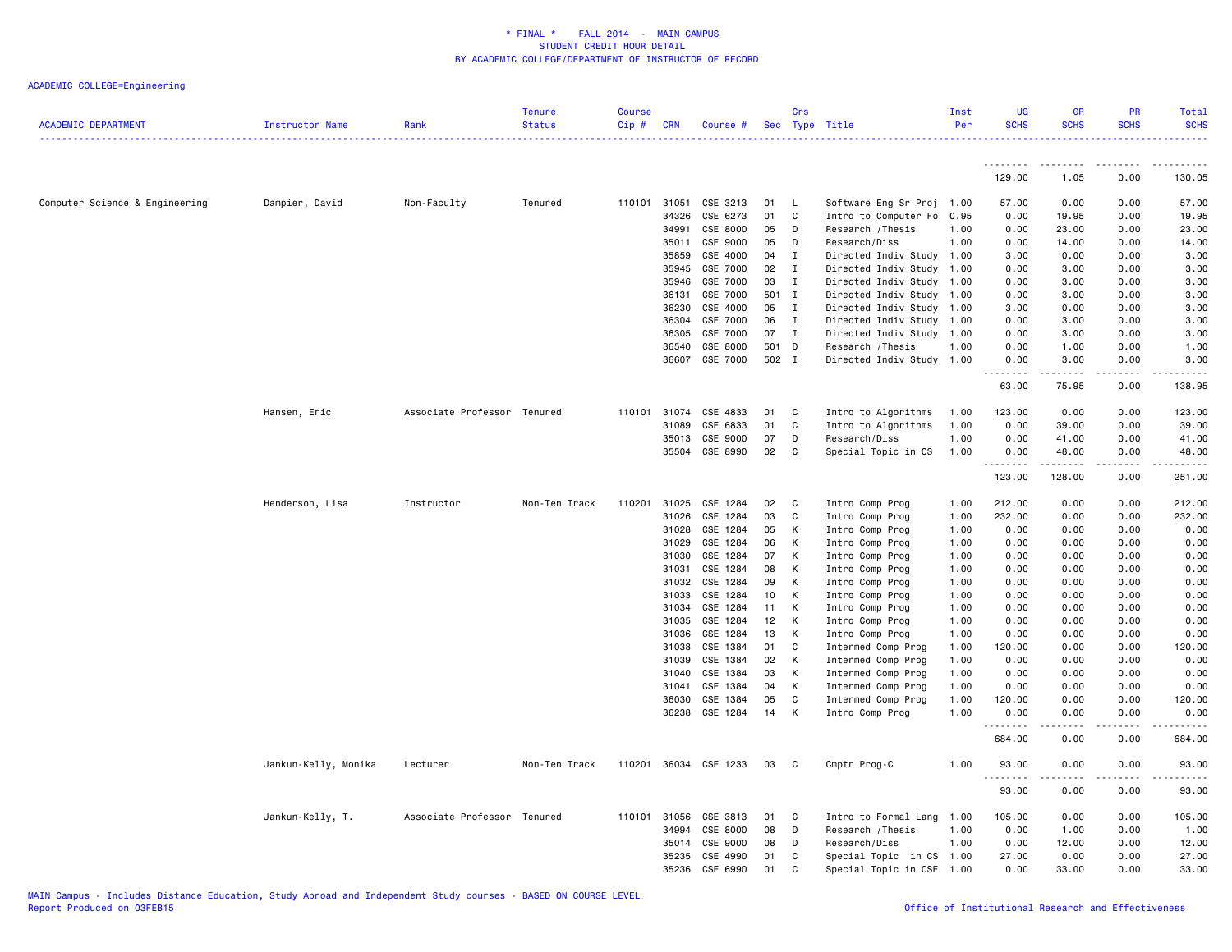\* FINAL \*    FALL 2014 - MAIN CAMPUS
STUDENT CREDIT HOUR DETAIL
BY ACADEMIC COLLEGE/DEPARTMENT OF INSTRUCTOR OF RECORD

ACADEMIC COLLEGE=Engineering

| ACADEMIC DEPARTMENT | Instructor Name | Rank | Tenure Status | Course Cip # | CRN | Course # | Sec | Crs Type | Title | Inst Per | UG SCHS | GR SCHS | PR SCHS | Total SCHS |
|---|---|---|---|---|---|---|---|---|---|---|---|---|---|---|
| | | | | | | | | | | | 129.00 | 1.05 | 0.00 | 130.05 |
| Computer Science & Engineering | Dampier, David | Non-Faculty | Tenured | 110101 | 31051 | CSE 3213 | 01 | L | Software Eng Sr Proj | 1.00 | 57.00 | 0.00 | 0.00 | 57.00 |
| | | | | | 34326 | CSE 6273 | 01 | C | Intro to Computer Fo | 0.95 | 0.00 | 19.95 | 0.00 | 19.95 |
| | | | | | 34991 | CSE 8000 | 05 | D | Research /Thesis | 1.00 | 0.00 | 23.00 | 0.00 | 23.00 |
| | | | | | 35011 | CSE 9000 | 05 | D | Research/Diss | 1.00 | 0.00 | 14.00 | 0.00 | 14.00 |
| | | | | | 35859 | CSE 4000 | 04 | I | Directed Indiv Study | 1.00 | 3.00 | 0.00 | 0.00 | 3.00 |
| | | | | | 35945 | CSE 7000 | 02 | I | Directed Indiv Study | 1.00 | 0.00 | 3.00 | 0.00 | 3.00 |
| | | | | | 35946 | CSE 7000 | 03 | I | Directed Indiv Study | 1.00 | 0.00 | 3.00 | 0.00 | 3.00 |
| | | | | | 36131 | CSE 7000 | 501 | I | Directed Indiv Study | 1.00 | 0.00 | 3.00 | 0.00 | 3.00 |
| | | | | | 36230 | CSE 4000 | 05 | I | Directed Indiv Study | 1.00 | 3.00 | 0.00 | 0.00 | 3.00 |
| | | | | | 36304 | CSE 7000 | 06 | I | Directed Indiv Study | 1.00 | 0.00 | 3.00 | 0.00 | 3.00 |
| | | | | | 36305 | CSE 7000 | 07 | I | Directed Indiv Study | 1.00 | 0.00 | 3.00 | 0.00 | 3.00 |
| | | | | | 36540 | CSE 8000 | 501 | D | Research /Thesis | 1.00 | 0.00 | 1.00 | 0.00 | 1.00 |
| | | | | | 36607 | CSE 7000 | 502 | I | Directed Indiv Study | 1.00 | 0.00 | 3.00 | 0.00 | 3.00 |
| | | | | | | | | | | | 63.00 | 75.95 | 0.00 | 138.95 |
| | Hansen, Eric | Associate Professor | Tenured | 110101 | 31074 | CSE 4833 | 01 | C | Intro to Algorithms | 1.00 | 123.00 | 0.00 | 0.00 | 123.00 |
| | | | | | 31089 | CSE 6833 | 01 | C | Intro to Algorithms | 1.00 | 0.00 | 39.00 | 0.00 | 39.00 |
| | | | | | 35013 | CSE 9000 | 07 | D | Research/Diss | 1.00 | 0.00 | 41.00 | 0.00 | 41.00 |
| | | | | | 35504 | CSE 8990 | 02 | C | Special Topic in CS | 1.00 | 0.00 | 48.00 | 0.00 | 48.00 |
| | | | | | | | | | | | 123.00 | 128.00 | 0.00 | 251.00 |
| | Henderson, Lisa | Instructor | Non-Ten Track | 110201 | 31025 | CSE 1284 | 02 | C | Intro Comp Prog | 1.00 | 212.00 | 0.00 | 0.00 | 212.00 |
| | | | | | 31026 | CSE 1284 | 03 | C | Intro Comp Prog | 1.00 | 232.00 | 0.00 | 0.00 | 232.00 |
| | | | | | 31028 | CSE 1284 | 05 | K | Intro Comp Prog | 1.00 | 0.00 | 0.00 | 0.00 | 0.00 |
| | | | | | 31029 | CSE 1284 | 06 | K | Intro Comp Prog | 1.00 | 0.00 | 0.00 | 0.00 | 0.00 |
| | | | | | 31030 | CSE 1284 | 07 | K | Intro Comp Prog | 1.00 | 0.00 | 0.00 | 0.00 | 0.00 |
| | | | | | 31031 | CSE 1284 | 08 | K | Intro Comp Prog | 1.00 | 0.00 | 0.00 | 0.00 | 0.00 |
| | | | | | 31032 | CSE 1284 | 09 | K | Intro Comp Prog | 1.00 | 0.00 | 0.00 | 0.00 | 0.00 |
| | | | | | 31033 | CSE 1284 | 10 | K | Intro Comp Prog | 1.00 | 0.00 | 0.00 | 0.00 | 0.00 |
| | | | | | 31034 | CSE 1284 | 11 | K | Intro Comp Prog | 1.00 | 0.00 | 0.00 | 0.00 | 0.00 |
| | | | | | 31035 | CSE 1284 | 12 | K | Intro Comp Prog | 1.00 | 0.00 | 0.00 | 0.00 | 0.00 |
| | | | | | 31036 | CSE 1284 | 13 | K | Intro Comp Prog | 1.00 | 0.00 | 0.00 | 0.00 | 0.00 |
| | | | | | 31038 | CSE 1384 | 01 | C | Intermed Comp Prog | 1.00 | 120.00 | 0.00 | 0.00 | 120.00 |
| | | | | | 31039 | CSE 1384 | 02 | K | Intermed Comp Prog | 1.00 | 0.00 | 0.00 | 0.00 | 0.00 |
| | | | | | 31040 | CSE 1384 | 03 | K | Intermed Comp Prog | 1.00 | 0.00 | 0.00 | 0.00 | 0.00 |
| | | | | | 31041 | CSE 1384 | 04 | K | Intermed Comp Prog | 1.00 | 0.00 | 0.00 | 0.00 | 0.00 |
| | | | | | 36030 | CSE 1384 | 05 | C | Intermed Comp Prog | 1.00 | 120.00 | 0.00 | 0.00 | 120.00 |
| | | | | | 36238 | CSE 1284 | 14 | K | Intro Comp Prog | 1.00 | 0.00 | 0.00 | 0.00 | 0.00 |
| | | | | | | | | | | | 684.00 | 0.00 | 0.00 | 684.00 |
| | Jankun-Kelly, Monika | Lecturer | Non-Ten Track | 110201 | 36034 | CSE 1233 | 03 | C | Cmptr Prog-C | 1.00 | 93.00 | 0.00 | 0.00 | 93.00 |
| | | | | | | | | | | | 93.00 | 0.00 | 0.00 | 93.00 |
| | Jankun-Kelly, T. | Associate Professor | Tenured | 110101 | 31056 | CSE 3813 | 01 | C | Intro to Formal Lang | 1.00 | 105.00 | 0.00 | 0.00 | 105.00 |
| | | | | | 34994 | CSE 8000 | 08 | D | Research /Thesis | 1.00 | 0.00 | 1.00 | 0.00 | 1.00 |
| | | | | | 35014 | CSE 9000 | 08 | D | Research/Diss | 1.00 | 0.00 | 12.00 | 0.00 | 12.00 |
| | | | | | 35235 | CSE 4990 | 01 | C | Special Topic in CS | 1.00 | 27.00 | 0.00 | 0.00 | 27.00 |
| | | | | | 35236 | CSE 6990 | 01 | C | Special Topic in CSE | 1.00 | 0.00 | 33.00 | 0.00 | 33.00 |

MAIN Campus - Includes Distance Education, Study Abroad and Independent Study courses - BASED ON COURSE LEVEL
Report Produced on 03FEB15    Office of Institutional Research and Effectiveness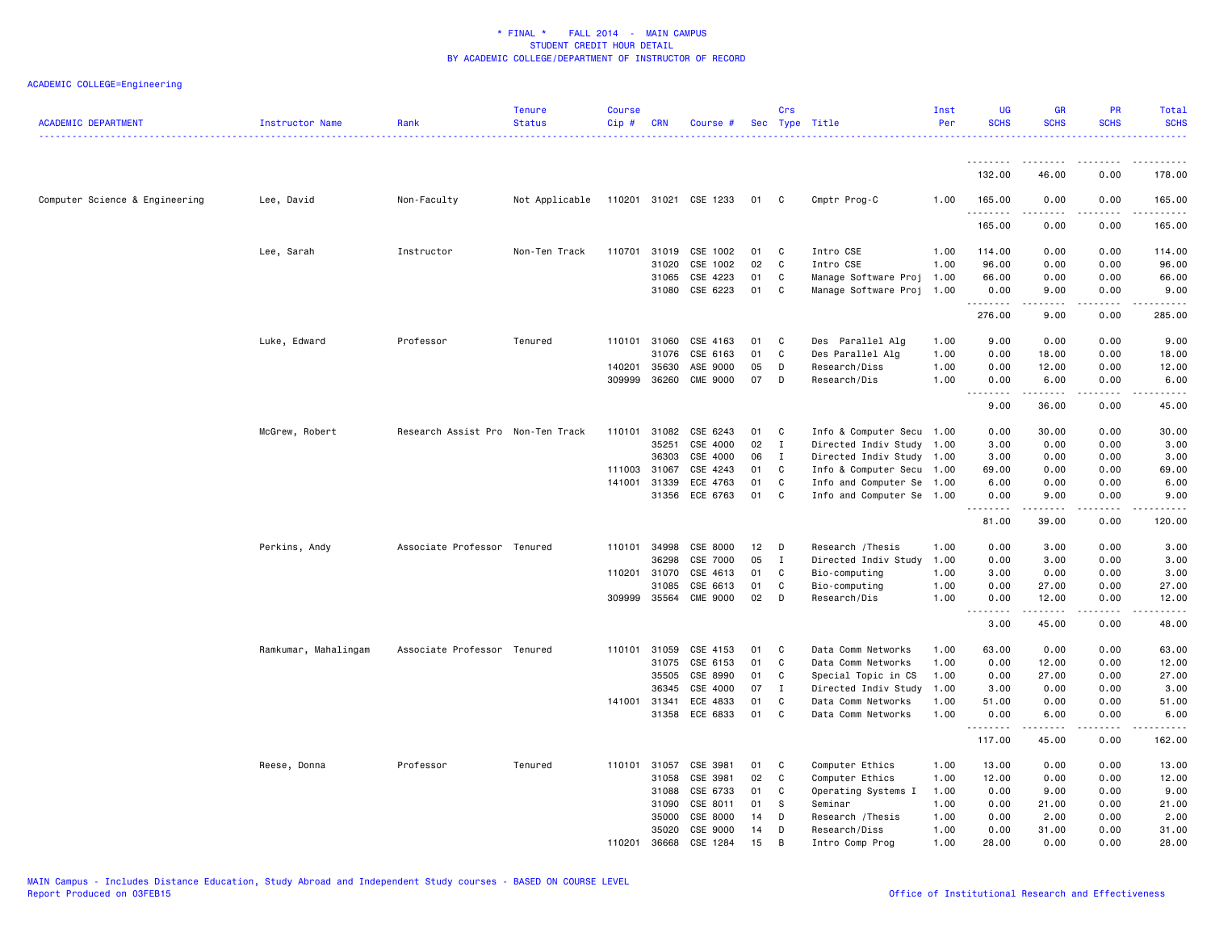# * FINAL * FALL 2014 - MAIN CAMPUS
## STUDENT CREDIT HOUR DETAIL
## BY ACADEMIC COLLEGE/DEPARTMENT OF INSTRUCTOR OF RECORD

ACADEMIC COLLEGE=Engineering

| ACADEMIC DEPARTMENT | Instructor Name | Rank | Tenure Status | Course Cip # | CRN | Course # | Sec | Crs Type | Title | Inst Per | UG SCHS | GR SCHS | PR SCHS | Total SCHS |
|---|---|---|---|---|---|---|---|---|---|---|---|---|---|---|
| | | | | | | | | | | | 132.00 | 46.00 | 0.00 | 178.00 |
| Computer Science & Engineering | Lee, David | Non-Faculty | Not Applicable | 110201 | 31021 | CSE 1233 | 01 | C | Cmptr Prog-C | 1.00 | 165.00 | 0.00 | 0.00 | 165.00 |
| | | | | | | | | | | | 165.00 | 0.00 | 0.00 | 165.00 |
| | Lee, Sarah | Instructor | Non-Ten Track | 110701 | 31019 | CSE 1002 | 01 | C | Intro CSE | 1.00 | 114.00 | 0.00 | 0.00 | 114.00 |
| | | | | | 31020 | CSE 1002 | 02 | C | Intro CSE | 1.00 | 96.00 | 0.00 | 0.00 | 96.00 |
| | | | | | 31065 | CSE 4223 | 01 | C | Manage Software Proj | 1.00 | 66.00 | 0.00 | 0.00 | 66.00 |
| | | | | | 31080 | CSE 6223 | 01 | C | Manage Software Proj | 1.00 | 0.00 | 9.00 | 0.00 | 9.00 |
| | | | | | | | | | | | 276.00 | 9.00 | 0.00 | 285.00 |
| | Luke, Edward | Professor | Tenured | 110101 | 31060 | CSE 4163 | 01 | C | Des Parallel Alg | 1.00 | 9.00 | 0.00 | 0.00 | 9.00 |
| | | | | | 31076 | CSE 6163 | 01 | C | Des Parallel Alg | 1.00 | 0.00 | 18.00 | 0.00 | 18.00 |
| | | | | 140201 | 35630 | ASE 9000 | 05 | D | Research/Diss | 1.00 | 0.00 | 12.00 | 0.00 | 12.00 |
| | | | | 309999 | 36260 | CME 9000 | 07 | D | Research/Dis | 1.00 | 0.00 | 6.00 | 0.00 | 6.00 |
| | | | | | | | | | | | 9.00 | 36.00 | 0.00 | 45.00 |
| | McGrew, Robert | Research Assist Pro | Non-Ten Track | 110101 | 31082 | CSE 6243 | 01 | C | Info & Computer Secu | 1.00 | 0.00 | 30.00 | 0.00 | 30.00 |
| | | | | | 35251 | CSE 4000 | 02 | I | Directed Indiv Study | 1.00 | 3.00 | 0.00 | 0.00 | 3.00 |
| | | | | | 36303 | CSE 4000 | 06 | I | Directed Indiv Study | 1.00 | 3.00 | 0.00 | 0.00 | 3.00 |
| | | | | 111003 | 31067 | CSE 4243 | 01 | C | Info & Computer Secu | 1.00 | 69.00 | 0.00 | 0.00 | 69.00 |
| | | | | 141001 | 31339 | ECE 4763 | 01 | C | Info and Computer Se | 1.00 | 6.00 | 0.00 | 0.00 | 6.00 |
| | | | | | 31356 | ECE 6763 | 01 | C | Info and Computer Se | 1.00 | 0.00 | 9.00 | 0.00 | 9.00 |
| | | | | | | | | | | | 81.00 | 39.00 | 0.00 | 120.00 |
| | Perkins, Andy | Associate Professor | Tenured | 110101 | 34998 | CSE 8000 | 12 | D | Research /Thesis | 1.00 | 0.00 | 3.00 | 0.00 | 3.00 |
| | | | | | 36298 | CSE 7000 | 05 | I | Directed Indiv Study | 1.00 | 0.00 | 3.00 | 0.00 | 3.00 |
| | | | | 110201 | 31070 | CSE 4613 | 01 | C | Bio-computing | 1.00 | 3.00 | 0.00 | 0.00 | 3.00 |
| | | | | | 31085 | CSE 6613 | 01 | C | Bio-computing | 1.00 | 0.00 | 27.00 | 0.00 | 27.00 |
| | | | | 309999 | 35564 | CME 9000 | 02 | D | Research/Dis | 1.00 | 0.00 | 12.00 | 0.00 | 12.00 |
| | | | | | | | | | | | 3.00 | 45.00 | 0.00 | 48.00 |
| | Ramkumar, Mahalingam | Associate Professor | Tenured | 110101 | 31059 | CSE 4153 | 01 | C | Data Comm Networks | 1.00 | 63.00 | 0.00 | 0.00 | 63.00 |
| | | | | | 31075 | CSE 6153 | 01 | C | Data Comm Networks | 1.00 | 0.00 | 12.00 | 0.00 | 12.00 |
| | | | | | 35505 | CSE 8990 | 01 | C | Special Topic in CS | 1.00 | 0.00 | 27.00 | 0.00 | 27.00 |
| | | | | | 36345 | CSE 4000 | 07 | I | Directed Indiv Study | 1.00 | 3.00 | 0.00 | 0.00 | 3.00 |
| | | | | 141001 | 31341 | ECE 4833 | 01 | C | Data Comm Networks | 1.00 | 51.00 | 0.00 | 0.00 | 51.00 |
| | | | | | 31358 | ECE 6833 | 01 | C | Data Comm Networks | 1.00 | 0.00 | 6.00 | 0.00 | 6.00 |
| | | | | | | | | | | | 117.00 | 45.00 | 0.00 | 162.00 |
| | Reese, Donna | Professor | Tenured | 110101 | 31057 | CSE 3981 | 01 | C | Computer Ethics | 1.00 | 13.00 | 0.00 | 0.00 | 13.00 |
| | | | | | 31058 | CSE 3981 | 02 | C | Computer Ethics | 1.00 | 12.00 | 0.00 | 0.00 | 12.00 |
| | | | | | 31088 | CSE 6733 | 01 | C | Operating Systems I | 1.00 | 0.00 | 9.00 | 0.00 | 9.00 |
| | | | | | 31090 | CSE 8011 | 01 | S | Seminar | 1.00 | 0.00 | 21.00 | 0.00 | 21.00 |
| | | | | | 35000 | CSE 8000 | 14 | D | Research /Thesis | 1.00 | 0.00 | 2.00 | 0.00 | 2.00 |
| | | | | | 35020 | CSE 9000 | 14 | D | Research/Diss | 1.00 | 0.00 | 31.00 | 0.00 | 31.00 |
| | | | | 110201 | 36668 | CSE 1284 | 15 | B | Intro Comp Prog | 1.00 | 28.00 | 0.00 | 0.00 | 28.00 |

MAIN Campus - Includes Distance Education, Study Abroad and Independent Study courses - BASED ON COURSE LEVEL
Report Produced on 03FEB15

Office of Institutional Research and Effectiveness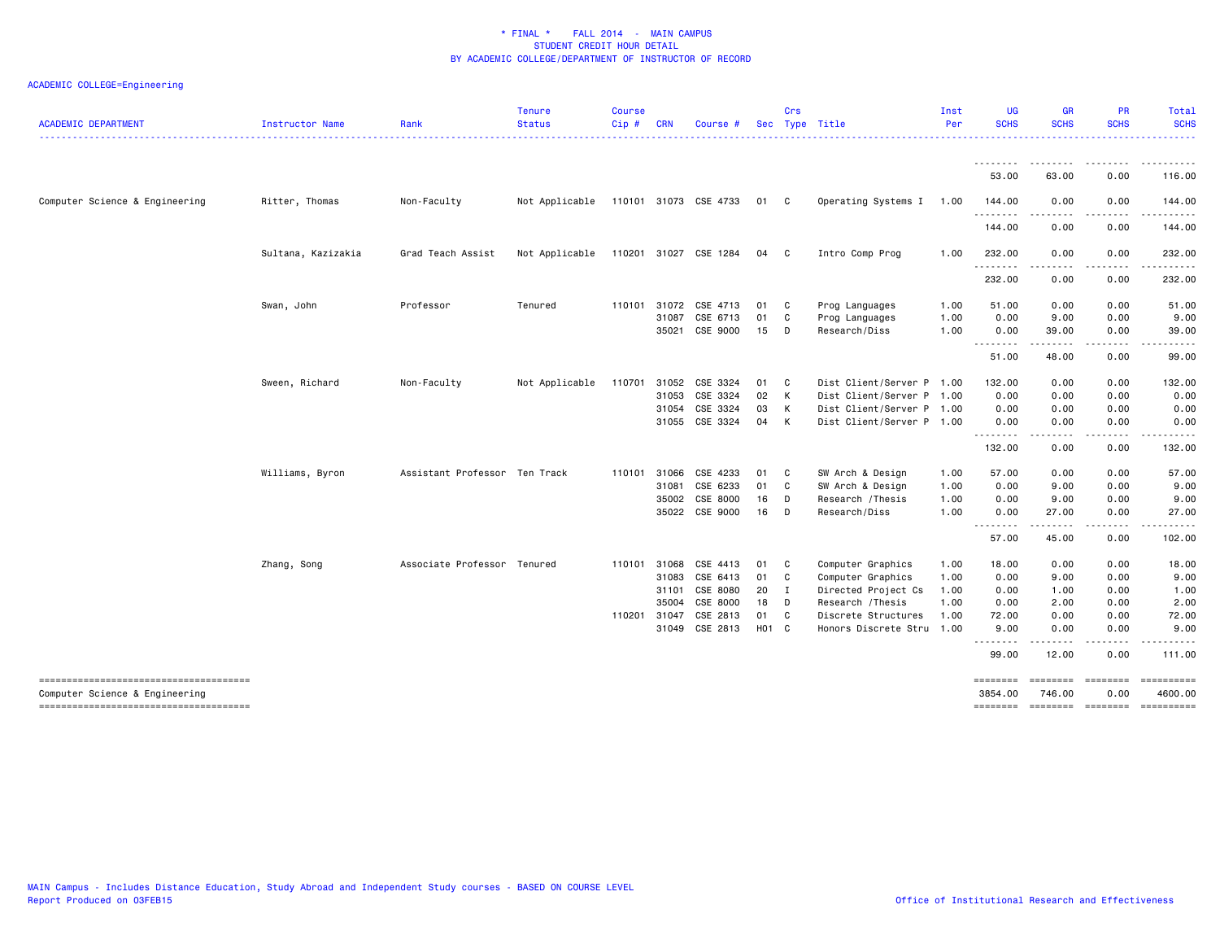\* FINAL \* FALL 2014 - MAIN CAMPUS
STUDENT CREDIT HOUR DETAIL
BY ACADEMIC COLLEGE/DEPARTMENT OF INSTRUCTOR OF RECORD

ACADEMIC COLLEGE=Engineering

| ACADEMIC DEPARTMENT | Instructor Name | Rank | Tenure Status | Course Cip # | CRN | Course # | Sec | Crs Type | Title | Inst Per | UG SCHS | GR SCHS | PR SCHS | Total SCHS |
|---|---|---|---|---|---|---|---|---|---|---|---|---|---|---|
| | | | | | | | | | | | 53.00 | 63.00 | 0.00 | 116.00 |
| Computer Science & Engineering | Ritter, Thomas | Non-Faculty | Not Applicable | 110101 | 31073 | CSE 4733 | 01 | C | Operating Systems I | 1.00 | 144.00 | 0.00 | 0.00 | 144.00 |
| | | | | | | | | | | | 144.00 | 0.00 | 0.00 | 144.00 |
| | Sultana, Kazizakia | Grad Teach Assist | Not Applicable | 110201 | 31027 | CSE 1284 | 04 | C | Intro Comp Prog | 1.00 | 232.00 | 0.00 | 0.00 | 232.00 |
| | | | | | | | | | | | 232.00 | 0.00 | 0.00 | 232.00 |
| | Swan, John | Professor | Tenured | 110101 | 31072 | CSE 4713 | 01 | C | Prog Languages | 1.00 | 51.00 | 0.00 | 0.00 | 51.00 |
| | | | | | 31087 | CSE 6713 | 01 | C | Prog Languages | 1.00 | 0.00 | 9.00 | 0.00 | 9.00 |
| | | | | | 35021 | CSE 9000 | 15 | D | Research/Diss | 1.00 | 0.00 | 39.00 | 0.00 | 39.00 |
| | | | | | | | | | | | 51.00 | 48.00 | 0.00 | 99.00 |
| | Sween, Richard | Non-Faculty | Not Applicable | 110701 | 31052 | CSE 3324 | 01 | C | Dist Client/Server P | 1.00 | 132.00 | 0.00 | 0.00 | 132.00 |
| | | | | | 31053 | CSE 3324 | 02 | K | Dist Client/Server P | 1.00 | 0.00 | 0.00 | 0.00 | 0.00 |
| | | | | | 31054 | CSE 3324 | 03 | K | Dist Client/Server P | 1.00 | 0.00 | 0.00 | 0.00 | 0.00 |
| | | | | | 31055 | CSE 3324 | 04 | K | Dist Client/Server P | 1.00 | 0.00 | 0.00 | 0.00 | 0.00 |
| | | | | | | | | | | | 132.00 | 0.00 | 0.00 | 132.00 |
| | Williams, Byron | Assistant Professor | Ten Track | 110101 | 31066 | CSE 4233 | 01 | C | SW Arch & Design | 1.00 | 57.00 | 0.00 | 0.00 | 57.00 |
| | | | | | 31081 | CSE 6233 | 01 | C | SW Arch & Design | 1.00 | 0.00 | 9.00 | 0.00 | 9.00 |
| | | | | | 35002 | CSE 8000 | 16 | D | Research /Thesis | 1.00 | 0.00 | 9.00 | 0.00 | 9.00 |
| | | | | | 35022 | CSE 9000 | 16 | D | Research/Diss | 1.00 | 0.00 | 27.00 | 0.00 | 27.00 |
| | | | | | | | | | | | 57.00 | 45.00 | 0.00 | 102.00 |
| | Zhang, Song | Associate Professor | Tenured | 110101 | 31068 | CSE 4413 | 01 | C | Computer Graphics | 1.00 | 18.00 | 0.00 | 0.00 | 18.00 |
| | | | | | 31083 | CSE 6413 | 01 | C | Computer Graphics | 1.00 | 0.00 | 9.00 | 0.00 | 9.00 |
| | | | | | 31101 | CSE 8080 | 20 | I | Directed Project Cs | 1.00 | 0.00 | 1.00 | 0.00 | 1.00 |
| | | | | | 35004 | CSE 8000 | 18 | D | Research /Thesis | 1.00 | 0.00 | 2.00 | 0.00 | 2.00 |
| | | | | 110201 | 31047 | CSE 2813 | 01 | C | Discrete Structures | 1.00 | 72.00 | 0.00 | 0.00 | 72.00 |
| | | | | | 31049 | CSE 2813 | H01 | C | Honors Discrete Stru | 1.00 | 9.00 | 0.00 | 0.00 | 9.00 |
| | | | | | | | | | | | 99.00 | 12.00 | 0.00 | 111.00 |
| Computer Science & Engineering | | | | | | | | | | | 3854.00 | 746.00 | 0.00 | 4600.00 |

MAIN Campus - Includes Distance Education, Study Abroad and Independent Study courses - BASED ON COURSE LEVEL
Report Produced on 03FEB15

Office of Institutional Research and Effectiveness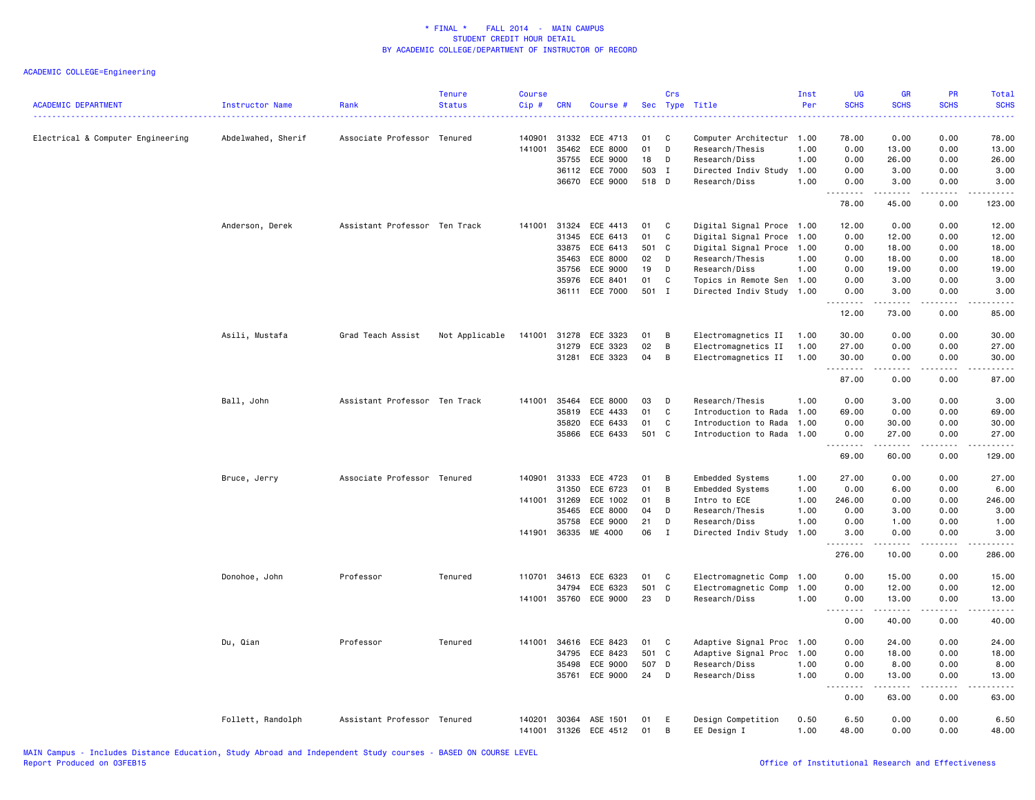* FINAL * FALL 2014 - MAIN CAMPUS
STUDENT CREDIT HOUR DETAIL
BY ACADEMIC COLLEGE/DEPARTMENT OF INSTRUCTOR OF RECORD

ACADEMIC COLLEGE=Engineering

| ACADEMIC DEPARTMENT | Instructor Name | Rank | Tenure Status | Course Cip # | CRN | Course # | Sec | Crs Type | Title | Inst Per | UG SCHS | GR SCHS | PR SCHS | Total SCHS |
|---|---|---|---|---|---|---|---|---|---|---|---|---|---|---|
| Electrical & Computer Engineering | Abdelwahed, Sherif | Associate Professor | Tenured | 140901 | 31332 | ECE 4713 | 01 | C | Computer Architectur | 1.00 | 78.00 | 0.00 | 0.00 | 78.00 |
| | | | | 141001 | 35462 | ECE 8000 | 01 | D | Research/Thesis | 1.00 | 0.00 | 13.00 | 0.00 | 13.00 |
| | | | | | 35755 | ECE 9000 | 18 | D | Research/Diss | 1.00 | 0.00 | 26.00 | 0.00 | 26.00 |
| | | | | | 36112 | ECE 7000 | 503 | I | Directed Indiv Study | 1.00 | 0.00 | 3.00 | 0.00 | 3.00 |
| | | | | | 36670 | ECE 9000 | 518 | D | Research/Diss | 1.00 | 0.00 | 3.00 | 0.00 | 3.00 |
| | | | | | | | | | | | 78.00 | 45.00 | 0.00 | 123.00 |
| | Anderson, Derek | Assistant Professor | Ten Track | 141001 | 31324 | ECE 4413 | 01 | C | Digital Signal Proce | 1.00 | 12.00 | 0.00 | 0.00 | 12.00 |
| | | | | | 31345 | ECE 6413 | 01 | C | Digital Signal Proce | 1.00 | 0.00 | 12.00 | 0.00 | 12.00 |
| | | | | | 33875 | ECE 6413 | 501 | C | Digital Signal Proce | 1.00 | 0.00 | 18.00 | 0.00 | 18.00 |
| | | | | | 35463 | ECE 8000 | 02 | D | Research/Thesis | 1.00 | 0.00 | 18.00 | 0.00 | 18.00 |
| | | | | | 35756 | ECE 9000 | 19 | D | Research/Diss | 1.00 | 0.00 | 19.00 | 0.00 | 19.00 |
| | | | | | 35976 | ECE 8401 | 01 | C | Topics in Remote Sen | 1.00 | 0.00 | 3.00 | 0.00 | 3.00 |
| | | | | | 36111 | ECE 7000 | 501 | I | Directed Indiv Study | 1.00 | 0.00 | 3.00 | 0.00 | 3.00 |
| | | | | | | | | | | | 12.00 | 73.00 | 0.00 | 85.00 |
| | Asili, Mustafa | Grad Teach Assist | Not Applicable | 141001 | 31278 | ECE 3323 | 01 | B | Electromagnetics II | 1.00 | 30.00 | 0.00 | 0.00 | 30.00 |
| | | | | | 31279 | ECE 3323 | 02 | B | Electromagnetics II | 1.00 | 27.00 | 0.00 | 0.00 | 27.00 |
| | | | | | 31281 | ECE 3323 | 04 | B | Electromagnetics II | 1.00 | 30.00 | 0.00 | 0.00 | 30.00 |
| | | | | | | | | | | | 87.00 | 0.00 | 0.00 | 87.00 |
| | Ball, John | Assistant Professor | Ten Track | 141001 | 35464 | ECE 8000 | 03 | D | Research/Thesis | 1.00 | 0.00 | 3.00 | 0.00 | 3.00 |
| | | | | | 35819 | ECE 4433 | 01 | C | Introduction to Rada | 1.00 | 69.00 | 0.00 | 0.00 | 69.00 |
| | | | | | 35820 | ECE 6433 | 01 | C | Introduction to Rada | 1.00 | 0.00 | 30.00 | 0.00 | 30.00 |
| | | | | | 35866 | ECE 6433 | 501 | C | Introduction to Rada | 1.00 | 0.00 | 27.00 | 0.00 | 27.00 |
| | | | | | | | | | | | 69.00 | 60.00 | 0.00 | 129.00 |
| | Bruce, Jerry | Associate Professor | Tenured | 140901 | 31333 | ECE 4723 | 01 | B | Embedded Systems | 1.00 | 27.00 | 0.00 | 0.00 | 27.00 |
| | | | | | 31350 | ECE 6723 | 01 | B | Embedded Systems | 1.00 | 0.00 | 6.00 | 0.00 | 6.00 |
| | | | | 141001 | 31269 | ECE 1002 | 01 | B | Intro to ECE | 1.00 | 246.00 | 0.00 | 0.00 | 246.00 |
| | | | | | 35465 | ECE 8000 | 04 | D | Research/Thesis | 1.00 | 0.00 | 3.00 | 0.00 | 3.00 |
| | | | | | 35758 | ECE 9000 | 21 | D | Research/Diss | 1.00 | 0.00 | 1.00 | 0.00 | 1.00 |
| | | | | 141901 | 36335 | ME 4000 | 06 | I | Directed Indiv Study | 1.00 | 3.00 | 0.00 | 0.00 | 3.00 |
| | | | | | | | | | | | 276.00 | 10.00 | 0.00 | 286.00 |
| | Donohoe, John | Professor | Tenured | 110701 | 34613 | ECE 6323 | 01 | C | Electromagnetic Comp | 1.00 | 0.00 | 15.00 | 0.00 | 15.00 |
| | | | | | 34794 | ECE 6323 | 501 | C | Electromagnetic Comp | 1.00 | 0.00 | 12.00 | 0.00 | 12.00 |
| | | | | 141001 | 35760 | ECE 9000 | 23 | D | Research/Diss | 1.00 | 0.00 | 13.00 | 0.00 | 13.00 |
| | | | | | | | | | | | 0.00 | 40.00 | 0.00 | 40.00 |
| | Du, Qian | Professor | Tenured | 141001 | 34616 | ECE 8423 | 01 | C | Adaptive Signal Proc | 1.00 | 0.00 | 24.00 | 0.00 | 24.00 |
| | | | | | 34795 | ECE 8423 | 501 | C | Adaptive Signal Proc | 1.00 | 0.00 | 18.00 | 0.00 | 18.00 |
| | | | | | 35498 | ECE 9000 | 507 | D | Research/Diss | 1.00 | 0.00 | 8.00 | 0.00 | 8.00 |
| | | | | | 35761 | ECE 9000 | 24 | D | Research/Diss | 1.00 | 0.00 | 13.00 | 0.00 | 13.00 |
| | | | | | | | | | | | 0.00 | 63.00 | 0.00 | 63.00 |
| | Follett, Randolph | Assistant Professor | Tenured | 140201 | 30364 | ASE 1501 | 01 | E | Design Competition | 0.50 | 6.50 | 0.00 | 0.00 | 6.50 |
| | | | | 141001 | 31326 | ECE 4512 | 01 | B | EE Design I | 1.00 | 48.00 | 0.00 | 0.00 | 48.00 |

MAIN Campus - Includes Distance Education, Study Abroad and Independent Study courses - BASED ON COURSE LEVEL
Report Produced on 03FEB15

Office of Institutional Research and Effectiveness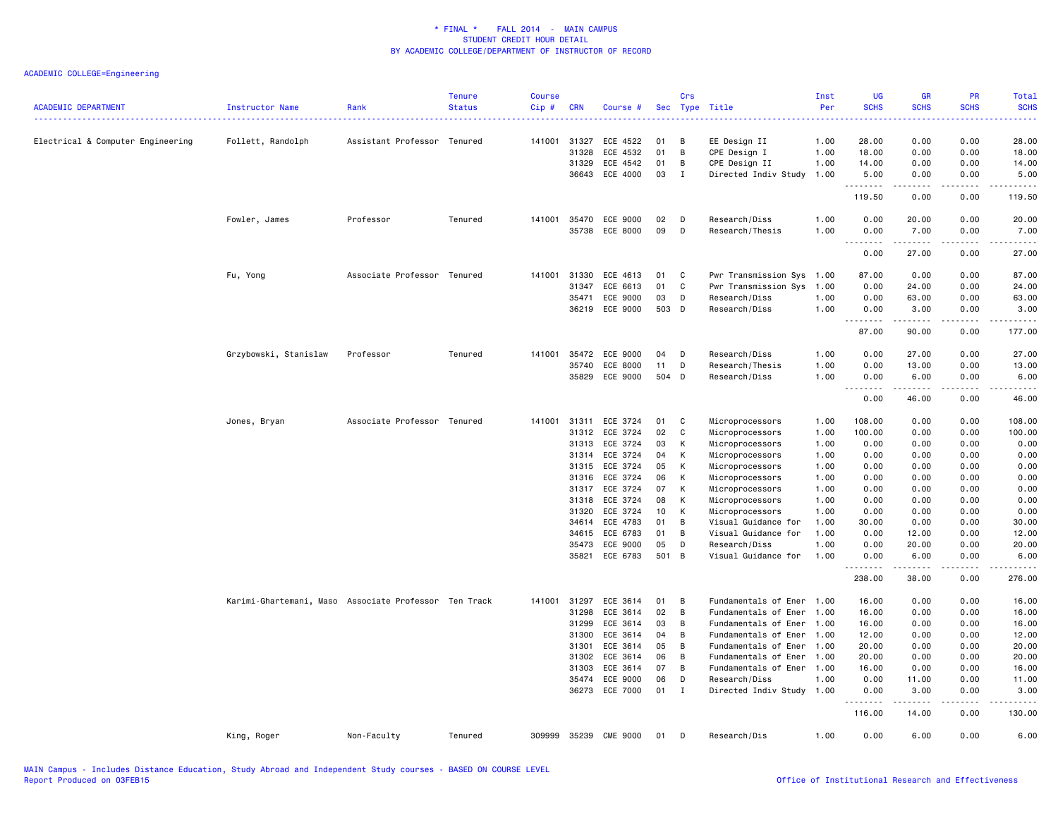\* FINAL \*   FALL 2014 - MAIN CAMPUS
STUDENT CREDIT HOUR DETAIL
BY ACADEMIC COLLEGE/DEPARTMENT OF INSTRUCTOR OF RECORD

ACADEMIC COLLEGE=Engineering

| ACADEMIC DEPARTMENT | Instructor Name | Rank | Tenure Status | Course Cip # | CRN | Course # | Sec | Crs Type | Title | Inst Per | UG SCHS | GR SCHS | PR SCHS | Total SCHS |
|---|---|---|---|---|---|---|---|---|---|---|---|---|---|---|
| Electrical & Computer Engineering | Follett, Randolph | Assistant Professor | Tenured | 141001 | 31327 | ECE 4522 | 01 | B | EE Design II | 1.00 | 28.00 | 0.00 | 0.00 | 28.00 |
| | | | | | 31328 | ECE 4532 | 01 | B | CPE Design I | 1.00 | 18.00 | 0.00 | 0.00 | 18.00 |
| | | | | | 31329 | ECE 4542 | 01 | B | CPE Design II | 1.00 | 14.00 | 0.00 | 0.00 | 14.00 |
| | | | | | 36643 | ECE 4000 | 03 | I | Directed Indiv Study | 1.00 | 5.00 | 0.00 | 0.00 | 5.00 |
| | | | | | | | | | | | 119.50 | 0.00 | 0.00 | 119.50 |
| | Fowler, James | Professor | Tenured | 141001 | 35470 | ECE 9000 | 02 | D | Research/Diss | 1.00 | 0.00 | 20.00 | 0.00 | 20.00 |
| | | | | | 35738 | ECE 8000 | 09 | D | Research/Thesis | 1.00 | 0.00 | 7.00 | 0.00 | 7.00 |
| | | | | | | | | | | | 0.00 | 27.00 | 0.00 | 27.00 |
| | Fu, Yong | Associate Professor | Tenured | 141001 | 31330 | ECE 4613 | 01 | C | Pwr Transmission Sys | 1.00 | 87.00 | 0.00 | 0.00 | 87.00 |
| | | | | | 31347 | ECE 6613 | 01 | C | Pwr Transmission Sys | 1.00 | 0.00 | 24.00 | 0.00 | 24.00 |
| | | | | | 35471 | ECE 9000 | 03 | D | Research/Diss | 1.00 | 0.00 | 63.00 | 0.00 | 63.00 |
| | | | | | 36219 | ECE 9000 | 503 | D | Research/Diss | 1.00 | 0.00 | 3.00 | 0.00 | 3.00 |
| | | | | | | | | | | | 87.00 | 90.00 | 0.00 | 177.00 |
| | Grzybowski, Stanislaw | Professor | Tenured | 141001 | 35472 | ECE 9000 | 04 | D | Research/Diss | 1.00 | 0.00 | 27.00 | 0.00 | 27.00 |
| | | | | | 35740 | ECE 8000 | 11 | D | Research/Thesis | 1.00 | 0.00 | 13.00 | 0.00 | 13.00 |
| | | | | | 35829 | ECE 9000 | 504 | D | Research/Diss | 1.00 | 0.00 | 6.00 | 0.00 | 6.00 |
| | | | | | | | | | | | 0.00 | 46.00 | 0.00 | 46.00 |
| | Jones, Bryan | Associate Professor | Tenured | 141001 | 31311 | ECE 3724 | 01 | C | Microprocessors | 1.00 | 108.00 | 0.00 | 0.00 | 108.00 |
| | | | | | 31312 | ECE 3724 | 02 | C | Microprocessors | 1.00 | 100.00 | 0.00 | 0.00 | 100.00 |
| | | | | | 31313 | ECE 3724 | 03 | K | Microprocessors | 1.00 | 0.00 | 0.00 | 0.00 | 0.00 |
| | | | | | 31314 | ECE 3724 | 04 | K | Microprocessors | 1.00 | 0.00 | 0.00 | 0.00 | 0.00 |
| | | | | | 31315 | ECE 3724 | 05 | K | Microprocessors | 1.00 | 0.00 | 0.00 | 0.00 | 0.00 |
| | | | | | 31316 | ECE 3724 | 06 | K | Microprocessors | 1.00 | 0.00 | 0.00 | 0.00 | 0.00 |
| | | | | | 31317 | ECE 3724 | 07 | K | Microprocessors | 1.00 | 0.00 | 0.00 | 0.00 | 0.00 |
| | | | | | 31318 | ECE 3724 | 08 | K | Microprocessors | 1.00 | 0.00 | 0.00 | 0.00 | 0.00 |
| | | | | | 31320 | ECE 3724 | 10 | K | Microprocessors | 1.00 | 0.00 | 0.00 | 0.00 | 0.00 |
| | | | | | 34614 | ECE 4783 | 01 | B | Visual Guidance for | 1.00 | 30.00 | 0.00 | 0.00 | 30.00 |
| | | | | | 34615 | ECE 6783 | 01 | B | Visual Guidance for | 1.00 | 0.00 | 12.00 | 0.00 | 12.00 |
| | | | | | 35473 | ECE 9000 | 05 | D | Research/Diss | 1.00 | 0.00 | 20.00 | 0.00 | 20.00 |
| | | | | | 35821 | ECE 6783 | 501 | B | Visual Guidance for | 1.00 | 0.00 | 6.00 | 0.00 | 6.00 |
| | | | | | | | | | | | 238.00 | 38.00 | 0.00 | 276.00 |
| | Karimi-Ghartemani, Maso | Associate Professor | Ten Track | 141001 | 31297 | ECE 3614 | 01 | B | Fundamentals of Ener | 1.00 | 16.00 | 0.00 | 0.00 | 16.00 |
| | | | | | 31298 | ECE 3614 | 02 | B | Fundamentals of Ener | 1.00 | 16.00 | 0.00 | 0.00 | 16.00 |
| | | | | | 31299 | ECE 3614 | 03 | B | Fundamentals of Ener | 1.00 | 16.00 | 0.00 | 0.00 | 16.00 |
| | | | | | 31300 | ECE 3614 | 04 | B | Fundamentals of Ener | 1.00 | 12.00 | 0.00 | 0.00 | 12.00 |
| | | | | | 31301 | ECE 3614 | 05 | B | Fundamentals of Ener | 1.00 | 20.00 | 0.00 | 0.00 | 20.00 |
| | | | | | 31302 | ECE 3614 | 06 | B | Fundamentals of Ener | 1.00 | 20.00 | 0.00 | 0.00 | 20.00 |
| | | | | | 31303 | ECE 3614 | 07 | B | Fundamentals of Ener | 1.00 | 16.00 | 0.00 | 0.00 | 16.00 |
| | | | | | 35474 | ECE 9000 | 06 | D | Research/Diss | 1.00 | 0.00 | 11.00 | 0.00 | 11.00 |
| | | | | | 36273 | ECE 7000 | 01 | I | Directed Indiv Study | 1.00 | 0.00 | 3.00 | 0.00 | 3.00 |
| | | | | | | | | | | | 116.00 | 14.00 | 0.00 | 130.00 |
| | King, Roger | Non-Faculty | Tenured | 309999 | 35239 | CME 9000 | 01 | D | Research/Dis | 1.00 | 0.00 | 6.00 | 0.00 | 6.00 |

MAIN Campus - Includes Distance Education, Study Abroad and Independent Study courses - BASED ON COURSE LEVEL
Report Produced on 03FEB15   Office of Institutional Research and Effectiveness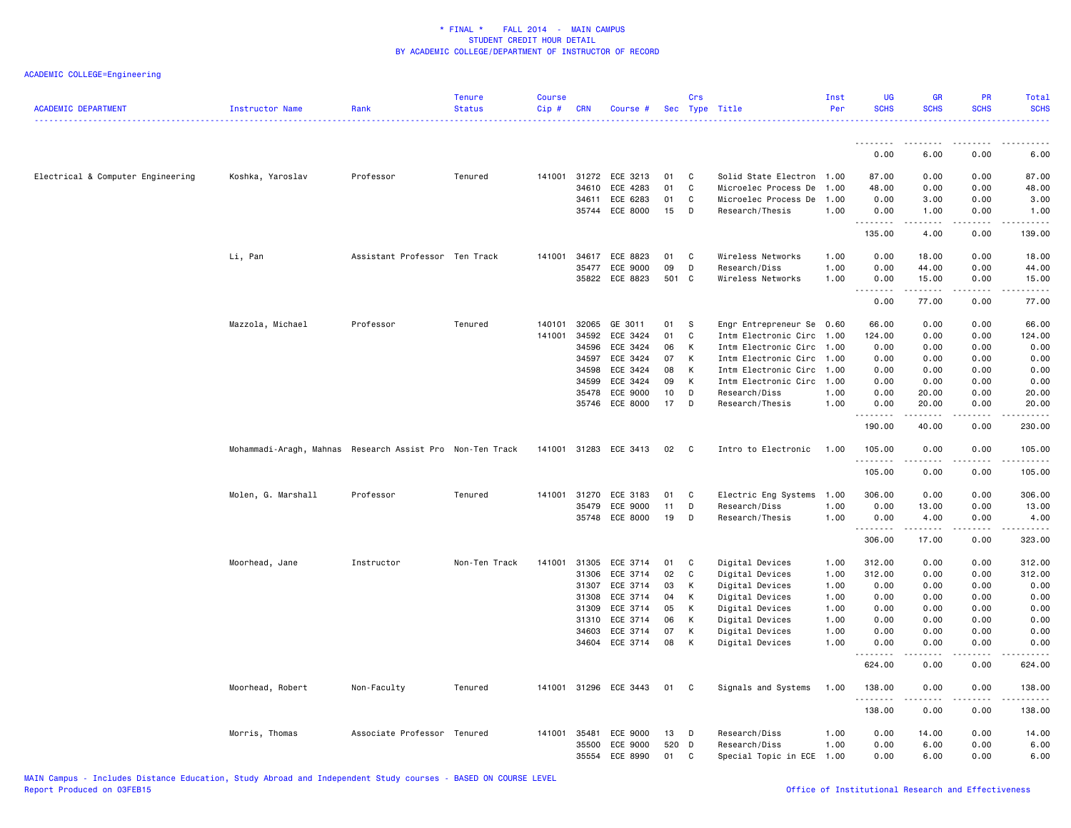\* FINAL \*    FALL 2014  -  MAIN CAMPUS
STUDENT CREDIT HOUR DETAIL
BY ACADEMIC COLLEGE/DEPARTMENT OF INSTRUCTOR OF RECORD

ACADEMIC COLLEGE=Engineering

| ACADEMIC DEPARTMENT | Instructor Name | Rank | Tenure Status | Course Cip # | CRN | Course # | Sec | Crs Type | Title | Inst Per | UG SCHS | GR SCHS | PR SCHS | Total SCHS |
|---|---|---|---|---|---|---|---|---|---|---|---|---|---|---|
| | | | | | | | | | | | 0.00 | 6.00 | 0.00 | 6.00 |
| Electrical & Computer Engineering | Koshka, Yaroslav | Professor | Tenured | 141001 | 31272 | ECE 3213 | 01 | C | Solid State Electron | 1.00 | 87.00 | 0.00 | 0.00 | 87.00 |
| | | | | | 34610 | ECE 4283 | 01 | C | Microelec Process De | 1.00 | 48.00 | 0.00 | 0.00 | 48.00 |
| | | | | | 34611 | ECE 6283 | 01 | C | Microelec Process De | 1.00 | 0.00 | 3.00 | 0.00 | 3.00 |
| | | | | | 35744 | ECE 8000 | 15 | D | Research/Thesis | 1.00 | 0.00 | 1.00 | 0.00 | 1.00 |
| | | | | | | | | | | | 135.00 | 4.00 | 0.00 | 139.00 |
| | Li, Pan | Assistant Professor | Ten Track | 141001 | 34617 | ECE 8823 | 01 | C | Wireless Networks | 1.00 | 0.00 | 18.00 | 0.00 | 18.00 |
| | | | | | 35477 | ECE 9000 | 09 | D | Research/Diss | 1.00 | 0.00 | 44.00 | 0.00 | 44.00 |
| | | | | | 35822 | ECE 8823 | 501 | C | Wireless Networks | 1.00 | 0.00 | 15.00 | 0.00 | 15.00 |
| | | | | | | | | | | | 0.00 | 77.00 | 0.00 | 77.00 |
| | Mazzola, Michael | Professor | Tenured | 140101 | 32065 | GE 3011 | 01 | S | Engr Entrepreneur Se | 0.60 | 66.00 | 0.00 | 0.00 | 66.00 |
| | | | | 141001 | 34592 | ECE 3424 | 01 | C | Intm Electronic Circ | 1.00 | 124.00 | 0.00 | 0.00 | 124.00 |
| | | | | | 34596 | ECE 3424 | 06 | K | Intm Electronic Circ | 1.00 | 0.00 | 0.00 | 0.00 | 0.00 |
| | | | | | 34597 | ECE 3424 | 07 | K | Intm Electronic Circ | 1.00 | 0.00 | 0.00 | 0.00 | 0.00 |
| | | | | | 34598 | ECE 3424 | 08 | K | Intm Electronic Circ | 1.00 | 0.00 | 0.00 | 0.00 | 0.00 |
| | | | | | 34599 | ECE 3424 | 09 | K | Intm Electronic Circ | 1.00 | 0.00 | 0.00 | 0.00 | 0.00 |
| | | | | | 35478 | ECE 9000 | 10 | D | Research/Diss | 1.00 | 0.00 | 20.00 | 0.00 | 20.00 |
| | | | | | 35746 | ECE 8000 | 17 | D | Research/Thesis | 1.00 | 0.00 | 20.00 | 0.00 | 20.00 |
| | | | | | | | | | | | 190.00 | 40.00 | 0.00 | 230.00 |
| | Mohammadi-Aragh, Mahnas | Research Assist Pro | Non-Ten Track | 141001 | 31283 | ECE 3413 | 02 | C | Intro to Electronic | 1.00 | 105.00 | 0.00 | 0.00 | 105.00 |
| | | | | | | | | | | | 105.00 | 0.00 | 0.00 | 105.00 |
| | Molen, G. Marshall | Professor | Tenured | 141001 | 31270 | ECE 3183 | 01 | C | Electric Eng Systems | 1.00 | 306.00 | 0.00 | 0.00 | 306.00 |
| | | | | | 35479 | ECE 9000 | 11 | D | Research/Diss | 1.00 | 0.00 | 13.00 | 0.00 | 13.00 |
| | | | | | 35748 | ECE 8000 | 19 | D | Research/Thesis | 1.00 | 0.00 | 4.00 | 0.00 | 4.00 |
| | | | | | | | | | | | 306.00 | 17.00 | 0.00 | 323.00 |
| | Moorhead, Jane | Instructor | Non-Ten Track | 141001 | 31305 | ECE 3714 | 01 | C | Digital Devices | 1.00 | 312.00 | 0.00 | 0.00 | 312.00 |
| | | | | | 31306 | ECE 3714 | 02 | C | Digital Devices | 1.00 | 312.00 | 0.00 | 0.00 | 312.00 |
| | | | | | 31307 | ECE 3714 | 03 | K | Digital Devices | 1.00 | 0.00 | 0.00 | 0.00 | 0.00 |
| | | | | | 31308 | ECE 3714 | 04 | K | Digital Devices | 1.00 | 0.00 | 0.00 | 0.00 | 0.00 |
| | | | | | 31309 | ECE 3714 | 05 | K | Digital Devices | 1.00 | 0.00 | 0.00 | 0.00 | 0.00 |
| | | | | | 31310 | ECE 3714 | 06 | K | Digital Devices | 1.00 | 0.00 | 0.00 | 0.00 | 0.00 |
| | | | | | 34603 | ECE 3714 | 07 | K | Digital Devices | 1.00 | 0.00 | 0.00 | 0.00 | 0.00 |
| | | | | | 34604 | ECE 3714 | 08 | K | Digital Devices | 1.00 | 0.00 | 0.00 | 0.00 | 0.00 |
| | | | | | | | | | | | 624.00 | 0.00 | 0.00 | 624.00 |
| | Moorhead, Robert | Non-Faculty | Tenured | 141001 | 31296 | ECE 3443 | 01 | C | Signals and Systems | 1.00 | 138.00 | 0.00 | 0.00 | 138.00 |
| | | | | | | | | | | | 138.00 | 0.00 | 0.00 | 138.00 |
| | Morris, Thomas | Associate Professor | Tenured | 141001 | 35481 | ECE 9000 | 13 | D | Research/Diss | 1.00 | 0.00 | 14.00 | 0.00 | 14.00 |
| | | | | | 35500 | ECE 9000 | 520 | D | Research/Diss | 1.00 | 0.00 | 6.00 | 0.00 | 6.00 |
| | | | | | 35554 | ECE 8990 | 01 | C | Special Topic in ECE | 1.00 | 0.00 | 6.00 | 0.00 | 6.00 |

MAIN Campus - Includes Distance Education, Study Abroad and Independent Study courses - BASED ON COURSE LEVEL
Report Produced on 03FEB15    Office of Institutional Research and Effectiveness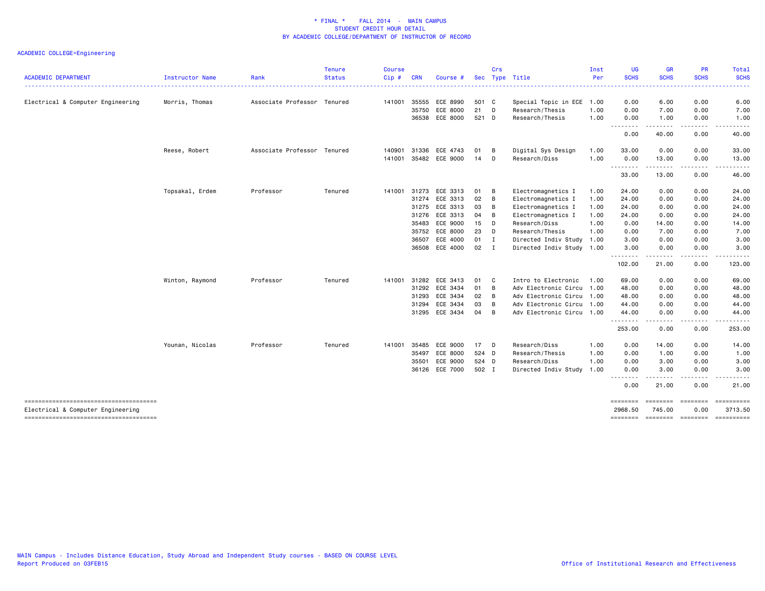\* FINAL \*   FALL 2014 - MAIN CAMPUS
STUDENT CREDIT HOUR DETAIL
BY ACADEMIC COLLEGE/DEPARTMENT OF INSTRUCTOR OF RECORD

ACADEMIC COLLEGE=Engineering

| ACADEMIC DEPARTMENT | Instructor Name | Rank | Tenure Status | Course Cip # | CRN | Course # | Sec | Crs Type | Title | Inst Per | UG SCHS | GR SCHS | PR SCHS | Total SCHS |
|---|---|---|---|---|---|---|---|---|---|---|---|---|---|---|
| Electrical & Computer Engineering | Morris, Thomas | Associate Professor | Tenured | 141001 | 35555 | ECE 8990 | 501 | C | Special Topic in ECE | 1.00 | 0.00 | 6.00 | 0.00 | 6.00 |
| | | | | | 35750 | ECE 8000 | 21 | D | Research/Thesis | 1.00 | 0.00 | 7.00 | 0.00 | 7.00 |
| | | | | | 36538 | ECE 8000 | 521 | D | Research/Thesis | 1.00 | 0.00 | 1.00 | 0.00 | 1.00 |
| | | | | | | | | | | | 0.00 | 40.00 | 0.00 | 40.00 |
| | Reese, Robert | Associate Professor | Tenured | 140901 | 31336 | ECE 4743 | 01 | B | Digital Sys Design | 1.00 | 33.00 | 0.00 | 0.00 | 33.00 |
| | | | | 141001 | 35482 | ECE 9000 | 14 | D | Research/Diss | 1.00 | 0.00 | 13.00 | 0.00 | 13.00 |
| | | | | | | | | | | | 33.00 | 13.00 | 0.00 | 46.00 |
| | Topsakal, Erdem | Professor | Tenured | 141001 | 31273 | ECE 3313 | 01 | B | Electromagnetics I | 1.00 | 24.00 | 0.00 | 0.00 | 24.00 |
| | | | | | 31274 | ECE 3313 | 02 | B | Electromagnetics I | 1.00 | 24.00 | 0.00 | 0.00 | 24.00 |
| | | | | | 31275 | ECE 3313 | 03 | B | Electromagnetics I | 1.00 | 24.00 | 0.00 | 0.00 | 24.00 |
| | | | | | 31276 | ECE 3313 | 04 | B | Electromagnetics I | 1.00 | 24.00 | 0.00 | 0.00 | 24.00 |
| | | | | | 35483 | ECE 9000 | 15 | D | Research/Diss | 1.00 | 0.00 | 14.00 | 0.00 | 14.00 |
| | | | | | 35752 | ECE 8000 | 23 | D | Research/Thesis | 1.00 | 0.00 | 7.00 | 0.00 | 7.00 |
| | | | | | 36507 | ECE 4000 | 01 | I | Directed Indiv Study | 1.00 | 3.00 | 0.00 | 0.00 | 3.00 |
| | | | | | 36508 | ECE 4000 | 02 | I | Directed Indiv Study | 1.00 | 3.00 | 0.00 | 0.00 | 3.00 |
| | | | | | | | | | | | 102.00 | 21.00 | 0.00 | 123.00 |
| | Winton, Raymond | Professor | Tenured | 141001 | 31282 | ECE 3413 | 01 | C | Intro to Electronic | 1.00 | 69.00 | 0.00 | 0.00 | 69.00 |
| | | | | | 31292 | ECE 3434 | 01 | B | Adv Electronic Circu | 1.00 | 48.00 | 0.00 | 0.00 | 48.00 |
| | | | | | 31293 | ECE 3434 | 02 | B | Adv Electronic Circu | 1.00 | 48.00 | 0.00 | 0.00 | 48.00 |
| | | | | | 31294 | ECE 3434 | 03 | B | Adv Electronic Circu | 1.00 | 44.00 | 0.00 | 0.00 | 44.00 |
| | | | | | 31295 | ECE 3434 | 04 | B | Adv Electronic Circu | 1.00 | 44.00 | 0.00 | 0.00 | 44.00 |
| | | | | | | | | | | | 253.00 | 0.00 | 0.00 | 253.00 |
| | Younan, Nicolas | Professor | Tenured | 141001 | 35485 | ECE 9000 | 17 | D | Research/Diss | 1.00 | 0.00 | 14.00 | 0.00 | 14.00 |
| | | | | | 35497 | ECE 8000 | 524 | D | Research/Thesis | 1.00 | 0.00 | 1.00 | 0.00 | 1.00 |
| | | | | | 35501 | ECE 9000 | 524 | D | Research/Diss | 1.00 | 0.00 | 3.00 | 0.00 | 3.00 |
| | | | | | 36126 | ECE 7000 | 502 | I | Directed Indiv Study | 1.00 | 0.00 | 3.00 | 0.00 | 3.00 |
| | | | | | | | | | | | 0.00 | 21.00 | 0.00 | 21.00 |
| Electrical & Computer Engineering | | | | | | | | | | | 2968.50 | 745.00 | 0.00 | 3713.50 |

MAIN Campus - Includes Distance Education, Study Abroad and Independent Study courses - BASED ON COURSE LEVEL
Report Produced on 03FEB15

Office of Institutional Research and Effectiveness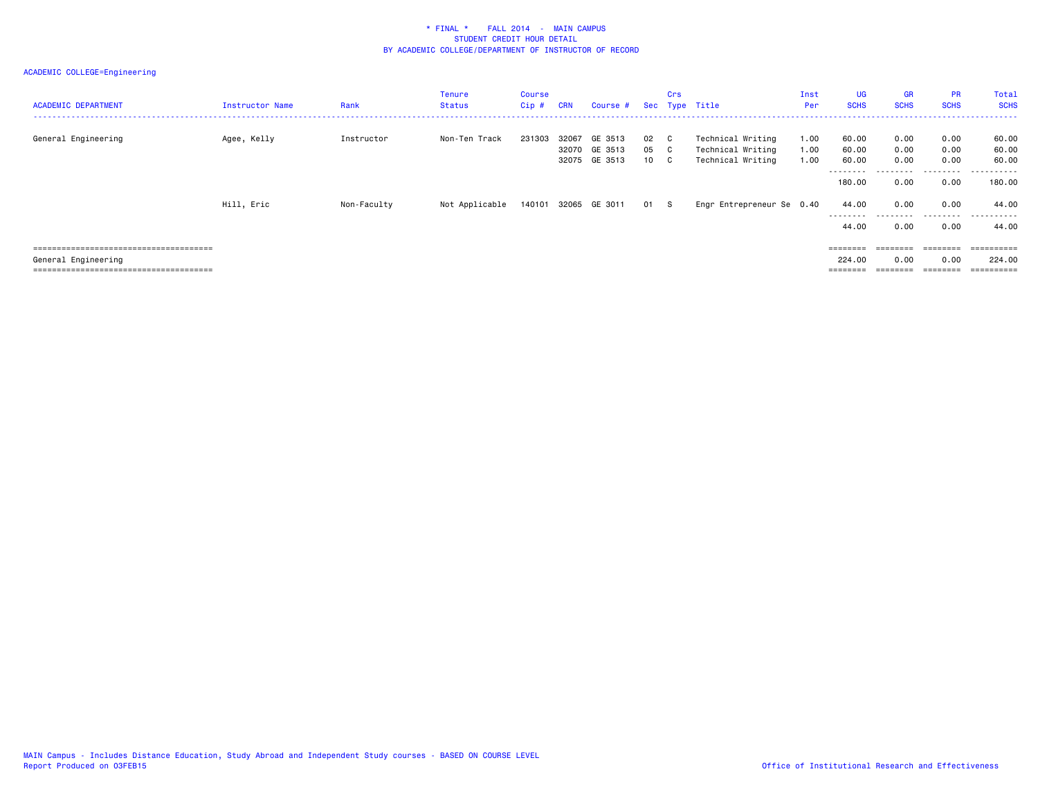* FINAL * FALL 2014 - MAIN CAMPUS
STUDENT CREDIT HOUR DETAIL
BY ACADEMIC COLLEGE/DEPARTMENT OF INSTRUCTOR OF RECORD

ACADEMIC COLLEGE=Engineering

| ACADEMIC DEPARTMENT | Instructor Name | Rank | Tenure Status | Course Cip # | CRN | Course # | Sec | Crs Type | Title | Inst Per | UG SCHS | GR SCHS | PR SCHS | Total SCHS |
|---|---|---|---|---|---|---|---|---|---|---|---|---|---|---|
| General Engineering | Agee, Kelly | Instructor | Non-Ten Track | 231303 | 32067 | GE 3513 | 02 | C | Technical Writing | 1.00 | 60.00 | 0.00 | 0.00 | 60.00 |
| | | | | | 32070 | GE 3513 | 05 | C | Technical Writing | 1.00 | 60.00 | 0.00 | 0.00 | 60.00 |
| | | | | | 32075 | GE 3513 | 10 | C | Technical Writing | 1.00 | 60.00 | 0.00 | 0.00 | 60.00 |
| | | | | | | | | | | | 180.00 | 0.00 | 0.00 | 180.00 |
| | Hill, Eric | Non-Faculty | Not Applicable | 140101 | 32065 | GE 3011 | 01 | S | Engr Entrepreneur Se | 0.40 | 44.00 | 0.00 | 0.00 | 44.00 |
| | | | | | | | | | | | 44.00 | 0.00 | 0.00 | 44.00 |
| General Engineering | | | | | | | | | | | 224.00 | 0.00 | 0.00 | 224.00 |

MAIN Campus - Includes Distance Education, Study Abroad and Independent Study courses - BASED ON COURSE LEVEL
Report Produced on 03FEB15

Office of Institutional Research and Effectiveness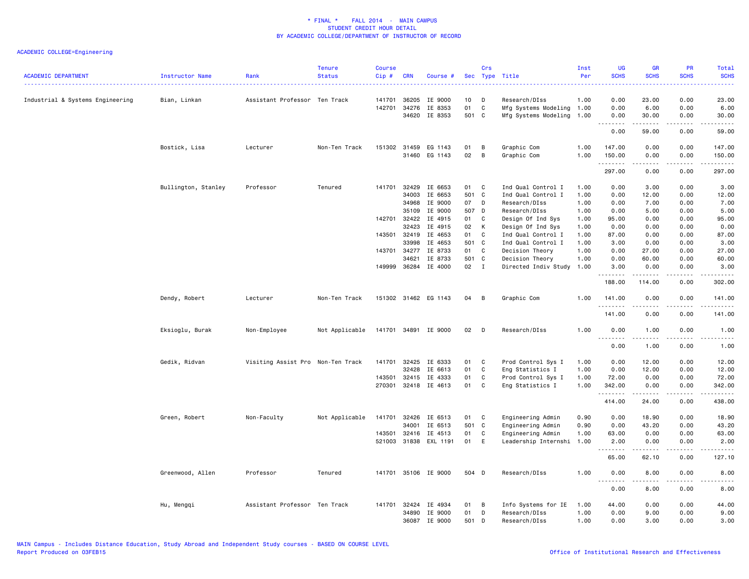\* FINAL \* FALL 2014 - MAIN CAMPUS
STUDENT CREDIT HOUR DETAIL
BY ACADEMIC COLLEGE/DEPARTMENT OF INSTRUCTOR OF RECORD

ACADEMIC COLLEGE=Engineering

| ACADEMIC DEPARTMENT | Instructor Name | Rank | Tenure Status | Course Cip # | CRN | Course # | Sec | Crs Type | Title | Inst Per | UG SCHS | GR SCHS | PR SCHS | Total SCHS |
|---|---|---|---|---|---|---|---|---|---|---|---|---|---|---|
| Industrial & Systems Engineering | Bian, Linkan | Assistant Professor | Ten Track | 141701 | 36205 | IE 9000 | 10 | D | Research/DIss | 1.00 | 0.00 | 23.00 | 0.00 | 23.00 |
| | | | | 142701 | 34276 | IE 8353 | 01 | C | Mfg Systems Modeling | 1.00 | 0.00 | 6.00 | 0.00 | 6.00 |
| | | | | | 34620 | IE 8353 | 501 | C | Mfg Systems Modeling | 1.00 | 0.00 | 30.00 | 0.00 | 30.00 |
| | | | | | | | | | | | 0.00 | 59.00 | 0.00 | 59.00 |
| | Bostick, Lisa | Lecturer | Non-Ten Track | 151302 | 31459 | EG 1143 | 01 | B | Graphic Com | 1.00 | 147.00 | 0.00 | 0.00 | 147.00 |
| | | | | | 31460 | EG 1143 | 02 | B | Graphic Com | 1.00 | 150.00 | 0.00 | 0.00 | 150.00 |
| | | | | | | | | | | | 297.00 | 0.00 | 0.00 | 297.00 |
| | Bullington, Stanley | Professor | Tenured | 141701 | 32429 | IE 6653 | 01 | C | Ind Qual Control I | 1.00 | 0.00 | 3.00 | 0.00 | 3.00 |
| | | | | | 34003 | IE 6653 | 501 | C | Ind Qual Control I | 1.00 | 0.00 | 12.00 | 0.00 | 12.00 |
| | | | | | 34968 | IE 9000 | 07 | D | Research/DIss | 1.00 | 0.00 | 7.00 | 0.00 | 7.00 |
| | | | | | 35109 | IE 9000 | 507 | D | Research/DIss | 1.00 | 0.00 | 5.00 | 0.00 | 5.00 |
| | | | | 142701 | 32422 | IE 4915 | 01 | C | Design Of Ind Sys | 1.00 | 95.00 | 0.00 | 0.00 | 95.00 |
| | | | | | 32423 | IE 4915 | 02 | K | Design Of Ind Sys | 1.00 | 0.00 | 0.00 | 0.00 | 0.00 |
| | | | | 143501 | 32419 | IE 4653 | 01 | C | Ind Qual Control I | 1.00 | 87.00 | 0.00 | 0.00 | 87.00 |
| | | | | | 33998 | IE 4653 | 501 | C | Ind Qual Control I | 1.00 | 3.00 | 0.00 | 0.00 | 3.00 |
| | | | | 143701 | 34277 | IE 8733 | 01 | C | Decision Theory | 1.00 | 0.00 | 27.00 | 0.00 | 27.00 |
| | | | | | 34621 | IE 8733 | 501 | C | Decision Theory | 1.00 | 0.00 | 60.00 | 0.00 | 60.00 |
| | | | | 149999 | 36284 | IE 4000 | 02 | I | Directed Indiv Study | 1.00 | 3.00 | 0.00 | 0.00 | 3.00 |
| | | | | | | | | | | | 188.00 | 114.00 | 0.00 | 302.00 |
| | Dendy, Robert | Lecturer | Non-Ten Track | 151302 | 31462 | EG 1143 | 04 | B | Graphic Com | 1.00 | 141.00 | 0.00 | 0.00 | 141.00 |
| | | | | | | | | | | | 141.00 | 0.00 | 0.00 | 141.00 |
| | Eksioglu, Burak | Non-Employee | Not Applicable | 141701 | 34891 | IE 9000 | 02 | D | Research/DIss | 1.00 | 0.00 | 1.00 | 0.00 | 1.00 |
| | | | | | | | | | | | 0.00 | 1.00 | 0.00 | 1.00 |
| | Gedik, Ridvan | Visiting Assist Pro | Non-Ten Track | 141701 | 32425 | IE 6333 | 01 | C | Prod Control Sys I | 1.00 | 0.00 | 12.00 | 0.00 | 12.00 |
| | | | | | 32428 | IE 6613 | 01 | C | Eng Statistics I | 1.00 | 0.00 | 12.00 | 0.00 | 12.00 |
| | | | | 143501 | 32415 | IE 4333 | 01 | C | Prod Control Sys I | 1.00 | 72.00 | 0.00 | 0.00 | 72.00 |
| | | | | 270301 | 32418 | IE 4613 | 01 | C | Eng Statistics I | 1.00 | 342.00 | 0.00 | 0.00 | 342.00 |
| | | | | | | | | | | | 414.00 | 24.00 | 0.00 | 438.00 |
| | Green, Robert | Non-Faculty | Not Applicable | 141701 | 32426 | IE 6513 | 01 | C | Engineering Admin | 0.90 | 0.00 | 18.90 | 0.00 | 18.90 |
| | | | | | 34001 | IE 6513 | 501 | C | Engineering Admin | 0.90 | 0.00 | 43.20 | 0.00 | 43.20 |
| | | | | 143501 | 32416 | IE 4513 | 01 | C | Engineering Admin | 1.00 | 63.00 | 0.00 | 0.00 | 63.00 |
| | | | | 521003 | 31838 | EXL 1191 | 01 | E | Leadership Internshi | 1.00 | 2.00 | 0.00 | 0.00 | 2.00 |
| | | | | | | | | | | | 65.00 | 62.10 | 0.00 | 127.10 |
| | Greenwood, Allen | Professor | Tenured | 141701 | 35106 | IE 9000 | 504 | D | Research/DIss | 1.00 | 0.00 | 8.00 | 0.00 | 8.00 |
| | | | | | | | | | | | 0.00 | 8.00 | 0.00 | 8.00 |
| | Hu, Mengqi | Assistant Professor | Ten Track | 141701 | 32424 | IE 4934 | 01 | B | Info Systems for IE | 1.00 | 44.00 | 0.00 | 0.00 | 44.00 |
| | | | | | 34890 | IE 9000 | 01 | D | Research/DIss | 1.00 | 0.00 | 9.00 | 0.00 | 9.00 |
| | | | | | 36087 | IE 9000 | 501 | D | Research/DIss | 1.00 | 0.00 | 3.00 | 0.00 | 3.00 |

MAIN Campus - Includes Distance Education, Study Abroad and Independent Study courses - BASED ON COURSE LEVEL
Report Produced on 03FEB15 Office of Institutional Research and Effectiveness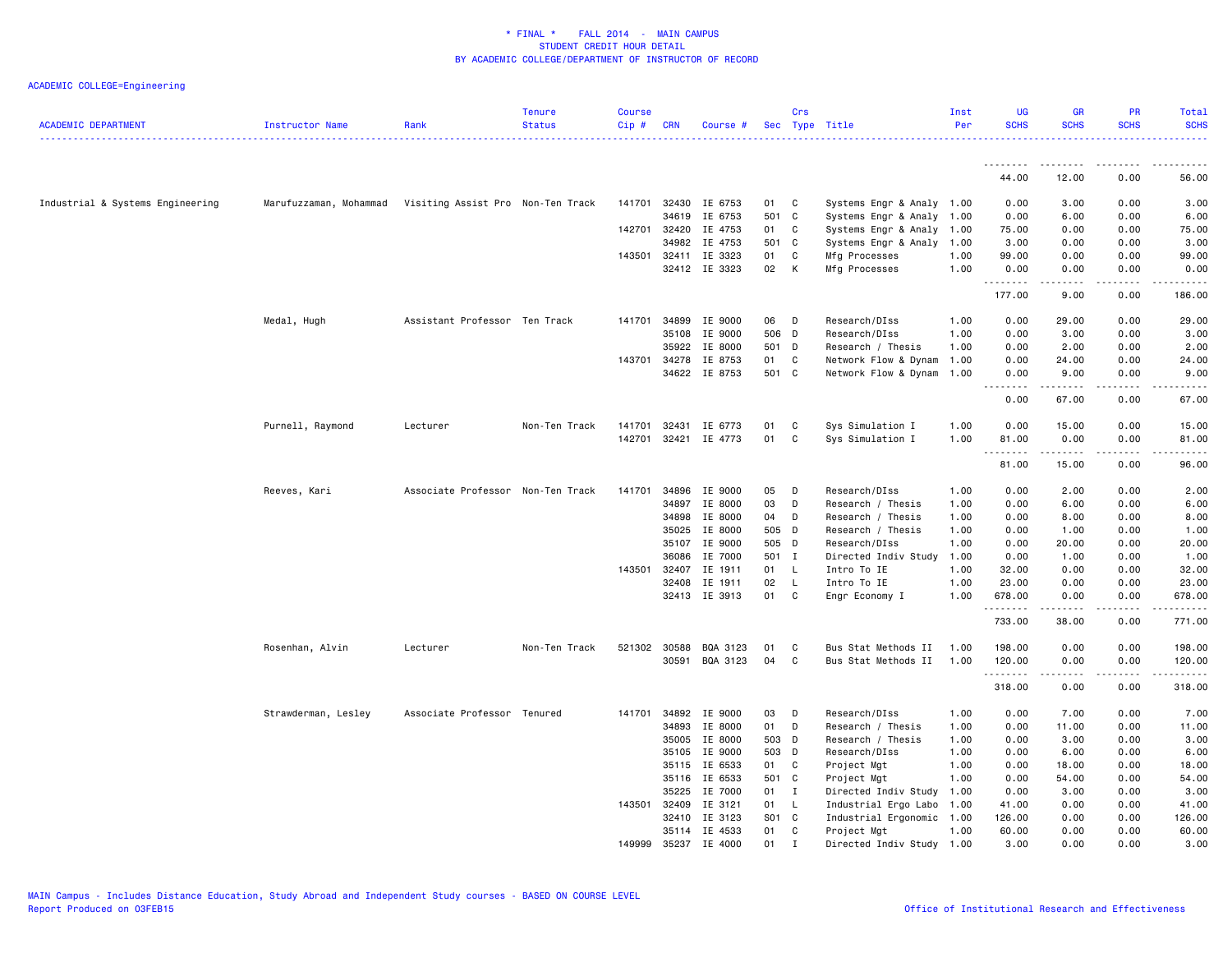\* FINAL \*    FALL 2014  -  MAIN CAMPUS
STUDENT CREDIT HOUR DETAIL
BY ACADEMIC COLLEGE/DEPARTMENT OF INSTRUCTOR OF RECORD

ACADEMIC COLLEGE=Engineering

| ACADEMIC DEPARTMENT | Instructor Name | Rank | Tenure Status | Course Cip # | CRN | Course # | Sec | Crs Type | Title | Inst Per | UG SCHS | GR SCHS | PR SCHS | Total SCHS |
|---|---|---|---|---|---|---|---|---|---|---|---|---|---|---|
| | | | | | | | | | | | 44.00 | 12.00 | 0.00 | 56.00 |
| Industrial & Systems Engineering | Marufuzzaman, Mohammad | Visiting Assist Pro | Non-Ten Track | 141701 | 32430 | IE 6753 | 01 | C | Systems Engr & Analy | 1.00 | 0.00 | 3.00 | 0.00 | 3.00 |
| | | | | | 34619 | IE 6753 | 501 | C | Systems Engr & Analy | 1.00 | 0.00 | 6.00 | 0.00 | 6.00 |
| | | | | 142701 | 32420 | IE 4753 | 01 | C | Systems Engr & Analy | 1.00 | 75.00 | 0.00 | 0.00 | 75.00 |
| | | | | | 34982 | IE 4753 | 501 | C | Systems Engr & Analy | 1.00 | 3.00 | 0.00 | 0.00 | 3.00 |
| | | | | 143501 | 32411 | IE 3323 | 01 | C | Mfg Processes | 1.00 | 99.00 | 0.00 | 0.00 | 99.00 |
| | | | | | 32412 | IE 3323 | 02 | K | Mfg Processes | 1.00 | 0.00 | 0.00 | 0.00 | 0.00 |
| | | | | | | | | | | | 177.00 | 9.00 | 0.00 | 186.00 |
| | Medal, Hugh | Assistant Professor | Ten Track | 141701 | 34899 | IE 9000 | 06 | D | Research/DIss | 1.00 | 0.00 | 29.00 | 0.00 | 29.00 |
| | | | | | 35108 | IE 9000 | 506 | D | Research/DIss | 1.00 | 0.00 | 3.00 | 0.00 | 3.00 |
| | | | | | 35922 | IE 8000 | 501 | D | Research / Thesis | 1.00 | 0.00 | 2.00 | 0.00 | 2.00 |
| | | | | 143701 | 34278 | IE 8753 | 01 | C | Network Flow & Dynam | 1.00 | 0.00 | 24.00 | 0.00 | 24.00 |
| | | | | | 34622 | IE 8753 | 501 | C | Network Flow & Dynam | 1.00 | 0.00 | 9.00 | 0.00 | 9.00 |
| | | | | | | | | | | | 0.00 | 67.00 | 0.00 | 67.00 |
| | Purnell, Raymond | Lecturer | Non-Ten Track | 141701 | 32431 | IE 6773 | 01 | C | Sys Simulation I | 1.00 | 0.00 | 15.00 | 0.00 | 15.00 |
| | | | | 142701 | 32421 | IE 4773 | 01 | C | Sys Simulation I | 1.00 | 81.00 | 0.00 | 0.00 | 81.00 |
| | | | | | | | | | | | 81.00 | 15.00 | 0.00 | 96.00 |
| | Reeves, Kari | Associate Professor | Non-Ten Track | 141701 | 34896 | IE 9000 | 05 | D | Research/DIss | 1.00 | 0.00 | 2.00 | 0.00 | 2.00 |
| | | | | | 34897 | IE 8000 | 03 | D | Research / Thesis | 1.00 | 0.00 | 6.00 | 0.00 | 6.00 |
| | | | | | 34898 | IE 8000 | 04 | D | Research / Thesis | 1.00 | 0.00 | 8.00 | 0.00 | 8.00 |
| | | | | | 35025 | IE 8000 | 505 | D | Research / Thesis | 1.00 | 0.00 | 1.00 | 0.00 | 1.00 |
| | | | | | 35107 | IE 9000 | 505 | D | Research/DIss | 1.00 | 0.00 | 20.00 | 0.00 | 20.00 |
| | | | | | 36086 | IE 7000 | 501 | I | Directed Indiv Study | 1.00 | 0.00 | 1.00 | 0.00 | 1.00 |
| | | | | 143501 | 32407 | IE 1911 | 01 | L | Intro To IE | 1.00 | 32.00 | 0.00 | 0.00 | 32.00 |
| | | | | | 32408 | IE 1911 | 02 | L | Intro To IE | 1.00 | 23.00 | 0.00 | 0.00 | 23.00 |
| | | | | | 32413 | IE 3913 | 01 | C | Engr Economy I | 1.00 | 678.00 | 0.00 | 0.00 | 678.00 |
| | | | | | | | | | | | 733.00 | 38.00 | 0.00 | 771.00 |
| | Rosenhan, Alvin | Lecturer | Non-Ten Track | 521302 | 30588 | BQA 3123 | 01 | C | Bus Stat Methods II | 1.00 | 198.00 | 0.00 | 0.00 | 198.00 |
| | | | | | 30591 | BQA 3123 | 04 | C | Bus Stat Methods II | 1.00 | 120.00 | 0.00 | 0.00 | 120.00 |
| | | | | | | | | | | | 318.00 | 0.00 | 0.00 | 318.00 |
| | Strawderman, Lesley | Associate Professor | Tenured | 141701 | 34892 | IE 9000 | 03 | D | Research/DIss | 1.00 | 0.00 | 7.00 | 0.00 | 7.00 |
| | | | | | 34893 | IE 8000 | 01 | D | Research / Thesis | 1.00 | 0.00 | 11.00 | 0.00 | 11.00 |
| | | | | | 35005 | IE 8000 | 503 | D | Research / Thesis | 1.00 | 0.00 | 3.00 | 0.00 | 3.00 |
| | | | | | 35105 | IE 9000 | 503 | D | Research/DIss | 1.00 | 0.00 | 6.00 | 0.00 | 6.00 |
| | | | | | 35115 | IE 6533 | 01 | C | Project Mgt | 1.00 | 0.00 | 18.00 | 0.00 | 18.00 |
| | | | | | 35116 | IE 6533 | 501 | C | Project Mgt | 1.00 | 0.00 | 54.00 | 0.00 | 54.00 |
| | | | | | 35225 | IE 7000 | 01 | I | Directed Indiv Study | 1.00 | 0.00 | 3.00 | 0.00 | 3.00 |
| | | | | 143501 | 32409 | IE 3121 | 01 | L | Industrial Ergo Labo | 1.00 | 41.00 | 0.00 | 0.00 | 41.00 |
| | | | | | 32410 | IE 3123 | S01 | C | Industrial Ergonomic | 1.00 | 126.00 | 0.00 | 0.00 | 126.00 |
| | | | | | 35114 | IE 4533 | 01 | C | Project Mgt | 1.00 | 60.00 | 0.00 | 0.00 | 60.00 |
| | | | | 149999 | 35237 | IE 4000 | 01 | I | Directed Indiv Study | 1.00 | 3.00 | 0.00 | 0.00 | 3.00 |

MAIN Campus - Includes Distance Education, Study Abroad and Independent Study courses - BASED ON COURSE LEVEL
Report Produced on 03FEB15    Office of Institutional Research and Effectiveness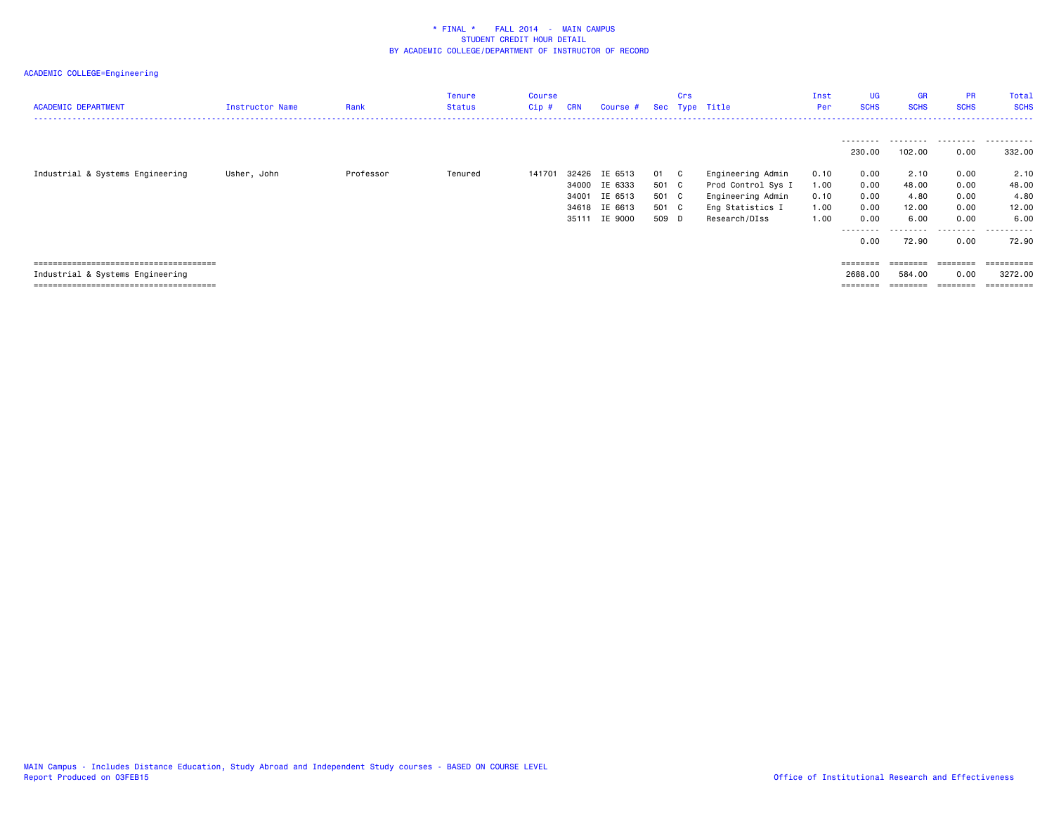# * FINAL * FALL 2014 - MAIN CAMPUS
## STUDENT CREDIT HOUR DETAIL
## BY ACADEMIC COLLEGE/DEPARTMENT OF INSTRUCTOR OF RECORD

ACADEMIC COLLEGE=Engineering

| ACADEMIC DEPARTMENT | Instructor Name | Rank | Tenure Status | Course Cip # | CRN | Course # | Sec | Crs Type | Title | Inst Per | UG SCHS | GR SCHS | PR SCHS | Total SCHS |
|---|---|---|---|---|---|---|---|---|---|---|---|---|---|---|
| | | | | | | | | | | | 230.00 | 102.00 | 0.00 | 332.00 |
| Industrial & Systems Engineering | Usher, John | Professor | Tenured | 141701 | 32426 | IE 6513 | 01 | C | Engineering Admin | 0.10 | 0.00 | 2.10 | 0.00 | 2.10 |
| | | | | | 34000 | IE 6333 | 501 | C | Prod Control Sys I | 1.00 | 0.00 | 48.00 | 0.00 | 48.00 |
| | | | | | 34001 | IE 6513 | 501 | C | Engineering Admin | 0.10 | 0.00 | 4.80 | 0.00 | 4.80 |
| | | | | | 34618 | IE 6613 | 501 | C | Eng Statistics I | 1.00 | 0.00 | 12.00 | 0.00 | 12.00 |
| | | | | | 35111 | IE 9000 | 509 | D | Research/DIss | 1.00 | 0.00 | 6.00 | 0.00 | 6.00 |
| | | | | | | | | | | | 0.00 | 72.90 | 0.00 | 72.90 |
| Industrial & Systems Engineering | | | | | | | | | | | 2688.00 | 584.00 | 0.00 | 3272.00 |

MAIN Campus - Includes Distance Education, Study Abroad and Independent Study courses - BASED ON COURSE LEVEL
Report Produced on 03FEB15

Office of Institutional Research and Effectiveness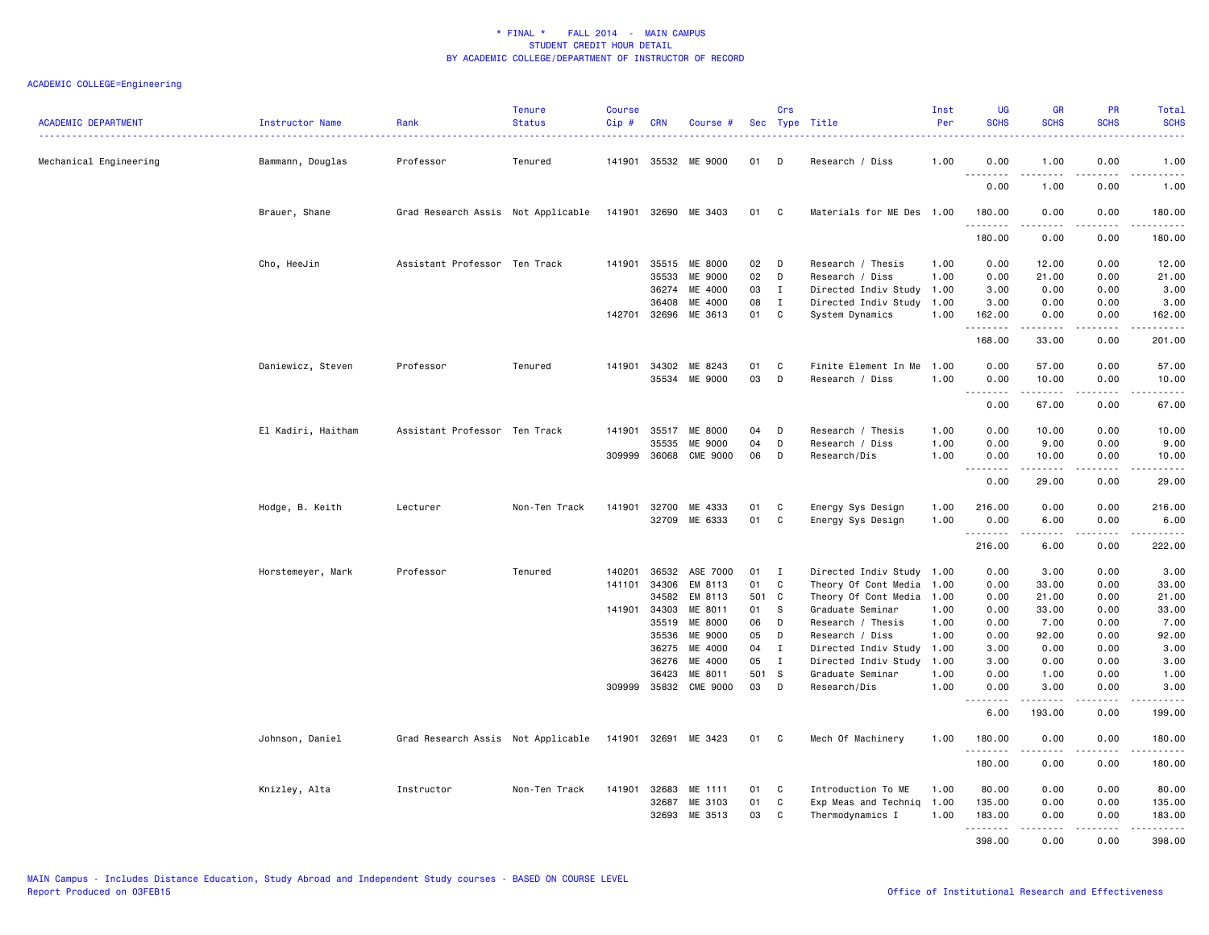\* FINAL \* FALL 2014 - MAIN CAMPUS
STUDENT CREDIT HOUR DETAIL
BY ACADEMIC COLLEGE/DEPARTMENT OF INSTRUCTOR OF RECORD

ACADEMIC COLLEGE=Engineering

| ACADEMIC DEPARTMENT | Instructor Name | Rank | Tenure Status | Course Cip # | CRN | Course # | Sec | Crs Type | Title | Inst Per | UG SCHS | GR SCHS | PR SCHS | Total SCHS |
|---|---|---|---|---|---|---|---|---|---|---|---|---|---|---|
| Mechanical Engineering | Bammann, Douglas | Professor | Tenured | 141901 | 35532 | ME 9000 | 01 | D | Research / Diss | 1.00 | 0.00 | 1.00 | 0.00 | 1.00 |
| | | | | | | | | | | | 0.00 | 1.00 | 0.00 | 1.00 |
| | Brauer, Shane | Grad Research Assis | Not Applicable | 141901 | 32690 | ME 3403 | 01 | C | Materials for ME Des | 1.00 | 180.00 | 0.00 | 0.00 | 180.00 |
| | | | | | | | | | | | 180.00 | 0.00 | 0.00 | 180.00 |
| | Cho, HeeJin | Assistant Professor | Ten Track | 141901 | 35515 | ME 8000 | 02 | D | Research / Thesis | 1.00 | 0.00 | 12.00 | 0.00 | 12.00 |
| | | | | | 35533 | ME 9000 | 02 | D | Research / Diss | 1.00 | 0.00 | 21.00 | 0.00 | 21.00 |
| | | | | | 36274 | ME 4000 | 03 | I | Directed Indiv Study | 1.00 | 3.00 | 0.00 | 0.00 | 3.00 |
| | | | | | 36408 | ME 4000 | 08 | I | Directed Indiv Study | 1.00 | 3.00 | 0.00 | 0.00 | 3.00 |
| | | | | 142701 | 32696 | ME 3613 | 01 | C | System Dynamics | 1.00 | 162.00 | 0.00 | 0.00 | 162.00 |
| | | | | | | | | | | | 168.00 | 33.00 | 0.00 | 201.00 |
| | Daniewicz, Steven | Professor | Tenured | 141901 | 34302 | ME 8243 | 01 | C | Finite Element In Me | 1.00 | 0.00 | 57.00 | 0.00 | 57.00 |
| | | | | | 35534 | ME 9000 | 03 | D | Research / Diss | 1.00 | 0.00 | 10.00 | 0.00 | 10.00 |
| | | | | | | | | | | | 0.00 | 67.00 | 0.00 | 67.00 |
| | El Kadiri, Haitham | Assistant Professor | Ten Track | 141901 | 35517 | ME 8000 | 04 | D | Research / Thesis | 1.00 | 0.00 | 10.00 | 0.00 | 10.00 |
| | | | | | 35535 | ME 9000 | 04 | D | Research / Diss | 1.00 | 0.00 | 9.00 | 0.00 | 9.00 |
| | | | | 309999 | 36068 | CME 9000 | 06 | D | Research/Dis | 1.00 | 0.00 | 10.00 | 0.00 | 10.00 |
| | | | | | | | | | | | 0.00 | 29.00 | 0.00 | 29.00 |
| | Hodge, B. Keith | Lecturer | Non-Ten Track | 141901 | 32700 | ME 4333 | 01 | C | Energy Sys Design | 1.00 | 216.00 | 0.00 | 0.00 | 216.00 |
| | | | | | 32709 | ME 6333 | 01 | C | Energy Sys Design | 1.00 | 0.00 | 6.00 | 0.00 | 6.00 |
| | | | | | | | | | | | 216.00 | 6.00 | 0.00 | 222.00 |
| | Horstemeyer, Mark | Professor | Tenured | 140201 | 36532 | ASE 7000 | 01 | I | Directed Indiv Study | 1.00 | 0.00 | 3.00 | 0.00 | 3.00 |
| | | | | 141101 | 34306 | EM 8113 | 01 | C | Theory Of Cont Media | 1.00 | 0.00 | 33.00 | 0.00 | 33.00 |
| | | | | | 34582 | EM 8113 | 501 | C | Theory Of Cont Media | 1.00 | 0.00 | 21.00 | 0.00 | 21.00 |
| | | | | 141901 | 34303 | ME 8011 | 01 | S | Graduate Seminar | 1.00 | 0.00 | 33.00 | 0.00 | 33.00 |
| | | | | | 35519 | ME 8000 | 06 | D | Research / Thesis | 1.00 | 0.00 | 7.00 | 0.00 | 7.00 |
| | | | | | 35536 | ME 9000 | 05 | D | Research / Diss | 1.00 | 0.00 | 92.00 | 0.00 | 92.00 |
| | | | | | 36275 | ME 4000 | 04 | I | Directed Indiv Study | 1.00 | 3.00 | 0.00 | 0.00 | 3.00 |
| | | | | | 36276 | ME 4000 | 05 | I | Directed Indiv Study | 1.00 | 3.00 | 0.00 | 0.00 | 3.00 |
| | | | | | 36423 | ME 8011 | 501 | S | Graduate Seminar | 1.00 | 0.00 | 1.00 | 0.00 | 1.00 |
| | | | | 309999 | 35832 | CME 9000 | 03 | D | Research/Dis | 1.00 | 0.00 | 3.00 | 0.00 | 3.00 |
| | | | | | | | | | | | 6.00 | 193.00 | 0.00 | 199.00 |
| | Johnson, Daniel | Grad Research Assis | Not Applicable | 141901 | 32691 | ME 3423 | 01 | C | Mech Of Machinery | 1.00 | 180.00 | 0.00 | 0.00 | 180.00 |
| | | | | | | | | | | | 180.00 | 0.00 | 0.00 | 180.00 |
| | Knizley, Alta | Instructor | Non-Ten Track | 141901 | 32683 | ME 1111 | 01 | C | Introduction To ME | 1.00 | 80.00 | 0.00 | 0.00 | 80.00 |
| | | | | | 32687 | ME 3103 | 01 | C | Exp Meas and Techniq | 1.00 | 135.00 | 0.00 | 0.00 | 135.00 |
| | | | | | 32693 | ME 3513 | 03 | C | Thermodynamics I | 1.00 | 183.00 | 0.00 | 0.00 | 183.00 |
| | | | | | | | | | | | 398.00 | 0.00 | 0.00 | 398.00 |

MAIN Campus - Includes Distance Education, Study Abroad and Independent Study courses - BASED ON COURSE LEVEL
Report Produced on 03FEB15 — Office of Institutional Research and Effectiveness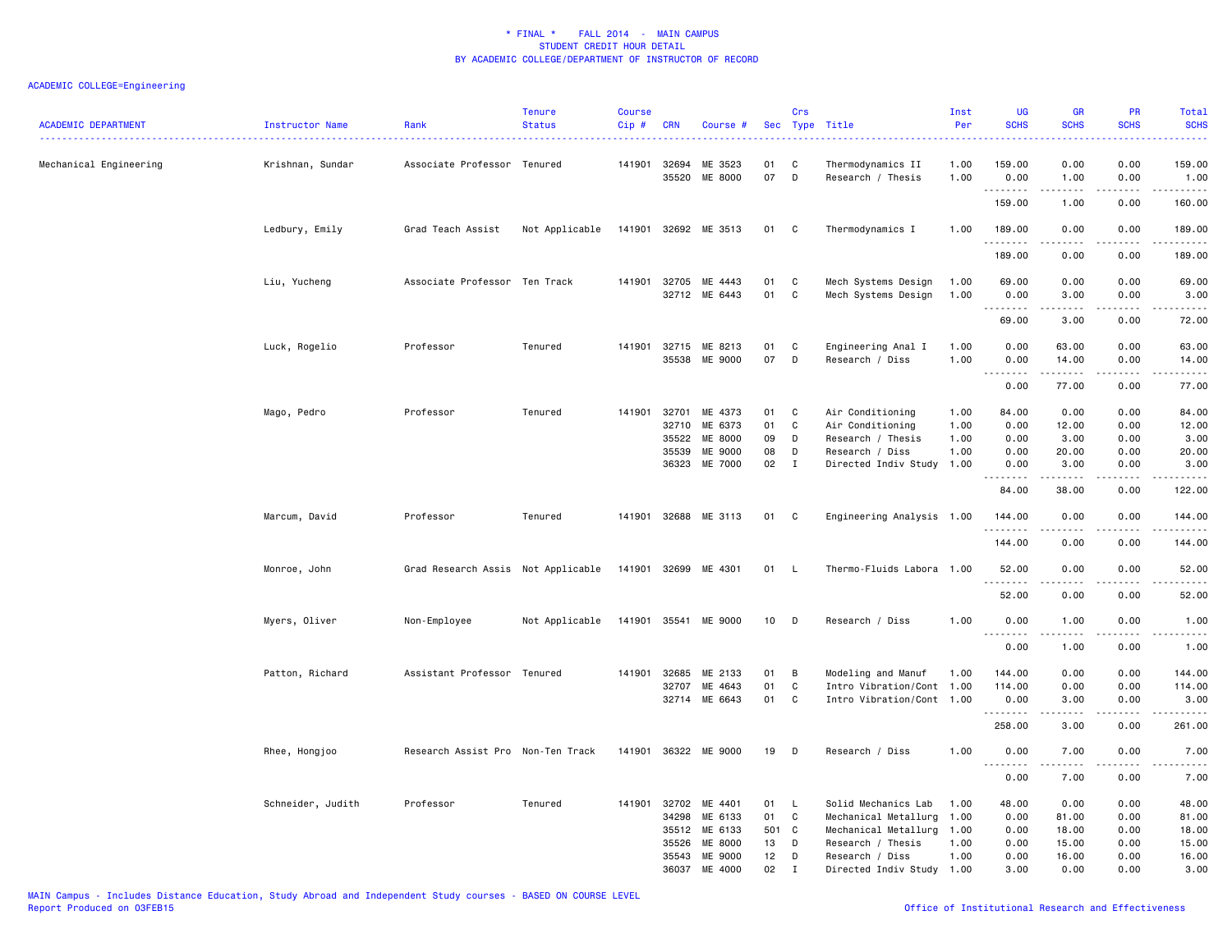\* FINAL \*    FALL 2014 - MAIN CAMPUS
STUDENT CREDIT HOUR DETAIL
BY ACADEMIC COLLEGE/DEPARTMENT OF INSTRUCTOR OF RECORD

ACADEMIC COLLEGE=Engineering

| ACADEMIC DEPARTMENT | Instructor Name | Rank | Tenure Status | Course Cip # | CRN | Course # | Sec | Crs Type | Title | Inst Per | UG SCHS | GR SCHS | PR SCHS | Total SCHS |
|---|---|---|---|---|---|---|---|---|---|---|---|---|---|---|
| Mechanical Engineering | Krishnan, Sundar | Associate Professor | Tenured | 141901 | 32694 | ME 3523 | 01 | C | Thermodynamics II | 1.00 | 159.00 | 0.00 | 0.00 | 159.00 |
| | | | | | 35520 | ME 8000 | 07 | D | Research / Thesis | 1.00 | 0.00 | 1.00 | 0.00 | 1.00 |
| | | | | | | | | | | | 159.00 | 1.00 | 0.00 | 160.00 |
| | Ledbury, Emily | Grad Teach Assist | Not Applicable | 141901 | 32692 | ME 3513 | 01 | C | Thermodynamics I | 1.00 | 189.00 | 0.00 | 0.00 | 189.00 |
| | | | | | | | | | | | 189.00 | 0.00 | 0.00 | 189.00 |
| | Liu, Yucheng | Associate Professor | Ten Track | 141901 | 32705 | ME 4443 | 01 | C | Mech Systems Design | 1.00 | 69.00 | 0.00 | 0.00 | 69.00 |
| | | | | | 32712 | ME 6443 | 01 | C | Mech Systems Design | 1.00 | 0.00 | 3.00 | 0.00 | 3.00 |
| | | | | | | | | | | | 69.00 | 3.00 | 0.00 | 72.00 |
| | Luck, Rogelio | Professor | Tenured | 141901 | 32715 | ME 8213 | 01 | C | Engineering Anal I | 1.00 | 0.00 | 63.00 | 0.00 | 63.00 |
| | | | | | 35538 | ME 9000 | 07 | D | Research / Diss | 1.00 | 0.00 | 14.00 | 0.00 | 14.00 |
| | | | | | | | | | | | 0.00 | 77.00 | 0.00 | 77.00 |
| | Mago, Pedro | Professor | Tenured | 141901 | 32701 | ME 4373 | 01 | C | Air Conditioning | 1.00 | 84.00 | 0.00 | 0.00 | 84.00 |
| | | | | | 32710 | ME 6373 | 01 | C | Air Conditioning | 1.00 | 0.00 | 12.00 | 0.00 | 12.00 |
| | | | | | 35522 | ME 8000 | 09 | D | Research / Thesis | 1.00 | 0.00 | 3.00 | 0.00 | 3.00 |
| | | | | | 35539 | ME 9000 | 08 | D | Research / Diss | 1.00 | 0.00 | 20.00 | 0.00 | 20.00 |
| | | | | | 36323 | ME 7000 | 02 | I | Directed Indiv Study | 1.00 | 0.00 | 3.00 | 0.00 | 3.00 |
| | | | | | | | | | | | 84.00 | 38.00 | 0.00 | 122.00 |
| | Marcum, David | Professor | Tenured | 141901 | 32688 | ME 3113 | 01 | C | Engineering Analysis | 1.00 | 144.00 | 0.00 | 0.00 | 144.00 |
| | | | | | | | | | | | 144.00 | 0.00 | 0.00 | 144.00 |
| | Monroe, John | Grad Research Assis | Not Applicable | 141901 | 32699 | ME 4301 | 01 | L | Thermo-Fluids Labora | 1.00 | 52.00 | 0.00 | 0.00 | 52.00 |
| | | | | | | | | | | | 52.00 | 0.00 | 0.00 | 52.00 |
| | Myers, Oliver | Non-Employee | Not Applicable | 141901 | 35541 | ME 9000 | 10 | D | Research / Diss | 1.00 | 0.00 | 1.00 | 0.00 | 1.00 |
| | | | | | | | | | | | 0.00 | 1.00 | 0.00 | 1.00 |
| | Patton, Richard | Assistant Professor | Tenured | 141901 | 32685 | ME 2133 | 01 | B | Modeling and Manuf | 1.00 | 144.00 | 0.00 | 0.00 | 144.00 |
| | | | | | 32707 | ME 4643 | 01 | C | Intro Vibration/Cont | 1.00 | 114.00 | 0.00 | 0.00 | 114.00 |
| | | | | | 32714 | ME 6643 | 01 | C | Intro Vibration/Cont | 1.00 | 0.00 | 3.00 | 0.00 | 3.00 |
| | | | | | | | | | | | 258.00 | 3.00 | 0.00 | 261.00 |
| | Rhee, Hongjoo | Research Assist Pro | Non-Ten Track | 141901 | 36322 | ME 9000 | 19 | D | Research / Diss | 1.00 | 0.00 | 7.00 | 0.00 | 7.00 |
| | | | | | | | | | | | 0.00 | 7.00 | 0.00 | 7.00 |
| | Schneider, Judith | Professor | Tenured | 141901 | 32702 | ME 4401 | 01 | L | Solid Mechanics Lab | 1.00 | 48.00 | 0.00 | 0.00 | 48.00 |
| | | | | | 34298 | ME 6133 | 01 | C | Mechanical Metallurg | 1.00 | 0.00 | 81.00 | 0.00 | 81.00 |
| | | | | | 35512 | ME 6133 | 501 | C | Mechanical Metallurg | 1.00 | 0.00 | 18.00 | 0.00 | 18.00 |
| | | | | | 35526 | ME 8000 | 13 | D | Research / Thesis | 1.00 | 0.00 | 15.00 | 0.00 | 15.00 |
| | | | | | 35543 | ME 9000 | 12 | D | Research / Diss | 1.00 | 0.00 | 16.00 | 0.00 | 16.00 |
| | | | | | 36037 | ME 4000 | 02 | I | Directed Indiv Study | 1.00 | 3.00 | 0.00 | 0.00 | 3.00 |

MAIN Campus - Includes Distance Education, Study Abroad and Independent Study courses - BASED ON COURSE LEVEL
Report Produced on 03FEB15

Office of Institutional Research and Effectiveness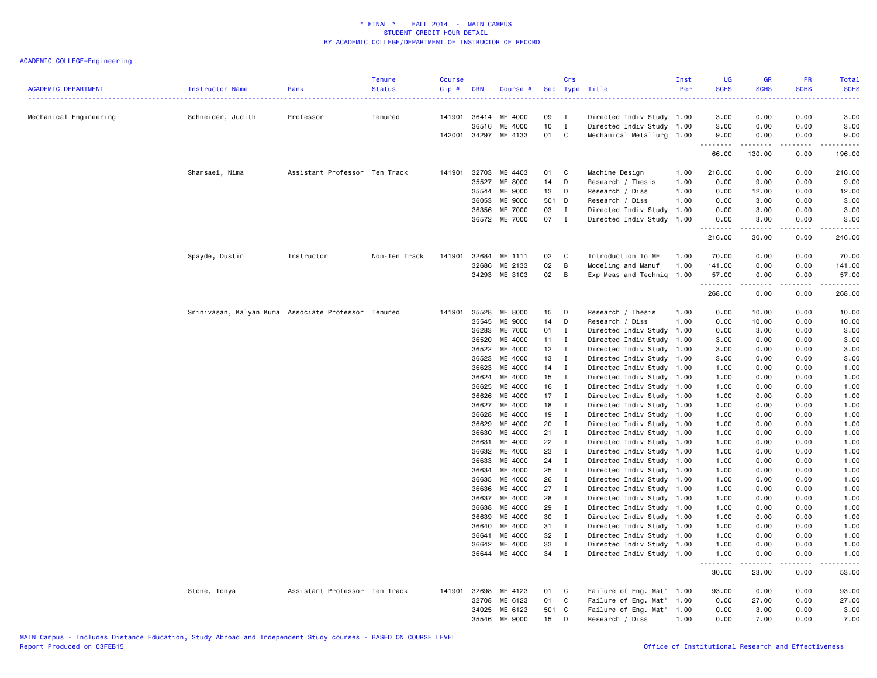\* FINAL \* FALL 2014 - MAIN CAMPUS
STUDENT CREDIT HOUR DETAIL
BY ACADEMIC COLLEGE/DEPARTMENT OF INSTRUCTOR OF RECORD

ACADEMIC COLLEGE=Engineering

| ACADEMIC DEPARTMENT | Instructor Name | Rank | Tenure Status | Course Cip # | CRN | Course # | Sec | Crs Type | Title | Inst Per | UG SCHS | GR SCHS | PR SCHS | Total SCHS |
|---|---|---|---|---|---|---|---|---|---|---|---|---|---|---|
| Mechanical Engineering | Schneider, Judith | Professor | Tenured | 141901 | 36414 | ME 4000 | 09 | I | Directed Indiv Study | 1.00 | 3.00 | 0.00 | 0.00 | 3.00 |
| | | | | | 36516 | ME 4000 | 10 | I | Directed Indiv Study | 1.00 | 3.00 | 0.00 | 0.00 | 3.00 |
| | | | | 142001 | 34297 | ME 4133 | 01 | C | Mechanical Metallurg | 1.00 | 9.00 | 0.00 | 0.00 | 9.00 |
| | | | | | | | | | | | 66.00 | 130.00 | 0.00 | 196.00 |
| | Shamsaei, Nima | Assistant Professor | Ten Track | 141901 | 32703 | ME 4403 | 01 | C | Machine Design | 1.00 | 216.00 | 0.00 | 0.00 | 216.00 |
| | | | | | 35527 | ME 8000 | 14 | D | Research / Thesis | 1.00 | 0.00 | 9.00 | 0.00 | 9.00 |
| | | | | | 35544 | ME 9000 | 13 | D | Research / Diss | 1.00 | 0.00 | 12.00 | 0.00 | 12.00 |
| | | | | | 36053 | ME 9000 | 501 | D | Research / Diss | 1.00 | 0.00 | 3.00 | 0.00 | 3.00 |
| | | | | | 36356 | ME 7000 | 03 | I | Directed Indiv Study | 1.00 | 0.00 | 3.00 | 0.00 | 3.00 |
| | | | | | 36572 | ME 7000 | 07 | I | Directed Indiv Study | 1.00 | 0.00 | 3.00 | 0.00 | 3.00 |
| | | | | | | | | | | | 216.00 | 30.00 | 0.00 | 246.00 |
| | Spayde, Dustin | Instructor | Non-Ten Track | 141901 | 32684 | ME 1111 | 02 | C | Introduction To ME | 1.00 | 70.00 | 0.00 | 0.00 | 70.00 |
| | | | | | 32686 | ME 2133 | 02 | B | Modeling and Manuf | 1.00 | 141.00 | 0.00 | 0.00 | 141.00 |
| | | | | | 34293 | ME 3103 | 02 | B | Exp Meas and Techniq | 1.00 | 57.00 | 0.00 | 0.00 | 57.00 |
| | | | | | | | | | | | 268.00 | 0.00 | 0.00 | 268.00 |
| | Srinivasan, Kalyan Kuma | Associate Professor | Tenured | 141901 | 35528 | ME 8000 | 15 | D | Research / Thesis | 1.00 | 0.00 | 10.00 | 0.00 | 10.00 |
| | | | | | 35545 | ME 9000 | 14 | D | Research / Diss | 1.00 | 0.00 | 10.00 | 0.00 | 10.00 |
| | | | | | 36283 | ME 7000 | 01 | I | Directed Indiv Study | 1.00 | 0.00 | 3.00 | 0.00 | 3.00 |
| | | | | | 36520 | ME 4000 | 11 | I | Directed Indiv Study | 1.00 | 3.00 | 0.00 | 0.00 | 3.00 |
| | | | | | 36522 | ME 4000 | 12 | I | Directed Indiv Study | 1.00 | 3.00 | 0.00 | 0.00 | 3.00 |
| | | | | | 36523 | ME 4000 | 13 | I | Directed Indiv Study | 1.00 | 3.00 | 0.00 | 0.00 | 3.00 |
| | | | | | 36623 | ME 4000 | 14 | I | Directed Indiv Study | 1.00 | 1.00 | 0.00 | 0.00 | 1.00 |
| | | | | | 36624 | ME 4000 | 15 | I | Directed Indiv Study | 1.00 | 1.00 | 0.00 | 0.00 | 1.00 |
| | | | | | 36625 | ME 4000 | 16 | I | Directed Indiv Study | 1.00 | 1.00 | 0.00 | 0.00 | 1.00 |
| | | | | | 36626 | ME 4000 | 17 | I | Directed Indiv Study | 1.00 | 1.00 | 0.00 | 0.00 | 1.00 |
| | | | | | 36627 | ME 4000 | 18 | I | Directed Indiv Study | 1.00 | 1.00 | 0.00 | 0.00 | 1.00 |
| | | | | | 36628 | ME 4000 | 19 | I | Directed Indiv Study | 1.00 | 1.00 | 0.00 | 0.00 | 1.00 |
| | | | | | 36629 | ME 4000 | 20 | I | Directed Indiv Study | 1.00 | 1.00 | 0.00 | 0.00 | 1.00 |
| | | | | | 36630 | ME 4000 | 21 | I | Directed Indiv Study | 1.00 | 1.00 | 0.00 | 0.00 | 1.00 |
| | | | | | 36631 | ME 4000 | 22 | I | Directed Indiv Study | 1.00 | 1.00 | 0.00 | 0.00 | 1.00 |
| | | | | | 36632 | ME 4000 | 23 | I | Directed Indiv Study | 1.00 | 1.00 | 0.00 | 0.00 | 1.00 |
| | | | | | 36633 | ME 4000 | 24 | I | Directed Indiv Study | 1.00 | 1.00 | 0.00 | 0.00 | 1.00 |
| | | | | | 36634 | ME 4000 | 25 | I | Directed Indiv Study | 1.00 | 1.00 | 0.00 | 0.00 | 1.00 |
| | | | | | 36635 | ME 4000 | 26 | I | Directed Indiv Study | 1.00 | 1.00 | 0.00 | 0.00 | 1.00 |
| | | | | | 36636 | ME 4000 | 27 | I | Directed Indiv Study | 1.00 | 1.00 | 0.00 | 0.00 | 1.00 |
| | | | | | 36637 | ME 4000 | 28 | I | Directed Indiv Study | 1.00 | 1.00 | 0.00 | 0.00 | 1.00 |
| | | | | | 36638 | ME 4000 | 29 | I | Directed Indiv Study | 1.00 | 1.00 | 0.00 | 0.00 | 1.00 |
| | | | | | 36639 | ME 4000 | 30 | I | Directed Indiv Study | 1.00 | 1.00 | 0.00 | 0.00 | 1.00 |
| | | | | | 36640 | ME 4000 | 31 | I | Directed Indiv Study | 1.00 | 1.00 | 0.00 | 0.00 | 1.00 |
| | | | | | 36641 | ME 4000 | 32 | I | Directed Indiv Study | 1.00 | 1.00 | 0.00 | 0.00 | 1.00 |
| | | | | | 36642 | ME 4000 | 33 | I | Directed Indiv Study | 1.00 | 1.00 | 0.00 | 0.00 | 1.00 |
| | | | | | 36644 | ME 4000 | 34 | I | Directed Indiv Study | 1.00 | 1.00 | 0.00 | 0.00 | 1.00 |
| | | | | | | | | | | | 30.00 | 23.00 | 0.00 | 53.00 |
| | Stone, Tonya | Assistant Professor | Ten Track | 141901 | 32698 | ME 4123 | 01 | C | Failure of Eng. Mat' | 1.00 | 93.00 | 0.00 | 0.00 | 93.00 |
| | | | | | 32708 | ME 6123 | 01 | C | Failure of Eng. Mat' | 1.00 | 0.00 | 27.00 | 0.00 | 27.00 |
| | | | | | 34025 | ME 6123 | 501 | C | Failure of Eng. Mat' | 1.00 | 0.00 | 3.00 | 0.00 | 3.00 |
| | | | | | 35546 | ME 9000 | 15 | D | Research / Diss | 1.00 | 0.00 | 7.00 | 0.00 | 7.00 |

MAIN Campus - Includes Distance Education, Study Abroad and Independent Study courses - BASED ON COURSE LEVEL
Report Produced on 03FEB15

Office of Institutional Research and Effectiveness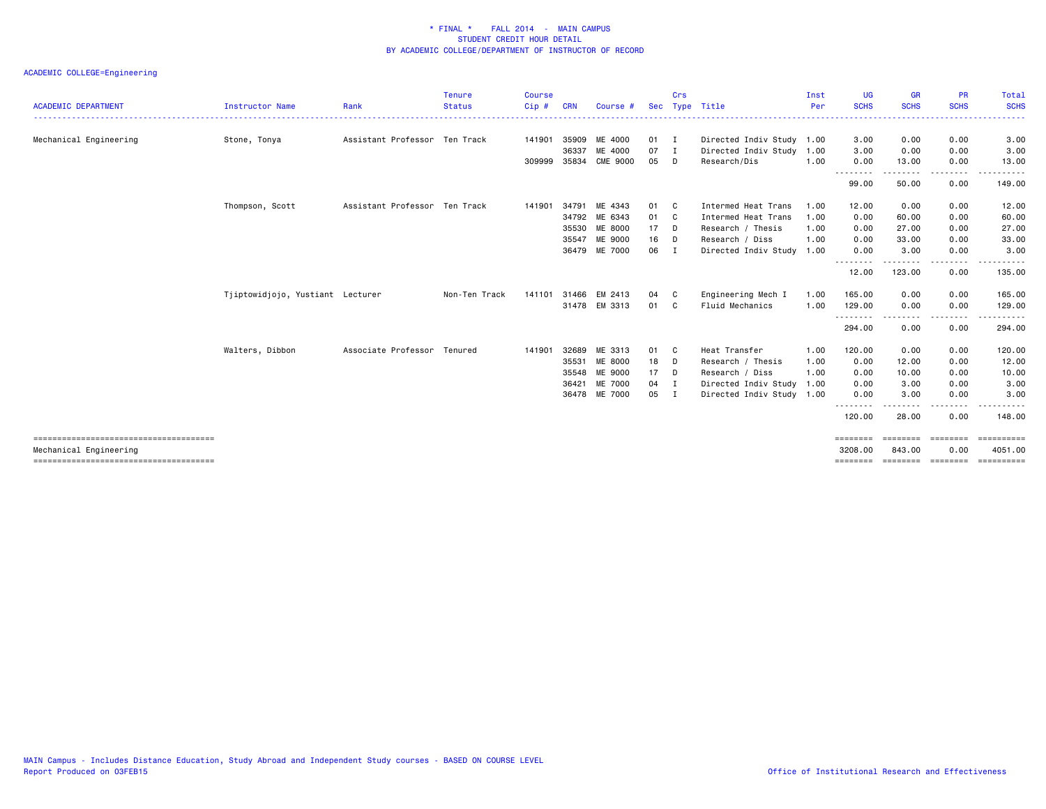# * FINAL * FALL 2014 - MAIN CAMPUS
## STUDENT CREDIT HOUR DETAIL
## BY ACADEMIC COLLEGE/DEPARTMENT OF INSTRUCTOR OF RECORD

ACADEMIC COLLEGE=Engineering

| ACADEMIC DEPARTMENT | Instructor Name | Rank | Tenure Status | Course Cip # | CRN | Course # | Sec | Crs Type | Title | Inst Per | UG SCHS | GR SCHS | PR SCHS | Total SCHS |
|---|---|---|---|---|---|---|---|---|---|---|---|---|---|---|
| Mechanical Engineering | Stone, Tonya | Assistant Professor | Ten Track | 141901 | 35909 | ME 4000 | 01 | I | Directed Indiv Study | 1.00 | 3.00 | 0.00 | 0.00 | 3.00 |
| | | | | | 36337 | ME 4000 | 07 | I | Directed Indiv Study | 1.00 | 3.00 | 0.00 | 0.00 | 3.00 |
| | | | | 309999 | 35834 | CME 9000 | 05 | D | Research/Dis | 1.00 | 0.00 | 13.00 | 0.00 | 13.00 |
| | | | | | | | | | | | 99.00 | 50.00 | 0.00 | 149.00 |
| | Thompson, Scott | Assistant Professor | Ten Track | 141901 | 34791 | ME 4343 | 01 | C | Intermed Heat Trans | 1.00 | 12.00 | 0.00 | 0.00 | 12.00 |
| | | | | | 34792 | ME 6343 | 01 | C | Intermed Heat Trans | 1.00 | 0.00 | 60.00 | 0.00 | 60.00 |
| | | | | | 35530 | ME 8000 | 17 | D | Research / Thesis | 1.00 | 0.00 | 27.00 | 0.00 | 27.00 |
| | | | | | 35547 | ME 9000 | 16 | D | Research / Diss | 1.00 | 0.00 | 33.00 | 0.00 | 33.00 |
| | | | | | 36479 | ME 7000 | 06 | I | Directed Indiv Study | 1.00 | 0.00 | 3.00 | 0.00 | 3.00 |
| | | | | | | | | | | | 12.00 | 123.00 | 0.00 | 135.00 |
| | Tjiptowidjojo, Yustiant | Lecturer | Non-Ten Track | 141101 | 31466 | EM 2413 | 04 | C | Engineering Mech I | 1.00 | 165.00 | 0.00 | 0.00 | 165.00 |
| | | | | | 31478 | EM 3313 | 01 | C | Fluid Mechanics | 1.00 | 129.00 | 0.00 | 0.00 | 129.00 |
| | | | | | | | | | | | 294.00 | 0.00 | 0.00 | 294.00 |
| | Walters, Dibbon | Associate Professor | Tenured | 141901 | 32689 | ME 3313 | 01 | C | Heat Transfer | 1.00 | 120.00 | 0.00 | 0.00 | 120.00 |
| | | | | | 35531 | ME 8000 | 18 | D | Research / Thesis | 1.00 | 0.00 | 12.00 | 0.00 | 12.00 |
| | | | | | 35548 | ME 9000 | 17 | D | Research / Diss | 1.00 | 0.00 | 10.00 | 0.00 | 10.00 |
| | | | | | 36421 | ME 7000 | 04 | I | Directed Indiv Study | 1.00 | 0.00 | 3.00 | 0.00 | 3.00 |
| | | | | | 36478 | ME 7000 | 05 | I | Directed Indiv Study | 1.00 | 0.00 | 3.00 | 0.00 | 3.00 |
| | | | | | | | | | | | 120.00 | 28.00 | 0.00 | 148.00 |
| Mechanical Engineering | | | | | | | | | | | 3208.00 | 843.00 | 0.00 | 4051.00 |

MAIN Campus - Includes Distance Education, Study Abroad and Independent Study courses - BASED ON COURSE LEVEL
Report Produced on 03FEB15

Office of Institutional Research and Effectiveness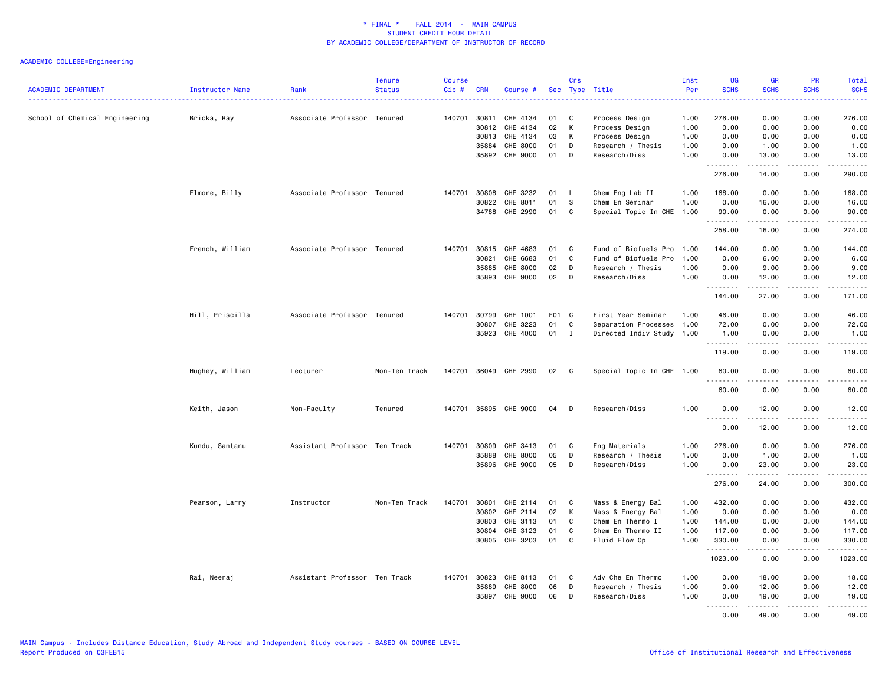\* FINAL \* FALL 2014 - MAIN CAMPUS
STUDENT CREDIT HOUR DETAIL
BY ACADEMIC COLLEGE/DEPARTMENT OF INSTRUCTOR OF RECORD

ACADEMIC COLLEGE=Engineering

| ACADEMIC DEPARTMENT | Instructor Name | Rank | Tenure Status | Course Cip # | CRN | Course # | Sec | Crs Type | Title | Inst Per | UG SCHS | GR SCHS | PR SCHS | Total SCHS |
|---|---|---|---|---|---|---|---|---|---|---|---|---|---|---|
| School of Chemical Engineering | Bricka, Ray | Associate Professor | Tenured | 140701 | 30811 | CHE 4134 | 01 | C | Process Design | 1.00 | 276.00 | 0.00 | 0.00 | 276.00 |
| | | | | | 30812 | CHE 4134 | 02 | K | Process Design | 1.00 | 0.00 | 0.00 | 0.00 | 0.00 |
| | | | | | 30813 | CHE 4134 | 03 | K | Process Design | 1.00 | 0.00 | 0.00 | 0.00 | 0.00 |
| | | | | | 35884 | CHE 8000 | 01 | D | Research / Thesis | 1.00 | 0.00 | 1.00 | 0.00 | 1.00 |
| | | | | | 35892 | CHE 9000 | 01 | D | Research/Diss | 1.00 | 0.00 | 13.00 | 0.00 | 13.00 |
| | | | | | | | | | | | 276.00 | 14.00 | 0.00 | 290.00 |
| | Elmore, Billy | Associate Professor | Tenured | 140701 | 30808 | CHE 3232 | 01 | L | Chem Eng Lab II | 1.00 | 168.00 | 0.00 | 0.00 | 168.00 |
| | | | | | 30822 | CHE 8011 | 01 | S | Chem En Seminar | 1.00 | 0.00 | 16.00 | 0.00 | 16.00 |
| | | | | | 34788 | CHE 2990 | 01 | C | Special Topic In CHE | 1.00 | 90.00 | 0.00 | 0.00 | 90.00 |
| | | | | | | | | | | | 258.00 | 16.00 | 0.00 | 274.00 |
| | French, William | Associate Professor | Tenured | 140701 | 30815 | CHE 4683 | 01 | C | Fund of Biofuels Pro | 1.00 | 144.00 | 0.00 | 0.00 | 144.00 |
| | | | | | 30821 | CHE 6683 | 01 | C | Fund of Biofuels Pro | 1.00 | 0.00 | 6.00 | 0.00 | 6.00 |
| | | | | | 35885 | CHE 8000 | 02 | D | Research / Thesis | 1.00 | 0.00 | 9.00 | 0.00 | 9.00 |
| | | | | | 35893 | CHE 9000 | 02 | D | Research/Diss | 1.00 | 0.00 | 12.00 | 0.00 | 12.00 |
| | | | | | | | | | | | 144.00 | 27.00 | 0.00 | 171.00 |
| | Hill, Priscilla | Associate Professor | Tenured | 140701 | 30799 | CHE 1001 | F01 | C | First Year Seminar | 1.00 | 46.00 | 0.00 | 0.00 | 46.00 |
| | | | | | 30807 | CHE 3223 | 01 | C | Separation Processes | 1.00 | 72.00 | 0.00 | 0.00 | 72.00 |
| | | | | | 35923 | CHE 4000 | 01 | I | Directed Indiv Study | 1.00 | 1.00 | 0.00 | 0.00 | 1.00 |
| | | | | | | | | | | | 119.00 | 0.00 | 0.00 | 119.00 |
| | Hughey, William | Lecturer | Non-Ten Track | 140701 | 36049 | CHE 2990 | 02 | C | Special Topic In CHE | 1.00 | 60.00 | 0.00 | 0.00 | 60.00 |
| | | | | | | | | | | | 60.00 | 0.00 | 0.00 | 60.00 |
| | Keith, Jason | Non-Faculty | Tenured | 140701 | 35895 | CHE 9000 | 04 | D | Research/Diss | 1.00 | 0.00 | 12.00 | 0.00 | 12.00 |
| | | | | | | | | | | | 0.00 | 12.00 | 0.00 | 12.00 |
| | Kundu, Santanu | Assistant Professor | Ten Track | 140701 | 30809 | CHE 3413 | 01 | C | Eng Materials | 1.00 | 276.00 | 0.00 | 0.00 | 276.00 |
| | | | | | 35888 | CHE 8000 | 05 | D | Research / Thesis | 1.00 | 0.00 | 1.00 | 0.00 | 1.00 |
| | | | | | 35896 | CHE 9000 | 05 | D | Research/Diss | 1.00 | 0.00 | 23.00 | 0.00 | 23.00 |
| | | | | | | | | | | | 276.00 | 24.00 | 0.00 | 300.00 |
| | Pearson, Larry | Instructor | Non-Ten Track | 140701 | 30801 | CHE 2114 | 01 | C | Mass & Energy Bal | 1.00 | 432.00 | 0.00 | 0.00 | 432.00 |
| | | | | | 30802 | CHE 2114 | 02 | K | Mass & Energy Bal | 1.00 | 0.00 | 0.00 | 0.00 | 0.00 |
| | | | | | 30803 | CHE 3113 | 01 | C | Chem En Thermo I | 1.00 | 144.00 | 0.00 | 0.00 | 144.00 |
| | | | | | 30804 | CHE 3123 | 01 | C | Chem En Thermo II | 1.00 | 117.00 | 0.00 | 0.00 | 117.00 |
| | | | | | 30805 | CHE 3203 | 01 | C | Fluid Flow Op | 1.00 | 330.00 | 0.00 | 0.00 | 330.00 |
| | | | | | | | | | | | 1023.00 | 0.00 | 0.00 | 1023.00 |
| | Rai, Neeraj | Assistant Professor | Ten Track | 140701 | 30823 | CHE 8113 | 01 | C | Adv Che En Thermo | 1.00 | 0.00 | 18.00 | 0.00 | 18.00 |
| | | | | | 35889 | CHE 8000 | 06 | D | Research / Thesis | 1.00 | 0.00 | 12.00 | 0.00 | 12.00 |
| | | | | | 35897 | CHE 9000 | 06 | D | Research/Diss | 1.00 | 0.00 | 19.00 | 0.00 | 19.00 |
| | | | | | | | | | | | 0.00 | 49.00 | 0.00 | 49.00 |

MAIN Campus - Includes Distance Education, Study Abroad and Independent Study courses - BASED ON COURSE LEVEL
Report Produced on 03FEB15

Office of Institutional Research and Effectiveness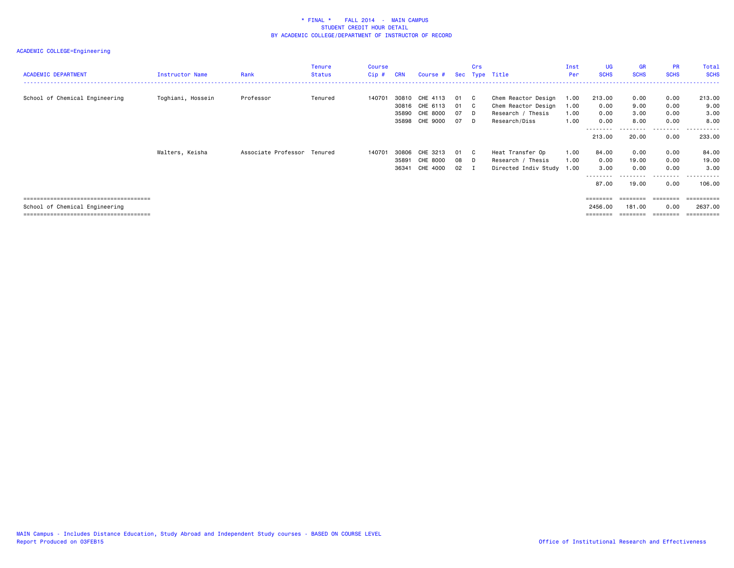* FINAL * FALL 2014 - MAIN CAMPUS
STUDENT CREDIT HOUR DETAIL
BY ACADEMIC COLLEGE/DEPARTMENT OF INSTRUCTOR OF RECORD

ACADEMIC COLLEGE=Engineering

| ACADEMIC DEPARTMENT | Instructor Name | Rank | Tenure Status | Course Cip # | CRN | Course # | Sec | Crs Type | Title | Inst Per | UG SCHS | GR SCHS | PR SCHS | Total SCHS |
|---|---|---|---|---|---|---|---|---|---|---|---|---|---|---|
| School of Chemical Engineering | Toghiani, Hossein | Professor | Tenured | 140701 | 30810 | CHE 4113 | 01 | C | Chem Reactor Design | 1.00 | 213.00 | 0.00 | 0.00 | 213.00 |
| | | | | | 30816 | CHE 6113 | 01 | C | Chem Reactor Design | 1.00 | 0.00 | 9.00 | 0.00 | 9.00 |
| | | | | | 35890 | CHE 8000 | 07 | D | Research / Thesis | 1.00 | 0.00 | 3.00 | 0.00 | 3.00 |
| | | | | | 35898 | CHE 9000 | 07 | D | Research/Diss | 1.00 | 0.00 | 8.00 | 0.00 | 8.00 |
| | | | | | | | | | | | 213.00 | 20.00 | 0.00 | 233.00 |
| | Walters, Keisha | Associate Professor | Tenured | 140701 | 30806 | CHE 3213 | 01 | C | Heat Transfer Op | 1.00 | 84.00 | 0.00 | 0.00 | 84.00 |
| | | | | | 35891 | CHE 8000 | 08 | D | Research / Thesis | 1.00 | 0.00 | 19.00 | 0.00 | 19.00 |
| | | | | | 36341 | CHE 4000 | 02 | I | Directed Indiv Study | 1.00 | 3.00 | 0.00 | 0.00 | 3.00 |
| | | | | | | | | | | | 87.00 | 19.00 | 0.00 | 106.00 |
| School of Chemical Engineering | | | | | | | | | | | 2456.00 | 181.00 | 0.00 | 2637.00 |

MAIN Campus - Includes Distance Education, Study Abroad and Independent Study courses - BASED ON COURSE LEVEL
Report Produced on 03FEB15

Office of Institutional Research and Effectiveness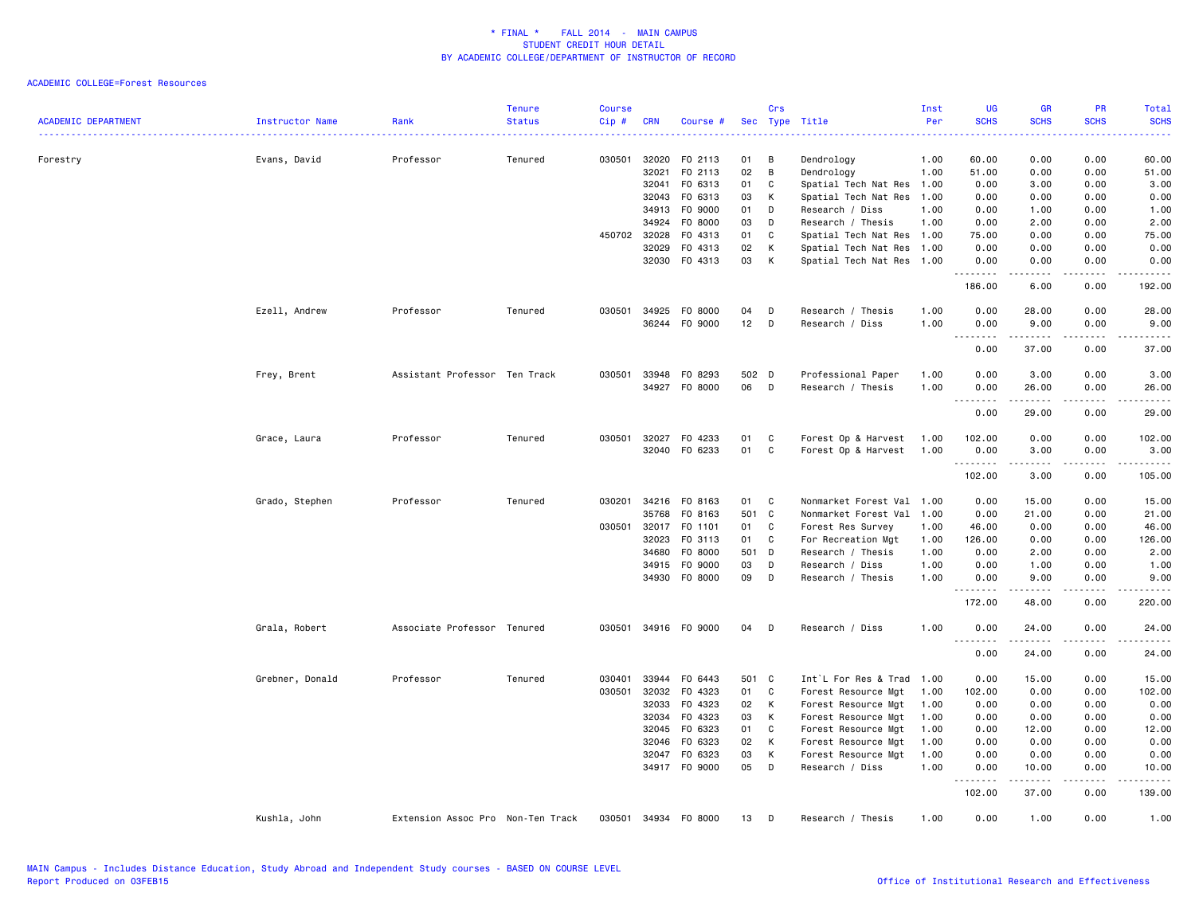* FINAL * FALL 2014 - MAIN CAMPUS
STUDENT CREDIT HOUR DETAIL
BY ACADEMIC COLLEGE/DEPARTMENT OF INSTRUCTOR OF RECORD

ACADEMIC COLLEGE=Forest Resources

| ACADEMIC DEPARTMENT | Instructor Name | Rank | Tenure Status | Course Cip # | CRN | Course # | Sec | Crs Type | Title | Inst Per | UG SCHS | GR SCHS | PR SCHS | Total SCHS |
|---|---|---|---|---|---|---|---|---|---|---|---|---|---|---|
| Forestry | Evans, David | Professor | Tenured | 030501 | 32020 | FO 2113 | 01 | B | Dendrology | 1.00 | 60.00 | 0.00 | 0.00 | 60.00 |
| | | | | | 32021 | FO 2113 | 02 | B | Dendrology | 1.00 | 51.00 | 0.00 | 0.00 | 51.00 |
| | | | | | 32041 | FO 6313 | 01 | C | Spatial Tech Nat Res | 1.00 | 0.00 | 3.00 | 0.00 | 3.00 |
| | | | | | 32043 | FO 6313 | 03 | K | Spatial Tech Nat Res | 1.00 | 0.00 | 0.00 | 0.00 | 0.00 |
| | | | | | 34913 | FO 9000 | 01 | D | Research / Diss | 1.00 | 0.00 | 1.00 | 0.00 | 1.00 |
| | | | | | 34924 | FO 8000 | 03 | D | Research / Thesis | 1.00 | 0.00 | 2.00 | 0.00 | 2.00 |
| | | | | 450702 | 32028 | FO 4313 | 01 | C | Spatial Tech Nat Res | 1.00 | 75.00 | 0.00 | 0.00 | 75.00 |
| | | | | | 32029 | FO 4313 | 02 | K | Spatial Tech Nat Res | 1.00 | 0.00 | 0.00 | 0.00 | 0.00 |
| | | | | | 32030 | FO 4313 | 03 | K | Spatial Tech Nat Res | 1.00 | 0.00 | 0.00 | 0.00 | 0.00 |
| | | | | | | | | | | | 186.00 | 6.00 | 0.00 | 192.00 |
| | Ezell, Andrew | Professor | Tenured | 030501 | 34925 | FO 8000 | 04 | D | Research / Thesis | 1.00 | 0.00 | 28.00 | 0.00 | 28.00 |
| | | | | | 36244 | FO 9000 | 12 | D | Research / Diss | 1.00 | 0.00 | 9.00 | 0.00 | 9.00 |
| | | | | | | | | | | | 0.00 | 37.00 | 0.00 | 37.00 |
| | Frey, Brent | Assistant Professor | Ten Track | 030501 | 33948 | FO 8293 | 502 | D | Professional Paper | 1.00 | 0.00 | 3.00 | 0.00 | 3.00 |
| | | | | | 34927 | FO 8000 | 06 | D | Research / Thesis | 1.00 | 0.00 | 26.00 | 0.00 | 26.00 |
| | | | | | | | | | | | 0.00 | 29.00 | 0.00 | 29.00 |
| | Grace, Laura | Professor | Tenured | 030501 | 32027 | FO 4233 | 01 | C | Forest Op & Harvest | 1.00 | 102.00 | 0.00 | 0.00 | 102.00 |
| | | | | | 32040 | FO 6233 | 01 | C | Forest Op & Harvest | 1.00 | 0.00 | 3.00 | 0.00 | 3.00 |
| | | | | | | | | | | | 102.00 | 3.00 | 0.00 | 105.00 |
| | Grado, Stephen | Professor | Tenured | 030201 | 34216 | FO 8163 | 01 | C | Nonmarket Forest Val | 1.00 | 0.00 | 15.00 | 0.00 | 15.00 |
| | | | | | 35768 | FO 8163 | 501 | C | Nonmarket Forest Val | 1.00 | 0.00 | 21.00 | 0.00 | 21.00 |
| | | | | 030501 | 32017 | FO 1101 | 01 | C | Forest Res Survey | 1.00 | 46.00 | 0.00 | 0.00 | 46.00 |
| | | | | | 32023 | FO 3113 | 01 | C | For Recreation Mgt | 1.00 | 126.00 | 0.00 | 0.00 | 126.00 |
| | | | | | 34680 | FO 8000 | 501 | D | Research / Thesis | 1.00 | 0.00 | 2.00 | 0.00 | 2.00 |
| | | | | | 34915 | FO 9000 | 03 | D | Research / Diss | 1.00 | 0.00 | 1.00 | 0.00 | 1.00 |
| | | | | | 34930 | FO 8000 | 09 | D | Research / Thesis | 1.00 | 0.00 | 9.00 | 0.00 | 9.00 |
| | | | | | | | | | | | 172.00 | 48.00 | 0.00 | 220.00 |
| | Grala, Robert | Associate Professor | Tenured | 030501 | 34916 | FO 9000 | 04 | D | Research / Diss | 1.00 | 0.00 | 24.00 | 0.00 | 24.00 |
| | | | | | | | | | | | 0.00 | 24.00 | 0.00 | 24.00 |
| | Grebner, Donald | Professor | Tenured | 030401 | 33944 | FO 6443 | 501 | C | Int`L For Res & Trad | 1.00 | 0.00 | 15.00 | 0.00 | 15.00 |
| | | | | 030501 | 32032 | FO 4323 | 01 | C | Forest Resource Mgt | 1.00 | 102.00 | 0.00 | 0.00 | 102.00 |
| | | | | | 32033 | FO 4323 | 02 | K | Forest Resource Mgt | 1.00 | 0.00 | 0.00 | 0.00 | 0.00 |
| | | | | | 32034 | FO 4323 | 03 | K | Forest Resource Mgt | 1.00 | 0.00 | 0.00 | 0.00 | 0.00 |
| | | | | | 32045 | FO 6323 | 01 | C | Forest Resource Mgt | 1.00 | 0.00 | 12.00 | 0.00 | 12.00 |
| | | | | | 32046 | FO 6323 | 02 | K | Forest Resource Mgt | 1.00 | 0.00 | 0.00 | 0.00 | 0.00 |
| | | | | | 32047 | FO 6323 | 03 | K | Forest Resource Mgt | 1.00 | 0.00 | 0.00 | 0.00 | 0.00 |
| | | | | | 34917 | FO 9000 | 05 | D | Research / Diss | 1.00 | 0.00 | 10.00 | 0.00 | 10.00 |
| | | | | | | | | | | | 102.00 | 37.00 | 0.00 | 139.00 |
| | Kushla, John | Extension Assoc Pro | Non-Ten Track | 030501 | 34934 | FO 8000 | 13 | D | Research / Thesis | 1.00 | 0.00 | 1.00 | 0.00 | 1.00 |

MAIN Campus - Includes Distance Education, Study Abroad and Independent Study courses - BASED ON COURSE LEVEL
Report Produced on 03FEB15

Office of Institutional Research and Effectiveness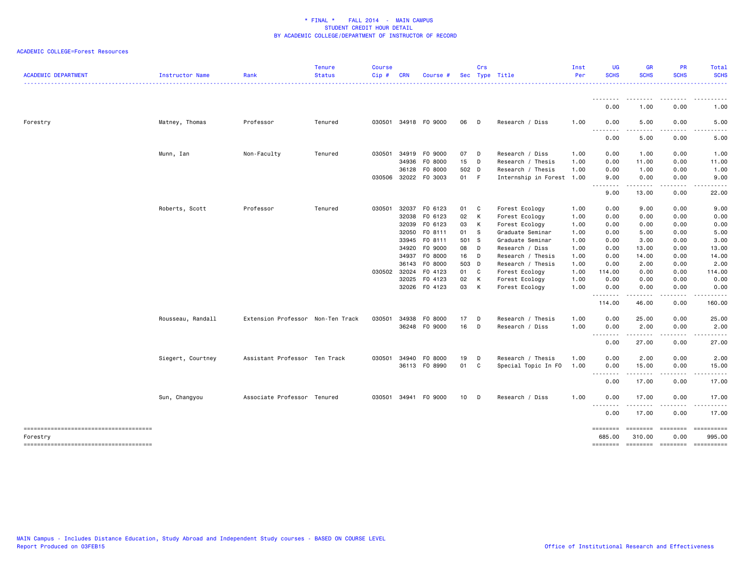\* FINAL \* FALL 2014 - MAIN CAMPUS
STUDENT CREDIT HOUR DETAIL
BY ACADEMIC COLLEGE/DEPARTMENT OF INSTRUCTOR OF RECORD

ACADEMIC COLLEGE=Forest Resources

| ACADEMIC DEPARTMENT | Instructor Name | Rank | Tenure Status | Course Cip # | CRN | Course # | Sec | Crs Type | Title | Inst Per | UG SCHS | GR SCHS | PR SCHS | Total SCHS |
|---|---|---|---|---|---|---|---|---|---|---|---|---|---|---|
| | | | | | | | | | | | 0.00 | 1.00 | 0.00 | 1.00 |
| Forestry | Matney, Thomas | Professor | Tenured | 030501 | 34918 | FO 9000 | 06 | D | Research / Diss | 1.00 | 0.00 | 5.00 | 0.00 | 5.00 |
| | | | | | | | | | | | 0.00 | 5.00 | 0.00 | 5.00 |
| | Munn, Ian | Non-Faculty | Tenured | 030501 | 34919 | FO 9000 | 07 | D | Research / Diss | 1.00 | 0.00 | 1.00 | 0.00 | 1.00 |
| | | | | | 34936 | FO 8000 | 15 | D | Research / Thesis | 1.00 | 0.00 | 11.00 | 0.00 | 11.00 |
| | | | | | 36128 | FO 8000 | 502 | D | Research / Thesis | 1.00 | 0.00 | 1.00 | 0.00 | 1.00 |
| | | | | 030506 | 32022 | FO 3003 | 01 | F | Internship in Forest | 1.00 | 9.00 | 0.00 | 0.00 | 9.00 |
| | | | | | | | | | | | 9.00 | 13.00 | 0.00 | 22.00 |
| | Roberts, Scott | Professor | Tenured | 030501 | 32037 | FO 6123 | 01 | C | Forest Ecology | 1.00 | 0.00 | 9.00 | 0.00 | 9.00 |
| | | | | | 32038 | FO 6123 | 02 | K | Forest Ecology | 1.00 | 0.00 | 0.00 | 0.00 | 0.00 |
| | | | | | 32039 | FO 6123 | 03 | K | Forest Ecology | 1.00 | 0.00 | 0.00 | 0.00 | 0.00 |
| | | | | | 32050 | FO 8111 | 01 | S | Graduate Seminar | 1.00 | 0.00 | 5.00 | 0.00 | 5.00 |
| | | | | | 33945 | FO 8111 | 501 | S | Graduate Seminar | 1.00 | 0.00 | 3.00 | 0.00 | 3.00 |
| | | | | | 34920 | FO 9000 | 08 | D | Research / Diss | 1.00 | 0.00 | 13.00 | 0.00 | 13.00 |
| | | | | | 34937 | FO 8000 | 16 | D | Research / Thesis | 1.00 | 0.00 | 14.00 | 0.00 | 14.00 |
| | | | | | 36143 | FO 8000 | 503 | D | Research / Thesis | 1.00 | 0.00 | 2.00 | 0.00 | 2.00 |
| | | | | 030502 | 32024 | FO 4123 | 01 | C | Forest Ecology | 1.00 | 114.00 | 0.00 | 0.00 | 114.00 |
| | | | | | 32025 | FO 4123 | 02 | K | Forest Ecology | 1.00 | 0.00 | 0.00 | 0.00 | 0.00 |
| | | | | | 32026 | FO 4123 | 03 | K | Forest Ecology | 1.00 | 0.00 | 0.00 | 0.00 | 0.00 |
| | | | | | | | | | | | 114.00 | 46.00 | 0.00 | 160.00 |
| | Rousseau, Randall | Extension Professor | Non-Ten Track | 030501 | 34938 | FO 8000 | 17 | D | Research / Thesis | 1.00 | 0.00 | 25.00 | 0.00 | 25.00 |
| | | | | | 36248 | FO 9000 | 16 | D | Research / Diss | 1.00 | 0.00 | 2.00 | 0.00 | 2.00 |
| | | | | | | | | | | | 0.00 | 27.00 | 0.00 | 27.00 |
| | Siegert, Courtney | Assistant Professor | Ten Track | 030501 | 34940 | FO 8000 | 19 | D | Research / Thesis | 1.00 | 0.00 | 2.00 | 0.00 | 2.00 |
| | | | | | 36113 | FO 8990 | 01 | C | Special Topic In FO | 1.00 | 0.00 | 15.00 | 0.00 | 15.00 |
| | | | | | | | | | | | 0.00 | 17.00 | 0.00 | 17.00 |
| | Sun, Changyou | Associate Professor | Tenured | 030501 | 34941 | FO 9000 | 10 | D | Research / Diss | 1.00 | 0.00 | 17.00 | 0.00 | 17.00 |
| | | | | | | | | | | | 0.00 | 17.00 | 0.00 | 17.00 |
| Forestry | | | | | | | | | | | 685.00 | 310.00 | 0.00 | 995.00 |

MAIN Campus - Includes Distance Education, Study Abroad and Independent Study courses - BASED ON COURSE LEVEL
Report Produced on 03FEB15

Office of Institutional Research and Effectiveness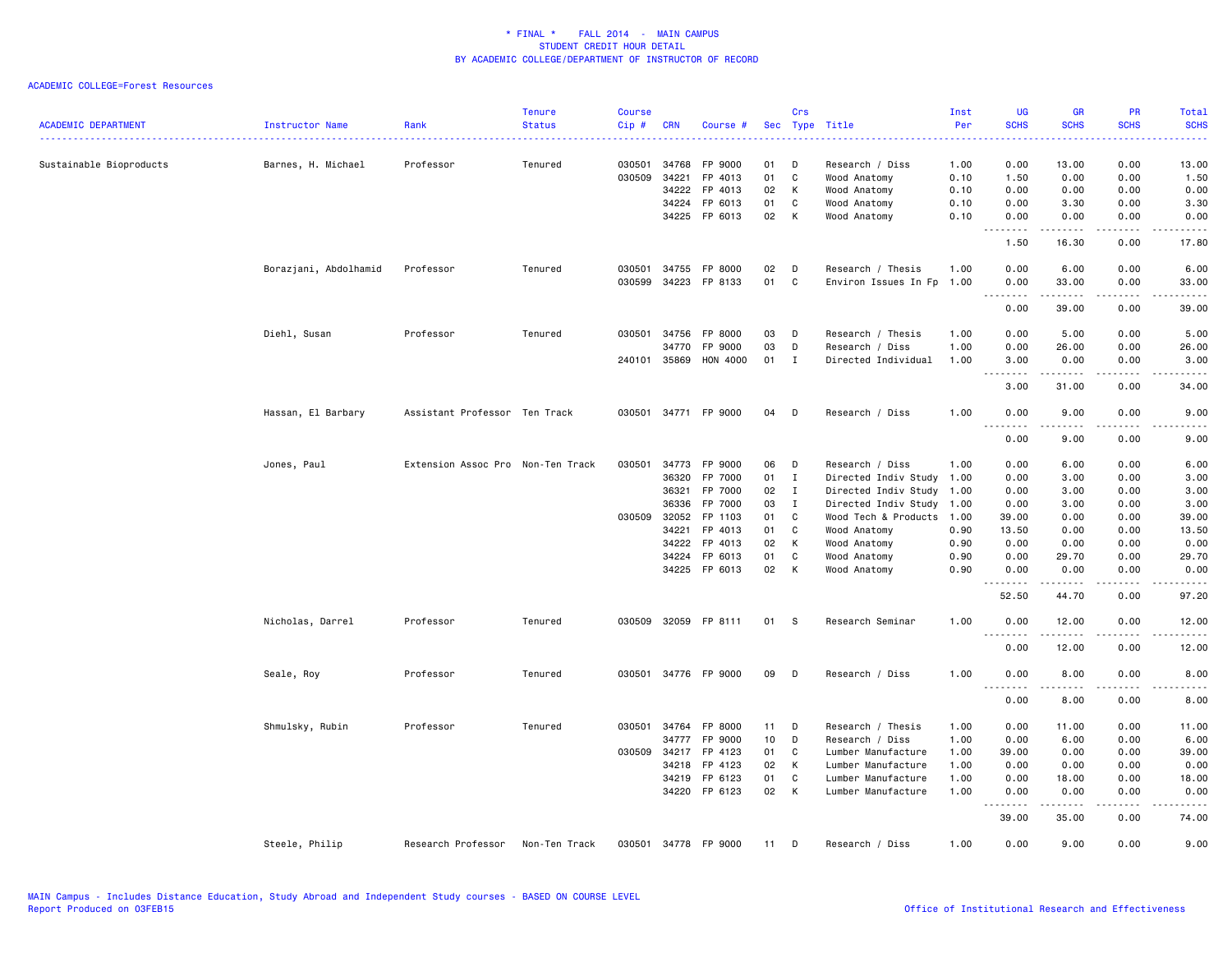\* FINAL \* FALL 2014 - MAIN CAMPUS
STUDENT CREDIT HOUR DETAIL
BY ACADEMIC COLLEGE/DEPARTMENT OF INSTRUCTOR OF RECORD

ACADEMIC COLLEGE=Forest Resources

| ACADEMIC DEPARTMENT | Instructor Name | Rank | Tenure Status | Course Cip # | CRN | Course # | Sec | Crs Type | Title | Inst Per | UG SCHS | GR SCHS | PR SCHS | Total SCHS |
|---|---|---|---|---|---|---|---|---|---|---|---|---|---|---|
| Sustainable Bioproducts | Barnes, H. Michael | Professor | Tenured | 030501 | 34768 | FP 9000 | 01 | D | Research / Diss | 1.00 | 0.00 | 13.00 | 0.00 | 13.00 |
| | | | | 030509 | 34221 | FP 4013 | 01 | C | Wood Anatomy | 0.10 | 1.50 | 0.00 | 0.00 | 1.50 |
| | | | | | 34222 | FP 4013 | 02 | K | Wood Anatomy | 0.10 | 0.00 | 0.00 | 0.00 | 0.00 |
| | | | | | 34224 | FP 6013 | 01 | C | Wood Anatomy | 0.10 | 0.00 | 3.30 | 0.00 | 3.30 |
| | | | | | 34225 | FP 6013 | 02 | K | Wood Anatomy | 0.10 | 0.00 | 0.00 | 0.00 | 0.00 |
| | | | | | | | | | | | 1.50 | 16.30 | 0.00 | 17.80 |
| | Borazjani, Abdolhamid | Professor | Tenured | 030501 | 34755 | FP 8000 | 02 | D | Research / Thesis | 1.00 | 0.00 | 6.00 | 0.00 | 6.00 |
| | | | | 030599 | 34223 | FP 8133 | 01 | C | Environ Issues In Fp | 1.00 | 0.00 | 33.00 | 0.00 | 33.00 |
| | | | | | | | | | | | 0.00 | 39.00 | 0.00 | 39.00 |
| | Diehl, Susan | Professor | Tenured | 030501 | 34756 | FP 8000 | 03 | D | Research / Thesis | 1.00 | 0.00 | 5.00 | 0.00 | 5.00 |
| | | | | | 34770 | FP 9000 | 03 | D | Research / Diss | 1.00 | 0.00 | 26.00 | 0.00 | 26.00 |
| | | | | 240101 | 35869 | HON 4000 | 01 | I | Directed Individual | 1.00 | 3.00 | 0.00 | 0.00 | 3.00 |
| | | | | | | | | | | | 3.00 | 31.00 | 0.00 | 34.00 |
| | Hassan, El Barbary | Assistant Professor | Ten Track | 030501 | 34771 | FP 9000 | 04 | D | Research / Diss | 1.00 | 0.00 | 9.00 | 0.00 | 9.00 |
| | | | | | | | | | | | 0.00 | 9.00 | 0.00 | 9.00 |
| | Jones, Paul | Extension Assoc Pro | Non-Ten Track | 030501 | 34773 | FP 9000 | 06 | D | Research / Diss | 1.00 | 0.00 | 6.00 | 0.00 | 6.00 |
| | | | | | 36320 | FP 7000 | 01 | I | Directed Indiv Study | 1.00 | 0.00 | 3.00 | 0.00 | 3.00 |
| | | | | | 36321 | FP 7000 | 02 | I | Directed Indiv Study | 1.00 | 0.00 | 3.00 | 0.00 | 3.00 |
| | | | | | 36336 | FP 7000 | 03 | I | Directed Indiv Study | 1.00 | 0.00 | 3.00 | 0.00 | 3.00 |
| | | | | 030509 | 32052 | FP 1103 | 01 | C | Wood Tech & Products | 1.00 | 39.00 | 0.00 | 0.00 | 39.00 |
| | | | | | 34221 | FP 4013 | 01 | C | Wood Anatomy | 0.90 | 13.50 | 0.00 | 0.00 | 13.50 |
| | | | | | 34222 | FP 4013 | 02 | K | Wood Anatomy | 0.90 | 0.00 | 0.00 | 0.00 | 0.00 |
| | | | | | 34224 | FP 6013 | 01 | C | Wood Anatomy | 0.90 | 0.00 | 29.70 | 0.00 | 29.70 |
| | | | | | 34225 | FP 6013 | 02 | K | Wood Anatomy | 0.90 | 0.00 | 0.00 | 0.00 | 0.00 |
| | | | | | | | | | | | 52.50 | 44.70 | 0.00 | 97.20 |
| | Nicholas, Darrel | Professor | Tenured | 030509 | 32059 | FP 8111 | 01 | S | Research Seminar | 1.00 | 0.00 | 12.00 | 0.00 | 12.00 |
| | | | | | | | | | | | 0.00 | 12.00 | 0.00 | 12.00 |
| | Seale, Roy | Professor | Tenured | 030501 | 34776 | FP 9000 | 09 | D | Research / Diss | 1.00 | 0.00 | 8.00 | 0.00 | 8.00 |
| | | | | | | | | | | | 0.00 | 8.00 | 0.00 | 8.00 |
| | Shmulsky, Rubin | Professor | Tenured | 030501 | 34764 | FP 8000 | 11 | D | Research / Thesis | 1.00 | 0.00 | 11.00 | 0.00 | 11.00 |
| | | | | | 34777 | FP 9000 | 10 | D | Research / Diss | 1.00 | 0.00 | 6.00 | 0.00 | 6.00 |
| | | | | 030509 | 34217 | FP 4123 | 01 | C | Lumber Manufacture | 1.00 | 39.00 | 0.00 | 0.00 | 39.00 |
| | | | | | 34218 | FP 4123 | 02 | K | Lumber Manufacture | 1.00 | 0.00 | 0.00 | 0.00 | 0.00 |
| | | | | | 34219 | FP 6123 | 01 | C | Lumber Manufacture | 1.00 | 0.00 | 18.00 | 0.00 | 18.00 |
| | | | | | 34220 | FP 6123 | 02 | K | Lumber Manufacture | 1.00 | 0.00 | 0.00 | 0.00 | 0.00 |
| | | | | | | | | | | | 39.00 | 35.00 | 0.00 | 74.00 |
| | Steele, Philip | Research Professor | Non-Ten Track | 030501 | 34778 | FP 9000 | 11 | D | Research / Diss | 1.00 | 0.00 | 9.00 | 0.00 | 9.00 |

MAIN Campus - Includes Distance Education, Study Abroad and Independent Study courses - BASED ON COURSE LEVEL
Report Produced on 03FEB15

Office of Institutional Research and Effectiveness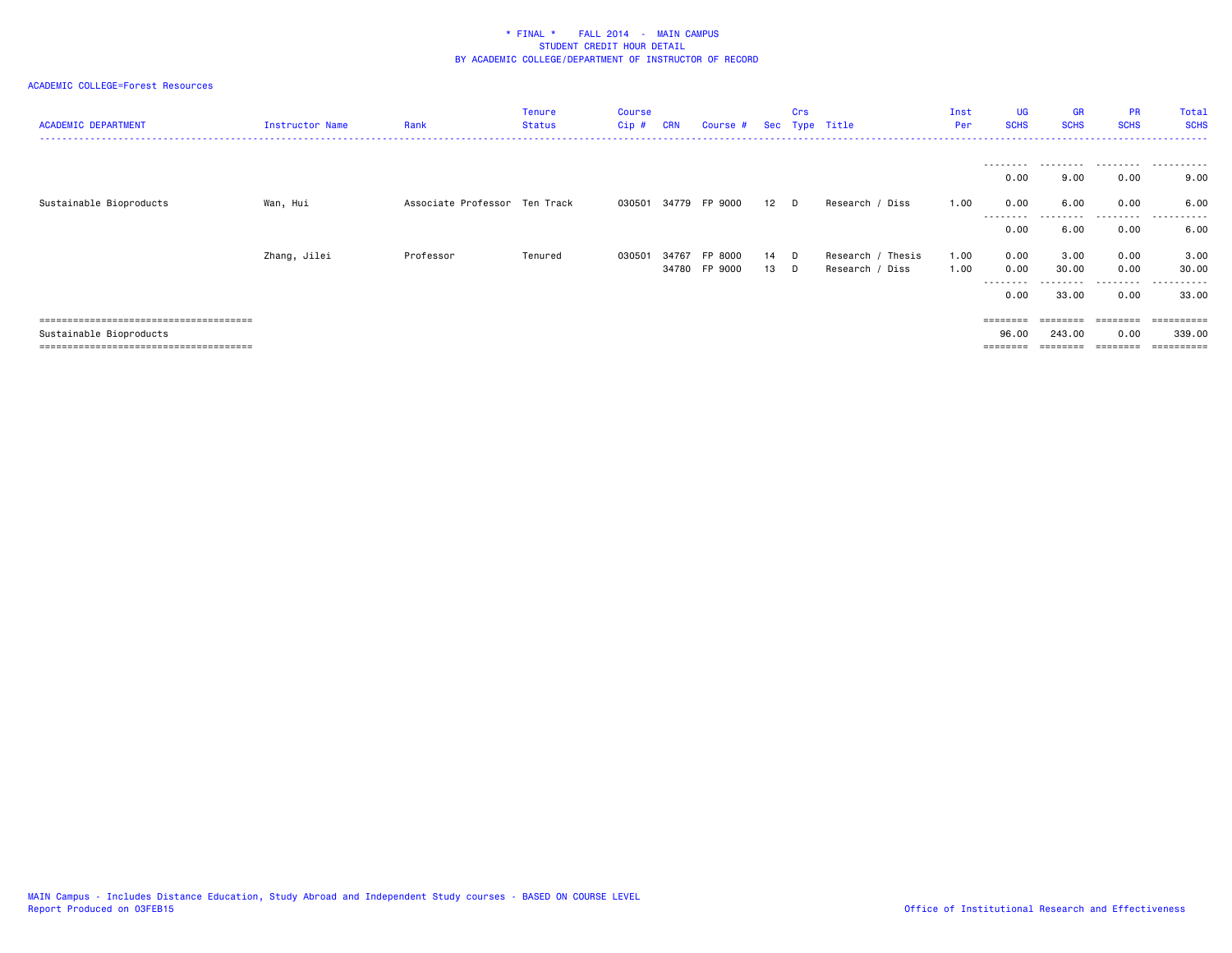* FINAL * FALL 2014 - MAIN CAMPUS
STUDENT CREDIT HOUR DETAIL
BY ACADEMIC COLLEGE/DEPARTMENT OF INSTRUCTOR OF RECORD

ACADEMIC COLLEGE=Forest Resources

| ACADEMIC DEPARTMENT | Instructor Name | Rank | Tenure Status | Course Cip # | CRN | Course # | Sec | Crs Type | Title | Inst Per | UG SCHS | GR SCHS | PR SCHS | Total SCHS |
|---|---|---|---|---|---|---|---|---|---|---|---|---|---|---|
| | | | | | | | | | | | 0.00 | 9.00 | 0.00 | 9.00 |
| Sustainable Bioproducts | Wan, Hui | Associate Professor | Ten Track | 030501 | 34779 | FP 9000 | 12 | D | Research / Diss | 1.00 | 0.00 | 6.00 | 0.00 | 6.00 |
| | | | | | | | | | | | 0.00 | 6.00 | 0.00 | 6.00 |
| | Zhang, Jilei | Professor | Tenured | 030501 | 34767 | FP 8000 | 14 | D | Research / Thesis | 1.00 | 0.00 | 3.00 | 0.00 | 3.00 |
| | | | | | 34780 | FP 9000 | 13 | D | Research / Diss | 1.00 | 0.00 | 30.00 | 0.00 | 30.00 |
| | | | | | | | | | | | 0.00 | 33.00 | 0.00 | 33.00 |
| Sustainable Bioproducts | | | | | | | | | | | 96.00 | 243.00 | 0.00 | 339.00 |

MAIN Campus - Includes Distance Education, Study Abroad and Independent Study courses - BASED ON COURSE LEVEL
Report Produced on 03FEB15

Office of Institutional Research and Effectiveness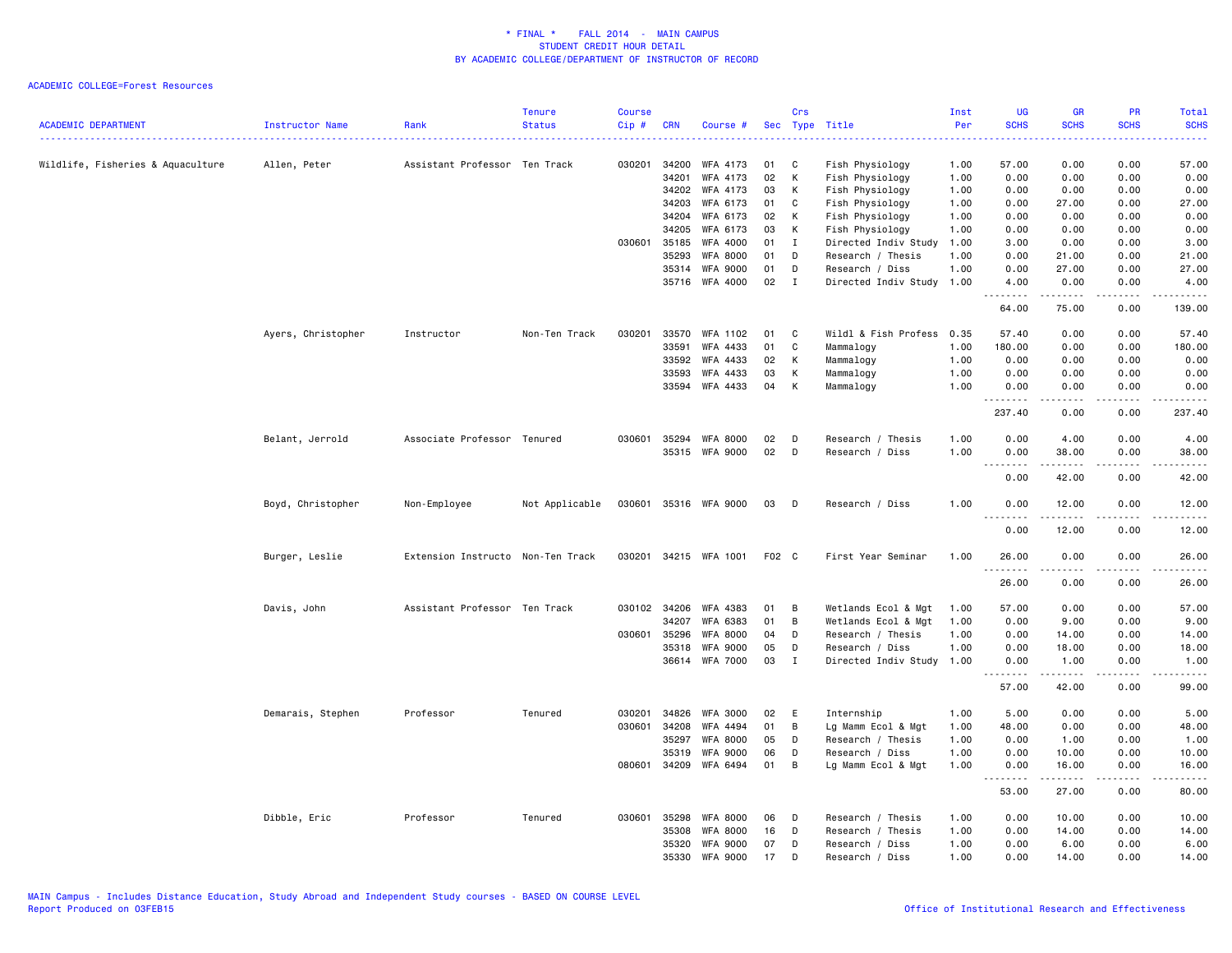\* FINAL \* FALL 2014 - MAIN CAMPUS
STUDENT CREDIT HOUR DETAIL
BY ACADEMIC COLLEGE/DEPARTMENT OF INSTRUCTOR OF RECORD

ACADEMIC COLLEGE=Forest Resources

| ACADEMIC DEPARTMENT | Instructor Name | Rank | Tenure Status | Course Cip # | CRN | Course # | Sec | Crs Type | Title | Inst Per | UG SCHS | GR SCHS | PR SCHS | Total SCHS |
|---|---|---|---|---|---|---|---|---|---|---|---|---|---|---|
| Wildlife, Fisheries & Aquaculture | Allen, Peter | Assistant Professor | Ten Track | 030201 | 34200 | WFA 4173 | 01 | C | Fish Physiology | 1.00 | 57.00 | 0.00 | 0.00 | 57.00 |
| | | | | | 34201 | WFA 4173 | 02 | K | Fish Physiology | 1.00 | 0.00 | 0.00 | 0.00 | 0.00 |
| | | | | | 34202 | WFA 4173 | 03 | K | Fish Physiology | 1.00 | 0.00 | 0.00 | 0.00 | 0.00 |
| | | | | | 34203 | WFA 6173 | 01 | C | Fish Physiology | 1.00 | 0.00 | 27.00 | 0.00 | 27.00 |
| | | | | | 34204 | WFA 6173 | 02 | K | Fish Physiology | 1.00 | 0.00 | 0.00 | 0.00 | 0.00 |
| | | | | | 34205 | WFA 6173 | 03 | K | Fish Physiology | 1.00 | 0.00 | 0.00 | 0.00 | 0.00 |
| | | | | 030601 | 35185 | WFA 4000 | 01 | I | Directed Indiv Study | 1.00 | 3.00 | 0.00 | 0.00 | 3.00 |
| | | | | | 35293 | WFA 8000 | 01 | D | Research / Thesis | 1.00 | 0.00 | 21.00 | 0.00 | 21.00 |
| | | | | | 35314 | WFA 9000 | 01 | D | Research / Diss | 1.00 | 0.00 | 27.00 | 0.00 | 27.00 |
| | | | | | 35716 | WFA 4000 | 02 | I | Directed Indiv Study | 1.00 | 4.00 | 0.00 | 0.00 | 4.00 |
| | | | | | | | | | | | 64.00 | 75.00 | 0.00 | 139.00 |
| | Ayers, Christopher | Instructor | Non-Ten Track | 030201 | 33570 | WFA 1102 | 01 | C | Wildl & Fish Profess | 0.35 | 57.40 | 0.00 | 0.00 | 57.40 |
| | | | | | 33591 | WFA 4433 | 01 | C | Mammalogy | 1.00 | 180.00 | 0.00 | 0.00 | 180.00 |
| | | | | | 33592 | WFA 4433 | 02 | K | Mammalogy | 1.00 | 0.00 | 0.00 | 0.00 | 0.00 |
| | | | | | 33593 | WFA 4433 | 03 | K | Mammalogy | 1.00 | 0.00 | 0.00 | 0.00 | 0.00 |
| | | | | | 33594 | WFA 4433 | 04 | K | Mammalogy | 1.00 | 0.00 | 0.00 | 0.00 | 0.00 |
| | | | | | | | | | | | 237.40 | 0.00 | 0.00 | 237.40 |
| | Belant, Jerrold | Associate Professor | Tenured | 030601 | 35294 | WFA 8000 | 02 | D | Research / Thesis | 1.00 | 0.00 | 4.00 | 0.00 | 4.00 |
| | | | | | 35315 | WFA 9000 | 02 | D | Research / Diss | 1.00 | 0.00 | 38.00 | 0.00 | 38.00 |
| | | | | | | | | | | | 0.00 | 42.00 | 0.00 | 42.00 |
| | Boyd, Christopher | Non-Employee | Not Applicable | 030601 | 35316 | WFA 9000 | 03 | D | Research / Diss | 1.00 | 0.00 | 12.00 | 0.00 | 12.00 |
| | | | | | | | | | | | 0.00 | 12.00 | 0.00 | 12.00 |
| | Burger, Leslie | Extension Instructo | Non-Ten Track | 030201 | 34215 | WFA 1001 | F02 | C | First Year Seminar | 1.00 | 26.00 | 0.00 | 0.00 | 26.00 |
| | | | | | | | | | | | 26.00 | 0.00 | 0.00 | 26.00 |
| | Davis, John | Assistant Professor | Ten Track | 030102 | 34206 | WFA 4383 | 01 | B | Wetlands Ecol & Mgt | 1.00 | 57.00 | 0.00 | 0.00 | 57.00 |
| | | | | | 34207 | WFA 6383 | 01 | B | Wetlands Ecol & Mgt | 1.00 | 0.00 | 9.00 | 0.00 | 9.00 |
| | | | | 030601 | 35296 | WFA 8000 | 04 | D | Research / Thesis | 1.00 | 0.00 | 14.00 | 0.00 | 14.00 |
| | | | | | 35318 | WFA 9000 | 05 | D | Research / Diss | 1.00 | 0.00 | 18.00 | 0.00 | 18.00 |
| | | | | | 36614 | WFA 7000 | 03 | I | Directed Indiv Study | 1.00 | 0.00 | 1.00 | 0.00 | 1.00 |
| | | | | | | | | | | | 57.00 | 42.00 | 0.00 | 99.00 |
| | Demarais, Stephen | Professor | Tenured | 030201 | 34826 | WFA 3000 | 02 | E | Internship | 1.00 | 5.00 | 0.00 | 0.00 | 5.00 |
| | | | | 030601 | 34208 | WFA 4494 | 01 | B | Lg Mamm Ecol & Mgt | 1.00 | 48.00 | 0.00 | 0.00 | 48.00 |
| | | | | | 35297 | WFA 8000 | 05 | D | Research / Thesis | 1.00 | 0.00 | 1.00 | 0.00 | 1.00 |
| | | | | | 35319 | WFA 9000 | 06 | D | Research / Diss | 1.00 | 0.00 | 10.00 | 0.00 | 10.00 |
| | | | | 080601 | 34209 | WFA 6494 | 01 | B | Lg Mamm Ecol & Mgt | 1.00 | 0.00 | 16.00 | 0.00 | 16.00 |
| | | | | | | | | | | | 53.00 | 27.00 | 0.00 | 80.00 |
| | Dibble, Eric | Professor | Tenured | 030601 | 35298 | WFA 8000 | 06 | D | Research / Thesis | 1.00 | 0.00 | 10.00 | 0.00 | 10.00 |
| | | | | | 35308 | WFA 8000 | 16 | D | Research / Thesis | 1.00 | 0.00 | 14.00 | 0.00 | 14.00 |
| | | | | | 35320 | WFA 9000 | 07 | D | Research / Diss | 1.00 | 0.00 | 6.00 | 0.00 | 6.00 |
| | | | | | 35330 | WFA 9000 | 17 | D | Research / Diss | 1.00 | 0.00 | 14.00 | 0.00 | 14.00 |

MAIN Campus - Includes Distance Education, Study Abroad and Independent Study courses - BASED ON COURSE LEVEL
Report Produced on 03FEB15

Office of Institutional Research and Effectiveness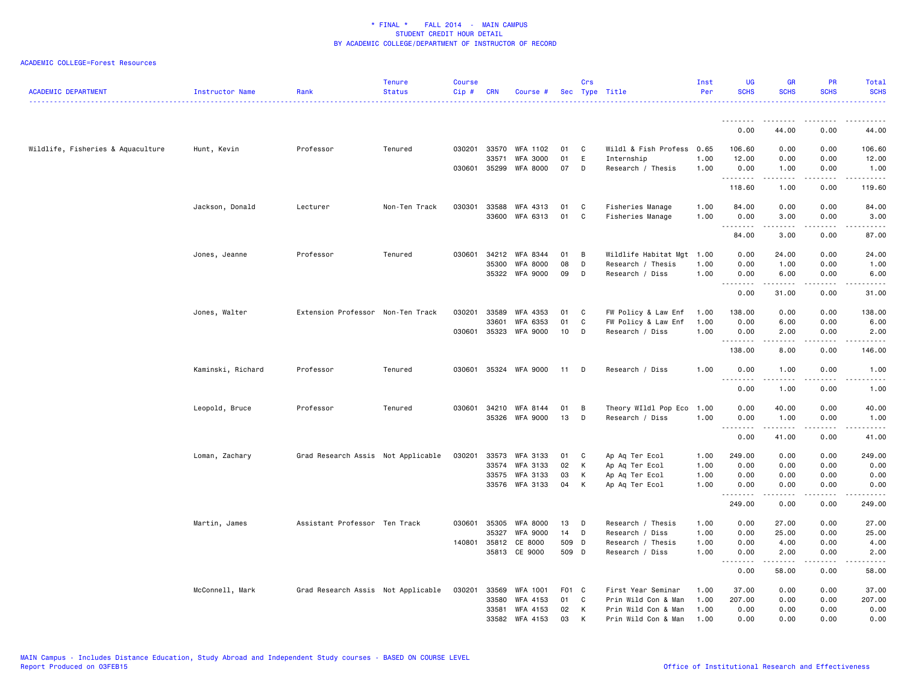\* FINAL \* FALL 2014 - MAIN CAMPUS
STUDENT CREDIT HOUR DETAIL
BY ACADEMIC COLLEGE/DEPARTMENT OF INSTRUCTOR OF RECORD

ACADEMIC COLLEGE=Forest Resources

| ACADEMIC DEPARTMENT | Instructor Name | Rank | Tenure Status | Course Cip # | CRN | Course # | Sec | Crs Type | Title | Inst Per | UG SCHS | GR SCHS | PR SCHS | Total SCHS |
|---|---|---|---|---|---|---|---|---|---|---|---|---|---|---|
| | | | | | | | | | | | 0.00 | 44.00 | 0.00 | 44.00 |
| Wildlife, Fisheries & Aquaculture | Hunt, Kevin | Professor | Tenured | 030201 | 33570 | WFA 1102 | 01 | C | Wildl & Fish Profess | 0.65 | 106.60 | 0.00 | 0.00 | 106.60 |
| | | | | | 33571 | WFA 3000 | 01 | E | Internship | 1.00 | 12.00 | 0.00 | 0.00 | 12.00 |
| | | | | 030601 | 35299 | WFA 8000 | 07 | D | Research / Thesis | 1.00 | 0.00 | 1.00 | 0.00 | 1.00 |
| | | | | | | | | | | | 118.60 | 1.00 | 0.00 | 119.60 |
| | Jackson, Donald | Lecturer | Non-Ten Track | 030301 | 33588 | WFA 4313 | 01 | C | Fisheries Manage | 1.00 | 84.00 | 0.00 | 0.00 | 84.00 |
| | | | | | 33600 | WFA 6313 | 01 | C | Fisheries Manage | 1.00 | 0.00 | 3.00 | 0.00 | 3.00 |
| | | | | | | | | | | | 84.00 | 3.00 | 0.00 | 87.00 |
| | Jones, Jeanne | Professor | Tenured | 030601 | 34212 | WFA 8344 | 01 | B | Wildlife Habitat Mgt | 1.00 | 0.00 | 24.00 | 0.00 | 24.00 |
| | | | | | 35300 | WFA 8000 | 08 | D | Research / Thesis | 1.00 | 0.00 | 1.00 | 0.00 | 1.00 |
| | | | | | 35322 | WFA 9000 | 09 | D | Research / Diss | 1.00 | 0.00 | 6.00 | 0.00 | 6.00 |
| | | | | | | | | | | | 0.00 | 31.00 | 0.00 | 31.00 |
| | Jones, Walter | Extension Professor | Non-Ten Track | 030201 | 33589 | WFA 4353 | 01 | C | FW Policy & Law Enf | 1.00 | 138.00 | 0.00 | 0.00 | 138.00 |
| | | | | | 33601 | WFA 6353 | 01 | C | FW Policy & Law Enf | 1.00 | 0.00 | 6.00 | 0.00 | 6.00 |
| | | | | 030601 | 35323 | WFA 9000 | 10 | D | Research / Diss | 1.00 | 0.00 | 2.00 | 0.00 | 2.00 |
| | | | | | | | | | | | 138.00 | 8.00 | 0.00 | 146.00 |
| | Kaminski, Richard | Professor | Tenured | 030601 | 35324 | WFA 9000 | 11 | D | Research / Diss | 1.00 | 0.00 | 1.00 | 0.00 | 1.00 |
| | | | | | | | | | | | 0.00 | 1.00 | 0.00 | 1.00 |
| | Leopold, Bruce | Professor | Tenured | 030601 | 34210 | WFA 8144 | 01 | B | Theory WIldl Pop Eco | 1.00 | 0.00 | 40.00 | 0.00 | 40.00 |
| | | | | | 35326 | WFA 9000 | 13 | D | Research / Diss | 1.00 | 0.00 | 1.00 | 0.00 | 1.00 |
| | | | | | | | | | | | 0.00 | 41.00 | 0.00 | 41.00 |
| | Loman, Zachary | Grad Research Assis | Not Applicable | 030201 | 33573 | WFA 3133 | 01 | C | Ap Aq Ter Ecol | 1.00 | 249.00 | 0.00 | 0.00 | 249.00 |
| | | | | | 33574 | WFA 3133 | 02 | K | Ap Aq Ter Ecol | 1.00 | 0.00 | 0.00 | 0.00 | 0.00 |
| | | | | | 33575 | WFA 3133 | 03 | K | Ap Aq Ter Ecol | 1.00 | 0.00 | 0.00 | 0.00 | 0.00 |
| | | | | | 33576 | WFA 3133 | 04 | K | Ap Aq Ter Ecol | 1.00 | 0.00 | 0.00 | 0.00 | 0.00 |
| | | | | | | | | | | | 249.00 | 0.00 | 0.00 | 249.00 |
| | Martin, James | Assistant Professor | Ten Track | 030601 | 35305 | WFA 8000 | 13 | D | Research / Thesis | 1.00 | 0.00 | 27.00 | 0.00 | 27.00 |
| | | | | | 35327 | WFA 9000 | 14 | D | Research / Diss | 1.00 | 0.00 | 25.00 | 0.00 | 25.00 |
| | | | | 140801 | 35812 | CE 8000 | 509 | D | Research / Thesis | 1.00 | 0.00 | 4.00 | 0.00 | 4.00 |
| | | | | | 35813 | CE 9000 | 509 | D | Research / Diss | 1.00 | 0.00 | 2.00 | 0.00 | 2.00 |
| | | | | | | | | | | | 0.00 | 58.00 | 0.00 | 58.00 |
| | McConnell, Mark | Grad Research Assis | Not Applicable | 030201 | 33569 | WFA 1001 | F01 | C | First Year Seminar | 1.00 | 37.00 | 0.00 | 0.00 | 37.00 |
| | | | | | 33580 | WFA 4153 | 01 | C | Prin Wild Con & Man | 1.00 | 207.00 | 0.00 | 0.00 | 207.00 |
| | | | | | 33581 | WFA 4153 | 02 | K | Prin Wild Con & Man | 1.00 | 0.00 | 0.00 | 0.00 | 0.00 |
| | | | | | 33582 | WFA 4153 | 03 | K | Prin Wild Con & Man | 1.00 | 0.00 | 0.00 | 0.00 | 0.00 |

MAIN Campus - Includes Distance Education, Study Abroad and Independent Study courses - BASED ON COURSE LEVEL
Report Produced on 03FEB15
Office of Institutional Research and Effectiveness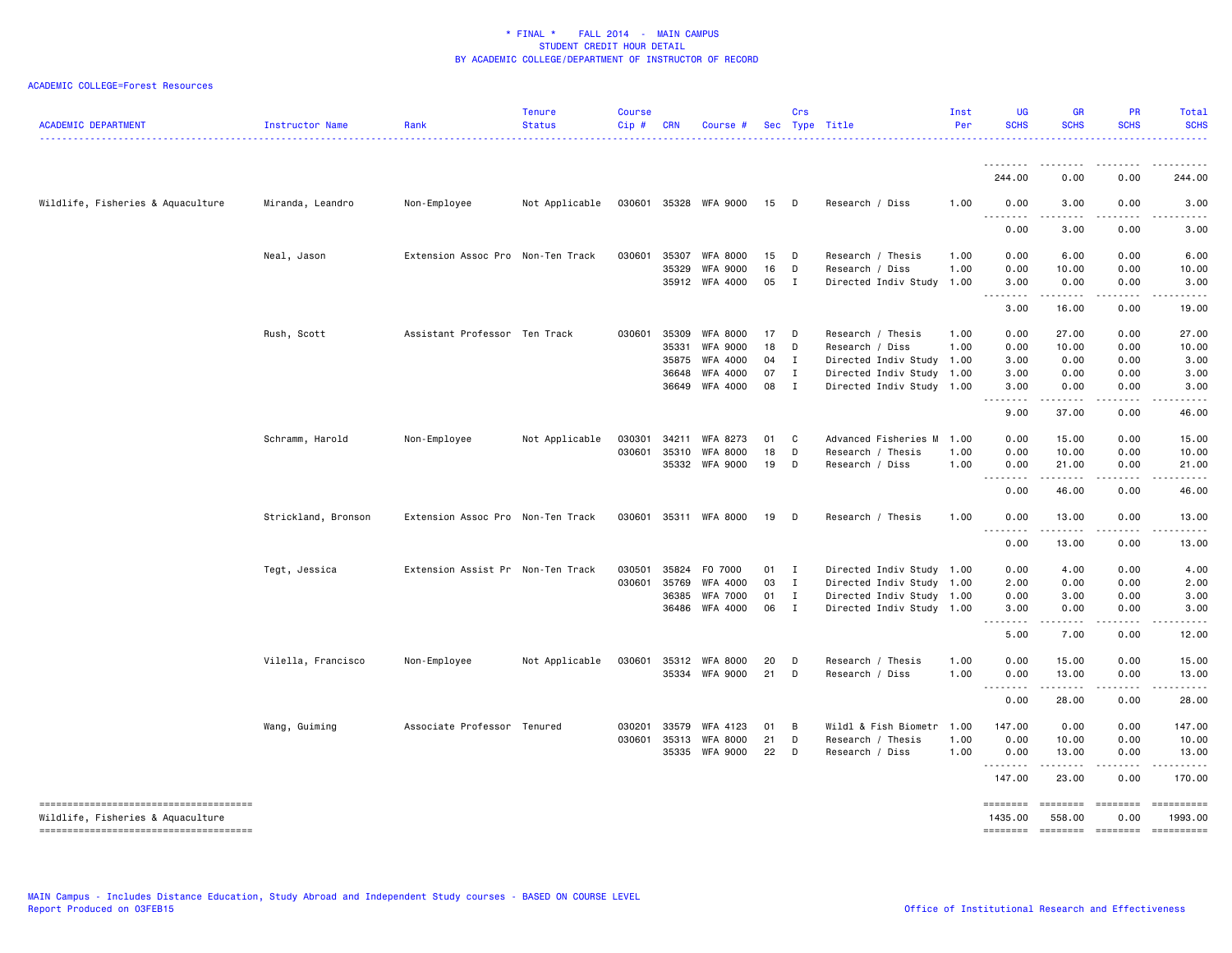\* FINAL \* FALL 2014 - MAIN CAMPUS
STUDENT CREDIT HOUR DETAIL
BY ACADEMIC COLLEGE/DEPARTMENT OF INSTRUCTOR OF RECORD

ACADEMIC COLLEGE=Forest Resources

| ACADEMIC DEPARTMENT | Instructor Name | Rank | Tenure Status | Course Cip # | CRN | Course # | Sec | Crs Type | Title | Inst Per | UG SCHS | GR SCHS | PR SCHS | Total SCHS |
|---|---|---|---|---|---|---|---|---|---|---|---|---|---|---|
| | | | | | | | | | | | 244.00 | 0.00 | 0.00 | 244.00 |
| Wildlife, Fisheries & Aquaculture | Miranda, Leandro | Non-Employee | Not Applicable | 030601 | 35328 | WFA 9000 | 15 | D | Research / Diss | 1.00 | 0.00 | 3.00 | 0.00 | 3.00 |
| | | | | | | | | | | | 0.00 | 3.00 | 0.00 | 3.00 |
| | Neal, Jason | Extension Assoc Pro | Non-Ten Track | 030601 | 35307 | WFA 8000 | 15 | D | Research / Thesis | 1.00 | 0.00 | 6.00 | 0.00 | 6.00 |
| | | | | | 35329 | WFA 9000 | 16 | D | Research / Diss | 1.00 | 0.00 | 10.00 | 0.00 | 10.00 |
| | | | | | 35912 | WFA 4000 | 05 | I | Directed Indiv Study | 1.00 | 3.00 | 0.00 | 0.00 | 3.00 |
| | | | | | | | | | | | 3.00 | 16.00 | 0.00 | 19.00 |
| | Rush, Scott | Assistant Professor | Ten Track | 030601 | 35309 | WFA 8000 | 17 | D | Research / Thesis | 1.00 | 0.00 | 27.00 | 0.00 | 27.00 |
| | | | | | 35331 | WFA 9000 | 18 | D | Research / Diss | 1.00 | 0.00 | 10.00 | 0.00 | 10.00 |
| | | | | | 35875 | WFA 4000 | 04 | I | Directed Indiv Study | 1.00 | 3.00 | 0.00 | 0.00 | 3.00 |
| | | | | | 36648 | WFA 4000 | 07 | I | Directed Indiv Study | 1.00 | 3.00 | 0.00 | 0.00 | 3.00 |
| | | | | | 36649 | WFA 4000 | 08 | I | Directed Indiv Study | 1.00 | 3.00 | 0.00 | 0.00 | 3.00 |
| | | | | | | | | | | | 9.00 | 37.00 | 0.00 | 46.00 |
| | Schramm, Harold | Non-Employee | Not Applicable | 030301 | 34211 | WFA 8273 | 01 | C | Advanced Fisheries M | 1.00 | 0.00 | 15.00 | 0.00 | 15.00 |
| | | | | 030601 | 35310 | WFA 8000 | 18 | D | Research / Thesis | 1.00 | 0.00 | 10.00 | 0.00 | 10.00 |
| | | | | | 35332 | WFA 9000 | 19 | D | Research / Diss | 1.00 | 0.00 | 21.00 | 0.00 | 21.00 |
| | | | | | | | | | | | 0.00 | 46.00 | 0.00 | 46.00 |
| | Strickland, Bronson | Extension Assoc Pro | Non-Ten Track | 030601 | 35311 | WFA 8000 | 19 | D | Research / Thesis | 1.00 | 0.00 | 13.00 | 0.00 | 13.00 |
| | | | | | | | | | | | 0.00 | 13.00 | 0.00 | 13.00 |
| | Tegt, Jessica | Extension Assist Pr | Non-Ten Track | 030501 | 35824 | FO 7000 | 01 | I | Directed Indiv Study | 1.00 | 0.00 | 4.00 | 0.00 | 4.00 |
| | | | | 030601 | 35769 | WFA 4000 | 03 | I | Directed Indiv Study | 1.00 | 2.00 | 0.00 | 0.00 | 2.00 |
| | | | | | 36385 | WFA 7000 | 01 | I | Directed Indiv Study | 1.00 | 0.00 | 3.00 | 0.00 | 3.00 |
| | | | | | 36486 | WFA 4000 | 06 | I | Directed Indiv Study | 1.00 | 3.00 | 0.00 | 0.00 | 3.00 |
| | | | | | | | | | | | 5.00 | 7.00 | 0.00 | 12.00 |
| | Vilella, Francisco | Non-Employee | Not Applicable | 030601 | 35312 | WFA 8000 | 20 | D | Research / Thesis | 1.00 | 0.00 | 15.00 | 0.00 | 15.00 |
| | | | | | 35334 | WFA 9000 | 21 | D | Research / Diss | 1.00 | 0.00 | 13.00 | 0.00 | 13.00 |
| | | | | | | | | | | | 0.00 | 28.00 | 0.00 | 28.00 |
| | Wang, Guiming | Associate Professor | Tenured | 030201 | 33579 | WFA 4123 | 01 | B | Wildl & Fish Biometr | 1.00 | 147.00 | 0.00 | 0.00 | 147.00 |
| | | | | 030601 | 35313 | WFA 8000 | 21 | D | Research / Thesis | 1.00 | 0.00 | 10.00 | 0.00 | 10.00 |
| | | | | | 35335 | WFA 9000 | 22 | D | Research / Diss | 1.00 | 0.00 | 13.00 | 0.00 | 13.00 |
| | | | | | | | | | | | 147.00 | 23.00 | 0.00 | 170.00 |
| Wildlife, Fisheries & Aquaculture | | | | | | | | | | | 1435.00 | 558.00 | 0.00 | 1993.00 |

MAIN Campus - Includes Distance Education, Study Abroad and Independent Study courses - BASED ON COURSE LEVEL
Report Produced on 03FEB15

Office of Institutional Research and Effectiveness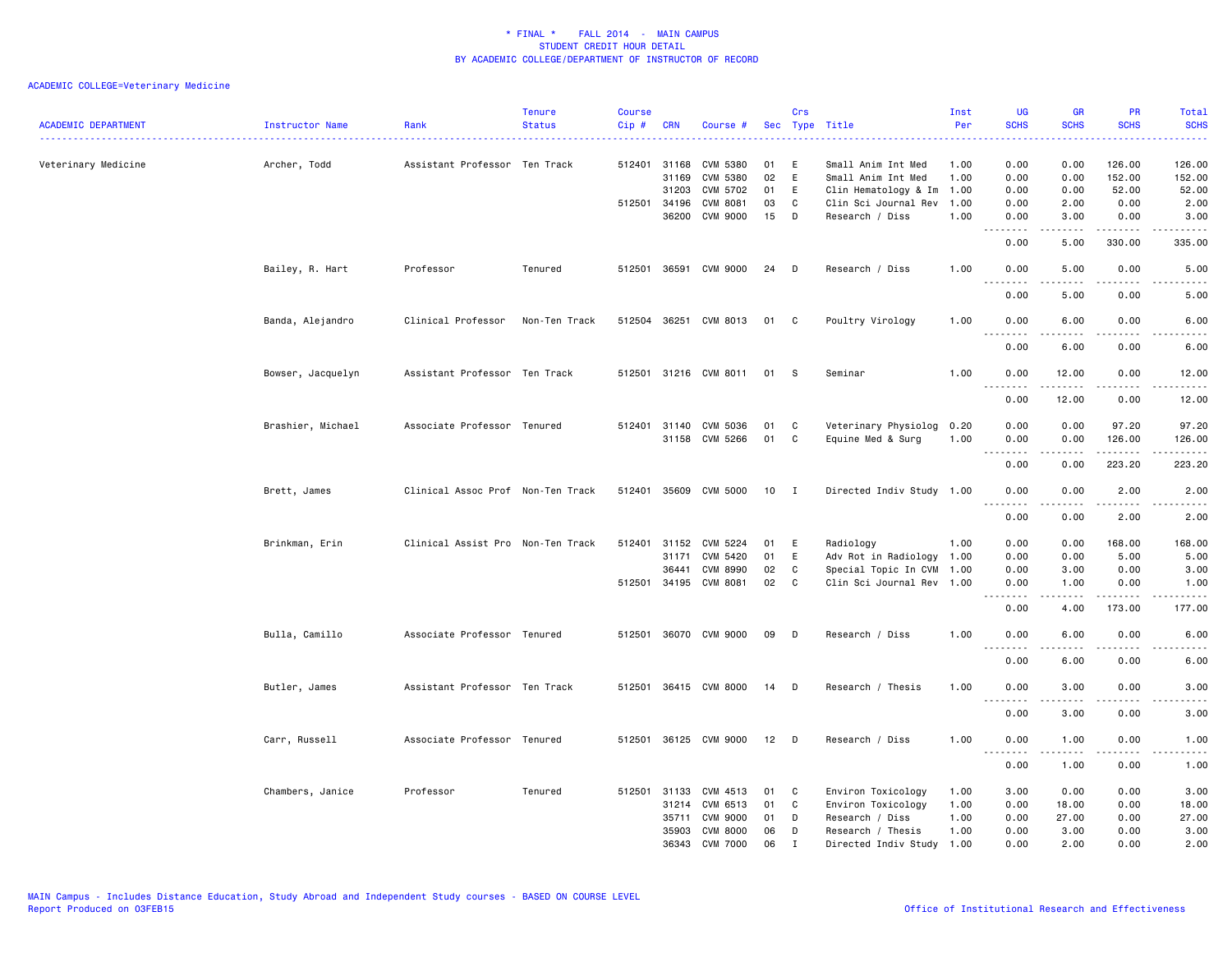\* FINAL \* FALL 2014 - MAIN CAMPUS
STUDENT CREDIT HOUR DETAIL
BY ACADEMIC COLLEGE/DEPARTMENT OF INSTRUCTOR OF RECORD

ACADEMIC COLLEGE=Veterinary Medicine

| ACADEMIC DEPARTMENT | Instructor Name | Rank | Tenure Status | Course Cip # | CRN | Course # | Sec | Crs Type | Title | Inst Per | UG SCHS | GR SCHS | PR SCHS | Total SCHS |
|---|---|---|---|---|---|---|---|---|---|---|---|---|---|---|
| Veterinary Medicine | Archer, Todd | Assistant Professor | Ten Track | 512401 | 31168 | CVM 5380 | 01 | E | Small Anim Int Med | 1.00 | 0.00 | 0.00 | 126.00 | 126.00 |
| | | | | | 31169 | CVM 5380 | 02 | E | Small Anim Int Med | 1.00 | 0.00 | 0.00 | 152.00 | 152.00 |
| | | | | | 31203 | CVM 5702 | 01 | E | Clin Hematology & Im | 1.00 | 0.00 | 0.00 | 52.00 | 52.00 |
| | | | | 512501 | 34196 | CVM 8081 | 03 | C | Clin Sci Journal Rev | 1.00 | 0.00 | 2.00 | 0.00 | 2.00 |
| | | | | | 36200 | CVM 9000 | 15 | D | Research / Diss | 1.00 | 0.00 | 3.00 | 0.00 | 3.00 |
| | | | | | | | | | | | 0.00 | 5.00 | 330.00 | 335.00 |
| | Bailey, R. Hart | Professor | Tenured | 512501 | 36591 | CVM 9000 | 24 | D | Research / Diss | 1.00 | 0.00 | 5.00 | 0.00 | 5.00 |
| | | | | | | | | | | | 0.00 | 5.00 | 0.00 | 5.00 |
| | Banda, Alejandro | Clinical Professor | Non-Ten Track | 512504 | 36251 | CVM 8013 | 01 | C | Poultry Virology | 1.00 | 0.00 | 6.00 | 0.00 | 6.00 |
| | | | | | | | | | | | 0.00 | 6.00 | 0.00 | 6.00 |
| | Bowser, Jacquelyn | Assistant Professor | Ten Track | 512501 | 31216 | CVM 8011 | 01 | S | Seminar | 1.00 | 0.00 | 12.00 | 0.00 | 12.00 |
| | | | | | | | | | | | 0.00 | 12.00 | 0.00 | 12.00 |
| | Brashier, Michael | Associate Professor | Tenured | 512401 | 31140 | CVM 5036 | 01 | C | Veterinary Physiolog | 0.20 | 0.00 | 0.00 | 97.20 | 97.20 |
| | | | | | 31158 | CVM 5266 | 01 | C | Equine Med & Surg | 1.00 | 0.00 | 0.00 | 126.00 | 126.00 |
| | | | | | | | | | | | 0.00 | 0.00 | 223.20 | 223.20 |
| | Brett, James | Clinical Assoc Prof | Non-Ten Track | 512401 | 35609 | CVM 5000 | 10 | I | Directed Indiv Study | 1.00 | 0.00 | 0.00 | 2.00 | 2.00 |
| | | | | | | | | | | | 0.00 | 0.00 | 2.00 | 2.00 |
| | Brinkman, Erin | Clinical Assist Pro | Non-Ten Track | 512401 | 31152 | CVM 5224 | 01 | E | Radiology | 1.00 | 0.00 | 0.00 | 168.00 | 168.00 |
| | | | | | 31171 | CVM 5420 | 01 | E | Adv Rot in Radiology | 1.00 | 0.00 | 0.00 | 5.00 | 5.00 |
| | | | | | 36441 | CVM 8990 | 02 | C | Special Topic In CVM | 1.00 | 0.00 | 3.00 | 0.00 | 3.00 |
| | | | | 512501 | 34195 | CVM 8081 | 02 | C | Clin Sci Journal Rev | 1.00 | 0.00 | 1.00 | 0.00 | 1.00 |
| | | | | | | | | | | | 0.00 | 4.00 | 173.00 | 177.00 |
| | Bulla, Camillo | Associate Professor | Tenured | 512501 | 36070 | CVM 9000 | 09 | D | Research / Diss | 1.00 | 0.00 | 6.00 | 0.00 | 6.00 |
| | | | | | | | | | | | 0.00 | 6.00 | 0.00 | 6.00 |
| | Butler, James | Assistant Professor | Ten Track | 512501 | 36415 | CVM 8000 | 14 | D | Research / Thesis | 1.00 | 0.00 | 3.00 | 0.00 | 3.00 |
| | | | | | | | | | | | 0.00 | 3.00 | 0.00 | 3.00 |
| | Carr, Russell | Associate Professor | Tenured | 512501 | 36125 | CVM 9000 | 12 | D | Research / Diss | 1.00 | 0.00 | 1.00 | 0.00 | 1.00 |
| | | | | | | | | | | | 0.00 | 1.00 | 0.00 | 1.00 |
| | Chambers, Janice | Professor | Tenured | 512501 | 31133 | CVM 4513 | 01 | C | Environ Toxicology | 1.00 | 3.00 | 0.00 | 0.00 | 3.00 |
| | | | | | 31214 | CVM 6513 | 01 | C | Environ Toxicology | 1.00 | 0.00 | 18.00 | 0.00 | 18.00 |
| | | | | | 35711 | CVM 9000 | 01 | D | Research / Diss | 1.00 | 0.00 | 27.00 | 0.00 | 27.00 |
| | | | | | 35903 | CVM 8000 | 06 | D | Research / Thesis | 1.00 | 0.00 | 3.00 | 0.00 | 3.00 |
| | | | | | 36343 | CVM 7000 | 06 | I | Directed Indiv Study | 1.00 | 0.00 | 2.00 | 0.00 | 2.00 |

MAIN Campus - Includes Distance Education, Study Abroad and Independent Study courses - BASED ON COURSE LEVEL
Report Produced on 03FEB15

Office of Institutional Research and Effectiveness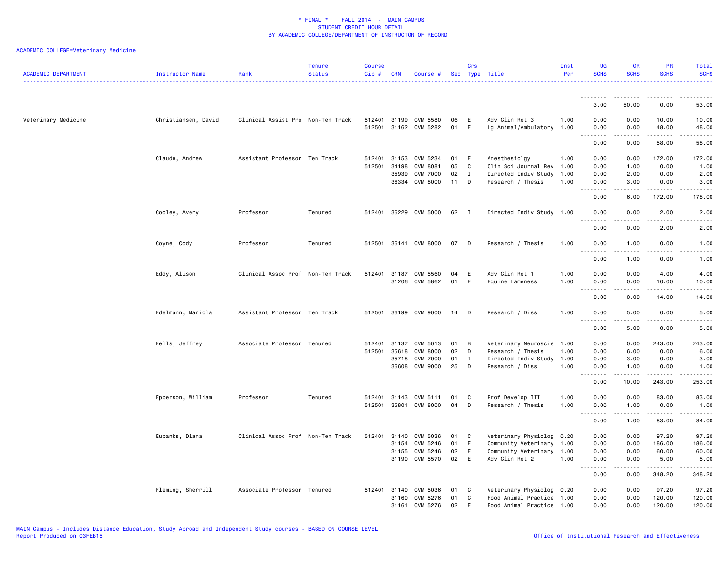\* FINAL \*    FALL 2014  -  MAIN CAMPUS
STUDENT CREDIT HOUR DETAIL
BY ACADEMIC COLLEGE/DEPARTMENT OF INSTRUCTOR OF RECORD

ACADEMIC COLLEGE=Veterinary Medicine

| ACADEMIC DEPARTMENT | Instructor Name | Rank | Tenure Status | Course Cip # | CRN | Course # | Sec | Crs Type | Title | Inst Per | UG SCHS | GR SCHS | PR SCHS | Total SCHS |
|---|---|---|---|---|---|---|---|---|---|---|---|---|---|---|
| | | | | | | | | | | | 3.00 | 50.00 | 0.00 | 53.00 |
| Veterinary Medicine | Christiansen, David | Clinical Assist Pro | Non-Ten Track | 512401 | 31199 | CVM 5580 | 06 | E | Adv Clin Rot 3 | 1.00 | 0.00 | 0.00 | 10.00 | 10.00 |
| | | | | 512501 | 31162 | CVM 5282 | 01 | E | Lg Animal/Ambulatory | 1.00 | 0.00 | 0.00 | 48.00 | 48.00 |
| | | | | | | | | | | | 0.00 | 0.00 | 58.00 | 58.00 |
| | Claude, Andrew | Assistant Professor | Ten Track | 512401 | 31153 | CVM 5234 | 01 | E | Anesthesiolgy | 1.00 | 0.00 | 0.00 | 172.00 | 172.00 |
| | | | | 512501 | 34198 | CVM 8081 | 05 | C | Clin Sci Journal Rev | 1.00 | 0.00 | 1.00 | 0.00 | 1.00 |
| | | | | | 35939 | CVM 7000 | 02 | I | Directed Indiv Study | 1.00 | 0.00 | 2.00 | 0.00 | 2.00 |
| | | | | | 36334 | CVM 8000 | 11 | D | Research / Thesis | 1.00 | 0.00 | 3.00 | 0.00 | 3.00 |
| | | | | | | | | | | | 0.00 | 6.00 | 172.00 | 178.00 |
| | Cooley, Avery | Professor | Tenured | 512401 | 36229 | CVM 5000 | 62 | I | Directed Indiv Study | 1.00 | 0.00 | 0.00 | 2.00 | 2.00 |
| | | | | | | | | | | | 0.00 | 0.00 | 2.00 | 2.00 |
| | Coyne, Cody | Professor | Tenured | 512501 | 36141 | CVM 8000 | 07 | D | Research / Thesis | 1.00 | 0.00 | 1.00 | 0.00 | 1.00 |
| | | | | | | | | | | | 0.00 | 1.00 | 0.00 | 1.00 |
| | Eddy, Alison | Clinical Assoc Prof | Non-Ten Track | 512401 | 31187 | CVM 5560 | 04 | E | Adv Clin Rot 1 | 1.00 | 0.00 | 0.00 | 4.00 | 4.00 |
| | | | | | 31206 | CVM 5862 | 01 | E | Equine Lameness | 1.00 | 0.00 | 0.00 | 10.00 | 10.00 |
| | | | | | | | | | | | 0.00 | 0.00 | 14.00 | 14.00 |
| | Edelmann, Mariola | Assistant Professor | Ten Track | 512501 | 36199 | CVM 9000 | 14 | D | Research / Diss | 1.00 | 0.00 | 5.00 | 0.00 | 5.00 |
| | | | | | | | | | | | 0.00 | 5.00 | 0.00 | 5.00 |
| | Eells, Jeffrey | Associate Professor | Tenured | 512401 | 31137 | CVM 5013 | 01 | B | Veterinary Neuroscie | 1.00 | 0.00 | 0.00 | 243.00 | 243.00 |
| | | | | 512501 | 35618 | CVM 8000 | 02 | D | Research / Thesis | 1.00 | 0.00 | 6.00 | 0.00 | 6.00 |
| | | | | | 35718 | CVM 7000 | 01 | I | Directed Indiv Study | 1.00 | 0.00 | 3.00 | 0.00 | 3.00 |
| | | | | | 36608 | CVM 9000 | 25 | D | Research / Diss | 1.00 | 0.00 | 1.00 | 0.00 | 1.00 |
| | | | | | | | | | | | 0.00 | 10.00 | 243.00 | 253.00 |
| | Epperson, William | Professor | Tenured | 512401 | 31143 | CVM 5111 | 01 | C | Prof Develop III | 1.00 | 0.00 | 0.00 | 83.00 | 83.00 |
| | | | | 512501 | 35801 | CVM 8000 | 04 | D | Research / Thesis | 1.00 | 0.00 | 1.00 | 0.00 | 1.00 |
| | | | | | | | | | | | 0.00 | 1.00 | 83.00 | 84.00 |
| | Eubanks, Diana | Clinical Assoc Prof | Non-Ten Track | 512401 | 31140 | CVM 5036 | 01 | C | Veterinary Physiolog | 0.20 | 0.00 | 0.00 | 97.20 | 97.20 |
| | | | | | 31154 | CVM 5246 | 01 | E | Community Veterinary | 1.00 | 0.00 | 0.00 | 186.00 | 186.00 |
| | | | | | 31155 | CVM 5246 | 02 | E | Community Veterinary | 1.00 | 0.00 | 0.00 | 60.00 | 60.00 |
| | | | | | 31190 | CVM 5570 | 02 | E | Adv Clin Rot 2 | 1.00 | 0.00 | 0.00 | 5.00 | 5.00 |
| | | | | | | | | | | | 0.00 | 0.00 | 348.20 | 348.20 |
| | Fleming, Sherrill | Associate Professor | Tenured | 512401 | 31140 | CVM 5036 | 01 | C | Veterinary Physiolog | 0.20 | 0.00 | 0.00 | 97.20 | 97.20 |
| | | | | | 31160 | CVM 5276 | 01 | C | Food Animal Practice | 1.00 | 0.00 | 0.00 | 120.00 | 120.00 |
| | | | | | 31161 | CVM 5276 | 02 | E | Food Animal Practice | 1.00 | 0.00 | 0.00 | 120.00 | 120.00 |

MAIN Campus - Includes Distance Education, Study Abroad and Independent Study courses - BASED ON COURSE LEVEL
Report Produced on 03FEB15
Office of Institutional Research and Effectiveness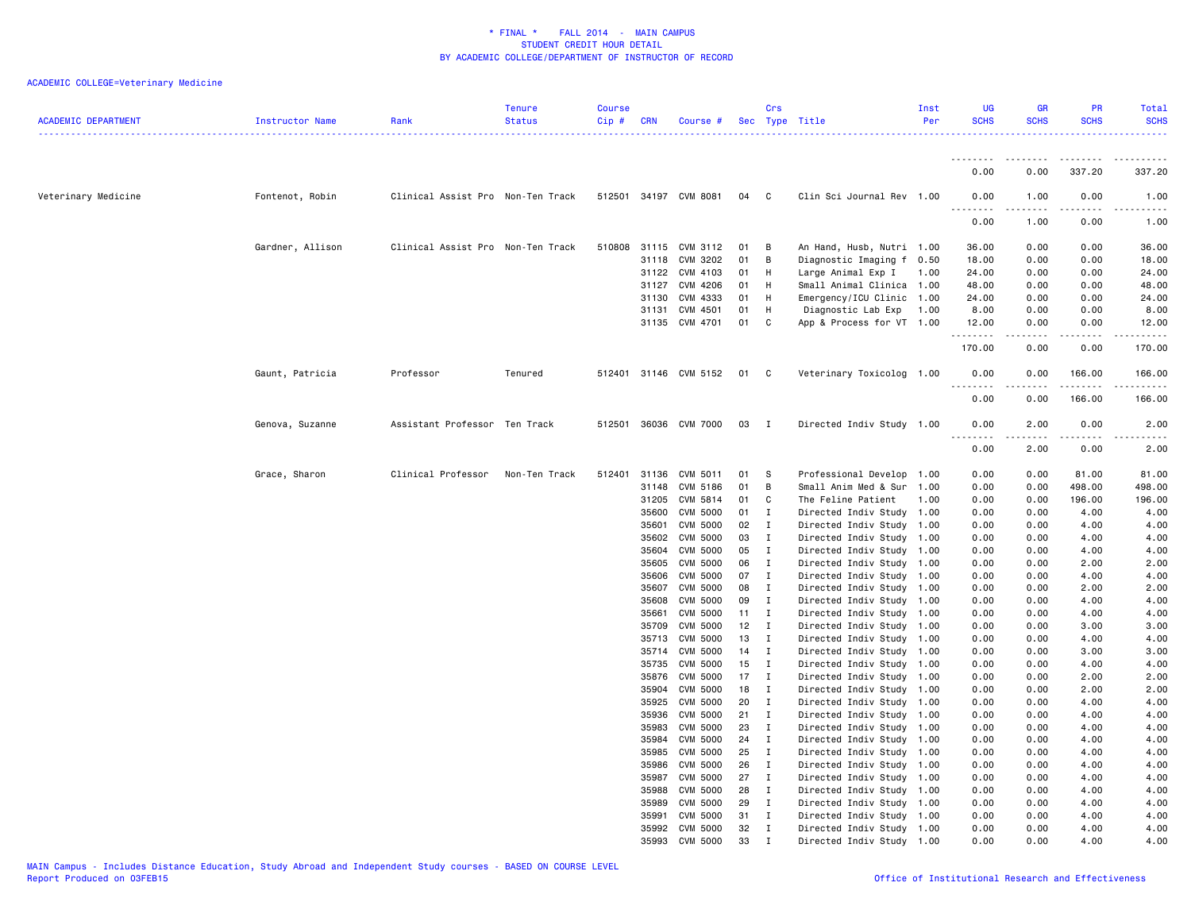\* FINAL \* FALL 2014 - MAIN CAMPUS
STUDENT CREDIT HOUR DETAIL
BY ACADEMIC COLLEGE/DEPARTMENT OF INSTRUCTOR OF RECORD

ACADEMIC COLLEGE=Veterinary Medicine

| ACADEMIC DEPARTMENT | Instructor Name | Rank | Tenure Status | Course Cip # | CRN | Course # | Sec | Crs Type | Title | Inst Per | UG SCHS | GR SCHS | PR SCHS | Total SCHS |
|---|---|---|---|---|---|---|---|---|---|---|---|---|---|---|
| | | | | | | | | | | | 0.00 | 0.00 | 337.20 | 337.20 |
| Veterinary Medicine | Fontenot, Robin | Clinical Assist Pro | Non-Ten Track | 512501 | 34197 | CVM 8081 | 04 | C | Clin Sci Journal Rev | 1.00 | 0.00 | 1.00 | 0.00 | 1.00 |
| | | | | | | | | | | | 0.00 | 1.00 | 0.00 | 1.00 |
| | Gardner, Allison | Clinical Assist Pro | Non-Ten Track | 510808 | 31115 | CVM 3112 | 01 | B | An Hand, Husb, Nutri | 1.00 | 36.00 | 0.00 | 0.00 | 36.00 |
| | | | | | 31118 | CVM 3202 | 01 | B | Diagnostic Imaging f | 0.50 | 18.00 | 0.00 | 0.00 | 18.00 |
| | | | | | 31122 | CVM 4103 | 01 | H | Large Animal Exp I | 1.00 | 24.00 | 0.00 | 0.00 | 24.00 |
| | | | | | 31127 | CVM 4206 | 01 | H | Small Animal Clinica | 1.00 | 48.00 | 0.00 | 0.00 | 48.00 |
| | | | | | 31130 | CVM 4333 | 01 | H | Emergency/ICU Clinic | 1.00 | 24.00 | 0.00 | 0.00 | 24.00 |
| | | | | | 31131 | CVM 4501 | 01 | H | Diagnostic Lab Exp | 1.00 | 8.00 | 0.00 | 0.00 | 8.00 |
| | | | | | 31135 | CVM 4701 | 01 | C | App & Process for VT | 1.00 | 12.00 | 0.00 | 0.00 | 12.00 |
| | | | | | | | | | | | 170.00 | 0.00 | 0.00 | 170.00 |
| | Gaunt, Patricia | Professor | Tenured | 512401 | 31146 | CVM 5152 | 01 | C | Veterinary Toxicolog | 1.00 | 0.00 | 0.00 | 166.00 | 166.00 |
| | | | | | | | | | | | 0.00 | 0.00 | 166.00 | 166.00 |
| | Genova, Suzanne | Assistant Professor | Ten Track | 512501 | 36036 | CVM 7000 | 03 | I | Directed Indiv Study | 1.00 | 0.00 | 2.00 | 0.00 | 2.00 |
| | | | | | | | | | | | 0.00 | 2.00 | 0.00 | 2.00 |
| | Grace, Sharon | Clinical Professor | Non-Ten Track | 512401 | 31136 | CVM 5011 | 01 | S | Professional Develop | 1.00 | 0.00 | 0.00 | 81.00 | 81.00 |
| | | | | | 31148 | CVM 5186 | 01 | B | Small Anim Med & Sur | 1.00 | 0.00 | 0.00 | 498.00 | 498.00 |
| | | | | | 31205 | CVM 5814 | 01 | C | The Feline Patient | 1.00 | 0.00 | 0.00 | 196.00 | 196.00 |
| | | | | | 35600 | CVM 5000 | 01 | I | Directed Indiv Study | 1.00 | 0.00 | 0.00 | 4.00 | 4.00 |
| | | | | | 35601 | CVM 5000 | 02 | I | Directed Indiv Study | 1.00 | 0.00 | 0.00 | 4.00 | 4.00 |
| | | | | | 35602 | CVM 5000 | 03 | I | Directed Indiv Study | 1.00 | 0.00 | 0.00 | 4.00 | 4.00 |
| | | | | | 35604 | CVM 5000 | 05 | I | Directed Indiv Study | 1.00 | 0.00 | 0.00 | 4.00 | 4.00 |
| | | | | | 35605 | CVM 5000 | 06 | I | Directed Indiv Study | 1.00 | 0.00 | 0.00 | 2.00 | 2.00 |
| | | | | | 35606 | CVM 5000 | 07 | I | Directed Indiv Study | 1.00 | 0.00 | 0.00 | 4.00 | 4.00 |
| | | | | | 35607 | CVM 5000 | 08 | I | Directed Indiv Study | 1.00 | 0.00 | 0.00 | 2.00 | 2.00 |
| | | | | | 35608 | CVM 5000 | 09 | I | Directed Indiv Study | 1.00 | 0.00 | 0.00 | 4.00 | 4.00 |
| | | | | | 35661 | CVM 5000 | 11 | I | Directed Indiv Study | 1.00 | 0.00 | 0.00 | 4.00 | 4.00 |
| | | | | | 35709 | CVM 5000 | 12 | I | Directed Indiv Study | 1.00 | 0.00 | 0.00 | 3.00 | 3.00 |
| | | | | | 35713 | CVM 5000 | 13 | I | Directed Indiv Study | 1.00 | 0.00 | 0.00 | 4.00 | 4.00 |
| | | | | | 35714 | CVM 5000 | 14 | I | Directed Indiv Study | 1.00 | 0.00 | 0.00 | 3.00 | 3.00 |
| | | | | | 35735 | CVM 5000 | 15 | I | Directed Indiv Study | 1.00 | 0.00 | 0.00 | 4.00 | 4.00 |
| | | | | | 35876 | CVM 5000 | 17 | I | Directed Indiv Study | 1.00 | 0.00 | 0.00 | 2.00 | 2.00 |
| | | | | | 35904 | CVM 5000 | 18 | I | Directed Indiv Study | 1.00 | 0.00 | 0.00 | 2.00 | 2.00 |
| | | | | | 35925 | CVM 5000 | 20 | I | Directed Indiv Study | 1.00 | 0.00 | 0.00 | 4.00 | 4.00 |
| | | | | | 35936 | CVM 5000 | 21 | I | Directed Indiv Study | 1.00 | 0.00 | 0.00 | 4.00 | 4.00 |
| | | | | | 35983 | CVM 5000 | 23 | I | Directed Indiv Study | 1.00 | 0.00 | 0.00 | 4.00 | 4.00 |
| | | | | | 35984 | CVM 5000 | 24 | I | Directed Indiv Study | 1.00 | 0.00 | 0.00 | 4.00 | 4.00 |
| | | | | | 35985 | CVM 5000 | 25 | I | Directed Indiv Study | 1.00 | 0.00 | 0.00 | 4.00 | 4.00 |
| | | | | | 35986 | CVM 5000 | 26 | I | Directed Indiv Study | 1.00 | 0.00 | 0.00 | 4.00 | 4.00 |
| | | | | | 35987 | CVM 5000 | 27 | I | Directed Indiv Study | 1.00 | 0.00 | 0.00 | 4.00 | 4.00 |
| | | | | | 35988 | CVM 5000 | 28 | I | Directed Indiv Study | 1.00 | 0.00 | 0.00 | 4.00 | 4.00 |
| | | | | | 35989 | CVM 5000 | 29 | I | Directed Indiv Study | 1.00 | 0.00 | 0.00 | 4.00 | 4.00 |
| | | | | | 35991 | CVM 5000 | 31 | I | Directed Indiv Study | 1.00 | 0.00 | 0.00 | 4.00 | 4.00 |
| | | | | | 35992 | CVM 5000 | 32 | I | Directed Indiv Study | 1.00 | 0.00 | 0.00 | 4.00 | 4.00 |
| | | | | | 35993 | CVM 5000 | 33 | I | Directed Indiv Study | 1.00 | 0.00 | 0.00 | 4.00 | 4.00 |

MAIN Campus - Includes Distance Education, Study Abroad and Independent Study courses - BASED ON COURSE LEVEL
Report Produced on 03FEB15

Office of Institutional Research and Effectiveness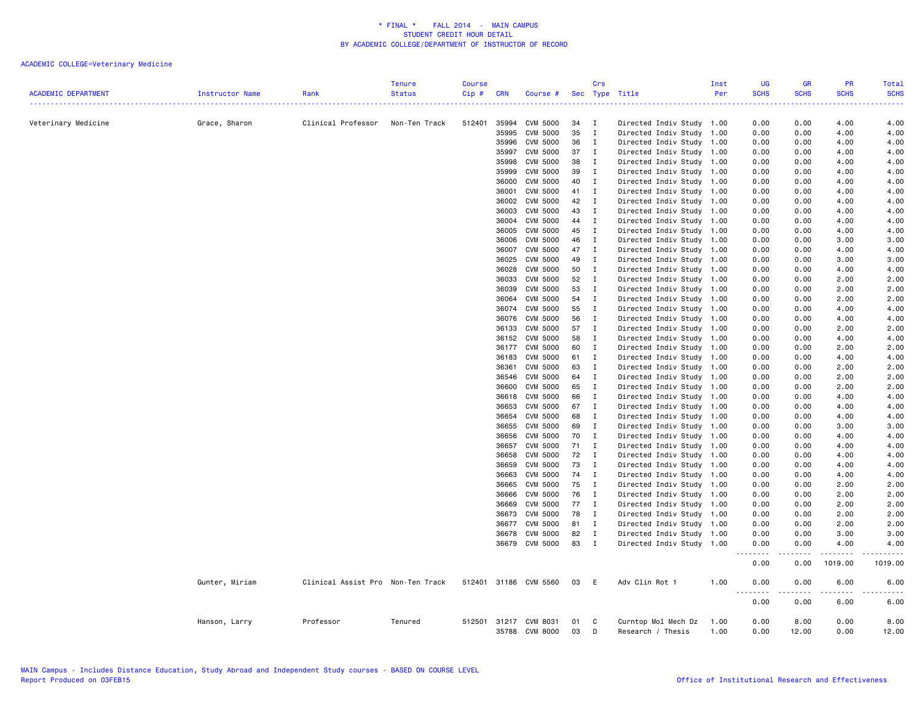# * FINAL * FALL 2014 - MAIN CAMPUS
## STUDENT CREDIT HOUR DETAIL
## BY ACADEMIC COLLEGE/DEPARTMENT OF INSTRUCTOR OF RECORD

ACADEMIC COLLEGE=Veterinary Medicine

| ACADEMIC DEPARTMENT | Instructor Name | Rank | Tenure Status | Course Cip # | CRN | Course # | Sec | Crs Type | Title | Inst Per | UG SCHS | GR SCHS | PR SCHS | Total SCHS |
|---|---|---|---|---|---|---|---|---|---|---|---|---|---|---|
| Veterinary Medicine | Grace, Sharon | Clinical Professor | Non-Ten Track | 512401 | 35994 | CVM 5000 | 34 | I | Directed Indiv Study | 1.00 | 0.00 | 0.00 | 4.00 | 4.00 |
| | | | | | 35995 | CVM 5000 | 35 | I | Directed Indiv Study | 1.00 | 0.00 | 0.00 | 4.00 | 4.00 |
| | | | | | 35996 | CVM 5000 | 36 | I | Directed Indiv Study | 1.00 | 0.00 | 0.00 | 4.00 | 4.00 |
| | | | | | 35997 | CVM 5000 | 37 | I | Directed Indiv Study | 1.00 | 0.00 | 0.00 | 4.00 | 4.00 |
| | | | | | 35998 | CVM 5000 | 38 | I | Directed Indiv Study | 1.00 | 0.00 | 0.00 | 4.00 | 4.00 |
| | | | | | 35999 | CVM 5000 | 39 | I | Directed Indiv Study | 1.00 | 0.00 | 0.00 | 4.00 | 4.00 |
| | | | | | 36000 | CVM 5000 | 40 | I | Directed Indiv Study | 1.00 | 0.00 | 0.00 | 4.00 | 4.00 |
| | | | | | 36001 | CVM 5000 | 41 | I | Directed Indiv Study | 1.00 | 0.00 | 0.00 | 4.00 | 4.00 |
| | | | | | 36002 | CVM 5000 | 42 | I | Directed Indiv Study | 1.00 | 0.00 | 0.00 | 4.00 | 4.00 |
| | | | | | 36003 | CVM 5000 | 43 | I | Directed Indiv Study | 1.00 | 0.00 | 0.00 | 4.00 | 4.00 |
| | | | | | 36004 | CVM 5000 | 44 | I | Directed Indiv Study | 1.00 | 0.00 | 0.00 | 4.00 | 4.00 |
| | | | | | 36005 | CVM 5000 | 45 | I | Directed Indiv Study | 1.00 | 0.00 | 0.00 | 4.00 | 4.00 |
| | | | | | 36006 | CVM 5000 | 46 | I | Directed Indiv Study | 1.00 | 0.00 | 0.00 | 3.00 | 3.00 |
| | | | | | 36007 | CVM 5000 | 47 | I | Directed Indiv Study | 1.00 | 0.00 | 0.00 | 4.00 | 4.00 |
| | | | | | 36025 | CVM 5000 | 49 | I | Directed Indiv Study | 1.00 | 0.00 | 0.00 | 3.00 | 3.00 |
| | | | | | 36028 | CVM 5000 | 50 | I | Directed Indiv Study | 1.00 | 0.00 | 0.00 | 4.00 | 4.00 |
| | | | | | 36033 | CVM 5000 | 52 | I | Directed Indiv Study | 1.00 | 0.00 | 0.00 | 2.00 | 2.00 |
| | | | | | 36039 | CVM 5000 | 53 | I | Directed Indiv Study | 1.00 | 0.00 | 0.00 | 2.00 | 2.00 |
| | | | | | 36064 | CVM 5000 | 54 | I | Directed Indiv Study | 1.00 | 0.00 | 0.00 | 2.00 | 2.00 |
| | | | | | 36074 | CVM 5000 | 55 | I | Directed Indiv Study | 1.00 | 0.00 | 0.00 | 4.00 | 4.00 |
| | | | | | 36076 | CVM 5000 | 56 | I | Directed Indiv Study | 1.00 | 0.00 | 0.00 | 4.00 | 4.00 |
| | | | | | 36133 | CVM 5000 | 57 | I | Directed Indiv Study | 1.00 | 0.00 | 0.00 | 2.00 | 2.00 |
| | | | | | 36152 | CVM 5000 | 58 | I | Directed Indiv Study | 1.00 | 0.00 | 0.00 | 4.00 | 4.00 |
| | | | | | 36177 | CVM 5000 | 60 | I | Directed Indiv Study | 1.00 | 0.00 | 0.00 | 2.00 | 2.00 |
| | | | | | 36183 | CVM 5000 | 61 | I | Directed Indiv Study | 1.00 | 0.00 | 0.00 | 4.00 | 4.00 |
| | | | | | 36361 | CVM 5000 | 63 | I | Directed Indiv Study | 1.00 | 0.00 | 0.00 | 2.00 | 2.00 |
| | | | | | 36546 | CVM 5000 | 64 | I | Directed Indiv Study | 1.00 | 0.00 | 0.00 | 2.00 | 2.00 |
| | | | | | 36600 | CVM 5000 | 65 | I | Directed Indiv Study | 1.00 | 0.00 | 0.00 | 2.00 | 2.00 |
| | | | | | 36618 | CVM 5000 | 66 | I | Directed Indiv Study | 1.00 | 0.00 | 0.00 | 4.00 | 4.00 |
| | | | | | 36653 | CVM 5000 | 67 | I | Directed Indiv Study | 1.00 | 0.00 | 0.00 | 4.00 | 4.00 |
| | | | | | 36654 | CVM 5000 | 68 | I | Directed Indiv Study | 1.00 | 0.00 | 0.00 | 4.00 | 4.00 |
| | | | | | 36655 | CVM 5000 | 69 | I | Directed Indiv Study | 1.00 | 0.00 | 0.00 | 3.00 | 3.00 |
| | | | | | 36656 | CVM 5000 | 70 | I | Directed Indiv Study | 1.00 | 0.00 | 0.00 | 4.00 | 4.00 |
| | | | | | 36657 | CVM 5000 | 71 | I | Directed Indiv Study | 1.00 | 0.00 | 0.00 | 4.00 | 4.00 |
| | | | | | 36658 | CVM 5000 | 72 | I | Directed Indiv Study | 1.00 | 0.00 | 0.00 | 4.00 | 4.00 |
| | | | | | 36659 | CVM 5000 | 73 | I | Directed Indiv Study | 1.00 | 0.00 | 0.00 | 4.00 | 4.00 |
| | | | | | 36663 | CVM 5000 | 74 | I | Directed Indiv Study | 1.00 | 0.00 | 0.00 | 4.00 | 4.00 |
| | | | | | 36665 | CVM 5000 | 75 | I | Directed Indiv Study | 1.00 | 0.00 | 0.00 | 2.00 | 2.00 |
| | | | | | 36666 | CVM 5000 | 76 | I | Directed Indiv Study | 1.00 | 0.00 | 0.00 | 2.00 | 2.00 |
| | | | | | 36669 | CVM 5000 | 77 | I | Directed Indiv Study | 1.00 | 0.00 | 0.00 | 2.00 | 2.00 |
| | | | | | 36673 | CVM 5000 | 78 | I | Directed Indiv Study | 1.00 | 0.00 | 0.00 | 2.00 | 2.00 |
| | | | | | 36677 | CVM 5000 | 81 | I | Directed Indiv Study | 1.00 | 0.00 | 0.00 | 2.00 | 2.00 |
| | | | | | 36678 | CVM 5000 | 82 | I | Directed Indiv Study | 1.00 | 0.00 | 0.00 | 3.00 | 3.00 |
| | | | | | 36679 | CVM 5000 | 83 | I | Directed Indiv Study | 1.00 | 0.00 | 0.00 | 4.00 | 4.00 |
| | | | | | | | | | | | 0.00 | 0.00 | 1019.00 | 1019.00 |
| | Gunter, Miriam | Clinical Assist Pro | Non-Ten Track | 512401 | 31186 | CVM 5560 | 03 | E | Adv Clin Rot 1 | 1.00 | 0.00 | 0.00 | 6.00 | 6.00 |
| | | | | | | | | | | | 0.00 | 0.00 | 6.00 | 6.00 |
| | Hanson, Larry | Professor | Tenured | 512501 | 31217 | CVM 8031 | 01 | C | Curntop Mol Mech Dz | 1.00 | 0.00 | 8.00 | 0.00 | 8.00 |
| | | | | | 35788 | CVM 8000 | 03 | D | Research / Thesis | 1.00 | 0.00 | 12.00 | 0.00 | 12.00 |

MAIN Campus - Includes Distance Education, Study Abroad and Independent Study courses - BASED ON COURSE LEVEL
Report Produced on 03FEB15 Office of Institutional Research and Effectiveness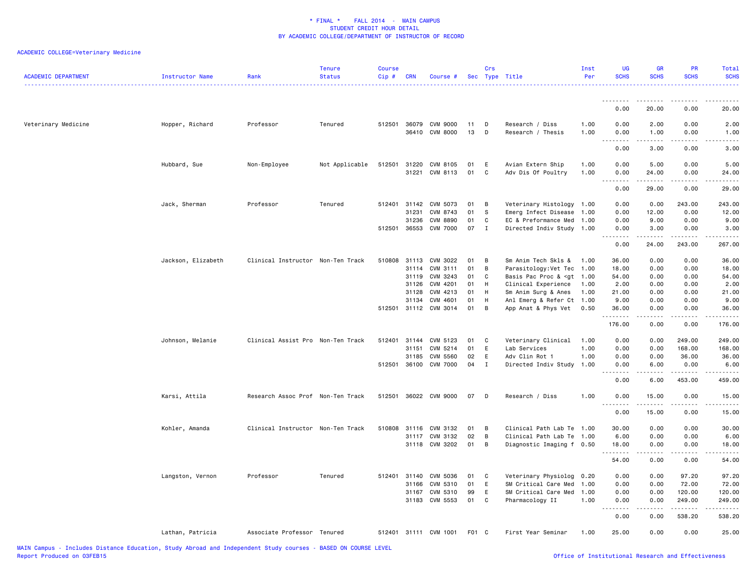* FINAL * FALL 2014 - MAIN CAMPUS
STUDENT CREDIT HOUR DETAIL
BY ACADEMIC COLLEGE/DEPARTMENT OF INSTRUCTOR OF RECORD

ACADEMIC COLLEGE=Veterinary Medicine

| ACADEMIC DEPARTMENT | Instructor Name | Rank | Tenure Status | Course Cip # | CRN | Course # | Sec | Crs Type | Title | Inst Per | UG SCHS | GR SCHS | PR SCHS | Total SCHS |
|---|---|---|---|---|---|---|---|---|---|---|---|---|---|---|
| | | | | | | | | | | | 0.00 | 20.00 | 0.00 | 20.00 |
| Veterinary Medicine | Hopper, Richard | Professor | Tenured | 512501 | 36079 | CVM 9000 | 11 | D | Research / Diss | 1.00 | 0.00 | 2.00 | 0.00 | 2.00 |
| | | | | | 36410 | CVM 8000 | 13 | D | Research / Thesis | 1.00 | 0.00 | 1.00 | 0.00 | 1.00 |
| | | | | | | | | | | | 0.00 | 3.00 | 0.00 | 3.00 |
| | Hubbard, Sue | Non-Employee | Not Applicable | 512501 | 31220 | CVM 8105 | 01 | E | Avian Extern Ship | 1.00 | 0.00 | 5.00 | 0.00 | 5.00 |
| | | | | | 31221 | CVM 8113 | 01 | C | Adv Dis Of Poultry | 1.00 | 0.00 | 24.00 | 0.00 | 24.00 |
| | | | | | | | | | | | 0.00 | 29.00 | 0.00 | 29.00 |
| | Jack, Sherman | Professor | Tenured | 512401 | 31142 | CVM 5073 | 01 | B | Veterinary Histology | 1.00 | 0.00 | 0.00 | 243.00 | 243.00 |
| | | | | | 31231 | CVM 8743 | 01 | S | Emerg Infect Disease | 1.00 | 0.00 | 12.00 | 0.00 | 12.00 |
| | | | | | 31236 | CVM 8890 | 01 | C | EC & Preformance Med | 1.00 | 0.00 | 9.00 | 0.00 | 9.00 |
| | | | | 512501 | 36553 | CVM 7000 | 07 | I | Directed Indiv Study | 1.00 | 0.00 | 3.00 | 0.00 | 3.00 |
| | | | | | | | | | | | 0.00 | 24.00 | 243.00 | 267.00 |
| | Jackson, Elizabeth | Clinical Instructor | Non-Ten Track | 510808 | 31113 | CVM 3022 | 01 | B | Sm Anim Tech Skls & | 1.00 | 36.00 | 0.00 | 0.00 | 36.00 |
| | | | | | 31114 | CVM 3111 | 01 | B | Parasitology:Vet Tec | 1.00 | 18.00 | 0.00 | 0.00 | 18.00 |
| | | | | | 31119 | CVM 3243 | 01 | C | Basis Pac Proc & <gt | 1.00 | 54.00 | 0.00 | 0.00 | 54.00 |
| | | | | | 31126 | CVM 4201 | 01 | H | Clinical Experience | 1.00 | 2.00 | 0.00 | 0.00 | 2.00 |
| | | | | | 31128 | CVM 4213 | 01 | H | Sm Anim Surg & Anes | 1.00 | 21.00 | 0.00 | 0.00 | 21.00 |
| | | | | | 31134 | CVM 4601 | 01 | H | Anl Emerg & Refer Ct | 1.00 | 9.00 | 0.00 | 0.00 | 9.00 |
| | | | | 512501 | 31112 | CVM 3014 | 01 | B | App Anat & Phys Vet | 0.50 | 36.00 | 0.00 | 0.00 | 36.00 |
| | | | | | | | | | | | 176.00 | 0.00 | 0.00 | 176.00 |
| | Johnson, Melanie | Clinical Assist Pro | Non-Ten Track | 512401 | 31144 | CVM 5123 | 01 | C | Veterinary Clinical | 1.00 | 0.00 | 0.00 | 249.00 | 249.00 |
| | | | | | 31151 | CVM 5214 | 01 | E | Lab Services | 1.00 | 0.00 | 0.00 | 168.00 | 168.00 |
| | | | | | 31185 | CVM 5560 | 02 | E | Adv Clin Rot 1 | 1.00 | 0.00 | 0.00 | 36.00 | 36.00 |
| | | | | 512501 | 36100 | CVM 7000 | 04 | I | Directed Indiv Study | 1.00 | 0.00 | 6.00 | 0.00 | 6.00 |
| | | | | | | | | | | | 0.00 | 6.00 | 453.00 | 459.00 |
| | Karsi, Attila | Research Assoc Prof | Non-Ten Track | 512501 | 36022 | CVM 9000 | 07 | D | Research / Diss | 1.00 | 0.00 | 15.00 | 0.00 | 15.00 |
| | | | | | | | | | | | 0.00 | 15.00 | 0.00 | 15.00 |
| | Kohler, Amanda | Clinical Instructor | Non-Ten Track | 510808 | 31116 | CVM 3132 | 01 | B | Clinical Path Lab Te | 1.00 | 30.00 | 0.00 | 0.00 | 30.00 |
| | | | | | 31117 | CVM 3132 | 02 | B | Clinical Path Lab Te | 1.00 | 6.00 | 0.00 | 0.00 | 6.00 |
| | | | | | 31118 | CVM 3202 | 01 | B | Diagnostic Imaging f | 0.50 | 18.00 | 0.00 | 0.00 | 18.00 |
| | | | | | | | | | | | 54.00 | 0.00 | 0.00 | 54.00 |
| | Langston, Vernon | Professor | Tenured | 512401 | 31140 | CVM 5036 | 01 | C | Veterinary Physiolog | 0.20 | 0.00 | 0.00 | 97.20 | 97.20 |
| | | | | | 31166 | CVM 5310 | 01 | E | SM Critical Care Med | 1.00 | 0.00 | 0.00 | 72.00 | 72.00 |
| | | | | | 31167 | CVM 5310 | 99 | E | SM Critical Care Med | 1.00 | 0.00 | 0.00 | 120.00 | 120.00 |
| | | | | | 31183 | CVM 5553 | 01 | C | Pharmacology II | 1.00 | 0.00 | 0.00 | 249.00 | 249.00 |
| | | | | | | | | | | | 0.00 | 0.00 | 538.20 | 538.20 |
| | Lathan, Patricia | Associate Professor | Tenured | 512401 | 31111 | CVM 1001 | F01 | C | First Year Seminar | 1.00 | 25.00 | 0.00 | 0.00 | 25.00 |

MAIN Campus - Includes Distance Education, Study Abroad and Independent Study courses - BASED ON COURSE LEVEL
Report Produced on 03FEB15
Office of Institutional Research and Effectiveness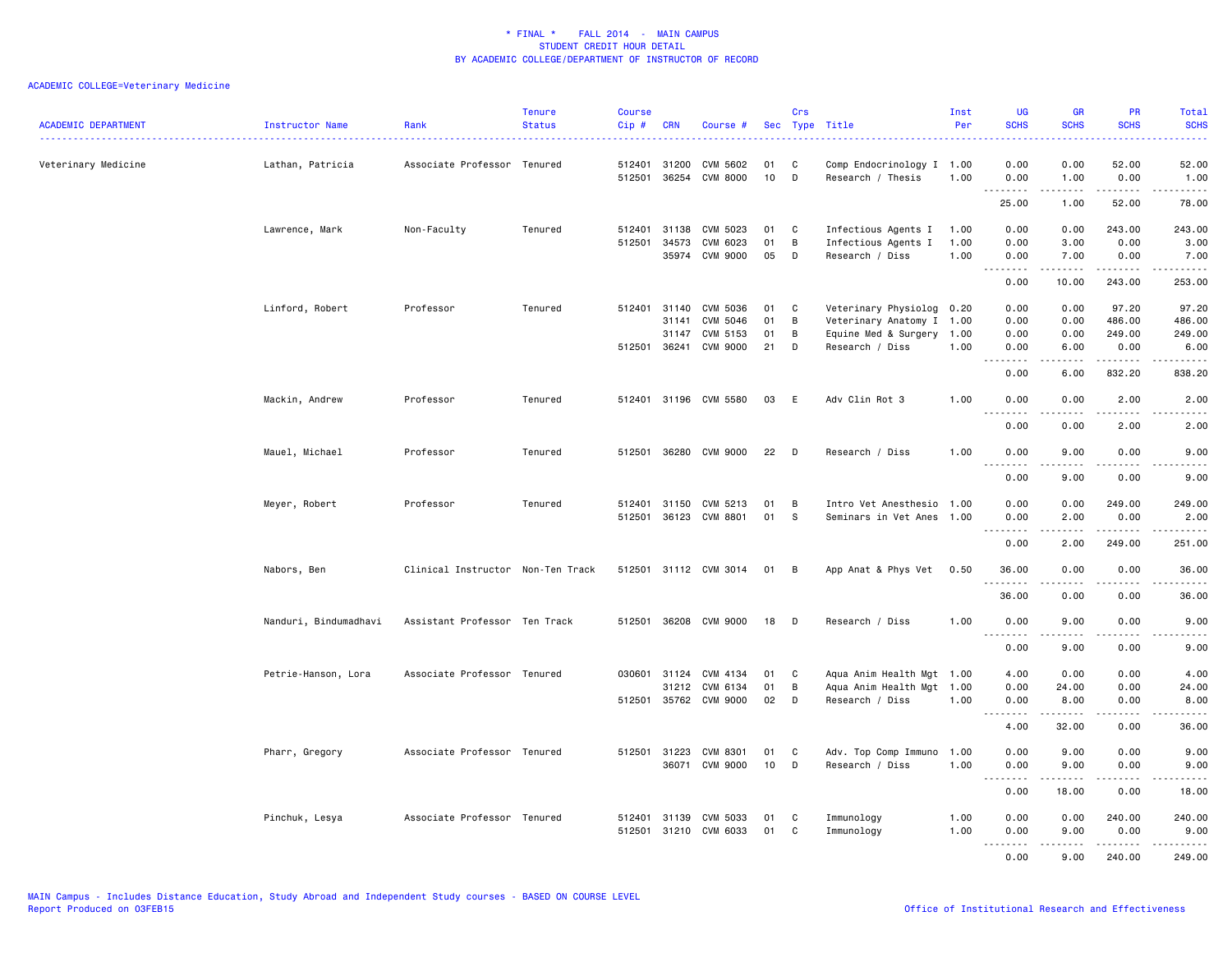\* FINAL \*    FALL 2014  -  MAIN CAMPUS
STUDENT CREDIT HOUR DETAIL
BY ACADEMIC COLLEGE/DEPARTMENT OF INSTRUCTOR OF RECORD

ACADEMIC COLLEGE=Veterinary Medicine

| ACADEMIC DEPARTMENT | Instructor Name | Rank | Tenure Status | Course Cip # | CRN | Course # | Sec | Crs Type | Title | Inst Per | UG SCHS | GR SCHS | PR SCHS | Total SCHS |
|---|---|---|---|---|---|---|---|---|---|---|---|---|---|---|
| Veterinary Medicine | Lathan, Patricia | Associate Professor | Tenured | 512401 | 31200 | CVM 5602 | 01 | C | Comp Endocrinology I | 1.00 | 0.00 | 0.00 | 52.00 | 52.00 |
| | | | | 512501 | 36254 | CVM 8000 | 10 | D | Research / Thesis | 1.00 | 0.00 | 1.00 | 0.00 | 1.00 |
| | | | | | | | | | | | 25.00 | 1.00 | 52.00 | 78.00 |
| | Lawrence, Mark | Non-Faculty | Tenured | 512401 | 31138 | CVM 5023 | 01 | C | Infectious Agents I | 1.00 | 0.00 | 0.00 | 243.00 | 243.00 |
| | | | | 512501 | 34573 | CVM 6023 | 01 | B | Infectious Agents I | 1.00 | 0.00 | 3.00 | 0.00 | 3.00 |
| | | | | | 35974 | CVM 9000 | 05 | D | Research / Diss | 1.00 | 0.00 | 7.00 | 0.00 | 7.00 |
| | | | | | | | | | | | 0.00 | 10.00 | 243.00 | 253.00 |
| | Linford, Robert | Professor | Tenured | 512401 | 31140 | CVM 5036 | 01 | C | Veterinary Physiolog | 0.20 | 0.00 | 0.00 | 97.20 | 97.20 |
| | | | | | 31141 | CVM 5046 | 01 | B | Veterinary Anatomy I | 1.00 | 0.00 | 0.00 | 486.00 | 486.00 |
| | | | | | 31147 | CVM 5153 | 01 | B | Equine Med & Surgery | 1.00 | 0.00 | 0.00 | 249.00 | 249.00 |
| | | | | 512501 | 36241 | CVM 9000 | 21 | D | Research / Diss | 1.00 | 0.00 | 6.00 | 0.00 | 6.00 |
| | | | | | | | | | | | 0.00 | 6.00 | 832.20 | 838.20 |
| | Mackin, Andrew | Professor | Tenured | 512401 | 31196 | CVM 5580 | 03 | E | Adv Clin Rot 3 | 1.00 | 0.00 | 0.00 | 2.00 | 2.00 |
| | | | | | | | | | | | 0.00 | 0.00 | 2.00 | 2.00 |
| | Mauel, Michael | Professor | Tenured | 512501 | 36280 | CVM 9000 | 22 | D | Research / Diss | 1.00 | 0.00 | 9.00 | 0.00 | 9.00 |
| | | | | | | | | | | | 0.00 | 9.00 | 0.00 | 9.00 |
| | Meyer, Robert | Professor | Tenured | 512401 | 31150 | CVM 5213 | 01 | B | Intro Vet Anesthesio | 1.00 | 0.00 | 0.00 | 249.00 | 249.00 |
| | | | | 512501 | 36123 | CVM 8801 | 01 | S | Seminars in Vet Anes | 1.00 | 0.00 | 2.00 | 0.00 | 2.00 |
| | | | | | | | | | | | 0.00 | 2.00 | 249.00 | 251.00 |
| | Nabors, Ben | Clinical Instructor | Non-Ten Track | 512501 | 31112 | CVM 3014 | 01 | B | App Anat & Phys Vet | 0.50 | 36.00 | 0.00 | 0.00 | 36.00 |
| | | | | | | | | | | | 36.00 | 0.00 | 0.00 | 36.00 |
| | Nanduri, Bindumadhavi | Assistant Professor | Ten Track | 512501 | 36208 | CVM 9000 | 18 | D | Research / Diss | 1.00 | 0.00 | 9.00 | 0.00 | 9.00 |
| | | | | | | | | | | | 0.00 | 9.00 | 0.00 | 9.00 |
| | Petrie-Hanson, Lora | Associate Professor | Tenured | 030601 | 31124 | CVM 4134 | 01 | C | Aqua Anim Health Mgt | 1.00 | 4.00 | 0.00 | 0.00 | 4.00 |
| | | | | | 31212 | CVM 6134 | 01 | B | Aqua Anim Health Mgt | 1.00 | 0.00 | 24.00 | 0.00 | 24.00 |
| | | | | 512501 | 35762 | CVM 9000 | 02 | D | Research / Diss | 1.00 | 0.00 | 8.00 | 0.00 | 8.00 |
| | | | | | | | | | | | 4.00 | 32.00 | 0.00 | 36.00 |
| | Pharr, Gregory | Associate Professor | Tenured | 512501 | 31223 | CVM 8301 | 01 | C | Adv. Top Comp Immuno | 1.00 | 0.00 | 9.00 | 0.00 | 9.00 |
| | | | | | 36071 | CVM 9000 | 10 | D | Research / Diss | 1.00 | 0.00 | 9.00 | 0.00 | 9.00 |
| | | | | | | | | | | | 0.00 | 18.00 | 0.00 | 18.00 |
| | Pinchuk, Lesya | Associate Professor | Tenured | 512401 | 31139 | CVM 5033 | 01 | C | Immunology | 1.00 | 0.00 | 0.00 | 240.00 | 240.00 |
| | | | | 512501 | 31210 | CVM 6033 | 01 | C | Immunology | 1.00 | 0.00 | 9.00 | 0.00 | 9.00 |
| | | | | | | | | | | | 0.00 | 9.00 | 240.00 | 249.00 |

MAIN Campus - Includes Distance Education, Study Abroad and Independent Study courses - BASED ON COURSE LEVEL
Report Produced on 03FEB15

Office of Institutional Research and Effectiveness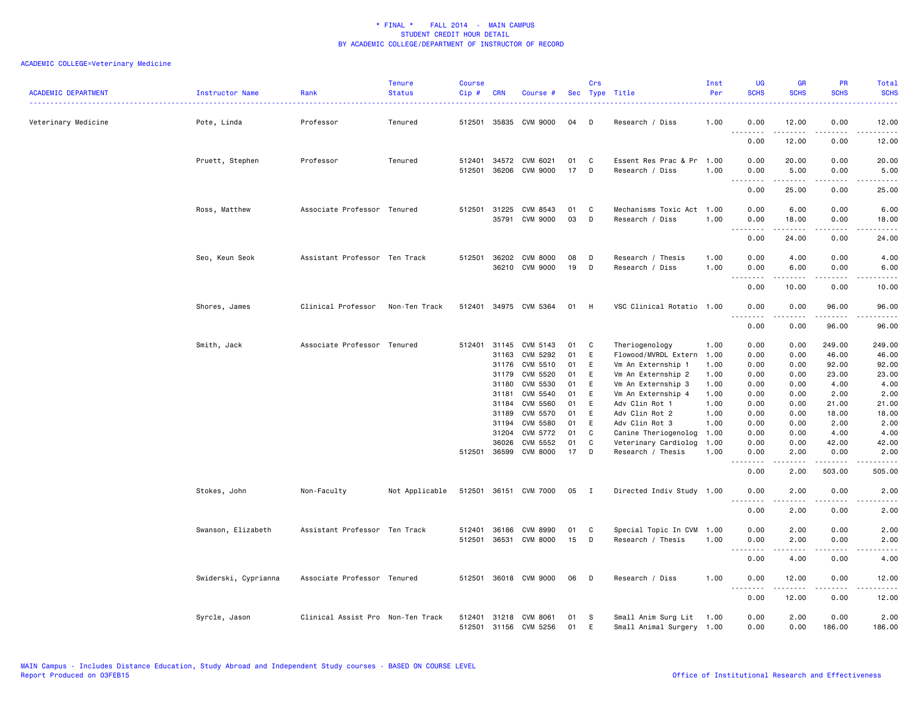\* FINAL \* FALL 2014 - MAIN CAMPUS
STUDENT CREDIT HOUR DETAIL
BY ACADEMIC COLLEGE/DEPARTMENT OF INSTRUCTOR OF RECORD

ACADEMIC COLLEGE=Veterinary Medicine

| ACADEMIC DEPARTMENT | Instructor Name | Rank | Tenure Status | Course Cip # | CRN | Course # | Sec | Crs Type | Title | Inst Per | UG SCHS | GR SCHS | PR SCHS | Total SCHS |
|---|---|---|---|---|---|---|---|---|---|---|---|---|---|---|
| Veterinary Medicine | Pote, Linda | Professor | Tenured | 512501 | 35835 | CVM 9000 | 04 | D | Research / Diss | 1.00 | 0.00 | 12.00 | 0.00 | 12.00 |
| | | | | | | | | | | | 0.00 | 12.00 | 0.00 | 12.00 |
| | Pruett, Stephen | Professor | Tenured | 512401 | 34572 | CVM 6021 | 01 | C | Essent Res Prac & Pr | 1.00 | 0.00 | 20.00 | 0.00 | 20.00 |
| | | | | 512501 | 36206 | CVM 9000 | 17 | D | Research / Diss | 1.00 | 0.00 | 5.00 | 0.00 | 5.00 |
| | | | | | | | | | | | 0.00 | 25.00 | 0.00 | 25.00 |
| | Ross, Matthew | Associate Professor | Tenured | 512501 | 31225 | CVM 8543 | 01 | C | Mechanisms Toxic Act | 1.00 | 0.00 | 6.00 | 0.00 | 6.00 |
| | | | | | 35791 | CVM 9000 | 03 | D | Research / Diss | 1.00 | 0.00 | 18.00 | 0.00 | 18.00 |
| | | | | | | | | | | | 0.00 | 24.00 | 0.00 | 24.00 |
| | Seo, Keun Seok | Assistant Professor | Ten Track | 512501 | 36202 | CVM 8000 | 08 | D | Research / Thesis | 1.00 | 0.00 | 4.00 | 0.00 | 4.00 |
| | | | | | 36210 | CVM 9000 | 19 | D | Research / Diss | 1.00 | 0.00 | 6.00 | 0.00 | 6.00 |
| | | | | | | | | | | | 0.00 | 10.00 | 0.00 | 10.00 |
| | Shores, James | Clinical Professor | Non-Ten Track | 512401 | 34975 | CVM 5364 | 01 | H | VSC Clinical Rotatio | 1.00 | 0.00 | 0.00 | 96.00 | 96.00 |
| | | | | | | | | | | | 0.00 | 0.00 | 96.00 | 96.00 |
| | Smith, Jack | Associate Professor | Tenured | 512401 | 31145 | CVM 5143 | 01 | C | Theriogenology | 1.00 | 0.00 | 0.00 | 249.00 | 249.00 |
| | | | | | 31163 | CVM 5292 | 01 | E | Flowood/MVRDL Extern | 1.00 | 0.00 | 0.00 | 46.00 | 46.00 |
| | | | | | 31176 | CVM 5510 | 01 | E | Vm An Externship 1 | 1.00 | 0.00 | 0.00 | 92.00 | 92.00 |
| | | | | | 31179 | CVM 5520 | 01 | E | Vm An Externship 2 | 1.00 | 0.00 | 0.00 | 23.00 | 23.00 |
| | | | | | 31180 | CVM 5530 | 01 | E | Vm An Externship 3 | 1.00 | 0.00 | 0.00 | 4.00 | 4.00 |
| | | | | | 31181 | CVM 5540 | 01 | E | Vm An Externship 4 | 1.00 | 0.00 | 0.00 | 2.00 | 2.00 |
| | | | | | 31184 | CVM 5560 | 01 | E | Adv Clin Rot 1 | 1.00 | 0.00 | 0.00 | 21.00 | 21.00 |
| | | | | | 31189 | CVM 5570 | 01 | E | Adv Clin Rot 2 | 1.00 | 0.00 | 0.00 | 18.00 | 18.00 |
| | | | | | 31194 | CVM 5580 | 01 | E | Adv Clin Rot 3 | 1.00 | 0.00 | 0.00 | 2.00 | 2.00 |
| | | | | | 31204 | CVM 5772 | 01 | C | Canine Theriogenolog | 1.00 | 0.00 | 0.00 | 4.00 | 4.00 |
| | | | | | 36026 | CVM 5552 | 01 | C | Veterinary Cardiolog | 1.00 | 0.00 | 0.00 | 42.00 | 42.00 |
| | | | | 512501 | 36599 | CVM 8000 | 17 | D | Research / Thesis | 1.00 | 0.00 | 2.00 | 0.00 | 2.00 |
| | | | | | | | | | | | 0.00 | 2.00 | 503.00 | 505.00 |
| | Stokes, John | Non-Faculty | Not Applicable | 512501 | 36151 | CVM 7000 | 05 | I | Directed Indiv Study | 1.00 | 0.00 | 2.00 | 0.00 | 2.00 |
| | | | | | | | | | | | 0.00 | 2.00 | 0.00 | 2.00 |
| | Swanson, Elizabeth | Assistant Professor | Ten Track | 512401 | 36186 | CVM 8990 | 01 | C | Special Topic In CVM | 1.00 | 0.00 | 2.00 | 0.00 | 2.00 |
| | | | | 512501 | 36531 | CVM 8000 | 15 | D | Research / Thesis | 1.00 | 0.00 | 2.00 | 0.00 | 2.00 |
| | | | | | | | | | | | 0.00 | 4.00 | 0.00 | 4.00 |
| | Swiderski, Cyprianna | Associate Professor | Tenured | 512501 | 36018 | CVM 9000 | 06 | D | Research / Diss | 1.00 | 0.00 | 12.00 | 0.00 | 12.00 |
| | | | | | | | | | | | 0.00 | 12.00 | 0.00 | 12.00 |
| | Syrcle, Jason | Clinical Assist Pro | Non-Ten Track | 512401 | 31218 | CVM 8061 | 01 | S | Small Anim Surg Lit | 1.00 | 0.00 | 2.00 | 0.00 | 2.00 |
| | | | | 512501 | 31156 | CVM 5256 | 01 | E | Small Animal Surgery | 1.00 | 0.00 | 0.00 | 186.00 | 186.00 |

MAIN Campus - Includes Distance Education, Study Abroad and Independent Study courses - BASED ON COURSE LEVEL
Report Produced on 03FEB15

Office of Institutional Research and Effectiveness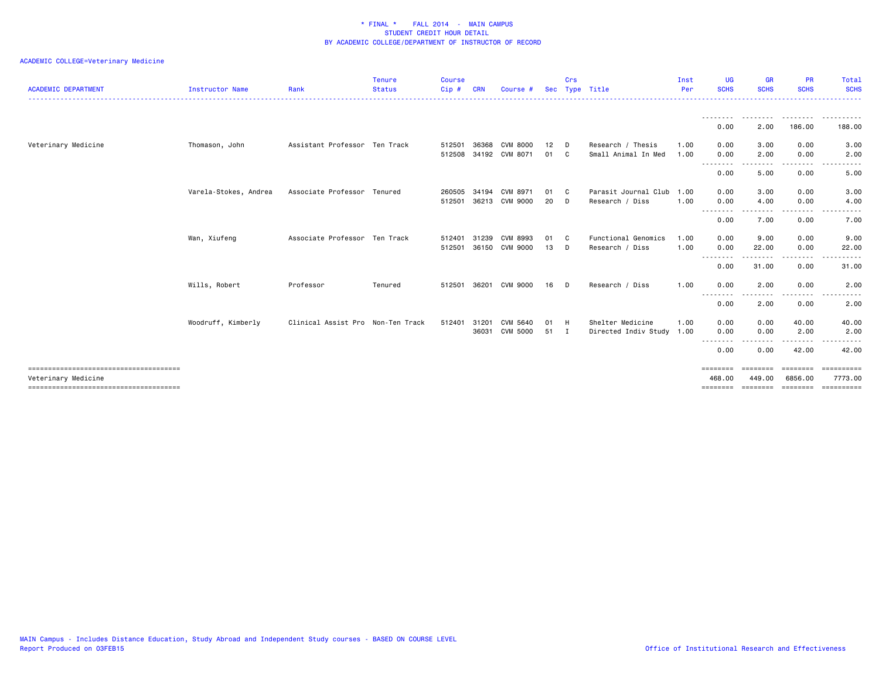\* FINAL \*    FALL 2014  -  MAIN CAMPUS
STUDENT CREDIT HOUR DETAIL
BY ACADEMIC COLLEGE/DEPARTMENT OF INSTRUCTOR OF RECORD

ACADEMIC COLLEGE=Veterinary Medicine

| ACADEMIC DEPARTMENT | Instructor Name | Rank | Tenure Status | Course Cip # | CRN | Course # | Sec | Crs Type | Title | Inst Per | UG SCHS | GR SCHS | PR SCHS | Total SCHS |
|---|---|---|---|---|---|---|---|---|---|---|---|---|---|---|
| | | | | | | | | | | | 0.00 | 2.00 | 186.00 | 188.00 |
| Veterinary Medicine | Thomason, John | Assistant Professor | Ten Track | 512501 | 36368 | CVM 8000 | 12 | D | Research / Thesis | 1.00 | 0.00 | 3.00 | 0.00 | 3.00 |
| | | | | 512508 | 34192 | CVM 8071 | 01 | C | Small Animal In Med | 1.00 | 0.00 | 2.00 | 0.00 | 2.00 |
| | | | | | | | | | | | 0.00 | 5.00 | 0.00 | 5.00 |
| | Varela-Stokes, Andrea | Associate Professor | Tenured | 260505 | 34194 | CVM 8971 | 01 | C | Parasit Journal Club | 1.00 | 0.00 | 3.00 | 0.00 | 3.00 |
| | | | | 512501 | 36213 | CVM 9000 | 20 | D | Research / Diss | 1.00 | 0.00 | 4.00 | 0.00 | 4.00 |
| | | | | | | | | | | | 0.00 | 7.00 | 0.00 | 7.00 |
| | Wan, Xiufeng | Associate Professor | Ten Track | 512401 | 31239 | CVM 8993 | 01 | C | Functional Genomics | 1.00 | 0.00 | 9.00 | 0.00 | 9.00 |
| | | | | 512501 | 36150 | CVM 9000 | 13 | D | Research / Diss | 1.00 | 0.00 | 22.00 | 0.00 | 22.00 |
| | | | | | | | | | | | 0.00 | 31.00 | 0.00 | 31.00 |
| | Wills, Robert | Professor | Tenured | 512501 | 36201 | CVM 9000 | 16 | D | Research / Diss | 1.00 | 0.00 | 2.00 | 0.00 | 2.00 |
| | | | | | | | | | | | 0.00 | 2.00 | 0.00 | 2.00 |
| | Woodruff, Kimberly | Clinical Assist Pro | Non-Ten Track | 512401 | 31201 | CVM 5640 | 01 | H | Shelter Medicine | 1.00 | 0.00 | 0.00 | 40.00 | 40.00 |
| | | | | | 36031 | CVM 5000 | 51 | I | Directed Indiv Study | 1.00 | 0.00 | 0.00 | 2.00 | 2.00 |
| | | | | | | | | | | | 0.00 | 0.00 | 42.00 | 42.00 |
| Veterinary Medicine | | | | | | | | | | | 468.00 | 449.00 | 6856.00 | 7773.00 |

MAIN Campus - Includes Distance Education, Study Abroad and Independent Study courses - BASED ON COURSE LEVEL
Report Produced on 03FEB15

Office of Institutional Research and Effectiveness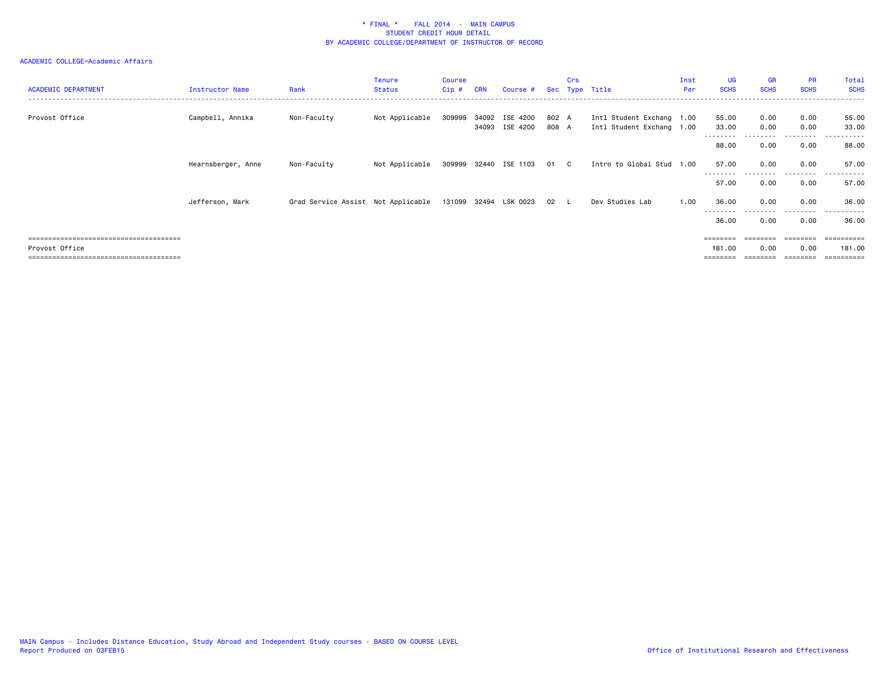\* FINAL \*    FALL 2014  -  MAIN CAMPUS
STUDENT CREDIT HOUR DETAIL
BY ACADEMIC COLLEGE/DEPARTMENT OF INSTRUCTOR OF RECORD

ACADEMIC COLLEGE=Academic Affairs

| ACADEMIC DEPARTMENT | Instructor Name | Rank | Tenure Status | Course Cip # | CRN | Course # | Sec | Crs Type | Title | Inst Per | UG SCHS | GR SCHS | PR SCHS | Total SCHS |
|---|---|---|---|---|---|---|---|---|---|---|---|---|---|---|
| Provost Office | Campbell, Annika | Non-Faculty | Not Applicable | 309999 | 34092 | ISE 4200 | 802 | A | Intl Student Exchang | 1.00 | 55.00 | 0.00 | 0.00 | 55.00 |
| | | | | | 34093 | ISE 4200 | 808 | A | Intl Student Exchang | 1.00 | 33.00 | 0.00 | 0.00 | 33.00 |
| | | | | | | | | | | | 88.00 | 0.00 | 0.00 | 88.00 |
| | Hearnsberger, Anne | Non-Faculty | Not Applicable | 309999 | 32440 | ISE 1103 | 01 | C | Intro to Global Stud | 1.00 | 57.00 | 0.00 | 0.00 | 57.00 |
| | | | | | | | | | | | 57.00 | 0.00 | 0.00 | 57.00 |
| | Jefferson, Mark | Grad Service Assist | Not Applicable | 131099 | 32494 | LSK 0023 | 02 | L | Dev Studies Lab | 1.00 | 36.00 | 0.00 | 0.00 | 36.00 |
| | | | | | | | | | | | 36.00 | 0.00 | 0.00 | 36.00 |
| Provost Office | | | | | | | | | | | 181.00 | 0.00 | 0.00 | 181.00 |

MAIN Campus - Includes Distance Education, Study Abroad and Independent Study courses - BASED ON COURSE LEVEL
Report Produced on 03FEB15

Office of Institutional Research and Effectiveness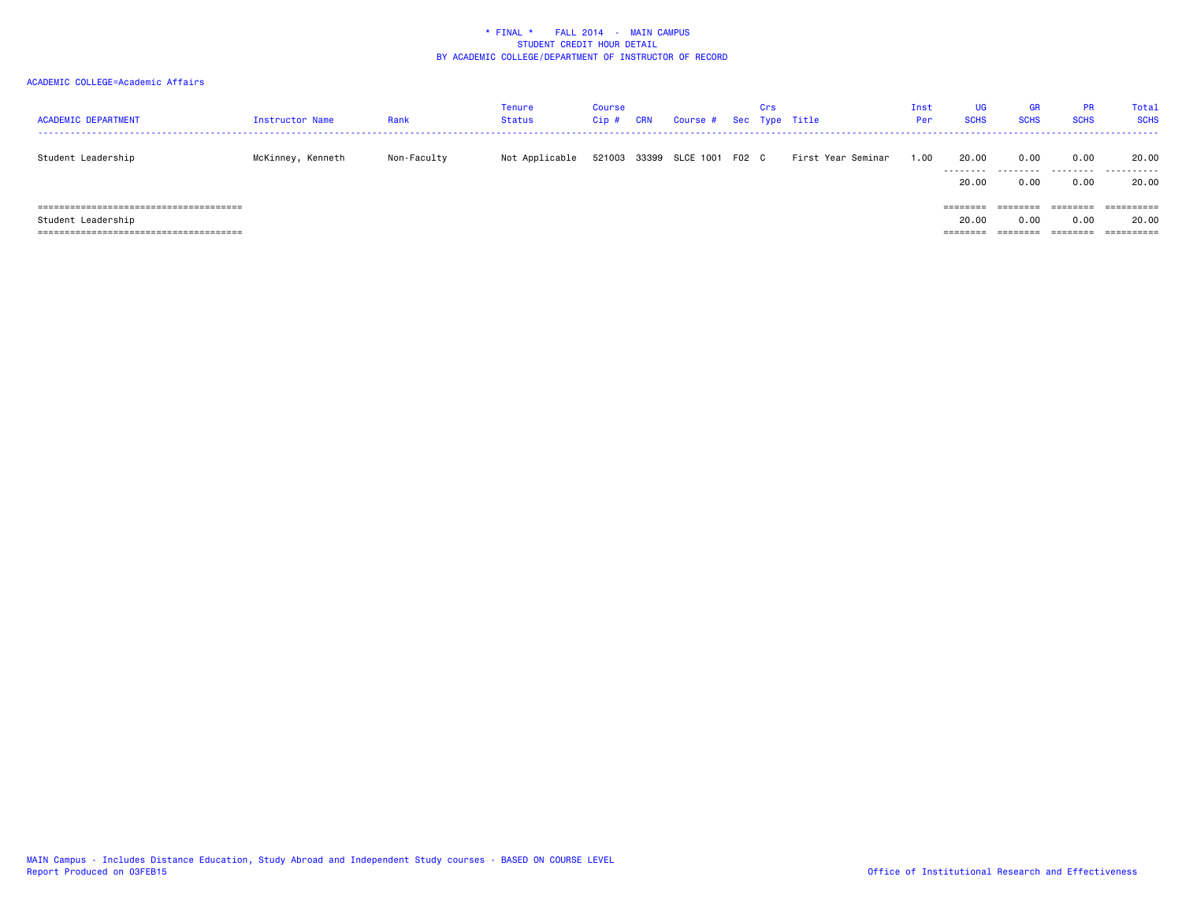\* FINAL \*    FALL 2014  -  MAIN CAMPUS
STUDENT CREDIT HOUR DETAIL
BY ACADEMIC COLLEGE/DEPARTMENT OF INSTRUCTOR OF RECORD

ACADEMIC COLLEGE=Academic Affairs

| ACADEMIC DEPARTMENT | Instructor Name | Rank | Tenure Status | Course Cip # | CRN | Course # | Sec | Crs Type | Title | Inst Per | UG SCHS | GR SCHS | PR SCHS | Total SCHS |
|---|---|---|---|---|---|---|---|---|---|---|---|---|---|---|
| Student Leadership | McKinney, Kenneth | Non-Faculty | Not Applicable | 521003 | 33399 | SLCE 1001 | F02 | C | First Year Seminar | 1.00 | 20.00 | 0.00 | 0.00 | 20.00 |
| | | | | | | | | | | | 20.00 | 0.00 | 0.00 | 20.00 |
| Student Leadership | | | | | | | | | | | 20.00 | 0.00 | 0.00 | 20.00 |

MAIN Campus - Includes Distance Education, Study Abroad and Independent Study courses - BASED ON COURSE LEVEL
Report Produced on 03FEB15

Office of Institutional Research and Effectiveness